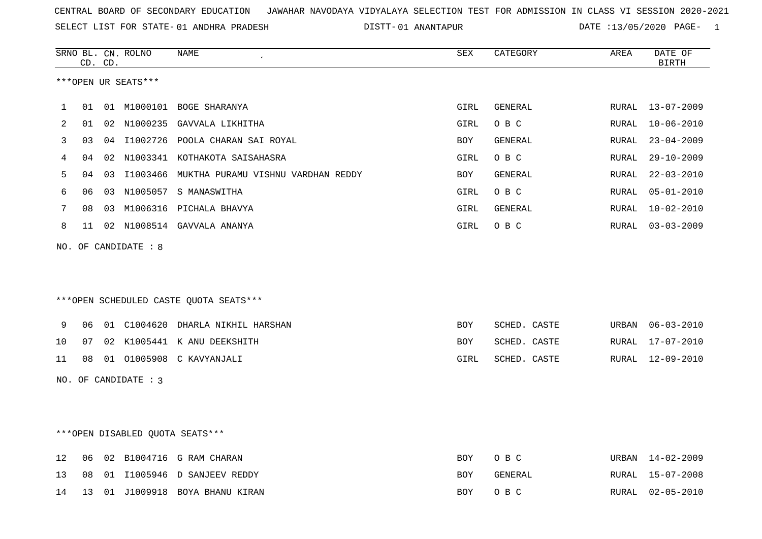CENTRAL BOARD OF SECONDARY EDUCATION   JAWAHAR NAVODAYA VIDYALAYA SELECTION TEST FOR ADMISSION IN CLASS VI SESSION 2020-2021

SELECT LIST FOR STATE- 01 ANDHRA PRADESH   DISTT- 01 ANANTAPUR   DATE :13/05/2020

***OPEN UR SEATS***

| SRNO | BL. CD. | CN. CD. | ROLNO | NAME | SEX | CATEGORY | AREA | DATE OF BIRTH |
|---|---|---|---|---|---|---|---|---|
| 1 | 01 | 01 | M1000101 | BOGE SHARANYA | GIRL | GENERAL | RURAL | 13-07-2009 |
| 2 | 01 | 02 | N1000235 | GAVVALA LIKHITHA | GIRL | O B C | RURAL | 10-06-2010 |
| 3 | 03 | 04 | I1002726 | POOLA CHARAN SAI ROYAL | BOY | GENERAL | RURAL | 23-04-2009 |
| 4 | 04 | 02 | N1003341 | KOTHAKOTA SAISAHASRA | GIRL | O B C | RURAL | 29-10-2009 |
| 5 | 04 | 03 | I1003466 | MUKTHA PURAMU VISHNU VARDHAN REDDY | BOY | GENERAL | RURAL | 22-03-2010 |
| 6 | 06 | 03 | N1005057 | S MANASWITHA | GIRL | O B C | RURAL | 05-01-2010 |
| 7 | 08 | 03 | M1006316 | PICHALA BHAVYA | GIRL | GENERAL | RURAL | 10-02-2010 |
| 8 | 11 | 02 | N1008514 | GAVVALA ANANYA | GIRL | O B C | RURAL | 03-03-2009 |

NO. OF CANDIDATE : 8

***OPEN SCHEDULED CASTE QUOTA SEATS***

| SRNO | BL. CD. | CN. CD. | ROLNO | NAME | SEX | CATEGORY | AREA | DATE OF BIRTH |
|---|---|---|---|---|---|---|---|---|
| 9 | 06 | 01 | C1004620 | DHARLA NIKHIL HARSHAN | BOY | SCHED. CASTE | URBAN | 06-03-2010 |
| 10 | 07 | 02 | K1005441 | K ANU DEEKSHITH | BOY | SCHED. CASTE | RURAL | 17-07-2010 |
| 11 | 08 | 01 | O1005908 | C KAVYANJALI | GIRL | SCHED. CASTE | RURAL | 12-09-2010 |

NO. OF CANDIDATE : 3

***OPEN DISABLED QUOTA SEATS***

| SRNO | BL. CD. | CN. CD. | ROLNO | NAME | SEX | CATEGORY | AREA | DATE OF BIRTH |
|---|---|---|---|---|---|---|---|---|
| 12 | 06 | 02 | B1004716 | G RAM CHARAN | BOY | O B C | URBAN | 14-02-2009 |
| 13 | 08 | 01 | I1005946 | D SANJEEV REDDY | BOY | GENERAL | RURAL | 15-07-2008 |
| 14 | 13 | 01 | J1009918 | BOYA BHANU KIRAN | BOY | O B C | RURAL | 02-05-2010 |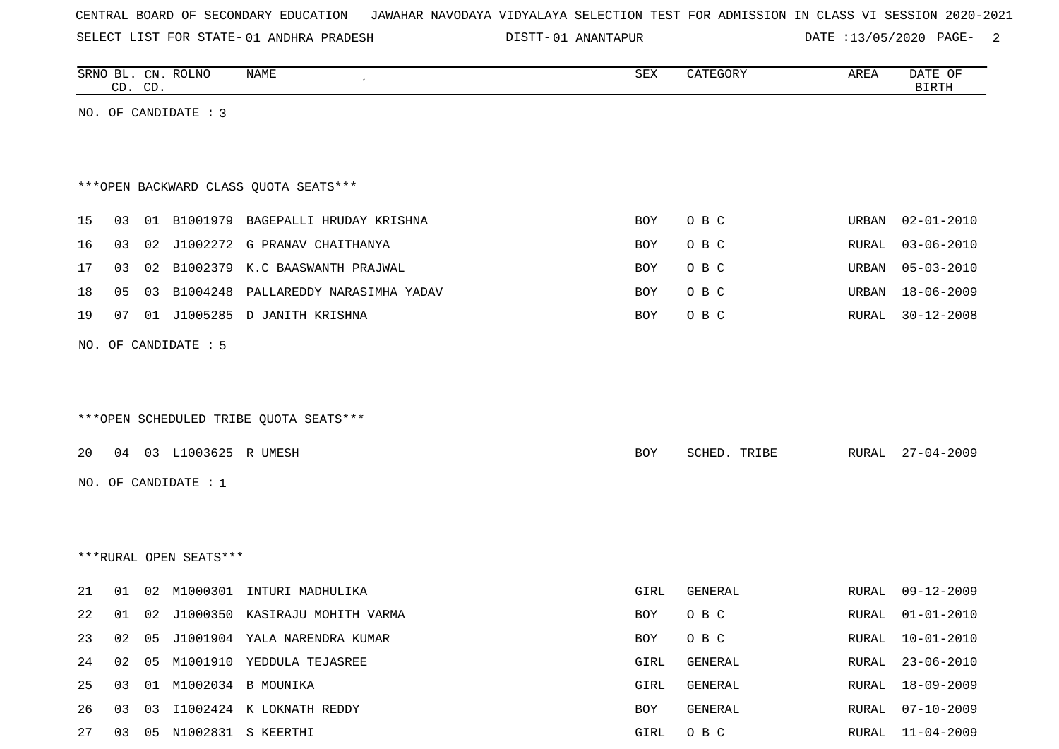CENTRAL BOARD OF SECONDARY EDUCATION JAWAHAR NAVODAYA VIDYALAYA SELECTION TEST FOR ADMISSION IN CLASS VI SESSION 2020-2021

SELECT LIST FOR STATE- 01 ANDHRA PRADESH DISTT- 01 ANANTAPUR DATE :13/05/2020

| SRNO | BL. CD. | CN. CD. | ROLNO | NAME | SEX | CATEGORY | AREA | DATE OF BIRTH |
|---|---|---|---|---|---|---|---|---|

NO. OF CANDIDATE : 3

***OPEN BACKWARD CLASS QUOTA SEATS***

| SRNO | BL. CD. | CN. CD. | ROLNO | NAME | SEX | CATEGORY | AREA | DATE OF BIRTH |
|---|---|---|---|---|---|---|---|---|
| 15 | 03 | 01 | B1001979 | BAGEPALLI HRUDAY KRISHNA | BOY | O B C | URBAN | 02-01-2010 |
| 16 | 03 | 02 | J1002272 | G PRANAV CHAITHANYA | BOY | O B C | RURAL | 03-06-2010 |
| 17 | 03 | 02 | B1002379 | K.C BAASWANTH PRAJWAL | BOY | O B C | URBAN | 05-03-2010 |
| 18 | 05 | 03 | B1004248 | PALLAREDDY NARASIMHA YADAV | BOY | O B C | URBAN | 18-06-2009 |
| 19 | 07 | 01 | J1005285 | D JANITH KRISHNA | BOY | O B C | RURAL | 30-12-2008 |

NO. OF CANDIDATE : 5

***OPEN SCHEDULED TRIBE QUOTA SEATS***

| SRNO | BL. CD. | CN. CD. | ROLNO | NAME | SEX | CATEGORY | AREA | DATE OF BIRTH |
|---|---|---|---|---|---|---|---|---|
| 20 | 04 | 03 | L1003625 | R UMESH | BOY | SCHED. TRIBE | RURAL | 27-04-2009 |

NO. OF CANDIDATE : 1

***RURAL OPEN SEATS***

| SRNO | BL. CD. | CN. CD. | ROLNO | NAME | SEX | CATEGORY | AREA | DATE OF BIRTH |
|---|---|---|---|---|---|---|---|---|
| 21 | 01 | 02 | M1000301 | INTURI MADHULIKA | GIRL | GENERAL | RURAL | 09-12-2009 |
| 22 | 01 | 02 | J1000350 | KASIRAJU MOHITH VARMA | BOY | O B C | RURAL | 01-01-2010 |
| 23 | 02 | 05 | J1001904 | YALA NARENDRA KUMAR | BOY | O B C | RURAL | 10-01-2010 |
| 24 | 02 | 05 | M1001910 | YEDDULA TEJASREE | GIRL | GENERAL | RURAL | 23-06-2010 |
| 25 | 03 | 01 | M1002034 | B MOUNIKA | GIRL | GENERAL | RURAL | 18-09-2009 |
| 26 | 03 | 03 | I1002424 | K LOKNATH REDDY | BOY | GENERAL | RURAL | 07-10-2009 |
| 27 | 03 | 05 | N1002831 | S KEERTHI | GIRL | O B C | RURAL | 11-04-2009 |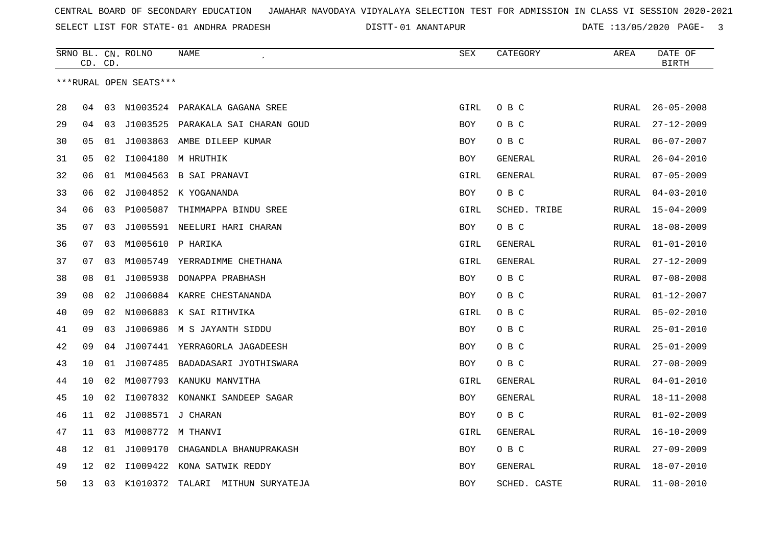CENTRAL BOARD OF SECONDARY EDUCATION JAWAHAR NAVODAYA VIDYALAYA SELECTION TEST FOR ADMISSION IN CLASS VI SESSION 2020-2021

SELECT LIST FOR STATE- 01 ANDHRA PRADESH DISTT- 01 ANANTAPUR DATE :13/05/2020

***RURAL OPEN SEATS***

| SRNO | BL. CD. | CN. CD. | ROLNO | NAME | SEX | CATEGORY | AREA | DATE OF BIRTH |
|---|---|---|---|---|---|---|---|---|
| 28 | 04 | 03 | N1003524 | PARAKALA GAGANA SREE | GIRL | O B C | RURAL | 26-05-2008 |
| 29 | 04 | 03 | J1003525 | PARAKALA SAI CHARAN GOUD | BOY | O B C | RURAL | 27-12-2009 |
| 30 | 05 | 01 | J1003863 | AMBE DILEEP KUMAR | BOY | O B C | RURAL | 06-07-2007 |
| 31 | 05 | 02 | I1004180 | M HRUTHIK | BOY | GENERAL | RURAL | 26-04-2010 |
| 32 | 06 | 01 | M1004563 | B SAI PRANAVI | GIRL | GENERAL | RURAL | 07-05-2009 |
| 33 | 06 | 02 | J1004852 | K YOGANANDA | BOY | O B C | RURAL | 04-03-2010 |
| 34 | 06 | 03 | P1005087 | THIMMAPPA BINDU SREE | GIRL | SCHED. TRIBE | RURAL | 15-04-2009 |
| 35 | 07 | 03 | J1005591 | NEELURI HARI CHARAN | BOY | O B C | RURAL | 18-08-2009 |
| 36 | 07 | 03 | M1005610 | P HARIKA | GIRL | GENERAL | RURAL | 01-01-2010 |
| 37 | 07 | 03 | M1005749 | YERRADIMME CHETHANA | GIRL | GENERAL | RURAL | 27-12-2009 |
| 38 | 08 | 01 | J1005938 | DONAPPA PRABHASH | BOY | O B C | RURAL | 07-08-2008 |
| 39 | 08 | 02 | J1006084 | KARRE CHESTANANDA | BOY | O B C | RURAL | 01-12-2007 |
| 40 | 09 | 02 | N1006883 | K SAI RITHVIKA | GIRL | O B C | RURAL | 05-02-2010 |
| 41 | 09 | 03 | J1006986 | M S JAYANTH SIDDU | BOY | O B C | RURAL | 25-01-2010 |
| 42 | 09 | 04 | J1007441 | YERRAGORLA JAGADEESH | BOY | O B C | RURAL | 25-01-2009 |
| 43 | 10 | 01 | J1007485 | BADADASARI JYOTHISWARA | BOY | O B C | RURAL | 27-08-2009 |
| 44 | 10 | 02 | M1007793 | KANUKU MANVITHA | GIRL | GENERAL | RURAL | 04-01-2010 |
| 45 | 10 | 02 | I1007832 | KONANKI SANDEEP SAGAR | BOY | GENERAL | RURAL | 18-11-2008 |
| 46 | 11 | 02 | J1008571 | J CHARAN | BOY | O B C | RURAL | 01-02-2009 |
| 47 | 11 | 03 | M1008772 | M THANVI | GIRL | GENERAL | RURAL | 16-10-2009 |
| 48 | 12 | 01 | J1009170 | CHAGANDLA BHANUPRAKASH | BOY | O B C | RURAL | 27-09-2009 |
| 49 | 12 | 02 | I1009422 | KONA SATWIK REDDY | BOY | GENERAL | RURAL | 18-07-2010 |
| 50 | 13 | 03 | K1010372 | TALARI MITHUN SURYATEJA | BOY | SCHED. CASTE | RURAL | 11-08-2010 |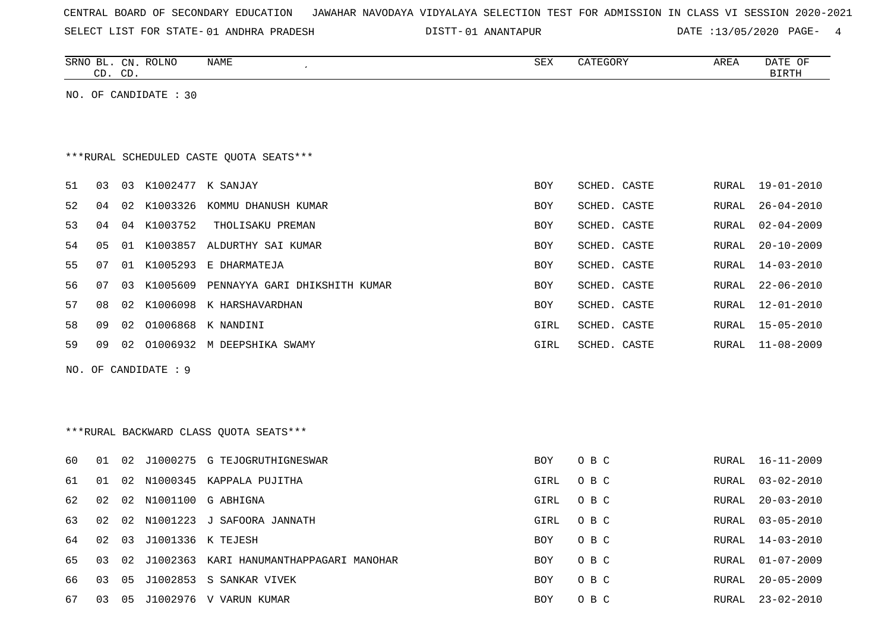CENTRAL BOARD OF SECONDARY EDUCATION JAWAHAR NAVODAYA VIDYALAYA SELECTION TEST FOR ADMISSION IN CLASS VI SESSION 2020-2021

SELECT LIST FOR STATE- 01 ANDHRA PRADESH DISTT- 01 ANANTAPUR DATE :13/05/2020

| SRNO | BL. CD. | CN. CD. | ROLNO | NAME | SEX | CATEGORY | AREA | DATE OF BIRTH |
|---|---|---|---|---|---|---|---|---|

NO. OF CANDIDATE : 30

***RURAL SCHEDULED CASTE QUOTA SEATS***

| SRNO | BL. CD. | CN. CD. | ROLNO | NAME | SEX | CATEGORY | AREA | DATE OF BIRTH |
|---|---|---|---|---|---|---|---|---|
| 51 | 03 | 03 | K1002477 | K SANJAY | BOY | SCHED. CASTE | RURAL | 19-01-2010 |
| 52 | 04 | 02 | K1003326 | KOMMU DHANUSH KUMAR | BOY | SCHED. CASTE | RURAL | 26-04-2010 |
| 53 | 04 | 04 | K1003752 | THOLISAKU PREMAN | BOY | SCHED. CASTE | RURAL | 02-04-2009 |
| 54 | 05 | 01 | K1003857 | ALDURTHY SAI KUMAR | BOY | SCHED. CASTE | RURAL | 20-10-2009 |
| 55 | 07 | 01 | K1005293 | E DHARMATEJA | BOY | SCHED. CASTE | RURAL | 14-03-2010 |
| 56 | 07 | 03 | K1005609 | PENNAYYA GARI DHIKSHITH KUMAR | BOY | SCHED. CASTE | RURAL | 22-06-2010 |
| 57 | 08 | 02 | K1006098 | K HARSHAVARDHAN | BOY | SCHED. CASTE | RURAL | 12-01-2010 |
| 58 | 09 | 02 | O1006868 | K NANDINI | GIRL | SCHED. CASTE | RURAL | 15-05-2010 |
| 59 | 09 | 02 | O1006932 | M DEEPSHIKA SWAMY | GIRL | SCHED. CASTE | RURAL | 11-08-2009 |

NO. OF CANDIDATE : 9

***RURAL BACKWARD CLASS QUOTA SEATS***

| SRNO | BL. CD. | CN. CD. | ROLNO | NAME | SEX | CATEGORY | AREA | DATE OF BIRTH |
|---|---|---|---|---|---|---|---|---|
| 60 | 01 | 02 | J1000275 | G TEJOGRUTHIGNESWAR | BOY | O B C | RURAL | 16-11-2009 |
| 61 | 01 | 02 | N1000345 | KAPPALA PUJITHA | GIRL | O B C | RURAL | 03-02-2010 |
| 62 | 02 | 02 | N1001100 | G ABHIGNA | GIRL | O B C | RURAL | 20-03-2010 |
| 63 | 02 | 02 | N1001223 | J SAFOORA JANNATH | GIRL | O B C | RURAL | 03-05-2010 |
| 64 | 02 | 03 | J1001336 | K TEJESH | BOY | O B C | RURAL | 14-03-2010 |
| 65 | 03 | 02 | J1002363 | KARI HANUMANTHAPPAGARI MANOHAR | BOY | O B C | RURAL | 01-07-2009 |
| 66 | 03 | 05 | J1002853 | S SANKAR VIVEK | BOY | O B C | RURAL | 20-05-2009 |
| 67 | 03 | 05 | J1002976 | V VARUN KUMAR | BOY | O B C | RURAL | 23-02-2010 |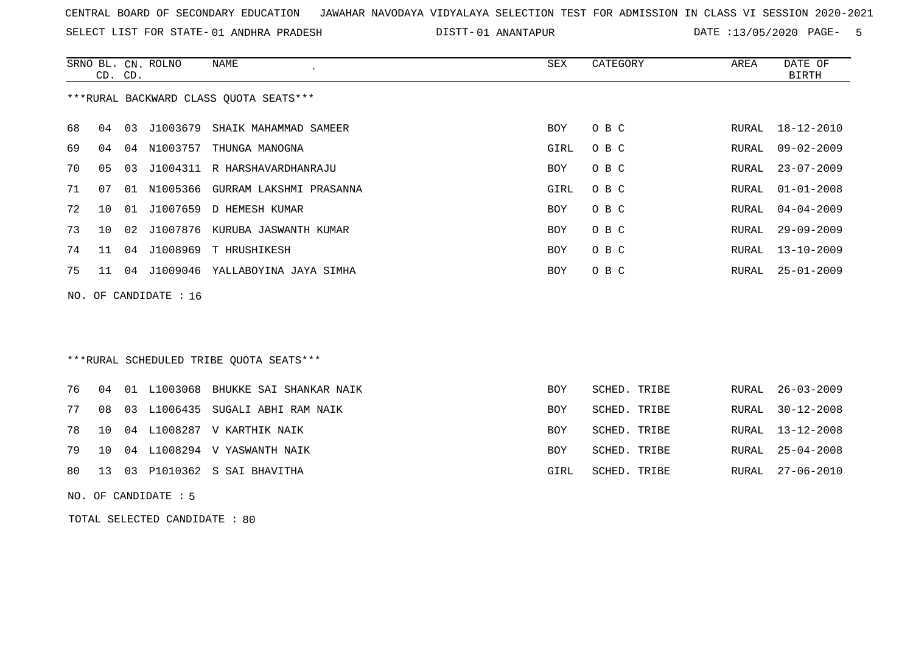CENTRAL BOARD OF SECONDARY EDUCATION   JAWAHAR NAVODAYA VIDYALAYA SELECTION TEST FOR ADMISSION IN CLASS VI SESSION 2020-2021

SELECT LIST FOR STATE- 01 ANDHRA PRADESH   DISTT- 01 ANANTAPUR   DATE :13/05/2020

***RURAL BACKWARD CLASS QUOTA SEATS***

| SRNO | BL. CD. | CN. CD. | ROLNO | NAME | SEX | CATEGORY | AREA | DATE OF BIRTH |
|---|---|---|---|---|---|---|---|---|
| 68 | 04 | 03 | J1003679 | SHAIK MAHAMMAD SAMEER | BOY | O B C | RURAL | 18-12-2010 |
| 69 | 04 | 04 | N1003757 | THUNGA MANOGNA | GIRL | O B C | RURAL | 09-02-2009 |
| 70 | 05 | 03 | J1004311 | R HARSHAVARDHANRAJU | BOY | O B C | RURAL | 23-07-2009 |
| 71 | 07 | 01 | N1005366 | GURRAM LAKSHMI PRASANNA | GIRL | O B C | RURAL | 01-01-2008 |
| 72 | 10 | 01 | J1007659 | D HEMESH KUMAR | BOY | O B C | RURAL | 04-04-2009 |
| 73 | 10 | 02 | J1007876 | KURUBA JASWANTH KUMAR | BOY | O B C | RURAL | 29-09-2009 |
| 74 | 11 | 04 | J1008969 | T HRUSHIKESH | BOY | O B C | RURAL | 13-10-2009 |
| 75 | 11 | 04 | J1009046 | YALLABOYINA JAYA SIMHA | BOY | O B C | RURAL | 25-01-2009 |

NO. OF CANDIDATE : 16

***RURAL SCHEDULED TRIBE QUOTA SEATS***

| SRNO | BL. CD. | CN. CD. | ROLNO | NAME | SEX | CATEGORY | AREA | DATE OF BIRTH |
|---|---|---|---|---|---|---|---|---|
| 76 | 04 | 01 | L1003068 | BHUKKE SAI SHANKAR NAIK | BOY | SCHED. TRIBE | RURAL | 26-03-2009 |
| 77 | 08 | 03 | L1006435 | SUGALI ABHI RAM NAIK | BOY | SCHED. TRIBE | RURAL | 30-12-2008 |
| 78 | 10 | 04 | L1008287 | V KARTHIK NAIK | BOY | SCHED. TRIBE | RURAL | 13-12-2008 |
| 79 | 10 | 04 | L1008294 | V YASWANTH NAIK | BOY | SCHED. TRIBE | RURAL | 25-04-2008 |
| 80 | 13 | 03 | P1010362 | S SAI BHAVITHA | GIRL | SCHED. TRIBE | RURAL | 27-06-2010 |

NO. OF CANDIDATE : 5

TOTAL SELECTED CANDIDATE : 80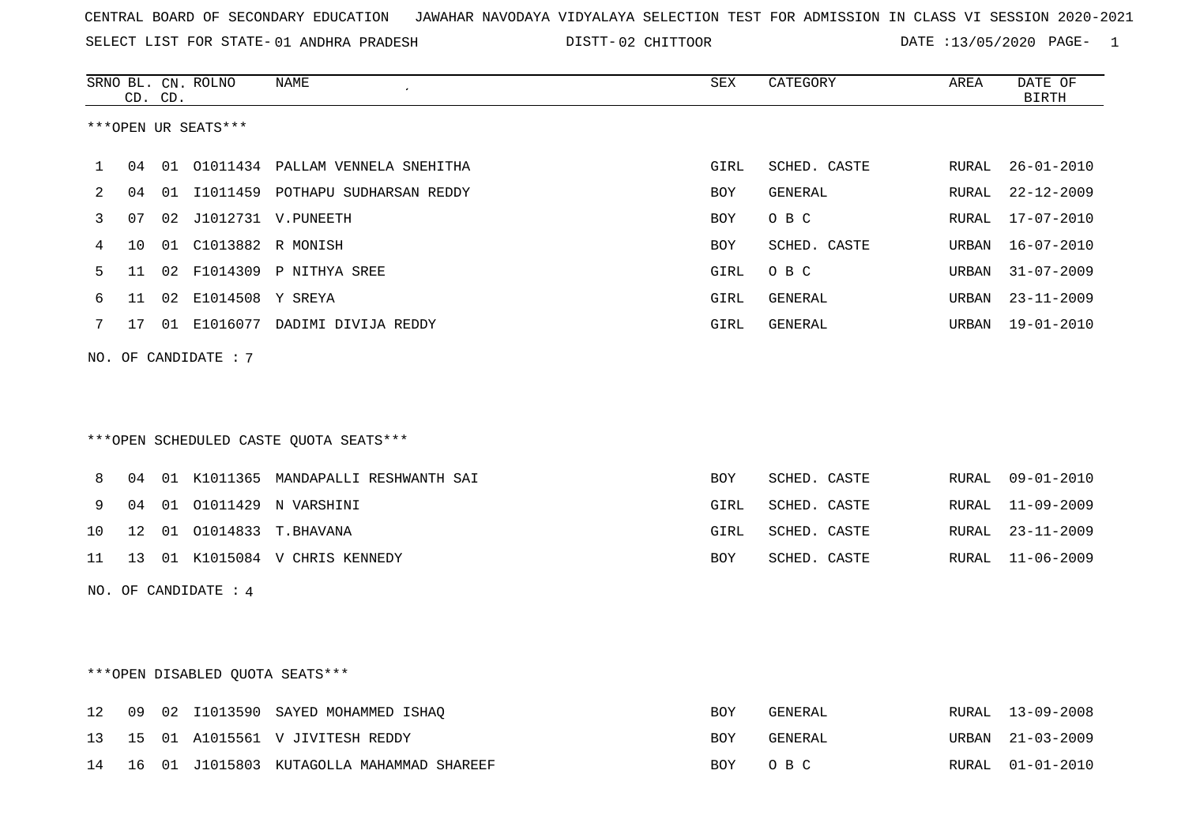CENTRAL BOARD OF SECONDARY EDUCATION JAWAHAR NAVODAYA VIDYALAYA SELECTION TEST FOR ADMISSION IN CLASS VI SESSION 2020-2021

SELECT LIST FOR STATE- 01 ANDHRA PRADESH DISTT- 02 CHITTOOR DATE :13/05/2020

***OPEN UR SEATS***

| SRNO | BL. CD. | CN. CD. | ROLNO | NAME | SEX | CATEGORY | AREA | DATE OF BIRTH |
|---|---|---|---|---|---|---|---|---|
| 1 | 04 | 01 | O1011434 | PALLAM VENNELA SNEHITHA | GIRL | SCHED. CASTE | RURAL | 26-01-2010 |
| 2 | 04 | 01 | I1011459 | POTHAPU SUDHARSAN REDDY | BOY | GENERAL | RURAL | 22-12-2009 |
| 3 | 07 | 02 | J1012731 | V.PUNEETH | BOY | O B C | RURAL | 17-07-2010 |
| 4 | 10 | 01 | C1013882 | R MONISH | BOY | SCHED. CASTE | URBAN | 16-07-2010 |
| 5 | 11 | 02 | F1014309 | P NITHYA SREE | GIRL | O B C | URBAN | 31-07-2009 |
| 6 | 11 | 02 | E1014508 | Y SREYA | GIRL | GENERAL | URBAN | 23-11-2009 |
| 7 | 17 | 01 | E1016077 | DADIMI DIVIJA REDDY | GIRL | GENERAL | URBAN | 19-01-2010 |

NO. OF CANDIDATE : 7

***OPEN SCHEDULED CASTE QUOTA SEATS***

| SRNO | BL. CD. | CN. CD. | ROLNO | NAME | SEX | CATEGORY | AREA | DATE OF BIRTH |
|---|---|---|---|---|---|---|---|---|
| 8 | 04 | 01 | K1011365 | MANDAPALLI RESHWANTH SAI | BOY | SCHED. CASTE | RURAL | 09-01-2010 |
| 9 | 04 | 01 | O1011429 | N VARSHINI | GIRL | SCHED. CASTE | RURAL | 11-09-2009 |
| 10 | 12 | 01 | O1014833 | T.BHAVANA | GIRL | SCHED. CASTE | RURAL | 23-11-2009 |
| 11 | 13 | 01 | K1015084 | V CHRIS KENNEDY | BOY | SCHED. CASTE | RURAL | 11-06-2009 |

NO. OF CANDIDATE : 4

***OPEN DISABLED QUOTA SEATS***

| SRNO | BL. CD. | CN. CD. | ROLNO | NAME | SEX | CATEGORY | AREA | DATE OF BIRTH |
|---|---|---|---|---|---|---|---|---|
| 12 | 09 | 02 | I1013590 | SAYED MOHAMMED ISHAQ | BOY | GENERAL | RURAL | 13-09-2008 |
| 13 | 15 | 01 | A1015561 | V JIVITESH REDDY | BOY | GENERAL | URBAN | 21-03-2009 |
| 14 | 16 | 01 | J1015803 | KUTAGOLLA MAHAMMAD SHAREEF | BOY | O B C | RURAL | 01-01-2010 |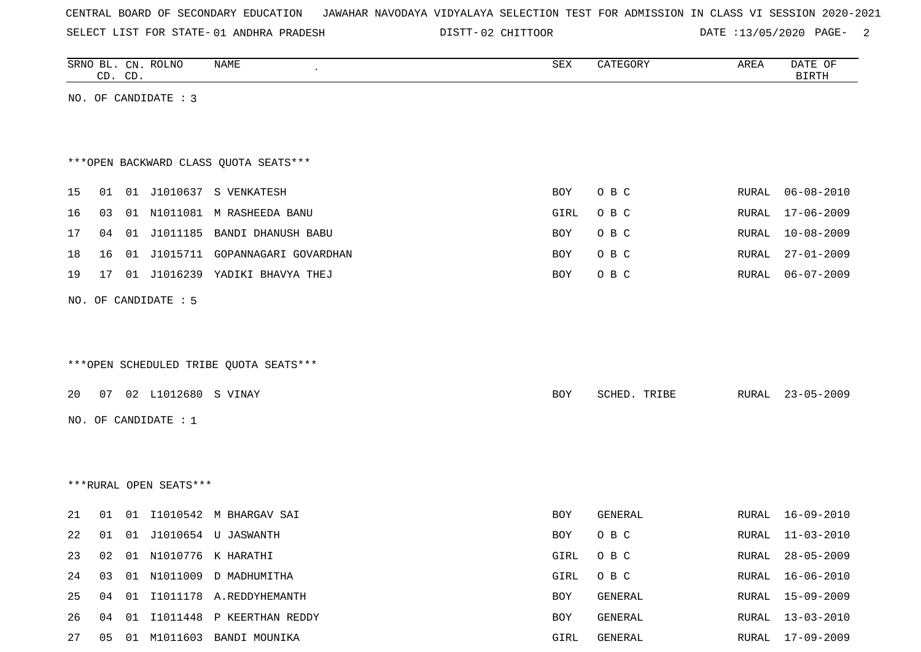CENTRAL BOARD OF SECONDARY EDUCATION JAWAHAR NAVODAYA VIDYALAYA SELECTION TEST FOR ADMISSION IN CLASS VI SESSION 2020-2021

SELECT LIST FOR STATE- 01 ANDHRA PRADESH DISTT- 02 CHITTOOR DATE :13/05/2020

| SRNO | BL. CD. | CN. CD. | ROLNO | NAME | SEX | CATEGORY | AREA | DATE OF BIRTH |
|---|---|---|---|---|---|---|---|---|

NO. OF CANDIDATE : 3

***OPEN BACKWARD CLASS QUOTA SEATS***

| SRNO | BL. CD. | CN. CD. | ROLNO | NAME | SEX | CATEGORY | AREA | DATE OF BIRTH |
|---|---|---|---|---|---|---|---|---|
| 15 | 01 | 01 | J1010637 | S VENKATESH | BOY | O B C | RURAL | 06-08-2010 |
| 16 | 03 | 01 | N1011081 | M RASHEEDA BANU | GIRL | O B C | RURAL | 17-06-2009 |
| 17 | 04 | 01 | J1011185 | BANDI DHANUSH BABU | BOY | O B C | RURAL | 10-08-2009 |
| 18 | 16 | 01 | J1015711 | GOPANNAGARI GOVARDHAN | BOY | O B C | RURAL | 27-01-2009 |
| 19 | 17 | 01 | J1016239 | YADIKI BHAVYA THEJ | BOY | O B C | RURAL | 06-07-2009 |

NO. OF CANDIDATE : 5

***OPEN SCHEDULED TRIBE QUOTA SEATS***

| SRNO | BL. CD. | CN. CD. | ROLNO | NAME | SEX | CATEGORY | AREA | DATE OF BIRTH |
|---|---|---|---|---|---|---|---|---|
| 20 | 07 | 02 | L1012680 | S VINAY | BOY | SCHED. TRIBE | RURAL | 23-05-2009 |

NO. OF CANDIDATE : 1

***RURAL OPEN SEATS***

| SRNO | BL. CD. | CN. CD. | ROLNO | NAME | SEX | CATEGORY | AREA | DATE OF BIRTH |
|---|---|---|---|---|---|---|---|---|
| 21 | 01 | 01 | I1010542 | M BHARGAV SAI | BOY | GENERAL | RURAL | 16-09-2010 |
| 22 | 01 | 01 | J1010654 | U JASWANTH | BOY | O B C | RURAL | 11-03-2010 |
| 23 | 02 | 01 | N1010776 | K HARATHI | GIRL | O B C | RURAL | 28-05-2009 |
| 24 | 03 | 01 | N1011009 | D MADHUMITHA | GIRL | O B C | RURAL | 16-06-2010 |
| 25 | 04 | 01 | I1011178 | A.REDDYHEMANTH | BOY | GENERAL | RURAL | 15-09-2009 |
| 26 | 04 | 01 | I1011448 | P KEERTHAN REDDY | BOY | GENERAL | RURAL | 13-03-2010 |
| 27 | 05 | 01 | M1011603 | BANDI MOUNIKA | GIRL | GENERAL | RURAL | 17-09-2009 |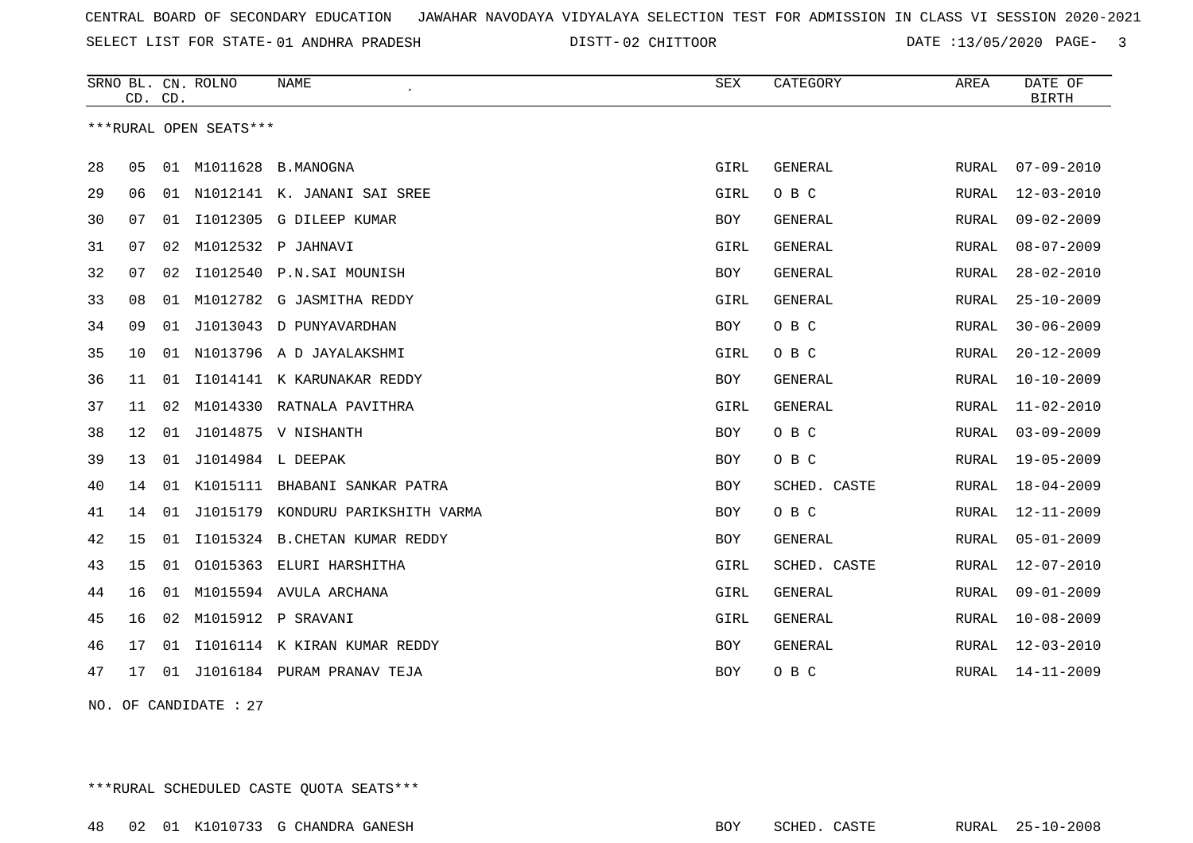CENTRAL BOARD OF SECONDARY EDUCATION JAWAHAR NAVODAYA VIDYALAYA SELECTION TEST FOR ADMISSION IN CLASS VI SESSION 2020-2021

SELECT LIST FOR STATE- 01 ANDHRA PRADESH DISTT- 02 CHITTOOR DATE :13/05/2020

| SRNO | BL. CD. | CN. CD. | ROLNO | NAME | SEX | CATEGORY | AREA | DATE OF BIRTH |
|---|---|---|---|---|---|---|---|---|

***RURAL OPEN SEATS***

| SRNO | BL. CD. | CN. CD. | ROLNO | NAME | SEX | CATEGORY | AREA | DATE OF BIRTH |
|---|---|---|---|---|---|---|---|---|
| 28 | 05 | 01 | M1011628 | B.MANOGNA | GIRL | GENERAL | RURAL | 07-09-2010 |
| 29 | 06 | 01 | N1012141 | K. JANANI SAI SREE | GIRL | O B C | RURAL | 12-03-2010 |
| 30 | 07 | 01 | I1012305 | G DILEEP KUMAR | BOY | GENERAL | RURAL | 09-02-2009 |
| 31 | 07 | 02 | M1012532 | P JAHNAVI | GIRL | GENERAL | RURAL | 08-07-2009 |
| 32 | 07 | 02 | I1012540 | P.N.SAI MOUNISH | BOY | GENERAL | RURAL | 28-02-2010 |
| 33 | 08 | 01 | M1012782 | G JASMITHA REDDY | GIRL | GENERAL | RURAL | 25-10-2009 |
| 34 | 09 | 01 | J1013043 | D PUNYAVARDHAN | BOY | O B C | RURAL | 30-06-2009 |
| 35 | 10 | 01 | N1013796 | A D JAYALAKSHMI | GIRL | O B C | RURAL | 20-12-2009 |
| 36 | 11 | 01 | I1014141 | K KARUNAKAR REDDY | BOY | GENERAL | RURAL | 10-10-2009 |
| 37 | 11 | 02 | M1014330 | RATNALA PAVITHRA | GIRL | GENERAL | RURAL | 11-02-2010 |
| 38 | 12 | 01 | J1014875 | V NISHANTH | BOY | O B C | RURAL | 03-09-2009 |
| 39 | 13 | 01 | J1014984 | L DEEPAK | BOY | O B C | RURAL | 19-05-2009 |
| 40 | 14 | 01 | K1015111 | BHABANI SANKAR PATRA | BOY | SCHED. CASTE | RURAL | 18-04-2009 |
| 41 | 14 | 01 | J1015179 | KONDURU PARIKSHITH VARMA | BOY | O B C | RURAL | 12-11-2009 |
| 42 | 15 | 01 | I1015324 | B.CHETAN KUMAR REDDY | BOY | GENERAL | RURAL | 05-01-2009 |
| 43 | 15 | 01 | O1015363 | ELURI HARSHITHA | GIRL | SCHED. CASTE | RURAL | 12-07-2010 |
| 44 | 16 | 01 | M1015594 | AVULA ARCHANA | GIRL | GENERAL | RURAL | 09-01-2009 |
| 45 | 16 | 02 | M1015912 | P SRAVANI | GIRL | GENERAL | RURAL | 10-08-2009 |
| 46 | 17 | 01 | I1016114 | K KIRAN KUMAR REDDY | BOY | GENERAL | RURAL | 12-03-2010 |
| 47 | 17 | 01 | J1016184 | PURAM PRANAV TEJA | BOY | O B C | RURAL | 14-11-2009 |

NO. OF CANDIDATE : 27

***RURAL SCHEDULED CASTE QUOTA SEATS***

| SRNO | BL. CD. | CN. CD. | ROLNO | NAME | SEX | CATEGORY | AREA | DATE OF BIRTH |
|---|---|---|---|---|---|---|---|---|
| 48 | 02 | 01 | K1010733 | G CHANDRA GANESH | BOY | SCHED. CASTE | RURAL | 25-10-2008 |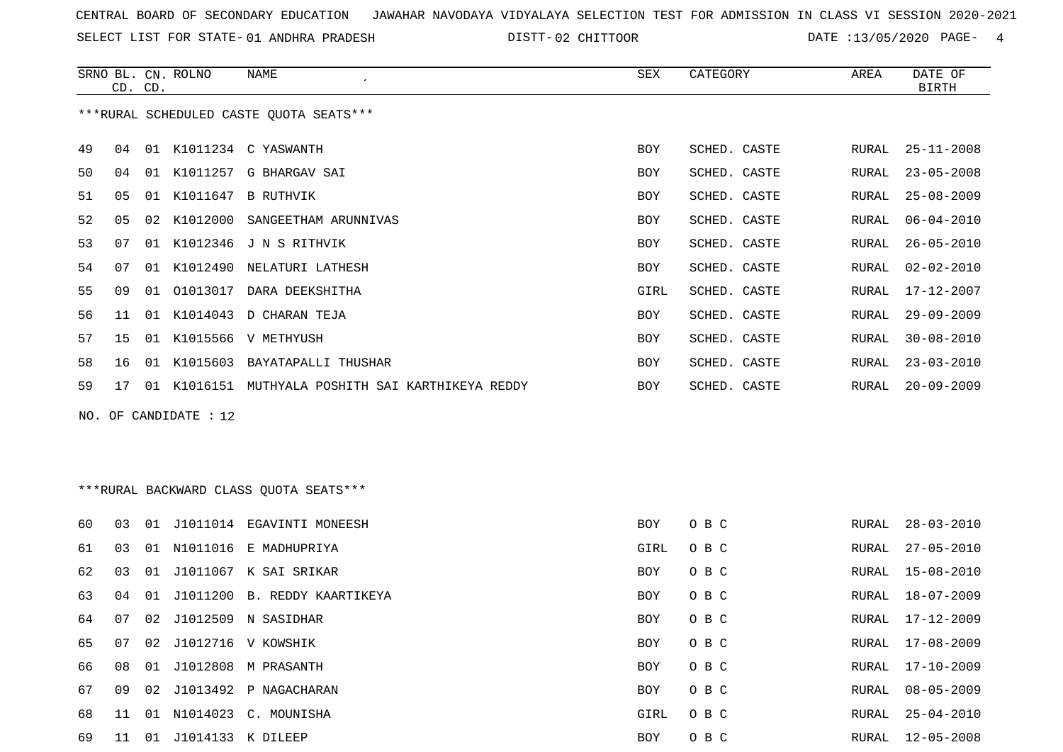CENTRAL BOARD OF SECONDARY EDUCATION JAWAHAR NAVODAYA VIDYALAYA SELECTION TEST FOR ADMISSION IN CLASS VI SESSION 2020-2021

SELECT LIST FOR STATE- 01 ANDHRA PRADESH DISTT- 02 CHITTOOR DATE :13/05/2020

***RURAL SCHEDULED CASTE QUOTA SEATS***

| SRNO | BL. CD. | CN. CD. | ROLNO | NAME | SEX | CATEGORY | AREA | DATE OF BIRTH |
|---|---|---|---|---|---|---|---|---|
| 49 | 04 | 01 | K1011234 | C YASWANTH | BOY | SCHED. CASTE | RURAL | 25-11-2008 |
| 50 | 04 | 01 | K1011257 | G BHARGAV SAI | BOY | SCHED. CASTE | RURAL | 23-05-2008 |
| 51 | 05 | 01 | K1011647 | B RUTHVIK | BOY | SCHED. CASTE | RURAL | 25-08-2009 |
| 52 | 05 | 02 | K1012000 | SANGEETHAM ARUNNIVAS | BOY | SCHED. CASTE | RURAL | 06-04-2010 |
| 53 | 07 | 01 | K1012346 | J N S RITHVIK | BOY | SCHED. CASTE | RURAL | 26-05-2010 |
| 54 | 07 | 01 | K1012490 | NELATURI LATHESH | BOY | SCHED. CASTE | RURAL | 02-02-2010 |
| 55 | 09 | 01 | O1013017 | DARA DEEKSHITHA | GIRL | SCHED. CASTE | RURAL | 17-12-2007 |
| 56 | 11 | 01 | K1014043 | D CHARAN TEJA | BOY | SCHED. CASTE | RURAL | 29-09-2009 |
| 57 | 15 | 01 | K1015566 | V METHYUSH | BOY | SCHED. CASTE | RURAL | 30-08-2010 |
| 58 | 16 | 01 | K1015603 | BAYATAPALLI THUSHAR | BOY | SCHED. CASTE | RURAL | 23-03-2010 |
| 59 | 17 | 01 | K1016151 | MUTHYALA POSHITH SAI KARTHIKEYA REDDY | BOY | SCHED. CASTE | RURAL | 20-09-2009 |

NO. OF CANDIDATE : 12

***RURAL BACKWARD CLASS QUOTA SEATS***

| SRNO | BL. CD. | CN. CD. | ROLNO | NAME | SEX | CATEGORY | AREA | DATE OF BIRTH |
|---|---|---|---|---|---|---|---|---|
| 60 | 03 | 01 | J1011014 | EGAVINTI MONEESH | BOY | O B C | RURAL | 28-03-2010 |
| 61 | 03 | 01 | N1011016 | E MADHUPRIYA | GIRL | O B C | RURAL | 27-05-2010 |
| 62 | 03 | 01 | J1011067 | K SAI SRIKAR | BOY | O B C | RURAL | 15-08-2010 |
| 63 | 04 | 01 | J1011200 | B. REDDY KAARTIKEYA | BOY | O B C | RURAL | 18-07-2009 |
| 64 | 07 | 02 | J1012509 | N SASIDHAR | BOY | O B C | RURAL | 17-12-2009 |
| 65 | 07 | 02 | J1012716 | V KOWSHIK | BOY | O B C | RURAL | 17-08-2009 |
| 66 | 08 | 01 | J1012808 | M PRASANTH | BOY | O B C | RURAL | 17-10-2009 |
| 67 | 09 | 02 | J1013492 | P NAGACHARAN | BOY | O B C | RURAL | 08-05-2009 |
| 68 | 11 | 01 | N1014023 | C. MOUNISHA | GIRL | O B C | RURAL | 25-04-2010 |
| 69 | 11 | 01 | J1014133 | K DILEEP | BOY | O B C | RURAL | 12-05-2008 |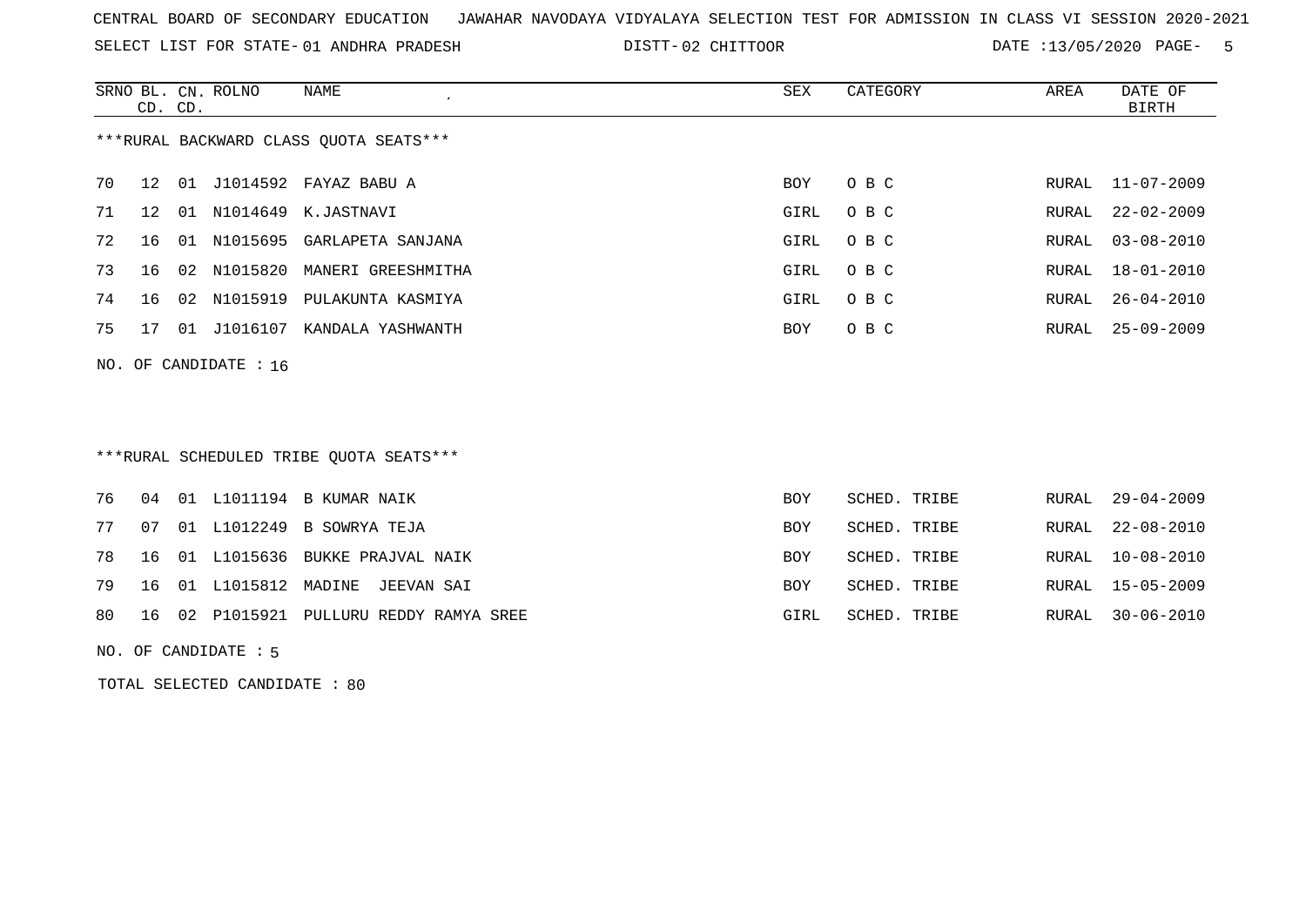CENTRAL BOARD OF SECONDARY EDUCATION JAWAHAR NAVODAYA VIDYALAYA SELECTION TEST FOR ADMISSION IN CLASS VI SESSION 2020-2021

SELECT LIST FOR STATE- 01 ANDHRA PRADESH DISTT- 02 CHITTOOR DATE :13/05/2020

***RURAL BACKWARD CLASS QUOTA SEATS***

| SRNO | BL. CD. | CN. CD. | ROLNO | NAME | SEX | CATEGORY | AREA | DATE OF BIRTH |
|---|---|---|---|---|---|---|---|---|
| 70 | 12 | 01 | J1014592 | FAYAZ BABU A | BOY | O B C | RURAL | 11-07-2009 |
| 71 | 12 | 01 | N1014649 | K.JASTNAVI | GIRL | O B C | RURAL | 22-02-2009 |
| 72 | 16 | 01 | N1015695 | GARLAPETA SANJANA | GIRL | O B C | RURAL | 03-08-2010 |
| 73 | 16 | 02 | N1015820 | MANERI GREESHMITHA | GIRL | O B C | RURAL | 18-01-2010 |
| 74 | 16 | 02 | N1015919 | PULAKUNTA KASMIYA | GIRL | O B C | RURAL | 26-04-2010 |
| 75 | 17 | 01 | J1016107 | KANDALA YASHWANTH | BOY | O B C | RURAL | 25-09-2009 |

NO. OF CANDIDATE : 16

***RURAL SCHEDULED TRIBE QUOTA SEATS***

| SRNO | BL. CD. | CN. CD. | ROLNO | NAME | SEX | CATEGORY | AREA | DATE OF BIRTH |
|---|---|---|---|---|---|---|---|---|
| 76 | 04 | 01 | L1011194 | B KUMAR NAIK | BOY | SCHED. TRIBE | RURAL | 29-04-2009 |
| 77 | 07 | 01 | L1012249 | B SOWRYA TEJA | BOY | SCHED. TRIBE | RURAL | 22-08-2010 |
| 78 | 16 | 01 | L1015636 | BUKKE PRAJVAL NAIK | BOY | SCHED. TRIBE | RURAL | 10-08-2010 |
| 79 | 16 | 01 | L1015812 | MADINE JEEVAN SAI | BOY | SCHED. TRIBE | RURAL | 15-05-2009 |
| 80 | 16 | 02 | P1015921 | PULLURU REDDY RAMYA SREE | GIRL | SCHED. TRIBE | RURAL | 30-06-2010 |

NO. OF CANDIDATE : 5

TOTAL SELECTED CANDIDATE : 80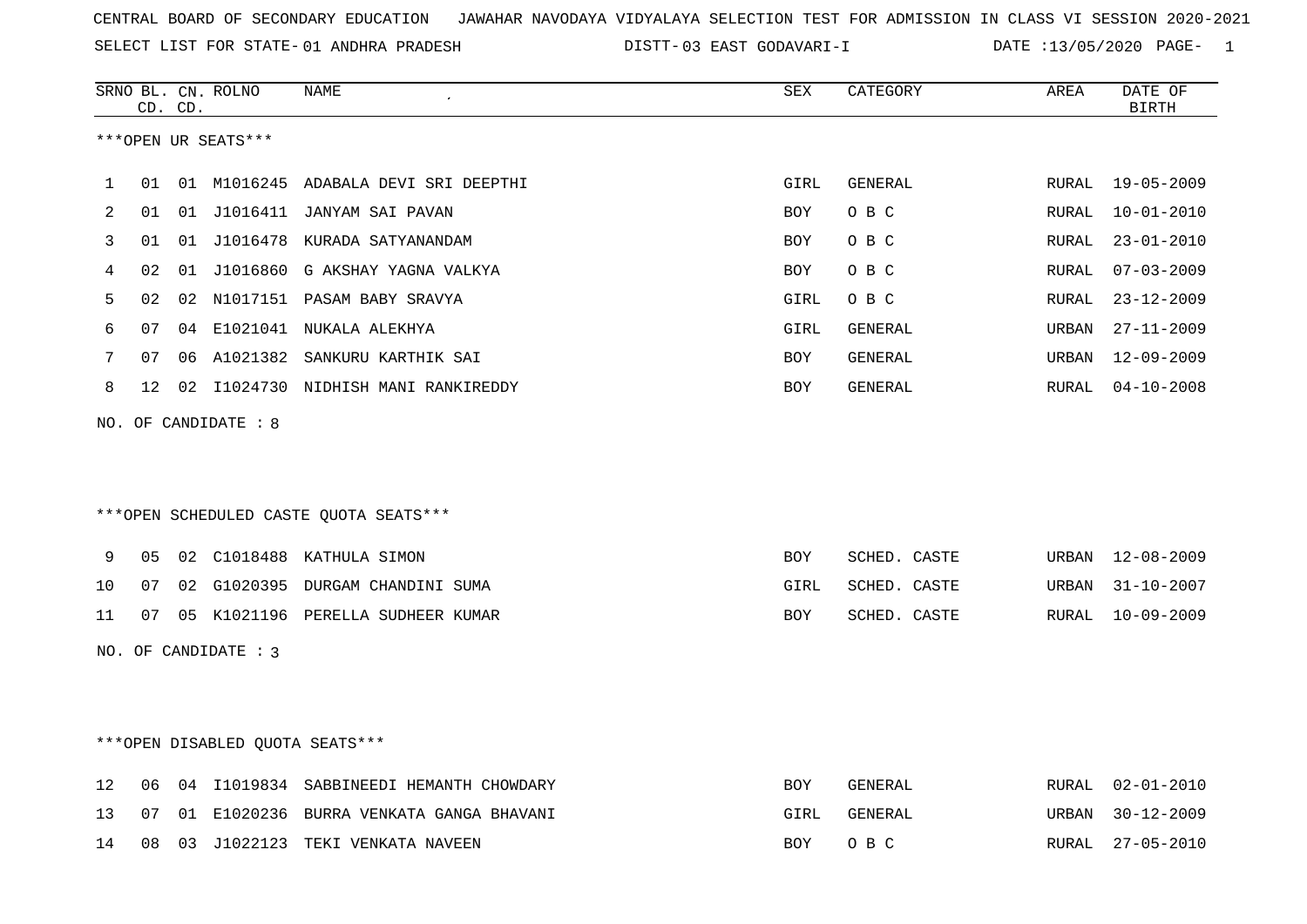CENTRAL BOARD OF SECONDARY EDUCATION JAWAHAR NAVODAYA VIDYALAYA SELECTION TEST FOR ADMISSION IN CLASS VI SESSION 2020-2021

SELECT LIST FOR STATE- 01 ANDHRA PRADESH DISTT- 03 EAST GODAVARI-I DATE :13/05/2020

***OPEN UR SEATS***

| SRNO | BL. CD. | CN. CD. | ROLNO | NAME | SEX | CATEGORY | AREA | DATE OF BIRTH |
|---|---|---|---|---|---|---|---|---|
| 1 | 01 | 01 | M1016245 | ADABALA DEVI SRI DEEPTHI | GIRL | GENERAL | RURAL | 19-05-2009 |
| 2 | 01 | 01 | J1016411 | JANYAM SAI PAVAN | BOY | O B C | RURAL | 10-01-2010 |
| 3 | 01 | 01 | J1016478 | KURADA SATYANANDAM | BOY | O B C | RURAL | 23-01-2010 |
| 4 | 02 | 01 | J1016860 | G AKSHAY YAGNA VALKYA | BOY | O B C | RURAL | 07-03-2009 |
| 5 | 02 | 02 | N1017151 | PASAM BABY SRAVYA | GIRL | O B C | RURAL | 23-12-2009 |
| 6 | 07 | 04 | E1021041 | NUKALA ALEKHYA | GIRL | GENERAL | URBAN | 27-11-2009 |
| 7 | 07 | 06 | A1021382 | SANKURU KARTHIK SAI | BOY | GENERAL | URBAN | 12-09-2009 |
| 8 | 12 | 02 | I1024730 | NIDHISH MANI RANKIREDDY | BOY | GENERAL | RURAL | 04-10-2008 |

NO. OF CANDIDATE : 8

***OPEN SCHEDULED CASTE QUOTA SEATS***

| SRNO | BL. CD. | CN. CD. | ROLNO | NAME | SEX | CATEGORY | AREA | DATE OF BIRTH |
|---|---|---|---|---|---|---|---|---|
| 9 | 05 | 02 | C1018488 | KATHULA SIMON | BOY | SCHED. CASTE | URBAN | 12-08-2009 |
| 10 | 07 | 02 | G1020395 | DURGAM CHANDINI SUMA | GIRL | SCHED. CASTE | URBAN | 31-10-2007 |
| 11 | 07 | 05 | K1021196 | PERELLA SUDHEER KUMAR | BOY | SCHED. CASTE | RURAL | 10-09-2009 |

NO. OF CANDIDATE : 3

***OPEN DISABLED QUOTA SEATS***

| SRNO | BL. CD. | CN. CD. | ROLNO | NAME | SEX | CATEGORY | AREA | DATE OF BIRTH |
|---|---|---|---|---|---|---|---|---|
| 12 | 06 | 04 | I1019834 | SABBINEEDI HEMANTH CHOWDARY | BOY | GENERAL | RURAL | 02-01-2010 |
| 13 | 07 | 01 | E1020236 | BURRA VENKATA GANGA BHAVANI | GIRL | GENERAL | URBAN | 30-12-2009 |
| 14 | 08 | 03 | J1022123 | TEKI VENKATA NAVEEN | BOY | O B C | RURAL | 27-05-2010 |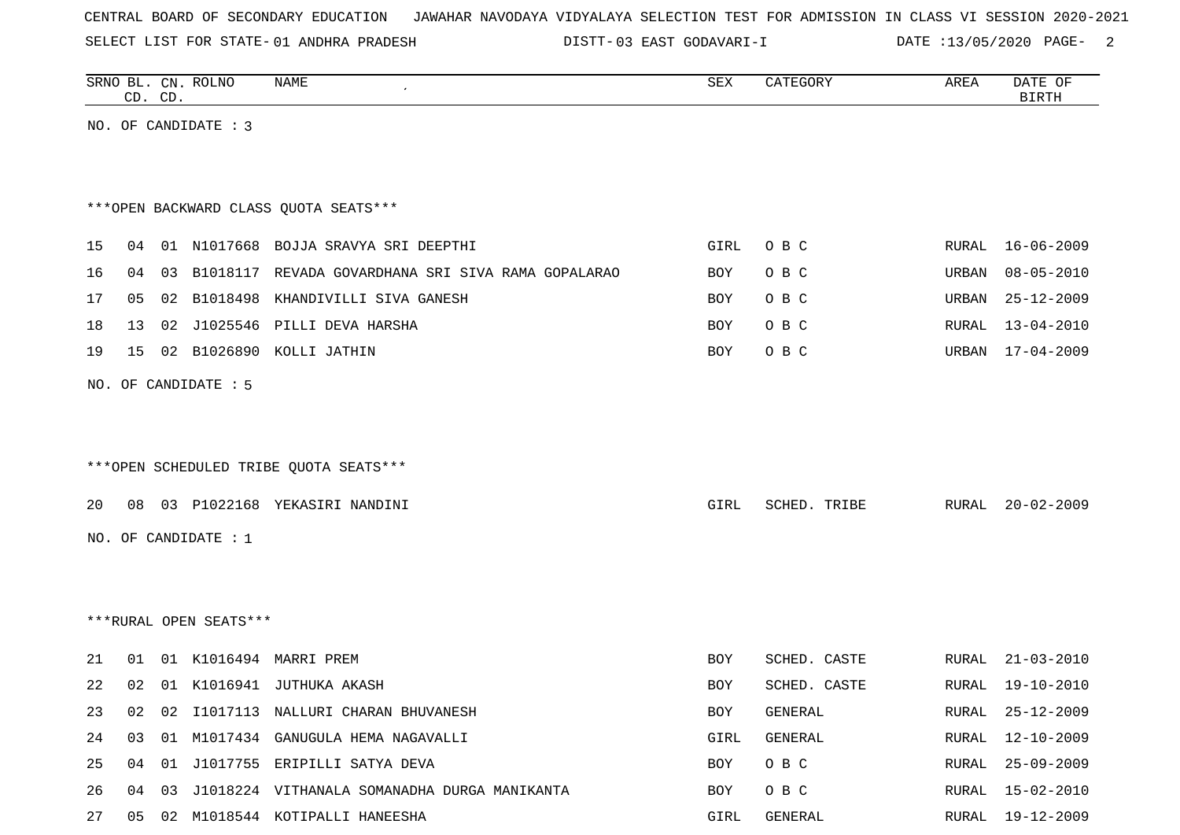CENTRAL BOARD OF SECONDARY EDUCATION JAWAHAR NAVODAYA VIDYALAYA SELECTION TEST FOR ADMISSION IN CLASS VI SESSION 2020-2021

SELECT LIST FOR STATE- 01 ANDHRA PRADESH DISTT- 03 EAST GODAVARI-I DATE :13/05/2020

| SRNO | BL. CD. | CN. CD. | ROLNO | NAME | SEX | CATEGORY | AREA | DATE OF BIRTH |
|---|---|---|---|---|---|---|---|---|

NO. OF CANDIDATE : 3

***OPEN BACKWARD CLASS QUOTA SEATS***

| SRNO | BL. CD. | CN. CD. | ROLNO | NAME | SEX | CATEGORY | AREA | DATE OF BIRTH |
|---|---|---|---|---|---|---|---|---|
| 15 | 04 | 01 | N1017668 | BOJJA SRAVYA SRI DEEPTHI | GIRL | O B C | RURAL | 16-06-2009 |
| 16 | 04 | 03 | B1018117 | REVADA GOVARDHANA SRI SIVA RAMA GOPALARAO | BOY | O B C | URBAN | 08-05-2010 |
| 17 | 05 | 02 | B1018498 | KHANDIVILLI SIVA GANESH | BOY | O B C | URBAN | 25-12-2009 |
| 18 | 13 | 02 | J1025546 | PILLI DEVA HARSHA | BOY | O B C | RURAL | 13-04-2010 |
| 19 | 15 | 02 | B1026890 | KOLLI JATHIN | BOY | O B C | URBAN | 17-04-2009 |

NO. OF CANDIDATE : 5

***OPEN SCHEDULED TRIBE QUOTA SEATS***

| SRNO | BL. CD. | CN. CD. | ROLNO | NAME | SEX | CATEGORY | AREA | DATE OF BIRTH |
|---|---|---|---|---|---|---|---|---|
| 20 | 08 | 03 | P1022168 | YEKASIRI NANDINI | GIRL | SCHED. TRIBE | RURAL | 20-02-2009 |

NO. OF CANDIDATE : 1

***RURAL OPEN SEATS***

| SRNO | BL. CD. | CN. CD. | ROLNO | NAME | SEX | CATEGORY | AREA | DATE OF BIRTH |
|---|---|---|---|---|---|---|---|---|
| 21 | 01 | 01 | K1016494 | MARRI PREM | BOY | SCHED. CASTE | RURAL | 21-03-2010 |
| 22 | 02 | 01 | K1016941 | JUTHUKA AKASH | BOY | SCHED. CASTE | RURAL | 19-10-2010 |
| 23 | 02 | 02 | I1017113 | NALLURI CHARAN BHUVANESH | BOY | GENERAL | RURAL | 25-12-2009 |
| 24 | 03 | 01 | M1017434 | GANUGULA HEMA NAGAVALLI | GIRL | GENERAL | RURAL | 12-10-2009 |
| 25 | 04 | 01 | J1017755 | ERIPILLI SATYA DEVA | BOY | O B C | RURAL | 25-09-2009 |
| 26 | 04 | 03 | J1018224 | VITHANALA SOMANADHA DURGA MANIKANTA | BOY | O B C | RURAL | 15-02-2010 |
| 27 | 05 | 02 | M1018544 | KOTIPALLI HANEESHA | GIRL | GENERAL | RURAL | 19-12-2009 |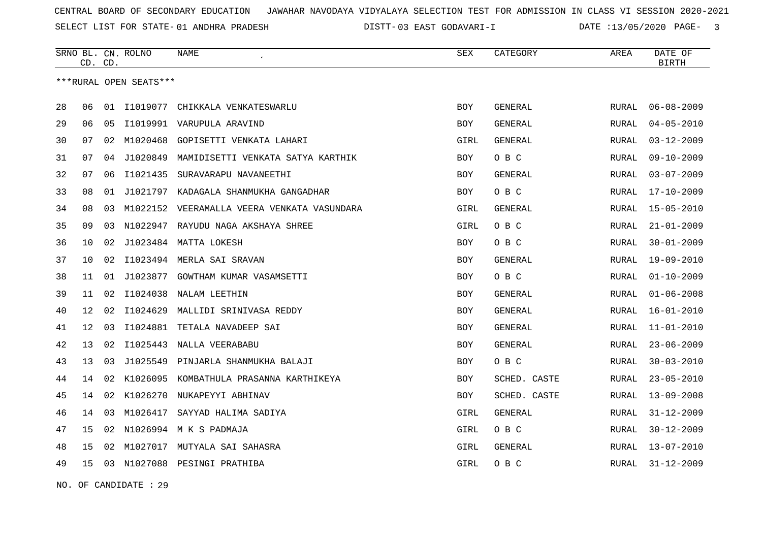CENTRAL BOARD OF SECONDARY EDUCATION JAWAHAR NAVODAYA VIDYALAYA SELECTION TEST FOR ADMISSION IN CLASS VI SESSION 2020-2021

SELECT LIST FOR STATE- 01 ANDHRA PRADESH DISTT- 03 EAST GODAVARI-I DATE :13/05/2020

| SRNO | BL. CD. | CN. CD. | ROLNO | NAME | SEX | CATEGORY | AREA | DATE OF BIRTH |
|---|---|---|---|---|---|---|---|---|

***RURAL OPEN SEATS***

| SRNO | BL. CD. | CN. CD. | ROLNO | NAME | SEX | CATEGORY | AREA | DATE OF BIRTH |
|---|---|---|---|---|---|---|---|---|
| 28 | 06 | 01 | I1019077 | CHIKKALA VENKATESWARLU | BOY | GENERAL | RURAL | 06-08-2009 |
| 29 | 06 | 05 | I1019991 | VARUPULA ARAVIND | BOY | GENERAL | RURAL | 04-05-2010 |
| 30 | 07 | 02 | M1020468 | GOPISETTI VENKATA LAHARI | GIRL | GENERAL | RURAL | 03-12-2009 |
| 31 | 07 | 04 | J1020849 | MAMIDISETTI VENKATA SATYA KARTHIK | BOY | O B C | RURAL | 09-10-2009 |
| 32 | 07 | 06 | I1021435 | SURAVARAPU NAVANEETHI | BOY | GENERAL | RURAL | 03-07-2009 |
| 33 | 08 | 01 | J1021797 | KADAGALA SHANMUKHA GANGADHAR | BOY | O B C | RURAL | 17-10-2009 |
| 34 | 08 | 03 | M1022152 | VEERAMALLA VEERA VENKATA VASUNDARA | GIRL | GENERAL | RURAL | 15-05-2010 |
| 35 | 09 | 03 | N1022947 | RAYUDU NAGA AKSHAYA SHREE | GIRL | O B C | RURAL | 21-01-2009 |
| 36 | 10 | 02 | J1023484 | MATTA LOKESH | BOY | O B C | RURAL | 30-01-2009 |
| 37 | 10 | 02 | I1023494 | MERLA SAI SRAVAN | BOY | GENERAL | RURAL | 19-09-2010 |
| 38 | 11 | 01 | J1023877 | GOWTHAM KUMAR VASAMSETTI | BOY | O B C | RURAL | 01-10-2009 |
| 39 | 11 | 02 | I1024038 | NALAM LEETHIN | BOY | GENERAL | RURAL | 01-06-2008 |
| 40 | 12 | 02 | I1024629 | MALLIDI SRINIVASA REDDY | BOY | GENERAL | RURAL | 16-01-2010 |
| 41 | 12 | 03 | I1024881 | TETALA NAVADEEP SAI | BOY | GENERAL | RURAL | 11-01-2010 |
| 42 | 13 | 02 | I1025443 | NALLA VEERABABU | BOY | GENERAL | RURAL | 23-06-2009 |
| 43 | 13 | 03 | J1025549 | PINJARLA SHANMUKHA BALAJI | BOY | O B C | RURAL | 30-03-2010 |
| 44 | 14 | 02 | K1026095 | KOMBATHULA PRASANNA KARTHIKEYA | BOY | SCHED. CASTE | RURAL | 23-05-2010 |
| 45 | 14 | 02 | K1026270 | NUKAPEYYI ABHINAV | BOY | SCHED. CASTE | RURAL | 13-09-2008 |
| 46 | 14 | 03 | M1026417 | SAYYAD HALIMA SADIYA | GIRL | GENERAL | RURAL | 31-12-2009 |
| 47 | 15 | 02 | N1026994 | M K S PADMAJA | GIRL | O B C | RURAL | 30-12-2009 |
| 48 | 15 | 02 | M1027017 | MUTYALA SAI SAHASRA | GIRL | GENERAL | RURAL | 13-07-2010 |
| 49 | 15 | 03 | N1027088 | PESINGI PRATHIBA | GIRL | O B C | RURAL | 31-12-2009 |

NO. OF CANDIDATE : 29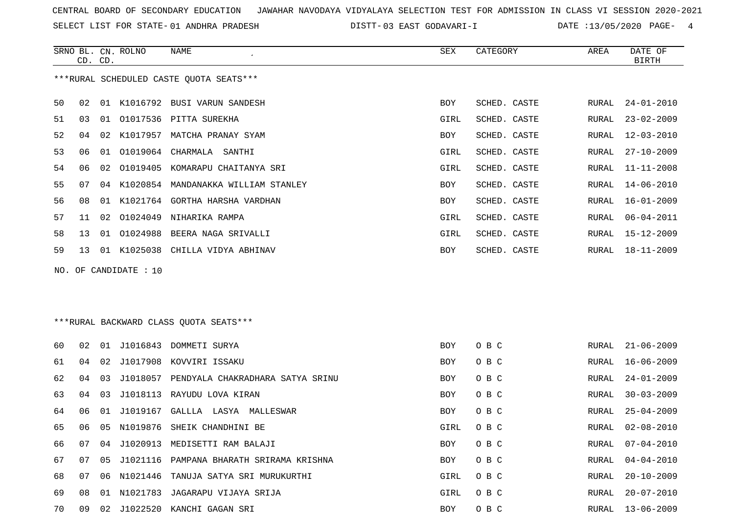CENTRAL BOARD OF SECONDARY EDUCATION   JAWAHAR NAVODAYA VIDYALAYA SELECTION TEST FOR ADMISSION IN CLASS VI SESSION 2020-2021

SELECT LIST FOR STATE- 01 ANDHRA PRADESH   DISTT- 03 EAST GODAVARI-I   DATE :13/05/2020

***RURAL SCHEDULED CASTE QUOTA SEATS***

| SRNO | BL. CD. | CN. CD. | ROLNO | NAME | SEX | CATEGORY | AREA | DATE OF BIRTH |
|---|---|---|---|---|---|---|---|---|
| 50 | 02 | 01 | K1016792 | BUSI VARUN SANDESH | BOY | SCHED. CASTE | RURAL | 24-01-2010 |
| 51 | 03 | 01 | O1017536 | PITTA SUREKHA | GIRL | SCHED. CASTE | RURAL | 23-02-2009 |
| 52 | 04 | 02 | K1017957 | MATCHA PRANAY SYAM | BOY | SCHED. CASTE | RURAL | 12-03-2010 |
| 53 | 06 | 01 | O1019064 | CHARMALA  SANTHI | GIRL | SCHED. CASTE | RURAL | 27-10-2009 |
| 54 | 06 | 02 | O1019405 | KOMARAPU CHAITANYA SRI | GIRL | SCHED. CASTE | RURAL | 11-11-2008 |
| 55 | 07 | 04 | K1020854 | MANDANAKKA WILLIAM STANLEY | BOY | SCHED. CASTE | RURAL | 14-06-2010 |
| 56 | 08 | 01 | K1021764 | GORTHA HARSHA VARDHAN | BOY | SCHED. CASTE | RURAL | 16-01-2009 |
| 57 | 11 | 02 | O1024049 | NIHARIKA RAMPA | GIRL | SCHED. CASTE | RURAL | 06-04-2011 |
| 58 | 13 | 01 | O1024988 | BEERA NAGA SRIVALLI | GIRL | SCHED. CASTE | RURAL | 15-12-2009 |
| 59 | 13 | 01 | K1025038 | CHILLA VIDYA ABHINAV | BOY | SCHED. CASTE | RURAL | 18-11-2009 |

NO. OF CANDIDATE : 10

***RURAL BACKWARD CLASS QUOTA SEATS***

| SRNO | BL. CD. | CN. CD. | ROLNO | NAME | SEX | CATEGORY | AREA | DATE OF BIRTH |
|---|---|---|---|---|---|---|---|---|
| 60 | 02 | 01 | J1016843 | DOMMETI SURYA | BOY | O B C | RURAL | 21-06-2009 |
| 61 | 04 | 02 | J1017908 | KOVVIRI ISSAKU | BOY | O B C | RURAL | 16-06-2009 |
| 62 | 04 | 03 | J1018057 | PENDYALA CHAKRADHARA SATYA SRINU | BOY | O B C | RURAL | 24-01-2009 |
| 63 | 04 | 03 | J1018113 | RAYUDU LOVA KIRAN | BOY | O B C | RURAL | 30-03-2009 |
| 64 | 06 | 01 | J1019167 | GALLLA  LASYA  MALLESWAR | BOY | O B C | RURAL | 25-04-2009 |
| 65 | 06 | 05 | N1019876 | SHEIK CHANDHINI BE | GIRL | O B C | RURAL | 02-08-2010 |
| 66 | 07 | 04 | J1020913 | MEDISETTI RAM BALAJI | BOY | O B C | RURAL | 07-04-2010 |
| 67 | 07 | 05 | J1021116 | PAMPANA BHARATH SRIRAMA KRISHNA | BOY | O B C | RURAL | 04-04-2010 |
| 68 | 07 | 06 | N1021446 | TANUJA SATYA SRI MURUKURTHI | GIRL | O B C | RURAL | 20-10-2009 |
| 69 | 08 | 01 | N1021783 | JAGARAPU VIJAYA SRIJA | GIRL | O B C | RURAL | 20-07-2010 |
| 70 | 09 | 02 | J1022520 | KANCHI GAGAN SRI | BOY | O B C | RURAL | 13-06-2009 |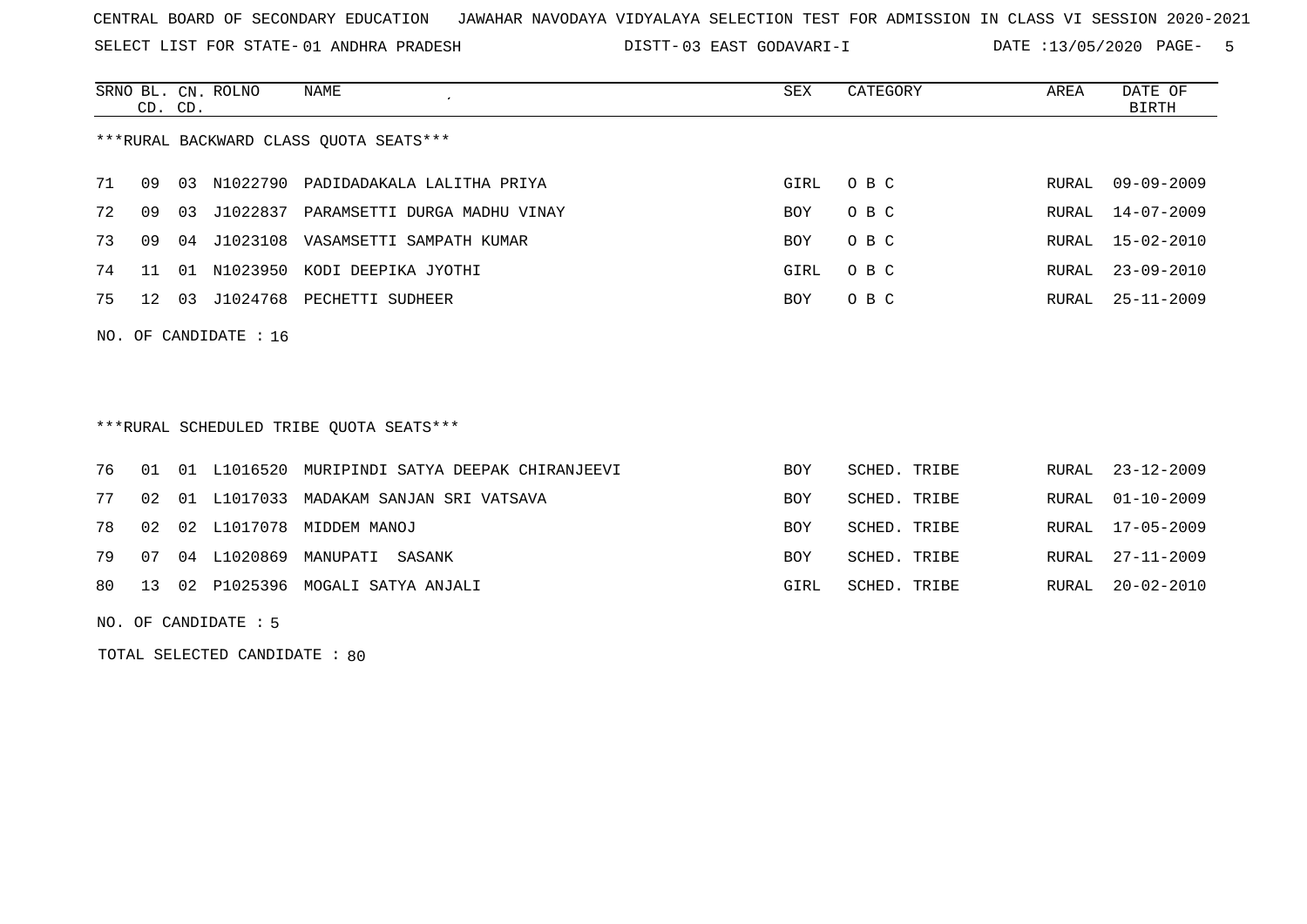CENTRAL BOARD OF SECONDARY EDUCATION JAWAHAR NAVODAYA VIDYALAYA SELECTION TEST FOR ADMISSION IN CLASS VI SESSION 2020-2021

SELECT LIST FOR STATE- 01 ANDHRA PRADESH DISTT- 03 EAST GODAVARI-I DATE :13/05/2020

***RURAL BACKWARD CLASS QUOTA SEATS***

| SRNO | BL. CD. | CN. CD. | ROLNO | NAME | SEX | CATEGORY | AREA | DATE OF BIRTH |
|---|---|---|---|---|---|---|---|---|
| 71 | 09 | 03 | N1022790 | PADIDADAKALA LALITHA PRIYA | GIRL | O B C | RURAL | 09-09-2009 |
| 72 | 09 | 03 | J1022837 | PARAMSETTI DURGA MADHU VINAY | BOY | O B C | RURAL | 14-07-2009 |
| 73 | 09 | 04 | J1023108 | VASAMSETTI SAMPATH KUMAR | BOY | O B C | RURAL | 15-02-2010 |
| 74 | 11 | 01 | N1023950 | KODI DEEPIKA JYOTHI | GIRL | O B C | RURAL | 23-09-2010 |
| 75 | 12 | 03 | J1024768 | PECHETTI SUDHEER | BOY | O B C | RURAL | 25-11-2009 |

NO. OF CANDIDATE : 16

***RURAL SCHEDULED TRIBE QUOTA SEATS***

| SRNO | BL. CD. | CN. CD. | ROLNO | NAME | SEX | CATEGORY | AREA | DATE OF BIRTH |
|---|---|---|---|---|---|---|---|---|
| 76 | 01 | 01 | L1016520 | MURIPINDI SATYA DEEPAK CHIRANJEEVI | BOY | SCHED. TRIBE | RURAL | 23-12-2009 |
| 77 | 02 | 01 | L1017033 | MADAKAM SANJAN SRI VATSAVA | BOY | SCHED. TRIBE | RURAL | 01-10-2009 |
| 78 | 02 | 02 | L1017078 | MIDDEM MANOJ | BOY | SCHED. TRIBE | RURAL | 17-05-2009 |
| 79 | 07 | 04 | L1020869 | MANUPATI SASANK | BOY | SCHED. TRIBE | RURAL | 27-11-2009 |
| 80 | 13 | 02 | P1025396 | MOGALI SATYA ANJALI | GIRL | SCHED. TRIBE | RURAL | 20-02-2010 |

NO. OF CANDIDATE : 5

TOTAL SELECTED CANDIDATE : 80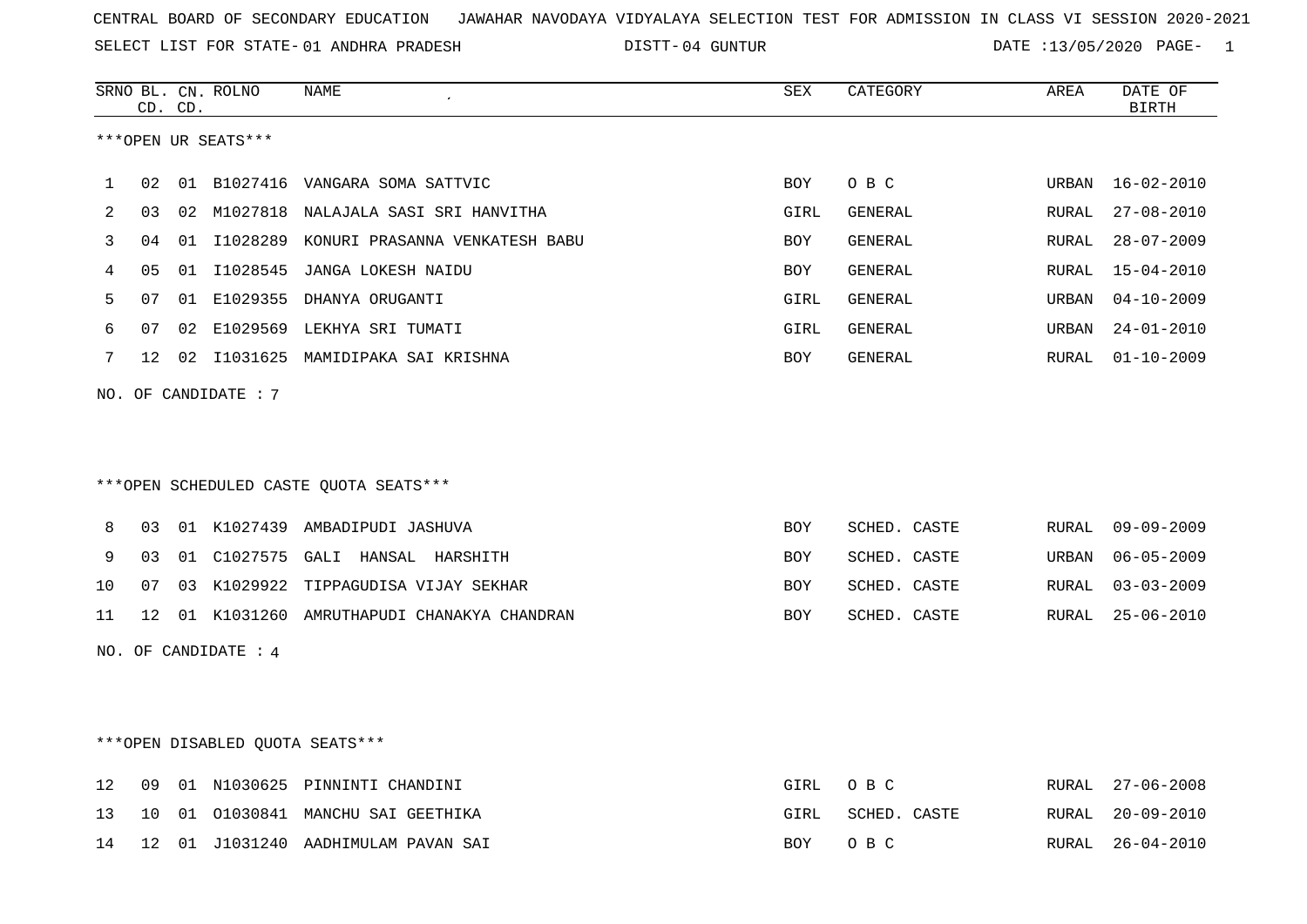CENTRAL BOARD OF SECONDARY EDUCATION JAWAHAR NAVODAYA VIDYALAYA SELECTION TEST FOR ADMISSION IN CLASS VI SESSION 2020-2021

SELECT LIST FOR STATE- 01 ANDHRA PRADESH DISTT- 04 GUNTUR DATE :13/05/2020

| SRNO | BL. CD. | CN. CD. | ROLNO | NAME | SEX | CATEGORY | AREA | DATE OF BIRTH |
|---|---|---|---|---|---|---|---|---|

***OPEN UR SEATS***

| SRNO | BL. CD. | CN. CD. | ROLNO | NAME | SEX | CATEGORY | AREA | DATE OF BIRTH |
|---|---|---|---|---|---|---|---|---|
| 1 | 02 | 01 | B1027416 | VANGARA SOMA SATTVIC | BOY | O B C | URBAN | 16-02-2010 |
| 2 | 03 | 02 | M1027818 | NALAJALA SASI SRI HANVITHA | GIRL | GENERAL | RURAL | 27-08-2010 |
| 3 | 04 | 01 | I1028289 | KONURI PRASANNA VENKATESH BABU | BOY | GENERAL | RURAL | 28-07-2009 |
| 4 | 05 | 01 | I1028545 | JANGA LOKESH NAIDU | BOY | GENERAL | RURAL | 15-04-2010 |
| 5 | 07 | 01 | E1029355 | DHANYA ORUGANTI | GIRL | GENERAL | URBAN | 04-10-2009 |
| 6 | 07 | 02 | E1029569 | LEKHYA SRI TUMATI | GIRL | GENERAL | URBAN | 24-01-2010 |
| 7 | 12 | 02 | I1031625 | MAMIDIPAKA SAI KRISHNA | BOY | GENERAL | RURAL | 01-10-2009 |

NO. OF CANDIDATE : 7

***OPEN SCHEDULED CASTE QUOTA SEATS***

| SRNO | BL. CD. | CN. CD. | ROLNO | NAME | SEX | CATEGORY | AREA | DATE OF BIRTH |
|---|---|---|---|---|---|---|---|---|
| 8 | 03 | 01 | K1027439 | AMBADIPUDI JASHUVA | BOY | SCHED. CASTE | RURAL | 09-09-2009 |
| 9 | 03 | 01 | C1027575 | GALI HANSAL HARSHITH | BOY | SCHED. CASTE | URBAN | 06-05-2009 |
| 10 | 07 | 03 | K1029922 | TIPPAGUDISA VIJAY SEKHAR | BOY | SCHED. CASTE | RURAL | 03-03-2009 |
| 11 | 12 | 01 | K1031260 | AMRUTHAPUDI CHANAKYA CHANDRAN | BOY | SCHED. CASTE | RURAL | 25-06-2010 |

NO. OF CANDIDATE : 4

***OPEN DISABLED QUOTA SEATS***

| SRNO | BL. CD. | CN. CD. | ROLNO | NAME | SEX | CATEGORY | AREA | DATE OF BIRTH |
|---|---|---|---|---|---|---|---|---|
| 12 | 09 | 01 | N1030625 | PINNINTI CHANDINI | GIRL | O B C | RURAL | 27-06-2008 |
| 13 | 10 | 01 | O1030841 | MANCHU SAI GEETHIKA | GIRL | SCHED. CASTE | RURAL | 20-09-2010 |
| 14 | 12 | 01 | J1031240 | AADHIMULAM PAVAN SAI | BOY | O B C | RURAL | 26-04-2010 |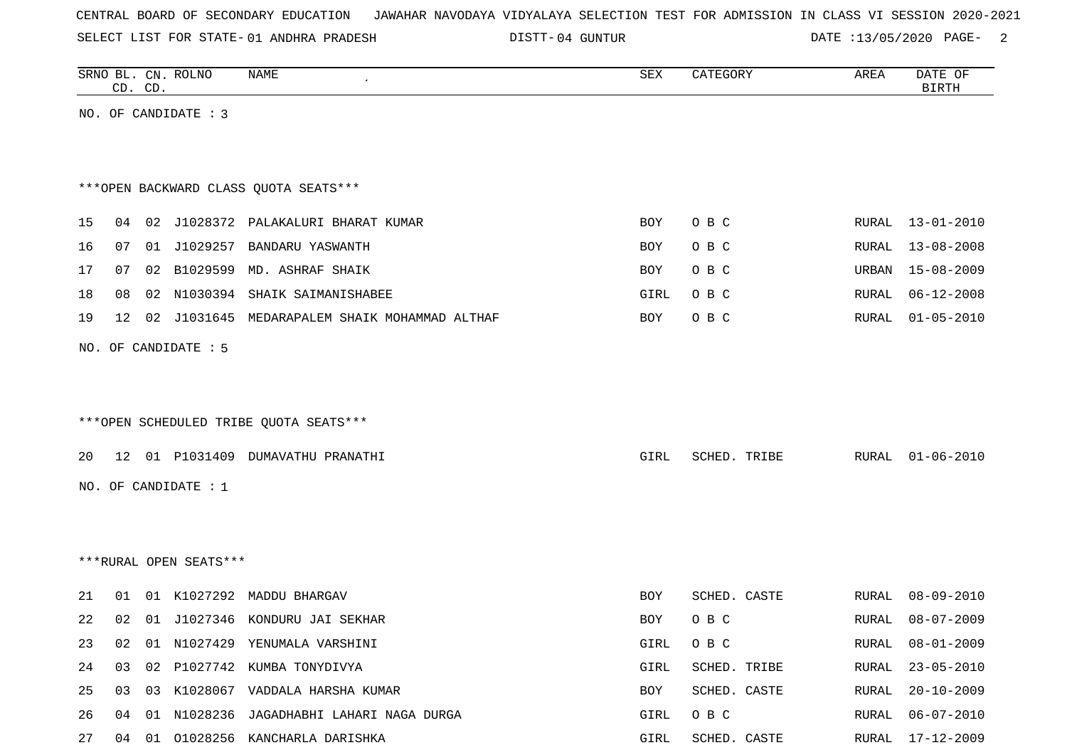CENTRAL BOARD OF SECONDARY EDUCATION JAWAHAR NAVODAYA VIDYALAYA SELECTION TEST FOR ADMISSION IN CLASS VI SESSION 2020-2021

SELECT LIST FOR STATE- 01 ANDHRA PRADESH DISTT- 04 GUNTUR DATE :13/05/2020 PAGE- 2

| SRNO | BL. CD. | CN. CD. | ROLNO | NAME | SEX | CATEGORY | AREA | DATE OF BIRTH |
|---|---|---|---|---|---|---|---|---|

NO. OF CANDIDATE : 3

***OPEN BACKWARD CLASS QUOTA SEATS***

| SRNO | BL. CD. | CN. CD. | ROLNO | NAME | SEX | CATEGORY | AREA | DATE OF BIRTH |
|---|---|---|---|---|---|---|---|---|
| 15 | 04 | 02 | J1028372 | PALAKALURI BHARAT KUMAR | BOY | O B C | RURAL | 13-01-2010 |
| 16 | 07 | 01 | J1029257 | BANDARU YASWANTH | BOY | O B C | RURAL | 13-08-2008 |
| 17 | 07 | 02 | B1029599 | MD. ASHRAF SHAIK | BOY | O B C | URBAN | 15-08-2009 |
| 18 | 08 | 02 | N1030394 | SHAIK SAIMANISHABEE | GIRL | O B C | RURAL | 06-12-2008 |
| 19 | 12 | 02 | J1031645 | MEDARAPALEM SHAIK MOHAMMAD ALTHAF | BOY | O B C | RURAL | 01-05-2010 |

NO. OF CANDIDATE : 5

***OPEN SCHEDULED TRIBE QUOTA SEATS***

| SRNO | BL. CD. | CN. CD. | ROLNO | NAME | SEX | CATEGORY | AREA | DATE OF BIRTH |
|---|---|---|---|---|---|---|---|---|
| 20 | 12 | 01 | P1031409 | DUMAVATHU PRANATHI | GIRL | SCHED. TRIBE | RURAL | 01-06-2010 |

NO. OF CANDIDATE : 1

***RURAL OPEN SEATS***

| SRNO | BL. CD. | CN. CD. | ROLNO | NAME | SEX | CATEGORY | AREA | DATE OF BIRTH |
|---|---|---|---|---|---|---|---|---|
| 21 | 01 | 01 | K1027292 | MADDU BHARGAV | BOY | SCHED. CASTE | RURAL | 08-09-2010 |
| 22 | 02 | 01 | J1027346 | KONDURU JAI SEKHAR | BOY | O B C | RURAL | 08-07-2009 |
| 23 | 02 | 01 | N1027429 | YENUMALA VARSHINI | GIRL | O B C | RURAL | 08-01-2009 |
| 24 | 03 | 02 | P1027742 | KUMBA TONYDIVYA | GIRL | SCHED. TRIBE | RURAL | 23-05-2010 |
| 25 | 03 | 03 | K1028067 | VADDALA HARSHA KUMAR | BOY | SCHED. CASTE | RURAL | 20-10-2009 |
| 26 | 04 | 01 | N1028236 | JAGADHABHI LAHARI NAGA DURGA | GIRL | O B C | RURAL | 06-07-2010 |
| 27 | 04 | 01 | O1028256 | KANCHARLA DARISHKA | GIRL | SCHED. CASTE | RURAL | 17-12-2009 |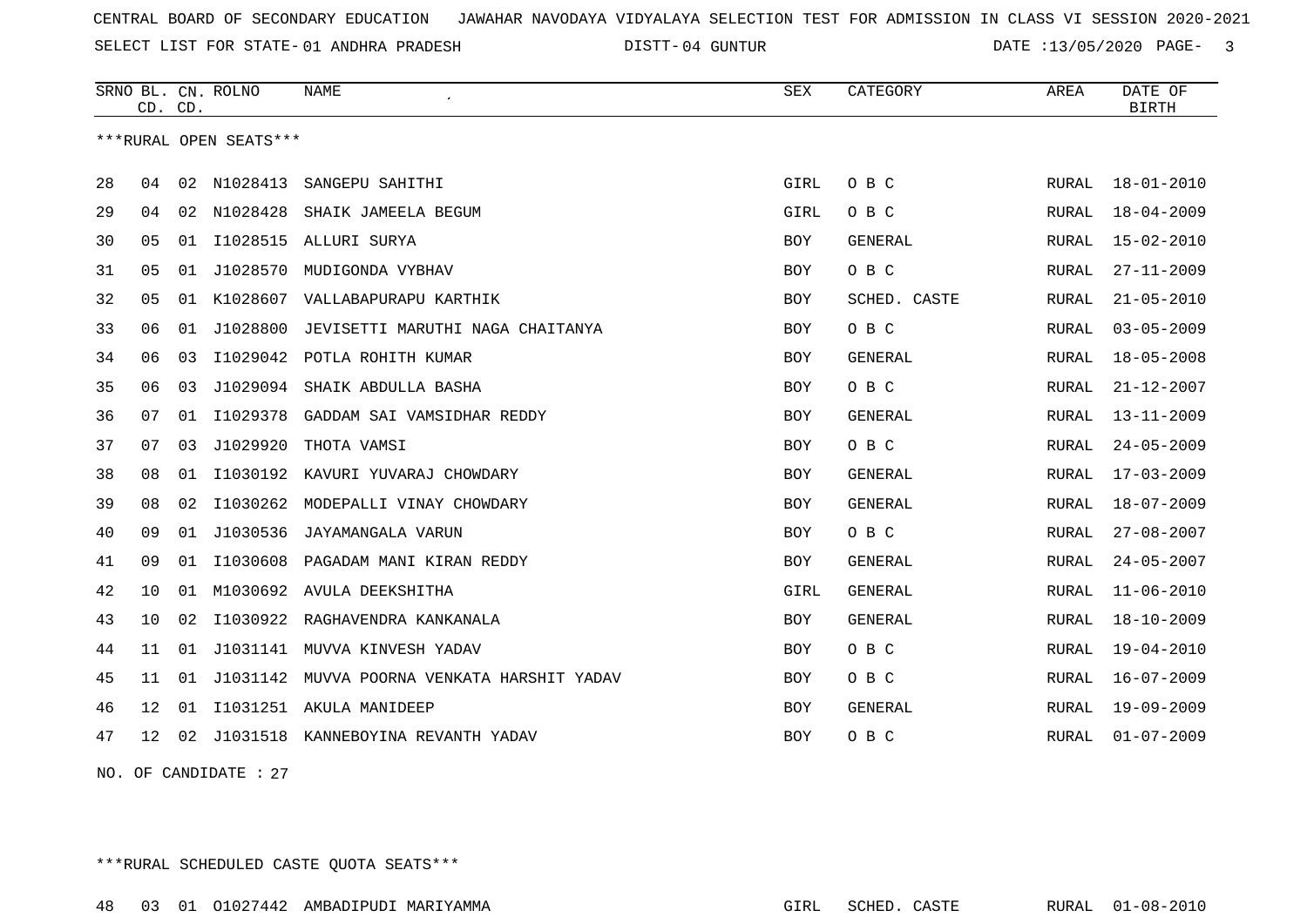CENTRAL BOARD OF SECONDARY EDUCATION JAWAHAR NAVODAYA VIDYALAYA SELECTION TEST FOR ADMISSION IN CLASS VI SESSION 2020-2021

SELECT LIST FOR STATE- 01 ANDHRA PRADESH DISTT- 04 GUNTUR DATE :13/05/2020

***RURAL OPEN SEATS***

| SRNO | BL. CD. | CN. CD. | ROLNO | NAME | SEX | CATEGORY | AREA | DATE OF BIRTH |
|---|---|---|---|---|---|---|---|---|
| 28 | 04 | 02 | N1028413 | SANGEPU SAHITHI | GIRL | O B C | RURAL | 18-01-2010 |
| 29 | 04 | 02 | N1028428 | SHAIK JAMEELA BEGUM | GIRL | O B C | RURAL | 18-04-2009 |
| 30 | 05 | 01 | I1028515 | ALLURI SURYA | BOY | GENERAL | RURAL | 15-02-2010 |
| 31 | 05 | 01 | J1028570 | MUDIGONDA VYBHAV | BOY | O B C | RURAL | 27-11-2009 |
| 32 | 05 | 01 | K1028607 | VALLABAPURAPU KARTHIK | BOY | SCHED. CASTE | RURAL | 21-05-2010 |
| 33 | 06 | 01 | J1028800 | JEVISETTI MARUTHI NAGA CHAITANYA | BOY | O B C | RURAL | 03-05-2009 |
| 34 | 06 | 03 | I1029042 | POTLA ROHITH KUMAR | BOY | GENERAL | RURAL | 18-05-2008 |
| 35 | 06 | 03 | J1029094 | SHAIK ABDULLA BASHA | BOY | O B C | RURAL | 21-12-2007 |
| 36 | 07 | 01 | I1029378 | GADDAM SAI VAMSIDHAR REDDY | BOY | GENERAL | RURAL | 13-11-2009 |
| 37 | 07 | 03 | J1029920 | THOTA VAMSI | BOY | O B C | RURAL | 24-05-2009 |
| 38 | 08 | 01 | I1030192 | KAVURI YUVARAJ CHOWDARY | BOY | GENERAL | RURAL | 17-03-2009 |
| 39 | 08 | 02 | I1030262 | MODEPALLI VINAY CHOWDARY | BOY | GENERAL | RURAL | 18-07-2009 |
| 40 | 09 | 01 | J1030536 | JAYAMANGALA VARUN | BOY | O B C | RURAL | 27-08-2007 |
| 41 | 09 | 01 | I1030608 | PAGADAM MANI KIRAN REDDY | BOY | GENERAL | RURAL | 24-05-2007 |
| 42 | 10 | 01 | M1030692 | AVULA DEEKSHITHA | GIRL | GENERAL | RURAL | 11-06-2010 |
| 43 | 10 | 02 | I1030922 | RAGHAVENDRA KANKANALA | BOY | GENERAL | RURAL | 18-10-2009 |
| 44 | 11 | 01 | J1031141 | MUVVA KINVESH YADAV | BOY | O B C | RURAL | 19-04-2010 |
| 45 | 11 | 01 | J1031142 | MUVVA POORNA VENKATA HARSHIT YADAV | BOY | O B C | RURAL | 16-07-2009 |
| 46 | 12 | 01 | I1031251 | AKULA MANIDEEP | BOY | GENERAL | RURAL | 19-09-2009 |
| 47 | 12 | 02 | J1031518 | KANNEBOYINA REVANTH YADAV | BOY | O B C | RURAL | 01-07-2009 |

NO. OF CANDIDATE : 27

***RURAL SCHEDULED CASTE QUOTA SEATS***

| SRNO | BL. CD. | CN. CD. | ROLNO | NAME | SEX | CATEGORY | AREA | DATE OF BIRTH |
|---|---|---|---|---|---|---|---|---|
| 48 | 03 | 01 | O1027442 | AMBADIPUDI MARIYAMMA | GIRL | SCHED. CASTE | RURAL | 01-08-2010 |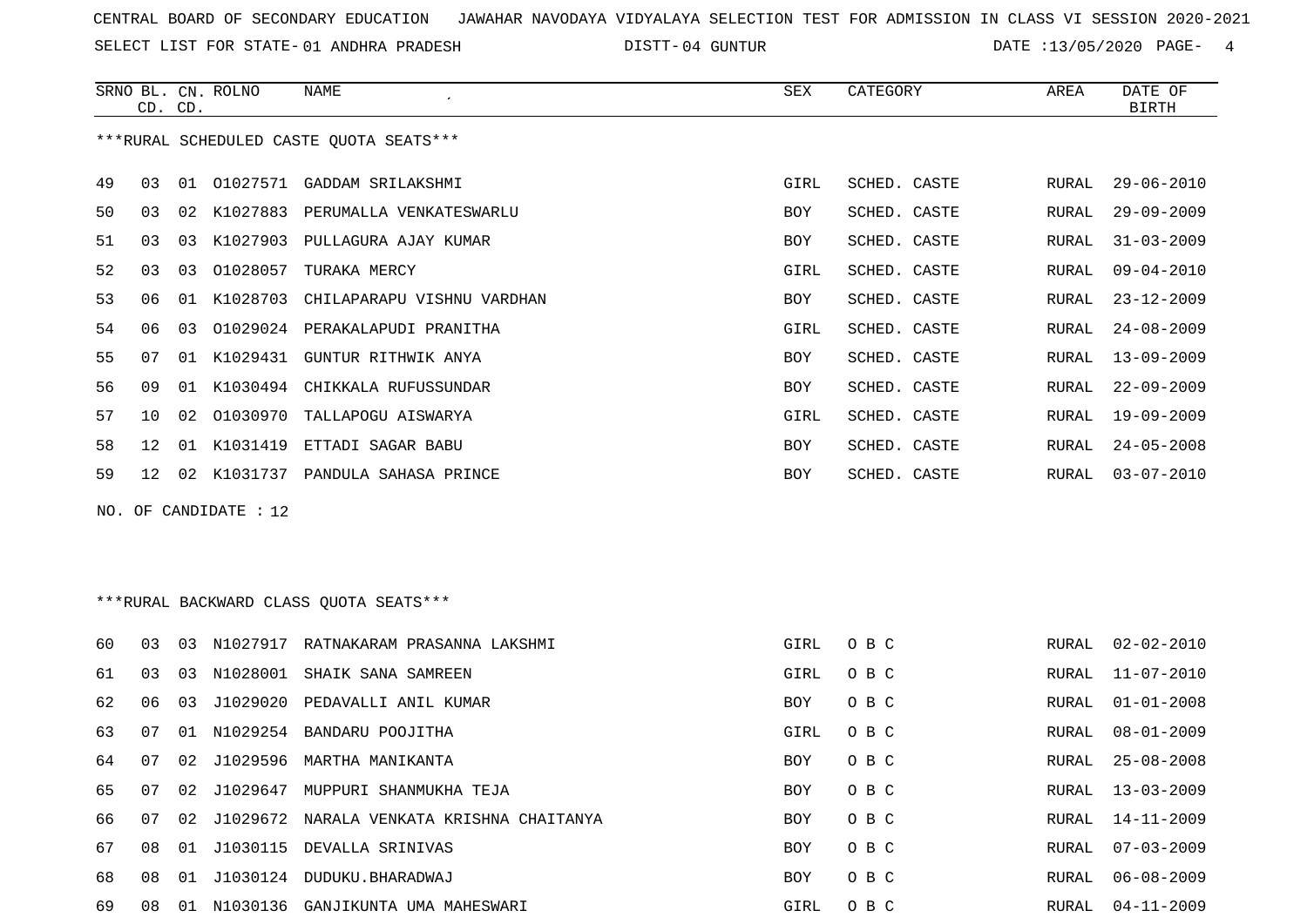CENTRAL BOARD OF SECONDARY EDUCATION JAWAHAR NAVODAYA VIDYALAYA SELECTION TEST FOR ADMISSION IN CLASS VI SESSION 2020-2021

SELECT LIST FOR STATE- 01 ANDHRA PRADESH DISTT- 04 GUNTUR DATE :13/05/2020

***RURAL SCHEDULED CASTE QUOTA SEATS***

| SRNO | BL. CD. | CN. CD. | ROLNO | NAME | SEX | CATEGORY | AREA | DATE OF BIRTH |
|---|---|---|---|---|---|---|---|---|
| 49 | 03 | 01 | O1027571 | GADDAM SRILAKSHMI | GIRL | SCHED. CASTE | RURAL | 29-06-2010 |
| 50 | 03 | 02 | K1027883 | PERUMALLA VENKATESWARLU | BOY | SCHED. CASTE | RURAL | 29-09-2009 |
| 51 | 03 | 03 | K1027903 | PULLAGURA AJAY KUMAR | BOY | SCHED. CASTE | RURAL | 31-03-2009 |
| 52 | 03 | 03 | O1028057 | TURAKA MERCY | GIRL | SCHED. CASTE | RURAL | 09-04-2010 |
| 53 | 06 | 01 | K1028703 | CHILAPARAPU VISHNU VARDHAN | BOY | SCHED. CASTE | RURAL | 23-12-2009 |
| 54 | 06 | 03 | O1029024 | PERAKALAPUDI PRANITHA | GIRL | SCHED. CASTE | RURAL | 24-08-2009 |
| 55 | 07 | 01 | K1029431 | GUNTUR RITHWIK ANYA | BOY | SCHED. CASTE | RURAL | 13-09-2009 |
| 56 | 09 | 01 | K1030494 | CHIKKALA RUFUSSUNDAR | BOY | SCHED. CASTE | RURAL | 22-09-2009 |
| 57 | 10 | 02 | O1030970 | TALLAPOGU AISWARYA | GIRL | SCHED. CASTE | RURAL | 19-09-2009 |
| 58 | 12 | 01 | K1031419 | ETTADI SAGAR BABU | BOY | SCHED. CASTE | RURAL | 24-05-2008 |
| 59 | 12 | 02 | K1031737 | PANDULA SAHASA PRINCE | BOY | SCHED. CASTE | RURAL | 03-07-2010 |

NO. OF CANDIDATE : 12

***RURAL BACKWARD CLASS QUOTA SEATS***

| SRNO | BL. CD. | CN. CD. | ROLNO | NAME | SEX | CATEGORY | AREA | DATE OF BIRTH |
|---|---|---|---|---|---|---|---|---|
| 60 | 03 | 03 | N1027917 | RATNAKARAM PRASANNA LAKSHMI | GIRL | O B C | RURAL | 02-02-2010 |
| 61 | 03 | 03 | N1028001 | SHAIK SANA SAMREEN | GIRL | O B C | RURAL | 11-07-2010 |
| 62 | 06 | 03 | J1029020 | PEDAVALLI ANIL KUMAR | BOY | O B C | RURAL | 01-01-2008 |
| 63 | 07 | 01 | N1029254 | BANDARU POOJITHA | GIRL | O B C | RURAL | 08-01-2009 |
| 64 | 07 | 02 | J1029596 | MARTHA MANIKANTA | BOY | O B C | RURAL | 25-08-2008 |
| 65 | 07 | 02 | J1029647 | MUPPURI SHANMUKHA TEJA | BOY | O B C | RURAL | 13-03-2009 |
| 66 | 07 | 02 | J1029672 | NARALA VENKATA KRISHNA CHAITANYA | BOY | O B C | RURAL | 14-11-2009 |
| 67 | 08 | 01 | J1030115 | DEVALLA SRINIVAS | BOY | O B C | RURAL | 07-03-2009 |
| 68 | 08 | 01 | J1030124 | DUDUKU.BHARADWAJ | BOY | O B C | RURAL | 06-08-2009 |
| 69 | 08 | 01 | N1030136 | GANJIKUNTA UMA MAHESWARI | GIRL | O B C | RURAL | 04-11-2009 |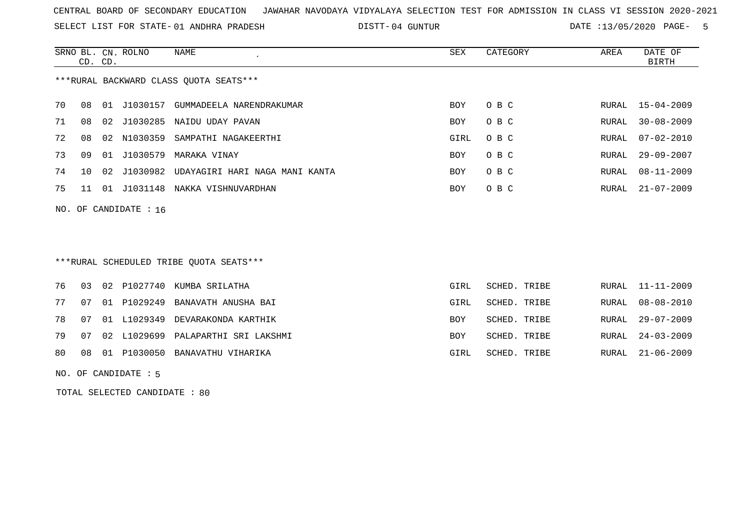CENTRAL BOARD OF SECONDARY EDUCATION JAWAHAR NAVODAYA VIDYALAYA SELECTION TEST FOR ADMISSION IN CLASS VI SESSION 2020-2021

SELECT LIST FOR STATE- 01 ANDHRA PRADESH DISTT- 04 GUNTUR DATE :13/05/2020

***RURAL BACKWARD CLASS QUOTA SEATS***

| SRNO | BL. CD. | CN. CD. | ROLNO | NAME | SEX | CATEGORY | AREA | DATE OF BIRTH |
|---|---|---|---|---|---|---|---|---|
| 70 | 08 | 01 | J1030157 | GUMMADEELA NARENDRAKUMAR | BOY | O B C | RURAL | 15-04-2009 |
| 71 | 08 | 02 | J1030285 | NAIDU UDAY PAVAN | BOY | O B C | RURAL | 30-08-2009 |
| 72 | 08 | 02 | N1030359 | SAMPATHI NAGAKEERTHI | GIRL | O B C | RURAL | 07-02-2010 |
| 73 | 09 | 01 | J1030579 | MARAKA VINAY | BOY | O B C | RURAL | 29-09-2007 |
| 74 | 10 | 02 | J1030982 | UDAYAGIRI HARI NAGA MANI KANTA | BOY | O B C | RURAL | 08-11-2009 |
| 75 | 11 | 01 | J1031148 | NAKKA VISHNUVARDHAN | BOY | O B C | RURAL | 21-07-2009 |

NO. OF CANDIDATE : 16

***RURAL SCHEDULED TRIBE QUOTA SEATS***

| SRNO | BL. CD. | CN. CD. | ROLNO | NAME | SEX | CATEGORY | AREA | DATE OF BIRTH |
|---|---|---|---|---|---|---|---|---|
| 76 | 03 | 02 | P1027740 | KUMBA SRILATHA | GIRL | SCHED. TRIBE | RURAL | 11-11-2009 |
| 77 | 07 | 01 | P1029249 | BANAVATH ANUSHA BAI | GIRL | SCHED. TRIBE | RURAL | 08-08-2010 |
| 78 | 07 | 01 | L1029349 | DEVARAKONDA KARTHIK | BOY | SCHED. TRIBE | RURAL | 29-07-2009 |
| 79 | 07 | 02 | L1029699 | PALAPARTHI SRI LAKSHMI | BOY | SCHED. TRIBE | RURAL | 24-03-2009 |
| 80 | 08 | 01 | P1030050 | BANAVATHU VIHARIKA | GIRL | SCHED. TRIBE | RURAL | 21-06-2009 |

NO. OF CANDIDATE : 5

TOTAL SELECTED CANDIDATE : 80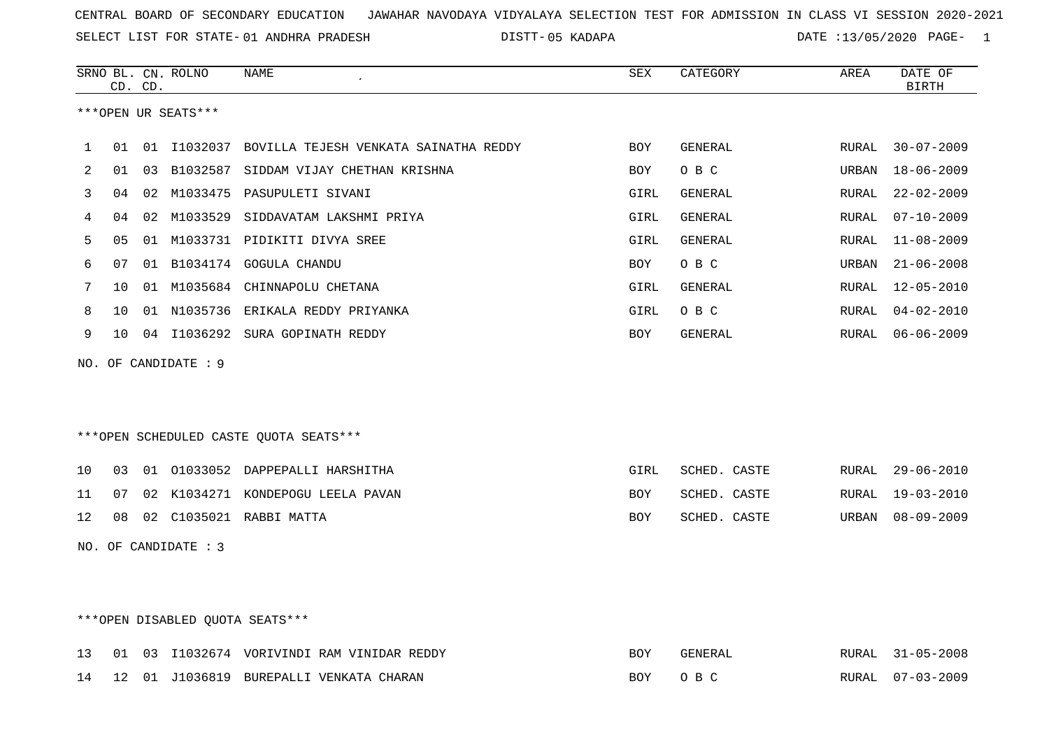CENTRAL BOARD OF SECONDARY EDUCATION JAWAHAR NAVODAYA VIDYALAYA SELECTION TEST FOR ADMISSION IN CLASS VI SESSION 2020-2021

SELECT LIST FOR STATE- 01 ANDHRA PRADESH DISTT- 05 KADAPA DATE :13/05/2020 PAGE- 1

| SRNO | BL. CD. | CN. CD. | ROLNO | NAME | SEX | CATEGORY | AREA | DATE OF BIRTH |
|---|---|---|---|---|---|---|---|---|

***OPEN UR SEATS***

| SRNO | BL. CD. | CN. CD. | ROLNO | NAME | SEX | CATEGORY | AREA | DATE OF BIRTH |
|---|---|---|---|---|---|---|---|---|
| 1 | 01 | 01 | I1032037 | BOVILLA TEJESH VENKATA SAINATHA REDDY | BOY | GENERAL | RURAL | 30-07-2009 |
| 2 | 01 | 03 | B1032587 | SIDDAM VIJAY CHETHAN KRISHNA | BOY | O B C | URBAN | 18-06-2009 |
| 3 | 04 | 02 | M1033475 | PASUPULETI SIVANI | GIRL | GENERAL | RURAL | 22-02-2009 |
| 4 | 04 | 02 | M1033529 | SIDDAVATAM LAKSHMI PRIYA | GIRL | GENERAL | RURAL | 07-10-2009 |
| 5 | 05 | 01 | M1033731 | PIDIKITI DIVYA SREE | GIRL | GENERAL | RURAL | 11-08-2009 |
| 6 | 07 | 01 | B1034174 | GOGULA CHANDU | BOY | O B C | URBAN | 21-06-2008 |
| 7 | 10 | 01 | M1035684 | CHINNAPOLU CHETANA | GIRL | GENERAL | RURAL | 12-05-2010 |
| 8 | 10 | 01 | N1035736 | ERIKALA REDDY PRIYANKA | GIRL | O B C | RURAL | 04-02-2010 |
| 9 | 10 | 04 | I1036292 | SURA GOPINATH REDDY | BOY | GENERAL | RURAL | 06-06-2009 |

NO. OF CANDIDATE : 9

***OPEN SCHEDULED CASTE QUOTA SEATS***

| SRNO | BL. CD. | CN. CD. | ROLNO | NAME | SEX | CATEGORY | AREA | DATE OF BIRTH |
|---|---|---|---|---|---|---|---|---|
| 10 | 03 | 01 | O1033052 | DAPPEPALLI HARSHITHA | GIRL | SCHED. CASTE | RURAL | 29-06-2010 |
| 11 | 07 | 02 | K1034271 | KONDEPOGU LEELA PAVAN | BOY | SCHED. CASTE | RURAL | 19-03-2010 |
| 12 | 08 | 02 | C1035021 | RABBI MATTA | BOY | SCHED. CASTE | URBAN | 08-09-2009 |

NO. OF CANDIDATE : 3

***OPEN DISABLED QUOTA SEATS***

| SRNO | BL. CD. | CN. CD. | ROLNO | NAME | SEX | CATEGORY | AREA | DATE OF BIRTH |
|---|---|---|---|---|---|---|---|---|
| 13 | 01 | 03 | I1032674 | VORIVINDI RAM VINIDAR REDDY | BOY | GENERAL | RURAL | 31-05-2008 |
| 14 | 12 | 01 | J1036819 | BUREPALLI VENKATA CHARAN | BOY | O B C | RURAL | 07-03-2009 |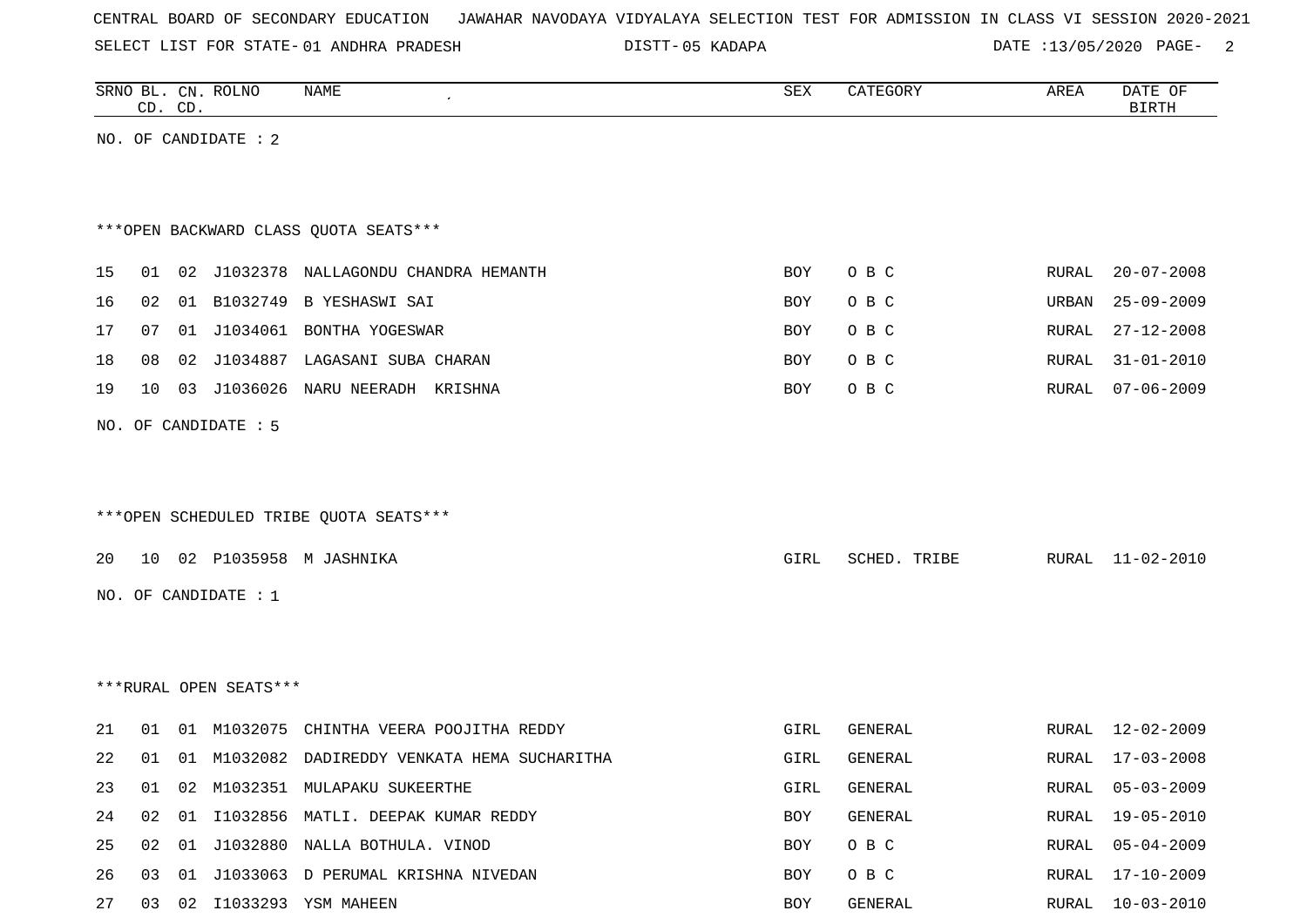CENTRAL BOARD OF SECONDARY EDUCATION JAWAHAR NAVODAYA VIDYALAYA SELECTION TEST FOR ADMISSION IN CLASS VI SESSION 2020-2021

SELECT LIST FOR STATE- 01 ANDHRA PRADESH DISTT- 05 KADAPA DATE :13/05/2020

| SRNO | BL. CD. | CN. CD. | ROLNO | NAME | SEX | CATEGORY | AREA | DATE OF BIRTH |
|---|---|---|---|---|---|---|---|---|

NO. OF CANDIDATE : 2

***OPEN BACKWARD CLASS QUOTA SEATS***

| SRNO | BL. CD. | CN. CD. | ROLNO | NAME | SEX | CATEGORY | AREA | DATE OF BIRTH |
|---|---|---|---|---|---|---|---|---|
| 15 | 01 | 02 | J1032378 | NALLAGONDU CHANDRA HEMANTH | BOY | O B C | RURAL | 20-07-2008 |
| 16 | 02 | 01 | B1032749 | B YESHASWI SAI | BOY | O B C | URBAN | 25-09-2009 |
| 17 | 07 | 01 | J1034061 | BONTHA YOGESWAR | BOY | O B C | RURAL | 27-12-2008 |
| 18 | 08 | 02 | J1034887 | LAGASANI SUBA CHARAN | BOY | O B C | RURAL | 31-01-2010 |
| 19 | 10 | 03 | J1036026 | NARU NEERADH KRISHNA | BOY | O B C | RURAL | 07-06-2009 |

NO. OF CANDIDATE : 5

***OPEN SCHEDULED TRIBE QUOTA SEATS***

| SRNO | BL. CD. | CN. CD. | ROLNO | NAME | SEX | CATEGORY | AREA | DATE OF BIRTH |
|---|---|---|---|---|---|---|---|---|
| 20 | 10 | 02 | P1035958 | M JASHNIKA | GIRL | SCHED. TRIBE | RURAL | 11-02-2010 |

NO. OF CANDIDATE : 1

***RURAL OPEN SEATS***

| SRNO | BL. CD. | CN. CD. | ROLNO | NAME | SEX | CATEGORY | AREA | DATE OF BIRTH |
|---|---|---|---|---|---|---|---|---|
| 21 | 01 | 01 | M1032075 | CHINTHA VEERA POOJITHA REDDY | GIRL | GENERAL | RURAL | 12-02-2009 |
| 22 | 01 | 01 | M1032082 | DADIREDDY VENKATA HEMA SUCHARITHA | GIRL | GENERAL | RURAL | 17-03-2008 |
| 23 | 01 | 02 | M1032351 | MULAPAKU SUKEERTHE | GIRL | GENERAL | RURAL | 05-03-2009 |
| 24 | 02 | 01 | I1032856 | MATLI. DEEPAK KUMAR REDDY | BOY | GENERAL | RURAL | 19-05-2010 |
| 25 | 02 | 01 | J1032880 | NALLA BOTHULA. VINOD | BOY | O B C | RURAL | 05-04-2009 |
| 26 | 03 | 01 | J1033063 | D PERUMAL KRISHNA NIVEDAN | BOY | O B C | RURAL | 17-10-2009 |
| 27 | 03 | 02 | I1033293 | YSM MAHEEN | BOY | GENERAL | RURAL | 10-03-2010 |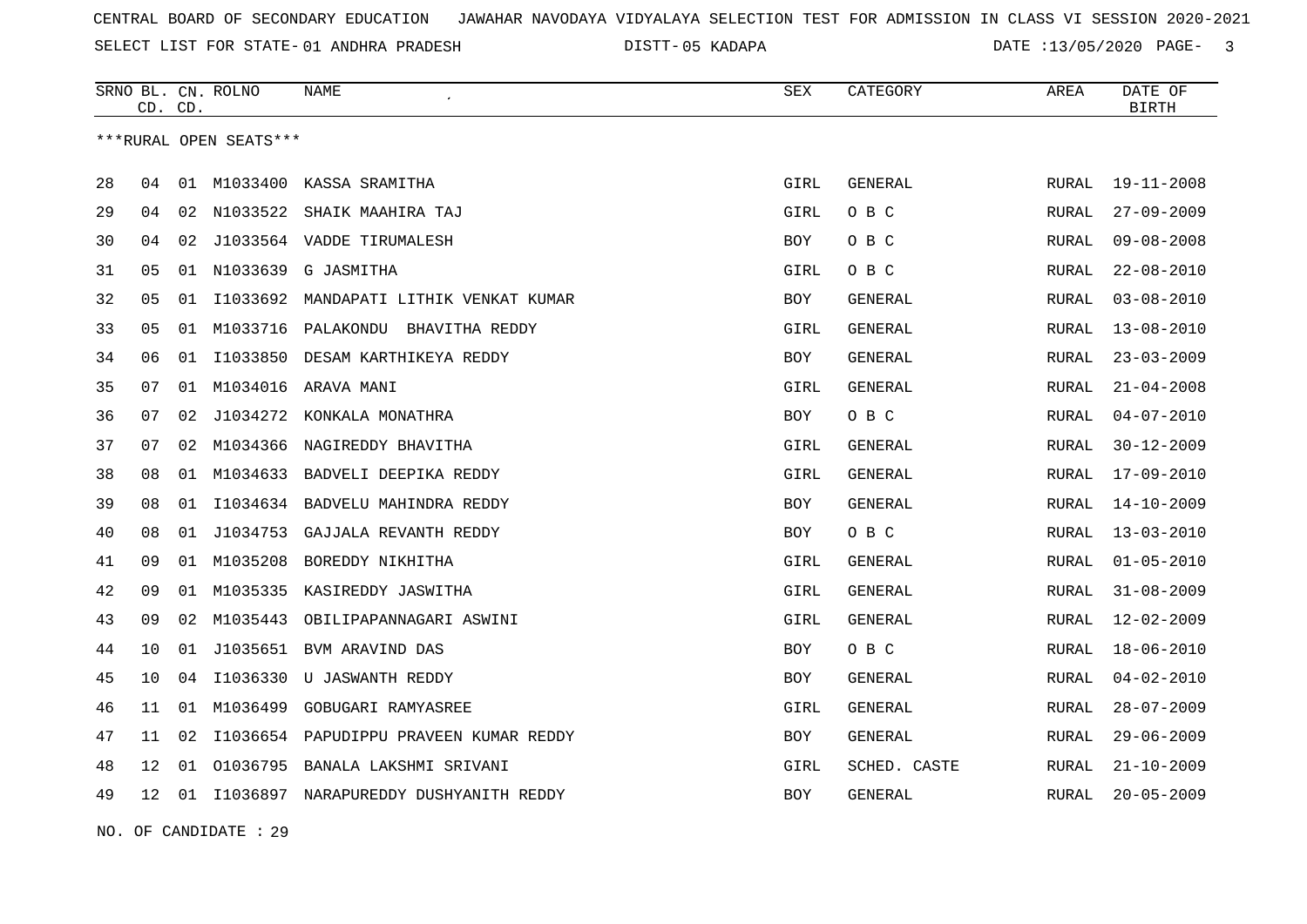CENTRAL BOARD OF SECONDARY EDUCATION   JAWAHAR NAVODAYA VIDYALAYA SELECTION TEST FOR ADMISSION IN CLASS VI SESSION 2020-2021

SELECT LIST FOR STATE- 01 ANDHRA PRADESH   DISTT- 05 KADAPA   DATE :13/05/2020

| SRNO | BL. CD. | CN. CD. | ROLNO | NAME | SEX | CATEGORY | AREA | DATE OF BIRTH |
|---|---|---|---|---|---|---|---|---|

***RURAL OPEN SEATS***

| SRNO | BL. CD. | CN. CD. | ROLNO | NAME | SEX | CATEGORY | AREA | DATE OF BIRTH |
|---|---|---|---|---|---|---|---|---|
| 28 | 04 | 01 | M1033400 | KASSA SRAMITHA | GIRL | GENERAL | RURAL | 19-11-2008 |
| 29 | 04 | 02 | N1033522 | SHAIK MAAHIRA TAJ | GIRL | O B C | RURAL | 27-09-2009 |
| 30 | 04 | 02 | J1033564 | VADDE TIRUMALESH | BOY | O B C | RURAL | 09-08-2008 |
| 31 | 05 | 01 | N1033639 | G JASMITHA | GIRL | O B C | RURAL | 22-08-2010 |
| 32 | 05 | 01 | I1033692 | MANDAPATI LITHIK VENKAT KUMAR | BOY | GENERAL | RURAL | 03-08-2010 |
| 33 | 05 | 01 | M1033716 | PALAKONDU  BHAVITHA REDDY | GIRL | GENERAL | RURAL | 13-08-2010 |
| 34 | 06 | 01 | I1033850 | DESAM KARTHIKEYA REDDY | BOY | GENERAL | RURAL | 23-03-2009 |
| 35 | 07 | 01 | M1034016 | ARAVA MANI | GIRL | GENERAL | RURAL | 21-04-2008 |
| 36 | 07 | 02 | J1034272 | KONKALA MONATHRA | BOY | O B C | RURAL | 04-07-2010 |
| 37 | 07 | 02 | M1034366 | NAGIREDDY BHAVITHA | GIRL | GENERAL | RURAL | 30-12-2009 |
| 38 | 08 | 01 | M1034633 | BADVELI DEEPIKA REDDY | GIRL | GENERAL | RURAL | 17-09-2010 |
| 39 | 08 | 01 | I1034634 | BADVELU MAHINDRA REDDY | BOY | GENERAL | RURAL | 14-10-2009 |
| 40 | 08 | 01 | J1034753 | GAJJALA REVANTH REDDY | BOY | O B C | RURAL | 13-03-2010 |
| 41 | 09 | 01 | M1035208 | BOREDDY NIKHITHA | GIRL | GENERAL | RURAL | 01-05-2010 |
| 42 | 09 | 01 | M1035335 | KASIREDDY JASWITHA | GIRL | GENERAL | RURAL | 31-08-2009 |
| 43 | 09 | 02 | M1035443 | OBILIPAPANNAGARI ASWINI | GIRL | GENERAL | RURAL | 12-02-2009 |
| 44 | 10 | 01 | J1035651 | BVM ARAVIND DAS | BOY | O B C | RURAL | 18-06-2010 |
| 45 | 10 | 04 | I1036330 | U JASWANTH REDDY | BOY | GENERAL | RURAL | 04-02-2010 |
| 46 | 11 | 01 | M1036499 | GOBUGARI RAMYASREE | GIRL | GENERAL | RURAL | 28-07-2009 |
| 47 | 11 | 02 | I1036654 | PAPUDIPPU PRAVEEN KUMAR REDDY | BOY | GENERAL | RURAL | 29-06-2009 |
| 48 | 12 | 01 | O1036795 | BANALA LAKSHMI SRIVANI | GIRL | SCHED. CASTE | RURAL | 21-10-2009 |
| 49 | 12 | 01 | I1036897 | NARAPUREDDY DUSHYANITH REDDY | BOY | GENERAL | RURAL | 20-05-2009 |

NO. OF CANDIDATE : 29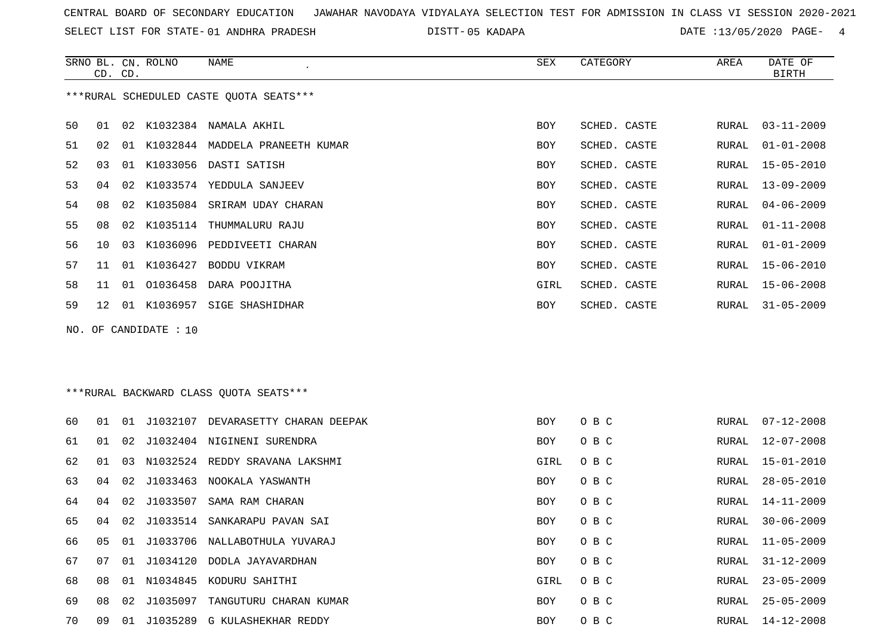CENTRAL BOARD OF SECONDARY EDUCATION JAWAHAR NAVODAYA VIDYALAYA SELECTION TEST FOR ADMISSION IN CLASS VI SESSION 2020-2021

SELECT LIST FOR STATE- 01 ANDHRA PRADESH DISTT- 05 KADAPA DATE :13/05/2020

***RURAL SCHEDULED CASTE QUOTA SEATS***

| SRNO | BL. CD. | CN. CD. | ROLNO | NAME | SEX | CATEGORY | AREA | DATE OF BIRTH |
|---|---|---|---|---|---|---|---|---|
| 50 | 01 | 02 | K1032384 | NAMALA AKHIL | BOY | SCHED. CASTE | RURAL | 03-11-2009 |
| 51 | 02 | 01 | K1032844 | MADDELA PRANEETH KUMAR | BOY | SCHED. CASTE | RURAL | 01-01-2008 |
| 52 | 03 | 01 | K1033056 | DASTI SATISH | BOY | SCHED. CASTE | RURAL | 15-05-2010 |
| 53 | 04 | 02 | K1033574 | YEDDULA SANJEEV | BOY | SCHED. CASTE | RURAL | 13-09-2009 |
| 54 | 08 | 02 | K1035084 | SRIRAM UDAY CHARAN | BOY | SCHED. CASTE | RURAL | 04-06-2009 |
| 55 | 08 | 02 | K1035114 | THUMMALURU RAJU | BOY | SCHED. CASTE | RURAL | 01-11-2008 |
| 56 | 10 | 03 | K1036096 | PEDDIVEETI CHARAN | BOY | SCHED. CASTE | RURAL | 01-01-2009 |
| 57 | 11 | 01 | K1036427 | BODDU VIKRAM | BOY | SCHED. CASTE | RURAL | 15-06-2010 |
| 58 | 11 | 01 | O1036458 | DARA POOJITHA | GIRL | SCHED. CASTE | RURAL | 15-06-2008 |
| 59 | 12 | 01 | K1036957 | SIGE SHASHIDHAR | BOY | SCHED. CASTE | RURAL | 31-05-2009 |

NO. OF CANDIDATE : 10

***RURAL BACKWARD CLASS QUOTA SEATS***

| SRNO | BL. CD. | CN. CD. | ROLNO | NAME | SEX | CATEGORY | AREA | DATE OF BIRTH |
|---|---|---|---|---|---|---|---|---|
| 60 | 01 | 01 | J1032107 | DEVARASETTY CHARAN DEEPAK | BOY | O B C | RURAL | 07-12-2008 |
| 61 | 01 | 02 | J1032404 | NIGINENI SURENDRA | BOY | O B C | RURAL | 12-07-2008 |
| 62 | 01 | 03 | N1032524 | REDDY SRAVANA LAKSHMI | GIRL | O B C | RURAL | 15-01-2010 |
| 63 | 04 | 02 | J1033463 | NOOKALA YASWANTH | BOY | O B C | RURAL | 28-05-2010 |
| 64 | 04 | 02 | J1033507 | SAMA RAM CHARAN | BOY | O B C | RURAL | 14-11-2009 |
| 65 | 04 | 02 | J1033514 | SANKARAPU PAVAN SAI | BOY | O B C | RURAL | 30-06-2009 |
| 66 | 05 | 01 | J1033706 | NALLABOTHULA YUVARAJ | BOY | O B C | RURAL | 11-05-2009 |
| 67 | 07 | 01 | J1034120 | DODLA JAYAVARDHAN | BOY | O B C | RURAL | 31-12-2009 |
| 68 | 08 | 01 | N1034845 | KODURU SAHITHI | GIRL | O B C | RURAL | 23-05-2009 |
| 69 | 08 | 02 | J1035097 | TANGUTURU CHARAN KUMAR | BOY | O B C | RURAL | 25-05-2009 |
| 70 | 09 | 01 | J1035289 | G KULASHEKHAR REDDY | BOY | O B C | RURAL | 14-12-2008 |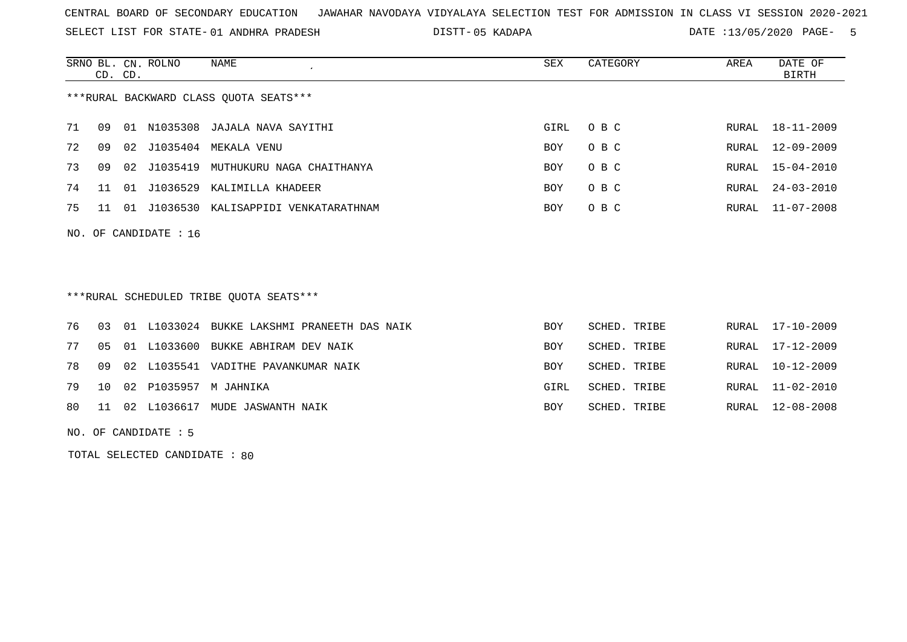CENTRAL BOARD OF SECONDARY EDUCATION   JAWAHAR NAVODAYA VIDYALAYA SELECTION TEST FOR ADMISSION IN CLASS VI SESSION 2020-2021

SELECT LIST FOR STATE- 01 ANDHRA PRADESH   DISTT- 05 KADAPA   DATE :13/05/2020

***RURAL BACKWARD CLASS QUOTA SEATS***

| SRNO | BL. CD. | CN. CD. | ROLNO | NAME | SEX | CATEGORY | AREA | DATE OF BIRTH |
|---|---|---|---|---|---|---|---|---|
| 71 | 09 | 01 | N1035308 | JAJALA NAVA SAYITHI | GIRL | O B C | RURAL | 18-11-2009 |
| 72 | 09 | 02 | J1035404 | MEKALA VENU | BOY | O B C | RURAL | 12-09-2009 |
| 73 | 09 | 02 | J1035419 | MUTHUKURU NAGA CHAITHANYA | BOY | O B C | RURAL | 15-04-2010 |
| 74 | 11 | 01 | J1036529 | KALIMILLA KHADEER | BOY | O B C | RURAL | 24-03-2010 |
| 75 | 11 | 01 | J1036530 | KALISAPPIDI VENKATARATHNAM | BOY | O B C | RURAL | 11-07-2008 |

NO. OF CANDIDATE : 16

***RURAL SCHEDULED TRIBE QUOTA SEATS***

| SRNO | BL. CD. | CN. CD. | ROLNO | NAME | SEX | CATEGORY | AREA | DATE OF BIRTH |
|---|---|---|---|---|---|---|---|---|
| 76 | 03 | 01 | L1033024 | BUKKE LAKSHMI PRANEETH DAS NAIK | BOY | SCHED. TRIBE | RURAL | 17-10-2009 |
| 77 | 05 | 01 | L1033600 | BUKKE ABHIRAM DEV NAIK | BOY | SCHED. TRIBE | RURAL | 17-12-2009 |
| 78 | 09 | 02 | L1035541 | VADITHE PAVANKUMAR NAIK | BOY | SCHED. TRIBE | RURAL | 10-12-2009 |
| 79 | 10 | 02 | P1035957 | M JAHNIKA | GIRL | SCHED. TRIBE | RURAL | 11-02-2010 |
| 80 | 11 | 02 | L1036617 | MUDE JASWANTH NAIK | BOY | SCHED. TRIBE | RURAL | 12-08-2008 |

NO. OF CANDIDATE : 5

TOTAL SELECTED CANDIDATE : 80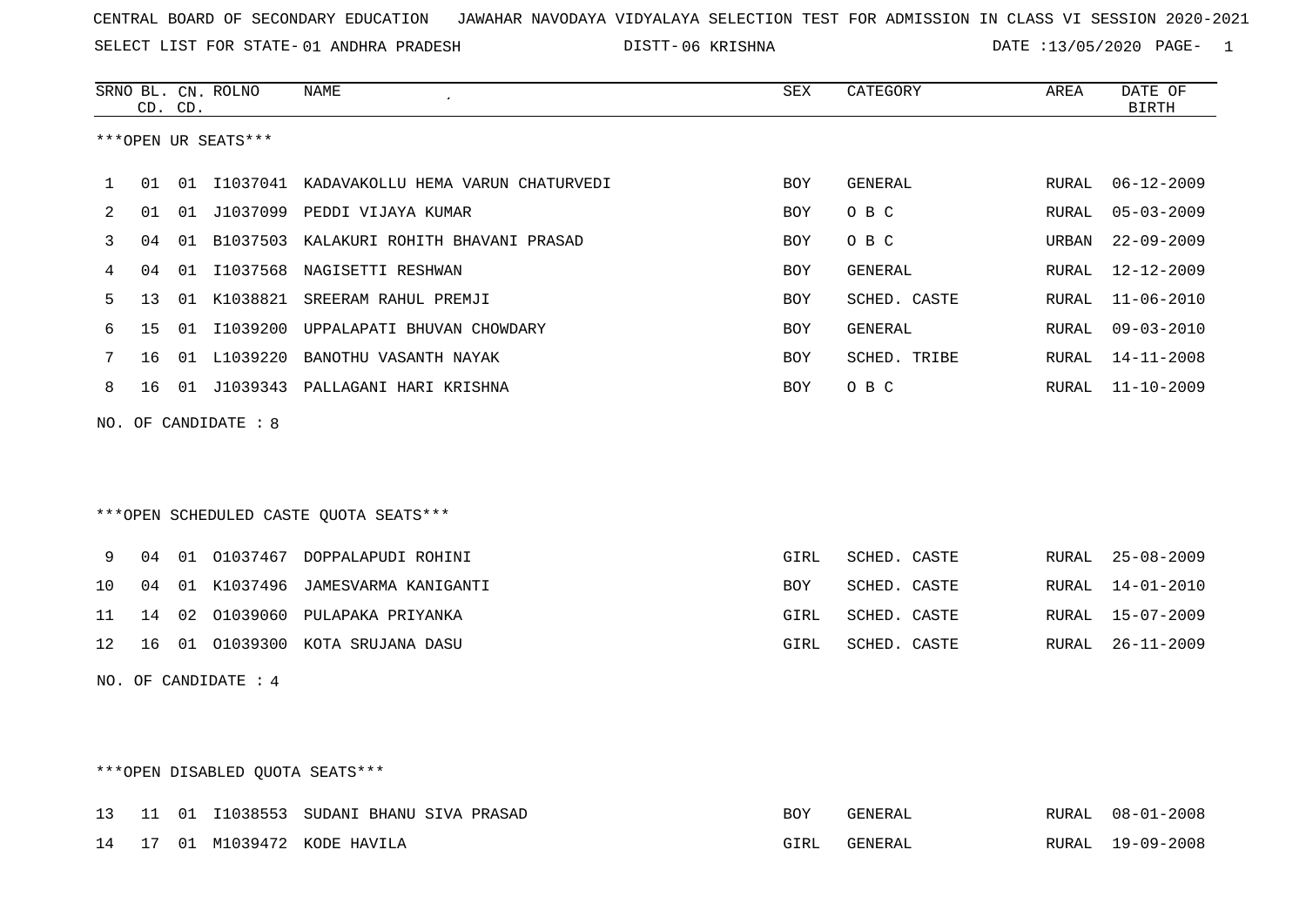CENTRAL BOARD OF SECONDARY EDUCATION JAWAHAR NAVODAYA VIDYALAYA SELECTION TEST FOR ADMISSION IN CLASS VI SESSION 2020-2021

SELECT LIST FOR STATE- 01 ANDHRA PRADESH DISTT- 06 KRISHNA DATE :13/05/2020 PAGE- 1

***OPEN UR SEATS***

| SRNO | BL. CD. | CN. CD. | ROLNO | NAME | SEX | CATEGORY | AREA | DATE OF BIRTH |
|---|---|---|---|---|---|---|---|---|
| 1 | 01 | 01 | I1037041 | KADAVAKOLLU HEMA VARUN CHATURVEDI | BOY | GENERAL | RURAL | 06-12-2009 |
| 2 | 01 | 01 | J1037099 | PEDDI VIJAYA KUMAR | BOY | O B C | RURAL | 05-03-2009 |
| 3 | 04 | 01 | B1037503 | KALAKURI ROHITH BHAVANI PRASAD | BOY | O B C | URBAN | 22-09-2009 |
| 4 | 04 | 01 | I1037568 | NAGISETTI RESHWAN | BOY | GENERAL | RURAL | 12-12-2009 |
| 5 | 13 | 01 | K1038821 | SREERAM RAHUL PREMJI | BOY | SCHED. CASTE | RURAL | 11-06-2010 |
| 6 | 15 | 01 | I1039200 | UPPALAPATI BHUVAN CHOWDARY | BOY | GENERAL | RURAL | 09-03-2010 |
| 7 | 16 | 01 | L1039220 | BANOTHU VASANTH NAYAK | BOY | SCHED. TRIBE | RURAL | 14-11-2008 |
| 8 | 16 | 01 | J1039343 | PALLAGANI HARI KRISHNA | BOY | O B C | RURAL | 11-10-2009 |

NO. OF CANDIDATE : 8

***OPEN SCHEDULED CASTE QUOTA SEATS***

| SRNO | BL. CD. | CN. CD. | ROLNO | NAME | SEX | CATEGORY | AREA | DATE OF BIRTH |
|---|---|---|---|---|---|---|---|---|
| 9 | 04 | 01 | O1037467 | DOPPALAPUDI ROHINI | GIRL | SCHED. CASTE | RURAL | 25-08-2009 |
| 10 | 04 | 01 | K1037496 | JAMESVARMA KANIGANTI | BOY | SCHED. CASTE | RURAL | 14-01-2010 |
| 11 | 14 | 02 | O1039060 | PULAPAKA PRIYANKA | GIRL | SCHED. CASTE | RURAL | 15-07-2009 |
| 12 | 16 | 01 | O1039300 | KOTA SRUJANA DASU | GIRL | SCHED. CASTE | RURAL | 26-11-2009 |

NO. OF CANDIDATE : 4

***OPEN DISABLED QUOTA SEATS***

| SRNO | BL. CD. | CN. CD. | ROLNO | NAME | SEX | CATEGORY | AREA | DATE OF BIRTH |
|---|---|---|---|---|---|---|---|---|
| 13 | 11 | 01 | I1038553 | SUDANI BHANU SIVA PRASAD | BOY | GENERAL | RURAL | 08-01-2008 |
| 14 | 17 | 01 | M1039472 | KODE HAVILA | GIRL | GENERAL | RURAL | 19-09-2008 |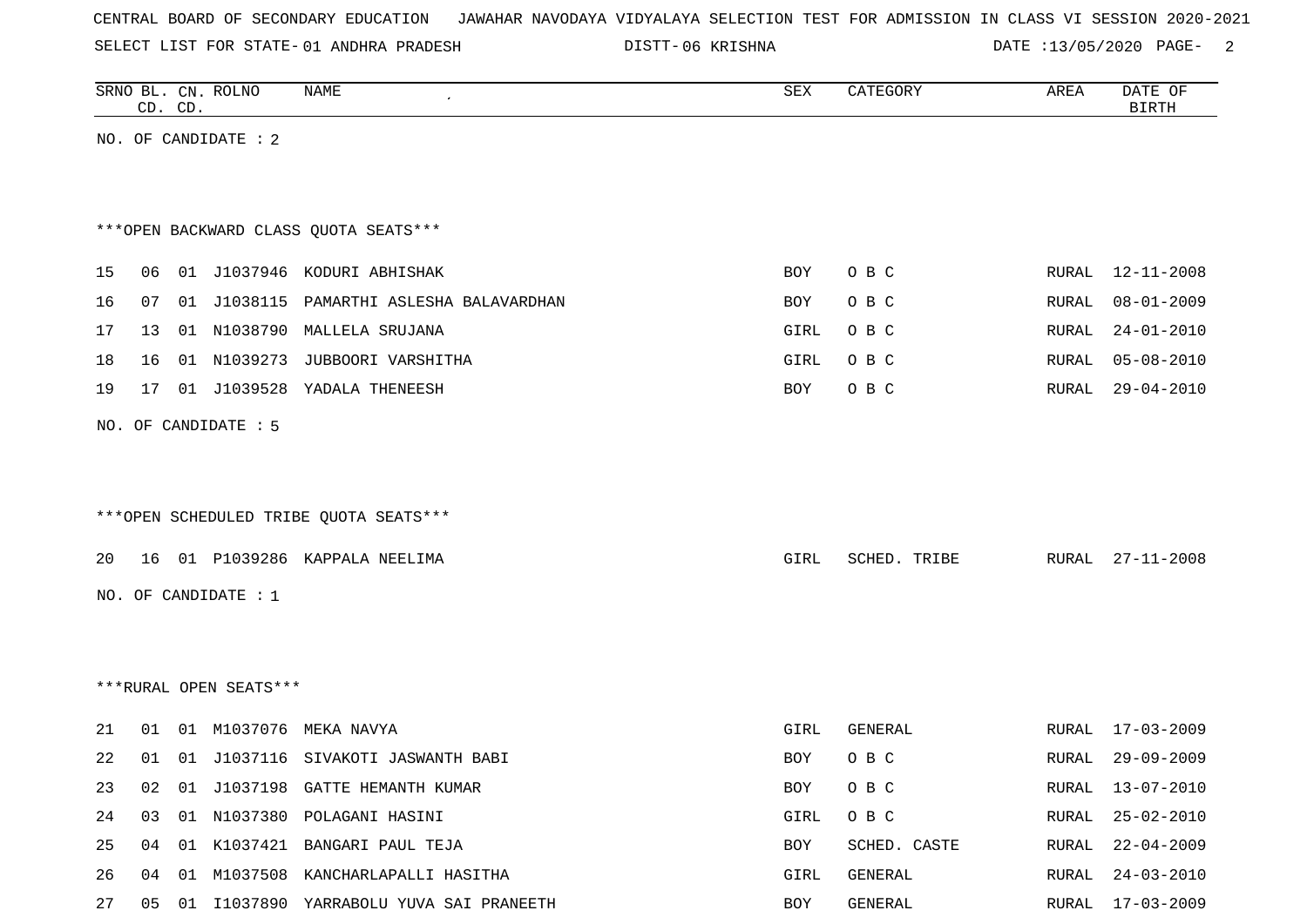CENTRAL BOARD OF SECONDARY EDUCATION JAWAHAR NAVODAYA VIDYALAYA SELECTION TEST FOR ADMISSION IN CLASS VI SESSION 2020-2021

SELECT LIST FOR STATE- 01 ANDHRA PRADESH DISTT- 06 KRISHNA DATE :13/05/2020

| SRNO | BL. CD. | CN. CD. | ROLNO | NAME | SEX | CATEGORY | AREA | DATE OF BIRTH |
|---|---|---|---|---|---|---|---|---|

NO. OF CANDIDATE : 2

***OPEN BACKWARD CLASS QUOTA SEATS***

| SRNO | BL. CD. | CN. CD. | ROLNO | NAME | SEX | CATEGORY | AREA | DATE OF BIRTH |
|---|---|---|---|---|---|---|---|---|
| 15 | 06 | 01 | J1037946 | KODURI ABHISHAK | BOY | O B C | RURAL | 12-11-2008 |
| 16 | 07 | 01 | J1038115 | PAMARTHI ASLESHA BALAVARDHAN | BOY | O B C | RURAL | 08-01-2009 |
| 17 | 13 | 01 | N1038790 | MALLELA SRUJANA | GIRL | O B C | RURAL | 24-01-2010 |
| 18 | 16 | 01 | N1039273 | JUBBOORI VARSHITHA | GIRL | O B C | RURAL | 05-08-2010 |
| 19 | 17 | 01 | J1039528 | YADALA THENEESH | BOY | O B C | RURAL | 29-04-2010 |

NO. OF CANDIDATE : 5

***OPEN SCHEDULED TRIBE QUOTA SEATS***

| SRNO | BL. CD. | CN. CD. | ROLNO | NAME | SEX | CATEGORY | AREA | DATE OF BIRTH |
|---|---|---|---|---|---|---|---|---|
| 20 | 16 | 01 | P1039286 | KAPPALA NEELIMA | GIRL | SCHED. TRIBE | RURAL | 27-11-2008 |

NO. OF CANDIDATE : 1

***RURAL OPEN SEATS***

| SRNO | BL. CD. | CN. CD. | ROLNO | NAME | SEX | CATEGORY | AREA | DATE OF BIRTH |
|---|---|---|---|---|---|---|---|---|
| 21 | 01 | 01 | M1037076 | MEKA NAVYA | GIRL | GENERAL | RURAL | 17-03-2009 |
| 22 | 01 | 01 | J1037116 | SIVAKOTI JASWANTH BABI | BOY | O B C | RURAL | 29-09-2009 |
| 23 | 02 | 01 | J1037198 | GATTE HEMANTH KUMAR | BOY | O B C | RURAL | 13-07-2010 |
| 24 | 03 | 01 | N1037380 | POLAGANI HASINI | GIRL | O B C | RURAL | 25-02-2010 |
| 25 | 04 | 01 | K1037421 | BANGARI PAUL TEJA | BOY | SCHED. CASTE | RURAL | 22-04-2009 |
| 26 | 04 | 01 | M1037508 | KANCHARLAPALLI HASITHA | GIRL | GENERAL | RURAL | 24-03-2010 |
| 27 | 05 | 01 | I1037890 | YARRABOLU YUVA SAI PRANEETH | BOY | GENERAL | RURAL | 17-03-2009 |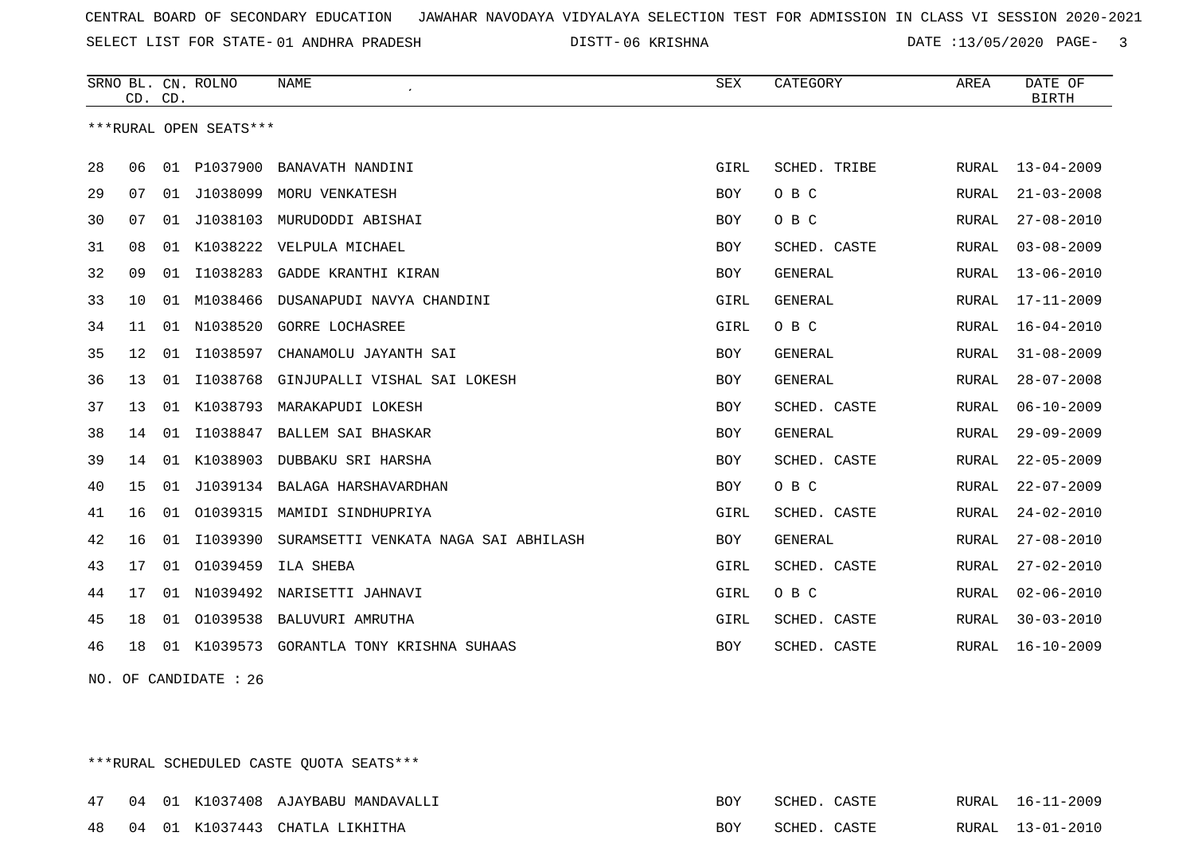CENTRAL BOARD OF SECONDARY EDUCATION JAWAHAR NAVODAYA VIDYALAYA SELECTION TEST FOR ADMISSION IN CLASS VI SESSION 2020-2021

SELECT LIST FOR STATE- 01 ANDHRA PRADESH DISTT- 06 KRISHNA DATE :13/05/2020 PAGE- 3

***RURAL OPEN SEATS***

| SRNO | BL. CD. | CN. CD. | ROLNO | NAME | SEX | CATEGORY | AREA | DATE OF BIRTH |
|---|---|---|---|---|---|---|---|---|
| 28 | 06 | 01 | P1037900 | BANAVATH NANDINI | GIRL | SCHED. TRIBE | RURAL | 13-04-2009 |
| 29 | 07 | 01 | J1038099 | MORU VENKATESH | BOY | O B C | RURAL | 21-03-2008 |
| 30 | 07 | 01 | J1038103 | MURUDODDI ABISHAI | BOY | O B C | RURAL | 27-08-2010 |
| 31 | 08 | 01 | K1038222 | VELPULA MICHAEL | BOY | SCHED. CASTE | RURAL | 03-08-2009 |
| 32 | 09 | 01 | I1038283 | GADDE KRANTHI KIRAN | BOY | GENERAL | RURAL | 13-06-2010 |
| 33 | 10 | 01 | M1038466 | DUSANAPUDI NAVYA CHANDINI | GIRL | GENERAL | RURAL | 17-11-2009 |
| 34 | 11 | 01 | N1038520 | GORRE LOCHASREE | GIRL | O B C | RURAL | 16-04-2010 |
| 35 | 12 | 01 | I1038597 | CHANAMOLU JAYANTH SAI | BOY | GENERAL | RURAL | 31-08-2009 |
| 36 | 13 | 01 | I1038768 | GINJUPALLI VISHAL SAI LOKESH | BOY | GENERAL | RURAL | 28-07-2008 |
| 37 | 13 | 01 | K1038793 | MARAKAPUDI LOKESH | BOY | SCHED. CASTE | RURAL | 06-10-2009 |
| 38 | 14 | 01 | I1038847 | BALLEM SAI BHASKAR | BOY | GENERAL | RURAL | 29-09-2009 |
| 39 | 14 | 01 | K1038903 | DUBBAKU SRI HARSHA | BOY | SCHED. CASTE | RURAL | 22-05-2009 |
| 40 | 15 | 01 | J1039134 | BALAGA HARSHAVARDHAN | BOY | O B C | RURAL | 22-07-2009 |
| 41 | 16 | 01 | O1039315 | MAMIDI SINDHUPRIYA | GIRL | SCHED. CASTE | RURAL | 24-02-2010 |
| 42 | 16 | 01 | I1039390 | SURAMSETTI VENKATA NAGA SAI ABHILASH | BOY | GENERAL | RURAL | 27-08-2010 |
| 43 | 17 | 01 | O1039459 | ILA SHEBA | GIRL | SCHED. CASTE | RURAL | 27-02-2010 |
| 44 | 17 | 01 | N1039492 | NARISETTI JAHNAVI | GIRL | O B C | RURAL | 02-06-2010 |
| 45 | 18 | 01 | O1039538 | BALUVURI AMRUTHA | GIRL | SCHED. CASTE | RURAL | 30-03-2010 |
| 46 | 18 | 01 | K1039573 | GORANTLA TONY KRISHNA SUHAAS | BOY | SCHED. CASTE | RURAL | 16-10-2009 |

NO. OF CANDIDATE : 26

***RURAL SCHEDULED CASTE QUOTA SEATS***

| SRNO | BL. CD. | CN. CD. | ROLNO | NAME | SEX | CATEGORY | AREA | DATE OF BIRTH |
|---|---|---|---|---|---|---|---|---|
| 47 | 04 | 01 | K1037408 | AJAYBABU MANDAVALLI | BOY | SCHED. CASTE | RURAL | 16-11-2009 |
| 48 | 04 | 01 | K1037443 | CHATLA LIKHITHA | BOY | SCHED. CASTE | RURAL | 13-01-2010 |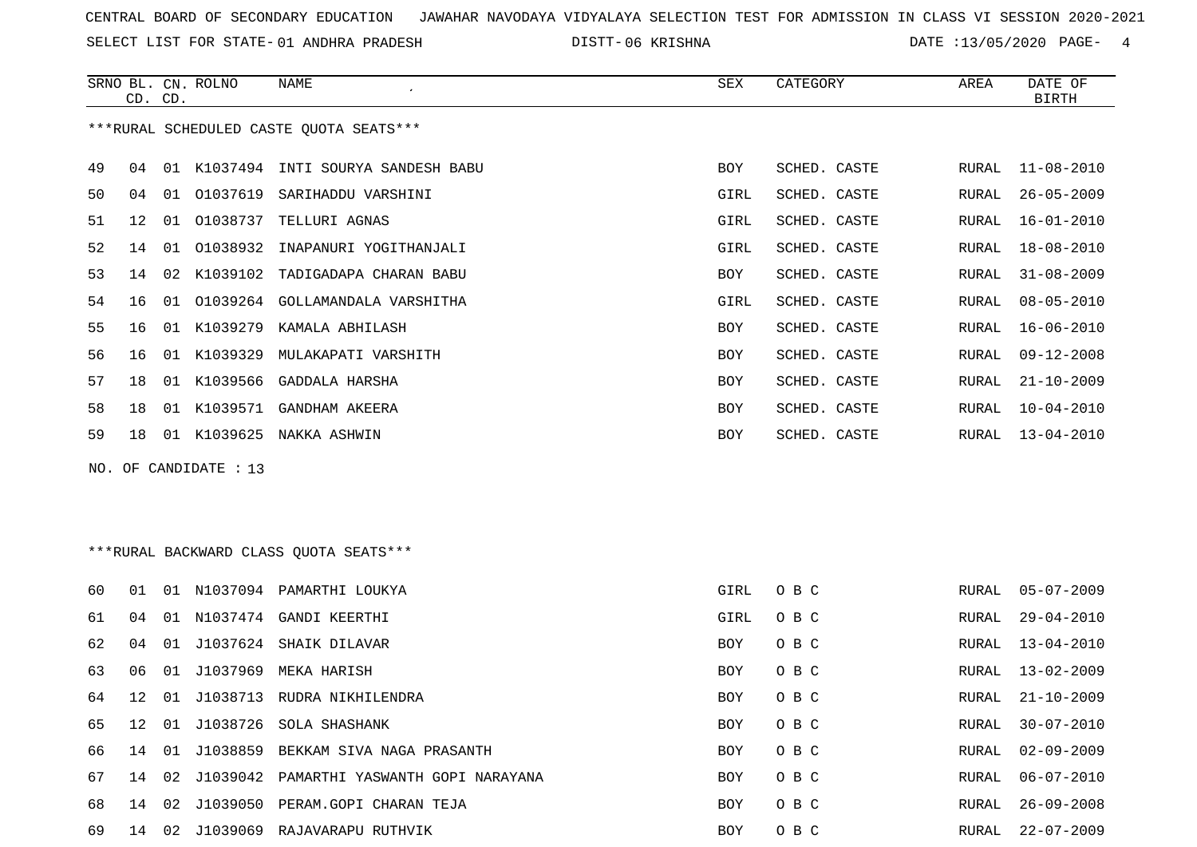CENTRAL BOARD OF SECONDARY EDUCATION JAWAHAR NAVODAYA VIDYALAYA SELECTION TEST FOR ADMISSION IN CLASS VI SESSION 2020-2021

SELECT LIST FOR STATE- 01 ANDHRA PRADESH DISTT- 06 KRISHNA DATE :13/05/2020

***RURAL SCHEDULED CASTE QUOTA SEATS***

| SRNO | BL. CD. | CN. CD. | ROLNO | NAME | SEX | CATEGORY | AREA | DATE OF BIRTH |
|---|---|---|---|---|---|---|---|---|
| 49 | 04 | 01 | K1037494 | INTI SOURYA SANDESH BABU | BOY | SCHED. CASTE | RURAL | 11-08-2010 |
| 50 | 04 | 01 | O1037619 | SARIHADDU VARSHINI | GIRL | SCHED. CASTE | RURAL | 26-05-2009 |
| 51 | 12 | 01 | O1038737 | TELLURI AGNAS | GIRL | SCHED. CASTE | RURAL | 16-01-2010 |
| 52 | 14 | 01 | O1038932 | INAPANURI YOGITHANJALI | GIRL | SCHED. CASTE | RURAL | 18-08-2010 |
| 53 | 14 | 02 | K1039102 | TADIGADAPA CHARAN BABU | BOY | SCHED. CASTE | RURAL | 31-08-2009 |
| 54 | 16 | 01 | O1039264 | GOLLAMANDALA VARSHITHA | GIRL | SCHED. CASTE | RURAL | 08-05-2010 |
| 55 | 16 | 01 | K1039279 | KAMALA ABHILASH | BOY | SCHED. CASTE | RURAL | 16-06-2010 |
| 56 | 16 | 01 | K1039329 | MULAKAPATI VARSHITH | BOY | SCHED. CASTE | RURAL | 09-12-2008 |
| 57 | 18 | 01 | K1039566 | GADDALA HARSHA | BOY | SCHED. CASTE | RURAL | 21-10-2009 |
| 58 | 18 | 01 | K1039571 | GANDHAM AKEERA | BOY | SCHED. CASTE | RURAL | 10-04-2010 |
| 59 | 18 | 01 | K1039625 | NAKKA ASHWIN | BOY | SCHED. CASTE | RURAL | 13-04-2010 |

NO. OF CANDIDATE : 13

***RURAL BACKWARD CLASS QUOTA SEATS***

| SRNO | BL. CD. | CN. CD. | ROLNO | NAME | SEX | CATEGORY | AREA | DATE OF BIRTH |
|---|---|---|---|---|---|---|---|---|
| 60 | 01 | 01 | N1037094 | PAMARTHI LOUKYA | GIRL | O B C | RURAL | 05-07-2009 |
| 61 | 04 | 01 | N1037474 | GANDI KEERTHI | GIRL | O B C | RURAL | 29-04-2010 |
| 62 | 04 | 01 | J1037624 | SHAIK DILAVAR | BOY | O B C | RURAL | 13-04-2010 |
| 63 | 06 | 01 | J1037969 | MEKA HARISH | BOY | O B C | RURAL | 13-02-2009 |
| 64 | 12 | 01 | J1038713 | RUDRA NIKHILENDRA | BOY | O B C | RURAL | 21-10-2009 |
| 65 | 12 | 01 | J1038726 | SOLA SHASHANK | BOY | O B C | RURAL | 30-07-2010 |
| 66 | 14 | 01 | J1038859 | BEKKAM SIVA NAGA PRASANTH | BOY | O B C | RURAL | 02-09-2009 |
| 67 | 14 | 02 | J1039042 | PAMARTHI YASWANTH GOPI NARAYANA | BOY | O B C | RURAL | 06-07-2010 |
| 68 | 14 | 02 | J1039050 | PERAM.GOPI CHARAN TEJA | BOY | O B C | RURAL | 26-09-2008 |
| 69 | 14 | 02 | J1039069 | RAJAVARAPU RUTHVIK | BOY | O B C | RURAL | 22-07-2009 |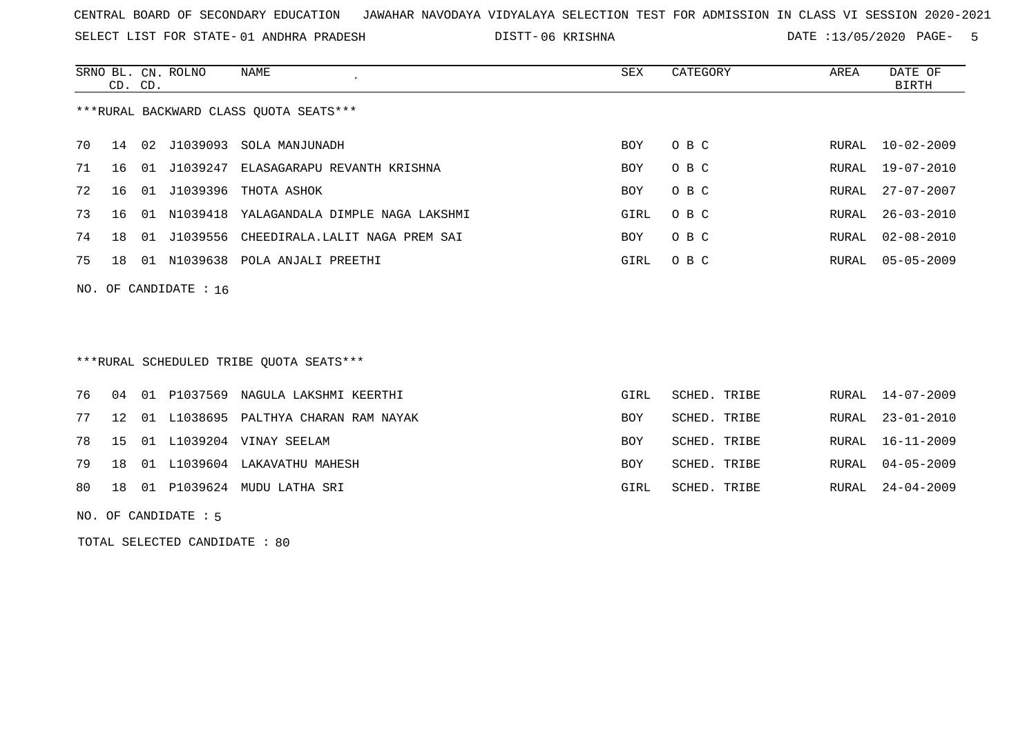CENTRAL BOARD OF SECONDARY EDUCATION JAWAHAR NAVODAYA VIDYALAYA SELECTION TEST FOR ADMISSION IN CLASS VI SESSION 2020-2021

SELECT LIST FOR STATE- 01 ANDHRA PRADESH DISTT- 06 KRISHNA DATE :13/05/2020

***RURAL BACKWARD CLASS QUOTA SEATS***

| SRNO | BL. CD. | CN. CD. | ROLNO | NAME | SEX | CATEGORY | AREA | DATE OF BIRTH |
|---|---|---|---|---|---|---|---|---|
| 70 | 14 | 02 | J1039093 | SOLA MANJUNADH | BOY | O B C | RURAL | 10-02-2009 |
| 71 | 16 | 01 | J1039247 | ELASAGARAPU REVANTH KRISHNA | BOY | O B C | RURAL | 19-07-2010 |
| 72 | 16 | 01 | J1039396 | THOTA ASHOK | BOY | O B C | RURAL | 27-07-2007 |
| 73 | 16 | 01 | N1039418 | YALAGANDALA DIMPLE NAGA LAKSHMI | GIRL | O B C | RURAL | 26-03-2010 |
| 74 | 18 | 01 | J1039556 | CHEEDIRALA.LALIT NAGA PREM SAI | BOY | O B C | RURAL | 02-08-2010 |
| 75 | 18 | 01 | N1039638 | POLA ANJALI PREETHI | GIRL | O B C | RURAL | 05-05-2009 |

NO. OF CANDIDATE : 16

***RURAL SCHEDULED TRIBE QUOTA SEATS***

| SRNO | BL. CD. | CN. CD. | ROLNO | NAME | SEX | CATEGORY | AREA | DATE OF BIRTH |
|---|---|---|---|---|---|---|---|---|
| 76 | 04 | 01 | P1037569 | NAGULA LAKSHMI KEERTHI | GIRL | SCHED. TRIBE | RURAL | 14-07-2009 |
| 77 | 12 | 01 | L1038695 | PALTHYA CHARAN RAM NAYAK | BOY | SCHED. TRIBE | RURAL | 23-01-2010 |
| 78 | 15 | 01 | L1039204 | VINAY SEELAM | BOY | SCHED. TRIBE | RURAL | 16-11-2009 |
| 79 | 18 | 01 | L1039604 | LAKAVATHU MAHESH | BOY | SCHED. TRIBE | RURAL | 04-05-2009 |
| 80 | 18 | 01 | P1039624 | MUDU LATHA SRI | GIRL | SCHED. TRIBE | RURAL | 24-04-2009 |

NO. OF CANDIDATE : 5

TOTAL SELECTED CANDIDATE : 80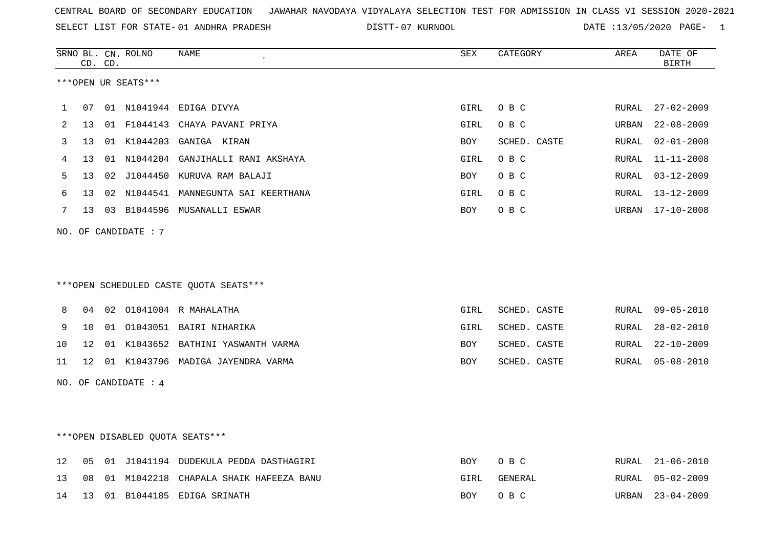CENTRAL BOARD OF SECONDARY EDUCATION JAWAHAR NAVODAYA VIDYALAYA SELECTION TEST FOR ADMISSION IN CLASS VI SESSION 2020-2021

SELECT LIST FOR STATE- 01 ANDHRA PRADESH DISTT- 07 KURNOOL DATE :13/05/2020

***OPEN UR SEATS***

| SRNO | BL. CD. | CN. CD. | ROLNO | NAME | SEX | CATEGORY | AREA | DATE OF BIRTH |
|---|---|---|---|---|---|---|---|---|
| 1 | 07 | 01 | N1041944 | EDIGA DIVYA | GIRL | O B C | RURAL | 27-02-2009 |
| 2 | 13 | 01 | F1044143 | CHAYA PAVANI PRIYA | GIRL | O B C | URBAN | 22-08-2009 |
| 3 | 13 | 01 | K1044203 | GANIGA KIRAN | BOY | SCHED. CASTE | RURAL | 02-01-2008 |
| 4 | 13 | 01 | N1044204 | GANJIHALLI RANI AKSHAYA | GIRL | O B C | RURAL | 11-11-2008 |
| 5 | 13 | 02 | J1044450 | KURUVA RAM BALAJI | BOY | O B C | RURAL | 03-12-2009 |
| 6 | 13 | 02 | N1044541 | MANNEGUNTA SAI KEERTHANA | GIRL | O B C | RURAL | 13-12-2009 |
| 7 | 13 | 03 | B1044596 | MUSANALLI ESWAR | BOY | O B C | URBAN | 17-10-2008 |

NO. OF CANDIDATE : 7

***OPEN SCHEDULED CASTE QUOTA SEATS***

| SRNO | BL. CD. | CN. CD. | ROLNO | NAME | SEX | CATEGORY | AREA | DATE OF BIRTH |
|---|---|---|---|---|---|---|---|---|
| 8 | 04 | 02 | O1041004 | R MAHALATHA | GIRL | SCHED. CASTE | RURAL | 09-05-2010 |
| 9 | 10 | 01 | O1043051 | BAIRI NIHARIKA | GIRL | SCHED. CASTE | RURAL | 28-02-2010 |
| 10 | 12 | 01 | K1043652 | BATHINI YASWANTH VARMA | BOY | SCHED. CASTE | RURAL | 22-10-2009 |
| 11 | 12 | 01 | K1043796 | MADIGA JAYENDRA VARMA | BOY | SCHED. CASTE | RURAL | 05-08-2010 |

NO. OF CANDIDATE : 4

***OPEN DISABLED QUOTA SEATS***

| SRNO | BL. CD. | CN. CD. | ROLNO | NAME | SEX | CATEGORY | AREA | DATE OF BIRTH |
|---|---|---|---|---|---|---|---|---|
| 12 | 05 | 01 | J1041194 | DUDEKULA PEDDA DASTHAGIRI | BOY | O B C | RURAL | 21-06-2010 |
| 13 | 08 | 01 | M1042218 | CHAPALA SHAIK HAFEEZA BANU | GIRL | GENERAL | RURAL | 05-02-2009 |
| 14 | 13 | 01 | B1044185 | EDIGA SRINATH | BOY | O B C | URBAN | 23-04-2009 |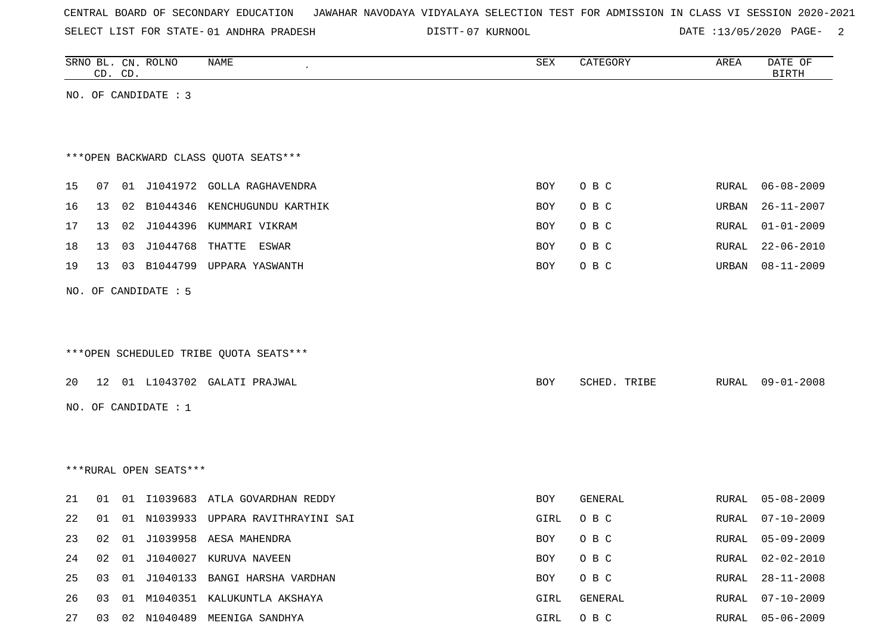CENTRAL BOARD OF SECONDARY EDUCATION JAWAHAR NAVODAYA VIDYALAYA SELECTION TEST FOR ADMISSION IN CLASS VI SESSION 2020-2021

SELECT LIST FOR STATE- 01 ANDHRA PRADESH DISTT- 07 KURNOOL DATE :13/05/2020

| SRNO | BL. CD. | CN. CD. | ROLNO | NAME | SEX | CATEGORY | AREA | DATE OF BIRTH |
|---|---|---|---|---|---|---|---|---|

NO. OF CANDIDATE : 3

***OPEN BACKWARD CLASS QUOTA SEATS***

| SRNO | BL. CD. | CN. CD. | ROLNO | NAME | SEX | CATEGORY | AREA | DATE OF BIRTH |
|---|---|---|---|---|---|---|---|---|
| 15 | 07 | 01 | J1041972 | GOLLA RAGHAVENDRA | BOY | O B C | RURAL | 06-08-2009 |
| 16 | 13 | 02 | B1044346 | KENCHUGUNDU KARTHIK | BOY | O B C | URBAN | 26-11-2007 |
| 17 | 13 | 02 | J1044396 | KUMMARI VIKRAM | BOY | O B C | RURAL | 01-01-2009 |
| 18 | 13 | 03 | J1044768 | THATTE ESWAR | BOY | O B C | RURAL | 22-06-2010 |
| 19 | 13 | 03 | B1044799 | UPPARA YASWANTH | BOY | O B C | URBAN | 08-11-2009 |

NO. OF CANDIDATE : 5

***OPEN SCHEDULED TRIBE QUOTA SEATS***

| SRNO | BL. CD. | CN. CD. | ROLNO | NAME | SEX | CATEGORY | AREA | DATE OF BIRTH |
|---|---|---|---|---|---|---|---|---|
| 20 | 12 | 01 | L1043702 | GALATI PRAJWAL | BOY | SCHED. TRIBE | RURAL | 09-01-2008 |

NO. OF CANDIDATE : 1

***RURAL OPEN SEATS***

| SRNO | BL. CD. | CN. CD. | ROLNO | NAME | SEX | CATEGORY | AREA | DATE OF BIRTH |
|---|---|---|---|---|---|---|---|---|
| 21 | 01 | 01 | I1039683 | ATLA GOVARDHAN REDDY | BOY | GENERAL | RURAL | 05-08-2009 |
| 22 | 01 | 01 | N1039933 | UPPARA RAVITHRAYINI SAI | GIRL | O B C | RURAL | 07-10-2009 |
| 23 | 02 | 01 | J1039958 | AESA MAHENDRA | BOY | O B C | RURAL | 05-09-2009 |
| 24 | 02 | 01 | J1040027 | KURUVA NAVEEN | BOY | O B C | RURAL | 02-02-2010 |
| 25 | 03 | 01 | J1040133 | BANGI HARSHA VARDHAN | BOY | O B C | RURAL | 28-11-2008 |
| 26 | 03 | 01 | M1040351 | KALUKUNTLA AKSHAYA | GIRL | GENERAL | RURAL | 07-10-2009 |
| 27 | 03 | 02 | N1040489 | MEENIGA SANDHYA | GIRL | O B C | RURAL | 05-06-2009 |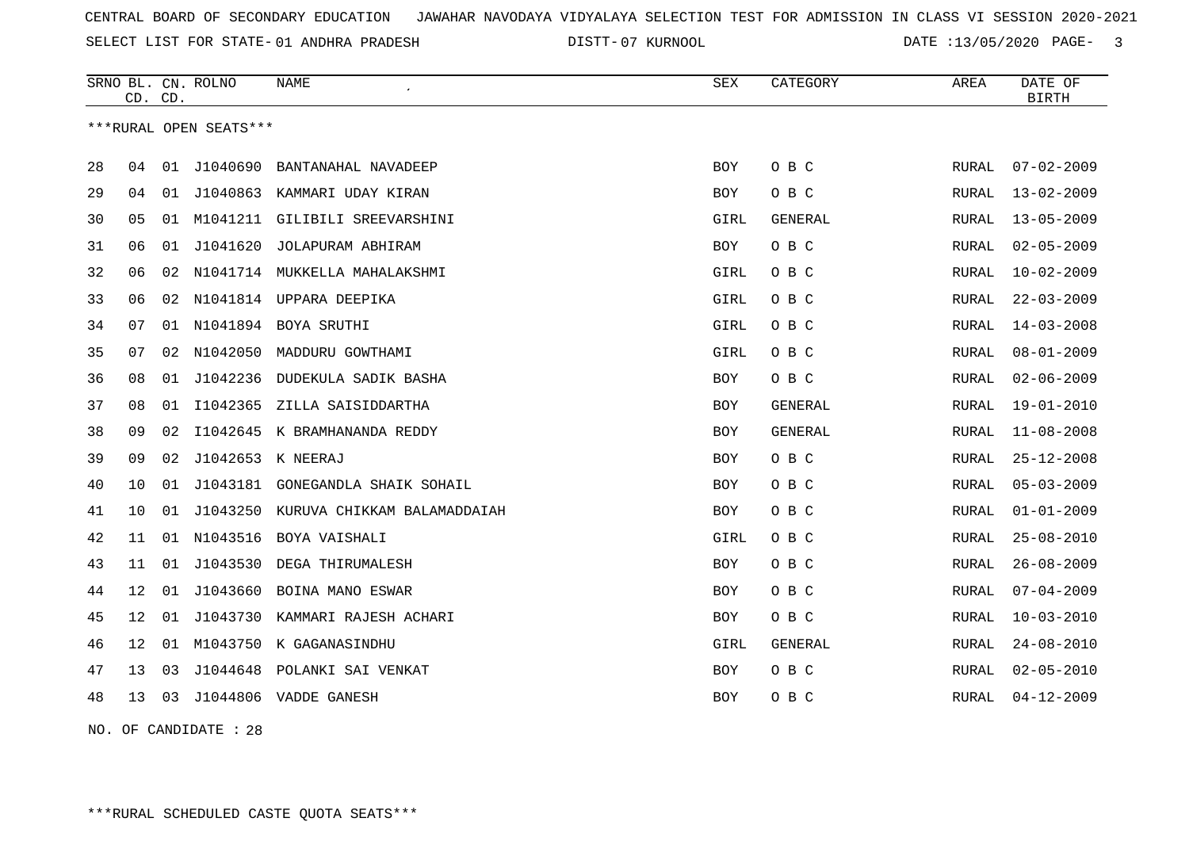CENTRAL BOARD OF SECONDARY EDUCATION   JAWAHAR NAVODAYA VIDYALAYA SELECTION TEST FOR ADMISSION IN CLASS VI SESSION 2020-2021

SELECT LIST FOR STATE- 01 ANDHRA PRADESH   DISTT- 07 KURNOOL   DATE :13/05/2020

***RURAL OPEN SEATS***

| SRNO | BL. CD. | CN. CD. | ROLNO | NAME | SEX | CATEGORY | AREA | DATE OF BIRTH |
|---|---|---|---|---|---|---|---|---|
| 28 | 04 | 01 | J1040690 | BANTANAHAL NAVADEEP | BOY | O B C | RURAL | 07-02-2009 |
| 29 | 04 | 01 | J1040863 | KAMMARI UDAY KIRAN | BOY | O B C | RURAL | 13-02-2009 |
| 30 | 05 | 01 | M1041211 | GILIBILI SREEVARSHINI | GIRL | GENERAL | RURAL | 13-05-2009 |
| 31 | 06 | 01 | J1041620 | JOLAPURAM ABHIRAM | BOY | O B C | RURAL | 02-05-2009 |
| 32 | 06 | 02 | N1041714 | MUKKELLA MAHALAKSHMI | GIRL | O B C | RURAL | 10-02-2009 |
| 33 | 06 | 02 | N1041814 | UPPARA DEEPIKA | GIRL | O B C | RURAL | 22-03-2009 |
| 34 | 07 | 01 | N1041894 | BOYA SRUTHI | GIRL | O B C | RURAL | 14-03-2008 |
| 35 | 07 | 02 | N1042050 | MADDURU GOWTHAMI | GIRL | O B C | RURAL | 08-01-2009 |
| 36 | 08 | 01 | J1042236 | DUDEKULA SADIK BASHA | BOY | O B C | RURAL | 02-06-2009 |
| 37 | 08 | 01 | I1042365 | ZILLA SAISIDDARTHA | BOY | GENERAL | RURAL | 19-01-2010 |
| 38 | 09 | 02 | I1042645 | K BRAMHANANDA REDDY | BOY | GENERAL | RURAL | 11-08-2008 |
| 39 | 09 | 02 | J1042653 | K NEERAJ | BOY | O B C | RURAL | 25-12-2008 |
| 40 | 10 | 01 | J1043181 | GONEGANDLA SHAIK SOHAIL | BOY | O B C | RURAL | 05-03-2009 |
| 41 | 10 | 01 | J1043250 | KURUVA CHIKKAM BALAMADDAIAH | BOY | O B C | RURAL | 01-01-2009 |
| 42 | 11 | 01 | N1043516 | BOYA VAISHALI | GIRL | O B C | RURAL | 25-08-2010 |
| 43 | 11 | 01 | J1043530 | DEGA THIRUMALESH | BOY | O B C | RURAL | 26-08-2009 |
| 44 | 12 | 01 | J1043660 | BOINA MANO ESWAR | BOY | O B C | RURAL | 07-04-2009 |
| 45 | 12 | 01 | J1043730 | KAMMARI RAJESH ACHARI | BOY | O B C | RURAL | 10-03-2010 |
| 46 | 12 | 01 | M1043750 | K GAGANASINDHU | GIRL | GENERAL | RURAL | 24-08-2010 |
| 47 | 13 | 03 | J1044648 | POLANKI SAI VENKAT | BOY | O B C | RURAL | 02-05-2010 |
| 48 | 13 | 03 | J1044806 | VADDE GANESH | BOY | O B C | RURAL | 04-12-2009 |

NO. OF CANDIDATE : 28

***RURAL SCHEDULED CASTE QUOTA SEATS***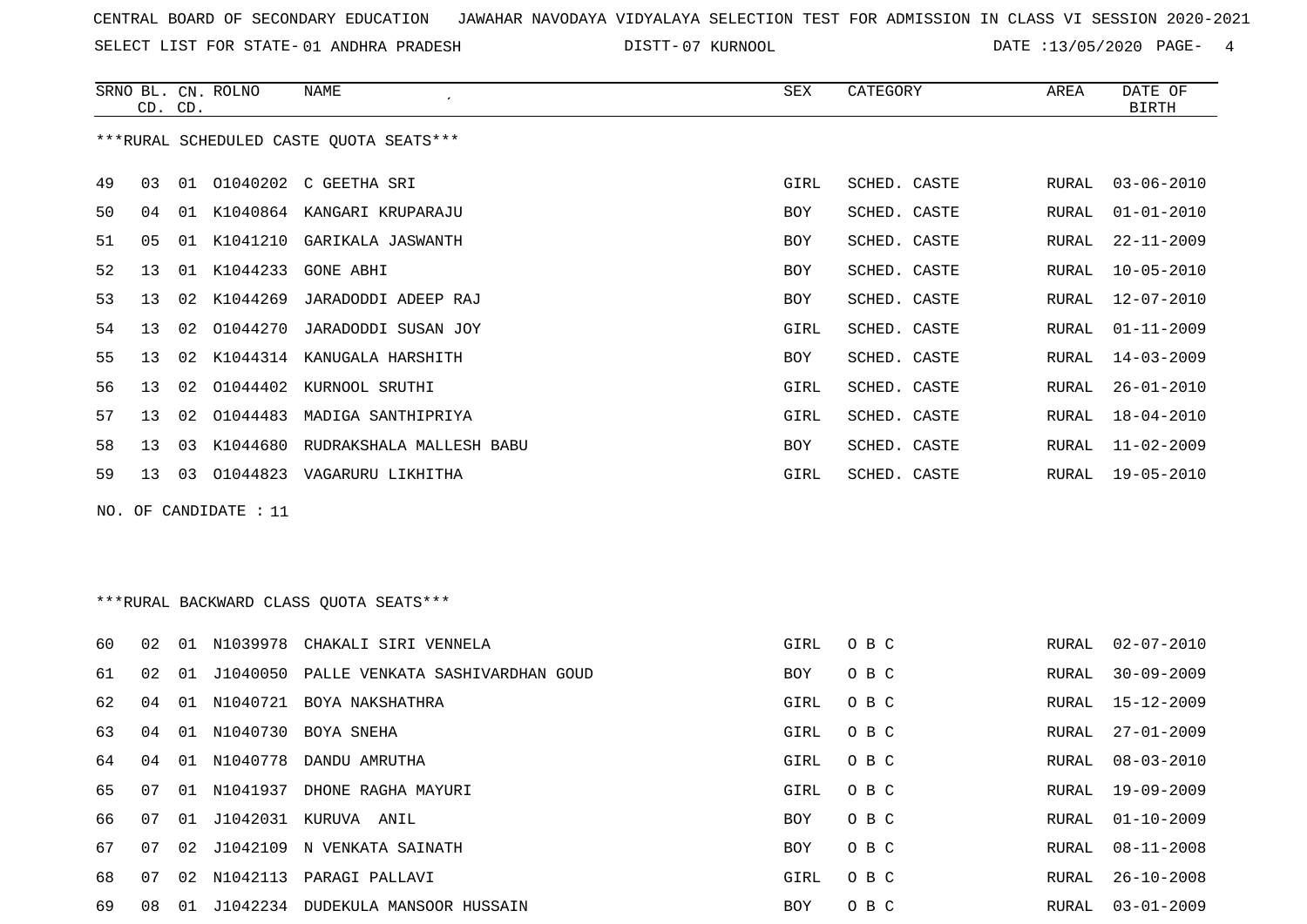CENTRAL BOARD OF SECONDARY EDUCATION JAWAHAR NAVODAYA VIDYALAYA SELECTION TEST FOR ADMISSION IN CLASS VI SESSION 2020-2021

SELECT LIST FOR STATE- 01 ANDHRA PRADESH DISTT- 07 KURNOOL DATE :13/05/2020

***RURAL SCHEDULED CASTE QUOTA SEATS***

| SRNO | BL. CD. | CN. CD. | ROLNO | NAME | SEX | CATEGORY | AREA | DATE OF BIRTH |
|---|---|---|---|---|---|---|---|---|
| 49 | 03 | 01 | O1040202 | C GEETHA SRI | GIRL | SCHED. CASTE | RURAL | 03-06-2010 |
| 50 | 04 | 01 | K1040864 | KANGARI KRUPARAJU | BOY | SCHED. CASTE | RURAL | 01-01-2010 |
| 51 | 05 | 01 | K1041210 | GARIKALA JASWANTH | BOY | SCHED. CASTE | RURAL | 22-11-2009 |
| 52 | 13 | 01 | K1044233 | GONE ABHI | BOY | SCHED. CASTE | RURAL | 10-05-2010 |
| 53 | 13 | 02 | K1044269 | JARADODDI ADEEP RAJ | BOY | SCHED. CASTE | RURAL | 12-07-2010 |
| 54 | 13 | 02 | O1044270 | JARADODDI SUSAN JOY | GIRL | SCHED. CASTE | RURAL | 01-11-2009 |
| 55 | 13 | 02 | K1044314 | KANUGALA HARSHITH | BOY | SCHED. CASTE | RURAL | 14-03-2009 |
| 56 | 13 | 02 | O1044402 | KURNOOL SRUTHI | GIRL | SCHED. CASTE | RURAL | 26-01-2010 |
| 57 | 13 | 02 | O1044483 | MADIGA SANTHIPRIYA | GIRL | SCHED. CASTE | RURAL | 18-04-2010 |
| 58 | 13 | 03 | K1044680 | RUDRAKSHALA MALLESH BABU | BOY | SCHED. CASTE | RURAL | 11-02-2009 |
| 59 | 13 | 03 | O1044823 | VAGARURU LIKHITHA | GIRL | SCHED. CASTE | RURAL | 19-05-2010 |

NO. OF CANDIDATE : 11

***RURAL BACKWARD CLASS QUOTA SEATS***

| SRNO | BL. CD. | CN. CD. | ROLNO | NAME | SEX | CATEGORY | AREA | DATE OF BIRTH |
|---|---|---|---|---|---|---|---|---|
| 60 | 02 | 01 | N1039978 | CHAKALI SIRI VENNELA | GIRL | O B C | RURAL | 02-07-2010 |
| 61 | 02 | 01 | J1040050 | PALLE VENKATA SASHIVARDHAN GOUD | BOY | O B C | RURAL | 30-09-2009 |
| 62 | 04 | 01 | N1040721 | BOYA NAKSHATHRA | GIRL | O B C | RURAL | 15-12-2009 |
| 63 | 04 | 01 | N1040730 | BOYA SNEHA | GIRL | O B C | RURAL | 27-01-2009 |
| 64 | 04 | 01 | N1040778 | DANDU AMRUTHA | GIRL | O B C | RURAL | 08-03-2010 |
| 65 | 07 | 01 | N1041937 | DHONE RAGHA MAYURI | GIRL | O B C | RURAL | 19-09-2009 |
| 66 | 07 | 01 | J1042031 | KURUVA ANIL | BOY | O B C | RURAL | 01-10-2009 |
| 67 | 07 | 02 | J1042109 | N VENKATA SAINATH | BOY | O B C | RURAL | 08-11-2008 |
| 68 | 07 | 02 | N1042113 | PARAGI PALLAVI | GIRL | O B C | RURAL | 26-10-2008 |
| 69 | 08 | 01 | J1042234 | DUDEKULA MANSOOR HUSSAIN | BOY | O B C | RURAL | 03-01-2009 |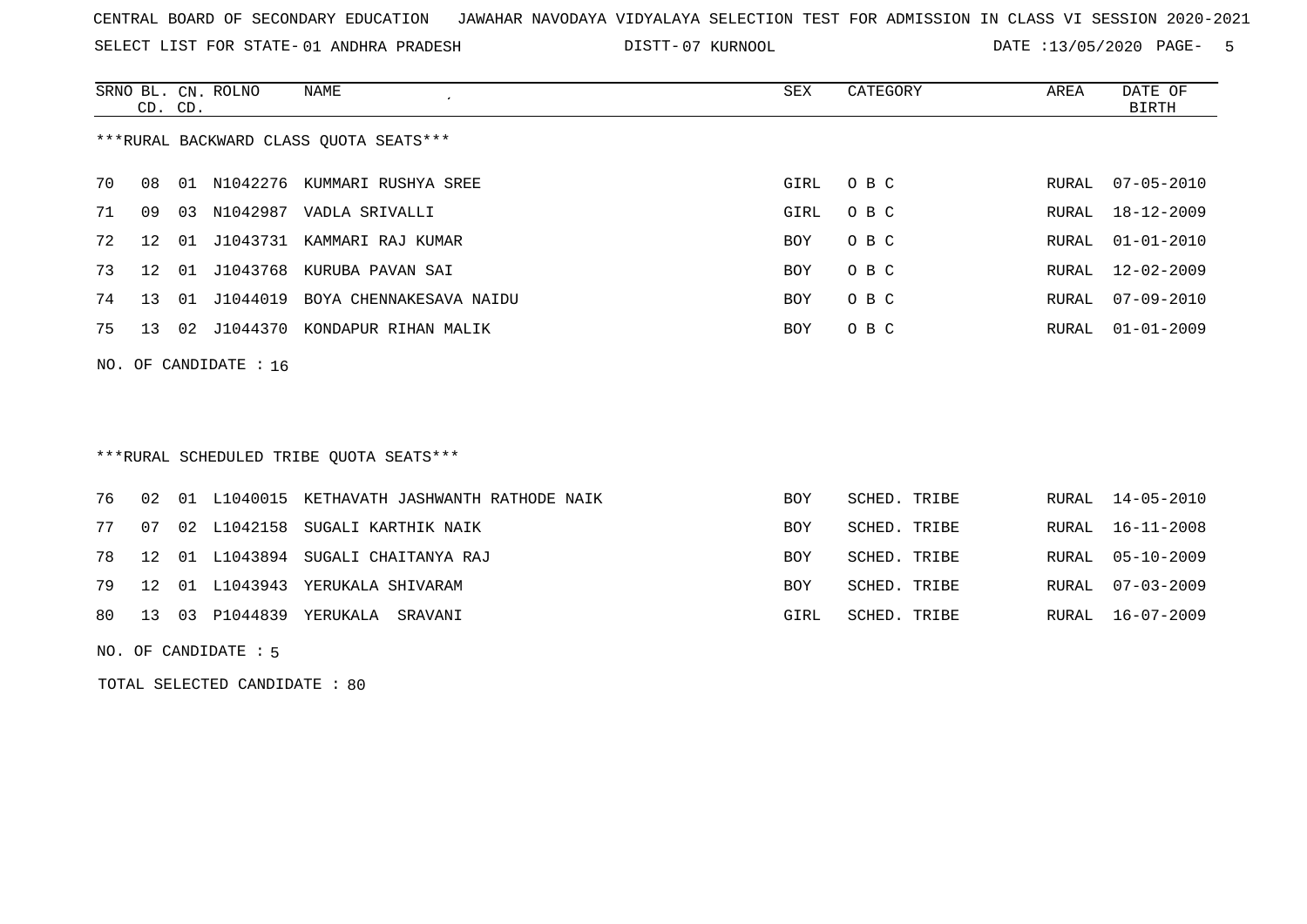CENTRAL BOARD OF SECONDARY EDUCATION JAWAHAR NAVODAYA VIDYALAYA SELECTION TEST FOR ADMISSION IN CLASS VI SESSION 2020-2021

SELECT LIST FOR STATE- 01 ANDHRA PRADESH DISTT- 07 KURNOOL DATE :13/05/2020 PAGE- 5

***RURAL BACKWARD CLASS QUOTA SEATS***

| SRNO | BL. CD. | CN. CD. | ROLNO | NAME | SEX | CATEGORY | AREA | DATE OF BIRTH |
|---|---|---|---|---|---|---|---|---|
| 70 | 08 | 01 | N1042276 | KUMMARI RUSHYA SREE | GIRL | O B C | RURAL | 07-05-2010 |
| 71 | 09 | 03 | N1042987 | VADLA SRIVALLI | GIRL | O B C | RURAL | 18-12-2009 |
| 72 | 12 | 01 | J1043731 | KAMMARI RAJ KUMAR | BOY | O B C | RURAL | 01-01-2010 |
| 73 | 12 | 01 | J1043768 | KURUBA PAVAN SAI | BOY | O B C | RURAL | 12-02-2009 |
| 74 | 13 | 01 | J1044019 | BOYA CHENNAKESAVA NAIDU | BOY | O B C | RURAL | 07-09-2010 |
| 75 | 13 | 02 | J1044370 | KONDAPUR RIHAN MALIK | BOY | O B C | RURAL | 01-01-2009 |

NO. OF CANDIDATE : 16

***RURAL SCHEDULED TRIBE QUOTA SEATS***

| SRNO | BL. CD. | CN. CD. | ROLNO | NAME | SEX | CATEGORY | AREA | DATE OF BIRTH |
|---|---|---|---|---|---|---|---|---|
| 76 | 02 | 01 | L1040015 | KETHAVATH JASHWANTH RATHODE NAIK | BOY | SCHED. TRIBE | RURAL | 14-05-2010 |
| 77 | 07 | 02 | L1042158 | SUGALI KARTHIK NAIK | BOY | SCHED. TRIBE | RURAL | 16-11-2008 |
| 78 | 12 | 01 | L1043894 | SUGALI CHAITANYA RAJ | BOY | SCHED. TRIBE | RURAL | 05-10-2009 |
| 79 | 12 | 01 | L1043943 | YERUKALA SHIVARAM | BOY | SCHED. TRIBE | RURAL | 07-03-2009 |
| 80 | 13 | 03 | P1044839 | YERUKALA SRAVANI | GIRL | SCHED. TRIBE | RURAL | 16-07-2009 |

NO. OF CANDIDATE : 5

TOTAL SELECTED CANDIDATE : 80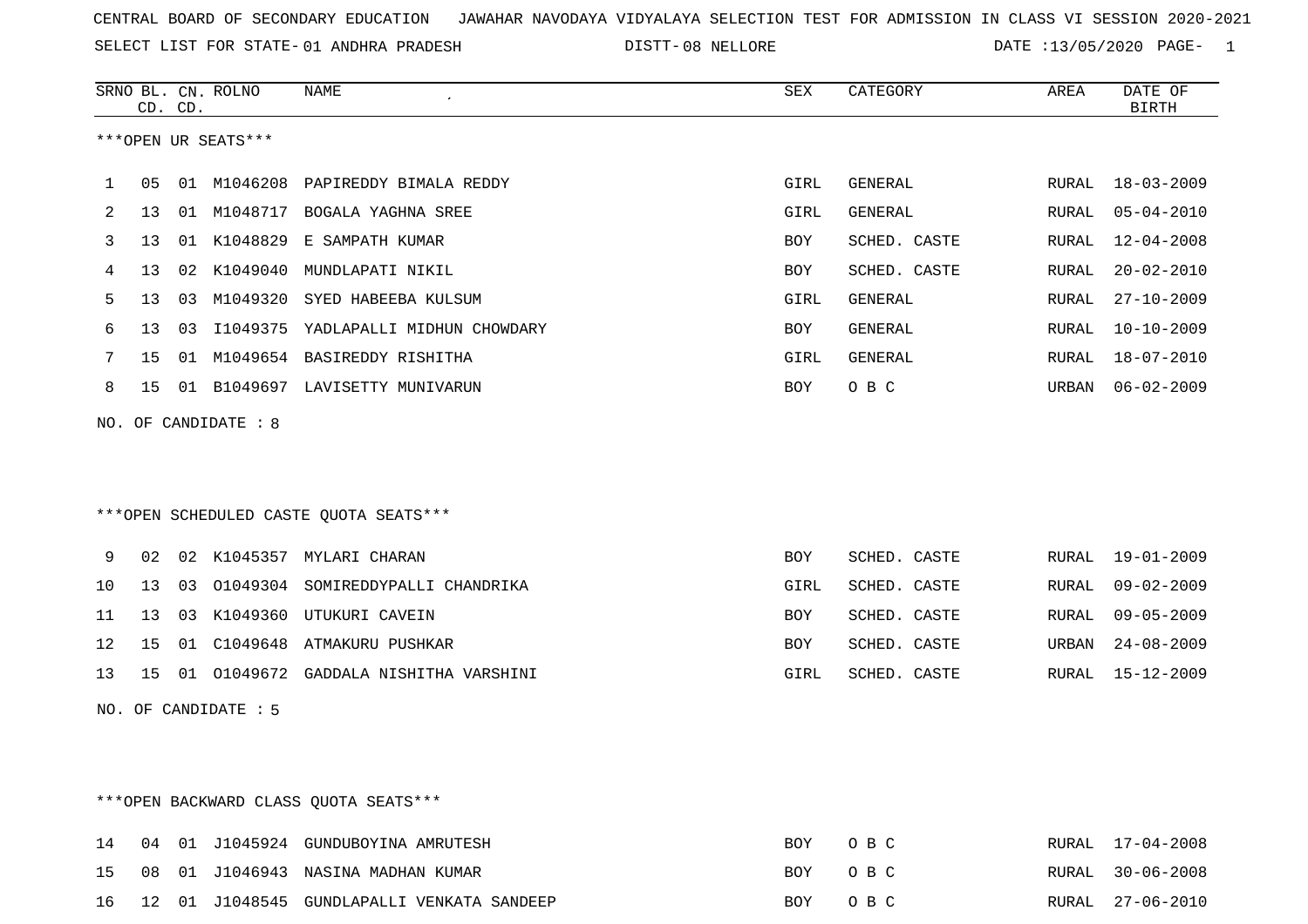CENTRAL BOARD OF SECONDARY EDUCATION JAWAHAR NAVODAYA VIDYALAYA SELECTION TEST FOR ADMISSION IN CLASS VI SESSION 2020-2021

SELECT LIST FOR STATE- 01 ANDHRA PRADESH DISTT- 08 NELLORE DATE :13/05/2020

***OPEN UR SEATS***

| SRNO | BL. CD. | CN. CD. | ROLNO | NAME | SEX | CATEGORY | AREA | DATE OF BIRTH |
|---|---|---|---|---|---|---|---|---|
| 1 | 05 | 01 | M1046208 | PAPIREDDY BIMALA REDDY | GIRL | GENERAL | RURAL | 18-03-2009 |
| 2 | 13 | 01 | M1048717 | BOGALA YAGHNA SREE | GIRL | GENERAL | RURAL | 05-04-2010 |
| 3 | 13 | 01 | K1048829 | E SAMPATH KUMAR | BOY | SCHED. CASTE | RURAL | 12-04-2008 |
| 4 | 13 | 02 | K1049040 | MUNDLAPATI NIKIL | BOY | SCHED. CASTE | RURAL | 20-02-2010 |
| 5 | 13 | 03 | M1049320 | SYED HABEEBA KULSUM | GIRL | GENERAL | RURAL | 27-10-2009 |
| 6 | 13 | 03 | I1049375 | YADLAPALLI MIDHUN CHOWDARY | BOY | GENERAL | RURAL | 10-10-2009 |
| 7 | 15 | 01 | M1049654 | BASIREDDY RISHITHA | GIRL | GENERAL | RURAL | 18-07-2010 |
| 8 | 15 | 01 | B1049697 | LAVISETTY MUNIVARUN | BOY | O B C | URBAN | 06-02-2009 |

NO. OF CANDIDATE : 8

***OPEN SCHEDULED CASTE QUOTA SEATS***

| SRNO | BL. CD. | CN. CD. | ROLNO | NAME | SEX | CATEGORY | AREA | DATE OF BIRTH |
|---|---|---|---|---|---|---|---|---|
| 9 | 02 | 02 | K1045357 | MYLARI CHARAN | BOY | SCHED. CASTE | RURAL | 19-01-2009 |
| 10 | 13 | 03 | O1049304 | SOMIREDDYPALLI CHANDRIKA | GIRL | SCHED. CASTE | RURAL | 09-02-2009 |
| 11 | 13 | 03 | K1049360 | UTUKURI CAVEIN | BOY | SCHED. CASTE | RURAL | 09-05-2009 |
| 12 | 15 | 01 | C1049648 | ATMAKURU PUSHKAR | BOY | SCHED. CASTE | URBAN | 24-08-2009 |
| 13 | 15 | 01 | O1049672 | GADDALA NISHITHA VARSHINI | GIRL | SCHED. CASTE | RURAL | 15-12-2009 |

NO. OF CANDIDATE : 5

***OPEN BACKWARD CLASS QUOTA SEATS***

| SRNO | BL. CD. | CN. CD. | ROLNO | NAME | SEX | CATEGORY | AREA | DATE OF BIRTH |
|---|---|---|---|---|---|---|---|---|
| 14 | 04 | 01 | J1045924 | GUNDUBOYINA AMRUTESH | BOY | O B C | RURAL | 17-04-2008 |
| 15 | 08 | 01 | J1046943 | NASINA MADHAN KUMAR | BOY | O B C | RURAL | 30-06-2008 |
| 16 | 12 | 01 | J1048545 | GUNDLAPALLI VENKATA SANDEEP | BOY | O B C | RURAL | 27-06-2010 |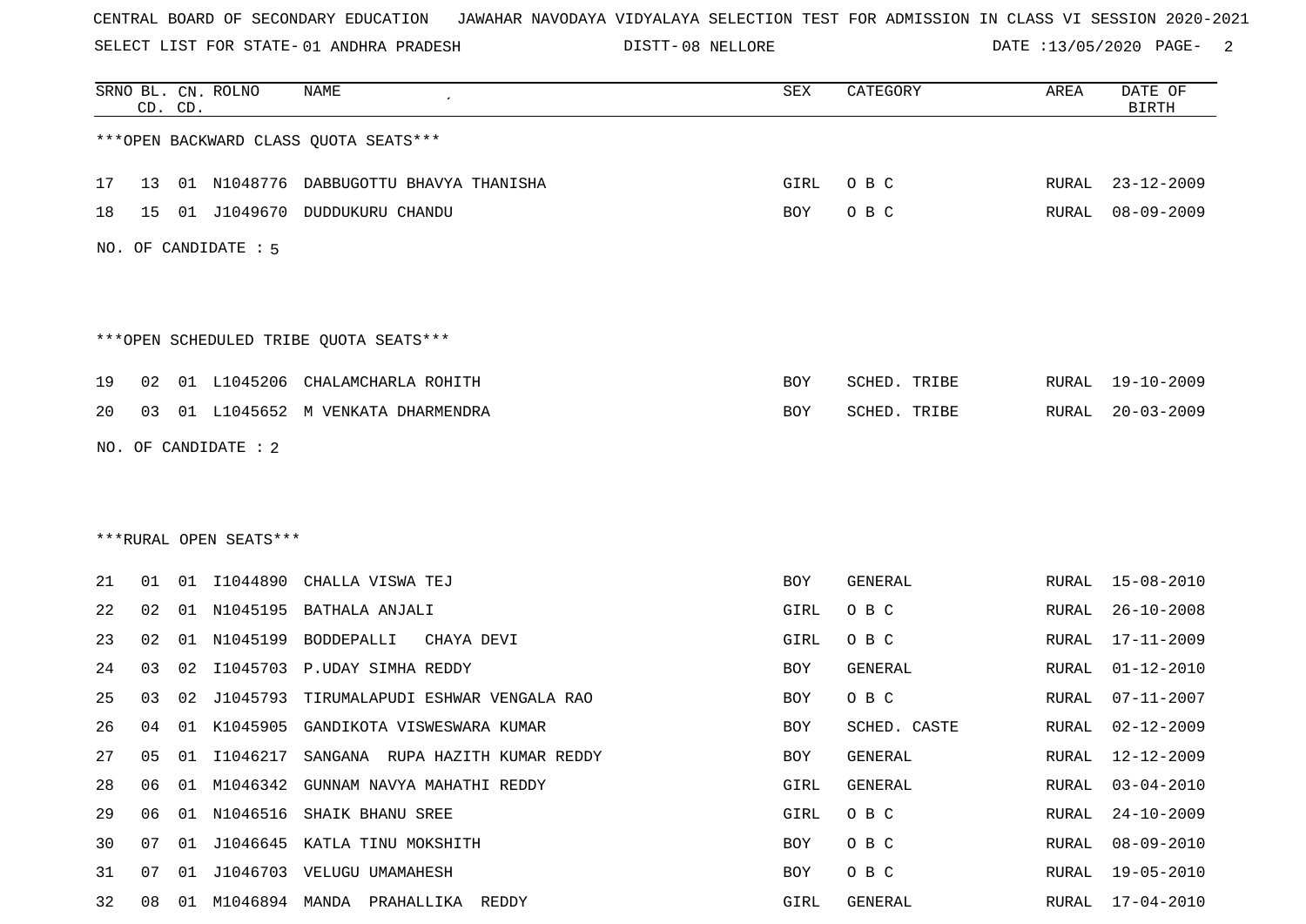CENTRAL BOARD OF SECONDARY EDUCATION JAWAHAR NAVODAYA VIDYALAYA SELECTION TEST FOR ADMISSION IN CLASS VI SESSION 2020-2021

SELECT LIST FOR STATE- 01 ANDHRA PRADESH DISTT- 08 NELLORE DATE :13/05/2020

| SRNO | BL. CD. | CN. CD. | ROLNO | NAME | SEX | CATEGORY | AREA | DATE OF BIRTH |
|---|---|---|---|---|---|---|---|---|

***OPEN BACKWARD CLASS QUOTA SEATS***

| SRNO | BL. CD. | CN. CD. | ROLNO | NAME | SEX | CATEGORY | AREA | DATE OF BIRTH |
|---|---|---|---|---|---|---|---|---|
| 17 | 13 | 01 | N1048776 | DABBUGOTTU BHAVYA THANISHA | GIRL | O B C | RURAL | 23-12-2009 |
| 18 | 15 | 01 | J1049670 | DUDDUKURU CHANDU | BOY | O B C | RURAL | 08-09-2009 |

NO. OF CANDIDATE : 5

***OPEN SCHEDULED TRIBE QUOTA SEATS***

| SRNO | BL. CD. | CN. CD. | ROLNO | NAME | SEX | CATEGORY | AREA | DATE OF BIRTH |
|---|---|---|---|---|---|---|---|---|
| 19 | 02 | 01 | L1045206 | CHALAMCHARLA ROHITH | BOY | SCHED. TRIBE | RURAL | 19-10-2009 |
| 20 | 03 | 01 | L1045652 | M VENKATA DHARMENDRA | BOY | SCHED. TRIBE | RURAL | 20-03-2009 |

NO. OF CANDIDATE : 2

***RURAL OPEN SEATS***

| SRNO | BL. CD. | CN. CD. | ROLNO | NAME | SEX | CATEGORY | AREA | DATE OF BIRTH |
|---|---|---|---|---|---|---|---|---|
| 21 | 01 | 01 | I1044890 | CHALLA VISWA TEJ | BOY | GENERAL | RURAL | 15-08-2010 |
| 22 | 02 | 01 | N1045195 | BATHALA ANJALI | GIRL | O B C | RURAL | 26-10-2008 |
| 23 | 02 | 01 | N1045199 | BODDEPALLI CHAYA DEVI | GIRL | O B C | RURAL | 17-11-2009 |
| 24 | 03 | 02 | I1045703 | P.UDAY SIMHA REDDY | BOY | GENERAL | RURAL | 01-12-2010 |
| 25 | 03 | 02 | J1045793 | TIRUMALAPUDI ESHWAR VENGALA RAO | BOY | O B C | RURAL | 07-11-2007 |
| 26 | 04 | 01 | K1045905 | GANDIKOTA VISWESWARA KUMAR | BOY | SCHED. CASTE | RURAL | 02-12-2009 |
| 27 | 05 | 01 | I1046217 | SANGANA RUPA HAZITH KUMAR REDDY | BOY | GENERAL | RURAL | 12-12-2009 |
| 28 | 06 | 01 | M1046342 | GUNNAM NAVYA MAHATHI REDDY | GIRL | GENERAL | RURAL | 03-04-2010 |
| 29 | 06 | 01 | N1046516 | SHAIK BHANU SREE | GIRL | O B C | RURAL | 24-10-2009 |
| 30 | 07 | 01 | J1046645 | KATLA TINU MOKSHITH | BOY | O B C | RURAL | 08-09-2010 |
| 31 | 07 | 01 | J1046703 | VELUGU UMAMAHESH | BOY | O B C | RURAL | 19-05-2010 |
| 32 | 08 | 01 | M1046894 | MANDA PRAHALLIKA REDDY | GIRL | GENERAL | RURAL | 17-04-2010 |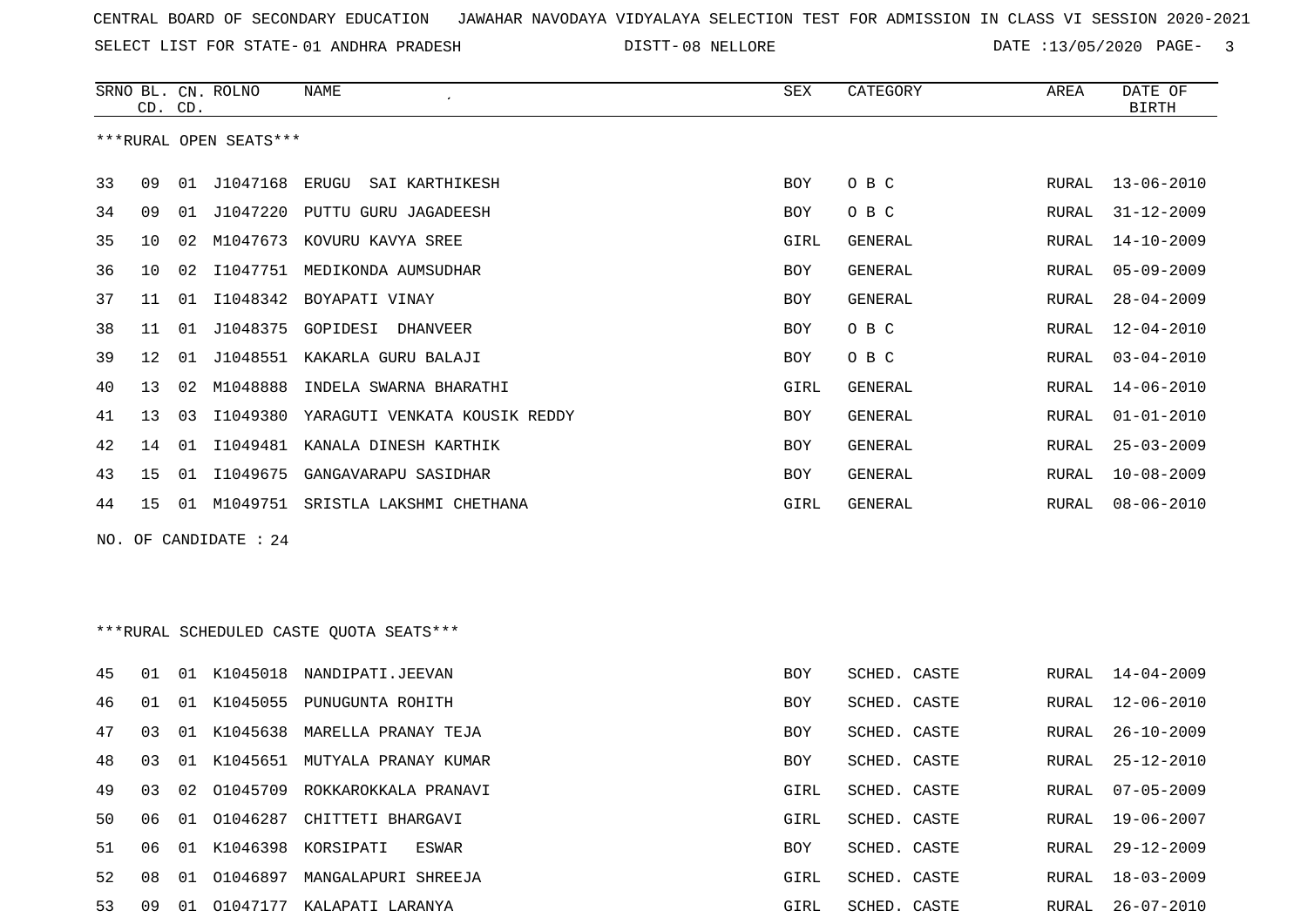CENTRAL BOARD OF SECONDARY EDUCATION JAWAHAR NAVODAYA VIDYALAYA SELECTION TEST FOR ADMISSION IN CLASS VI SESSION 2020-2021

SELECT LIST FOR STATE- 01 ANDHRA PRADESH DISTT- 08 NELLORE DATE :13/05/2020

***RURAL OPEN SEATS***

| SRNO | BL. CD. | CN. CD. | ROLNO | NAME | SEX | CATEGORY | AREA | DATE OF BIRTH |
|---|---|---|---|---|---|---|---|---|
| 33 | 09 | 01 | J1047168 | ERUGU SAI KARTHIKESH | BOY | O B C | RURAL | 13-06-2010 |
| 34 | 09 | 01 | J1047220 | PUTTU GURU JAGADEESH | BOY | O B C | RURAL | 31-12-2009 |
| 35 | 10 | 02 | M1047673 | KOVURU KAVYA SREE | GIRL | GENERAL | RURAL | 14-10-2009 |
| 36 | 10 | 02 | I1047751 | MEDIKONDA AUMSUDHAR | BOY | GENERAL | RURAL | 05-09-2009 |
| 37 | 11 | 01 | I1048342 | BOYAPATI VINAY | BOY | GENERAL | RURAL | 28-04-2009 |
| 38 | 11 | 01 | J1048375 | GOPIDESI DHANVEER | BOY | O B C | RURAL | 12-04-2010 |
| 39 | 12 | 01 | J1048551 | KAKARLA GURU BALAJI | BOY | O B C | RURAL | 03-04-2010 |
| 40 | 13 | 02 | M1048888 | INDELA SWARNA BHARATHI | GIRL | GENERAL | RURAL | 14-06-2010 |
| 41 | 13 | 03 | I1049380 | YARAGUTI VENKATA KOUSIK REDDY | BOY | GENERAL | RURAL | 01-01-2010 |
| 42 | 14 | 01 | I1049481 | KANALA DINESH KARTHIK | BOY | GENERAL | RURAL | 25-03-2009 |
| 43 | 15 | 01 | I1049675 | GANGAVARAPU SASIDHAR | BOY | GENERAL | RURAL | 10-08-2009 |
| 44 | 15 | 01 | M1049751 | SRISTLA LAKSHMI CHETHANA | GIRL | GENERAL | RURAL | 08-06-2010 |

NO. OF CANDIDATE : 24

***RURAL SCHEDULED CASTE QUOTA SEATS***

| SRNO | BL. CD. | CN. CD. | ROLNO | NAME | SEX | CATEGORY | AREA | DATE OF BIRTH |
|---|---|---|---|---|---|---|---|---|
| 45 | 01 | 01 | K1045018 | NANDIPATI.JEEVAN | BOY | SCHED. CASTE | RURAL | 14-04-2009 |
| 46 | 01 | 01 | K1045055 | PUNUGUNTA ROHITH | BOY | SCHED. CASTE | RURAL | 12-06-2010 |
| 47 | 03 | 01 | K1045638 | MARELLA PRANAY TEJA | BOY | SCHED. CASTE | RURAL | 26-10-2009 |
| 48 | 03 | 01 | K1045651 | MUTYALA PRANAY KUMAR | BOY | SCHED. CASTE | RURAL | 25-12-2010 |
| 49 | 03 | 02 | O1045709 | ROKKAROKKALA PRANAVI | GIRL | SCHED. CASTE | RURAL | 07-05-2009 |
| 50 | 06 | 01 | O1046287 | CHITTETI BHARGAVI | GIRL | SCHED. CASTE | RURAL | 19-06-2007 |
| 51 | 06 | 01 | K1046398 | KORSIPATI ESWAR | BOY | SCHED. CASTE | RURAL | 29-12-2009 |
| 52 | 08 | 01 | O1046897 | MANGALAPURI SHREEJA | GIRL | SCHED. CASTE | RURAL | 18-03-2009 |
| 53 | 09 | 01 | O1047177 | KALAPATI LARANYA | GIRL | SCHED. CASTE | RURAL | 26-07-2010 |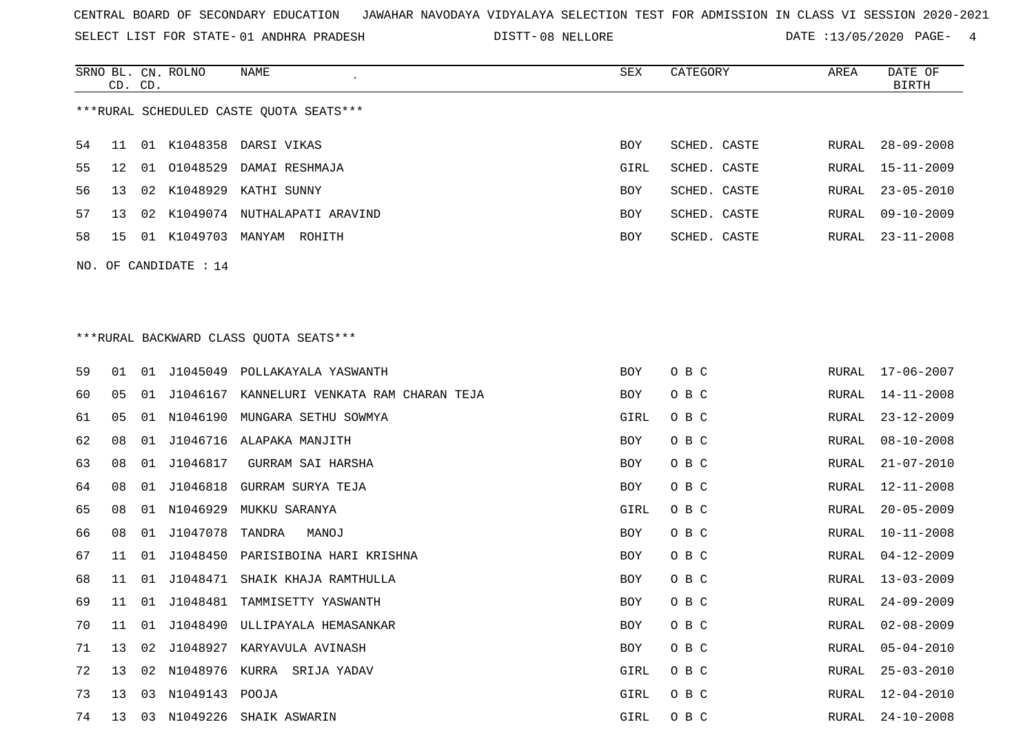CENTRAL BOARD OF SECONDARY EDUCATION JAWAHAR NAVODAYA VIDYALAYA SELECTION TEST FOR ADMISSION IN CLASS VI SESSION 2020-2021

SELECT LIST FOR STATE- 01 ANDHRA PRADESH DISTT- 08 NELLORE DATE :13/05/2020

***RURAL SCHEDULED CASTE QUOTA SEATS***

| SRNO | BL. CD. | CN. CD. | ROLNO | NAME | SEX | CATEGORY | AREA | DATE OF BIRTH |
|---|---|---|---|---|---|---|---|---|
| 54 | 11 | 01 | K1048358 | DARSI VIKAS | BOY | SCHED. CASTE | RURAL | 28-09-2008 |
| 55 | 12 | 01 | O1048529 | DAMAI RESHMAJA | GIRL | SCHED. CASTE | RURAL | 15-11-2009 |
| 56 | 13 | 02 | K1048929 | KATHI SUNNY | BOY | SCHED. CASTE | RURAL | 23-05-2010 |
| 57 | 13 | 02 | K1049074 | NUTHALAPATI ARAVIND | BOY | SCHED. CASTE | RURAL | 09-10-2009 |
| 58 | 15 | 01 | K1049703 | MANYAM ROHITH | BOY | SCHED. CASTE | RURAL | 23-11-2008 |

NO. OF CANDIDATE : 14

***RURAL BACKWARD CLASS QUOTA SEATS***

| SRNO | BL. CD. | CN. CD. | ROLNO | NAME | SEX | CATEGORY | AREA | DATE OF BIRTH |
|---|---|---|---|---|---|---|---|---|
| 59 | 01 | 01 | J1045049 | POLLAKAYALA YASWANTH | BOY | O B C | RURAL | 17-06-2007 |
| 60 | 05 | 01 | J1046167 | KANNELURI VENKATA RAM CHARAN TEJA | BOY | O B C | RURAL | 14-11-2008 |
| 61 | 05 | 01 | N1046190 | MUNGARA SETHU SOWMYA | GIRL | O B C | RURAL | 23-12-2009 |
| 62 | 08 | 01 | J1046716 | ALAPAKA MANJITH | BOY | O B C | RURAL | 08-10-2008 |
| 63 | 08 | 01 | J1046817 | GURRAM SAI HARSHA | BOY | O B C | RURAL | 21-07-2010 |
| 64 | 08 | 01 | J1046818 | GURRAM SURYA TEJA | BOY | O B C | RURAL | 12-11-2008 |
| 65 | 08 | 01 | N1046929 | MUKKU SARANYA | GIRL | O B C | RURAL | 20-05-2009 |
| 66 | 08 | 01 | J1047078 | TANDRA MANOJ | BOY | O B C | RURAL | 10-11-2008 |
| 67 | 11 | 01 | J1048450 | PARISIBOINA HARI KRISHNA | BOY | O B C | RURAL | 04-12-2009 |
| 68 | 11 | 01 | J1048471 | SHAIK KHAJA RAMTHULLA | BOY | O B C | RURAL | 13-03-2009 |
| 69 | 11 | 01 | J1048481 | TAMMISETTY YASWANTH | BOY | O B C | RURAL | 24-09-2009 |
| 70 | 11 | 01 | J1048490 | ULLIPAYALA HEMASANKAR | BOY | O B C | RURAL | 02-08-2009 |
| 71 | 13 | 02 | J1048927 | KARYAVULA AVINASH | BOY | O B C | RURAL | 05-04-2010 |
| 72 | 13 | 02 | N1048976 | KURRA SRIJA YADAV | GIRL | O B C | RURAL | 25-03-2010 |
| 73 | 13 | 03 | N1049143 | POOJA | GIRL | O B C | RURAL | 12-04-2010 |
| 74 | 13 | 03 | N1049226 | SHAIK ASWARIN | GIRL | O B C | RURAL | 24-10-2008 |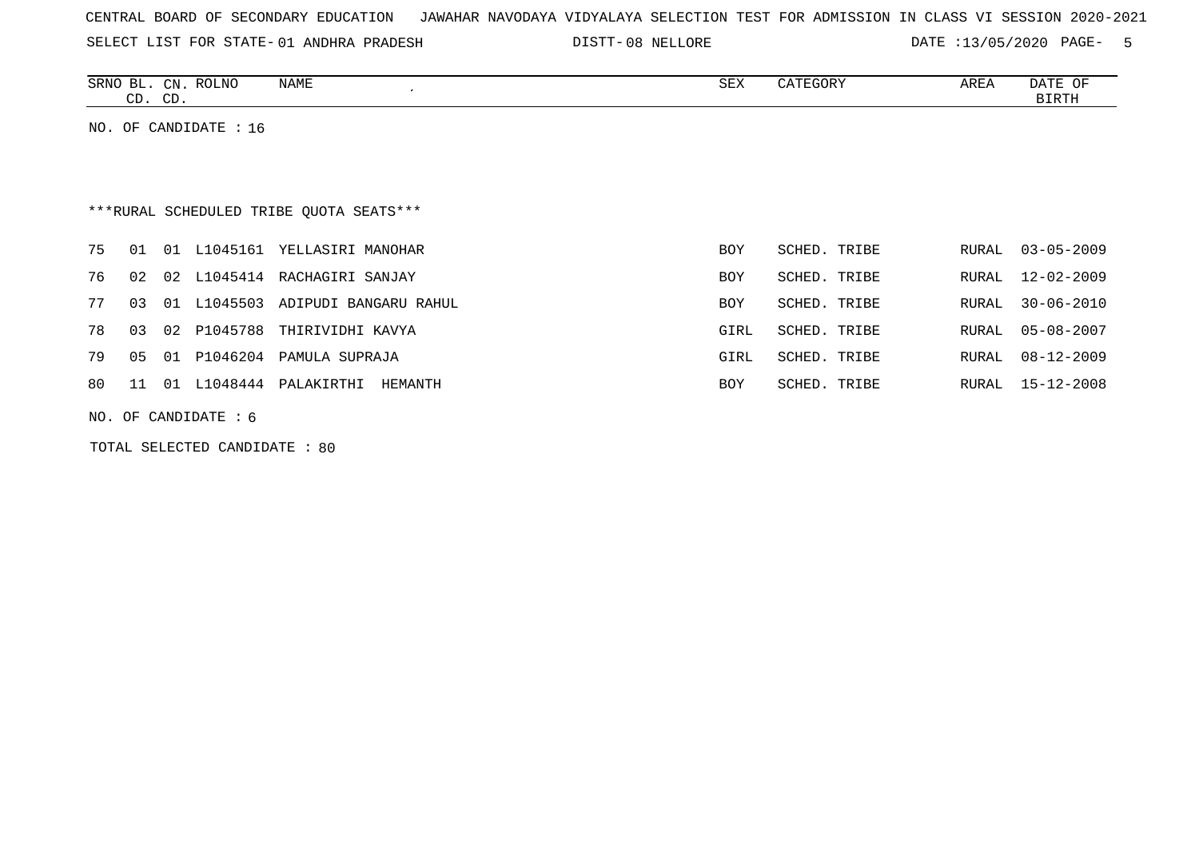CENTRAL BOARD OF SECONDARY EDUCATION JAWAHAR NAVODAYA VIDYALAYA SELECTION TEST FOR ADMISSION IN CLASS VI SESSION 2020-2021

SELECT LIST FOR STATE- 01 ANDHRA PRADESH DISTT- 08 NELLORE DATE :13/05/2020

NO. OF CANDIDATE : 16

***RURAL SCHEDULED TRIBE QUOTA SEATS***

| SRNO | BL. CD. | CN. CD. | ROLNO | NAME | SEX | CATEGORY | AREA | DATE OF BIRTH |
|---|---|---|---|---|---|---|---|---|
| 75 | 01 | 01 | L1045161 | YELLASIRI MANOHAR | BOY | SCHED. TRIBE | RURAL | 03-05-2009 |
| 76 | 02 | 02 | L1045414 | RACHAGIRI SANJAY | BOY | SCHED. TRIBE | RURAL | 12-02-2009 |
| 77 | 03 | 01 | L1045503 | ADIPUDI BANGARU RAHUL | BOY | SCHED. TRIBE | RURAL | 30-06-2010 |
| 78 | 03 | 02 | P1045788 | THIRIVIDHI KAVYA | GIRL | SCHED. TRIBE | RURAL | 05-08-2007 |
| 79 | 05 | 01 | P1046204 | PAMULA SUPRAJA | GIRL | SCHED. TRIBE | RURAL | 08-12-2009 |
| 80 | 11 | 01 | L1048444 | PALAKIRTHI HEMANTH | BOY | SCHED. TRIBE | RURAL | 15-12-2008 |

NO. OF CANDIDATE : 6

TOTAL SELECTED CANDIDATE : 80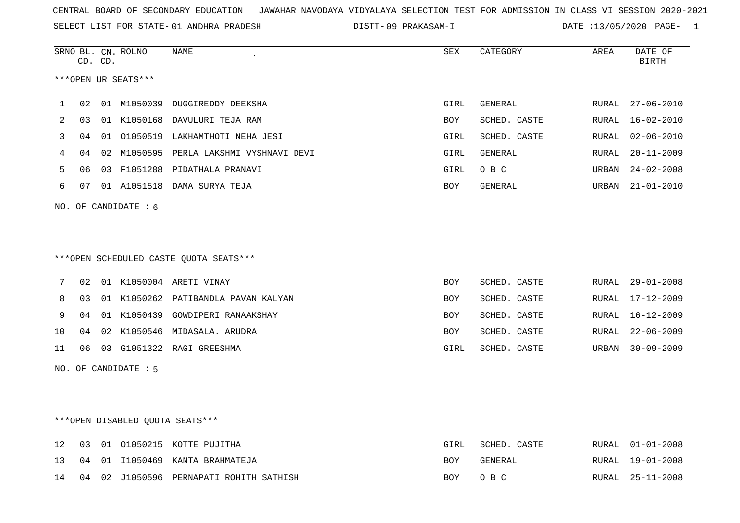CENTRAL BOARD OF SECONDARY EDUCATION JAWAHAR NAVODAYA VIDYALAYA SELECTION TEST FOR ADMISSION IN CLASS VI SESSION 2020-2021

SELECT LIST FOR STATE- 01 ANDHRA PRADESH DISTT- 09 PRAKASAM-I DATE :13/05/2020

***OPEN UR SEATS***

| SRNO | BL. CD. | CN. CD. | ROLNO | NAME | SEX | CATEGORY | AREA | DATE OF BIRTH |
|---|---|---|---|---|---|---|---|---|
| 1 | 02 | 01 | M1050039 | DUGGIREDDY DEEKSHA | GIRL | GENERAL | RURAL | 27-06-2010 |
| 2 | 03 | 01 | K1050168 | DAVULURI TEJA RAM | BOY | SCHED. CASTE | RURAL | 16-02-2010 |
| 3 | 04 | 01 | O1050519 | LAKHAMTHOTI NEHA JESI | GIRL | SCHED. CASTE | RURAL | 02-06-2010 |
| 4 | 04 | 02 | M1050595 | PERLA LAKSHMI VYSHNAVI DEVI | GIRL | GENERAL | RURAL | 20-11-2009 |
| 5 | 06 | 03 | F1051288 | PIDATHALA PRANAVI | GIRL | O B C | URBAN | 24-02-2008 |
| 6 | 07 | 01 | A1051518 | DAMA SURYA TEJA | BOY | GENERAL | URBAN | 21-01-2010 |

NO. OF CANDIDATE : 6

***OPEN SCHEDULED CASTE QUOTA SEATS***

| SRNO | BL. CD. | CN. CD. | ROLNO | NAME | SEX | CATEGORY | AREA | DATE OF BIRTH |
|---|---|---|---|---|---|---|---|---|
| 7 | 02 | 01 | K1050004 | ARETI VINAY | BOY | SCHED. CASTE | RURAL | 29-01-2008 |
| 8 | 03 | 01 | K1050262 | PATIBANDLA PAVAN KALYAN | BOY | SCHED. CASTE | RURAL | 17-12-2009 |
| 9 | 04 | 01 | K1050439 | GOWDIPERI RANAAKSHAY | BOY | SCHED. CASTE | RURAL | 16-12-2009 |
| 10 | 04 | 02 | K1050546 | MIDASALA. ARUDRA | BOY | SCHED. CASTE | RURAL | 22-06-2009 |
| 11 | 06 | 03 | G1051322 | RAGI GREESHMA | GIRL | SCHED. CASTE | URBAN | 30-09-2009 |

NO. OF CANDIDATE : 5

***OPEN DISABLED QUOTA SEATS***

| SRNO | BL. CD. | CN. CD. | ROLNO | NAME | SEX | CATEGORY | AREA | DATE OF BIRTH |
|---|---|---|---|---|---|---|---|---|
| 12 | 03 | 01 | O1050215 | KOTTE PUJITHA | GIRL | SCHED. CASTE | RURAL | 01-01-2008 |
| 13 | 04 | 01 | I1050469 | KANTA BRAHMATEJA | BOY | GENERAL | RURAL | 19-01-2008 |
| 14 | 04 | 02 | J1050596 | PERNAPATI ROHITH SATHISH | BOY | O B C | RURAL | 25-11-2008 |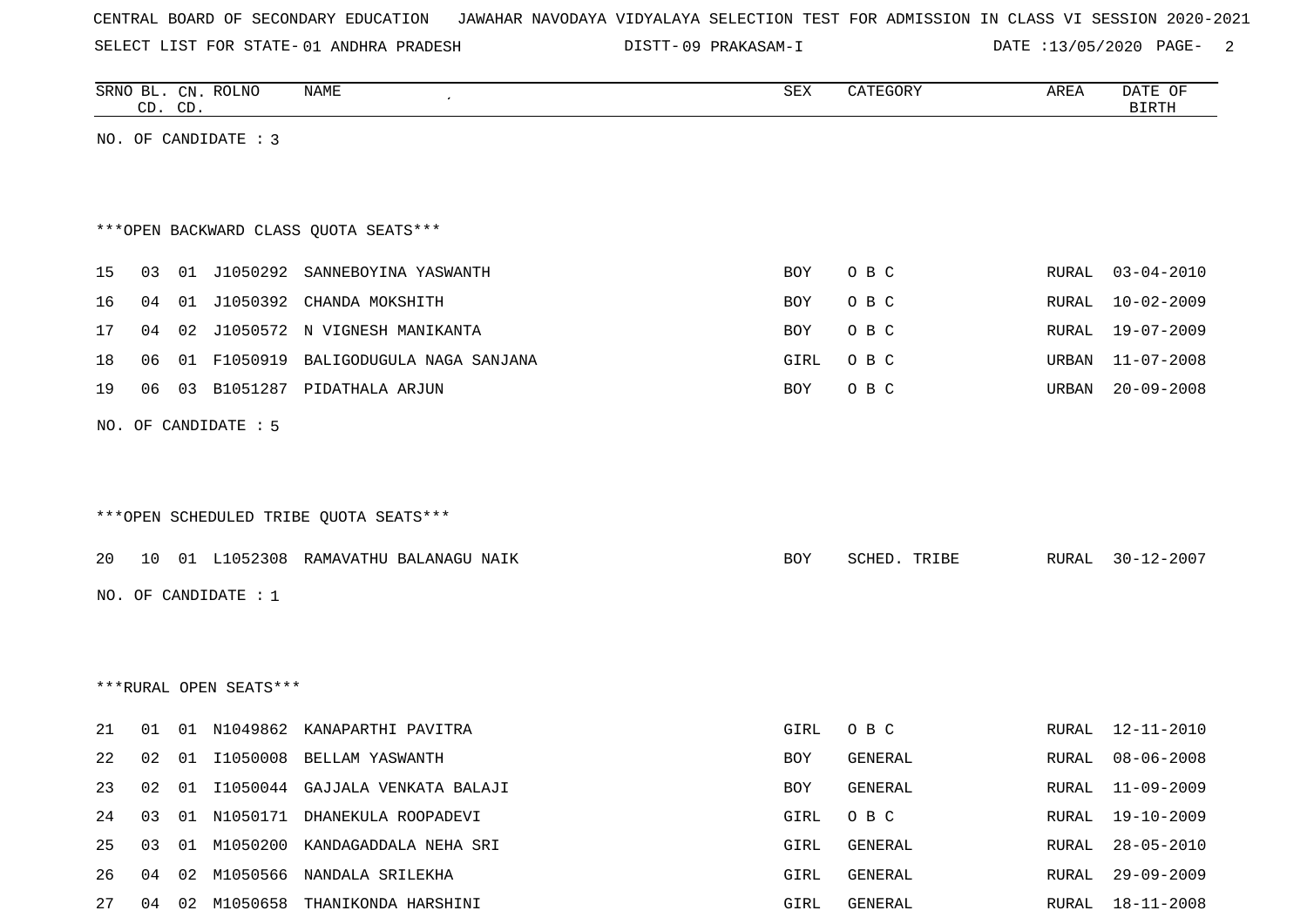CENTRAL BOARD OF SECONDARY EDUCATION JAWAHAR NAVODAYA VIDYALAYA SELECTION TEST FOR ADMISSION IN CLASS VI SESSION 2020-2021

SELECT LIST FOR STATE- 01 ANDHRA PRADESH DISTT- 09 PRAKASAM-I DATE :13/05/2020

| SRNO | BL. CD. | CN. CD. | ROLNO | NAME | SEX | CATEGORY | AREA | DATE OF BIRTH |
|---|---|---|---|---|---|---|---|---|

NO. OF CANDIDATE : 3

***OPEN BACKWARD CLASS QUOTA SEATS***

| SRNO | BL. CD. | CN. CD. | ROLNO | NAME | SEX | CATEGORY | AREA | DATE OF BIRTH |
|---|---|---|---|---|---|---|---|---|
| 15 | 03 | 01 | J1050292 | SANNEBOYINA YASWANTH | BOY | O B C | RURAL | 03-04-2010 |
| 16 | 04 | 01 | J1050392 | CHANDA MOKSHITH | BOY | O B C | RURAL | 10-02-2009 |
| 17 | 04 | 02 | J1050572 | N VIGNESH MANIKANTA | BOY | O B C | RURAL | 19-07-2009 |
| 18 | 06 | 01 | F1050919 | BALIGODUGULA NAGA SANJANA | GIRL | O B C | URBAN | 11-07-2008 |
| 19 | 06 | 03 | B1051287 | PIDATHALA ARJUN | BOY | O B C | URBAN | 20-09-2008 |

NO. OF CANDIDATE : 5

***OPEN SCHEDULED TRIBE QUOTA SEATS***

| SRNO | BL. CD. | CN. CD. | ROLNO | NAME | SEX | CATEGORY | AREA | DATE OF BIRTH |
|---|---|---|---|---|---|---|---|---|
| 20 | 10 | 01 | L1052308 | RAMAVATHU BALANAGU NAIK | BOY | SCHED. TRIBE | RURAL | 30-12-2007 |

NO. OF CANDIDATE : 1

***RURAL OPEN SEATS***

| SRNO | BL. CD. | CN. CD. | ROLNO | NAME | SEX | CATEGORY | AREA | DATE OF BIRTH |
|---|---|---|---|---|---|---|---|---|
| 21 | 01 | 01 | N1049862 | KANAPARTHI PAVITRA | GIRL | O B C | RURAL | 12-11-2010 |
| 22 | 02 | 01 | I1050008 | BELLAM YASWANTH | BOY | GENERAL | RURAL | 08-06-2008 |
| 23 | 02 | 01 | I1050044 | GAJJALA VENKATA BALAJI | BOY | GENERAL | RURAL | 11-09-2009 |
| 24 | 03 | 01 | N1050171 | DHANEKULA ROOPADEVI | GIRL | O B C | RURAL | 19-10-2009 |
| 25 | 03 | 01 | M1050200 | KANDAGADDALA NEHA SRI | GIRL | GENERAL | RURAL | 28-05-2010 |
| 26 | 04 | 02 | M1050566 | NANDALA SRILEKHA | GIRL | GENERAL | RURAL | 29-09-2009 |
| 27 | 04 | 02 | M1050658 | THANIKONDA HARSHINI | GIRL | GENERAL | RURAL | 18-11-2008 |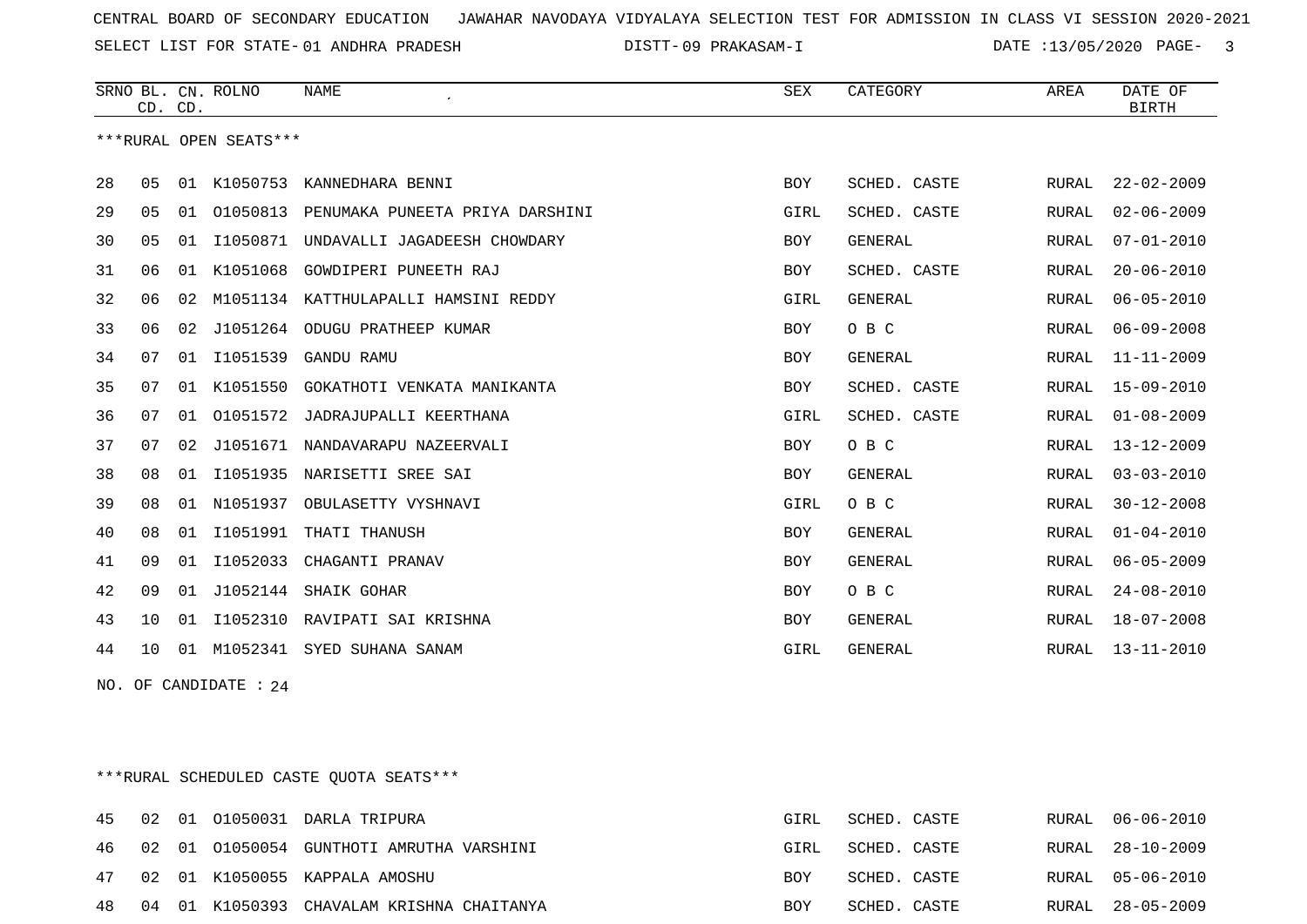CENTRAL BOARD OF SECONDARY EDUCATION JAWAHAR NAVODAYA VIDYALAYA SELECTION TEST FOR ADMISSION IN CLASS VI SESSION 2020-2021

SELECT LIST FOR STATE- 01 ANDHRA PRADESH DISTT- 09 PRAKASAM-I DATE :13/05/2020

***RURAL OPEN SEATS***

| SRNO | BL. CD. | CN. CD. | ROLNO | NAME | SEX | CATEGORY | AREA | DATE OF BIRTH |
|---|---|---|---|---|---|---|---|---|
| 28 | 05 | 01 | K1050753 | KANNEDHARA BENNI | BOY | SCHED. CASTE | RURAL | 22-02-2009 |
| 29 | 05 | 01 | O1050813 | PENUMAKA PUNEETA PRIYA DARSHINI | GIRL | SCHED. CASTE | RURAL | 02-06-2009 |
| 30 | 05 | 01 | I1050871 | UNDAVALLI JAGADEESH CHOWDARY | BOY | GENERAL | RURAL | 07-01-2010 |
| 31 | 06 | 01 | K1051068 | GOWDIPERI PUNEETH RAJ | BOY | SCHED. CASTE | RURAL | 20-06-2010 |
| 32 | 06 | 02 | M1051134 | KATTHULAPALLI HAMSINI REDDY | GIRL | GENERAL | RURAL | 06-05-2010 |
| 33 | 06 | 02 | J1051264 | ODUGU PRATHEEP KUMAR | BOY | O B C | RURAL | 06-09-2008 |
| 34 | 07 | 01 | I1051539 | GANDU RAMU | BOY | GENERAL | RURAL | 11-11-2009 |
| 35 | 07 | 01 | K1051550 | GOKATHOTI VENKATA MANIKANTA | BOY | SCHED. CASTE | RURAL | 15-09-2010 |
| 36 | 07 | 01 | O1051572 | JADRAJUPALLI KEERTHANA | GIRL | SCHED. CASTE | RURAL | 01-08-2009 |
| 37 | 07 | 02 | J1051671 | NANDAVARAPU NAZEERVALI | BOY | O B C | RURAL | 13-12-2009 |
| 38 | 08 | 01 | I1051935 | NARISETTI SREE SAI | BOY | GENERAL | RURAL | 03-03-2010 |
| 39 | 08 | 01 | N1051937 | OBULASETTY VYSHNAVI | GIRL | O B C | RURAL | 30-12-2008 |
| 40 | 08 | 01 | I1051991 | THATI THANUSH | BOY | GENERAL | RURAL | 01-04-2010 |
| 41 | 09 | 01 | I1052033 | CHAGANTI PRANAV | BOY | GENERAL | RURAL | 06-05-2009 |
| 42 | 09 | 01 | J1052144 | SHAIK GOHAR | BOY | O B C | RURAL | 24-08-2010 |
| 43 | 10 | 01 | I1052310 | RAVIPATI SAI KRISHNA | BOY | GENERAL | RURAL | 18-07-2008 |
| 44 | 10 | 01 | M1052341 | SYED SUHANA SANAM | GIRL | GENERAL | RURAL | 13-11-2010 |

NO. OF CANDIDATE : 24

***RURAL SCHEDULED CASTE QUOTA SEATS***

| SRNO | BL. CD. | CN. CD. | ROLNO | NAME | SEX | CATEGORY | AREA | DATE OF BIRTH |
|---|---|---|---|---|---|---|---|---|
| 45 | 02 | 01 | O1050031 | DARLA TRIPURA | GIRL | SCHED. CASTE | RURAL | 06-06-2010 |
| 46 | 02 | 01 | O1050054 | GUNTHOTI AMRUTHA VARSHINI | GIRL | SCHED. CASTE | RURAL | 28-10-2009 |
| 47 | 02 | 01 | K1050055 | KAPPALA AMOSHU | BOY | SCHED. CASTE | RURAL | 05-06-2010 |
| 48 | 04 | 01 | K1050393 | CHAVALAM KRISHNA CHAITANYA | BOY | SCHED. CASTE | RURAL | 28-05-2009 |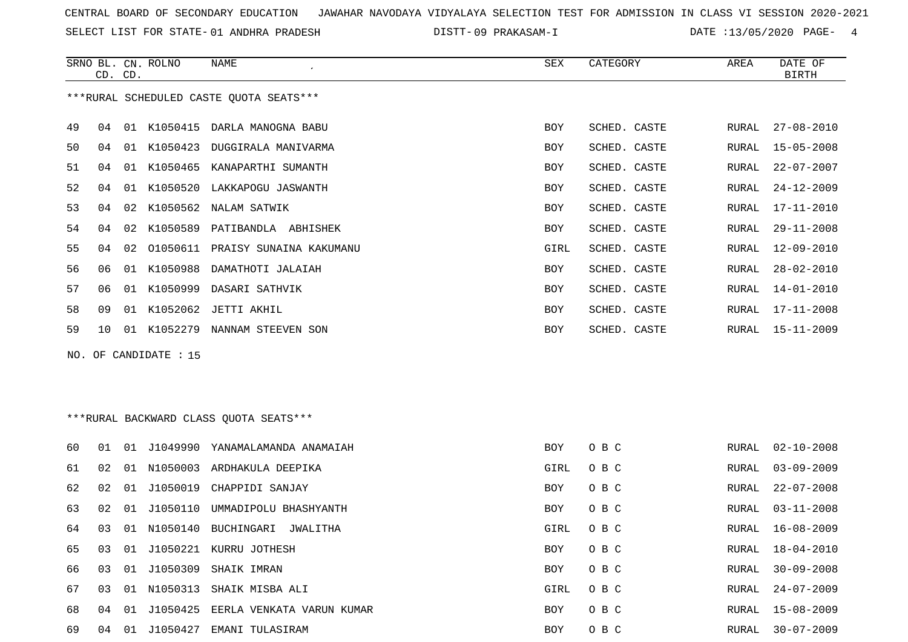CENTRAL BOARD OF SECONDARY EDUCATION JAWAHAR NAVODAYA VIDYALAYA SELECTION TEST FOR ADMISSION IN CLASS VI SESSION 2020-2021

SELECT LIST FOR STATE- 01 ANDHRA PRADESH DISTT- 09 PRAKASAM-I DATE :13/05/2020

***RURAL SCHEDULED CASTE QUOTA SEATS***

| SRNO | BL. CD. | CN. CD. | ROLNO | NAME | SEX | CATEGORY | AREA | DATE OF BIRTH |
|---|---|---|---|---|---|---|---|---|
| 49 | 04 | 01 | K1050415 | DARLA MANOGNA BABU | BOY | SCHED. CASTE | RURAL | 27-08-2010 |
| 50 | 04 | 01 | K1050423 | DUGGIRALA MANIVARMA | BOY | SCHED. CASTE | RURAL | 15-05-2008 |
| 51 | 04 | 01 | K1050465 | KANAPARTHI SUMANTH | BOY | SCHED. CASTE | RURAL | 22-07-2007 |
| 52 | 04 | 01 | K1050520 | LAKKAPOGU JASWANTH | BOY | SCHED. CASTE | RURAL | 24-12-2009 |
| 53 | 04 | 02 | K1050562 | NALAM SATWIK | BOY | SCHED. CASTE | RURAL | 17-11-2010 |
| 54 | 04 | 02 | K1050589 | PATIBANDLA ABHISHEK | BOY | SCHED. CASTE | RURAL | 29-11-2008 |
| 55 | 04 | 02 | O1050611 | PRAISY SUNAINA KAKUMANU | GIRL | SCHED. CASTE | RURAL | 12-09-2010 |
| 56 | 06 | 01 | K1050988 | DAMATHOTI JALAIAH | BOY | SCHED. CASTE | RURAL | 28-02-2010 |
| 57 | 06 | 01 | K1050999 | DASARI SATHVIK | BOY | SCHED. CASTE | RURAL | 14-01-2010 |
| 58 | 09 | 01 | K1052062 | JETTI AKHIL | BOY | SCHED. CASTE | RURAL | 17-11-2008 |
| 59 | 10 | 01 | K1052279 | NANNAM STEEVEN SON | BOY | SCHED. CASTE | RURAL | 15-11-2009 |

NO. OF CANDIDATE : 15

***RURAL BACKWARD CLASS QUOTA SEATS***

| SRNO | BL. CD. | CN. CD. | ROLNO | NAME | SEX | CATEGORY | AREA | DATE OF BIRTH |
|---|---|---|---|---|---|---|---|---|
| 60 | 01 | 01 | J1049990 | YANAMALAMANDA ANAMAIAH | BOY | O B C | RURAL | 02-10-2008 |
| 61 | 02 | 01 | N1050003 | ARDHAKULA DEEPIKA | GIRL | O B C | RURAL | 03-09-2009 |
| 62 | 02 | 01 | J1050019 | CHAPPIDI SANJAY | BOY | O B C | RURAL | 22-07-2008 |
| 63 | 02 | 01 | J1050110 | UMMADIPOLU BHASHYANTH | BOY | O B C | RURAL | 03-11-2008 |
| 64 | 03 | 01 | N1050140 | BUCHINGARI JWALITHA | GIRL | O B C | RURAL | 16-08-2009 |
| 65 | 03 | 01 | J1050221 | KURRU JOTHESH | BOY | O B C | RURAL | 18-04-2010 |
| 66 | 03 | 01 | J1050309 | SHAIK IMRAN | BOY | O B C | RURAL | 30-09-2008 |
| 67 | 03 | 01 | N1050313 | SHAIK MISBA ALI | GIRL | O B C | RURAL | 24-07-2009 |
| 68 | 04 | 01 | J1050425 | EERLA VENKATA VARUN KUMAR | BOY | O B C | RURAL | 15-08-2009 |
| 69 | 04 | 01 | J1050427 | EMANI TULASIRAM | BOY | O B C | RURAL | 30-07-2009 |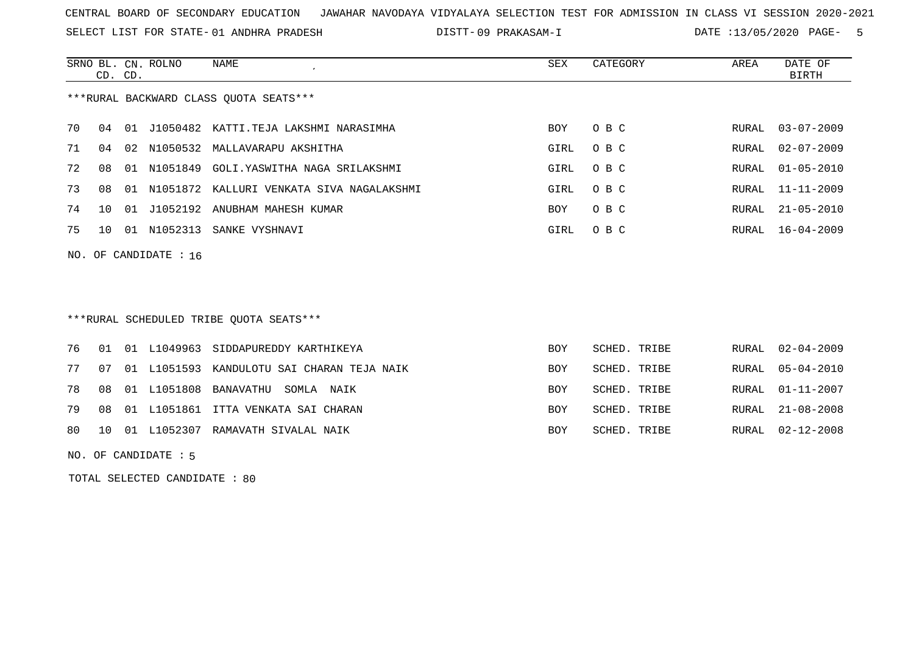CENTRAL BOARD OF SECONDARY EDUCATION JAWAHAR NAVODAYA VIDYALAYA SELECTION TEST FOR ADMISSION IN CLASS VI SESSION 2020-2021

SELECT LIST FOR STATE- 01 ANDHRA PRADESH DISTT- 09 PRAKASAM-I DATE :13/05/2020

***RURAL BACKWARD CLASS QUOTA SEATS***

| SRNO | BL. CD. | CN. CD. | ROLNO | NAME | SEX | CATEGORY | AREA | DATE OF BIRTH |
|---|---|---|---|---|---|---|---|---|
| 70 | 04 | 01 | J1050482 | KATTI.TEJA LAKSHMI NARASIMHA | BOY | O B C | RURAL | 03-07-2009 |
| 71 | 04 | 02 | N1050532 | MALLAVARAPU AKSHITHA | GIRL | O B C | RURAL | 02-07-2009 |
| 72 | 08 | 01 | N1051849 | GOLI.YASWITHA NAGA SRILAKSHMI | GIRL | O B C | RURAL | 01-05-2010 |
| 73 | 08 | 01 | N1051872 | KALLURI VENKATA SIVA NAGALAKSHMI | GIRL | O B C | RURAL | 11-11-2009 |
| 74 | 10 | 01 | J1052192 | ANUBHAM MAHESH KUMAR | BOY | O B C | RURAL | 21-05-2010 |
| 75 | 10 | 01 | N1052313 | SANKE VYSHNAVI | GIRL | O B C | RURAL | 16-04-2009 |

NO. OF CANDIDATE : 16

***RURAL SCHEDULED TRIBE QUOTA SEATS***

| SRNO | BL. CD. | CN. CD. | ROLNO | NAME | SEX | CATEGORY | AREA | DATE OF BIRTH |
|---|---|---|---|---|---|---|---|---|
| 76 | 01 | 01 | L1049963 | SIDDAPUREDDY KARTHIKEYA | BOY | SCHED. TRIBE | RURAL | 02-04-2009 |
| 77 | 07 | 01 | L1051593 | KANDULOTU SAI CHARAN TEJA NAIK | BOY | SCHED. TRIBE | RURAL | 05-04-2010 |
| 78 | 08 | 01 | L1051808 | BANAVATHU SOMLA NAIK | BOY | SCHED. TRIBE | RURAL | 01-11-2007 |
| 79 | 08 | 01 | L1051861 | ITTA VENKATA SAI CHARAN | BOY | SCHED. TRIBE | RURAL | 21-08-2008 |
| 80 | 10 | 01 | L1052307 | RAMAVATH SIVALAL NAIK | BOY | SCHED. TRIBE | RURAL | 02-12-2008 |

NO. OF CANDIDATE : 5

TOTAL SELECTED CANDIDATE : 80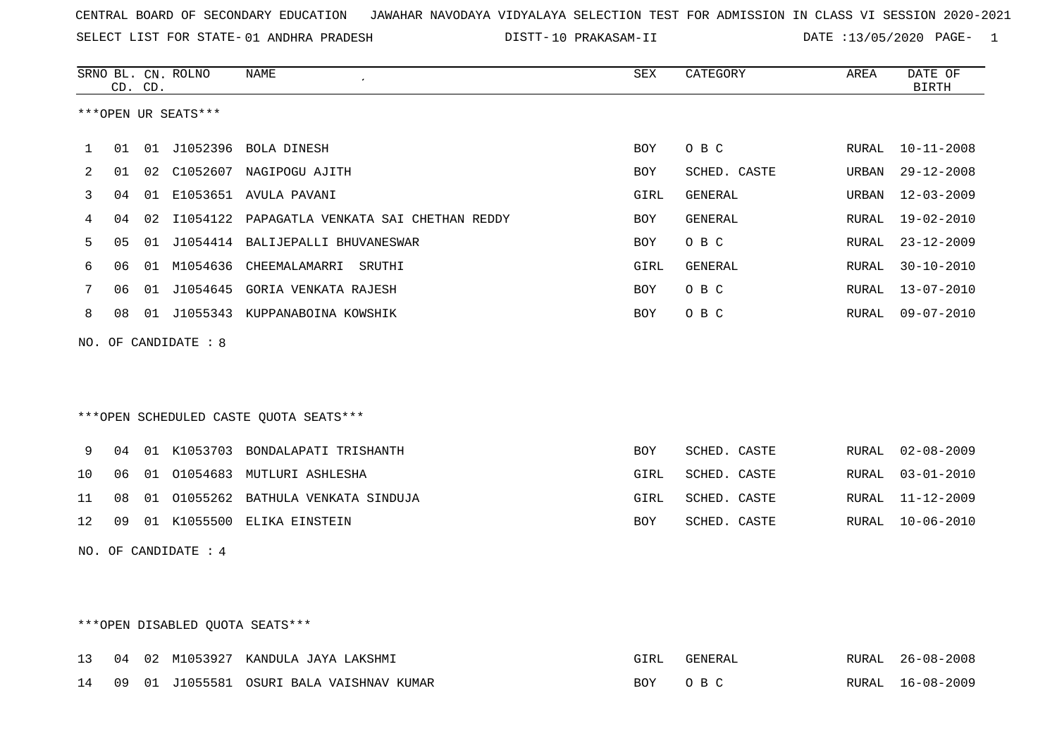CENTRAL BOARD OF SECONDARY EDUCATION JAWAHAR NAVODAYA VIDYALAYA SELECTION TEST FOR ADMISSION IN CLASS VI SESSION 2020-2021

SELECT LIST FOR STATE- 01 ANDHRA PRADESH DISTT- 10 PRAKASAM-II DATE :13/05/2020

***OPEN UR SEATS***

| SRNO | BL. CD. | CN. CD. | ROLNO | NAME | SEX | CATEGORY | AREA | DATE OF BIRTH |
|---|---|---|---|---|---|---|---|---|
| 1 | 01 | 01 | J1052396 | BOLA DINESH | BOY | O B C | RURAL | 10-11-2008 |
| 2 | 01 | 02 | C1052607 | NAGIPOGU AJITH | BOY | SCHED. CASTE | URBAN | 29-12-2008 |
| 3 | 04 | 01 | E1053651 | AVULA PAVANI | GIRL | GENERAL | URBAN | 12-03-2009 |
| 4 | 04 | 02 | I1054122 | PAPAGATLA VENKATA SAI CHETHAN REDDY | BOY | GENERAL | RURAL | 19-02-2010 |
| 5 | 05 | 01 | J1054414 | BALIJEPALLI BHUVANESWAR | BOY | O B C | RURAL | 23-12-2009 |
| 6 | 06 | 01 | M1054636 | CHEEMALAMARRI SRUTHI | GIRL | GENERAL | RURAL | 30-10-2010 |
| 7 | 06 | 01 | J1054645 | GORIA VENKATA RAJESH | BOY | O B C | RURAL | 13-07-2010 |
| 8 | 08 | 01 | J1055343 | KUPPANABOINA KOWSHIK | BOY | O B C | RURAL | 09-07-2010 |

NO. OF CANDIDATE : 8

***OPEN SCHEDULED CASTE QUOTA SEATS***

| SRNO | BL. CD. | CN. CD. | ROLNO | NAME | SEX | CATEGORY | AREA | DATE OF BIRTH |
|---|---|---|---|---|---|---|---|---|
| 9 | 04 | 01 | K1053703 | BONDALAPATI TRISHANTH | BOY | SCHED. CASTE | RURAL | 02-08-2009 |
| 10 | 06 | 01 | O1054683 | MUTLURI ASHLESHA | GIRL | SCHED. CASTE | RURAL | 03-01-2010 |
| 11 | 08 | 01 | O1055262 | BATHULA VENKATA SINDUJA | GIRL | SCHED. CASTE | RURAL | 11-12-2009 |
| 12 | 09 | 01 | K1055500 | ELIKA EINSTEIN | BOY | SCHED. CASTE | RURAL | 10-06-2010 |

NO. OF CANDIDATE : 4

***OPEN DISABLED QUOTA SEATS***

| SRNO | BL. CD. | CN. CD. | ROLNO | NAME | SEX | CATEGORY | AREA | DATE OF BIRTH |
|---|---|---|---|---|---|---|---|---|
| 13 | 04 | 02 | M1053927 | KANDULA JAYA LAKSHMI | GIRL | GENERAL | RURAL | 26-08-2008 |
| 14 | 09 | 01 | J1055581 | OSURI BALA VAISHNAV KUMAR | BOY | O B C | RURAL | 16-08-2009 |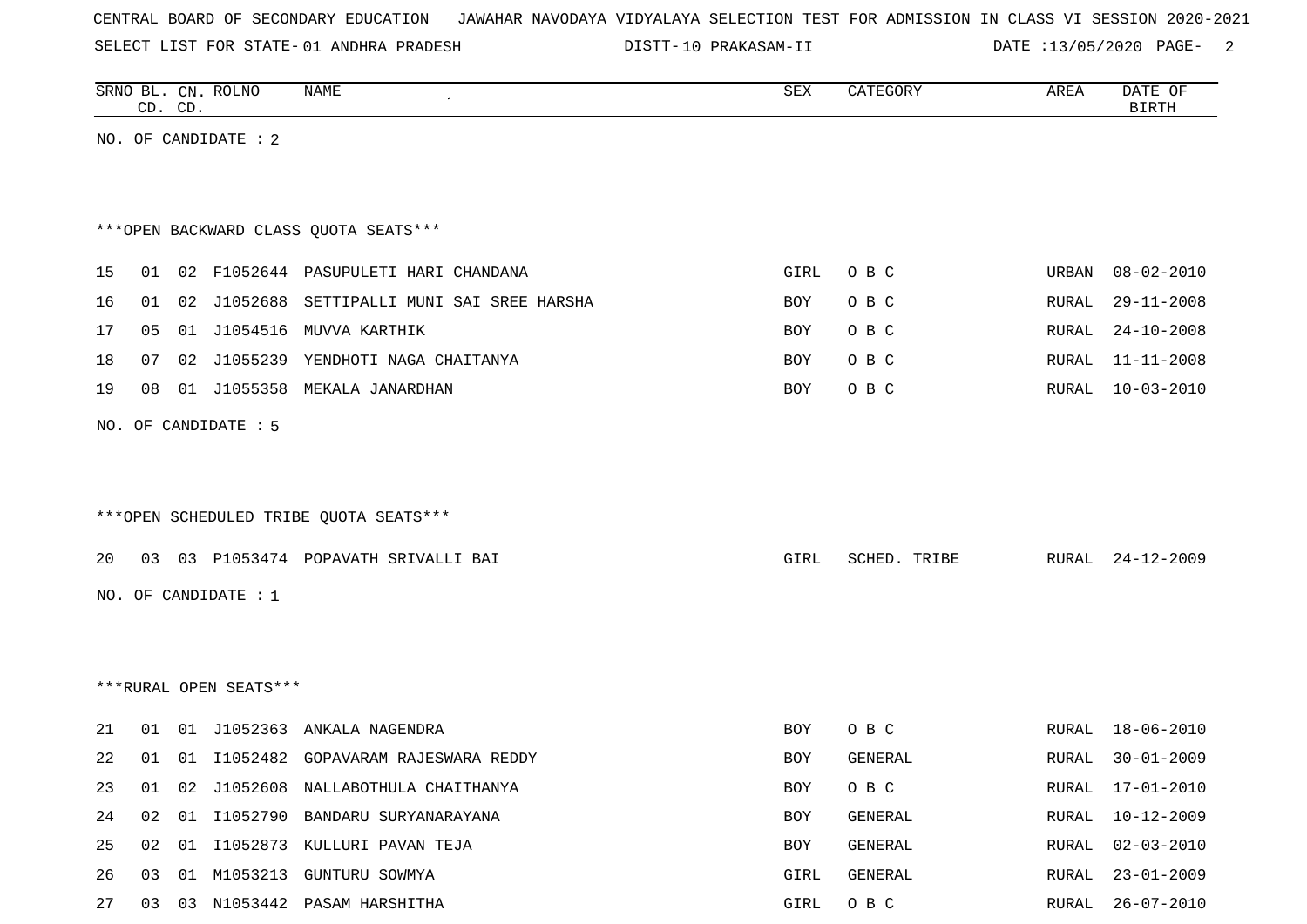CENTRAL BOARD OF SECONDARY EDUCATION JAWAHAR NAVODAYA VIDYALAYA SELECTION TEST FOR ADMISSION IN CLASS VI SESSION 2020-2021

SELECT LIST FOR STATE- 01 ANDHRA PRADESH DISTT- 10 PRAKASAM-II DATE :13/05/2020

| SRNO | BL. CD. | CN. CD. | ROLNO | NAME | SEX | CATEGORY | AREA | DATE OF BIRTH |
|---|---|---|---|---|---|---|---|---|

NO. OF CANDIDATE : 2

***OPEN BACKWARD CLASS QUOTA SEATS***

| SRNO | BL. CD. | CN. CD. | ROLNO | NAME | SEX | CATEGORY | AREA | DATE OF BIRTH |
|---|---|---|---|---|---|---|---|---|
| 15 | 01 | 02 | F1052644 | PASUPULETI HARI CHANDANA | GIRL | O B C | URBAN | 08-02-2010 |
| 16 | 01 | 02 | J1052688 | SETTIPALLI MUNI SAI SREE HARSHA | BOY | O B C | RURAL | 29-11-2008 |
| 17 | 05 | 01 | J1054516 | MUVVA KARTHIK | BOY | O B C | RURAL | 24-10-2008 |
| 18 | 07 | 02 | J1055239 | YENDHOTI NAGA CHAITANYA | BOY | O B C | RURAL | 11-11-2008 |
| 19 | 08 | 01 | J1055358 | MEKALA JANARDHAN | BOY | O B C | RURAL | 10-03-2010 |

NO. OF CANDIDATE : 5

***OPEN SCHEDULED TRIBE QUOTA SEATS***

| SRNO | BL. CD. | CN. CD. | ROLNO | NAME | SEX | CATEGORY | AREA | DATE OF BIRTH |
|---|---|---|---|---|---|---|---|---|
| 20 | 03 | 03 | P1053474 | POPAVATH SRIVALLI BAI | GIRL | SCHED. TRIBE | RURAL | 24-12-2009 |

NO. OF CANDIDATE : 1

***RURAL OPEN SEATS***

| SRNO | BL. CD. | CN. CD. | ROLNO | NAME | SEX | CATEGORY | AREA | DATE OF BIRTH |
|---|---|---|---|---|---|---|---|---|
| 21 | 01 | 01 | J1052363 | ANKALA NAGENDRA | BOY | O B C | RURAL | 18-06-2010 |
| 22 | 01 | 01 | I1052482 | GOPAVARAM RAJESWARA REDDY | BOY | GENERAL | RURAL | 30-01-2009 |
| 23 | 01 | 02 | J1052608 | NALLABOTHULA CHAITHANYA | BOY | O B C | RURAL | 17-01-2010 |
| 24 | 02 | 01 | I1052790 | BANDARU SURYANARAYANA | BOY | GENERAL | RURAL | 10-12-2009 |
| 25 | 02 | 01 | I1052873 | KULLURI PAVAN TEJA | BOY | GENERAL | RURAL | 02-03-2010 |
| 26 | 03 | 01 | M1053213 | GUNTURU SOWMYA | GIRL | GENERAL | RURAL | 23-01-2009 |
| 27 | 03 | 03 | N1053442 | PASAM HARSHITHA | GIRL | O B C | RURAL | 26-07-2010 |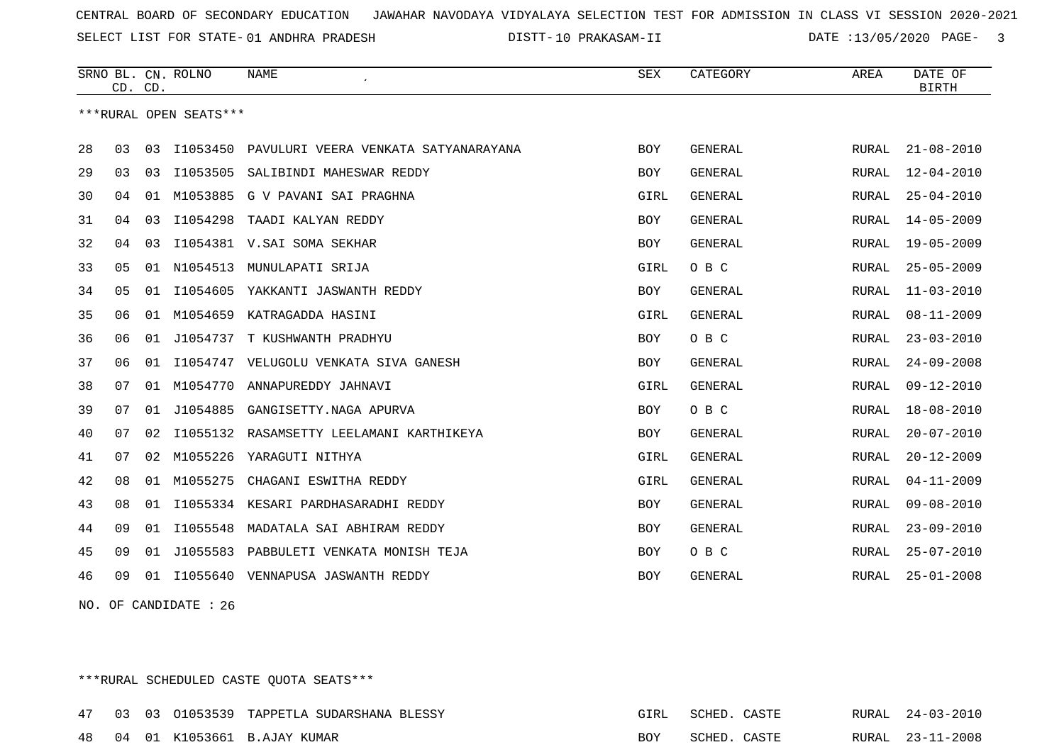CENTRAL BOARD OF SECONDARY EDUCATION JAWAHAR NAVODAYA VIDYALAYA SELECTION TEST FOR ADMISSION IN CLASS VI SESSION 2020-2021

SELECT LIST FOR STATE- 01 ANDHRA PRADESH DISTT- 10 PRAKASAM-II DATE :13/05/2020

***RURAL OPEN SEATS***

| SRNO | BL. CD. | CN. CD. | ROLNO | NAME | SEX | CATEGORY | AREA | DATE OF BIRTH |
|---|---|---|---|---|---|---|---|---|
| 28 | 03 | 03 | I1053450 | PAVULURI VEERA VENKATA SATYANARAYANA | BOY | GENERAL | RURAL | 21-08-2010 |
| 29 | 03 | 03 | I1053505 | SALIBINDI MAHESWAR REDDY | BOY | GENERAL | RURAL | 12-04-2010 |
| 30 | 04 | 01 | M1053885 | G V PAVANI SAI PRAGHNA | GIRL | GENERAL | RURAL | 25-04-2010 |
| 31 | 04 | 03 | I1054298 | TAADI KALYAN REDDY | BOY | GENERAL | RURAL | 14-05-2009 |
| 32 | 04 | 03 | I1054381 | V.SAI SOMA SEKHAR | BOY | GENERAL | RURAL | 19-05-2009 |
| 33 | 05 | 01 | N1054513 | MUNULAPATI SRIJA | GIRL | O B C | RURAL | 25-05-2009 |
| 34 | 05 | 01 | I1054605 | YAKKANTI JASWANTH REDDY | BOY | GENERAL | RURAL | 11-03-2010 |
| 35 | 06 | 01 | M1054659 | KATRAGADDA HASINI | GIRL | GENERAL | RURAL | 08-11-2009 |
| 36 | 06 | 01 | J1054737 | T KUSHWANTH PRADHYU | BOY | O B C | RURAL | 23-03-2010 |
| 37 | 06 | 01 | I1054747 | VELUGOLU VENKATA SIVA GANESH | BOY | GENERAL | RURAL | 24-09-2008 |
| 38 | 07 | 01 | M1054770 | ANNAPUREDDY JAHNAVI | GIRL | GENERAL | RURAL | 09-12-2010 |
| 39 | 07 | 01 | J1054885 | GANGISETTY.NAGA APURVA | BOY | O B C | RURAL | 18-08-2010 |
| 40 | 07 | 02 | I1055132 | RASAMSETTY LEELAMANI KARTHIKEYA | BOY | GENERAL | RURAL | 20-07-2010 |
| 41 | 07 | 02 | M1055226 | YARAGUTI NITHYA | GIRL | GENERAL | RURAL | 20-12-2009 |
| 42 | 08 | 01 | M1055275 | CHAGANI ESWITHA REDDY | GIRL | GENERAL | RURAL | 04-11-2009 |
| 43 | 08 | 01 | I1055334 | KESARI PARDHASARADHI REDDY | BOY | GENERAL | RURAL | 09-08-2010 |
| 44 | 09 | 01 | I1055548 | MADATALA SAI ABHIRAM REDDY | BOY | GENERAL | RURAL | 23-09-2010 |
| 45 | 09 | 01 | J1055583 | PABBULETI VENKATA MONISH TEJA | BOY | O B C | RURAL | 25-07-2010 |
| 46 | 09 | 01 | I1055640 | VENNAPUSA JASWANTH REDDY | BOY | GENERAL | RURAL | 25-01-2008 |

NO. OF CANDIDATE : 26

***RURAL SCHEDULED CASTE QUOTA SEATS***

| SRNO | BL. CD. | CN. CD. | ROLNO | NAME | SEX | CATEGORY | AREA | DATE OF BIRTH |
|---|---|---|---|---|---|---|---|---|
| 47 | 03 | 03 | O1053539 | TAPPETLA SUDARSHANA BLESSY | GIRL | SCHED. CASTE | RURAL | 24-03-2010 |
| 48 | 04 | 01 | K1053661 | B.AJAY KUMAR | BOY | SCHED. CASTE | RURAL | 23-11-2008 |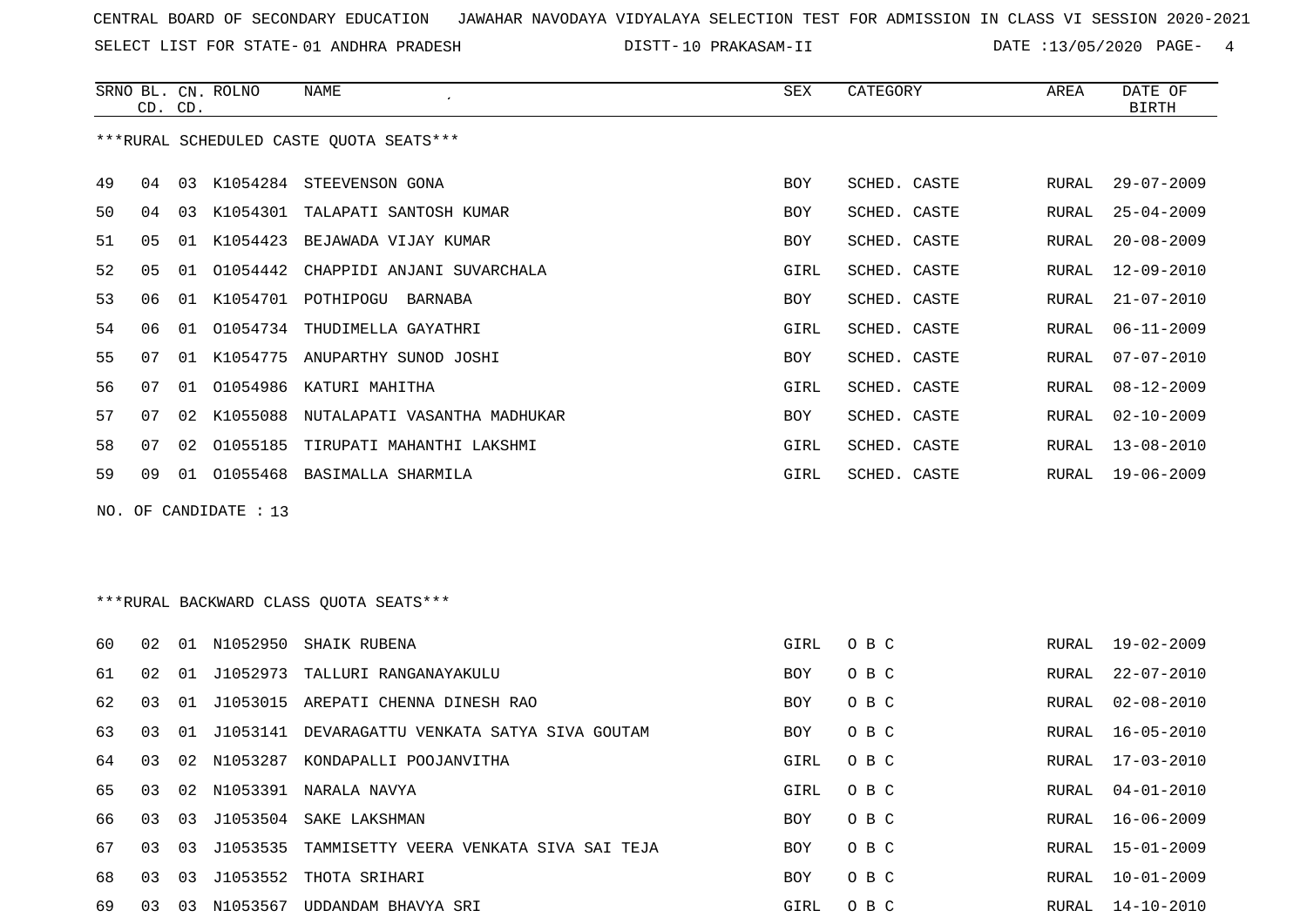CENTRAL BOARD OF SECONDARY EDUCATION   JAWAHAR NAVODAYA VIDYALAYA SELECTION TEST FOR ADMISSION IN CLASS VI SESSION 2020-2021

SELECT LIST FOR STATE- 01 ANDHRA PRADESH   DISTT- 10 PRAKASAM-II   DATE :13/05/2020

***RURAL SCHEDULED CASTE QUOTA SEATS***

| SRNO | BL. CD. | CN. CD. | ROLNO | NAME | SEX | CATEGORY | AREA | DATE OF BIRTH |
|---|---|---|---|---|---|---|---|---|
| 49 | 04 | 03 | K1054284 | STEEVENSON GONA | BOY | SCHED. CASTE | RURAL | 29-07-2009 |
| 50 | 04 | 03 | K1054301 | TALAPATI SANTOSH KUMAR | BOY | SCHED. CASTE | RURAL | 25-04-2009 |
| 51 | 05 | 01 | K1054423 | BEJAWADA VIJAY KUMAR | BOY | SCHED. CASTE | RURAL | 20-08-2009 |
| 52 | 05 | 01 | O1054442 | CHAPPIDI ANJANI SUVARCHALA | GIRL | SCHED. CASTE | RURAL | 12-09-2010 |
| 53 | 06 | 01 | K1054701 | POTHIPOGU BARNABA | BOY | SCHED. CASTE | RURAL | 21-07-2010 |
| 54 | 06 | 01 | O1054734 | THUDIMELLA GAYATHRI | GIRL | SCHED. CASTE | RURAL | 06-11-2009 |
| 55 | 07 | 01 | K1054775 | ANUPARTHY SUNOD JOSHI | BOY | SCHED. CASTE | RURAL | 07-07-2010 |
| 56 | 07 | 01 | O1054986 | KATURI MAHITHA | GIRL | SCHED. CASTE | RURAL | 08-12-2009 |
| 57 | 07 | 02 | K1055088 | NUTALAPATI VASANTHA MADHUKAR | BOY | SCHED. CASTE | RURAL | 02-10-2009 |
| 58 | 07 | 02 | O1055185 | TIRUPATI MAHANTHI LAKSHMI | GIRL | SCHED. CASTE | RURAL | 13-08-2010 |
| 59 | 09 | 01 | O1055468 | BASIMALLA SHARMILA | GIRL | SCHED. CASTE | RURAL | 19-06-2009 |

NO. OF CANDIDATE : 13

***RURAL BACKWARD CLASS QUOTA SEATS***

| SRNO | BL. CD. | CN. CD. | ROLNO | NAME | SEX | CATEGORY | AREA | DATE OF BIRTH |
|---|---|---|---|---|---|---|---|---|
| 60 | 02 | 01 | N1052950 | SHAIK RUBENA | GIRL | O B C | RURAL | 19-02-2009 |
| 61 | 02 | 01 | J1052973 | TALLURI RANGANAYAKULU | BOY | O B C | RURAL | 22-07-2010 |
| 62 | 03 | 01 | J1053015 | AREPATI CHENNA DINESH RAO | BOY | O B C | RURAL | 02-08-2010 |
| 63 | 03 | 01 | J1053141 | DEVARAGATTU VENKATA SATYA SIVA GOUTAM | BOY | O B C | RURAL | 16-05-2010 |
| 64 | 03 | 02 | N1053287 | KONDAPALLI POOJANVITHA | GIRL | O B C | RURAL | 17-03-2010 |
| 65 | 03 | 02 | N1053391 | NARALA NAVYA | GIRL | O B C | RURAL | 04-01-2010 |
| 66 | 03 | 03 | J1053504 | SAKE LAKSHMAN | BOY | O B C | RURAL | 16-06-2009 |
| 67 | 03 | 03 | J1053535 | TAMMISETTY VEERA VENKATA SIVA SAI TEJA | BOY | O B C | RURAL | 15-01-2009 |
| 68 | 03 | 03 | J1053552 | THOTA SRIHARI | BOY | O B C | RURAL | 10-01-2009 |
| 69 | 03 | 03 | N1053567 | UDDANDAM BHAVYA SRI | GIRL | O B C | RURAL | 14-10-2010 |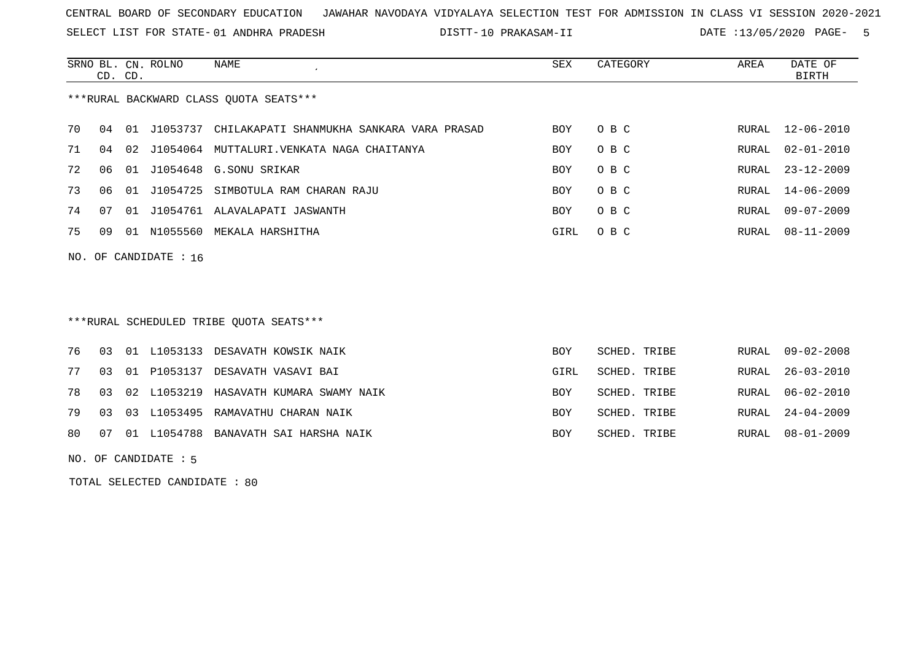CENTRAL BOARD OF SECONDARY EDUCATION JAWAHAR NAVODAYA VIDYALAYA SELECTION TEST FOR ADMISSION IN CLASS VI SESSION 2020-2021

SELECT LIST FOR STATE- 01 ANDHRA PRADESH DISTT- 10 PRAKASAM-II DATE :13/05/2020

| SRNO | BL. CD. | CN. CD. | ROLNO | NAME | SEX | CATEGORY | AREA | DATE OF BIRTH |
|---|---|---|---|---|---|---|---|---|

***RURAL BACKWARD CLASS QUOTA SEATS***

| SRNO | BL. CD. | CN. CD. | ROLNO | NAME | SEX | CATEGORY | AREA | DATE OF BIRTH |
|---|---|---|---|---|---|---|---|---|
| 70 | 04 | 01 | J1053737 | CHILAKAPATI SHANMUKHA SANKARA VARA PRASAD | BOY | O B C | RURAL | 12-06-2010 |
| 71 | 04 | 02 | J1054064 | MUTTALURI.VENKATA NAGA CHAITANYA | BOY | O B C | RURAL | 02-01-2010 |
| 72 | 06 | 01 | J1054648 | G.SONU SRIKAR | BOY | O B C | RURAL | 23-12-2009 |
| 73 | 06 | 01 | J1054725 | SIMBOTULA RAM CHARAN RAJU | BOY | O B C | RURAL | 14-06-2009 |
| 74 | 07 | 01 | J1054761 | ALAVALAPATI JASWANTH | BOY | O B C | RURAL | 09-07-2009 |
| 75 | 09 | 01 | N1055560 | MEKALA HARSHITHA | GIRL | O B C | RURAL | 08-11-2009 |

NO. OF CANDIDATE : 16

***RURAL SCHEDULED TRIBE QUOTA SEATS***

| SRNO | BL. CD. | CN. CD. | ROLNO | NAME | SEX | CATEGORY | AREA | DATE OF BIRTH |
|---|---|---|---|---|---|---|---|---|
| 76 | 03 | 01 | L1053133 | DESAVATH KOWSIK NAIK | BOY | SCHED. TRIBE | RURAL | 09-02-2008 |
| 77 | 03 | 01 | P1053137 | DESAVATH VASAVI BAI | GIRL | SCHED. TRIBE | RURAL | 26-03-2010 |
| 78 | 03 | 02 | L1053219 | HASAVATH KUMARA SWAMY NAIK | BOY | SCHED. TRIBE | RURAL | 06-02-2010 |
| 79 | 03 | 03 | L1053495 | RAMAVATHU CHARAN NAIK | BOY | SCHED. TRIBE | RURAL | 24-04-2009 |
| 80 | 07 | 01 | L1054788 | BANAVATH SAI HARSHA NAIK | BOY | SCHED. TRIBE | RURAL | 08-01-2009 |

NO. OF CANDIDATE : 5

TOTAL SELECTED CANDIDATE : 80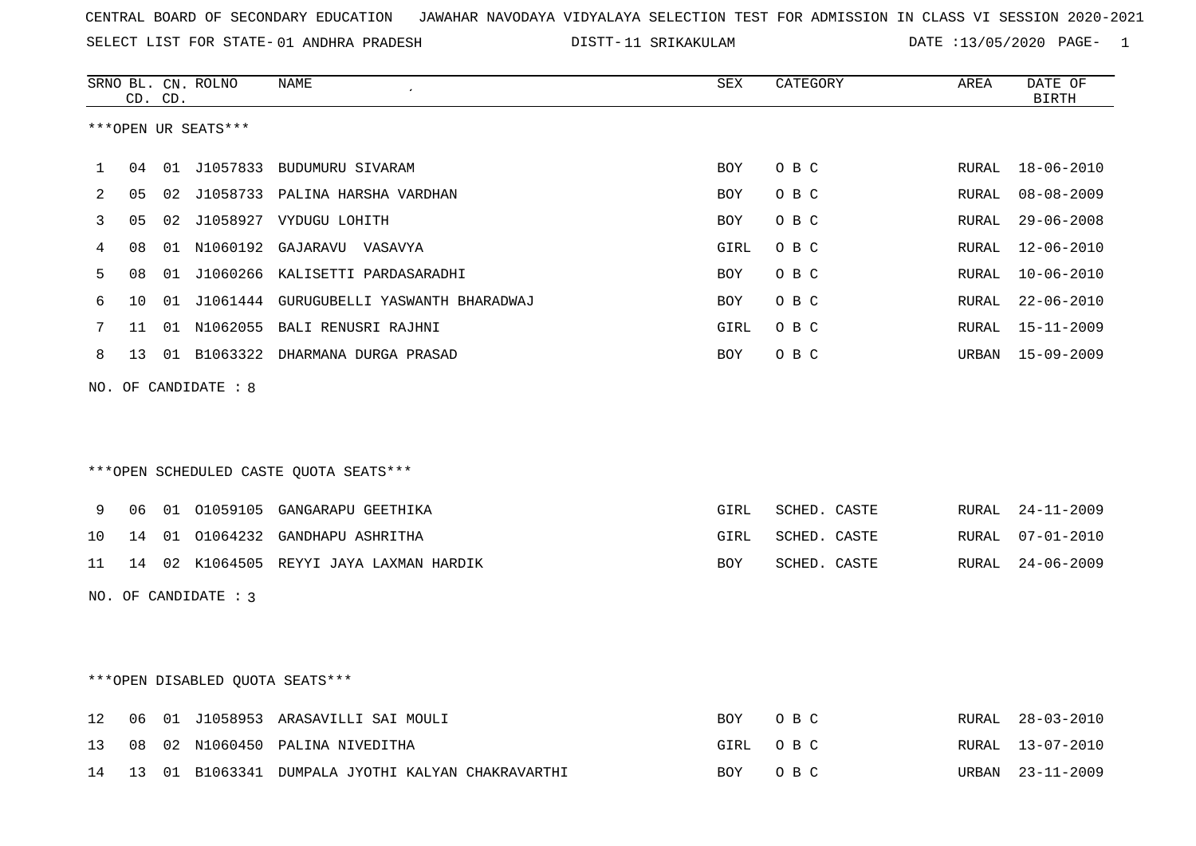CENTRAL BOARD OF SECONDARY EDUCATION JAWAHAR NAVODAYA VIDYALAYA SELECTION TEST FOR ADMISSION IN CLASS VI SESSION 2020-2021

SELECT LIST FOR STATE- 01 ANDHRA PRADESH DISTT- 11 SRIKAKULAM DATE :13/05/2020

***OPEN UR SEATS***

| SRNO | BL. CD. | CN. CD. | ROLNO | NAME | SEX | CATEGORY | AREA | DATE OF BIRTH |
|---|---|---|---|---|---|---|---|---|
| 1 | 04 | 01 | J1057833 | BUDUMURU SIVARAM | BOY | O B C | RURAL | 18-06-2010 |
| 2 | 05 | 02 | J1058733 | PALINA HARSHA VARDHAN | BOY | O B C | RURAL | 08-08-2009 |
| 3 | 05 | 02 | J1058927 | VYDUGU LOHITH | BOY | O B C | RURAL | 29-06-2008 |
| 4 | 08 | 01 | N1060192 | GAJARAVU VASAVYA | GIRL | O B C | RURAL | 12-06-2010 |
| 5 | 08 | 01 | J1060266 | KALISETTI PARDASARADHI | BOY | O B C | RURAL | 10-06-2010 |
| 6 | 10 | 01 | J1061444 | GURUGUBELLI YASWANTH BHARADWAJ | BOY | O B C | RURAL | 22-06-2010 |
| 7 | 11 | 01 | N1062055 | BALI RENUSRI RAJHNI | GIRL | O B C | RURAL | 15-11-2009 |
| 8 | 13 | 01 | B1063322 | DHARMANA DURGA PRASAD | BOY | O B C | URBAN | 15-09-2009 |

NO. OF CANDIDATE : 8

***OPEN SCHEDULED CASTE QUOTA SEATS***

| SRNO | BL. CD. | CN. CD. | ROLNO | NAME | SEX | CATEGORY | AREA | DATE OF BIRTH |
|---|---|---|---|---|---|---|---|---|
| 9 | 06 | 01 | O1059105 | GANGARAPU GEETHIKA | GIRL | SCHED. CASTE | RURAL | 24-11-2009 |
| 10 | 14 | 01 | O1064232 | GANDHAPU ASHRITHA | GIRL | SCHED. CASTE | RURAL | 07-01-2010 |
| 11 | 14 | 02 | K1064505 | REYYI JAYA LAXMAN HARDIK | BOY | SCHED. CASTE | RURAL | 24-06-2009 |

NO. OF CANDIDATE : 3

***OPEN DISABLED QUOTA SEATS***

| SRNO | BL. CD. | CN. CD. | ROLNO | NAME | SEX | CATEGORY | AREA | DATE OF BIRTH |
|---|---|---|---|---|---|---|---|---|
| 12 | 06 | 01 | J1058953 | ARASAVILLI SAI MOULI | BOY | O B C | RURAL | 28-03-2010 |
| 13 | 08 | 02 | N1060450 | PALINA NIVEDITHA | GIRL | O B C | RURAL | 13-07-2010 |
| 14 | 13 | 01 | B1063341 | DUMPALA JYOTHI KALYAN CHAKRAVARTHI | BOY | O B C | URBAN | 23-11-2009 |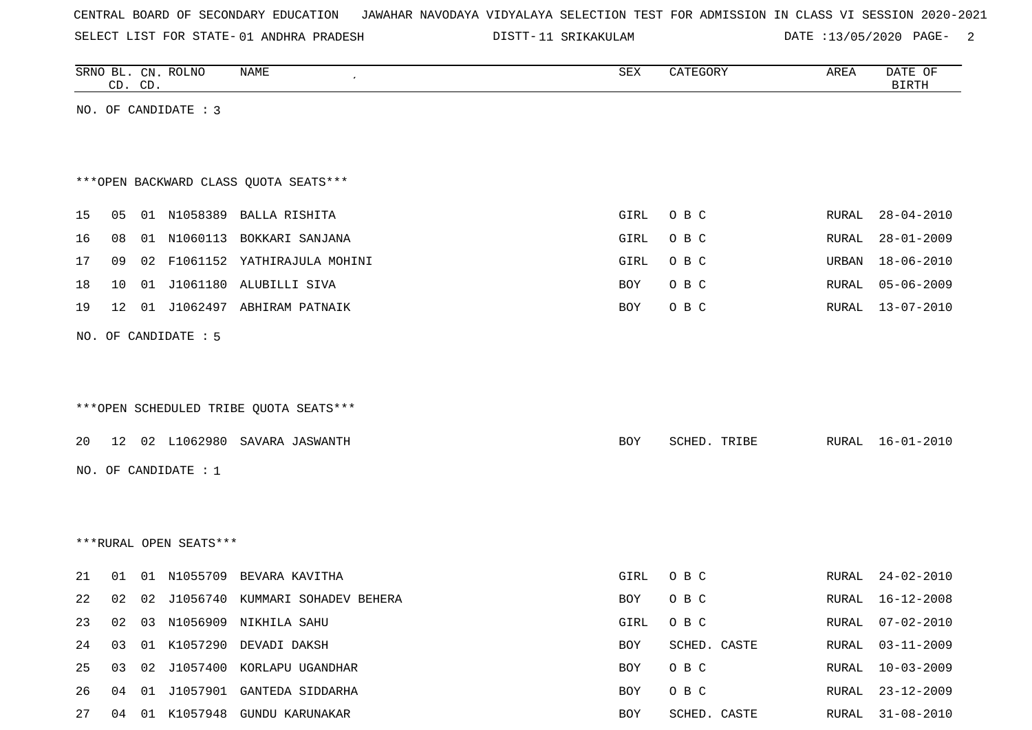CENTRAL BOARD OF SECONDARY EDUCATION JAWAHAR NAVODAYA VIDYALAYA SELECTION TEST FOR ADMISSION IN CLASS VI SESSION 2020-2021

SELECT LIST FOR STATE- 01 ANDHRA PRADESH DISTT- 11 SRIKAKULAM DATE :13/05/2020

| SRNO | BL. CD. | CN. CD. | ROLNO | NAME | SEX | CATEGORY | AREA | DATE OF BIRTH |
|---|---|---|---|---|---|---|---|---|

NO. OF CANDIDATE : 3

***OPEN BACKWARD CLASS QUOTA SEATS***

| SRNO | BL. CD. | CN. CD. | ROLNO | NAME | SEX | CATEGORY | AREA | DATE OF BIRTH |
|---|---|---|---|---|---|---|---|---|
| 15 | 05 | 01 | N1058389 | BALLA RISHITA | GIRL | O B C | RURAL | 28-04-2010 |
| 16 | 08 | 01 | N1060113 | BOKKARI SANJANA | GIRL | O B C | RURAL | 28-01-2009 |
| 17 | 09 | 02 | F1061152 | YATHIRAJULA MOHINI | GIRL | O B C | URBAN | 18-06-2010 |
| 18 | 10 | 01 | J1061180 | ALUBILLI SIVA | BOY | O B C | RURAL | 05-06-2009 |
| 19 | 12 | 01 | J1062497 | ABHIRAM PATNAIK | BOY | O B C | RURAL | 13-07-2010 |

NO. OF CANDIDATE : 5

***OPEN SCHEDULED TRIBE QUOTA SEATS***

| SRNO | BL. CD. | CN. CD. | ROLNO | NAME | SEX | CATEGORY | AREA | DATE OF BIRTH |
|---|---|---|---|---|---|---|---|---|
| 20 | 12 | 02 | L1062980 | SAVARA JASWANTH | BOY | SCHED. TRIBE | RURAL | 16-01-2010 |

NO. OF CANDIDATE : 1

***RURAL OPEN SEATS***

| SRNO | BL. CD. | CN. CD. | ROLNO | NAME | SEX | CATEGORY | AREA | DATE OF BIRTH |
|---|---|---|---|---|---|---|---|---|
| 21 | 01 | 01 | N1055709 | BEVARA KAVITHA | GIRL | O B C | RURAL | 24-02-2010 |
| 22 | 02 | 02 | J1056740 | KUMMARI SOHADEV BEHERA | BOY | O B C | RURAL | 16-12-2008 |
| 23 | 02 | 03 | N1056909 | NIKHILA SAHU | GIRL | O B C | RURAL | 07-02-2010 |
| 24 | 03 | 01 | K1057290 | DEVADI DAKSH | BOY | SCHED. CASTE | RURAL | 03-11-2009 |
| 25 | 03 | 02 | J1057400 | KORLAPU UGANDHAR | BOY | O B C | RURAL | 10-03-2009 |
| 26 | 04 | 01 | J1057901 | GANTEDA SIDDARHA | BOY | O B C | RURAL | 23-12-2009 |
| 27 | 04 | 01 | K1057948 | GUNDU KARUNAKAR | BOY | SCHED. CASTE | RURAL | 31-08-2010 |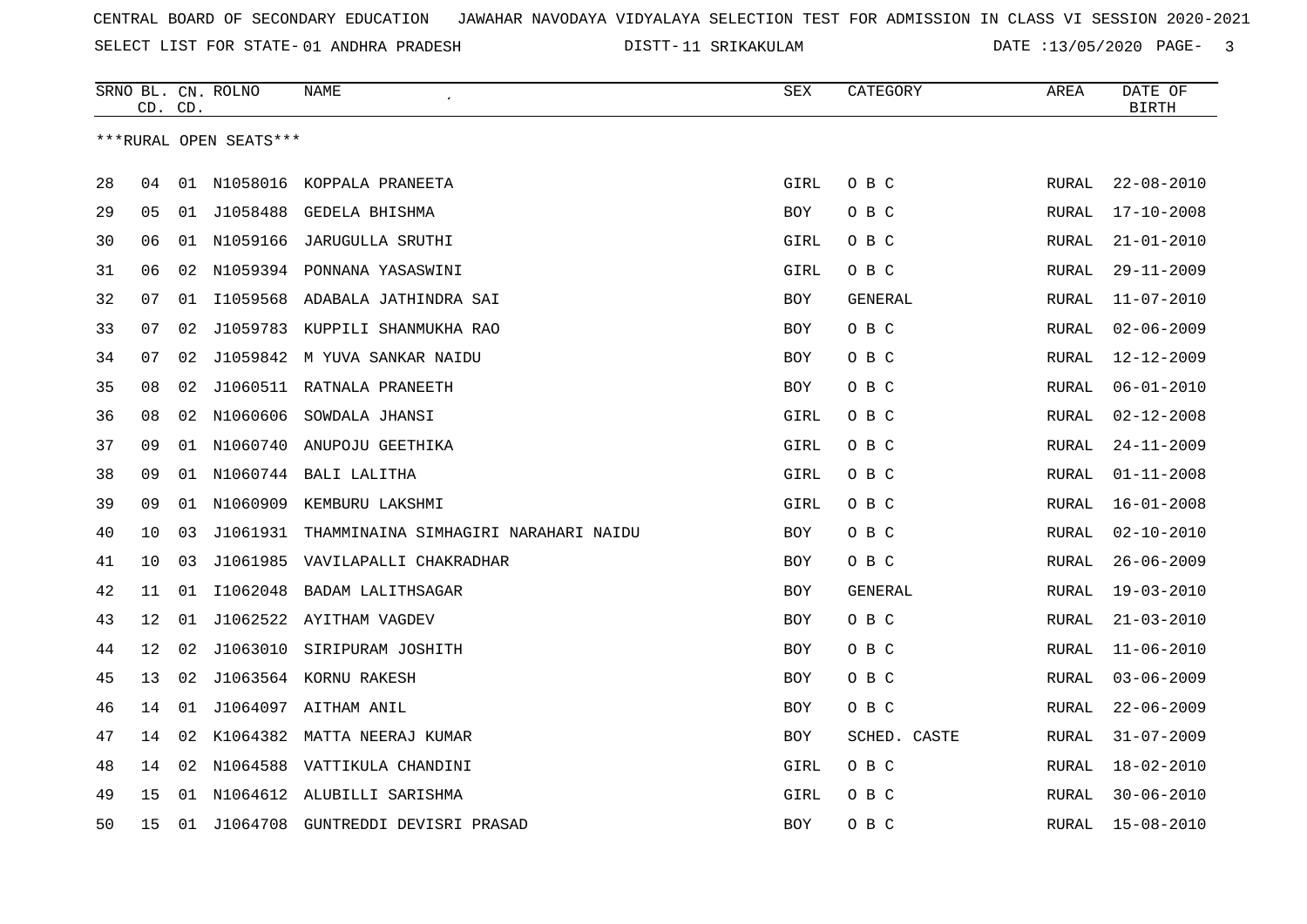CENTRAL BOARD OF SECONDARY EDUCATION JAWAHAR NAVODAYA VIDYALAYA SELECTION TEST FOR ADMISSION IN CLASS VI SESSION 2020-2021

SELECT LIST FOR STATE- 01 ANDHRA PRADESH DISTT- 11 SRIKAKULAM DATE :13/05/2020

| SRNO | BL. CD. | CN. CD. | ROLNO | NAME | SEX | CATEGORY | AREA | DATE OF BIRTH |
|---|---|---|---|---|---|---|---|---|
| ***RURAL OPEN SEATS*** | | | | | | | | |
| 28 | 04 | 01 | N1058016 | KOPPALA PRANEETA | GIRL | O B C | RURAL | 22-08-2010 |
| 29 | 05 | 01 | J1058488 | GEDELA BHISHMA | BOY | O B C | RURAL | 17-10-2008 |
| 30 | 06 | 01 | N1059166 | JARUGULLA SRUTHI | GIRL | O B C | RURAL | 21-01-2010 |
| 31 | 06 | 02 | N1059394 | PONNANA YASASWINI | GIRL | O B C | RURAL | 29-11-2009 |
| 32 | 07 | 01 | I1059568 | ADABALA JATHINDRA SAI | BOY | GENERAL | RURAL | 11-07-2010 |
| 33 | 07 | 02 | J1059783 | KUPPILI SHANMUKHA RAO | BOY | O B C | RURAL | 02-06-2009 |
| 34 | 07 | 02 | J1059842 | M YUVA SANKAR NAIDU | BOY | O B C | RURAL | 12-12-2009 |
| 35 | 08 | 02 | J1060511 | RATNALA PRANEETH | BOY | O B C | RURAL | 06-01-2010 |
| 36 | 08 | 02 | N1060606 | SOWDALA JHANSI | GIRL | O B C | RURAL | 02-12-2008 |
| 37 | 09 | 01 | N1060740 | ANUPOJU GEETHIKA | GIRL | O B C | RURAL | 24-11-2009 |
| 38 | 09 | 01 | N1060744 | BALI LALITHA | GIRL | O B C | RURAL | 01-11-2008 |
| 39 | 09 | 01 | N1060909 | KEMBURU LAKSHMI | GIRL | O B C | RURAL | 16-01-2008 |
| 40 | 10 | 03 | J1061931 | THAMMINAINA SIMHAGIRI NARAHARI NAIDU | BOY | O B C | RURAL | 02-10-2010 |
| 41 | 10 | 03 | J1061985 | VAVILAPALLI CHAKRADHAR | BOY | O B C | RURAL | 26-06-2009 |
| 42 | 11 | 01 | I1062048 | BADAM LALITHSAGAR | BOY | GENERAL | RURAL | 19-03-2010 |
| 43 | 12 | 01 | J1062522 | AYITHAM VAGDEV | BOY | O B C | RURAL | 21-03-2010 |
| 44 | 12 | 02 | J1063010 | SIRIPURAM JOSHITH | BOY | O B C | RURAL | 11-06-2010 |
| 45 | 13 | 02 | J1063564 | KORNU RAKESH | BOY | O B C | RURAL | 03-06-2009 |
| 46 | 14 | 01 | J1064097 | AITHAM ANIL | BOY | O B C | RURAL | 22-06-2009 |
| 47 | 14 | 02 | K1064382 | MATTA NEERAJ KUMAR | BOY | SCHED. CASTE | RURAL | 31-07-2009 |
| 48 | 14 | 02 | N1064588 | VATTIKULA CHANDINI | GIRL | O B C | RURAL | 18-02-2010 |
| 49 | 15 | 01 | N1064612 | ALUBILLI SARISHMA | GIRL | O B C | RURAL | 30-06-2010 |
| 50 | 15 | 01 | J1064708 | GUNTREDDI DEVISRI PRASAD | BOY | O B C | RURAL | 15-08-2010 |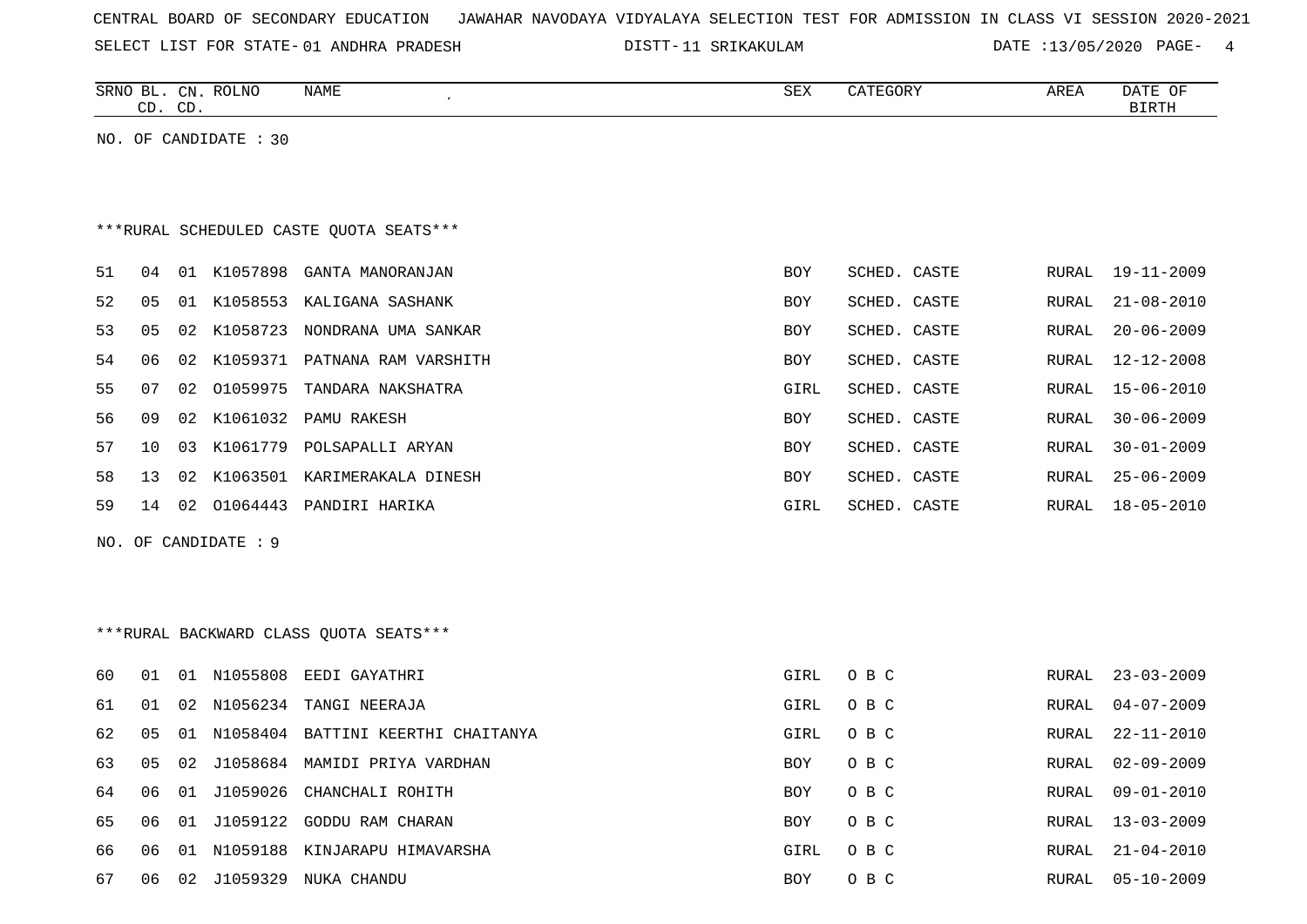CENTRAL BOARD OF SECONDARY EDUCATION JAWAHAR NAVODAYA VIDYALAYA SELECTION TEST FOR ADMISSION IN CLASS VI SESSION 2020-2021

SELECT LIST FOR STATE- 01 ANDHRA PRADESH DISTT- 11 SRIKAKULAM DATE :13/05/2020

| SRNO | BL. CD. | CN. CD. | ROLNO | NAME | SEX | CATEGORY | AREA | DATE OF BIRTH |
|---|---|---|---|---|---|---|---|---|

NO. OF CANDIDATE : 30

***RURAL SCHEDULED CASTE QUOTA SEATS***

| SRNO | BL. CD. | CN. CD. | ROLNO | NAME | SEX | CATEGORY | AREA | DATE OF BIRTH |
|---|---|---|---|---|---|---|---|---|
| 51 | 04 | 01 | K1057898 | GANTA MANORANJAN | BOY | SCHED. CASTE | RURAL | 19-11-2009 |
| 52 | 05 | 01 | K1058553 | KALIGANA SASHANK | BOY | SCHED. CASTE | RURAL | 21-08-2010 |
| 53 | 05 | 02 | K1058723 | NONDRANA UMA SANKAR | BOY | SCHED. CASTE | RURAL | 20-06-2009 |
| 54 | 06 | 02 | K1059371 | PATNANA RAM VARSHITH | BOY | SCHED. CASTE | RURAL | 12-12-2008 |
| 55 | 07 | 02 | O1059975 | TANDARA NAKSHATRA | GIRL | SCHED. CASTE | RURAL | 15-06-2010 |
| 56 | 09 | 02 | K1061032 | PAMU RAKESH | BOY | SCHED. CASTE | RURAL | 30-06-2009 |
| 57 | 10 | 03 | K1061779 | POLSAPALLI ARYAN | BOY | SCHED. CASTE | RURAL | 30-01-2009 |
| 58 | 13 | 02 | K1063501 | KARIMERAKALA DINESH | BOY | SCHED. CASTE | RURAL | 25-06-2009 |
| 59 | 14 | 02 | O1064443 | PANDIRI HARIKA | GIRL | SCHED. CASTE | RURAL | 18-05-2010 |

NO. OF CANDIDATE : 9

***RURAL BACKWARD CLASS QUOTA SEATS***

| SRNO | BL. CD. | CN. CD. | ROLNO | NAME | SEX | CATEGORY | AREA | DATE OF BIRTH |
|---|---|---|---|---|---|---|---|---|
| 60 | 01 | 01 | N1055808 | EEDI GAYATHRI | GIRL | O B C | RURAL | 23-03-2009 |
| 61 | 01 | 02 | N1056234 | TANGI NEERAJA | GIRL | O B C | RURAL | 04-07-2009 |
| 62 | 05 | 01 | N1058404 | BATTINI KEERTHI CHAITANYA | GIRL | O B C | RURAL | 22-11-2010 |
| 63 | 05 | 02 | J1058684 | MAMIDI PRIYA VARDHAN | BOY | O B C | RURAL | 02-09-2009 |
| 64 | 06 | 01 | J1059026 | CHANCHALI ROHITH | BOY | O B C | RURAL | 09-01-2010 |
| 65 | 06 | 01 | J1059122 | GODDU RAM CHARAN | BOY | O B C | RURAL | 13-03-2009 |
| 66 | 06 | 01 | N1059188 | KINJARAPU HIMAVARSHA | GIRL | O B C | RURAL | 21-04-2010 |
| 67 | 06 | 02 | J1059329 | NUKA CHANDU | BOY | O B C | RURAL | 05-10-2009 |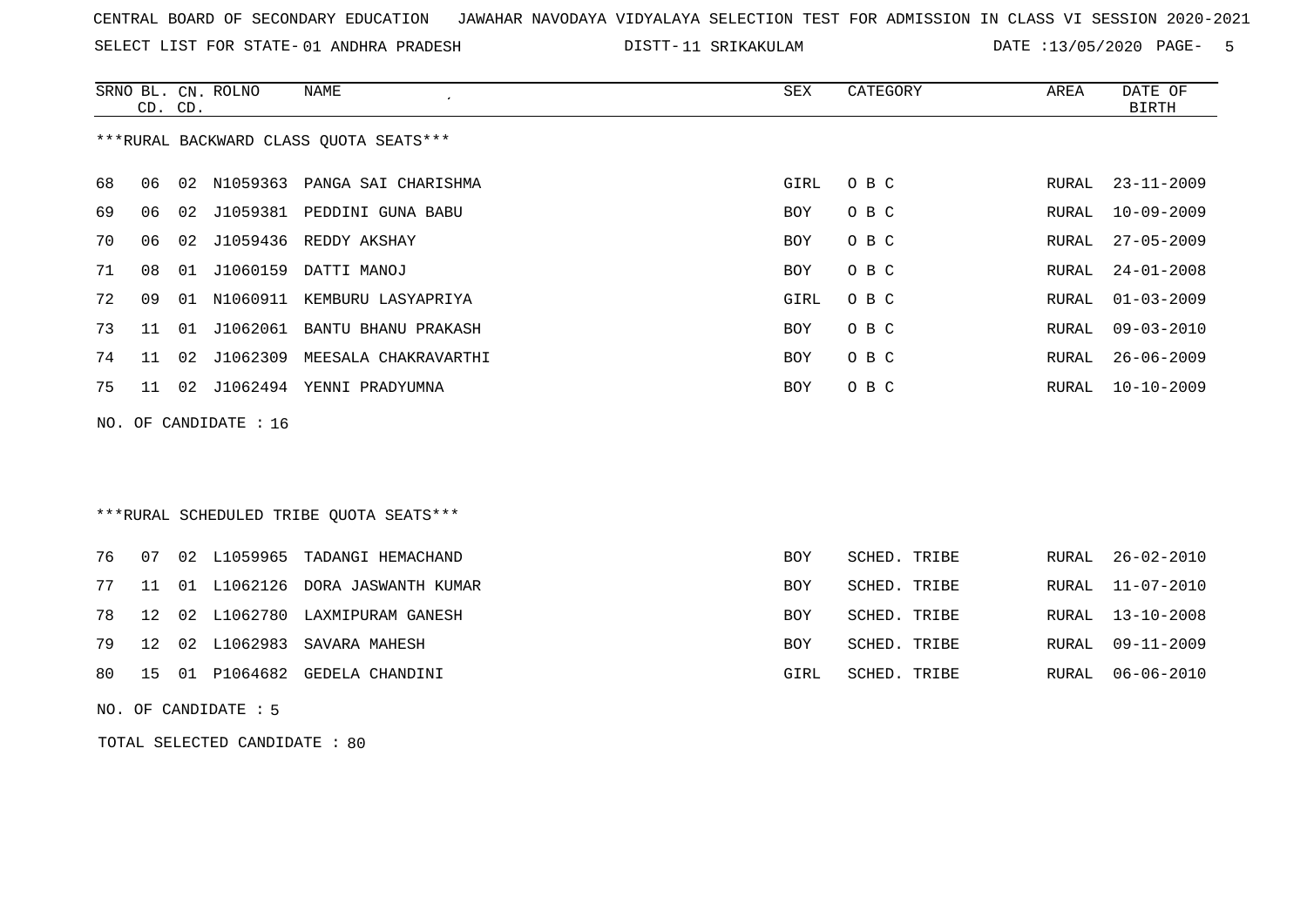CENTRAL BOARD OF SECONDARY EDUCATION JAWAHAR NAVODAYA VIDYALAYA SELECTION TEST FOR ADMISSION IN CLASS VI SESSION 2020-2021

SELECT LIST FOR STATE- 01 ANDHRA PRADESH DISTT- 11 SRIKAKULAM DATE :13/05/2020

***RURAL BACKWARD CLASS QUOTA SEATS***

| SRNO | BL. CD. | CN. CD. | ROLNO | NAME | SEX | CATEGORY | AREA | DATE OF BIRTH |
|---|---|---|---|---|---|---|---|---|
| 68 | 06 | 02 | N1059363 | PANGA SAI CHARISHMA | GIRL | O B C | RURAL | 23-11-2009 |
| 69 | 06 | 02 | J1059381 | PEDDINI GUNA BABU | BOY | O B C | RURAL | 10-09-2009 |
| 70 | 06 | 02 | J1059436 | REDDY AKSHAY | BOY | O B C | RURAL | 27-05-2009 |
| 71 | 08 | 01 | J1060159 | DATTI MANOJ | BOY | O B C | RURAL | 24-01-2008 |
| 72 | 09 | 01 | N1060911 | KEMBURU LASYAPRIYA | GIRL | O B C | RURAL | 01-03-2009 |
| 73 | 11 | 01 | J1062061 | BANTU BHANU PRAKASH | BOY | O B C | RURAL | 09-03-2010 |
| 74 | 11 | 02 | J1062309 | MEESALA CHAKRAVARTHI | BOY | O B C | RURAL | 26-06-2009 |
| 75 | 11 | 02 | J1062494 | YENNI PRADYUMNA | BOY | O B C | RURAL | 10-10-2009 |

NO. OF CANDIDATE : 16

***RURAL SCHEDULED TRIBE QUOTA SEATS***

| SRNO | BL. CD. | CN. CD. | ROLNO | NAME | SEX | CATEGORY | AREA | DATE OF BIRTH |
|---|---|---|---|---|---|---|---|---|
| 76 | 07 | 02 | L1059965 | TADANGI HEMACHAND | BOY | SCHED. TRIBE | RURAL | 26-02-2010 |
| 77 | 11 | 01 | L1062126 | DORA JASWANTH KUMAR | BOY | SCHED. TRIBE | RURAL | 11-07-2010 |
| 78 | 12 | 02 | L1062780 | LAXMIPURAM GANESH | BOY | SCHED. TRIBE | RURAL | 13-10-2008 |
| 79 | 12 | 02 | L1062983 | SAVARA MAHESH | BOY | SCHED. TRIBE | RURAL | 09-11-2009 |
| 80 | 15 | 01 | P1064682 | GEDELA CHANDINI | GIRL | SCHED. TRIBE | RURAL | 06-06-2010 |

NO. OF CANDIDATE : 5

TOTAL SELECTED CANDIDATE : 80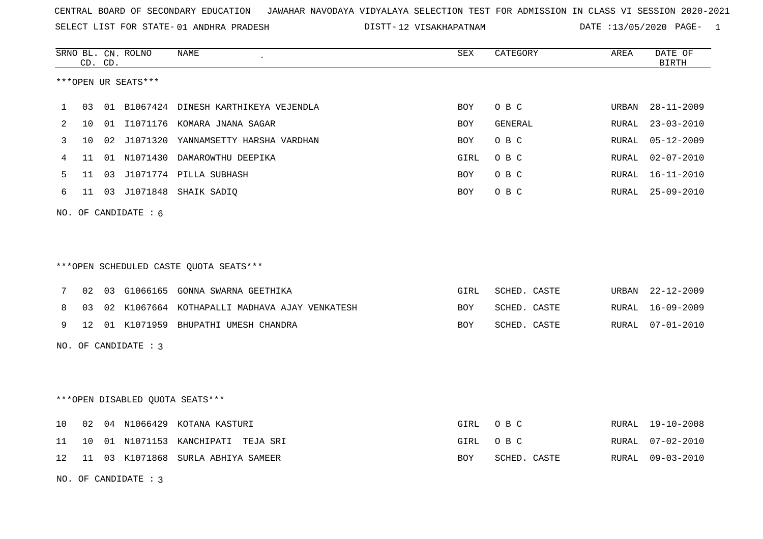CENTRAL BOARD OF SECONDARY EDUCATION JAWAHAR NAVODAYA VIDYALAYA SELECTION TEST FOR ADMISSION IN CLASS VI SESSION 2020-2021

SELECT LIST FOR STATE- 01 ANDHRA PRADESH DISTT- 12 VISAKHAPATNAM DATE :13/05/2020

| SRNO | BL. CD. | CN. CD. | ROLNO | NAME | SEX | CATEGORY | AREA | DATE OF BIRTH |
|---|---|---|---|---|---|---|---|---|

***OPEN UR SEATS***

| SRNO | BL. CD. | CN. CD. | ROLNO | NAME | SEX | CATEGORY | AREA | DATE OF BIRTH |
|---|---|---|---|---|---|---|---|---|
| 1 | 03 | 01 | B1067424 | DINESH KARTHIKEYA VEJENDLA | BOY | O B C | URBAN | 28-11-2009 |
| 2 | 10 | 01 | I1071176 | KOMARA JNANA SAGAR | BOY | GENERAL | RURAL | 23-03-2010 |
| 3 | 10 | 02 | J1071320 | YANNAMSETTY HARSHA VARDHAN | BOY | O B C | RURAL | 05-12-2009 |
| 4 | 11 | 01 | N1071430 | DAMAROWTHU DEEPIKA | GIRL | O B C | RURAL | 02-07-2010 |
| 5 | 11 | 03 | J1071774 | PILLA SUBHASH | BOY | O B C | RURAL | 16-11-2010 |
| 6 | 11 | 03 | J1071848 | SHAIK SADIQ | BOY | O B C | RURAL | 25-09-2010 |

NO. OF CANDIDATE : 6

***OPEN SCHEDULED CASTE QUOTA SEATS***

| SRNO | BL. CD. | CN. CD. | ROLNO | NAME | SEX | CATEGORY | AREA | DATE OF BIRTH |
|---|---|---|---|---|---|---|---|---|
| 7 | 02 | 03 | G1066165 | GONNA SWARNA GEETHIKA | GIRL | SCHED. CASTE | URBAN | 22-12-2009 |
| 8 | 03 | 02 | K1067664 | KOTHAPALLI MADHAVA AJAY VENKATESH | BOY | SCHED. CASTE | RURAL | 16-09-2009 |
| 9 | 12 | 01 | K1071959 | BHUPATHI UMESH CHANDRA | BOY | SCHED. CASTE | RURAL | 07-01-2010 |

NO. OF CANDIDATE : 3

***OPEN DISABLED QUOTA SEATS***

| SRNO | BL. CD. | CN. CD. | ROLNO | NAME | SEX | CATEGORY | AREA | DATE OF BIRTH |
|---|---|---|---|---|---|---|---|---|
| 10 | 02 | 04 | N1066429 | KOTANA KASTURI | GIRL | O B C | RURAL | 19-10-2008 |
| 11 | 10 | 01 | N1071153 | KANCHIPATI TEJA SRI | GIRL | O B C | RURAL | 07-02-2010 |
| 12 | 11 | 03 | K1071868 | SURLA ABHIYA SAMEER | BOY | SCHED. CASTE | RURAL | 09-03-2010 |

NO. OF CANDIDATE : 3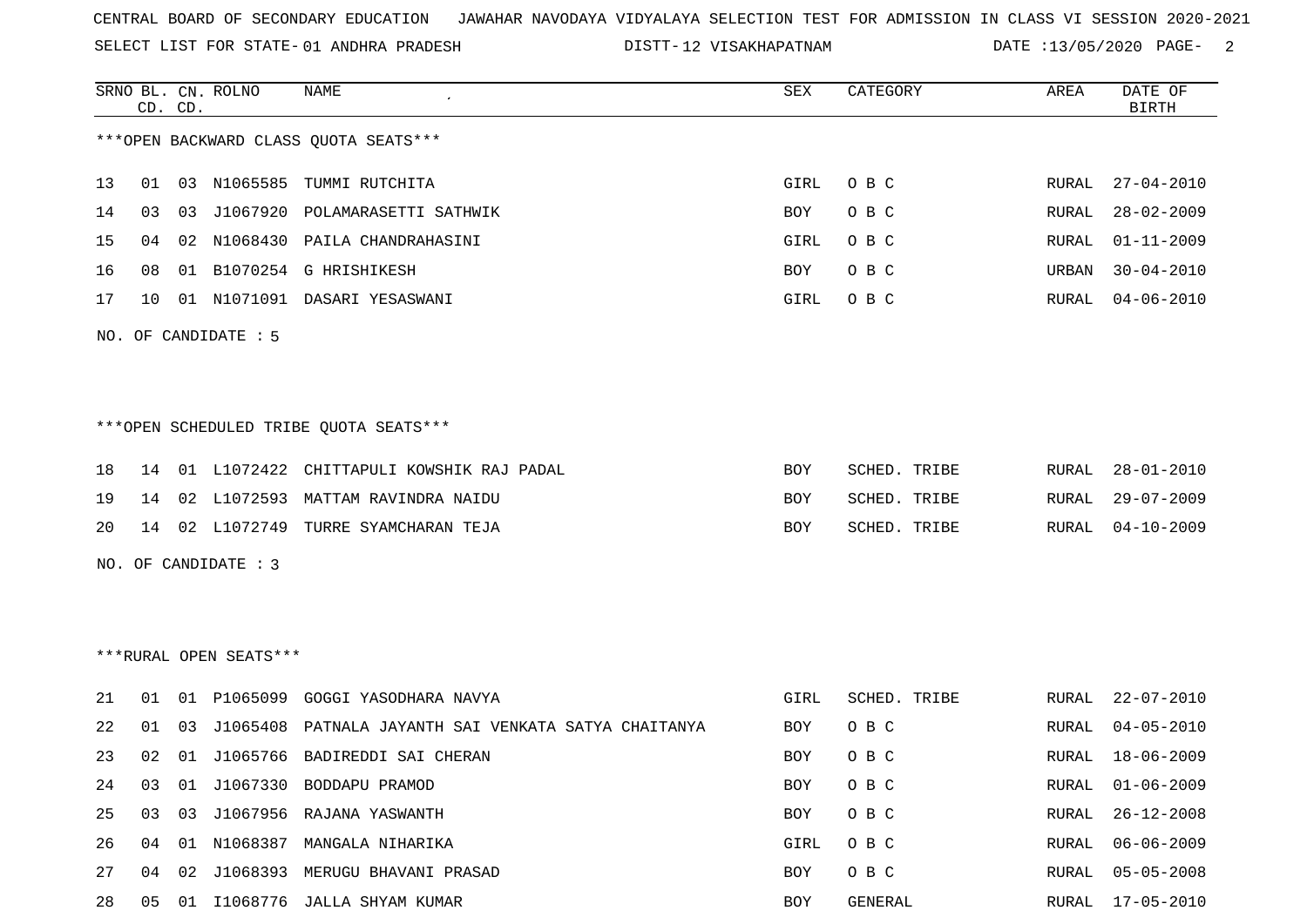CENTRAL BOARD OF SECONDARY EDUCATION JAWAHAR NAVODAYA VIDYALAYA SELECTION TEST FOR ADMISSION IN CLASS VI SESSION 2020-2021

SELECT LIST FOR STATE- 01 ANDHRA PRADESH DISTT- 12 VISAKHAPATNAM DATE :13/05/2020

| SRNO | BL. CD. | CN. CD. | ROLNO | NAME | SEX | CATEGORY | AREA | DATE OF BIRTH |
|---|---|---|---|---|---|---|---|---|

***OPEN BACKWARD CLASS QUOTA SEATS***

| SRNO | BL. CD. | CN. CD. | ROLNO | NAME | SEX | CATEGORY | AREA | DATE OF BIRTH |
|---|---|---|---|---|---|---|---|---|
| 13 | 01 | 03 | N1065585 | TUMMI RUTCHITA | GIRL | O B C | RURAL | 27-04-2010 |
| 14 | 03 | 03 | J1067920 | POLAMARASETTI SATHWIK | BOY | O B C | RURAL | 28-02-2009 |
| 15 | 04 | 02 | N1068430 | PAILA CHANDRAHASINI | GIRL | O B C | RURAL | 01-11-2009 |
| 16 | 08 | 01 | B1070254 | G HRISHIKESH | BOY | O B C | URBAN | 30-04-2010 |
| 17 | 10 | 01 | N1071091 | DASARI YESASWANI | GIRL | O B C | RURAL | 04-06-2010 |

NO. OF CANDIDATE : 5

***OPEN SCHEDULED TRIBE QUOTA SEATS***

| SRNO | BL. CD. | CN. CD. | ROLNO | NAME | SEX | CATEGORY | AREA | DATE OF BIRTH |
|---|---|---|---|---|---|---|---|---|
| 18 | 14 | 01 | L1072422 | CHITTAPULI KOWSHIK RAJ PADAL | BOY | SCHED. TRIBE | RURAL | 28-01-2010 |
| 19 | 14 | 02 | L1072593 | MATTAM RAVINDRA NAIDU | BOY | SCHED. TRIBE | RURAL | 29-07-2009 |
| 20 | 14 | 02 | L1072749 | TURRE SYAMCHARAN TEJA | BOY | SCHED. TRIBE | RURAL | 04-10-2009 |

NO. OF CANDIDATE : 3

***RURAL OPEN SEATS***

| SRNO | BL. CD. | CN. CD. | ROLNO | NAME | SEX | CATEGORY | AREA | DATE OF BIRTH |
|---|---|---|---|---|---|---|---|---|
| 21 | 01 | 01 | P1065099 | GOGGI YASODHARA NAVYA | GIRL | SCHED. TRIBE | RURAL | 22-07-2010 |
| 22 | 01 | 03 | J1065408 | PATNALA JAYANTH SAI VENKATA SATYA CHAITANYA | BOY | O B C | RURAL | 04-05-2010 |
| 23 | 02 | 01 | J1065766 | BADIREDDI SAI CHERAN | BOY | O B C | RURAL | 18-06-2009 |
| 24 | 03 | 01 | J1067330 | BODDAPU PRAMOD | BOY | O B C | RURAL | 01-06-2009 |
| 25 | 03 | 03 | J1067956 | RAJANA YASWANTH | BOY | O B C | RURAL | 26-12-2008 |
| 26 | 04 | 01 | N1068387 | MANGALA NIHARIKA | GIRL | O B C | RURAL | 06-06-2009 |
| 27 | 04 | 02 | J1068393 | MERUGU BHAVANI PRASAD | BOY | O B C | RURAL | 05-05-2008 |
| 28 | 05 | 01 | I1068776 | JALLA SHYAM KUMAR | BOY | GENERAL | RURAL | 17-05-2010 |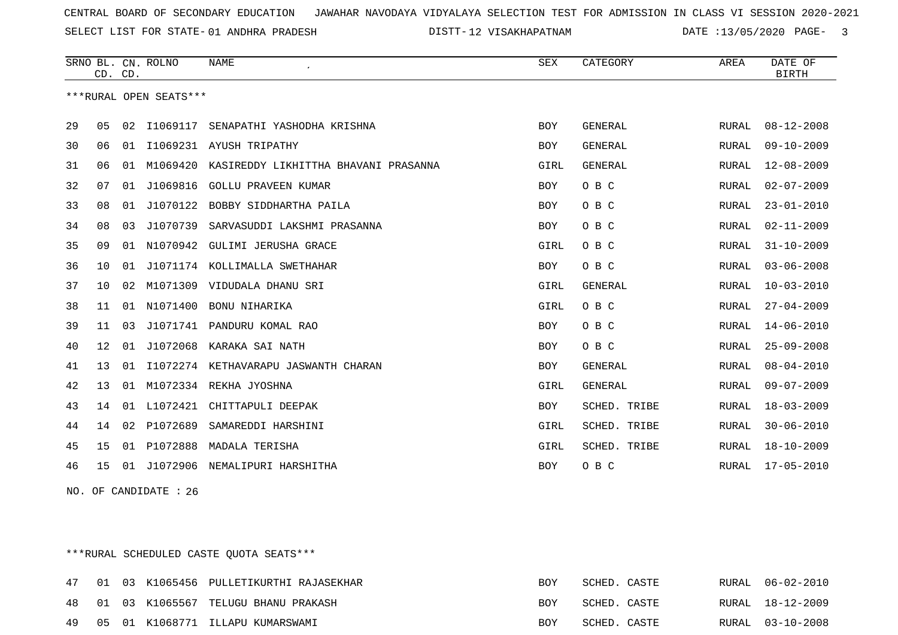CENTRAL BOARD OF SECONDARY EDUCATION JAWAHAR NAVODAYA VIDYALAYA SELECTION TEST FOR ADMISSION IN CLASS VI SESSION 2020-2021

SELECT LIST FOR STATE- 01 ANDHRA PRADESH DISTT- 12 VISAKHAPATNAM DATE :13/05/2020

| SRNO | BL. CD. | CN. CD. | ROLNO | NAME | SEX | CATEGORY | AREA | DATE OF BIRTH |
|---|---|---|---|---|---|---|---|---|

***RURAL OPEN SEATS***

| SRNO | BL. CD. | CN. CD. | ROLNO | NAME | SEX | CATEGORY | AREA | DATE OF BIRTH |
|---|---|---|---|---|---|---|---|---|
| 29 | 05 | 02 | I1069117 | SENAPATHI YASHODHA KRISHNA | BOY | GENERAL | RURAL | 08-12-2008 |
| 30 | 06 | 01 | I1069231 | AYUSH TRIPATHY | BOY | GENERAL | RURAL | 09-10-2009 |
| 31 | 06 | 01 | M1069420 | KASIREDDY LIKHITTHA BHAVANI PRASANNA | GIRL | GENERAL | RURAL | 12-08-2009 |
| 32 | 07 | 01 | J1069816 | GOLLU PRAVEEN KUMAR | BOY | O B C | RURAL | 02-07-2009 |
| 33 | 08 | 01 | J1070122 | BOBBY SIDDHARTHA PAILA | BOY | O B C | RURAL | 23-01-2010 |
| 34 | 08 | 03 | J1070739 | SARVASUDDI LAKSHMI PRASANNA | BOY | O B C | RURAL | 02-11-2009 |
| 35 | 09 | 01 | N1070942 | GULIMI JERUSHA GRACE | GIRL | O B C | RURAL | 31-10-2009 |
| 36 | 10 | 01 | J1071174 | KOLLIMALLA SWETHAHAR | BOY | O B C | RURAL | 03-06-2008 |
| 37 | 10 | 02 | M1071309 | VIDUDALA DHANU SRI | GIRL | GENERAL | RURAL | 10-03-2010 |
| 38 | 11 | 01 | N1071400 | BONU NIHARIKA | GIRL | O B C | RURAL | 27-04-2009 |
| 39 | 11 | 03 | J1071741 | PANDURU KOMAL RAO | BOY | O B C | RURAL | 14-06-2010 |
| 40 | 12 | 01 | J1072068 | KARAKA SAI NATH | BOY | O B C | RURAL | 25-09-2008 |
| 41 | 13 | 01 | I1072274 | KETHAVARAPU JASWANTH CHARAN | BOY | GENERAL | RURAL | 08-04-2010 |
| 42 | 13 | 01 | M1072334 | REKHA JYOSHNA | GIRL | GENERAL | RURAL | 09-07-2009 |
| 43 | 14 | 01 | L1072421 | CHITTAPULI DEEPAK | BOY | SCHED. TRIBE | RURAL | 18-03-2009 |
| 44 | 14 | 02 | P1072689 | SAMAREDDI HARSHINI | GIRL | SCHED. TRIBE | RURAL | 30-06-2010 |
| 45 | 15 | 01 | P1072888 | MADALA TERISHA | GIRL | SCHED. TRIBE | RURAL | 18-10-2009 |
| 46 | 15 | 01 | J1072906 | NEMALIPURI HARSHITHA | BOY | O B C | RURAL | 17-05-2010 |

NO. OF CANDIDATE : 26

***RURAL SCHEDULED CASTE QUOTA SEATS***

| SRNO | BL. CD. | CN. CD. | ROLNO | NAME | SEX | CATEGORY | AREA | DATE OF BIRTH |
|---|---|---|---|---|---|---|---|---|
| 47 | 01 | 03 | K1065456 | PULLETIKURTHI RAJASEKHAR | BOY | SCHED. CASTE | RURAL | 06-02-2010 |
| 48 | 01 | 03 | K1065567 | TELUGU BHANU PRAKASH | BOY | SCHED. CASTE | RURAL | 18-12-2009 |
| 49 | 05 | 01 | K1068771 | ILLAPU KUMARSWAMI | BOY | SCHED. CASTE | RURAL | 03-10-2008 |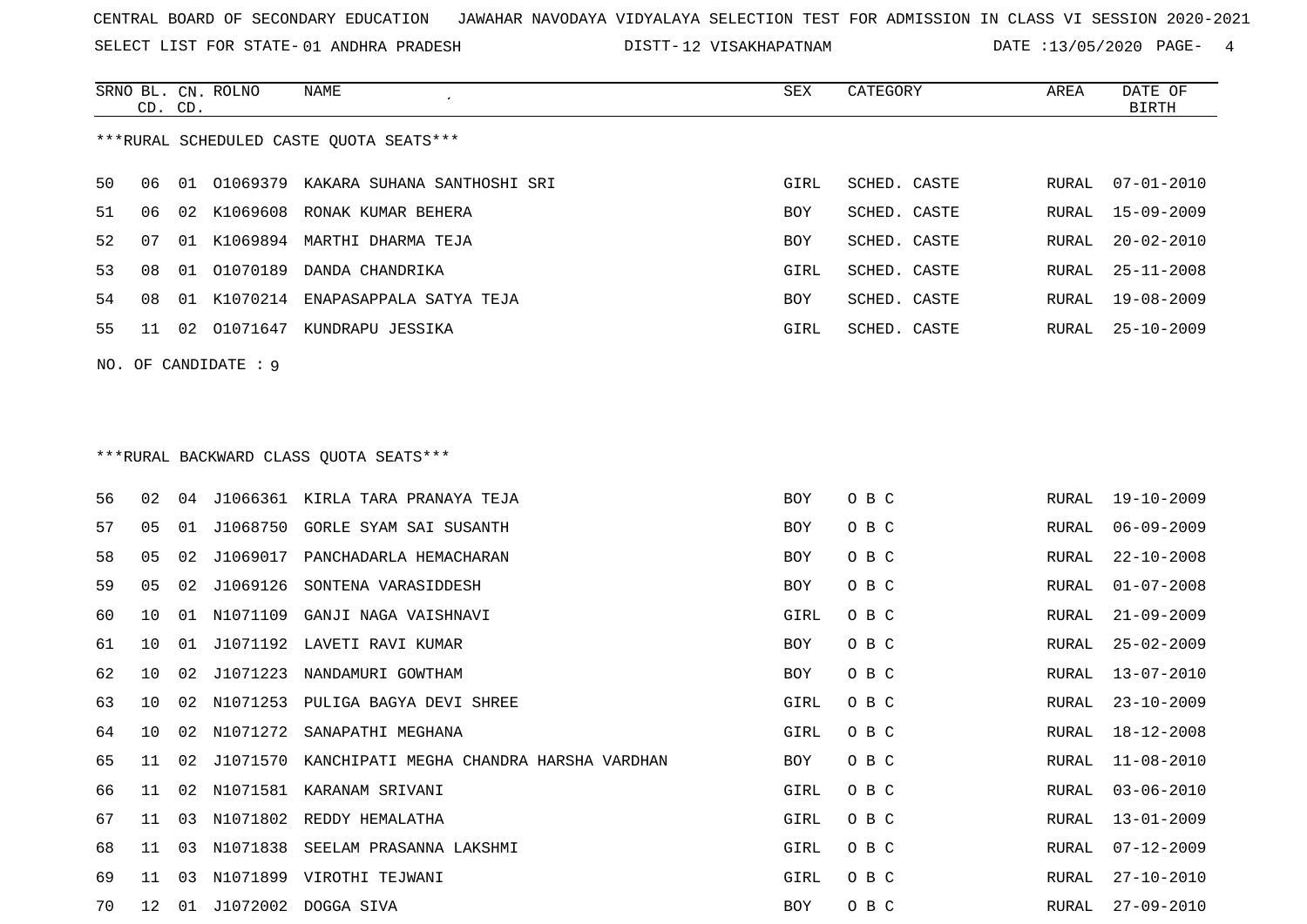CENTRAL BOARD OF SECONDARY EDUCATION JAWAHAR NAVODAYA VIDYALAYA SELECTION TEST FOR ADMISSION IN CLASS VI SESSION 2020-2021

SELECT LIST FOR STATE- 01 ANDHRA PRADESH DISTT- 12 VISAKHAPATNAM DATE :13/05/2020

***RURAL SCHEDULED CASTE QUOTA SEATS***

| SRNO | BL. CD. | CN. CD. | ROLNO | NAME | SEX | CATEGORY | AREA | DATE OF BIRTH |
|---|---|---|---|---|---|---|---|---|
| 50 | 06 | 01 | O1069379 | KAKARA SUHANA SANTHOSHI SRI | GIRL | SCHED. CASTE | RURAL | 07-01-2010 |
| 51 | 06 | 02 | K1069608 | RONAK KUMAR BEHERA | BOY | SCHED. CASTE | RURAL | 15-09-2009 |
| 52 | 07 | 01 | K1069894 | MARTHI DHARMA TEJA | BOY | SCHED. CASTE | RURAL | 20-02-2010 |
| 53 | 08 | 01 | O1070189 | DANDA CHANDRIKA | GIRL | SCHED. CASTE | RURAL | 25-11-2008 |
| 54 | 08 | 01 | K1070214 | ENAPASAPPALA SATYA TEJA | BOY | SCHED. CASTE | RURAL | 19-08-2009 |
| 55 | 11 | 02 | O1071647 | KUNDRAPU JESSIKA | GIRL | SCHED. CASTE | RURAL | 25-10-2009 |

NO. OF CANDIDATE : 9

***RURAL BACKWARD CLASS QUOTA SEATS***

| SRNO | BL. CD. | CN. CD. | ROLNO | NAME | SEX | CATEGORY | AREA | DATE OF BIRTH |
|---|---|---|---|---|---|---|---|---|
| 56 | 02 | 04 | J1066361 | KIRLA TARA PRANAYA TEJA | BOY | O B C | RURAL | 19-10-2009 |
| 57 | 05 | 01 | J1068750 | GORLE SYAM SAI SUSANTH | BOY | O B C | RURAL | 06-09-2009 |
| 58 | 05 | 02 | J1069017 | PANCHADARLA HEMACHARAN | BOY | O B C | RURAL | 22-10-2008 |
| 59 | 05 | 02 | J1069126 | SONTENA VARASIDDESH | BOY | O B C | RURAL | 01-07-2008 |
| 60 | 10 | 01 | N1071109 | GANJI NAGA VAISHNAVI | GIRL | O B C | RURAL | 21-09-2009 |
| 61 | 10 | 01 | J1071192 | LAVETI RAVI KUMAR | BOY | O B C | RURAL | 25-02-2009 |
| 62 | 10 | 02 | J1071223 | NANDAMURI GOWTHAM | BOY | O B C | RURAL | 13-07-2010 |
| 63 | 10 | 02 | N1071253 | PULIGA BAGYA DEVI SHREE | GIRL | O B C | RURAL | 23-10-2009 |
| 64 | 10 | 02 | N1071272 | SANAPATHI MEGHANA | GIRL | O B C | RURAL | 18-12-2008 |
| 65 | 11 | 02 | J1071570 | KANCHIPATI MEGHA CHANDRA HARSHA VARDHAN | BOY | O B C | RURAL | 11-08-2010 |
| 66 | 11 | 02 | N1071581 | KARANAM SRIVANI | GIRL | O B C | RURAL | 03-06-2010 |
| 67 | 11 | 03 | N1071802 | REDDY HEMALATHA | GIRL | O B C | RURAL | 13-01-2009 |
| 68 | 11 | 03 | N1071838 | SEELAM PRASANNA LAKSHMI | GIRL | O B C | RURAL | 07-12-2009 |
| 69 | 11 | 03 | N1071899 | VIROTHI TEJWANI | GIRL | O B C | RURAL | 27-10-2010 |
| 70 | 12 | 01 | J1072002 | DOGGA SIVA | BOY | O B C | RURAL | 27-09-2010 |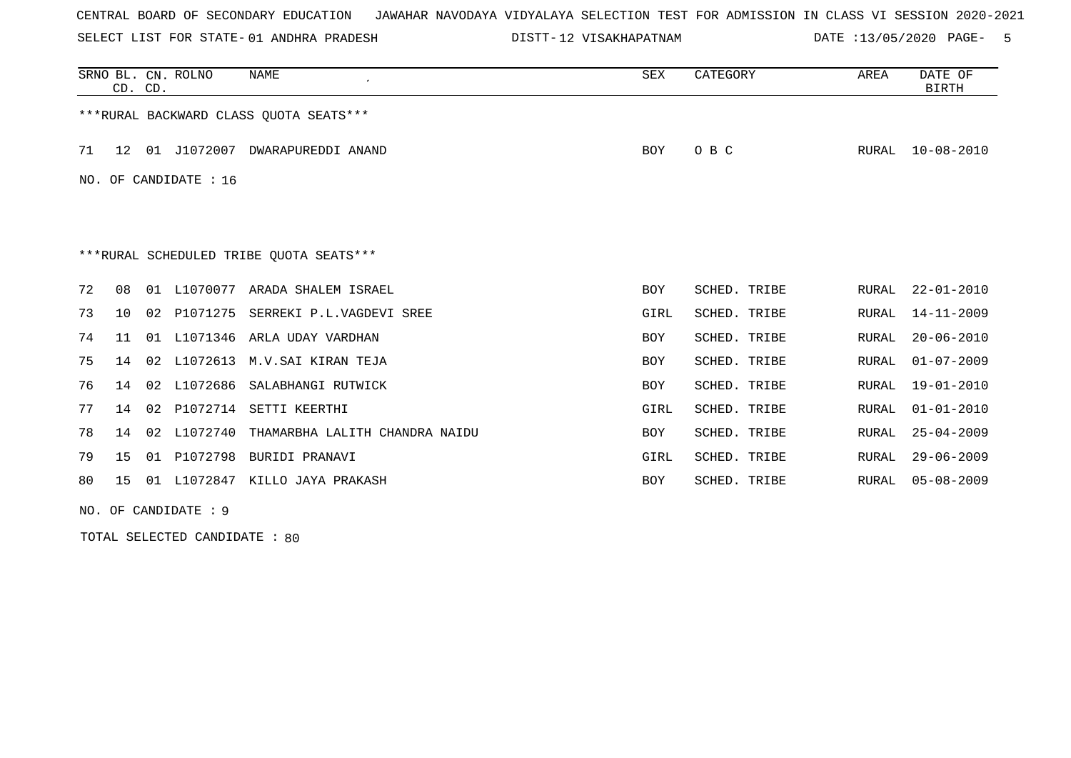CENTRAL BOARD OF SECONDARY EDUCATION   JAWAHAR NAVODAYA VIDYALAYA SELECTION TEST FOR ADMISSION IN CLASS VI SESSION 2020-2021

SELECT LIST FOR STATE- 01 ANDHRA PRADESH   DISTT- 12 VISAKHAPATNAM   DATE :13/05/2020

| SRNO | BL. CD. | CN. CD. | ROLNO | NAME | SEX | CATEGORY | AREA | DATE OF BIRTH |
|---|---|---|---|---|---|---|---|---|

***RURAL BACKWARD CLASS QUOTA SEATS***

| SRNO | BL. CD. | CN. CD. | ROLNO | NAME | SEX | CATEGORY | AREA | DATE OF BIRTH |
|---|---|---|---|---|---|---|---|---|
| 71 | 12 | 01 | J1072007 | DWARAPUREDDI ANAND | BOY | O B C | RURAL | 10-08-2010 |

NO. OF CANDIDATE : 16

***RURAL SCHEDULED TRIBE QUOTA SEATS***

| SRNO | BL. CD. | CN. CD. | ROLNO | NAME | SEX | CATEGORY | AREA | DATE OF BIRTH |
|---|---|---|---|---|---|---|---|---|
| 72 | 08 | 01 | L1070077 | ARADA SHALEM ISRAEL | BOY | SCHED. TRIBE | RURAL | 22-01-2010 |
| 73 | 10 | 02 | P1071275 | SERREKI P.L.VAGDEVI SREE | GIRL | SCHED. TRIBE | RURAL | 14-11-2009 |
| 74 | 11 | 01 | L1071346 | ARLA UDAY VARDHAN | BOY | SCHED. TRIBE | RURAL | 20-06-2010 |
| 75 | 14 | 02 | L1072613 | M.V.SAI KIRAN TEJA | BOY | SCHED. TRIBE | RURAL | 01-07-2009 |
| 76 | 14 | 02 | L1072686 | SALABHANGI RUTWICK | BOY | SCHED. TRIBE | RURAL | 19-01-2010 |
| 77 | 14 | 02 | P1072714 | SETTI KEERTHI | GIRL | SCHED. TRIBE | RURAL | 01-01-2010 |
| 78 | 14 | 02 | L1072740 | THAMARBHA LALITH CHANDRA NAIDU | BOY | SCHED. TRIBE | RURAL | 25-04-2009 |
| 79 | 15 | 01 | P1072798 | BURIDI PRANAVI | GIRL | SCHED. TRIBE | RURAL | 29-06-2009 |
| 80 | 15 | 01 | L1072847 | KILLO JAYA PRAKASH | BOY | SCHED. TRIBE | RURAL | 05-08-2009 |

NO. OF CANDIDATE : 9

TOTAL SELECTED CANDIDATE : 80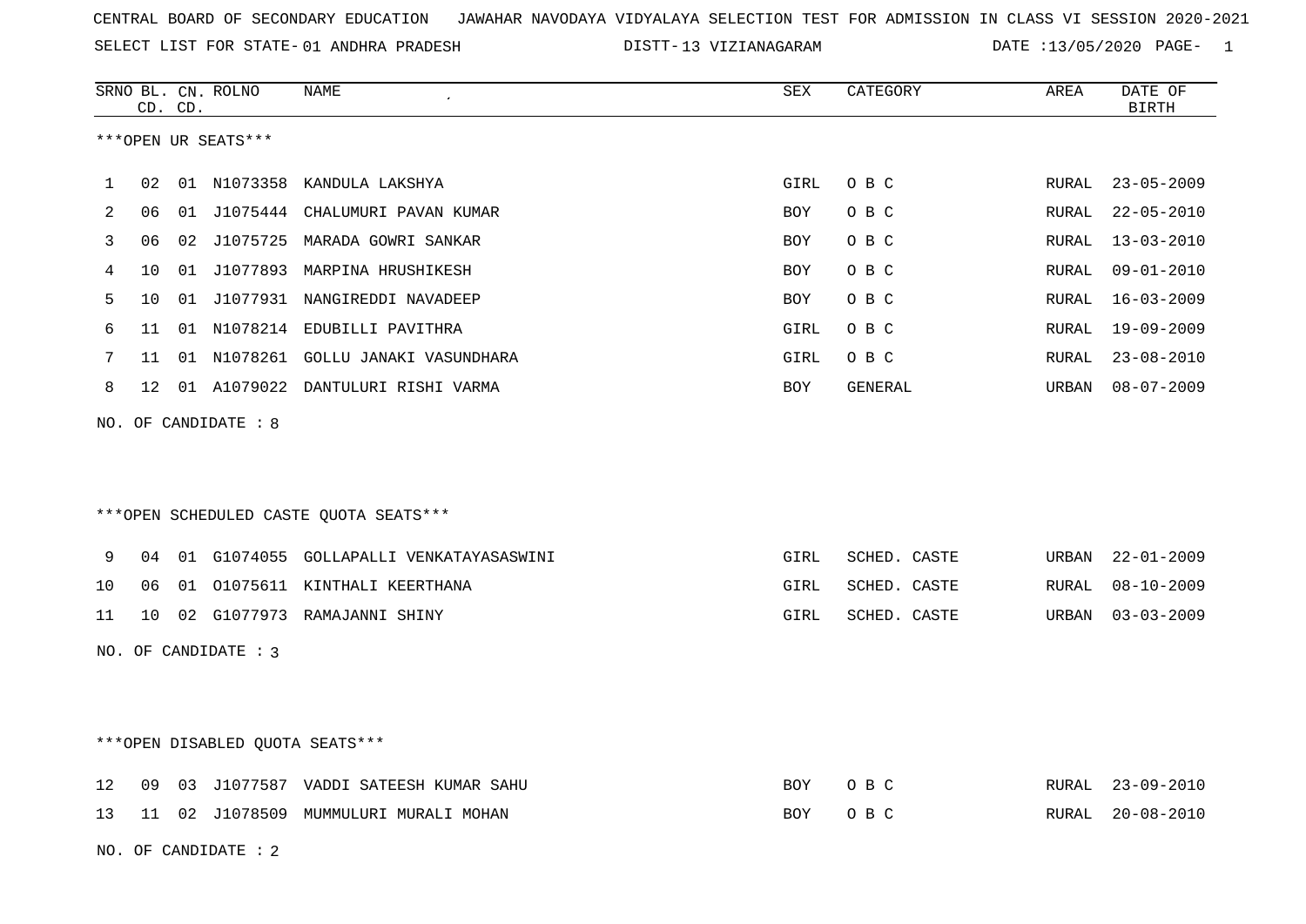CENTRAL BOARD OF SECONDARY EDUCATION JAWAHAR NAVODAYA VIDYALAYA SELECTION TEST FOR ADMISSION IN CLASS VI SESSION 2020-2021

SELECT LIST FOR STATE- 01 ANDHRA PRADESH DISTT- 13 VIZIANAGARAM DATE :13/05/2020 PAGE- 1

***OPEN UR SEATS***

| SRNO | BL. CD. | CN. CD. | ROLNO | NAME | SEX | CATEGORY | AREA | DATE OF BIRTH |
|---|---|---|---|---|---|---|---|---|
| 1 | 02 | 01 | N1073358 | KANDULA LAKSHYA | GIRL | O B C | RURAL | 23-05-2009 |
| 2 | 06 | 01 | J1075444 | CHALUMURI PAVAN KUMAR | BOY | O B C | RURAL | 22-05-2010 |
| 3 | 06 | 02 | J1075725 | MARADA GOWRI SANKAR | BOY | O B C | RURAL | 13-03-2010 |
| 4 | 10 | 01 | J1077893 | MARPINA HRUSHIKESH | BOY | O B C | RURAL | 09-01-2010 |
| 5 | 10 | 01 | J1077931 | NANGIREDDI NAVADEEP | BOY | O B C | RURAL | 16-03-2009 |
| 6 | 11 | 01 | N1078214 | EDUBILLI PAVITHRA | GIRL | O B C | RURAL | 19-09-2009 |
| 7 | 11 | 01 | N1078261 | GOLLU JANAKI VASUNDHARA | GIRL | O B C | RURAL | 23-08-2010 |
| 8 | 12 | 01 | A1079022 | DANTULURI RISHI VARMA | BOY | GENERAL | URBAN | 08-07-2009 |

NO. OF CANDIDATE : 8

***OPEN SCHEDULED CASTE QUOTA SEATS***

| SRNO | BL. CD. | CN. CD. | ROLNO | NAME | SEX | CATEGORY | AREA | DATE OF BIRTH |
|---|---|---|---|---|---|---|---|---|
| 9 | 04 | 01 | G1074055 | GOLLAPALLI VENKATAYASASWINI | GIRL | SCHED. CASTE | URBAN | 22-01-2009 |
| 10 | 06 | 01 | O1075611 | KINTHALI KEERTHANA | GIRL | SCHED. CASTE | RURAL | 08-10-2009 |
| 11 | 10 | 02 | G1077973 | RAMAJANNI SHINY | GIRL | SCHED. CASTE | URBAN | 03-03-2009 |

NO. OF CANDIDATE : 3

***OPEN DISABLED QUOTA SEATS***

| SRNO | BL. CD. | CN. CD. | ROLNO | NAME | SEX | CATEGORY | AREA | DATE OF BIRTH |
|---|---|---|---|---|---|---|---|---|
| 12 | 09 | 03 | J1077587 | VADDI SATEESH KUMAR SAHU | BOY | O B C | RURAL | 23-09-2010 |
| 13 | 11 | 02 | J1078509 | MUMMULURI MURALI MOHAN | BOY | O B C | RURAL | 20-08-2010 |

NO. OF CANDIDATE : 2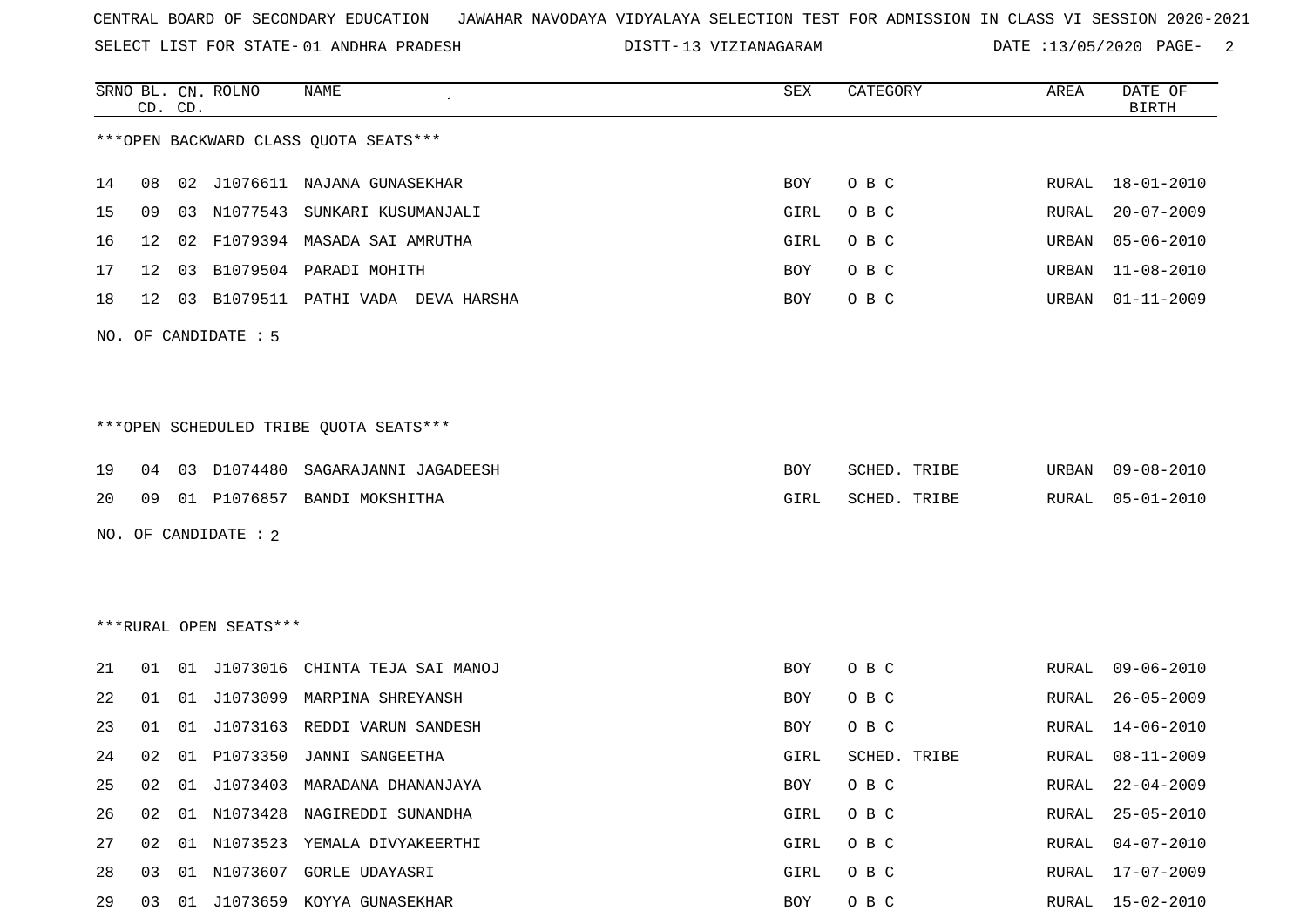CENTRAL BOARD OF SECONDARY EDUCATION JAWAHAR NAVODAYA VIDYALAYA SELECTION TEST FOR ADMISSION IN CLASS VI SESSION 2020-2021

SELECT LIST FOR STATE- 01 ANDHRA PRADESH DISTT- 13 VIZIANAGARAM DATE :13/05/2020

***OPEN BACKWARD CLASS QUOTA SEATS***

| SRNO | BL. CD. | CN. CD. | ROLNO | NAME | SEX | CATEGORY | AREA | DATE OF BIRTH |
|---|---|---|---|---|---|---|---|---|
| 14 | 08 | 02 | J1076611 | NAJANA GUNASEKHAR | BOY | O B C | RURAL | 18-01-2010 |
| 15 | 09 | 03 | N1077543 | SUNKARI KUSUMANJALI | GIRL | O B C | RURAL | 20-07-2009 |
| 16 | 12 | 02 | F1079394 | MASADA SAI AMRUTHA | GIRL | O B C | URBAN | 05-06-2010 |
| 17 | 12 | 03 | B1079504 | PARADI MOHITH | BOY | O B C | URBAN | 11-08-2010 |
| 18 | 12 | 03 | B1079511 | PATHI VADA DEVA HARSHA | BOY | O B C | URBAN | 01-11-2009 |

NO. OF CANDIDATE : 5

***OPEN SCHEDULED TRIBE QUOTA SEATS***

| SRNO | BL. CD. | CN. CD. | ROLNO | NAME | SEX | CATEGORY | AREA | DATE OF BIRTH |
|---|---|---|---|---|---|---|---|---|
| 19 | 04 | 03 | D1074480 | SAGARAJANNI JAGADEESH | BOY | SCHED. TRIBE | URBAN | 09-08-2010 |
| 20 | 09 | 01 | P1076857 | BANDI MOKSHITHA | GIRL | SCHED. TRIBE | RURAL | 05-01-2010 |

NO. OF CANDIDATE : 2

***RURAL OPEN SEATS***

| SRNO | BL. CD. | CN. CD. | ROLNO | NAME | SEX | CATEGORY | AREA | DATE OF BIRTH |
|---|---|---|---|---|---|---|---|---|
| 21 | 01 | 01 | J1073016 | CHINTA TEJA SAI MANOJ | BOY | O B C | RURAL | 09-06-2010 |
| 22 | 01 | 01 | J1073099 | MARPINA SHREYANSH | BOY | O B C | RURAL | 26-05-2009 |
| 23 | 01 | 01 | J1073163 | REDDI VARUN SANDESH | BOY | O B C | RURAL | 14-06-2010 |
| 24 | 02 | 01 | P1073350 | JANNI SANGEETHA | GIRL | SCHED. TRIBE | RURAL | 08-11-2009 |
| 25 | 02 | 01 | J1073403 | MARADANA DHANANJAYA | BOY | O B C | RURAL | 22-04-2009 |
| 26 | 02 | 01 | N1073428 | NAGIREDDI SUNANDHA | GIRL | O B C | RURAL | 25-05-2010 |
| 27 | 02 | 01 | N1073523 | YEMALA DIVYAKEERTHI | GIRL | O B C | RURAL | 04-07-2010 |
| 28 | 03 | 01 | N1073607 | GORLE UDAYASRI | GIRL | O B C | RURAL | 17-07-2009 |
| 29 | 03 | 01 | J1073659 | KOYYA GUNASEKHAR | BOY | O B C | RURAL | 15-02-2010 |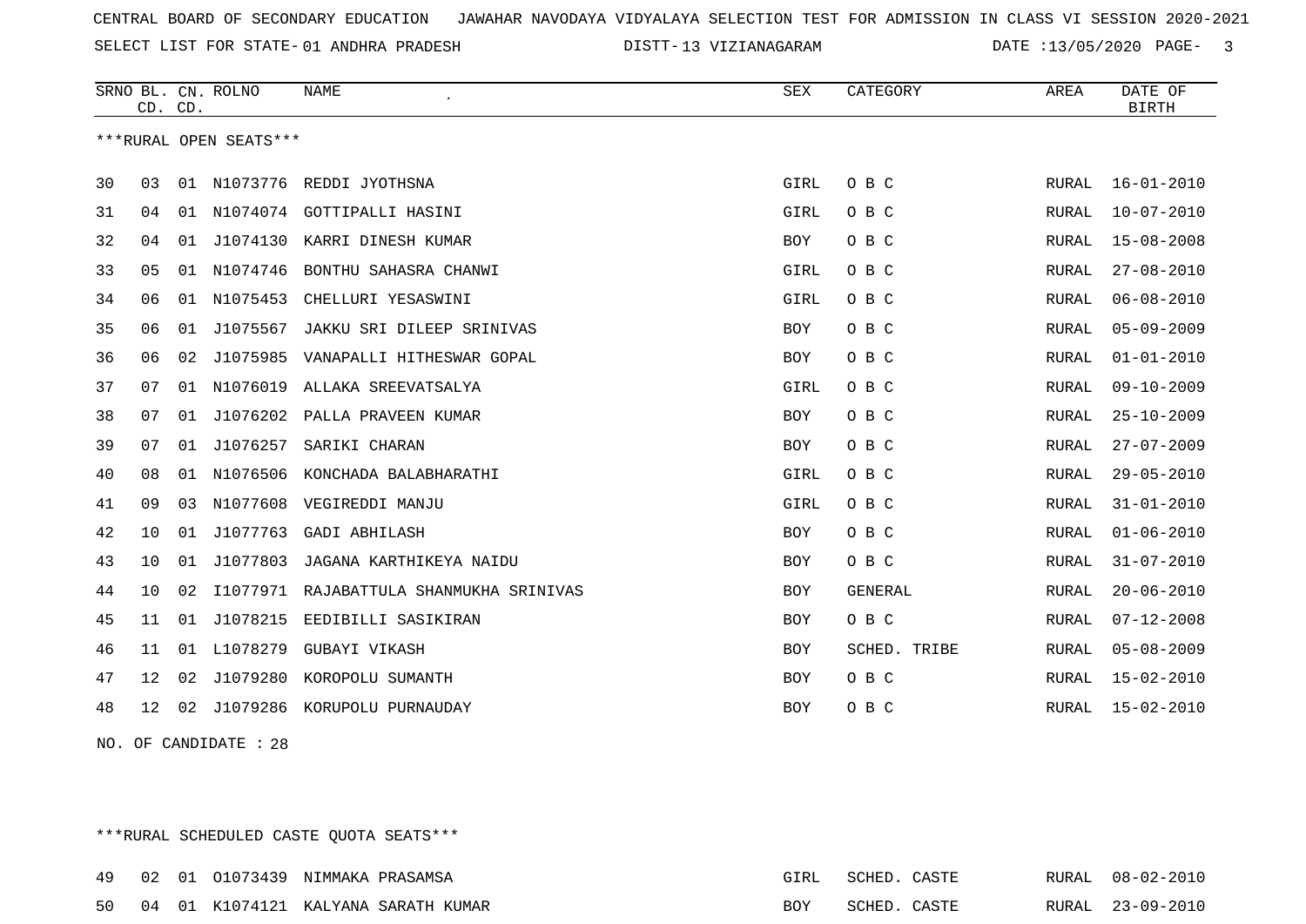CENTRAL BOARD OF SECONDARY EDUCATION JAWAHAR NAVODAYA VIDYALAYA SELECTION TEST FOR ADMISSION IN CLASS VI SESSION 2020-2021

SELECT LIST FOR STATE- 01 ANDHRA PRADESH DISTT- 13 VIZIANAGARAM DATE :13/05/2020 PAGE- 3

***RURAL OPEN SEATS***

| SRNO | BL. CD. | CN. CD. | ROLNO | NAME | SEX | CATEGORY | AREA | DATE OF BIRTH |
|---|---|---|---|---|---|---|---|---|
| 30 | 03 | 01 | N1073776 | REDDI JYOTHSNA | GIRL | O B C | RURAL | 16-01-2010 |
| 31 | 04 | 01 | N1074074 | GOTTIPALLI HASINI | GIRL | O B C | RURAL | 10-07-2010 |
| 32 | 04 | 01 | J1074130 | KARRI DINESH KUMAR | BOY | O B C | RURAL | 15-08-2008 |
| 33 | 05 | 01 | N1074746 | BONTHU SAHASRA CHANWI | GIRL | O B C | RURAL | 27-08-2010 |
| 34 | 06 | 01 | N1075453 | CHELLURI YESASWINI | GIRL | O B C | RURAL | 06-08-2010 |
| 35 | 06 | 01 | J1075567 | JAKKU SRI DILEEP SRINIVAS | BOY | O B C | RURAL | 05-09-2009 |
| 36 | 06 | 02 | J1075985 | VANAPALLI HITHESWAR GOPAL | BOY | O B C | RURAL | 01-01-2010 |
| 37 | 07 | 01 | N1076019 | ALLAKA SREEVATSALYA | GIRL | O B C | RURAL | 09-10-2009 |
| 38 | 07 | 01 | J1076202 | PALLA PRAVEEN KUMAR | BOY | O B C | RURAL | 25-10-2009 |
| 39 | 07 | 01 | J1076257 | SARIKI CHARAN | BOY | O B C | RURAL | 27-07-2009 |
| 40 | 08 | 01 | N1076506 | KONCHADA BALABHARATHI | GIRL | O B C | RURAL | 29-05-2010 |
| 41 | 09 | 03 | N1077608 | VEGIREDDI MANJU | GIRL | O B C | RURAL | 31-01-2010 |
| 42 | 10 | 01 | J1077763 | GADI ABHILASH | BOY | O B C | RURAL | 01-06-2010 |
| 43 | 10 | 01 | J1077803 | JAGANA KARTHIKEYA NAIDU | BOY | O B C | RURAL | 31-07-2010 |
| 44 | 10 | 02 | I1077971 | RAJABATTULA SHANMUKHA SRINIVAS | BOY | GENERAL | RURAL | 20-06-2010 |
| 45 | 11 | 01 | J1078215 | EEDIBILLI SASIKIRAN | BOY | O B C | RURAL | 07-12-2008 |
| 46 | 11 | 01 | L1078279 | GUBAYI VIKASH | BOY | SCHED. TRIBE | RURAL | 05-08-2009 |
| 47 | 12 | 02 | J1079280 | KOROPOLU SUMANTH | BOY | O B C | RURAL | 15-02-2010 |
| 48 | 12 | 02 | J1079286 | KORUPOLU PURNAUDAY | BOY | O B C | RURAL | 15-02-2010 |

NO. OF CANDIDATE : 28

***RURAL SCHEDULED CASTE QUOTA SEATS***

| SRNO | BL. CD. | CN. CD. | ROLNO | NAME | SEX | CATEGORY | AREA | DATE OF BIRTH |
|---|---|---|---|---|---|---|---|---|
| 49 | 02 | 01 | O1073439 | NIMMAKA PRASAMSA | GIRL | SCHED. CASTE | RURAL | 08-02-2010 |
| 50 | 04 | 01 | K1074121 | KALYANA SARATH KUMAR | BOY | SCHED. CASTE | RURAL | 23-09-2010 |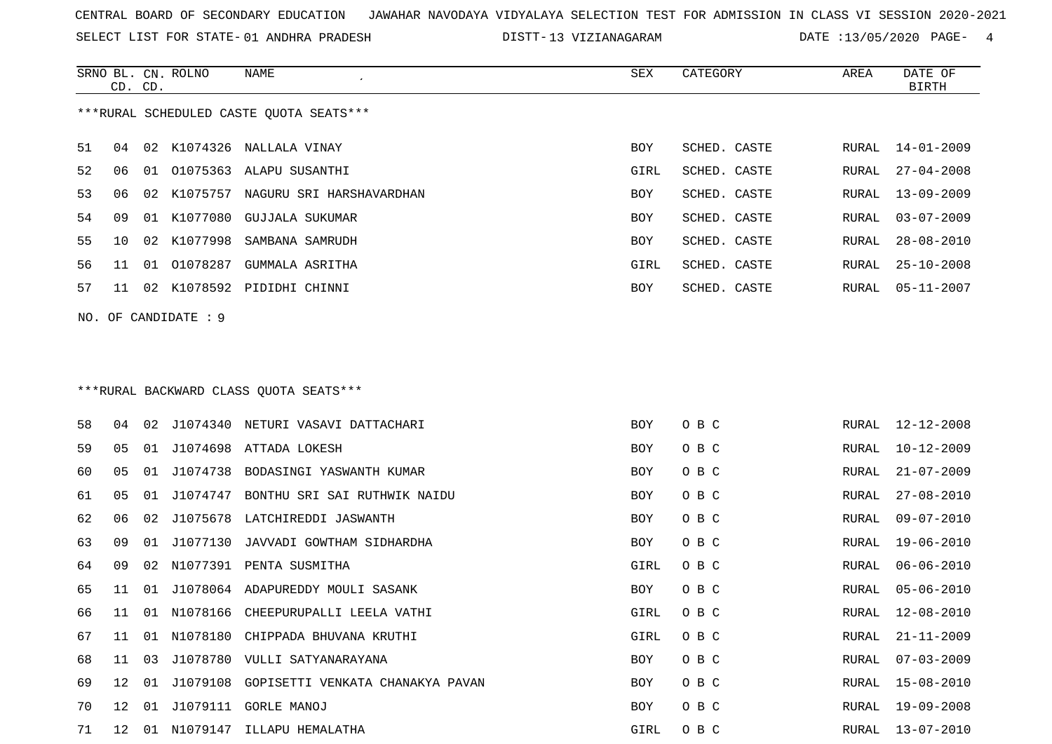CENTRAL BOARD OF SECONDARY EDUCATION   JAWAHAR NAVODAYA VIDYALAYA SELECTION TEST FOR ADMISSION IN CLASS VI SESSION 2020-2021

SELECT LIST FOR STATE- 01 ANDHRA PRADESH   DISTT- 13 VIZIANAGARAM   DATE :13/05/2020

| SRNO | BL. CD. | CN. CD. | ROLNO | NAME | SEX | CATEGORY | AREA | DATE OF BIRTH |
|---|---|---|---|---|---|---|---|---|

***RURAL SCHEDULED CASTE QUOTA SEATS***

| SRNO | BL. CD. | CN. CD. | ROLNO | NAME | SEX | CATEGORY | AREA | DATE OF BIRTH |
|---|---|---|---|---|---|---|---|---|
| 51 | 04 | 02 | K1074326 | NALLALA VINAY | BOY | SCHED. CASTE | RURAL | 14-01-2009 |
| 52 | 06 | 01 | O1075363 | ALAPU SUSANTHI | GIRL | SCHED. CASTE | RURAL | 27-04-2008 |
| 53 | 06 | 02 | K1075757 | NAGURU SRI HARSHAVARDHAN | BOY | SCHED. CASTE | RURAL | 13-09-2009 |
| 54 | 09 | 01 | K1077080 | GUJJALA SUKUMAR | BOY | SCHED. CASTE | RURAL | 03-07-2009 |
| 55 | 10 | 02 | K1077998 | SAMBANA SAMRUDH | BOY | SCHED. CASTE | RURAL | 28-08-2010 |
| 56 | 11 | 01 | O1078287 | GUMMALA ASRITHA | GIRL | SCHED. CASTE | RURAL | 25-10-2008 |
| 57 | 11 | 02 | K1078592 | PIDIDHI CHINNI | BOY | SCHED. CASTE | RURAL | 05-11-2007 |

NO. OF CANDIDATE : 9

***RURAL BACKWARD CLASS QUOTA SEATS***

| SRNO | BL. CD. | CN. CD. | ROLNO | NAME | SEX | CATEGORY | AREA | DATE OF BIRTH |
|---|---|---|---|---|---|---|---|---|
| 58 | 04 | 02 | J1074340 | NETURI VASAVI DATTACHARI | BOY | O B C | RURAL | 12-12-2008 |
| 59 | 05 | 01 | J1074698 | ATTADA LOKESH | BOY | O B C | RURAL | 10-12-2009 |
| 60 | 05 | 01 | J1074738 | BODASINGI YASWANTH KUMAR | BOY | O B C | RURAL | 21-07-2009 |
| 61 | 05 | 01 | J1074747 | BONTHU SRI SAI RUTHWIK NAIDU | BOY | O B C | RURAL | 27-08-2010 |
| 62 | 06 | 02 | J1075678 | LATCHIREDDI JASWANTH | BOY | O B C | RURAL | 09-07-2010 |
| 63 | 09 | 01 | J1077130 | JAVVADI GOWTHAM SIDHARDHA | BOY | O B C | RURAL | 19-06-2010 |
| 64 | 09 | 02 | N1077391 | PENTA SUSMITHA | GIRL | O B C | RURAL | 06-06-2010 |
| 65 | 11 | 01 | J1078064 | ADAPUREDDY MOULI SASANK | BOY | O B C | RURAL | 05-06-2010 |
| 66 | 11 | 01 | N1078166 | CHEEPURUPALLI LEELA VATHI | GIRL | O B C | RURAL | 12-08-2010 |
| 67 | 11 | 01 | N1078180 | CHIPPADA BHUVANA KRUTHI | GIRL | O B C | RURAL | 21-11-2009 |
| 68 | 11 | 03 | J1078780 | VULLI SATYANARAYANA | BOY | O B C | RURAL | 07-03-2009 |
| 69 | 12 | 01 | J1079108 | GOPISETTI VENKATA CHANAKYA PAVAN | BOY | O B C | RURAL | 15-08-2010 |
| 70 | 12 | 01 | J1079111 | GORLE MANOJ | BOY | O B C | RURAL | 19-09-2008 |
| 71 | 12 | 01 | N1079147 | ILLAPU HEMALATHA | GIRL | O B C | RURAL | 13-07-2010 |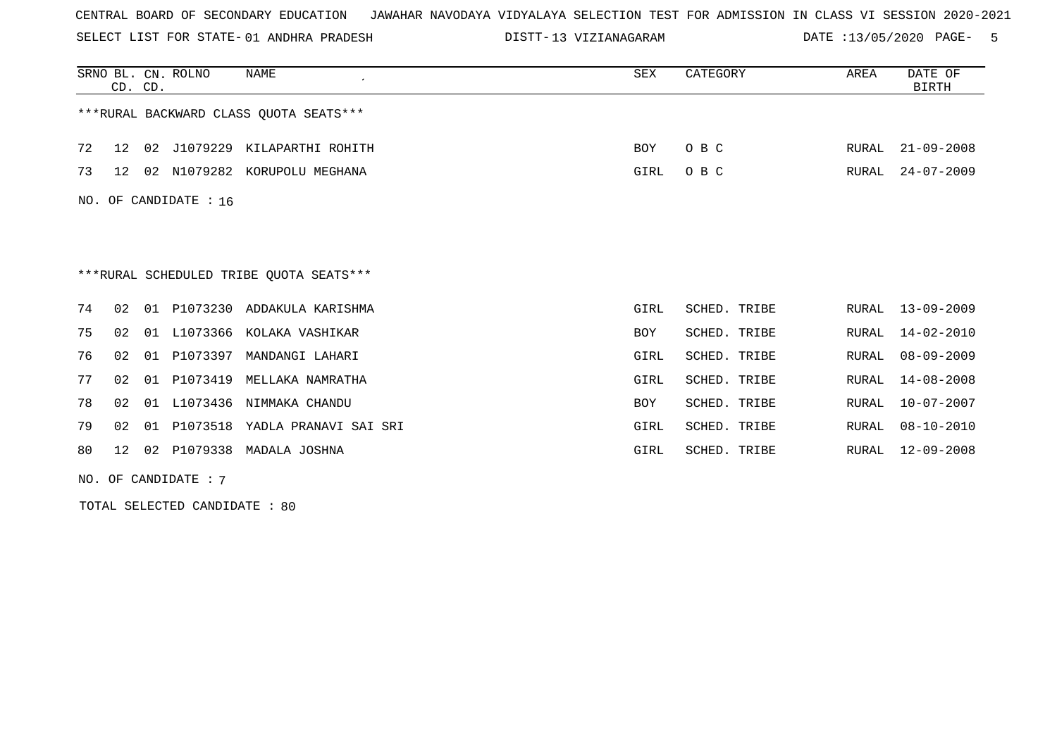CENTRAL BOARD OF SECONDARY EDUCATION   JAWAHAR NAVODAYA VIDYALAYA SELECTION TEST FOR ADMISSION IN CLASS VI SESSION 2020-2021

SELECT LIST FOR STATE- 01 ANDHRA PRADESH   DISTT- 13 VIZIANAGARAM   DATE :13/05/2020

| SRNO | BL. CD. | CN. CD. | ROLNO | NAME | SEX | CATEGORY | AREA | DATE OF BIRTH |
|---|---|---|---|---|---|---|---|---|

***RURAL BACKWARD CLASS QUOTA SEATS***

| SRNO | BL. CD. | CN. CD. | ROLNO | NAME | SEX | CATEGORY | AREA | DATE OF BIRTH |
|---|---|---|---|---|---|---|---|---|
| 72 | 12 | 02 | J1079229 | KILAPARTHI ROHITH | BOY | O B C | RURAL | 21-09-2008 |
| 73 | 12 | 02 | N1079282 | KORUPOLU MEGHANA | GIRL | O B C | RURAL | 24-07-2009 |

NO. OF CANDIDATE : 16

***RURAL SCHEDULED TRIBE QUOTA SEATS***

| SRNO | BL. CD. | CN. CD. | ROLNO | NAME | SEX | CATEGORY | AREA | DATE OF BIRTH |
|---|---|---|---|---|---|---|---|---|
| 74 | 02 | 01 | P1073230 | ADDAKULA KARISHMA | GIRL | SCHED. TRIBE | RURAL | 13-09-2009 |
| 75 | 02 | 01 | L1073366 | KOLAKA VASHIKAR | BOY | SCHED. TRIBE | RURAL | 14-02-2010 |
| 76 | 02 | 01 | P1073397 | MANDANGI LAHARI | GIRL | SCHED. TRIBE | RURAL | 08-09-2009 |
| 77 | 02 | 01 | P1073419 | MELLAKA NAMRATHA | GIRL | SCHED. TRIBE | RURAL | 14-08-2008 |
| 78 | 02 | 01 | L1073436 | NIMMAKA CHANDU | BOY | SCHED. TRIBE | RURAL | 10-07-2007 |
| 79 | 02 | 01 | P1073518 | YADLA PRANAVI SAI SRI | GIRL | SCHED. TRIBE | RURAL | 08-10-2010 |
| 80 | 12 | 02 | P1079338 | MADALA JOSHNA | GIRL | SCHED. TRIBE | RURAL | 12-09-2008 |

NO. OF CANDIDATE : 7

TOTAL SELECTED CANDIDATE : 80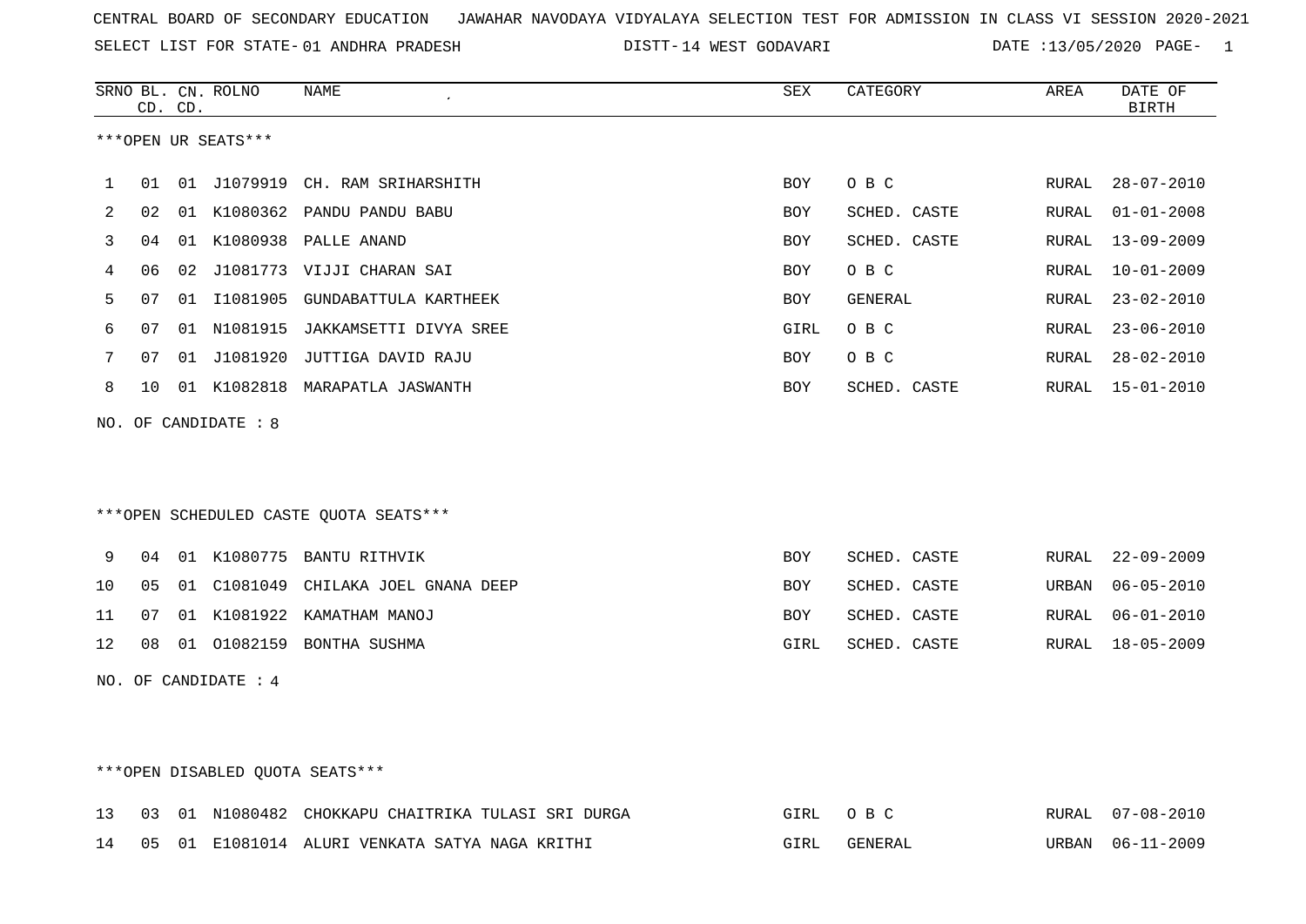CENTRAL BOARD OF SECONDARY EDUCATION JAWAHAR NAVODAYA VIDYALAYA SELECTION TEST FOR ADMISSION IN CLASS VI SESSION 2020-2021

SELECT LIST FOR STATE- 01 ANDHRA PRADESH DISTT- 14 WEST GODAVARI DATE :13/05/2020 PAGE- 1

***OPEN UR SEATS***

| SRNO | BL. CD. | CN. CD. | ROLNO | NAME | SEX | CATEGORY | AREA | DATE OF BIRTH |
|---|---|---|---|---|---|---|---|---|
| 1 | 01 | 01 | J1079919 | CH. RAM SRIHARSHITH | BOY | O B C | RURAL | 28-07-2010 |
| 2 | 02 | 01 | K1080362 | PANDU PANDU BABU | BOY | SCHED. CASTE | RURAL | 01-01-2008 |
| 3 | 04 | 01 | K1080938 | PALLE ANAND | BOY | SCHED. CASTE | RURAL | 13-09-2009 |
| 4 | 06 | 02 | J1081773 | VIJJI CHARAN SAI | BOY | O B C | RURAL | 10-01-2009 |
| 5 | 07 | 01 | I1081905 | GUNDABATTULA KARTHEEK | BOY | GENERAL | RURAL | 23-02-2010 |
| 6 | 07 | 01 | N1081915 | JAKKAMSETTI DIVYA SREE | GIRL | O B C | RURAL | 23-06-2010 |
| 7 | 07 | 01 | J1081920 | JUTTIGA DAVID RAJU | BOY | O B C | RURAL | 28-02-2010 |
| 8 | 10 | 01 | K1082818 | MARAPATLA JASWANTH | BOY | SCHED. CASTE | RURAL | 15-01-2010 |

NO. OF CANDIDATE : 8

***OPEN SCHEDULED CASTE QUOTA SEATS***

| SRNO | BL. CD. | CN. CD. | ROLNO | NAME | SEX | CATEGORY | AREA | DATE OF BIRTH |
|---|---|---|---|---|---|---|---|---|
| 9 | 04 | 01 | K1080775 | BANTU RITHVIK | BOY | SCHED. CASTE | RURAL | 22-09-2009 |
| 10 | 05 | 01 | C1081049 | CHILAKA JOEL GNANA DEEP | BOY | SCHED. CASTE | URBAN | 06-05-2010 |
| 11 | 07 | 01 | K1081922 | KAMATHAM MANOJ | BOY | SCHED. CASTE | RURAL | 06-01-2010 |
| 12 | 08 | 01 | O1082159 | BONTHA SUSHMA | GIRL | SCHED. CASTE | RURAL | 18-05-2009 |

NO. OF CANDIDATE : 4

***OPEN DISABLED QUOTA SEATS***

| SRNO | BL. CD. | CN. CD. | ROLNO | NAME | SEX | CATEGORY | AREA | DATE OF BIRTH |
|---|---|---|---|---|---|---|---|---|
| 13 | 03 | 01 | N1080482 | CHOKKAPU CHAITRIKA TULASI SRI DURGA | GIRL | O B C | RURAL | 07-08-2010 |
| 14 | 05 | 01 | E1081014 | ALURI VENKATA SATYA NAGA KRITHI | GIRL | GENERAL | URBAN | 06-11-2009 |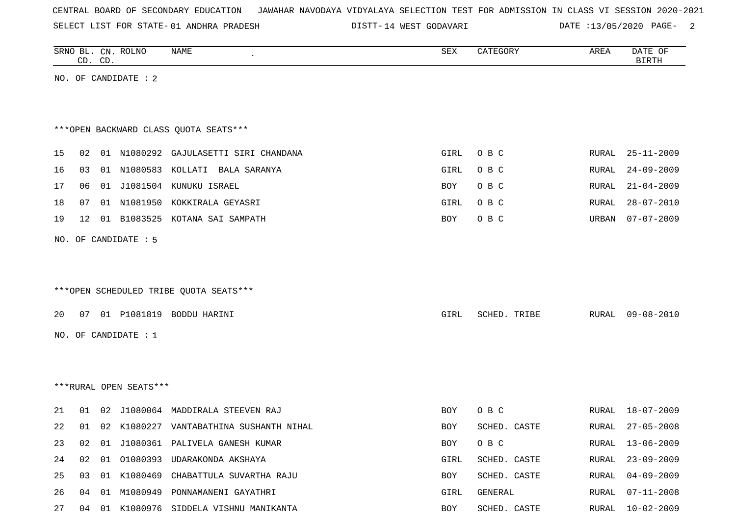CENTRAL BOARD OF SECONDARY EDUCATION JAWAHAR NAVODAYA VIDYALAYA SELECTION TEST FOR ADMISSION IN CLASS VI SESSION 2020-2021

SELECT LIST FOR STATE- 01 ANDHRA PRADESH DISTT- 14 WEST GODAVARI DATE :13/05/2020

| SRNO | BL. CD. | CN. CD. | ROLNO | NAME | SEX | CATEGORY | AREA | DATE OF BIRTH |
|---|---|---|---|---|---|---|---|---|

NO. OF CANDIDATE : 2

***OPEN BACKWARD CLASS QUOTA SEATS***

| SRNO | BL. CD. | CN. CD. | ROLNO | NAME | SEX | CATEGORY | AREA | DATE OF BIRTH |
|---|---|---|---|---|---|---|---|---|
| 15 | 02 | 01 | N1080292 | GAJULASETTI SIRI CHANDANA | GIRL | O B C | RURAL | 25-11-2009 |
| 16 | 03 | 01 | N1080583 | KOLLATI BALA SARANYA | GIRL | O B C | RURAL | 24-09-2009 |
| 17 | 06 | 01 | J1081504 | KUNUKU ISRAEL | BOY | O B C | RURAL | 21-04-2009 |
| 18 | 07 | 01 | N1081950 | KOKKIRALA GEYASRI | GIRL | O B C | RURAL | 28-07-2010 |
| 19 | 12 | 01 | B1083525 | KOTANA SAI SAMPATH | BOY | O B C | URBAN | 07-07-2009 |

NO. OF CANDIDATE : 5

***OPEN SCHEDULED TRIBE QUOTA SEATS***

| SRNO | BL. CD. | CN. CD. | ROLNO | NAME | SEX | CATEGORY | AREA | DATE OF BIRTH |
|---|---|---|---|---|---|---|---|---|
| 20 | 07 | 01 | P1081819 | BODDU HARINI | GIRL | SCHED. TRIBE | RURAL | 09-08-2010 |

NO. OF CANDIDATE : 1

***RURAL OPEN SEATS***

| SRNO | BL. CD. | CN. CD. | ROLNO | NAME | SEX | CATEGORY | AREA | DATE OF BIRTH |
|---|---|---|---|---|---|---|---|---|
| 21 | 01 | 02 | J1080064 | MADDIRALA STEEVEN RAJ | BOY | O B C | RURAL | 18-07-2009 |
| 22 | 01 | 02 | K1080227 | VANTABATHINA SUSHANTH NIHAL | BOY | SCHED. CASTE | RURAL | 27-05-2008 |
| 23 | 02 | 01 | J1080361 | PALIVELA GANESH KUMAR | BOY | O B C | RURAL | 13-06-2009 |
| 24 | 02 | 01 | O1080393 | UDARAKONDA AKSHAYA | GIRL | SCHED. CASTE | RURAL | 23-09-2009 |
| 25 | 03 | 01 | K1080469 | CHABATTULA SUVARTHA RAJU | BOY | SCHED. CASTE | RURAL | 04-09-2009 |
| 26 | 04 | 01 | M1080949 | PONNAMANENI GAYATHRI | GIRL | GENERAL | RURAL | 07-11-2008 |
| 27 | 04 | 01 | K1080976 | SIDDELA VISHNU MANIKANTA | BOY | SCHED. CASTE | RURAL | 10-02-2009 |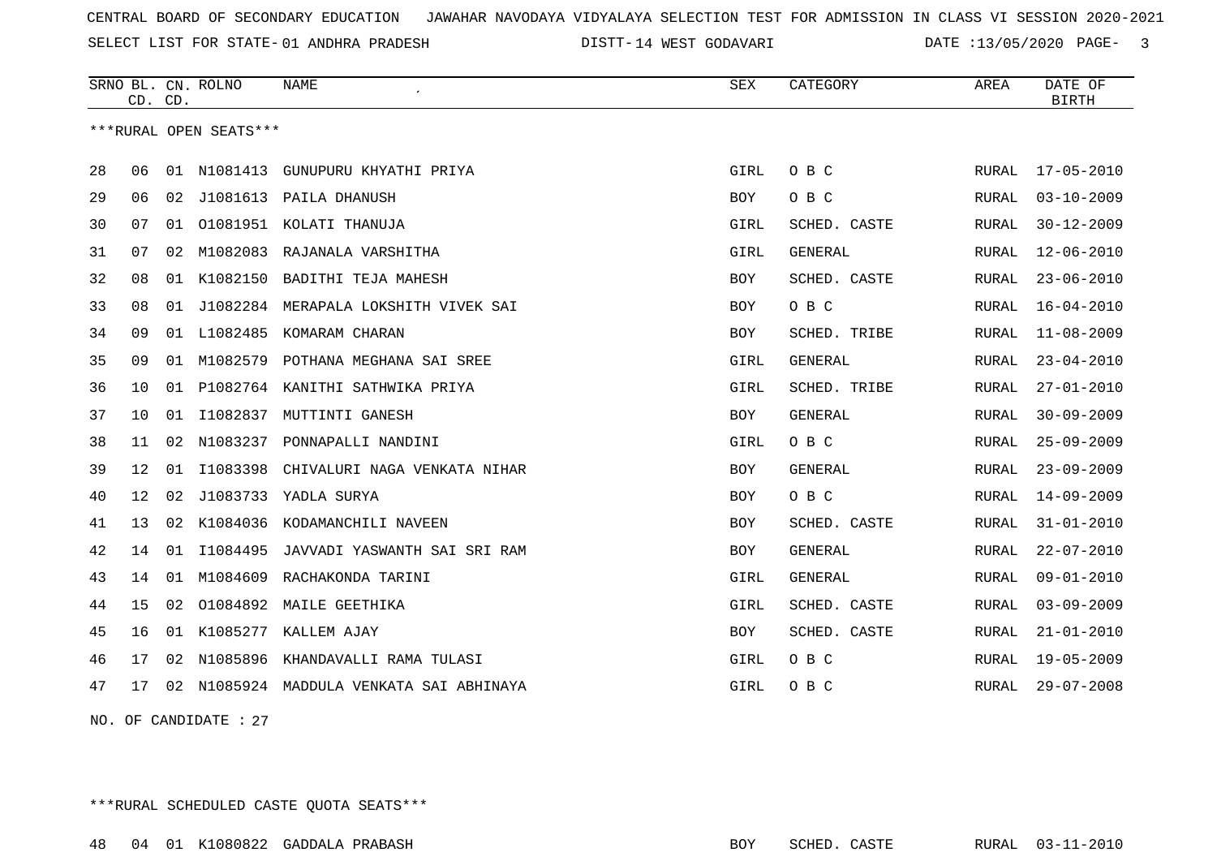CENTRAL BOARD OF SECONDARY EDUCATION JAWAHAR NAVODAYA VIDYALAYA SELECTION TEST FOR ADMISSION IN CLASS VI SESSION 2020-2021

SELECT LIST FOR STATE- 01 ANDHRA PRADESH DISTT- 14 WEST GODAVARI DATE :13/05/2020

| SRNO | BL. CD. | CN. CD. | ROLNO | NAME | SEX | CATEGORY | AREA | DATE OF BIRTH |
|---|---|---|---|---|---|---|---|---|
| ***RURAL OPEN SEATS*** | | | | | | | | |
| 28 | 06 | 01 | N1081413 | GUNUPURU KHYATHI PRIYA | GIRL | O B C | RURAL | 17-05-2010 |
| 29 | 06 | 02 | J1081613 | PAILA DHANUSH | BOY | O B C | RURAL | 03-10-2009 |
| 30 | 07 | 01 | O1081951 | KOLATI THANUJA | GIRL | SCHED. CASTE | RURAL | 30-12-2009 |
| 31 | 07 | 02 | M1082083 | RAJANALA VARSHITHA | GIRL | GENERAL | RURAL | 12-06-2010 |
| 32 | 08 | 01 | K1082150 | BADITHI TEJA MAHESH | BOY | SCHED. CASTE | RURAL | 23-06-2010 |
| 33 | 08 | 01 | J1082284 | MERAPALA LOKSHITH VIVEK SAI | BOY | O B C | RURAL | 16-04-2010 |
| 34 | 09 | 01 | L1082485 | KOMARAM CHARAN | BOY | SCHED. TRIBE | RURAL | 11-08-2009 |
| 35 | 09 | 01 | M1082579 | POTHANA MEGHANA SAI SREE | GIRL | GENERAL | RURAL | 23-04-2010 |
| 36 | 10 | 01 | P1082764 | KANITHI SATHWIKA PRIYA | GIRL | SCHED. TRIBE | RURAL | 27-01-2010 |
| 37 | 10 | 01 | I1082837 | MUTTINTI GANESH | BOY | GENERAL | RURAL | 30-09-2009 |
| 38 | 11 | 02 | N1083237 | PONNAPALLI NANDINI | GIRL | O B C | RURAL | 25-09-2009 |
| 39 | 12 | 01 | I1083398 | CHIVALURI NAGA VENKATA NIHAR | BOY | GENERAL | RURAL | 23-09-2009 |
| 40 | 12 | 02 | J1083733 | YADLA SURYA | BOY | O B C | RURAL | 14-09-2009 |
| 41 | 13 | 02 | K1084036 | KODAMANCHILI NAVEEN | BOY | SCHED. CASTE | RURAL | 31-01-2010 |
| 42 | 14 | 01 | I1084495 | JAVVADI YASWANTH SAI SRI RAM | BOY | GENERAL | RURAL | 22-07-2010 |
| 43 | 14 | 01 | M1084609 | RACHAKONDA TARINI | GIRL | GENERAL | RURAL | 09-01-2010 |
| 44 | 15 | 02 | O1084892 | MAILE GEETHIKA | GIRL | SCHED. CASTE | RURAL | 03-09-2009 |
| 45 | 16 | 01 | K1085277 | KALLEM AJAY | BOY | SCHED. CASTE | RURAL | 21-01-2010 |
| 46 | 17 | 02 | N1085896 | KHANDAVALLI RAMA TULASI | GIRL | O B C | RURAL | 19-05-2009 |
| 47 | 17 | 02 | N1085924 | MADDULA VENKATA SAI ABHINAYA | GIRL | O B C | RURAL | 29-07-2008 |

NO. OF CANDIDATE : 27

***RURAL SCHEDULED CASTE QUOTA SEATS***

| SRNO | BL. CD. | CN. CD. | ROLNO | NAME | SEX | CATEGORY | AREA | DATE OF BIRTH |
|---|---|---|---|---|---|---|---|---|
| 48 | 04 | 01 | K1080822 | GADDALA PRABASH | BOY | SCHED. CASTE | RURAL | 03-11-2010 |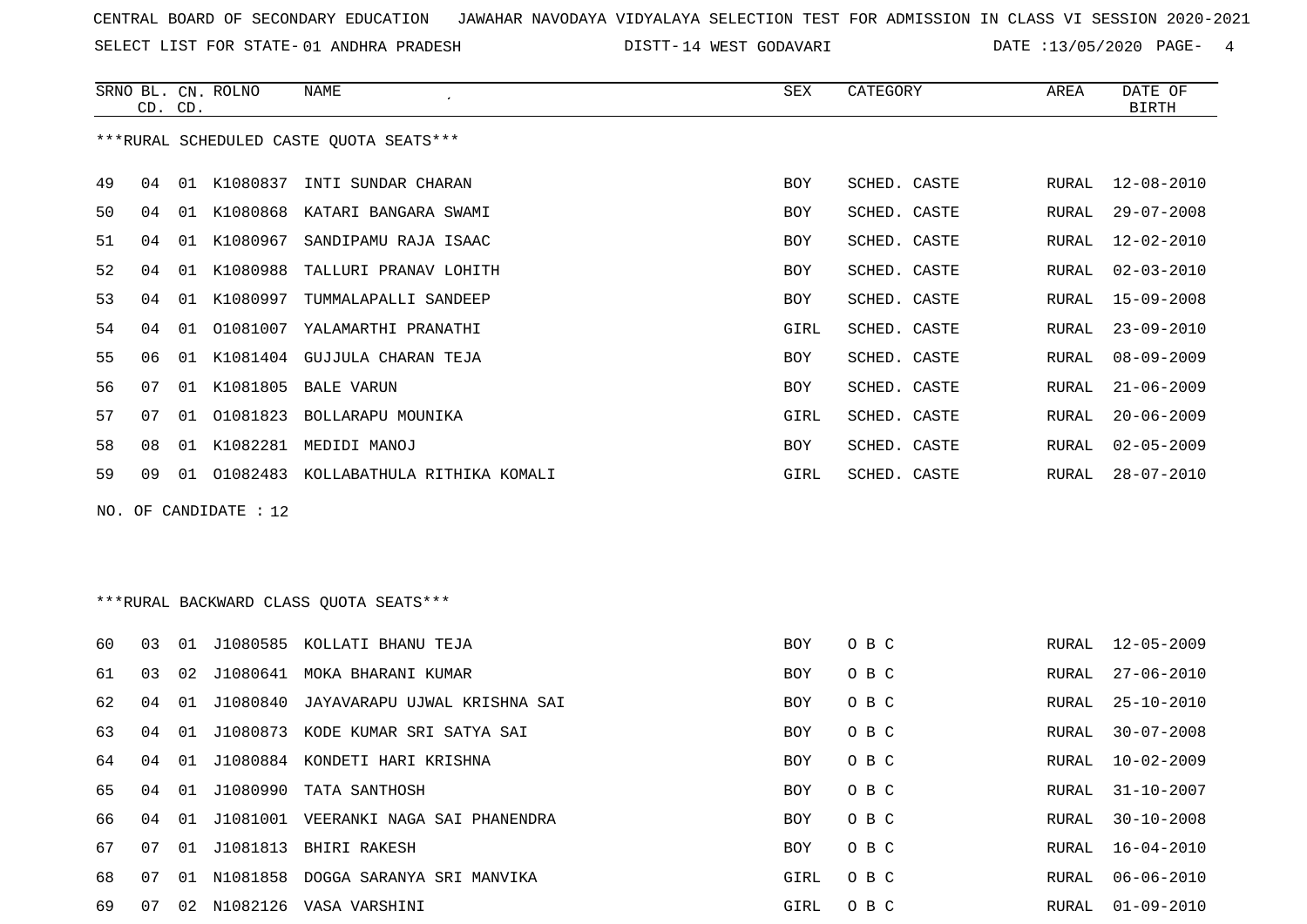CENTRAL BOARD OF SECONDARY EDUCATION JAWAHAR NAVODAYA VIDYALAYA SELECTION TEST FOR ADMISSION IN CLASS VI SESSION 2020-2021

SELECT LIST FOR STATE- 01 ANDHRA PRADESH DISTT- 14 WEST GODAVARI DATE :13/05/2020

***RURAL SCHEDULED CASTE QUOTA SEATS***

| SRNO | BL. CD. | CN. CD. | ROLNO | NAME | SEX | CATEGORY | AREA | DATE OF BIRTH |
|---|---|---|---|---|---|---|---|---|
| 49 | 04 | 01 | K1080837 | INTI SUNDAR CHARAN | BOY | SCHED. CASTE | RURAL | 12-08-2010 |
| 50 | 04 | 01 | K1080868 | KATARI BANGARA SWAMI | BOY | SCHED. CASTE | RURAL | 29-07-2008 |
| 51 | 04 | 01 | K1080967 | SANDIPAMU RAJA ISAAC | BOY | SCHED. CASTE | RURAL | 12-02-2010 |
| 52 | 04 | 01 | K1080988 | TALLURI PRANAV LOHITH | BOY | SCHED. CASTE | RURAL | 02-03-2010 |
| 53 | 04 | 01 | K1080997 | TUMMALAPALLI SANDEEP | BOY | SCHED. CASTE | RURAL | 15-09-2008 |
| 54 | 04 | 01 | O1081007 | YALAMARTHI PRANATHI | GIRL | SCHED. CASTE | RURAL | 23-09-2010 |
| 55 | 06 | 01 | K1081404 | GUJJULA CHARAN TEJA | BOY | SCHED. CASTE | RURAL | 08-09-2009 |
| 56 | 07 | 01 | K1081805 | BALE VARUN | BOY | SCHED. CASTE | RURAL | 21-06-2009 |
| 57 | 07 | 01 | O1081823 | BOLLARAPU MOUNIKA | GIRL | SCHED. CASTE | RURAL | 20-06-2009 |
| 58 | 08 | 01 | K1082281 | MEDIDI MANOJ | BOY | SCHED. CASTE | RURAL | 02-05-2009 |
| 59 | 09 | 01 | O1082483 | KOLLABATHULA RITHIKA KOMALI | GIRL | SCHED. CASTE | RURAL | 28-07-2010 |

NO. OF CANDIDATE : 12

***RURAL BACKWARD CLASS QUOTA SEATS***

| SRNO | BL. CD. | CN. CD. | ROLNO | NAME | SEX | CATEGORY | AREA | DATE OF BIRTH |
|---|---|---|---|---|---|---|---|---|
| 60 | 03 | 01 | J1080585 | KOLLATI BHANU TEJA | BOY | O B C | RURAL | 12-05-2009 |
| 61 | 03 | 02 | J1080641 | MOKA BHARANI KUMAR | BOY | O B C | RURAL | 27-06-2010 |
| 62 | 04 | 01 | J1080840 | JAYAVARAPU UJWAL KRISHNA SAI | BOY | O B C | RURAL | 25-10-2010 |
| 63 | 04 | 01 | J1080873 | KODE KUMAR SRI SATYA SAI | BOY | O B C | RURAL | 30-07-2008 |
| 64 | 04 | 01 | J1080884 | KONDETI HARI KRISHNA | BOY | O B C | RURAL | 10-02-2009 |
| 65 | 04 | 01 | J1080990 | TATA SANTHOSH | BOY | O B C | RURAL | 31-10-2007 |
| 66 | 04 | 01 | J1081001 | VEERANKI NAGA SAI PHANENDRA | BOY | O B C | RURAL | 30-10-2008 |
| 67 | 07 | 01 | J1081813 | BHIRI RAKESH | BOY | O B C | RURAL | 16-04-2010 |
| 68 | 07 | 01 | N1081858 | DOGGA SARANYA SRI MANVIKA | GIRL | O B C | RURAL | 06-06-2010 |
| 69 | 07 | 02 | N1082126 | VASA VARSHINI | GIRL | O B C | RURAL | 01-09-2010 |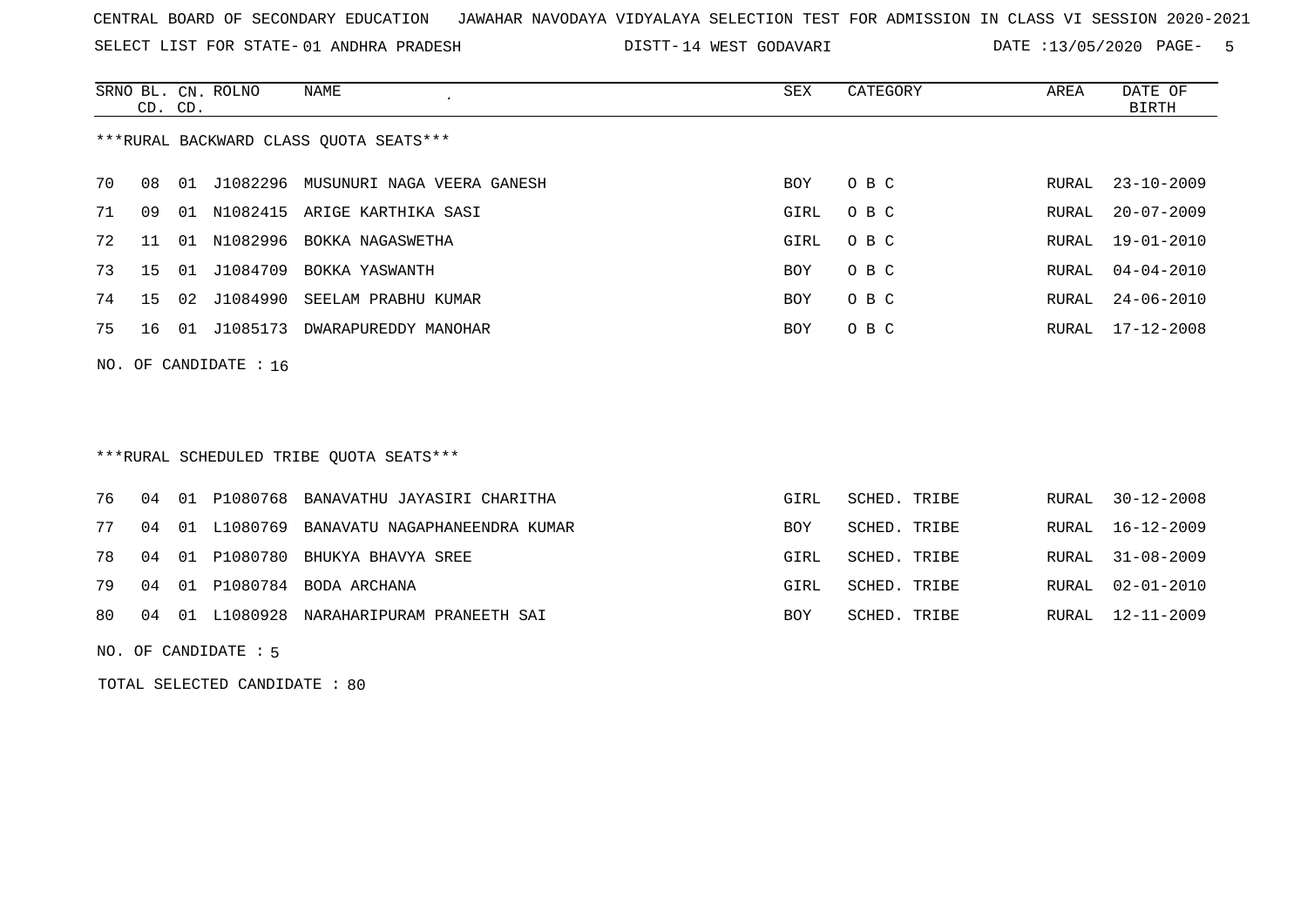CENTRAL BOARD OF SECONDARY EDUCATION JAWAHAR NAVODAYA VIDYALAYA SELECTION TEST FOR ADMISSION IN CLASS VI SESSION 2020-2021

SELECT LIST FOR STATE- 01 ANDHRA PRADESH DISTT- 14 WEST GODAVARI DATE :13/05/2020

***RURAL BACKWARD CLASS QUOTA SEATS***

| SRNO | BL. CD. | CN. CD. | ROLNO | NAME | SEX | CATEGORY | AREA | DATE OF BIRTH |
|---|---|---|---|---|---|---|---|---|
| 70 | 08 | 01 | J1082296 | MUSUNURI NAGA VEERA GANESH | BOY | O B C | RURAL | 23-10-2009 |
| 71 | 09 | 01 | N1082415 | ARIGE KARTHIKA SASI | GIRL | O B C | RURAL | 20-07-2009 |
| 72 | 11 | 01 | N1082996 | BOKKA NAGASWETHA | GIRL | O B C | RURAL | 19-01-2010 |
| 73 | 15 | 01 | J1084709 | BOKKA YASWANTH | BOY | O B C | RURAL | 04-04-2010 |
| 74 | 15 | 02 | J1084990 | SEELAM PRABHU KUMAR | BOY | O B C | RURAL | 24-06-2010 |
| 75 | 16 | 01 | J1085173 | DWARAPUREDDY MANOHAR | BOY | O B C | RURAL | 17-12-2008 |

NO. OF CANDIDATE : 16

***RURAL SCHEDULED TRIBE QUOTA SEATS***

| SRNO | BL. CD. | CN. CD. | ROLNO | NAME | SEX | CATEGORY | AREA | DATE OF BIRTH |
|---|---|---|---|---|---|---|---|---|
| 76 | 04 | 01 | P1080768 | BANAVATHU JAYASIRI CHARITHA | GIRL | SCHED. TRIBE | RURAL | 30-12-2008 |
| 77 | 04 | 01 | L1080769 | BANAVATU NAGAPHANEENDRA KUMAR | BOY | SCHED. TRIBE | RURAL | 16-12-2009 |
| 78 | 04 | 01 | P1080780 | BHUKYA BHAVYA SREE | GIRL | SCHED. TRIBE | RURAL | 31-08-2009 |
| 79 | 04 | 01 | P1080784 | BODA ARCHANA | GIRL | SCHED. TRIBE | RURAL | 02-01-2010 |
| 80 | 04 | 01 | L1080928 | NARAHARIPURAM PRANEETH SAI | BOY | SCHED. TRIBE | RURAL | 12-11-2009 |

NO. OF CANDIDATE : 5

TOTAL SELECTED CANDIDATE : 80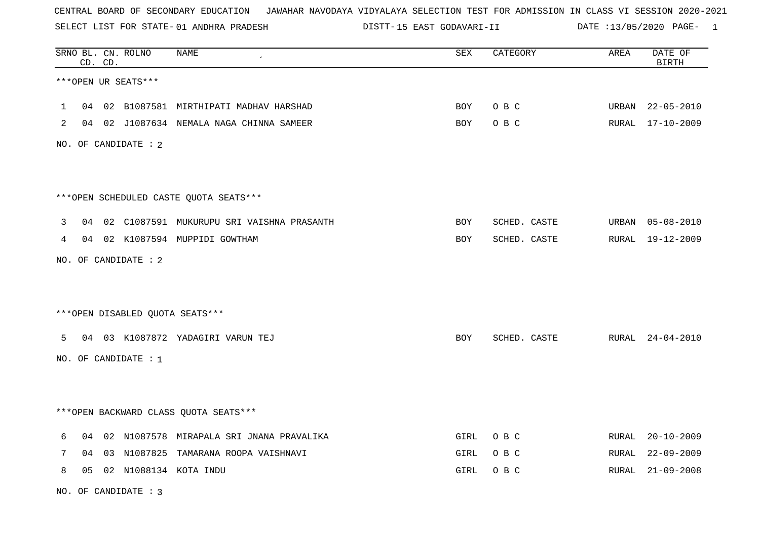CENTRAL BOARD OF SECONDARY EDUCATION JAWAHAR NAVODAYA VIDYALAYA SELECTION TEST FOR ADMISSION IN CLASS VI SESSION 2020-2021

SELECT LIST FOR STATE- 01 ANDHRA PRADESH DISTT- 15 EAST GODAVARI-II DATE :13/05/2020

| SRNO | BL. CD. | CN. CD. | ROLNO | NAME | SEX | CATEGORY | AREA | DATE OF BIRTH |
|---|---|---|---|---|---|---|---|---|

***OPEN UR SEATS***

| SRNO | BL. CD. | CN. CD. | ROLNO | NAME | SEX | CATEGORY | AREA | DATE OF BIRTH |
|---|---|---|---|---|---|---|---|---|
| 1 | 04 | 02 | B1087581 | MIRTHIPATI MADHAV HARSHAD | BOY | O B C | URBAN | 22-05-2010 |
| 2 | 04 | 02 | J1087634 | NEMALA NAGA CHINNA SAMEER | BOY | O B C | RURAL | 17-10-2009 |

NO. OF CANDIDATE : 2

***OPEN SCHEDULED CASTE QUOTA SEATS***

| SRNO | BL. CD. | CN. CD. | ROLNO | NAME | SEX | CATEGORY | AREA | DATE OF BIRTH |
|---|---|---|---|---|---|---|---|---|
| 3 | 04 | 02 | C1087591 | MUKURUPU SRI VAISHNA PRASANTH | BOY | SCHED. CASTE | URBAN | 05-08-2010 |
| 4 | 04 | 02 | K1087594 | MUPPIDI GOWTHAM | BOY | SCHED. CASTE | RURAL | 19-12-2009 |

NO. OF CANDIDATE : 2

***OPEN DISABLED QUOTA SEATS***

| SRNO | BL. CD. | CN. CD. | ROLNO | NAME | SEX | CATEGORY | AREA | DATE OF BIRTH |
|---|---|---|---|---|---|---|---|---|
| 5 | 04 | 03 | K1087872 | YADAGIRI VARUN TEJ | BOY | SCHED. CASTE | RURAL | 24-04-2010 |

NO. OF CANDIDATE : 1

***OPEN BACKWARD CLASS QUOTA SEATS***

| SRNO | BL. CD. | CN. CD. | ROLNO | NAME | SEX | CATEGORY | AREA | DATE OF BIRTH |
|---|---|---|---|---|---|---|---|---|
| 6 | 04 | 02 | N1087578 | MIRAPALA SRI JNANA PRAVALIKA | GIRL | O B C | RURAL | 20-10-2009 |
| 7 | 04 | 03 | N1087825 | TAMARANA ROOPA VAISHNAVI | GIRL | O B C | RURAL | 22-09-2009 |
| 8 | 05 | 02 | N1088134 | KOTA INDU | GIRL | O B C | RURAL | 21-09-2008 |

NO. OF CANDIDATE : 3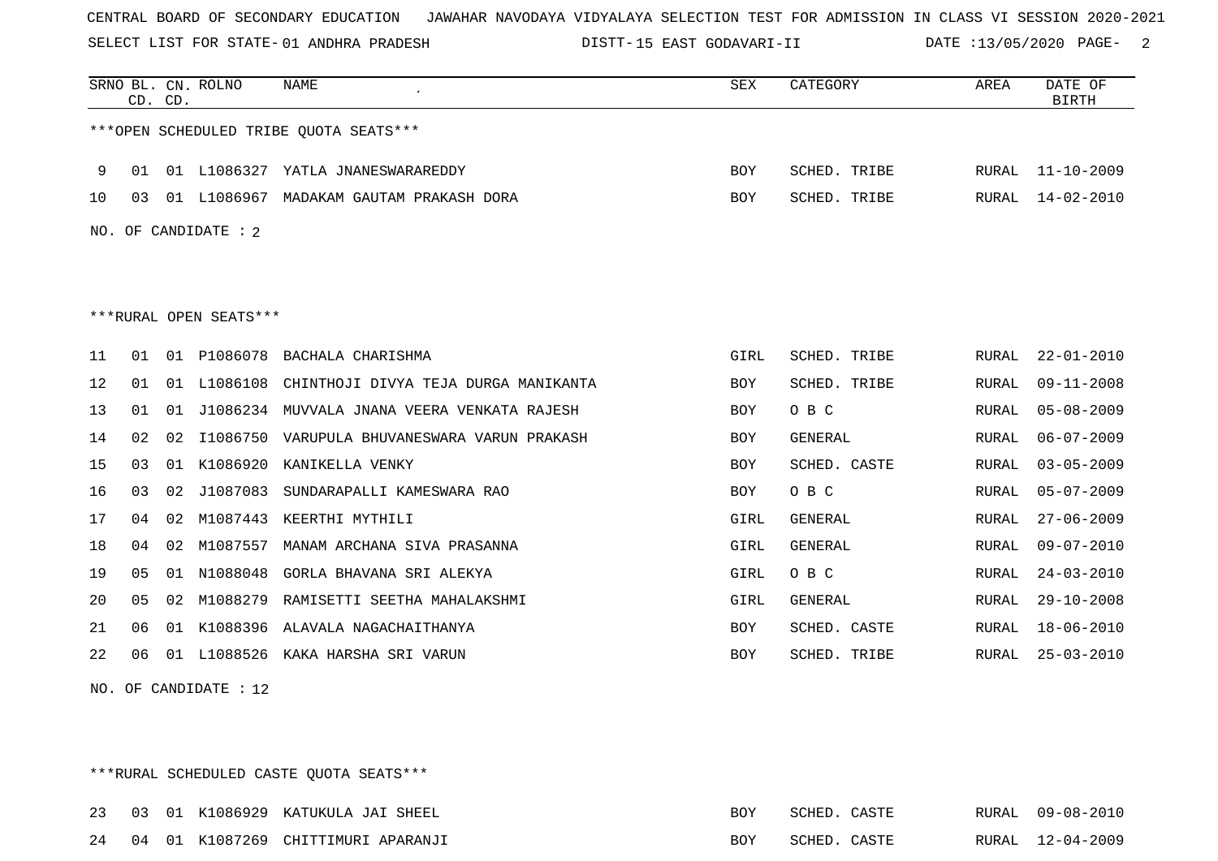CENTRAL BOARD OF SECONDARY EDUCATION JAWAHAR NAVODAYA VIDYALAYA SELECTION TEST FOR ADMISSION IN CLASS VI SESSION 2020-2021

SELECT LIST FOR STATE- 01 ANDHRA PRADESH DISTT- 15 EAST GODAVARI-II DATE :13/05/2020 PAGE- 2

***OPEN SCHEDULED TRIBE QUOTA SEATS***

| SRNO | BL. CD. | CN. CD. | ROLNO | NAME | SEX | CATEGORY | AREA | DATE OF BIRTH |
|---|---|---|---|---|---|---|---|---|
| 9 | 01 | 01 | L1086327 | YATLA JNANESWARAREDDY | BOY | SCHED. TRIBE | RURAL | 11-10-2009 |
| 10 | 03 | 01 | L1086967 | MADAKAM GAUTAM PRAKASH DORA | BOY | SCHED. TRIBE | RURAL | 14-02-2010 |

NO. OF CANDIDATE : 2

***RURAL OPEN SEATS***

| SRNO | BL. CD. | CN. CD. | ROLNO | NAME | SEX | CATEGORY | AREA | DATE OF BIRTH |
|---|---|---|---|---|---|---|---|---|
| 11 | 01 | 01 | P1086078 | BACHALA CHARISHMA | GIRL | SCHED. TRIBE | RURAL | 22-01-2010 |
| 12 | 01 | 01 | L1086108 | CHINTHOJI DIVYA TEJA DURGA MANIKANTA | BOY | SCHED. TRIBE | RURAL | 09-11-2008 |
| 13 | 01 | 01 | J1086234 | MUVVALA JNANA VEERA VENKATA RAJESH | BOY | O B C | RURAL | 05-08-2009 |
| 14 | 02 | 02 | I1086750 | VARUPULA BHUVANESWARA VARUN PRAKASH | BOY | GENERAL | RURAL | 06-07-2009 |
| 15 | 03 | 01 | K1086920 | KANIKELLA VENKY | BOY | SCHED. CASTE | RURAL | 03-05-2009 |
| 16 | 03 | 02 | J1087083 | SUNDARAPALLI KAMESWARA RAO | BOY | O B C | RURAL | 05-07-2009 |
| 17 | 04 | 02 | M1087443 | KEERTHI MYTHILI | GIRL | GENERAL | RURAL | 27-06-2009 |
| 18 | 04 | 02 | M1087557 | MANAM ARCHANA SIVA PRASANNA | GIRL | GENERAL | RURAL | 09-07-2010 |
| 19 | 05 | 01 | N1088048 | GORLA BHAVANA SRI ALEKYA | GIRL | O B C | RURAL | 24-03-2010 |
| 20 | 05 | 02 | M1088279 | RAMISETTI SEETHA MAHALAKSHMI | GIRL | GENERAL | RURAL | 29-10-2008 |
| 21 | 06 | 01 | K1088396 | ALAVALA NAGACHAITHANYA | BOY | SCHED. CASTE | RURAL | 18-06-2010 |
| 22 | 06 | 01 | L1088526 | KAKA HARSHA SRI VARUN | BOY | SCHED. TRIBE | RURAL | 25-03-2010 |

NO. OF CANDIDATE : 12

***RURAL SCHEDULED CASTE QUOTA SEATS***

| SRNO | BL. CD. | CN. CD. | ROLNO | NAME | SEX | CATEGORY | AREA | DATE OF BIRTH |
|---|---|---|---|---|---|---|---|---|
| 23 | 03 | 01 | K1086929 | KATUKULA JAI SHEEL | BOY | SCHED. CASTE | RURAL | 09-08-2010 |
| 24 | 04 | 01 | K1087269 | CHITTIMURI APARANJI | BOY | SCHED. CASTE | RURAL | 12-04-2009 |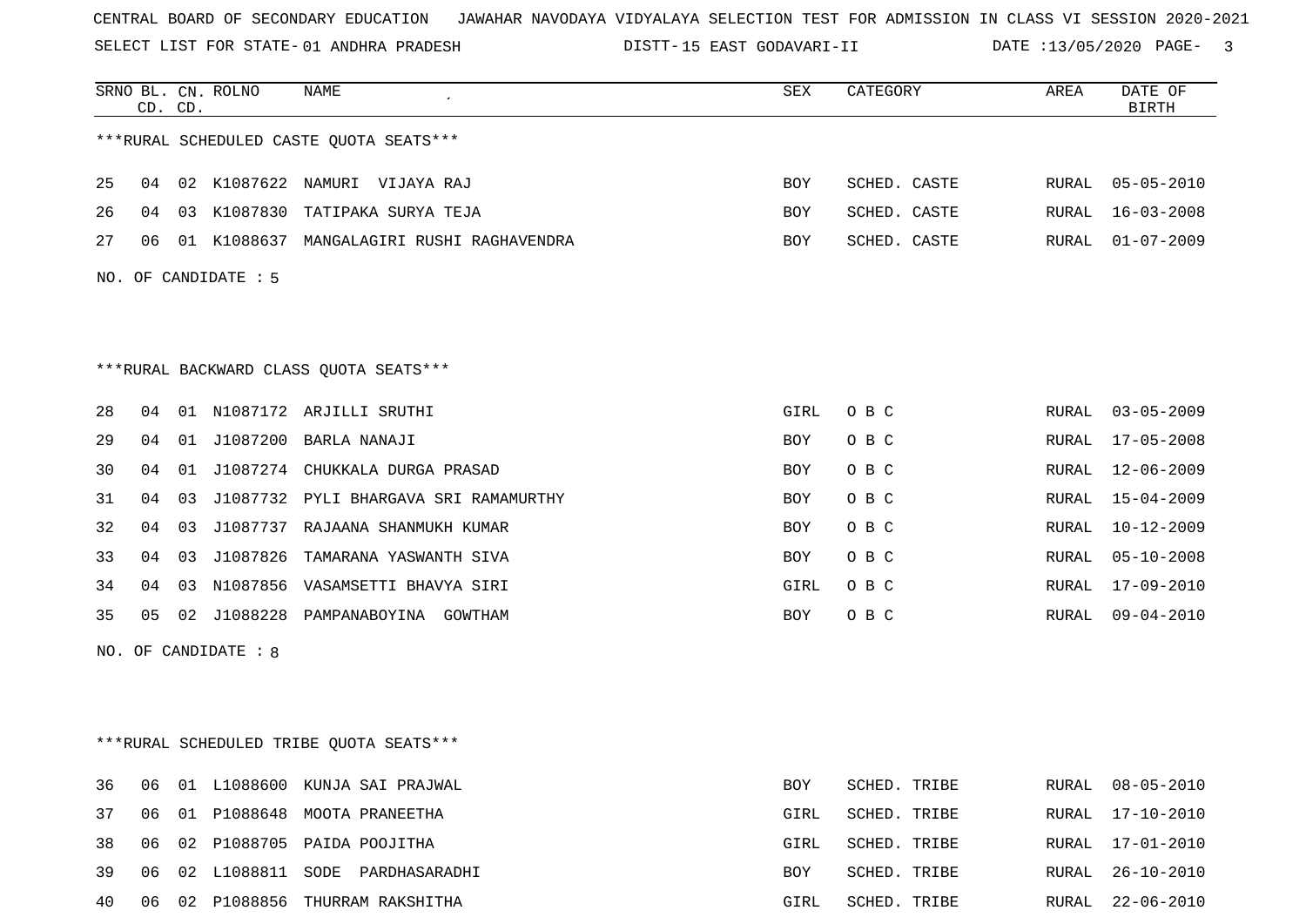CENTRAL BOARD OF SECONDARY EDUCATION JAWAHAR NAVODAYA VIDYALAYA SELECTION TEST FOR ADMISSION IN CLASS VI SESSION 2020-2021

SELECT LIST FOR STATE- 01 ANDHRA PRADESH DISTT- 15 EAST GODAVARI-II DATE :13/05/2020

***RURAL SCHEDULED CASTE QUOTA SEATS***

| SRNO | BL. CD. | CN. CD. | ROLNO | NAME | SEX | CATEGORY | AREA | DATE OF BIRTH |
|---|---|---|---|---|---|---|---|---|
| 25 | 04 | 02 | K1087622 | NAMURI VIJAYA RAJ | BOY | SCHED. CASTE | RURAL | 05-05-2010 |
| 26 | 04 | 03 | K1087830 | TATIPAKA SURYA TEJA | BOY | SCHED. CASTE | RURAL | 16-03-2008 |
| 27 | 06 | 01 | K1088637 | MANGALAGIRI RUSHI RAGHAVENDRA | BOY | SCHED. CASTE | RURAL | 01-07-2009 |

NO. OF CANDIDATE : 5

***RURAL BACKWARD CLASS QUOTA SEATS***

| SRNO | BL. CD. | CN. CD. | ROLNO | NAME | SEX | CATEGORY | AREA | DATE OF BIRTH |
|---|---|---|---|---|---|---|---|---|
| 28 | 04 | 01 | N1087172 | ARJILLI SRUTHI | GIRL | O B C | RURAL | 03-05-2009 |
| 29 | 04 | 01 | J1087200 | BARLA NANAJI | BOY | O B C | RURAL | 17-05-2008 |
| 30 | 04 | 01 | J1087274 | CHUKKALA DURGA PRASAD | BOY | O B C | RURAL | 12-06-2009 |
| 31 | 04 | 03 | J1087732 | PYLI BHARGAVA SRI RAMAMURTHY | BOY | O B C | RURAL | 15-04-2009 |
| 32 | 04 | 03 | J1087737 | RAJAANA SHANMUKH KUMAR | BOY | O B C | RURAL | 10-12-2009 |
| 33 | 04 | 03 | J1087826 | TAMARANA YASWANTH SIVA | BOY | O B C | RURAL | 05-10-2008 |
| 34 | 04 | 03 | N1087856 | VASAMSETTI BHAVYA SIRI | GIRL | O B C | RURAL | 17-09-2010 |
| 35 | 05 | 02 | J1088228 | PAMPANABOYINA GOWTHAM | BOY | O B C | RURAL | 09-04-2010 |

NO. OF CANDIDATE : 8

***RURAL SCHEDULED TRIBE QUOTA SEATS***

| SRNO | BL. CD. | CN. CD. | ROLNO | NAME | SEX | CATEGORY | AREA | DATE OF BIRTH |
|---|---|---|---|---|---|---|---|---|
| 36 | 06 | 01 | L1088600 | KUNJA SAI PRAJWAL | BOY | SCHED. TRIBE | RURAL | 08-05-2010 |
| 37 | 06 | 01 | P1088648 | MOOTA PRANEETHA | GIRL | SCHED. TRIBE | RURAL | 17-10-2010 |
| 38 | 06 | 02 | P1088705 | PAIDA POOJITHA | GIRL | SCHED. TRIBE | RURAL | 17-01-2010 |
| 39 | 06 | 02 | L1088811 | SODE PARDHASARADHI | BOY | SCHED. TRIBE | RURAL | 26-10-2010 |
| 40 | 06 | 02 | P1088856 | THURRAM RAKSHITHA | GIRL | SCHED. TRIBE | RURAL | 22-06-2010 |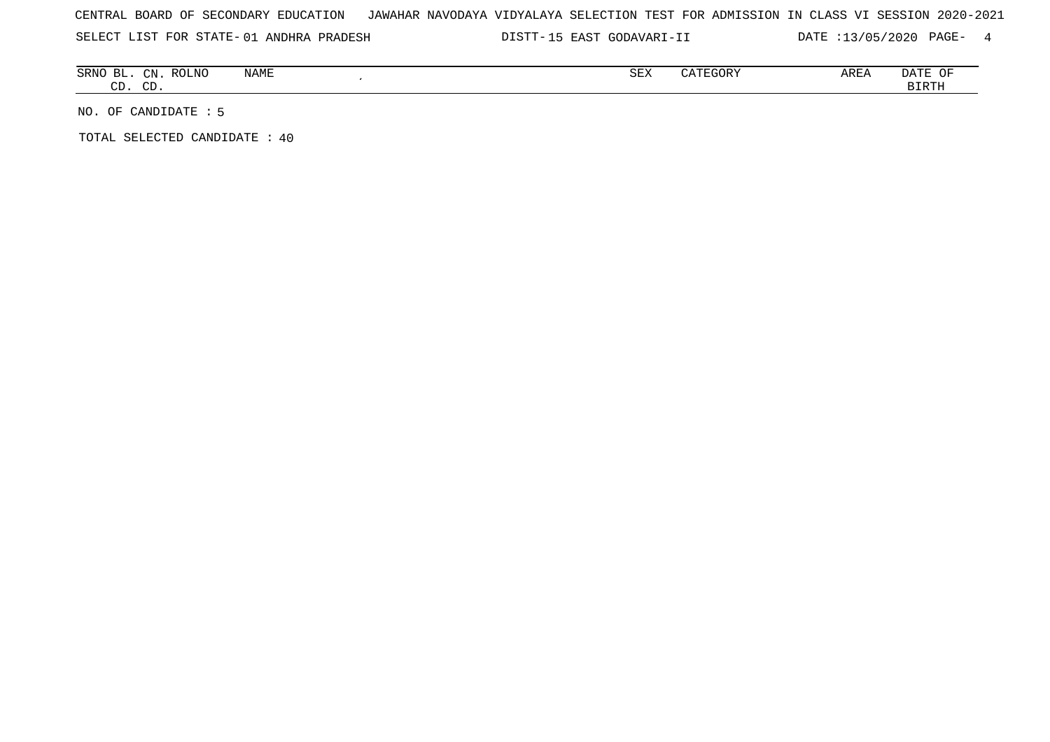CENTRAL BOARD OF SECONDARY EDUCATION JAWAHAR NAVODAYA VIDYALAYA SELECTION TEST FOR ADMISSION IN CLASS VI SESSION 2020-2021

SELECT LIST FOR STATE- 01 ANDHRA PRADESH DISTT- 15 EAST GODAVARI-II DATE :13/05/2020

| SRNO | BL. CD. | CN. CD. | ROLNO | NAME | SEX | CATEGORY | AREA | DATE OF BIRTH |
| --- | --- | --- | --- | --- | --- | --- | --- | --- |

NO. OF CANDIDATE : 5

TOTAL SELECTED CANDIDATE : 40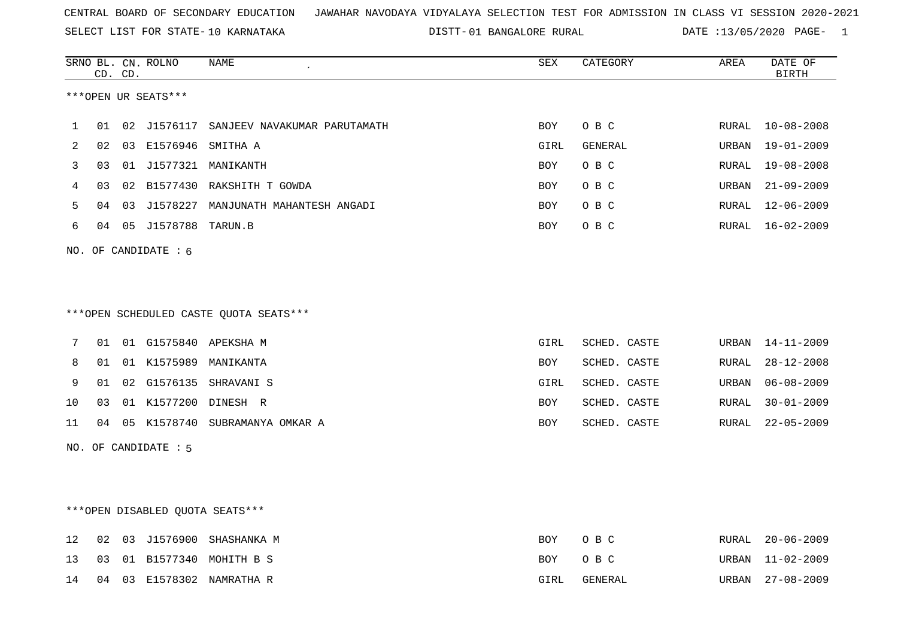CENTRAL BOARD OF SECONDARY EDUCATION JAWAHAR NAVODAYA VIDYALAYA SELECTION TEST FOR ADMISSION IN CLASS VI SESSION 2020-2021

SELECT LIST FOR STATE- 10 KARNATAKA DISTT- 01 BANGALORE RURAL DATE :13/05/2020

***OPEN UR SEATS***

| SRNO | BL. CD. | CN. CD. | ROLNO | NAME | SEX | CATEGORY | AREA | DATE OF BIRTH |
|---|---|---|---|---|---|---|---|---|
| 1 | 01 | 02 | J1576117 | SANJEEV NAVAKUMAR PARUTAMATH | BOY | O B C | RURAL | 10-08-2008 |
| 2 | 02 | 03 | E1576946 | SMITHA A | GIRL | GENERAL | URBAN | 19-01-2009 |
| 3 | 03 | 01 | J1577321 | MANIKANTH | BOY | O B C | RURAL | 19-08-2008 |
| 4 | 03 | 02 | B1577430 | RAKSHITH T GOWDA | BOY | O B C | URBAN | 21-09-2009 |
| 5 | 04 | 03 | J1578227 | MANJUNATH MAHANTESH ANGADI | BOY | O B C | RURAL | 12-06-2009 |
| 6 | 04 | 05 | J1578788 | TARUN.B | BOY | O B C | RURAL | 16-02-2009 |

NO. OF CANDIDATE : 6

***OPEN SCHEDULED CASTE QUOTA SEATS***

| SRNO | BL. CD. | CN. CD. | ROLNO | NAME | SEX | CATEGORY | AREA | DATE OF BIRTH |
|---|---|---|---|---|---|---|---|---|
| 7 | 01 | 01 | G1575840 | APEKSHA M | GIRL | SCHED. CASTE | URBAN | 14-11-2009 |
| 8 | 01 | 01 | K1575989 | MANIKANTA | BOY | SCHED. CASTE | RURAL | 28-12-2008 |
| 9 | 01 | 02 | G1576135 | SHRAVANI S | GIRL | SCHED. CASTE | URBAN | 06-08-2009 |
| 10 | 03 | 01 | K1577200 | DINESH R | BOY | SCHED. CASTE | RURAL | 30-01-2009 |
| 11 | 04 | 05 | K1578740 | SUBRAMANYA OMKAR A | BOY | SCHED. CASTE | RURAL | 22-05-2009 |

NO. OF CANDIDATE : 5

***OPEN DISABLED QUOTA SEATS***

| SRNO | BL. CD. | CN. CD. | ROLNO | NAME | SEX | CATEGORY | AREA | DATE OF BIRTH |
|---|---|---|---|---|---|---|---|---|
| 12 | 02 | 03 | J1576900 | SHASHANKA M | BOY | O B C | RURAL | 20-06-2009 |
| 13 | 03 | 01 | B1577340 | MOHITH B S | BOY | O B C | URBAN | 11-02-2009 |
| 14 | 04 | 03 | E1578302 | NAMRATHA R | GIRL | GENERAL | URBAN | 27-08-2009 |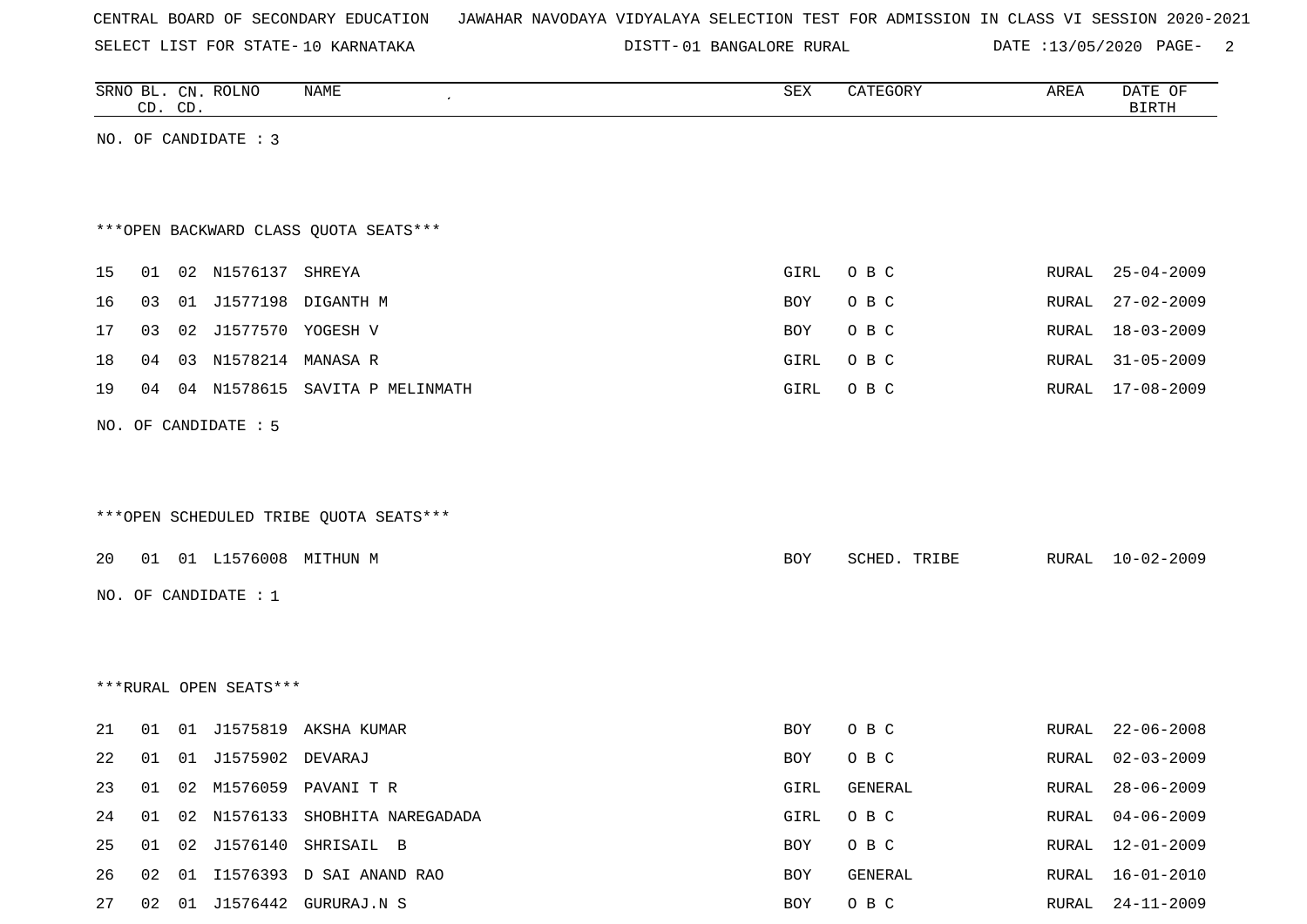CENTRAL BOARD OF SECONDARY EDUCATION JAWAHAR NAVODAYA VIDYALAYA SELECTION TEST FOR ADMISSION IN CLASS VI SESSION 2020-2021

SELECT LIST FOR STATE- 10 KARNATAKA DISTT- 01 BANGALORE RURAL DATE :13/05/2020

NO. OF CANDIDATE : 3

***OPEN BACKWARD CLASS QUOTA SEATS***

| SRNO | BL. CD. | CN. CD. | ROLNO | NAME | SEX | CATEGORY | AREA | DATE OF BIRTH |
|---|---|---|---|---|---|---|---|---|
| 15 | 01 | 02 | N1576137 | SHREYA | GIRL | O B C | RURAL | 25-04-2009 |
| 16 | 03 | 01 | J1577198 | DIGANTH M | BOY | O B C | RURAL | 27-02-2009 |
| 17 | 03 | 02 | J1577570 | YOGESH V | BOY | O B C | RURAL | 18-03-2009 |
| 18 | 04 | 03 | N1578214 | MANASA R | GIRL | O B C | RURAL | 31-05-2009 |
| 19 | 04 | 04 | N1578615 | SAVITA P MELINMATH | GIRL | O B C | RURAL | 17-08-2009 |

NO. OF CANDIDATE : 5

***OPEN SCHEDULED TRIBE QUOTA SEATS***

| SRNO | BL. CD. | CN. CD. | ROLNO | NAME | SEX | CATEGORY | AREA | DATE OF BIRTH |
|---|---|---|---|---|---|---|---|---|
| 20 | 01 | 01 | L1576008 | MITHUN M | BOY | SCHED. TRIBE | RURAL | 10-02-2009 |

NO. OF CANDIDATE : 1

***RURAL OPEN SEATS***

| SRNO | BL. CD. | CN. CD. | ROLNO | NAME | SEX | CATEGORY | AREA | DATE OF BIRTH |
|---|---|---|---|---|---|---|---|---|
| 21 | 01 | 01 | J1575819 | AKSHA KUMAR | BOY | O B C | RURAL | 22-06-2008 |
| 22 | 01 | 01 | J1575902 | DEVARAJ | BOY | O B C | RURAL | 02-03-2009 |
| 23 | 01 | 02 | M1576059 | PAVANI T R | GIRL | GENERAL | RURAL | 28-06-2009 |
| 24 | 01 | 02 | N1576133 | SHOBHITA NAREGADADA | GIRL | O B C | RURAL | 04-06-2009 |
| 25 | 01 | 02 | J1576140 | SHRISAIL B | BOY | O B C | RURAL | 12-01-2009 |
| 26 | 02 | 01 | I1576393 | D SAI ANAND RAO | BOY | GENERAL | RURAL | 16-01-2010 |
| 27 | 02 | 01 | J1576442 | GURURAJ.N S | BOY | O B C | RURAL | 24-11-2009 |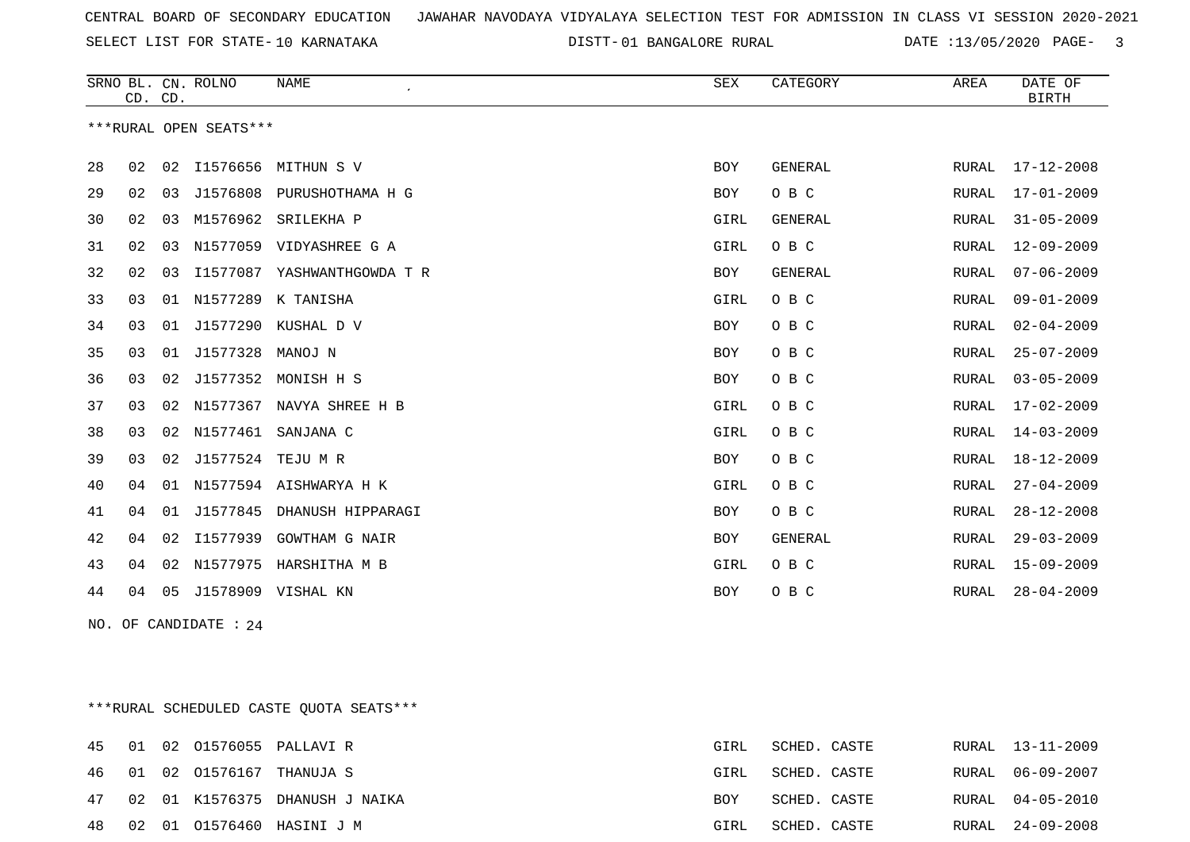CENTRAL BOARD OF SECONDARY EDUCATION JAWAHAR NAVODAYA VIDYALAYA SELECTION TEST FOR ADMISSION IN CLASS VI SESSION 2020-2021

SELECT LIST FOR STATE- 10 KARNATAKA DISTT- 01 BANGALORE RURAL DATE :13/05/2020 PAGE- 3

***RURAL OPEN SEATS***

| SRNO | BL. CD. | CN. CD. | ROLNO | NAME | SEX | CATEGORY | AREA | DATE OF BIRTH |
|---|---|---|---|---|---|---|---|---|
| 28 | 02 | 02 | I1576656 | MITHUN S V | BOY | GENERAL | RURAL | 17-12-2008 |
| 29 | 02 | 03 | J1576808 | PURUSHOTHAMA H G | BOY | O B C | RURAL | 17-01-2009 |
| 30 | 02 | 03 | M1576962 | SRILEKHA P | GIRL | GENERAL | RURAL | 31-05-2009 |
| 31 | 02 | 03 | N1577059 | VIDYASHREE G A | GIRL | O B C | RURAL | 12-09-2009 |
| 32 | 02 | 03 | I1577087 | YASHWANTHGOWDA T R | BOY | GENERAL | RURAL | 07-06-2009 |
| 33 | 03 | 01 | N1577289 | K TANISHA | GIRL | O B C | RURAL | 09-01-2009 |
| 34 | 03 | 01 | J1577290 | KUSHAL D V | BOY | O B C | RURAL | 02-04-2009 |
| 35 | 03 | 01 | J1577328 | MANOJ N | BOY | O B C | RURAL | 25-07-2009 |
| 36 | 03 | 02 | J1577352 | MONISH H S | BOY | O B C | RURAL | 03-05-2009 |
| 37 | 03 | 02 | N1577367 | NAVYA SHREE H B | GIRL | O B C | RURAL | 17-02-2009 |
| 38 | 03 | 02 | N1577461 | SANJANA C | GIRL | O B C | RURAL | 14-03-2009 |
| 39 | 03 | 02 | J1577524 | TEJU M R | BOY | O B C | RURAL | 18-12-2009 |
| 40 | 04 | 01 | N1577594 | AISHWARYA H K | GIRL | O B C | RURAL | 27-04-2009 |
| 41 | 04 | 01 | J1577845 | DHANUSH HIPPARAGI | BOY | O B C | RURAL | 28-12-2008 |
| 42 | 04 | 02 | I1577939 | GOWTHAM G NAIR | BOY | GENERAL | RURAL | 29-03-2009 |
| 43 | 04 | 02 | N1577975 | HARSHITHA M B | GIRL | O B C | RURAL | 15-09-2009 |
| 44 | 04 | 05 | J1578909 | VISHAL KN | BOY | O B C | RURAL | 28-04-2009 |

NO. OF CANDIDATE : 24

***RURAL SCHEDULED CASTE QUOTA SEATS***

| SRNO | BL. CD. | CN. CD. | ROLNO | NAME | SEX | CATEGORY | AREA | DATE OF BIRTH |
|---|---|---|---|---|---|---|---|---|
| 45 | 01 | 02 | O1576055 | PALLAVI R | GIRL | SCHED. CASTE | RURAL | 13-11-2009 |
| 46 | 01 | 02 | O1576167 | THANUJA S | GIRL | SCHED. CASTE | RURAL | 06-09-2007 |
| 47 | 02 | 01 | K1576375 | DHANUSH J NAIKA | BOY | SCHED. CASTE | RURAL | 04-05-2010 |
| 48 | 02 | 01 | O1576460 | HASINI J M | GIRL | SCHED. CASTE | RURAL | 24-09-2008 |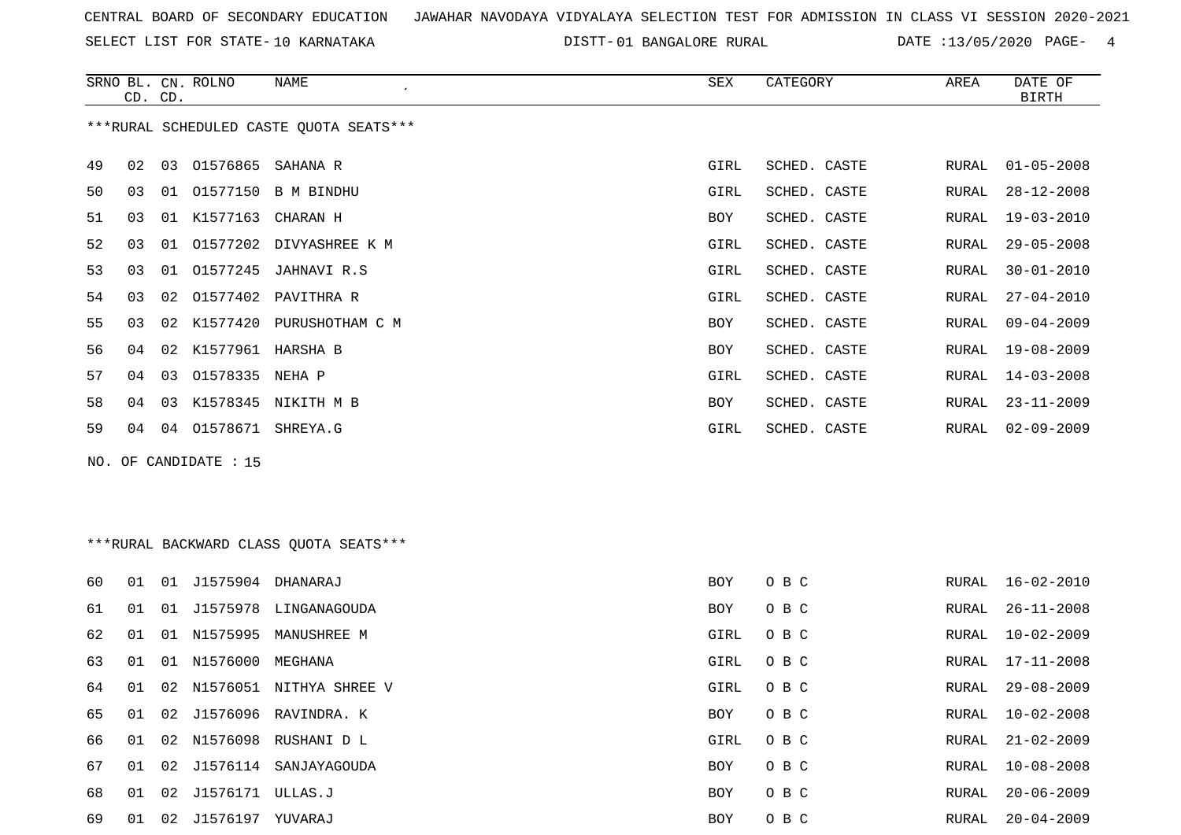CENTRAL BOARD OF SECONDARY EDUCATION   JAWAHAR NAVODAYA VIDYALAYA SELECTION TEST FOR ADMISSION IN CLASS VI SESSION 2020-2021

SELECT LIST FOR STATE- 10 KARNATAKA   DISTT- 01 BANGALORE RURAL   DATE :13/05/2020

***RURAL SCHEDULED CASTE QUOTA SEATS***

| SRNO | BL. CD. | CN. CD. | ROLNO | NAME | SEX | CATEGORY | AREA | DATE OF BIRTH |
|---|---|---|---|---|---|---|---|---|
| 49 | 02 | 03 | O1576865 | SAHANA R | GIRL | SCHED. CASTE | RURAL | 01-05-2008 |
| 50 | 03 | 01 | O1577150 | B M BINDHU | GIRL | SCHED. CASTE | RURAL | 28-12-2008 |
| 51 | 03 | 01 | K1577163 | CHARAN H | BOY | SCHED. CASTE | RURAL | 19-03-2010 |
| 52 | 03 | 01 | O1577202 | DIVYASHREE K M | GIRL | SCHED. CASTE | RURAL | 29-05-2008 |
| 53 | 03 | 01 | O1577245 | JAHNAVI R.S | GIRL | SCHED. CASTE | RURAL | 30-01-2010 |
| 54 | 03 | 02 | O1577402 | PAVITHRA R | GIRL | SCHED. CASTE | RURAL | 27-04-2010 |
| 55 | 03 | 02 | K1577420 | PURUSHOTHAM C M | BOY | SCHED. CASTE | RURAL | 09-04-2009 |
| 56 | 04 | 02 | K1577961 | HARSHA B | BOY | SCHED. CASTE | RURAL | 19-08-2009 |
| 57 | 04 | 03 | O1578335 | NEHA P | GIRL | SCHED. CASTE | RURAL | 14-03-2008 |
| 58 | 04 | 03 | K1578345 | NIKITH M B | BOY | SCHED. CASTE | RURAL | 23-11-2009 |
| 59 | 04 | 04 | O1578671 | SHREYA.G | GIRL | SCHED. CASTE | RURAL | 02-09-2009 |

NO. OF CANDIDATE : 15

***RURAL BACKWARD CLASS QUOTA SEATS***

| SRNO | BL. CD. | CN. CD. | ROLNO | NAME | SEX | CATEGORY | AREA | DATE OF BIRTH |
|---|---|---|---|---|---|---|---|---|
| 60 | 01 | 01 | J1575904 | DHANARAJ | BOY | O B C | RURAL | 16-02-2010 |
| 61 | 01 | 01 | J1575978 | LINGANAGOUDA | BOY | O B C | RURAL | 26-11-2008 |
| 62 | 01 | 01 | N1575995 | MANUSHREE M | GIRL | O B C | RURAL | 10-02-2009 |
| 63 | 01 | 01 | N1576000 | MEGHANA | GIRL | O B C | RURAL | 17-11-2008 |
| 64 | 01 | 02 | N1576051 | NITHYA SHREE V | GIRL | O B C | RURAL | 29-08-2009 |
| 65 | 01 | 02 | J1576096 | RAVINDRA. K | BOY | O B C | RURAL | 10-02-2008 |
| 66 | 01 | 02 | N1576098 | RUSHANI D L | GIRL | O B C | RURAL | 21-02-2009 |
| 67 | 01 | 02 | J1576114 | SANJAYAGOUDA | BOY | O B C | RURAL | 10-08-2008 |
| 68 | 01 | 02 | J1576171 | ULLAS.J | BOY | O B C | RURAL | 20-06-2009 |
| 69 | 01 | 02 | J1576197 | YUVARAJ | BOY | O B C | RURAL | 20-04-2009 |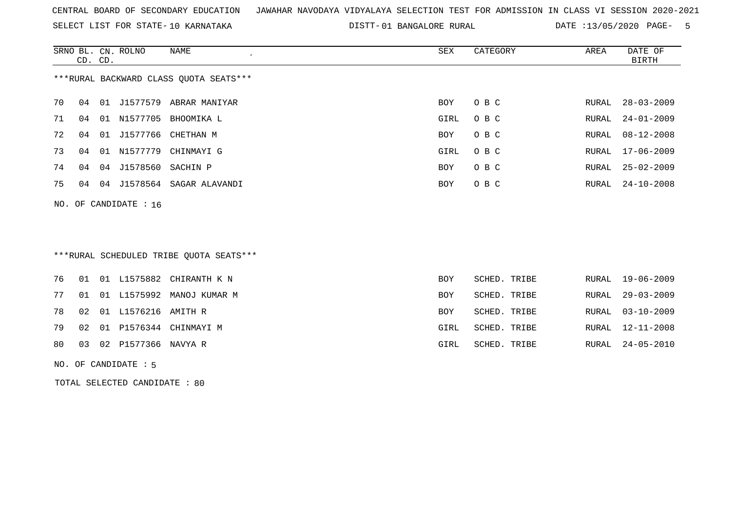CENTRAL BOARD OF SECONDARY EDUCATION JAWAHAR NAVODAYA VIDYALAYA SELECTION TEST FOR ADMISSION IN CLASS VI SESSION 2020-2021

SELECT LIST FOR STATE- 10 KARNATAKA    DISTT- 01 BANGALORE RURAL    DATE :13/05/2020 PAGE- 5

***RURAL BACKWARD CLASS QUOTA SEATS***

| SRNO | BL. CD. | CN. CD. | ROLNO | NAME | SEX | CATEGORY | AREA | DATE OF BIRTH |
|---|---|---|---|---|---|---|---|---|
| 70 | 04 | 01 | J1577579 | ABRAR MANIYAR | BOY | O B C | RURAL | 28-03-2009 |
| 71 | 04 | 01 | N1577705 | BHOOMIKA L | GIRL | O B C | RURAL | 24-01-2009 |
| 72 | 04 | 01 | J1577766 | CHETHAN M | BOY | O B C | RURAL | 08-12-2008 |
| 73 | 04 | 01 | N1577779 | CHINMAYI G | GIRL | O B C | RURAL | 17-06-2009 |
| 74 | 04 | 04 | J1578560 | SACHIN P | BOY | O B C | RURAL | 25-02-2009 |
| 75 | 04 | 04 | J1578564 | SAGAR ALAVANDI | BOY | O B C | RURAL | 24-10-2008 |

NO. OF CANDIDATE : 16

***RURAL SCHEDULED TRIBE QUOTA SEATS***

| SRNO | BL. CD. | CN. CD. | ROLNO | NAME | SEX | CATEGORY | AREA | DATE OF BIRTH |
|---|---|---|---|---|---|---|---|---|
| 76 | 01 | 01 | L1575882 | CHIRANTH K N | BOY | SCHED. TRIBE | RURAL | 19-06-2009 |
| 77 | 01 | 01 | L1575992 | MANOJ KUMAR M | BOY | SCHED. TRIBE | RURAL | 29-03-2009 |
| 78 | 02 | 01 | L1576216 | AMITH R | BOY | SCHED. TRIBE | RURAL | 03-10-2009 |
| 79 | 02 | 01 | P1576344 | CHINMAYI M | GIRL | SCHED. TRIBE | RURAL | 12-11-2008 |
| 80 | 03 | 02 | P1577366 | NAVYA R | GIRL | SCHED. TRIBE | RURAL | 24-05-2010 |

NO. OF CANDIDATE : 5

TOTAL SELECTED CANDIDATE : 80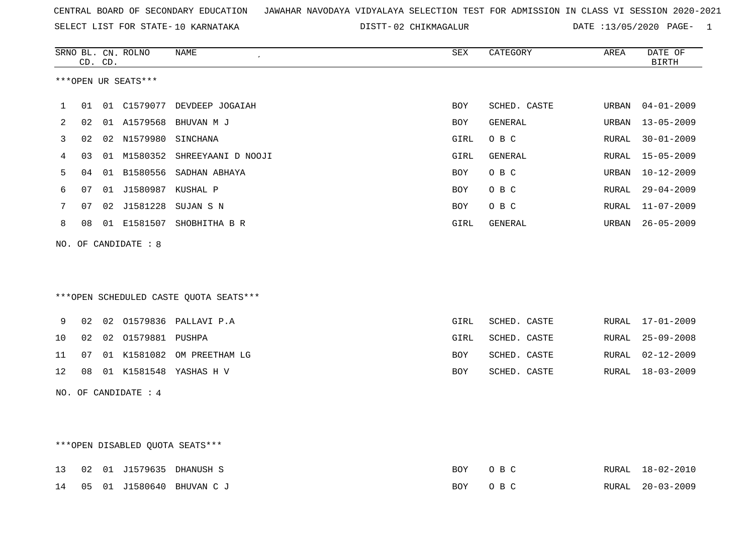CENTRAL BOARD OF SECONDARY EDUCATION JAWAHAR NAVODAYA VIDYALAYA SELECTION TEST FOR ADMISSION IN CLASS VI SESSION 2020-2021

SELECT LIST FOR STATE- 10 KARNATAKA DISTT- 02 CHIKMAGALUR DATE :13/05/2020

***OPEN UR SEATS***

| SRNO | BL. CD. | CN. CD. | ROLNO | NAME | SEX | CATEGORY | AREA | DATE OF BIRTH |
|---|---|---|---|---|---|---|---|---|
| 1 | 01 | 01 | C1579077 | DEVDEEP JOGAIAH | BOY | SCHED. CASTE | URBAN | 04-01-2009 |
| 2 | 02 | 01 | A1579568 | BHUVAN M J | BOY | GENERAL | URBAN | 13-05-2009 |
| 3 | 02 | 02 | N1579980 | SINCHANA | GIRL | O B C | RURAL | 30-01-2009 |
| 4 | 03 | 01 | M1580352 | SHREEYAANI D NOOJI | GIRL | GENERAL | RURAL | 15-05-2009 |
| 5 | 04 | 01 | B1580556 | SADHAN ABHAYA | BOY | O B C | URBAN | 10-12-2009 |
| 6 | 07 | 01 | J1580987 | KUSHAL P | BOY | O B C | RURAL | 29-04-2009 |
| 7 | 07 | 02 | J1581228 | SUJAN S N | BOY | O B C | RURAL | 11-07-2009 |
| 8 | 08 | 01 | E1581507 | SHOBHITHA B R | GIRL | GENERAL | URBAN | 26-05-2009 |

NO. OF CANDIDATE : 8

***OPEN SCHEDULED CASTE QUOTA SEATS***

| SRNO | BL. CD. | CN. CD. | ROLNO | NAME | SEX | CATEGORY | AREA | DATE OF BIRTH |
|---|---|---|---|---|---|---|---|---|
| 9 | 02 | 02 | O1579836 | PALLAVI P.A | GIRL | SCHED. CASTE | RURAL | 17-01-2009 |
| 10 | 02 | 02 | O1579881 | PUSHPA | GIRL | SCHED. CASTE | RURAL | 25-09-2008 |
| 11 | 07 | 01 | K1581082 | OM PREETHAM LG | BOY | SCHED. CASTE | RURAL | 02-12-2009 |
| 12 | 08 | 01 | K1581548 | YASHAS H V | BOY | SCHED. CASTE | RURAL | 18-03-2009 |

NO. OF CANDIDATE : 4

***OPEN DISABLED QUOTA SEATS***

| SRNO | BL. CD. | CN. CD. | ROLNO | NAME | SEX | CATEGORY | AREA | DATE OF BIRTH |
|---|---|---|---|---|---|---|---|---|
| 13 | 02 | 01 | J1579635 | DHANUSH S | BOY | O B C | RURAL | 18-02-2010 |
| 14 | 05 | 01 | J1580640 | BHUVAN C J | BOY | O B C | RURAL | 20-03-2009 |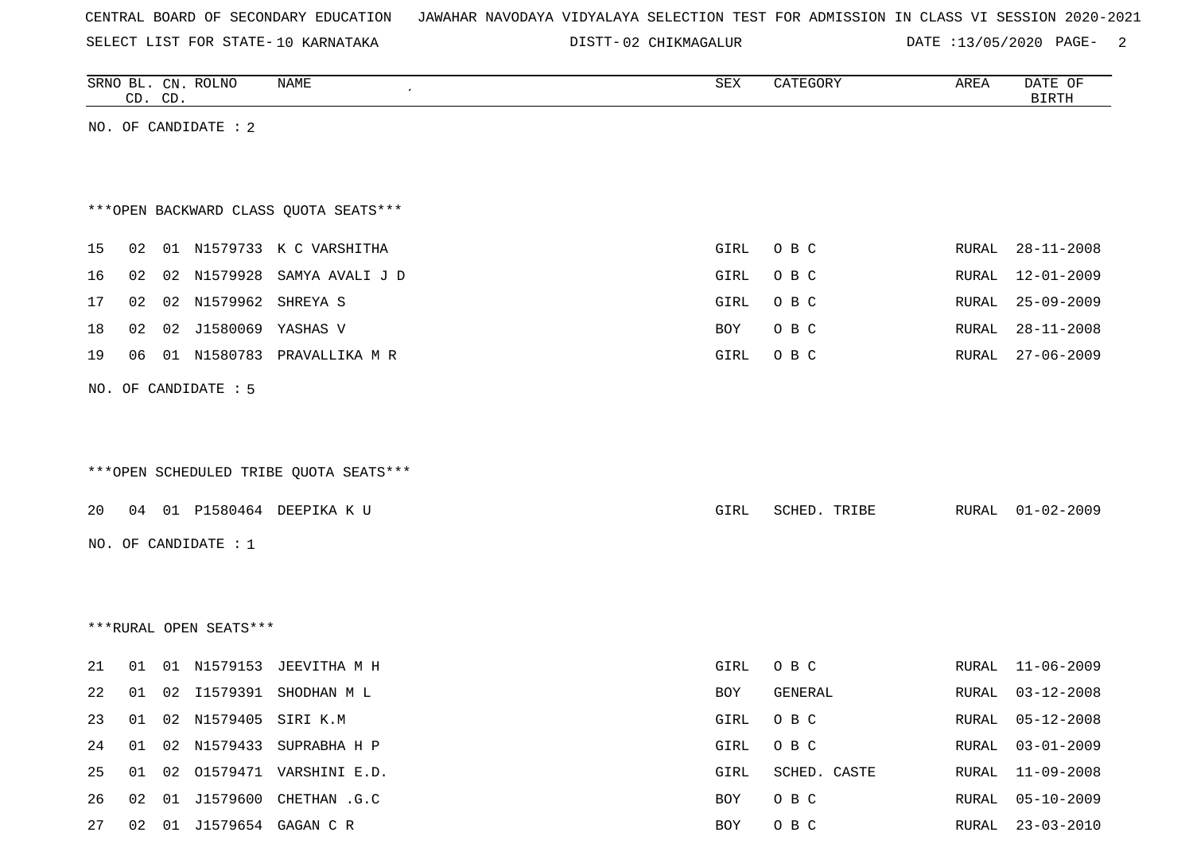CENTRAL BOARD OF SECONDARY EDUCATION JAWAHAR NAVODAYA VIDYALAYA SELECTION TEST FOR ADMISSION IN CLASS VI SESSION 2020-2021

SELECT LIST FOR STATE- 10 KARNATAKA DISTT- 02 CHIKMAGALUR DATE :13/05/2020

| SRNO | BL. CD. | CN. CD. | ROLNO | NAME | SEX | CATEGORY | AREA | DATE OF BIRTH |
|---|---|---|---|---|---|---|---|---|

NO. OF CANDIDATE : 2

***OPEN BACKWARD CLASS QUOTA SEATS***

| SRNO | BL. CD. | CN. CD. | ROLNO | NAME | SEX | CATEGORY | AREA | DATE OF BIRTH |
|---|---|---|---|---|---|---|---|---|
| 15 | 02 | 01 | N1579733 | K C VARSHITHA | GIRL | O B C | RURAL | 28-11-2008 |
| 16 | 02 | 02 | N1579928 | SAMYA AVALI J D | GIRL | O B C | RURAL | 12-01-2009 |
| 17 | 02 | 02 | N1579962 | SHREYA S | GIRL | O B C | RURAL | 25-09-2009 |
| 18 | 02 | 02 | J1580069 | YASHAS V | BOY | O B C | RURAL | 28-11-2008 |
| 19 | 06 | 01 | N1580783 | PRAVALLIKA M R | GIRL | O B C | RURAL | 27-06-2009 |

NO. OF CANDIDATE : 5

***OPEN SCHEDULED TRIBE QUOTA SEATS***

| SRNO | BL. CD. | CN. CD. | ROLNO | NAME | SEX | CATEGORY | AREA | DATE OF BIRTH |
|---|---|---|---|---|---|---|---|---|
| 20 | 04 | 01 | P1580464 | DEEPIKA K U | GIRL | SCHED. TRIBE | RURAL | 01-02-2009 |

NO. OF CANDIDATE : 1

***RURAL OPEN SEATS***

| SRNO | BL. CD. | CN. CD. | ROLNO | NAME | SEX | CATEGORY | AREA | DATE OF BIRTH |
|---|---|---|---|---|---|---|---|---|
| 21 | 01 | 01 | N1579153 | JEEVITHA M H | GIRL | O B C | RURAL | 11-06-2009 |
| 22 | 01 | 02 | I1579391 | SHODHAN M L | BOY | GENERAL | RURAL | 03-12-2008 |
| 23 | 01 | 02 | N1579405 | SIRI K.M | GIRL | O B C | RURAL | 05-12-2008 |
| 24 | 01 | 02 | N1579433 | SUPRABHA H P | GIRL | O B C | RURAL | 03-01-2009 |
| 25 | 01 | 02 | O1579471 | VARSHINI E.D. | GIRL | SCHED. CASTE | RURAL | 11-09-2008 |
| 26 | 02 | 01 | J1579600 | CHETHAN .G.C | BOY | O B C | RURAL | 05-10-2009 |
| 27 | 02 | 01 | J1579654 | GAGAN C R | BOY | O B C | RURAL | 23-03-2010 |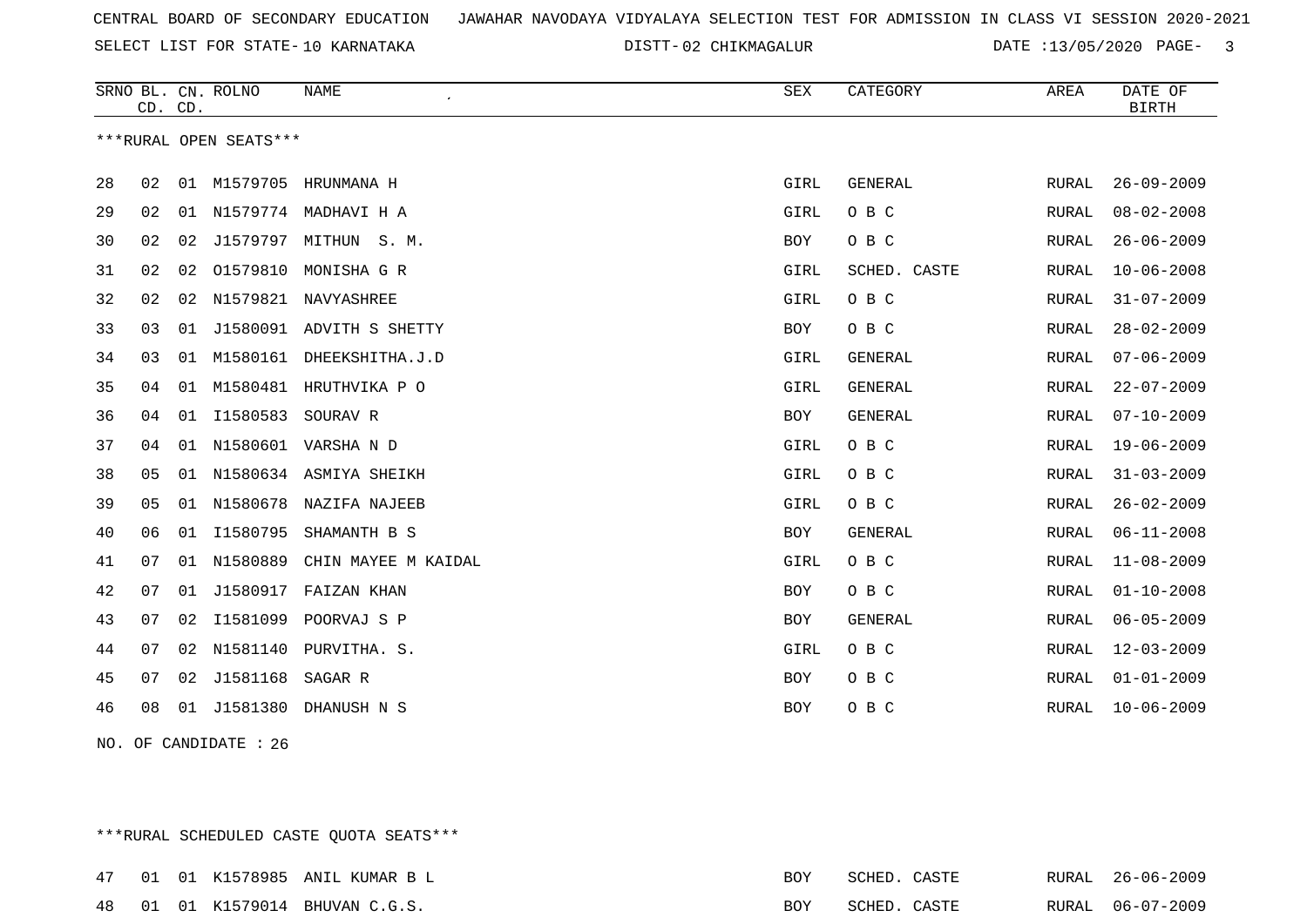CENTRAL BOARD OF SECONDARY EDUCATION JAWAHAR NAVODAYA VIDYALAYA SELECTION TEST FOR ADMISSION IN CLASS VI SESSION 2020-2021

SELECT LIST FOR STATE- 10 KARNATAKA DISTT- 02 CHIKMAGALUR DATE :13/05/2020

***RURAL OPEN SEATS***

| SRNO | BL. CD. | CN. CD. | ROLNO | NAME | SEX | CATEGORY | AREA | DATE OF BIRTH |
|---|---|---|---|---|---|---|---|---|
| 28 | 02 | 01 | M1579705 | HRUNMANA H | GIRL | GENERAL | RURAL | 26-09-2009 |
| 29 | 02 | 01 | N1579774 | MADHAVI H A | GIRL | O B C | RURAL | 08-02-2008 |
| 30 | 02 | 02 | J1579797 | MITHUN S. M. | BOY | O B C | RURAL | 26-06-2009 |
| 31 | 02 | 02 | O1579810 | MONISHA G R | GIRL | SCHED. CASTE | RURAL | 10-06-2008 |
| 32 | 02 | 02 | N1579821 | NAVYASHREE | GIRL | O B C | RURAL | 31-07-2009 |
| 33 | 03 | 01 | J1580091 | ADVITH S SHETTY | BOY | O B C | RURAL | 28-02-2009 |
| 34 | 03 | 01 | M1580161 | DHEEKSHITHA.J.D | GIRL | GENERAL | RURAL | 07-06-2009 |
| 35 | 04 | 01 | M1580481 | HRUTHVIKA P O | GIRL | GENERAL | RURAL | 22-07-2009 |
| 36 | 04 | 01 | I1580583 | SOURAV R | BOY | GENERAL | RURAL | 07-10-2009 |
| 37 | 04 | 01 | N1580601 | VARSHA N D | GIRL | O B C | RURAL | 19-06-2009 |
| 38 | 05 | 01 | N1580634 | ASMIYA SHEIKH | GIRL | O B C | RURAL | 31-03-2009 |
| 39 | 05 | 01 | N1580678 | NAZIFA NAJEEB | GIRL | O B C | RURAL | 26-02-2009 |
| 40 | 06 | 01 | I1580795 | SHAMANTH B S | BOY | GENERAL | RURAL | 06-11-2008 |
| 41 | 07 | 01 | N1580889 | CHIN MAYEE M KAIDAL | GIRL | O B C | RURAL | 11-08-2009 |
| 42 | 07 | 01 | J1580917 | FAIZAN KHAN | BOY | O B C | RURAL | 01-10-2008 |
| 43 | 07 | 02 | I1581099 | POORVAJ S P | BOY | GENERAL | RURAL | 06-05-2009 |
| 44 | 07 | 02 | N1581140 | PURVITHA. S. | GIRL | O B C | RURAL | 12-03-2009 |
| 45 | 07 | 02 | J1581168 | SAGAR R | BOY | O B C | RURAL | 01-01-2009 |
| 46 | 08 | 01 | J1581380 | DHANUSH N S | BOY | O B C | RURAL | 10-06-2009 |

NO. OF CANDIDATE : 26

***RURAL SCHEDULED CASTE QUOTA SEATS***

| SRNO | BL. CD. | CN. CD. | ROLNO | NAME | SEX | CATEGORY | AREA | DATE OF BIRTH |
|---|---|---|---|---|---|---|---|---|
| 47 | 01 | 01 | K1578985 | ANIL KUMAR B L | BOY | SCHED. CASTE | RURAL | 26-06-2009 |
| 48 | 01 | 01 | K1579014 | BHUVAN C.G.S. | BOY | SCHED. CASTE | RURAL | 06-07-2009 |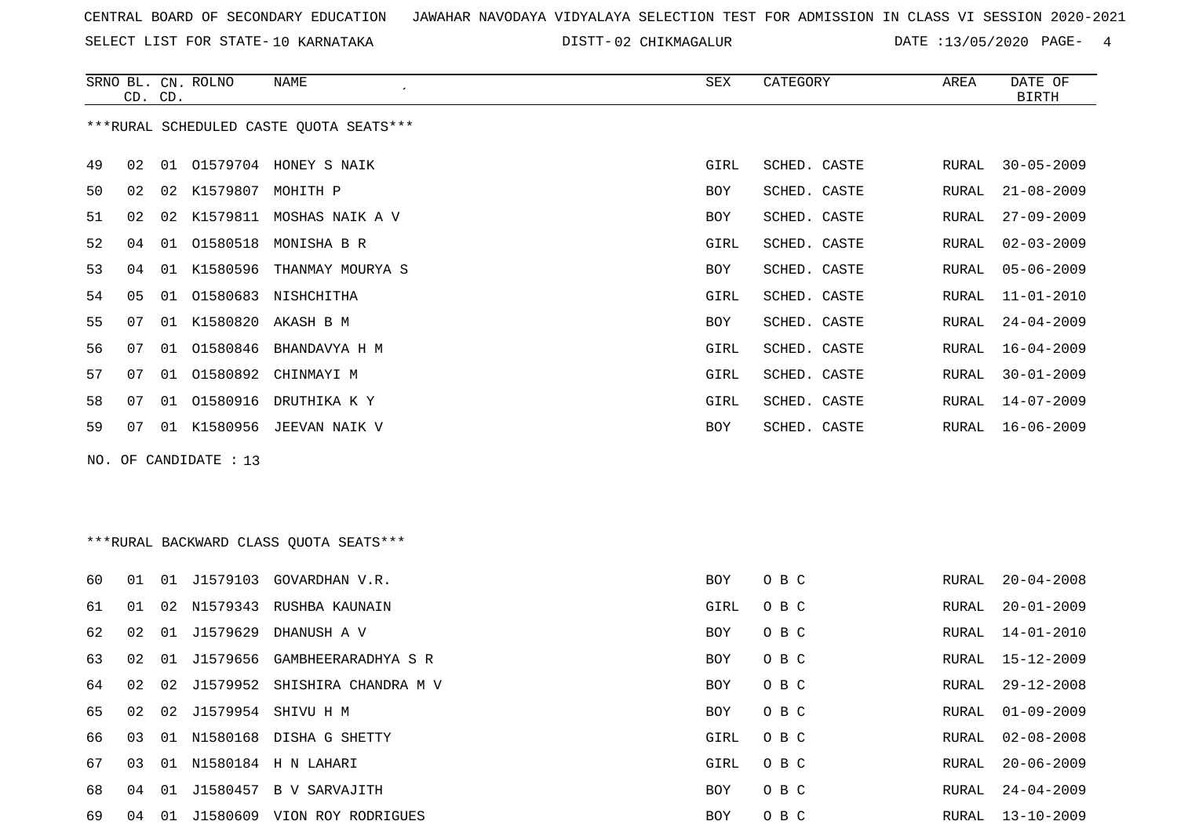CENTRAL BOARD OF SECONDARY EDUCATION JAWAHAR NAVODAYA VIDYALAYA SELECTION TEST FOR ADMISSION IN CLASS VI SESSION 2020-2021

SELECT LIST FOR STATE- 10 KARNATAKA DISTT- 02 CHIKMAGALUR DATE :13/05/2020

***RURAL SCHEDULED CASTE QUOTA SEATS***

| SRNO | BL. CD. | CN. CD. | ROLNO | NAME | SEX | CATEGORY | AREA | DATE OF BIRTH |
|---|---|---|---|---|---|---|---|---|
| 49 | 02 | 01 | O1579704 | HONEY S NAIK | GIRL | SCHED. CASTE | RURAL | 30-05-2009 |
| 50 | 02 | 02 | K1579807 | MOHITH P | BOY | SCHED. CASTE | RURAL | 21-08-2009 |
| 51 | 02 | 02 | K1579811 | MOSHAS NAIK A V | BOY | SCHED. CASTE | RURAL | 27-09-2009 |
| 52 | 04 | 01 | O1580518 | MONISHA B R | GIRL | SCHED. CASTE | RURAL | 02-03-2009 |
| 53 | 04 | 01 | K1580596 | THANMAY MOURYA S | BOY | SCHED. CASTE | RURAL | 05-06-2009 |
| 54 | 05 | 01 | O1580683 | NISHCHITHA | GIRL | SCHED. CASTE | RURAL | 11-01-2010 |
| 55 | 07 | 01 | K1580820 | AKASH B M | BOY | SCHED. CASTE | RURAL | 24-04-2009 |
| 56 | 07 | 01 | O1580846 | BHANDAVYA H M | GIRL | SCHED. CASTE | RURAL | 16-04-2009 |
| 57 | 07 | 01 | O1580892 | CHINMAYI M | GIRL | SCHED. CASTE | RURAL | 30-01-2009 |
| 58 | 07 | 01 | O1580916 | DRUTHIKA K Y | GIRL | SCHED. CASTE | RURAL | 14-07-2009 |
| 59 | 07 | 01 | K1580956 | JEEVAN NAIK V | BOY | SCHED. CASTE | RURAL | 16-06-2009 |

NO. OF CANDIDATE : 13

***RURAL BACKWARD CLASS QUOTA SEATS***

| SRNO | BL. CD. | CN. CD. | ROLNO | NAME | SEX | CATEGORY | AREA | DATE OF BIRTH |
|---|---|---|---|---|---|---|---|---|
| 60 | 01 | 01 | J1579103 | GOVARDHAN V.R. | BOY | O B C | RURAL | 20-04-2008 |
| 61 | 01 | 02 | N1579343 | RUSHBA KAUNAIN | GIRL | O B C | RURAL | 20-01-2009 |
| 62 | 02 | 01 | J1579629 | DHANUSH A V | BOY | O B C | RURAL | 14-01-2010 |
| 63 | 02 | 01 | J1579656 | GAMBHEERARADHYA S R | BOY | O B C | RURAL | 15-12-2009 |
| 64 | 02 | 02 | J1579952 | SHISHIRA CHANDRA M V | BOY | O B C | RURAL | 29-12-2008 |
| 65 | 02 | 02 | J1579954 | SHIVU H M | BOY | O B C | RURAL | 01-09-2009 |
| 66 | 03 | 01 | N1580168 | DISHA G SHETTY | GIRL | O B C | RURAL | 02-08-2008 |
| 67 | 03 | 01 | N1580184 | H N LAHARI | GIRL | O B C | RURAL | 20-06-2009 |
| 68 | 04 | 01 | J1580457 | B V SARVAJITH | BOY | O B C | RURAL | 24-04-2009 |
| 69 | 04 | 01 | J1580609 | VION ROY RODRIGUES | BOY | O B C | RURAL | 13-10-2009 |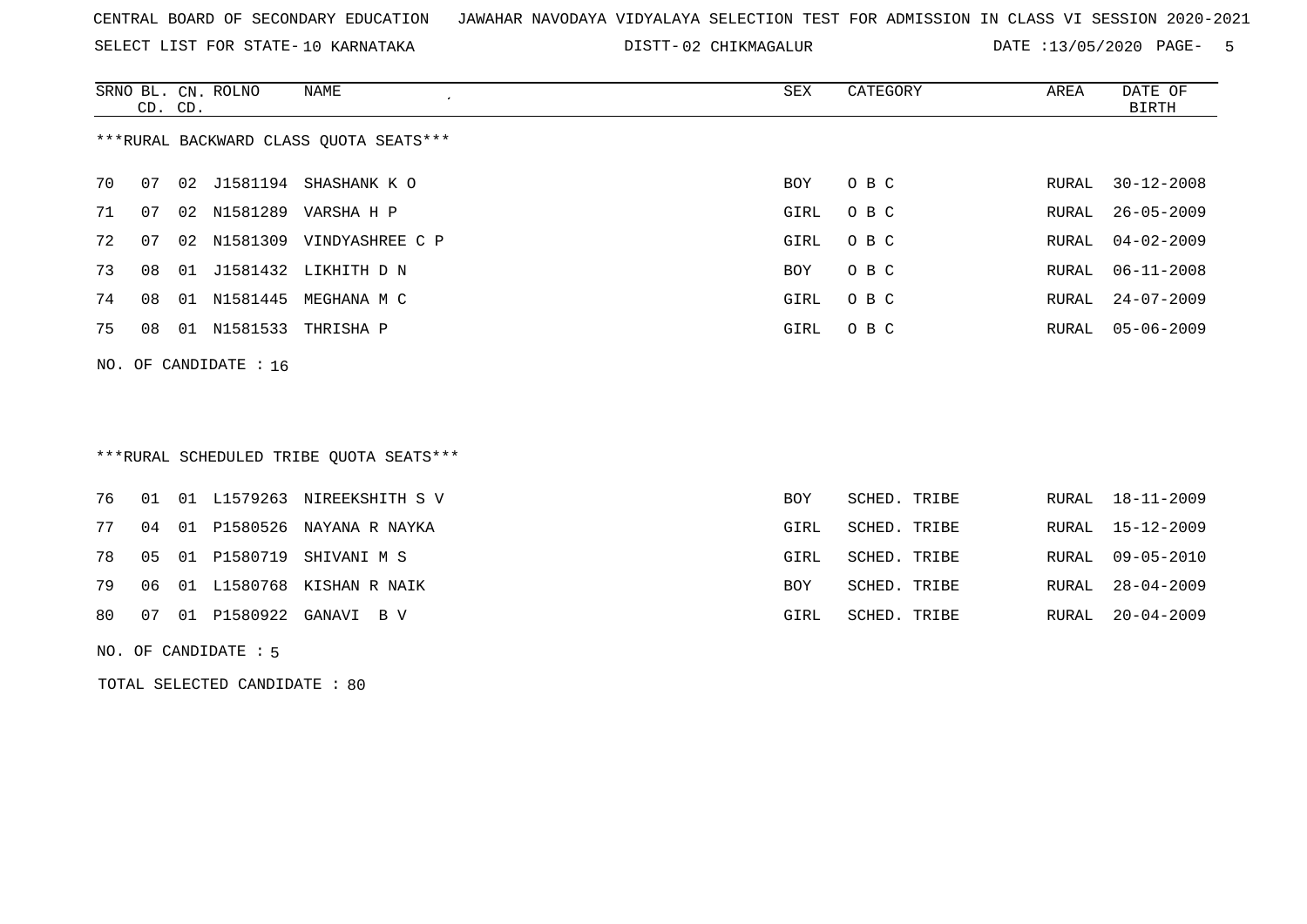CENTRAL BOARD OF SECONDARY EDUCATION JAWAHAR NAVODAYA VIDYALAYA SELECTION TEST FOR ADMISSION IN CLASS VI SESSION 2020-2021

SELECT LIST FOR STATE- 10 KARNATAKA DISTT- 02 CHIKMAGALUR DATE :13/05/2020

***RURAL BACKWARD CLASS QUOTA SEATS***

| SRNO | BL. CD. | CN. CD. | ROLNO | NAME | SEX | CATEGORY | AREA | DATE OF BIRTH |
|---|---|---|---|---|---|---|---|---|
| 70 | 07 | 02 | J1581194 | SHASHANK K O | BOY | O B C | RURAL | 30-12-2008 |
| 71 | 07 | 02 | N1581289 | VARSHA H P | GIRL | O B C | RURAL | 26-05-2009 |
| 72 | 07 | 02 | N1581309 | VINDYASHREE C P | GIRL | O B C | RURAL | 04-02-2009 |
| 73 | 08 | 01 | J1581432 | LIKHITH D N | BOY | O B C | RURAL | 06-11-2008 |
| 74 | 08 | 01 | N1581445 | MEGHANA M C | GIRL | O B C | RURAL | 24-07-2009 |
| 75 | 08 | 01 | N1581533 | THRISHA P | GIRL | O B C | RURAL | 05-06-2009 |

NO. OF CANDIDATE : 16

***RURAL SCHEDULED TRIBE QUOTA SEATS***

| SRNO | BL. CD. | CN. CD. | ROLNO | NAME | SEX | CATEGORY | AREA | DATE OF BIRTH |
|---|---|---|---|---|---|---|---|---|
| 76 | 01 | 01 | L1579263 | NIREEKSHITH S V | BOY | SCHED. TRIBE | RURAL | 18-11-2009 |
| 77 | 04 | 01 | P1580526 | NAYANA R NAYKA | GIRL | SCHED. TRIBE | RURAL | 15-12-2009 |
| 78 | 05 | 01 | P1580719 | SHIVANI M S | GIRL | SCHED. TRIBE | RURAL | 09-05-2010 |
| 79 | 06 | 01 | L1580768 | KISHAN R NAIK | BOY | SCHED. TRIBE | RURAL | 28-04-2009 |
| 80 | 07 | 01 | P1580922 | GANAVI B V | GIRL | SCHED. TRIBE | RURAL | 20-04-2009 |

NO. OF CANDIDATE : 5

TOTAL SELECTED CANDIDATE : 80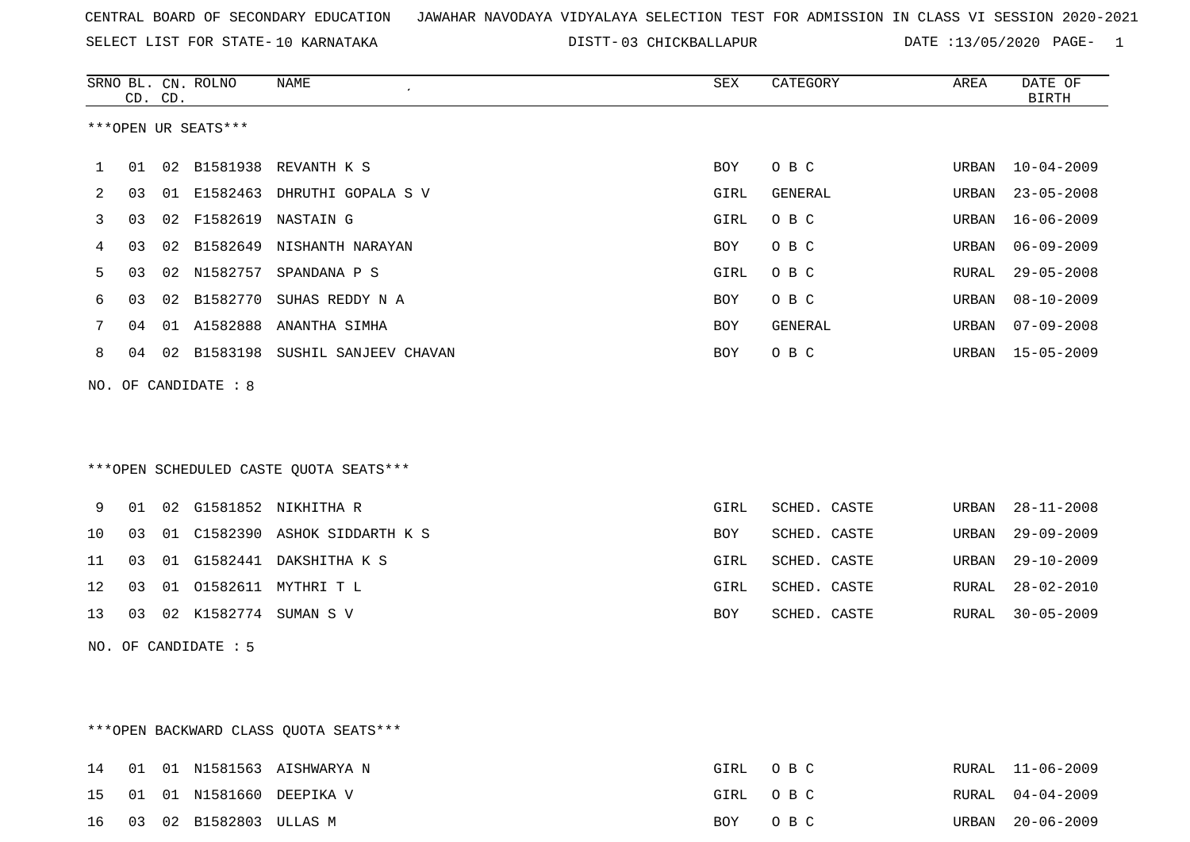CENTRAL BOARD OF SECONDARY EDUCATION JAWAHAR NAVODAYA VIDYALAYA SELECTION TEST FOR ADMISSION IN CLASS VI SESSION 2020-2021

SELECT LIST FOR STATE- 10 KARNATAKA DISTT- 03 CHICKBALLAPUR DATE :13/05/2020

***OPEN UR SEATS***

| SRNO | BL. CD. | CN. CD. | ROLNO | NAME | SEX | CATEGORY | AREA | DATE OF BIRTH |
|---|---|---|---|---|---|---|---|---|
| 1 | 01 | 02 | B1581938 | REVANTH K S | BOY | O B C | URBAN | 10-04-2009 |
| 2 | 03 | 01 | E1582463 | DHRUTHI GOPALA S V | GIRL | GENERAL | URBAN | 23-05-2008 |
| 3 | 03 | 02 | F1582619 | NASTAIN G | GIRL | O B C | URBAN | 16-06-2009 |
| 4 | 03 | 02 | B1582649 | NISHANTH NARAYAN | BOY | O B C | URBAN | 06-09-2009 |
| 5 | 03 | 02 | N1582757 | SPANDANA P S | GIRL | O B C | RURAL | 29-05-2008 |
| 6 | 03 | 02 | B1582770 | SUHAS REDDY N A | BOY | O B C | URBAN | 08-10-2009 |
| 7 | 04 | 01 | A1582888 | ANANTHA SIMHA | BOY | GENERAL | URBAN | 07-09-2008 |
| 8 | 04 | 02 | B1583198 | SUSHIL SANJEEV CHAVAN | BOY | O B C | URBAN | 15-05-2009 |

NO. OF CANDIDATE : 8

***OPEN SCHEDULED CASTE QUOTA SEATS***

| SRNO | BL. CD. | CN. CD. | ROLNO | NAME | SEX | CATEGORY | AREA | DATE OF BIRTH |
|---|---|---|---|---|---|---|---|---|
| 9 | 01 | 02 | G1581852 | NIKHITHA R | GIRL | SCHED. CASTE | URBAN | 28-11-2008 |
| 10 | 03 | 01 | C1582390 | ASHOK SIDDARTH K S | BOY | SCHED. CASTE | URBAN | 29-09-2009 |
| 11 | 03 | 01 | G1582441 | DAKSHITHA K S | GIRL | SCHED. CASTE | URBAN | 29-10-2009 |
| 12 | 03 | 01 | O1582611 | MYTHRI T L | GIRL | SCHED. CASTE | RURAL | 28-02-2010 |
| 13 | 03 | 02 | K1582774 | SUMAN S V | BOY | SCHED. CASTE | RURAL | 30-05-2009 |

NO. OF CANDIDATE : 5

***OPEN BACKWARD CLASS QUOTA SEATS***

| SRNO | BL. CD. | CN. CD. | ROLNO | NAME | SEX | CATEGORY | AREA | DATE OF BIRTH |
|---|---|---|---|---|---|---|---|---|
| 14 | 01 | 01 | N1581563 | AISHWARYA N | GIRL | O B C | RURAL | 11-06-2009 |
| 15 | 01 | 01 | N1581660 | DEEPIKA V | GIRL | O B C | RURAL | 04-04-2009 |
| 16 | 03 | 02 | B1582803 | ULLAS M | BOY | O B C | URBAN | 20-06-2009 |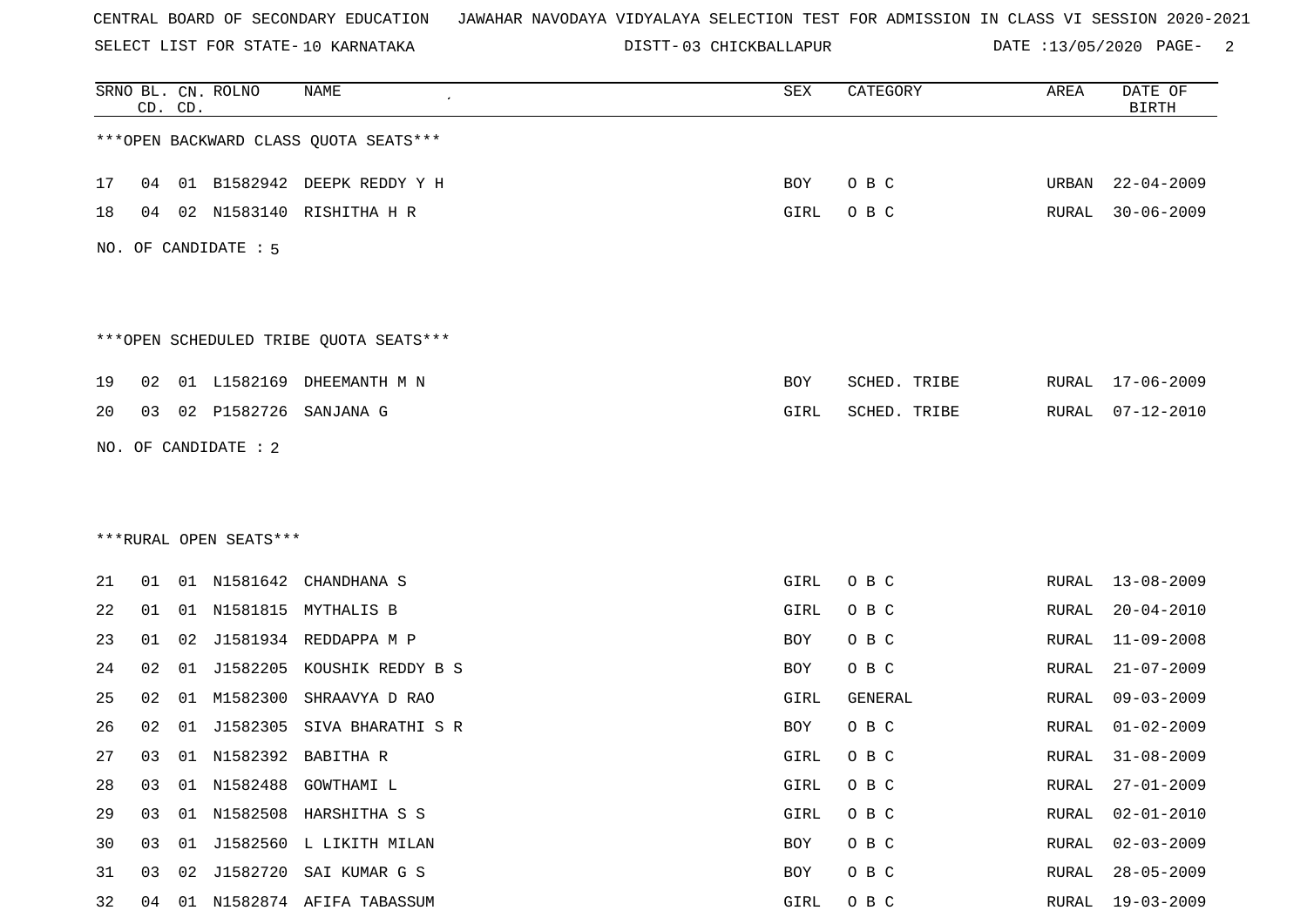CENTRAL BOARD OF SECONDARY EDUCATION JAWAHAR NAVODAYA VIDYALAYA SELECTION TEST FOR ADMISSION IN CLASS VI SESSION 2020-2021

SELECT LIST FOR STATE- 10 KARNATAKA DISTT- 03 CHICKBALLAPUR DATE :13/05/2020 PAGE- 2

***OPEN BACKWARD CLASS QUOTA SEATS***

| SRNO | BL. CD. | CN. CD. | ROLNO | NAME | SEX | CATEGORY | AREA | DATE OF BIRTH |
|---|---|---|---|---|---|---|---|---|
| 17 | 04 | 01 | B1582942 | DEEPK REDDY Y H | BOY | O B C | URBAN | 22-04-2009 |
| 18 | 04 | 02 | N1583140 | RISHITHA H R | GIRL | O B C | RURAL | 30-06-2009 |

NO. OF CANDIDATE : 5

***OPEN SCHEDULED TRIBE QUOTA SEATS***

| SRNO | BL. CD. | CN. CD. | ROLNO | NAME | SEX | CATEGORY | AREA | DATE OF BIRTH |
|---|---|---|---|---|---|---|---|---|
| 19 | 02 | 01 | L1582169 | DHEEMANTH M N | BOY | SCHED. TRIBE | RURAL | 17-06-2009 |
| 20 | 03 | 02 | P1582726 | SANJANA G | GIRL | SCHED. TRIBE | RURAL | 07-12-2010 |

NO. OF CANDIDATE : 2

***RURAL OPEN SEATS***

| SRNO | BL. CD. | CN. CD. | ROLNO | NAME | SEX | CATEGORY | AREA | DATE OF BIRTH |
|---|---|---|---|---|---|---|---|---|
| 21 | 01 | 01 | N1581642 | CHANDHANA S | GIRL | O B C | RURAL | 13-08-2009 |
| 22 | 01 | 01 | N1581815 | MYTHALIS B | GIRL | O B C | RURAL | 20-04-2010 |
| 23 | 01 | 02 | J1581934 | REDDAPPA M P | BOY | O B C | RURAL | 11-09-2008 |
| 24 | 02 | 01 | J1582205 | KOUSHIK REDDY B S | BOY | O B C | RURAL | 21-07-2009 |
| 25 | 02 | 01 | M1582300 | SHRAAVYA D RAO | GIRL | GENERAL | RURAL | 09-03-2009 |
| 26 | 02 | 01 | J1582305 | SIVA BHARATHI S R | BOY | O B C | RURAL | 01-02-2009 |
| 27 | 03 | 01 | N1582392 | BABITHA R | GIRL | O B C | RURAL | 31-08-2009 |
| 28 | 03 | 01 | N1582488 | GOWTHAMI L | GIRL | O B C | RURAL | 27-01-2009 |
| 29 | 03 | 01 | N1582508 | HARSHITHA S S | GIRL | O B C | RURAL | 02-01-2010 |
| 30 | 03 | 01 | J1582560 | L LIKITH MILAN | BOY | O B C | RURAL | 02-03-2009 |
| 31 | 03 | 02 | J1582720 | SAI KUMAR G S | BOY | O B C | RURAL | 28-05-2009 |
| 32 | 04 | 01 | N1582874 | AFIFA TABASSUM | GIRL | O B C | RURAL | 19-03-2009 |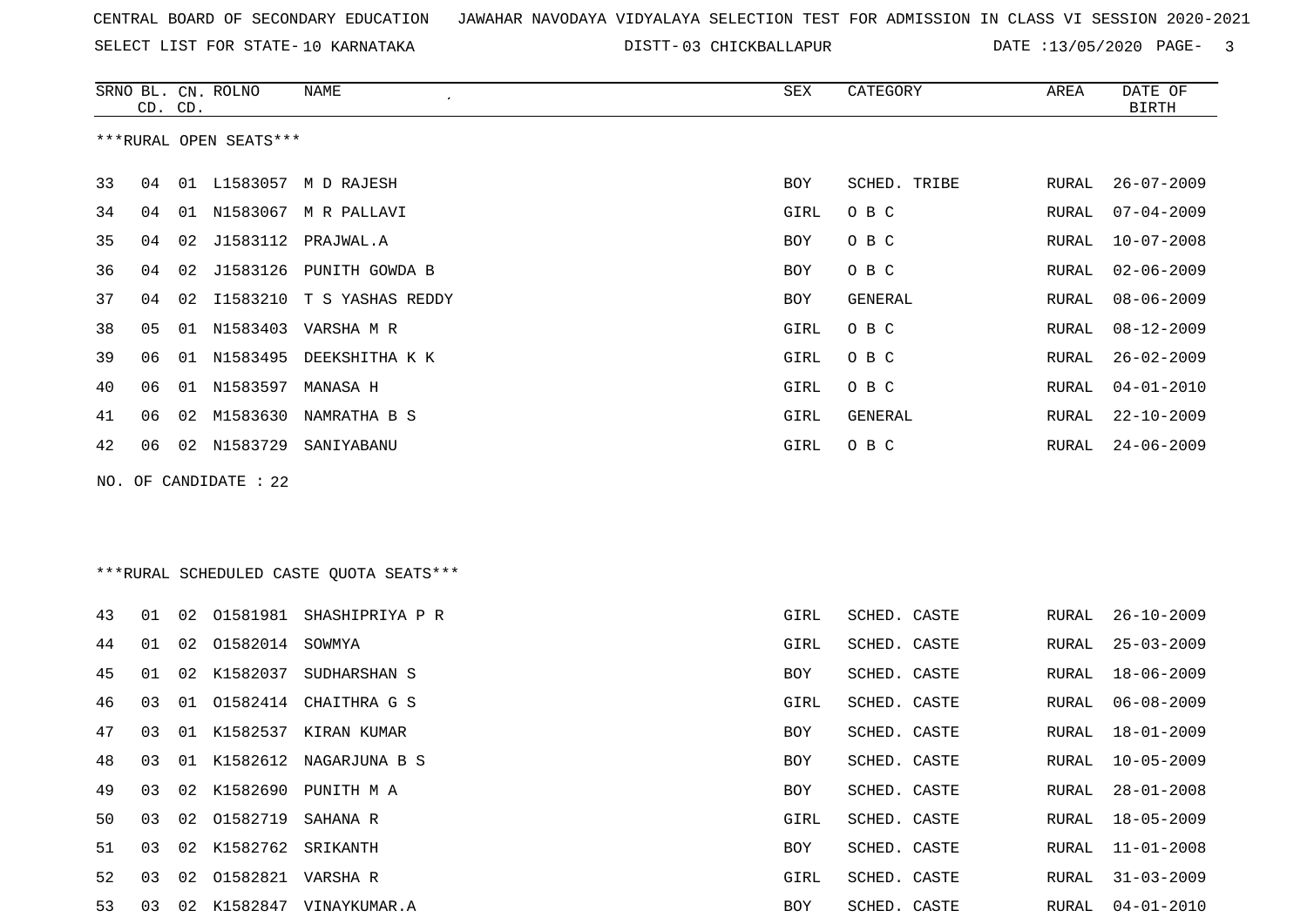CENTRAL BOARD OF SECONDARY EDUCATION JAWAHAR NAVODAYA VIDYALAYA SELECTION TEST FOR ADMISSION IN CLASS VI SESSION 2020-2021

SELECT LIST FOR STATE- 10 KARNATAKA DISTT- 03 CHICKBALLAPUR DATE :13/05/2020

***RURAL OPEN SEATS***

| SRNO | BL. CD. | CN. CD. | ROLNO | NAME | SEX | CATEGORY | AREA | DATE OF BIRTH |
|---|---|---|---|---|---|---|---|---|
| 33 | 04 | 01 | L1583057 | M D RAJESH | BOY | SCHED. TRIBE | RURAL | 26-07-2009 |
| 34 | 04 | 01 | N1583067 | M R PALLAVI | GIRL | O B C | RURAL | 07-04-2009 |
| 35 | 04 | 02 | J1583112 | PRAJWAL.A | BOY | O B C | RURAL | 10-07-2008 |
| 36 | 04 | 02 | J1583126 | PUNITH GOWDA B | BOY | O B C | RURAL | 02-06-2009 |
| 37 | 04 | 02 | I1583210 | T S YASHAS REDDY | BOY | GENERAL | RURAL | 08-06-2009 |
| 38 | 05 | 01 | N1583403 | VARSHA M R | GIRL | O B C | RURAL | 08-12-2009 |
| 39 | 06 | 01 | N1583495 | DEEKSHITHA K K | GIRL | O B C | RURAL | 26-02-2009 |
| 40 | 06 | 01 | N1583597 | MANASA H | GIRL | O B C | RURAL | 04-01-2010 |
| 41 | 06 | 02 | M1583630 | NAMRATHA B S | GIRL | GENERAL | RURAL | 22-10-2009 |
| 42 | 06 | 02 | N1583729 | SANIYABANU | GIRL | O B C | RURAL | 24-06-2009 |

NO. OF CANDIDATE : 22

***RURAL SCHEDULED CASTE QUOTA SEATS***

| SRNO | BL. CD. | CN. CD. | ROLNO | NAME | SEX | CATEGORY | AREA | DATE OF BIRTH |
|---|---|---|---|---|---|---|---|---|
| 43 | 01 | 02 | O1581981 | SHASHIPRIYA P R | GIRL | SCHED. CASTE | RURAL | 26-10-2009 |
| 44 | 01 | 02 | O1582014 | SOWMYA | GIRL | SCHED. CASTE | RURAL | 25-03-2009 |
| 45 | 01 | 02 | K1582037 | SUDHARSHAN S | BOY | SCHED. CASTE | RURAL | 18-06-2009 |
| 46 | 03 | 01 | O1582414 | CHAITHRA G S | GIRL | SCHED. CASTE | RURAL | 06-08-2009 |
| 47 | 03 | 01 | K1582537 | KIRAN KUMAR | BOY | SCHED. CASTE | RURAL | 18-01-2009 |
| 48 | 03 | 01 | K1582612 | NAGARJUNA B S | BOY | SCHED. CASTE | RURAL | 10-05-2009 |
| 49 | 03 | 02 | K1582690 | PUNITH M A | BOY | SCHED. CASTE | RURAL | 28-01-2008 |
| 50 | 03 | 02 | O1582719 | SAHANA R | GIRL | SCHED. CASTE | RURAL | 18-05-2009 |
| 51 | 03 | 02 | K1582762 | SRIKANTH | BOY | SCHED. CASTE | RURAL | 11-01-2008 |
| 52 | 03 | 02 | O1582821 | VARSHA R | GIRL | SCHED. CASTE | RURAL | 31-03-2009 |
| 53 | 03 | 02 | K1582847 | VINAYKUMAR.A | BOY | SCHED. CASTE | RURAL | 04-01-2010 |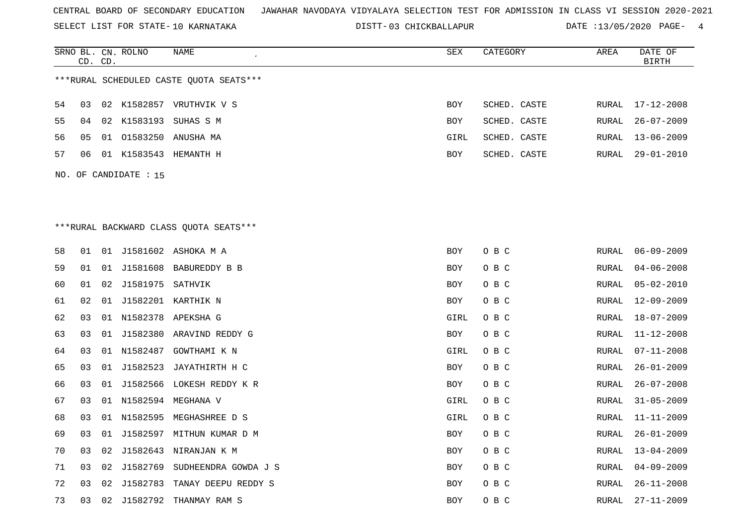CENTRAL BOARD OF SECONDARY EDUCATION JAWAHAR NAVODAYA VIDYALAYA SELECTION TEST FOR ADMISSION IN CLASS VI SESSION 2020-2021

SELECT LIST FOR STATE- 10 KARNATAKA DISTT- 03 CHICKBALLAPUR DATE :13/05/2020

***RURAL SCHEDULED CASTE QUOTA SEATS***

| SRNO | BL. CD. | CN. CD. | ROLNO | NAME | SEX | CATEGORY | AREA | DATE OF BIRTH |
|---|---|---|---|---|---|---|---|---|
| 54 | 03 | 02 | K1582857 | VRUTHVIK V S | BOY | SCHED. CASTE | RURAL | 17-12-2008 |
| 55 | 04 | 02 | K1583193 | SUHAS S M | BOY | SCHED. CASTE | RURAL | 26-07-2009 |
| 56 | 05 | 01 | O1583250 | ANUSHA MA | GIRL | SCHED. CASTE | RURAL | 13-06-2009 |
| 57 | 06 | 01 | K1583543 | HEMANTH H | BOY | SCHED. CASTE | RURAL | 29-01-2010 |

NO. OF CANDIDATE : 15

***RURAL BACKWARD CLASS QUOTA SEATS***

| SRNO | BL. CD. | CN. CD. | ROLNO | NAME | SEX | CATEGORY | AREA | DATE OF BIRTH |
|---|---|---|---|---|---|---|---|---|
| 58 | 01 | 01 | J1581602 | ASHOKA M A | BOY | O B C | RURAL | 06-09-2009 |
| 59 | 01 | 01 | J1581608 | BABUREDDY B B | BOY | O B C | RURAL | 04-06-2008 |
| 60 | 01 | 02 | J1581975 | SATHVIK | BOY | O B C | RURAL | 05-02-2010 |
| 61 | 02 | 01 | J1582201 | KARTHIK N | BOY | O B C | RURAL | 12-09-2009 |
| 62 | 03 | 01 | N1582378 | APEKSHA G | GIRL | O B C | RURAL | 18-07-2009 |
| 63 | 03 | 01 | J1582380 | ARAVIND REDDY G | BOY | O B C | RURAL | 11-12-2008 |
| 64 | 03 | 01 | N1582487 | GOWTHAMI K N | GIRL | O B C | RURAL | 07-11-2008 |
| 65 | 03 | 01 | J1582523 | JAYATHIRTH H C | BOY | O B C | RURAL | 26-01-2009 |
| 66 | 03 | 01 | J1582566 | LOKESH REDDY K R | BOY | O B C | RURAL | 26-07-2008 |
| 67 | 03 | 01 | N1582594 | MEGHANA V | GIRL | O B C | RURAL | 31-05-2009 |
| 68 | 03 | 01 | N1582595 | MEGHASHREE D S | GIRL | O B C | RURAL | 11-11-2009 |
| 69 | 03 | 01 | J1582597 | MITHUN KUMAR D M | BOY | O B C | RURAL | 26-01-2009 |
| 70 | 03 | 02 | J1582643 | NIRANJAN K M | BOY | O B C | RURAL | 13-04-2009 |
| 71 | 03 | 02 | J1582769 | SUDHEENDRA GOWDA J S | BOY | O B C | RURAL | 04-09-2009 |
| 72 | 03 | 02 | J1582783 | TANAY DEEPU REDDY S | BOY | O B C | RURAL | 26-11-2008 |
| 73 | 03 | 02 | J1582792 | THANMAY RAM S | BOY | O B C | RURAL | 27-11-2009 |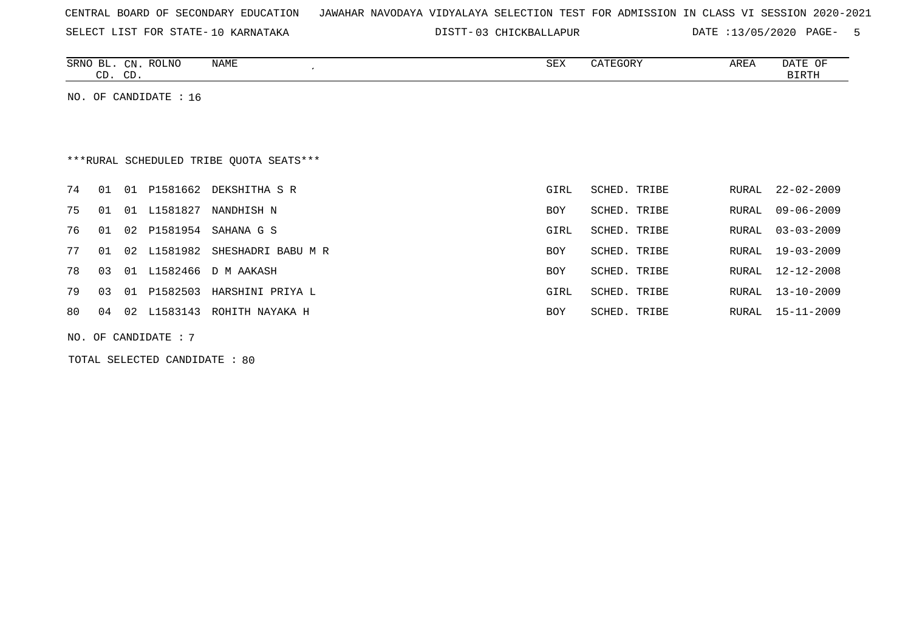CENTRAL BOARD OF SECONDARY EDUCATION JAWAHAR NAVODAYA VIDYALAYA SELECTION TEST FOR ADMISSION IN CLASS VI SESSION 2020-2021

SELECT LIST FOR STATE- 10 KARNATAKA DISTT- 03 CHICKBALLAPUR DATE :13/05/2020 PAGE- 5

| SRNO | BL. CD. | CN. CD. | ROLNO | NAME | SEX | CATEGORY | AREA | DATE OF BIRTH |
|---|---|---|---|---|---|---|---|---|

NO. OF CANDIDATE : 16

***RURAL SCHEDULED TRIBE QUOTA SEATS***

| SRNO | BL. CD. | CN. CD. | ROLNO | NAME | SEX | CATEGORY | AREA | DATE OF BIRTH |
|---|---|---|---|---|---|---|---|---|
| 74 | 01 | 01 | P1581662 | DEKSHITHA S R | GIRL | SCHED. TRIBE | RURAL | 22-02-2009 |
| 75 | 01 | 01 | L1581827 | NANDHISH N | BOY | SCHED. TRIBE | RURAL | 09-06-2009 |
| 76 | 01 | 02 | P1581954 | SAHANA G S | GIRL | SCHED. TRIBE | RURAL | 03-03-2009 |
| 77 | 01 | 02 | L1581982 | SHESHADRI BABU M R | BOY | SCHED. TRIBE | RURAL | 19-03-2009 |
| 78 | 03 | 01 | L1582466 | D M AAKASH | BOY | SCHED. TRIBE | RURAL | 12-12-2008 |
| 79 | 03 | 01 | P1582503 | HARSHINI PRIYA L | GIRL | SCHED. TRIBE | RURAL | 13-10-2009 |
| 80 | 04 | 02 | L1583143 | ROHITH NAYAKA H | BOY | SCHED. TRIBE | RURAL | 15-11-2009 |

NO. OF CANDIDATE : 7

TOTAL SELECTED CANDIDATE : 80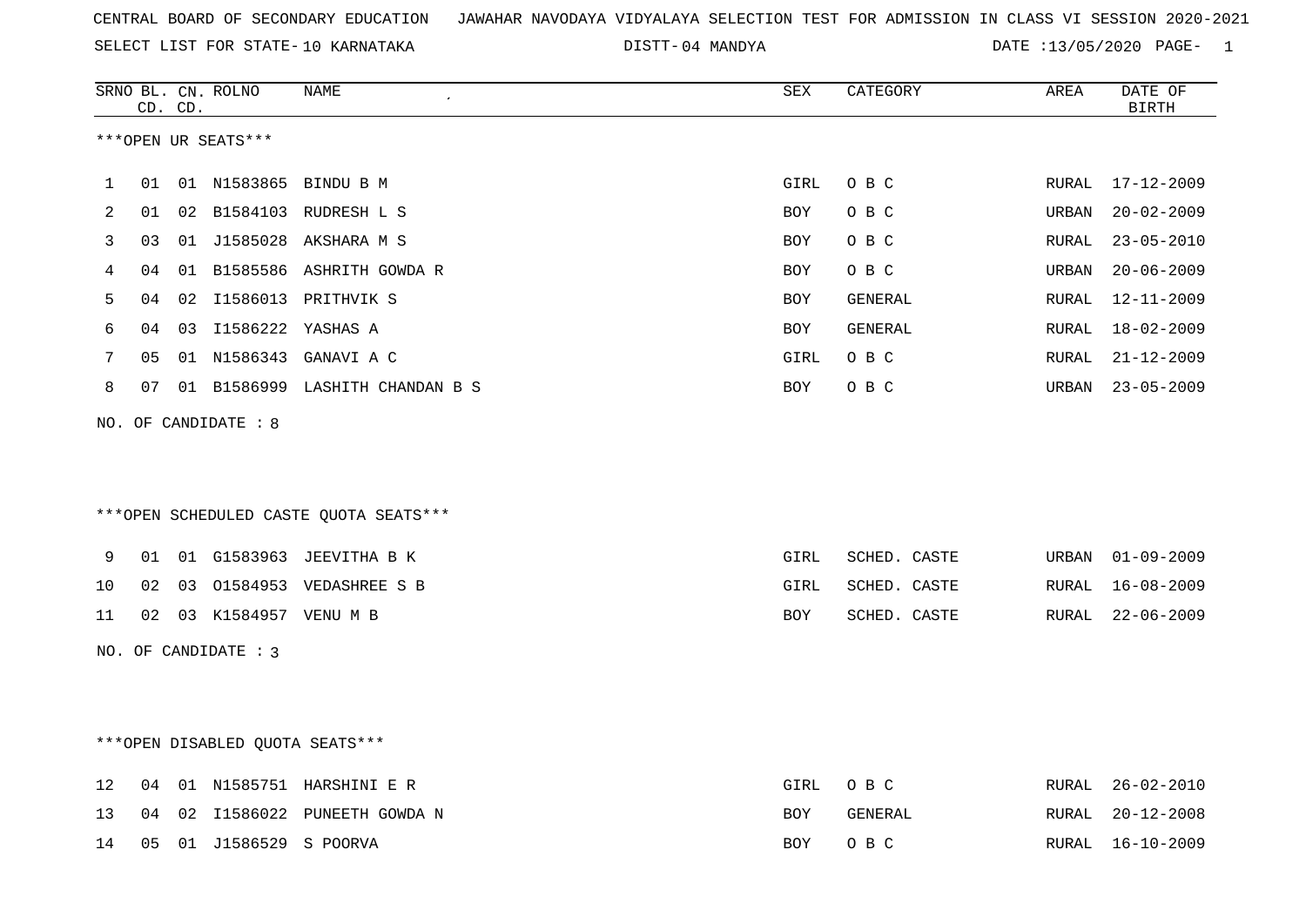CENTRAL BOARD OF SECONDARY EDUCATION JAWAHAR NAVODAYA VIDYALAYA SELECTION TEST FOR ADMISSION IN CLASS VI SESSION 2020-2021

SELECT LIST FOR STATE- 10 KARNATAKA DISTT- 04 MANDYA DATE :13/05/2020

| SRNO | BL. CD. | CN. CD. | ROLNO | NAME | SEX | CATEGORY | AREA | DATE OF BIRTH |
|---|---|---|---|---|---|---|---|---|

***OPEN UR SEATS***

| SRNO | BL. CD. | CN. CD. | ROLNO | NAME | SEX | CATEGORY | AREA | DATE OF BIRTH |
|---|---|---|---|---|---|---|---|---|
| 1 | 01 | 01 | N1583865 | BINDU B M | GIRL | O B C | RURAL | 17-12-2009 |
| 2 | 01 | 02 | B1584103 | RUDRESH L S | BOY | O B C | URBAN | 20-02-2009 |
| 3 | 03 | 01 | J1585028 | AKSHARA M S | BOY | O B C | RURAL | 23-05-2010 |
| 4 | 04 | 01 | B1585586 | ASHRITH GOWDA R | BOY | O B C | URBAN | 20-06-2009 |
| 5 | 04 | 02 | I1586013 | PRITHVIK S | BOY | GENERAL | RURAL | 12-11-2009 |
| 6 | 04 | 03 | I1586222 | YASHAS A | BOY | GENERAL | RURAL | 18-02-2009 |
| 7 | 05 | 01 | N1586343 | GANAVI A C | GIRL | O B C | RURAL | 21-12-2009 |
| 8 | 07 | 01 | B1586999 | LASHITH CHANDAN B S | BOY | O B C | URBAN | 23-05-2009 |

NO. OF CANDIDATE : 8

***OPEN SCHEDULED CASTE QUOTA SEATS***

| SRNO | BL. CD. | CN. CD. | ROLNO | NAME | SEX | CATEGORY | AREA | DATE OF BIRTH |
|---|---|---|---|---|---|---|---|---|
| 9 | 01 | 01 | G1583963 | JEEVITHA B K | GIRL | SCHED. CASTE | URBAN | 01-09-2009 |
| 10 | 02 | 03 | O1584953 | VEDASHREE S B | GIRL | SCHED. CASTE | RURAL | 16-08-2009 |
| 11 | 02 | 03 | K1584957 | VENU M B | BOY | SCHED. CASTE | RURAL | 22-06-2009 |

NO. OF CANDIDATE : 3

***OPEN DISABLED QUOTA SEATS***

| SRNO | BL. CD. | CN. CD. | ROLNO | NAME | SEX | CATEGORY | AREA | DATE OF BIRTH |
|---|---|---|---|---|---|---|---|---|
| 12 | 04 | 01 | N1585751 | HARSHINI E R | GIRL | O B C | RURAL | 26-02-2010 |
| 13 | 04 | 02 | I1586022 | PUNEETH GOWDA N | BOY | GENERAL | RURAL | 20-12-2008 |
| 14 | 05 | 01 | J1586529 | S POORVA | BOY | O B C | RURAL | 16-10-2009 |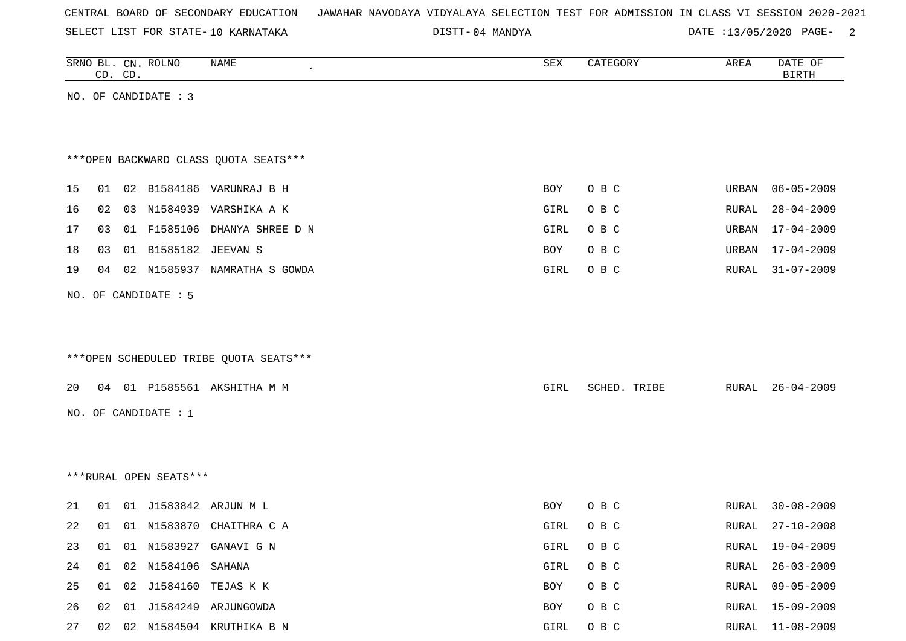CENTRAL BOARD OF SECONDARY EDUCATION JAWAHAR NAVODAYA VIDYALAYA SELECTION TEST FOR ADMISSION IN CLASS VI SESSION 2020-2021

SELECT LIST FOR STATE- 10 KARNATAKA DISTT- 04 MANDYA DATE :13/05/2020

| SRNO | BL. CD. | CN. CD. | ROLNO | NAME | SEX | CATEGORY | AREA | DATE OF BIRTH |
|---|---|---|---|---|---|---|---|---|

NO. OF CANDIDATE : 3

***OPEN BACKWARD CLASS QUOTA SEATS***

| SRNO | BL. CD. | CN. CD. | ROLNO | NAME | SEX | CATEGORY | AREA | DATE OF BIRTH |
|---|---|---|---|---|---|---|---|---|
| 15 | 01 | 02 | B1584186 | VARUNRAJ B H | BOY | O B C | URBAN | 06-05-2009 |
| 16 | 02 | 03 | N1584939 | VARSHIKA A K | GIRL | O B C | RURAL | 28-04-2009 |
| 17 | 03 | 01 | F1585106 | DHANYA SHREE D N | GIRL | O B C | URBAN | 17-04-2009 |
| 18 | 03 | 01 | B1585182 | JEEVAN S | BOY | O B C | URBAN | 17-04-2009 |
| 19 | 04 | 02 | N1585937 | NAMRATHA S GOWDA | GIRL | O B C | RURAL | 31-07-2009 |

NO. OF CANDIDATE : 5

***OPEN SCHEDULED TRIBE QUOTA SEATS***

| SRNO | BL. CD. | CN. CD. | ROLNO | NAME | SEX | CATEGORY | AREA | DATE OF BIRTH |
|---|---|---|---|---|---|---|---|---|
| 20 | 04 | 01 | P1585561 | AKSHITHA M M | GIRL | SCHED. TRIBE | RURAL | 26-04-2009 |

NO. OF CANDIDATE : 1

***RURAL OPEN SEATS***

| SRNO | BL. CD. | CN. CD. | ROLNO | NAME | SEX | CATEGORY | AREA | DATE OF BIRTH |
|---|---|---|---|---|---|---|---|---|
| 21 | 01 | 01 | J1583842 | ARJUN M L | BOY | O B C | RURAL | 30-08-2009 |
| 22 | 01 | 01 | N1583870 | CHAITHRA C A | GIRL | O B C | RURAL | 27-10-2008 |
| 23 | 01 | 01 | N1583927 | GANAVI G N | GIRL | O B C | RURAL | 19-04-2009 |
| 24 | 01 | 02 | N1584106 | SAHANA | GIRL | O B C | RURAL | 26-03-2009 |
| 25 | 01 | 02 | J1584160 | TEJAS K K | BOY | O B C | RURAL | 09-05-2009 |
| 26 | 02 | 01 | J1584249 | ARJUNGOWDA | BOY | O B C | RURAL | 15-09-2009 |
| 27 | 02 | 02 | N1584504 | KRUTHIKA B N | GIRL | O B C | RURAL | 11-08-2009 |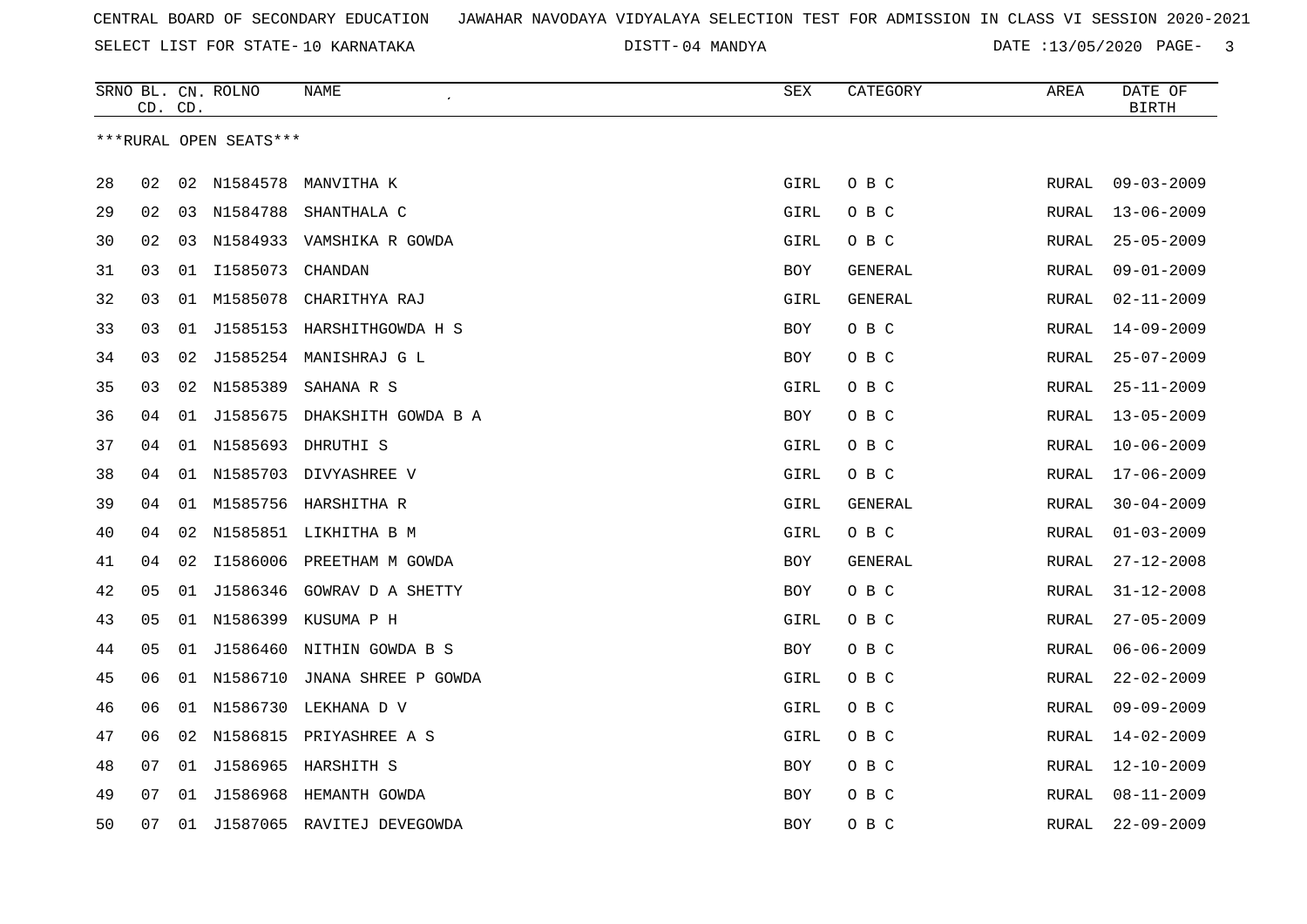CENTRAL BOARD OF SECONDARY EDUCATION JAWAHAR NAVODAYA VIDYALAYA SELECTION TEST FOR ADMISSION IN CLASS VI SESSION 2020-2021

SELECT LIST FOR STATE- 10 KARNATAKA DISTT- 04 MANDYA DATE :13/05/2020

***RURAL OPEN SEATS***

| SRNO | BL. CD. | CN. CD. | ROLNO | NAME | SEX | CATEGORY | AREA | DATE OF BIRTH |
|---|---|---|---|---|---|---|---|---|
| 28 | 02 | 02 | N1584578 | MANVITHA K | GIRL | O B C | RURAL | 09-03-2009 |
| 29 | 02 | 03 | N1584788 | SHANTHALA C | GIRL | O B C | RURAL | 13-06-2009 |
| 30 | 02 | 03 | N1584933 | VAMSHIKA R GOWDA | GIRL | O B C | RURAL | 25-05-2009 |
| 31 | 03 | 01 | I1585073 | CHANDAN | BOY | GENERAL | RURAL | 09-01-2009 |
| 32 | 03 | 01 | M1585078 | CHARITHYA RAJ | GIRL | GENERAL | RURAL | 02-11-2009 |
| 33 | 03 | 01 | J1585153 | HARSHITHGOWDA H S | BOY | O B C | RURAL | 14-09-2009 |
| 34 | 03 | 02 | J1585254 | MANISHRAJ G L | BOY | O B C | RURAL | 25-07-2009 |
| 35 | 03 | 02 | N1585389 | SAHANA R S | GIRL | O B C | RURAL | 25-11-2009 |
| 36 | 04 | 01 | J1585675 | DHAKSHITH GOWDA B A | BOY | O B C | RURAL | 13-05-2009 |
| 37 | 04 | 01 | N1585693 | DHRUTHI S | GIRL | O B C | RURAL | 10-06-2009 |
| 38 | 04 | 01 | N1585703 | DIVYASHREE V | GIRL | O B C | RURAL | 17-06-2009 |
| 39 | 04 | 01 | M1585756 | HARSHITHA R | GIRL | GENERAL | RURAL | 30-04-2009 |
| 40 | 04 | 02 | N1585851 | LIKHITHA B M | GIRL | O B C | RURAL | 01-03-2009 |
| 41 | 04 | 02 | I1586006 | PREETHAM M GOWDA | BOY | GENERAL | RURAL | 27-12-2008 |
| 42 | 05 | 01 | J1586346 | GOWRAV D A SHETTY | BOY | O B C | RURAL | 31-12-2008 |
| 43 | 05 | 01 | N1586399 | KUSUMA P H | GIRL | O B C | RURAL | 27-05-2009 |
| 44 | 05 | 01 | J1586460 | NITHIN GOWDA B S | BOY | O B C | RURAL | 06-06-2009 |
| 45 | 06 | 01 | N1586710 | JNANA SHREE P GOWDA | GIRL | O B C | RURAL | 22-02-2009 |
| 46 | 06 | 01 | N1586730 | LEKHANA D V | GIRL | O B C | RURAL | 09-09-2009 |
| 47 | 06 | 02 | N1586815 | PRIYASHREE A S | GIRL | O B C | RURAL | 14-02-2009 |
| 48 | 07 | 01 | J1586965 | HARSHITH S | BOY | O B C | RURAL | 12-10-2009 |
| 49 | 07 | 01 | J1586968 | HEMANTH GOWDA | BOY | O B C | RURAL | 08-11-2009 |
| 50 | 07 | 01 | J1587065 | RAVITEJ DEVEGOWDA | BOY | O B C | RURAL | 22-09-2009 |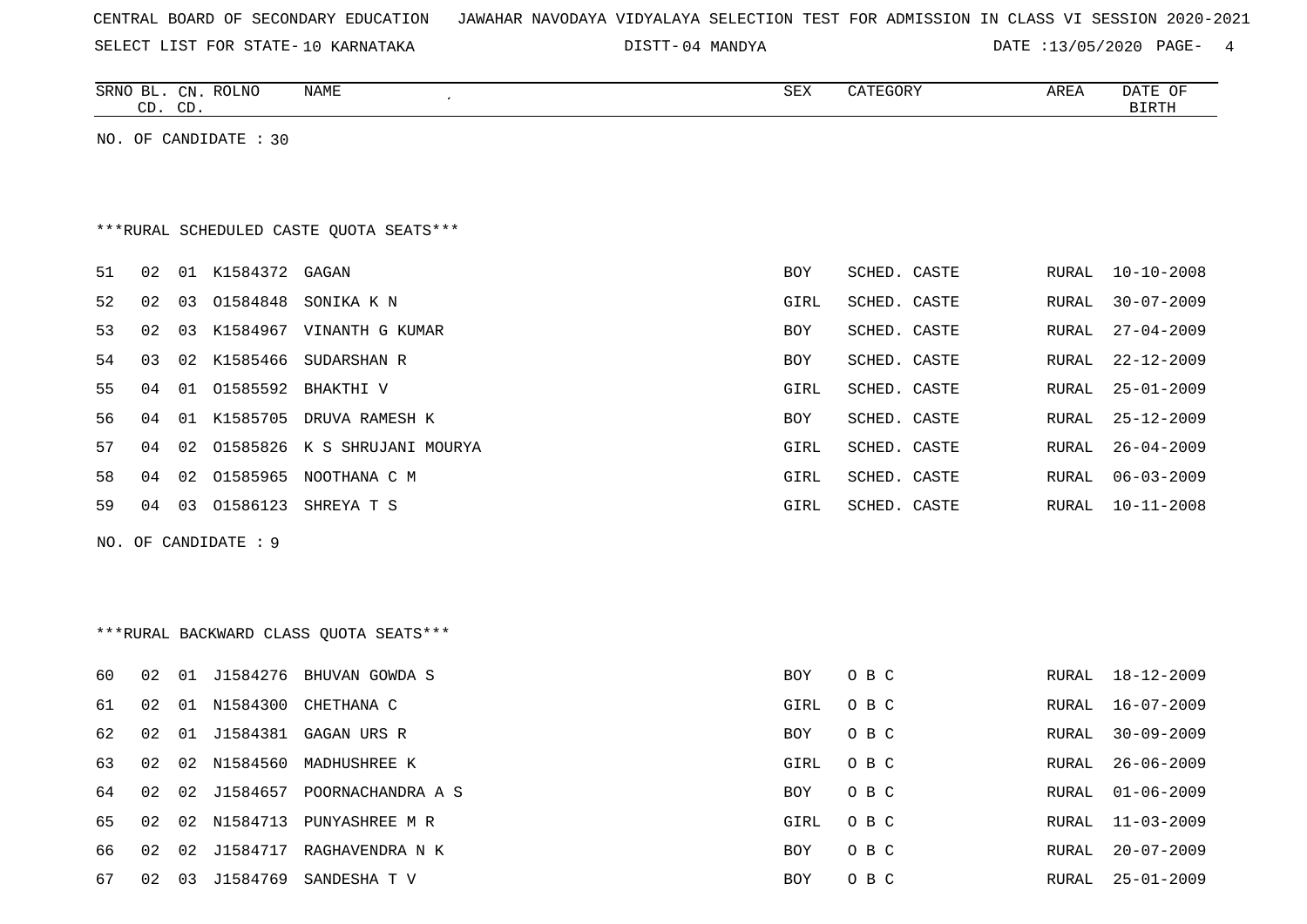CENTRAL BOARD OF SECONDARY EDUCATION JAWAHAR NAVODAYA VIDYALAYA SELECTION TEST FOR ADMISSION IN CLASS VI SESSION 2020-2021

SELECT LIST FOR STATE- 10 KARNATAKA DISTT- 04 MANDYA DATE :13/05/2020

NO. OF CANDIDATE : 30

***RURAL SCHEDULED CASTE QUOTA SEATS***

| SRNO | BL. CD. | CN. CD. | ROLNO | NAME | SEX | CATEGORY | AREA | DATE OF BIRTH |
|---|---|---|---|---|---|---|---|---|
| 51 | 02 | 01 | K1584372 | GAGAN | BOY | SCHED. CASTE | RURAL | 10-10-2008 |
| 52 | 02 | 03 | O1584848 | SONIKA K N | GIRL | SCHED. CASTE | RURAL | 30-07-2009 |
| 53 | 02 | 03 | K1584967 | VINANTH G KUMAR | BOY | SCHED. CASTE | RURAL | 27-04-2009 |
| 54 | 03 | 02 | K1585466 | SUDARSHAN R | BOY | SCHED. CASTE | RURAL | 22-12-2009 |
| 55 | 04 | 01 | O1585592 | BHAKTHI V | GIRL | SCHED. CASTE | RURAL | 25-01-2009 |
| 56 | 04 | 01 | K1585705 | DRUVA RAMESH K | BOY | SCHED. CASTE | RURAL | 25-12-2009 |
| 57 | 04 | 02 | O1585826 | K S SHRUJANI MOURYA | GIRL | SCHED. CASTE | RURAL | 26-04-2009 |
| 58 | 04 | 02 | O1585965 | NOOTHANA C M | GIRL | SCHED. CASTE | RURAL | 06-03-2009 |
| 59 | 04 | 03 | O1586123 | SHREYA T S | GIRL | SCHED. CASTE | RURAL | 10-11-2008 |

NO. OF CANDIDATE : 9

***RURAL BACKWARD CLASS QUOTA SEATS***

| SRNO | BL. CD. | CN. CD. | ROLNO | NAME | SEX | CATEGORY | AREA | DATE OF BIRTH |
|---|---|---|---|---|---|---|---|---|
| 60 | 02 | 01 | J1584276 | BHUVAN GOWDA S | BOY | O B C | RURAL | 18-12-2009 |
| 61 | 02 | 01 | N1584300 | CHETHANA C | GIRL | O B C | RURAL | 16-07-2009 |
| 62 | 02 | 01 | J1584381 | GAGAN URS R | BOY | O B C | RURAL | 30-09-2009 |
| 63 | 02 | 02 | N1584560 | MADHUSHREE K | GIRL | O B C | RURAL | 26-06-2009 |
| 64 | 02 | 02 | J1584657 | POORNACHANDRA A S | BOY | O B C | RURAL | 01-06-2009 |
| 65 | 02 | 02 | N1584713 | PUNYASHREE M R | GIRL | O B C | RURAL | 11-03-2009 |
| 66 | 02 | 02 | J1584717 | RAGHAVENDRA N K | BOY | O B C | RURAL | 20-07-2009 |
| 67 | 02 | 03 | J1584769 | SANDESHA T V | BOY | O B C | RURAL | 25-01-2009 |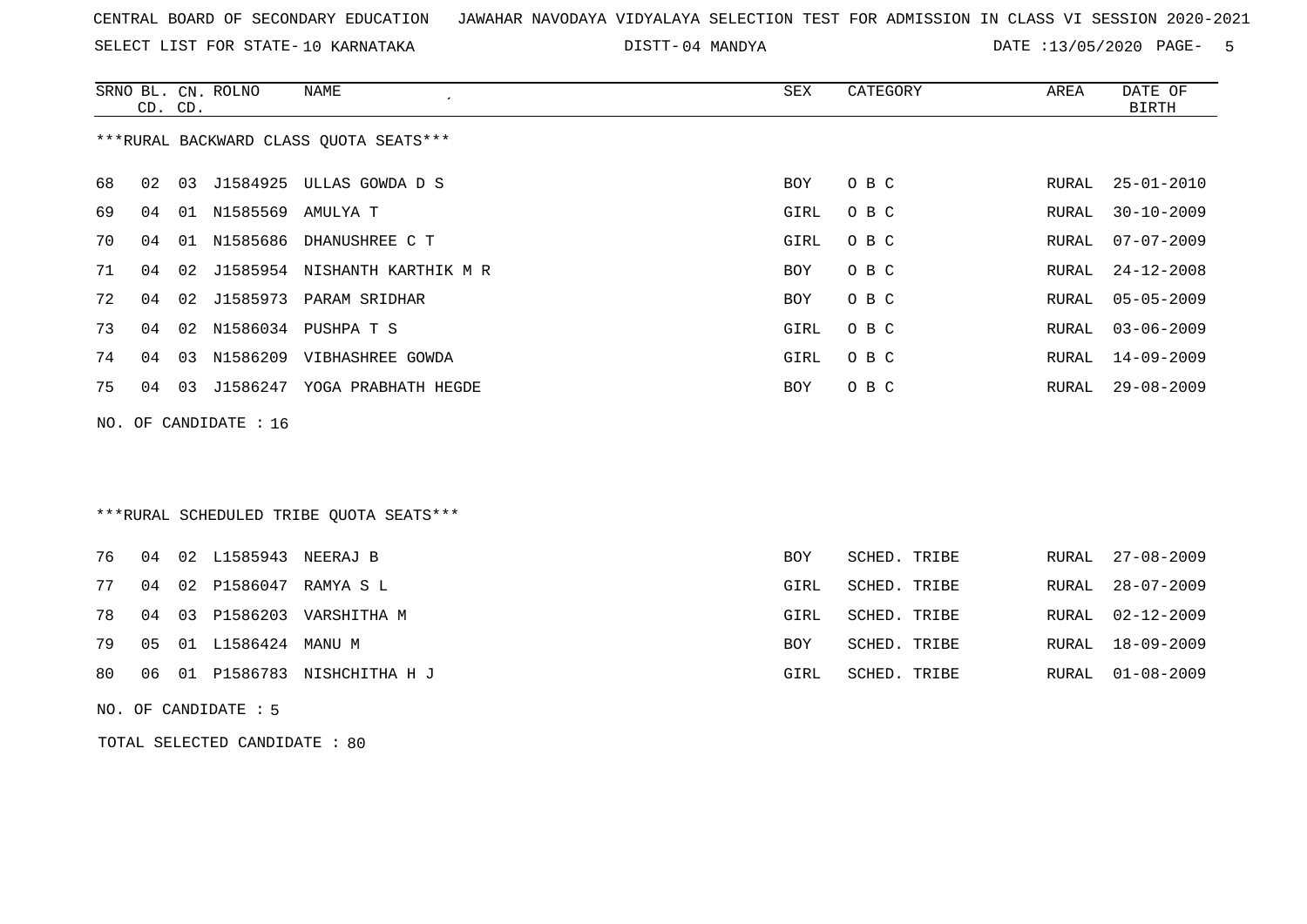CENTRAL BOARD OF SECONDARY EDUCATION   JAWAHAR NAVODAYA VIDYALAYA SELECTION TEST FOR ADMISSION IN CLASS VI SESSION 2020-2021

SELECT LIST FOR STATE- 10 KARNATAKA   DISTT- 04 MANDYA   DATE :13/05/2020

***RURAL BACKWARD CLASS QUOTA SEATS***

| SRNO | BL. CD. | CN. CD. | ROLNO | NAME | SEX | CATEGORY | AREA | DATE OF BIRTH |
|---|---|---|---|---|---|---|---|---|
| 68 | 02 | 03 | J1584925 | ULLAS GOWDA D S | BOY | O B C | RURAL | 25-01-2010 |
| 69 | 04 | 01 | N1585569 | AMULYA T | GIRL | O B C | RURAL | 30-10-2009 |
| 70 | 04 | 01 | N1585686 | DHANUSHREE C T | GIRL | O B C | RURAL | 07-07-2009 |
| 71 | 04 | 02 | J1585954 | NISHANTH KARTHIK M R | BOY | O B C | RURAL | 24-12-2008 |
| 72 | 04 | 02 | J1585973 | PARAM SRIDHAR | BOY | O B C | RURAL | 05-05-2009 |
| 73 | 04 | 02 | N1586034 | PUSHPA T S | GIRL | O B C | RURAL | 03-06-2009 |
| 74 | 04 | 03 | N1586209 | VIBHASHREE GOWDA | GIRL | O B C | RURAL | 14-09-2009 |
| 75 | 04 | 03 | J1586247 | YOGA PRABHATH HEGDE | BOY | O B C | RURAL | 29-08-2009 |

NO. OF CANDIDATE : 16

***RURAL SCHEDULED TRIBE QUOTA SEATS***

| SRNO | BL. CD. | CN. CD. | ROLNO | NAME | SEX | CATEGORY | AREA | DATE OF BIRTH |
|---|---|---|---|---|---|---|---|---|
| 76 | 04 | 02 | L1585943 | NEERAJ B | BOY | SCHED. TRIBE | RURAL | 27-08-2009 |
| 77 | 04 | 02 | P1586047 | RAMYA S L | GIRL | SCHED. TRIBE | RURAL | 28-07-2009 |
| 78 | 04 | 03 | P1586203 | VARSHITHA M | GIRL | SCHED. TRIBE | RURAL | 02-12-2009 |
| 79 | 05 | 01 | L1586424 | MANU M | BOY | SCHED. TRIBE | RURAL | 18-09-2009 |
| 80 | 06 | 01 | P1586783 | NISHCHITHA H J | GIRL | SCHED. TRIBE | RURAL | 01-08-2009 |

NO. OF CANDIDATE : 5

TOTAL SELECTED CANDIDATE : 80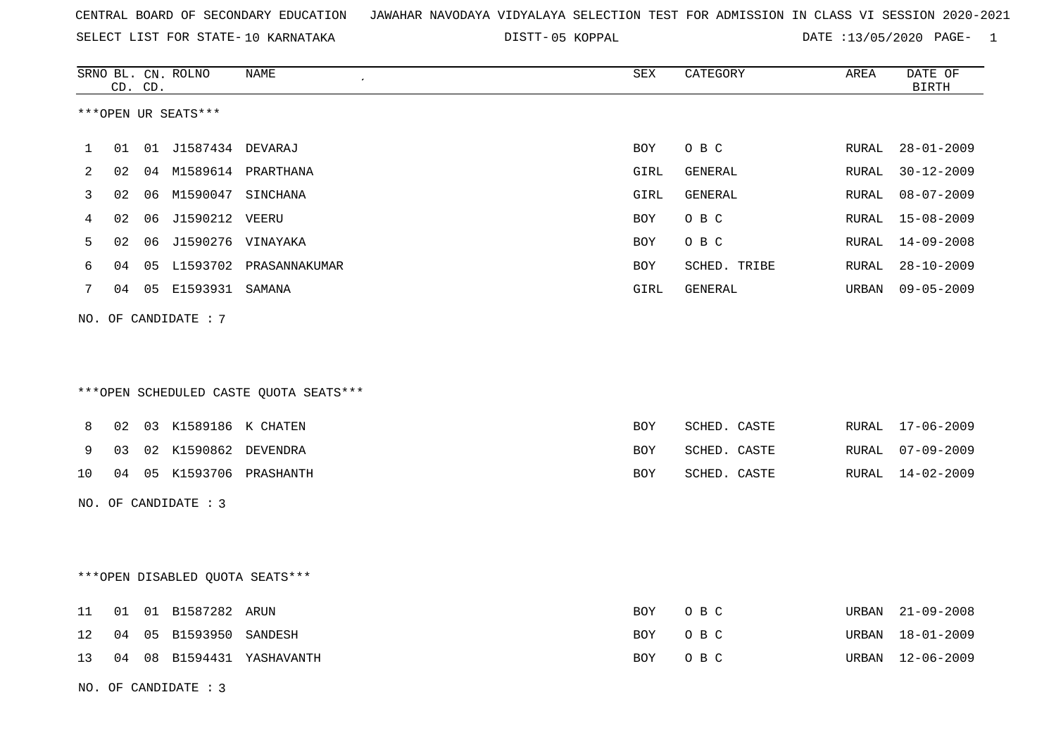CENTRAL BOARD OF SECONDARY EDUCATION JAWAHAR NAVODAYA VIDYALAYA SELECTION TEST FOR ADMISSION IN CLASS VI SESSION 2020-2021

SELECT LIST FOR STATE- 10 KARNATAKA DISTT- 05 KOPPAL DATE :13/05/2020

***OPEN UR SEATS***

| SRNO | BL. CD. | CN. CD. | ROLNO | NAME | SEX | CATEGORY | AREA | DATE OF BIRTH |
|---|---|---|---|---|---|---|---|---|
| 1 | 01 | 01 | J1587434 | DEVARAJ | BOY | O B C | RURAL | 28-01-2009 |
| 2 | 02 | 04 | M1589614 | PRARTHANA | GIRL | GENERAL | RURAL | 30-12-2009 |
| 3 | 02 | 06 | M1590047 | SINCHANA | GIRL | GENERAL | RURAL | 08-07-2009 |
| 4 | 02 | 06 | J1590212 | VEERU | BOY | O B C | RURAL | 15-08-2009 |
| 5 | 02 | 06 | J1590276 | VINAYAKA | BOY | O B C | RURAL | 14-09-2008 |
| 6 | 04 | 05 | L1593702 | PRASANNAKUMAR | BOY | SCHED. TRIBE | RURAL | 28-10-2009 |
| 7 | 04 | 05 | E1593931 | SAMANA | GIRL | GENERAL | URBAN | 09-05-2009 |

NO. OF CANDIDATE : 7

***OPEN SCHEDULED CASTE QUOTA SEATS***

| SRNO | BL. CD. | CN. CD. | ROLNO | NAME | SEX | CATEGORY | AREA | DATE OF BIRTH |
|---|---|---|---|---|---|---|---|---|
| 8 | 02 | 03 | K1589186 | K CHATEN | BOY | SCHED. CASTE | RURAL | 17-06-2009 |
| 9 | 03 | 02 | K1590862 | DEVENDRA | BOY | SCHED. CASTE | RURAL | 07-09-2009 |
| 10 | 04 | 05 | K1593706 | PRASHANTH | BOY | SCHED. CASTE | RURAL | 14-02-2009 |

NO. OF CANDIDATE : 3

***OPEN DISABLED QUOTA SEATS***

| SRNO | BL. CD. | CN. CD. | ROLNO | NAME | SEX | CATEGORY | AREA | DATE OF BIRTH |
|---|---|---|---|---|---|---|---|---|
| 11 | 01 | 01 | B1587282 | ARUN | BOY | O B C | URBAN | 21-09-2008 |
| 12 | 04 | 05 | B1593950 | SANDESH | BOY | O B C | URBAN | 18-01-2009 |
| 13 | 04 | 08 | B1594431 | YASHAVANTH | BOY | O B C | URBAN | 12-06-2009 |

NO. OF CANDIDATE : 3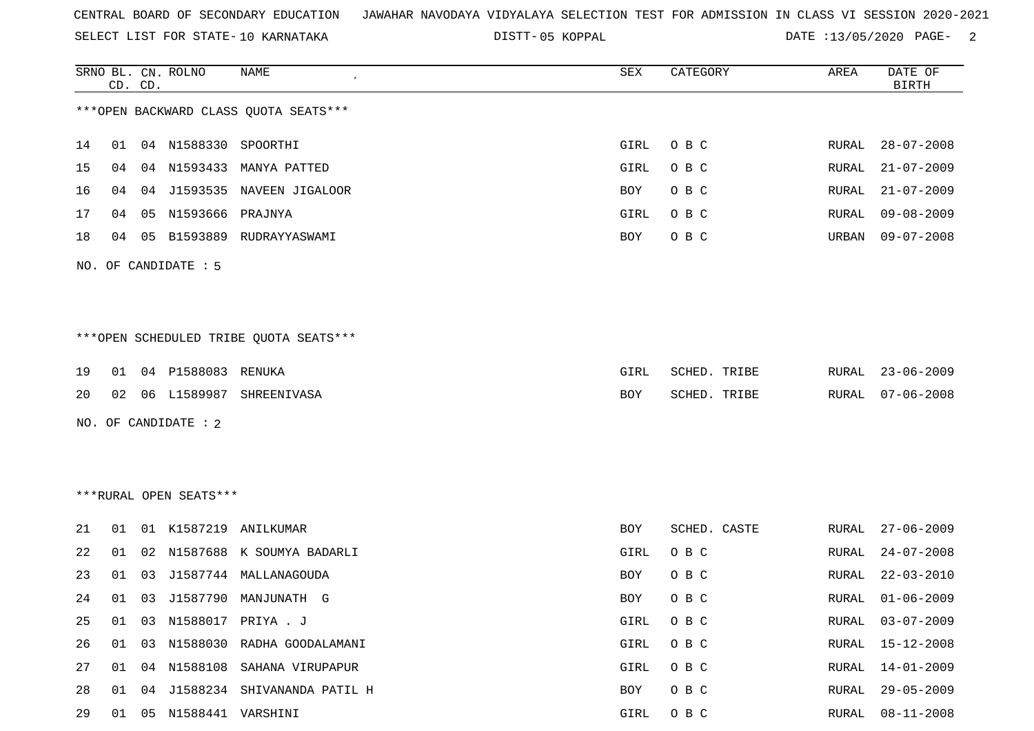CENTRAL BOARD OF SECONDARY EDUCATION   JAWAHAR NAVODAYA VIDYALAYA SELECTION TEST FOR ADMISSION IN CLASS VI SESSION 2020-2021

SELECT LIST FOR STATE- 10 KARNATAKA   DISTT- 05 KOPPAL   DATE :13/05/2020

***OPEN BACKWARD CLASS QUOTA SEATS***

| SRNO | BL. CD. | CN. CD. | ROLNO | NAME | SEX | CATEGORY | AREA | DATE OF BIRTH |
|---|---|---|---|---|---|---|---|---|
| 14 | 01 | 04 | N1588330 | SPOORTHI | GIRL | O B C | RURAL | 28-07-2008 |
| 15 | 04 | 04 | N1593433 | MANYA PATTED | GIRL | O B C | RURAL | 21-07-2009 |
| 16 | 04 | 04 | J1593535 | NAVEEN JIGALOOR | BOY | O B C | RURAL | 21-07-2009 |
| 17 | 04 | 05 | N1593666 | PRAJNYA | GIRL | O B C | RURAL | 09-08-2009 |
| 18 | 04 | 05 | B1593889 | RUDRAYYASWAMI | BOY | O B C | URBAN | 09-07-2008 |

NO. OF CANDIDATE : 5

***OPEN SCHEDULED TRIBE QUOTA SEATS***

| SRNO | BL. CD. | CN. CD. | ROLNO | NAME | SEX | CATEGORY | AREA | DATE OF BIRTH |
|---|---|---|---|---|---|---|---|---|
| 19 | 01 | 04 | P1588083 | RENUKA | GIRL | SCHED. TRIBE | RURAL | 23-06-2009 |
| 20 | 02 | 06 | L1589987 | SHREENIVASA | BOY | SCHED. TRIBE | RURAL | 07-06-2008 |

NO. OF CANDIDATE : 2

***RURAL OPEN SEATS***

| SRNO | BL. CD. | CN. CD. | ROLNO | NAME | SEX | CATEGORY | AREA | DATE OF BIRTH |
|---|---|---|---|---|---|---|---|---|
| 21 | 01 | 01 | K1587219 | ANILKUMAR | BOY | SCHED. CASTE | RURAL | 27-06-2009 |
| 22 | 01 | 02 | N1587688 | K SOUMYA BADARLI | GIRL | O B C | RURAL | 24-07-2008 |
| 23 | 01 | 03 | J1587744 | MALLANAGOUDA | BOY | O B C | RURAL | 22-03-2010 |
| 24 | 01 | 03 | J1587790 | MANJUNATH G | BOY | O B C | RURAL | 01-06-2009 |
| 25 | 01 | 03 | N1588017 | PRIYA . J | GIRL | O B C | RURAL | 03-07-2009 |
| 26 | 01 | 03 | N1588030 | RADHA GOODALAMANI | GIRL | O B C | RURAL | 15-12-2008 |
| 27 | 01 | 04 | N1588108 | SAHANA VIRUPAPUR | GIRL | O B C | RURAL | 14-01-2009 |
| 28 | 01 | 04 | J1588234 | SHIVANANDA PATIL H | BOY | O B C | RURAL | 29-05-2009 |
| 29 | 01 | 05 | N1588441 | VARSHINI | GIRL | O B C | RURAL | 08-11-2008 |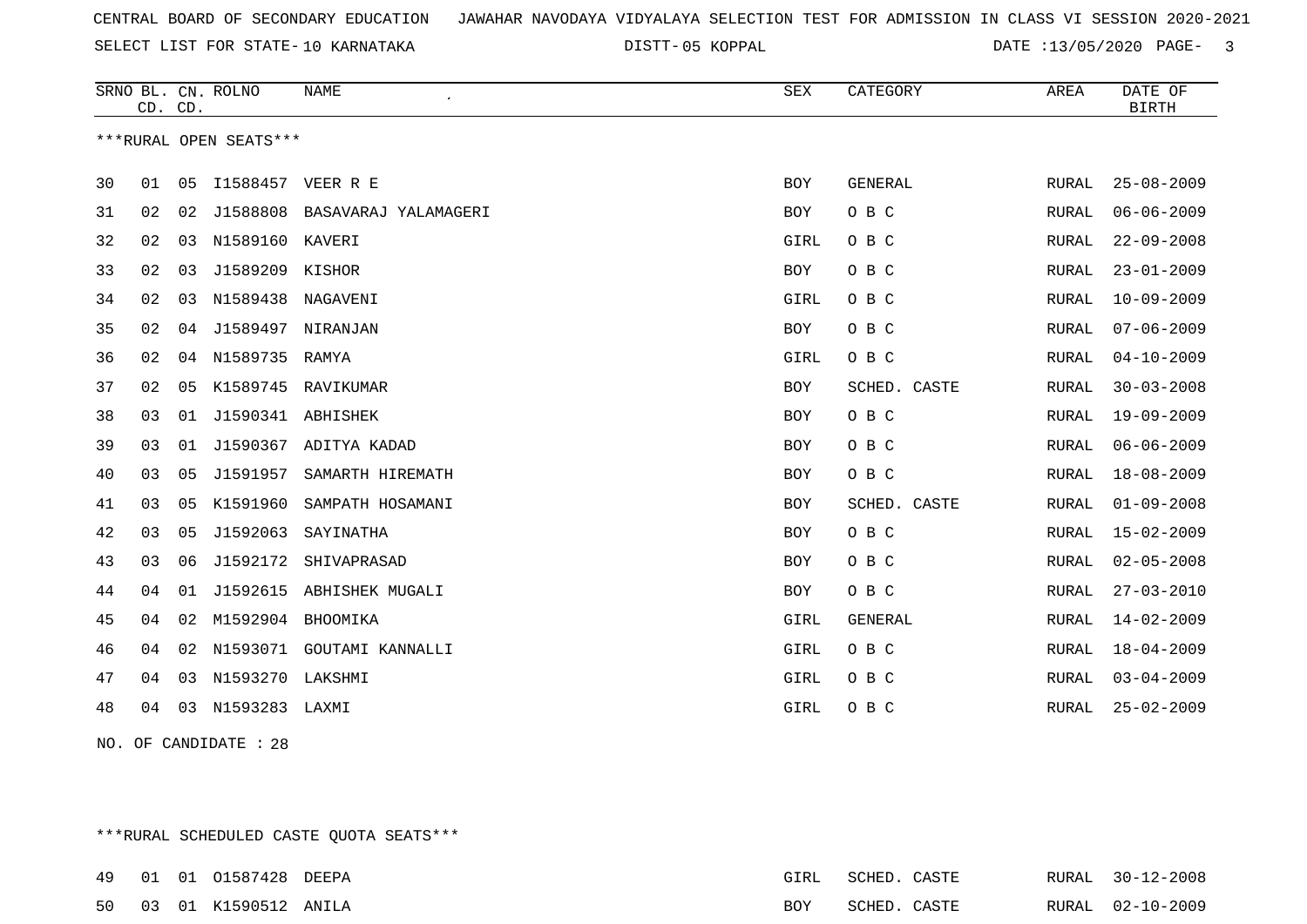CENTRAL BOARD OF SECONDARY EDUCATION JAWAHAR NAVODAYA VIDYALAYA SELECTION TEST FOR ADMISSION IN CLASS VI SESSION 2020-2021

SELECT LIST FOR STATE- 10 KARNATAKA DISTT- 05 KOPPAL DATE :13/05/2020

***RURAL OPEN SEATS***

| SRNO | BL. CD. | CN. CD. | ROLNO | NAME | SEX | CATEGORY | AREA | DATE OF BIRTH |
|---|---|---|---|---|---|---|---|---|
| 30 | 01 | 05 | I1588457 | VEER R E | BOY | GENERAL | RURAL | 25-08-2009 |
| 31 | 02 | 02 | J1588808 | BASAVARAJ YALAMAGERI | BOY | O B C | RURAL | 06-06-2009 |
| 32 | 02 | 03 | N1589160 | KAVERI | GIRL | O B C | RURAL | 22-09-2008 |
| 33 | 02 | 03 | J1589209 | KISHOR | BOY | O B C | RURAL | 23-01-2009 |
| 34 | 02 | 03 | N1589438 | NAGAVENI | GIRL | O B C | RURAL | 10-09-2009 |
| 35 | 02 | 04 | J1589497 | NIRANJAN | BOY | O B C | RURAL | 07-06-2009 |
| 36 | 02 | 04 | N1589735 | RAMYA | GIRL | O B C | RURAL | 04-10-2009 |
| 37 | 02 | 05 | K1589745 | RAVIKUMAR | BOY | SCHED. CASTE | RURAL | 30-03-2008 |
| 38 | 03 | 01 | J1590341 | ABHISHEK | BOY | O B C | RURAL | 19-09-2009 |
| 39 | 03 | 01 | J1590367 | ADITYA KADAD | BOY | O B C | RURAL | 06-06-2009 |
| 40 | 03 | 05 | J1591957 | SAMARTH HIREMATH | BOY | O B C | RURAL | 18-08-2009 |
| 41 | 03 | 05 | K1591960 | SAMPATH HOSAMANI | BOY | SCHED. CASTE | RURAL | 01-09-2008 |
| 42 | 03 | 05 | J1592063 | SAYINATHA | BOY | O B C | RURAL | 15-02-2009 |
| 43 | 03 | 06 | J1592172 | SHIVAPRASAD | BOY | O B C | RURAL | 02-05-2008 |
| 44 | 04 | 01 | J1592615 | ABHISHEK MUGALI | BOY | O B C | RURAL | 27-03-2010 |
| 45 | 04 | 02 | M1592904 | BHOOMIKA | GIRL | GENERAL | RURAL | 14-02-2009 |
| 46 | 04 | 02 | N1593071 | GOUTAMI KANNALLI | GIRL | O B C | RURAL | 18-04-2009 |
| 47 | 04 | 03 | N1593270 | LAKSHMI | GIRL | O B C | RURAL | 03-04-2009 |
| 48 | 04 | 03 | N1593283 | LAXMI | GIRL | O B C | RURAL | 25-02-2009 |

NO. OF CANDIDATE : 28

***RURAL SCHEDULED CASTE QUOTA SEATS***

| SRNO | BL. CD. | CN. CD. | ROLNO | NAME | SEX | CATEGORY | AREA | DATE OF BIRTH |
|---|---|---|---|---|---|---|---|---|
| 49 | 01 | 01 | O1587428 | DEEPA | GIRL | SCHED. CASTE | RURAL | 30-12-2008 |
| 50 | 03 | 01 | K1590512 | ANILA | BOY | SCHED. CASTE | RURAL | 02-10-2009 |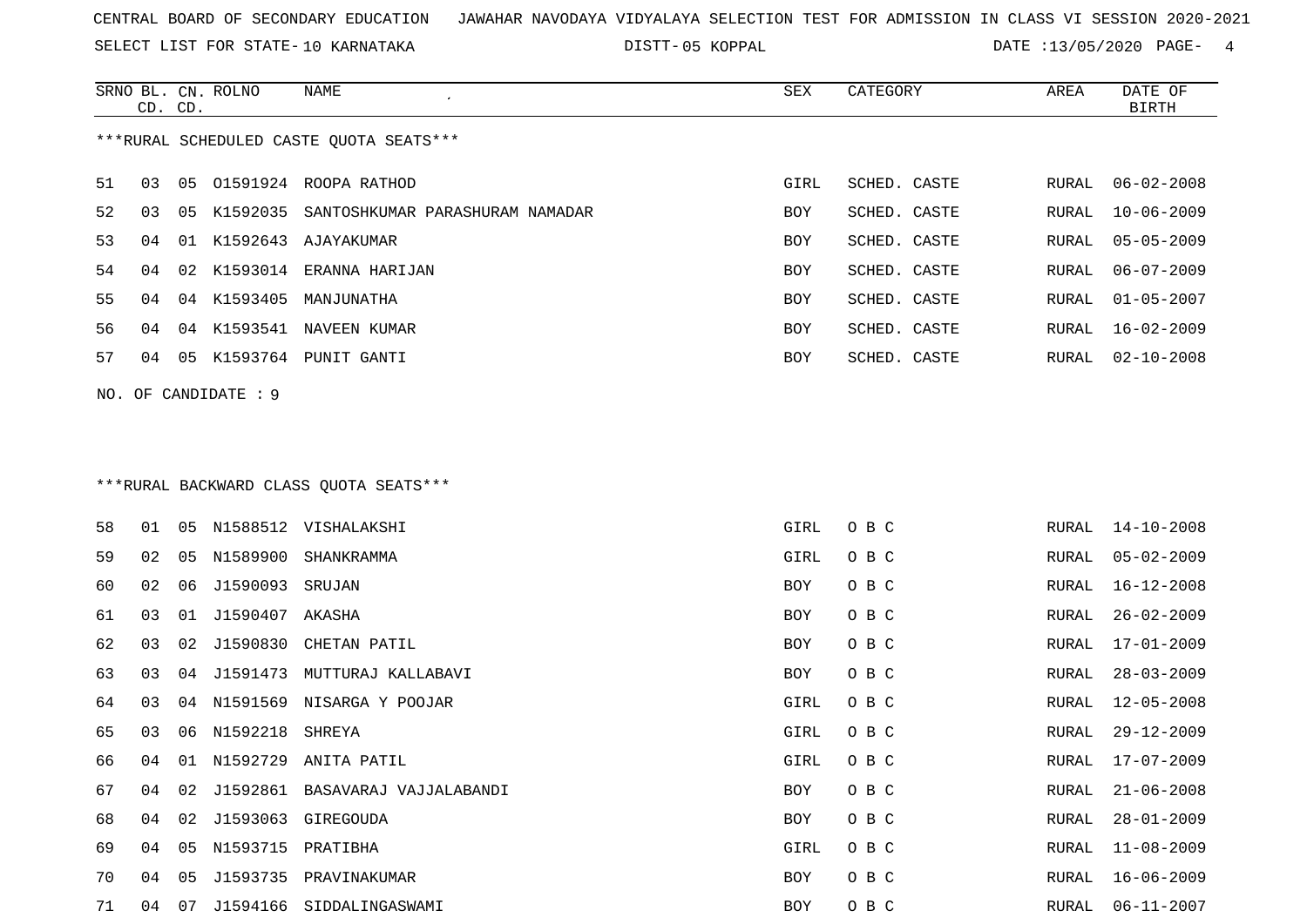CENTRAL BOARD OF SECONDARY EDUCATION JAWAHAR NAVODAYA VIDYALAYA SELECTION TEST FOR ADMISSION IN CLASS VI SESSION 2020-2021

SELECT LIST FOR STATE- 10 KARNATAKA DISTT- 05 KOPPAL DATE :13/05/2020

***RURAL SCHEDULED CASTE QUOTA SEATS***

| SRNO | BL. CD. | CN. CD. | ROLNO | NAME | SEX | CATEGORY | AREA | DATE OF BIRTH |
|---|---|---|---|---|---|---|---|---|
| 51 | 03 | 05 | O1591924 | ROOPA RATHOD | GIRL | SCHED. CASTE | RURAL | 06-02-2008 |
| 52 | 03 | 05 | K1592035 | SANTOSHKUMAR PARASHURAM NAMADAR | BOY | SCHED. CASTE | RURAL | 10-06-2009 |
| 53 | 04 | 01 | K1592643 | AJAYAKUMAR | BOY | SCHED. CASTE | RURAL | 05-05-2009 |
| 54 | 04 | 02 | K1593014 | ERANNA HARIJAN | BOY | SCHED. CASTE | RURAL | 06-07-2009 |
| 55 | 04 | 04 | K1593405 | MANJUNATHA | BOY | SCHED. CASTE | RURAL | 01-05-2007 |
| 56 | 04 | 04 | K1593541 | NAVEEN KUMAR | BOY | SCHED. CASTE | RURAL | 16-02-2009 |
| 57 | 04 | 05 | K1593764 | PUNIT GANTI | BOY | SCHED. CASTE | RURAL | 02-10-2008 |

NO. OF CANDIDATE : 9

***RURAL BACKWARD CLASS QUOTA SEATS***

| SRNO | BL. CD. | CN. CD. | ROLNO | NAME | SEX | CATEGORY | AREA | DATE OF BIRTH |
|---|---|---|---|---|---|---|---|---|
| 58 | 01 | 05 | N1588512 | VISHALAKSHI | GIRL | O B C | RURAL | 14-10-2008 |
| 59 | 02 | 05 | N1589900 | SHANKRAMMA | GIRL | O B C | RURAL | 05-02-2009 |
| 60 | 02 | 06 | J1590093 | SRUJAN | BOY | O B C | RURAL | 16-12-2008 |
| 61 | 03 | 01 | J1590407 | AKASHA | BOY | O B C | RURAL | 26-02-2009 |
| 62 | 03 | 02 | J1590830 | CHETAN PATIL | BOY | O B C | RURAL | 17-01-2009 |
| 63 | 03 | 04 | J1591473 | MUTTURAJ KALLABAVI | BOY | O B C | RURAL | 28-03-2009 |
| 64 | 03 | 04 | N1591569 | NISARGA Y POOJAR | GIRL | O B C | RURAL | 12-05-2008 |
| 65 | 03 | 06 | N1592218 | SHREYA | GIRL | O B C | RURAL | 29-12-2009 |
| 66 | 04 | 01 | N1592729 | ANITA PATIL | GIRL | O B C | RURAL | 17-07-2009 |
| 67 | 04 | 02 | J1592861 | BASAVARAJ VAJJALABANDI | BOY | O B C | RURAL | 21-06-2008 |
| 68 | 04 | 02 | J1593063 | GIREGOUDA | BOY | O B C | RURAL | 28-01-2009 |
| 69 | 04 | 05 | N1593715 | PRATIBHA | GIRL | O B C | RURAL | 11-08-2009 |
| 70 | 04 | 05 | J1593735 | PRAVINAKUMAR | BOY | O B C | RURAL | 16-06-2009 |
| 71 | 04 | 07 | J1594166 | SIDDALINGASWAMI | BOY | O B C | RURAL | 06-11-2007 |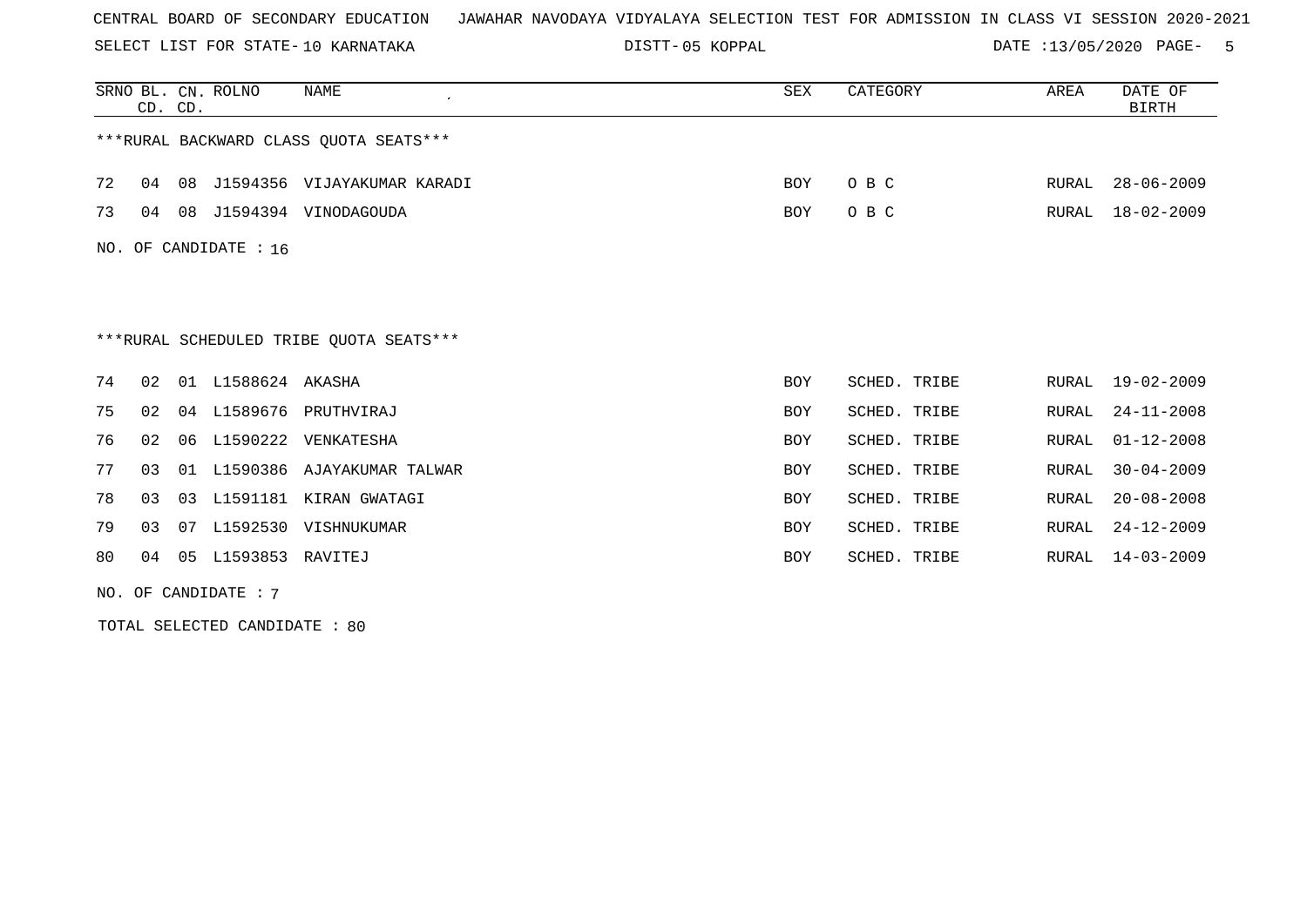CENTRAL BOARD OF SECONDARY EDUCATION JAWAHAR NAVODAYA VIDYALAYA SELECTION TEST FOR ADMISSION IN CLASS VI SESSION 2020-2021

SELECT LIST FOR STATE- 10 KARNATAKA DISTT- 05 KOPPAL DATE :13/05/2020

| SRNO | BL. CD. | CN. CD. | ROLNO | NAME | SEX | CATEGORY | AREA | DATE OF BIRTH |
|---|---|---|---|---|---|---|---|---|

***RURAL BACKWARD CLASS QUOTA SEATS***

| SRNO | BL. CD. | CN. CD. | ROLNO | NAME | SEX | CATEGORY | AREA | DATE OF BIRTH |
|---|---|---|---|---|---|---|---|---|
| 72 | 04 | 08 | J1594356 | VIJAYAKUMAR KARADI | BOY | O B C | RURAL | 28-06-2009 |
| 73 | 04 | 08 | J1594394 | VINODAGOUDA | BOY | O B C | RURAL | 18-02-2009 |

NO. OF CANDIDATE : 16

***RURAL SCHEDULED TRIBE QUOTA SEATS***

| SRNO | BL. CD. | CN. CD. | ROLNO | NAME | SEX | CATEGORY | AREA | DATE OF BIRTH |
|---|---|---|---|---|---|---|---|---|
| 74 | 02 | 01 | L1588624 | AKASHA | BOY | SCHED. TRIBE | RURAL | 19-02-2009 |
| 75 | 02 | 04 | L1589676 | PRUTHVIRAJ | BOY | SCHED. TRIBE | RURAL | 24-11-2008 |
| 76 | 02 | 06 | L1590222 | VENKATESHA | BOY | SCHED. TRIBE | RURAL | 01-12-2008 |
| 77 | 03 | 01 | L1590386 | AJAYAKUMAR TALWAR | BOY | SCHED. TRIBE | RURAL | 30-04-2009 |
| 78 | 03 | 03 | L1591181 | KIRAN GWATAGI | BOY | SCHED. TRIBE | RURAL | 20-08-2008 |
| 79 | 03 | 07 | L1592530 | VISHNUKUMAR | BOY | SCHED. TRIBE | RURAL | 24-12-2009 |
| 80 | 04 | 05 | L1593853 | RAVITEJ | BOY | SCHED. TRIBE | RURAL | 14-03-2009 |

NO. OF CANDIDATE : 7

TOTAL SELECTED CANDIDATE : 80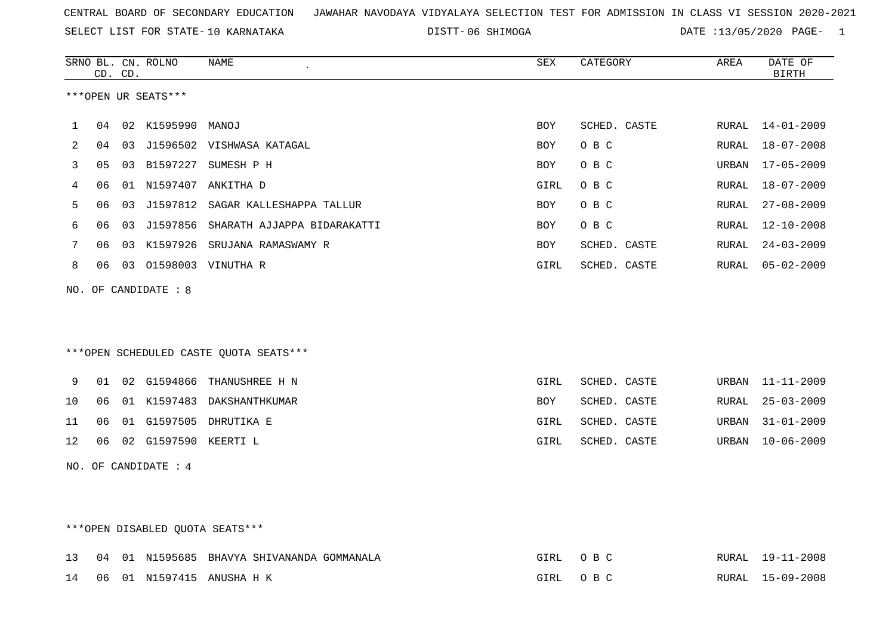CENTRAL BOARD OF SECONDARY EDUCATION   JAWAHAR NAVODAYA VIDYALAYA SELECTION TEST FOR ADMISSION IN CLASS VI SESSION 2020-2021

SELECT LIST FOR STATE- 10 KARNATAKA   DISTT- 06 SHIMOGA   DATE :13/05/2020

| SRNO | BL. CD. | CN. CD. | ROLNO | NAME | SEX | CATEGORY | AREA | DATE OF BIRTH |
|---|---|---|---|---|---|---|---|---|

***OPEN UR SEATS***

| SRNO | BL. CD. | CN. CD. | ROLNO | NAME | SEX | CATEGORY | AREA | DATE OF BIRTH |
|---|---|---|---|---|---|---|---|---|
| 1 | 04 | 02 | K1595990 | MANOJ | BOY | SCHED. CASTE | RURAL | 14-01-2009 |
| 2 | 04 | 03 | J1596502 | VISHWASA KATAGAL | BOY | O B C | RURAL | 18-07-2008 |
| 3 | 05 | 03 | B1597227 | SUMESH P H | BOY | O B C | URBAN | 17-05-2009 |
| 4 | 06 | 01 | N1597407 | ANKITHA D | GIRL | O B C | RURAL | 18-07-2009 |
| 5 | 06 | 03 | J1597812 | SAGAR KALLESHAPPA TALLUR | BOY | O B C | RURAL | 27-08-2009 |
| 6 | 06 | 03 | J1597856 | SHARATH AJJAPPA BIDARAKATTI | BOY | O B C | RURAL | 12-10-2008 |
| 7 | 06 | 03 | K1597926 | SRUJANA RAMASWAMY R | BOY | SCHED. CASTE | RURAL | 24-03-2009 |
| 8 | 06 | 03 | O1598003 | VINUTHA R | GIRL | SCHED. CASTE | RURAL | 05-02-2009 |

NO. OF CANDIDATE : 8

***OPEN SCHEDULED CASTE QUOTA SEATS***

| SRNO | BL. CD. | CN. CD. | ROLNO | NAME | SEX | CATEGORY | AREA | DATE OF BIRTH |
|---|---|---|---|---|---|---|---|---|
| 9 | 01 | 02 | G1594866 | THANUSHREE H N | GIRL | SCHED. CASTE | URBAN | 11-11-2009 |
| 10 | 06 | 01 | K1597483 | DAKSHANTHKUMAR | BOY | SCHED. CASTE | RURAL | 25-03-2009 |
| 11 | 06 | 01 | G1597505 | DHRUTIKA E | GIRL | SCHED. CASTE | URBAN | 31-01-2009 |
| 12 | 06 | 02 | G1597590 | KEERTI L | GIRL | SCHED. CASTE | URBAN | 10-06-2009 |

NO. OF CANDIDATE : 4

***OPEN DISABLED QUOTA SEATS***

| SRNO | BL. CD. | CN. CD. | ROLNO | NAME | SEX | CATEGORY | AREA | DATE OF BIRTH |
|---|---|---|---|---|---|---|---|---|
| 13 | 04 | 01 | N1595685 | BHAVYA SHIVANANDA GOMMANALA | GIRL | O B C | RURAL | 19-11-2008 |
| 14 | 06 | 01 | N1597415 | ANUSHA H K | GIRL | O B C | RURAL | 15-09-2008 |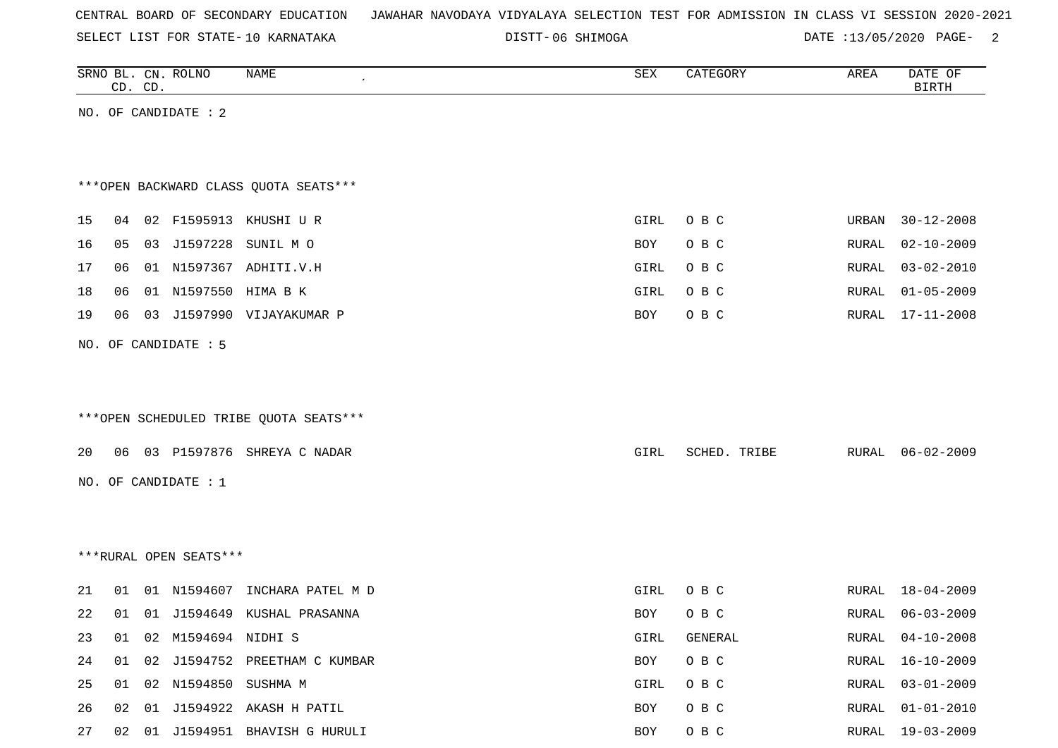CENTRAL BOARD OF SECONDARY EDUCATION JAWAHAR NAVODAYA VIDYALAYA SELECTION TEST FOR ADMISSION IN CLASS VI SESSION 2020-2021

SELECT LIST FOR STATE- 10 KARNATAKA DISTT- 06 SHIMOGA DATE :13/05/2020

| SRNO | BL. CD. | CN. CD. | ROLNO | NAME | SEX | CATEGORY | AREA | DATE OF BIRTH |
|---|---|---|---|---|---|---|---|---|

NO. OF CANDIDATE : 2

***OPEN BACKWARD CLASS QUOTA SEATS***

| SRNO | BL. CD. | CN. CD. | ROLNO | NAME | SEX | CATEGORY | AREA | DATE OF BIRTH |
|---|---|---|---|---|---|---|---|---|
| 15 | 04 | 02 | F1595913 | KHUSHI U R | GIRL | O B C | URBAN | 30-12-2008 |
| 16 | 05 | 03 | J1597228 | SUNIL M O | BOY | O B C | RURAL | 02-10-2009 |
| 17 | 06 | 01 | N1597367 | ADHITI.V.H | GIRL | O B C | RURAL | 03-02-2010 |
| 18 | 06 | 01 | N1597550 | HIMA B K | GIRL | O B C | RURAL | 01-05-2009 |
| 19 | 06 | 03 | J1597990 | VIJAYAKUMAR P | BOY | O B C | RURAL | 17-11-2008 |

NO. OF CANDIDATE : 5

***OPEN SCHEDULED TRIBE QUOTA SEATS***

| SRNO | BL. CD. | CN. CD. | ROLNO | NAME | SEX | CATEGORY | AREA | DATE OF BIRTH |
|---|---|---|---|---|---|---|---|---|
| 20 | 06 | 03 | P1597876 | SHREYA C NADAR | GIRL | SCHED. TRIBE | RURAL | 06-02-2009 |

NO. OF CANDIDATE : 1

***RURAL OPEN SEATS***

| SRNO | BL. CD. | CN. CD. | ROLNO | NAME | SEX | CATEGORY | AREA | DATE OF BIRTH |
|---|---|---|---|---|---|---|---|---|
| 21 | 01 | 01 | N1594607 | INCHARA PATEL M D | GIRL | O B C | RURAL | 18-04-2009 |
| 22 | 01 | 01 | J1594649 | KUSHAL PRASANNA | BOY | O B C | RURAL | 06-03-2009 |
| 23 | 01 | 02 | M1594694 | NIDHI S | GIRL | GENERAL | RURAL | 04-10-2008 |
| 24 | 01 | 02 | J1594752 | PREETHAM C KUMBAR | BOY | O B C | RURAL | 16-10-2009 |
| 25 | 01 | 02 | N1594850 | SUSHMA M | GIRL | O B C | RURAL | 03-01-2009 |
| 26 | 02 | 01 | J1594922 | AKASH H PATIL | BOY | O B C | RURAL | 01-01-2010 |
| 27 | 02 | 01 | J1594951 | BHAVISH G HURULI | BOY | O B C | RURAL | 19-03-2009 |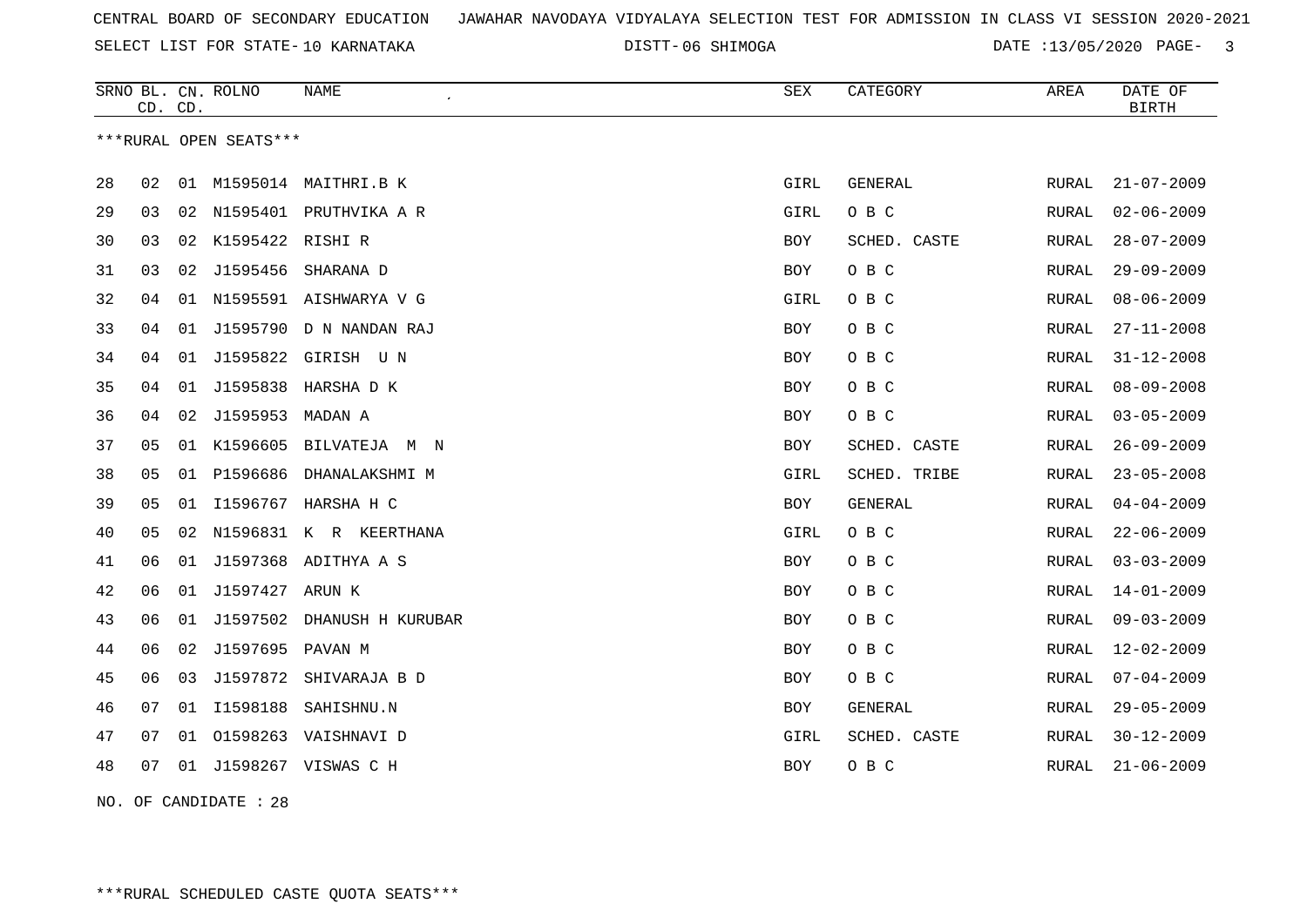CENTRAL BOARD OF SECONDARY EDUCATION   JAWAHAR NAVODAYA VIDYALAYA SELECTION TEST FOR ADMISSION IN CLASS VI SESSION 2020-2021

SELECT LIST FOR STATE- 10 KARNATAKA   DISTT- 06 SHIMOGA   DATE :13/05/2020

| SRNO | BL. CD. | CN. CD. | ROLNO | NAME | SEX | CATEGORY | AREA | DATE OF BIRTH |
|---|---|---|---|---|---|---|---|---|

***RURAL OPEN SEATS***

| SRNO | BL. CD. | CN. CD. | ROLNO | NAME | SEX | CATEGORY | AREA | DATE OF BIRTH |
|---|---|---|---|---|---|---|---|---|
| 28 | 02 | 01 | M1595014 | MAITHRI.B K | GIRL | GENERAL | RURAL | 21-07-2009 |
| 29 | 03 | 02 | N1595401 | PRUTHVIKA A R | GIRL | O B C | RURAL | 02-06-2009 |
| 30 | 03 | 02 | K1595422 | RISHI R | BOY | SCHED. CASTE | RURAL | 28-07-2009 |
| 31 | 03 | 02 | J1595456 | SHARANA D | BOY | O B C | RURAL | 29-09-2009 |
| 32 | 04 | 01 | N1595591 | AISHWARYA V G | GIRL | O B C | RURAL | 08-06-2009 |
| 33 | 04 | 01 | J1595790 | D N NANDAN RAJ | BOY | O B C | RURAL | 27-11-2008 |
| 34 | 04 | 01 | J1595822 | GIRISH U N | BOY | O B C | RURAL | 31-12-2008 |
| 35 | 04 | 01 | J1595838 | HARSHA D K | BOY | O B C | RURAL | 08-09-2008 |
| 36 | 04 | 02 | J1595953 | MADAN A | BOY | O B C | RURAL | 03-05-2009 |
| 37 | 05 | 01 | K1596605 | BILVATEJA M N | BOY | SCHED. CASTE | RURAL | 26-09-2009 |
| 38 | 05 | 01 | P1596686 | DHANALAKSHMI M | GIRL | SCHED. TRIBE | RURAL | 23-05-2008 |
| 39 | 05 | 01 | I1596767 | HARSHA H C | BOY | GENERAL | RURAL | 04-04-2009 |
| 40 | 05 | 02 | N1596831 | K R KEERTHANA | GIRL | O B C | RURAL | 22-06-2009 |
| 41 | 06 | 01 | J1597368 | ADITHYA A S | BOY | O B C | RURAL | 03-03-2009 |
| 42 | 06 | 01 | J1597427 | ARUN K | BOY | O B C | RURAL | 14-01-2009 |
| 43 | 06 | 01 | J1597502 | DHANUSH H KURUBAR | BOY | O B C | RURAL | 09-03-2009 |
| 44 | 06 | 02 | J1597695 | PAVAN M | BOY | O B C | RURAL | 12-02-2009 |
| 45 | 06 | 03 | J1597872 | SHIVARAJA B D | BOY | O B C | RURAL | 07-04-2009 |
| 46 | 07 | 01 | I1598188 | SAHISHNU.N | BOY | GENERAL | RURAL | 29-05-2009 |
| 47 | 07 | 01 | O1598263 | VAISHNAVI D | GIRL | SCHED. CASTE | RURAL | 30-12-2009 |
| 48 | 07 | 01 | J1598267 | VISWAS C H | BOY | O B C | RURAL | 21-06-2009 |

NO. OF CANDIDATE : 28

***RURAL SCHEDULED CASTE QUOTA SEATS***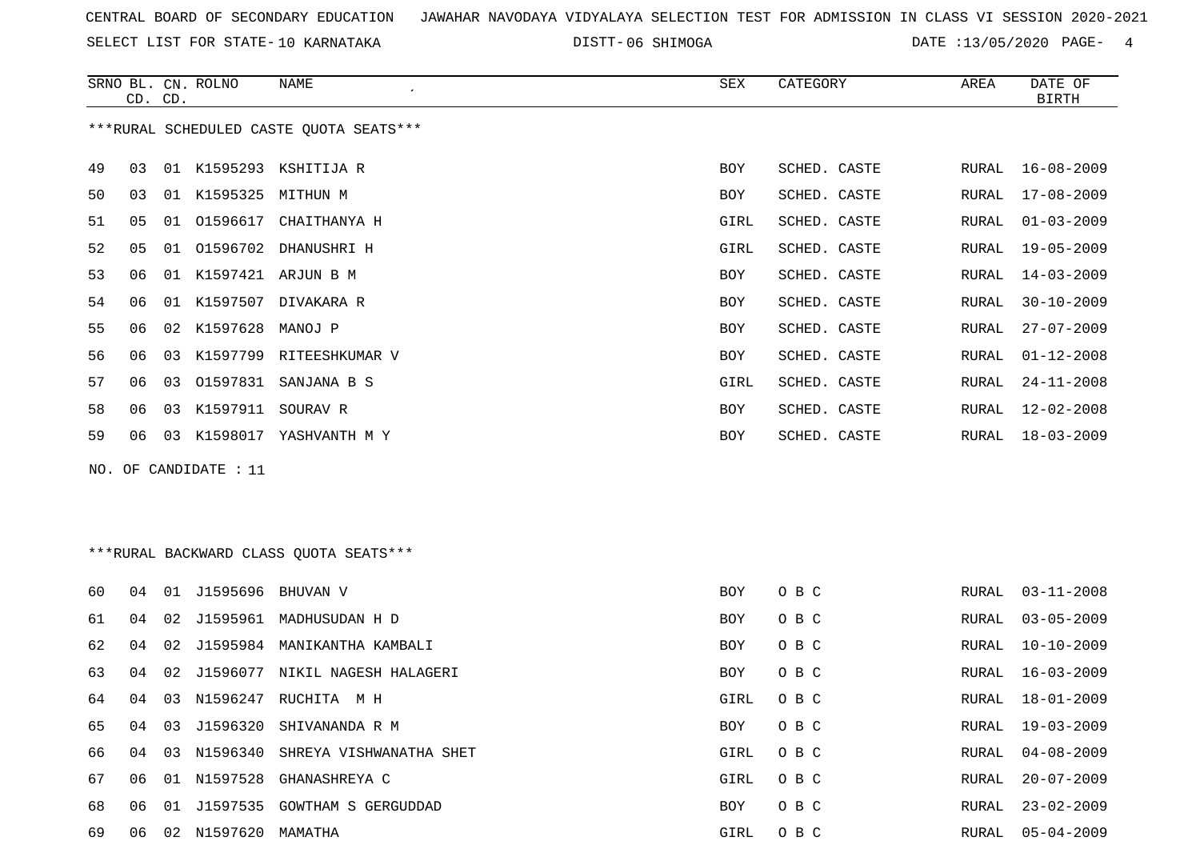CENTRAL BOARD OF SECONDARY EDUCATION JAWAHAR NAVODAYA VIDYALAYA SELECTION TEST FOR ADMISSION IN CLASS VI SESSION 2020-2021

SELECT LIST FOR STATE- 10 KARNATAKA DISTT- 06 SHIMOGA DATE :13/05/2020

***RURAL SCHEDULED CASTE QUOTA SEATS***

| SRNO | BL. CD. | CN. CD. | ROLNO | NAME | SEX | CATEGORY | AREA | DATE OF BIRTH |
|---|---|---|---|---|---|---|---|---|
| 49 | 03 | 01 | K1595293 | KSHITIJA R | BOY | SCHED. CASTE | RURAL | 16-08-2009 |
| 50 | 03 | 01 | K1595325 | MITHUN M | BOY | SCHED. CASTE | RURAL | 17-08-2009 |
| 51 | 05 | 01 | O1596617 | CHAITHANYA H | GIRL | SCHED. CASTE | RURAL | 01-03-2009 |
| 52 | 05 | 01 | O1596702 | DHANUSHRI H | GIRL | SCHED. CASTE | RURAL | 19-05-2009 |
| 53 | 06 | 01 | K1597421 | ARJUN B M | BOY | SCHED. CASTE | RURAL | 14-03-2009 |
| 54 | 06 | 01 | K1597507 | DIVAKARA R | BOY | SCHED. CASTE | RURAL | 30-10-2009 |
| 55 | 06 | 02 | K1597628 | MANOJ P | BOY | SCHED. CASTE | RURAL | 27-07-2009 |
| 56 | 06 | 03 | K1597799 | RITEESHKUMAR V | BOY | SCHED. CASTE | RURAL | 01-12-2008 |
| 57 | 06 | 03 | O1597831 | SANJANA B S | GIRL | SCHED. CASTE | RURAL | 24-11-2008 |
| 58 | 06 | 03 | K1597911 | SOURAV R | BOY | SCHED. CASTE | RURAL | 12-02-2008 |
| 59 | 06 | 03 | K1598017 | YASHVANTH M Y | BOY | SCHED. CASTE | RURAL | 18-03-2009 |

NO. OF CANDIDATE : 11

***RURAL BACKWARD CLASS QUOTA SEATS***

| SRNO | BL. CD. | CN. CD. | ROLNO | NAME | SEX | CATEGORY | AREA | DATE OF BIRTH |
|---|---|---|---|---|---|---|---|---|
| 60 | 04 | 01 | J1595696 | BHUVAN V | BOY | O B C | RURAL | 03-11-2008 |
| 61 | 04 | 02 | J1595961 | MADHUSUDAN H D | BOY | O B C | RURAL | 03-05-2009 |
| 62 | 04 | 02 | J1595984 | MANIKANTHA KAMBALI | BOY | O B C | RURAL | 10-10-2009 |
| 63 | 04 | 02 | J1596077 | NIKIL NAGESH HALAGERI | BOY | O B C | RURAL | 16-03-2009 |
| 64 | 04 | 03 | N1596247 | RUCHITA M H | GIRL | O B C | RURAL | 18-01-2009 |
| 65 | 04 | 03 | J1596320 | SHIVANANDA R M | BOY | O B C | RURAL | 19-03-2009 |
| 66 | 04 | 03 | N1596340 | SHREYA VISHWANATHA SHET | GIRL | O B C | RURAL | 04-08-2009 |
| 67 | 06 | 01 | N1597528 | GHANASHREYA C | GIRL | O B C | RURAL | 20-07-2009 |
| 68 | 06 | 01 | J1597535 | GOWTHAM S GERGUDDAD | BOY | O B C | RURAL | 23-02-2009 |
| 69 | 06 | 02 | N1597620 | MAMATHA | GIRL | O B C | RURAL | 05-04-2009 |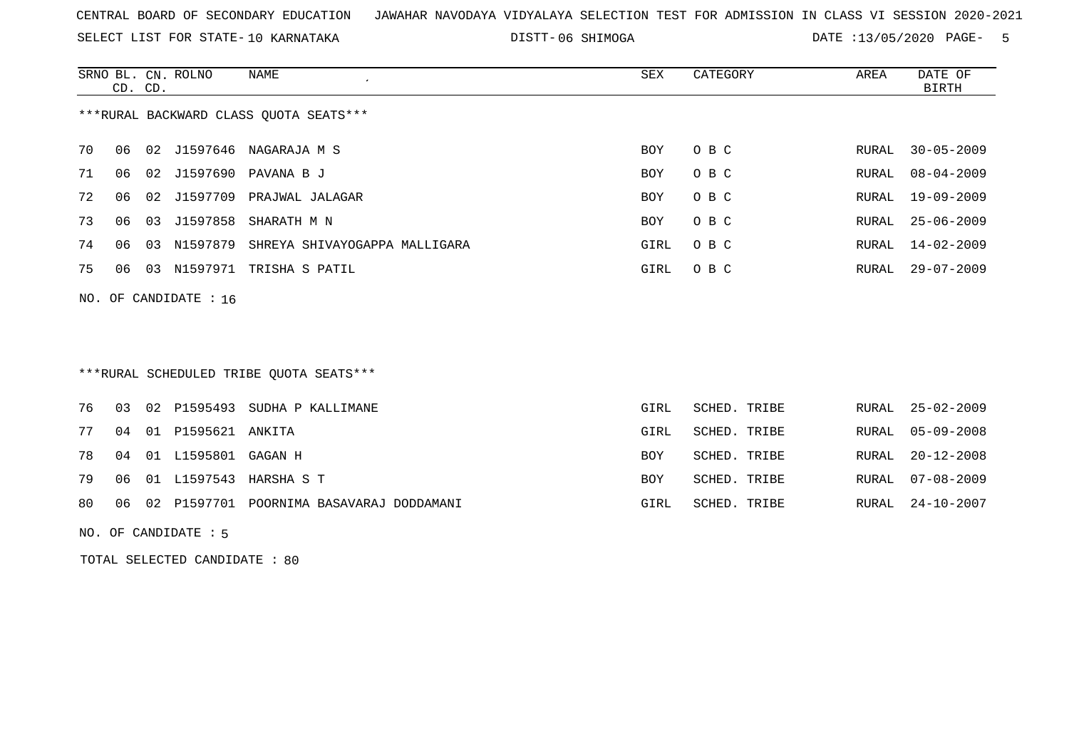CENTRAL BOARD OF SECONDARY EDUCATION JAWAHAR NAVODAYA VIDYALAYA SELECTION TEST FOR ADMISSION IN CLASS VI SESSION 2020-2021

SELECT LIST FOR STATE- 10 KARNATAKA DISTT- 06 SHIMOGA DATE :13/05/2020

***RURAL BACKWARD CLASS QUOTA SEATS***

| SRNO | BL. CD. | CN. CD. | ROLNO | NAME | SEX | CATEGORY | AREA | DATE OF BIRTH |
|---|---|---|---|---|---|---|---|---|
| 70 | 06 | 02 | J1597646 | NAGARAJA M S | BOY | O B C | RURAL | 30-05-2009 |
| 71 | 06 | 02 | J1597690 | PAVANA B J | BOY | O B C | RURAL | 08-04-2009 |
| 72 | 06 | 02 | J1597709 | PRAJWAL JALAGAR | BOY | O B C | RURAL | 19-09-2009 |
| 73 | 06 | 03 | J1597858 | SHARATH M N | BOY | O B C | RURAL | 25-06-2009 |
| 74 | 06 | 03 | N1597879 | SHREYA SHIVAYOGAPPA MALLIGARA | GIRL | O B C | RURAL | 14-02-2009 |
| 75 | 06 | 03 | N1597971 | TRISHA S PATIL | GIRL | O B C | RURAL | 29-07-2009 |

NO. OF CANDIDATE : 16

***RURAL SCHEDULED TRIBE QUOTA SEATS***

| SRNO | BL. CD. | CN. CD. | ROLNO | NAME | SEX | CATEGORY | AREA | DATE OF BIRTH |
|---|---|---|---|---|---|---|---|---|
| 76 | 03 | 02 | P1595493 | SUDHA P KALLIMANE | GIRL | SCHED. TRIBE | RURAL | 25-02-2009 |
| 77 | 04 | 01 | P1595621 | ANKITA | GIRL | SCHED. TRIBE | RURAL | 05-09-2008 |
| 78 | 04 | 01 | L1595801 | GAGAN H | BOY | SCHED. TRIBE | RURAL | 20-12-2008 |
| 79 | 06 | 01 | L1597543 | HARSHA S T | BOY | SCHED. TRIBE | RURAL | 07-08-2009 |
| 80 | 06 | 02 | P1597701 | POORNIMA BASAVARAJ DODDAMANI | GIRL | SCHED. TRIBE | RURAL | 24-10-2007 |

NO. OF CANDIDATE : 5

TOTAL SELECTED CANDIDATE : 80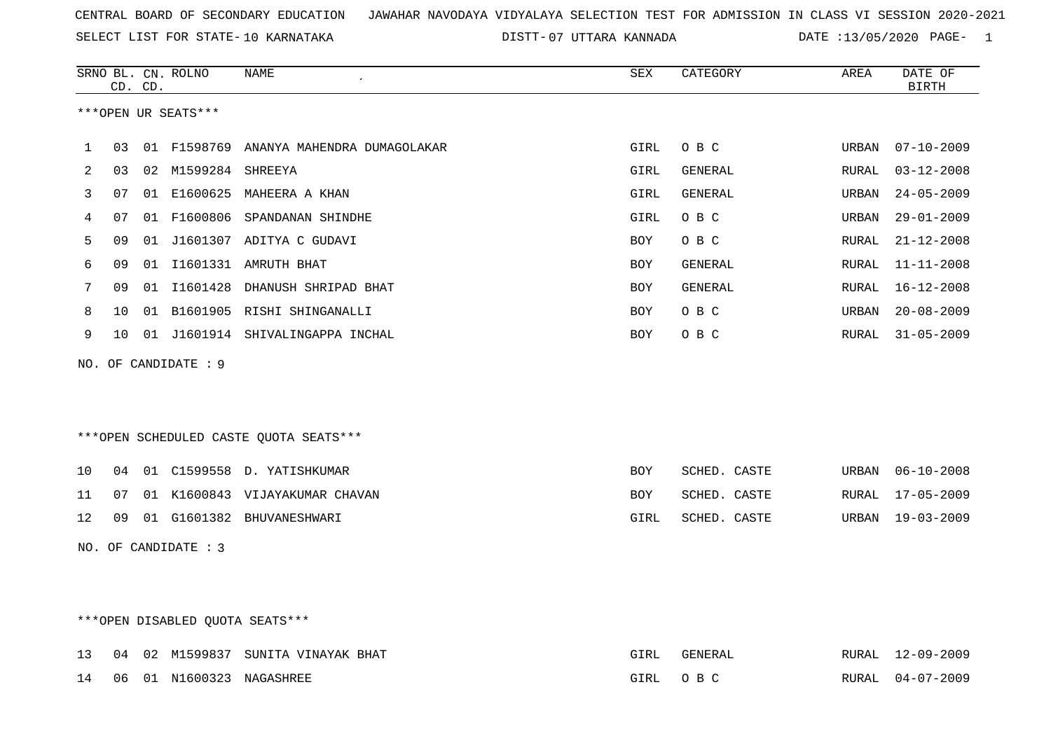CENTRAL BOARD OF SECONDARY EDUCATION   JAWAHAR NAVODAYA VIDYALAYA SELECTION TEST FOR ADMISSION IN CLASS VI SESSION 2020-2021

SELECT LIST FOR STATE- 10 KARNATAKA   DISTT- 07 UTTARA KANNADA   DATE :13/05/2020

| SRNO | BL. CD. | CN. CD. | ROLNO | NAME | SEX | CATEGORY | AREA | DATE OF BIRTH |
|---|---|---|---|---|---|---|---|---|

***OPEN UR SEATS***

| SRNO | BL. CD. | CN. CD. | ROLNO | NAME | SEX | CATEGORY | AREA | DATE OF BIRTH |
|---|---|---|---|---|---|---|---|---|
| 1 | 03 | 01 | F1598769 | ANANYA MAHENDRA DUMAGOLAKAR | GIRL | O B C | URBAN | 07-10-2009 |
| 2 | 03 | 02 | M1599284 | SHREEYA | GIRL | GENERAL | RURAL | 03-12-2008 |
| 3 | 07 | 01 | E1600625 | MAHEERA A KHAN | GIRL | GENERAL | URBAN | 24-05-2009 |
| 4 | 07 | 01 | F1600806 | SPANDANAN SHINDHE | GIRL | O B C | URBAN | 29-01-2009 |
| 5 | 09 | 01 | J1601307 | ADITYA C GUDAVI | BOY | O B C | RURAL | 21-12-2008 |
| 6 | 09 | 01 | I1601331 | AMRUTH BHAT | BOY | GENERAL | RURAL | 11-11-2008 |
| 7 | 09 | 01 | I1601428 | DHANUSH SHRIPAD BHAT | BOY | GENERAL | RURAL | 16-12-2008 |
| 8 | 10 | 01 | B1601905 | RISHI SHINGANALLI | BOY | O B C | URBAN | 20-08-2009 |
| 9 | 10 | 01 | J1601914 | SHIVALINGAPPA INCHAL | BOY | O B C | RURAL | 31-05-2009 |

NO. OF CANDIDATE : 9

***OPEN SCHEDULED CASTE QUOTA SEATS***

| SRNO | BL. CD. | CN. CD. | ROLNO | NAME | SEX | CATEGORY | AREA | DATE OF BIRTH |
|---|---|---|---|---|---|---|---|---|
| 10 | 04 | 01 | C1599558 | D. YATISHKUMAR | BOY | SCHED. CASTE | URBAN | 06-10-2008 |
| 11 | 07 | 01 | K1600843 | VIJAYAKUMAR CHAVAN | BOY | SCHED. CASTE | RURAL | 17-05-2009 |
| 12 | 09 | 01 | G1601382 | BHUVANESHWARI | GIRL | SCHED. CASTE | URBAN | 19-03-2009 |

NO. OF CANDIDATE : 3

***OPEN DISABLED QUOTA SEATS***

| SRNO | BL. CD. | CN. CD. | ROLNO | NAME | SEX | CATEGORY | AREA | DATE OF BIRTH |
|---|---|---|---|---|---|---|---|---|
| 13 | 04 | 02 | M1599837 | SUNITA VINAYAK BHAT | GIRL | GENERAL | RURAL | 12-09-2009 |
| 14 | 06 | 01 | N1600323 | NAGASHREE | GIRL | O B C | RURAL | 04-07-2009 |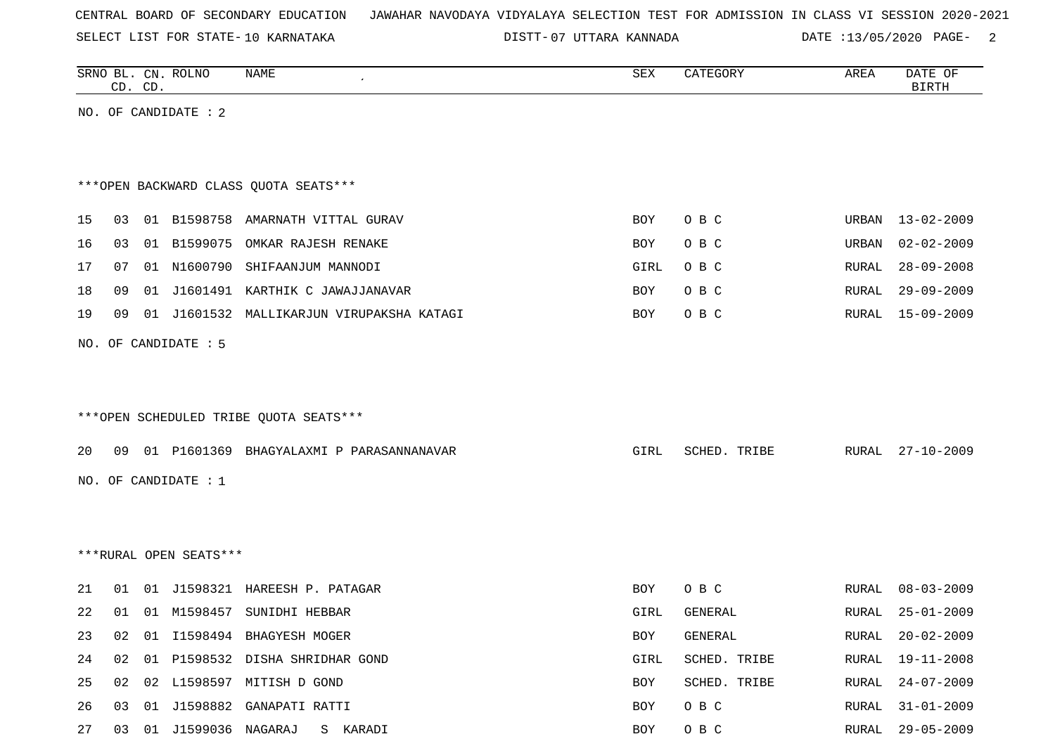CENTRAL BOARD OF SECONDARY EDUCATION JAWAHAR NAVODAYA VIDYALAYA SELECTION TEST FOR ADMISSION IN CLASS VI SESSION 2020-2021

SELECT LIST FOR STATE- 10 KARNATAKA DISTT- 07 UTTARA KANNADA DATE :13/05/2020

| SRNO | BL. CD. | CN. CD. | ROLNO | NAME | SEX | CATEGORY | AREA | DATE OF BIRTH |
|---|---|---|---|---|---|---|---|---|

NO. OF CANDIDATE : 2

***OPEN BACKWARD CLASS QUOTA SEATS***

| SRNO | BL. CD. | CN. CD. | ROLNO | NAME | SEX | CATEGORY | AREA | DATE OF BIRTH |
|---|---|---|---|---|---|---|---|---|
| 15 | 03 | 01 | B1598758 | AMARNATH VITTAL GURAV | BOY | O B C | URBAN | 13-02-2009 |
| 16 | 03 | 01 | B1599075 | OMKAR RAJESH RENAKE | BOY | O B C | URBAN | 02-02-2009 |
| 17 | 07 | 01 | N1600790 | SHIFAANJUM MANNODI | GIRL | O B C | RURAL | 28-09-2008 |
| 18 | 09 | 01 | J1601491 | KARTHIK C JAWAJJANAVAR | BOY | O B C | RURAL | 29-09-2009 |
| 19 | 09 | 01 | J1601532 | MALLIKARJUN VIRUPAKSHA KATAGI | BOY | O B C | RURAL | 15-09-2009 |

NO. OF CANDIDATE : 5

***OPEN SCHEDULED TRIBE QUOTA SEATS***

| SRNO | BL. CD. | CN. CD. | ROLNO | NAME | SEX | CATEGORY | AREA | DATE OF BIRTH |
|---|---|---|---|---|---|---|---|---|
| 20 | 09 | 01 | P1601369 | BHAGYALAXMI P PARASANNANAVAR | GIRL | SCHED. TRIBE | RURAL | 27-10-2009 |

NO. OF CANDIDATE : 1

***RURAL OPEN SEATS***

| SRNO | BL. CD. | CN. CD. | ROLNO | NAME | SEX | CATEGORY | AREA | DATE OF BIRTH |
|---|---|---|---|---|---|---|---|---|
| 21 | 01 | 01 | J1598321 | HAREESH P. PATAGAR | BOY | O B C | RURAL | 08-03-2009 |
| 22 | 01 | 01 | M1598457 | SUNIDHI HEBBAR | GIRL | GENERAL | RURAL | 25-01-2009 |
| 23 | 02 | 01 | I1598494 | BHAGYESH MOGER | BOY | GENERAL | RURAL | 20-02-2009 |
| 24 | 02 | 01 | P1598532 | DISHA SHRIDHAR GOND | GIRL | SCHED. TRIBE | RURAL | 19-11-2008 |
| 25 | 02 | 02 | L1598597 | MITISH D GOND | BOY | SCHED. TRIBE | RURAL | 24-07-2009 |
| 26 | 03 | 01 | J1598882 | GANAPATI RATTI | BOY | O B C | RURAL | 31-01-2009 |
| 27 | 03 | 01 | J1599036 | NAGARAJ S KARADI | BOY | O B C | RURAL | 29-05-2009 |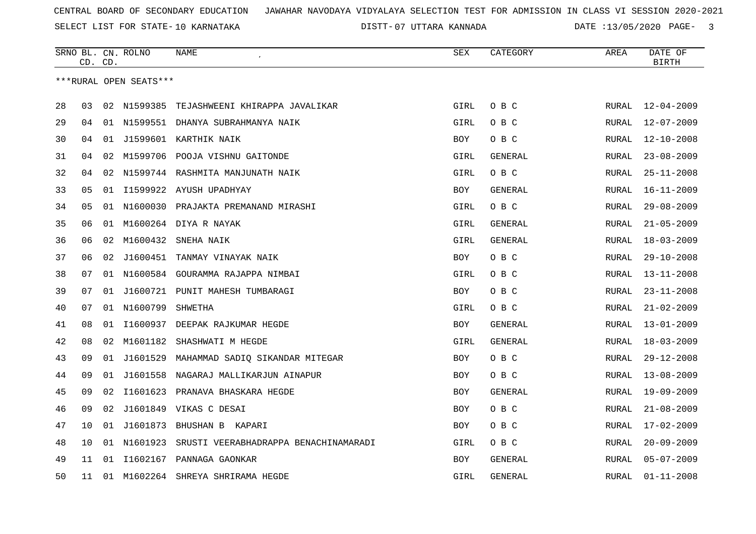CENTRAL BOARD OF SECONDARY EDUCATION JAWAHAR NAVODAYA VIDYALAYA SELECTION TEST FOR ADMISSION IN CLASS VI SESSION 2020-2021

SELECT LIST FOR STATE- 10 KARNATAKA DISTT- 07 UTTARA KANNADA DATE :13/05/2020

***RURAL OPEN SEATS***

| SRNO | BL. CD. | CN. CD. | ROLNO | NAME | SEX | CATEGORY | AREA | DATE OF BIRTH |
|---|---|---|---|---|---|---|---|---|
| 28 | 03 | 02 | N1599385 | TEJASHWEENI KHIRAPPA JAVALIKAR | GIRL | O B C | RURAL | 12-04-2009 |
| 29 | 04 | 01 | N1599551 | DHANYA SUBRAHMANYA NAIK | GIRL | O B C | RURAL | 12-07-2009 |
| 30 | 04 | 01 | J1599601 | KARTHIK NAIK | BOY | O B C | RURAL | 12-10-2008 |
| 31 | 04 | 02 | M1599706 | POOJA VISHNU GAITONDE | GIRL | GENERAL | RURAL | 23-08-2009 |
| 32 | 04 | 02 | N1599744 | RASHMITA MANJUNATH NAIK | GIRL | O B C | RURAL | 25-11-2008 |
| 33 | 05 | 01 | I1599922 | AYUSH UPADHYAY | BOY | GENERAL | RURAL | 16-11-2009 |
| 34 | 05 | 01 | N1600030 | PRAJAKTA PREMANAND MIRASHI | GIRL | O B C | RURAL | 29-08-2009 |
| 35 | 06 | 01 | M1600264 | DIYA R NAYAK | GIRL | GENERAL | RURAL | 21-05-2009 |
| 36 | 06 | 02 | M1600432 | SNEHA NAIK | GIRL | GENERAL | RURAL | 18-03-2009 |
| 37 | 06 | 02 | J1600451 | TANMAY VINAYAK NAIK | BOY | O B C | RURAL | 29-10-2008 |
| 38 | 07 | 01 | N1600584 | GOURAMMA RAJAPPA NIMBAI | GIRL | O B C | RURAL | 13-11-2008 |
| 39 | 07 | 01 | J1600721 | PUNIT MAHESH TUMBARAGI | BOY | O B C | RURAL | 23-11-2008 |
| 40 | 07 | 01 | N1600799 | SHWETHA | GIRL | O B C | RURAL | 21-02-2009 |
| 41 | 08 | 01 | I1600937 | DEEPAK RAJKUMAR HEGDE | BOY | GENERAL | RURAL | 13-01-2009 |
| 42 | 08 | 02 | M1601182 | SHASHWATI M HEGDE | GIRL | GENERAL | RURAL | 18-03-2009 |
| 43 | 09 | 01 | J1601529 | MAHAMMAD SADIQ SIKANDAR MITEGAR | BOY | O B C | RURAL | 29-12-2008 |
| 44 | 09 | 01 | J1601558 | NAGARAJ MALLIKARJUN AINAPUR | BOY | O B C | RURAL | 13-08-2009 |
| 45 | 09 | 02 | I1601623 | PRANAVA BHASKARA HEGDE | BOY | GENERAL | RURAL | 19-09-2009 |
| 46 | 09 | 02 | J1601849 | VIKAS C DESAI | BOY | O B C | RURAL | 21-08-2009 |
| 47 | 10 | 01 | J1601873 | BHUSHAN B KAPARI | BOY | O B C | RURAL | 17-02-2009 |
| 48 | 10 | 01 | N1601923 | SRUSTI VEERABHADRAPPA BENACHINAMARADI | GIRL | O B C | RURAL | 20-09-2009 |
| 49 | 11 | 01 | I1602167 | PANNAGA GAONKAR | BOY | GENERAL | RURAL | 05-07-2009 |
| 50 | 11 | 01 | M1602264 | SHREYA SHRIRAMA HEGDE | GIRL | GENERAL | RURAL | 01-11-2008 |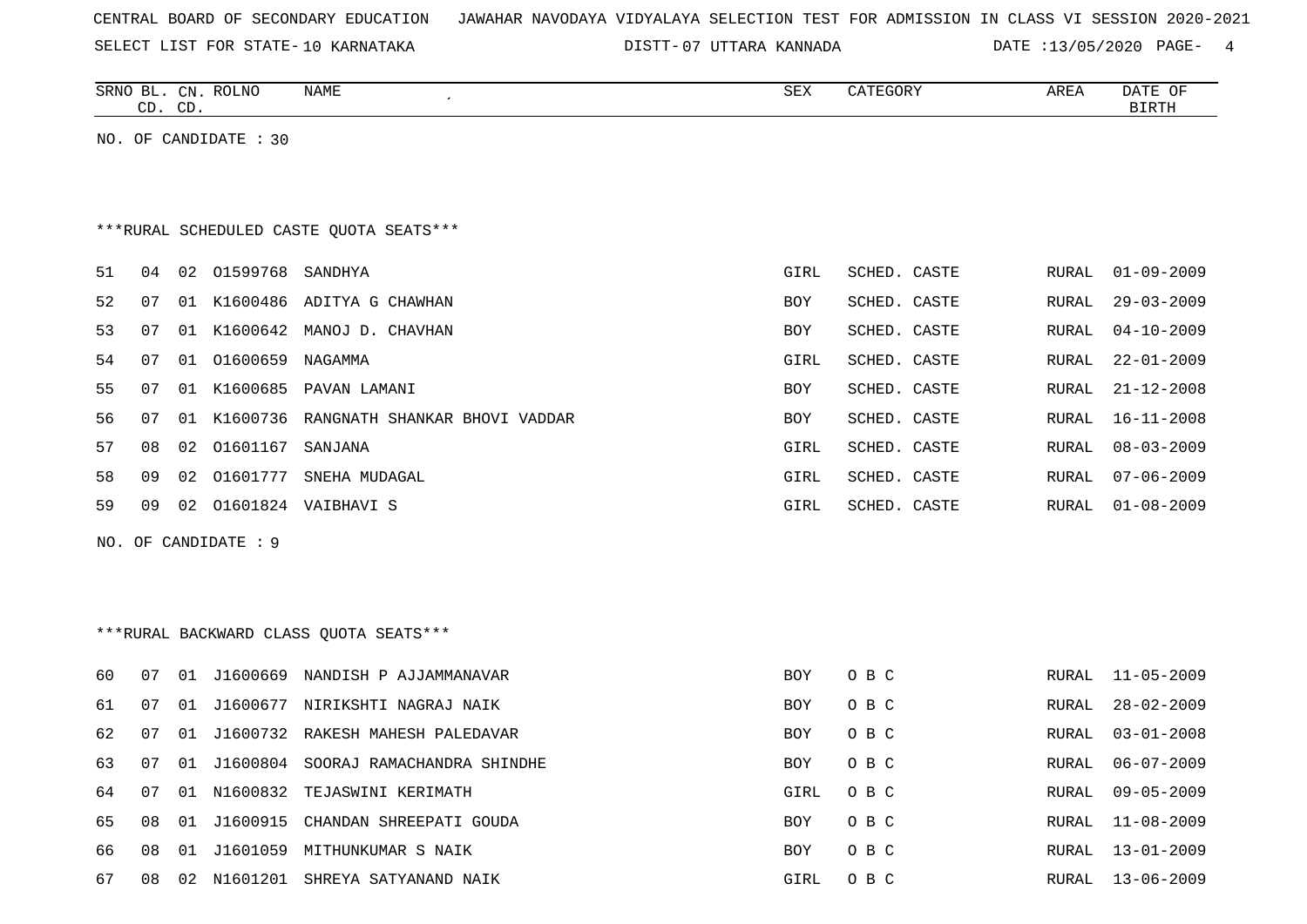CENTRAL BOARD OF SECONDARY EDUCATION JAWAHAR NAVODAYA VIDYALAYA SELECTION TEST FOR ADMISSION IN CLASS VI SESSION 2020-2021

SELECT LIST FOR STATE- 10 KARNATAKA DISTT- 07 UTTARA KANNADA DATE :13/05/2020

NO. OF CANDIDATE : 30

***RURAL SCHEDULED CASTE QUOTA SEATS***

| SRNO | BL. CD. | CN. CD. | ROLNO | NAME | SEX | CATEGORY | AREA | DATE OF BIRTH |
|---|---|---|---|---|---|---|---|---|
| 51 | 04 | 02 | O1599768 | SANDHYA | GIRL | SCHED. CASTE | RURAL | 01-09-2009 |
| 52 | 07 | 01 | K1600486 | ADITYA G CHAWHAN | BOY | SCHED. CASTE | RURAL | 29-03-2009 |
| 53 | 07 | 01 | K1600642 | MANOJ D. CHAVHAN | BOY | SCHED. CASTE | RURAL | 04-10-2009 |
| 54 | 07 | 01 | O1600659 | NAGAMMA | GIRL | SCHED. CASTE | RURAL | 22-01-2009 |
| 55 | 07 | 01 | K1600685 | PAVAN LAMANI | BOY | SCHED. CASTE | RURAL | 21-12-2008 |
| 56 | 07 | 01 | K1600736 | RANGNATH SHANKAR BHOVI VADDAR | BOY | SCHED. CASTE | RURAL | 16-11-2008 |
| 57 | 08 | 02 | O1601167 | SANJANA | GIRL | SCHED. CASTE | RURAL | 08-03-2009 |
| 58 | 09 | 02 | O1601777 | SNEHA MUDAGAL | GIRL | SCHED. CASTE | RURAL | 07-06-2009 |
| 59 | 09 | 02 | O1601824 | VAIBHAVI S | GIRL | SCHED. CASTE | RURAL | 01-08-2009 |

NO. OF CANDIDATE : 9

***RURAL BACKWARD CLASS QUOTA SEATS***

| SRNO | BL. CD. | CN. CD. | ROLNO | NAME | SEX | CATEGORY | AREA | DATE OF BIRTH |
|---|---|---|---|---|---|---|---|---|
| 60 | 07 | 01 | J1600669 | NANDISH P AJJAMMANAVAR | BOY | O B C | RURAL | 11-05-2009 |
| 61 | 07 | 01 | J1600677 | NIRIKSHTI NAGRAJ NAIK | BOY | O B C | RURAL | 28-02-2009 |
| 62 | 07 | 01 | J1600732 | RAKESH MAHESH PALEDAVAR | BOY | O B C | RURAL | 03-01-2008 |
| 63 | 07 | 01 | J1600804 | SOORAJ RAMACHANDRA SHINDHE | BOY | O B C | RURAL | 06-07-2009 |
| 64 | 07 | 01 | N1600832 | TEJASWINI KERIMATH | GIRL | O B C | RURAL | 09-05-2009 |
| 65 | 08 | 01 | J1600915 | CHANDAN SHREEPATI GOUDA | BOY | O B C | RURAL | 11-08-2009 |
| 66 | 08 | 01 | J1601059 | MITHUNKUMAR S NAIK | BOY | O B C | RURAL | 13-01-2009 |
| 67 | 08 | 02 | N1601201 | SHREYA SATYANAND NAIK | GIRL | O B C | RURAL | 13-06-2009 |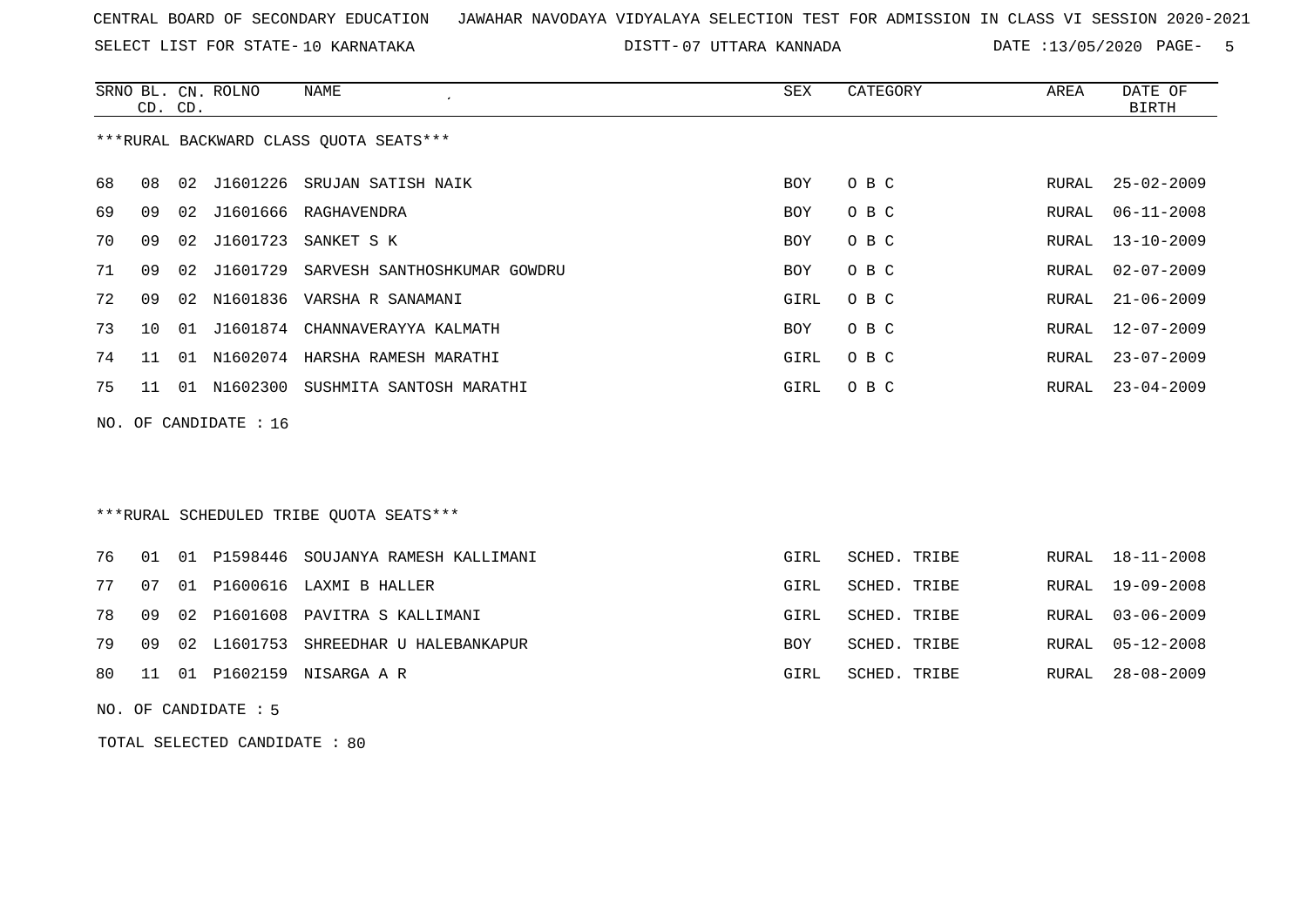CENTRAL BOARD OF SECONDARY EDUCATION JAWAHAR NAVODAYA VIDYALAYA SELECTION TEST FOR ADMISSION IN CLASS VI SESSION 2020-2021

SELECT LIST FOR STATE- 10 KARNATAKA DISTT- 07 UTTARA KANNADA DATE :13/05/2020

***RURAL BACKWARD CLASS QUOTA SEATS***

| SRNO | BL. CD. | CN. CD. | ROLNO | NAME | SEX | CATEGORY | AREA | DATE OF BIRTH |
|---|---|---|---|---|---|---|---|---|
| 68 | 08 | 02 | J1601226 | SRUJAN SATISH NAIK | BOY | O B C | RURAL | 25-02-2009 |
| 69 | 09 | 02 | J1601666 | RAGHAVENDRA | BOY | O B C | RURAL | 06-11-2008 |
| 70 | 09 | 02 | J1601723 | SANKET S K | BOY | O B C | RURAL | 13-10-2009 |
| 71 | 09 | 02 | J1601729 | SARVESH SANTHOSHKUMAR GOWDRU | BOY | O B C | RURAL | 02-07-2009 |
| 72 | 09 | 02 | N1601836 | VARSHA R SANAMANI | GIRL | O B C | RURAL | 21-06-2009 |
| 73 | 10 | 01 | J1601874 | CHANNAVERAYYA KALMATH | BOY | O B C | RURAL | 12-07-2009 |
| 74 | 11 | 01 | N1602074 | HARSHA RAMESH MARATHI | GIRL | O B C | RURAL | 23-07-2009 |
| 75 | 11 | 01 | N1602300 | SUSHMITA SANTOSH MARATHI | GIRL | O B C | RURAL | 23-04-2009 |

NO. OF CANDIDATE : 16

***RURAL SCHEDULED TRIBE QUOTA SEATS***

| SRNO | BL. CD. | CN. CD. | ROLNO | NAME | SEX | CATEGORY | AREA | DATE OF BIRTH |
|---|---|---|---|---|---|---|---|---|
| 76 | 01 | 01 | P1598446 | SOUJANYA RAMESH KALLIMANI | GIRL | SCHED. TRIBE | RURAL | 18-11-2008 |
| 77 | 07 | 01 | P1600616 | LAXMI B HALLER | GIRL | SCHED. TRIBE | RURAL | 19-09-2008 |
| 78 | 09 | 02 | P1601608 | PAVITRA S KALLIMANI | GIRL | SCHED. TRIBE | RURAL | 03-06-2009 |
| 79 | 09 | 02 | L1601753 | SHREEDHAR U HALEBANKAPUR | BOY | SCHED. TRIBE | RURAL | 05-12-2008 |
| 80 | 11 | 01 | P1602159 | NISARGA A R | GIRL | SCHED. TRIBE | RURAL | 28-08-2009 |

NO. OF CANDIDATE : 5

TOTAL SELECTED CANDIDATE : 80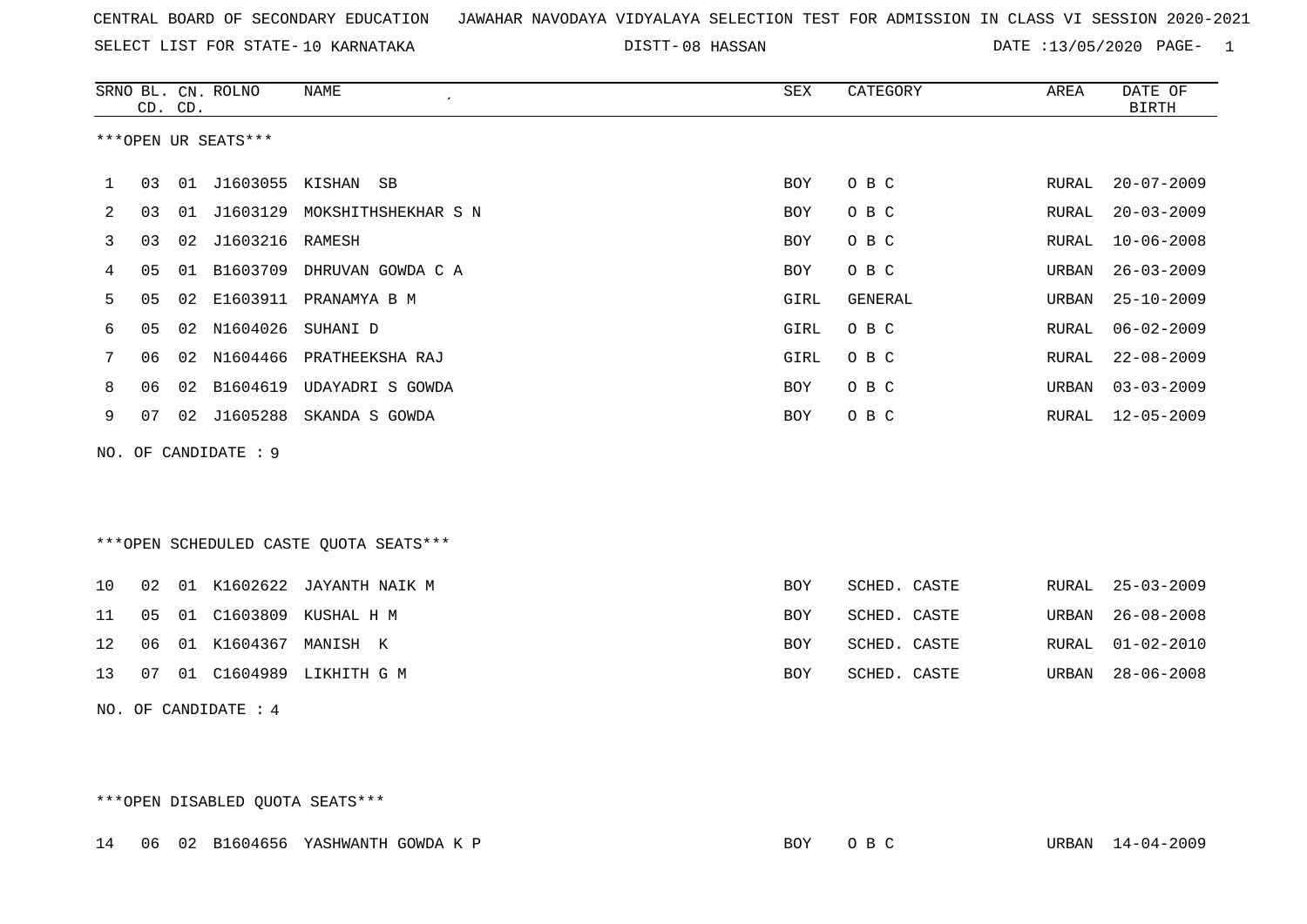CENTRAL BOARD OF SECONDARY EDUCATION JAWAHAR NAVODAYA VIDYALAYA SELECTION TEST FOR ADMISSION IN CLASS VI SESSION 2020-2021

SELECT LIST FOR STATE- 10 KARNATAKA DISTT- 08 HASSAN DATE :13/05/2020

***OPEN UR SEATS***

| SRNO | BL. CD. | CN. CD. | ROLNO | NAME | SEX | CATEGORY | AREA | DATE OF BIRTH |
|---|---|---|---|---|---|---|---|---|
| 1 | 03 | 01 | J1603055 | KISHAN SB | BOY | O B C | RURAL | 20-07-2009 |
| 2 | 03 | 01 | J1603129 | MOKSHITHSHEKHAR S N | BOY | O B C | RURAL | 20-03-2009 |
| 3 | 03 | 02 | J1603216 | RAMESH | BOY | O B C | RURAL | 10-06-2008 |
| 4 | 05 | 01 | B1603709 | DHRUVAN GOWDA C A | BOY | O B C | URBAN | 26-03-2009 |
| 5 | 05 | 02 | E1603911 | PRANAMYA B M | GIRL | GENERAL | URBAN | 25-10-2009 |
| 6 | 05 | 02 | N1604026 | SUHANI D | GIRL | O B C | RURAL | 06-02-2009 |
| 7 | 06 | 02 | N1604466 | PRATHEEKSHA RAJ | GIRL | O B C | RURAL | 22-08-2009 |
| 8 | 06 | 02 | B1604619 | UDAYADRI S GOWDA | BOY | O B C | URBAN | 03-03-2009 |
| 9 | 07 | 02 | J1605288 | SKANDA S GOWDA | BOY | O B C | RURAL | 12-05-2009 |

NO. OF CANDIDATE : 9

***OPEN SCHEDULED CASTE QUOTA SEATS***

| SRNO | BL. CD. | CN. CD. | ROLNO | NAME | SEX | CATEGORY | AREA | DATE OF BIRTH |
|---|---|---|---|---|---|---|---|---|
| 10 | 02 | 01 | K1602622 | JAYANTH NAIK M | BOY | SCHED. CASTE | RURAL | 25-03-2009 |
| 11 | 05 | 01 | C1603809 | KUSHAL H M | BOY | SCHED. CASTE | URBAN | 26-08-2008 |
| 12 | 06 | 01 | K1604367 | MANISH K | BOY | SCHED. CASTE | RURAL | 01-02-2010 |
| 13 | 07 | 01 | C1604989 | LIKHITH G M | BOY | SCHED. CASTE | URBAN | 28-06-2008 |

NO. OF CANDIDATE : 4

***OPEN DISABLED QUOTA SEATS***

| SRNO | BL. CD. | CN. CD. | ROLNO | NAME | SEX | CATEGORY | AREA | DATE OF BIRTH |
|---|---|---|---|---|---|---|---|---|
| 14 | 06 | 02 | B1604656 | YASHWANTH GOWDA K P | BOY | O B C | URBAN | 14-04-2009 |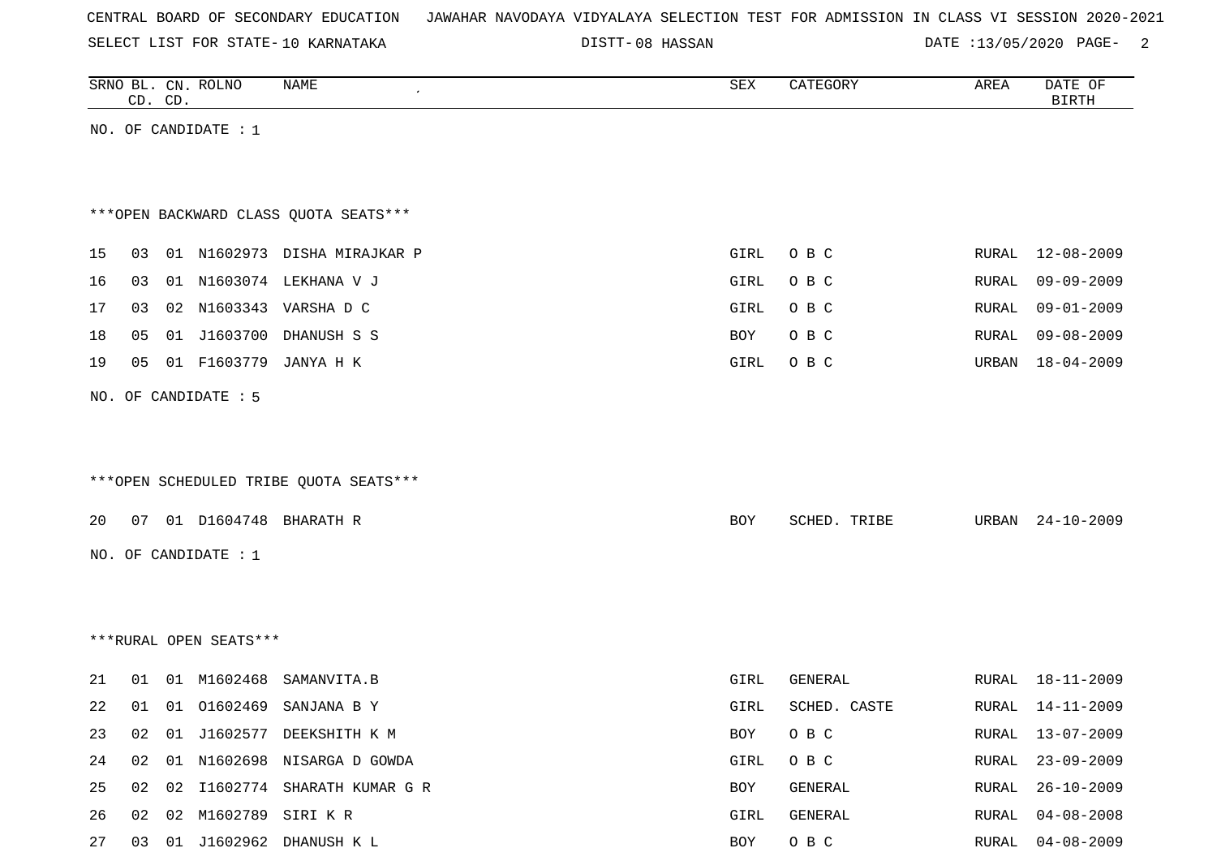CENTRAL BOARD OF SECONDARY EDUCATION JAWAHAR NAVODAYA VIDYALAYA SELECTION TEST FOR ADMISSION IN CLASS VI SESSION 2020-2021

SELECT LIST FOR STATE- 10 KARNATAKA DISTT- 08 HASSAN DATE :13/05/2020

| SRNO | BL. CD. | CN. CD. | ROLNO | NAME | SEX | CATEGORY | AREA | DATE OF BIRTH |
|---|---|---|---|---|---|---|---|---|

NO. OF CANDIDATE : 1

***OPEN BACKWARD CLASS QUOTA SEATS***

| SRNO | BL. CD. | CN. CD. | ROLNO | NAME | SEX | CATEGORY | AREA | DATE OF BIRTH |
|---|---|---|---|---|---|---|---|---|
| 15 | 03 | 01 | N1602973 | DISHA MIRAJKAR P | GIRL | O B C | RURAL | 12-08-2009 |
| 16 | 03 | 01 | N1603074 | LEKHANA V J | GIRL | O B C | RURAL | 09-09-2009 |
| 17 | 03 | 02 | N1603343 | VARSHA D C | GIRL | O B C | RURAL | 09-01-2009 |
| 18 | 05 | 01 | J1603700 | DHANUSH S S | BOY | O B C | RURAL | 09-08-2009 |
| 19 | 05 | 01 | F1603779 | JANYA H K | GIRL | O B C | URBAN | 18-04-2009 |

NO. OF CANDIDATE : 5

***OPEN SCHEDULED TRIBE QUOTA SEATS***

| SRNO | BL. CD. | CN. CD. | ROLNO | NAME | SEX | CATEGORY | AREA | DATE OF BIRTH |
|---|---|---|---|---|---|---|---|---|
| 20 | 07 | 01 | D1604748 | BHARATH R | BOY | SCHED. TRIBE | URBAN | 24-10-2009 |

NO. OF CANDIDATE : 1

***RURAL OPEN SEATS***

| SRNO | BL. CD. | CN. CD. | ROLNO | NAME | SEX | CATEGORY | AREA | DATE OF BIRTH |
|---|---|---|---|---|---|---|---|---|
| 21 | 01 | 01 | M1602468 | SAMANVITA.B | GIRL | GENERAL | RURAL | 18-11-2009 |
| 22 | 01 | 01 | O1602469 | SANJANA B Y | GIRL | SCHED. CASTE | RURAL | 14-11-2009 |
| 23 | 02 | 01 | J1602577 | DEEKSHITH K M | BOY | O B C | RURAL | 13-07-2009 |
| 24 | 02 | 01 | N1602698 | NISARGA D GOWDA | GIRL | O B C | RURAL | 23-09-2009 |
| 25 | 02 | 02 | I1602774 | SHARATH KUMAR G R | BOY | GENERAL | RURAL | 26-10-2009 |
| 26 | 02 | 02 | M1602789 | SIRI K R | GIRL | GENERAL | RURAL | 04-08-2008 |
| 27 | 03 | 01 | J1602962 | DHANUSH K L | BOY | O B C | RURAL | 04-08-2009 |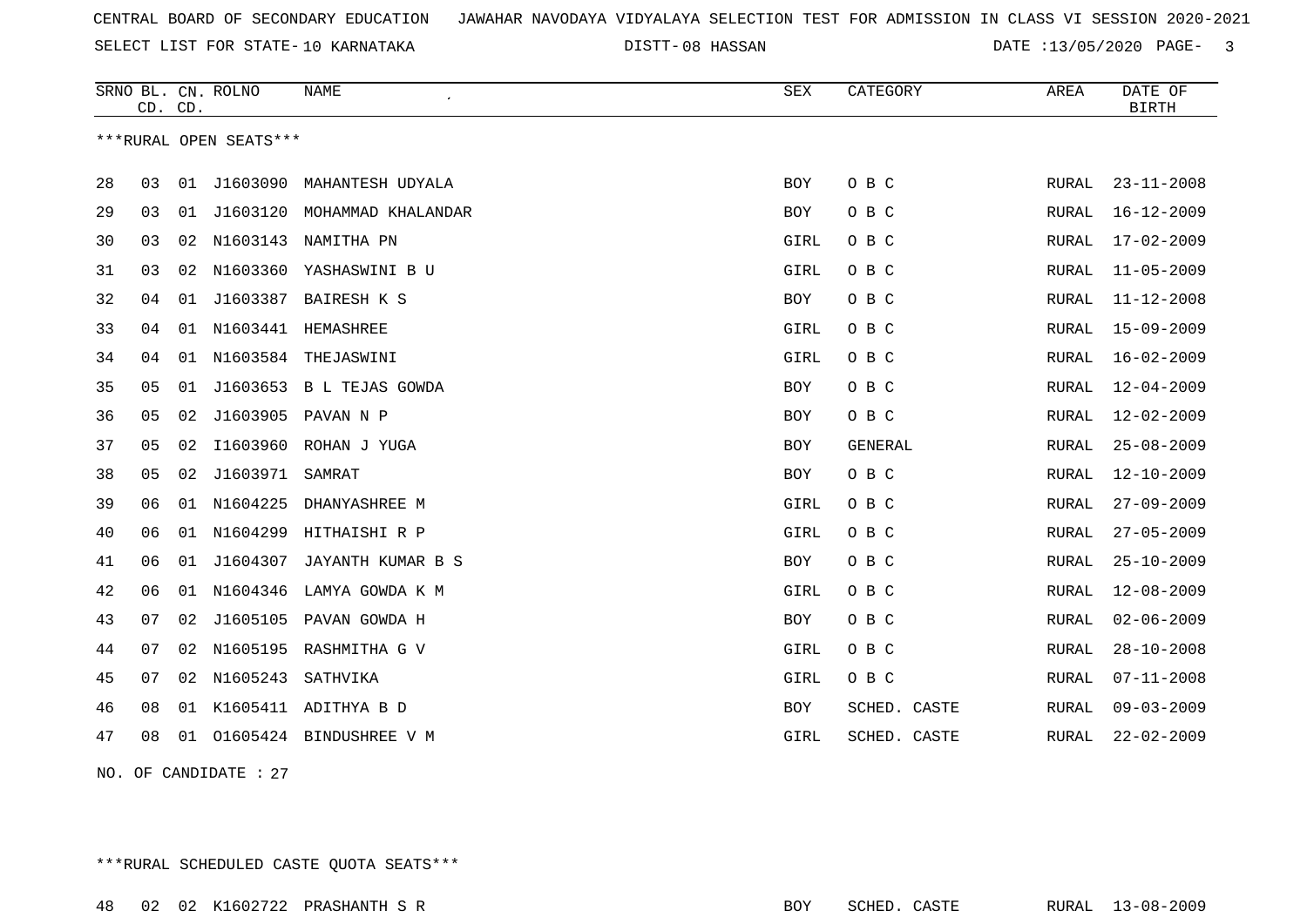CENTRAL BOARD OF SECONDARY EDUCATION JAWAHAR NAVODAYA VIDYALAYA SELECTION TEST FOR ADMISSION IN CLASS VI SESSION 2020-2021

SELECT LIST FOR STATE- 10 KARNATAKA DISTT- 08 HASSAN DATE :13/05/2020

***RURAL OPEN SEATS***

| SRNO | BL. CD. | CN. CD. | ROLNO | NAME | SEX | CATEGORY | AREA | DATE OF BIRTH |
|---|---|---|---|---|---|---|---|---|
| 28 | 03 | 01 | J1603090 | MAHANTESH UDYALA | BOY | O B C | RURAL | 23-11-2008 |
| 29 | 03 | 01 | J1603120 | MOHAMMAD KHALANDAR | BOY | O B C | RURAL | 16-12-2009 |
| 30 | 03 | 02 | N1603143 | NAMITHA PN | GIRL | O B C | RURAL | 17-02-2009 |
| 31 | 03 | 02 | N1603360 | YASHASWINI B U | GIRL | O B C | RURAL | 11-05-2009 |
| 32 | 04 | 01 | J1603387 | BAIRESH K S | BOY | O B C | RURAL | 11-12-2008 |
| 33 | 04 | 01 | N1603441 | HEMASHREE | GIRL | O B C | RURAL | 15-09-2009 |
| 34 | 04 | 01 | N1603584 | THEJASWINI | GIRL | O B C | RURAL | 16-02-2009 |
| 35 | 05 | 01 | J1603653 | B L TEJAS GOWDA | BOY | O B C | RURAL | 12-04-2009 |
| 36 | 05 | 02 | J1603905 | PAVAN N P | BOY | O B C | RURAL | 12-02-2009 |
| 37 | 05 | 02 | I1603960 | ROHAN J YUGA | BOY | GENERAL | RURAL | 25-08-2009 |
| 38 | 05 | 02 | J1603971 | SAMRAT | BOY | O B C | RURAL | 12-10-2009 |
| 39 | 06 | 01 | N1604225 | DHANYASHREE M | GIRL | O B C | RURAL | 27-09-2009 |
| 40 | 06 | 01 | N1604299 | HITHAISHI R P | GIRL | O B C | RURAL | 27-05-2009 |
| 41 | 06 | 01 | J1604307 | JAYANTH KUMAR B S | BOY | O B C | RURAL | 25-10-2009 |
| 42 | 06 | 01 | N1604346 | LAMYA GOWDA K M | GIRL | O B C | RURAL | 12-08-2009 |
| 43 | 07 | 02 | J1605105 | PAVAN GOWDA H | BOY | O B C | RURAL | 02-06-2009 |
| 44 | 07 | 02 | N1605195 | RASHMITHA G V | GIRL | O B C | RURAL | 28-10-2008 |
| 45 | 07 | 02 | N1605243 | SATHVIKA | GIRL | O B C | RURAL | 07-11-2008 |
| 46 | 08 | 01 | K1605411 | ADITHYA B D | BOY | SCHED. CASTE | RURAL | 09-03-2009 |
| 47 | 08 | 01 | O1605424 | BINDUSHREE V M | GIRL | SCHED. CASTE | RURAL | 22-02-2009 |

NO. OF CANDIDATE : 27

***RURAL SCHEDULED CASTE QUOTA SEATS***

| SRNO | BL. CD. | CN. CD. | ROLNO | NAME | SEX | CATEGORY | AREA | DATE OF BIRTH |
|---|---|---|---|---|---|---|---|---|
| 48 | 02 | 02 | K1602722 | PRASHANTH S R | BOY | SCHED. CASTE | RURAL | 13-08-2009 |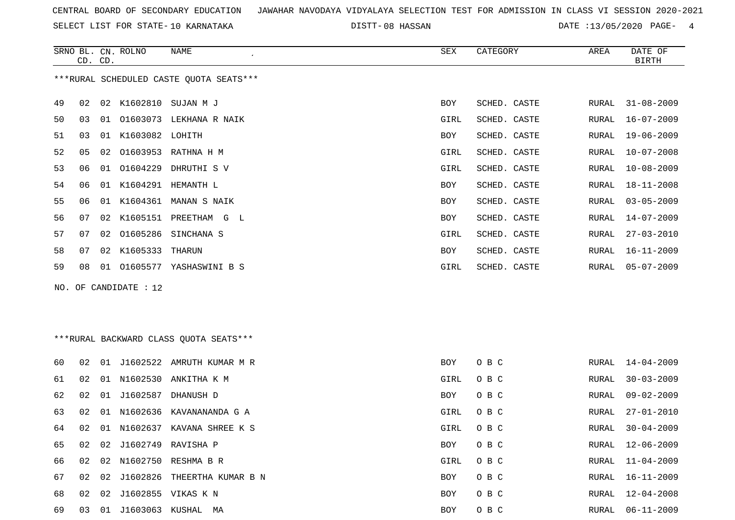CENTRAL BOARD OF SECONDARY EDUCATION JAWAHAR NAVODAYA VIDYALAYA SELECTION TEST FOR ADMISSION IN CLASS VI SESSION 2020-2021

SELECT LIST FOR STATE- 10 KARNATAKA DISTT- 08 HASSAN DATE :13/05/2020

***RURAL SCHEDULED CASTE QUOTA SEATS***

| SRNO | BL. CD. | CN. CD. | ROLNO | NAME | SEX | CATEGORY | AREA | DATE OF BIRTH |
|---|---|---|---|---|---|---|---|---|
| 49 | 02 | 02 | K1602810 | SUJAN M J | BOY | SCHED. CASTE | RURAL | 31-08-2009 |
| 50 | 03 | 01 | O1603073 | LEKHANA R NAIK | GIRL | SCHED. CASTE | RURAL | 16-07-2009 |
| 51 | 03 | 01 | K1603082 | LOHITH | BOY | SCHED. CASTE | RURAL | 19-06-2009 |
| 52 | 05 | 02 | O1603953 | RATHNA H M | GIRL | SCHED. CASTE | RURAL | 10-07-2008 |
| 53 | 06 | 01 | O1604229 | DHRUTHI S V | GIRL | SCHED. CASTE | RURAL | 10-08-2009 |
| 54 | 06 | 01 | K1604291 | HEMANTH L | BOY | SCHED. CASTE | RURAL | 18-11-2008 |
| 55 | 06 | 01 | K1604361 | MANAN S NAIK | BOY | SCHED. CASTE | RURAL | 03-05-2009 |
| 56 | 07 | 02 | K1605151 | PREETHAM G L | BOY | SCHED. CASTE | RURAL | 14-07-2009 |
| 57 | 07 | 02 | O1605286 | SINCHANA S | GIRL | SCHED. CASTE | RURAL | 27-03-2010 |
| 58 | 07 | 02 | K1605333 | THARUN | BOY | SCHED. CASTE | RURAL | 16-11-2009 |
| 59 | 08 | 01 | O1605577 | YASHASWINI B S | GIRL | SCHED. CASTE | RURAL | 05-07-2009 |

NO. OF CANDIDATE : 12

***RURAL BACKWARD CLASS QUOTA SEATS***

| SRNO | BL. CD. | CN. CD. | ROLNO | NAME | SEX | CATEGORY | AREA | DATE OF BIRTH |
|---|---|---|---|---|---|---|---|---|
| 60 | 02 | 01 | J1602522 | AMRUTH KUMAR M R | BOY | O B C | RURAL | 14-04-2009 |
| 61 | 02 | 01 | N1602530 | ANKITHA K M | GIRL | O B C | RURAL | 30-03-2009 |
| 62 | 02 | 01 | J1602587 | DHANUSH D | BOY | O B C | RURAL | 09-02-2009 |
| 63 | 02 | 01 | N1602636 | KAVANANANDA G A | GIRL | O B C | RURAL | 27-01-2010 |
| 64 | 02 | 01 | N1602637 | KAVANA SHREE K S | GIRL | O B C | RURAL | 30-04-2009 |
| 65 | 02 | 02 | J1602749 | RAVISHA P | BOY | O B C | RURAL | 12-06-2009 |
| 66 | 02 | 02 | N1602750 | RESHMA B R | GIRL | O B C | RURAL | 11-04-2009 |
| 67 | 02 | 02 | J1602826 | THEERTHA KUMAR B N | BOY | O B C | RURAL | 16-11-2009 |
| 68 | 02 | 02 | J1602855 | VIKAS K N | BOY | O B C | RURAL | 12-04-2008 |
| 69 | 03 | 01 | J1603063 | KUSHAL MA | BOY | O B C | RURAL | 06-11-2009 |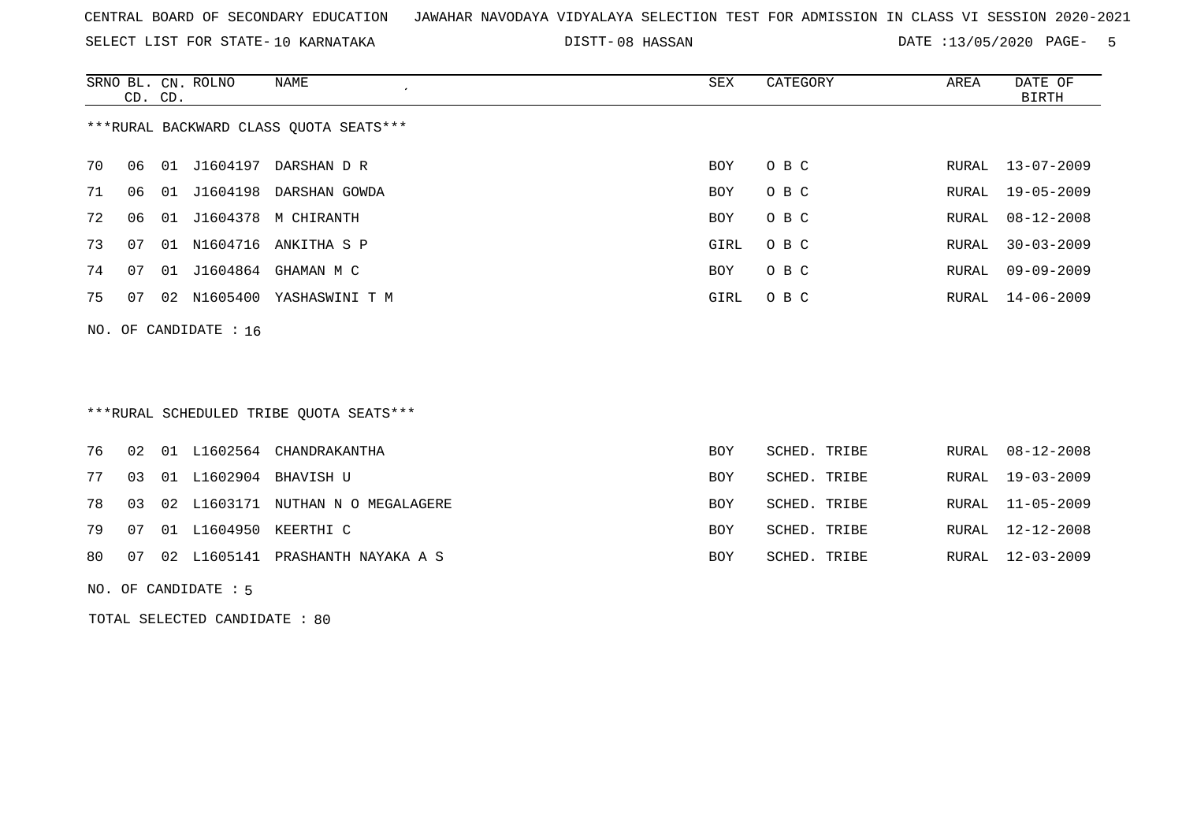CENTRAL BOARD OF SECONDARY EDUCATION   JAWAHAR NAVODAYA VIDYALAYA SELECTION TEST FOR ADMISSION IN CLASS VI SESSION 2020-2021

SELECT LIST FOR STATE- 10 KARNATAKA   DISTT- 08 HASSAN   DATE :13/05/2020

***RURAL BACKWARD CLASS QUOTA SEATS***

| SRNO | BL. CD. | CN. CD. | ROLNO | NAME | SEX | CATEGORY | AREA | DATE OF BIRTH |
|---|---|---|---|---|---|---|---|---|
| 70 | 06 | 01 | J1604197 | DARSHAN D R | BOY | O B C | RURAL | 13-07-2009 |
| 71 | 06 | 01 | J1604198 | DARSHAN GOWDA | BOY | O B C | RURAL | 19-05-2009 |
| 72 | 06 | 01 | J1604378 | M CHIRANTH | BOY | O B C | RURAL | 08-12-2008 |
| 73 | 07 | 01 | N1604716 | ANKITHA S P | GIRL | O B C | RURAL | 30-03-2009 |
| 74 | 07 | 01 | J1604864 | GHAMAN M C | BOY | O B C | RURAL | 09-09-2009 |
| 75 | 07 | 02 | N1605400 | YASHASWINI T M | GIRL | O B C | RURAL | 14-06-2009 |

NO. OF CANDIDATE : 16

***RURAL SCHEDULED TRIBE QUOTA SEATS***

| SRNO | BL. CD. | CN. CD. | ROLNO | NAME | SEX | CATEGORY | AREA | DATE OF BIRTH |
|---|---|---|---|---|---|---|---|---|
| 76 | 02 | 01 | L1602564 | CHANDRAKANTHA | BOY | SCHED. TRIBE | RURAL | 08-12-2008 |
| 77 | 03 | 01 | L1602904 | BHAVISH U | BOY | SCHED. TRIBE | RURAL | 19-03-2009 |
| 78 | 03 | 02 | L1603171 | NUTHAN N O MEGALAGERE | BOY | SCHED. TRIBE | RURAL | 11-05-2009 |
| 79 | 07 | 01 | L1604950 | KEERTHI C | BOY | SCHED. TRIBE | RURAL | 12-12-2008 |
| 80 | 07 | 02 | L1605141 | PRASHANTH NAYAKA A S | BOY | SCHED. TRIBE | RURAL | 12-03-2009 |

NO. OF CANDIDATE : 5

TOTAL SELECTED CANDIDATE : 80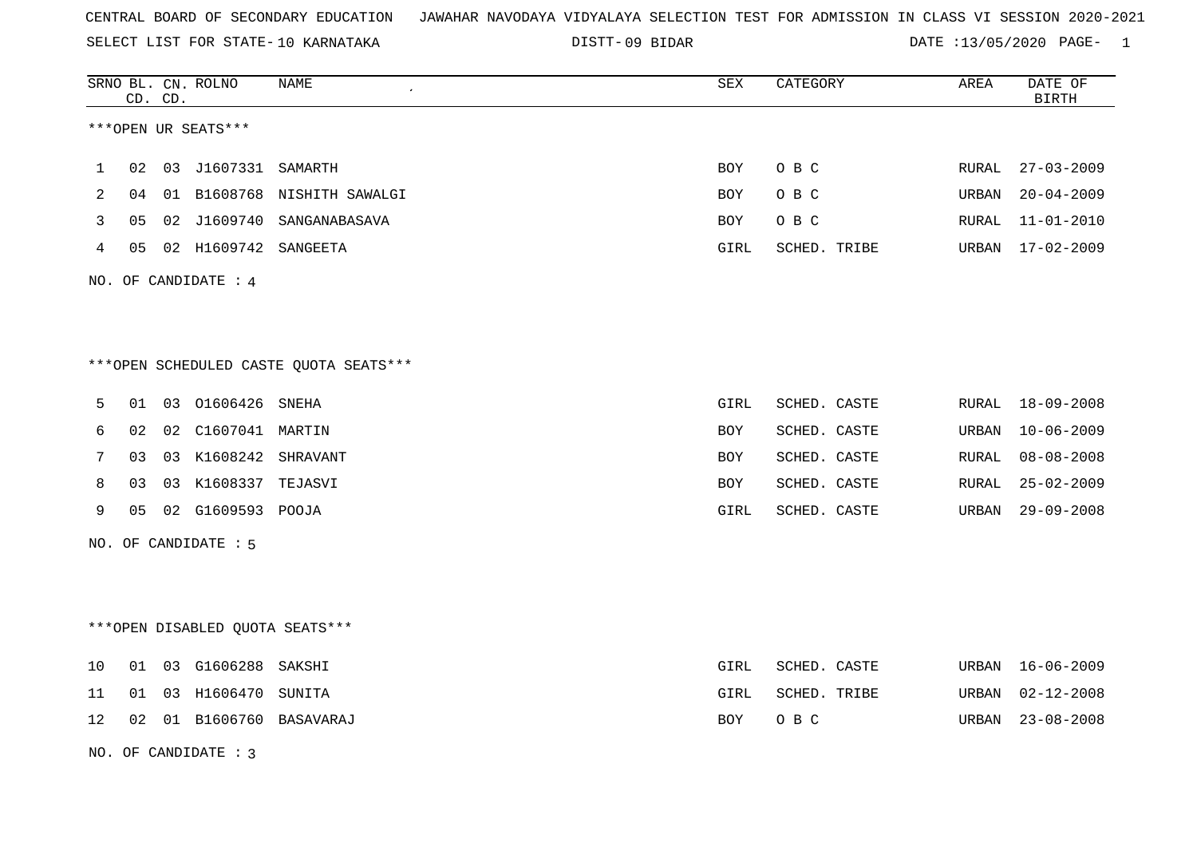CENTRAL BOARD OF SECONDARY EDUCATION JAWAHAR NAVODAYA VIDYALAYA SELECTION TEST FOR ADMISSION IN CLASS VI SESSION 2020-2021

SELECT LIST FOR STATE- 10 KARNATAKA DISTT- 09 BIDAR DATE :13/05/2020 PAGE- 1

***OPEN UR SEATS***

| SRNO | BL. CD. | CN. CD. | ROLNO | NAME | SEX | CATEGORY | AREA | DATE OF BIRTH |
|---|---|---|---|---|---|---|---|---|
| 1 | 02 | 03 | J1607331 | SAMARTH | BOY | O B C | RURAL | 27-03-2009 |
| 2 | 04 | 01 | B1608768 | NISHITH SAWALGI | BOY | O B C | URBAN | 20-04-2009 |
| 3 | 05 | 02 | J1609740 | SANGANABASAVA | BOY | O B C | RURAL | 11-01-2010 |
| 4 | 05 | 02 | H1609742 | SANGEETA | GIRL | SCHED. TRIBE | URBAN | 17-02-2009 |

NO. OF CANDIDATE : 4

***OPEN SCHEDULED CASTE QUOTA SEATS***

| SRNO | BL. CD. | CN. CD. | ROLNO | NAME | SEX | CATEGORY | AREA | DATE OF BIRTH |
|---|---|---|---|---|---|---|---|---|
| 5 | 01 | 03 | O1606426 | SNEHA | GIRL | SCHED. CASTE | RURAL | 18-09-2008 |
| 6 | 02 | 02 | C1607041 | MARTIN | BOY | SCHED. CASTE | URBAN | 10-06-2009 |
| 7 | 03 | 03 | K1608242 | SHRAVANT | BOY | SCHED. CASTE | RURAL | 08-08-2008 |
| 8 | 03 | 03 | K1608337 | TEJASVI | BOY | SCHED. CASTE | RURAL | 25-02-2009 |
| 9 | 05 | 02 | G1609593 | POOJA | GIRL | SCHED. CASTE | URBAN | 29-09-2008 |

NO. OF CANDIDATE : 5

***OPEN DISABLED QUOTA SEATS***

| SRNO | BL. CD. | CN. CD. | ROLNO | NAME | SEX | CATEGORY | AREA | DATE OF BIRTH |
|---|---|---|---|---|---|---|---|---|
| 10 | 01 | 03 | G1606288 | SAKSHI | GIRL | SCHED. CASTE | URBAN | 16-06-2009 |
| 11 | 01 | 03 | H1606470 | SUNITA | GIRL | SCHED. TRIBE | URBAN | 02-12-2008 |
| 12 | 02 | 01 | B1606760 | BASAVARAJ | BOY | O B C | URBAN | 23-08-2008 |

NO. OF CANDIDATE : 3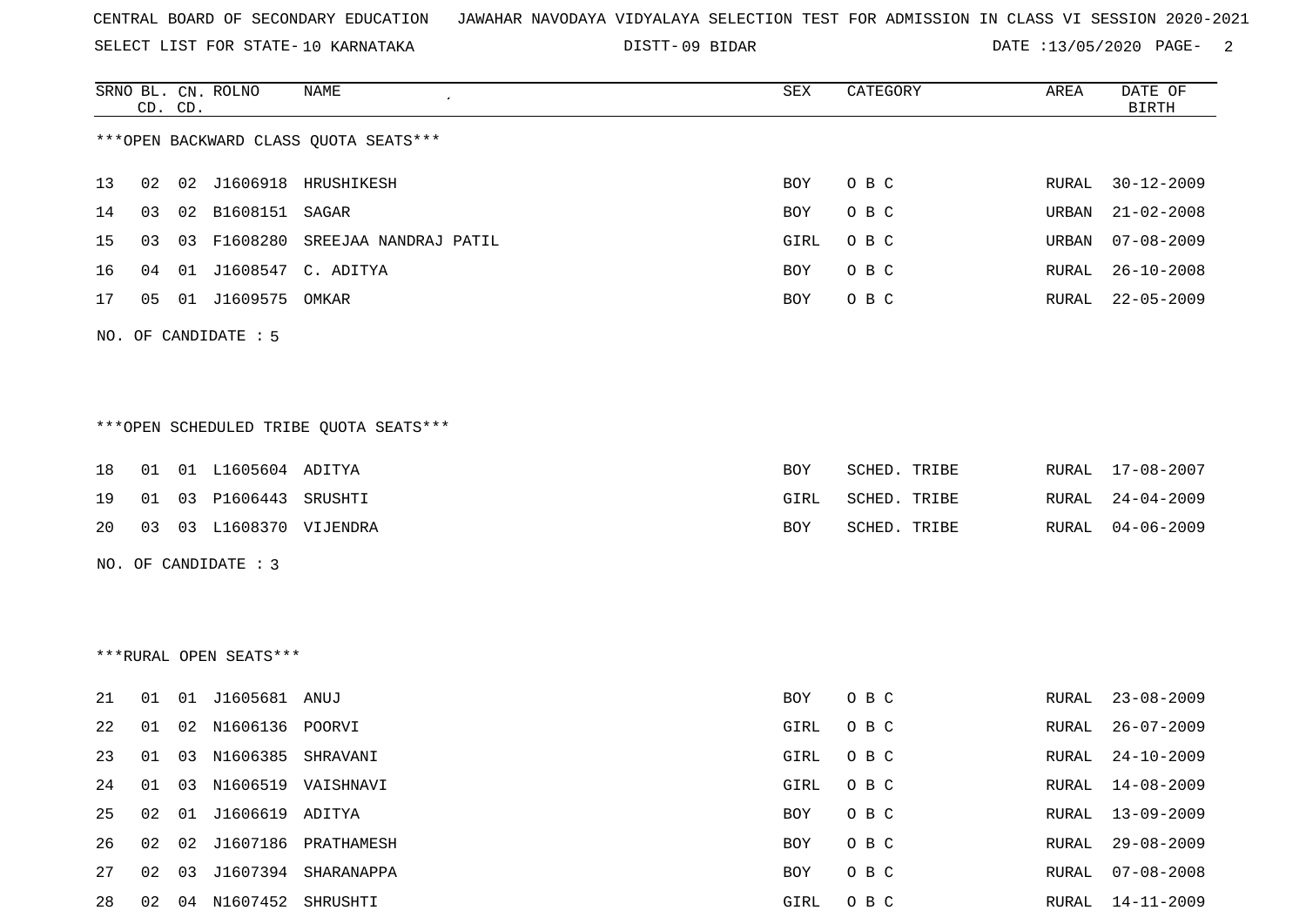CENTRAL BOARD OF SECONDARY EDUCATION JAWAHAR NAVODAYA VIDYALAYA SELECTION TEST FOR ADMISSION IN CLASS VI SESSION 2020-2021

SELECT LIST FOR STATE- 10 KARNATAKA DISTT- 09 BIDAR DATE :13/05/2020

***OPEN BACKWARD CLASS QUOTA SEATS***

| SRNO | BL. CD. | CN. CD. | ROLNO | NAME | SEX | CATEGORY | AREA | DATE OF BIRTH |
|---|---|---|---|---|---|---|---|---|
| 13 | 02 | 02 | J1606918 | HRUSHIKESH | BOY | O B C | RURAL | 30-12-2009 |
| 14 | 03 | 02 | B1608151 | SAGAR | BOY | O B C | URBAN | 21-02-2008 |
| 15 | 03 | 03 | F1608280 | SREEJAA NANDRAJ PATIL | GIRL | O B C | URBAN | 07-08-2009 |
| 16 | 04 | 01 | J1608547 | C. ADITYA | BOY | O B C | RURAL | 26-10-2008 |
| 17 | 05 | 01 | J1609575 | OMKAR | BOY | O B C | RURAL | 22-05-2009 |

NO. OF CANDIDATE : 5

***OPEN SCHEDULED TRIBE QUOTA SEATS***

| SRNO | BL. CD. | CN. CD. | ROLNO | NAME | SEX | CATEGORY | AREA | DATE OF BIRTH |
|---|---|---|---|---|---|---|---|---|
| 18 | 01 | 01 | L1605604 | ADITYA | BOY | SCHED. TRIBE | RURAL | 17-08-2007 |
| 19 | 01 | 03 | P1606443 | SRUSHTI | GIRL | SCHED. TRIBE | RURAL | 24-04-2009 |
| 20 | 03 | 03 | L1608370 | VIJENDRA | BOY | SCHED. TRIBE | RURAL | 04-06-2009 |

NO. OF CANDIDATE : 3

***RURAL OPEN SEATS***

| SRNO | BL. CD. | CN. CD. | ROLNO | NAME | SEX | CATEGORY | AREA | DATE OF BIRTH |
|---|---|---|---|---|---|---|---|---|
| 21 | 01 | 01 | J1605681 | ANUJ | BOY | O B C | RURAL | 23-08-2009 |
| 22 | 01 | 02 | N1606136 | POORVI | GIRL | O B C | RURAL | 26-07-2009 |
| 23 | 01 | 03 | N1606385 | SHRAVANI | GIRL | O B C | RURAL | 24-10-2009 |
| 24 | 01 | 03 | N1606519 | VAISHNAVI | GIRL | O B C | RURAL | 14-08-2009 |
| 25 | 02 | 01 | J1606619 | ADITYA | BOY | O B C | RURAL | 13-09-2009 |
| 26 | 02 | 02 | J1607186 | PRATHAMESH | BOY | O B C | RURAL | 29-08-2009 |
| 27 | 02 | 03 | J1607394 | SHARANAPPA | BOY | O B C | RURAL | 07-08-2008 |
| 28 | 02 | 04 | N1607452 | SHRUSHTI | GIRL | O B C | RURAL | 14-11-2009 |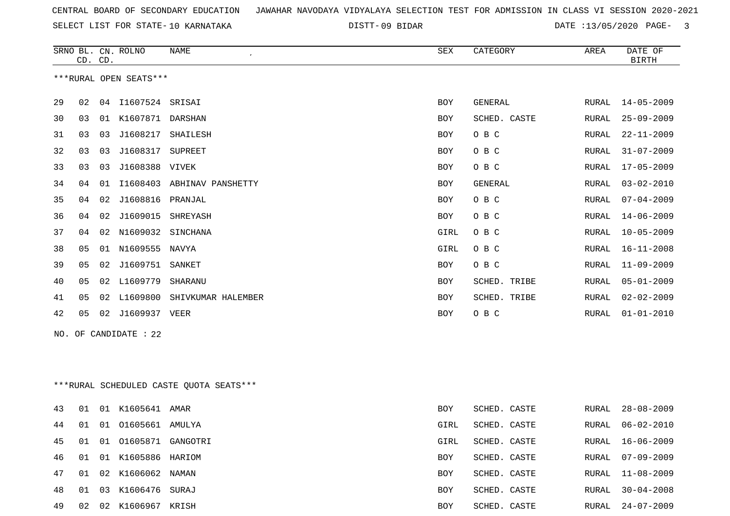CENTRAL BOARD OF SECONDARY EDUCATION   JAWAHAR NAVODAYA VIDYALAYA SELECTION TEST FOR ADMISSION IN CLASS VI SESSION 2020-2021

SELECT LIST FOR STATE- 10 KARNATAKA   DISTT- 09 BIDAR   DATE :13/05/2020

| SRNO | BL. CD. | CN. CD. | ROLNO | NAME | SEX | CATEGORY | AREA | DATE OF BIRTH |
|---|---|---|---|---|---|---|---|---|

***RURAL OPEN SEATS***

| SRNO | BL. CD. | CN. CD. | ROLNO | NAME | SEX | CATEGORY | AREA | DATE OF BIRTH |
|---|---|---|---|---|---|---|---|---|
| 29 | 02 | 04 | I1607524 | SRISAI | BOY | GENERAL | RURAL | 14-05-2009 |
| 30 | 03 | 01 | K1607871 | DARSHAN | BOY | SCHED. CASTE | RURAL | 25-09-2009 |
| 31 | 03 | 03 | J1608217 | SHAILESH | BOY | O B C | RURAL | 22-11-2009 |
| 32 | 03 | 03 | J1608317 | SUPREET | BOY | O B C | RURAL | 31-07-2009 |
| 33 | 03 | 03 | J1608388 | VIVEK | BOY | O B C | RURAL | 17-05-2009 |
| 34 | 04 | 01 | I1608403 | ABHINAV PANSHETTY | BOY | GENERAL | RURAL | 03-02-2010 |
| 35 | 04 | 02 | J1608816 | PRANJAL | BOY | O B C | RURAL | 07-04-2009 |
| 36 | 04 | 02 | J1609015 | SHREYASH | BOY | O B C | RURAL | 14-06-2009 |
| 37 | 04 | 02 | N1609032 | SINCHANA | GIRL | O B C | RURAL | 10-05-2009 |
| 38 | 05 | 01 | N1609555 | NAVYA | GIRL | O B C | RURAL | 16-11-2008 |
| 39 | 05 | 02 | J1609751 | SANKET | BOY | O B C | RURAL | 11-09-2009 |
| 40 | 05 | 02 | L1609779 | SHARANU | BOY | SCHED. TRIBE | RURAL | 05-01-2009 |
| 41 | 05 | 02 | L1609800 | SHIVKUMAR HALEMBER | BOY | SCHED. TRIBE | RURAL | 02-02-2009 |
| 42 | 05 | 02 | J1609937 | VEER | BOY | O B C | RURAL | 01-01-2010 |

NO. OF CANDIDATE : 22

***RURAL SCHEDULED CASTE QUOTA SEATS***

| SRNO | BL. CD. | CN. CD. | ROLNO | NAME | SEX | CATEGORY | AREA | DATE OF BIRTH |
|---|---|---|---|---|---|---|---|---|
| 43 | 01 | 01 | K1605641 | AMAR | BOY | SCHED. CASTE | RURAL | 28-08-2009 |
| 44 | 01 | 01 | O1605661 | AMULYA | GIRL | SCHED. CASTE | RURAL | 06-02-2010 |
| 45 | 01 | 01 | O1605871 | GANGOTRI | GIRL | SCHED. CASTE | RURAL | 16-06-2009 |
| 46 | 01 | 01 | K1605886 | HARIOM | BOY | SCHED. CASTE | RURAL | 07-09-2009 |
| 47 | 01 | 02 | K1606062 | NAMAN | BOY | SCHED. CASTE | RURAL | 11-08-2009 |
| 48 | 01 | 03 | K1606476 | SURAJ | BOY | SCHED. CASTE | RURAL | 30-04-2008 |
| 49 | 02 | 02 | K1606967 | KRISH | BOY | SCHED. CASTE | RURAL | 24-07-2009 |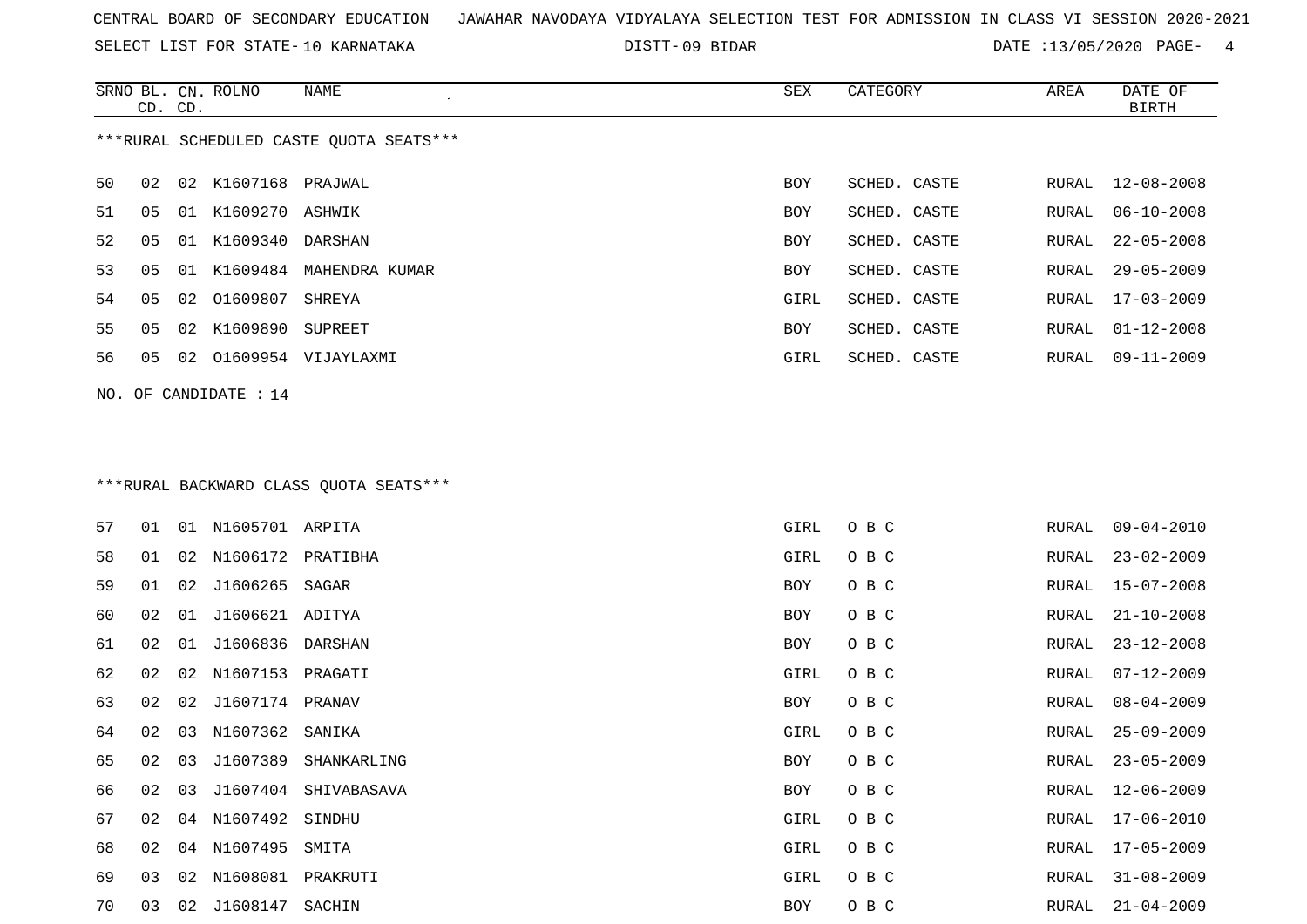CENTRAL BOARD OF SECONDARY EDUCATION JAWAHAR NAVODAYA VIDYALAYA SELECTION TEST FOR ADMISSION IN CLASS VI SESSION 2020-2021

SELECT LIST FOR STATE- 10 KARNATAKA DISTT- 09 BIDAR DATE :13/05/2020

***RURAL SCHEDULED CASTE QUOTA SEATS***

| SRNO | BL. CD. | CN. CD. | ROLNO | NAME | SEX | CATEGORY | AREA | DATE OF BIRTH |
|---|---|---|---|---|---|---|---|---|
| 50 | 02 | 02 | K1607168 | PRAJWAL | BOY | SCHED. CASTE | RURAL | 12-08-2008 |
| 51 | 05 | 01 | K1609270 | ASHWIK | BOY | SCHED. CASTE | RURAL | 06-10-2008 |
| 52 | 05 | 01 | K1609340 | DARSHAN | BOY | SCHED. CASTE | RURAL | 22-05-2008 |
| 53 | 05 | 01 | K1609484 | MAHENDRA KUMAR | BOY | SCHED. CASTE | RURAL | 29-05-2009 |
| 54 | 05 | 02 | O1609807 | SHREYA | GIRL | SCHED. CASTE | RURAL | 17-03-2009 |
| 55 | 05 | 02 | K1609890 | SUPREET | BOY | SCHED. CASTE | RURAL | 01-12-2008 |
| 56 | 05 | 02 | O1609954 | VIJAYLAXMI | GIRL | SCHED. CASTE | RURAL | 09-11-2009 |

NO. OF CANDIDATE : 14

***RURAL BACKWARD CLASS QUOTA SEATS***

| SRNO | BL. CD. | CN. CD. | ROLNO | NAME | SEX | CATEGORY | AREA | DATE OF BIRTH |
|---|---|---|---|---|---|---|---|---|
| 57 | 01 | 01 | N1605701 | ARPITA | GIRL | O B C | RURAL | 09-04-2010 |
| 58 | 01 | 02 | N1606172 | PRATIBHA | GIRL | O B C | RURAL | 23-02-2009 |
| 59 | 01 | 02 | J1606265 | SAGAR | BOY | O B C | RURAL | 15-07-2008 |
| 60 | 02 | 01 | J1606621 | ADITYA | BOY | O B C | RURAL | 21-10-2008 |
| 61 | 02 | 01 | J1606836 | DARSHAN | BOY | O B C | RURAL | 23-12-2008 |
| 62 | 02 | 02 | N1607153 | PRAGATI | GIRL | O B C | RURAL | 07-12-2009 |
| 63 | 02 | 02 | J1607174 | PRANAV | BOY | O B C | RURAL | 08-04-2009 |
| 64 | 02 | 03 | N1607362 | SANIKA | GIRL | O B C | RURAL | 25-09-2009 |
| 65 | 02 | 03 | J1607389 | SHANKARLING | BOY | O B C | RURAL | 23-05-2009 |
| 66 | 02 | 03 | J1607404 | SHIVABASAVA | BOY | O B C | RURAL | 12-06-2009 |
| 67 | 02 | 04 | N1607492 | SINDHU | GIRL | O B C | RURAL | 17-06-2010 |
| 68 | 02 | 04 | N1607495 | SMITA | GIRL | O B C | RURAL | 17-05-2009 |
| 69 | 03 | 02 | N1608081 | PRAKRUTI | GIRL | O B C | RURAL | 31-08-2009 |
| 70 | 03 | 02 | J1608147 | SACHIN | BOY | O B C | RURAL | 21-04-2009 |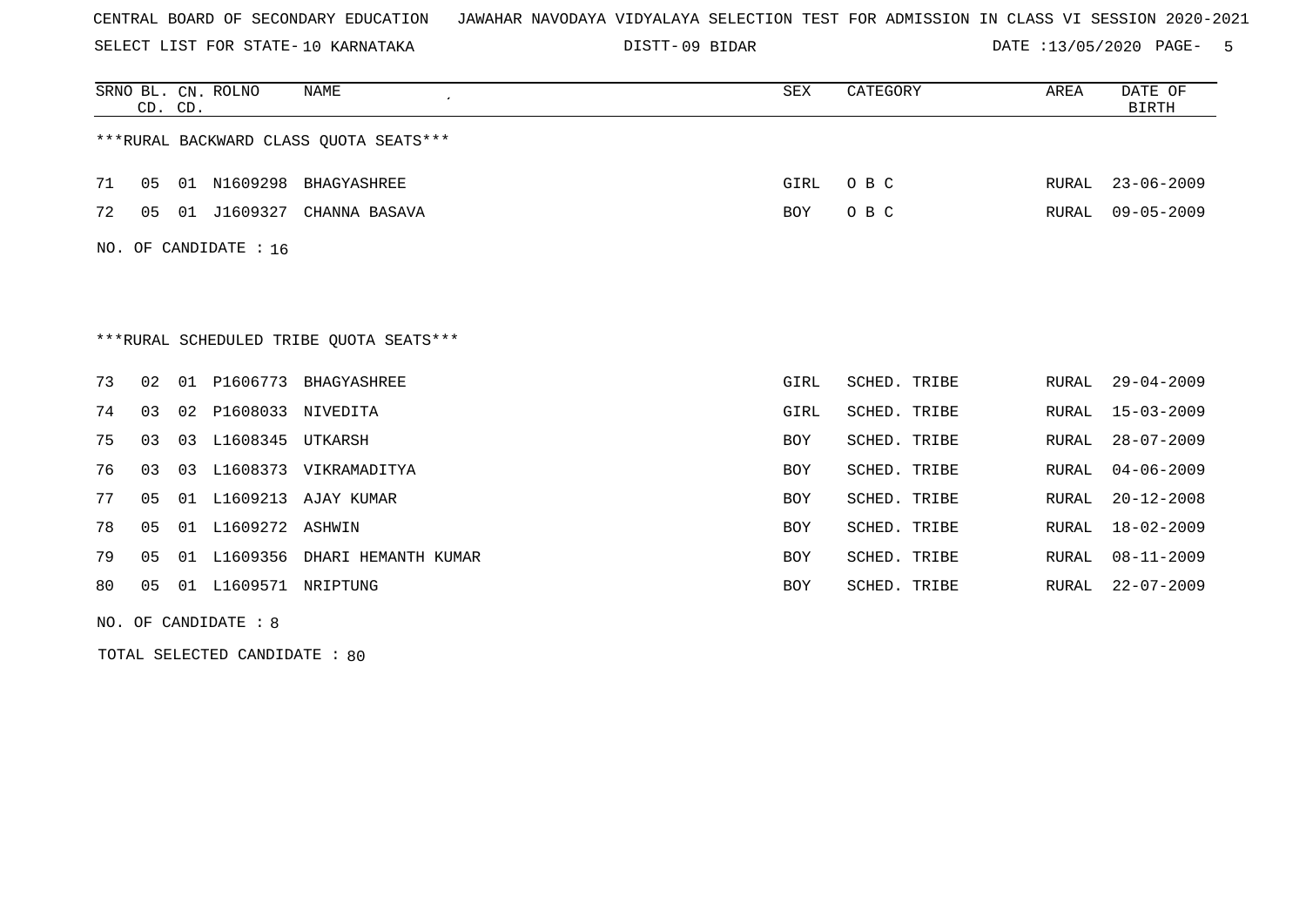CENTRAL BOARD OF SECONDARY EDUCATION   JAWAHAR NAVODAYA VIDYALAYA SELECTION TEST FOR ADMISSION IN CLASS VI SESSION 2020-2021

SELECT LIST FOR STATE- 10 KARNATAKA   DISTT- 09 BIDAR   DATE :13/05/2020

***RURAL BACKWARD CLASS QUOTA SEATS***

| SRNO | BL. CD. | CN. CD. | ROLNO | NAME | SEX | CATEGORY | AREA | DATE OF BIRTH |
|---|---|---|---|---|---|---|---|---|
| 71 | 05 | 01 | N1609298 | BHAGYASHREE | GIRL | O B C | RURAL | 23-06-2009 |
| 72 | 05 | 01 | J1609327 | CHANNA BASAVA | BOY | O B C | RURAL | 09-05-2009 |

NO. OF CANDIDATE : 16

***RURAL SCHEDULED TRIBE QUOTA SEATS***

| SRNO | BL. CD. | CN. CD. | ROLNO | NAME | SEX | CATEGORY | AREA | DATE OF BIRTH |
|---|---|---|---|---|---|---|---|---|
| 73 | 02 | 01 | P1606773 | BHAGYASHREE | GIRL | SCHED. TRIBE | RURAL | 29-04-2009 |
| 74 | 03 | 02 | P1608033 | NIVEDITA | GIRL | SCHED. TRIBE | RURAL | 15-03-2009 |
| 75 | 03 | 03 | L1608345 | UTKARSH | BOY | SCHED. TRIBE | RURAL | 28-07-2009 |
| 76 | 03 | 03 | L1608373 | VIKRAMADITYA | BOY | SCHED. TRIBE | RURAL | 04-06-2009 |
| 77 | 05 | 01 | L1609213 | AJAY KUMAR | BOY | SCHED. TRIBE | RURAL | 20-12-2008 |
| 78 | 05 | 01 | L1609272 | ASHWIN | BOY | SCHED. TRIBE | RURAL | 18-02-2009 |
| 79 | 05 | 01 | L1609356 | DHARI HEMANTH KUMAR | BOY | SCHED. TRIBE | RURAL | 08-11-2009 |
| 80 | 05 | 01 | L1609571 | NRIPTUNG | BOY | SCHED. TRIBE | RURAL | 22-07-2009 |

NO. OF CANDIDATE : 8

TOTAL SELECTED CANDIDATE : 80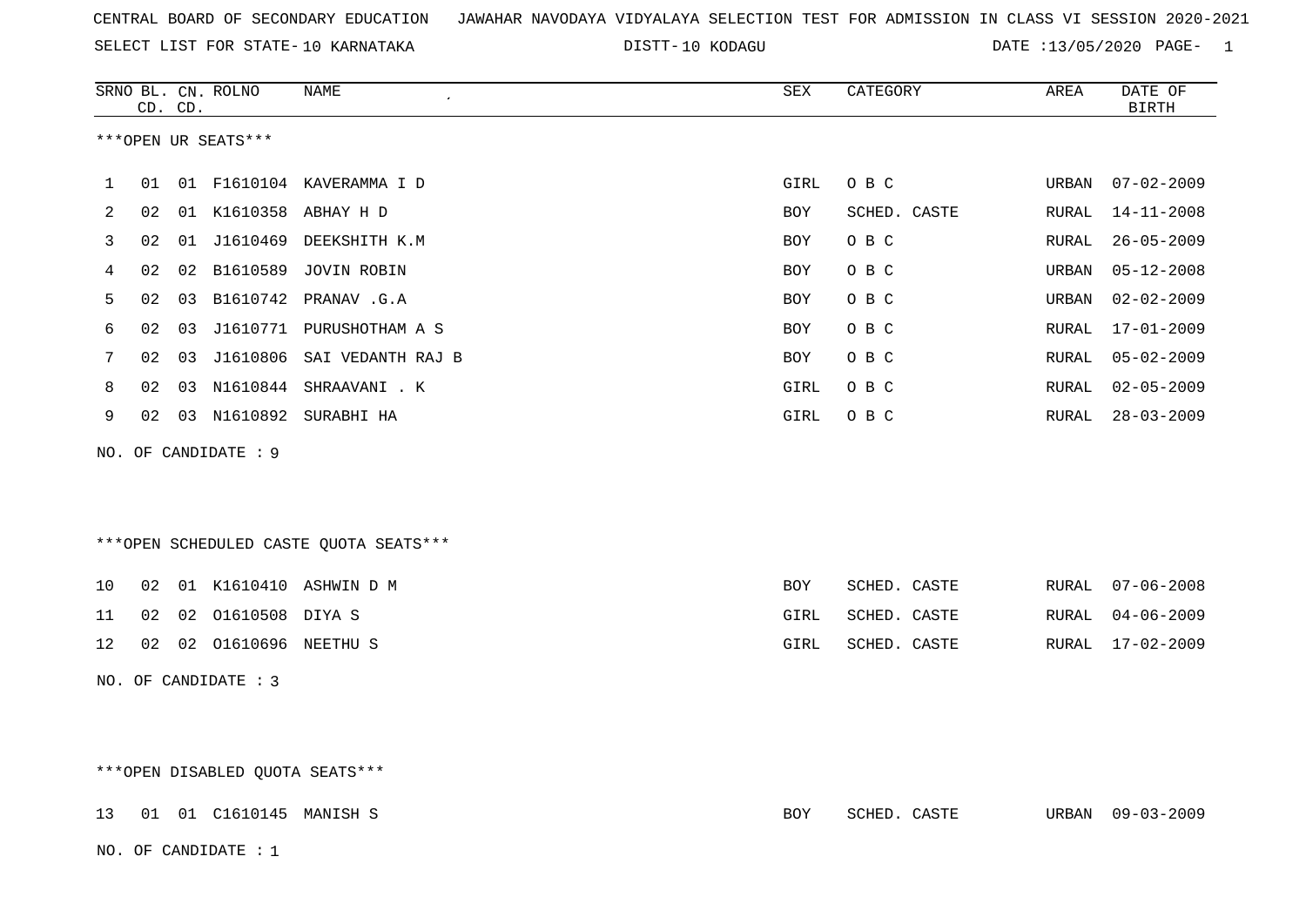CENTRAL BOARD OF SECONDARY EDUCATION JAWAHAR NAVODAYA VIDYALAYA SELECTION TEST FOR ADMISSION IN CLASS VI SESSION 2020-2021

SELECT LIST FOR STATE- 10 KARNATAKA DISTT- 10 KODAGU DATE :13/05/2020

***OPEN UR SEATS***

| SRNO | BL. CD. | CN. CD. | ROLNO | NAME | SEX | CATEGORY | AREA | DATE OF BIRTH |
|---|---|---|---|---|---|---|---|---|
| 1 | 01 | 01 | F1610104 | KAVERAMMA I D | GIRL | O B C | URBAN | 07-02-2009 |
| 2 | 02 | 01 | K1610358 | ABHAY H D | BOY | SCHED. CASTE | RURAL | 14-11-2008 |
| 3 | 02 | 01 | J1610469 | DEEKSHITH K.M | BOY | O B C | RURAL | 26-05-2009 |
| 4 | 02 | 02 | B1610589 | JOVIN ROBIN | BOY | O B C | URBAN | 05-12-2008 |
| 5 | 02 | 03 | B1610742 | PRANAV .G.A | BOY | O B C | URBAN | 02-02-2009 |
| 6 | 02 | 03 | J1610771 | PURUSHOTHAM A S | BOY | O B C | RURAL | 17-01-2009 |
| 7 | 02 | 03 | J1610806 | SAI VEDANTH RAJ B | BOY | O B C | RURAL | 05-02-2009 |
| 8 | 02 | 03 | N1610844 | SHRAAVANI . K | GIRL | O B C | RURAL | 02-05-2009 |
| 9 | 02 | 03 | N1610892 | SURABHI HA | GIRL | O B C | RURAL | 28-03-2009 |

NO. OF CANDIDATE : 9

***OPEN SCHEDULED CASTE QUOTA SEATS***

| SRNO | BL. CD. | CN. CD. | ROLNO | NAME | SEX | CATEGORY | AREA | DATE OF BIRTH |
|---|---|---|---|---|---|---|---|---|
| 10 | 02 | 01 | K1610410 | ASHWIN D M | BOY | SCHED. CASTE | RURAL | 07-06-2008 |
| 11 | 02 | 02 | O1610508 | DIYA S | GIRL | SCHED. CASTE | RURAL | 04-06-2009 |
| 12 | 02 | 02 | O1610696 | NEETHU S | GIRL | SCHED. CASTE | RURAL | 17-02-2009 |

NO. OF CANDIDATE : 3

***OPEN DISABLED QUOTA SEATS***

| SRNO | BL. CD. | CN. CD. | ROLNO | NAME | SEX | CATEGORY | AREA | DATE OF BIRTH |
|---|---|---|---|---|---|---|---|---|
| 13 | 01 | 01 | C1610145 | MANISH S | BOY | SCHED. CASTE | URBAN | 09-03-2009 |

NO. OF CANDIDATE : 1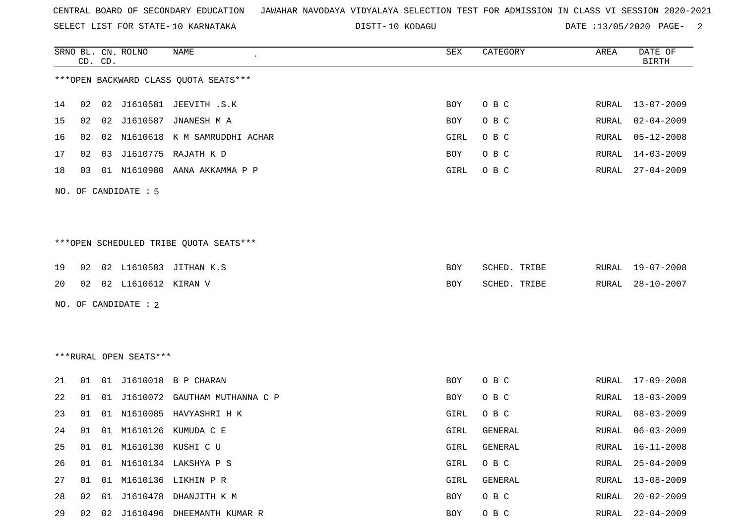CENTRAL BOARD OF SECONDARY EDUCATION JAWAHAR NAVODAYA VIDYALAYA SELECTION TEST FOR ADMISSION IN CLASS VI SESSION 2020-2021

SELECT LIST FOR STATE- 10 KARNATAKA DISTT- 10 KODAGU DATE :13/05/2020

***OPEN BACKWARD CLASS QUOTA SEATS***

| SRNO | BL. CD. | CN. CD. | ROLNO | NAME | SEX | CATEGORY | AREA | DATE OF BIRTH |
|---|---|---|---|---|---|---|---|---|
| 14 | 02 | 02 | J1610581 | JEEVITH .S.K | BOY | O B C | RURAL | 13-07-2009 |
| 15 | 02 | 02 | J1610587 | JNANESH M A | BOY | O B C | RURAL | 02-04-2009 |
| 16 | 02 | 02 | N1610618 | K M SAMRUDDHI ACHAR | GIRL | O B C | RURAL | 05-12-2008 |
| 17 | 02 | 03 | J1610775 | RAJATH K D | BOY | O B C | RURAL | 14-03-2009 |
| 18 | 03 | 01 | N1610980 | AANA AKKAMMA P P | GIRL | O B C | RURAL | 27-04-2009 |

NO. OF CANDIDATE : 5

***OPEN SCHEDULED TRIBE QUOTA SEATS***

| SRNO | BL. CD. | CN. CD. | ROLNO | NAME | SEX | CATEGORY | AREA | DATE OF BIRTH |
|---|---|---|---|---|---|---|---|---|
| 19 | 02 | 02 | L1610583 | JITHAN K.S | BOY | SCHED. TRIBE | RURAL | 19-07-2008 |
| 20 | 02 | 02 | L1610612 | KIRAN V | BOY | SCHED. TRIBE | RURAL | 28-10-2007 |

NO. OF CANDIDATE : 2

***RURAL OPEN SEATS***

| SRNO | BL. CD. | CN. CD. | ROLNO | NAME | SEX | CATEGORY | AREA | DATE OF BIRTH |
|---|---|---|---|---|---|---|---|---|
| 21 | 01 | 01 | J1610018 | B P CHARAN | BOY | O B C | RURAL | 17-09-2008 |
| 22 | 01 | 01 | J1610072 | GAUTHAM MUTHANNA C P | BOY | O B C | RURAL | 18-03-2009 |
| 23 | 01 | 01 | N1610085 | HAVYASHRI H K | GIRL | O B C | RURAL | 08-03-2009 |
| 24 | 01 | 01 | M1610126 | KUMUDA C E | GIRL | GENERAL | RURAL | 06-03-2009 |
| 25 | 01 | 01 | M1610130 | KUSHI C U | GIRL | GENERAL | RURAL | 16-11-2008 |
| 26 | 01 | 01 | N1610134 | LAKSHYA P S | GIRL | O B C | RURAL | 25-04-2009 |
| 27 | 01 | 01 | M1610136 | LIKHIN P R | GIRL | GENERAL | RURAL | 13-08-2009 |
| 28 | 02 | 01 | J1610478 | DHANJITH K M | BOY | O B C | RURAL | 20-02-2009 |
| 29 | 02 | 02 | J1610496 | DHEEMANTH KUMAR R | BOY | O B C | RURAL | 22-04-2009 |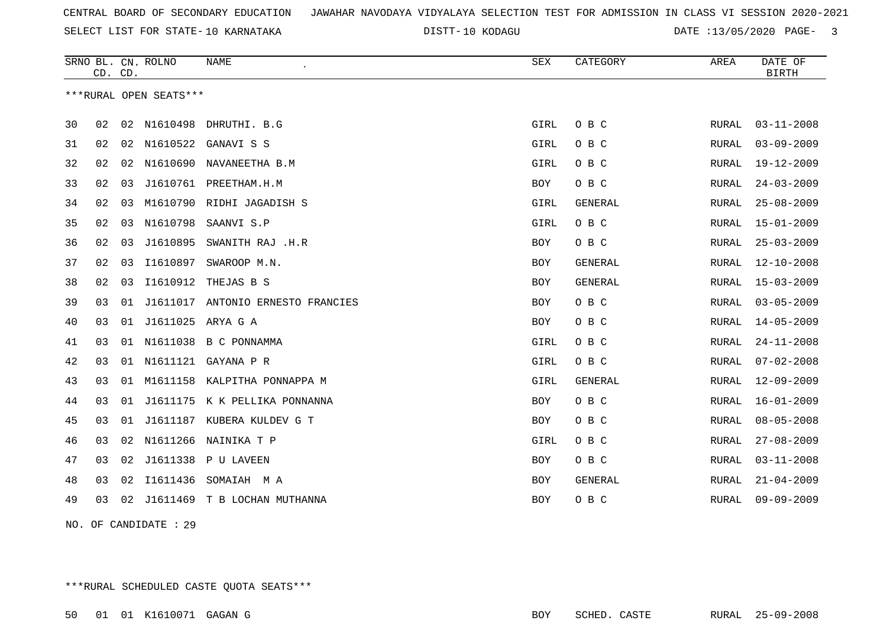CENTRAL BOARD OF SECONDARY EDUCATION JAWAHAR NAVODAYA VIDYALAYA SELECTION TEST FOR ADMISSION IN CLASS VI SESSION 2020-2021

SELECT LIST FOR STATE- 10 KARNATAKA DISTT- 10 KODAGU DATE :13/05/2020

***RURAL OPEN SEATS***

| SRNO | BL. CD. | CN. CD. | ROLNO | NAME | SEX | CATEGORY | AREA | DATE OF BIRTH |
|---|---|---|---|---|---|---|---|---|
| 30 | 02 | 02 | N1610498 | DHRUTHI. B.G | GIRL | O B C | RURAL | 03-11-2008 |
| 31 | 02 | 02 | N1610522 | GANAVI S S | GIRL | O B C | RURAL | 03-09-2009 |
| 32 | 02 | 02 | N1610690 | NAVANEETHA B.M | GIRL | O B C | RURAL | 19-12-2009 |
| 33 | 02 | 03 | J1610761 | PREETHAM.H.M | BOY | O B C | RURAL | 24-03-2009 |
| 34 | 02 | 03 | M1610790 | RIDHI JAGADISH S | GIRL | GENERAL | RURAL | 25-08-2009 |
| 35 | 02 | 03 | N1610798 | SAANVI S.P | GIRL | O B C | RURAL | 15-01-2009 |
| 36 | 02 | 03 | J1610895 | SWANITH RAJ .H.R | BOY | O B C | RURAL | 25-03-2009 |
| 37 | 02 | 03 | I1610897 | SWAROOP M.N. | BOY | GENERAL | RURAL | 12-10-2008 |
| 38 | 02 | 03 | I1610912 | THEJAS B S | BOY | GENERAL | RURAL | 15-03-2009 |
| 39 | 03 | 01 | J1611017 | ANTONIO ERNESTO FRANCIES | BOY | O B C | RURAL | 03-05-2009 |
| 40 | 03 | 01 | J1611025 | ARYA G A | BOY | O B C | RURAL | 14-05-2009 |
| 41 | 03 | 01 | N1611038 | B C PONNAMMA | GIRL | O B C | RURAL | 24-11-2008 |
| 42 | 03 | 01 | N1611121 | GAYANA P R | GIRL | O B C | RURAL | 07-02-2008 |
| 43 | 03 | 01 | M1611158 | KALPITHA PONNAPPA M | GIRL | GENERAL | RURAL | 12-09-2009 |
| 44 | 03 | 01 | J1611175 | K K PELLIKA PONNANNA | BOY | O B C | RURAL | 16-01-2009 |
| 45 | 03 | 01 | J1611187 | KUBERA KULDEV G T | BOY | O B C | RURAL | 08-05-2008 |
| 46 | 03 | 02 | N1611266 | NAINIKA T P | GIRL | O B C | RURAL | 27-08-2009 |
| 47 | 03 | 02 | J1611338 | P U LAVEEN | BOY | O B C | RURAL | 03-11-2008 |
| 48 | 03 | 02 | I1611436 | SOMAIAH M A | BOY | GENERAL | RURAL | 21-04-2009 |
| 49 | 03 | 02 | J1611469 | T B LOCHAN MUTHANNA | BOY | O B C | RURAL | 09-09-2009 |

NO. OF CANDIDATE : 29

***RURAL SCHEDULED CASTE QUOTA SEATS***

| SRNO | BL. CD. | CN. CD. | ROLNO | NAME | SEX | CATEGORY | AREA | DATE OF BIRTH |
|---|---|---|---|---|---|---|---|---|
| 50 | 01 | 01 | K1610071 | GAGAN G | BOY | SCHED. CASTE | RURAL | 25-09-2008 |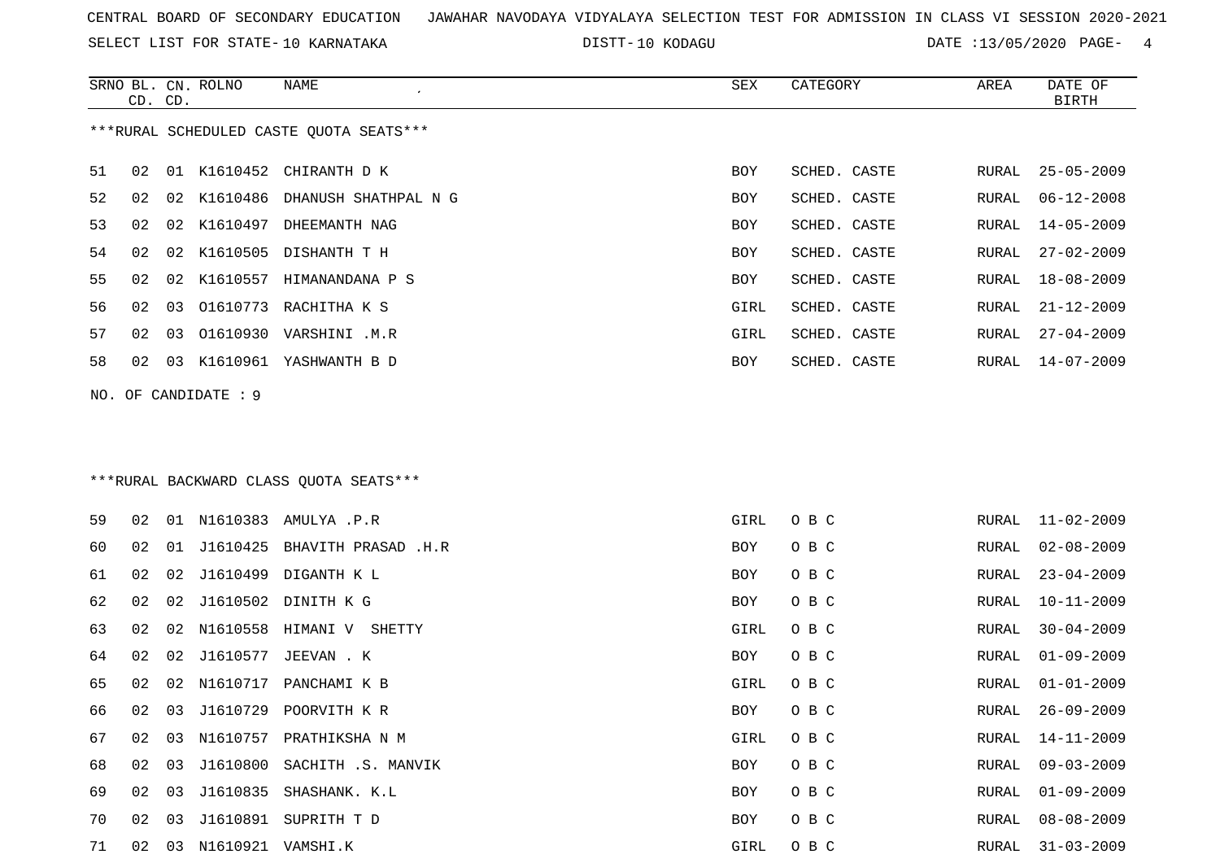CENTRAL BOARD OF SECONDARY EDUCATION JAWAHAR NAVODAYA VIDYALAYA SELECTION TEST FOR ADMISSION IN CLASS VI SESSION 2020-2021

SELECT LIST FOR STATE- 10 KARNATAKA DISTT- 10 KODAGU DATE :13/05/2020

***RURAL SCHEDULED CASTE QUOTA SEATS***

| SRNO | BL. CD. | CN. CD. | ROLNO | NAME | SEX | CATEGORY | AREA | DATE OF BIRTH |
|---|---|---|---|---|---|---|---|---|
| 51 | 02 | 01 | K1610452 | CHIRANTH D K | BOY | SCHED. CASTE | RURAL | 25-05-2009 |
| 52 | 02 | 02 | K1610486 | DHANUSH SHATHPAL N G | BOY | SCHED. CASTE | RURAL | 06-12-2008 |
| 53 | 02 | 02 | K1610497 | DHEEMANTH NAG | BOY | SCHED. CASTE | RURAL | 14-05-2009 |
| 54 | 02 | 02 | K1610505 | DISHANTH T H | BOY | SCHED. CASTE | RURAL | 27-02-2009 |
| 55 | 02 | 02 | K1610557 | HIMANANDANA P S | BOY | SCHED. CASTE | RURAL | 18-08-2009 |
| 56 | 02 | 03 | O1610773 | RACHITHA K S | GIRL | SCHED. CASTE | RURAL | 21-12-2009 |
| 57 | 02 | 03 | O1610930 | VARSHINI .M.R | GIRL | SCHED. CASTE | RURAL | 27-04-2009 |
| 58 | 02 | 03 | K1610961 | YASHWANTH B D | BOY | SCHED. CASTE | RURAL | 14-07-2009 |

NO. OF CANDIDATE : 9

***RURAL BACKWARD CLASS QUOTA SEATS***

| SRNO | BL. CD. | CN. CD. | ROLNO | NAME | SEX | CATEGORY | AREA | DATE OF BIRTH |
|---|---|---|---|---|---|---|---|---|
| 59 | 02 | 01 | N1610383 | AMULYA .P.R | GIRL | O B C | RURAL | 11-02-2009 |
| 60 | 02 | 01 | J1610425 | BHAVITH PRASAD .H.R | BOY | O B C | RURAL | 02-08-2009 |
| 61 | 02 | 02 | J1610499 | DIGANTH K L | BOY | O B C | RURAL | 23-04-2009 |
| 62 | 02 | 02 | J1610502 | DINITH K G | BOY | O B C | RURAL | 10-11-2009 |
| 63 | 02 | 02 | N1610558 | HIMANI V SHETTY | GIRL | O B C | RURAL | 30-04-2009 |
| 64 | 02 | 02 | J1610577 | JEEVAN . K | BOY | O B C | RURAL | 01-09-2009 |
| 65 | 02 | 02 | N1610717 | PANCHAMI K B | GIRL | O B C | RURAL | 01-01-2009 |
| 66 | 02 | 03 | J1610729 | POORVITH K R | BOY | O B C | RURAL | 26-09-2009 |
| 67 | 02 | 03 | N1610757 | PRATHIKSHA N M | GIRL | O B C | RURAL | 14-11-2009 |
| 68 | 02 | 03 | J1610800 | SACHITH .S. MANVIK | BOY | O B C | RURAL | 09-03-2009 |
| 69 | 02 | 03 | J1610835 | SHASHANK. K.L | BOY | O B C | RURAL | 01-09-2009 |
| 70 | 02 | 03 | J1610891 | SUPRITH T D | BOY | O B C | RURAL | 08-08-2009 |
| 71 | 02 | 03 | N1610921 | VAMSHI.K | GIRL | O B C | RURAL | 31-03-2009 |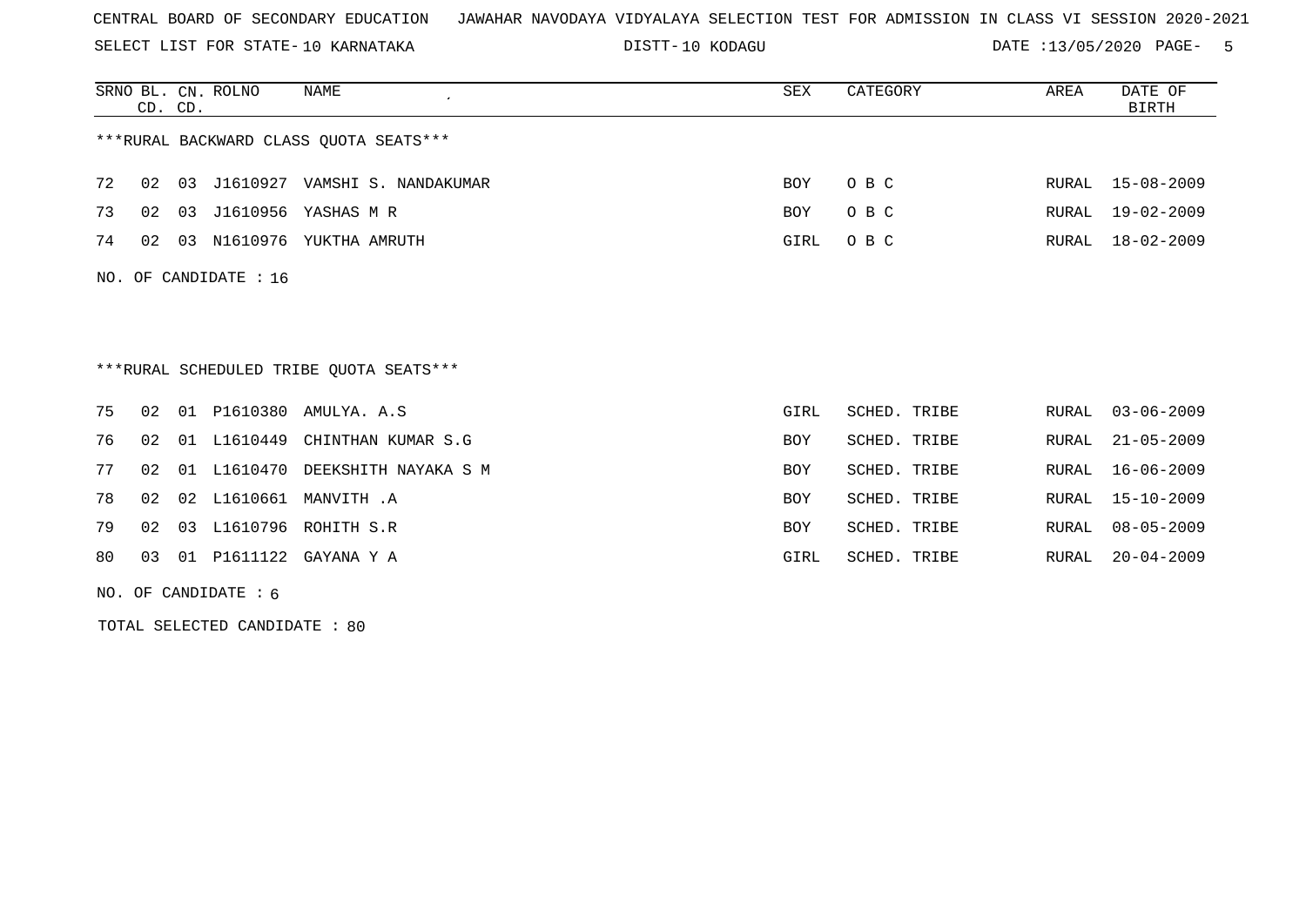CENTRAL BOARD OF SECONDARY EDUCATION JAWAHAR NAVODAYA VIDYALAYA SELECTION TEST FOR ADMISSION IN CLASS VI SESSION 2020-2021

SELECT LIST FOR STATE- 10 KARNATAKA DISTT- 10 KODAGU DATE :13/05/2020

| SRNO | BL. CD. | CN. CD. | ROLNO | NAME | SEX | CATEGORY | AREA | DATE OF BIRTH |
|---|---|---|---|---|---|---|---|---|

***RURAL BACKWARD CLASS QUOTA SEATS***

| SRNO | BL. CD. | CN. CD. | ROLNO | NAME | SEX | CATEGORY | AREA | DATE OF BIRTH |
|---|---|---|---|---|---|---|---|---|
| 72 | 02 | 03 | J1610927 | VAMSHI S. NANDAKUMAR | BOY | O B C | RURAL | 15-08-2009 |
| 73 | 02 | 03 | J1610956 | YASHAS M R | BOY | O B C | RURAL | 19-02-2009 |
| 74 | 02 | 03 | N1610976 | YUKTHA AMRUTH | GIRL | O B C | RURAL | 18-02-2009 |

NO. OF CANDIDATE : 16

***RURAL SCHEDULED TRIBE QUOTA SEATS***

| SRNO | BL. CD. | CN. CD. | ROLNO | NAME | SEX | CATEGORY | AREA | DATE OF BIRTH |
|---|---|---|---|---|---|---|---|---|
| 75 | 02 | 01 | P1610380 | AMULYA. A.S | GIRL | SCHED. TRIBE | RURAL | 03-06-2009 |
| 76 | 02 | 01 | L1610449 | CHINTHAN KUMAR S.G | BOY | SCHED. TRIBE | RURAL | 21-05-2009 |
| 77 | 02 | 01 | L1610470 | DEEKSHITH NAYAKA S M | BOY | SCHED. TRIBE | RURAL | 16-06-2009 |
| 78 | 02 | 02 | L1610661 | MANVITH .A | BOY | SCHED. TRIBE | RURAL | 15-10-2009 |
| 79 | 02 | 03 | L1610796 | ROHITH S.R | BOY | SCHED. TRIBE | RURAL | 08-05-2009 |
| 80 | 03 | 01 | P1611122 | GAYANA Y A | GIRL | SCHED. TRIBE | RURAL | 20-04-2009 |

NO. OF CANDIDATE : 6

TOTAL SELECTED CANDIDATE : 80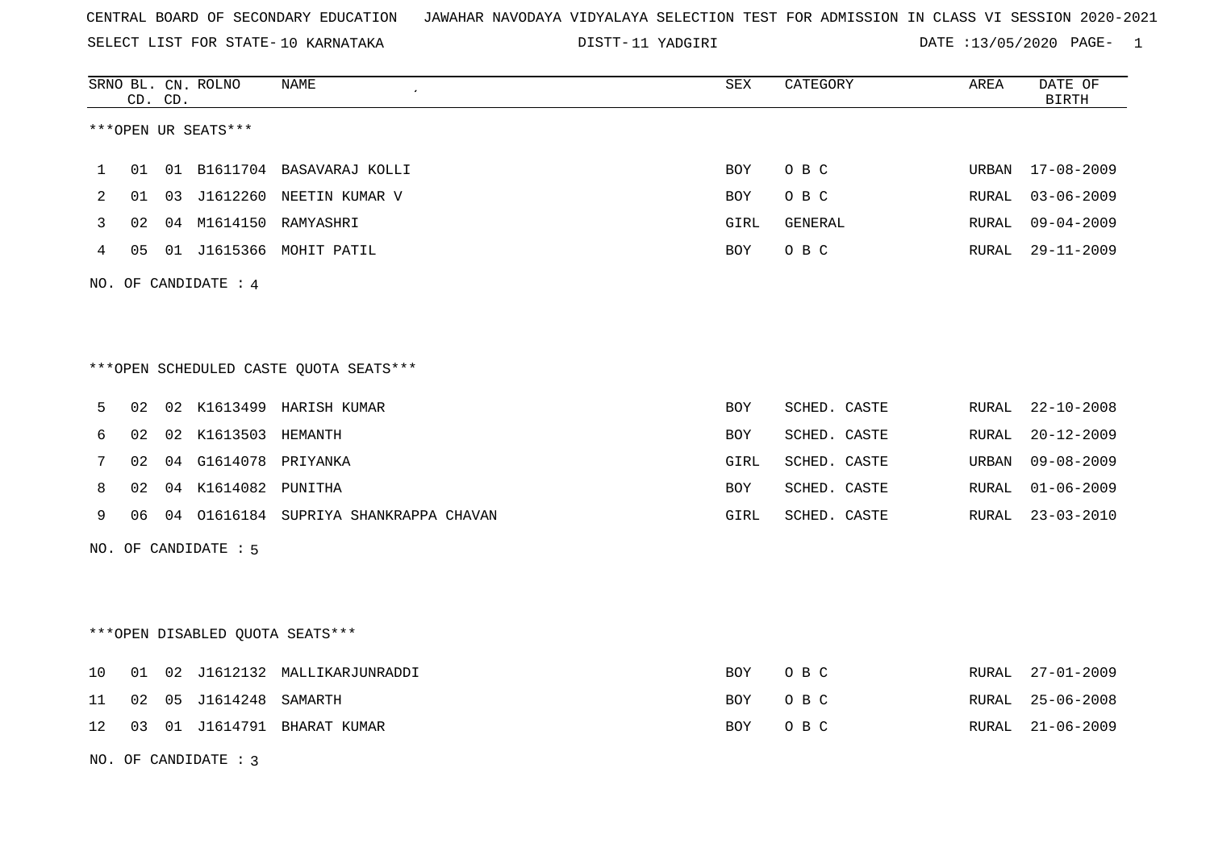CENTRAL BOARD OF SECONDARY EDUCATION JAWAHAR NAVODAYA VIDYALAYA SELECTION TEST FOR ADMISSION IN CLASS VI SESSION 2020-2021

SELECT LIST FOR STATE- 10 KARNATAKA DISTT- 11 YADGIRI DATE :13/05/2020 PAGE- 1

***OPEN UR SEATS***

| SRNO | BL. CD. | CN. CD. | ROLNO | NAME | SEX | CATEGORY | AREA | DATE OF BIRTH |
|---|---|---|---|---|---|---|---|---|
| 1 | 01 | 01 | B1611704 | BASAVARAJ KOLLI | BOY | O B C | URBAN | 17-08-2009 |
| 2 | 01 | 03 | J1612260 | NEETIN KUMAR V | BOY | O B C | RURAL | 03-06-2009 |
| 3 | 02 | 04 | M1614150 | RAMYASHRI | GIRL | GENERAL | RURAL | 09-04-2009 |
| 4 | 05 | 01 | J1615366 | MOHIT PATIL | BOY | O B C | RURAL | 29-11-2009 |

NO. OF CANDIDATE : 4

***OPEN SCHEDULED CASTE QUOTA SEATS***

| SRNO | BL. CD. | CN. CD. | ROLNO | NAME | SEX | CATEGORY | AREA | DATE OF BIRTH |
|---|---|---|---|---|---|---|---|---|
| 5 | 02 | 02 | K1613499 | HARISH KUMAR | BOY | SCHED. CASTE | RURAL | 22-10-2008 |
| 6 | 02 | 02 | K1613503 | HEMANTH | BOY | SCHED. CASTE | RURAL | 20-12-2009 |
| 7 | 02 | 04 | G1614078 | PRIYANKA | GIRL | SCHED. CASTE | URBAN | 09-08-2009 |
| 8 | 02 | 04 | K1614082 | PUNITHA | BOY | SCHED. CASTE | RURAL | 01-06-2009 |
| 9 | 06 | 04 | O1616184 | SUPRIYA SHANKRAPPA CHAVAN | GIRL | SCHED. CASTE | RURAL | 23-03-2010 |

NO. OF CANDIDATE : 5

***OPEN DISABLED QUOTA SEATS***

| SRNO | BL. CD. | CN. CD. | ROLNO | NAME | SEX | CATEGORY | AREA | DATE OF BIRTH |
|---|---|---|---|---|---|---|---|---|
| 10 | 01 | 02 | J1612132 | MALLIKARJUNRADDI | BOY | O B C | RURAL | 27-01-2009 |
| 11 | 02 | 05 | J1614248 | SAMARTH | BOY | O B C | RURAL | 25-06-2008 |
| 12 | 03 | 01 | J1614791 | BHARAT KUMAR | BOY | O B C | RURAL | 21-06-2009 |

NO. OF CANDIDATE : 3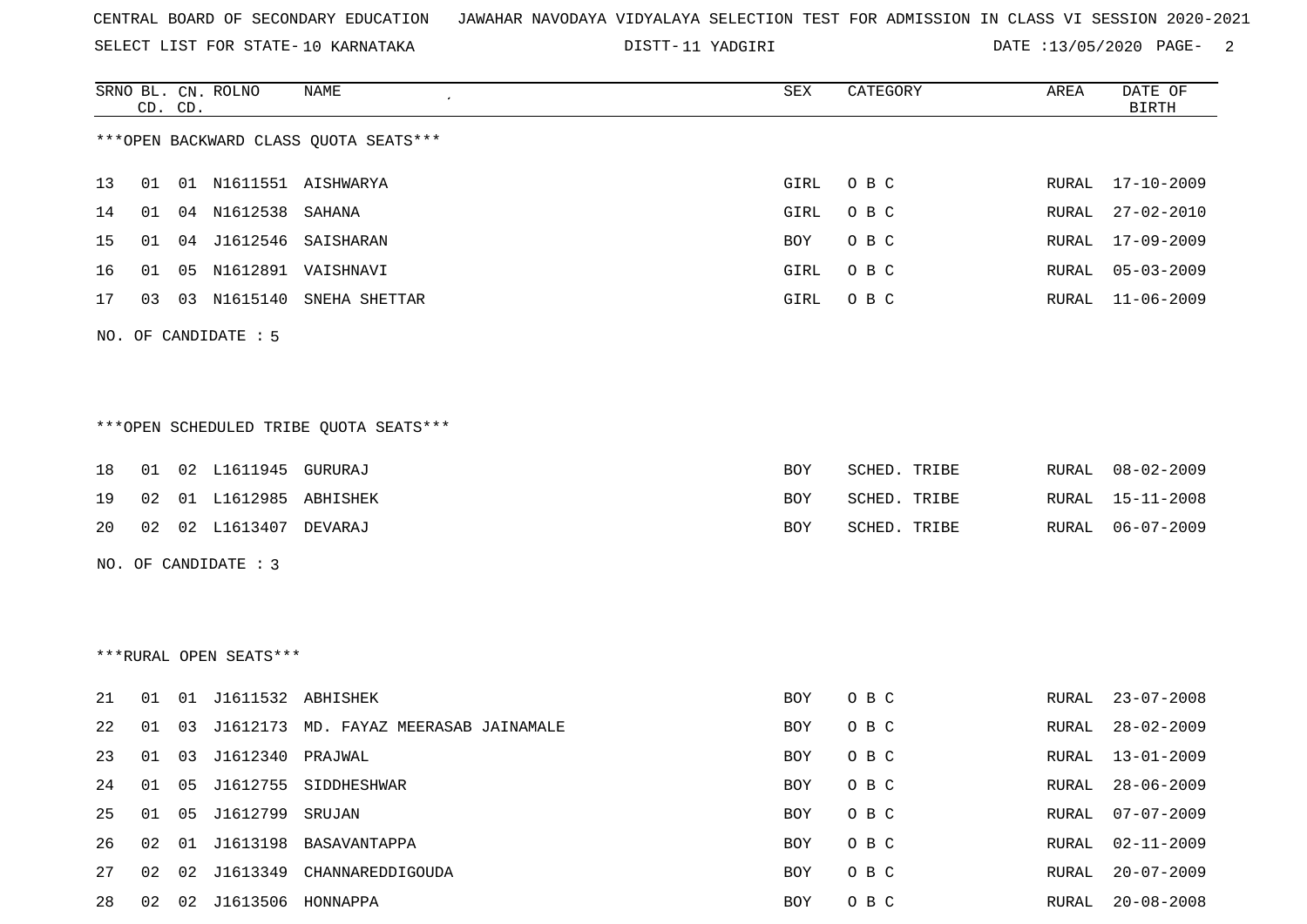CENTRAL BOARD OF SECONDARY EDUCATION JAWAHAR NAVODAYA VIDYALAYA SELECTION TEST FOR ADMISSION IN CLASS VI SESSION 2020-2021

SELECT LIST FOR STATE- 10 KARNATAKA DISTT- 11 YADGIRI DATE :13/05/2020 PAGE- 2

***OPEN BACKWARD CLASS QUOTA SEATS***

| SRNO | BL. CD. | CN. CD. | ROLNO | NAME | SEX | CATEGORY | AREA | DATE OF BIRTH |
|---|---|---|---|---|---|---|---|---|
| 13 | 01 | 01 | N1611551 | AISHWARYA | GIRL | O B C | RURAL | 17-10-2009 |
| 14 | 01 | 04 | N1612538 | SAHANA | GIRL | O B C | RURAL | 27-02-2010 |
| 15 | 01 | 04 | J1612546 | SAISHARAN | BOY | O B C | RURAL | 17-09-2009 |
| 16 | 01 | 05 | N1612891 | VAISHNAVI | GIRL | O B C | RURAL | 05-03-2009 |
| 17 | 03 | 03 | N1615140 | SNEHA SHETTAR | GIRL | O B C | RURAL | 11-06-2009 |

NO. OF CANDIDATE : 5

***OPEN SCHEDULED TRIBE QUOTA SEATS***

| SRNO | BL. CD. | CN. CD. | ROLNO | NAME | SEX | CATEGORY | AREA | DATE OF BIRTH |
|---|---|---|---|---|---|---|---|---|
| 18 | 01 | 02 | L1611945 | GURURAJ | BOY | SCHED. TRIBE | RURAL | 08-02-2009 |
| 19 | 02 | 01 | L1612985 | ABHISHEK | BOY | SCHED. TRIBE | RURAL | 15-11-2008 |
| 20 | 02 | 02 | L1613407 | DEVARAJ | BOY | SCHED. TRIBE | RURAL | 06-07-2009 |

NO. OF CANDIDATE : 3

***RURAL OPEN SEATS***

| SRNO | BL. CD. | CN. CD. | ROLNO | NAME | SEX | CATEGORY | AREA | DATE OF BIRTH |
|---|---|---|---|---|---|---|---|---|
| 21 | 01 | 01 | J1611532 | ABHISHEK | BOY | O B C | RURAL | 23-07-2008 |
| 22 | 01 | 03 | J1612173 | MD. FAYAZ MEERASAB JAINAMALE | BOY | O B C | RURAL | 28-02-2009 |
| 23 | 01 | 03 | J1612340 | PRAJWAL | BOY | O B C | RURAL | 13-01-2009 |
| 24 | 01 | 05 | J1612755 | SIDDHESHWAR | BOY | O B C | RURAL | 28-06-2009 |
| 25 | 01 | 05 | J1612799 | SRUJAN | BOY | O B C | RURAL | 07-07-2009 |
| 26 | 02 | 01 | J1613198 | BASAVANTAPPA | BOY | O B C | RURAL | 02-11-2009 |
| 27 | 02 | 02 | J1613349 | CHANNAREDDIGOUDA | BOY | O B C | RURAL | 20-07-2009 |
| 28 | 02 | 02 | J1613506 | HONNAPPA | BOY | O B C | RURAL | 20-08-2008 |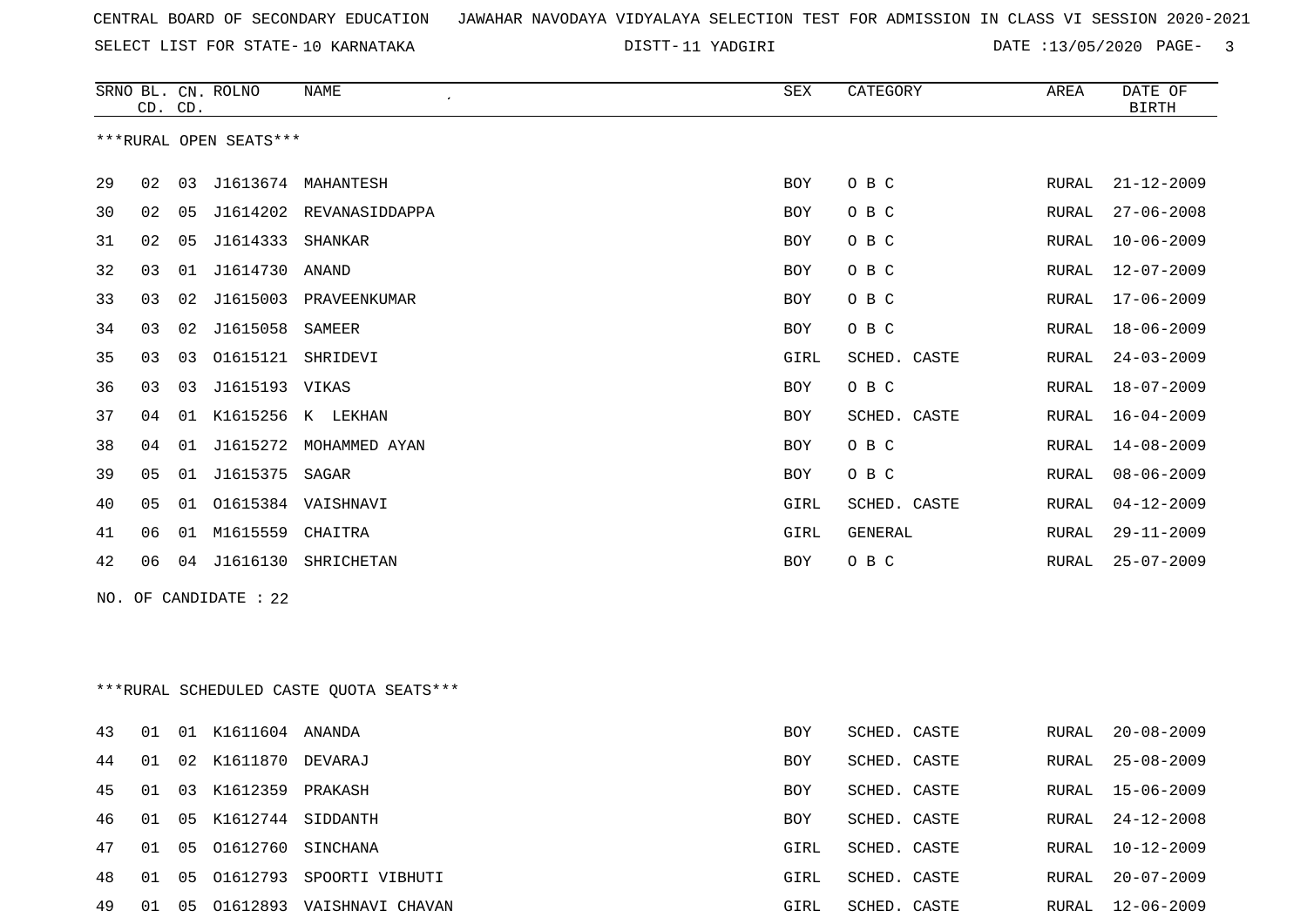CENTRAL BOARD OF SECONDARY EDUCATION JAWAHAR NAVODAYA VIDYALAYA SELECTION TEST FOR ADMISSION IN CLASS VI SESSION 2020-2021

SELECT LIST FOR STATE- 10 KARNATAKA DISTT- 11 YADGIRI DATE :13/05/2020

***RURAL OPEN SEATS***

| SRNO | BL. CD. | CN. CD. | ROLNO | NAME | SEX | CATEGORY | AREA | DATE OF BIRTH |
|---|---|---|---|---|---|---|---|---|
| 29 | 02 | 03 | J1613674 | MAHANTESH | BOY | O B C | RURAL | 21-12-2009 |
| 30 | 02 | 05 | J1614202 | REVANASIDDAPPA | BOY | O B C | RURAL | 27-06-2008 |
| 31 | 02 | 05 | J1614333 | SHANKAR | BOY | O B C | RURAL | 10-06-2009 |
| 32 | 03 | 01 | J1614730 | ANAND | BOY | O B C | RURAL | 12-07-2009 |
| 33 | 03 | 02 | J1615003 | PRAVEENKUMAR | BOY | O B C | RURAL | 17-06-2009 |
| 34 | 03 | 02 | J1615058 | SAMEER | BOY | O B C | RURAL | 18-06-2009 |
| 35 | 03 | 03 | O1615121 | SHRIDEVI | GIRL | SCHED. CASTE | RURAL | 24-03-2009 |
| 36 | 03 | 03 | J1615193 | VIKAS | BOY | O B C | RURAL | 18-07-2009 |
| 37 | 04 | 01 | K1615256 | K LEKHAN | BOY | SCHED. CASTE | RURAL | 16-04-2009 |
| 38 | 04 | 01 | J1615272 | MOHAMMED AYAN | BOY | O B C | RURAL | 14-08-2009 |
| 39 | 05 | 01 | J1615375 | SAGAR | BOY | O B C | RURAL | 08-06-2009 |
| 40 | 05 | 01 | O1615384 | VAISHNAVI | GIRL | SCHED. CASTE | RURAL | 04-12-2009 |
| 41 | 06 | 01 | M1615559 | CHAITRA | GIRL | GENERAL | RURAL | 29-11-2009 |
| 42 | 06 | 04 | J1616130 | SHRICHETAN | BOY | O B C | RURAL | 25-07-2009 |

NO. OF CANDIDATE : 22

***RURAL SCHEDULED CASTE QUOTA SEATS***

| SRNO | BL. CD. | CN. CD. | ROLNO | NAME | SEX | CATEGORY | AREA | DATE OF BIRTH |
|---|---|---|---|---|---|---|---|---|
| 43 | 01 | 01 | K1611604 | ANANDA | BOY | SCHED. CASTE | RURAL | 20-08-2009 |
| 44 | 01 | 02 | K1611870 | DEVARAJ | BOY | SCHED. CASTE | RURAL | 25-08-2009 |
| 45 | 01 | 03 | K1612359 | PRAKASH | BOY | SCHED. CASTE | RURAL | 15-06-2009 |
| 46 | 01 | 05 | K1612744 | SIDDANTH | BOY | SCHED. CASTE | RURAL | 24-12-2008 |
| 47 | 01 | 05 | O1612760 | SINCHANA | GIRL | SCHED. CASTE | RURAL | 10-12-2009 |
| 48 | 01 | 05 | O1612793 | SPOORTI VIBHUTI | GIRL | SCHED. CASTE | RURAL | 20-07-2009 |
| 49 | 01 | 05 | O1612893 | VAISHNAVI CHAVAN | GIRL | SCHED. CASTE | RURAL | 12-06-2009 |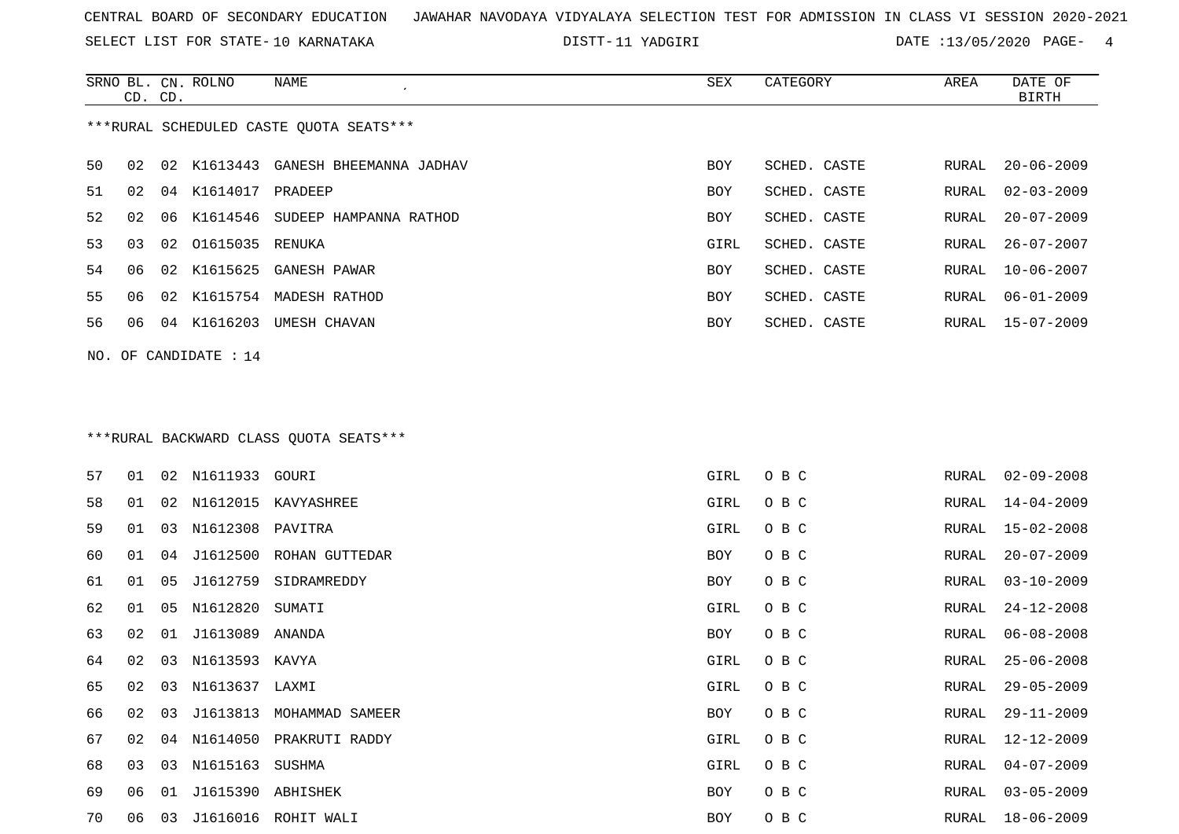CENTRAL BOARD OF SECONDARY EDUCATION JAWAHAR NAVODAYA VIDYALAYA SELECTION TEST FOR ADMISSION IN CLASS VI SESSION 2020-2021

SELECT LIST FOR STATE- 10 KARNATAKA DISTT- 11 YADGIRI DATE :13/05/2020

***RURAL SCHEDULED CASTE QUOTA SEATS***

| SRNO | BL. CD. | CN. CD. | ROLNO | NAME | SEX | CATEGORY | AREA | DATE OF BIRTH |
|---|---|---|---|---|---|---|---|---|
| 50 | 02 | 02 | K1613443 | GANESH BHEEMANNA JADHAV | BOY | SCHED. CASTE | RURAL | 20-06-2009 |
| 51 | 02 | 04 | K1614017 | PRADEEP | BOY | SCHED. CASTE | RURAL | 02-03-2009 |
| 52 | 02 | 06 | K1614546 | SUDEEP HAMPANNA RATHOD | BOY | SCHED. CASTE | RURAL | 20-07-2009 |
| 53 | 03 | 02 | O1615035 | RENUKA | GIRL | SCHED. CASTE | RURAL | 26-07-2007 |
| 54 | 06 | 02 | K1615625 | GANESH PAWAR | BOY | SCHED. CASTE | RURAL | 10-06-2007 |
| 55 | 06 | 02 | K1615754 | MADESH RATHOD | BOY | SCHED. CASTE | RURAL | 06-01-2009 |
| 56 | 06 | 04 | K1616203 | UMESH CHAVAN | BOY | SCHED. CASTE | RURAL | 15-07-2009 |

NO. OF CANDIDATE : 14

***RURAL BACKWARD CLASS QUOTA SEATS***

| SRNO | BL. CD. | CN. CD. | ROLNO | NAME | SEX | CATEGORY | AREA | DATE OF BIRTH |
|---|---|---|---|---|---|---|---|---|
| 57 | 01 | 02 | N1611933 | GOURI | GIRL | O B C | RURAL | 02-09-2008 |
| 58 | 01 | 02 | N1612015 | KAVYASHREE | GIRL | O B C | RURAL | 14-04-2009 |
| 59 | 01 | 03 | N1612308 | PAVITRA | GIRL | O B C | RURAL | 15-02-2008 |
| 60 | 01 | 04 | J1612500 | ROHAN GUTTEDAR | BOY | O B C | RURAL | 20-07-2009 |
| 61 | 01 | 05 | J1612759 | SIDRAMREDDY | BOY | O B C | RURAL | 03-10-2009 |
| 62 | 01 | 05 | N1612820 | SUMATI | GIRL | O B C | RURAL | 24-12-2008 |
| 63 | 02 | 01 | J1613089 | ANANDA | BOY | O B C | RURAL | 06-08-2008 |
| 64 | 02 | 03 | N1613593 | KAVYA | GIRL | O B C | RURAL | 25-06-2008 |
| 65 | 02 | 03 | N1613637 | LAXMI | GIRL | O B C | RURAL | 29-05-2009 |
| 66 | 02 | 03 | J1613813 | MOHAMMAD SAMEER | BOY | O B C | RURAL | 29-11-2009 |
| 67 | 02 | 04 | N1614050 | PRAKRUTI RADDY | GIRL | O B C | RURAL | 12-12-2009 |
| 68 | 03 | 03 | N1615163 | SUSHMA | GIRL | O B C | RURAL | 04-07-2009 |
| 69 | 06 | 01 | J1615390 | ABHISHEK | BOY | O B C | RURAL | 03-05-2009 |
| 70 | 06 | 03 | J1616016 | ROHIT WALI | BOY | O B C | RURAL | 18-06-2009 |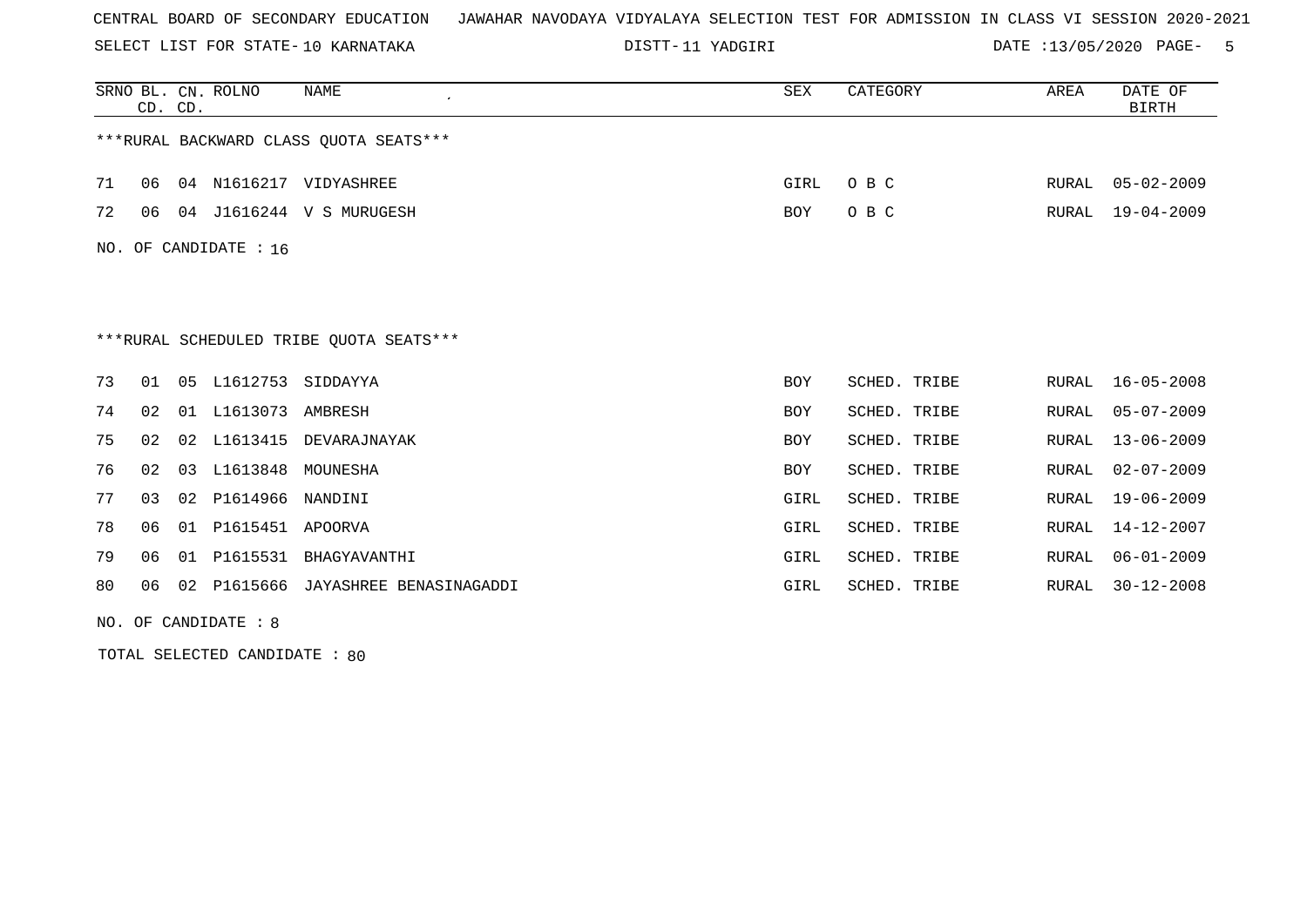CENTRAL BOARD OF SECONDARY EDUCATION JAWAHAR NAVODAYA VIDYALAYA SELECTION TEST FOR ADMISSION IN CLASS VI SESSION 2020-2021

SELECT LIST FOR STATE- 10 KARNATAKA DISTT- 11 YADGIRI DATE :13/05/2020

***RURAL BACKWARD CLASS QUOTA SEATS***

| SRNO | BL. CD. | CN. CD. | ROLNO | NAME | SEX | CATEGORY | AREA | DATE OF BIRTH |
|---|---|---|---|---|---|---|---|---|
| 71 | 06 | 04 | N1616217 | VIDYASHREE | GIRL | O B C | RURAL | 05-02-2009 |
| 72 | 06 | 04 | J1616244 | V S MURUGESH | BOY | O B C | RURAL | 19-04-2009 |

NO. OF CANDIDATE : 16

***RURAL SCHEDULED TRIBE QUOTA SEATS***

| SRNO | BL. CD. | CN. CD. | ROLNO | NAME | SEX | CATEGORY | AREA | DATE OF BIRTH |
|---|---|---|---|---|---|---|---|---|
| 73 | 01 | 05 | L1612753 | SIDDAYYA | BOY | SCHED. TRIBE | RURAL | 16-05-2008 |
| 74 | 02 | 01 | L1613073 | AMBRESH | BOY | SCHED. TRIBE | RURAL | 05-07-2009 |
| 75 | 02 | 02 | L1613415 | DEVARAJNAYAK | BOY | SCHED. TRIBE | RURAL | 13-06-2009 |
| 76 | 02 | 03 | L1613848 | MOUNESHA | BOY | SCHED. TRIBE | RURAL | 02-07-2009 |
| 77 | 03 | 02 | P1614966 | NANDINI | GIRL | SCHED. TRIBE | RURAL | 19-06-2009 |
| 78 | 06 | 01 | P1615451 | APOORVA | GIRL | SCHED. TRIBE | RURAL | 14-12-2007 |
| 79 | 06 | 01 | P1615531 | BHAGYAVANTHI | GIRL | SCHED. TRIBE | RURAL | 06-01-2009 |
| 80 | 06 | 02 | P1615666 | JAYASHREE BENASINAGADDI | GIRL | SCHED. TRIBE | RURAL | 30-12-2008 |

NO. OF CANDIDATE : 8

TOTAL SELECTED CANDIDATE : 80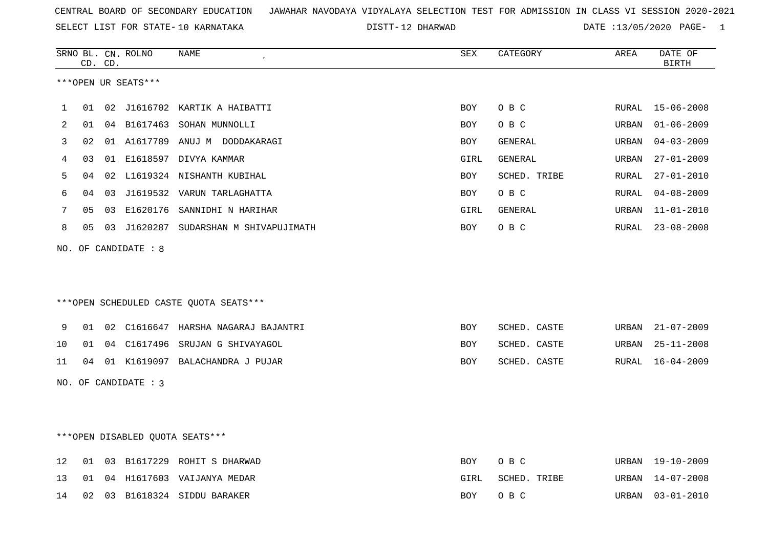CENTRAL BOARD OF SECONDARY EDUCATION JAWAHAR NAVODAYA VIDYALAYA SELECTION TEST FOR ADMISSION IN CLASS VI SESSION 2020-2021

SELECT LIST FOR STATE- 10 KARNATAKA DISTT- 12 DHARWAD DATE :13/05/2020 PAGE- 1

***OPEN UR SEATS***

| SRNO | BL. CD. | CN. CD. | ROLNO | NAME | SEX | CATEGORY | AREA | DATE OF BIRTH |
|---|---|---|---|---|---|---|---|---|
| 1 | 01 | 02 | J1616702 | KARTIK A HAIBATTI | BOY | O B C | RURAL | 15-06-2008 |
| 2 | 01 | 04 | B1617463 | SOHAN MUNNOLLI | BOY | O B C | URBAN | 01-06-2009 |
| 3 | 02 | 01 | A1617789 | ANUJ M DODDAKARAGI | BOY | GENERAL | URBAN | 04-03-2009 |
| 4 | 03 | 01 | E1618597 | DIVYA KAMMAR | GIRL | GENERAL | URBAN | 27-01-2009 |
| 5 | 04 | 02 | L1619324 | NISHANTH KUBIHAL | BOY | SCHED. TRIBE | RURAL | 27-01-2010 |
| 6 | 04 | 03 | J1619532 | VARUN TARLAGHATTA | BOY | O B C | RURAL | 04-08-2009 |
| 7 | 05 | 03 | E1620176 | SANNIDHI N HARIHAR | GIRL | GENERAL | URBAN | 11-01-2010 |
| 8 | 05 | 03 | J1620287 | SUDARSHAN M SHIVAPUJIMATH | BOY | O B C | RURAL | 23-08-2008 |

NO. OF CANDIDATE : 8

***OPEN SCHEDULED CASTE QUOTA SEATS***

| SRNO | BL. CD. | CN. CD. | ROLNO | NAME | SEX | CATEGORY | AREA | DATE OF BIRTH |
|---|---|---|---|---|---|---|---|---|
| 9 | 01 | 02 | C1616647 | HARSHA NAGARAJ BAJANTRI | BOY | SCHED. CASTE | URBAN | 21-07-2009 |
| 10 | 01 | 04 | C1617496 | SRUJAN G SHIVAYAGOL | BOY | SCHED. CASTE | URBAN | 25-11-2008 |
| 11 | 04 | 01 | K1619097 | BALACHANDRA J PUJAR | BOY | SCHED. CASTE | RURAL | 16-04-2009 |

NO. OF CANDIDATE : 3

***OPEN DISABLED QUOTA SEATS***

| SRNO | BL. CD. | CN. CD. | ROLNO | NAME | SEX | CATEGORY | AREA | DATE OF BIRTH |
|---|---|---|---|---|---|---|---|---|
| 12 | 01 | 03 | B1617229 | ROHIT S DHARWAD | BOY | O B C | URBAN | 19-10-2009 |
| 13 | 01 | 04 | H1617603 | VAIJANYA MEDAR | GIRL | SCHED. TRIBE | URBAN | 14-07-2008 |
| 14 | 02 | 03 | B1618324 | SIDDU BARAKER | BOY | O B C | URBAN | 03-01-2010 |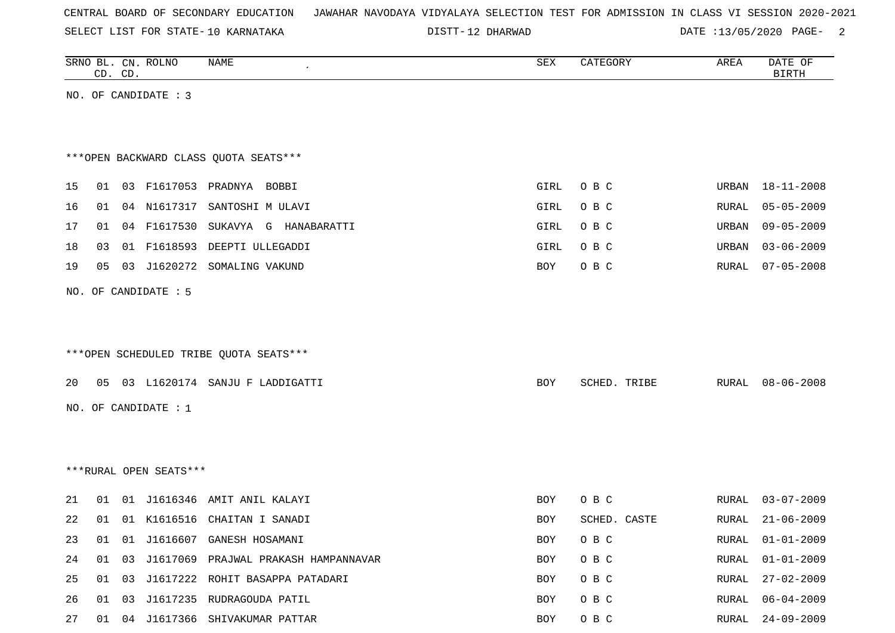CENTRAL BOARD OF SECONDARY EDUCATION JAWAHAR NAVODAYA VIDYALAYA SELECTION TEST FOR ADMISSION IN CLASS VI SESSION 2020-2021

SELECT LIST FOR STATE- 10 KARNATAKA DISTT- 12 DHARWAD DATE :13/05/2020

| SRNO | BL. CD. | CN. CD. | ROLNO | NAME | SEX | CATEGORY | AREA | DATE OF BIRTH |
|---|---|---|---|---|---|---|---|---|

NO. OF CANDIDATE : 3

***OPEN BACKWARD CLASS QUOTA SEATS***

| SRNO | BL. CD. | CN. CD. | ROLNO | NAME | SEX | CATEGORY | AREA | DATE OF BIRTH |
|---|---|---|---|---|---|---|---|---|
| 15 | 01 | 03 | F1617053 | PRADNYA BOBBI | GIRL | O B C | URBAN | 18-11-2008 |
| 16 | 01 | 04 | N1617317 | SANTOSHI M ULAVI | GIRL | O B C | RURAL | 05-05-2009 |
| 17 | 01 | 04 | F1617530 | SUKAVYA G HANABARATTI | GIRL | O B C | URBAN | 09-05-2009 |
| 18 | 03 | 01 | F1618593 | DEEPTI ULLEGADDI | GIRL | O B C | URBAN | 03-06-2009 |
| 19 | 05 | 03 | J1620272 | SOMALING VAKUND | BOY | O B C | RURAL | 07-05-2008 |

NO. OF CANDIDATE : 5

***OPEN SCHEDULED TRIBE QUOTA SEATS***

| SRNO | BL. CD. | CN. CD. | ROLNO | NAME | SEX | CATEGORY | AREA | DATE OF BIRTH |
|---|---|---|---|---|---|---|---|---|
| 20 | 05 | 03 | L1620174 | SANJU F LADDIGATTI | BOY | SCHED. TRIBE | RURAL | 08-06-2008 |

NO. OF CANDIDATE : 1

***RURAL OPEN SEATS***

| SRNO | BL. CD. | CN. CD. | ROLNO | NAME | SEX | CATEGORY | AREA | DATE OF BIRTH |
|---|---|---|---|---|---|---|---|---|
| 21 | 01 | 01 | J1616346 | AMIT ANIL KALAYI | BOY | O B C | RURAL | 03-07-2009 |
| 22 | 01 | 01 | K1616516 | CHAITAN I SANADI | BOY | SCHED. CASTE | RURAL | 21-06-2009 |
| 23 | 01 | 01 | J1616607 | GANESH HOSAMANI | BOY | O B C | RURAL | 01-01-2009 |
| 24 | 01 | 03 | J1617069 | PRAJWAL PRAKASH HAMPANNAVAR | BOY | O B C | RURAL | 01-01-2009 |
| 25 | 01 | 03 | J1617222 | ROHIT BASAPPA PATADARI | BOY | O B C | RURAL | 27-02-2009 |
| 26 | 01 | 03 | J1617235 | RUDRAGOUDA PATIL | BOY | O B C | RURAL | 06-04-2009 |
| 27 | 01 | 04 | J1617366 | SHIVAKUMAR PATTAR | BOY | O B C | RURAL | 24-09-2009 |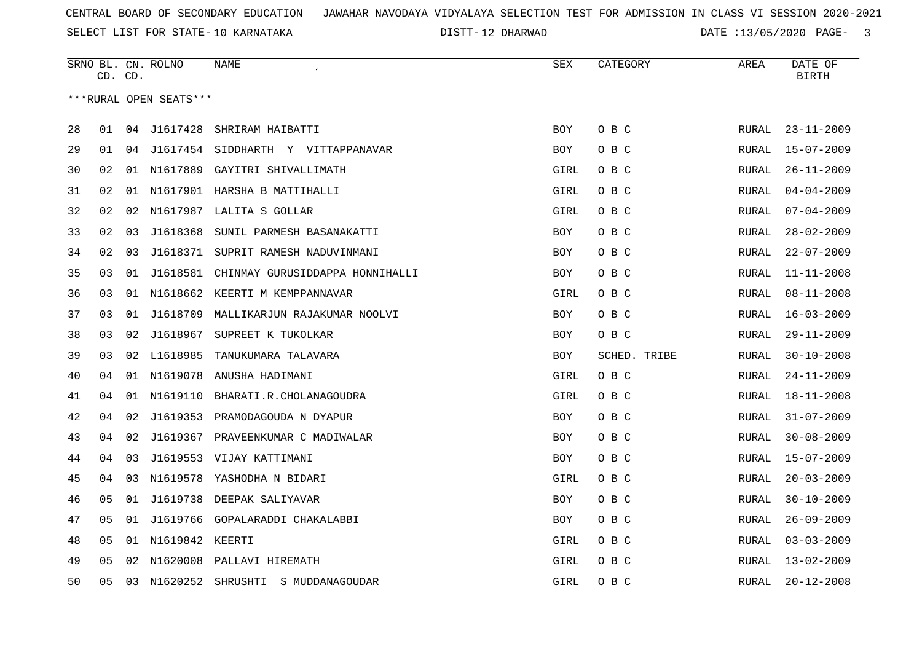CENTRAL BOARD OF SECONDARY EDUCATION JAWAHAR NAVODAYA VIDYALAYA SELECTION TEST FOR ADMISSION IN CLASS VI SESSION 2020-2021

SELECT LIST FOR STATE- 10 KARNATAKA DISTT- 12 DHARWAD DATE :13/05/2020

| SRNO | BL. CD. | CN. CD. | ROLNO | NAME | SEX | CATEGORY | AREA | DATE OF BIRTH |
|---|---|---|---|---|---|---|---|---|

***RURAL OPEN SEATS***

| SRNO | BL. CD. | CN. CD. | ROLNO | NAME | SEX | CATEGORY | AREA | DATE OF BIRTH |
|---|---|---|---|---|---|---|---|---|
| 28 | 01 | 04 | J1617428 | SHRIRAM HAIBATTI | BOY | O B C | RURAL | 23-11-2009 |
| 29 | 01 | 04 | J1617454 | SIDDHARTH Y VITTAPPANAVAR | BOY | O B C | RURAL | 15-07-2009 |
| 30 | 02 | 01 | N1617889 | GAYITRI SHIVALLIMATH | GIRL | O B C | RURAL | 26-11-2009 |
| 31 | 02 | 01 | N1617901 | HARSHA B MATTIHALLI | GIRL | O B C | RURAL | 04-04-2009 |
| 32 | 02 | 02 | N1617987 | LALITA S GOLLAR | GIRL | O B C | RURAL | 07-04-2009 |
| 33 | 02 | 03 | J1618368 | SUNIL PARMESH BASANAKATTI | BOY | O B C | RURAL | 28-02-2009 |
| 34 | 02 | 03 | J1618371 | SUPRIT RAMESH NADUVINMANI | BOY | O B C | RURAL | 22-07-2009 |
| 35 | 03 | 01 | J1618581 | CHINMAY GURUSIDDAPPA HONNIHALLI | BOY | O B C | RURAL | 11-11-2008 |
| 36 | 03 | 01 | N1618662 | KEERTI M KEMPPANNAVAR | GIRL | O B C | RURAL | 08-11-2008 |
| 37 | 03 | 01 | J1618709 | MALLIKARJUN RAJAKUMAR NOOLVI | BOY | O B C | RURAL | 16-03-2009 |
| 38 | 03 | 02 | J1618967 | SUPREET K TUKOLKAR | BOY | O B C | RURAL | 29-11-2009 |
| 39 | 03 | 02 | L1618985 | TANUKUMARA TALAVARA | BOY | SCHED. TRIBE | RURAL | 30-10-2008 |
| 40 | 04 | 01 | N1619078 | ANUSHA HADIMANI | GIRL | O B C | RURAL | 24-11-2009 |
| 41 | 04 | 01 | N1619110 | BHARATI.R.CHOLANAGOUDRA | GIRL | O B C | RURAL | 18-11-2008 |
| 42 | 04 | 02 | J1619353 | PRAMODAGOUDA N DYAPUR | BOY | O B C | RURAL | 31-07-2009 |
| 43 | 04 | 02 | J1619367 | PRAVEENKUMAR C MADIWALAR | BOY | O B C | RURAL | 30-08-2009 |
| 44 | 04 | 03 | J1619553 | VIJAY KATTIMANI | BOY | O B C | RURAL | 15-07-2009 |
| 45 | 04 | 03 | N1619578 | YASHODHA N BIDARI | GIRL | O B C | RURAL | 20-03-2009 |
| 46 | 05 | 01 | J1619738 | DEEPAK SALIYAVAR | BOY | O B C | RURAL | 30-10-2009 |
| 47 | 05 | 01 | J1619766 | GOPALARADDI CHAKALABBI | BOY | O B C | RURAL | 26-09-2009 |
| 48 | 05 | 01 | N1619842 | KEERTI | GIRL | O B C | RURAL | 03-03-2009 |
| 49 | 05 | 02 | N1620008 | PALLAVI HIREMATH | GIRL | O B C | RURAL | 13-02-2009 |
| 50 | 05 | 03 | N1620252 | SHRUSHTI S MUDDANAGOUDAR | GIRL | O B C | RURAL | 20-12-2008 |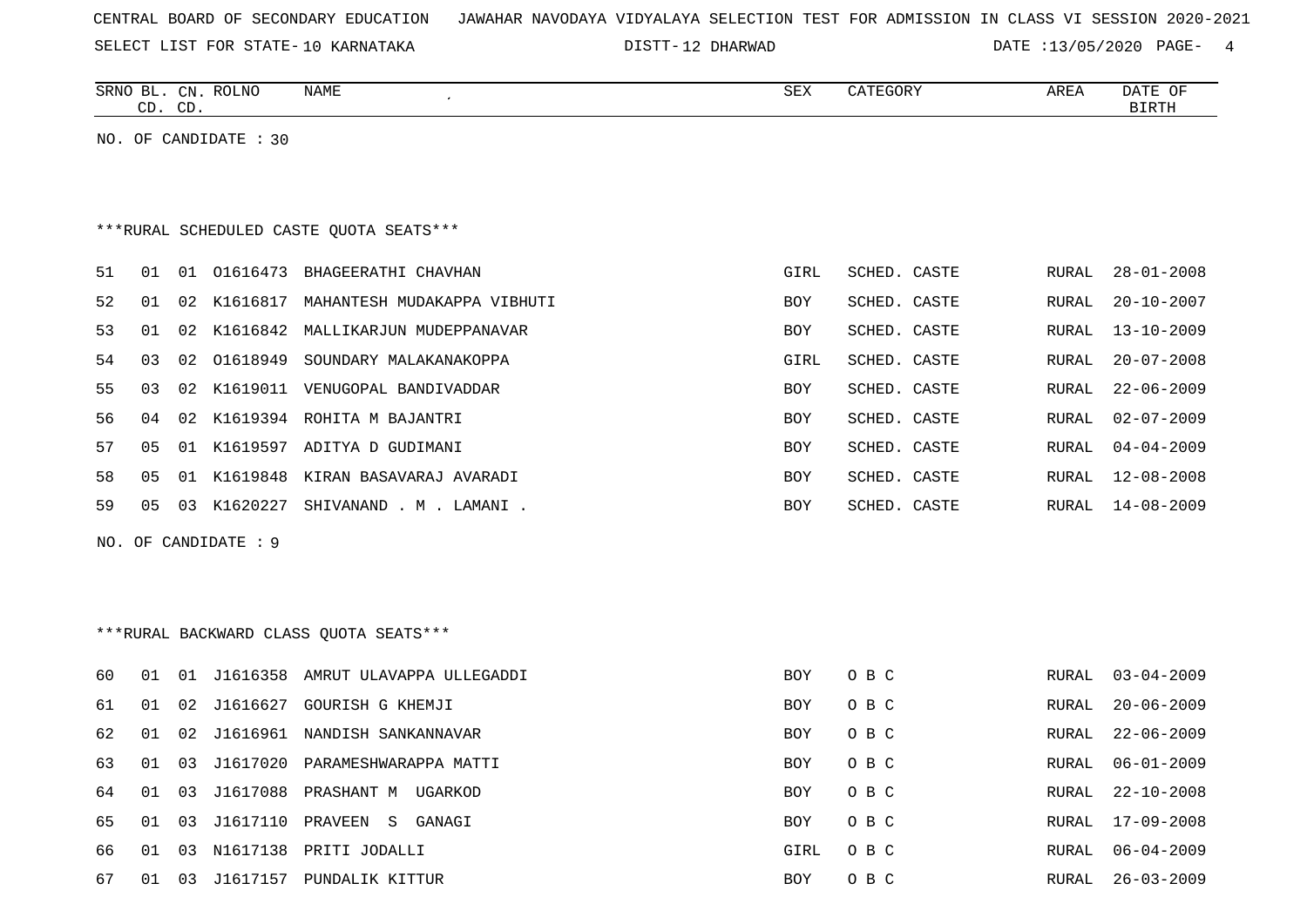CENTRAL BOARD OF SECONDARY EDUCATION JAWAHAR NAVODAYA VIDYALAYA SELECTION TEST FOR ADMISSION IN CLASS VI SESSION 2020-2021

SELECT LIST FOR STATE- 10 KARNATAKA DISTT- 12 DHARWAD DATE :13/05/2020

| SRNO | BL. CD. | CN. CD. | ROLNO | NAME | SEX | CATEGORY | AREA | DATE OF BIRTH |
|---|---|---|---|---|---|---|---|---|

NO. OF CANDIDATE : 30

***RURAL SCHEDULED CASTE QUOTA SEATS***

| SRNO | BL. CD. | CN. CD. | ROLNO | NAME | SEX | CATEGORY | AREA | DATE OF BIRTH |
|---|---|---|---|---|---|---|---|---|
| 51 | 01 | 01 | O1616473 | BHAGEERATHI CHAVHAN | GIRL | SCHED. CASTE | RURAL | 28-01-2008 |
| 52 | 01 | 02 | K1616817 | MAHANTESH MUDAKAPPA VIBHUTI | BOY | SCHED. CASTE | RURAL | 20-10-2007 |
| 53 | 01 | 02 | K1616842 | MALLIKARJUN MUDEPPANAVAR | BOY | SCHED. CASTE | RURAL | 13-10-2009 |
| 54 | 03 | 02 | O1618949 | SOUNDARY MALAKANAKOPPA | GIRL | SCHED. CASTE | RURAL | 20-07-2008 |
| 55 | 03 | 02 | K1619011 | VENUGOPAL BANDIVADDAR | BOY | SCHED. CASTE | RURAL | 22-06-2009 |
| 56 | 04 | 02 | K1619394 | ROHITA M BAJANTRI | BOY | SCHED. CASTE | RURAL | 02-07-2009 |
| 57 | 05 | 01 | K1619597 | ADITYA D GUDIMANI | BOY | SCHED. CASTE | RURAL | 04-04-2009 |
| 58 | 05 | 01 | K1619848 | KIRAN BASAVARAJ AVARADI | BOY | SCHED. CASTE | RURAL | 12-08-2008 |
| 59 | 05 | 03 | K1620227 | SHIVANAND . M . LAMANI . | BOY | SCHED. CASTE | RURAL | 14-08-2009 |

NO. OF CANDIDATE : 9

***RURAL BACKWARD CLASS QUOTA SEATS***

| SRNO | BL. CD. | CN. CD. | ROLNO | NAME | SEX | CATEGORY | AREA | DATE OF BIRTH |
|---|---|---|---|---|---|---|---|---|
| 60 | 01 | 01 | J1616358 | AMRUT ULAVAPPA ULLEGADDI | BOY | O B C | RURAL | 03-04-2009 |
| 61 | 01 | 02 | J1616627 | GOURISH G KHEMJI | BOY | O B C | RURAL | 20-06-2009 |
| 62 | 01 | 02 | J1616961 | NANDISH SANKANNAVAR | BOY | O B C | RURAL | 22-06-2009 |
| 63 | 01 | 03 | J1617020 | PARAMESHWARAPPA MATTI | BOY | O B C | RURAL | 06-01-2009 |
| 64 | 01 | 03 | J1617088 | PRASHANT M UGARKOD | BOY | O B C | RURAL | 22-10-2008 |
| 65 | 01 | 03 | J1617110 | PRAVEEN S GANAGI | BOY | O B C | RURAL | 17-09-2008 |
| 66 | 01 | 03 | N1617138 | PRITI JODALLI | GIRL | O B C | RURAL | 06-04-2009 |
| 67 | 01 | 03 | J1617157 | PUNDALIK KITTUR | BOY | O B C | RURAL | 26-03-2009 |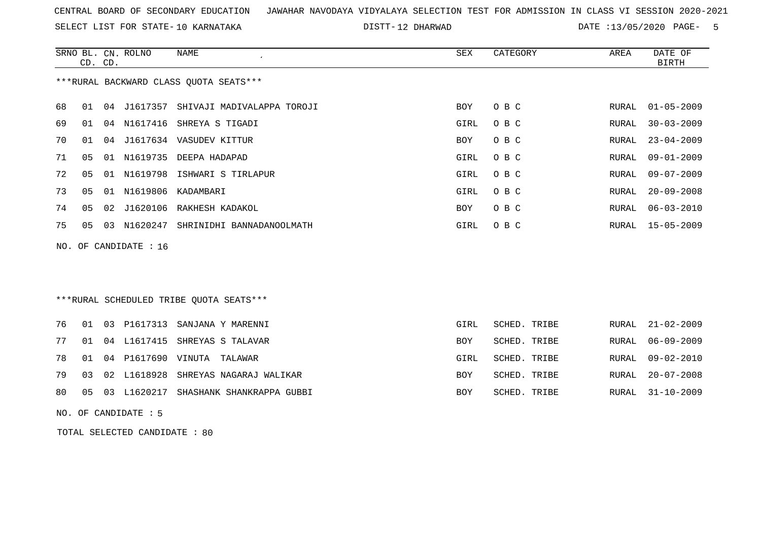CENTRAL BOARD OF SECONDARY EDUCATION JAWAHAR NAVODAYA VIDYALAYA SELECTION TEST FOR ADMISSION IN CLASS VI SESSION 2020-2021

SELECT LIST FOR STATE- 10 KARNATAKA DISTT- 12 DHARWAD DATE :13/05/2020

***RURAL BACKWARD CLASS QUOTA SEATS***

| SRNO | BL. CD. | CN. CD. | ROLNO | NAME | SEX | CATEGORY | AREA | DATE OF BIRTH |
|---|---|---|---|---|---|---|---|---|
| 68 | 01 | 04 | J1617357 | SHIVAJI MADIVALAPPA TOROJI | BOY | O B C | RURAL | 01-05-2009 |
| 69 | 01 | 04 | N1617416 | SHREYA S TIGADI | GIRL | O B C | RURAL | 30-03-2009 |
| 70 | 01 | 04 | J1617634 | VASUDEV KITTUR | BOY | O B C | RURAL | 23-04-2009 |
| 71 | 05 | 01 | N1619735 | DEEPA HADAPAD | GIRL | O B C | RURAL | 09-01-2009 |
| 72 | 05 | 01 | N1619798 | ISHWARI S TIRLAPUR | GIRL | O B C | RURAL | 09-07-2009 |
| 73 | 05 | 01 | N1619806 | KADAMBARI | GIRL | O B C | RURAL | 20-09-2008 |
| 74 | 05 | 02 | J1620106 | RAKHESH KADAKOL | BOY | O B C | RURAL | 06-03-2010 |
| 75 | 05 | 03 | N1620247 | SHRINIDHI BANNADANOOLMATH | GIRL | O B C | RURAL | 15-05-2009 |

NO. OF CANDIDATE : 16

***RURAL SCHEDULED TRIBE QUOTA SEATS***

| SRNO | BL. CD. | CN. CD. | ROLNO | NAME | SEX | CATEGORY | AREA | DATE OF BIRTH |
|---|---|---|---|---|---|---|---|---|
| 76 | 01 | 03 | P1617313 | SANJANA Y MARENNI | GIRL | SCHED. TRIBE | RURAL | 21-02-2009 |
| 77 | 01 | 04 | L1617415 | SHREYAS S TALAVAR | BOY | SCHED. TRIBE | RURAL | 06-09-2009 |
| 78 | 01 | 04 | P1617690 | VINUTA TALAWAR | GIRL | SCHED. TRIBE | RURAL | 09-02-2010 |
| 79 | 03 | 02 | L1618928 | SHREYAS NAGARAJ WALIKAR | BOY | SCHED. TRIBE | RURAL | 20-07-2008 |
| 80 | 05 | 03 | L1620217 | SHASHANK SHANKRAPPA GUBBI | BOY | SCHED. TRIBE | RURAL | 31-10-2009 |

NO. OF CANDIDATE : 5

TOTAL SELECTED CANDIDATE : 80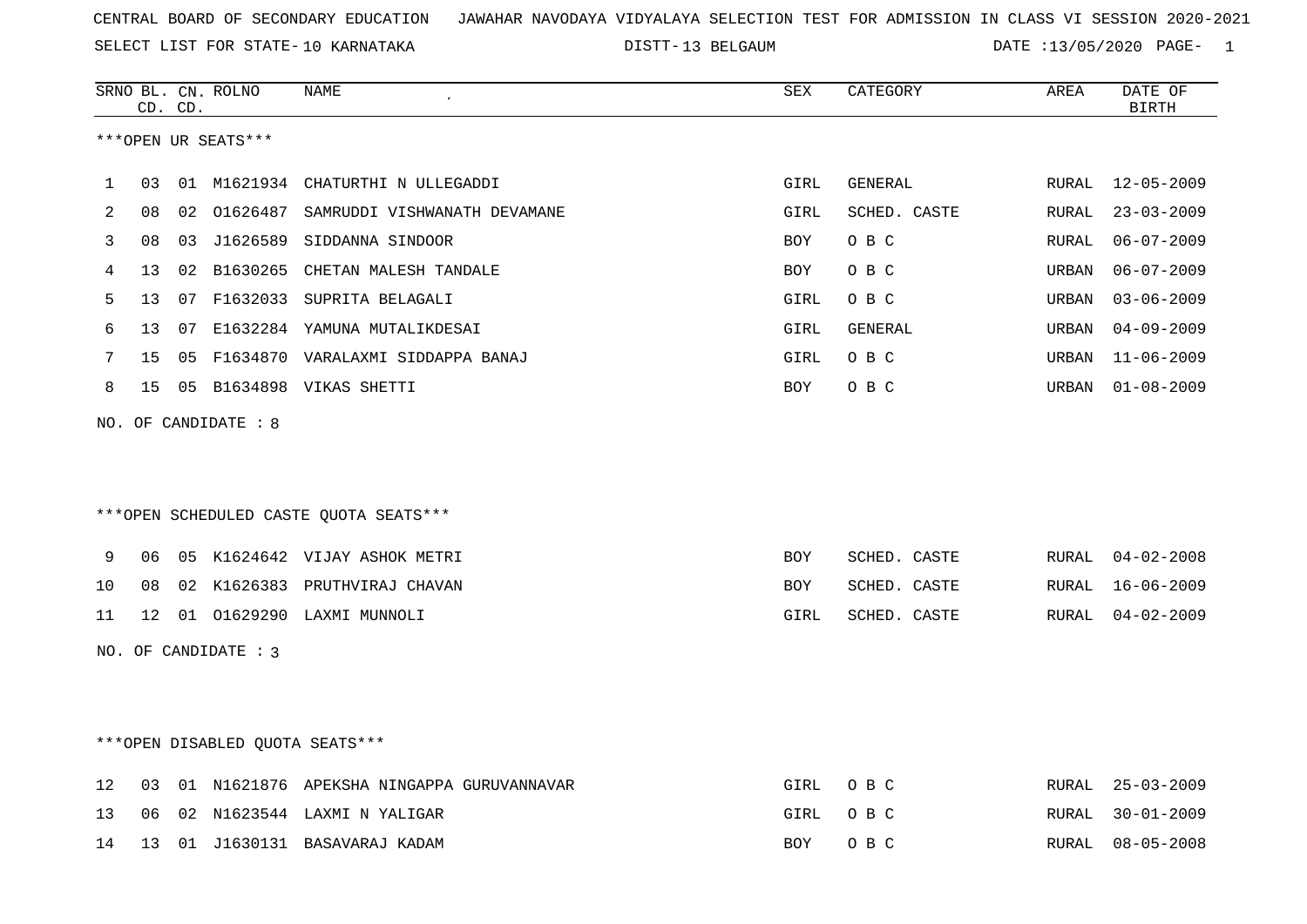CENTRAL BOARD OF SECONDARY EDUCATION JAWAHAR NAVODAYA VIDYALAYA SELECTION TEST FOR ADMISSION IN CLASS VI SESSION 2020-2021

SELECT LIST FOR STATE- 10 KARNATAKA DISTT- 13 BELGAUM DATE :13/05/2020 PAGE- 1

***OPEN UR SEATS***

| SRNO | BL. CD. | CN. CD. | ROLNO | NAME | SEX | CATEGORY | AREA | DATE OF BIRTH |
|---|---|---|---|---|---|---|---|---|
| 1 | 03 | 01 | M1621934 | CHATURTHI N ULLEGADDI | GIRL | GENERAL | RURAL | 12-05-2009 |
| 2 | 08 | 02 | O1626487 | SAMRUDDI VISHWANATH DEVAMANE | GIRL | SCHED. CASTE | RURAL | 23-03-2009 |
| 3 | 08 | 03 | J1626589 | SIDDANNA SINDOOR | BOY | O B C | RURAL | 06-07-2009 |
| 4 | 13 | 02 | B1630265 | CHETAN MALESH TANDALE | BOY | O B C | URBAN | 06-07-2009 |
| 5 | 13 | 07 | F1632033 | SUPRITA BELAGALI | GIRL | O B C | URBAN | 03-06-2009 |
| 6 | 13 | 07 | E1632284 | YAMUNA MUTALIKDESAI | GIRL | GENERAL | URBAN | 04-09-2009 |
| 7 | 15 | 05 | F1634870 | VARALAXMI SIDDAPPA BANAJ | GIRL | O B C | URBAN | 11-06-2009 |
| 8 | 15 | 05 | B1634898 | VIKAS SHETTI | BOY | O B C | URBAN | 01-08-2009 |

NO. OF CANDIDATE : 8

***OPEN SCHEDULED CASTE QUOTA SEATS***

| SRNO | BL. CD. | CN. CD. | ROLNO | NAME | SEX | CATEGORY | AREA | DATE OF BIRTH |
|---|---|---|---|---|---|---|---|---|
| 9 | 06 | 05 | K1624642 | VIJAY ASHOK METRI | BOY | SCHED. CASTE | RURAL | 04-02-2008 |
| 10 | 08 | 02 | K1626383 | PRUTHVIRAJ CHAVAN | BOY | SCHED. CASTE | RURAL | 16-06-2009 |
| 11 | 12 | 01 | O1629290 | LAXMI MUNNOLI | GIRL | SCHED. CASTE | RURAL | 04-02-2009 |

NO. OF CANDIDATE : 3

***OPEN DISABLED QUOTA SEATS***

| SRNO | BL. CD. | CN. CD. | ROLNO | NAME | SEX | CATEGORY | AREA | DATE OF BIRTH |
|---|---|---|---|---|---|---|---|---|
| 12 | 03 | 01 | N1621876 | APEKSHA NINGAPPA GURUVANNAVAR | GIRL | O B C | RURAL | 25-03-2009 |
| 13 | 06 | 02 | N1623544 | LAXMI N YALIGAR | GIRL | O B C | RURAL | 30-01-2009 |
| 14 | 13 | 01 | J1630131 | BASAVARAJ KADAM | BOY | O B C | RURAL | 08-05-2008 |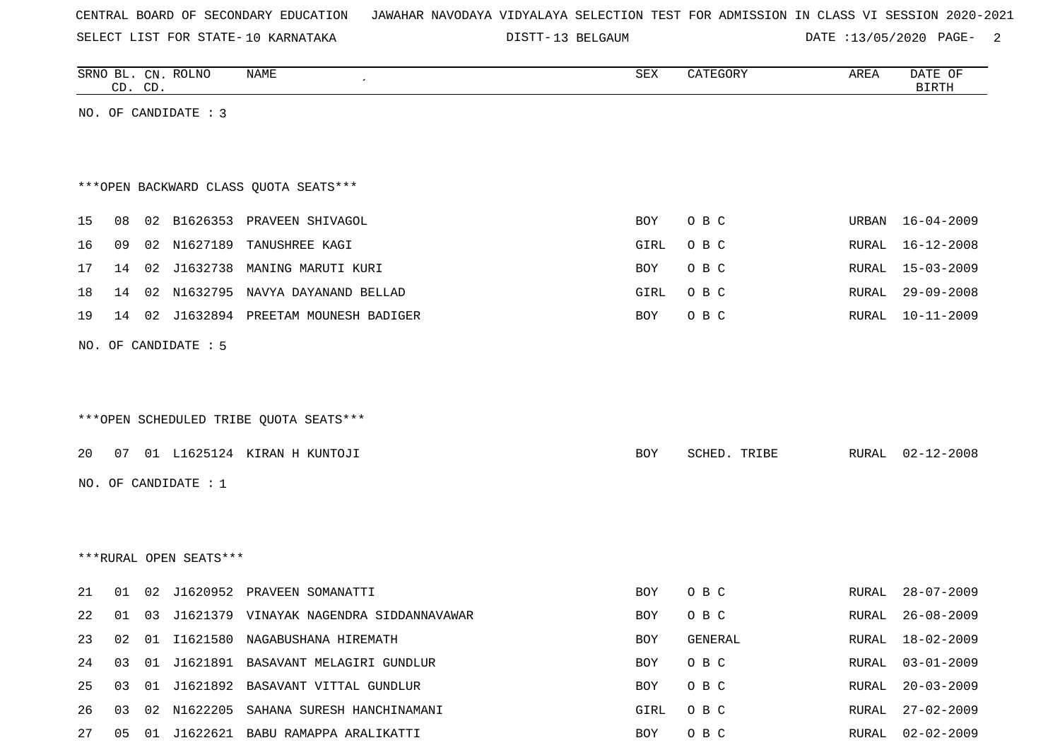CENTRAL BOARD OF SECONDARY EDUCATION JAWAHAR NAVODAYA VIDYALAYA SELECTION TEST FOR ADMISSION IN CLASS VI SESSION 2020-2021

SELECT LIST FOR STATE- 10 KARNATAKA DISTT- 13 BELGAUM DATE :13/05/2020

| SRNO | BL. CD. | CN. CD. | ROLNO | NAME | SEX | CATEGORY | AREA | DATE OF BIRTH |
|---|---|---|---|---|---|---|---|---|

NO. OF CANDIDATE : 3

***OPEN BACKWARD CLASS QUOTA SEATS***

| SRNO | BL. CD. | CN. CD. | ROLNO | NAME | SEX | CATEGORY | AREA | DATE OF BIRTH |
|---|---|---|---|---|---|---|---|---|
| 15 | 08 | 02 | B1626353 | PRAVEEN SHIVAGOL | BOY | O B C | URBAN | 16-04-2009 |
| 16 | 09 | 02 | N1627189 | TANUSHREE KAGI | GIRL | O B C | RURAL | 16-12-2008 |
| 17 | 14 | 02 | J1632738 | MANING MARUTI KURI | BOY | O B C | RURAL | 15-03-2009 |
| 18 | 14 | 02 | N1632795 | NAVYA DAYANAND BELLAD | GIRL | O B C | RURAL | 29-09-2008 |
| 19 | 14 | 02 | J1632894 | PREETAM MOUNESH BADIGER | BOY | O B C | RURAL | 10-11-2009 |

NO. OF CANDIDATE : 5

***OPEN SCHEDULED TRIBE QUOTA SEATS***

| SRNO | BL. CD. | CN. CD. | ROLNO | NAME | SEX | CATEGORY | AREA | DATE OF BIRTH |
|---|---|---|---|---|---|---|---|---|
| 20 | 07 | 01 | L1625124 | KIRAN H KUNTOJI | BOY | SCHED. TRIBE | RURAL | 02-12-2008 |

NO. OF CANDIDATE : 1

***RURAL OPEN SEATS***

| SRNO | BL. CD. | CN. CD. | ROLNO | NAME | SEX | CATEGORY | AREA | DATE OF BIRTH |
|---|---|---|---|---|---|---|---|---|
| 21 | 01 | 02 | J1620952 | PRAVEEN SOMANATTI | BOY | O B C | RURAL | 28-07-2009 |
| 22 | 01 | 03 | J1621379 | VINAYAK NAGENDRA SIDDANNAVAWAR | BOY | O B C | RURAL | 26-08-2009 |
| 23 | 02 | 01 | I1621580 | NAGABUSHANA HIREMATH | BOY | GENERAL | RURAL | 18-02-2009 |
| 24 | 03 | 01 | J1621891 | BASAVANT MELAGIRI GUNDLUR | BOY | O B C | RURAL | 03-01-2009 |
| 25 | 03 | 01 | J1621892 | BASAVANT VITTAL GUNDLUR | BOY | O B C | RURAL | 20-03-2009 |
| 26 | 03 | 02 | N1622205 | SAHANA SURESH HANCHINAMANI | GIRL | O B C | RURAL | 27-02-2009 |
| 27 | 05 | 01 | J1622621 | BABU RAMAPPA ARALIKATTI | BOY | O B C | RURAL | 02-02-2009 |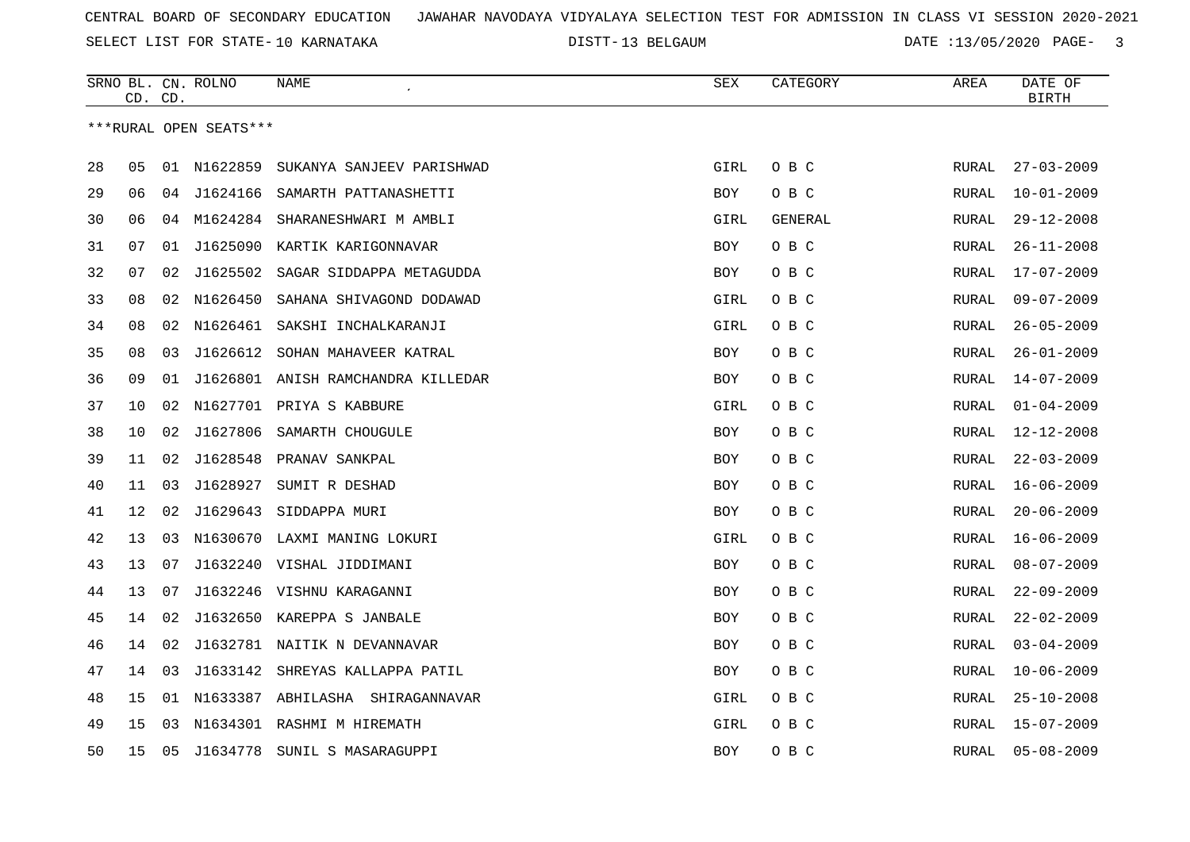CENTRAL BOARD OF SECONDARY EDUCATION JAWAHAR NAVODAYA VIDYALAYA SELECTION TEST FOR ADMISSION IN CLASS VI SESSION 2020-2021

SELECT LIST FOR STATE- 10 KARNATAKA DISTT- 13 BELGAUM DATE :13/05/2020

| SRNO | BL. CD. | CN. CD. | ROLNO | NAME | SEX | CATEGORY | AREA | DATE OF BIRTH |
|---|---|---|---|---|---|---|---|---|

***RURAL OPEN SEATS***

| SRNO | BL. CD. | CN. CD. | ROLNO | NAME | SEX | CATEGORY | AREA | DATE OF BIRTH |
|---|---|---|---|---|---|---|---|---|
| 28 | 05 | 01 | N1622859 | SUKANYA SANJEEV PARISHWAD | GIRL | O B C | RURAL | 27-03-2009 |
| 29 | 06 | 04 | J1624166 | SAMARTH PATTANASHETTI | BOY | O B C | RURAL | 10-01-2009 |
| 30 | 06 | 04 | M1624284 | SHARANESHWARI M AMBLI | GIRL | GENERAL | RURAL | 29-12-2008 |
| 31 | 07 | 01 | J1625090 | KARTIK KARIGONNAVAR | BOY | O B C | RURAL | 26-11-2008 |
| 32 | 07 | 02 | J1625502 | SAGAR SIDDAPPA METAGUDDA | BOY | O B C | RURAL | 17-07-2009 |
| 33 | 08 | 02 | N1626450 | SAHANA SHIVAGOND DODAWAD | GIRL | O B C | RURAL | 09-07-2009 |
| 34 | 08 | 02 | N1626461 | SAKSHI INCHALKARANJI | GIRL | O B C | RURAL | 26-05-2009 |
| 35 | 08 | 03 | J1626612 | SOHAN MAHAVEER KATRAL | BOY | O B C | RURAL | 26-01-2009 |
| 36 | 09 | 01 | J1626801 | ANISH RAMCHANDRA KILLEDAR | BOY | O B C | RURAL | 14-07-2009 |
| 37 | 10 | 02 | N1627701 | PRIYA S KABBURE | GIRL | O B C | RURAL | 01-04-2009 |
| 38 | 10 | 02 | J1627806 | SAMARTH CHOUGULE | BOY | O B C | RURAL | 12-12-2008 |
| 39 | 11 | 02 | J1628548 | PRANAV SANKPAL | BOY | O B C | RURAL | 22-03-2009 |
| 40 | 11 | 03 | J1628927 | SUMIT R DESHAD | BOY | O B C | RURAL | 16-06-2009 |
| 41 | 12 | 02 | J1629643 | SIDDAPPA MURI | BOY | O B C | RURAL | 20-06-2009 |
| 42 | 13 | 03 | N1630670 | LAXMI MANING LOKURI | GIRL | O B C | RURAL | 16-06-2009 |
| 43 | 13 | 07 | J1632240 | VISHAL JIDDIMANI | BOY | O B C | RURAL | 08-07-2009 |
| 44 | 13 | 07 | J1632246 | VISHNU KARAGANNI | BOY | O B C | RURAL | 22-09-2009 |
| 45 | 14 | 02 | J1632650 | KAREPPA S JANBALE | BOY | O B C | RURAL | 22-02-2009 |
| 46 | 14 | 02 | J1632781 | NAITIK N DEVANNAVAR | BOY | O B C | RURAL | 03-04-2009 |
| 47 | 14 | 03 | J1633142 | SHREYAS KALLAPPA PATIL | BOY | O B C | RURAL | 10-06-2009 |
| 48 | 15 | 01 | N1633387 | ABHILASHA SHIRAGANNAVAR | GIRL | O B C | RURAL | 25-10-2008 |
| 49 | 15 | 03 | N1634301 | RASHMI M HIREMATH | GIRL | O B C | RURAL | 15-07-2009 |
| 50 | 15 | 05 | J1634778 | SUNIL S MASARAGUPPI | BOY | O B C | RURAL | 05-08-2009 |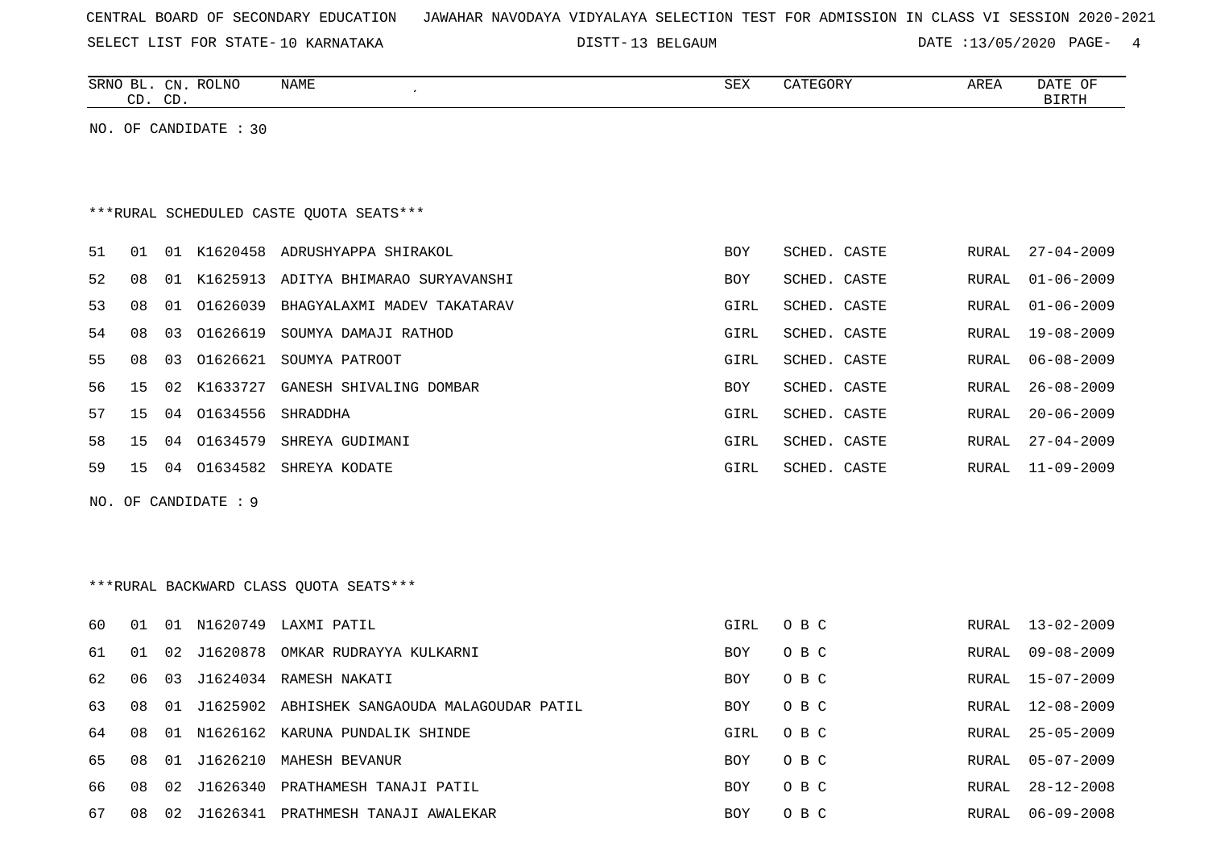CENTRAL BOARD OF SECONDARY EDUCATION   JAWAHAR NAVODAYA VIDYALAYA SELECTION TEST FOR ADMISSION IN CLASS VI SESSION 2020-2021

SELECT LIST FOR STATE- 10 KARNATAKA   DISTT- 13 BELGAUM   DATE :13/05/2020

| SRNO | BL. CD. | CN. CD. | ROLNO | NAME | SEX | CATEGORY | AREA | DATE OF BIRTH |
|---|---|---|---|---|---|---|---|---|

NO. OF CANDIDATE : 30

***RURAL SCHEDULED CASTE QUOTA SEATS***

| SRNO | BL. CD. | CN. CD. | ROLNO | NAME | SEX | CATEGORY | AREA | DATE OF BIRTH |
|---|---|---|---|---|---|---|---|---|
| 51 | 01 | 01 | K1620458 | ADRUSHYAPPA SHIRAKOL | BOY | SCHED. CASTE | RURAL | 27-04-2009 |
| 52 | 08 | 01 | K1625913 | ADITYA BHIMARAO SURYAVANSHI | BOY | SCHED. CASTE | RURAL | 01-06-2009 |
| 53 | 08 | 01 | O1626039 | BHAGYALAXMI MADEV TAKATARAV | GIRL | SCHED. CASTE | RURAL | 01-06-2009 |
| 54 | 08 | 03 | O1626619 | SOUMYA DAMAJI RATHOD | GIRL | SCHED. CASTE | RURAL | 19-08-2009 |
| 55 | 08 | 03 | O1626621 | SOUMYA PATROOT | GIRL | SCHED. CASTE | RURAL | 06-08-2009 |
| 56 | 15 | 02 | K1633727 | GANESH SHIVALING DOMBAR | BOY | SCHED. CASTE | RURAL | 26-08-2009 |
| 57 | 15 | 04 | O1634556 | SHRADDHA | GIRL | SCHED. CASTE | RURAL | 20-06-2009 |
| 58 | 15 | 04 | O1634579 | SHREYA GUDIMANI | GIRL | SCHED. CASTE | RURAL | 27-04-2009 |
| 59 | 15 | 04 | O1634582 | SHREYA KODATE | GIRL | SCHED. CASTE | RURAL | 11-09-2009 |

NO. OF CANDIDATE : 9

***RURAL BACKWARD CLASS QUOTA SEATS***

| SRNO | BL. CD. | CN. CD. | ROLNO | NAME | SEX | CATEGORY | AREA | DATE OF BIRTH |
|---|---|---|---|---|---|---|---|---|
| 60 | 01 | 01 | N1620749 | LAXMI PATIL | GIRL | O B C | RURAL | 13-02-2009 |
| 61 | 01 | 02 | J1620878 | OMKAR RUDRAYYA KULKARNI | BOY | O B C | RURAL | 09-08-2009 |
| 62 | 06 | 03 | J1624034 | RAMESH NAKATI | BOY | O B C | RURAL | 15-07-2009 |
| 63 | 08 | 01 | J1625902 | ABHISHEK SANGAOUDA MALAGOUDAR PATIL | BOY | O B C | RURAL | 12-08-2009 |
| 64 | 08 | 01 | N1626162 | KARUNA PUNDALIK SHINDE | GIRL | O B C | RURAL | 25-05-2009 |
| 65 | 08 | 01 | J1626210 | MAHESH BEVANUR | BOY | O B C | RURAL | 05-07-2009 |
| 66 | 08 | 02 | J1626340 | PRATHAMESH TANAJI PATIL | BOY | O B C | RURAL | 28-12-2008 |
| 67 | 08 | 02 | J1626341 | PRATHMESH TANAJI AWALEKAR | BOY | O B C | RURAL | 06-09-2008 |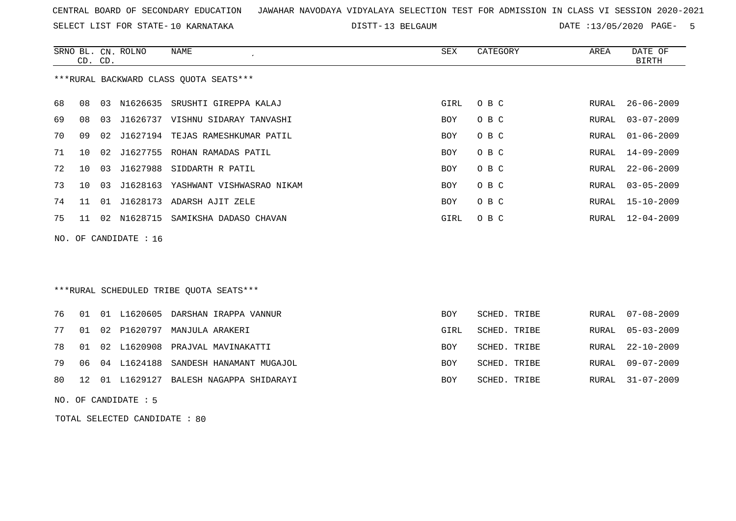CENTRAL BOARD OF SECONDARY EDUCATION JAWAHAR NAVODAYA VIDYALAYA SELECTION TEST FOR ADMISSION IN CLASS VI SESSION 2020-2021

SELECT LIST FOR STATE- 10 KARNATAKA DISTT- 13 BELGAUM DATE :13/05/2020

***RURAL BACKWARD CLASS QUOTA SEATS***

| SRNO | BL. CD. | CN. CD. | ROLNO | NAME | SEX | CATEGORY | AREA | DATE OF BIRTH |
|---|---|---|---|---|---|---|---|---|
| 68 | 08 | 03 | N1626635 | SRUSHTI GIREPPA KALAJ | GIRL | O B C | RURAL | 26-06-2009 |
| 69 | 08 | 03 | J1626737 | VISHNU SIDARAY TANVASHI | BOY | O B C | RURAL | 03-07-2009 |
| 70 | 09 | 02 | J1627194 | TEJAS RAMESHKUMAR PATIL | BOY | O B C | RURAL | 01-06-2009 |
| 71 | 10 | 02 | J1627755 | ROHAN RAMADAS PATIL | BOY | O B C | RURAL | 14-09-2009 |
| 72 | 10 | 03 | J1627988 | SIDDARTH R PATIL | BOY | O B C | RURAL | 22-06-2009 |
| 73 | 10 | 03 | J1628163 | YASHWANT VISHWASRAO NIKAM | BOY | O B C | RURAL | 03-05-2009 |
| 74 | 11 | 01 | J1628173 | ADARSH AJIT ZELE | BOY | O B C | RURAL | 15-10-2009 |
| 75 | 11 | 02 | N1628715 | SAMIKSHA DADASO CHAVAN | GIRL | O B C | RURAL | 12-04-2009 |

NO. OF CANDIDATE : 16

***RURAL SCHEDULED TRIBE QUOTA SEATS***

| SRNO | BL. CD. | CN. CD. | ROLNO | NAME | SEX | CATEGORY | AREA | DATE OF BIRTH |
|---|---|---|---|---|---|---|---|---|
| 76 | 01 | 01 | L1620605 | DARSHAN IRAPPA VANNUR | BOY | SCHED. TRIBE | RURAL | 07-08-2009 |
| 77 | 01 | 02 | P1620797 | MANJULA ARAKERI | GIRL | SCHED. TRIBE | RURAL | 05-03-2009 |
| 78 | 01 | 02 | L1620908 | PRAJVAL MAVINAKATTI | BOY | SCHED. TRIBE | RURAL | 22-10-2009 |
| 79 | 06 | 04 | L1624188 | SANDESH HANAMANT MUGAJOL | BOY | SCHED. TRIBE | RURAL | 09-07-2009 |
| 80 | 12 | 01 | L1629127 | BALESH NAGAPPA SHIDARAYI | BOY | SCHED. TRIBE | RURAL | 31-07-2009 |

NO. OF CANDIDATE : 5

TOTAL SELECTED CANDIDATE : 80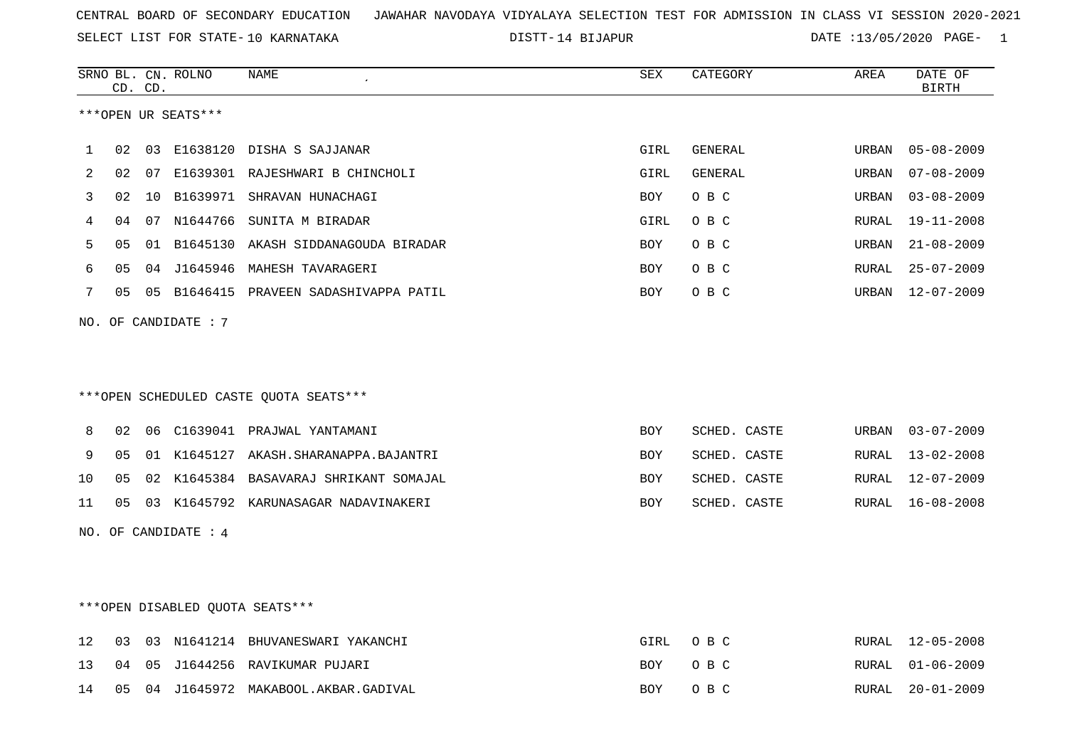CENTRAL BOARD OF SECONDARY EDUCATION JAWAHAR NAVODAYA VIDYALAYA SELECTION TEST FOR ADMISSION IN CLASS VI SESSION 2020-2021

SELECT LIST FOR STATE- 10 KARNATAKA DISTT- 14 BIJAPUR DATE :13/05/2020 PAGE- 1

***OPEN UR SEATS***

| SRNO | BL. CD. | CN. CD. | ROLNO | NAME | SEX | CATEGORY | AREA | DATE OF BIRTH |
|---|---|---|---|---|---|---|---|---|
| 1 | 02 | 03 | E1638120 | DISHA S SAJJANAR | GIRL | GENERAL | URBAN | 05-08-2009 |
| 2 | 02 | 07 | E1639301 | RAJESHWARI B CHINCHOLI | GIRL | GENERAL | URBAN | 07-08-2009 |
| 3 | 02 | 10 | B1639971 | SHRAVAN HUNACHAGI | BOY | O B C | URBAN | 03-08-2009 |
| 4 | 04 | 07 | N1644766 | SUNITA M BIRADAR | GIRL | O B C | RURAL | 19-11-2008 |
| 5 | 05 | 01 | B1645130 | AKASH SIDDANAGOUDA BIRADAR | BOY | O B C | URBAN | 21-08-2009 |
| 6 | 05 | 04 | J1645946 | MAHESH TAVARAGERI | BOY | O B C | RURAL | 25-07-2009 |
| 7 | 05 | 05 | B1646415 | PRAVEEN SADASHIVAPPA PATIL | BOY | O B C | URBAN | 12-07-2009 |

NO. OF CANDIDATE : 7

***OPEN SCHEDULED CASTE QUOTA SEATS***

| SRNO | BL. CD. | CN. CD. | ROLNO | NAME | SEX | CATEGORY | AREA | DATE OF BIRTH |
|---|---|---|---|---|---|---|---|---|
| 8 | 02 | 06 | C1639041 | PRAJWAL YANTAMANI | BOY | SCHED. CASTE | URBAN | 03-07-2009 |
| 9 | 05 | 01 | K1645127 | AKASH.SHARANAPPA.BAJANTRI | BOY | SCHED. CASTE | RURAL | 13-02-2008 |
| 10 | 05 | 02 | K1645384 | BASAVARAJ SHRIKANT SOMAJAL | BOY | SCHED. CASTE | RURAL | 12-07-2009 |
| 11 | 05 | 03 | K1645792 | KARUNASAGAR NADAVINAKERI | BOY | SCHED. CASTE | RURAL | 16-08-2008 |

NO. OF CANDIDATE : 4

***OPEN DISABLED QUOTA SEATS***

| SRNO | BL. CD. | CN. CD. | ROLNO | NAME | SEX | CATEGORY | AREA | DATE OF BIRTH |
|---|---|---|---|---|---|---|---|---|
| 12 | 03 | 03 | N1641214 | BHUVANESWARI YAKANCHI | GIRL | O B C | RURAL | 12-05-2008 |
| 13 | 04 | 05 | J1644256 | RAVIKUMAR PUJARI | BOY | O B C | RURAL | 01-06-2009 |
| 14 | 05 | 04 | J1645972 | MAKABOOL.AKBAR.GADIVAL | BOY | O B C | RURAL | 20-01-2009 |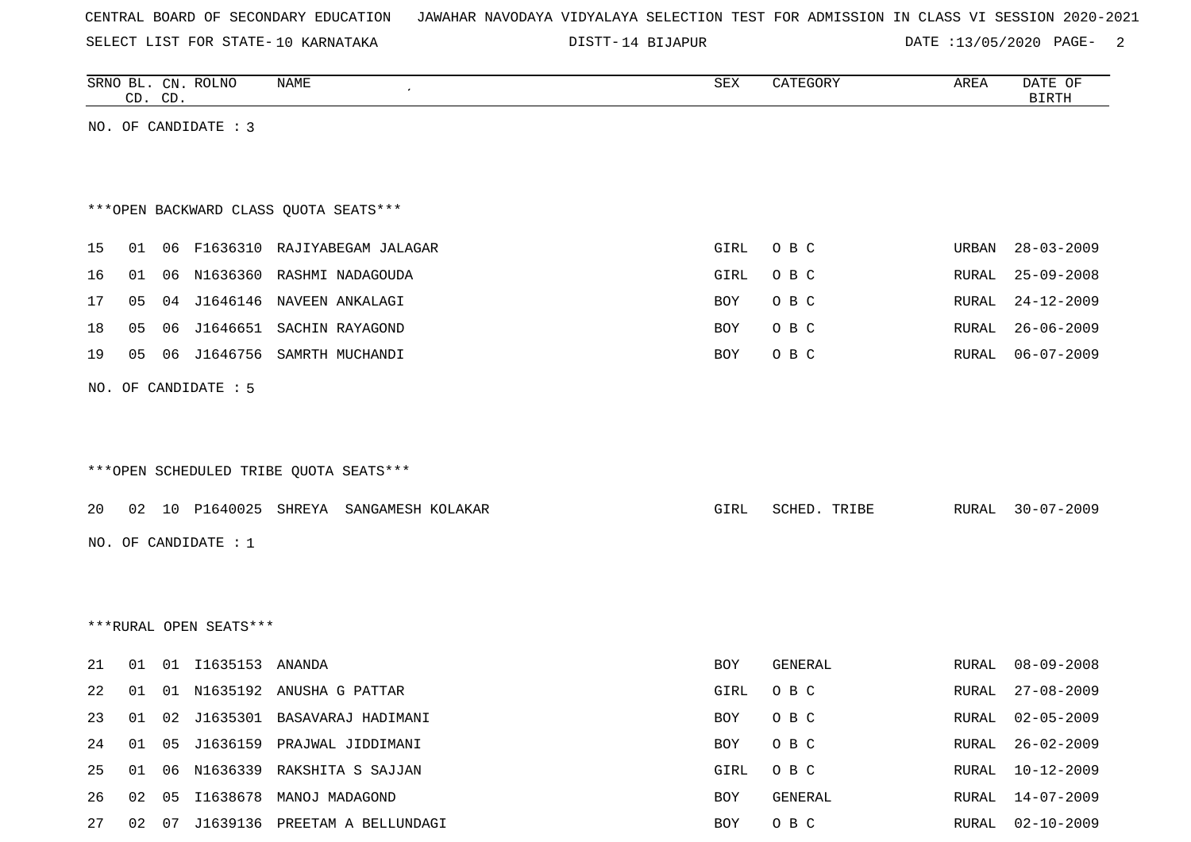CENTRAL BOARD OF SECONDARY EDUCATION JAWAHAR NAVODAYA VIDYALAYA SELECTION TEST FOR ADMISSION IN CLASS VI SESSION 2020-2021

SELECT LIST FOR STATE- 10 KARNATAKA DISTT- 14 BIJAPUR DATE :13/05/2020

| SRNO | BL. CD. | CN. CD. | ROLNO | NAME | SEX | CATEGORY | AREA | DATE OF BIRTH |
|---|---|---|---|---|---|---|---|---|

NO. OF CANDIDATE : 3

***OPEN BACKWARD CLASS QUOTA SEATS***

| SRNO | BL. CD. | CN. CD. | ROLNO | NAME | SEX | CATEGORY | AREA | DATE OF BIRTH |
|---|---|---|---|---|---|---|---|---|
| 15 | 01 | 06 | F1636310 | RAJIYABEGAM JALAGAR | GIRL | O B C | URBAN | 28-03-2009 |
| 16 | 01 | 06 | N1636360 | RASHMI NADAGOUDA | GIRL | O B C | RURAL | 25-09-2008 |
| 17 | 05 | 04 | J1646146 | NAVEEN ANKALAGI | BOY | O B C | RURAL | 24-12-2009 |
| 18 | 05 | 06 | J1646651 | SACHIN RAYAGOND | BOY | O B C | RURAL | 26-06-2009 |
| 19 | 05 | 06 | J1646756 | SAMRTH MUCHANDI | BOY | O B C | RURAL | 06-07-2009 |

NO. OF CANDIDATE : 5

***OPEN SCHEDULED TRIBE QUOTA SEATS***

| SRNO | BL. CD. | CN. CD. | ROLNO | NAME | SEX | CATEGORY | AREA | DATE OF BIRTH |
|---|---|---|---|---|---|---|---|---|
| 20 | 02 | 10 | P1640025 | SHREYA SANGAMESH KOLAKAR | GIRL | SCHED. TRIBE | RURAL | 30-07-2009 |

NO. OF CANDIDATE : 1

***RURAL OPEN SEATS***

| SRNO | BL. CD. | CN. CD. | ROLNO | NAME | SEX | CATEGORY | AREA | DATE OF BIRTH |
|---|---|---|---|---|---|---|---|---|
| 21 | 01 | 01 | I1635153 | ANANDA | BOY | GENERAL | RURAL | 08-09-2008 |
| 22 | 01 | 01 | N1635192 | ANUSHA G PATTAR | GIRL | O B C | RURAL | 27-08-2009 |
| 23 | 01 | 02 | J1635301 | BASAVARAJ HADIMANI | BOY | O B C | RURAL | 02-05-2009 |
| 24 | 01 | 05 | J1636159 | PRAJWAL JIDDIMANI | BOY | O B C | RURAL | 26-02-2009 |
| 25 | 01 | 06 | N1636339 | RAKSHITA S SAJJAN | GIRL | O B C | RURAL | 10-12-2009 |
| 26 | 02 | 05 | I1638678 | MANOJ MADAGOND | BOY | GENERAL | RURAL | 14-07-2009 |
| 27 | 02 | 07 | J1639136 | PREETAM A BELLUNDAGI | BOY | O B C | RURAL | 02-10-2009 |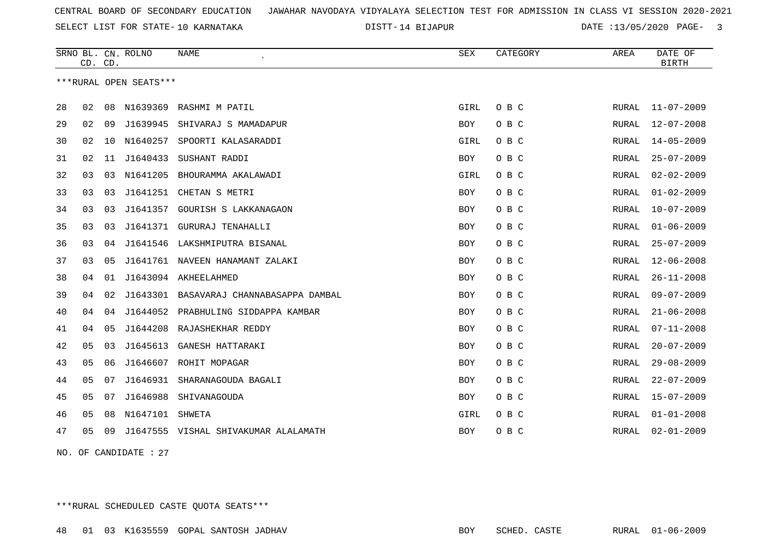CENTRAL BOARD OF SECONDARY EDUCATION   JAWAHAR NAVODAYA VIDYALAYA SELECTION TEST FOR ADMISSION IN CLASS VI SESSION 2020-2021

SELECT LIST FOR STATE- 10 KARNATAKA   DISTT- 14 BIJAPUR   DATE :13/05/2020

| SRNO | BL. CD. | CN. CD. | ROLNO | NAME | SEX | CATEGORY | AREA | DATE OF BIRTH |
|---|---|---|---|---|---|---|---|---|

***RURAL OPEN SEATS***

| SRNO | BL. CD. | CN. CD. | ROLNO | NAME | SEX | CATEGORY | AREA | DATE OF BIRTH |
|---|---|---|---|---|---|---|---|---|
| 28 | 02 | 08 | N1639369 | RASHMI M PATIL | GIRL | O B C | RURAL | 11-07-2009 |
| 29 | 02 | 09 | J1639945 | SHIVARAJ S MAMADAPUR | BOY | O B C | RURAL | 12-07-2008 |
| 30 | 02 | 10 | N1640257 | SPOORTI KALASARADDI | GIRL | O B C | RURAL | 14-05-2009 |
| 31 | 02 | 11 | J1640433 | SUSHANT RADDI | BOY | O B C | RURAL | 25-07-2009 |
| 32 | 03 | 03 | N1641205 | BHOURAMMA AKALAWADI | GIRL | O B C | RURAL | 02-02-2009 |
| 33 | 03 | 03 | J1641251 | CHETAN S METRI | BOY | O B C | RURAL | 01-02-2009 |
| 34 | 03 | 03 | J1641357 | GOURISH S LAKKANAGAON | BOY | O B C | RURAL | 10-07-2009 |
| 35 | 03 | 03 | J1641371 | GURURAJ TENAHALLI | BOY | O B C | RURAL | 01-06-2009 |
| 36 | 03 | 04 | J1641546 | LAKSHMIPUTRA BISANAL | BOY | O B C | RURAL | 25-07-2009 |
| 37 | 03 | 05 | J1641761 | NAVEEN HANAMANT ZALAKI | BOY | O B C | RURAL | 12-06-2008 |
| 38 | 04 | 01 | J1643094 | AKHEELAHMED | BOY | O B C | RURAL | 26-11-2008 |
| 39 | 04 | 02 | J1643301 | BASAVARAJ CHANNABASAPPA DAMBAL | BOY | O B C | RURAL | 09-07-2009 |
| 40 | 04 | 04 | J1644052 | PRABHULING SIDDAPPA KAMBAR | BOY | O B C | RURAL | 21-06-2008 |
| 41 | 04 | 05 | J1644208 | RAJASHEKHAR REDDY | BOY | O B C | RURAL | 07-11-2008 |
| 42 | 05 | 03 | J1645613 | GANESH HATTARAKI | BOY | O B C | RURAL | 20-07-2009 |
| 43 | 05 | 06 | J1646607 | ROHIT MOPAGAR | BOY | O B C | RURAL | 29-08-2009 |
| 44 | 05 | 07 | J1646931 | SHARANAGOUDA BAGALI | BOY | O B C | RURAL | 22-07-2009 |
| 45 | 05 | 07 | J1646988 | SHIVANAGOUDA | BOY | O B C | RURAL | 15-07-2009 |
| 46 | 05 | 08 | N1647101 | SHWETA | GIRL | O B C | RURAL | 01-01-2008 |
| 47 | 05 | 09 | J1647555 | VISHAL SHIVAKUMAR ALALAMATH | BOY | O B C | RURAL | 02-01-2009 |

NO. OF CANDIDATE : 27

***RURAL SCHEDULED CASTE QUOTA SEATS***

| SRNO | BL. CD. | CN. CD. | ROLNO | NAME | SEX | CATEGORY | AREA | DATE OF BIRTH |
|---|---|---|---|---|---|---|---|---|
| 48 | 01 | 03 | K1635559 | GOPAL SANTOSH JADHAV | BOY | SCHED. CASTE | RURAL | 01-06-2009 |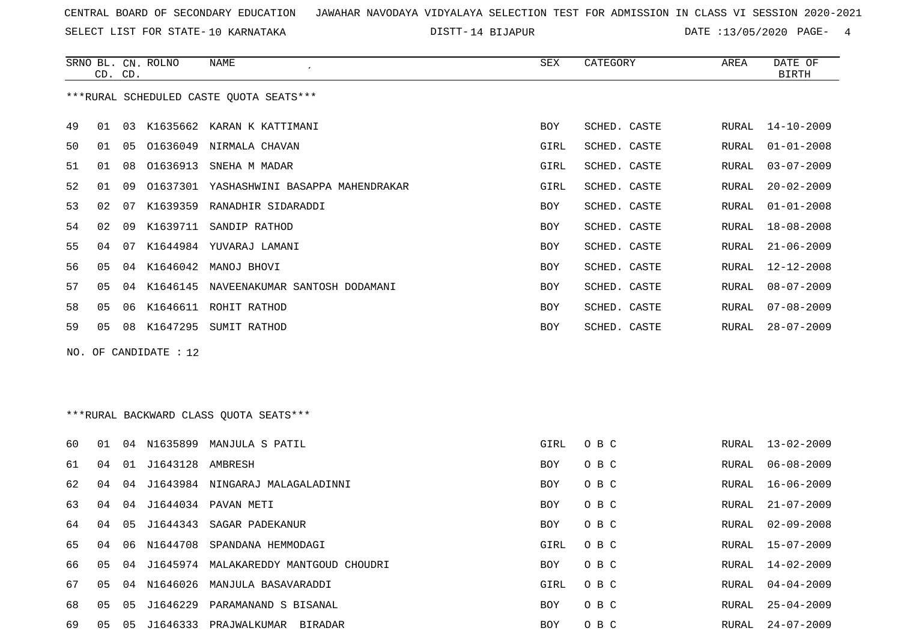CENTRAL BOARD OF SECONDARY EDUCATION JAWAHAR NAVODAYA VIDYALAYA SELECTION TEST FOR ADMISSION IN CLASS VI SESSION 2020-2021

SELECT LIST FOR STATE- 10 KARNATAKA DISTT- 14 BIJAPUR DATE :13/05/2020

***RURAL SCHEDULED CASTE QUOTA SEATS***

| SRNO | BL. CD. | CN. CD. | ROLNO | NAME | SEX | CATEGORY | AREA | DATE OF BIRTH |
|---|---|---|---|---|---|---|---|---|
| 49 | 01 | 03 | K1635662 | KARAN K KATTIMANI | BOY | SCHED. CASTE | RURAL | 14-10-2009 |
| 50 | 01 | 05 | O1636049 | NIRMALA CHAVAN | GIRL | SCHED. CASTE | RURAL | 01-01-2008 |
| 51 | 01 | 08 | O1636913 | SNEHA M MADAR | GIRL | SCHED. CASTE | RURAL | 03-07-2009 |
| 52 | 01 | 09 | O1637301 | YASHASHWINI BASAPPA MAHENDRAKAR | GIRL | SCHED. CASTE | RURAL | 20-02-2009 |
| 53 | 02 | 07 | K1639359 | RANADHIR SIDARADDI | BOY | SCHED. CASTE | RURAL | 01-01-2008 |
| 54 | 02 | 09 | K1639711 | SANDIP RATHOD | BOY | SCHED. CASTE | RURAL | 18-08-2008 |
| 55 | 04 | 07 | K1644984 | YUVARAJ LAMANI | BOY | SCHED. CASTE | RURAL | 21-06-2009 |
| 56 | 05 | 04 | K1646042 | MANOJ BHOVI | BOY | SCHED. CASTE | RURAL | 12-12-2008 |
| 57 | 05 | 04 | K1646145 | NAVEENAKUMAR SANTOSH DODAMANI | BOY | SCHED. CASTE | RURAL | 08-07-2009 |
| 58 | 05 | 06 | K1646611 | ROHIT RATHOD | BOY | SCHED. CASTE | RURAL | 07-08-2009 |
| 59 | 05 | 08 | K1647295 | SUMIT RATHOD | BOY | SCHED. CASTE | RURAL | 28-07-2009 |

NO. OF CANDIDATE : 12

***RURAL BACKWARD CLASS QUOTA SEATS***

| SRNO | BL. CD. | CN. CD. | ROLNO | NAME | SEX | CATEGORY | AREA | DATE OF BIRTH |
|---|---|---|---|---|---|---|---|---|
| 60 | 01 | 04 | N1635899 | MANJULA S PATIL | GIRL | O B C | RURAL | 13-02-2009 |
| 61 | 04 | 01 | J1643128 | AMBRESH | BOY | O B C | RURAL | 06-08-2009 |
| 62 | 04 | 04 | J1643984 | NINGARAJ MALAGALADINNI | BOY | O B C | RURAL | 16-06-2009 |
| 63 | 04 | 04 | J1644034 | PAVAN METI | BOY | O B C | RURAL | 21-07-2009 |
| 64 | 04 | 05 | J1644343 | SAGAR PADEKANUR | BOY | O B C | RURAL | 02-09-2008 |
| 65 | 04 | 06 | N1644708 | SPANDANA HEMMODAGI | GIRL | O B C | RURAL | 15-07-2009 |
| 66 | 05 | 04 | J1645974 | MALAKAREDDY MANTGOUD CHOUDRI | BOY | O B C | RURAL | 14-02-2009 |
| 67 | 05 | 04 | N1646026 | MANJULA BASAVARADDI | GIRL | O B C | RURAL | 04-04-2009 |
| 68 | 05 | 05 | J1646229 | PARAMANAND S BISANAL | BOY | O B C | RURAL | 25-04-2009 |
| 69 | 05 | 05 | J1646333 | PRAJWALKUMAR BIRADAR | BOY | O B C | RURAL | 24-07-2009 |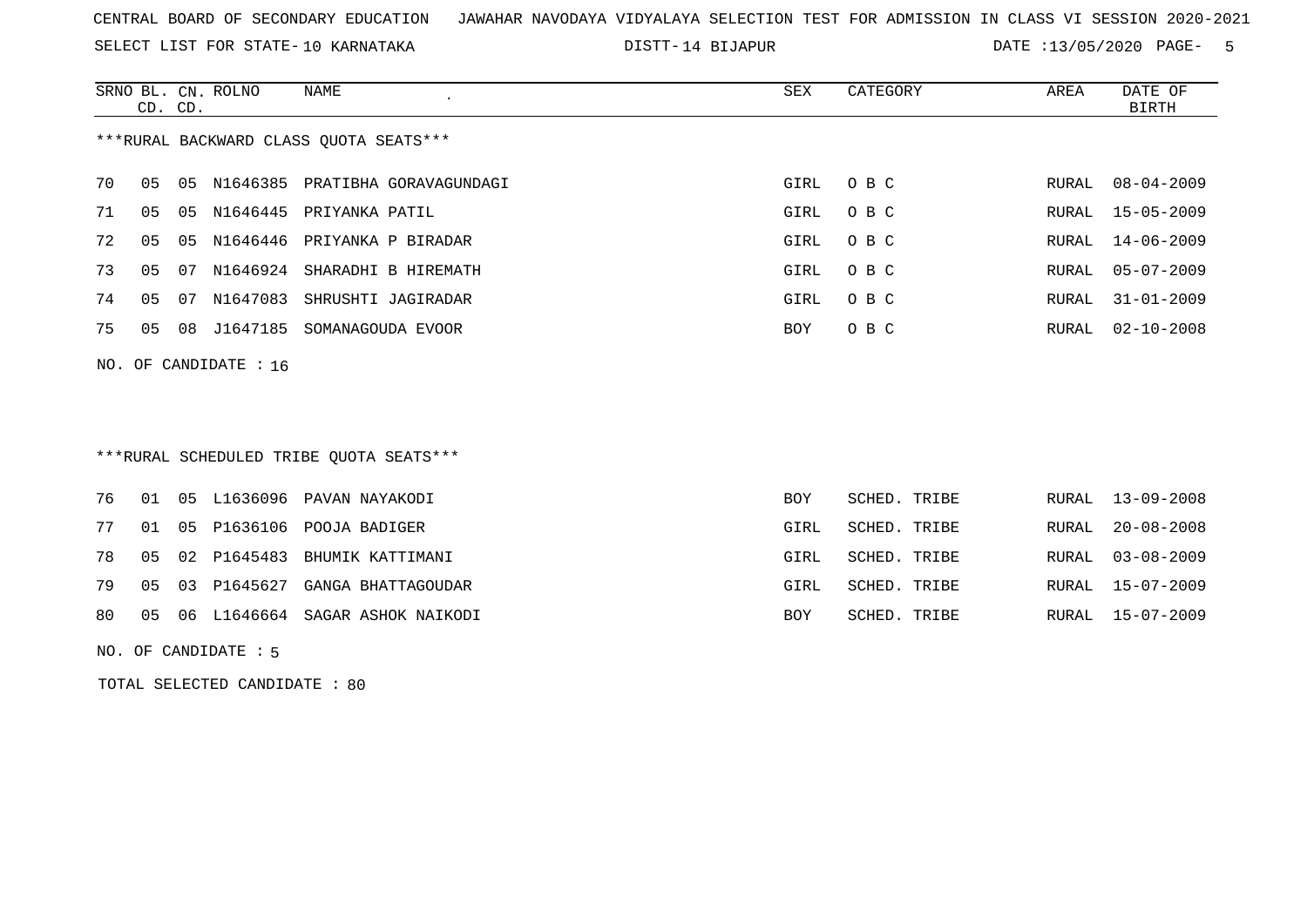CENTRAL BOARD OF SECONDARY EDUCATION JAWAHAR NAVODAYA VIDYALAYA SELECTION TEST FOR ADMISSION IN CLASS VI SESSION 2020-2021

SELECT LIST FOR STATE- 10 KARNATAKA DISTT- 14 BIJAPUR DATE :13/05/2020

***RURAL BACKWARD CLASS QUOTA SEATS***

| SRNO | BL. CD. | CN. CD. | ROLNO | NAME | SEX | CATEGORY | AREA | DATE OF BIRTH |
|---|---|---|---|---|---|---|---|---|
| 70 | 05 | 05 | N1646385 | PRATIBHA GORAVAGUNDAGI | GIRL | O B C | RURAL | 08-04-2009 |
| 71 | 05 | 05 | N1646445 | PRIYANKA PATIL | GIRL | O B C | RURAL | 15-05-2009 |
| 72 | 05 | 05 | N1646446 | PRIYANKA P BIRADAR | GIRL | O B C | RURAL | 14-06-2009 |
| 73 | 05 | 07 | N1646924 | SHARADHI B HIREMATH | GIRL | O B C | RURAL | 05-07-2009 |
| 74 | 05 | 07 | N1647083 | SHRUSHTI JAGIRADAR | GIRL | O B C | RURAL | 31-01-2009 |
| 75 | 05 | 08 | J1647185 | SOMANAGOUDA EVOOR | BOY | O B C | RURAL | 02-10-2008 |

NO. OF CANDIDATE : 16

***RURAL SCHEDULED TRIBE QUOTA SEATS***

| SRNO | BL. CD. | CN. CD. | ROLNO | NAME | SEX | CATEGORY | AREA | DATE OF BIRTH |
|---|---|---|---|---|---|---|---|---|
| 76 | 01 | 05 | L1636096 | PAVAN NAYAKODI | BOY | SCHED. TRIBE | RURAL | 13-09-2008 |
| 77 | 01 | 05 | P1636106 | POOJA BADIGER | GIRL | SCHED. TRIBE | RURAL | 20-08-2008 |
| 78 | 05 | 02 | P1645483 | BHUMIK KATTIMANI | GIRL | SCHED. TRIBE | RURAL | 03-08-2009 |
| 79 | 05 | 03 | P1645627 | GANGA BHATTAGOUDAR | GIRL | SCHED. TRIBE | RURAL | 15-07-2009 |
| 80 | 05 | 06 | L1646664 | SAGAR ASHOK NAIKODI | BOY | SCHED. TRIBE | RURAL | 15-07-2009 |

NO. OF CANDIDATE : 5

TOTAL SELECTED CANDIDATE : 80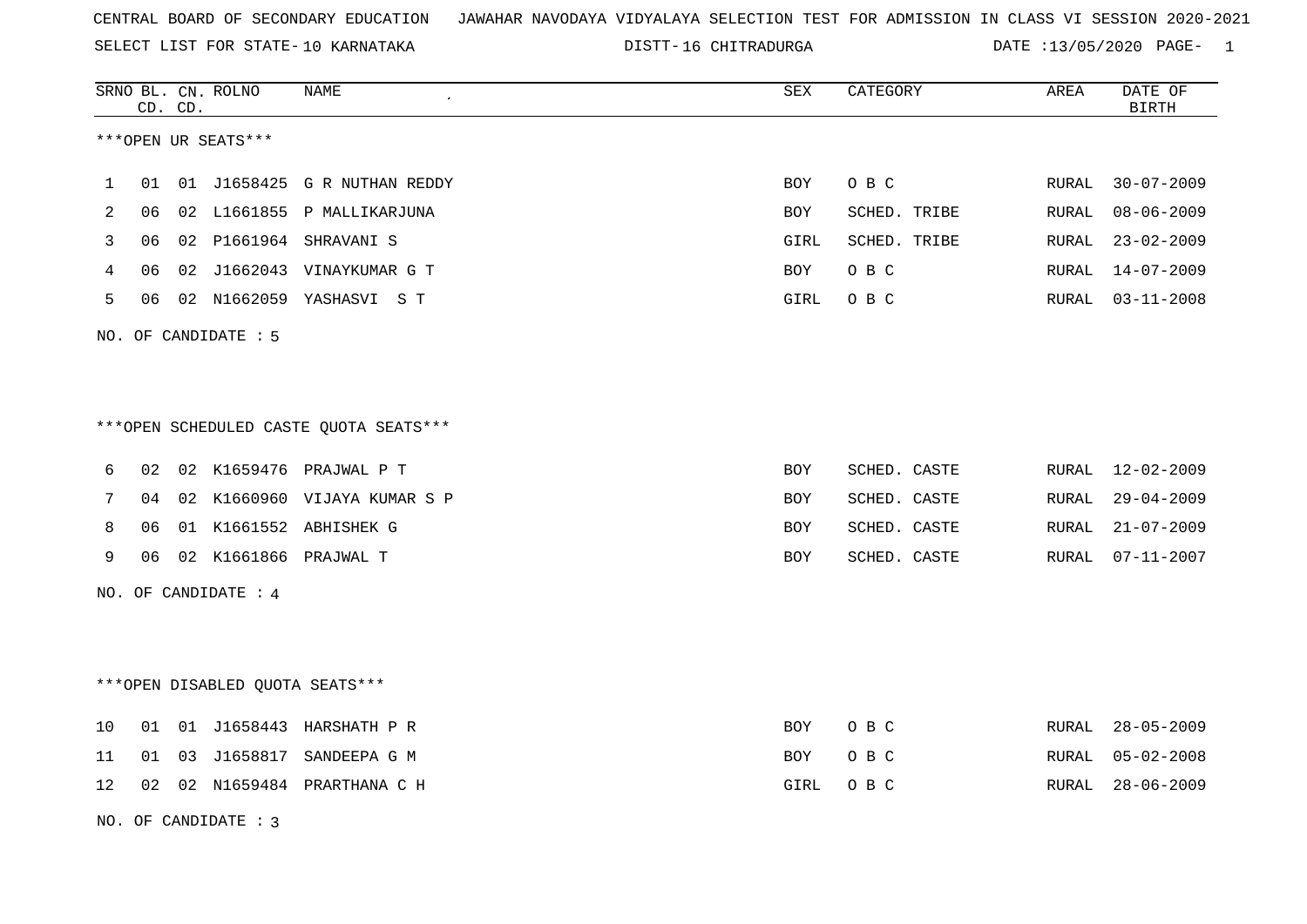CENTRAL BOARD OF SECONDARY EDUCATION JAWAHAR NAVODAYA VIDYALAYA SELECTION TEST FOR ADMISSION IN CLASS VI SESSION 2020-2021

SELECT LIST FOR STATE- 10 KARNATAKA DISTT- 16 CHITRADURGA DATE :13/05/2020 PAGE- 1

***OPEN UR SEATS***

| SRNO | BL. CD. | CN. CD. | ROLNO | NAME | SEX | CATEGORY | AREA | DATE OF BIRTH |
|---|---|---|---|---|---|---|---|---|
| 1 | 01 | 01 | J1658425 | G R NUTHAN REDDY | BOY | O B C | RURAL | 30-07-2009 |
| 2 | 06 | 02 | L1661855 | P MALLIKARJUNA | BOY | SCHED. TRIBE | RURAL | 08-06-2009 |
| 3 | 06 | 02 | P1661964 | SHRAVANI S | GIRL | SCHED. TRIBE | RURAL | 23-02-2009 |
| 4 | 06 | 02 | J1662043 | VINAYKUMAR G T | BOY | O B C | RURAL | 14-07-2009 |
| 5 | 06 | 02 | N1662059 | YASHASVI S T | GIRL | O B C | RURAL | 03-11-2008 |

NO. OF CANDIDATE : 5

***OPEN SCHEDULED CASTE QUOTA SEATS***

| SRNO | BL. CD. | CN. CD. | ROLNO | NAME | SEX | CATEGORY | AREA | DATE OF BIRTH |
|---|---|---|---|---|---|---|---|---|
| 6 | 02 | 02 | K1659476 | PRAJWAL P T | BOY | SCHED. CASTE | RURAL | 12-02-2009 |
| 7 | 04 | 02 | K1660960 | VIJAYA KUMAR S P | BOY | SCHED. CASTE | RURAL | 29-04-2009 |
| 8 | 06 | 01 | K1661552 | ABHISHEK G | BOY | SCHED. CASTE | RURAL | 21-07-2009 |
| 9 | 06 | 02 | K1661866 | PRAJWAL T | BOY | SCHED. CASTE | RURAL | 07-11-2007 |

NO. OF CANDIDATE : 4

***OPEN DISABLED QUOTA SEATS***

| SRNO | BL. CD. | CN. CD. | ROLNO | NAME | SEX | CATEGORY | AREA | DATE OF BIRTH |
|---|---|---|---|---|---|---|---|---|
| 10 | 01 | 01 | J1658443 | HARSHATH P R | BOY | O B C | RURAL | 28-05-2009 |
| 11 | 01 | 03 | J1658817 | SANDEEPA G M | BOY | O B C | RURAL | 05-02-2008 |
| 12 | 02 | 02 | N1659484 | PRARTHANA C H | GIRL | O B C | RURAL | 28-06-2009 |

NO. OF CANDIDATE : 3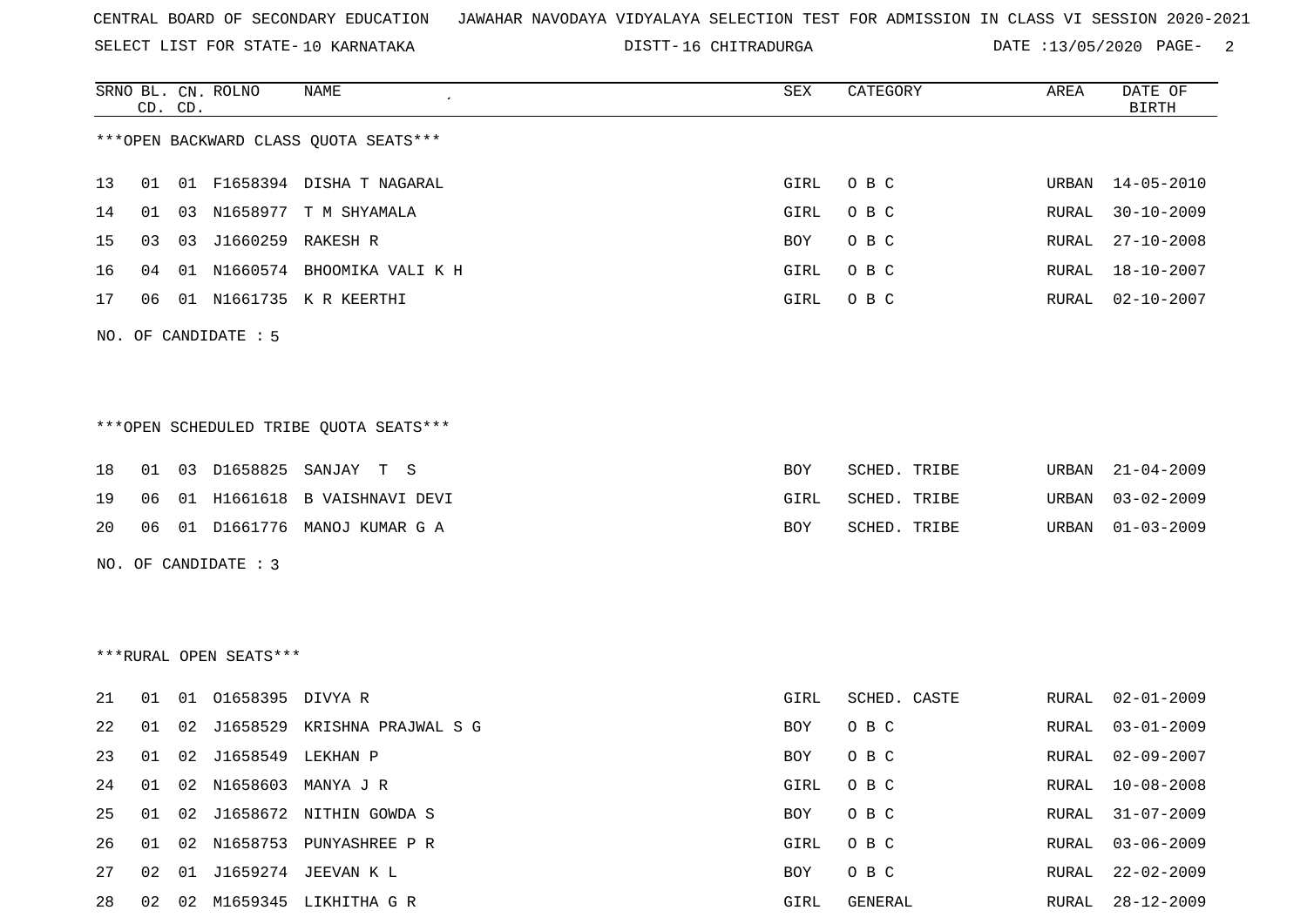CENTRAL BOARD OF SECONDARY EDUCATION JAWAHAR NAVODAYA VIDYALAYA SELECTION TEST FOR ADMISSION IN CLASS VI SESSION 2020-2021

SELECT LIST FOR STATE- 10 KARNATAKA DISTT- 16 CHITRADURGA DATE :13/05/2020

***OPEN BACKWARD CLASS QUOTA SEATS***

| SRNO | BL. CD. | CN. CD. | ROLNO | NAME | SEX | CATEGORY | AREA | DATE OF BIRTH |
|---|---|---|---|---|---|---|---|---|
| 13 | 01 | 01 | F1658394 | DISHA T NAGARAL | GIRL | O B C | URBAN | 14-05-2010 |
| 14 | 01 | 03 | N1658977 | T M SHYAMALA | GIRL | O B C | RURAL | 30-10-2009 |
| 15 | 03 | 03 | J1660259 | RAKESH R | BOY | O B C | RURAL | 27-10-2008 |
| 16 | 04 | 01 | N1660574 | BHOOMIKA VALI K H | GIRL | O B C | RURAL | 18-10-2007 |
| 17 | 06 | 01 | N1661735 | K R KEERTHI | GIRL | O B C | RURAL | 02-10-2007 |

NO. OF CANDIDATE : 5

***OPEN SCHEDULED TRIBE QUOTA SEATS***

| SRNO | BL. CD. | CN. CD. | ROLNO | NAME | SEX | CATEGORY | AREA | DATE OF BIRTH |
|---|---|---|---|---|---|---|---|---|
| 18 | 01 | 03 | D1658825 | SANJAY T S | BOY | SCHED. TRIBE | URBAN | 21-04-2009 |
| 19 | 06 | 01 | H1661618 | B VAISHNAVI DEVI | GIRL | SCHED. TRIBE | URBAN | 03-02-2009 |
| 20 | 06 | 01 | D1661776 | MANOJ KUMAR G A | BOY | SCHED. TRIBE | URBAN | 01-03-2009 |

NO. OF CANDIDATE : 3

***RURAL OPEN SEATS***

| SRNO | BL. CD. | CN. CD. | ROLNO | NAME | SEX | CATEGORY | AREA | DATE OF BIRTH |
|---|---|---|---|---|---|---|---|---|
| 21 | 01 | 01 | O1658395 | DIVYA R | GIRL | SCHED. CASTE | RURAL | 02-01-2009 |
| 22 | 01 | 02 | J1658529 | KRISHNA PRAJWAL S G | BOY | O B C | RURAL | 03-01-2009 |
| 23 | 01 | 02 | J1658549 | LEKHAN P | BOY | O B C | RURAL | 02-09-2007 |
| 24 | 01 | 02 | N1658603 | MANYA J R | GIRL | O B C | RURAL | 10-08-2008 |
| 25 | 01 | 02 | J1658672 | NITHIN GOWDA S | BOY | O B C | RURAL | 31-07-2009 |
| 26 | 01 | 02 | N1658753 | PUNYASHREE P R | GIRL | O B C | RURAL | 03-06-2009 |
| 27 | 02 | 01 | J1659274 | JEEVAN K L | BOY | O B C | RURAL | 22-02-2009 |
| 28 | 02 | 02 | M1659345 | LIKHITHA G R | GIRL | GENERAL | RURAL | 28-12-2009 |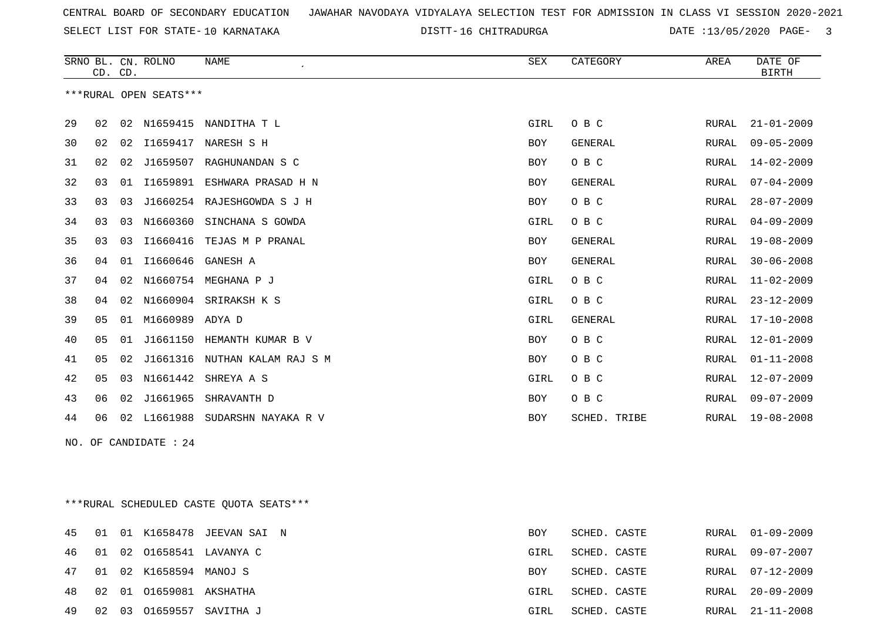CENTRAL BOARD OF SECONDARY EDUCATION JAWAHAR NAVODAYA VIDYALAYA SELECTION TEST FOR ADMISSION IN CLASS VI SESSION 2020-2021

SELECT LIST FOR STATE- 10 KARNATAKA DISTT- 16 CHITRADURGA DATE :13/05/2020 PAGE- 3

***RURAL OPEN SEATS***

| SRNO | BL. CD. | CN. CD. | ROLNO | NAME | SEX | CATEGORY | AREA | DATE OF BIRTH |
|---|---|---|---|---|---|---|---|---|
| 29 | 02 | 02 | N1659415 | NANDITHA T L | GIRL | O B C | RURAL | 21-01-2009 |
| 30 | 02 | 02 | I1659417 | NARESH S H | BOY | GENERAL | RURAL | 09-05-2009 |
| 31 | 02 | 02 | J1659507 | RAGHUNANDAN S C | BOY | O B C | RURAL | 14-02-2009 |
| 32 | 03 | 01 | I1659891 | ESHWARA PRASAD H N | BOY | GENERAL | RURAL | 07-04-2009 |
| 33 | 03 | 03 | J1660254 | RAJESHGOWDA S J H | BOY | O B C | RURAL | 28-07-2009 |
| 34 | 03 | 03 | N1660360 | SINCHANA S GOWDA | GIRL | O B C | RURAL | 04-09-2009 |
| 35 | 03 | 03 | I1660416 | TEJAS M P PRANAL | BOY | GENERAL | RURAL | 19-08-2009 |
| 36 | 04 | 01 | I1660646 | GANESH A | BOY | GENERAL | RURAL | 30-06-2008 |
| 37 | 04 | 02 | N1660754 | MEGHANA P J | GIRL | O B C | RURAL | 11-02-2009 |
| 38 | 04 | 02 | N1660904 | SRIRAKSH K S | GIRL | O B C | RURAL | 23-12-2009 |
| 39 | 05 | 01 | M1660989 | ADYA D | GIRL | GENERAL | RURAL | 17-10-2008 |
| 40 | 05 | 01 | J1661150 | HEMANTH KUMAR B V | BOY | O B C | RURAL | 12-01-2009 |
| 41 | 05 | 02 | J1661316 | NUTHAN KALAM RAJ S M | BOY | O B C | RURAL | 01-11-2008 |
| 42 | 05 | 03 | N1661442 | SHREYA A S | GIRL | O B C | RURAL | 12-07-2009 |
| 43 | 06 | 02 | J1661965 | SHRAVANTH D | BOY | O B C | RURAL | 09-07-2009 |
| 44 | 06 | 02 | L1661988 | SUDARSHN NAYAKA R V | BOY | SCHED. TRIBE | RURAL | 19-08-2008 |

NO. OF CANDIDATE : 24

***RURAL SCHEDULED CASTE QUOTA SEATS***

| SRNO | BL. CD. | CN. CD. | ROLNO | NAME | SEX | CATEGORY | AREA | DATE OF BIRTH |
|---|---|---|---|---|---|---|---|---|
| 45 | 01 | 01 | K1658478 | JEEVAN SAI N | BOY | SCHED. CASTE | RURAL | 01-09-2009 |
| 46 | 01 | 02 | O1658541 | LAVANYA C | GIRL | SCHED. CASTE | RURAL | 09-07-2007 |
| 47 | 01 | 02 | K1658594 | MANOJ S | BOY | SCHED. CASTE | RURAL | 07-12-2009 |
| 48 | 02 | 01 | O1659081 | AKSHATHA | GIRL | SCHED. CASTE | RURAL | 20-09-2009 |
| 49 | 02 | 03 | O1659557 | SAVITHA J | GIRL | SCHED. CASTE | RURAL | 21-11-2008 |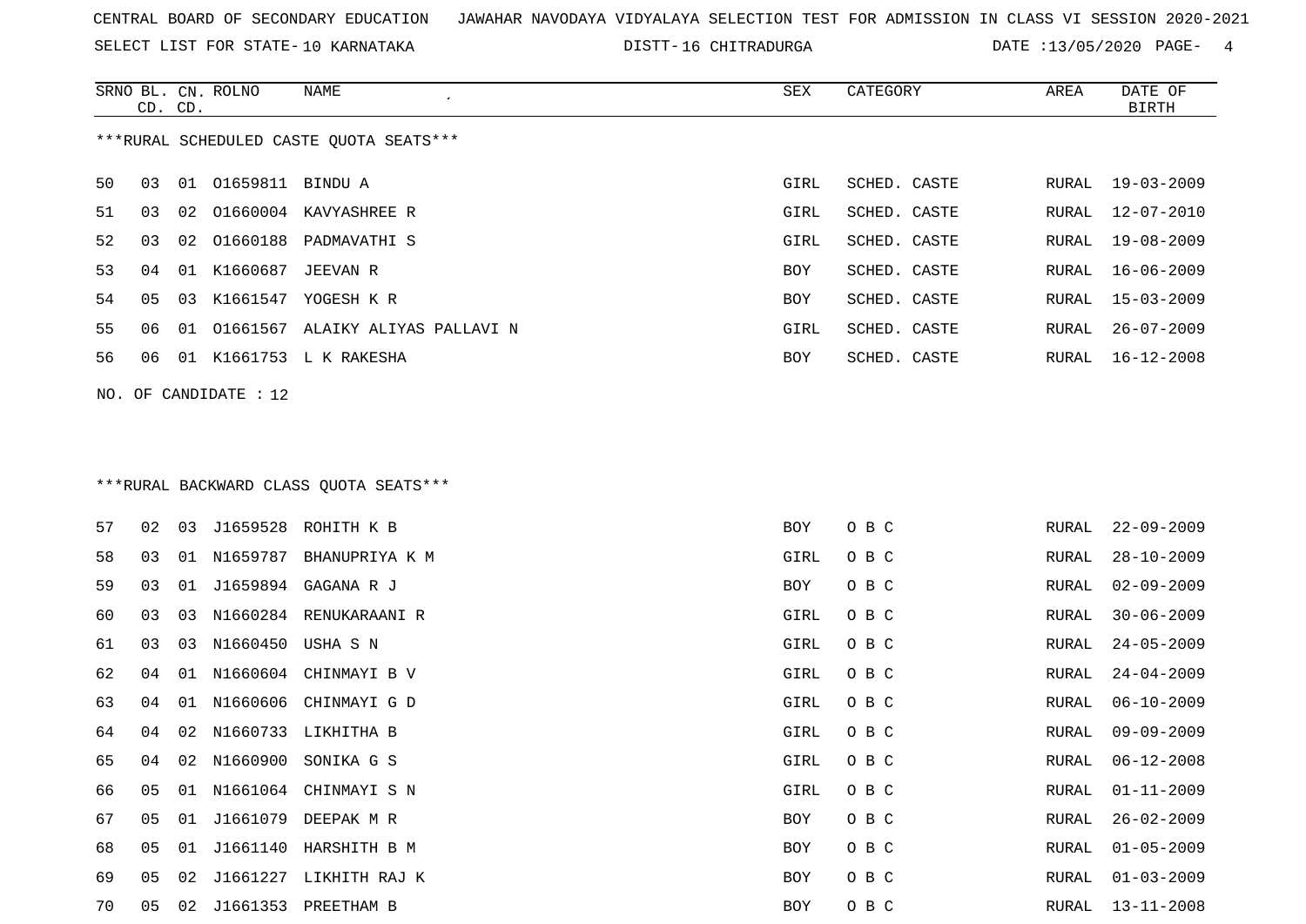CENTRAL BOARD OF SECONDARY EDUCATION JAWAHAR NAVODAYA VIDYALAYA SELECTION TEST FOR ADMISSION IN CLASS VI SESSION 2020-2021

SELECT LIST FOR STATE- 10 KARNATAKA DISTT- 16 CHITRADURGA DATE :13/05/2020

***RURAL SCHEDULED CASTE QUOTA SEATS***

| SRNO | BL. CD. | CN. CD. | ROLNO | NAME | SEX | CATEGORY | AREA | DATE OF BIRTH |
|---|---|---|---|---|---|---|---|---|
| 50 | 03 | 01 | O1659811 | BINDU A | GIRL | SCHED. CASTE | RURAL | 19-03-2009 |
| 51 | 03 | 02 | O1660004 | KAVYASHREE R | GIRL | SCHED. CASTE | RURAL | 12-07-2010 |
| 52 | 03 | 02 | O1660188 | PADMAVATHI S | GIRL | SCHED. CASTE | RURAL | 19-08-2009 |
| 53 | 04 | 01 | K1660687 | JEEVAN R | BOY | SCHED. CASTE | RURAL | 16-06-2009 |
| 54 | 05 | 03 | K1661547 | YOGESH K R | BOY | SCHED. CASTE | RURAL | 15-03-2009 |
| 55 | 06 | 01 | O1661567 | ALAIKY ALIYAS PALLAVI N | GIRL | SCHED. CASTE | RURAL | 26-07-2009 |
| 56 | 06 | 01 | K1661753 | L K RAKESHA | BOY | SCHED. CASTE | RURAL | 16-12-2008 |

NO. OF CANDIDATE : 12

***RURAL BACKWARD CLASS QUOTA SEATS***

| SRNO | BL. CD. | CN. CD. | ROLNO | NAME | SEX | CATEGORY | AREA | DATE OF BIRTH |
|---|---|---|---|---|---|---|---|---|
| 57 | 02 | 03 | J1659528 | ROHITH K B | BOY | O B C | RURAL | 22-09-2009 |
| 58 | 03 | 01 | N1659787 | BHANUPRIYA K M | GIRL | O B C | RURAL | 28-10-2009 |
| 59 | 03 | 01 | J1659894 | GAGANA R J | BOY | O B C | RURAL | 02-09-2009 |
| 60 | 03 | 03 | N1660284 | RENUKARAANI R | GIRL | O B C | RURAL | 30-06-2009 |
| 61 | 03 | 03 | N1660450 | USHA S N | GIRL | O B C | RURAL | 24-05-2009 |
| 62 | 04 | 01 | N1660604 | CHINMAYI B V | GIRL | O B C | RURAL | 24-04-2009 |
| 63 | 04 | 01 | N1660606 | CHINMAYI G D | GIRL | O B C | RURAL | 06-10-2009 |
| 64 | 04 | 02 | N1660733 | LIKHITHA B | GIRL | O B C | RURAL | 09-09-2009 |
| 65 | 04 | 02 | N1660900 | SONIKA G S | GIRL | O B C | RURAL | 06-12-2008 |
| 66 | 05 | 01 | N1661064 | CHINMAYI S N | GIRL | O B C | RURAL | 01-11-2009 |
| 67 | 05 | 01 | J1661079 | DEEPAK M R | BOY | O B C | RURAL | 26-02-2009 |
| 68 | 05 | 01 | J1661140 | HARSHITH B M | BOY | O B C | RURAL | 01-05-2009 |
| 69 | 05 | 02 | J1661227 | LIKHITH RAJ K | BOY | O B C | RURAL | 01-03-2009 |
| 70 | 05 | 02 | J1661353 | PREETHAM B | BOY | O B C | RURAL | 13-11-2008 |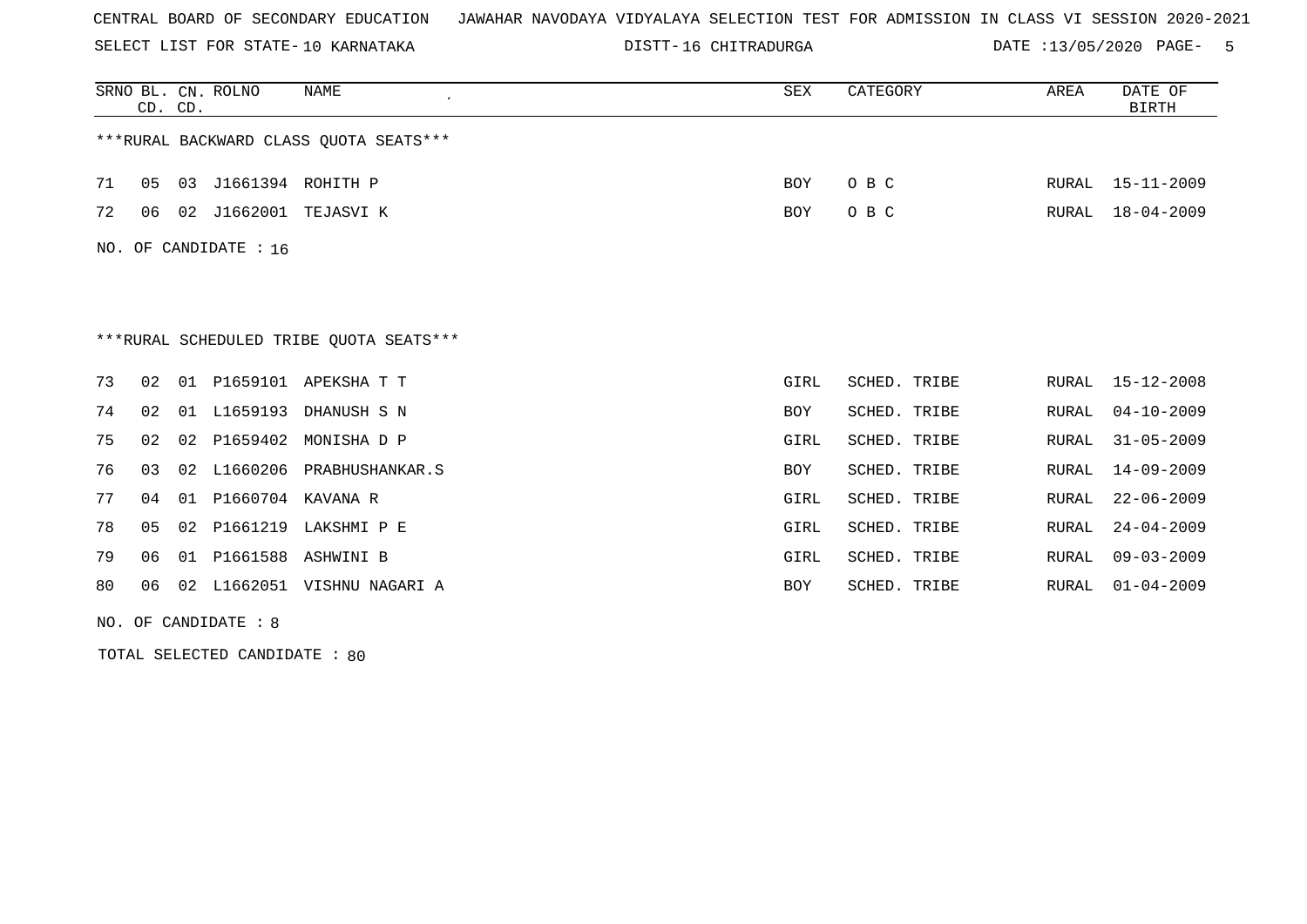CENTRAL BOARD OF SECONDARY EDUCATION JAWAHAR NAVODAYA VIDYALAYA SELECTION TEST FOR ADMISSION IN CLASS VI SESSION 2020-2021

SELECT LIST FOR STATE- 10 KARNATAKA DISTT- 16 CHITRADURGA DATE :13/05/2020

***RURAL BACKWARD CLASS QUOTA SEATS***

| SRNO | BL. CD. | CN. CD. | ROLNO | NAME | SEX | CATEGORY | AREA | DATE OF BIRTH |
|---|---|---|---|---|---|---|---|---|
| 71 | 05 | 03 | J1661394 | ROHITH P | BOY | O B C | RURAL | 15-11-2009 |
| 72 | 06 | 02 | J1662001 | TEJASVI K | BOY | O B C | RURAL | 18-04-2009 |

NO. OF CANDIDATE : 16

***RURAL SCHEDULED TRIBE QUOTA SEATS***

| SRNO | BL. CD. | CN. CD. | ROLNO | NAME | SEX | CATEGORY | AREA | DATE OF BIRTH |
|---|---|---|---|---|---|---|---|---|
| 73 | 02 | 01 | P1659101 | APEKSHA T T | GIRL | SCHED. TRIBE | RURAL | 15-12-2008 |
| 74 | 02 | 01 | L1659193 | DHANUSH S N | BOY | SCHED. TRIBE | RURAL | 04-10-2009 |
| 75 | 02 | 02 | P1659402 | MONISHA D P | GIRL | SCHED. TRIBE | RURAL | 31-05-2009 |
| 76 | 03 | 02 | L1660206 | PRABHUSHANKAR.S | BOY | SCHED. TRIBE | RURAL | 14-09-2009 |
| 77 | 04 | 01 | P1660704 | KAVANA R | GIRL | SCHED. TRIBE | RURAL | 22-06-2009 |
| 78 | 05 | 02 | P1661219 | LAKSHMI P E | GIRL | SCHED. TRIBE | RURAL | 24-04-2009 |
| 79 | 06 | 01 | P1661588 | ASHWINI B | GIRL | SCHED. TRIBE | RURAL | 09-03-2009 |
| 80 | 06 | 02 | L1662051 | VISHNU NAGARI A | BOY | SCHED. TRIBE | RURAL | 01-04-2009 |

NO. OF CANDIDATE : 8

TOTAL SELECTED CANDIDATE : 80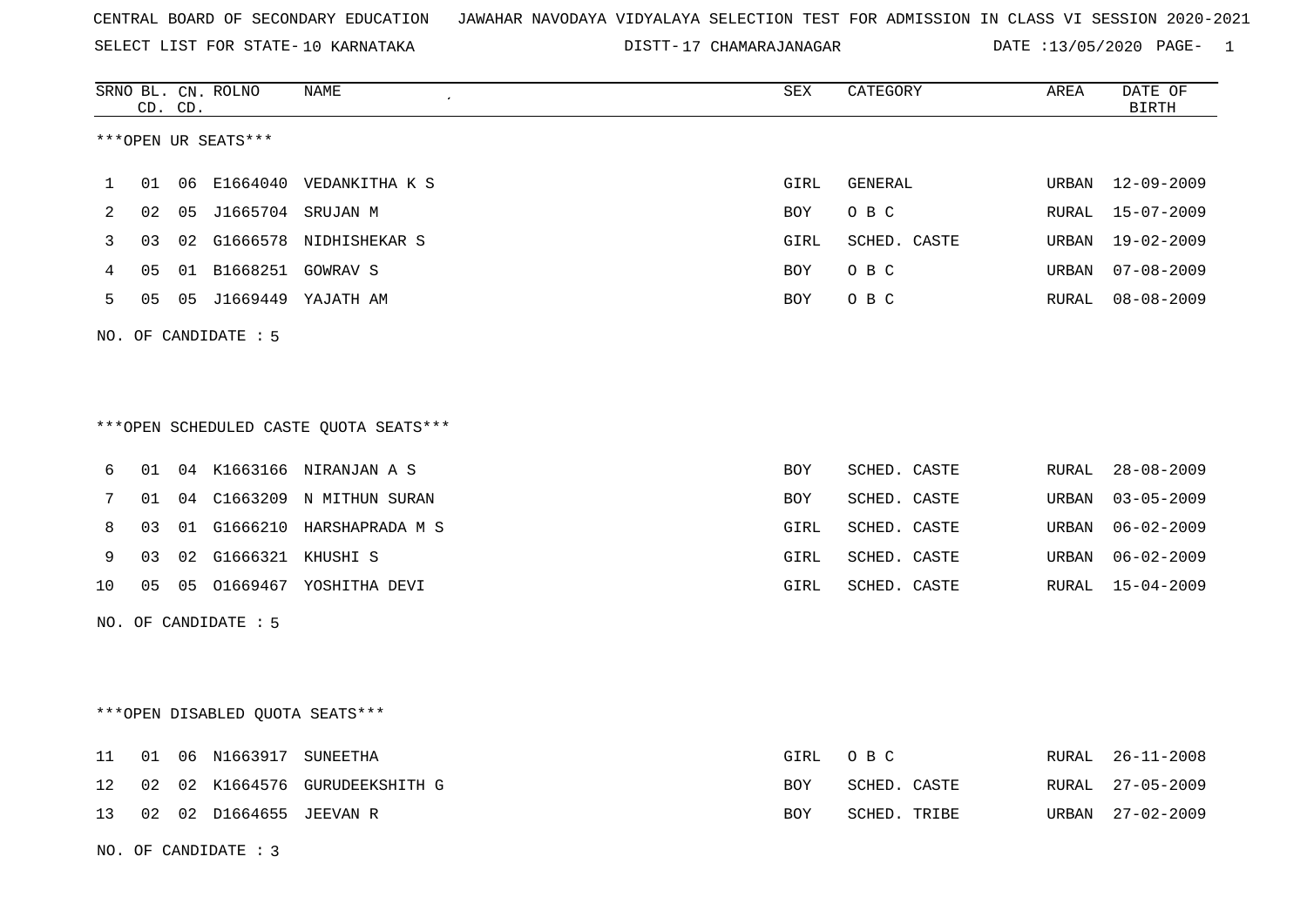CENTRAL BOARD OF SECONDARY EDUCATION JAWAHAR NAVODAYA VIDYALAYA SELECTION TEST FOR ADMISSION IN CLASS VI SESSION 2020-2021

SELECT LIST FOR STATE- 10 KARNATAKA DISTT- 17 CHAMARAJANAGAR DATE :13/05/2020 PAGE- 1

***OPEN UR SEATS***

| SRNO | BL. CD. | CN. CD. | ROLNO | NAME | SEX | CATEGORY | AREA | DATE OF BIRTH |
|---|---|---|---|---|---|---|---|---|
| 1 | 01 | 06 | E1664040 | VEDANKITHA K S | GIRL | GENERAL | URBAN | 12-09-2009 |
| 2 | 02 | 05 | J1665704 | SRUJAN M | BOY | O B C | RURAL | 15-07-2009 |
| 3 | 03 | 02 | G1666578 | NIDHISHEKAR S | GIRL | SCHED. CASTE | URBAN | 19-02-2009 |
| 4 | 05 | 01 | B1668251 | GOWRAV S | BOY | O B C | URBAN | 07-08-2009 |
| 5 | 05 | 05 | J1669449 | YAJATH AM | BOY | O B C | RURAL | 08-08-2009 |

NO. OF CANDIDATE : 5

***OPEN SCHEDULED CASTE QUOTA SEATS***

| SRNO | BL. CD. | CN. CD. | ROLNO | NAME | SEX | CATEGORY | AREA | DATE OF BIRTH |
|---|---|---|---|---|---|---|---|---|
| 6 | 01 | 04 | K1663166 | NIRANJAN A S | BOY | SCHED. CASTE | RURAL | 28-08-2009 |
| 7 | 01 | 04 | C1663209 | N MITHUN SURAN | BOY | SCHED. CASTE | URBAN | 03-05-2009 |
| 8 | 03 | 01 | G1666210 | HARSHAPRADA M S | GIRL | SCHED. CASTE | URBAN | 06-02-2009 |
| 9 | 03 | 02 | G1666321 | KHUSHI S | GIRL | SCHED. CASTE | URBAN | 06-02-2009 |
| 10 | 05 | 05 | O1669467 | YOSHITHA DEVI | GIRL | SCHED. CASTE | RURAL | 15-04-2009 |

NO. OF CANDIDATE : 5

***OPEN DISABLED QUOTA SEATS***

| SRNO | BL. CD. | CN. CD. | ROLNO | NAME | SEX | CATEGORY | AREA | DATE OF BIRTH |
|---|---|---|---|---|---|---|---|---|
| 11 | 01 | 06 | N1663917 | SUNEETHA | GIRL | O B C | RURAL | 26-11-2008 |
| 12 | 02 | 02 | K1664576 | GURUDEEKSHITH G | BOY | SCHED. CASTE | RURAL | 27-05-2009 |
| 13 | 02 | 02 | D1664655 | JEEVAN R | BOY | SCHED. TRIBE | URBAN | 27-02-2009 |

NO. OF CANDIDATE : 3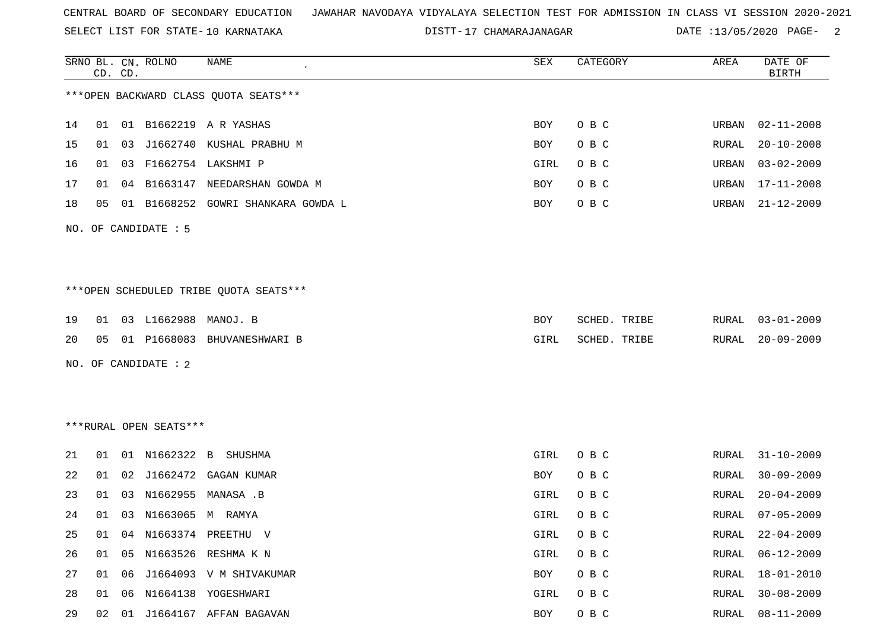CENTRAL BOARD OF SECONDARY EDUCATION   JAWAHAR NAVODAYA VIDYALAYA SELECTION TEST FOR ADMISSION IN CLASS VI SESSION 2020-2021

SELECT LIST FOR STATE- 10 KARNATAKA   DISTT- 17 CHAMARAJANAGAR   DATE :13/05/2020

***OPEN BACKWARD CLASS QUOTA SEATS***

| SRNO | BL. CD. | CN. CD. | ROLNO | NAME | SEX | CATEGORY | AREA | DATE OF BIRTH |
|---|---|---|---|---|---|---|---|---|
| 14 | 01 | 01 | B1662219 | A R YASHAS | BOY | O B C | URBAN | 02-11-2008 |
| 15 | 01 | 03 | J1662740 | KUSHAL PRABHU M | BOY | O B C | RURAL | 20-10-2008 |
| 16 | 01 | 03 | F1662754 | LAKSHMI P | GIRL | O B C | URBAN | 03-02-2009 |
| 17 | 01 | 04 | B1663147 | NEEDARSHAN GOWDA M | BOY | O B C | URBAN | 17-11-2008 |
| 18 | 05 | 01 | B1668252 | GOWRI SHANKARA GOWDA L | BOY | O B C | URBAN | 21-12-2009 |

NO. OF CANDIDATE : 5

***OPEN SCHEDULED TRIBE QUOTA SEATS***

| SRNO | BL. CD. | CN. CD. | ROLNO | NAME | SEX | CATEGORY | AREA | DATE OF BIRTH |
|---|---|---|---|---|---|---|---|---|
| 19 | 01 | 03 | L1662988 | MANOJ. B | BOY | SCHED. TRIBE | RURAL | 03-01-2009 |
| 20 | 05 | 01 | P1668083 | BHUVANESHWARI B | GIRL | SCHED. TRIBE | RURAL | 20-09-2009 |

NO. OF CANDIDATE : 2

***RURAL OPEN SEATS***

| SRNO | BL. CD. | CN. CD. | ROLNO | NAME | SEX | CATEGORY | AREA | DATE OF BIRTH |
|---|---|---|---|---|---|---|---|---|
| 21 | 01 | 01 | N1662322 | B  SHUSHMA | GIRL | O B C | RURAL | 31-10-2009 |
| 22 | 01 | 02 | J1662472 | GAGAN KUMAR | BOY | O B C | RURAL | 30-09-2009 |
| 23 | 01 | 03 | N1662955 | MANASA .B | GIRL | O B C | RURAL | 20-04-2009 |
| 24 | 01 | 03 | N1663065 | M  RAMYA | GIRL | O B C | RURAL | 07-05-2009 |
| 25 | 01 | 04 | N1663374 | PREETHU  V | GIRL | O B C | RURAL | 22-04-2009 |
| 26 | 01 | 05 | N1663526 | RESHMA K N | GIRL | O B C | RURAL | 06-12-2009 |
| 27 | 01 | 06 | J1664093 | V M SHIVAKUMAR | BOY | O B C | RURAL | 18-01-2010 |
| 28 | 01 | 06 | N1664138 | YOGESHWARI | GIRL | O B C | RURAL | 30-08-2009 |
| 29 | 02 | 01 | J1664167 | AFFAN BAGAVAN | BOY | O B C | RURAL | 08-11-2009 |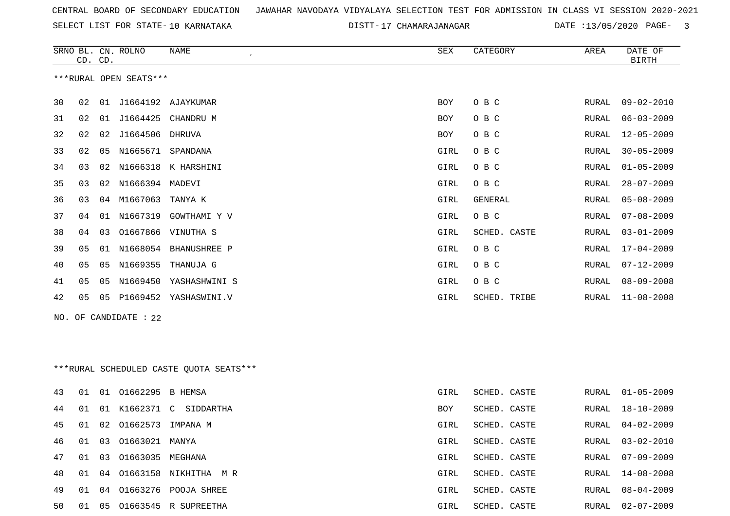CENTRAL BOARD OF SECONDARY EDUCATION JAWAHAR NAVODAYA VIDYALAYA SELECTION TEST FOR ADMISSION IN CLASS VI SESSION 2020-2021

SELECT LIST FOR STATE- 10 KARNATAKA DISTT- 17 CHAMARAJANAGAR DATE :13/05/2020 PAGE- 3

***RURAL OPEN SEATS***

| SRNO | BL. CD. | CN. CD. | ROLNO | NAME | SEX | CATEGORY | AREA | DATE OF BIRTH |
|---|---|---|---|---|---|---|---|---|
| 30 | 02 | 01 | J1664192 | AJAYKUMAR | BOY | O B C | RURAL | 09-02-2010 |
| 31 | 02 | 01 | J1664425 | CHANDRU M | BOY | O B C | RURAL | 06-03-2009 |
| 32 | 02 | 02 | J1664506 | DHRUVA | BOY | O B C | RURAL | 12-05-2009 |
| 33 | 02 | 05 | N1665671 | SPANDANA | GIRL | O B C | RURAL | 30-05-2009 |
| 34 | 03 | 02 | N1666318 | K HARSHINI | GIRL | O B C | RURAL | 01-05-2009 |
| 35 | 03 | 02 | N1666394 | MADEVI | GIRL | O B C | RURAL | 28-07-2009 |
| 36 | 03 | 04 | M1667063 | TANYA K | GIRL | GENERAL | RURAL | 05-08-2009 |
| 37 | 04 | 01 | N1667319 | GOWTHAMI Y V | GIRL | O B C | RURAL | 07-08-2009 |
| 38 | 04 | 03 | O1667866 | VINUTHA S | GIRL | SCHED. CASTE | RURAL | 03-01-2009 |
| 39 | 05 | 01 | N1668054 | BHANUSHREE P | GIRL | O B C | RURAL | 17-04-2009 |
| 40 | 05 | 05 | N1669355 | THANUJA G | GIRL | O B C | RURAL | 07-12-2009 |
| 41 | 05 | 05 | N1669450 | YASHASHWINI S | GIRL | O B C | RURAL | 08-09-2008 |
| 42 | 05 | 05 | P1669452 | YASHASWINI.V | GIRL | SCHED. TRIBE | RURAL | 11-08-2008 |

NO. OF CANDIDATE : 22

***RURAL SCHEDULED CASTE QUOTA SEATS***

| SRNO | BL. CD. | CN. CD. | ROLNO | NAME | SEX | CATEGORY | AREA | DATE OF BIRTH |
|---|---|---|---|---|---|---|---|---|
| 43 | 01 | 01 | O1662295 | B HEMSA | GIRL | SCHED. CASTE | RURAL | 01-05-2009 |
| 44 | 01 | 01 | K1662371 | C SIDDARTHA | BOY | SCHED. CASTE | RURAL | 18-10-2009 |
| 45 | 01 | 02 | O1662573 | IMPANA M | GIRL | SCHED. CASTE | RURAL | 04-02-2009 |
| 46 | 01 | 03 | O1663021 | MANYA | GIRL | SCHED. CASTE | RURAL | 03-02-2010 |
| 47 | 01 | 03 | O1663035 | MEGHANA | GIRL | SCHED. CASTE | RURAL | 07-09-2009 |
| 48 | 01 | 04 | O1663158 | NIKHITHA M R | GIRL | SCHED. CASTE | RURAL | 14-08-2008 |
| 49 | 01 | 04 | O1663276 | POOJA SHREE | GIRL | SCHED. CASTE | RURAL | 08-04-2009 |
| 50 | 01 | 05 | O1663545 | R SUPREETHA | GIRL | SCHED. CASTE | RURAL | 02-07-2009 |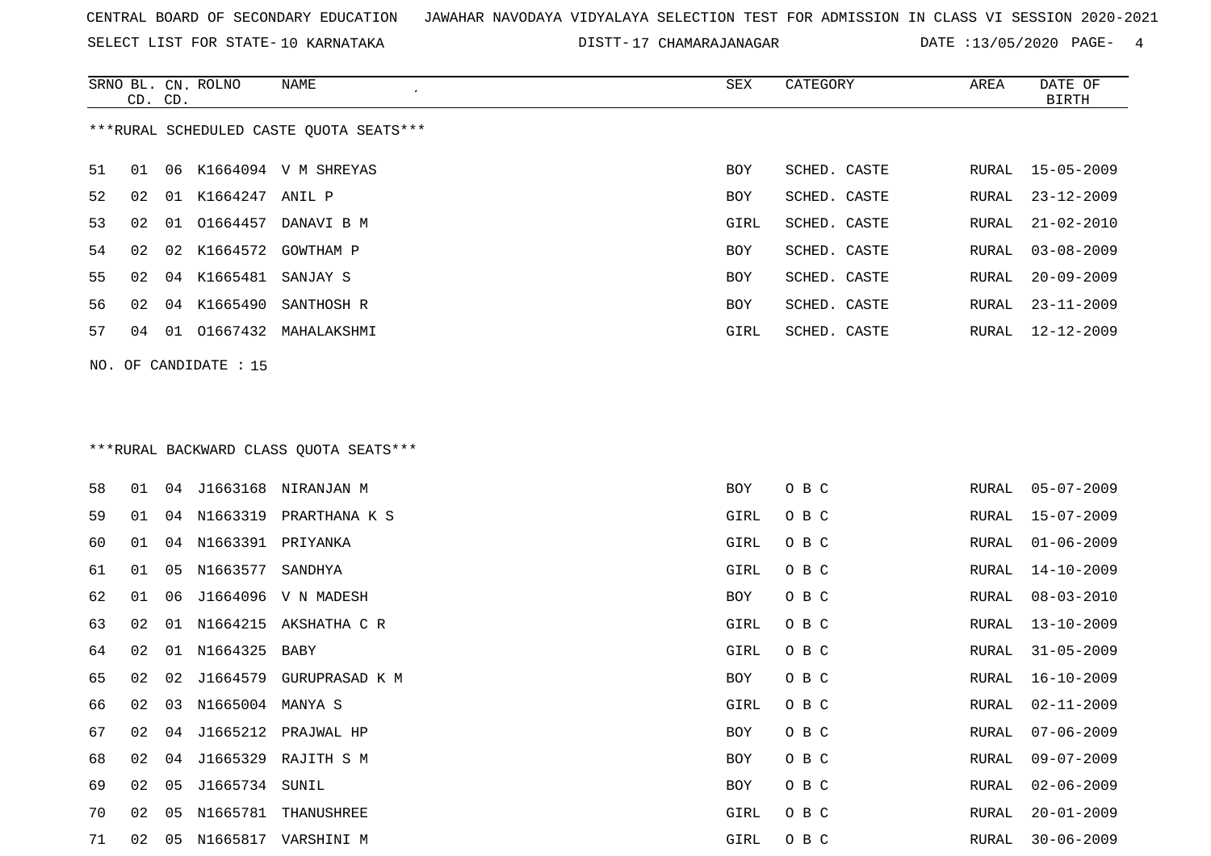CENTRAL BOARD OF SECONDARY EDUCATION JAWAHAR NAVODAYA VIDYALAYA SELECTION TEST FOR ADMISSION IN CLASS VI SESSION 2020-2021

SELECT LIST FOR STATE- 10 KARNATAKA DISTT- 17 CHAMARAJANAGAR DATE :13/05/2020

***RURAL SCHEDULED CASTE QUOTA SEATS***

| SRNO | BL. CD. | CN. CD. | ROLNO | NAME | SEX | CATEGORY | AREA | DATE OF BIRTH |
|---|---|---|---|---|---|---|---|---|
| 51 | 01 | 06 | K1664094 | V M SHREYAS | BOY | SCHED. CASTE | RURAL | 15-05-2009 |
| 52 | 02 | 01 | K1664247 | ANIL P | BOY | SCHED. CASTE | RURAL | 23-12-2009 |
| 53 | 02 | 01 | O1664457 | DANAVI B M | GIRL | SCHED. CASTE | RURAL | 21-02-2010 |
| 54 | 02 | 02 | K1664572 | GOWTHAM P | BOY | SCHED. CASTE | RURAL | 03-08-2009 |
| 55 | 02 | 04 | K1665481 | SANJAY S | BOY | SCHED. CASTE | RURAL | 20-09-2009 |
| 56 | 02 | 04 | K1665490 | SANTHOSH R | BOY | SCHED. CASTE | RURAL | 23-11-2009 |
| 57 | 04 | 01 | O1667432 | MAHALAKSHMI | GIRL | SCHED. CASTE | RURAL | 12-12-2009 |

NO. OF CANDIDATE : 15

***RURAL BACKWARD CLASS QUOTA SEATS***

| SRNO | BL. CD. | CN. CD. | ROLNO | NAME | SEX | CATEGORY | AREA | DATE OF BIRTH |
|---|---|---|---|---|---|---|---|---|
| 58 | 01 | 04 | J1663168 | NIRANJAN M | BOY | O B C | RURAL | 05-07-2009 |
| 59 | 01 | 04 | N1663319 | PRARTHANA K S | GIRL | O B C | RURAL | 15-07-2009 |
| 60 | 01 | 04 | N1663391 | PRIYANKA | GIRL | O B C | RURAL | 01-06-2009 |
| 61 | 01 | 05 | N1663577 | SANDHYA | GIRL | O B C | RURAL | 14-10-2009 |
| 62 | 01 | 06 | J1664096 | V N MADESH | BOY | O B C | RURAL | 08-03-2010 |
| 63 | 02 | 01 | N1664215 | AKSHATHA C R | GIRL | O B C | RURAL | 13-10-2009 |
| 64 | 02 | 01 | N1664325 | BABY | GIRL | O B C | RURAL | 31-05-2009 |
| 65 | 02 | 02 | J1664579 | GURUPRASAD K M | BOY | O B C | RURAL | 16-10-2009 |
| 66 | 02 | 03 | N1665004 | MANYA S | GIRL | O B C | RURAL | 02-11-2009 |
| 67 | 02 | 04 | J1665212 | PRAJWAL HP | BOY | O B C | RURAL | 07-06-2009 |
| 68 | 02 | 04 | J1665329 | RAJITH S M | BOY | O B C | RURAL | 09-07-2009 |
| 69 | 02 | 05 | J1665734 | SUNIL | BOY | O B C | RURAL | 02-06-2009 |
| 70 | 02 | 05 | N1665781 | THANUSHREE | GIRL | O B C | RURAL | 20-01-2009 |
| 71 | 02 | 05 | N1665817 | VARSHINI M | GIRL | O B C | RURAL | 30-06-2009 |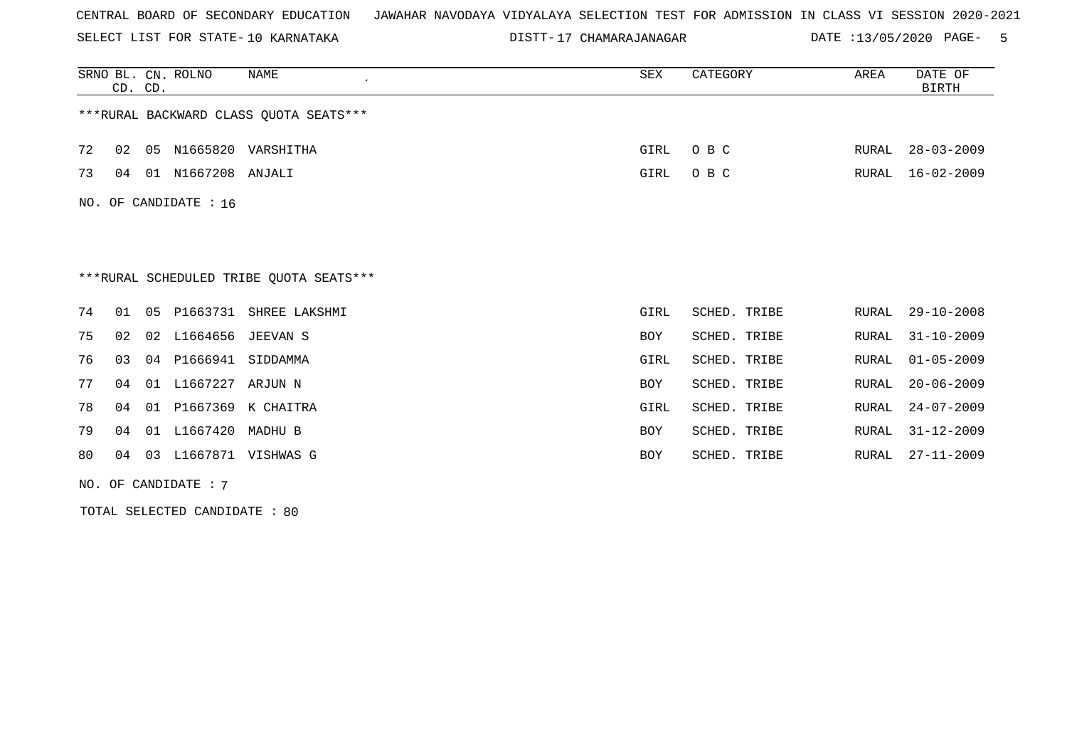CENTRAL BOARD OF SECONDARY EDUCATION JAWAHAR NAVODAYA VIDYALAYA SELECTION TEST FOR ADMISSION IN CLASS VI SESSION 2020-2021

SELECT LIST FOR STATE- 10 KARNATAKA DISTT- 17 CHAMARAJANAGAR DATE :13/05/2020

| SRNO | BL. CD. | CN. CD. | ROLNO | NAME | SEX | CATEGORY | AREA | DATE OF BIRTH |
|---|---|---|---|---|---|---|---|---|

***RURAL BACKWARD CLASS QUOTA SEATS***

| SRNO | BL. CD. | CN. CD. | ROLNO | NAME | SEX | CATEGORY | AREA | DATE OF BIRTH |
|---|---|---|---|---|---|---|---|---|
| 72 | 02 | 05 | N1665820 | VARSHITHA | GIRL | O B C | RURAL | 28-03-2009 |
| 73 | 04 | 01 | N1667208 | ANJALI | GIRL | O B C | RURAL | 16-02-2009 |

NO. OF CANDIDATE : 16

***RURAL SCHEDULED TRIBE QUOTA SEATS***

| SRNO | BL. CD. | CN. CD. | ROLNO | NAME | SEX | CATEGORY | AREA | DATE OF BIRTH |
|---|---|---|---|---|---|---|---|---|
| 74 | 01 | 05 | P1663731 | SHREE LAKSHMI | GIRL | SCHED. TRIBE | RURAL | 29-10-2008 |
| 75 | 02 | 02 | L1664656 | JEEVAN S | BOY | SCHED. TRIBE | RURAL | 31-10-2009 |
| 76 | 03 | 04 | P1666941 | SIDDAMMA | GIRL | SCHED. TRIBE | RURAL | 01-05-2009 |
| 77 | 04 | 01 | L1667227 | ARJUN N | BOY | SCHED. TRIBE | RURAL | 20-06-2009 |
| 78 | 04 | 01 | P1667369 | K CHAITRA | GIRL | SCHED. TRIBE | RURAL | 24-07-2009 |
| 79 | 04 | 01 | L1667420 | MADHU B | BOY | SCHED. TRIBE | RURAL | 31-12-2009 |
| 80 | 04 | 03 | L1667871 | VISHWAS G | BOY | SCHED. TRIBE | RURAL | 27-11-2009 |

NO. OF CANDIDATE : 7

TOTAL SELECTED CANDIDATE : 80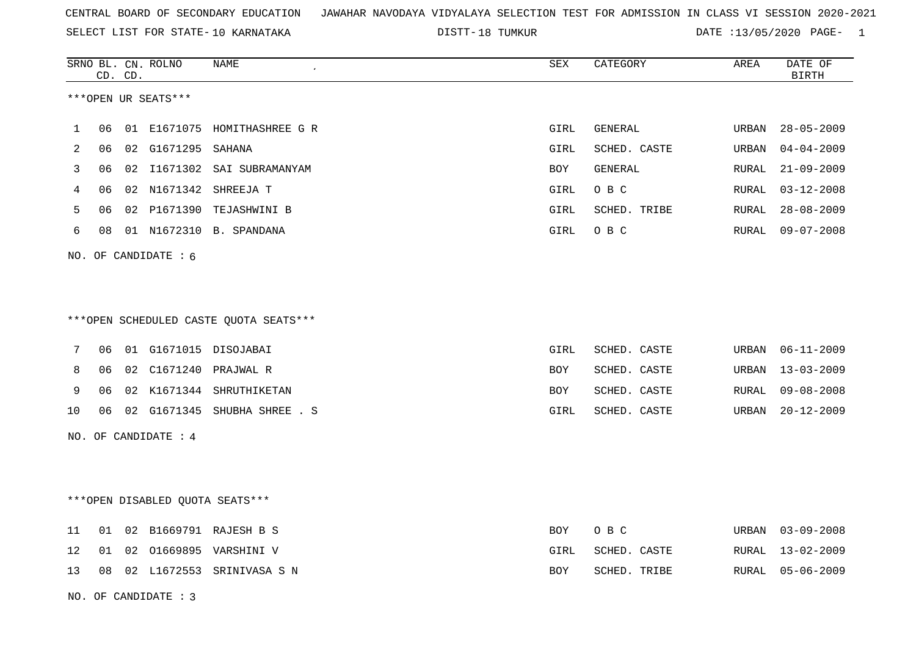CENTRAL BOARD OF SECONDARY EDUCATION JAWAHAR NAVODAYA VIDYALAYA SELECTION TEST FOR ADMISSION IN CLASS VI SESSION 2020-2021

SELECT LIST FOR STATE- 10 KARNATAKA DISTT- 18 TUMKUR DATE :13/05/2020

***OPEN UR SEATS***

| SRNO | BL. CD. | CN. CD. | ROLNO | NAME | SEX | CATEGORY | AREA | DATE OF BIRTH |
|---|---|---|---|---|---|---|---|---|
| 1 | 06 | 01 | E1671075 | HOMITHASHREE G R | GIRL | GENERAL | URBAN | 28-05-2009 |
| 2 | 06 | 02 | G1671295 | SAHANA | GIRL | SCHED. CASTE | URBAN | 04-04-2009 |
| 3 | 06 | 02 | I1671302 | SAI SUBRAMANYAM | BOY | GENERAL | RURAL | 21-09-2009 |
| 4 | 06 | 02 | N1671342 | SHREEJA T | GIRL | O B C | RURAL | 03-12-2008 |
| 5 | 06 | 02 | P1671390 | TEJASHWINI B | GIRL | SCHED. TRIBE | RURAL | 28-08-2009 |
| 6 | 08 | 01 | N1672310 | B. SPANDANA | GIRL | O B C | RURAL | 09-07-2008 |

NO. OF CANDIDATE : 6

***OPEN SCHEDULED CASTE QUOTA SEATS***

| SRNO | BL. CD. | CN. CD. | ROLNO | NAME | SEX | CATEGORY | AREA | DATE OF BIRTH |
|---|---|---|---|---|---|---|---|---|
| 7 | 06 | 01 | G1671015 | DISOJABAI | GIRL | SCHED. CASTE | URBAN | 06-11-2009 |
| 8 | 06 | 02 | C1671240 | PRAJWAL R | BOY | SCHED. CASTE | URBAN | 13-03-2009 |
| 9 | 06 | 02 | K1671344 | SHRUTHIKETAN | BOY | SCHED. CASTE | RURAL | 09-08-2008 |
| 10 | 06 | 02 | G1671345 | SHUBHA SHREE . S | GIRL | SCHED. CASTE | URBAN | 20-12-2009 |

NO. OF CANDIDATE : 4

***OPEN DISABLED QUOTA SEATS***

| SRNO | BL. CD. | CN. CD. | ROLNO | NAME | SEX | CATEGORY | AREA | DATE OF BIRTH |
|---|---|---|---|---|---|---|---|---|
| 11 | 01 | 02 | B1669791 | RAJESH B S | BOY | O B C | URBAN | 03-09-2008 |
| 12 | 01 | 02 | O1669895 | VARSHINI V | GIRL | SCHED. CASTE | RURAL | 13-02-2009 |
| 13 | 08 | 02 | L1672553 | SRINIVASA S N | BOY | SCHED. TRIBE | RURAL | 05-06-2009 |

NO. OF CANDIDATE : 3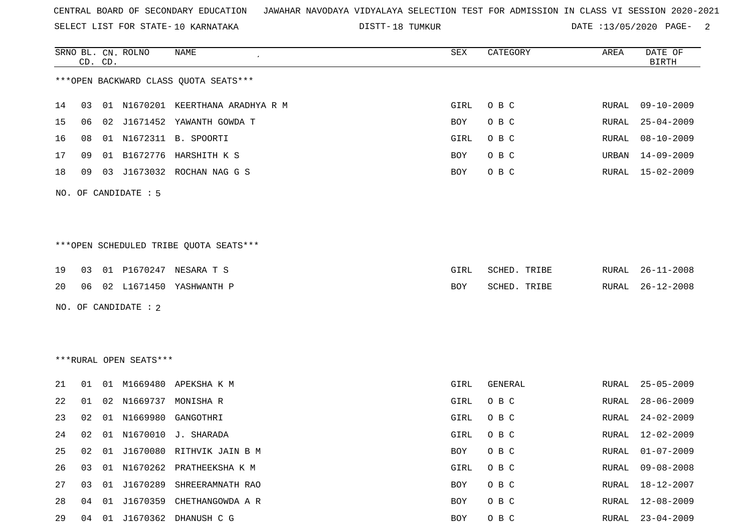CENTRAL BOARD OF SECONDARY EDUCATION JAWAHAR NAVODAYA VIDYALAYA SELECTION TEST FOR ADMISSION IN CLASS VI SESSION 2020-2021

SELECT LIST FOR STATE- 10 KARNATAKA DISTT- 18 TUMKUR DATE :13/05/2020

***OPEN BACKWARD CLASS QUOTA SEATS***

| SRNO | BL. CD. | CN. CD. | ROLNO | NAME | SEX | CATEGORY | AREA | DATE OF BIRTH |
|---|---|---|---|---|---|---|---|---|
| 14 | 03 | 01 | N1670201 | KEERTHANA ARADHYA R M | GIRL | O B C | RURAL | 09-10-2009 |
| 15 | 06 | 02 | J1671452 | YAWANTH GOWDA T | BOY | O B C | RURAL | 25-04-2009 |
| 16 | 08 | 01 | N1672311 | B. SPOORTI | GIRL | O B C | RURAL | 08-10-2009 |
| 17 | 09 | 01 | B1672776 | HARSHITH K S | BOY | O B C | URBAN | 14-09-2009 |
| 18 | 09 | 03 | J1673032 | ROCHAN NAG G S | BOY | O B C | RURAL | 15-02-2009 |

NO. OF CANDIDATE : 5

***OPEN SCHEDULED TRIBE QUOTA SEATS***

| SRNO | BL. CD. | CN. CD. | ROLNO | NAME | SEX | CATEGORY | AREA | DATE OF BIRTH |
|---|---|---|---|---|---|---|---|---|
| 19 | 03 | 01 | P1670247 | NESARA T S | GIRL | SCHED. TRIBE | RURAL | 26-11-2008 |
| 20 | 06 | 02 | L1671450 | YASHWANTH P | BOY | SCHED. TRIBE | RURAL | 26-12-2008 |

NO. OF CANDIDATE : 2

***RURAL OPEN SEATS***

| SRNO | BL. CD. | CN. CD. | ROLNO | NAME | SEX | CATEGORY | AREA | DATE OF BIRTH |
|---|---|---|---|---|---|---|---|---|
| 21 | 01 | 01 | M1669480 | APEKSHA K M | GIRL | GENERAL | RURAL | 25-05-2009 |
| 22 | 01 | 02 | N1669737 | MONISHA R | GIRL | O B C | RURAL | 28-06-2009 |
| 23 | 02 | 01 | N1669980 | GANGOTHRI | GIRL | O B C | RURAL | 24-02-2009 |
| 24 | 02 | 01 | N1670010 | J. SHARADA | GIRL | O B C | RURAL | 12-02-2009 |
| 25 | 02 | 01 | J1670080 | RITHVIK JAIN B M | BOY | O B C | RURAL | 01-07-2009 |
| 26 | 03 | 01 | N1670262 | PRATHEEKSHA K M | GIRL | O B C | RURAL | 09-08-2008 |
| 27 | 03 | 01 | J1670289 | SHREERAMNATH RAO | BOY | O B C | RURAL | 18-12-2007 |
| 28 | 04 | 01 | J1670359 | CHETHANGOWDA A R | BOY | O B C | RURAL | 12-08-2009 |
| 29 | 04 | 01 | J1670362 | DHANUSH C G | BOY | O B C | RURAL | 23-04-2009 |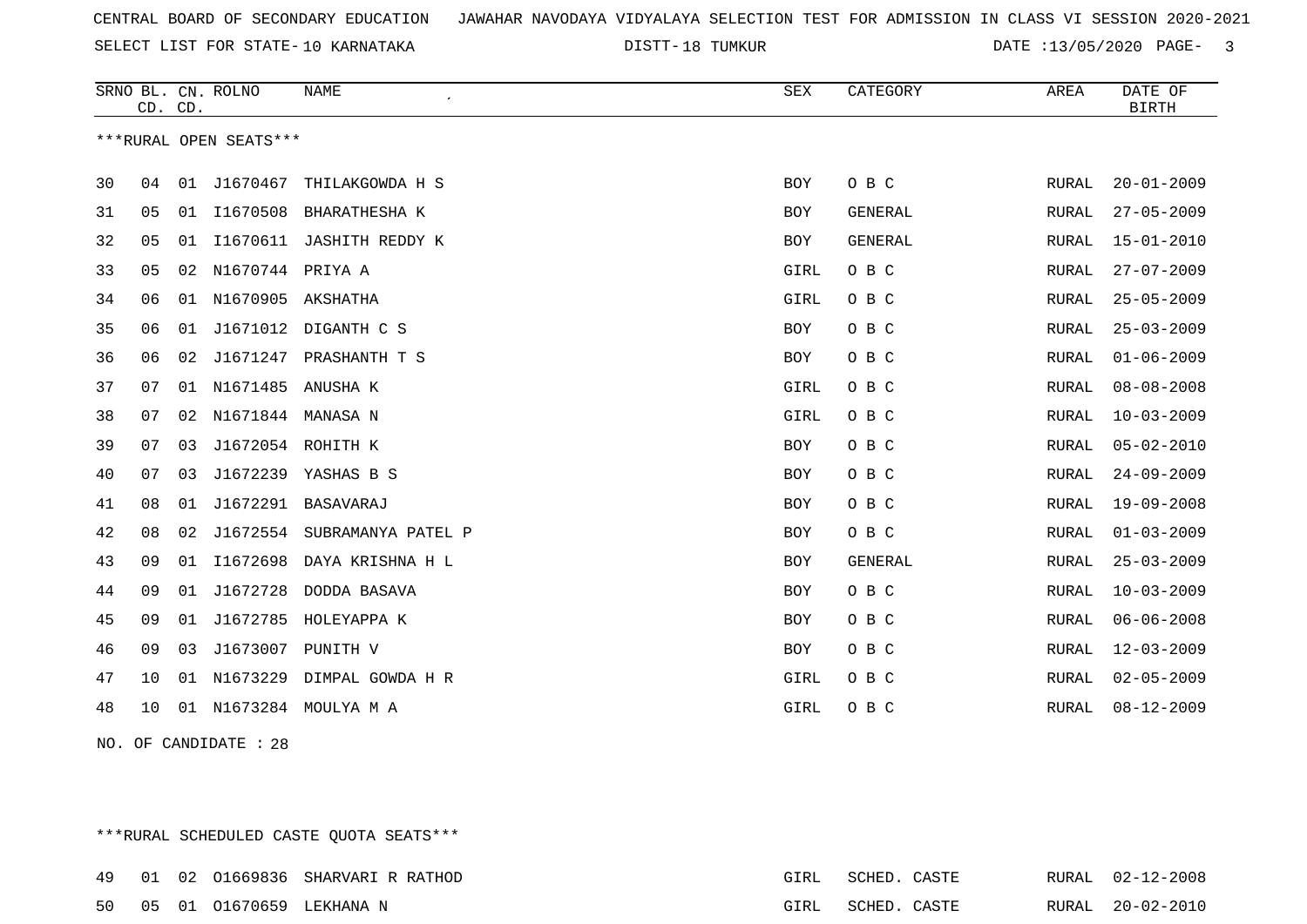CENTRAL BOARD OF SECONDARY EDUCATION   JAWAHAR NAVODAYA VIDYALAYA SELECTION TEST FOR ADMISSION IN CLASS VI SESSION 2020-2021

SELECT LIST FOR STATE- 10 KARNATAKA   DISTT- 18 TUMKUR   DATE :13/05/2020

| SRNO | BL. CD. | CN. CD. | ROLNO | NAME | SEX | CATEGORY | AREA | DATE OF BIRTH |
|---|---|---|---|---|---|---|---|---|

***RURAL OPEN SEATS***

| SRNO | BL. CD. | CN. CD. | ROLNO | NAME | SEX | CATEGORY | AREA | DATE OF BIRTH |
|---|---|---|---|---|---|---|---|---|
| 30 | 04 | 01 | J1670467 | THILAKGOWDA H S | BOY | O B C | RURAL | 20-01-2009 |
| 31 | 05 | 01 | I1670508 | BHARATHESHA K | BOY | GENERAL | RURAL | 27-05-2009 |
| 32 | 05 | 01 | I1670611 | JASHITH REDDY K | BOY | GENERAL | RURAL | 15-01-2010 |
| 33 | 05 | 02 | N1670744 | PRIYA A | GIRL | O B C | RURAL | 27-07-2009 |
| 34 | 06 | 01 | N1670905 | AKSHATHA | GIRL | O B C | RURAL | 25-05-2009 |
| 35 | 06 | 01 | J1671012 | DIGANTH C S | BOY | O B C | RURAL | 25-03-2009 |
| 36 | 06 | 02 | J1671247 | PRASHANTH T S | BOY | O B C | RURAL | 01-06-2009 |
| 37 | 07 | 01 | N1671485 | ANUSHA K | GIRL | O B C | RURAL | 08-08-2008 |
| 38 | 07 | 02 | N1671844 | MANASA N | GIRL | O B C | RURAL | 10-03-2009 |
| 39 | 07 | 03 | J1672054 | ROHITH K | BOY | O B C | RURAL | 05-02-2010 |
| 40 | 07 | 03 | J1672239 | YASHAS B S | BOY | O B C | RURAL | 24-09-2009 |
| 41 | 08 | 01 | J1672291 | BASAVARAJ | BOY | O B C | RURAL | 19-09-2008 |
| 42 | 08 | 02 | J1672554 | SUBRAMANYA PATEL P | BOY | O B C | RURAL | 01-03-2009 |
| 43 | 09 | 01 | I1672698 | DAYA KRISHNA H L | BOY | GENERAL | RURAL | 25-03-2009 |
| 44 | 09 | 01 | J1672728 | DODDA BASAVA | BOY | O B C | RURAL | 10-03-2009 |
| 45 | 09 | 01 | J1672785 | HOLEYAPPA K | BOY | O B C | RURAL | 06-06-2008 |
| 46 | 09 | 03 | J1673007 | PUNITH V | BOY | O B C | RURAL | 12-03-2009 |
| 47 | 10 | 01 | N1673229 | DIMPAL GOWDA H R | GIRL | O B C | RURAL | 02-05-2009 |
| 48 | 10 | 01 | N1673284 | MOULYA M A | GIRL | O B C | RURAL | 08-12-2009 |

NO. OF CANDIDATE : 28

***RURAL SCHEDULED CASTE QUOTA SEATS***

| SRNO | BL. CD. | CN. CD. | ROLNO | NAME | SEX | CATEGORY | AREA | DATE OF BIRTH |
|---|---|---|---|---|---|---|---|---|
| 49 | 01 | 02 | O1669836 | SHARVARI R RATHOD | GIRL | SCHED. CASTE | RURAL | 02-12-2008 |
| 50 | 05 | 01 | O1670659 | LEKHANA N | GIRL | SCHED. CASTE | RURAL | 20-02-2010 |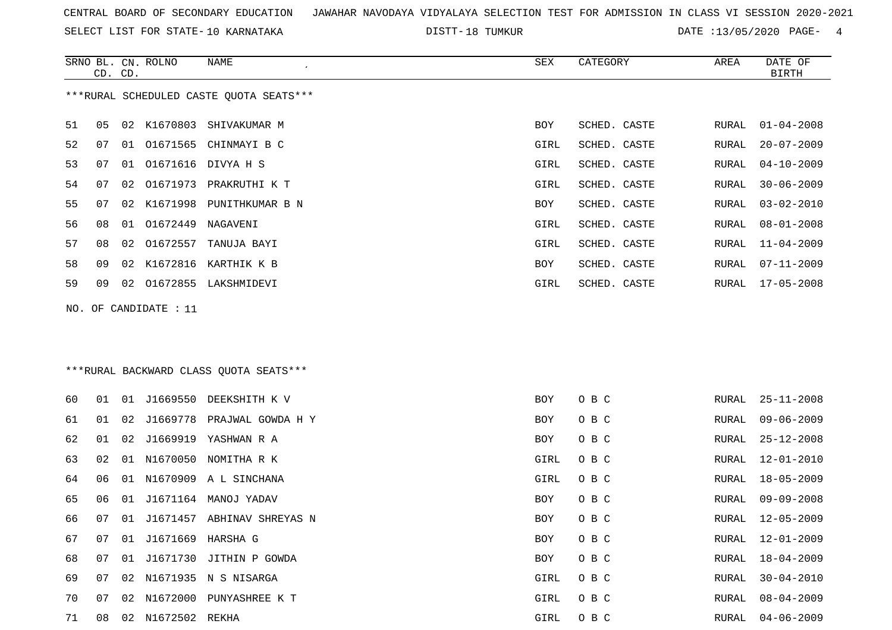CENTRAL BOARD OF SECONDARY EDUCATION   JAWAHAR NAVODAYA VIDYALAYA SELECTION TEST FOR ADMISSION IN CLASS VI SESSION 2020-2021

SELECT LIST FOR STATE- 10 KARNATAKA   DISTT- 18 TUMKUR   DATE :13/05/2020

***RURAL SCHEDULED CASTE QUOTA SEATS***

| SRNO | BL. CD. | CN. CD. | ROLNO | NAME | SEX | CATEGORY | AREA | DATE OF BIRTH |
|---|---|---|---|---|---|---|---|---|
| 51 | 05 | 02 | K1670803 | SHIVAKUMAR M | BOY | SCHED. CASTE | RURAL | 01-04-2008 |
| 52 | 07 | 01 | O1671565 | CHINMAYI B C | GIRL | SCHED. CASTE | RURAL | 20-07-2009 |
| 53 | 07 | 01 | O1671616 | DIVYA H S | GIRL | SCHED. CASTE | RURAL | 04-10-2009 |
| 54 | 07 | 02 | O1671973 | PRAKRUTHI K T | GIRL | SCHED. CASTE | RURAL | 30-06-2009 |
| 55 | 07 | 02 | K1671998 | PUNITHKUMAR B N | BOY | SCHED. CASTE | RURAL | 03-02-2010 |
| 56 | 08 | 01 | O1672449 | NAGAVENI | GIRL | SCHED. CASTE | RURAL | 08-01-2008 |
| 57 | 08 | 02 | O1672557 | TANUJA BAYI | GIRL | SCHED. CASTE | RURAL | 11-04-2009 |
| 58 | 09 | 02 | K1672816 | KARTHIK K B | BOY | SCHED. CASTE | RURAL | 07-11-2009 |
| 59 | 09 | 02 | O1672855 | LAKSHMIDEVI | GIRL | SCHED. CASTE | RURAL | 17-05-2008 |

NO. OF CANDIDATE : 11

***RURAL BACKWARD CLASS QUOTA SEATS***

| SRNO | BL. CD. | CN. CD. | ROLNO | NAME | SEX | CATEGORY | AREA | DATE OF BIRTH |
|---|---|---|---|---|---|---|---|---|
| 60 | 01 | 01 | J1669550 | DEEKSHITH K V | BOY | O B C | RURAL | 25-11-2008 |
| 61 | 01 | 02 | J1669778 | PRAJWAL GOWDA H Y | BOY | O B C | RURAL | 09-06-2009 |
| 62 | 01 | 02 | J1669919 | YASHWAN R A | BOY | O B C | RURAL | 25-12-2008 |
| 63 | 02 | 01 | N1670050 | NOMITHA R K | GIRL | O B C | RURAL | 12-01-2010 |
| 64 | 06 | 01 | N1670909 | A L SINCHANA | GIRL | O B C | RURAL | 18-05-2009 |
| 65 | 06 | 01 | J1671164 | MANOJ YADAV | BOY | O B C | RURAL | 09-09-2008 |
| 66 | 07 | 01 | J1671457 | ABHINAV SHREYAS N | BOY | O B C | RURAL | 12-05-2009 |
| 67 | 07 | 01 | J1671669 | HARSHA G | BOY | O B C | RURAL | 12-01-2009 |
| 68 | 07 | 01 | J1671730 | JITHIN P GOWDA | BOY | O B C | RURAL | 18-04-2009 |
| 69 | 07 | 02 | N1671935 | N S NISARGA | GIRL | O B C | RURAL | 30-04-2010 |
| 70 | 07 | 02 | N1672000 | PUNYASHREE K T | GIRL | O B C | RURAL | 08-04-2009 |
| 71 | 08 | 02 | N1672502 | REKHA | GIRL | O B C | RURAL | 04-06-2009 |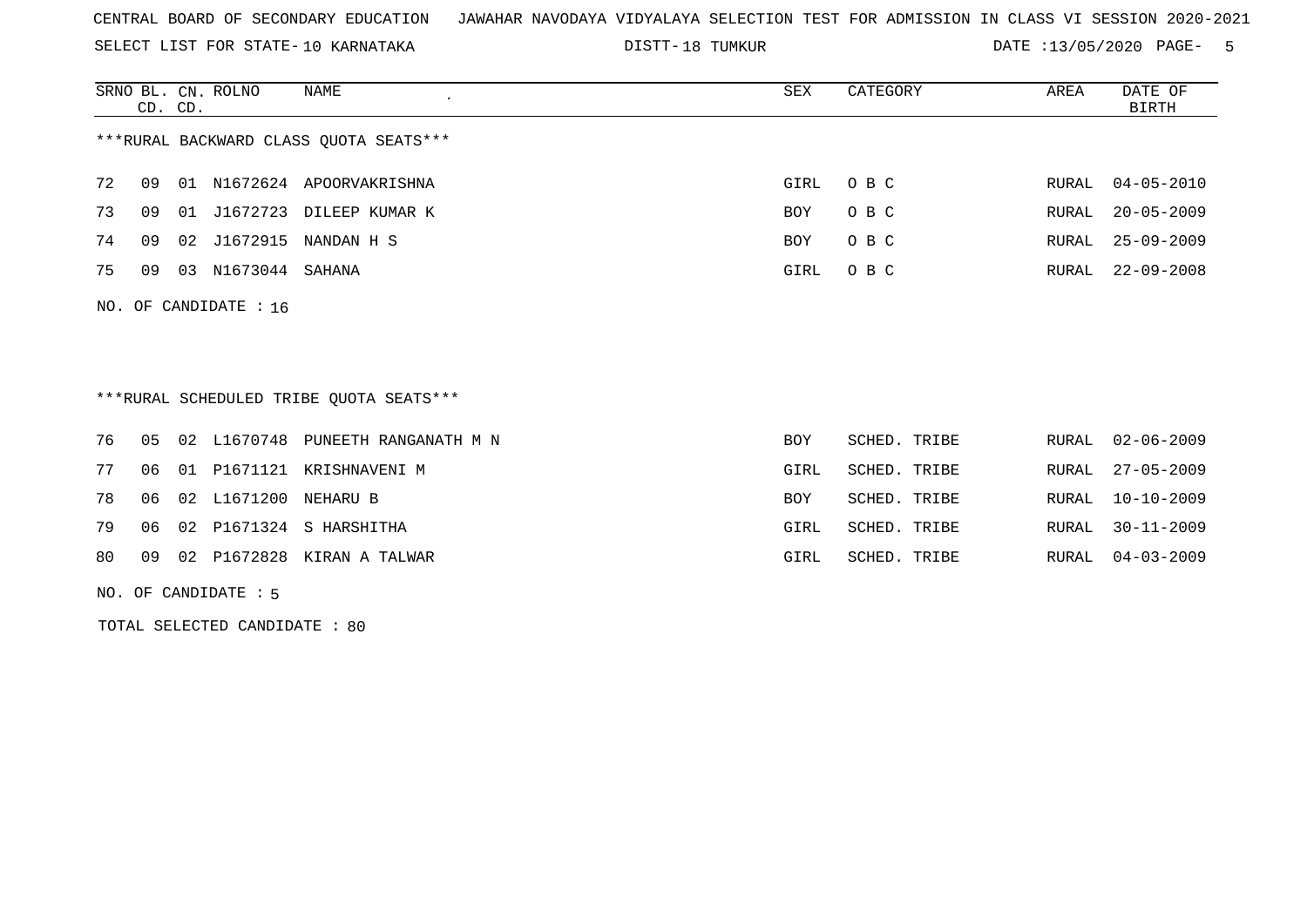CENTRAL BOARD OF SECONDARY EDUCATION JAWAHAR NAVODAYA VIDYALAYA SELECTION TEST FOR ADMISSION IN CLASS VI SESSION 2020-2021

SELECT LIST FOR STATE- 10 KARNATAKA DISTT- 18 TUMKUR DATE :13/05/2020

***RURAL BACKWARD CLASS QUOTA SEATS***

| SRNO | BL. CD. | CN. CD. | ROLNO | NAME | SEX | CATEGORY | AREA | DATE OF BIRTH |
|---|---|---|---|---|---|---|---|---|
| 72 | 09 | 01 | N1672624 | APOORVAKRISHNA | GIRL | O B C | RURAL | 04-05-2010 |
| 73 | 09 | 01 | J1672723 | DILEEP KUMAR K | BOY | O B C | RURAL | 20-05-2009 |
| 74 | 09 | 02 | J1672915 | NANDAN H S | BOY | O B C | RURAL | 25-09-2009 |
| 75 | 09 | 03 | N1673044 | SAHANA | GIRL | O B C | RURAL | 22-09-2008 |

NO. OF CANDIDATE : 16

***RURAL SCHEDULED TRIBE QUOTA SEATS***

| SRNO | BL. CD. | CN. CD. | ROLNO | NAME | SEX | CATEGORY | AREA | DATE OF BIRTH |
|---|---|---|---|---|---|---|---|---|
| 76 | 05 | 02 | L1670748 | PUNEETH RANGANATH M N | BOY | SCHED. TRIBE | RURAL | 02-06-2009 |
| 77 | 06 | 01 | P1671121 | KRISHNAVENI M | GIRL | SCHED. TRIBE | RURAL | 27-05-2009 |
| 78 | 06 | 02 | L1671200 | NEHARU B | BOY | SCHED. TRIBE | RURAL | 10-10-2009 |
| 79 | 06 | 02 | P1671324 | S HARSHITHA | GIRL | SCHED. TRIBE | RURAL | 30-11-2009 |
| 80 | 09 | 02 | P1672828 | KIRAN A TALWAR | GIRL | SCHED. TRIBE | RURAL | 04-03-2009 |

NO. OF CANDIDATE : 5

TOTAL SELECTED CANDIDATE : 80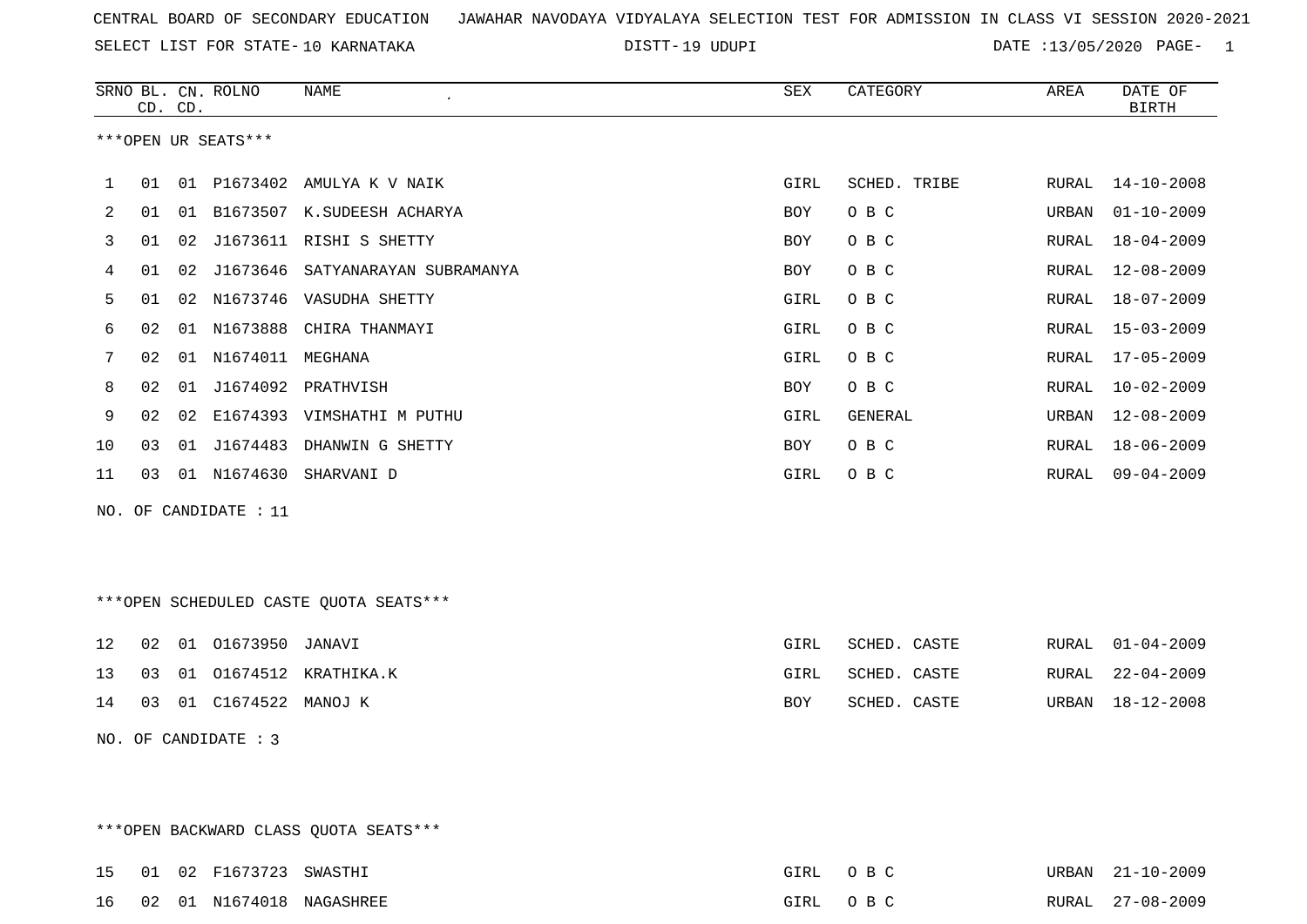CENTRAL BOARD OF SECONDARY EDUCATION   JAWAHAR NAVODAYA VIDYALAYA SELECTION TEST FOR ADMISSION IN CLASS VI SESSION 2020-2021

SELECT LIST FOR STATE- 10 KARNATAKA   DISTT- 19 UDUPI   DATE :13/05/2020

| SRNO | BL. CD. | CN. CD. | ROLNO | NAME | SEX | CATEGORY | AREA | DATE OF BIRTH |
|---|---|---|---|---|---|---|---|---|

***OPEN UR SEATS***

| SRNO | BL. CD. | CN. CD. | ROLNO | NAME | SEX | CATEGORY | AREA | DATE OF BIRTH |
|---|---|---|---|---|---|---|---|---|
| 1 | 01 | 01 | P1673402 | AMULYA K V NAIK | GIRL | SCHED. TRIBE | RURAL | 14-10-2008 |
| 2 | 01 | 01 | B1673507 | K.SUDEESH ACHARYA | BOY | O B C | URBAN | 01-10-2009 |
| 3 | 01 | 02 | J1673611 | RISHI S SHETTY | BOY | O B C | RURAL | 18-04-2009 |
| 4 | 01 | 02 | J1673646 | SATYANARAYAN SUBRAMANYA | BOY | O B C | RURAL | 12-08-2009 |
| 5 | 01 | 02 | N1673746 | VASUDHA SHETTY | GIRL | O B C | RURAL | 18-07-2009 |
| 6 | 02 | 01 | N1673888 | CHIRA THANMAYI | GIRL | O B C | RURAL | 15-03-2009 |
| 7 | 02 | 01 | N1674011 | MEGHANA | GIRL | O B C | RURAL | 17-05-2009 |
| 8 | 02 | 01 | J1674092 | PRATHVISH | BOY | O B C | RURAL | 10-02-2009 |
| 9 | 02 | 02 | E1674393 | VIMSHATHI M PUTHU | GIRL | GENERAL | URBAN | 12-08-2009 |
| 10 | 03 | 01 | J1674483 | DHANWIN G SHETTY | BOY | O B C | RURAL | 18-06-2009 |
| 11 | 03 | 01 | N1674630 | SHARVANI D | GIRL | O B C | RURAL | 09-04-2009 |

NO. OF CANDIDATE : 11

***OPEN SCHEDULED CASTE QUOTA SEATS***

| SRNO | BL. CD. | CN. CD. | ROLNO | NAME | SEX | CATEGORY | AREA | DATE OF BIRTH |
|---|---|---|---|---|---|---|---|---|
| 12 | 02 | 01 | O1673950 | JANAVI | GIRL | SCHED. CASTE | RURAL | 01-04-2009 |
| 13 | 03 | 01 | O1674512 | KRATHIKA.K | GIRL | SCHED. CASTE | RURAL | 22-04-2009 |
| 14 | 03 | 01 | C1674522 | MANOJ K | BOY | SCHED. CASTE | URBAN | 18-12-2008 |

NO. OF CANDIDATE : 3

***OPEN BACKWARD CLASS QUOTA SEATS***

| SRNO | BL. CD. | CN. CD. | ROLNO | NAME | SEX | CATEGORY | AREA | DATE OF BIRTH |
|---|---|---|---|---|---|---|---|---|
| 15 | 01 | 02 | F1673723 | SWASTHI | GIRL | O B C | URBAN | 21-10-2009 |
| 16 | 02 | 01 | N1674018 | NAGASHREE | GIRL | O B C | RURAL | 27-08-2009 |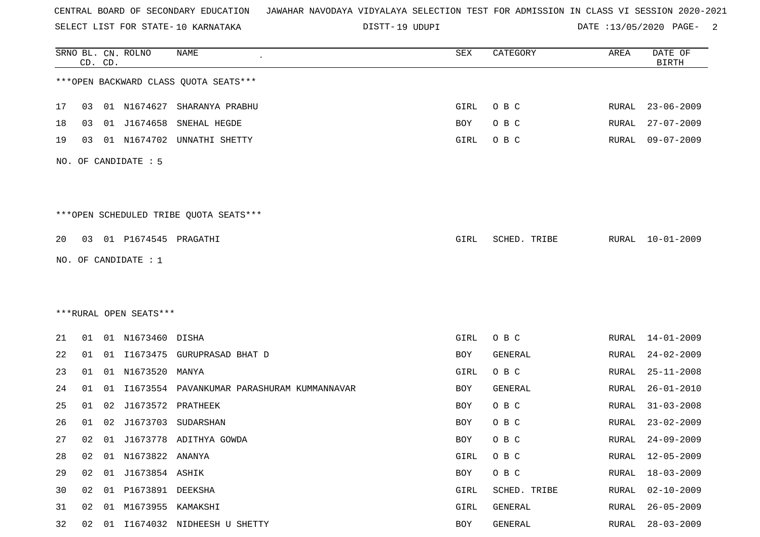CENTRAL BOARD OF SECONDARY EDUCATION JAWAHAR NAVODAYA VIDYALAYA SELECTION TEST FOR ADMISSION IN CLASS VI SESSION 2020-2021

SELECT LIST FOR STATE- 10 KARNATAKA DISTT- 19 UDUPI DATE :13/05/2020

***OPEN BACKWARD CLASS QUOTA SEATS***

| SRNO | BL. CD. | CN. CD. | ROLNO | NAME | SEX | CATEGORY | AREA | DATE OF BIRTH |
|---|---|---|---|---|---|---|---|---|
| 17 | 03 | 01 | N1674627 | SHARANYA PRABHU | GIRL | O B C | RURAL | 23-06-2009 |
| 18 | 03 | 01 | J1674658 | SNEHAL HEGDE | BOY | O B C | RURAL | 27-07-2009 |
| 19 | 03 | 01 | N1674702 | UNNATHI SHETTY | GIRL | O B C | RURAL | 09-07-2009 |

NO. OF CANDIDATE : 5

***OPEN SCHEDULED TRIBE QUOTA SEATS***

| SRNO | BL. CD. | CN. CD. | ROLNO | NAME | SEX | CATEGORY | AREA | DATE OF BIRTH |
|---|---|---|---|---|---|---|---|---|
| 20 | 03 | 01 | P1674545 | PRAGATHI | GIRL | SCHED. TRIBE | RURAL | 10-01-2009 |

NO. OF CANDIDATE : 1

***RURAL OPEN SEATS***

| SRNO | BL. CD. | CN. CD. | ROLNO | NAME | SEX | CATEGORY | AREA | DATE OF BIRTH |
|---|---|---|---|---|---|---|---|---|
| 21 | 01 | 01 | N1673460 | DISHA | GIRL | O B C | RURAL | 14-01-2009 |
| 22 | 01 | 01 | I1673475 | GURUPRASAD BHAT D | BOY | GENERAL | RURAL | 24-02-2009 |
| 23 | 01 | 01 | N1673520 | MANYA | GIRL | O B C | RURAL | 25-11-2008 |
| 24 | 01 | 01 | I1673554 | PAVANKUMAR PARASHURAM KUMMANNAVAR | BOY | GENERAL | RURAL | 26-01-2010 |
| 25 | 01 | 02 | J1673572 | PRATHEEK | BOY | O B C | RURAL | 31-03-2008 |
| 26 | 01 | 02 | J1673703 | SUDARSHAN | BOY | O B C | RURAL | 23-02-2009 |
| 27 | 02 | 01 | J1673778 | ADITHYA GOWDA | BOY | O B C | RURAL | 24-09-2009 |
| 28 | 02 | 01 | N1673822 | ANANYA | GIRL | O B C | RURAL | 12-05-2009 |
| 29 | 02 | 01 | J1673854 | ASHIK | BOY | O B C | RURAL | 18-03-2009 |
| 30 | 02 | 01 | P1673891 | DEEKSHA | GIRL | SCHED. TRIBE | RURAL | 02-10-2009 |
| 31 | 02 | 01 | M1673955 | KAMAKSHI | GIRL | GENERAL | RURAL | 26-05-2009 |
| 32 | 02 | 01 | I1674032 | NIDHEESH U SHETTY | BOY | GENERAL | RURAL | 28-03-2009 |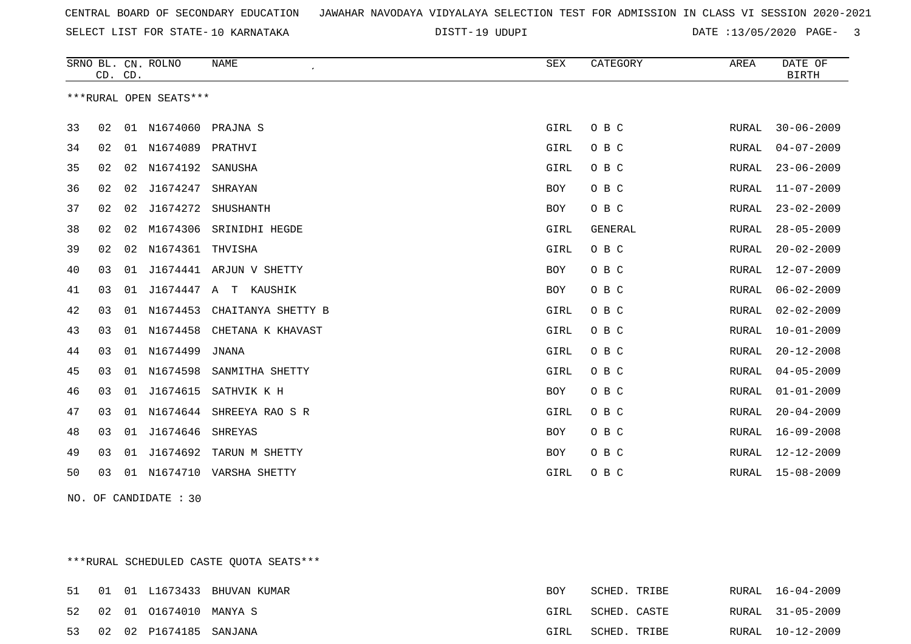CENTRAL BOARD OF SECONDARY EDUCATION JAWAHAR NAVODAYA VIDYALAYA SELECTION TEST FOR ADMISSION IN CLASS VI SESSION 2020-2021

SELECT LIST FOR STATE- 10 KARNATAKA DISTT- 19 UDUPI DATE :13/05/2020

***RURAL OPEN SEATS***

| SRNO | BL. CD. | CN. CD. | ROLNO | NAME | SEX | CATEGORY | AREA | DATE OF BIRTH |
|---|---|---|---|---|---|---|---|---|
| 33 | 02 | 01 | N1674060 | PRAJNA S | GIRL | O B C | RURAL | 30-06-2009 |
| 34 | 02 | 01 | N1674089 | PRATHVI | GIRL | O B C | RURAL | 04-07-2009 |
| 35 | 02 | 02 | N1674192 | SANUSHA | GIRL | O B C | RURAL | 23-06-2009 |
| 36 | 02 | 02 | J1674247 | SHRAYAN | BOY | O B C | RURAL | 11-07-2009 |
| 37 | 02 | 02 | J1674272 | SHUSHANTH | BOY | O B C | RURAL | 23-02-2009 |
| 38 | 02 | 02 | M1674306 | SRINIDHI HEGDE | GIRL | GENERAL | RURAL | 28-05-2009 |
| 39 | 02 | 02 | N1674361 | THVISHA | GIRL | O B C | RURAL | 20-02-2009 |
| 40 | 03 | 01 | J1674441 | ARJUN V SHETTY | BOY | O B C | RURAL | 12-07-2009 |
| 41 | 03 | 01 | J1674447 | A T KAUSHIK | BOY | O B C | RURAL | 06-02-2009 |
| 42 | 03 | 01 | N1674453 | CHAITANYA SHETTY B | GIRL | O B C | RURAL | 02-02-2009 |
| 43 | 03 | 01 | N1674458 | CHETANA K KHAVAST | GIRL | O B C | RURAL | 10-01-2009 |
| 44 | 03 | 01 | N1674499 | JNANA | GIRL | O B C | RURAL | 20-12-2008 |
| 45 | 03 | 01 | N1674598 | SANMITHA SHETTY | GIRL | O B C | RURAL | 04-05-2009 |
| 46 | 03 | 01 | J1674615 | SATHVIK K H | BOY | O B C | RURAL | 01-01-2009 |
| 47 | 03 | 01 | N1674644 | SHREEYA RAO S R | GIRL | O B C | RURAL | 20-04-2009 |
| 48 | 03 | 01 | J1674646 | SHREYAS | BOY | O B C | RURAL | 16-09-2008 |
| 49 | 03 | 01 | J1674692 | TARUN M SHETTY | BOY | O B C | RURAL | 12-12-2009 |
| 50 | 03 | 01 | N1674710 | VARSHA SHETTY | GIRL | O B C | RURAL | 15-08-2009 |

NO. OF CANDIDATE : 30

***RURAL SCHEDULED CASTE QUOTA SEATS***

| SRNO | BL. CD. | CN. CD. | ROLNO | NAME | SEX | CATEGORY | AREA | DATE OF BIRTH |
|---|---|---|---|---|---|---|---|---|
| 51 | 01 | 01 | L1673433 | BHUVAN KUMAR | BOY | SCHED. TRIBE | RURAL | 16-04-2009 |
| 52 | 02 | 01 | O1674010 | MANYA S | GIRL | SCHED. CASTE | RURAL | 31-05-2009 |
| 53 | 02 | 02 | P1674185 | SANJANA | GIRL | SCHED. TRIBE | RURAL | 10-12-2009 |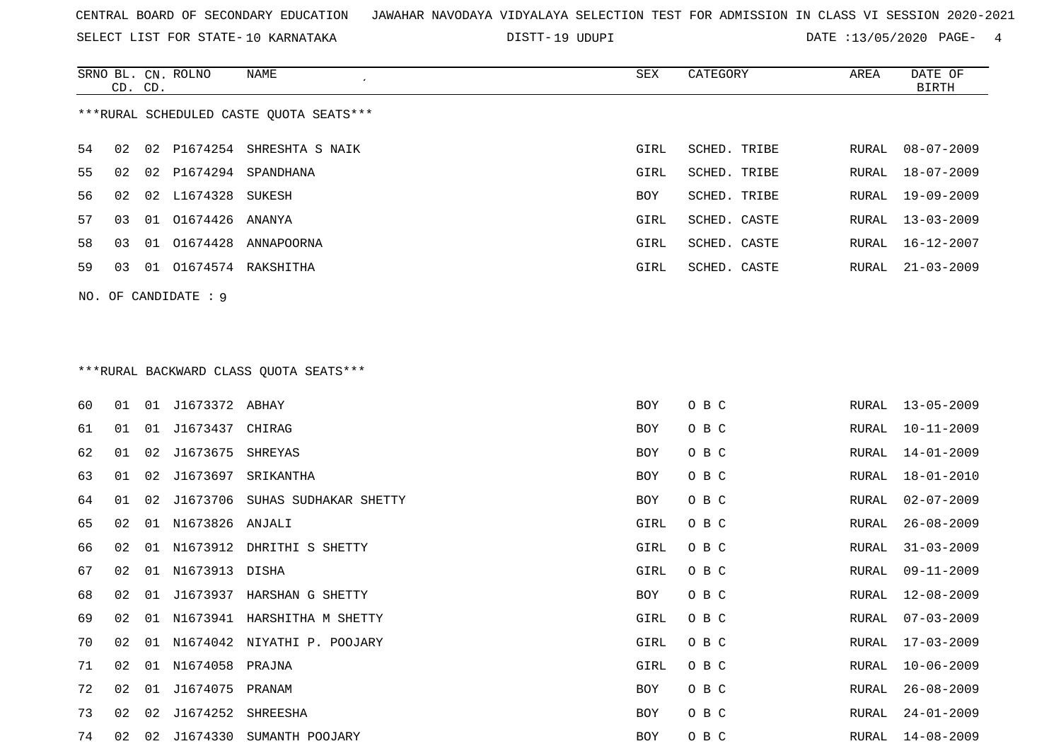CENTRAL BOARD OF SECONDARY EDUCATION JAWAHAR NAVODAYA VIDYALAYA SELECTION TEST FOR ADMISSION IN CLASS VI SESSION 2020-2021

SELECT LIST FOR STATE- 10 KARNATAKA DISTT- 19 UDUPI DATE :13/05/2020

***RURAL SCHEDULED CASTE QUOTA SEATS***

| SRNO | BL. CD. | CN. CD. | ROLNO | NAME | SEX | CATEGORY | AREA | DATE OF BIRTH |
|---|---|---|---|---|---|---|---|---|
| 54 | 02 | 02 | P1674254 | SHRESHTA S NAIK | GIRL | SCHED. TRIBE | RURAL | 08-07-2009 |
| 55 | 02 | 02 | P1674294 | SPANDHANA | GIRL | SCHED. TRIBE | RURAL | 18-07-2009 |
| 56 | 02 | 02 | L1674328 | SUKESH | BOY | SCHED. TRIBE | RURAL | 19-09-2009 |
| 57 | 03 | 01 | O1674426 | ANANYA | GIRL | SCHED. CASTE | RURAL | 13-03-2009 |
| 58 | 03 | 01 | O1674428 | ANNAPOORNA | GIRL | SCHED. CASTE | RURAL | 16-12-2007 |
| 59 | 03 | 01 | O1674574 | RAKSHITHA | GIRL | SCHED. CASTE | RURAL | 21-03-2009 |

NO. OF CANDIDATE : 9

***RURAL BACKWARD CLASS QUOTA SEATS***

| SRNO | BL. CD. | CN. CD. | ROLNO | NAME | SEX | CATEGORY | AREA | DATE OF BIRTH |
|---|---|---|---|---|---|---|---|---|
| 60 | 01 | 01 | J1673372 | ABHAY | BOY | O B C | RURAL | 13-05-2009 |
| 61 | 01 | 01 | J1673437 | CHIRAG | BOY | O B C | RURAL | 10-11-2009 |
| 62 | 01 | 02 | J1673675 | SHREYAS | BOY | O B C | RURAL | 14-01-2009 |
| 63 | 01 | 02 | J1673697 | SRIKANTHA | BOY | O B C | RURAL | 18-01-2010 |
| 64 | 01 | 02 | J1673706 | SUHAS SUDHAKAR SHETTY | BOY | O B C | RURAL | 02-07-2009 |
| 65 | 02 | 01 | N1673826 | ANJALI | GIRL | O B C | RURAL | 26-08-2009 |
| 66 | 02 | 01 | N1673912 | DHRITHI S SHETTY | GIRL | O B C | RURAL | 31-03-2009 |
| 67 | 02 | 01 | N1673913 | DISHA | GIRL | O B C | RURAL | 09-11-2009 |
| 68 | 02 | 01 | J1673937 | HARSHAN G SHETTY | BOY | O B C | RURAL | 12-08-2009 |
| 69 | 02 | 01 | N1673941 | HARSHITHA M SHETTY | GIRL | O B C | RURAL | 07-03-2009 |
| 70 | 02 | 01 | N1674042 | NIYATHI P. POOJARY | GIRL | O B C | RURAL | 17-03-2009 |
| 71 | 02 | 01 | N1674058 | PRAJNA | GIRL | O B C | RURAL | 10-06-2009 |
| 72 | 02 | 01 | J1674075 | PRANAM | BOY | O B C | RURAL | 26-08-2009 |
| 73 | 02 | 02 | J1674252 | SHREESHA | BOY | O B C | RURAL | 24-01-2009 |
| 74 | 02 | 02 | J1674330 | SUMANTH POOJARY | BOY | O B C | RURAL | 14-08-2009 |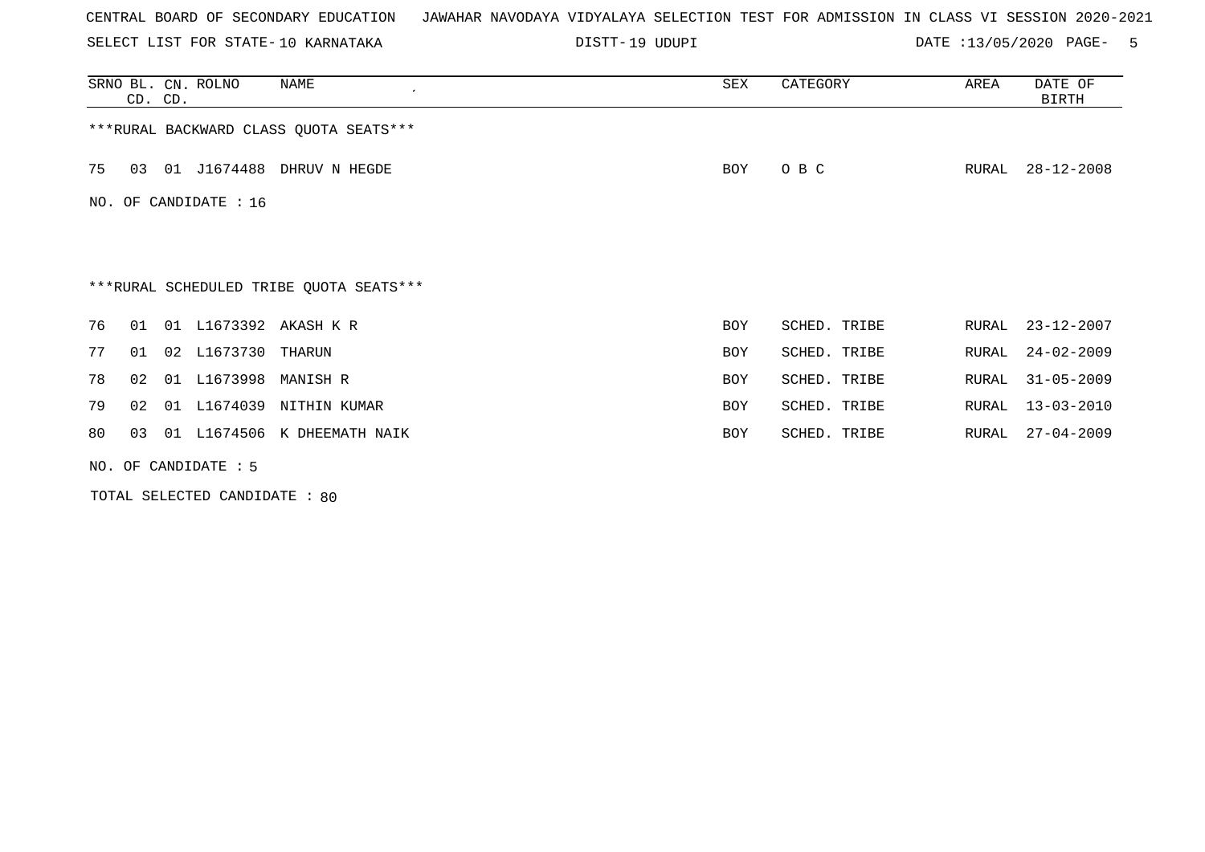CENTRAL BOARD OF SECONDARY EDUCATION   JAWAHAR NAVODAYA VIDYALAYA SELECTION TEST FOR ADMISSION IN CLASS VI SESSION 2020-2021

SELECT LIST FOR STATE- 10 KARNATAKA   DISTT- 19 UDUPI   DATE :13/05/2020

| SRNO | BL. CD. | CN. CD. | ROLNO | NAME | SEX | CATEGORY | AREA | DATE OF BIRTH |
|---|---|---|---|---|---|---|---|---|

***RURAL BACKWARD CLASS QUOTA SEATS***

| SRNO | BL. CD. | CN. CD. | ROLNO | NAME | SEX | CATEGORY | AREA | DATE OF BIRTH |
|---|---|---|---|---|---|---|---|---|
| 75 | 03 | 01 | J1674488 | DHRUV N HEGDE | BOY | O B C | RURAL | 28-12-2008 |

NO. OF CANDIDATE : 16

***RURAL SCHEDULED TRIBE QUOTA SEATS***

| SRNO | BL. CD. | CN. CD. | ROLNO | NAME | SEX | CATEGORY | AREA | DATE OF BIRTH |
|---|---|---|---|---|---|---|---|---|
| 76 | 01 | 01 | L1673392 | AKASH K R | BOY | SCHED. TRIBE | RURAL | 23-12-2007 |
| 77 | 01 | 02 | L1673730 | THARUN | BOY | SCHED. TRIBE | RURAL | 24-02-2009 |
| 78 | 02 | 01 | L1673998 | MANISH R | BOY | SCHED. TRIBE | RURAL | 31-05-2009 |
| 79 | 02 | 01 | L1674039 | NITHIN KUMAR | BOY | SCHED. TRIBE | RURAL | 13-03-2010 |
| 80 | 03 | 01 | L1674506 | K DHEEMATH NAIK | BOY | SCHED. TRIBE | RURAL | 27-04-2009 |

NO. OF CANDIDATE : 5

TOTAL SELECTED CANDIDATE : 80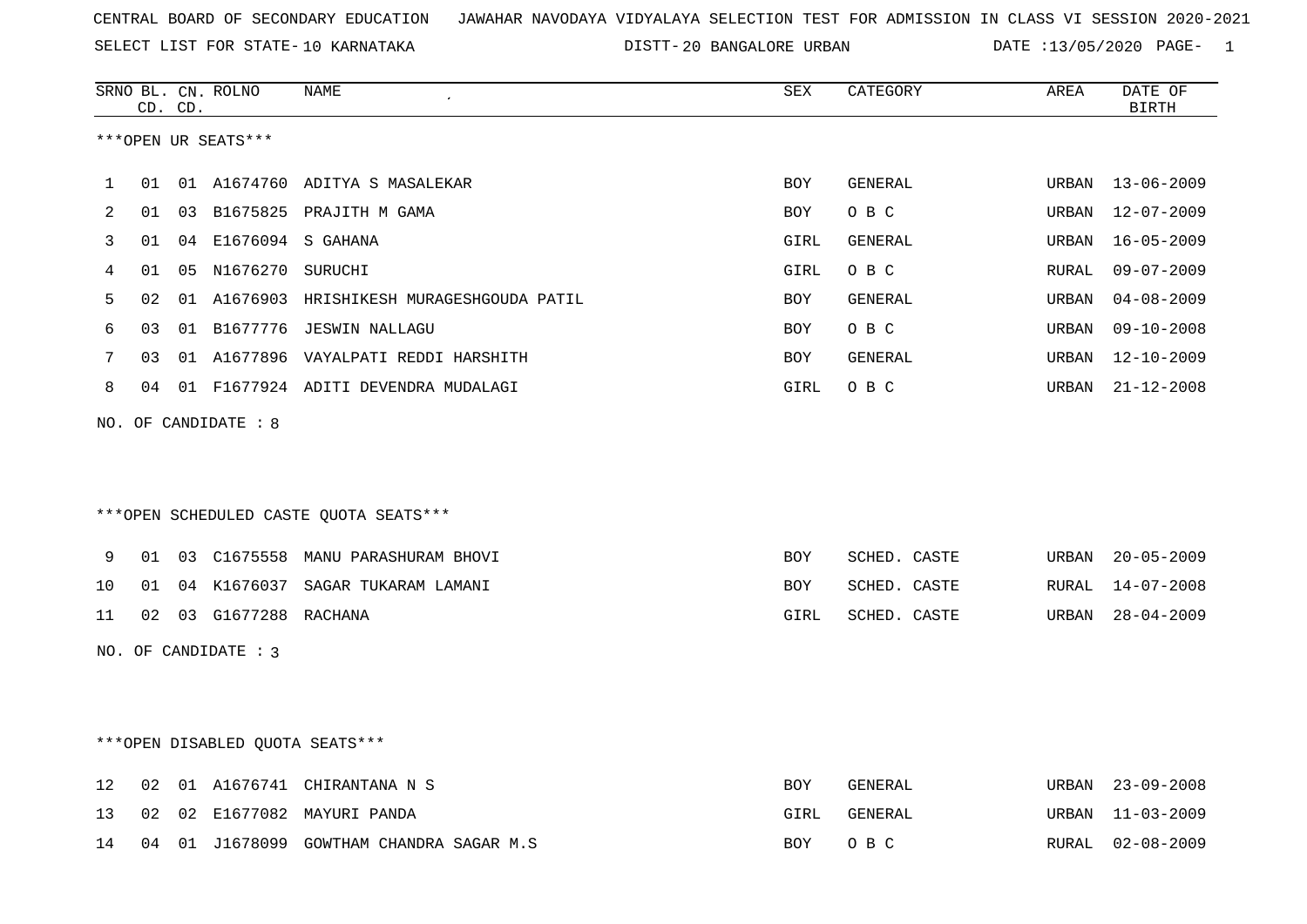CENTRAL BOARD OF SECONDARY EDUCATION JAWAHAR NAVODAYA VIDYALAYA SELECTION TEST FOR ADMISSION IN CLASS VI SESSION 2020-2021

SELECT LIST FOR STATE- 10 KARNATAKA DISTT- 20 BANGALORE URBAN DATE :13/05/2020

***OPEN UR SEATS***

| SRNO | BL. CD. | CN. CD. | ROLNO | NAME | SEX | CATEGORY | AREA | DATE OF BIRTH |
|---|---|---|---|---|---|---|---|---|
| 1 | 01 | 01 | A1674760 | ADITYA S MASALEKAR | BOY | GENERAL | URBAN | 13-06-2009 |
| 2 | 01 | 03 | B1675825 | PRAJITH M GAMA | BOY | O B C | URBAN | 12-07-2009 |
| 3 | 01 | 04 | E1676094 | S GAHANA | GIRL | GENERAL | URBAN | 16-05-2009 |
| 4 | 01 | 05 | N1676270 | SURUCHI | GIRL | O B C | RURAL | 09-07-2009 |
| 5 | 02 | 01 | A1676903 | HRISHIKESH MURAGESHGOUDA PATIL | BOY | GENERAL | URBAN | 04-08-2009 |
| 6 | 03 | 01 | B1677776 | JESWIN NALLAGU | BOY | O B C | URBAN | 09-10-2008 |
| 7 | 03 | 01 | A1677896 | VAYALPATI REDDI HARSHITH | BOY | GENERAL | URBAN | 12-10-2009 |
| 8 | 04 | 01 | F1677924 | ADITI DEVENDRA MUDALAGI | GIRL | O B C | URBAN | 21-12-2008 |

NO. OF CANDIDATE : 8

***OPEN SCHEDULED CASTE QUOTA SEATS***

| SRNO | BL. CD. | CN. CD. | ROLNO | NAME | SEX | CATEGORY | AREA | DATE OF BIRTH |
|---|---|---|---|---|---|---|---|---|
| 9 | 01 | 03 | C1675558 | MANU PARASHURAM BHOVI | BOY | SCHED. CASTE | URBAN | 20-05-2009 |
| 10 | 01 | 04 | K1676037 | SAGAR TUKARAM LAMANI | BOY | SCHED. CASTE | RURAL | 14-07-2008 |
| 11 | 02 | 03 | G1677288 | RACHANA | GIRL | SCHED. CASTE | URBAN | 28-04-2009 |

NO. OF CANDIDATE : 3

***OPEN DISABLED QUOTA SEATS***

| SRNO | BL. CD. | CN. CD. | ROLNO | NAME | SEX | CATEGORY | AREA | DATE OF BIRTH |
|---|---|---|---|---|---|---|---|---|
| 12 | 02 | 01 | A1676741 | CHIRANTANA N S | BOY | GENERAL | URBAN | 23-09-2008 |
| 13 | 02 | 02 | E1677082 | MAYURI PANDA | GIRL | GENERAL | URBAN | 11-03-2009 |
| 14 | 04 | 01 | J1678099 | GOWTHAM CHANDRA SAGAR M.S | BOY | O B C | RURAL | 02-08-2009 |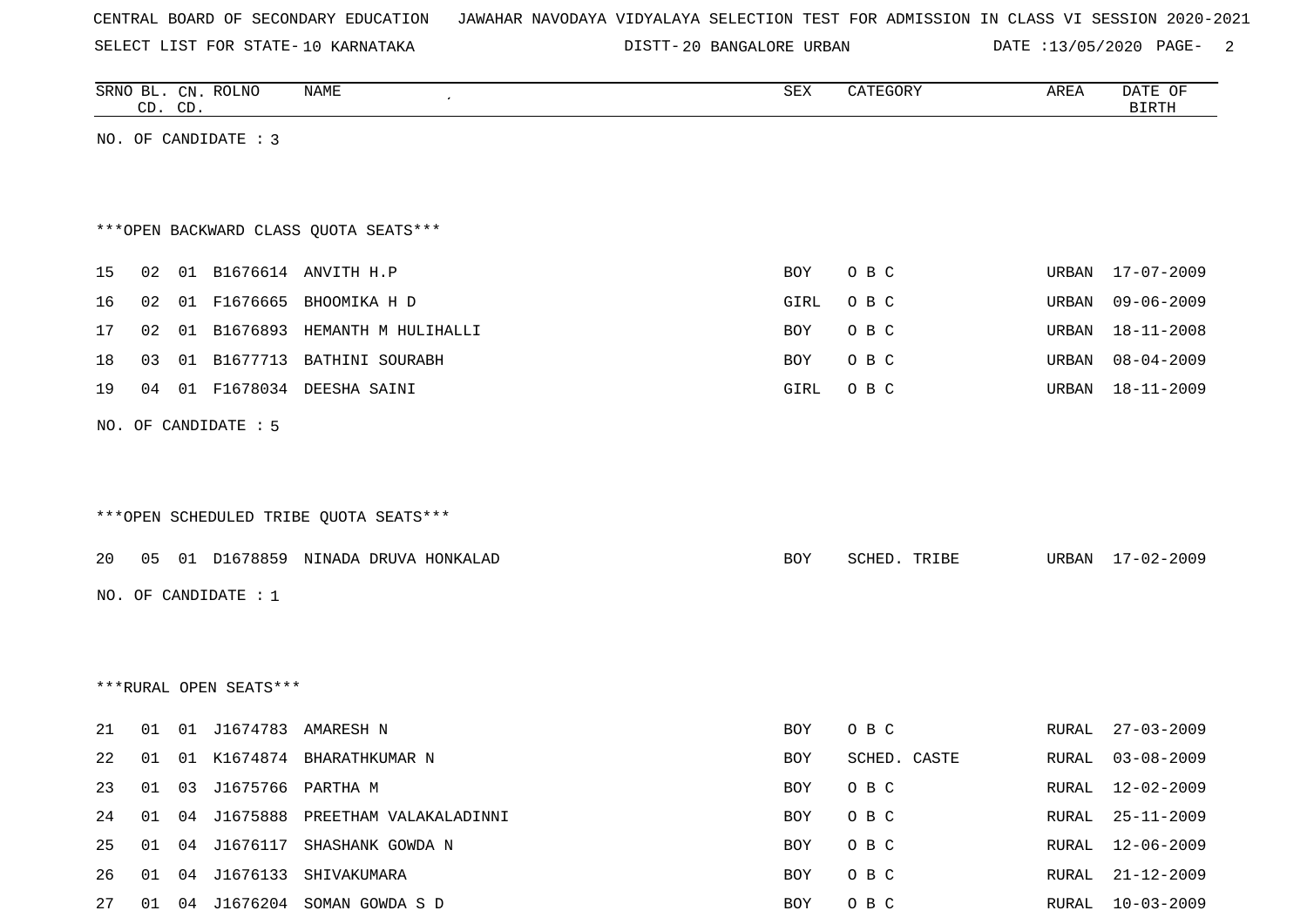CENTRAL BOARD OF SECONDARY EDUCATION JAWAHAR NAVODAYA VIDYALAYA SELECTION TEST FOR ADMISSION IN CLASS VI SESSION 2020-2021

SELECT LIST FOR STATE- 10 KARNATAKA DISTT- 20 BANGALORE URBAN DATE :13/05/2020

| SRNO | BL. CD. | CN. CD. | ROLNO | NAME | SEX | CATEGORY | AREA | DATE OF BIRTH |
|---|---|---|---|---|---|---|---|---|

NO. OF CANDIDATE : 3

***OPEN BACKWARD CLASS QUOTA SEATS***

| SRNO | BL. CD. | CN. CD. | ROLNO | NAME | SEX | CATEGORY | AREA | DATE OF BIRTH |
|---|---|---|---|---|---|---|---|---|
| 15 | 02 | 01 | B1676614 | ANVITH H.P | BOY | O B C | URBAN | 17-07-2009 |
| 16 | 02 | 01 | F1676665 | BHOOMIKA H D | GIRL | O B C | URBAN | 09-06-2009 |
| 17 | 02 | 01 | B1676893 | HEMANTH M HULIHALLI | BOY | O B C | URBAN | 18-11-2008 |
| 18 | 03 | 01 | B1677713 | BATHINI SOURABH | BOY | O B C | URBAN | 08-04-2009 |
| 19 | 04 | 01 | F1678034 | DEESHA SAINI | GIRL | O B C | URBAN | 18-11-2009 |

NO. OF CANDIDATE : 5

***OPEN SCHEDULED TRIBE QUOTA SEATS***

| SRNO | BL. CD. | CN. CD. | ROLNO | NAME | SEX | CATEGORY | AREA | DATE OF BIRTH |
|---|---|---|---|---|---|---|---|---|
| 20 | 05 | 01 | D1678859 | NINADA DRUVA HONKALAD | BOY | SCHED. TRIBE | URBAN | 17-02-2009 |

NO. OF CANDIDATE : 1

***RURAL OPEN SEATS***

| SRNO | BL. CD. | CN. CD. | ROLNO | NAME | SEX | CATEGORY | AREA | DATE OF BIRTH |
|---|---|---|---|---|---|---|---|---|
| 21 | 01 | 01 | J1674783 | AMARESH N | BOY | O B C | RURAL | 27-03-2009 |
| 22 | 01 | 01 | K1674874 | BHARATHKUMAR N | BOY | SCHED. CASTE | RURAL | 03-08-2009 |
| 23 | 01 | 03 | J1675766 | PARTHA M | BOY | O B C | RURAL | 12-02-2009 |
| 24 | 01 | 04 | J1675888 | PREETHAM VALAKALADINNI | BOY | O B C | RURAL | 25-11-2009 |
| 25 | 01 | 04 | J1676117 | SHASHANK GOWDA N | BOY | O B C | RURAL | 12-06-2009 |
| 26 | 01 | 04 | J1676133 | SHIVAKUMARA | BOY | O B C | RURAL | 21-12-2009 |
| 27 | 01 | 04 | J1676204 | SOMAN GOWDA S D | BOY | O B C | RURAL | 10-03-2009 |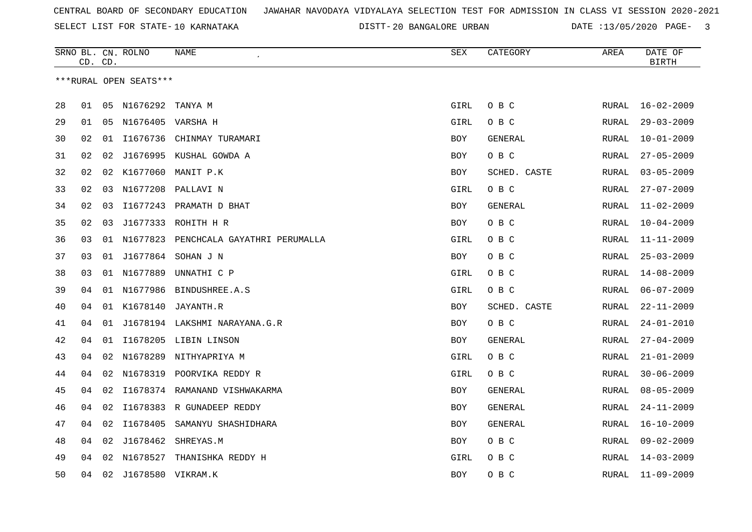CENTRAL BOARD OF SECONDARY EDUCATION JAWAHAR NAVODAYA VIDYALAYA SELECTION TEST FOR ADMISSION IN CLASS VI SESSION 2020-2021

SELECT LIST FOR STATE- 10 KARNATAKA DISTT- 20 BANGALORE URBAN DATE :13/05/2020

| SRNO | BL. CD. | CN. CD. | ROLNO | NAME | SEX | CATEGORY | AREA | DATE OF BIRTH |
|---|---|---|---|---|---|---|---|---|
| ***RURAL OPEN SEATS*** | | | | | | | | |
| 28 | 01 | 05 | N1676292 | TANYA M | GIRL | O B C | RURAL | 16-02-2009 |
| 29 | 01 | 05 | N1676405 | VARSHA H | GIRL | O B C | RURAL | 29-03-2009 |
| 30 | 02 | 01 | I1676736 | CHINMAY TURAMARI | BOY | GENERAL | RURAL | 10-01-2009 |
| 31 | 02 | 02 | J1676995 | KUSHAL GOWDA A | BOY | O B C | RURAL | 27-05-2009 |
| 32 | 02 | 02 | K1677060 | MANIT P.K | BOY | SCHED. CASTE | RURAL | 03-05-2009 |
| 33 | 02 | 03 | N1677208 | PALLAVI N | GIRL | O B C | RURAL | 27-07-2009 |
| 34 | 02 | 03 | I1677243 | PRAMATH D BHAT | BOY | GENERAL | RURAL | 11-02-2009 |
| 35 | 02 | 03 | J1677333 | ROHITH H R | BOY | O B C | RURAL | 10-04-2009 |
| 36 | 03 | 01 | N1677823 | PENCHCALA GAYATHRI PERUMALLA | GIRL | O B C | RURAL | 11-11-2009 |
| 37 | 03 | 01 | J1677864 | SOHAN J N | BOY | O B C | RURAL | 25-03-2009 |
| 38 | 03 | 01 | N1677889 | UNNATHI C P | GIRL | O B C | RURAL | 14-08-2009 |
| 39 | 04 | 01 | N1677986 | BINDUSHREE.A.S | GIRL | O B C | RURAL | 06-07-2009 |
| 40 | 04 | 01 | K1678140 | JAYANTH.R | BOY | SCHED. CASTE | RURAL | 22-11-2009 |
| 41 | 04 | 01 | J1678194 | LAKSHMI NARAYANA.G.R | BOY | O B C | RURAL | 24-01-2010 |
| 42 | 04 | 01 | I1678205 | LIBIN LINSON | BOY | GENERAL | RURAL | 27-04-2009 |
| 43 | 04 | 02 | N1678289 | NITHYAPRIYA M | GIRL | O B C | RURAL | 21-01-2009 |
| 44 | 04 | 02 | N1678319 | POORVIKA REDDY R | GIRL | O B C | RURAL | 30-06-2009 |
| 45 | 04 | 02 | I1678374 | RAMANAND VISHWAKARMA | BOY | GENERAL | RURAL | 08-05-2009 |
| 46 | 04 | 02 | I1678383 | R GUNADEEP REDDY | BOY | GENERAL | RURAL | 24-11-2009 |
| 47 | 04 | 02 | I1678405 | SAMANYU SHASHIDHARA | BOY | GENERAL | RURAL | 16-10-2009 |
| 48 | 04 | 02 | J1678462 | SHREYAS.M | BOY | O B C | RURAL | 09-02-2009 |
| 49 | 04 | 02 | N1678527 | THANISHKA REDDY H | GIRL | O B C | RURAL | 14-03-2009 |
| 50 | 04 | 02 | J1678580 | VIKRAM.K | BOY | O B C | RURAL | 11-09-2009 |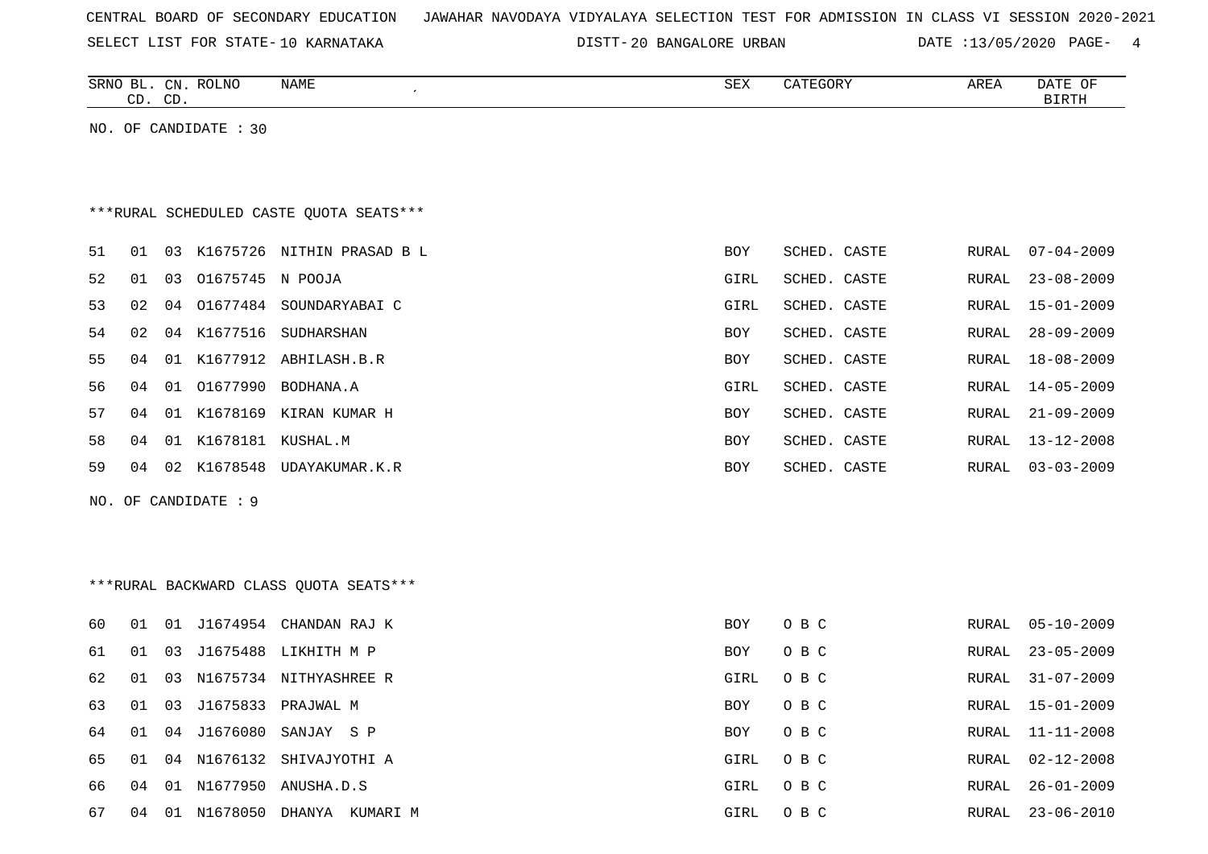CENTRAL BOARD OF SECONDARY EDUCATION JAWAHAR NAVODAYA VIDYALAYA SELECTION TEST FOR ADMISSION IN CLASS VI SESSION 2020-2021

SELECT LIST FOR STATE- 10 KARNATAKA DISTT- 20 BANGALORE URBAN DATE :13/05/2020

NO. OF CANDIDATE : 30

***RURAL SCHEDULED CASTE QUOTA SEATS***

| SRNO | BL. CD. | CN. CD. | ROLNO | NAME | SEX | CATEGORY | AREA | DATE OF BIRTH |
|---|---|---|---|---|---|---|---|---|
| 51 | 01 | 03 | K1675726 | NITHIN PRASAD B L | BOY | SCHED. CASTE | RURAL | 07-04-2009 |
| 52 | 01 | 03 | O1675745 | N POOJA | GIRL | SCHED. CASTE | RURAL | 23-08-2009 |
| 53 | 02 | 04 | O1677484 | SOUNDARYABAI C | GIRL | SCHED. CASTE | RURAL | 15-01-2009 |
| 54 | 02 | 04 | K1677516 | SUDHARSHAN | BOY | SCHED. CASTE | RURAL | 28-09-2009 |
| 55 | 04 | 01 | K1677912 | ABHILASH.B.R | BOY | SCHED. CASTE | RURAL | 18-08-2009 |
| 56 | 04 | 01 | O1677990 | BODHANA.A | GIRL | SCHED. CASTE | RURAL | 14-05-2009 |
| 57 | 04 | 01 | K1678169 | KIRAN KUMAR H | BOY | SCHED. CASTE | RURAL | 21-09-2009 |
| 58 | 04 | 01 | K1678181 | KUSHAL.M | BOY | SCHED. CASTE | RURAL | 13-12-2008 |
| 59 | 04 | 02 | K1678548 | UDAYAKUMAR.K.R | BOY | SCHED. CASTE | RURAL | 03-03-2009 |

NO. OF CANDIDATE : 9

***RURAL BACKWARD CLASS QUOTA SEATS***

| SRNO | BL. CD. | CN. CD. | ROLNO | NAME | SEX | CATEGORY | AREA | DATE OF BIRTH |
|---|---|---|---|---|---|---|---|---|
| 60 | 01 | 01 | J1674954 | CHANDAN RAJ K | BOY | O B C | RURAL | 05-10-2009 |
| 61 | 01 | 03 | J1675488 | LIKHITH M P | BOY | O B C | RURAL | 23-05-2009 |
| 62 | 01 | 03 | N1675734 | NITHYASHREE R | GIRL | O B C | RURAL | 31-07-2009 |
| 63 | 01 | 03 | J1675833 | PRAJWAL M | BOY | O B C | RURAL | 15-01-2009 |
| 64 | 01 | 04 | J1676080 | SANJAY S P | BOY | O B C | RURAL | 11-11-2008 |
| 65 | 01 | 04 | N1676132 | SHIVAJYOTHI A | GIRL | O B C | RURAL | 02-12-2008 |
| 66 | 04 | 01 | N1677950 | ANUSHA.D.S | GIRL | O B C | RURAL | 26-01-2009 |
| 67 | 04 | 01 | N1678050 | DHANYA KUMARI M | GIRL | O B C | RURAL | 23-06-2010 |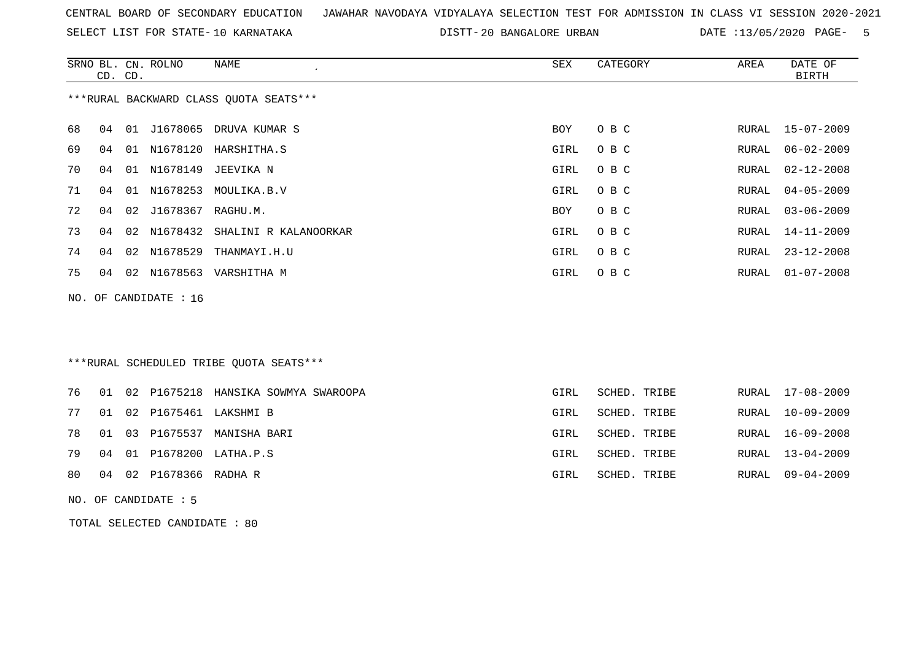CENTRAL BOARD OF SECONDARY EDUCATION JAWAHAR NAVODAYA VIDYALAYA SELECTION TEST FOR ADMISSION IN CLASS VI SESSION 2020-2021

SELECT LIST FOR STATE- 10 KARNATAKA DISTT- 20 BANGALORE URBAN DATE :13/05/2020 PAGE- 5

***RURAL BACKWARD CLASS QUOTA SEATS***

| SRNO | BL. CD. | CN. CD. | ROLNO | NAME | SEX | CATEGORY | AREA | DATE OF BIRTH |
|---|---|---|---|---|---|---|---|---|
| 68 | 04 | 01 | J1678065 | DRUVA KUMAR S | BOY | O B C | RURAL | 15-07-2009 |
| 69 | 04 | 01 | N1678120 | HARSHITHA.S | GIRL | O B C | RURAL | 06-02-2009 |
| 70 | 04 | 01 | N1678149 | JEEVIKA N | GIRL | O B C | RURAL | 02-12-2008 |
| 71 | 04 | 01 | N1678253 | MOULIKA.B.V | GIRL | O B C | RURAL | 04-05-2009 |
| 72 | 04 | 02 | J1678367 | RAGHU.M. | BOY | O B C | RURAL | 03-06-2009 |
| 73 | 04 | 02 | N1678432 | SHALINI R KALANOORKAR | GIRL | O B C | RURAL | 14-11-2009 |
| 74 | 04 | 02 | N1678529 | THANMAYI.H.U | GIRL | O B C | RURAL | 23-12-2008 |
| 75 | 04 | 02 | N1678563 | VARSHITHA M | GIRL | O B C | RURAL | 01-07-2008 |

NO. OF CANDIDATE : 16

***RURAL SCHEDULED TRIBE QUOTA SEATS***

| SRNO | BL. CD. | CN. CD. | ROLNO | NAME | SEX | CATEGORY | AREA | DATE OF BIRTH |
|---|---|---|---|---|---|---|---|---|
| 76 | 01 | 02 | P1675218 | HANSIKA SOWMYA SWAROOPA | GIRL | SCHED. TRIBE | RURAL | 17-08-2009 |
| 77 | 01 | 02 | P1675461 | LAKSHMI B | GIRL | SCHED. TRIBE | RURAL | 10-09-2009 |
| 78 | 01 | 03 | P1675537 | MANISHA BARI | GIRL | SCHED. TRIBE | RURAL | 16-09-2008 |
| 79 | 04 | 01 | P1678200 | LATHA.P.S | GIRL | SCHED. TRIBE | RURAL | 13-04-2009 |
| 80 | 04 | 02 | P1678366 | RADHA R | GIRL | SCHED. TRIBE | RURAL | 09-04-2009 |

NO. OF CANDIDATE : 5

TOTAL SELECTED CANDIDATE : 80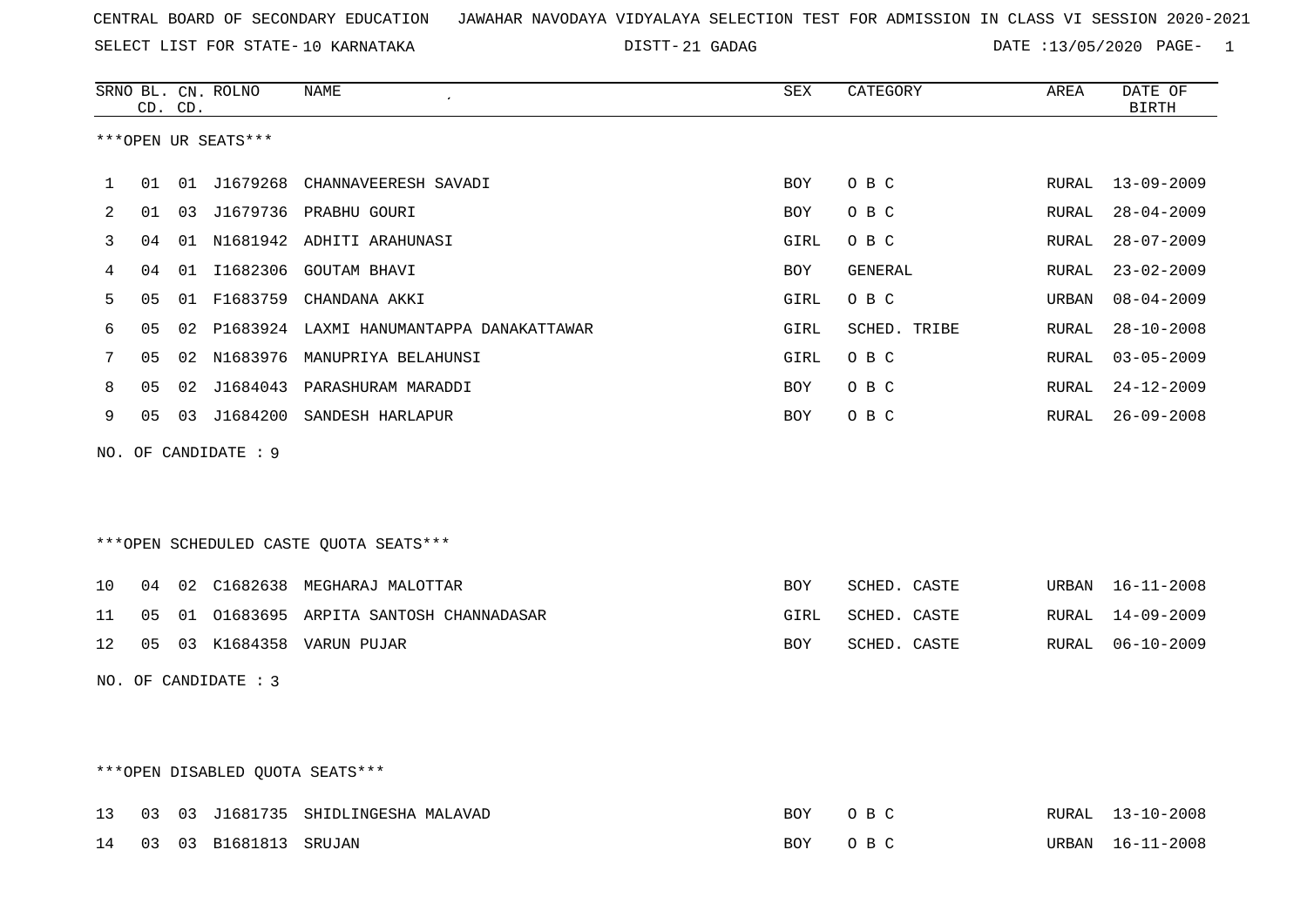CENTRAL BOARD OF SECONDARY EDUCATION JAWAHAR NAVODAYA VIDYALAYA SELECTION TEST FOR ADMISSION IN CLASS VI SESSION 2020-2021

SELECT LIST FOR STATE- 10 KARNATAKA DISTT- 21 GADAG DATE :13/05/2020 PAGE- 1

***OPEN UR SEATS***

| SRNO | BL. CD. | CN. CD. | ROLNO | NAME | SEX | CATEGORY | AREA | DATE OF BIRTH |
|---|---|---|---|---|---|---|---|---|
| 1 | 01 | 01 | J1679268 | CHANNAVEERESH SAVADI | BOY | O B C | RURAL | 13-09-2009 |
| 2 | 01 | 03 | J1679736 | PRABHU GOURI | BOY | O B C | RURAL | 28-04-2009 |
| 3 | 04 | 01 | N1681942 | ADHITI ARAHUNASI | GIRL | O B C | RURAL | 28-07-2009 |
| 4 | 04 | 01 | I1682306 | GOUTAM BHAVI | BOY | GENERAL | RURAL | 23-02-2009 |
| 5 | 05 | 01 | F1683759 | CHANDANA AKKI | GIRL | O B C | URBAN | 08-04-2009 |
| 6 | 05 | 02 | P1683924 | LAXMI HANUMANTAPPA DANAKATTAWAR | GIRL | SCHED. TRIBE | RURAL | 28-10-2008 |
| 7 | 05 | 02 | N1683976 | MANUPRIYA BELAHUNSI | GIRL | O B C | RURAL | 03-05-2009 |
| 8 | 05 | 02 | J1684043 | PARASHURAM MARADDI | BOY | O B C | RURAL | 24-12-2009 |
| 9 | 05 | 03 | J1684200 | SANDESH HARLAPUR | BOY | O B C | RURAL | 26-09-2008 |

NO. OF CANDIDATE : 9

***OPEN SCHEDULED CASTE QUOTA SEATS***

| SRNO | BL. CD. | CN. CD. | ROLNO | NAME | SEX | CATEGORY | AREA | DATE OF BIRTH |
|---|---|---|---|---|---|---|---|---|
| 10 | 04 | 02 | C1682638 | MEGHARAJ MALOTTAR | BOY | SCHED. CASTE | URBAN | 16-11-2008 |
| 11 | 05 | 01 | O1683695 | ARPITA SANTOSH CHANNADASAR | GIRL | SCHED. CASTE | RURAL | 14-09-2009 |
| 12 | 05 | 03 | K1684358 | VARUN PUJAR | BOY | SCHED. CASTE | RURAL | 06-10-2009 |

NO. OF CANDIDATE : 3

***OPEN DISABLED QUOTA SEATS***

| SRNO | BL. CD. | CN. CD. | ROLNO | NAME | SEX | CATEGORY | AREA | DATE OF BIRTH |
|---|---|---|---|---|---|---|---|---|
| 13 | 03 | 03 | J1681735 | SHIDLINGESHA MALAVAD | BOY | O B C | RURAL | 13-10-2008 |
| 14 | 03 | 03 | B1681813 | SRUJAN | BOY | O B C | URBAN | 16-11-2008 |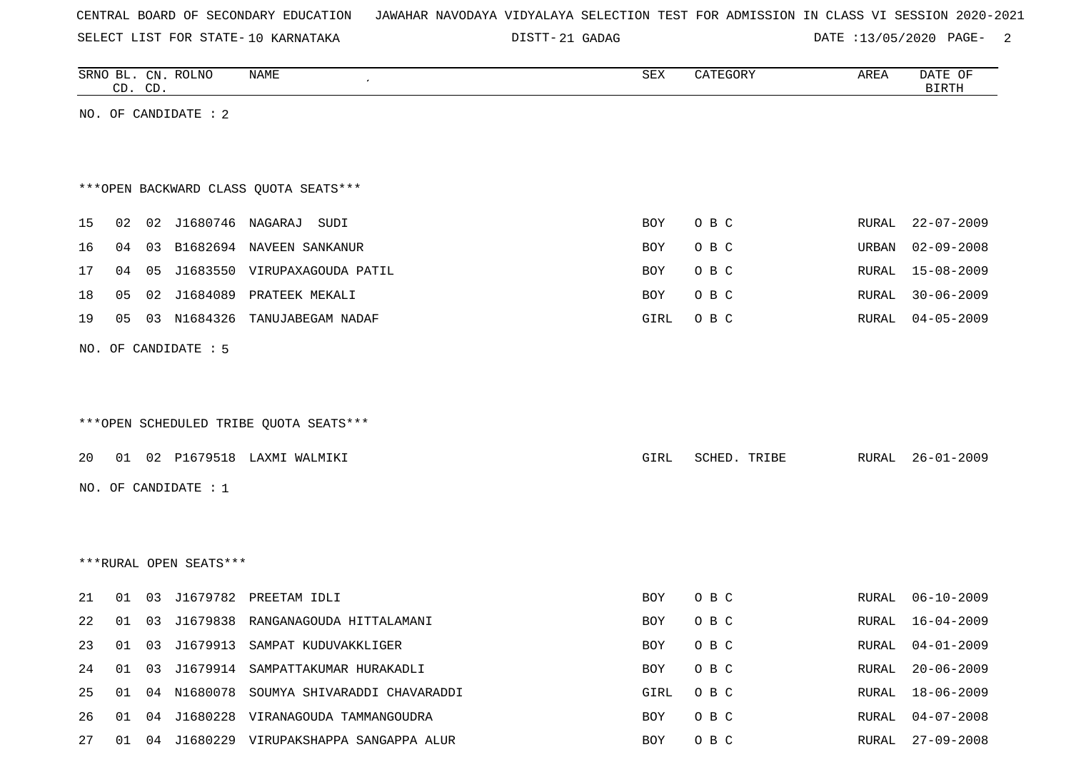CENTRAL BOARD OF SECONDARY EDUCATION JAWAHAR NAVODAYA VIDYALAYA SELECTION TEST FOR ADMISSION IN CLASS VI SESSION 2020-2021

SELECT LIST FOR STATE- 10 KARNATAKA DISTT- 21 GADAG DATE :13/05/2020

| SRNO | BL. CD. | CN. CD. | ROLNO | NAME | SEX | CATEGORY | AREA | DATE OF BIRTH |
|---|---|---|---|---|---|---|---|---|

NO. OF CANDIDATE : 2

***OPEN BACKWARD CLASS QUOTA SEATS***

| SRNO | BL. CD. | CN. CD. | ROLNO | NAME | SEX | CATEGORY | AREA | DATE OF BIRTH |
|---|---|---|---|---|---|---|---|---|
| 15 | 02 | 02 | J1680746 | NAGARAJ SUDI | BOY | O B C | RURAL | 22-07-2009 |
| 16 | 04 | 03 | B1682694 | NAVEEN SANKANUR | BOY | O B C | URBAN | 02-09-2008 |
| 17 | 04 | 05 | J1683550 | VIRUPAXAGOUDA PATIL | BOY | O B C | RURAL | 15-08-2009 |
| 18 | 05 | 02 | J1684089 | PRATEEK MEKALI | BOY | O B C | RURAL | 30-06-2009 |
| 19 | 05 | 03 | N1684326 | TANUJABEGAM NADAF | GIRL | O B C | RURAL | 04-05-2009 |

NO. OF CANDIDATE : 5

***OPEN SCHEDULED TRIBE QUOTA SEATS***

| SRNO | BL. CD. | CN. CD. | ROLNO | NAME | SEX | CATEGORY | AREA | DATE OF BIRTH |
|---|---|---|---|---|---|---|---|---|
| 20 | 01 | 02 | P1679518 | LAXMI WALMIKI | GIRL | SCHED. TRIBE | RURAL | 26-01-2009 |

NO. OF CANDIDATE : 1

***RURAL OPEN SEATS***

| SRNO | BL. CD. | CN. CD. | ROLNO | NAME | SEX | CATEGORY | AREA | DATE OF BIRTH |
|---|---|---|---|---|---|---|---|---|
| 21 | 01 | 03 | J1679782 | PREETAM IDLI | BOY | O B C | RURAL | 06-10-2009 |
| 22 | 01 | 03 | J1679838 | RANGANAGOUDA HITTALAMANI | BOY | O B C | RURAL | 16-04-2009 |
| 23 | 01 | 03 | J1679913 | SAMPAT KUDUVAKKLIGER | BOY | O B C | RURAL | 04-01-2009 |
| 24 | 01 | 03 | J1679914 | SAMPATTAKUMAR HURAKADLI | BOY | O B C | RURAL | 20-06-2009 |
| 25 | 01 | 04 | N1680078 | SOUMYA SHIVARADDI CHAVARADDI | GIRL | O B C | RURAL | 18-06-2009 |
| 26 | 01 | 04 | J1680228 | VIRANAGOUDA TAMMANGOUDRA | BOY | O B C | RURAL | 04-07-2008 |
| 27 | 01 | 04 | J1680229 | VIRUPAKSHAPPA SANGAPPA ALUR | BOY | O B C | RURAL | 27-09-2008 |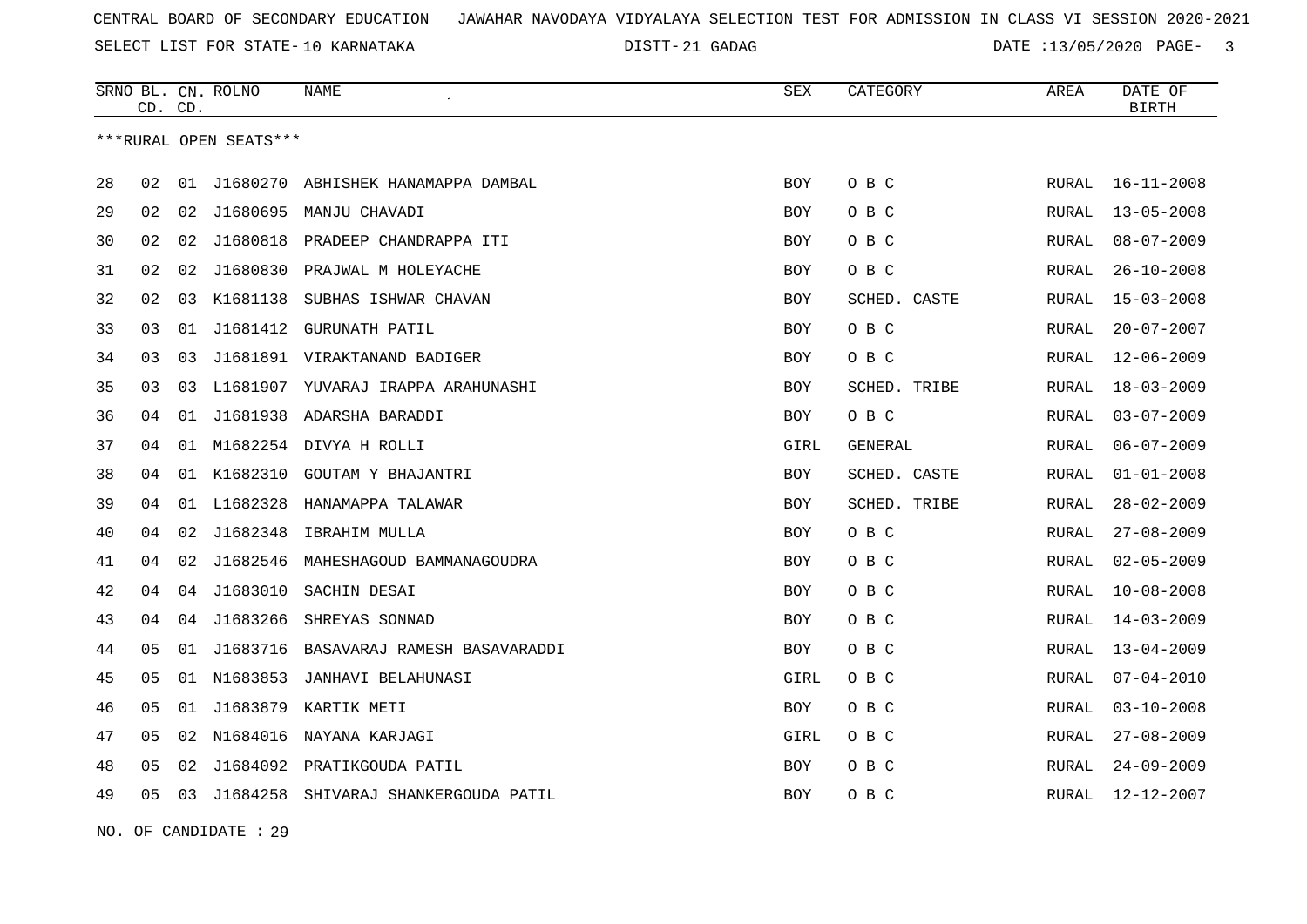CENTRAL BOARD OF SECONDARY EDUCATION JAWAHAR NAVODAYA VIDYALAYA SELECTION TEST FOR ADMISSION IN CLASS VI SESSION 2020-2021

SELECT LIST FOR STATE- 10 KARNATAKA DISTT- 21 GADAG DATE :13/05/2020

| SRNO | BL. CD. | CN. CD. | ROLNO | NAME | SEX | CATEGORY | AREA | DATE OF BIRTH |
|---|---|---|---|---|---|---|---|---|

***RURAL OPEN SEATS***

| SRNO | BL. CD. | CN. CD. | ROLNO | NAME | SEX | CATEGORY | AREA | DATE OF BIRTH |
|---|---|---|---|---|---|---|---|---|
| 28 | 02 | 01 | J1680270 | ABHISHEK HANAMAPPA DAMBAL | BOY | O B C | RURAL | 16-11-2008 |
| 29 | 02 | 02 | J1680695 | MANJU CHAVADI | BOY | O B C | RURAL | 13-05-2008 |
| 30 | 02 | 02 | J1680818 | PRADEEP CHANDRAPPA ITI | BOY | O B C | RURAL | 08-07-2009 |
| 31 | 02 | 02 | J1680830 | PRAJWAL M HOLEYACHE | BOY | O B C | RURAL | 26-10-2008 |
| 32 | 02 | 03 | K1681138 | SUBHAS ISHWAR CHAVAN | BOY | SCHED. CASTE | RURAL | 15-03-2008 |
| 33 | 03 | 01 | J1681412 | GURUNATH PATIL | BOY | O B C | RURAL | 20-07-2007 |
| 34 | 03 | 03 | J1681891 | VIRAKTANAND BADIGER | BOY | O B C | RURAL | 12-06-2009 |
| 35 | 03 | 03 | L1681907 | YUVARAJ IRAPPA ARAHUNASHI | BOY | SCHED. TRIBE | RURAL | 18-03-2009 |
| 36 | 04 | 01 | J1681938 | ADARSHA BARADDI | BOY | O B C | RURAL | 03-07-2009 |
| 37 | 04 | 01 | M1682254 | DIVYA H ROLLI | GIRL | GENERAL | RURAL | 06-07-2009 |
| 38 | 04 | 01 | K1682310 | GOUTAM Y BHAJANTRI | BOY | SCHED. CASTE | RURAL | 01-01-2008 |
| 39 | 04 | 01 | L1682328 | HANAMAPPA TALAWAR | BOY | SCHED. TRIBE | RURAL | 28-02-2009 |
| 40 | 04 | 02 | J1682348 | IBRAHIM MULLA | BOY | O B C | RURAL | 27-08-2009 |
| 41 | 04 | 02 | J1682546 | MAHESHAGOUD BAMMANAGOUDRA | BOY | O B C | RURAL | 02-05-2009 |
| 42 | 04 | 04 | J1683010 | SACHIN DESAI | BOY | O B C | RURAL | 10-08-2008 |
| 43 | 04 | 04 | J1683266 | SHREYAS SONNAD | BOY | O B C | RURAL | 14-03-2009 |
| 44 | 05 | 01 | J1683716 | BASAVARAJ RAMESH BASAVARADDI | BOY | O B C | RURAL | 13-04-2009 |
| 45 | 05 | 01 | N1683853 | JANHAVI BELAHUNASI | GIRL | O B C | RURAL | 07-04-2010 |
| 46 | 05 | 01 | J1683879 | KARTIK METI | BOY | O B C | RURAL | 03-10-2008 |
| 47 | 05 | 02 | N1684016 | NAYANA KARJAGI | GIRL | O B C | RURAL | 27-08-2009 |
| 48 | 05 | 02 | J1684092 | PRATIKGOUDA PATIL | BOY | O B C | RURAL | 24-09-2009 |
| 49 | 05 | 03 | J1684258 | SHIVARAJ SHANKERGOUDA PATIL | BOY | O B C | RURAL | 12-12-2007 |

NO. OF CANDIDATE : 29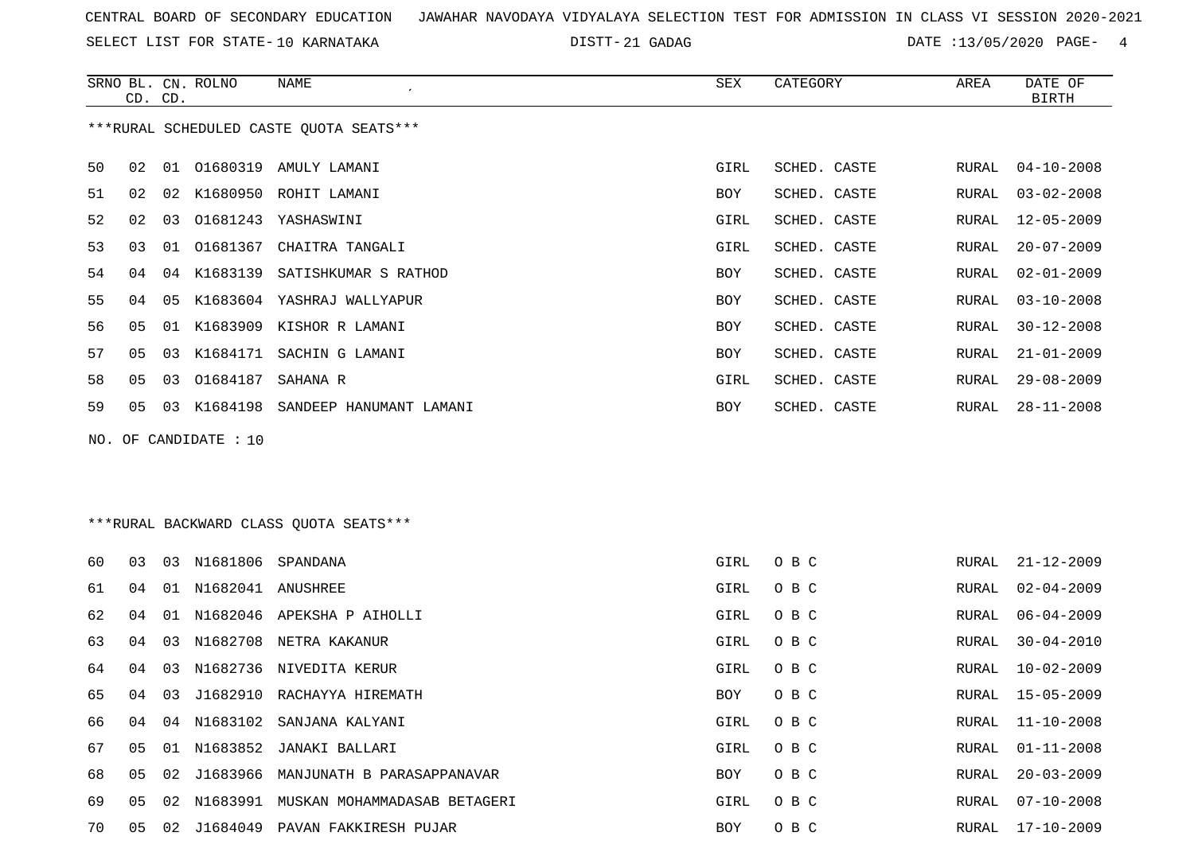CENTRAL BOARD OF SECONDARY EDUCATION JAWAHAR NAVODAYA VIDYALAYA SELECTION TEST FOR ADMISSION IN CLASS VI SESSION 2020-2021

SELECT LIST FOR STATE- 10 KARNATAKA DISTT- 21 GADAG DATE :13/05/2020

***RURAL SCHEDULED CASTE QUOTA SEATS***

| SRNO | BL. CD. | CN. CD. | ROLNO | NAME | SEX | CATEGORY | AREA | DATE OF BIRTH |
|---|---|---|---|---|---|---|---|---|
| 50 | 02 | 01 | O1680319 | AMULY LAMANI | GIRL | SCHED. CASTE | RURAL | 04-10-2008 |
| 51 | 02 | 02 | K1680950 | ROHIT LAMANI | BOY | SCHED. CASTE | RURAL | 03-02-2008 |
| 52 | 02 | 03 | O1681243 | YASHASWINI | GIRL | SCHED. CASTE | RURAL | 12-05-2009 |
| 53 | 03 | 01 | O1681367 | CHAITRA TANGALI | GIRL | SCHED. CASTE | RURAL | 20-07-2009 |
| 54 | 04 | 04 | K1683139 | SATISHKUMAR S RATHOD | BOY | SCHED. CASTE | RURAL | 02-01-2009 |
| 55 | 04 | 05 | K1683604 | YASHRAJ WALLYAPUR | BOY | SCHED. CASTE | RURAL | 03-10-2008 |
| 56 | 05 | 01 | K1683909 | KISHOR R LAMANI | BOY | SCHED. CASTE | RURAL | 30-12-2008 |
| 57 | 05 | 03 | K1684171 | SACHIN G LAMANI | BOY | SCHED. CASTE | RURAL | 21-01-2009 |
| 58 | 05 | 03 | O1684187 | SAHANA R | GIRL | SCHED. CASTE | RURAL | 29-08-2009 |
| 59 | 05 | 03 | K1684198 | SANDEEP HANUMANT LAMANI | BOY | SCHED. CASTE | RURAL | 28-11-2008 |

NO. OF CANDIDATE : 10

***RURAL BACKWARD CLASS QUOTA SEATS***

| SRNO | BL. CD. | CN. CD. | ROLNO | NAME | SEX | CATEGORY | AREA | DATE OF BIRTH |
|---|---|---|---|---|---|---|---|---|
| 60 | 03 | 03 | N1681806 | SPANDANA | GIRL | O B C | RURAL | 21-12-2009 |
| 61 | 04 | 01 | N1682041 | ANUSHREE | GIRL | O B C | RURAL | 02-04-2009 |
| 62 | 04 | 01 | N1682046 | APEKSHA P AIHOLLI | GIRL | O B C | RURAL | 06-04-2009 |
| 63 | 04 | 03 | N1682708 | NETRA KAKANUR | GIRL | O B C | RURAL | 30-04-2010 |
| 64 | 04 | 03 | N1682736 | NIVEDITA KERUR | GIRL | O B C | RURAL | 10-02-2009 |
| 65 | 04 | 03 | J1682910 | RACHAYYA HIREMATH | BOY | O B C | RURAL | 15-05-2009 |
| 66 | 04 | 04 | N1683102 | SANJANA KALYANI | GIRL | O B C | RURAL | 11-10-2008 |
| 67 | 05 | 01 | N1683852 | JANAKI BALLARI | GIRL | O B C | RURAL | 01-11-2008 |
| 68 | 05 | 02 | J1683966 | MANJUNATH B PARASAPPANAVAR | BOY | O B C | RURAL | 20-03-2009 |
| 69 | 05 | 02 | N1683991 | MUSKAN MOHAMMADASAB BETAGERI | GIRL | O B C | RURAL | 07-10-2008 |
| 70 | 05 | 02 | J1684049 | PAVAN FAKKIRESH PUJAR | BOY | O B C | RURAL | 17-10-2009 |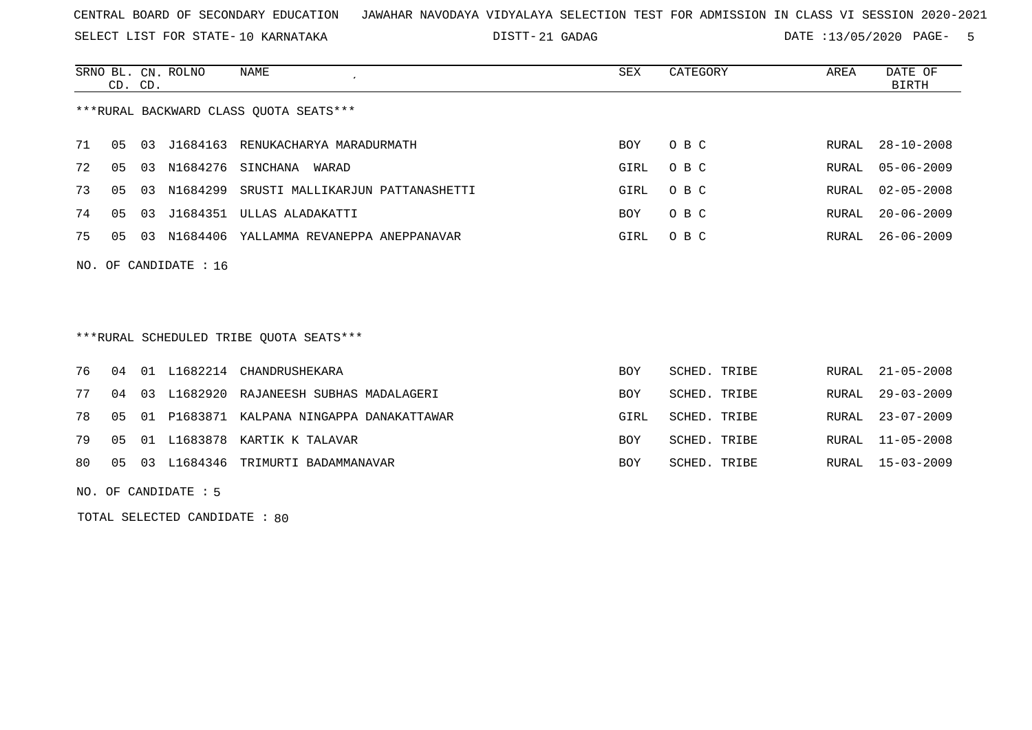CENTRAL BOARD OF SECONDARY EDUCATION JAWAHAR NAVODAYA VIDYALAYA SELECTION TEST FOR ADMISSION IN CLASS VI SESSION 2020-2021

SELECT LIST FOR STATE- 10 KARNATAKA DISTT- 21 GADAG DATE :13/05/2020

| SRNO | BL. CD. | CN. CD. | ROLNO | NAME | SEX | CATEGORY | AREA | DATE OF BIRTH |
|---|---|---|---|---|---|---|---|---|

***RURAL BACKWARD CLASS QUOTA SEATS***

| SRNO | BL. CD. | CN. CD. | ROLNO | NAME | SEX | CATEGORY | AREA | DATE OF BIRTH |
|---|---|---|---|---|---|---|---|---|
| 71 | 05 | 03 | J1684163 | RENUKACHARYA MARADURMATH | BOY | O B C | RURAL | 28-10-2008 |
| 72 | 05 | 03 | N1684276 | SINCHANA WARAD | GIRL | O B C | RURAL | 05-06-2009 |
| 73 | 05 | 03 | N1684299 | SRUSTI MALLIKARJUN PATTANASHETTI | GIRL | O B C | RURAL | 02-05-2008 |
| 74 | 05 | 03 | J1684351 | ULLAS ALADAKATTI | BOY | O B C | RURAL | 20-06-2009 |
| 75 | 05 | 03 | N1684406 | YALLAMMA REVANEPPA ANEPPANAVAR | GIRL | O B C | RURAL | 26-06-2009 |

NO. OF CANDIDATE : 16

***RURAL SCHEDULED TRIBE QUOTA SEATS***

| SRNO | BL. CD. | CN. CD. | ROLNO | NAME | SEX | CATEGORY | AREA | DATE OF BIRTH |
|---|---|---|---|---|---|---|---|---|
| 76 | 04 | 01 | L1682214 | CHANDRUSHEKARA | BOY | SCHED. TRIBE | RURAL | 21-05-2008 |
| 77 | 04 | 03 | L1682920 | RAJANEESH SUBHAS MADALAGERI | BOY | SCHED. TRIBE | RURAL | 29-03-2009 |
| 78 | 05 | 01 | P1683871 | KALPANA NINGAPPA DANAKATTAWAR | GIRL | SCHED. TRIBE | RURAL | 23-07-2009 |
| 79 | 05 | 01 | L1683878 | KARTIK K TALAVAR | BOY | SCHED. TRIBE | RURAL | 11-05-2008 |
| 80 | 05 | 03 | L1684346 | TRIMURTI BADAMMANAVAR | BOY | SCHED. TRIBE | RURAL | 15-03-2009 |

NO. OF CANDIDATE : 5

TOTAL SELECTED CANDIDATE : 80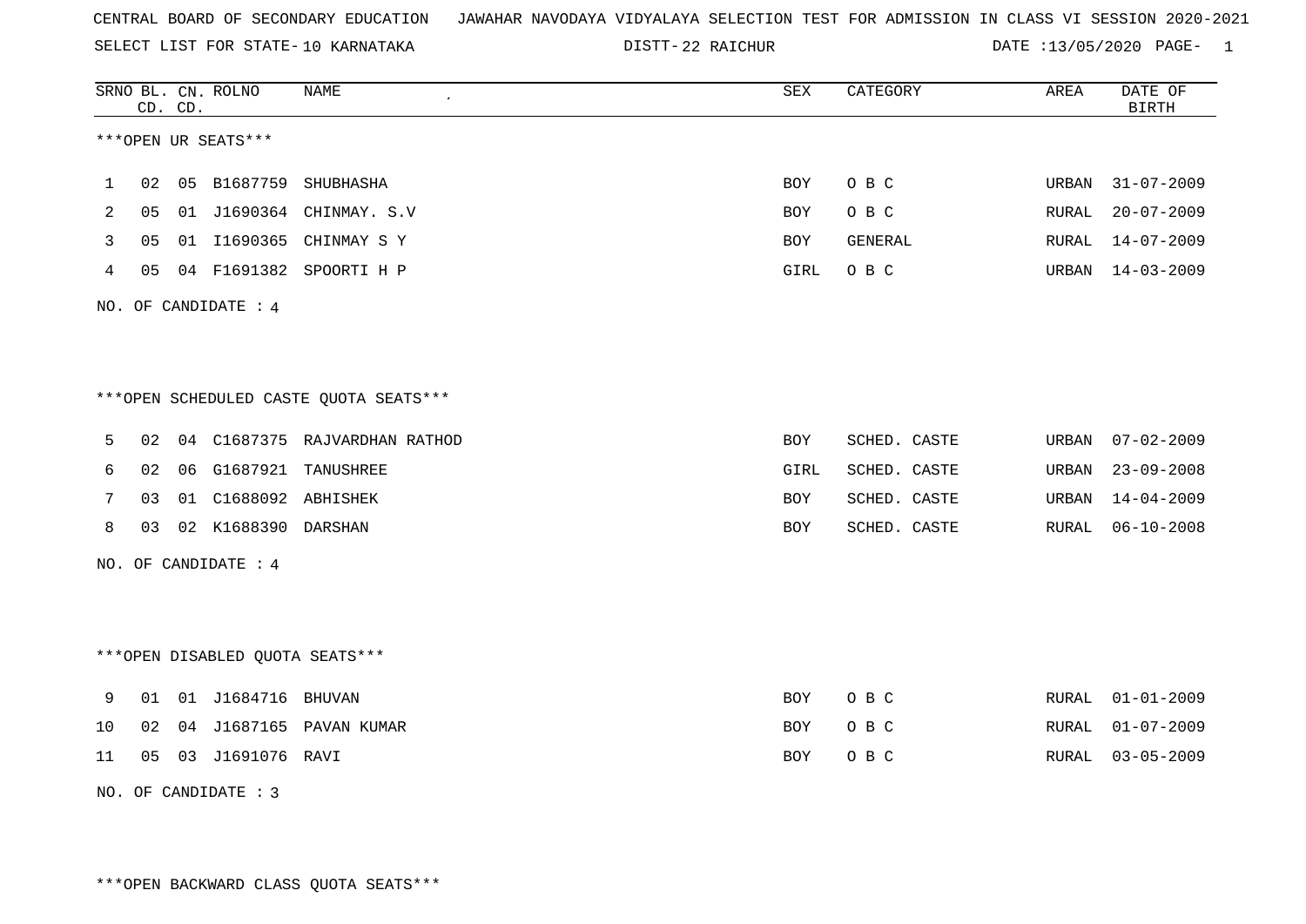CENTRAL BOARD OF SECONDARY EDUCATION JAWAHAR NAVODAYA VIDYALAYA SELECTION TEST FOR ADMISSION IN CLASS VI SESSION 2020-2021

SELECT LIST FOR STATE- 10 KARNATAKA DISTT- 22 RAICHUR DATE :13/05/2020

***OPEN UR SEATS***

| SRNO | BL. CD. | CN. CD. | ROLNO | NAME | SEX | CATEGORY | AREA | DATE OF BIRTH |
|---|---|---|---|---|---|---|---|---|
| 1 | 02 | 05 | B1687759 | SHUBHASHA | BOY | O B C | URBAN | 31-07-2009 |
| 2 | 05 | 01 | J1690364 | CHINMAY. S.V | BOY | O B C | RURAL | 20-07-2009 |
| 3 | 05 | 01 | I1690365 | CHINMAY S Y | BOY | GENERAL | RURAL | 14-07-2009 |
| 4 | 05 | 04 | F1691382 | SPOORTI H P | GIRL | O B C | URBAN | 14-03-2009 |

NO. OF CANDIDATE : 4

***OPEN SCHEDULED CASTE QUOTA SEATS***

| SRNO | BL. CD. | CN. CD. | ROLNO | NAME | SEX | CATEGORY | AREA | DATE OF BIRTH |
|---|---|---|---|---|---|---|---|---|
| 5 | 02 | 04 | C1687375 | RAJVARDHAN RATHOD | BOY | SCHED. CASTE | URBAN | 07-02-2009 |
| 6 | 02 | 06 | G1687921 | TANUSHREE | GIRL | SCHED. CASTE | URBAN | 23-09-2008 |
| 7 | 03 | 01 | C1688092 | ABHISHEK | BOY | SCHED. CASTE | URBAN | 14-04-2009 |
| 8 | 03 | 02 | K1688390 | DARSHAN | BOY | SCHED. CASTE | RURAL | 06-10-2008 |

NO. OF CANDIDATE : 4

***OPEN DISABLED QUOTA SEATS***

| SRNO | BL. CD. | CN. CD. | ROLNO | NAME | SEX | CATEGORY | AREA | DATE OF BIRTH |
|---|---|---|---|---|---|---|---|---|
| 9 | 01 | 01 | J1684716 | BHUVAN | BOY | O B C | RURAL | 01-01-2009 |
| 10 | 02 | 04 | J1687165 | PAVAN KUMAR | BOY | O B C | RURAL | 01-07-2009 |
| 11 | 05 | 03 | J1691076 | RAVI | BOY | O B C | RURAL | 03-05-2009 |

NO. OF CANDIDATE : 3

***OPEN BACKWARD CLASS QUOTA SEATS***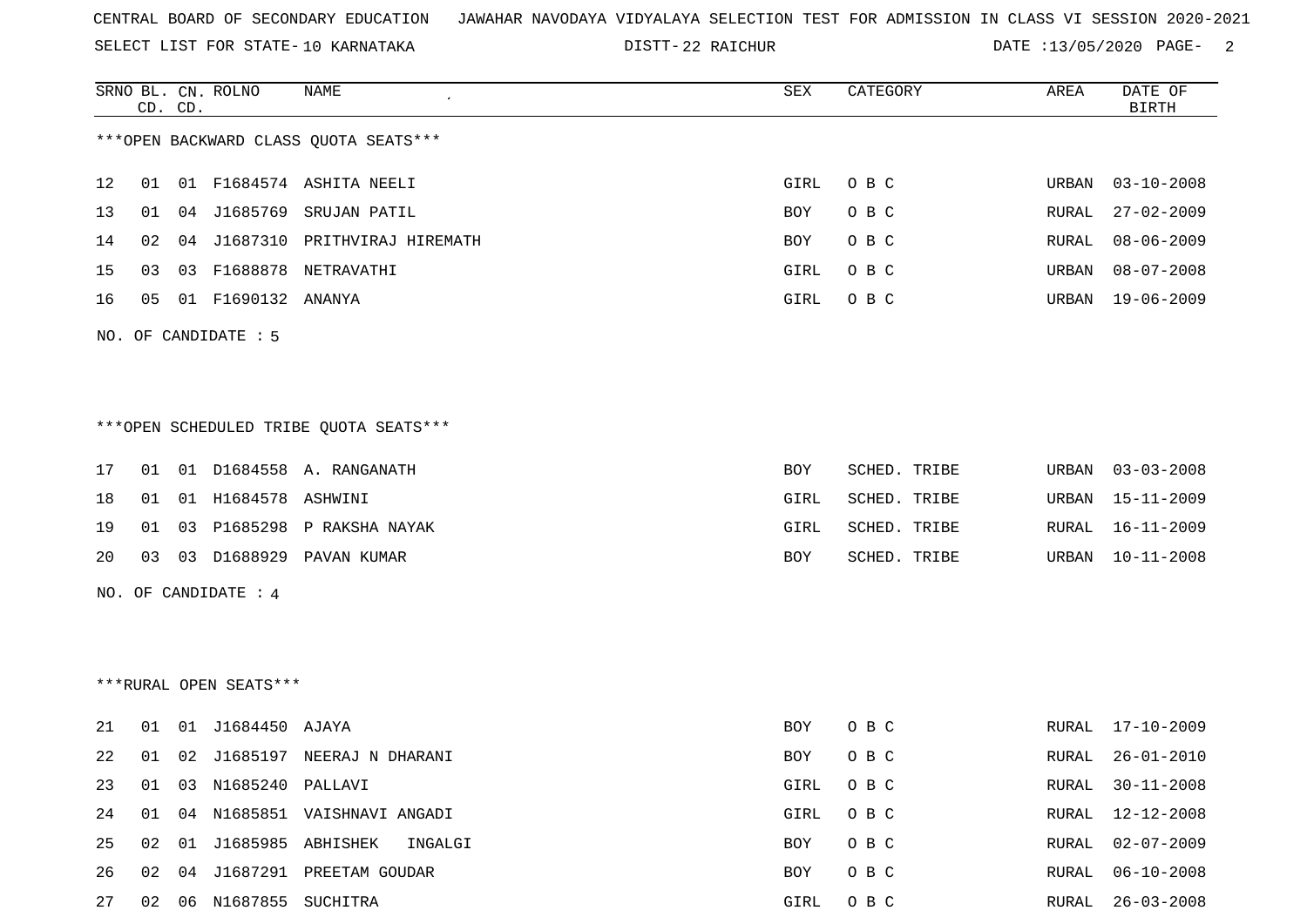CENTRAL BOARD OF SECONDARY EDUCATION JAWAHAR NAVODAYA VIDYALAYA SELECTION TEST FOR ADMISSION IN CLASS VI SESSION 2020-2021

SELECT LIST FOR STATE- 10 KARNATAKA DISTT- 22 RAICHUR DATE :13/05/2020

***OPEN BACKWARD CLASS QUOTA SEATS***

| SRNO | BL. CD. | CN. CD. | ROLNO | NAME | SEX | CATEGORY | AREA | DATE OF BIRTH |
|---|---|---|---|---|---|---|---|---|
| 12 | 01 | 01 | F1684574 | ASHITA NEELI | GIRL | O B C | URBAN | 03-10-2008 |
| 13 | 01 | 04 | J1685769 | SRUJAN PATIL | BOY | O B C | RURAL | 27-02-2009 |
| 14 | 02 | 04 | J1687310 | PRITHVIRAJ HIREMATH | BOY | O B C | RURAL | 08-06-2009 |
| 15 | 03 | 03 | F1688878 | NETRAVATHI | GIRL | O B C | URBAN | 08-07-2008 |
| 16 | 05 | 01 | F1690132 | ANANYA | GIRL | O B C | URBAN | 19-06-2009 |

NO. OF CANDIDATE : 5

***OPEN SCHEDULED TRIBE QUOTA SEATS***

| SRNO | BL. CD. | CN. CD. | ROLNO | NAME | SEX | CATEGORY | AREA | DATE OF BIRTH |
|---|---|---|---|---|---|---|---|---|
| 17 | 01 | 01 | D1684558 | A. RANGANATH | BOY | SCHED. TRIBE | URBAN | 03-03-2008 |
| 18 | 01 | 01 | H1684578 | ASHWINI | GIRL | SCHED. TRIBE | URBAN | 15-11-2009 |
| 19 | 01 | 03 | P1685298 | P RAKSHA NAYAK | GIRL | SCHED. TRIBE | RURAL | 16-11-2009 |
| 20 | 03 | 03 | D1688929 | PAVAN KUMAR | BOY | SCHED. TRIBE | URBAN | 10-11-2008 |

NO. OF CANDIDATE : 4

***RURAL OPEN SEATS***

| SRNO | BL. CD. | CN. CD. | ROLNO | NAME | SEX | CATEGORY | AREA | DATE OF BIRTH |
|---|---|---|---|---|---|---|---|---|
| 21 | 01 | 01 | J1684450 | AJAYA | BOY | O B C | RURAL | 17-10-2009 |
| 22 | 01 | 02 | J1685197 | NEERAJ N DHARANI | BOY | O B C | RURAL | 26-01-2010 |
| 23 | 01 | 03 | N1685240 | PALLAVI | GIRL | O B C | RURAL | 30-11-2008 |
| 24 | 01 | 04 | N1685851 | VAISHNAVI ANGADI | GIRL | O B C | RURAL | 12-12-2008 |
| 25 | 02 | 01 | J1685985 | ABHISHEK INGALGI | BOY | O B C | RURAL | 02-07-2009 |
| 26 | 02 | 04 | J1687291 | PREETAM GOUDAR | BOY | O B C | RURAL | 06-10-2008 |
| 27 | 02 | 06 | N1687855 | SUCHITRA | GIRL | O B C | RURAL | 26-03-2008 |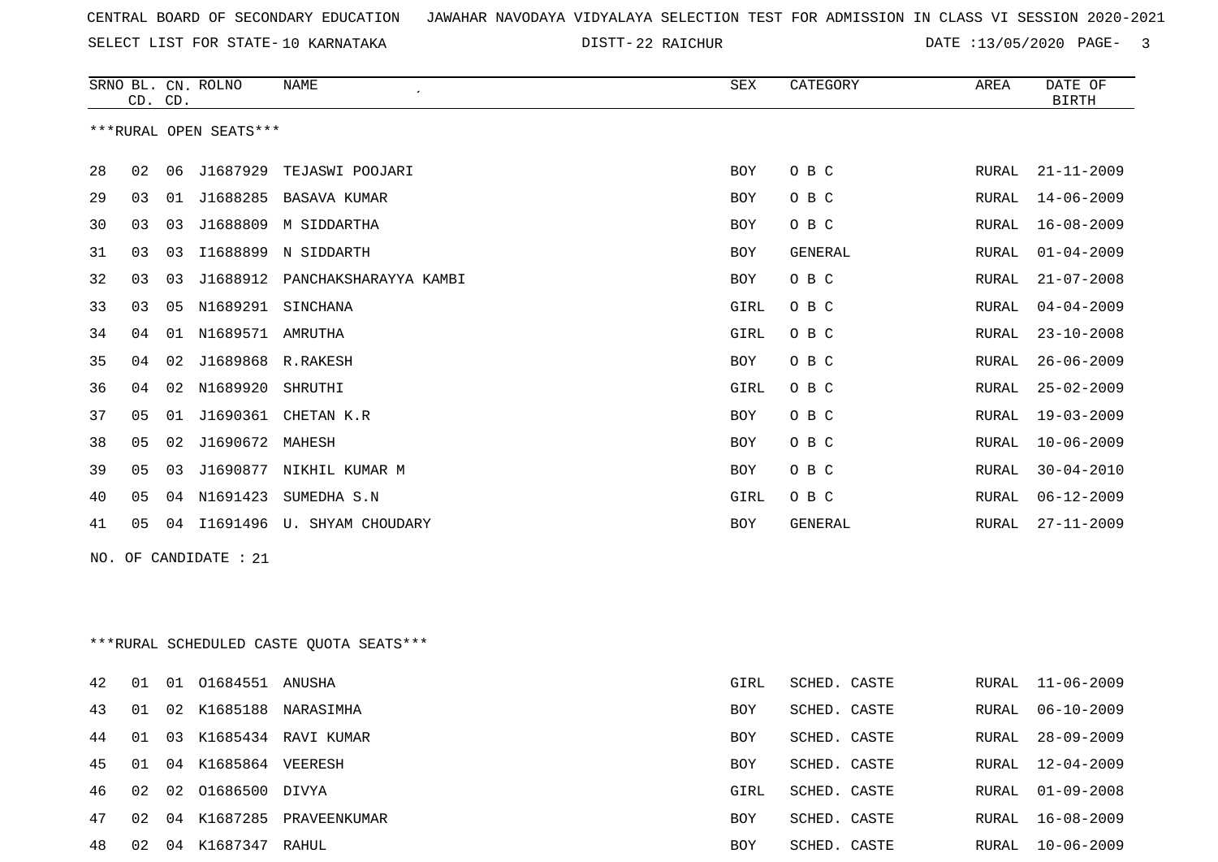CENTRAL BOARD OF SECONDARY EDUCATION   JAWAHAR NAVODAYA VIDYALAYA SELECTION TEST FOR ADMISSION IN CLASS VI SESSION 2020-2021

SELECT LIST FOR STATE- 10 KARNATAKA   DISTT- 22 RAICHUR   DATE :13/05/2020

***RURAL OPEN SEATS***

| SRNO | BL. CD. | CN. CD. | ROLNO | NAME | SEX | CATEGORY | AREA | DATE OF BIRTH |
|---|---|---|---|---|---|---|---|---|
| 28 | 02 | 06 | J1687929 | TEJASWI POOJARI | BOY | O B C | RURAL | 21-11-2009 |
| 29 | 03 | 01 | J1688285 | BASAVA KUMAR | BOY | O B C | RURAL | 14-06-2009 |
| 30 | 03 | 03 | J1688809 | M SIDDARTHA | BOY | O B C | RURAL | 16-08-2009 |
| 31 | 03 | 03 | I1688899 | N SIDDARTH | BOY | GENERAL | RURAL | 01-04-2009 |
| 32 | 03 | 03 | J1688912 | PANCHAKSHARAYYA KAMBI | BOY | O B C | RURAL | 21-07-2008 |
| 33 | 03 | 05 | N1689291 | SINCHANA | GIRL | O B C | RURAL | 04-04-2009 |
| 34 | 04 | 01 | N1689571 | AMRUTHA | GIRL | O B C | RURAL | 23-10-2008 |
| 35 | 04 | 02 | J1689868 | R.RAKESH | BOY | O B C | RURAL | 26-06-2009 |
| 36 | 04 | 02 | N1689920 | SHRUTHI | GIRL | O B C | RURAL | 25-02-2009 |
| 37 | 05 | 01 | J1690361 | CHETAN K.R | BOY | O B C | RURAL | 19-03-2009 |
| 38 | 05 | 02 | J1690672 | MAHESH | BOY | O B C | RURAL | 10-06-2009 |
| 39 | 05 | 03 | J1690877 | NIKHIL KUMAR M | BOY | O B C | RURAL | 30-04-2010 |
| 40 | 05 | 04 | N1691423 | SUMEDHA S.N | GIRL | O B C | RURAL | 06-12-2009 |
| 41 | 05 | 04 | I1691496 | U. SHYAM CHOUDARY | BOY | GENERAL | RURAL | 27-11-2009 |

NO. OF CANDIDATE : 21

***RURAL SCHEDULED CASTE QUOTA SEATS***

| SRNO | BL. CD. | CN. CD. | ROLNO | NAME | SEX | CATEGORY | AREA | DATE OF BIRTH |
|---|---|---|---|---|---|---|---|---|
| 42 | 01 | 01 | O1684551 | ANUSHA | GIRL | SCHED. CASTE | RURAL | 11-06-2009 |
| 43 | 01 | 02 | K1685188 | NARASIMHA | BOY | SCHED. CASTE | RURAL | 06-10-2009 |
| 44 | 01 | 03 | K1685434 | RAVI KUMAR | BOY | SCHED. CASTE | RURAL | 28-09-2009 |
| 45 | 01 | 04 | K1685864 | VEERESH | BOY | SCHED. CASTE | RURAL | 12-04-2009 |
| 46 | 02 | 02 | O1686500 | DIVYA | GIRL | SCHED. CASTE | RURAL | 01-09-2008 |
| 47 | 02 | 04 | K1687285 | PRAVEENKUMAR | BOY | SCHED. CASTE | RURAL | 16-08-2009 |
| 48 | 02 | 04 | K1687347 | RAHUL | BOY | SCHED. CASTE | RURAL | 10-06-2009 |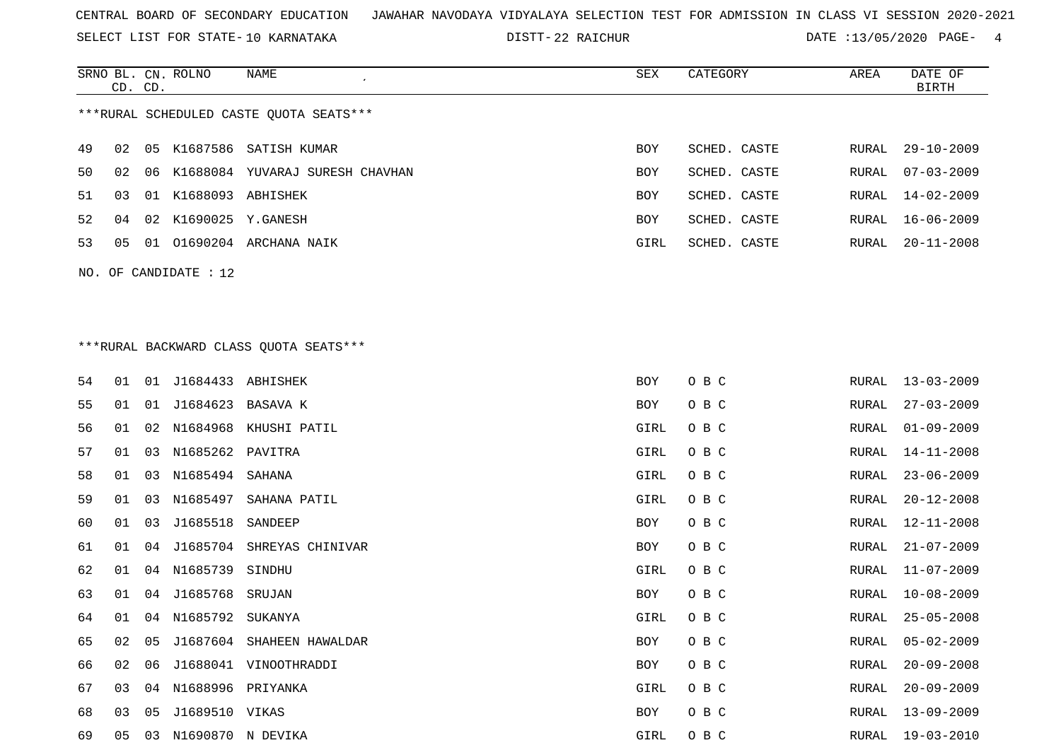CENTRAL BOARD OF SECONDARY EDUCATION   JAWAHAR NAVODAYA VIDYALAYA SELECTION TEST FOR ADMISSION IN CLASS VI SESSION 2020-2021

SELECT LIST FOR STATE- 10 KARNATAKA   DISTT- 22 RAICHUR   DATE :13/05/2020

| SRNO | BL. CD. | CN. CD. | ROLNO | NAME | SEX | CATEGORY | AREA | DATE OF BIRTH |
|---|---|---|---|---|---|---|---|---|

***RURAL SCHEDULED CASTE QUOTA SEATS***

| SRNO | BL. CD. | CN. CD. | ROLNO | NAME | SEX | CATEGORY | AREA | DATE OF BIRTH |
|---|---|---|---|---|---|---|---|---|
| 49 | 02 | 05 | K1687586 | SATISH KUMAR | BOY | SCHED. CASTE | RURAL | 29-10-2009 |
| 50 | 02 | 06 | K1688084 | YUVARAJ SURESH CHAVHAN | BOY | SCHED. CASTE | RURAL | 07-03-2009 |
| 51 | 03 | 01 | K1688093 | ABHISHEK | BOY | SCHED. CASTE | RURAL | 14-02-2009 |
| 52 | 04 | 02 | K1690025 | Y.GANESH | BOY | SCHED. CASTE | RURAL | 16-06-2009 |
| 53 | 05 | 01 | O1690204 | ARCHANA NAIK | GIRL | SCHED. CASTE | RURAL | 20-11-2008 |

NO. OF CANDIDATE : 12

***RURAL BACKWARD CLASS QUOTA SEATS***

| SRNO | BL. CD. | CN. CD. | ROLNO | NAME | SEX | CATEGORY | AREA | DATE OF BIRTH |
|---|---|---|---|---|---|---|---|---|
| 54 | 01 | 01 | J1684433 | ABHISHEK | BOY | O B C | RURAL | 13-03-2009 |
| 55 | 01 | 01 | J1684623 | BASAVA K | BOY | O B C | RURAL | 27-03-2009 |
| 56 | 01 | 02 | N1684968 | KHUSHI PATIL | GIRL | O B C | RURAL | 01-09-2009 |
| 57 | 01 | 03 | N1685262 | PAVITRA | GIRL | O B C | RURAL | 14-11-2008 |
| 58 | 01 | 03 | N1685494 | SAHANA | GIRL | O B C | RURAL | 23-06-2009 |
| 59 | 01 | 03 | N1685497 | SAHANA PATIL | GIRL | O B C | RURAL | 20-12-2008 |
| 60 | 01 | 03 | J1685518 | SANDEEP | BOY | O B C | RURAL | 12-11-2008 |
| 61 | 01 | 04 | J1685704 | SHREYAS CHINIVAR | BOY | O B C | RURAL | 21-07-2009 |
| 62 | 01 | 04 | N1685739 | SINDHU | GIRL | O B C | RURAL | 11-07-2009 |
| 63 | 01 | 04 | J1685768 | SRUJAN | BOY | O B C | RURAL | 10-08-2009 |
| 64 | 01 | 04 | N1685792 | SUKANYA | GIRL | O B C | RURAL | 25-05-2008 |
| 65 | 02 | 05 | J1687604 | SHAHEEN HAWALDAR | BOY | O B C | RURAL | 05-02-2009 |
| 66 | 02 | 06 | J1688041 | VINOOTHRADDI | BOY | O B C | RURAL | 20-09-2008 |
| 67 | 03 | 04 | N1688996 | PRIYANKA | GIRL | O B C | RURAL | 20-09-2009 |
| 68 | 03 | 05 | J1689510 | VIKAS | BOY | O B C | RURAL | 13-09-2009 |
| 69 | 05 | 03 | N1690870 | N DEVIKA | GIRL | O B C | RURAL | 19-03-2010 |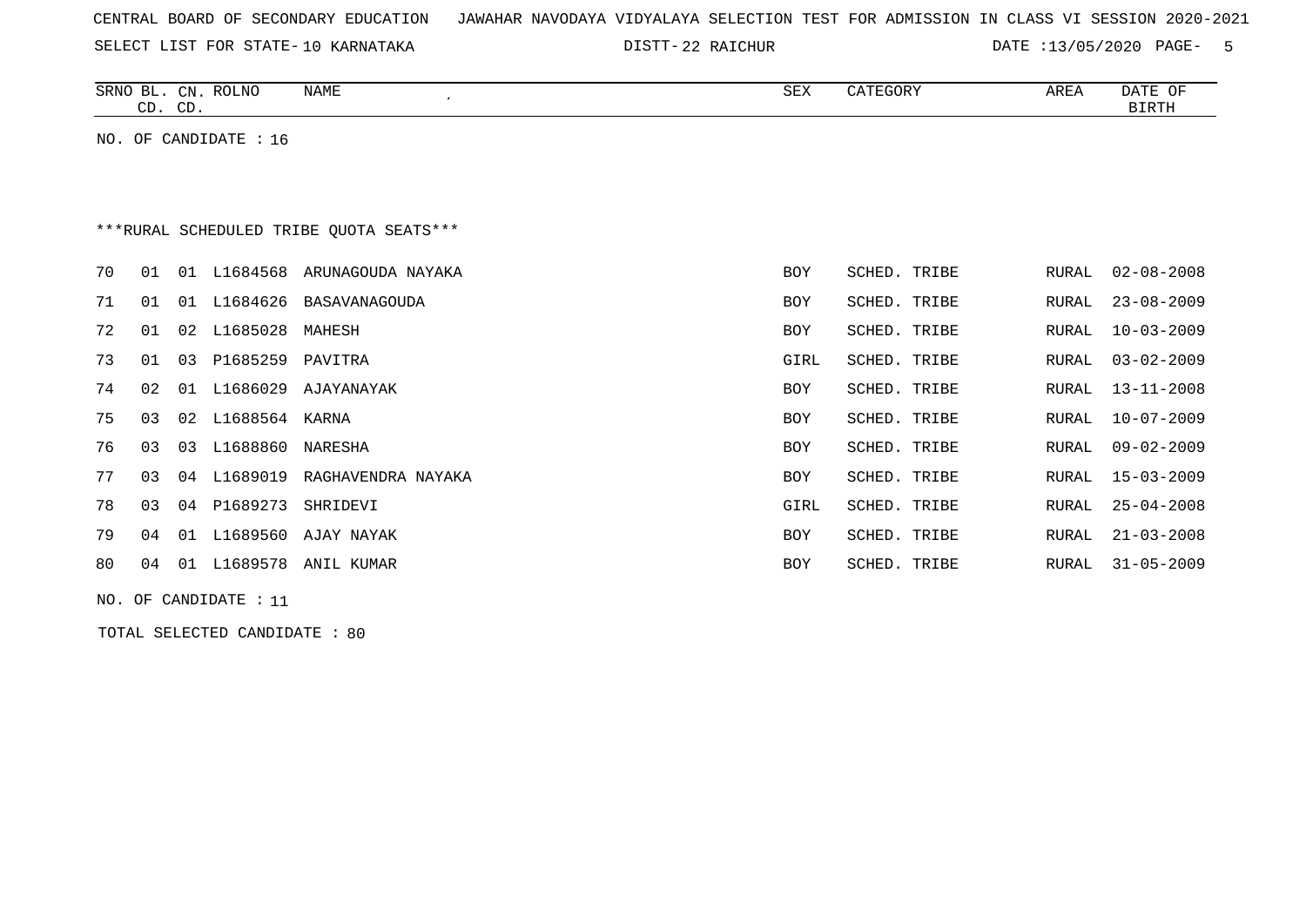CENTRAL BOARD OF SECONDARY EDUCATION JAWAHAR NAVODAYA VIDYALAYA SELECTION TEST FOR ADMISSION IN CLASS VI SESSION 2020-2021

SELECT LIST FOR STATE- 10 KARNATAKA DISTT- 22 RAICHUR DATE :13/05/2020

NO. OF CANDIDATE : 16

***RURAL SCHEDULED TRIBE QUOTA SEATS***

| SRNO | BL. CD. | CN. CD. | ROLNO | NAME | SEX | CATEGORY | AREA | DATE OF BIRTH |
|---|---|---|---|---|---|---|---|---|
| 70 | 01 | 01 | L1684568 | ARUNAGOUDA NAYAKA | BOY | SCHED. TRIBE | RURAL | 02-08-2008 |
| 71 | 01 | 01 | L1684626 | BASAVANAGOUDA | BOY | SCHED. TRIBE | RURAL | 23-08-2009 |
| 72 | 01 | 02 | L1685028 | MAHESH | BOY | SCHED. TRIBE | RURAL | 10-03-2009 |
| 73 | 01 | 03 | P1685259 | PAVITRA | GIRL | SCHED. TRIBE | RURAL | 03-02-2009 |
| 74 | 02 | 01 | L1686029 | AJAYANAYAK | BOY | SCHED. TRIBE | RURAL | 13-11-2008 |
| 75 | 03 | 02 | L1688564 | KARNA | BOY | SCHED. TRIBE | RURAL | 10-07-2009 |
| 76 | 03 | 03 | L1688860 | NARESHA | BOY | SCHED. TRIBE | RURAL | 09-02-2009 |
| 77 | 03 | 04 | L1689019 | RAGHAVENDRA NAYAKA | BOY | SCHED. TRIBE | RURAL | 15-03-2009 |
| 78 | 03 | 04 | P1689273 | SHRIDEVI | GIRL | SCHED. TRIBE | RURAL | 25-04-2008 |
| 79 | 04 | 01 | L1689560 | AJAY NAYAK | BOY | SCHED. TRIBE | RURAL | 21-03-2008 |
| 80 | 04 | 01 | L1689578 | ANIL KUMAR | BOY | SCHED. TRIBE | RURAL | 31-05-2009 |

NO. OF CANDIDATE : 11

TOTAL SELECTED CANDIDATE : 80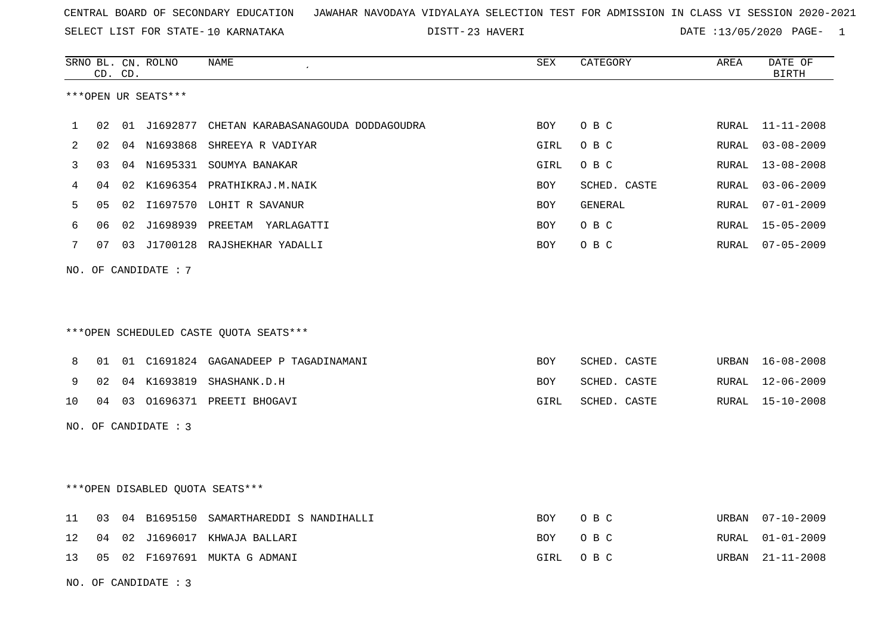CENTRAL BOARD OF SECONDARY EDUCATION   JAWAHAR NAVODAYA VIDYALAYA SELECTION TEST FOR ADMISSION IN CLASS VI SESSION 2020-2021

SELECT LIST FOR STATE- 10 KARNATAKA   DISTT- 23 HAVERI   DATE :13/05/2020

***OPEN UR SEATS***

| SRNO | BL. CD. | CN. CD. | ROLNO | NAME | SEX | CATEGORY | AREA | DATE OF BIRTH |
|---|---|---|---|---|---|---|---|---|
| 1 | 02 | 01 | J1692877 | CHETAN KARABASANAGOUDA DODDAGOUDRA | BOY | O B C | RURAL | 11-11-2008 |
| 2 | 02 | 04 | N1693868 | SHREEYA R VADIYAR | GIRL | O B C | RURAL | 03-08-2009 |
| 3 | 03 | 04 | N1695331 | SOUMYA BANAKAR | GIRL | O B C | RURAL | 13-08-2008 |
| 4 | 04 | 02 | K1696354 | PRATHIKRAJ.M.NAIK | BOY | SCHED. CASTE | RURAL | 03-06-2009 |
| 5 | 05 | 02 | I1697570 | LOHIT R SAVANUR | BOY | GENERAL | RURAL | 07-01-2009 |
| 6 | 06 | 02 | J1698939 | PREETAM YARLAGATTI | BOY | O B C | RURAL | 15-05-2009 |
| 7 | 07 | 03 | J1700128 | RAJSHEKHAR YADALLI | BOY | O B C | RURAL | 07-05-2009 |

NO. OF CANDIDATE : 7

***OPEN SCHEDULED CASTE QUOTA SEATS***

| SRNO | BL. CD. | CN. CD. | ROLNO | NAME | SEX | CATEGORY | AREA | DATE OF BIRTH |
|---|---|---|---|---|---|---|---|---|
| 8 | 01 | 01 | C1691824 | GAGANADEEP P TAGADINAMANI | BOY | SCHED. CASTE | URBAN | 16-08-2008 |
| 9 | 02 | 04 | K1693819 | SHASHANK.D.H | BOY | SCHED. CASTE | RURAL | 12-06-2009 |
| 10 | 04 | 03 | O1696371 | PREETI BHOGAVI | GIRL | SCHED. CASTE | RURAL | 15-10-2008 |

NO. OF CANDIDATE : 3

***OPEN DISABLED QUOTA SEATS***

| SRNO | BL. CD. | CN. CD. | ROLNO | NAME | SEX | CATEGORY | AREA | DATE OF BIRTH |
|---|---|---|---|---|---|---|---|---|
| 11 | 03 | 04 | B1695150 | SAMARTHAREDDI S NANDIHALLI | BOY | O B C | URBAN | 07-10-2009 |
| 12 | 04 | 02 | J1696017 | KHWAJA BALLARI | BOY | O B C | RURAL | 01-01-2009 |
| 13 | 05 | 02 | F1697691 | MUKTA G ADMANI | GIRL | O B C | URBAN | 21-11-2008 |

NO. OF CANDIDATE : 3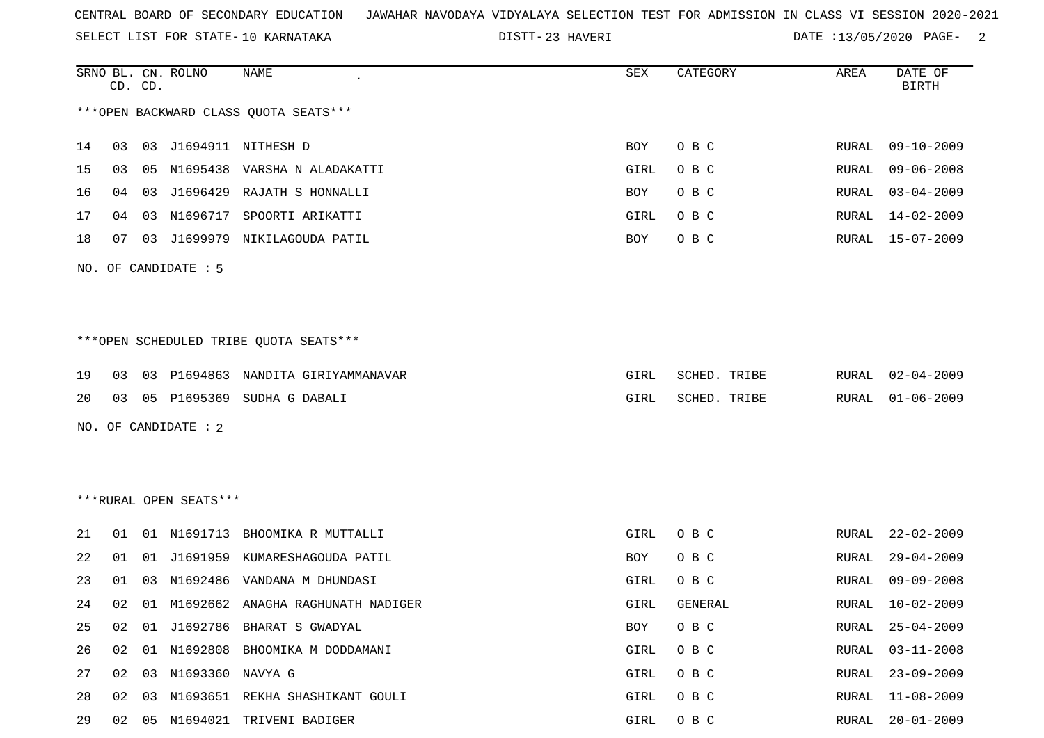CENTRAL BOARD OF SECONDARY EDUCATION JAWAHAR NAVODAYA VIDYALAYA SELECTION TEST FOR ADMISSION IN CLASS VI SESSION 2020-2021

SELECT LIST FOR STATE- 10 KARNATAKA DISTT- 23 HAVERI DATE :13/05/2020

| SRNO | BL. CD. | CN. CD. | ROLNO | NAME | SEX | CATEGORY | AREA | DATE OF BIRTH |
|---|---|---|---|---|---|---|---|---|

***OPEN BACKWARD CLASS QUOTA SEATS***

| SRNO | BL. CD. | CN. CD. | ROLNO | NAME | SEX | CATEGORY | AREA | DATE OF BIRTH |
|---|---|---|---|---|---|---|---|---|
| 14 | 03 | 03 | J1694911 | NITHESH D | BOY | O B C | RURAL | 09-10-2009 |
| 15 | 03 | 05 | N1695438 | VARSHA N ALADAKATTI | GIRL | O B C | RURAL | 09-06-2008 |
| 16 | 04 | 03 | J1696429 | RAJATH S HONNALLI | BOY | O B C | RURAL | 03-04-2009 |
| 17 | 04 | 03 | N1696717 | SPOORTI ARIKATTI | GIRL | O B C | RURAL | 14-02-2009 |
| 18 | 07 | 03 | J1699979 | NIKILAGOUDA PATIL | BOY | O B C | RURAL | 15-07-2009 |

NO. OF CANDIDATE : 5

***OPEN SCHEDULED TRIBE QUOTA SEATS***

| SRNO | BL. CD. | CN. CD. | ROLNO | NAME | SEX | CATEGORY | AREA | DATE OF BIRTH |
|---|---|---|---|---|---|---|---|---|
| 19 | 03 | 03 | P1694863 | NANDITA GIRIYAMMANAVAR | GIRL | SCHED. TRIBE | RURAL | 02-04-2009 |
| 20 | 03 | 05 | P1695369 | SUDHA G DABALI | GIRL | SCHED. TRIBE | RURAL | 01-06-2009 |

NO. OF CANDIDATE : 2

***RURAL OPEN SEATS***

| SRNO | BL. CD. | CN. CD. | ROLNO | NAME | SEX | CATEGORY | AREA | DATE OF BIRTH |
|---|---|---|---|---|---|---|---|---|
| 21 | 01 | 01 | N1691713 | BHOOMIKA R MUTTALLI | GIRL | O B C | RURAL | 22-02-2009 |
| 22 | 01 | 01 | J1691959 | KUMARESHAGOUDA PATIL | BOY | O B C | RURAL | 29-04-2009 |
| 23 | 01 | 03 | N1692486 | VANDANA M DHUNDASI | GIRL | O B C | RURAL | 09-09-2008 |
| 24 | 02 | 01 | M1692662 | ANAGHA RAGHUNATH NADIGER | GIRL | GENERAL | RURAL | 10-02-2009 |
| 25 | 02 | 01 | J1692786 | BHARAT S GWADYAL | BOY | O B C | RURAL | 25-04-2009 |
| 26 | 02 | 01 | N1692808 | BHOOMIKA M DODDAMANI | GIRL | O B C | RURAL | 03-11-2008 |
| 27 | 02 | 03 | N1693360 | NAVYA G | GIRL | O B C | RURAL | 23-09-2009 |
| 28 | 02 | 03 | N1693651 | REKHA SHASHIKANT GOULI | GIRL | O B C | RURAL | 11-08-2009 |
| 29 | 02 | 05 | N1694021 | TRIVENI BADIGER | GIRL | O B C | RURAL | 20-01-2009 |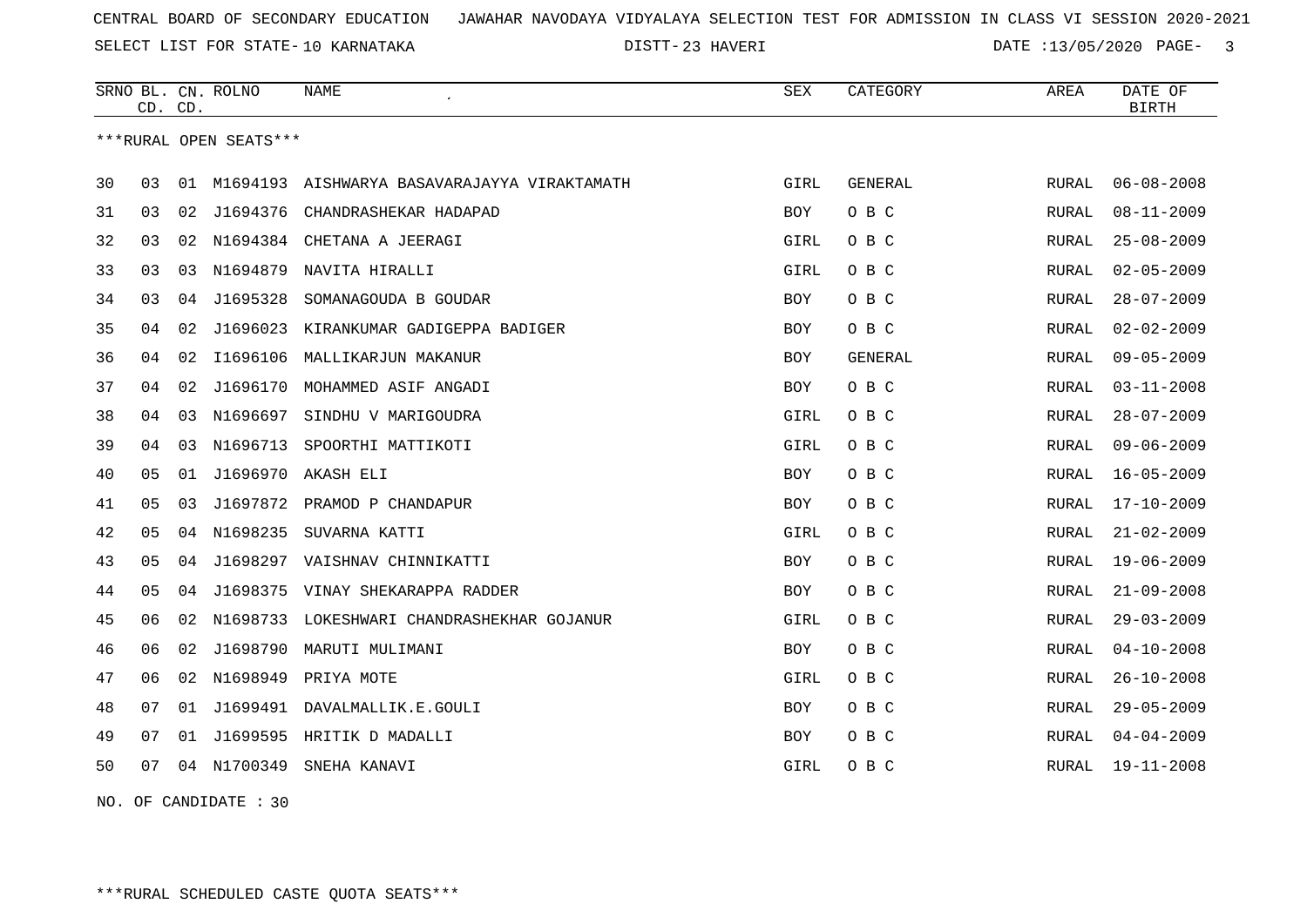CENTRAL BOARD OF SECONDARY EDUCATION JAWAHAR NAVODAYA VIDYALAYA SELECTION TEST FOR ADMISSION IN CLASS VI SESSION 2020-2021

SELECT LIST FOR STATE- 10 KARNATAKA DISTT- 23 HAVERI DATE :13/05/2020

| SRNO | BL. CD. | CN. CD. | ROLNO | NAME | SEX | CATEGORY | AREA | DATE OF BIRTH |
|---|---|---|---|---|---|---|---|---|

***RURAL OPEN SEATS***

| SRNO | BL. CD. | CN. CD. | ROLNO | NAME | SEX | CATEGORY | AREA | DATE OF BIRTH |
|---|---|---|---|---|---|---|---|---|
| 30 | 03 | 01 | M1694193 | AISHWARYA BASAVARAJAYYA VIRAKTAMATH | GIRL | GENERAL | RURAL | 06-08-2008 |
| 31 | 03 | 02 | J1694376 | CHANDRASHEKAR HADAPAD | BOY | O B C | RURAL | 08-11-2009 |
| 32 | 03 | 02 | N1694384 | CHETANA A JEERAGI | GIRL | O B C | RURAL | 25-08-2009 |
| 33 | 03 | 03 | N1694879 | NAVITA HIRALLI | GIRL | O B C | RURAL | 02-05-2009 |
| 34 | 03 | 04 | J1695328 | SOMANAGOUDA B GOUDAR | BOY | O B C | RURAL | 28-07-2009 |
| 35 | 04 | 02 | J1696023 | KIRANKUMAR GADIGEPPA BADIGER | BOY | O B C | RURAL | 02-02-2009 |
| 36 | 04 | 02 | I1696106 | MALLIKARJUN MAKANUR | BOY | GENERAL | RURAL | 09-05-2009 |
| 37 | 04 | 02 | J1696170 | MOHAMMED ASIF ANGADI | BOY | O B C | RURAL | 03-11-2008 |
| 38 | 04 | 03 | N1696697 | SINDHU V MARIGOUDRA | GIRL | O B C | RURAL | 28-07-2009 |
| 39 | 04 | 03 | N1696713 | SPOORTHI MATTIKOTI | GIRL | O B C | RURAL | 09-06-2009 |
| 40 | 05 | 01 | J1696970 | AKASH ELI | BOY | O B C | RURAL | 16-05-2009 |
| 41 | 05 | 03 | J1697872 | PRAMOD P CHANDAPUR | BOY | O B C | RURAL | 17-10-2009 |
| 42 | 05 | 04 | N1698235 | SUVARNA KATTI | GIRL | O B C | RURAL | 21-02-2009 |
| 43 | 05 | 04 | J1698297 | VAISHNAV CHINNIKATTI | BOY | O B C | RURAL | 19-06-2009 |
| 44 | 05 | 04 | J1698375 | VINAY SHEKARAPPA RADDER | BOY | O B C | RURAL | 21-09-2008 |
| 45 | 06 | 02 | N1698733 | LOKESHWARI CHANDRASHEKHAR GOJANUR | GIRL | O B C | RURAL | 29-03-2009 |
| 46 | 06 | 02 | J1698790 | MARUTI MULIMANI | BOY | O B C | RURAL | 04-10-2008 |
| 47 | 06 | 02 | N1698949 | PRIYA MOTE | GIRL | O B C | RURAL | 26-10-2008 |
| 48 | 07 | 01 | J1699491 | DAVALMALLIK.E.GOULI | BOY | O B C | RURAL | 29-05-2009 |
| 49 | 07 | 01 | J1699595 | HRITIK D MADALLI | BOY | O B C | RURAL | 04-04-2009 |
| 50 | 07 | 04 | N1700349 | SNEHA KANAVI | GIRL | O B C | RURAL | 19-11-2008 |

NO. OF CANDIDATE : 30

***RURAL SCHEDULED CASTE QUOTA SEATS***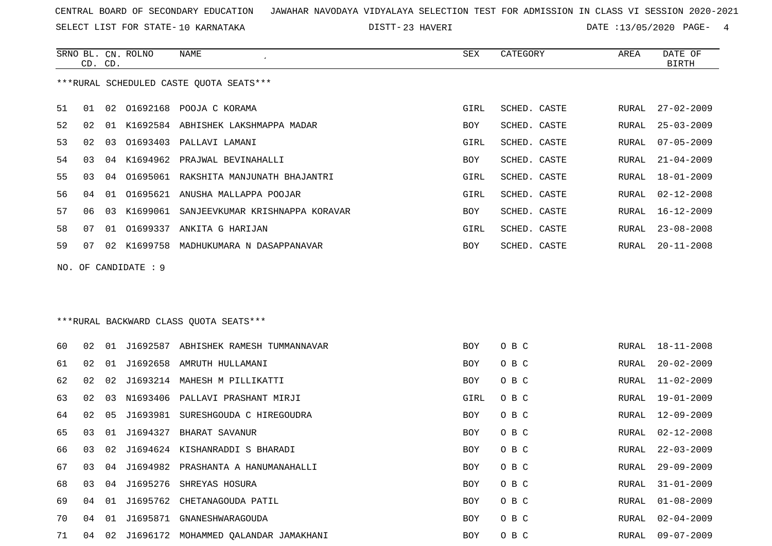CENTRAL BOARD OF SECONDARY EDUCATION JAWAHAR NAVODAYA VIDYALAYA SELECTION TEST FOR ADMISSION IN CLASS VI SESSION 2020-2021

SELECT LIST FOR STATE- 10 KARNATAKA DISTT- 23 HAVERI DATE :13/05/2020

***RURAL SCHEDULED CASTE QUOTA SEATS***

| SRNO | BL. CD. | CN. CD. | ROLNO | NAME | SEX | CATEGORY | AREA | DATE OF BIRTH |
|---|---|---|---|---|---|---|---|---|
| 51 | 01 | 02 | O1692168 | POOJA C KORAMA | GIRL | SCHED. CASTE | RURAL | 27-02-2009 |
| 52 | 02 | 01 | K1692584 | ABHISHEK LAKSHMAPPA MADAR | BOY | SCHED. CASTE | RURAL | 25-03-2009 |
| 53 | 02 | 03 | O1693403 | PALLAVI LAMANI | GIRL | SCHED. CASTE | RURAL | 07-05-2009 |
| 54 | 03 | 04 | K1694962 | PRAJWAL BEVINAHALLI | BOY | SCHED. CASTE | RURAL | 21-04-2009 |
| 55 | 03 | 04 | O1695061 | RAKSHITA MANJUNATH BHAJANTRI | GIRL | SCHED. CASTE | RURAL | 18-01-2009 |
| 56 | 04 | 01 | O1695621 | ANUSHA MALLAPPA POOJAR | GIRL | SCHED. CASTE | RURAL | 02-12-2008 |
| 57 | 06 | 03 | K1699061 | SANJEEVKUMAR KRISHNAPPA KORAVAR | BOY | SCHED. CASTE | RURAL | 16-12-2009 |
| 58 | 07 | 01 | O1699337 | ANKITA G HARIJAN | GIRL | SCHED. CASTE | RURAL | 23-08-2008 |
| 59 | 07 | 02 | K1699758 | MADHUKUMARA N DASAPPANAVAR | BOY | SCHED. CASTE | RURAL | 20-11-2008 |

NO. OF CANDIDATE : 9

***RURAL BACKWARD CLASS QUOTA SEATS***

| SRNO | BL. CD. | CN. CD. | ROLNO | NAME | SEX | CATEGORY | AREA | DATE OF BIRTH |
|---|---|---|---|---|---|---|---|---|
| 60 | 02 | 01 | J1692587 | ABHISHEK RAMESH TUMMANNAVAR | BOY | O B C | RURAL | 18-11-2008 |
| 61 | 02 | 01 | J1692658 | AMRUTH HULLAMANI | BOY | O B C | RURAL | 20-02-2009 |
| 62 | 02 | 02 | J1693214 | MAHESH M PILLIKATTI | BOY | O B C | RURAL | 11-02-2009 |
| 63 | 02 | 03 | N1693406 | PALLAVI PRASHANT MIRJI | GIRL | O B C | RURAL | 19-01-2009 |
| 64 | 02 | 05 | J1693981 | SURESHGOUDA C HIREGOUDRA | BOY | O B C | RURAL | 12-09-2009 |
| 65 | 03 | 01 | J1694327 | BHARAT SAVANUR | BOY | O B C | RURAL | 02-12-2008 |
| 66 | 03 | 02 | J1694624 | KISHANRADDI S BHARADI | BOY | O B C | RURAL | 22-03-2009 |
| 67 | 03 | 04 | J1694982 | PRASHANTA A HANUMANAHALLI | BOY | O B C | RURAL | 29-09-2009 |
| 68 | 03 | 04 | J1695276 | SHREYAS HOSURA | BOY | O B C | RURAL | 31-01-2009 |
| 69 | 04 | 01 | J1695762 | CHETANAGOUDA PATIL | BOY | O B C | RURAL | 01-08-2009 |
| 70 | 04 | 01 | J1695871 | GNANESHWARAGOUDA | BOY | O B C | RURAL | 02-04-2009 |
| 71 | 04 | 02 | J1696172 | MOHAMMED QALANDAR JAMAKHANI | BOY | O B C | RURAL | 09-07-2009 |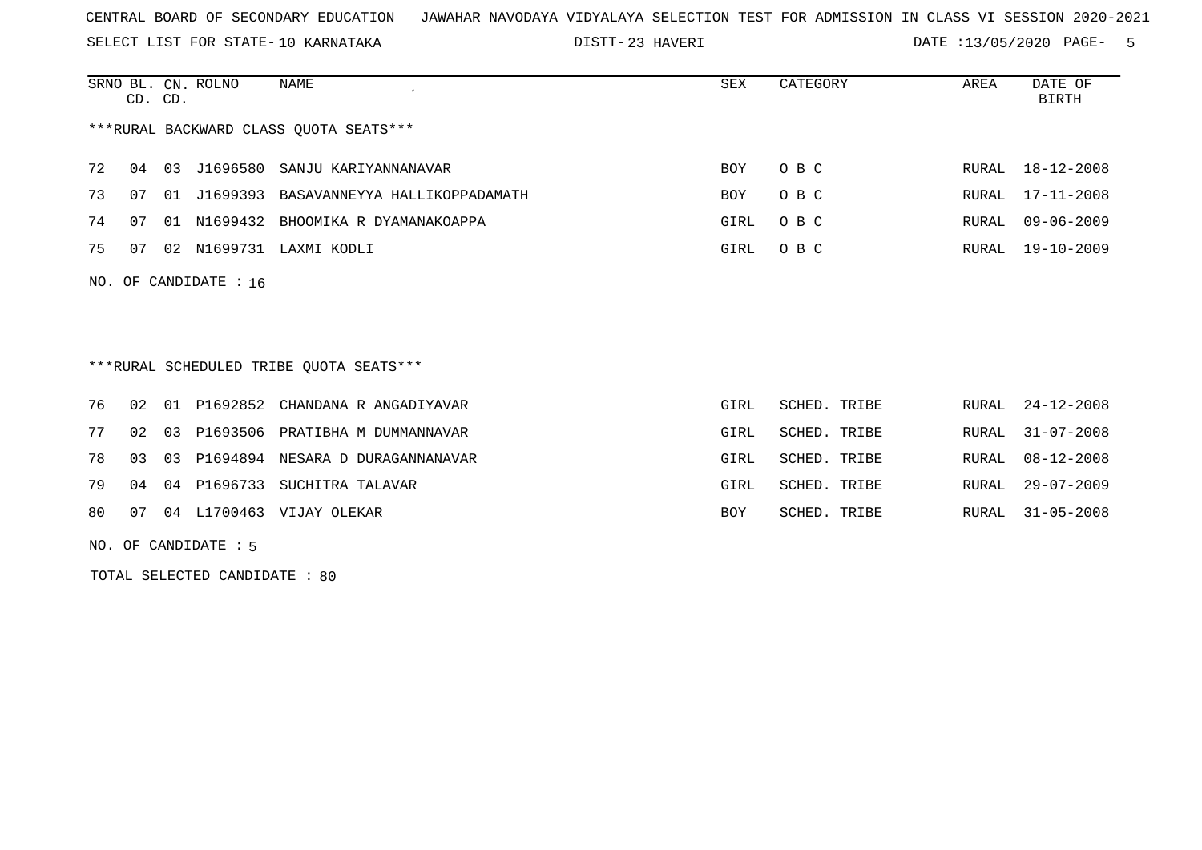CENTRAL BOARD OF SECONDARY EDUCATION   JAWAHAR NAVODAYA VIDYALAYA SELECTION TEST FOR ADMISSION IN CLASS VI SESSION 2020-2021

SELECT LIST FOR STATE- 10 KARNATAKA   DISTT- 23 HAVERI   DATE :13/05/2020

***RURAL BACKWARD CLASS QUOTA SEATS***

| SRNO | BL. CD. | CN. CD. | ROLNO | NAME | SEX | CATEGORY | AREA | DATE OF BIRTH |
|---|---|---|---|---|---|---|---|---|
| 72 | 04 | 03 | J1696580 | SANJU KARIYANNANAVAR | BOY | O B C | RURAL | 18-12-2008 |
| 73 | 07 | 01 | J1699393 | BASAVANNEYYA HALLIKOPPADAMATH | BOY | O B C | RURAL | 17-11-2008 |
| 74 | 07 | 01 | N1699432 | BHOOMIKA R DYAMANAKOAPPA | GIRL | O B C | RURAL | 09-06-2009 |
| 75 | 07 | 02 | N1699731 | LAXMI KODLI | GIRL | O B C | RURAL | 19-10-2009 |

NO. OF CANDIDATE : 16

***RURAL SCHEDULED TRIBE QUOTA SEATS***

| SRNO | BL. CD. | CN. CD. | ROLNO | NAME | SEX | CATEGORY | AREA | DATE OF BIRTH |
|---|---|---|---|---|---|---|---|---|
| 76 | 02 | 01 | P1692852 | CHANDANA R ANGADIYAVAR | GIRL | SCHED. TRIBE | RURAL | 24-12-2008 |
| 77 | 02 | 03 | P1693506 | PRATIBHA M DUMMANNAVAR | GIRL | SCHED. TRIBE | RURAL | 31-07-2008 |
| 78 | 03 | 03 | P1694894 | NESARA D DURAGANNANAVAR | GIRL | SCHED. TRIBE | RURAL | 08-12-2008 |
| 79 | 04 | 04 | P1696733 | SUCHITRA TALAVAR | GIRL | SCHED. TRIBE | RURAL | 29-07-2009 |
| 80 | 07 | 04 | L1700463 | VIJAY OLEKAR | BOY | SCHED. TRIBE | RURAL | 31-05-2008 |

NO. OF CANDIDATE : 5

TOTAL SELECTED CANDIDATE : 80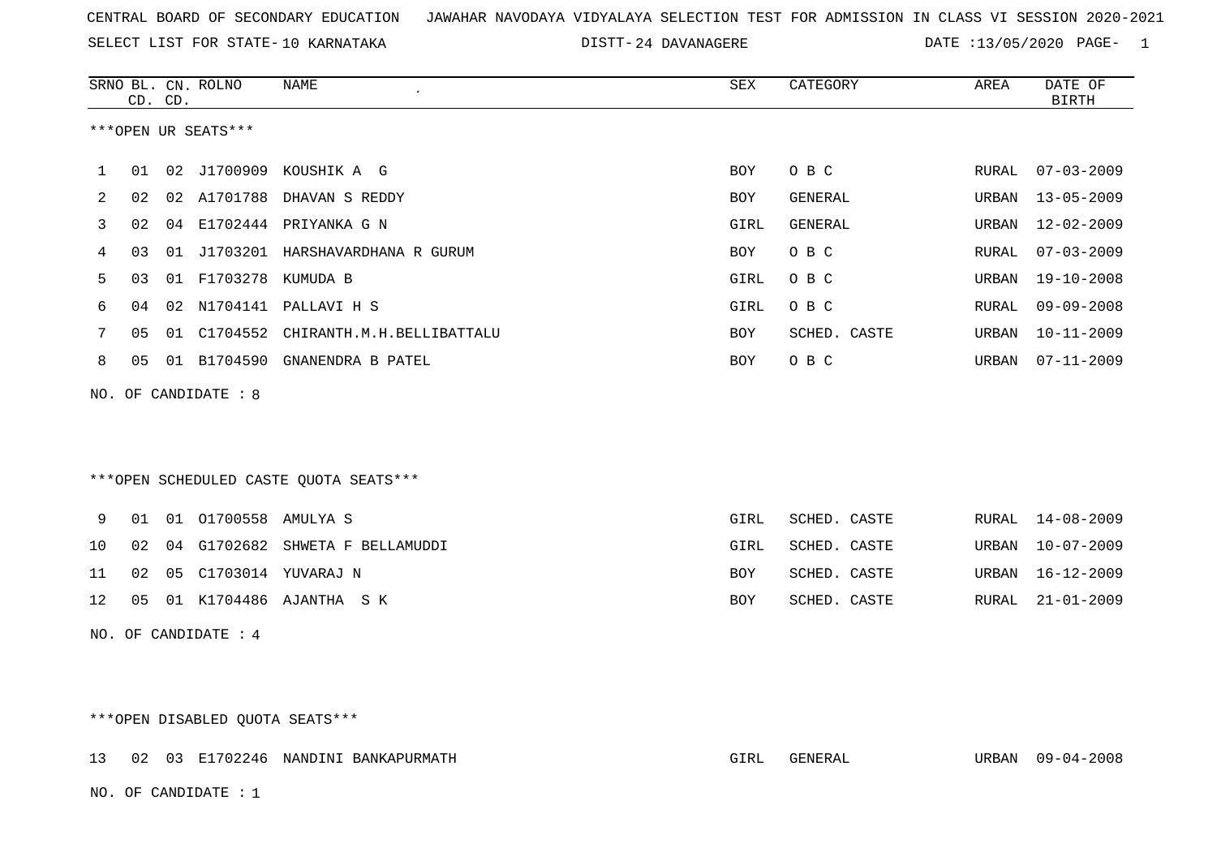CENTRAL BOARD OF SECONDARY EDUCATION JAWAHAR NAVODAYA VIDYALAYA SELECTION TEST FOR ADMISSION IN CLASS VI SESSION 2020-2021

SELECT LIST FOR STATE- 10 KARNATAKA DISTT- 24 DAVANAGERE DATE :13/05/2020 PAGE- 1

***OPEN UR SEATS***

| SRNO | BL. CD. | CN. CD. | ROLNO | NAME | SEX | CATEGORY | AREA | DATE OF BIRTH |
|---|---|---|---|---|---|---|---|---|
| 1 | 01 | 02 | J1700909 | KOUSHIK A G | BOY | O B C | RURAL | 07-03-2009 |
| 2 | 02 | 02 | A1701788 | DHAVAN S REDDY | BOY | GENERAL | URBAN | 13-05-2009 |
| 3 | 02 | 04 | E1702444 | PRIYANKA G N | GIRL | GENERAL | URBAN | 12-02-2009 |
| 4 | 03 | 01 | J1703201 | HARSHAVARDHANA R GURUM | BOY | O B C | RURAL | 07-03-2009 |
| 5 | 03 | 01 | F1703278 | KUMUDA B | GIRL | O B C | URBAN | 19-10-2008 |
| 6 | 04 | 02 | N1704141 | PALLAVI H S | GIRL | O B C | RURAL | 09-09-2008 |
| 7 | 05 | 01 | C1704552 | CHIRANTH.M.H.BELLIBATTALU | BOY | SCHED. CASTE | URBAN | 10-11-2009 |
| 8 | 05 | 01 | B1704590 | GNANENDRA B PATEL | BOY | O B C | URBAN | 07-11-2009 |

NO. OF CANDIDATE : 8

***OPEN SCHEDULED CASTE QUOTA SEATS***

| SRNO | BL. CD. | CN. CD. | ROLNO | NAME | SEX | CATEGORY | AREA | DATE OF BIRTH |
|---|---|---|---|---|---|---|---|---|
| 9 | 01 | 01 | O1700558 | AMULYA S | GIRL | SCHED. CASTE | RURAL | 14-08-2009 |
| 10 | 02 | 04 | G1702682 | SHWETA F BELLAMUDDI | GIRL | SCHED. CASTE | URBAN | 10-07-2009 |
| 11 | 02 | 05 | C1703014 | YUVARAJ N | BOY | SCHED. CASTE | URBAN | 16-12-2009 |
| 12 | 05 | 01 | K1704486 | AJANTHA S K | BOY | SCHED. CASTE | RURAL | 21-01-2009 |

NO. OF CANDIDATE : 4

***OPEN DISABLED QUOTA SEATS***

| SRNO | BL. CD. | CN. CD. | ROLNO | NAME | SEX | CATEGORY | AREA | DATE OF BIRTH |
|---|---|---|---|---|---|---|---|---|
| 13 | 02 | 03 | E1702246 | NANDINI BANKAPURMATH | GIRL | GENERAL | URBAN | 09-04-2008 |

NO. OF CANDIDATE : 1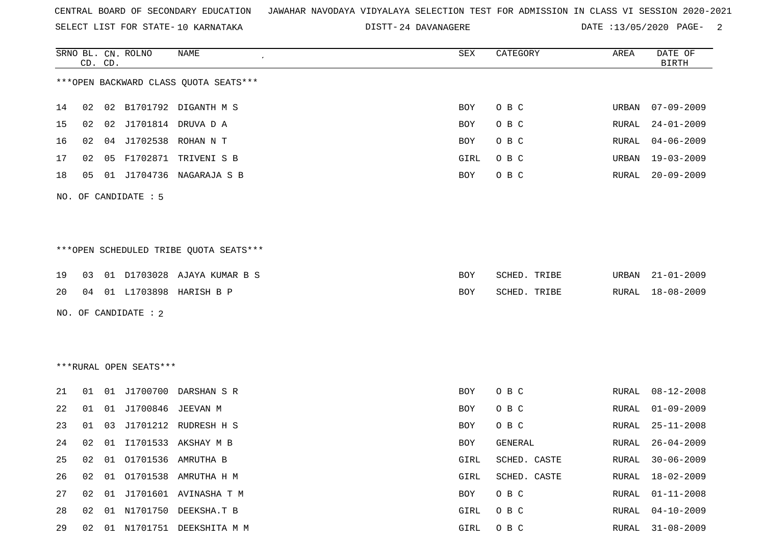CENTRAL BOARD OF SECONDARY EDUCATION JAWAHAR NAVODAYA VIDYALAYA SELECTION TEST FOR ADMISSION IN CLASS VI SESSION 2020-2021

SELECT LIST FOR STATE- 10 KARNATAKA DISTT- 24 DAVANAGERE DATE :13/05/2020

***OPEN BACKWARD CLASS QUOTA SEATS***

| SRNO | BL. CD. | CN. CD. | ROLNO | NAME | SEX | CATEGORY | AREA | DATE OF BIRTH |
|---|---|---|---|---|---|---|---|---|
| 14 | 02 | 02 | B1701792 | DIGANTH M S | BOY | O B C | URBAN | 07-09-2009 |
| 15 | 02 | 02 | J1701814 | DRUVA D A | BOY | O B C | RURAL | 24-01-2009 |
| 16 | 02 | 04 | J1702538 | ROHAN N T | BOY | O B C | RURAL | 04-06-2009 |
| 17 | 02 | 05 | F1702871 | TRIVENI S B | GIRL | O B C | URBAN | 19-03-2009 |
| 18 | 05 | 01 | J1704736 | NAGARAJA S B | BOY | O B C | RURAL | 20-09-2009 |

NO. OF CANDIDATE : 5

***OPEN SCHEDULED TRIBE QUOTA SEATS***

| SRNO | BL. CD. | CN. CD. | ROLNO | NAME | SEX | CATEGORY | AREA | DATE OF BIRTH |
|---|---|---|---|---|---|---|---|---|
| 19 | 03 | 01 | D1703028 | AJAYA KUMAR B S | BOY | SCHED. TRIBE | URBAN | 21-01-2009 |
| 20 | 04 | 01 | L1703898 | HARISH B P | BOY | SCHED. TRIBE | RURAL | 18-08-2009 |

NO. OF CANDIDATE : 2

***RURAL OPEN SEATS***

| SRNO | BL. CD. | CN. CD. | ROLNO | NAME | SEX | CATEGORY | AREA | DATE OF BIRTH |
|---|---|---|---|---|---|---|---|---|
| 21 | 01 | 01 | J1700700 | DARSHAN S R | BOY | O B C | RURAL | 08-12-2008 |
| 22 | 01 | 01 | J1700846 | JEEVAN M | BOY | O B C | RURAL | 01-09-2009 |
| 23 | 01 | 03 | J1701212 | RUDRESH H S | BOY | O B C | RURAL | 25-11-2008 |
| 24 | 02 | 01 | I1701533 | AKSHAY M B | BOY | GENERAL | RURAL | 26-04-2009 |
| 25 | 02 | 01 | O1701536 | AMRUTHA B | GIRL | SCHED. CASTE | RURAL | 30-06-2009 |
| 26 | 02 | 01 | O1701538 | AMRUTHA H M | GIRL | SCHED. CASTE | RURAL | 18-02-2009 |
| 27 | 02 | 01 | J1701601 | AVINASHA T M | BOY | O B C | RURAL | 01-11-2008 |
| 28 | 02 | 01 | N1701750 | DEEKSHA.T B | GIRL | O B C | RURAL | 04-10-2009 |
| 29 | 02 | 01 | N1701751 | DEEKSHITA M M | GIRL | O B C | RURAL | 31-08-2009 |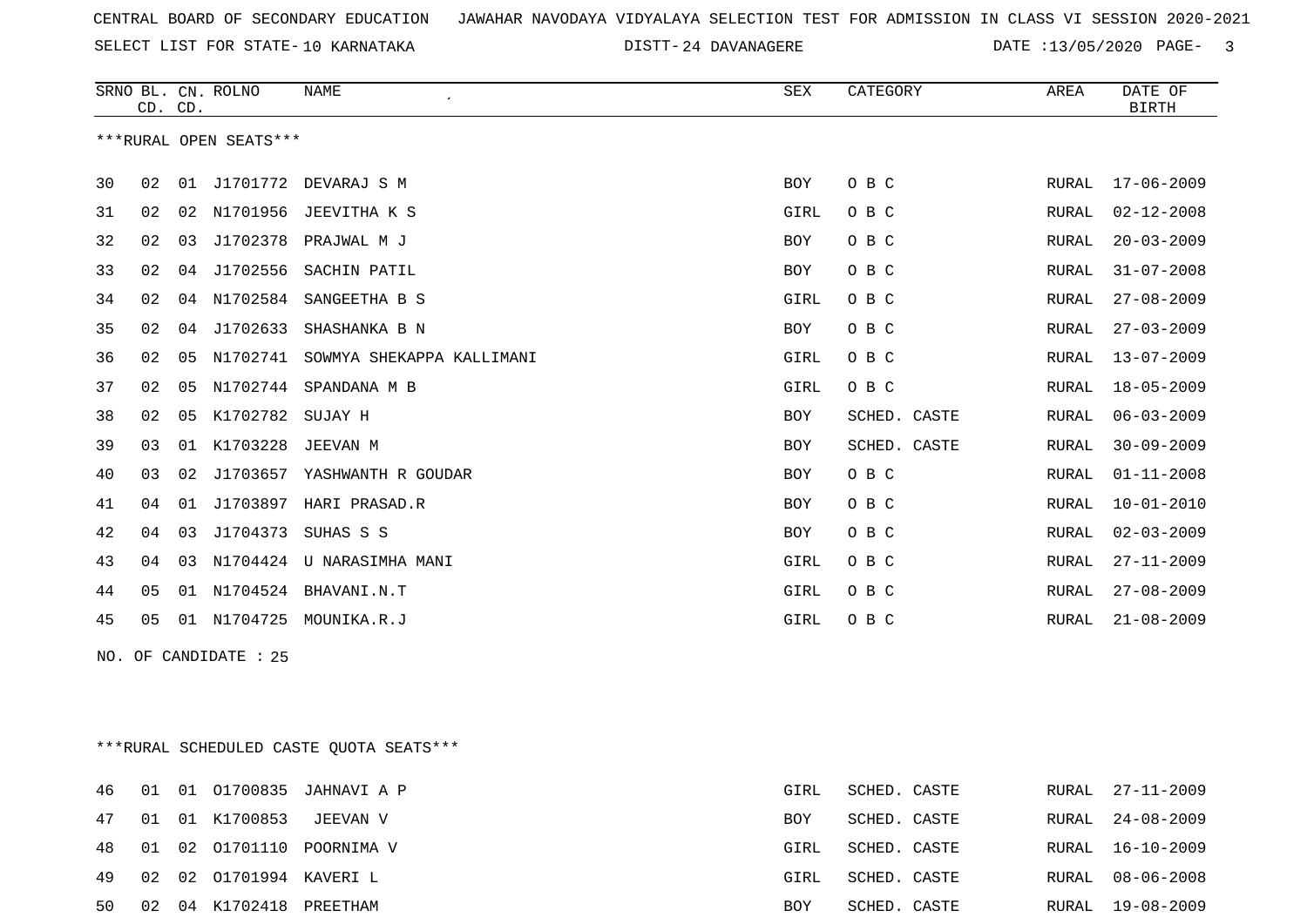CENTRAL BOARD OF SECONDARY EDUCATION JAWAHAR NAVODAYA VIDYALAYA SELECTION TEST FOR ADMISSION IN CLASS VI SESSION 2020-2021

SELECT LIST FOR STATE- 10 KARNATAKA DISTT- 24 DAVANAGERE DATE :13/05/2020

***RURAL OPEN SEATS***

| SRNO | BL. CD. | CN. CD. | ROLNO | NAME | SEX | CATEGORY | AREA | DATE OF BIRTH |
|---|---|---|---|---|---|---|---|---|
| 30 | 02 | 01 | J1701772 | DEVARAJ S M | BOY | O B C | RURAL | 17-06-2009 |
| 31 | 02 | 02 | N1701956 | JEEVITHA K S | GIRL | O B C | RURAL | 02-12-2008 |
| 32 | 02 | 03 | J1702378 | PRAJWAL M J | BOY | O B C | RURAL | 20-03-2009 |
| 33 | 02 | 04 | J1702556 | SACHIN PATIL | BOY | O B C | RURAL | 31-07-2008 |
| 34 | 02 | 04 | N1702584 | SANGEETHA B S | GIRL | O B C | RURAL | 27-08-2009 |
| 35 | 02 | 04 | J1702633 | SHASHANKA B N | BOY | O B C | RURAL | 27-03-2009 |
| 36 | 02 | 05 | N1702741 | SOWMYA SHEKAPPA KALLIMANI | GIRL | O B C | RURAL | 13-07-2009 |
| 37 | 02 | 05 | N1702744 | SPANDANA M B | GIRL | O B C | RURAL | 18-05-2009 |
| 38 | 02 | 05 | K1702782 | SUJAY H | BOY | SCHED. CASTE | RURAL | 06-03-2009 |
| 39 | 03 | 01 | K1703228 | JEEVAN M | BOY | SCHED. CASTE | RURAL | 30-09-2009 |
| 40 | 03 | 02 | J1703657 | YASHWANTH R GOUDAR | BOY | O B C | RURAL | 01-11-2008 |
| 41 | 04 | 01 | J1703897 | HARI PRASAD.R | BOY | O B C | RURAL | 10-01-2010 |
| 42 | 04 | 03 | J1704373 | SUHAS S S | BOY | O B C | RURAL | 02-03-2009 |
| 43 | 04 | 03 | N1704424 | U NARASIMHA MANI | GIRL | O B C | RURAL | 27-11-2009 |
| 44 | 05 | 01 | N1704524 | BHAVANI.N.T | GIRL | O B C | RURAL | 27-08-2009 |
| 45 | 05 | 01 | N1704725 | MOUNIKA.R.J | GIRL | O B C | RURAL | 21-08-2009 |

NO. OF CANDIDATE : 25

***RURAL SCHEDULED CASTE QUOTA SEATS***

| SRNO | BL. CD. | CN. CD. | ROLNO | NAME | SEX | CATEGORY | AREA | DATE OF BIRTH |
|---|---|---|---|---|---|---|---|---|
| 46 | 01 | 01 | O1700835 | JAHNAVI A P | GIRL | SCHED. CASTE | RURAL | 27-11-2009 |
| 47 | 01 | 01 | K1700853 | JEEVAN V | BOY | SCHED. CASTE | RURAL | 24-08-2009 |
| 48 | 01 | 02 | O1701110 | POORNIMA V | GIRL | SCHED. CASTE | RURAL | 16-10-2009 |
| 49 | 02 | 02 | O1701994 | KAVERI L | GIRL | SCHED. CASTE | RURAL | 08-06-2008 |
| 50 | 02 | 04 | K1702418 | PREETHAM | BOY | SCHED. CASTE | RURAL | 19-08-2009 |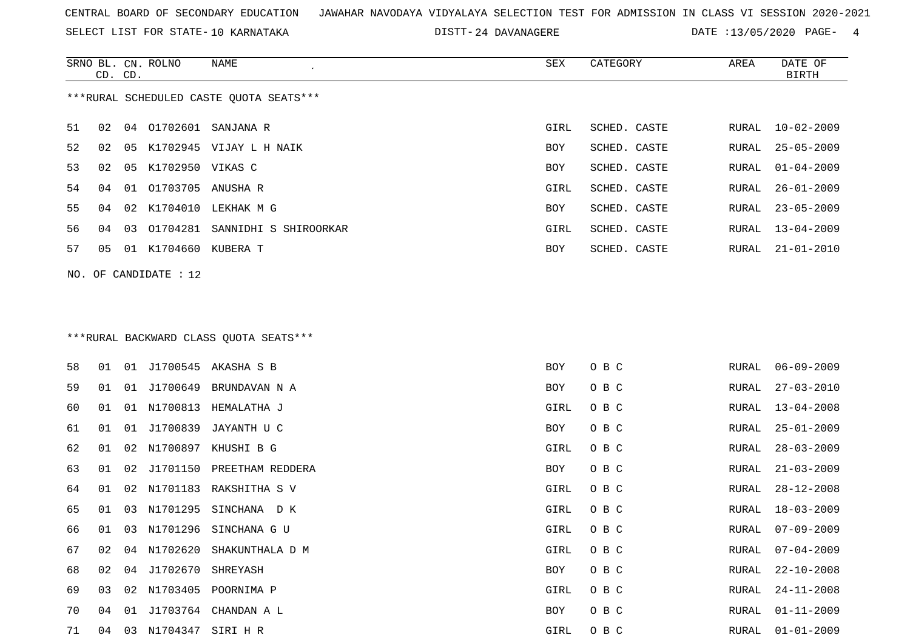CENTRAL BOARD OF SECONDARY EDUCATION JAWAHAR NAVODAYA VIDYALAYA SELECTION TEST FOR ADMISSION IN CLASS VI SESSION 2020-2021

SELECT LIST FOR STATE- 10 KARNATAKA DISTT- 24 DAVANAGERE DATE :13/05/2020

***RURAL SCHEDULED CASTE QUOTA SEATS***

| SRNO | BL. CD. | CN. CD. | ROLNO | NAME | SEX | CATEGORY | AREA | DATE OF BIRTH |
|---|---|---|---|---|---|---|---|---|
| 51 | 02 | 04 | O1702601 | SANJANA R | GIRL | SCHED. CASTE | RURAL | 10-02-2009 |
| 52 | 02 | 05 | K1702945 | VIJAY L H NAIK | BOY | SCHED. CASTE | RURAL | 25-05-2009 |
| 53 | 02 | 05 | K1702950 | VIKAS C | BOY | SCHED. CASTE | RURAL | 01-04-2009 |
| 54 | 04 | 01 | O1703705 | ANUSHA R | GIRL | SCHED. CASTE | RURAL | 26-01-2009 |
| 55 | 04 | 02 | K1704010 | LEKHAK M G | BOY | SCHED. CASTE | RURAL | 23-05-2009 |
| 56 | 04 | 03 | O1704281 | SANNIDHI S SHIROORKAR | GIRL | SCHED. CASTE | RURAL | 13-04-2009 |
| 57 | 05 | 01 | K1704660 | KUBERA T | BOY | SCHED. CASTE | RURAL | 21-01-2010 |

NO. OF CANDIDATE : 12

***RURAL BACKWARD CLASS QUOTA SEATS***

| SRNO | BL. CD. | CN. CD. | ROLNO | NAME | SEX | CATEGORY | AREA | DATE OF BIRTH |
|---|---|---|---|---|---|---|---|---|
| 58 | 01 | 01 | J1700545 | AKASHA S B | BOY | O B C | RURAL | 06-09-2009 |
| 59 | 01 | 01 | J1700649 | BRUNDAVAN N A | BOY | O B C | RURAL | 27-03-2010 |
| 60 | 01 | 01 | N1700813 | HEMALATHA J | GIRL | O B C | RURAL | 13-04-2008 |
| 61 | 01 | 01 | J1700839 | JAYANTH U C | BOY | O B C | RURAL | 25-01-2009 |
| 62 | 01 | 02 | N1700897 | KHUSHI B G | GIRL | O B C | RURAL | 28-03-2009 |
| 63 | 01 | 02 | J1701150 | PREETHAM REDDERA | BOY | O B C | RURAL | 21-03-2009 |
| 64 | 01 | 02 | N1701183 | RAKSHITHA S V | GIRL | O B C | RURAL | 28-12-2008 |
| 65 | 01 | 03 | N1701295 | SINCHANA D K | GIRL | O B C | RURAL | 18-03-2009 |
| 66 | 01 | 03 | N1701296 | SINCHANA G U | GIRL | O B C | RURAL | 07-09-2009 |
| 67 | 02 | 04 | N1702620 | SHAKUNTHALA D M | GIRL | O B C | RURAL | 07-04-2009 |
| 68 | 02 | 04 | J1702670 | SHREYASH | BOY | O B C | RURAL | 22-10-2008 |
| 69 | 03 | 02 | N1703405 | POORNIMA P | GIRL | O B C | RURAL | 24-11-2008 |
| 70 | 04 | 01 | J1703764 | CHANDAN A L | BOY | O B C | RURAL | 01-11-2009 |
| 71 | 04 | 03 | N1704347 | SIRI H R | GIRL | O B C | RURAL | 01-01-2009 |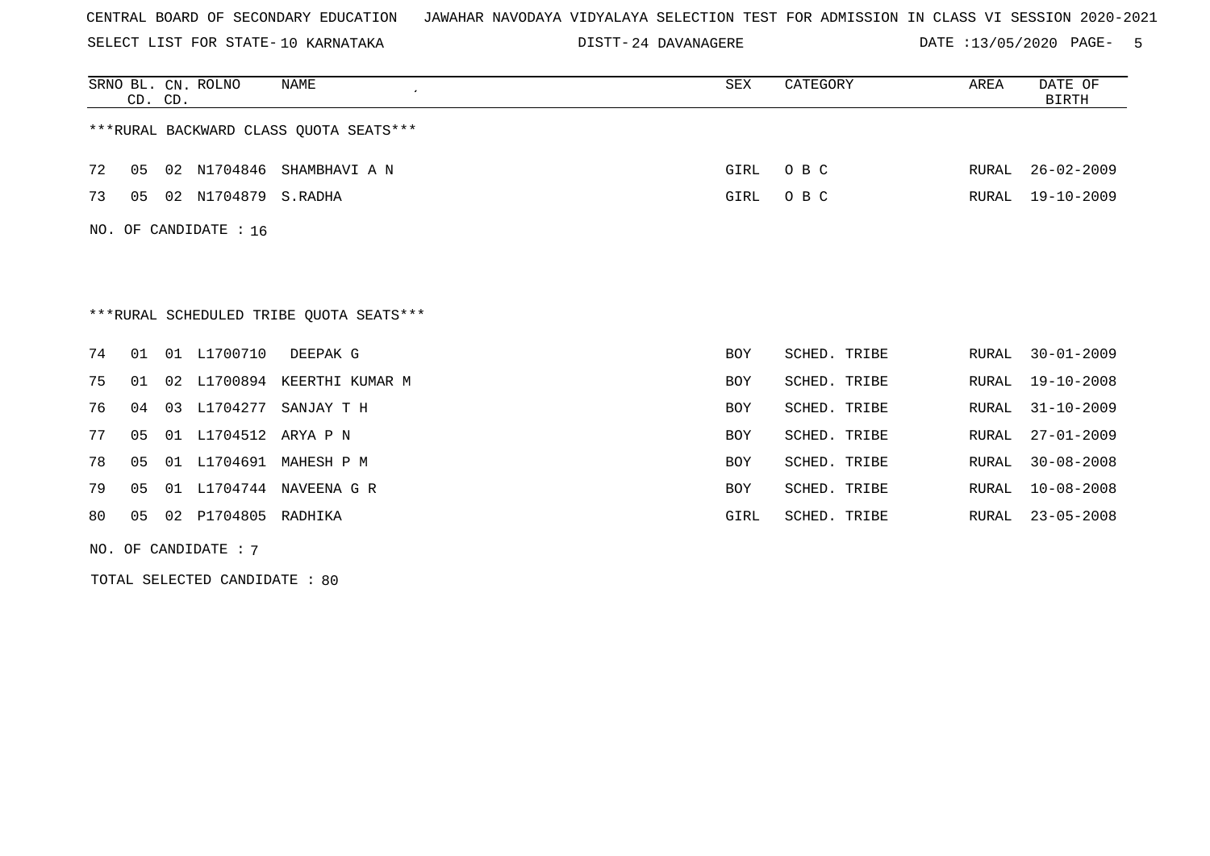CENTRAL BOARD OF SECONDARY EDUCATION JAWAHAR NAVODAYA VIDYALAYA SELECTION TEST FOR ADMISSION IN CLASS VI SESSION 2020-2021

SELECT LIST FOR STATE- 10 KARNATAKA DISTT- 24 DAVANAGERE DATE :13/05/2020

| SRNO | BL. CD. | CN. CD. | ROLNO | NAME | SEX | CATEGORY | AREA | DATE OF BIRTH |
|---|---|---|---|---|---|---|---|---|

***RURAL BACKWARD CLASS QUOTA SEATS***

| SRNO | BL. CD. | CN. CD. | ROLNO | NAME | SEX | CATEGORY | AREA | DATE OF BIRTH |
|---|---|---|---|---|---|---|---|---|
| 72 | 05 | 02 | N1704846 | SHAMBHAVI A N | GIRL | O B C | RURAL | 26-02-2009 |
| 73 | 05 | 02 | N1704879 | S.RADHA | GIRL | O B C | RURAL | 19-10-2009 |

NO. OF CANDIDATE : 16

***RURAL SCHEDULED TRIBE QUOTA SEATS***

| SRNO | BL. CD. | CN. CD. | ROLNO | NAME | SEX | CATEGORY | AREA | DATE OF BIRTH |
|---|---|---|---|---|---|---|---|---|
| 74 | 01 | 01 | L1700710 | DEEPAK G | BOY | SCHED. TRIBE | RURAL | 30-01-2009 |
| 75 | 01 | 02 | L1700894 | KEERTHI KUMAR M | BOY | SCHED. TRIBE | RURAL | 19-10-2008 |
| 76 | 04 | 03 | L1704277 | SANJAY T H | BOY | SCHED. TRIBE | RURAL | 31-10-2009 |
| 77 | 05 | 01 | L1704512 | ARYA P N | BOY | SCHED. TRIBE | RURAL | 27-01-2009 |
| 78 | 05 | 01 | L1704691 | MAHESH P M | BOY | SCHED. TRIBE | RURAL | 30-08-2008 |
| 79 | 05 | 01 | L1704744 | NAVEENA G R | BOY | SCHED. TRIBE | RURAL | 10-08-2008 |
| 80 | 05 | 02 | P1704805 | RADHIKA | GIRL | SCHED. TRIBE | RURAL | 23-05-2008 |

NO. OF CANDIDATE : 7

TOTAL SELECTED CANDIDATE : 80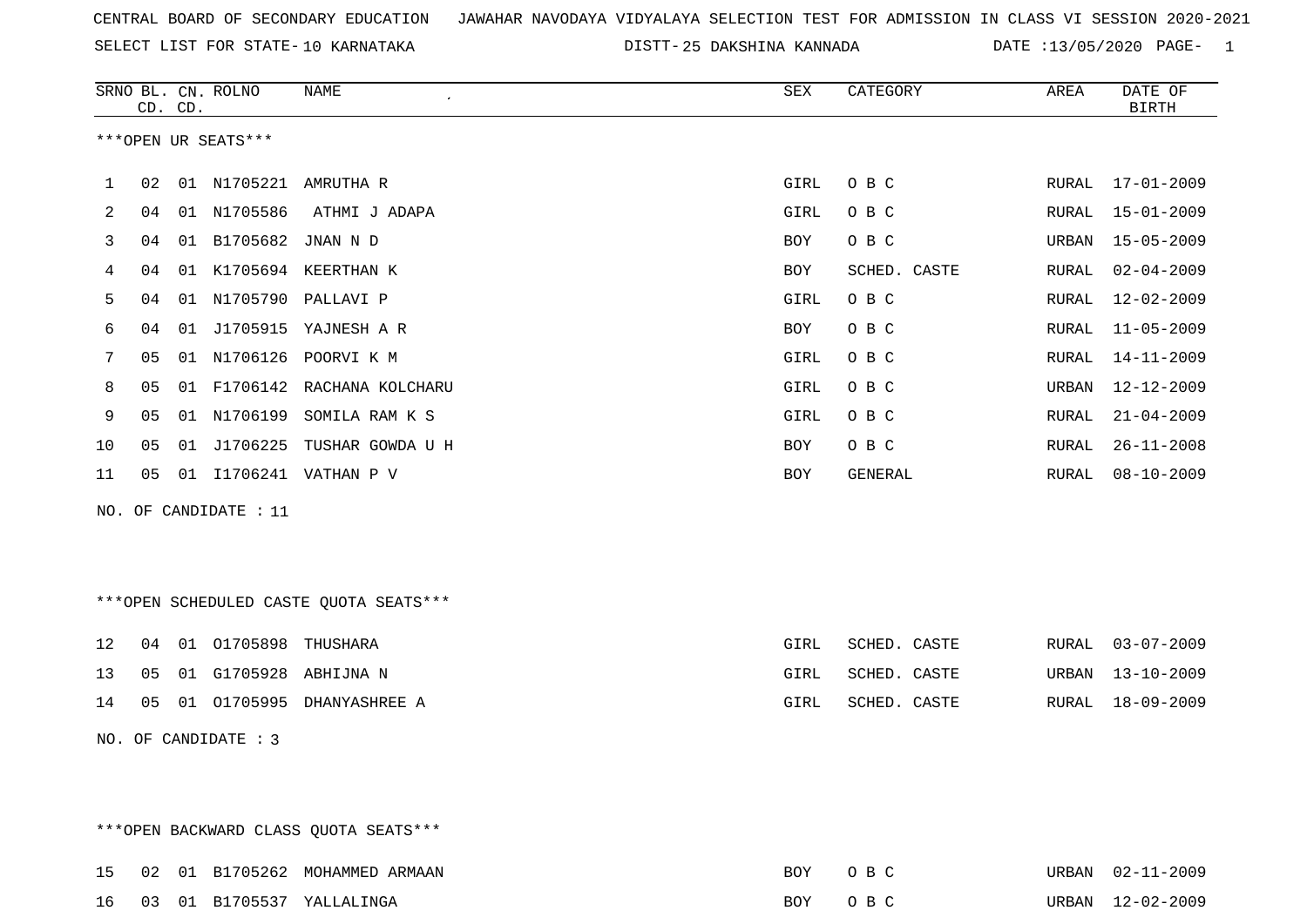CENTRAL BOARD OF SECONDARY EDUCATION JAWAHAR NAVODAYA VIDYALAYA SELECTION TEST FOR ADMISSION IN CLASS VI SESSION 2020-2021

SELECT LIST FOR STATE- 10 KARNATAKA DISTT- 25 DAKSHINA KANNADA DATE :13/05/2020

***OPEN UR SEATS***

| SRNO | BL. CD. | CN. CD. | ROLNO | NAME | SEX | CATEGORY | AREA | DATE OF BIRTH |
|---|---|---|---|---|---|---|---|---|
| 1 | 02 | 01 | N1705221 | AMRUTHA R | GIRL | O B C | RURAL | 17-01-2009 |
| 2 | 04 | 01 | N1705586 | ATHMI J ADAPA | GIRL | O B C | RURAL | 15-01-2009 |
| 3 | 04 | 01 | B1705682 | JNAN N D | BOY | O B C | URBAN | 15-05-2009 |
| 4 | 04 | 01 | K1705694 | KEERTHAN K | BOY | SCHED. CASTE | RURAL | 02-04-2009 |
| 5 | 04 | 01 | N1705790 | PALLAVI P | GIRL | O B C | RURAL | 12-02-2009 |
| 6 | 04 | 01 | J1705915 | YAJNESH A R | BOY | O B C | RURAL | 11-05-2009 |
| 7 | 05 | 01 | N1706126 | POORVI K M | GIRL | O B C | RURAL | 14-11-2009 |
| 8 | 05 | 01 | F1706142 | RACHANA KOLCHARU | GIRL | O B C | URBAN | 12-12-2009 |
| 9 | 05 | 01 | N1706199 | SOMILA RAM K S | GIRL | O B C | RURAL | 21-04-2009 |
| 10 | 05 | 01 | J1706225 | TUSHAR GOWDA U H | BOY | O B C | RURAL | 26-11-2008 |
| 11 | 05 | 01 | I1706241 | VATHAN P V | BOY | GENERAL | RURAL | 08-10-2009 |

NO. OF CANDIDATE : 11

***OPEN SCHEDULED CASTE QUOTA SEATS***

| SRNO | BL. CD. | CN. CD. | ROLNO | NAME | SEX | CATEGORY | AREA | DATE OF BIRTH |
|---|---|---|---|---|---|---|---|---|
| 12 | 04 | 01 | O1705898 | THUSHARA | GIRL | SCHED. CASTE | RURAL | 03-07-2009 |
| 13 | 05 | 01 | G1705928 | ABHIJNA N | GIRL | SCHED. CASTE | URBAN | 13-10-2009 |
| 14 | 05 | 01 | O1705995 | DHANYASHREE A | GIRL | SCHED. CASTE | RURAL | 18-09-2009 |

NO. OF CANDIDATE : 3

***OPEN BACKWARD CLASS QUOTA SEATS***

| SRNO | BL. CD. | CN. CD. | ROLNO | NAME | SEX | CATEGORY | AREA | DATE OF BIRTH |
|---|---|---|---|---|---|---|---|---|
| 15 | 02 | 01 | B1705262 | MOHAMMED ARMAAN | BOY | O B C | URBAN | 02-11-2009 |
| 16 | 03 | 01 | B1705537 | YALLALINGA | BOY | O B C | URBAN | 12-02-2009 |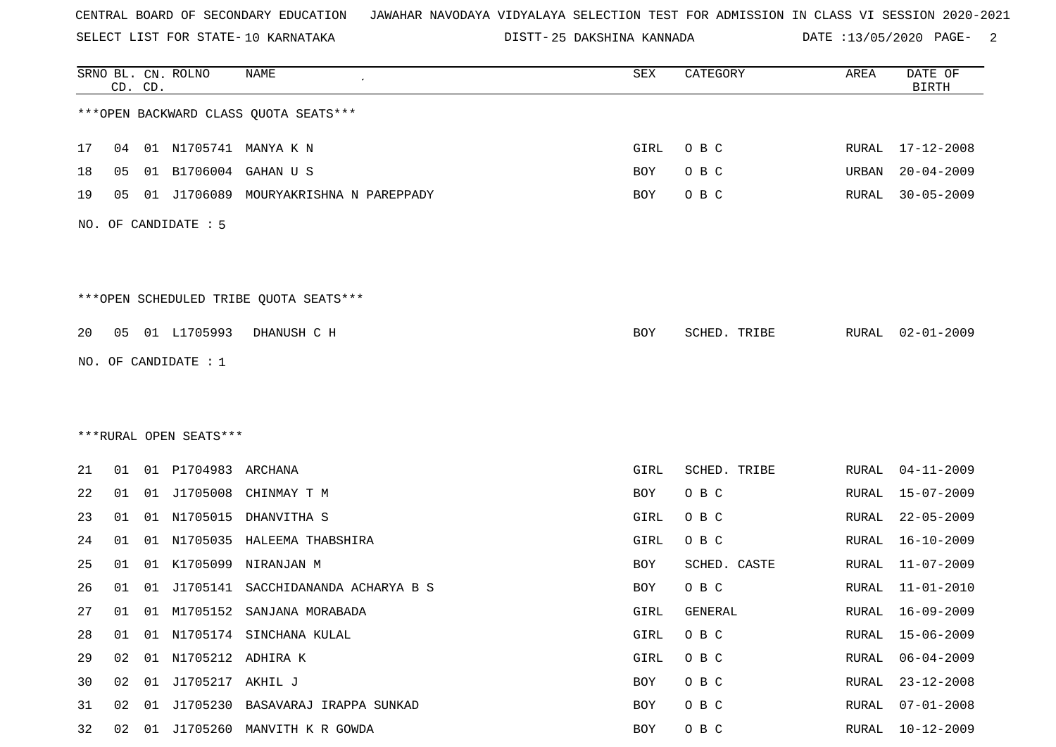CENTRAL BOARD OF SECONDARY EDUCATION JAWAHAR NAVODAYA VIDYALAYA SELECTION TEST FOR ADMISSION IN CLASS VI SESSION 2020-2021

SELECT LIST FOR STATE- 10 KARNATAKA DISTT- 25 DAKSHINA KANNADA DATE :13/05/2020 PAGE- 2

***OPEN BACKWARD CLASS QUOTA SEATS***

| SRNO | BL. CD. | CN. CD. | ROLNO | NAME | SEX | CATEGORY | AREA | DATE OF BIRTH |
|---|---|---|---|---|---|---|---|---|
| 17 | 04 | 01 | N1705741 | MANYA K N | GIRL | O B C | RURAL | 17-12-2008 |
| 18 | 05 | 01 | B1706004 | GAHAN U S | BOY | O B C | URBAN | 20-04-2009 |
| 19 | 05 | 01 | J1706089 | MOURYAKRISHNA N PAREPPADY | BOY | O B C | RURAL | 30-05-2009 |

NO. OF CANDIDATE : 5

***OPEN SCHEDULED TRIBE QUOTA SEATS***

| SRNO | BL. CD. | CN. CD. | ROLNO | NAME | SEX | CATEGORY | AREA | DATE OF BIRTH |
|---|---|---|---|---|---|---|---|---|
| 20 | 05 | 01 | L1705993 | DHANUSH C H | BOY | SCHED. TRIBE | RURAL | 02-01-2009 |

NO. OF CANDIDATE : 1

***RURAL OPEN SEATS***

| SRNO | BL. CD. | CN. CD. | ROLNO | NAME | SEX | CATEGORY | AREA | DATE OF BIRTH |
|---|---|---|---|---|---|---|---|---|
| 21 | 01 | 01 | P1704983 | ARCHANA | GIRL | SCHED. TRIBE | RURAL | 04-11-2009 |
| 22 | 01 | 01 | J1705008 | CHINMAY T M | BOY | O B C | RURAL | 15-07-2009 |
| 23 | 01 | 01 | N1705015 | DHANVITHA S | GIRL | O B C | RURAL | 22-05-2009 |
| 24 | 01 | 01 | N1705035 | HALEEMA THABSHIRA | GIRL | O B C | RURAL | 16-10-2009 |
| 25 | 01 | 01 | K1705099 | NIRANJAN M | BOY | SCHED. CASTE | RURAL | 11-07-2009 |
| 26 | 01 | 01 | J1705141 | SACCHIDANANDA ACHARYA B S | BOY | O B C | RURAL | 11-01-2010 |
| 27 | 01 | 01 | M1705152 | SANJANA MORABADA | GIRL | GENERAL | RURAL | 16-09-2009 |
| 28 | 01 | 01 | N1705174 | SINCHANA KULAL | GIRL | O B C | RURAL | 15-06-2009 |
| 29 | 02 | 01 | N1705212 | ADHIRA K | GIRL | O B C | RURAL | 06-04-2009 |
| 30 | 02 | 01 | J1705217 | AKHIL J | BOY | O B C | RURAL | 23-12-2008 |
| 31 | 02 | 01 | J1705230 | BASAVARAJ IRAPPA SUNKAD | BOY | O B C | RURAL | 07-01-2008 |
| 32 | 02 | 01 | J1705260 | MANVITH K R GOWDA | BOY | O B C | RURAL | 10-12-2009 |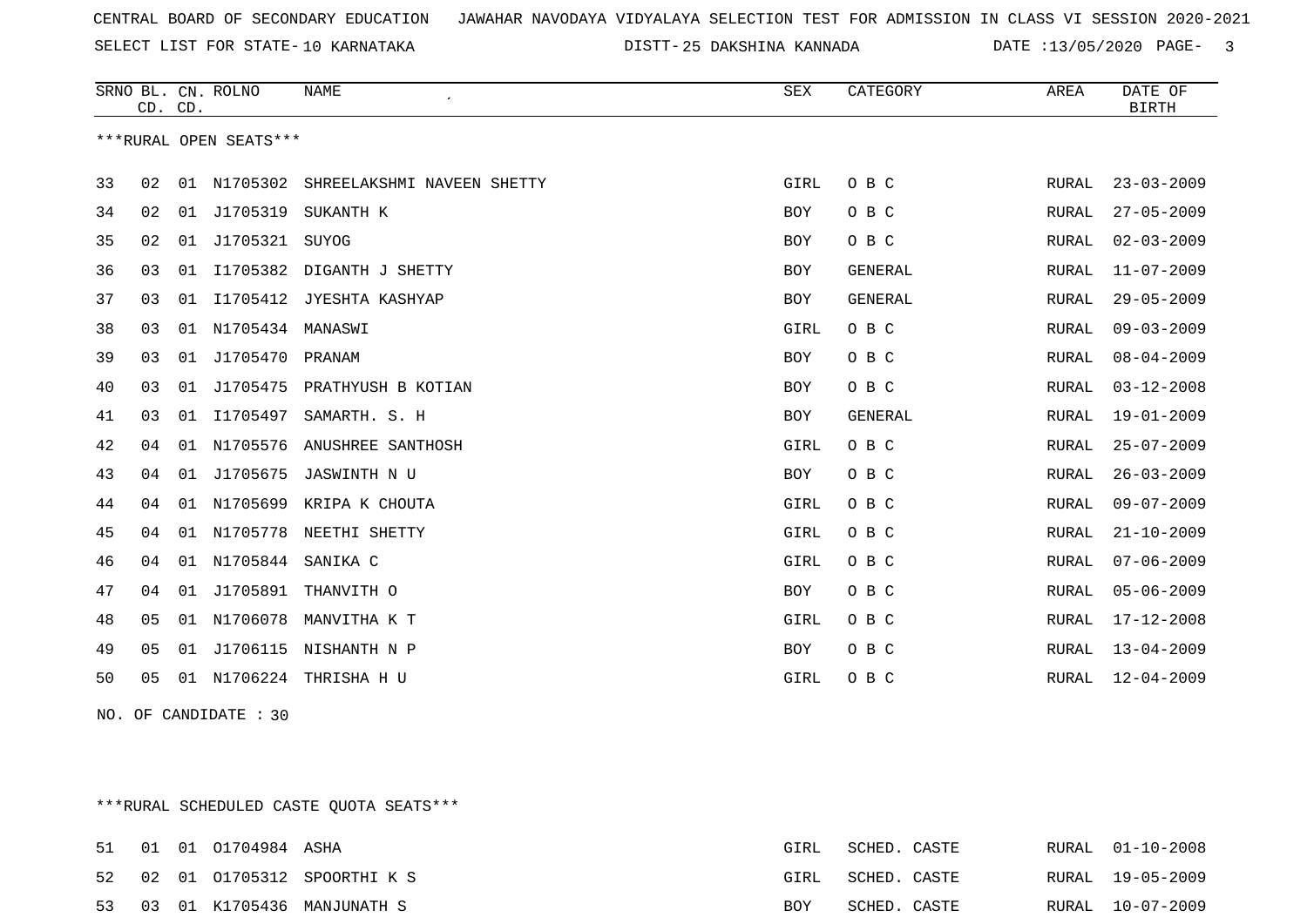CENTRAL BOARD OF SECONDARY EDUCATION JAWAHAR NAVODAYA VIDYALAYA SELECTION TEST FOR ADMISSION IN CLASS VI SESSION 2020-2021

SELECT LIST FOR STATE- 10 KARNATAKA DISTT- 25 DAKSHINA KANNADA DATE :13/05/2020

| SRNO | BL. CD. | CN. CD. | ROLNO | NAME | SEX | CATEGORY | AREA | DATE OF BIRTH |
|---|---|---|---|---|---|---|---|---|

***RURAL OPEN SEATS***

| SRNO | BL. CD. | CN. CD. | ROLNO | NAME | SEX | CATEGORY | AREA | DATE OF BIRTH |
|---|---|---|---|---|---|---|---|---|
| 33 | 02 | 01 | N1705302 | SHREELAKSHMI NAVEEN SHETTY | GIRL | O B C | RURAL | 23-03-2009 |
| 34 | 02 | 01 | J1705319 | SUKANTH K | BOY | O B C | RURAL | 27-05-2009 |
| 35 | 02 | 01 | J1705321 | SUYOG | BOY | O B C | RURAL | 02-03-2009 |
| 36 | 03 | 01 | I1705382 | DIGANTH J SHETTY | BOY | GENERAL | RURAL | 11-07-2009 |
| 37 | 03 | 01 | I1705412 | JYESHTA KASHYAP | BOY | GENERAL | RURAL | 29-05-2009 |
| 38 | 03 | 01 | N1705434 | MANASWI | GIRL | O B C | RURAL | 09-03-2009 |
| 39 | 03 | 01 | J1705470 | PRANAM | BOY | O B C | RURAL | 08-04-2009 |
| 40 | 03 | 01 | J1705475 | PRATHYUSH B KOTIAN | BOY | O B C | RURAL | 03-12-2008 |
| 41 | 03 | 01 | I1705497 | SAMARTH. S. H | BOY | GENERAL | RURAL | 19-01-2009 |
| 42 | 04 | 01 | N1705576 | ANUSHREE SANTHOSH | GIRL | O B C | RURAL | 25-07-2009 |
| 43 | 04 | 01 | J1705675 | JASWINTH N U | BOY | O B C | RURAL | 26-03-2009 |
| 44 | 04 | 01 | N1705699 | KRIPA K CHOUTA | GIRL | O B C | RURAL | 09-07-2009 |
| 45 | 04 | 01 | N1705778 | NEETHI SHETTY | GIRL | O B C | RURAL | 21-10-2009 |
| 46 | 04 | 01 | N1705844 | SANIKA C | GIRL | O B C | RURAL | 07-06-2009 |
| 47 | 04 | 01 | J1705891 | THANVITH O | BOY | O B C | RURAL | 05-06-2009 |
| 48 | 05 | 01 | N1706078 | MANVITHA K T | GIRL | O B C | RURAL | 17-12-2008 |
| 49 | 05 | 01 | J1706115 | NISHANTH N P | BOY | O B C | RURAL | 13-04-2009 |
| 50 | 05 | 01 | N1706224 | THRISHA H U | GIRL | O B C | RURAL | 12-04-2009 |

NO. OF CANDIDATE : 30

***RURAL SCHEDULED CASTE QUOTA SEATS***

| SRNO | BL. CD. | CN. CD. | ROLNO | NAME | SEX | CATEGORY | AREA | DATE OF BIRTH |
|---|---|---|---|---|---|---|---|---|
| 51 | 01 | 01 | O1704984 | ASHA | GIRL | SCHED. CASTE | RURAL | 01-10-2008 |
| 52 | 02 | 01 | O1705312 | SPOORTHI K S | GIRL | SCHED. CASTE | RURAL | 19-05-2009 |
| 53 | 03 | 01 | K1705436 | MANJUNATH S | BOY | SCHED. CASTE | RURAL | 10-07-2009 |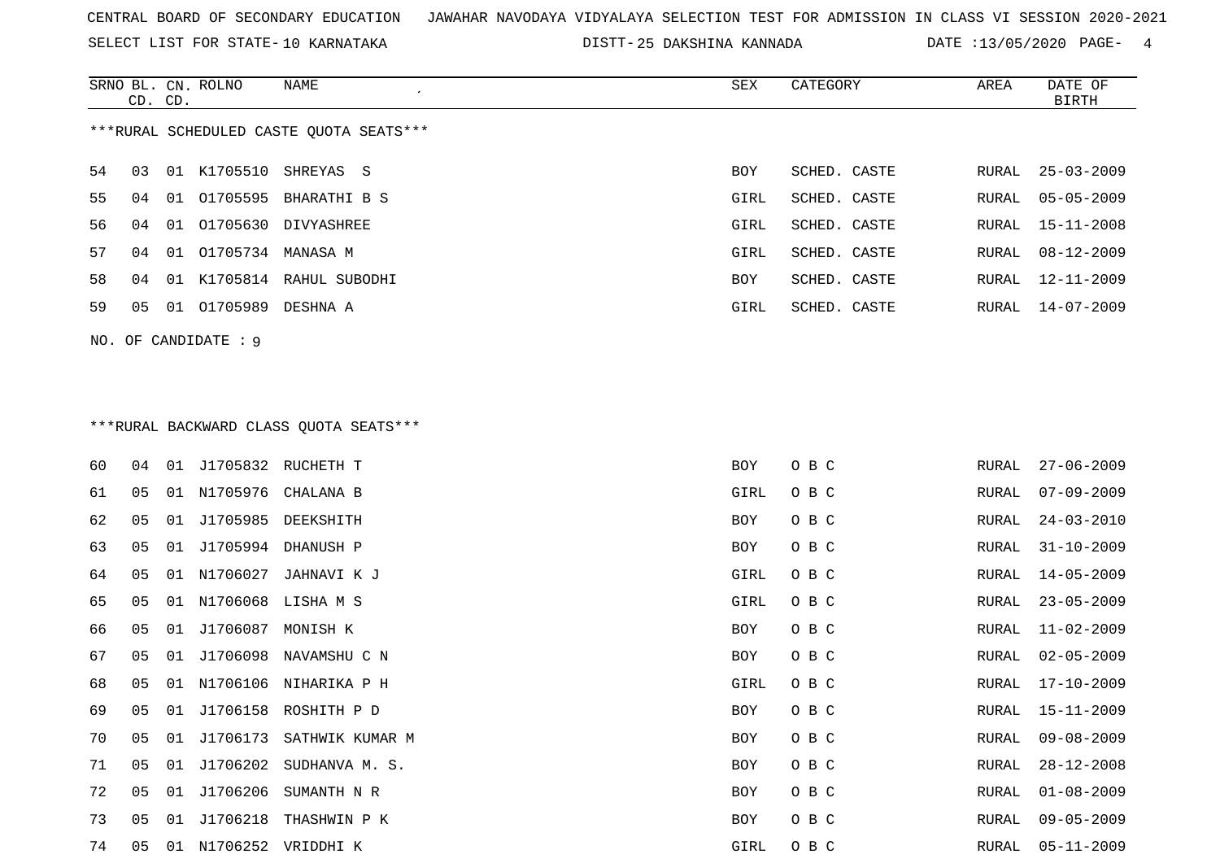CENTRAL BOARD OF SECONDARY EDUCATION JAWAHAR NAVODAYA VIDYALAYA SELECTION TEST FOR ADMISSION IN CLASS VI SESSION 2020-2021

SELECT LIST FOR STATE- 10 KARNATAKA DISTT- 25 DAKSHINA KANNADA DATE :13/05/2020

| SRNO | BL. CD. | CN. CD. | ROLNO | NAME | SEX | CATEGORY | AREA | DATE OF BIRTH |
|---|---|---|---|---|---|---|---|---|

***RURAL SCHEDULED CASTE QUOTA SEATS***

| SRNO | BL. CD. | CN. CD. | ROLNO | NAME | SEX | CATEGORY | AREA | DATE OF BIRTH |
|---|---|---|---|---|---|---|---|---|
| 54 | 03 | 01 | K1705510 | SHREYAS S | BOY | SCHED. CASTE | RURAL | 25-03-2009 |
| 55 | 04 | 01 | O1705595 | BHARATHI B S | GIRL | SCHED. CASTE | RURAL | 05-05-2009 |
| 56 | 04 | 01 | O1705630 | DIVYASHREE | GIRL | SCHED. CASTE | RURAL | 15-11-2008 |
| 57 | 04 | 01 | O1705734 | MANASA M | GIRL | SCHED. CASTE | RURAL | 08-12-2009 |
| 58 | 04 | 01 | K1705814 | RAHUL SUBODHI | BOY | SCHED. CASTE | RURAL | 12-11-2009 |
| 59 | 05 | 01 | O1705989 | DESHNA A | GIRL | SCHED. CASTE | RURAL | 14-07-2009 |

NO. OF CANDIDATE : 9

***RURAL BACKWARD CLASS QUOTA SEATS***

| SRNO | BL. CD. | CN. CD. | ROLNO | NAME | SEX | CATEGORY | AREA | DATE OF BIRTH |
|---|---|---|---|---|---|---|---|---|
| 60 | 04 | 01 | J1705832 | RUCHETH T | BOY | O B C | RURAL | 27-06-2009 |
| 61 | 05 | 01 | N1705976 | CHALANA B | GIRL | O B C | RURAL | 07-09-2009 |
| 62 | 05 | 01 | J1705985 | DEEKSHITH | BOY | O B C | RURAL | 24-03-2010 |
| 63 | 05 | 01 | J1705994 | DHANUSH P | BOY | O B C | RURAL | 31-10-2009 |
| 64 | 05 | 01 | N1706027 | JAHNAVI K J | GIRL | O B C | RURAL | 14-05-2009 |
| 65 | 05 | 01 | N1706068 | LISHA M S | GIRL | O B C | RURAL | 23-05-2009 |
| 66 | 05 | 01 | J1706087 | MONISH K | BOY | O B C | RURAL | 11-02-2009 |
| 67 | 05 | 01 | J1706098 | NAVAMSHU C N | BOY | O B C | RURAL | 02-05-2009 |
| 68 | 05 | 01 | N1706106 | NIHARIKA P H | GIRL | O B C | RURAL | 17-10-2009 |
| 69 | 05 | 01 | J1706158 | ROSHITH P D | BOY | O B C | RURAL | 15-11-2009 |
| 70 | 05 | 01 | J1706173 | SATHWIK KUMAR M | BOY | O B C | RURAL | 09-08-2009 |
| 71 | 05 | 01 | J1706202 | SUDHANVA M. S. | BOY | O B C | RURAL | 28-12-2008 |
| 72 | 05 | 01 | J1706206 | SUMANTH N R | BOY | O B C | RURAL | 01-08-2009 |
| 73 | 05 | 01 | J1706218 | THASHWIN P K | BOY | O B C | RURAL | 09-05-2009 |
| 74 | 05 | 01 | N1706252 | VRIDDHI K | GIRL | O B C | RURAL | 05-11-2009 |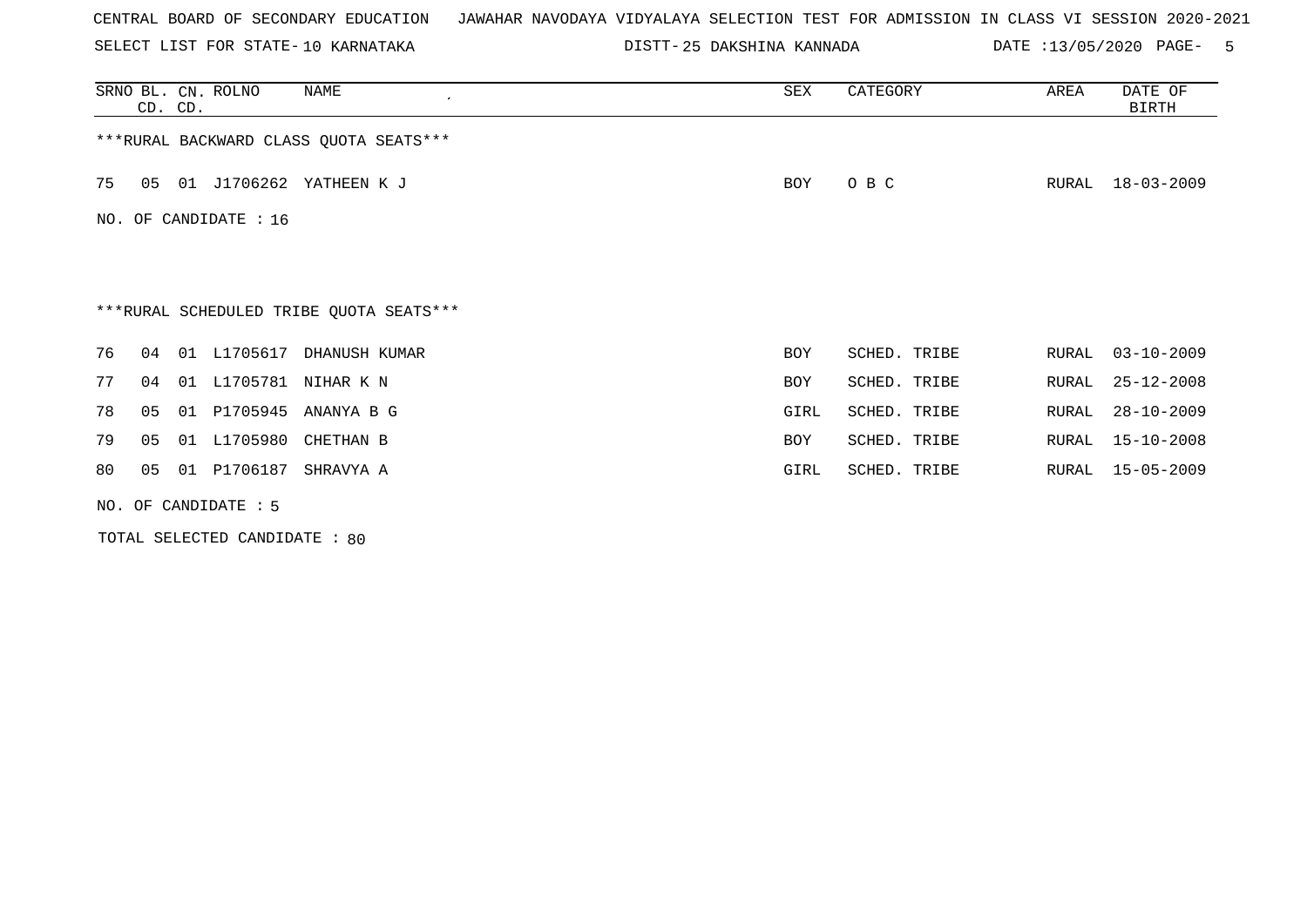CENTRAL BOARD OF SECONDARY EDUCATION   JAWAHAR NAVODAYA VIDYALAYA SELECTION TEST FOR ADMISSION IN CLASS VI SESSION 2020-2021

SELECT LIST FOR STATE- 10 KARNATAKA   DISTT- 25 DAKSHINA KANNADA   DATE :13/05/2020

| SRNO | BL. CD. | CN. CD. | ROLNO | NAME | SEX | CATEGORY | AREA | DATE OF BIRTH |
|---|---|---|---|---|---|---|---|---|

***RURAL BACKWARD CLASS QUOTA SEATS***

| SRNO | BL. CD. | CN. CD. | ROLNO | NAME | SEX | CATEGORY | AREA | DATE OF BIRTH |
|---|---|---|---|---|---|---|---|---|
| 75 | 05 | 01 | J1706262 | YATHEEN K J | BOY | O B C | RURAL | 18-03-2009 |

NO. OF CANDIDATE : 16

***RURAL SCHEDULED TRIBE QUOTA SEATS***

| SRNO | BL. CD. | CN. CD. | ROLNO | NAME | SEX | CATEGORY | AREA | DATE OF BIRTH |
|---|---|---|---|---|---|---|---|---|
| 76 | 04 | 01 | L1705617 | DHANUSH KUMAR | BOY | SCHED. TRIBE | RURAL | 03-10-2009 |
| 77 | 04 | 01 | L1705781 | NIHAR K N | BOY | SCHED. TRIBE | RURAL | 25-12-2008 |
| 78 | 05 | 01 | P1705945 | ANANYA B G | GIRL | SCHED. TRIBE | RURAL | 28-10-2009 |
| 79 | 05 | 01 | L1705980 | CHETHAN B | BOY | SCHED. TRIBE | RURAL | 15-10-2008 |
| 80 | 05 | 01 | P1706187 | SHRAVYA A | GIRL | SCHED. TRIBE | RURAL | 15-05-2009 |

NO. OF CANDIDATE : 5

TOTAL SELECTED CANDIDATE : 80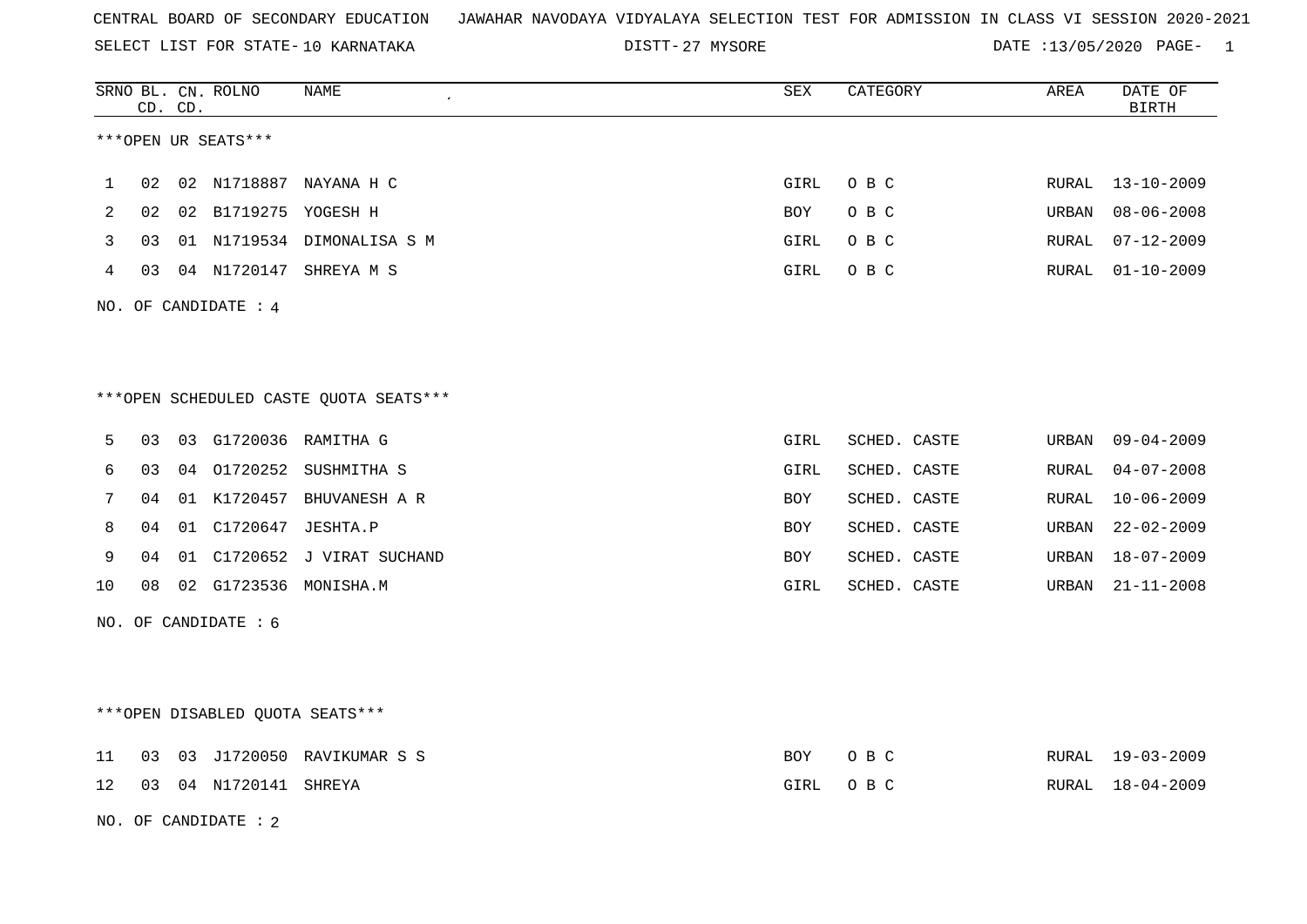CENTRAL BOARD OF SECONDARY EDUCATION JAWAHAR NAVODAYA VIDYALAYA SELECTION TEST FOR ADMISSION IN CLASS VI SESSION 2020-2021

SELECT LIST FOR STATE- 10 KARNATAKA DISTT- 27 MYSORE DATE :13/05/2020 PAGE- 1

***OPEN UR SEATS***

| SRNO | BL. CD. | CN. CD. | ROLNO | NAME | SEX | CATEGORY | AREA | DATE OF BIRTH |
|---|---|---|---|---|---|---|---|---|
| 1 | 02 | 02 | N1718887 | NAYANA H C | GIRL | O B C | RURAL | 13-10-2009 |
| 2 | 02 | 02 | B1719275 | YOGESH H | BOY | O B C | URBAN | 08-06-2008 |
| 3 | 03 | 01 | N1719534 | DIMONALISA S M | GIRL | O B C | RURAL | 07-12-2009 |
| 4 | 03 | 04 | N1720147 | SHREYA M S | GIRL | O B C | RURAL | 01-10-2009 |

NO. OF CANDIDATE : 4

***OPEN SCHEDULED CASTE QUOTA SEATS***

| SRNO | BL. CD. | CN. CD. | ROLNO | NAME | SEX | CATEGORY | AREA | DATE OF BIRTH |
|---|---|---|---|---|---|---|---|---|
| 5 | 03 | 03 | G1720036 | RAMITHA G | GIRL | SCHED. CASTE | URBAN | 09-04-2009 |
| 6 | 03 | 04 | O1720252 | SUSHMITHA S | GIRL | SCHED. CASTE | RURAL | 04-07-2008 |
| 7 | 04 | 01 | K1720457 | BHUVANESH A R | BOY | SCHED. CASTE | RURAL | 10-06-2009 |
| 8 | 04 | 01 | C1720647 | JESHTA.P | BOY | SCHED. CASTE | URBAN | 22-02-2009 |
| 9 | 04 | 01 | C1720652 | J VIRAT SUCHAND | BOY | SCHED. CASTE | URBAN | 18-07-2009 |
| 10 | 08 | 02 | G1723536 | MONISHA.M | GIRL | SCHED. CASTE | URBAN | 21-11-2008 |

NO. OF CANDIDATE : 6

***OPEN DISABLED QUOTA SEATS***

| SRNO | BL. CD. | CN. CD. | ROLNO | NAME | SEX | CATEGORY | AREA | DATE OF BIRTH |
|---|---|---|---|---|---|---|---|---|
| 11 | 03 | 03 | J1720050 | RAVIKUMAR S S | BOY | O B C | RURAL | 19-03-2009 |
| 12 | 03 | 04 | N1720141 | SHREYA | GIRL | O B C | RURAL | 18-04-2009 |

NO. OF CANDIDATE : 2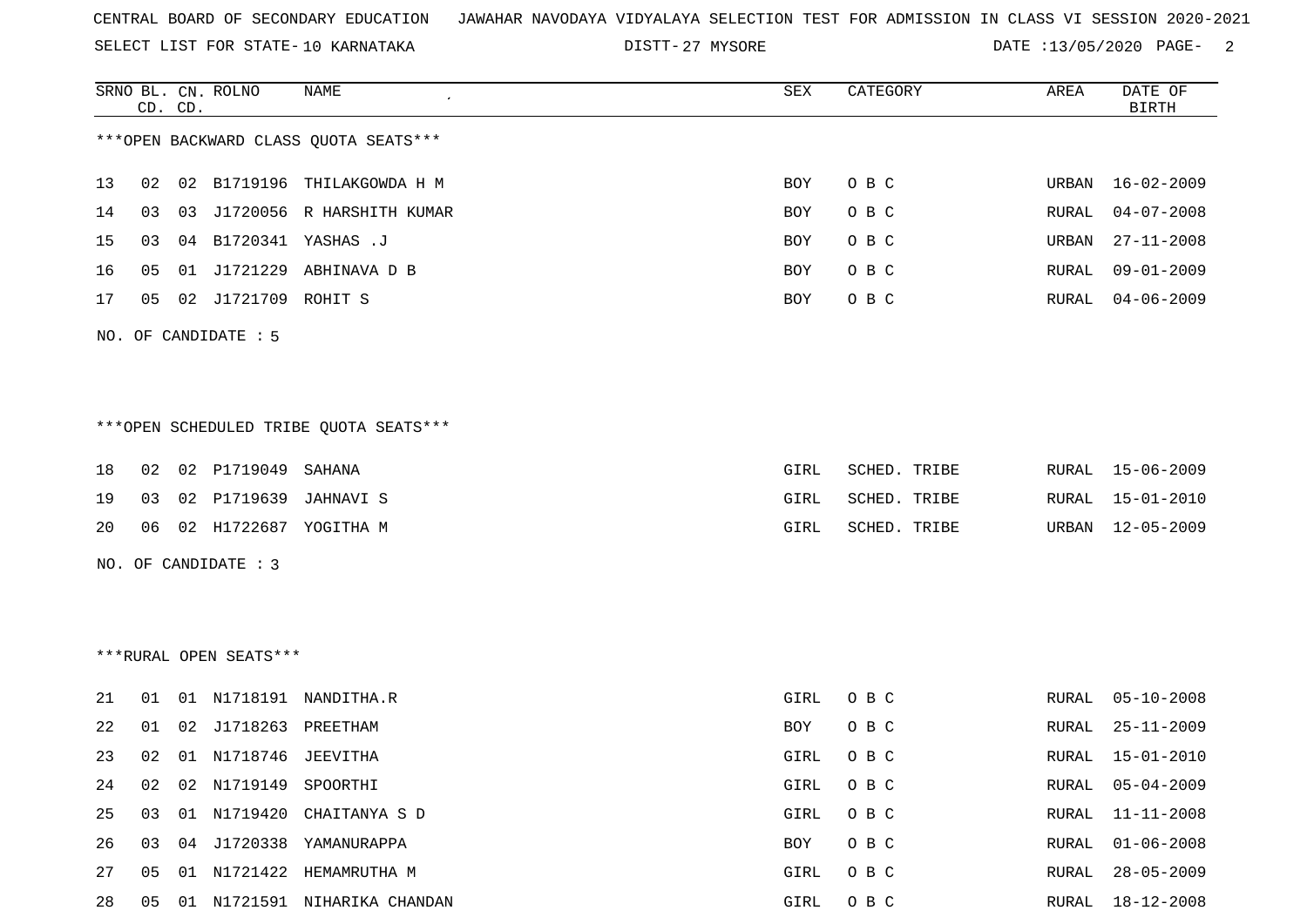CENTRAL BOARD OF SECONDARY EDUCATION JAWAHAR NAVODAYA VIDYALAYA SELECTION TEST FOR ADMISSION IN CLASS VI SESSION 2020-2021

SELECT LIST FOR STATE- 10 KARNATAKA DISTT- 27 MYSORE DATE :13/05/2020

***OPEN BACKWARD CLASS QUOTA SEATS***

| SRNO | BL. CD. | CN. CD. | ROLNO | NAME | SEX | CATEGORY | AREA | DATE OF BIRTH |
|---|---|---|---|---|---|---|---|---|
| 13 | 02 | 02 | B1719196 | THILAKGOWDA H M | BOY | O B C | URBAN | 16-02-2009 |
| 14 | 03 | 03 | J1720056 | R HARSHITH KUMAR | BOY | O B C | RURAL | 04-07-2008 |
| 15 | 03 | 04 | B1720341 | YASHAS .J | BOY | O B C | URBAN | 27-11-2008 |
| 16 | 05 | 01 | J1721229 | ABHINAVA D B | BOY | O B C | RURAL | 09-01-2009 |
| 17 | 05 | 02 | J1721709 | ROHIT S | BOY | O B C | RURAL | 04-06-2009 |

NO. OF CANDIDATE : 5

***OPEN SCHEDULED TRIBE QUOTA SEATS***

| SRNO | BL. CD. | CN. CD. | ROLNO | NAME | SEX | CATEGORY | AREA | DATE OF BIRTH |
|---|---|---|---|---|---|---|---|---|
| 18 | 02 | 02 | P1719049 | SAHANA | GIRL | SCHED. TRIBE | RURAL | 15-06-2009 |
| 19 | 03 | 02 | P1719639 | JAHNAVI S | GIRL | SCHED. TRIBE | RURAL | 15-01-2010 |
| 20 | 06 | 02 | H1722687 | YOGITHA M | GIRL | SCHED. TRIBE | URBAN | 12-05-2009 |

NO. OF CANDIDATE : 3

***RURAL OPEN SEATS***

| SRNO | BL. CD. | CN. CD. | ROLNO | NAME | SEX | CATEGORY | AREA | DATE OF BIRTH |
|---|---|---|---|---|---|---|---|---|
| 21 | 01 | 01 | N1718191 | NANDITHA.R | GIRL | O B C | RURAL | 05-10-2008 |
| 22 | 01 | 02 | J1718263 | PREETHAM | BOY | O B C | RURAL | 25-11-2009 |
| 23 | 02 | 01 | N1718746 | JEEVITHA | GIRL | O B C | RURAL | 15-01-2010 |
| 24 | 02 | 02 | N1719149 | SPOORTHI | GIRL | O B C | RURAL | 05-04-2009 |
| 25 | 03 | 01 | N1719420 | CHAITANYA S D | GIRL | O B C | RURAL | 11-11-2008 |
| 26 | 03 | 04 | J1720338 | YAMANURAPPA | BOY | O B C | RURAL | 01-06-2008 |
| 27 | 05 | 01 | N1721422 | HEMAMRUTHA M | GIRL | O B C | RURAL | 28-05-2009 |
| 28 | 05 | 01 | N1721591 | NIHARIKA CHANDAN | GIRL | O B C | RURAL | 18-12-2008 |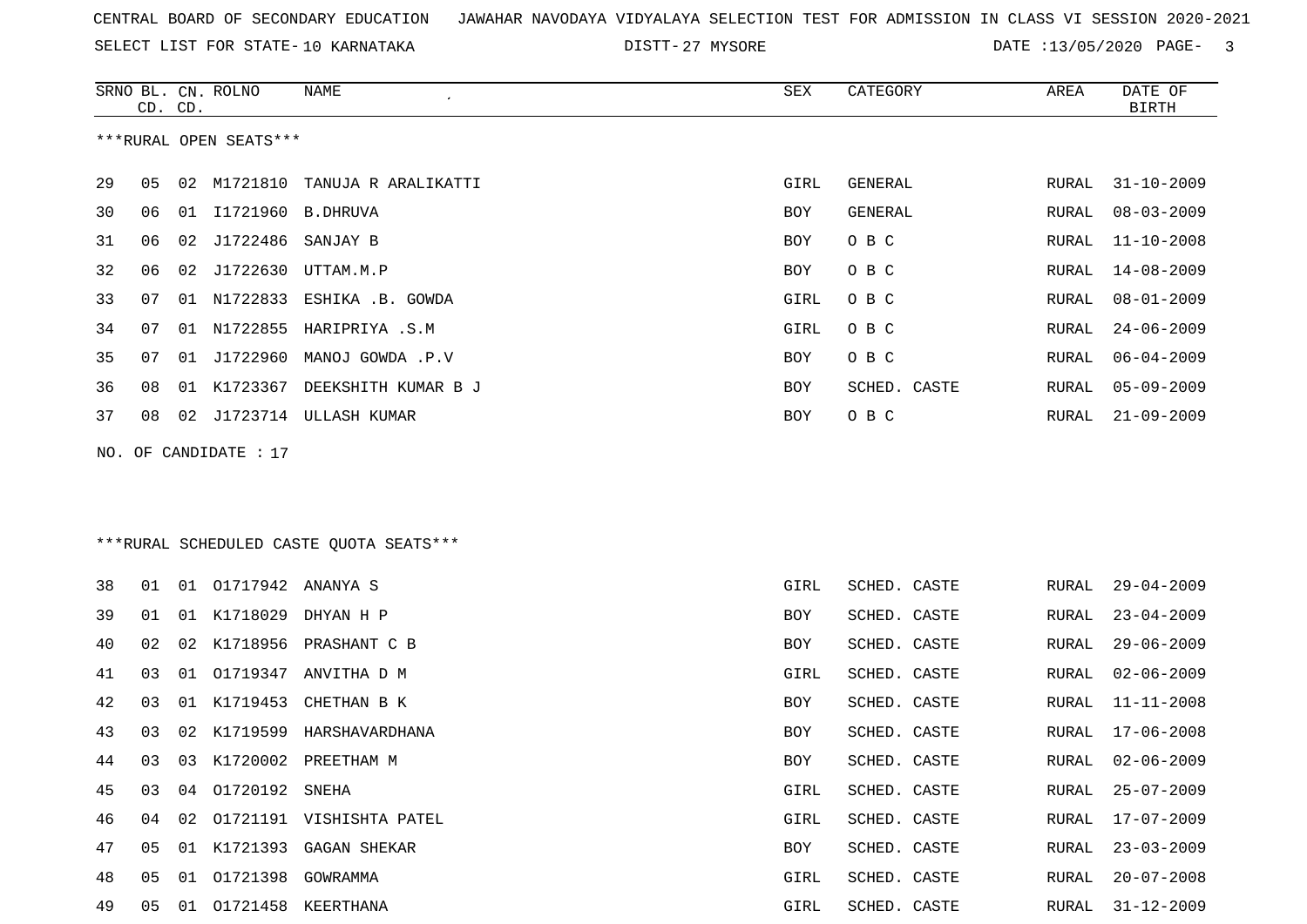CENTRAL BOARD OF SECONDARY EDUCATION JAWAHAR NAVODAYA VIDYALAYA SELECTION TEST FOR ADMISSION IN CLASS VI SESSION 2020-2021

SELECT LIST FOR STATE- 10 KARNATAKA DISTT- 27 MYSORE DATE :13/05/2020

***RURAL OPEN SEATS***

| SRNO | BL. CD. | CN. CD. | ROLNO | NAME | SEX | CATEGORY | AREA | DATE OF BIRTH |
|---|---|---|---|---|---|---|---|---|
| 29 | 05 | 02 | M1721810 | TANUJA R ARALIKATTI | GIRL | GENERAL | RURAL | 31-10-2009 |
| 30 | 06 | 01 | I1721960 | B.DHRUVA | BOY | GENERAL | RURAL | 08-03-2009 |
| 31 | 06 | 02 | J1722486 | SANJAY B | BOY | O B C | RURAL | 11-10-2008 |
| 32 | 06 | 02 | J1722630 | UTTAM.M.P | BOY | O B C | RURAL | 14-08-2009 |
| 33 | 07 | 01 | N1722833 | ESHIKA .B. GOWDA | GIRL | O B C | RURAL | 08-01-2009 |
| 34 | 07 | 01 | N1722855 | HARIPRIYA .S.M | GIRL | O B C | RURAL | 24-06-2009 |
| 35 | 07 | 01 | J1722960 | MANOJ GOWDA .P.V | BOY | O B C | RURAL | 06-04-2009 |
| 36 | 08 | 01 | K1723367 | DEEKSHITH KUMAR B J | BOY | SCHED. CASTE | RURAL | 05-09-2009 |
| 37 | 08 | 02 | J1723714 | ULLASH KUMAR | BOY | O B C | RURAL | 21-09-2009 |

NO. OF CANDIDATE : 17

***RURAL SCHEDULED CASTE QUOTA SEATS***

| SRNO | BL. CD. | CN. CD. | ROLNO | NAME | SEX | CATEGORY | AREA | DATE OF BIRTH |
|---|---|---|---|---|---|---|---|---|
| 38 | 01 | 01 | O1717942 | ANANYA S | GIRL | SCHED. CASTE | RURAL | 29-04-2009 |
| 39 | 01 | 01 | K1718029 | DHYAN H P | BOY | SCHED. CASTE | RURAL | 23-04-2009 |
| 40 | 02 | 02 | K1718956 | PRASHANT C B | BOY | SCHED. CASTE | RURAL | 29-06-2009 |
| 41 | 03 | 01 | O1719347 | ANVITHA D M | GIRL | SCHED. CASTE | RURAL | 02-06-2009 |
| 42 | 03 | 01 | K1719453 | CHETHAN B K | BOY | SCHED. CASTE | RURAL | 11-11-2008 |
| 43 | 03 | 02 | K1719599 | HARSHAVARDHANA | BOY | SCHED. CASTE | RURAL | 17-06-2008 |
| 44 | 03 | 03 | K1720002 | PREETHAM M | BOY | SCHED. CASTE | RURAL | 02-06-2009 |
| 45 | 03 | 04 | O1720192 | SNEHA | GIRL | SCHED. CASTE | RURAL | 25-07-2009 |
| 46 | 04 | 02 | O1721191 | VISHISHTA PATEL | GIRL | SCHED. CASTE | RURAL | 17-07-2009 |
| 47 | 05 | 01 | K1721393 | GAGAN SHEKAR | BOY | SCHED. CASTE | RURAL | 23-03-2009 |
| 48 | 05 | 01 | O1721398 | GOWRAMMA | GIRL | SCHED. CASTE | RURAL | 20-07-2008 |
| 49 | 05 | 01 | O1721458 | KEERTHANA | GIRL | SCHED. CASTE | RURAL | 31-12-2009 |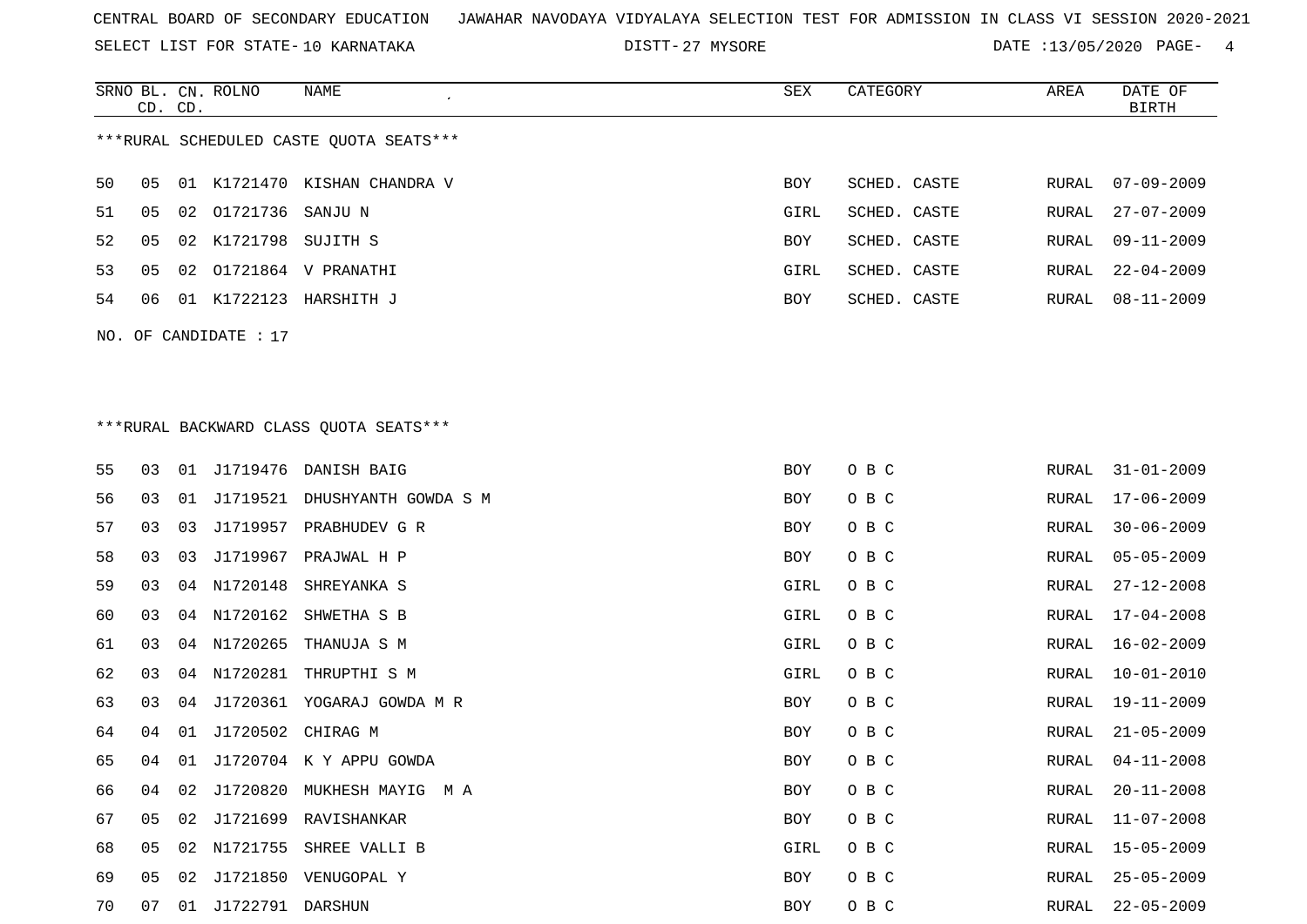CENTRAL BOARD OF SECONDARY EDUCATION JAWAHAR NAVODAYA VIDYALAYA SELECTION TEST FOR ADMISSION IN CLASS VI SESSION 2020-2021

SELECT LIST FOR STATE- 10 KARNATAKA DISTT- 27 MYSORE DATE :13/05/2020

***RURAL SCHEDULED CASTE QUOTA SEATS***

| SRNO | BL. CD. | CN. CD. | ROLNO | NAME | SEX | CATEGORY | AREA | DATE OF BIRTH |
|---|---|---|---|---|---|---|---|---|
| 50 | 05 | 01 | K1721470 | KISHAN CHANDRA V | BOY | SCHED. CASTE | RURAL | 07-09-2009 |
| 51 | 05 | 02 | O1721736 | SANJU N | GIRL | SCHED. CASTE | RURAL | 27-07-2009 |
| 52 | 05 | 02 | K1721798 | SUJITH S | BOY | SCHED. CASTE | RURAL | 09-11-2009 |
| 53 | 05 | 02 | O1721864 | V PRANATHI | GIRL | SCHED. CASTE | RURAL | 22-04-2009 |
| 54 | 06 | 01 | K1722123 | HARSHITH J | BOY | SCHED. CASTE | RURAL | 08-11-2009 |

NO. OF CANDIDATE : 17

***RURAL BACKWARD CLASS QUOTA SEATS***

| SRNO | BL. CD. | CN. CD. | ROLNO | NAME | SEX | CATEGORY | AREA | DATE OF BIRTH |
|---|---|---|---|---|---|---|---|---|
| 55 | 03 | 01 | J1719476 | DANISH BAIG | BOY | O B C | RURAL | 31-01-2009 |
| 56 | 03 | 01 | J1719521 | DHUSHYANTH GOWDA S M | BOY | O B C | RURAL | 17-06-2009 |
| 57 | 03 | 03 | J1719957 | PRABHUDEV G R | BOY | O B C | RURAL | 30-06-2009 |
| 58 | 03 | 03 | J1719967 | PRAJWAL H P | BOY | O B C | RURAL | 05-05-2009 |
| 59 | 03 | 04 | N1720148 | SHREYANKA S | GIRL | O B C | RURAL | 27-12-2008 |
| 60 | 03 | 04 | N1720162 | SHWETHA S B | GIRL | O B C | RURAL | 17-04-2008 |
| 61 | 03 | 04 | N1720265 | THANUJA S M | GIRL | O B C | RURAL | 16-02-2009 |
| 62 | 03 | 04 | N1720281 | THRUPTHI S M | GIRL | O B C | RURAL | 10-01-2010 |
| 63 | 03 | 04 | J1720361 | YOGARAJ GOWDA M R | BOY | O B C | RURAL | 19-11-2009 |
| 64 | 04 | 01 | J1720502 | CHIRAG M | BOY | O B C | RURAL | 21-05-2009 |
| 65 | 04 | 01 | J1720704 | K Y APPU GOWDA | BOY | O B C | RURAL | 04-11-2008 |
| 66 | 04 | 02 | J1720820 | MUKHESH MAYIG M A | BOY | O B C | RURAL | 20-11-2008 |
| 67 | 05 | 02 | J1721699 | RAVISHANKAR | BOY | O B C | RURAL | 11-07-2008 |
| 68 | 05 | 02 | N1721755 | SHREE VALLI B | GIRL | O B C | RURAL | 15-05-2009 |
| 69 | 05 | 02 | J1721850 | VENUGOPAL Y | BOY | O B C | RURAL | 25-05-2009 |
| 70 | 07 | 01 | J1722791 | DARSHUN | BOY | O B C | RURAL | 22-05-2009 |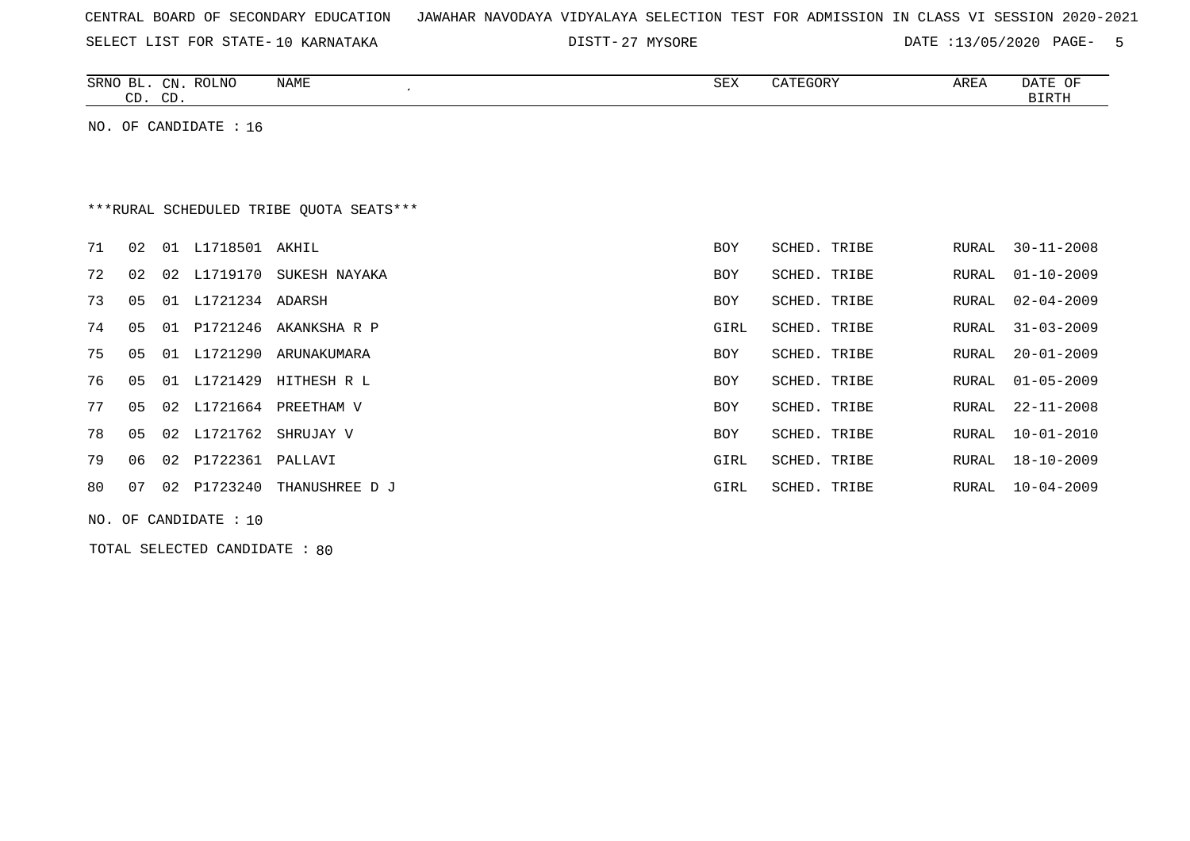CENTRAL BOARD OF SECONDARY EDUCATION JAWAHAR NAVODAYA VIDYALAYA SELECTION TEST FOR ADMISSION IN CLASS VI SESSION 2020-2021

SELECT LIST FOR STATE- 10 KARNATAKA DISTT- 27 MYSORE DATE :13/05/2020

| SRNO | BL. CD. | CN. CD. | ROLNO | NAME | SEX | CATEGORY | AREA | DATE OF BIRTH |
|---|---|---|---|---|---|---|---|---|

NO. OF CANDIDATE : 16

***RURAL SCHEDULED TRIBE QUOTA SEATS***

| SRNO | BL. CD. | CN. CD. | ROLNO | NAME | SEX | CATEGORY | AREA | DATE OF BIRTH |
|---|---|---|---|---|---|---|---|---|
| 71 | 02 | 01 | L1718501 | AKHIL | BOY | SCHED. TRIBE | RURAL | 30-11-2008 |
| 72 | 02 | 02 | L1719170 | SUKESH NAYAKA | BOY | SCHED. TRIBE | RURAL | 01-10-2009 |
| 73 | 05 | 01 | L1721234 | ADARSH | BOY | SCHED. TRIBE | RURAL | 02-04-2009 |
| 74 | 05 | 01 | P1721246 | AKANKSHA R P | GIRL | SCHED. TRIBE | RURAL | 31-03-2009 |
| 75 | 05 | 01 | L1721290 | ARUNAKUMARA | BOY | SCHED. TRIBE | RURAL | 20-01-2009 |
| 76 | 05 | 01 | L1721429 | HITHESH R L | BOY | SCHED. TRIBE | RURAL | 01-05-2009 |
| 77 | 05 | 02 | L1721664 | PREETHAM V | BOY | SCHED. TRIBE | RURAL | 22-11-2008 |
| 78 | 05 | 02 | L1721762 | SHRUJAY V | BOY | SCHED. TRIBE | RURAL | 10-01-2010 |
| 79 | 06 | 02 | P1722361 | PALLAVI | GIRL | SCHED. TRIBE | RURAL | 18-10-2009 |
| 80 | 07 | 02 | P1723240 | THANUSHREE D J | GIRL | SCHED. TRIBE | RURAL | 10-04-2009 |

NO. OF CANDIDATE : 10

TOTAL SELECTED CANDIDATE : 80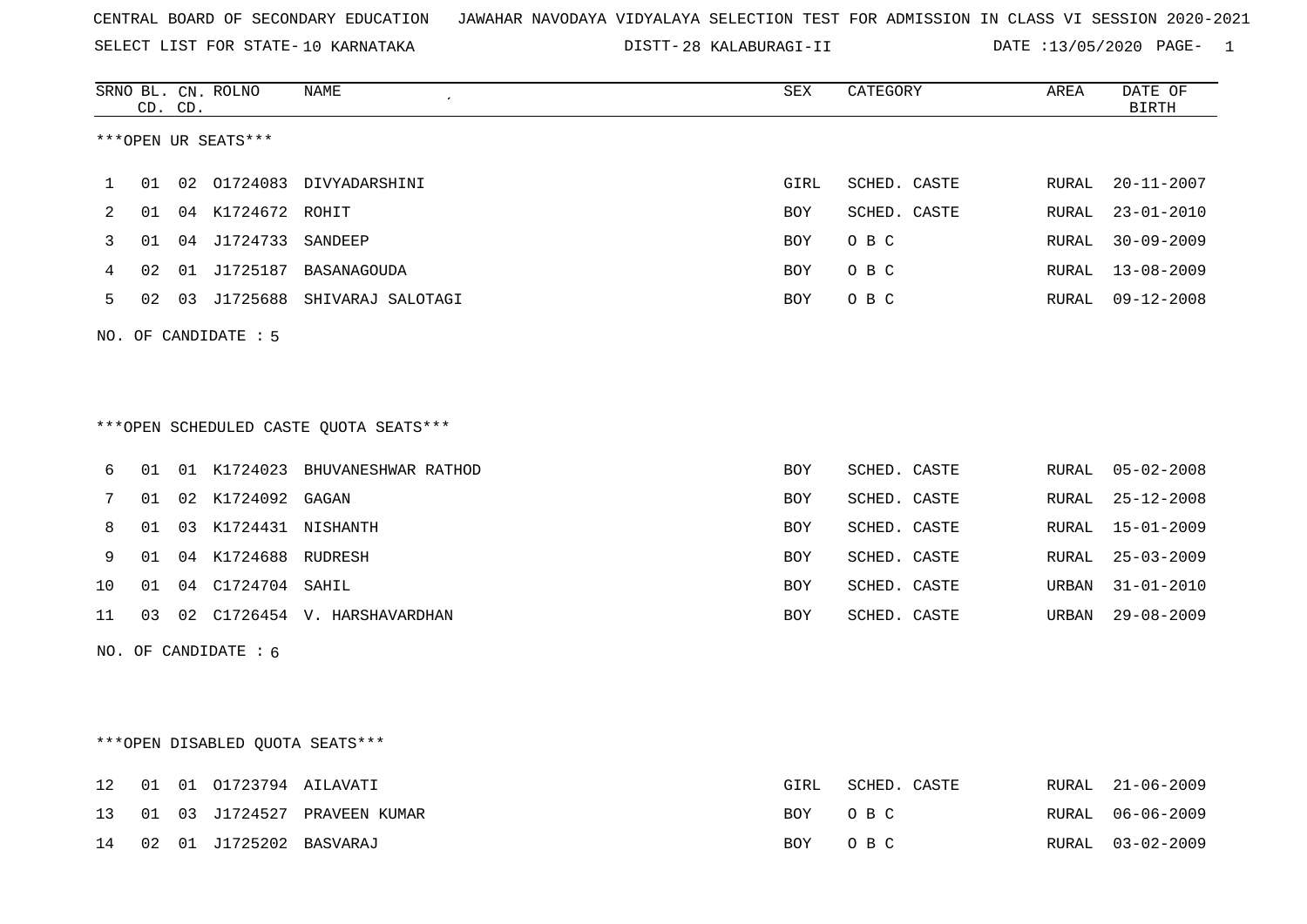CENTRAL BOARD OF SECONDARY EDUCATION JAWAHAR NAVODAYA VIDYALAYA SELECTION TEST FOR ADMISSION IN CLASS VI SESSION 2020-2021

SELECT LIST FOR STATE- 10 KARNATAKA DISTT- 28 KALABURAGI-II DATE :13/05/2020

***OPEN UR SEATS***

| SRNO | BL. CD. | CN. CD. | ROLNO | NAME | SEX | CATEGORY | AREA | DATE OF BIRTH |
|---|---|---|---|---|---|---|---|---|
| 1 | 01 | 02 | O1724083 | DIVYADARSHINI | GIRL | SCHED. CASTE | RURAL | 20-11-2007 |
| 2 | 01 | 04 | K1724672 | ROHIT | BOY | SCHED. CASTE | RURAL | 23-01-2010 |
| 3 | 01 | 04 | J1724733 | SANDEEP | BOY | O B C | RURAL | 30-09-2009 |
| 4 | 02 | 01 | J1725187 | BASANAGOUDA | BOY | O B C | RURAL | 13-08-2009 |
| 5 | 02 | 03 | J1725688 | SHIVARAJ SALOTAGI | BOY | O B C | RURAL | 09-12-2008 |

NO. OF CANDIDATE : 5

***OPEN SCHEDULED CASTE QUOTA SEATS***

| SRNO | BL. CD. | CN. CD. | ROLNO | NAME | SEX | CATEGORY | AREA | DATE OF BIRTH |
|---|---|---|---|---|---|---|---|---|
| 6 | 01 | 01 | K1724023 | BHUVANESHWAR RATHOD | BOY | SCHED. CASTE | RURAL | 05-02-2008 |
| 7 | 01 | 02 | K1724092 | GAGAN | BOY | SCHED. CASTE | RURAL | 25-12-2008 |
| 8 | 01 | 03 | K1724431 | NISHANTH | BOY | SCHED. CASTE | RURAL | 15-01-2009 |
| 9 | 01 | 04 | K1724688 | RUDRESH | BOY | SCHED. CASTE | RURAL | 25-03-2009 |
| 10 | 01 | 04 | C1724704 | SAHIL | BOY | SCHED. CASTE | URBAN | 31-01-2010 |
| 11 | 03 | 02 | C1726454 | V. HARSHAVARDHAN | BOY | SCHED. CASTE | URBAN | 29-08-2009 |

NO. OF CANDIDATE : 6

***OPEN DISABLED QUOTA SEATS***

| SRNO | BL. CD. | CN. CD. | ROLNO | NAME | SEX | CATEGORY | AREA | DATE OF BIRTH |
|---|---|---|---|---|---|---|---|---|
| 12 | 01 | 01 | O1723794 | AILAVATI | GIRL | SCHED. CASTE | RURAL | 21-06-2009 |
| 13 | 01 | 03 | J1724527 | PRAVEEN KUMAR | BOY | O B C | RURAL | 06-06-2009 |
| 14 | 02 | 01 | J1725202 | BASVARAJ | BOY | O B C | RURAL | 03-02-2009 |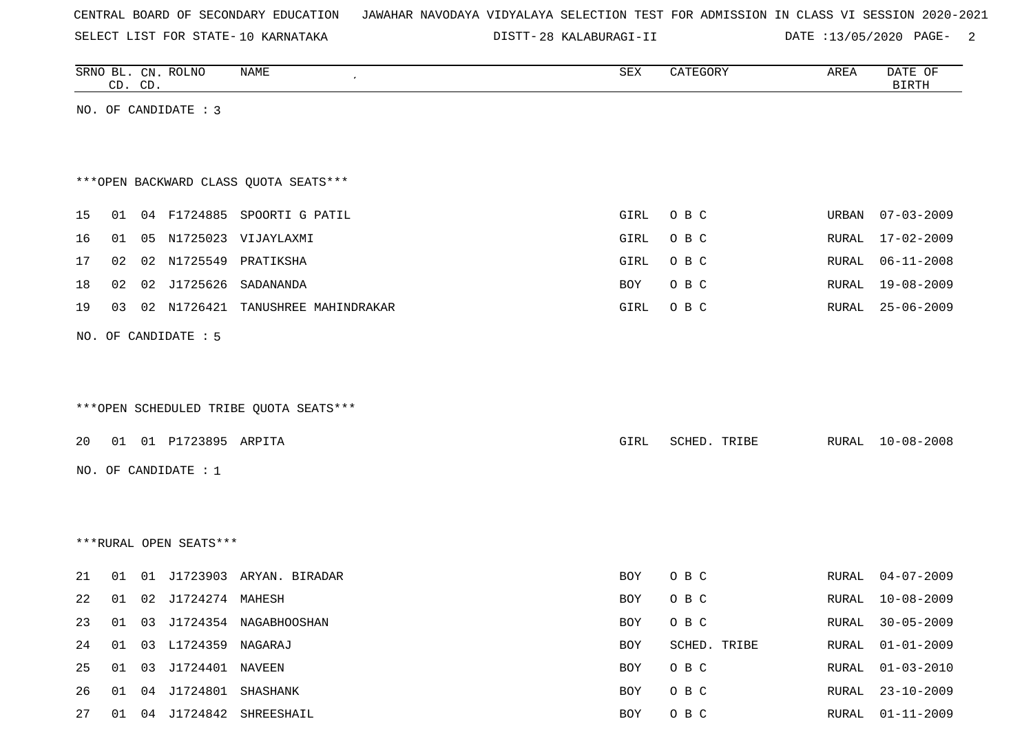CENTRAL BOARD OF SECONDARY EDUCATION   JAWAHAR NAVODAYA VIDYALAYA SELECTION TEST FOR ADMISSION IN CLASS VI SESSION 2020-2021

SELECT LIST FOR STATE- 10 KARNATAKA   DISTT- 28 KALABURAGI-II   DATE :13/05/2020

| SRNO | BL. CD. | CN. CD. | ROLNO | NAME | SEX | CATEGORY | AREA | DATE OF BIRTH |
|---|---|---|---|---|---|---|---|---|

NO. OF CANDIDATE : 3

***OPEN BACKWARD CLASS QUOTA SEATS***

| SRNO | BL. CD. | CN. CD. | ROLNO | NAME | SEX | CATEGORY | AREA | DATE OF BIRTH |
|---|---|---|---|---|---|---|---|---|
| 15 | 01 | 04 | F1724885 | SPOORTI G PATIL | GIRL | O B C | URBAN | 07-03-2009 |
| 16 | 01 | 05 | N1725023 | VIJAYLAXMI | GIRL | O B C | RURAL | 17-02-2009 |
| 17 | 02 | 02 | N1725549 | PRATIKSHA | GIRL | O B C | RURAL | 06-11-2008 |
| 18 | 02 | 02 | J1725626 | SADANANDA | BOY | O B C | RURAL | 19-08-2009 |
| 19 | 03 | 02 | N1726421 | TANUSHREE MAHINDRAKAR | GIRL | O B C | RURAL | 25-06-2009 |

NO. OF CANDIDATE : 5

***OPEN SCHEDULED TRIBE QUOTA SEATS***

| SRNO | BL. CD. | CN. CD. | ROLNO | NAME | SEX | CATEGORY | AREA | DATE OF BIRTH |
|---|---|---|---|---|---|---|---|---|
| 20 | 01 | 01 | P1723895 | ARPITA | GIRL | SCHED. TRIBE | RURAL | 10-08-2008 |

NO. OF CANDIDATE : 1

***RURAL OPEN SEATS***

| SRNO | BL. CD. | CN. CD. | ROLNO | NAME | SEX | CATEGORY | AREA | DATE OF BIRTH |
|---|---|---|---|---|---|---|---|---|
| 21 | 01 | 01 | J1723903 | ARYAN. BIRADAR | BOY | O B C | RURAL | 04-07-2009 |
| 22 | 01 | 02 | J1724274 | MAHESH | BOY | O B C | RURAL | 10-08-2009 |
| 23 | 01 | 03 | J1724354 | NAGABHOOSHAN | BOY | O B C | RURAL | 30-05-2009 |
| 24 | 01 | 03 | L1724359 | NAGARAJ | BOY | SCHED. TRIBE | RURAL | 01-01-2009 |
| 25 | 01 | 03 | J1724401 | NAVEEN | BOY | O B C | RURAL | 01-03-2010 |
| 26 | 01 | 04 | J1724801 | SHASHANK | BOY | O B C | RURAL | 23-10-2009 |
| 27 | 01 | 04 | J1724842 | SHREESHAIL | BOY | O B C | RURAL | 01-11-2009 |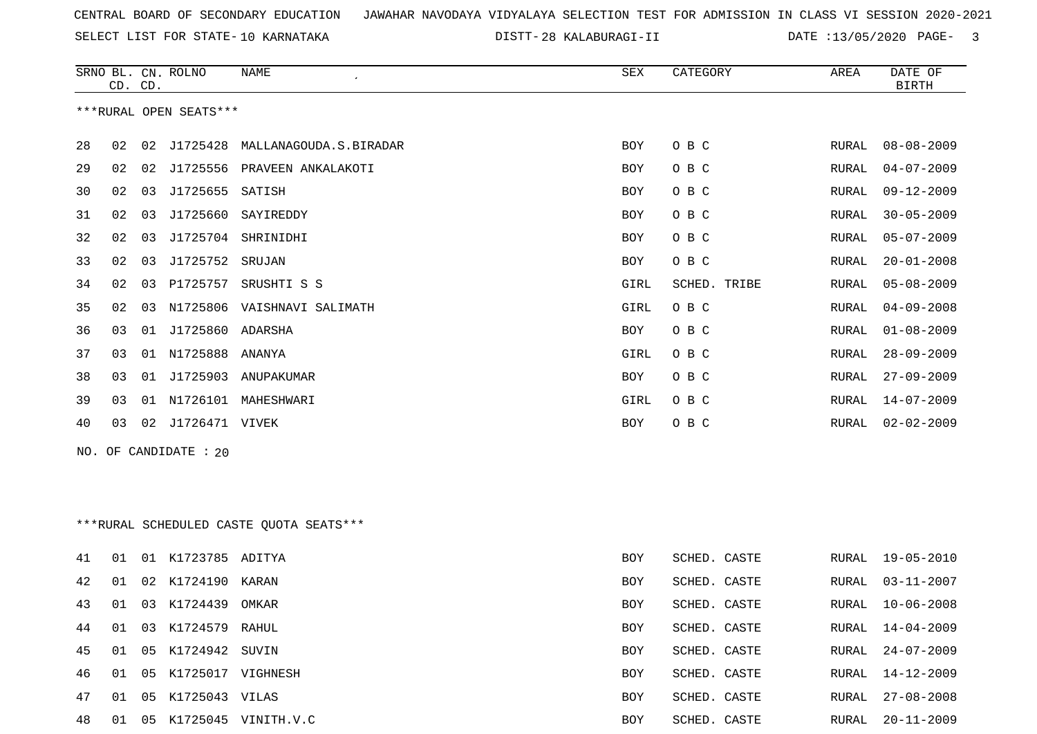CENTRAL BOARD OF SECONDARY EDUCATION JAWAHAR NAVODAYA VIDYALAYA SELECTION TEST FOR ADMISSION IN CLASS VI SESSION 2020-2021

SELECT LIST FOR STATE- 10 KARNATAKA DISTT- 28 KALABURAGI-II DATE :13/05/2020 PAGE- 3

***RURAL OPEN SEATS***

| SRNO | BL. CD. | CN. CD. | ROLNO | NAME | SEX | CATEGORY | AREA | DATE OF BIRTH |
|---|---|---|---|---|---|---|---|---|
| 28 | 02 | 02 | J1725428 | MALLANAGOUDA.S.BIRADAR | BOY | O B C | RURAL | 08-08-2009 |
| 29 | 02 | 02 | J1725556 | PRAVEEN ANKALAKOTI | BOY | O B C | RURAL | 04-07-2009 |
| 30 | 02 | 03 | J1725655 | SATISH | BOY | O B C | RURAL | 09-12-2009 |
| 31 | 02 | 03 | J1725660 | SAYIREDDY | BOY | O B C | RURAL | 30-05-2009 |
| 32 | 02 | 03 | J1725704 | SHRINIDHI | BOY | O B C | RURAL | 05-07-2009 |
| 33 | 02 | 03 | J1725752 | SRUJAN | BOY | O B C | RURAL | 20-01-2008 |
| 34 | 02 | 03 | P1725757 | SRUSHTI S S | GIRL | SCHED. TRIBE | RURAL | 05-08-2009 |
| 35 | 02 | 03 | N1725806 | VAISHNAVI SALIMATH | GIRL | O B C | RURAL | 04-09-2008 |
| 36 | 03 | 01 | J1725860 | ADARSHA | BOY | O B C | RURAL | 01-08-2009 |
| 37 | 03 | 01 | N1725888 | ANANYA | GIRL | O B C | RURAL | 28-09-2009 |
| 38 | 03 | 01 | J1725903 | ANUPAKUMAR | BOY | O B C | RURAL | 27-09-2009 |
| 39 | 03 | 01 | N1726101 | MAHESHWARI | GIRL | O B C | RURAL | 14-07-2009 |
| 40 | 03 | 02 | J1726471 | VIVEK | BOY | O B C | RURAL | 02-02-2009 |

NO. OF CANDIDATE : 20

***RURAL SCHEDULED CASTE QUOTA SEATS***

| SRNO | BL. CD. | CN. CD. | ROLNO | NAME | SEX | CATEGORY | AREA | DATE OF BIRTH |
|---|---|---|---|---|---|---|---|---|
| 41 | 01 | 01 | K1723785 | ADITYA | BOY | SCHED. CASTE | RURAL | 19-05-2010 |
| 42 | 01 | 02 | K1724190 | KARAN | BOY | SCHED. CASTE | RURAL | 03-11-2007 |
| 43 | 01 | 03 | K1724439 | OMKAR | BOY | SCHED. CASTE | RURAL | 10-06-2008 |
| 44 | 01 | 03 | K1724579 | RAHUL | BOY | SCHED. CASTE | RURAL | 14-04-2009 |
| 45 | 01 | 05 | K1724942 | SUVIN | BOY | SCHED. CASTE | RURAL | 24-07-2009 |
| 46 | 01 | 05 | K1725017 | VIGHNESH | BOY | SCHED. CASTE | RURAL | 14-12-2009 |
| 47 | 01 | 05 | K1725043 | VILAS | BOY | SCHED. CASTE | RURAL | 27-08-2008 |
| 48 | 01 | 05 | K1725045 | VINITH.V.C | BOY | SCHED. CASTE | RURAL | 20-11-2009 |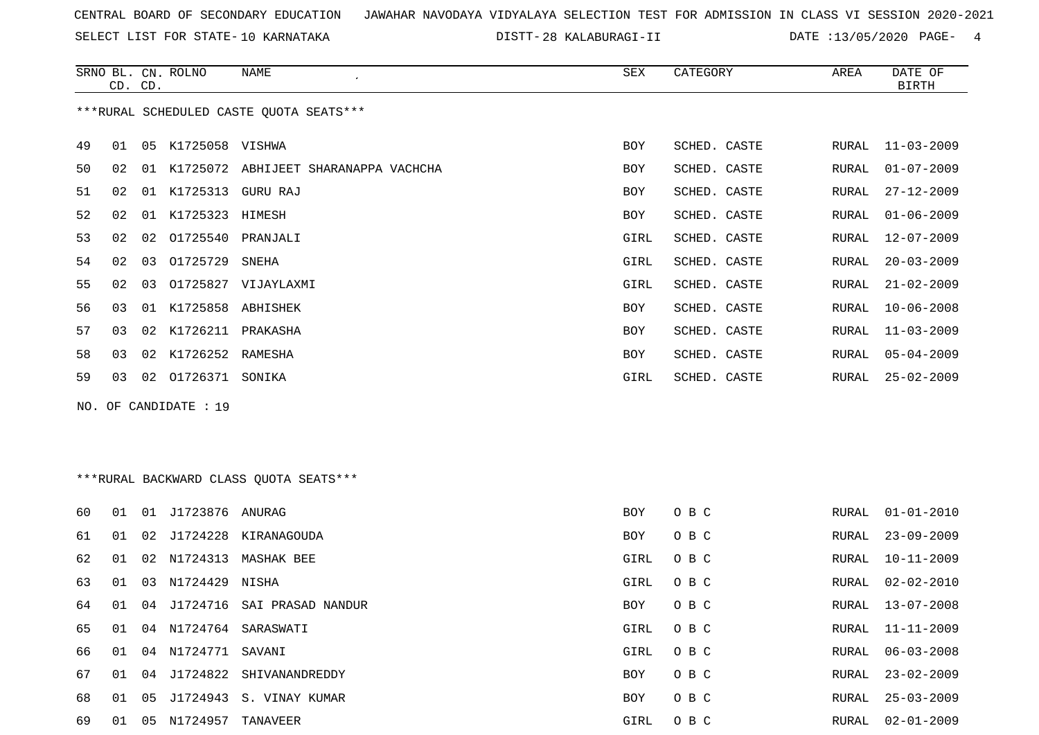CENTRAL BOARD OF SECONDARY EDUCATION JAWAHAR NAVODAYA VIDYALAYA SELECTION TEST FOR ADMISSION IN CLASS VI SESSION 2020-2021

SELECT LIST FOR STATE- 10 KARNATAKA DISTT- 28 KALABURAGI-II DATE :13/05/2020

***RURAL SCHEDULED CASTE QUOTA SEATS***

| SRNO | BL. CD. | CN. CD. | ROLNO | NAME | SEX | CATEGORY | AREA | DATE OF BIRTH |
|---|---|---|---|---|---|---|---|---|
| 49 | 01 | 05 | K1725058 | VISHWA | BOY | SCHED. CASTE | RURAL | 11-03-2009 |
| 50 | 02 | 01 | K1725072 | ABHIJEET SHARANAPPA VACHCHA | BOY | SCHED. CASTE | RURAL | 01-07-2009 |
| 51 | 02 | 01 | K1725313 | GURU RAJ | BOY | SCHED. CASTE | RURAL | 27-12-2009 |
| 52 | 02 | 01 | K1725323 | HIMESH | BOY | SCHED. CASTE | RURAL | 01-06-2009 |
| 53 | 02 | 02 | O1725540 | PRANJALI | GIRL | SCHED. CASTE | RURAL | 12-07-2009 |
| 54 | 02 | 03 | O1725729 | SNEHA | GIRL | SCHED. CASTE | RURAL | 20-03-2009 |
| 55 | 02 | 03 | O1725827 | VIJAYLAXMI | GIRL | SCHED. CASTE | RURAL | 21-02-2009 |
| 56 | 03 | 01 | K1725858 | ABHISHEK | BOY | SCHED. CASTE | RURAL | 10-06-2008 |
| 57 | 03 | 02 | K1726211 | PRAKASHA | BOY | SCHED. CASTE | RURAL | 11-03-2009 |
| 58 | 03 | 02 | K1726252 | RAMESHA | BOY | SCHED. CASTE | RURAL | 05-04-2009 |
| 59 | 03 | 02 | O1726371 | SONIKA | GIRL | SCHED. CASTE | RURAL | 25-02-2009 |

NO. OF CANDIDATE : 19

***RURAL BACKWARD CLASS QUOTA SEATS***

| SRNO | BL. CD. | CN. CD. | ROLNO | NAME | SEX | CATEGORY | AREA | DATE OF BIRTH |
|---|---|---|---|---|---|---|---|---|
| 60 | 01 | 01 | J1723876 | ANURAG | BOY | O B C | RURAL | 01-01-2010 |
| 61 | 01 | 02 | J1724228 | KIRANAGOUDA | BOY | O B C | RURAL | 23-09-2009 |
| 62 | 01 | 02 | N1724313 | MASHAK BEE | GIRL | O B C | RURAL | 10-11-2009 |
| 63 | 01 | 03 | N1724429 | NISHA | GIRL | O B C | RURAL | 02-02-2010 |
| 64 | 01 | 04 | J1724716 | SAI PRASAD NANDUR | BOY | O B C | RURAL | 13-07-2008 |
| 65 | 01 | 04 | N1724764 | SARASWATI | GIRL | O B C | RURAL | 11-11-2009 |
| 66 | 01 | 04 | N1724771 | SAVANI | GIRL | O B C | RURAL | 06-03-2008 |
| 67 | 01 | 04 | J1724822 | SHIVANANDREDDY | BOY | O B C | RURAL | 23-02-2009 |
| 68 | 01 | 05 | J1724943 | S. VINAY KUMAR | BOY | O B C | RURAL | 25-03-2009 |
| 69 | 01 | 05 | N1724957 | TANAVEER | GIRL | O B C | RURAL | 02-01-2009 |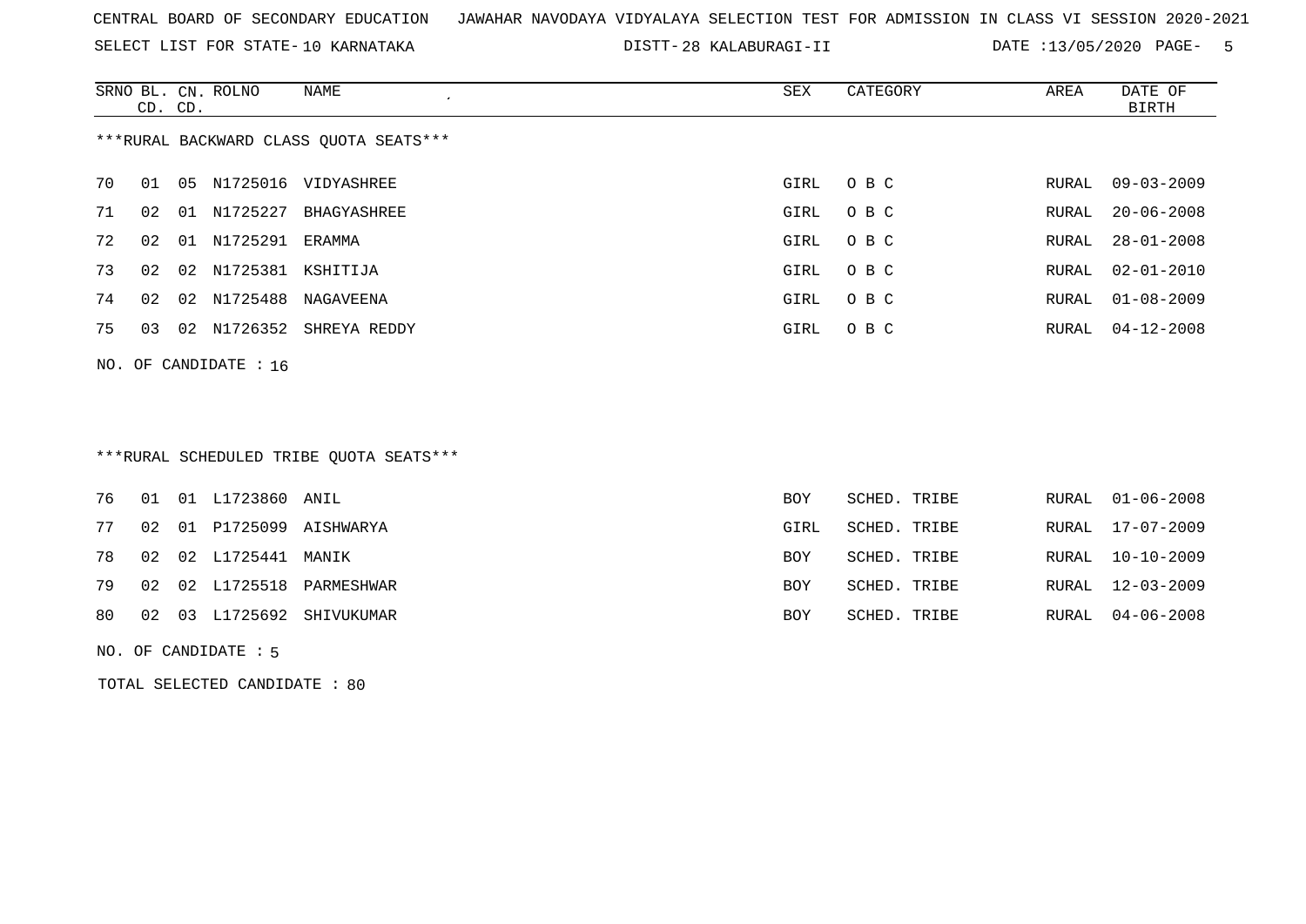CENTRAL BOARD OF SECONDARY EDUCATION JAWAHAR NAVODAYA VIDYALAYA SELECTION TEST FOR ADMISSION IN CLASS VI SESSION 2020-2021

SELECT LIST FOR STATE- 10 KARNATAKA DISTT- 28 KALABURAGI-II DATE :13/05/2020

***RURAL BACKWARD CLASS QUOTA SEATS***

| SRNO | BL. CD. | CN. CD. | ROLNO | NAME | SEX | CATEGORY | AREA | DATE OF BIRTH |
|---|---|---|---|---|---|---|---|---|
| 70 | 01 | 05 | N1725016 | VIDYASHREE | GIRL | O B C | RURAL | 09-03-2009 |
| 71 | 02 | 01 | N1725227 | BHAGYASHREE | GIRL | O B C | RURAL | 20-06-2008 |
| 72 | 02 | 01 | N1725291 | ERAMMA | GIRL | O B C | RURAL | 28-01-2008 |
| 73 | 02 | 02 | N1725381 | KSHITIJA | GIRL | O B C | RURAL | 02-01-2010 |
| 74 | 02 | 02 | N1725488 | NAGAVEENA | GIRL | O B C | RURAL | 01-08-2009 |
| 75 | 03 | 02 | N1726352 | SHREYA REDDY | GIRL | O B C | RURAL | 04-12-2008 |

NO. OF CANDIDATE : 16

***RURAL SCHEDULED TRIBE QUOTA SEATS***

| SRNO | BL. CD. | CN. CD. | ROLNO | NAME | SEX | CATEGORY | AREA | DATE OF BIRTH |
|---|---|---|---|---|---|---|---|---|
| 76 | 01 | 01 | L1723860 | ANIL | BOY | SCHED. TRIBE | RURAL | 01-06-2008 |
| 77 | 02 | 01 | P1725099 | AISHWARYA | GIRL | SCHED. TRIBE | RURAL | 17-07-2009 |
| 78 | 02 | 02 | L1725441 | MANIK | BOY | SCHED. TRIBE | RURAL | 10-10-2009 |
| 79 | 02 | 02 | L1725518 | PARMESHWAR | BOY | SCHED. TRIBE | RURAL | 12-03-2009 |
| 80 | 02 | 03 | L1725692 | SHIVUKUMAR | BOY | SCHED. TRIBE | RURAL | 04-06-2008 |

NO. OF CANDIDATE : 5

TOTAL SELECTED CANDIDATE : 80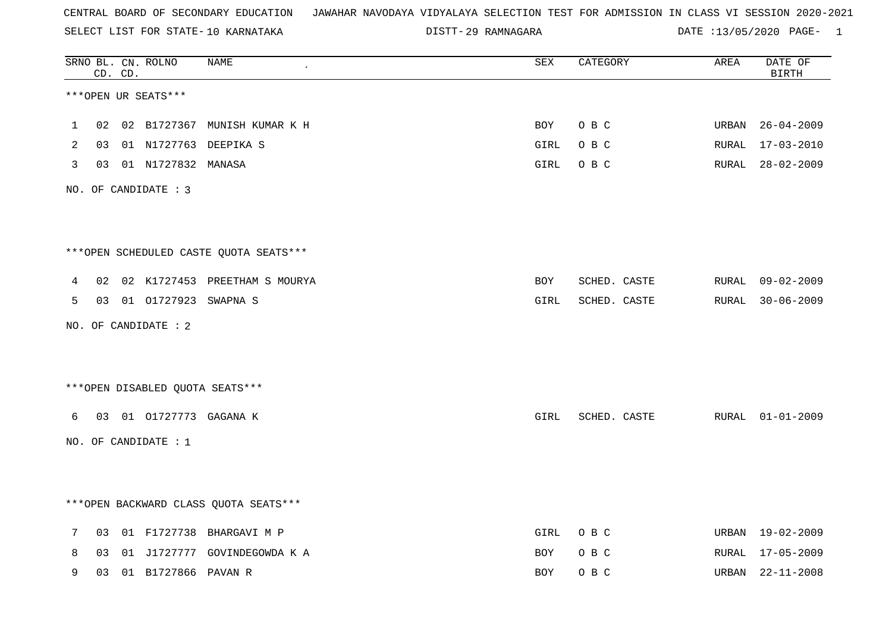CENTRAL BOARD OF SECONDARY EDUCATION JAWAHAR NAVODAYA VIDYALAYA SELECTION TEST FOR ADMISSION IN CLASS VI SESSION 2020-2021

SELECT LIST FOR STATE- 10 KARNATAKA DISTT- 29 RAMNAGARA DATE :13/05/2020

| SRNO | BL. CD. | CN. CD. | ROLNO | NAME | SEX | CATEGORY | AREA | DATE OF BIRTH |
|---|---|---|---|---|---|---|---|---|

***OPEN UR SEATS***

| SRNO | BL. CD. | CN. CD. | ROLNO | NAME | SEX | CATEGORY | AREA | DATE OF BIRTH |
|---|---|---|---|---|---|---|---|---|
| 1 | 02 | 02 | B1727367 | MUNISH KUMAR K H | BOY | O B C | URBAN | 26-04-2009 |
| 2 | 03 | 01 | N1727763 | DEEPIKA S | GIRL | O B C | RURAL | 17-03-2010 |
| 3 | 03 | 01 | N1727832 | MANASA | GIRL | O B C | RURAL | 28-02-2009 |

NO. OF CANDIDATE : 3

***OPEN SCHEDULED CASTE QUOTA SEATS***

| SRNO | BL. CD. | CN. CD. | ROLNO | NAME | SEX | CATEGORY | AREA | DATE OF BIRTH |
|---|---|---|---|---|---|---|---|---|
| 4 | 02 | 02 | K1727453 | PREETHAM S MOURYA | BOY | SCHED. CASTE | RURAL | 09-02-2009 |
| 5 | 03 | 01 | O1727923 | SWAPNA S | GIRL | SCHED. CASTE | RURAL | 30-06-2009 |

NO. OF CANDIDATE : 2

***OPEN DISABLED QUOTA SEATS***

| SRNO | BL. CD. | CN. CD. | ROLNO | NAME | SEX | CATEGORY | AREA | DATE OF BIRTH |
|---|---|---|---|---|---|---|---|---|
| 6 | 03 | 01 | O1727773 | GAGANA K | GIRL | SCHED. CASTE | RURAL | 01-01-2009 |

NO. OF CANDIDATE : 1

***OPEN BACKWARD CLASS QUOTA SEATS***

| SRNO | BL. CD. | CN. CD. | ROLNO | NAME | SEX | CATEGORY | AREA | DATE OF BIRTH |
|---|---|---|---|---|---|---|---|---|
| 7 | 03 | 01 | F1727738 | BHARGAVI M P | GIRL | O B C | URBAN | 19-02-2009 |
| 8 | 03 | 01 | J1727777 | GOVINDEGOWDA K A | BOY | O B C | RURAL | 17-05-2009 |
| 9 | 03 | 01 | B1727866 | PAVAN R | BOY | O B C | URBAN | 22-11-2008 |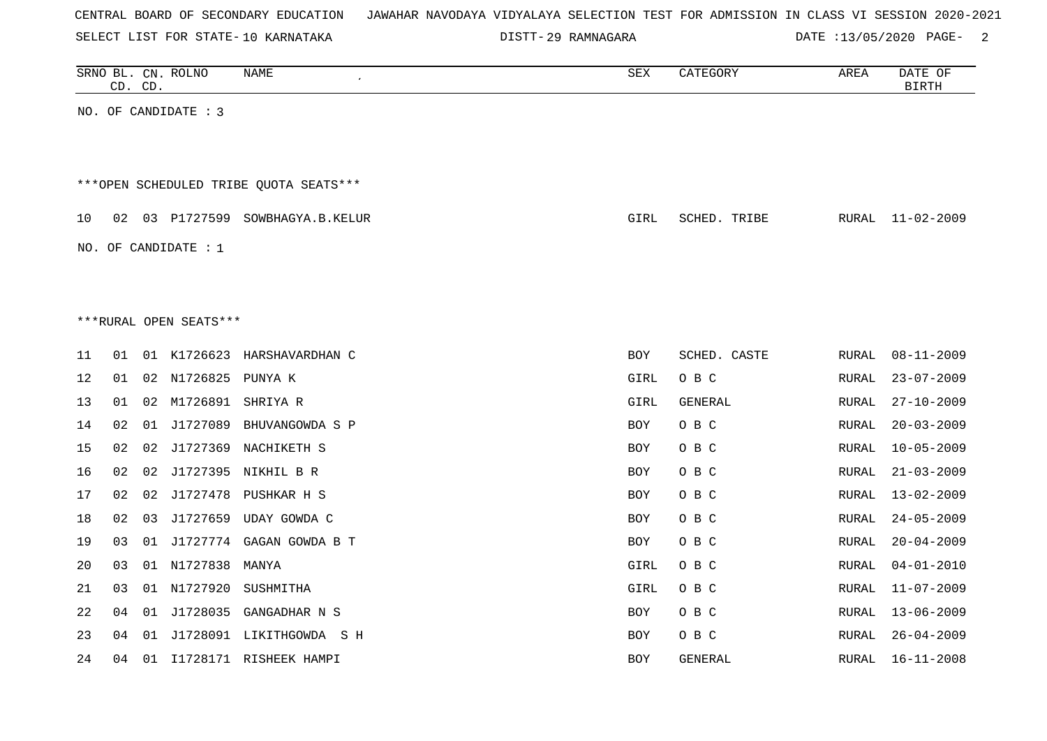CENTRAL BOARD OF SECONDARY EDUCATION JAWAHAR NAVODAYA VIDYALAYA SELECTION TEST FOR ADMISSION IN CLASS VI SESSION 2020-2021

SELECT LIST FOR STATE- 10 KARNATAKA DISTT- 29 RAMNAGARA DATE :13/05/2020

| SRNO | BL. CD. | CN. CD. | ROLNO | NAME | SEX | CATEGORY | AREA | DATE OF BIRTH |
|---|---|---|---|---|---|---|---|---|

NO. OF CANDIDATE : 3

***OPEN SCHEDULED TRIBE QUOTA SEATS***

| SRNO | BL. CD. | CN. CD. | ROLNO | NAME | SEX | CATEGORY | AREA | DATE OF BIRTH |
|---|---|---|---|---|---|---|---|---|
| 10 | 02 | 03 | P1727599 | SOWBHAGYA.B.KELUR | GIRL | SCHED. TRIBE | RURAL | 11-02-2009 |

NO. OF CANDIDATE : 1

***RURAL OPEN SEATS***

| SRNO | BL. CD. | CN. CD. | ROLNO | NAME | SEX | CATEGORY | AREA | DATE OF BIRTH |
|---|---|---|---|---|---|---|---|---|
| 11 | 01 | 01 | K1726623 | HARSHAVARDHAN C | BOY | SCHED. CASTE | RURAL | 08-11-2009 |
| 12 | 01 | 02 | N1726825 | PUNYA K | GIRL | O B C | RURAL | 23-07-2009 |
| 13 | 01 | 02 | M1726891 | SHRIYA R | GIRL | GENERAL | RURAL | 27-10-2009 |
| 14 | 02 | 01 | J1727089 | BHUVANGOWDA S P | BOY | O B C | RURAL | 20-03-2009 |
| 15 | 02 | 02 | J1727369 | NACHIKETH S | BOY | O B C | RURAL | 10-05-2009 |
| 16 | 02 | 02 | J1727395 | NIKHIL B R | BOY | O B C | RURAL | 21-03-2009 |
| 17 | 02 | 02 | J1727478 | PUSHKAR H S | BOY | O B C | RURAL | 13-02-2009 |
| 18 | 02 | 03 | J1727659 | UDAY GOWDA C | BOY | O B C | RURAL | 24-05-2009 |
| 19 | 03 | 01 | J1727774 | GAGAN GOWDA B T | BOY | O B C | RURAL | 20-04-2009 |
| 20 | 03 | 01 | N1727838 | MANYA | GIRL | O B C | RURAL | 04-01-2010 |
| 21 | 03 | 01 | N1727920 | SUSHMITHA | GIRL | O B C | RURAL | 11-07-2009 |
| 22 | 04 | 01 | J1728035 | GANGADHAR N S | BOY | O B C | RURAL | 13-06-2009 |
| 23 | 04 | 01 | J1728091 | LIKITHGOWDA S H | BOY | O B C | RURAL | 26-04-2009 |
| 24 | 04 | 01 | I1728171 | RISHEEK HAMPI | BOY | GENERAL | RURAL | 16-11-2008 |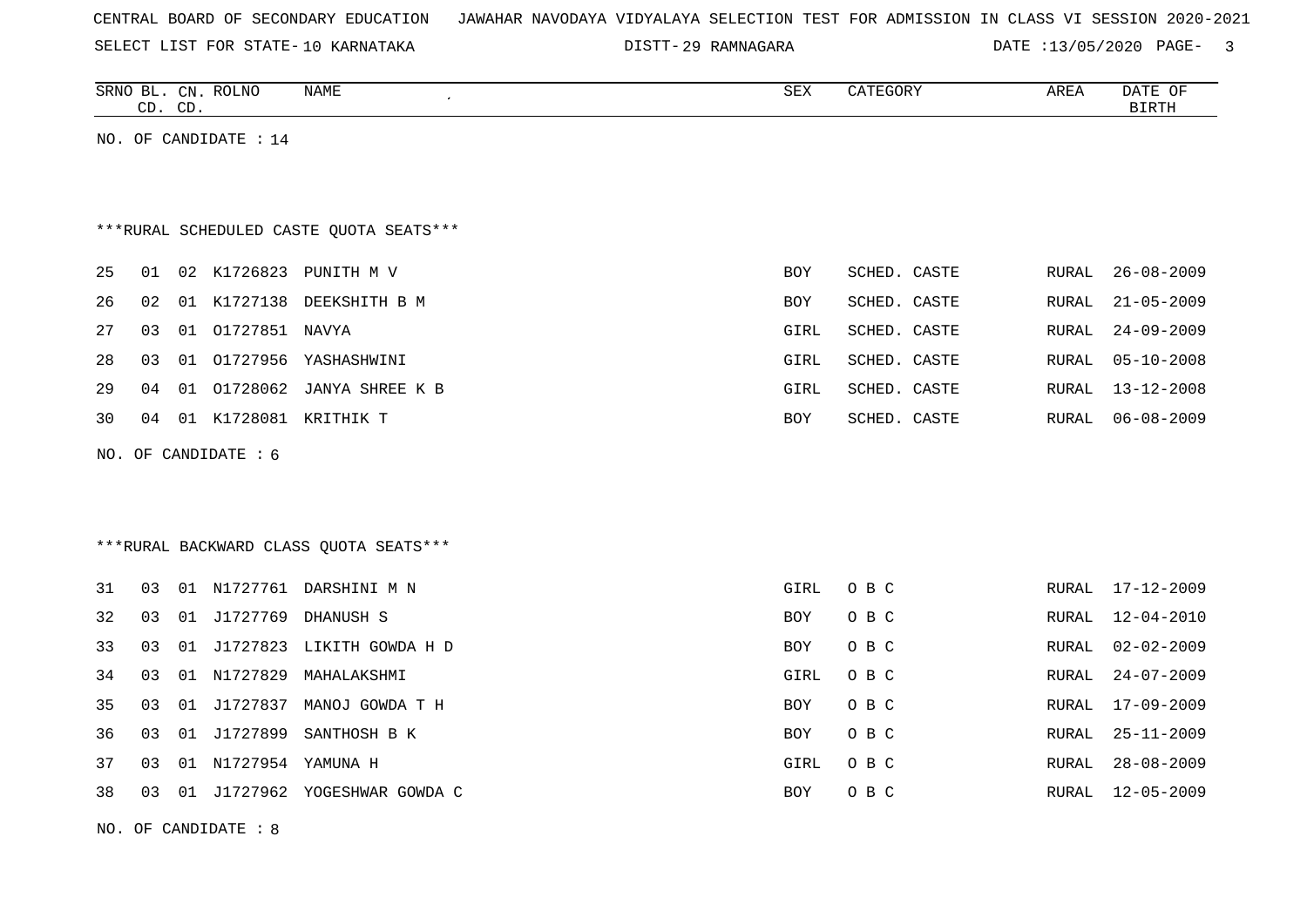CENTRAL BOARD OF SECONDARY EDUCATION JAWAHAR NAVODAYA VIDYALAYA SELECTION TEST FOR ADMISSION IN CLASS VI SESSION 2020-2021

SELECT LIST FOR STATE- 10 KARNATAKA DISTT- 29 RAMNAGARA DATE :13/05/2020

NO. OF CANDIDATE : 14

***RURAL SCHEDULED CASTE QUOTA SEATS***

| SRNO | BL. CD. | CN. CD. | ROLNO | NAME | SEX | CATEGORY | AREA | DATE OF BIRTH |
|---|---|---|---|---|---|---|---|---|
| 25 | 01 | 02 | K1726823 | PUNITH M V | BOY | SCHED. CASTE | RURAL | 26-08-2009 |
| 26 | 02 | 01 | K1727138 | DEEKSHITH B M | BOY | SCHED. CASTE | RURAL | 21-05-2009 |
| 27 | 03 | 01 | O1727851 | NAVYA | GIRL | SCHED. CASTE | RURAL | 24-09-2009 |
| 28 | 03 | 01 | O1727956 | YASHASHWINI | GIRL | SCHED. CASTE | RURAL | 05-10-2008 |
| 29 | 04 | 01 | O1728062 | JANYA SHREE K B | GIRL | SCHED. CASTE | RURAL | 13-12-2008 |
| 30 | 04 | 01 | K1728081 | KRITHIK T | BOY | SCHED. CASTE | RURAL | 06-08-2009 |

NO. OF CANDIDATE : 6

***RURAL BACKWARD CLASS QUOTA SEATS***

| SRNO | BL. CD. | CN. CD. | ROLNO | NAME | SEX | CATEGORY | AREA | DATE OF BIRTH |
|---|---|---|---|---|---|---|---|---|
| 31 | 03 | 01 | N1727761 | DARSHINI M N | GIRL | O B C | RURAL | 17-12-2009 |
| 32 | 03 | 01 | J1727769 | DHANUSH S | BOY | O B C | RURAL | 12-04-2010 |
| 33 | 03 | 01 | J1727823 | LIKITH GOWDA H D | BOY | O B C | RURAL | 02-02-2009 |
| 34 | 03 | 01 | N1727829 | MAHALAKSHMI | GIRL | O B C | RURAL | 24-07-2009 |
| 35 | 03 | 01 | J1727837 | MANOJ GOWDA T H | BOY | O B C | RURAL | 17-09-2009 |
| 36 | 03 | 01 | J1727899 | SANTHOSH B K | BOY | O B C | RURAL | 25-11-2009 |
| 37 | 03 | 01 | N1727954 | YAMUNA H | GIRL | O B C | RURAL | 28-08-2009 |
| 38 | 03 | 01 | J1727962 | YOGESHWAR GOWDA C | BOY | O B C | RURAL | 12-05-2009 |

NO. OF CANDIDATE : 8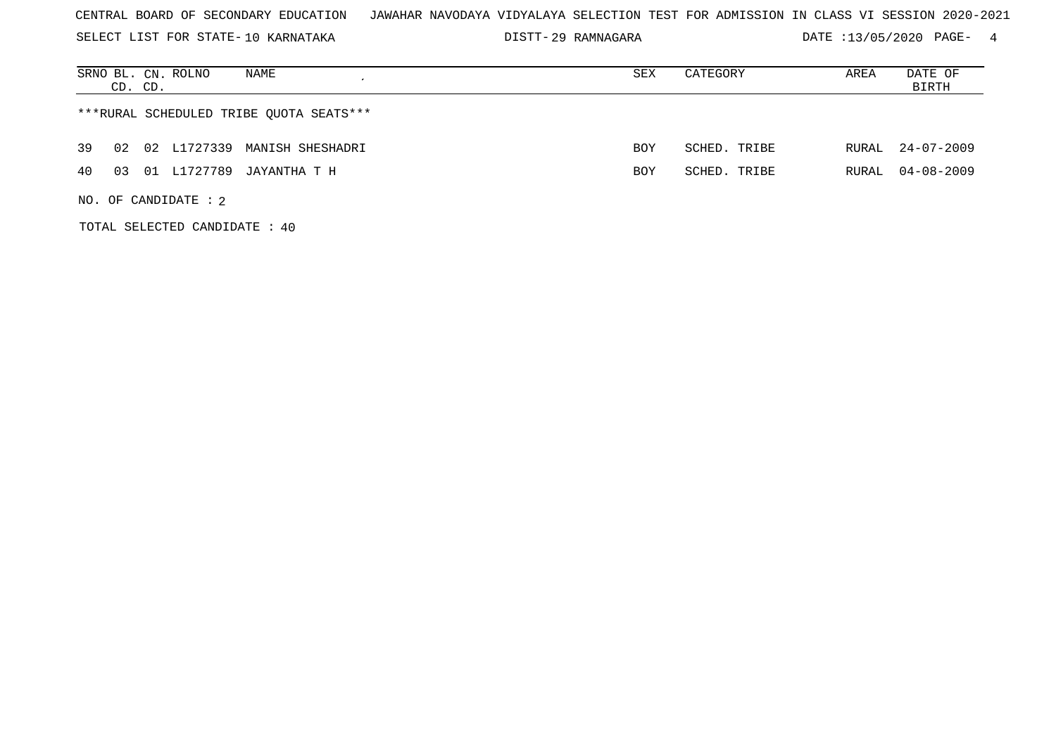CENTRAL BOARD OF SECONDARY EDUCATION JAWAHAR NAVODAYA VIDYALAYA SELECTION TEST FOR ADMISSION IN CLASS VI SESSION 2020-2021

SELECT LIST FOR STATE- 10 KARNATAKA DISTT- 29 RAMNAGARA DATE :13/05/2020

| SRNO | BL. CD. | CN. CD. | ROLNO | NAME | SEX | CATEGORY | AREA | DATE OF BIRTH |
|---|---|---|---|---|---|---|---|---|

***RURAL SCHEDULED TRIBE QUOTA SEATS***

| SRNO | BL. CD. | CN. CD. | ROLNO | NAME | SEX | CATEGORY | AREA | DATE OF BIRTH |
|---|---|---|---|---|---|---|---|---|
| 39 | 02 | 02 | L1727339 | MANISH SHESHADRI | BOY | SCHED. TRIBE | RURAL | 24-07-2009 |
| 40 | 03 | 01 | L1727789 | JAYANTHA T H | BOY | SCHED. TRIBE | RURAL | 04-08-2009 |

NO. OF CANDIDATE : 2

TOTAL SELECTED CANDIDATE : 40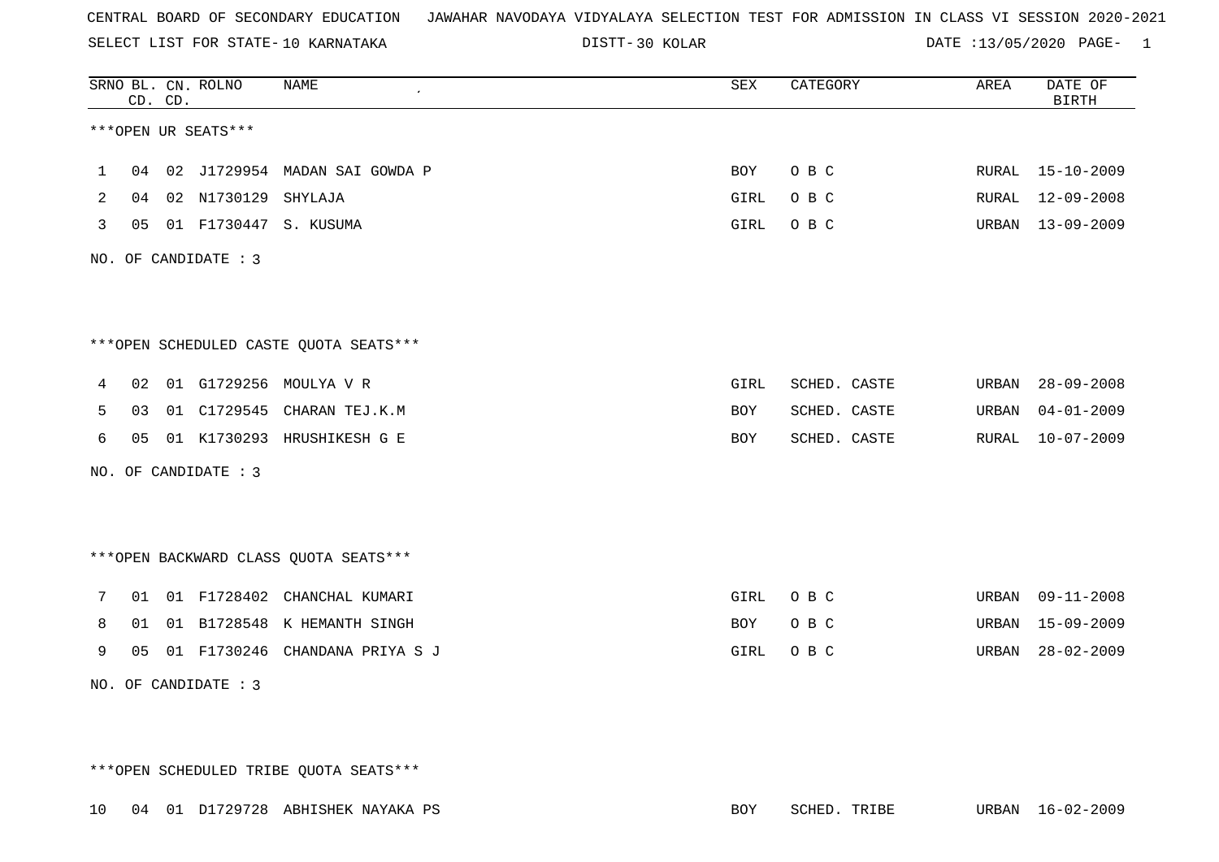CENTRAL BOARD OF SECONDARY EDUCATION JAWAHAR NAVODAYA VIDYALAYA SELECTION TEST FOR ADMISSION IN CLASS VI SESSION 2020-2021

SELECT LIST FOR STATE- 10 KARNATAKA DISTT- 30 KOLAR DATE :13/05/2020 PAGE- 1

***OPEN UR SEATS***

| SRNO | BL. CD. | CN. CD. | ROLNO | NAME | SEX | CATEGORY | AREA | DATE OF BIRTH |
|---|---|---|---|---|---|---|---|---|
| 1 | 04 | 02 | J1729954 | MADAN SAI GOWDA P | BOY | O B C | RURAL | 15-10-2009 |
| 2 | 04 | 02 | N1730129 | SHYLAJA | GIRL | O B C | RURAL | 12-09-2008 |
| 3 | 05 | 01 | F1730447 | S. KUSUMA | GIRL | O B C | URBAN | 13-09-2009 |

NO. OF CANDIDATE : 3

***OPEN SCHEDULED CASTE QUOTA SEATS***

| SRNO | BL. CD. | CN. CD. | ROLNO | NAME | SEX | CATEGORY | AREA | DATE OF BIRTH |
|---|---|---|---|---|---|---|---|---|
| 4 | 02 | 01 | G1729256 | MOULYA V R | GIRL | SCHED. CASTE | URBAN | 28-09-2008 |
| 5 | 03 | 01 | C1729545 | CHARAN TEJ.K.M | BOY | SCHED. CASTE | URBAN | 04-01-2009 |
| 6 | 05 | 01 | K1730293 | HRUSHIKESH G E | BOY | SCHED. CASTE | RURAL | 10-07-2009 |

NO. OF CANDIDATE : 3

***OPEN BACKWARD CLASS QUOTA SEATS***

| SRNO | BL. CD. | CN. CD. | ROLNO | NAME | SEX | CATEGORY | AREA | DATE OF BIRTH |
|---|---|---|---|---|---|---|---|---|
| 7 | 01 | 01 | F1728402 | CHANCHAL KUMARI | GIRL | O B C | URBAN | 09-11-2008 |
| 8 | 01 | 01 | B1728548 | K HEMANTH SINGH | BOY | O B C | URBAN | 15-09-2009 |
| 9 | 05 | 01 | F1730246 | CHANDANA PRIYA S J | GIRL | O B C | URBAN | 28-02-2009 |

NO. OF CANDIDATE : 3

***OPEN SCHEDULED TRIBE QUOTA SEATS***

| SRNO | BL. CD. | CN. CD. | ROLNO | NAME | SEX | CATEGORY | AREA | DATE OF BIRTH |
|---|---|---|---|---|---|---|---|---|
| 10 | 04 | 01 | D1729728 | ABHISHEK NAYAKA PS | BOY | SCHED. TRIBE | URBAN | 16-02-2009 |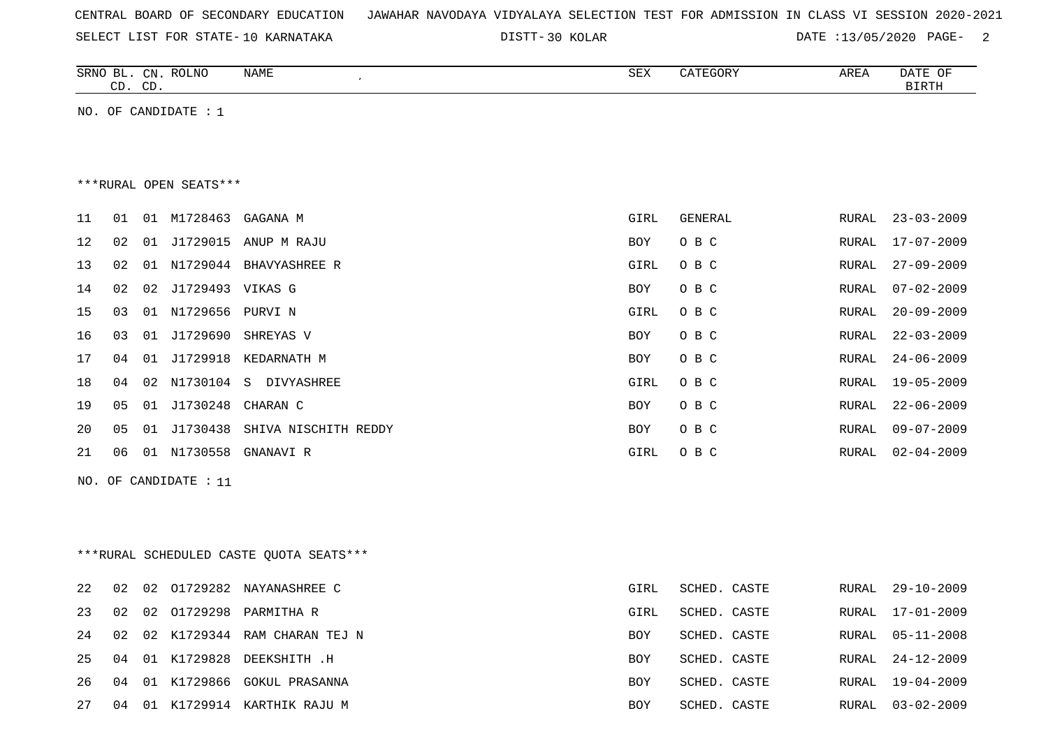CENTRAL BOARD OF SECONDARY EDUCATION JAWAHAR NAVODAYA VIDYALAYA SELECTION TEST FOR ADMISSION IN CLASS VI SESSION 2020-2021

SELECT LIST FOR STATE- 10 KARNATAKA DISTT- 30 KOLAR DATE :13/05/2020

| SRNO | BL. CD. | CN. CD. | ROLNO | NAME | SEX | CATEGORY | AREA | DATE OF BIRTH |
|---|---|---|---|---|---|---|---|---|

NO. OF CANDIDATE : 1

***RURAL OPEN SEATS***

| SRNO | BL. CD. | CN. CD. | ROLNO | NAME | SEX | CATEGORY | AREA | DATE OF BIRTH |
|---|---|---|---|---|---|---|---|---|
| 11 | 01 | 01 | M1728463 | GAGANA M | GIRL | GENERAL | RURAL | 23-03-2009 |
| 12 | 02 | 01 | J1729015 | ANUP M RAJU | BOY | O B C | RURAL | 17-07-2009 |
| 13 | 02 | 01 | N1729044 | BHAVYASHREE R | GIRL | O B C | RURAL | 27-09-2009 |
| 14 | 02 | 02 | J1729493 | VIKAS G | BOY | O B C | RURAL | 07-02-2009 |
| 15 | 03 | 01 | N1729656 | PURVI N | GIRL | O B C | RURAL | 20-09-2009 |
| 16 | 03 | 01 | J1729690 | SHREYAS V | BOY | O B C | RURAL | 22-03-2009 |
| 17 | 04 | 01 | J1729918 | KEDARNATH M | BOY | O B C | RURAL | 24-06-2009 |
| 18 | 04 | 02 | N1730104 | S DIVYASHREE | GIRL | O B C | RURAL | 19-05-2009 |
| 19 | 05 | 01 | J1730248 | CHARAN C | BOY | O B C | RURAL | 22-06-2009 |
| 20 | 05 | 01 | J1730438 | SHIVA NISCHITH REDDY | BOY | O B C | RURAL | 09-07-2009 |
| 21 | 06 | 01 | N1730558 | GNANAVI R | GIRL | O B C | RURAL | 02-04-2009 |

NO. OF CANDIDATE : 11

***RURAL SCHEDULED CASTE QUOTA SEATS***

| SRNO | BL. CD. | CN. CD. | ROLNO | NAME | SEX | CATEGORY | AREA | DATE OF BIRTH |
|---|---|---|---|---|---|---|---|---|
| 22 | 02 | 02 | O1729282 | NAYANASHREE C | GIRL | SCHED. CASTE | RURAL | 29-10-2009 |
| 23 | 02 | 02 | O1729298 | PARMITHA R | GIRL | SCHED. CASTE | RURAL | 17-01-2009 |
| 24 | 02 | 02 | K1729344 | RAM CHARAN TEJ N | BOY | SCHED. CASTE | RURAL | 05-11-2008 |
| 25 | 04 | 01 | K1729828 | DEEKSHITH .H | BOY | SCHED. CASTE | RURAL | 24-12-2009 |
| 26 | 04 | 01 | K1729866 | GOKUL PRASANNA | BOY | SCHED. CASTE | RURAL | 19-04-2009 |
| 27 | 04 | 01 | K1729914 | KARTHIK RAJU M | BOY | SCHED. CASTE | RURAL | 03-02-2009 |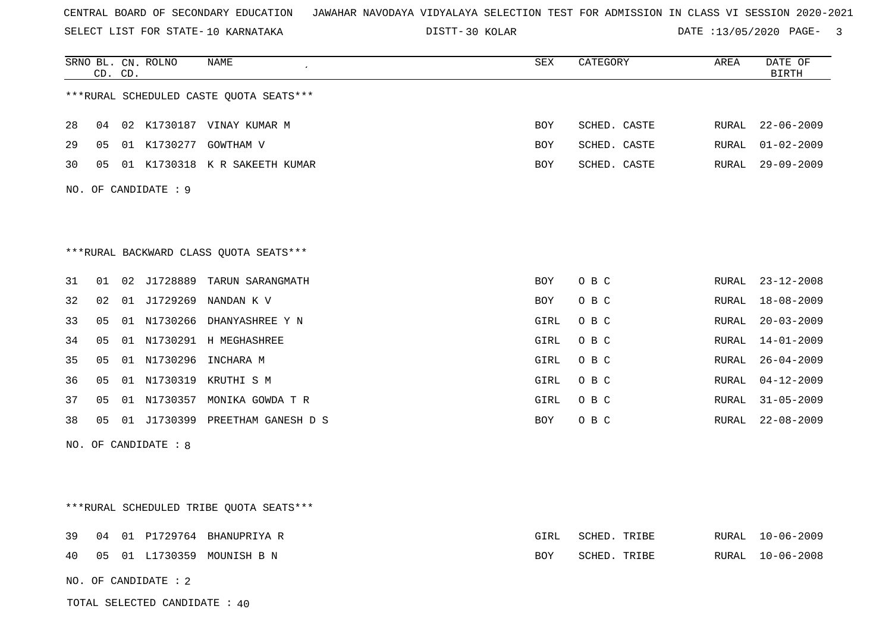CENTRAL BOARD OF SECONDARY EDUCATION JAWAHAR NAVODAYA VIDYALAYA SELECTION TEST FOR ADMISSION IN CLASS VI SESSION 2020-2021

SELECT LIST FOR STATE- 10 KARNATAKA DISTT- 30 KOLAR DATE :13/05/2020

| SRNO | BL. CD. | CN. CD. | ROLNO | NAME | SEX | CATEGORY | AREA | DATE OF BIRTH |
|---|---|---|---|---|---|---|---|---|

***RURAL SCHEDULED CASTE QUOTA SEATS***

| SRNO | BL. CD. | CN. CD. | ROLNO | NAME | SEX | CATEGORY | AREA | DATE OF BIRTH |
|---|---|---|---|---|---|---|---|---|
| 28 | 04 | 02 | K1730187 | VINAY KUMAR M | BOY | SCHED. CASTE | RURAL | 22-06-2009 |
| 29 | 05 | 01 | K1730277 | GOWTHAM V | BOY | SCHED. CASTE | RURAL | 01-02-2009 |
| 30 | 05 | 01 | K1730318 | K R SAKEETH KUMAR | BOY | SCHED. CASTE | RURAL | 29-09-2009 |

NO. OF CANDIDATE : 9

***RURAL BACKWARD CLASS QUOTA SEATS***

| SRNO | BL. CD. | CN. CD. | ROLNO | NAME | SEX | CATEGORY | AREA | DATE OF BIRTH |
|---|---|---|---|---|---|---|---|---|
| 31 | 01 | 02 | J1728889 | TARUN SARANGMATH | BOY | O B C | RURAL | 23-12-2008 |
| 32 | 02 | 01 | J1729269 | NANDAN K V | BOY | O B C | RURAL | 18-08-2009 |
| 33 | 05 | 01 | N1730266 | DHANYASHREE Y N | GIRL | O B C | RURAL | 20-03-2009 |
| 34 | 05 | 01 | N1730291 | H MEGHASHREE | GIRL | O B C | RURAL | 14-01-2009 |
| 35 | 05 | 01 | N1730296 | INCHARA M | GIRL | O B C | RURAL | 26-04-2009 |
| 36 | 05 | 01 | N1730319 | KRUTHI S M | GIRL | O B C | RURAL | 04-12-2009 |
| 37 | 05 | 01 | N1730357 | MONIKA GOWDA T R | GIRL | O B C | RURAL | 31-05-2009 |
| 38 | 05 | 01 | J1730399 | PREETHAM GANESH D S | BOY | O B C | RURAL | 22-08-2009 |

NO. OF CANDIDATE : 8

***RURAL SCHEDULED TRIBE QUOTA SEATS***

| SRNO | BL. CD. | CN. CD. | ROLNO | NAME | SEX | CATEGORY | AREA | DATE OF BIRTH |
|---|---|---|---|---|---|---|---|---|
| 39 | 04 | 01 | P1729764 | BHANUPRIYA R | GIRL | SCHED. TRIBE | RURAL | 10-06-2009 |
| 40 | 05 | 01 | L1730359 | MOUNISH B N | BOY | SCHED. TRIBE | RURAL | 10-06-2008 |

NO. OF CANDIDATE : 2

TOTAL SELECTED CANDIDATE : 40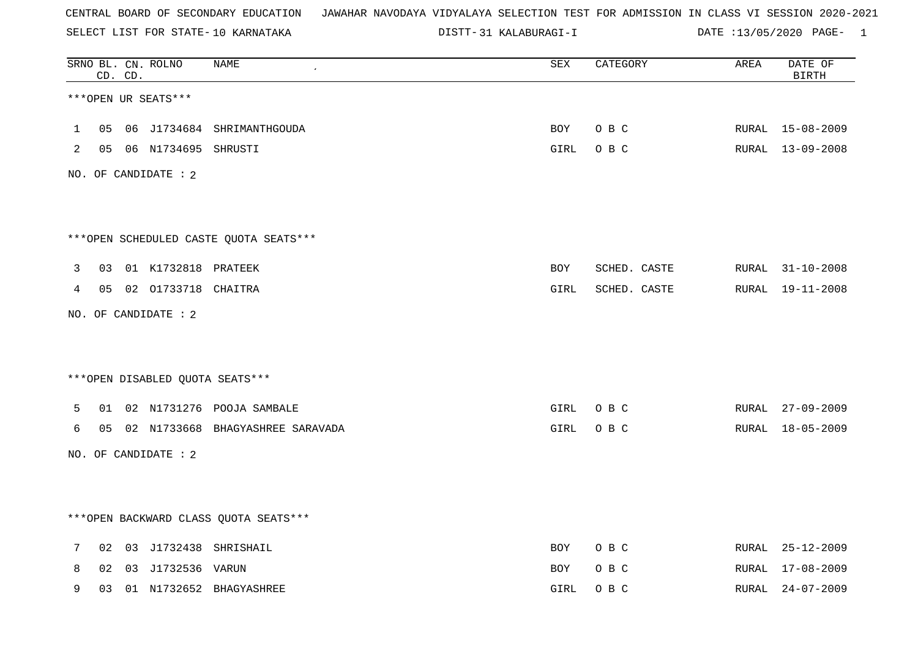CENTRAL BOARD OF SECONDARY EDUCATION JAWAHAR NAVODAYA VIDYALAYA SELECTION TEST FOR ADMISSION IN CLASS VI SESSION 2020-2021

SELECT LIST FOR STATE- 10 KARNATAKA DISTT- 31 KALABURAGI-I DATE :13/05/2020

| SRNO | BL. CD. | CN. CD. | ROLNO | NAME | SEX | CATEGORY | AREA | DATE OF BIRTH |
|---|---|---|---|---|---|---|---|---|

***OPEN UR SEATS***

| SRNO | BL. CD. | CN. CD. | ROLNO | NAME | SEX | CATEGORY | AREA | DATE OF BIRTH |
|---|---|---|---|---|---|---|---|---|
| 1 | 05 | 06 | J1734684 | SHRIMANTHGOUDA | BOY | O B C | RURAL | 15-08-2009 |
| 2 | 05 | 06 | N1734695 | SHRUSTI | GIRL | O B C | RURAL | 13-09-2008 |

NO. OF CANDIDATE : 2

***OPEN SCHEDULED CASTE QUOTA SEATS***

| SRNO | BL. CD. | CN. CD. | ROLNO | NAME | SEX | CATEGORY | AREA | DATE OF BIRTH |
|---|---|---|---|---|---|---|---|---|
| 3 | 03 | 01 | K1732818 | PRATEEK | BOY | SCHED. CASTE | RURAL | 31-10-2008 |
| 4 | 05 | 02 | O1733718 | CHAITRA | GIRL | SCHED. CASTE | RURAL | 19-11-2008 |

NO. OF CANDIDATE : 2

***OPEN DISABLED QUOTA SEATS***

| SRNO | BL. CD. | CN. CD. | ROLNO | NAME | SEX | CATEGORY | AREA | DATE OF BIRTH |
|---|---|---|---|---|---|---|---|---|
| 5 | 01 | 02 | N1731276 | POOJA SAMBALE | GIRL | O B C | RURAL | 27-09-2009 |
| 6 | 05 | 02 | N1733668 | BHAGYASHREE SARAVADA | GIRL | O B C | RURAL | 18-05-2009 |

NO. OF CANDIDATE : 2

***OPEN BACKWARD CLASS QUOTA SEATS***

| SRNO | BL. CD. | CN. CD. | ROLNO | NAME | SEX | CATEGORY | AREA | DATE OF BIRTH |
|---|---|---|---|---|---|---|---|---|
| 7 | 02 | 03 | J1732438 | SHRISHAIL | BOY | O B C | RURAL | 25-12-2009 |
| 8 | 02 | 03 | J1732536 | VARUN | BOY | O B C | RURAL | 17-08-2009 |
| 9 | 03 | 01 | N1732652 | BHAGYASHREE | GIRL | O B C | RURAL | 24-07-2009 |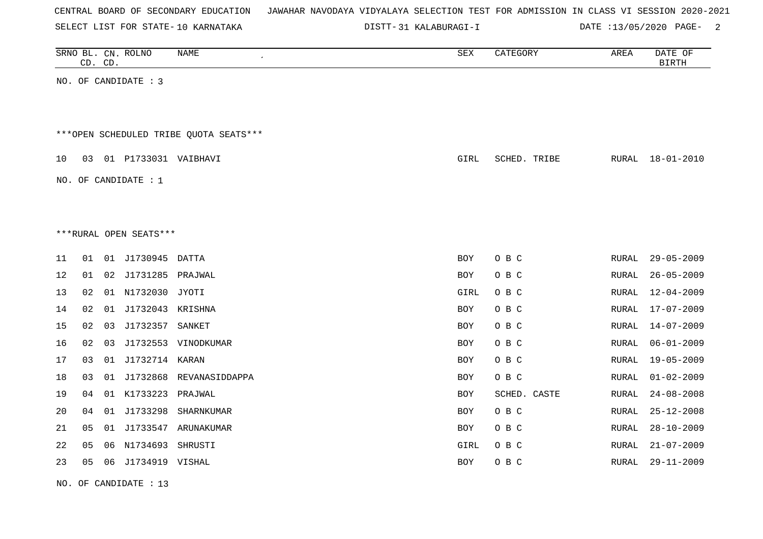CENTRAL BOARD OF SECONDARY EDUCATION   JAWAHAR NAVODAYA VIDYALAYA SELECTION TEST FOR ADMISSION IN CLASS VI SESSION 2020-2021

SELECT LIST FOR STATE- 10 KARNATAKA   DISTT- 31 KALABURAGI-I   DATE :13/05/2020

| SRNO | BL. CD. | CN. CD. | ROLNO | NAME | SEX | CATEGORY | AREA | DATE OF BIRTH |
|---|---|---|---|---|---|---|---|---|

NO. OF CANDIDATE : 3

***OPEN SCHEDULED TRIBE QUOTA SEATS***

| SRNO | BL. CD. | CN. CD. | ROLNO | NAME | SEX | CATEGORY | AREA | DATE OF BIRTH |
|---|---|---|---|---|---|---|---|---|
| 10 | 03 | 01 | P1733031 | VAIBHAVI | GIRL | SCHED. TRIBE | RURAL | 18-01-2010 |

NO. OF CANDIDATE : 1

***RURAL OPEN SEATS***

| SRNO | BL. CD. | CN. CD. | ROLNO | NAME | SEX | CATEGORY | AREA | DATE OF BIRTH |
|---|---|---|---|---|---|---|---|---|
| 11 | 01 | 01 | J1730945 | DATTA | BOY | O B C | RURAL | 29-05-2009 |
| 12 | 01 | 02 | J1731285 | PRAJWAL | BOY | O B C | RURAL | 26-05-2009 |
| 13 | 02 | 01 | N1732030 | JYOTI | GIRL | O B C | RURAL | 12-04-2009 |
| 14 | 02 | 01 | J1732043 | KRISHNA | BOY | O B C | RURAL | 17-07-2009 |
| 15 | 02 | 03 | J1732357 | SANKET | BOY | O B C | RURAL | 14-07-2009 |
| 16 | 02 | 03 | J1732553 | VINODKUMAR | BOY | O B C | RURAL | 06-01-2009 |
| 17 | 03 | 01 | J1732714 | KARAN | BOY | O B C | RURAL | 19-05-2009 |
| 18 | 03 | 01 | J1732868 | REVANASIDDAPPA | BOY | O B C | RURAL | 01-02-2009 |
| 19 | 04 | 01 | K1733223 | PRAJWAL | BOY | SCHED. CASTE | RURAL | 24-08-2008 |
| 20 | 04 | 01 | J1733298 | SHARNKUMAR | BOY | O B C | RURAL | 25-12-2008 |
| 21 | 05 | 01 | J1733547 | ARUNAKUMAR | BOY | O B C | RURAL | 28-10-2009 |
| 22 | 05 | 06 | N1734693 | SHRUSTI | GIRL | O B C | RURAL | 21-07-2009 |
| 23 | 05 | 06 | J1734919 | VISHAL | BOY | O B C | RURAL | 29-11-2009 |

NO. OF CANDIDATE : 13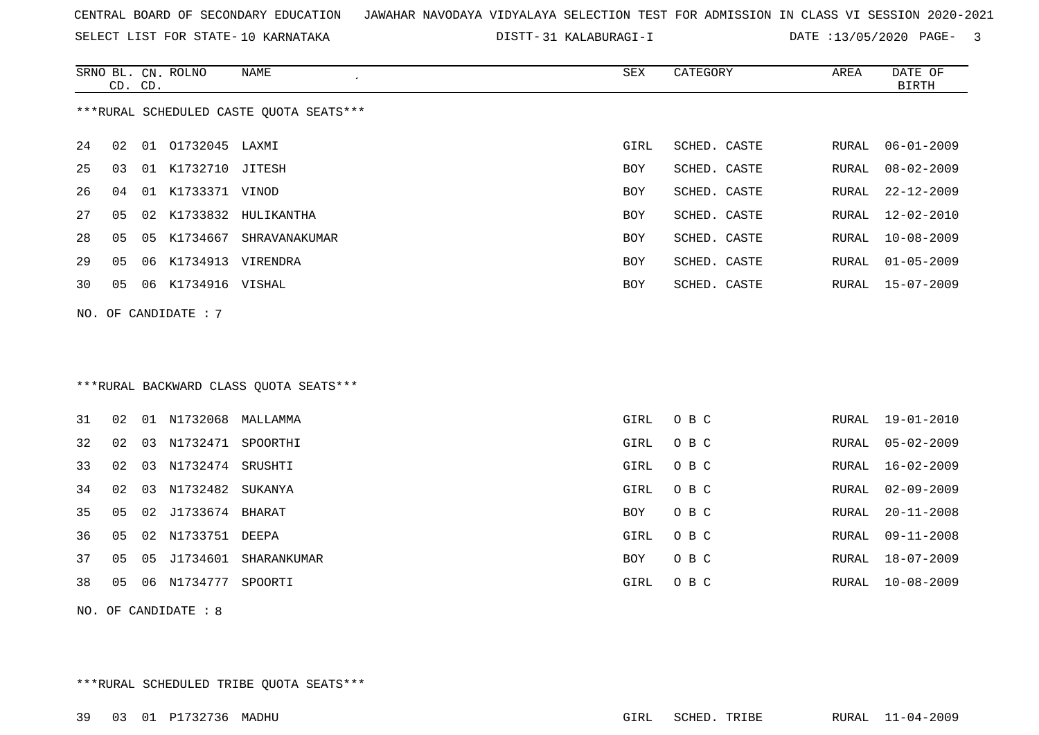CENTRAL BOARD OF SECONDARY EDUCATION JAWAHAR NAVODAYA VIDYALAYA SELECTION TEST FOR ADMISSION IN CLASS VI SESSION 2020-2021

SELECT LIST FOR STATE- 10 KARNATAKA DISTT- 31 KALABURAGI-I DATE :13/05/2020 PAGE- 3

***RURAL SCHEDULED CASTE QUOTA SEATS***

| SRNO | BL. CD. | CN. CD. | ROLNO | NAME | SEX | CATEGORY | AREA | DATE OF BIRTH |
|---|---|---|---|---|---|---|---|---|
| 24 | 02 | 01 | O1732045 | LAXMI | GIRL | SCHED. CASTE | RURAL | 06-01-2009 |
| 25 | 03 | 01 | K1732710 | JITESH | BOY | SCHED. CASTE | RURAL | 08-02-2009 |
| 26 | 04 | 01 | K1733371 | VINOD | BOY | SCHED. CASTE | RURAL | 22-12-2009 |
| 27 | 05 | 02 | K1733832 | HULIKANTHA | BOY | SCHED. CASTE | RURAL | 12-02-2010 |
| 28 | 05 | 05 | K1734667 | SHRAVANAKUMAR | BOY | SCHED. CASTE | RURAL | 10-08-2009 |
| 29 | 05 | 06 | K1734913 | VIRENDRA | BOY | SCHED. CASTE | RURAL | 01-05-2009 |
| 30 | 05 | 06 | K1734916 | VISHAL | BOY | SCHED. CASTE | RURAL | 15-07-2009 |

NO. OF CANDIDATE : 7

***RURAL BACKWARD CLASS QUOTA SEATS***

| SRNO | BL. CD. | CN. CD. | ROLNO | NAME | SEX | CATEGORY | AREA | DATE OF BIRTH |
|---|---|---|---|---|---|---|---|---|
| 31 | 02 | 01 | N1732068 | MALLAMMA | GIRL | O B C | RURAL | 19-01-2010 |
| 32 | 02 | 03 | N1732471 | SPOORTHI | GIRL | O B C | RURAL | 05-02-2009 |
| 33 | 02 | 03 | N1732474 | SRUSHTI | GIRL | O B C | RURAL | 16-02-2009 |
| 34 | 02 | 03 | N1732482 | SUKANYA | GIRL | O B C | RURAL | 02-09-2009 |
| 35 | 05 | 02 | J1733674 | BHARAT | BOY | O B C | RURAL | 20-11-2008 |
| 36 | 05 | 02 | N1733751 | DEEPA | GIRL | O B C | RURAL | 09-11-2008 |
| 37 | 05 | 05 | J1734601 | SHARANKUMAR | BOY | O B C | RURAL | 18-07-2009 |
| 38 | 05 | 06 | N1734777 | SPOORTI | GIRL | O B C | RURAL | 10-08-2009 |

NO. OF CANDIDATE : 8

***RURAL SCHEDULED TRIBE QUOTA SEATS***

| SRNO | BL. CD. | CN. CD. | ROLNO | NAME | SEX | CATEGORY | AREA | DATE OF BIRTH |
|---|---|---|---|---|---|---|---|---|
| 39 | 03 | 01 | P1732736 | MADHU | GIRL | SCHED. TRIBE | RURAL | 11-04-2009 |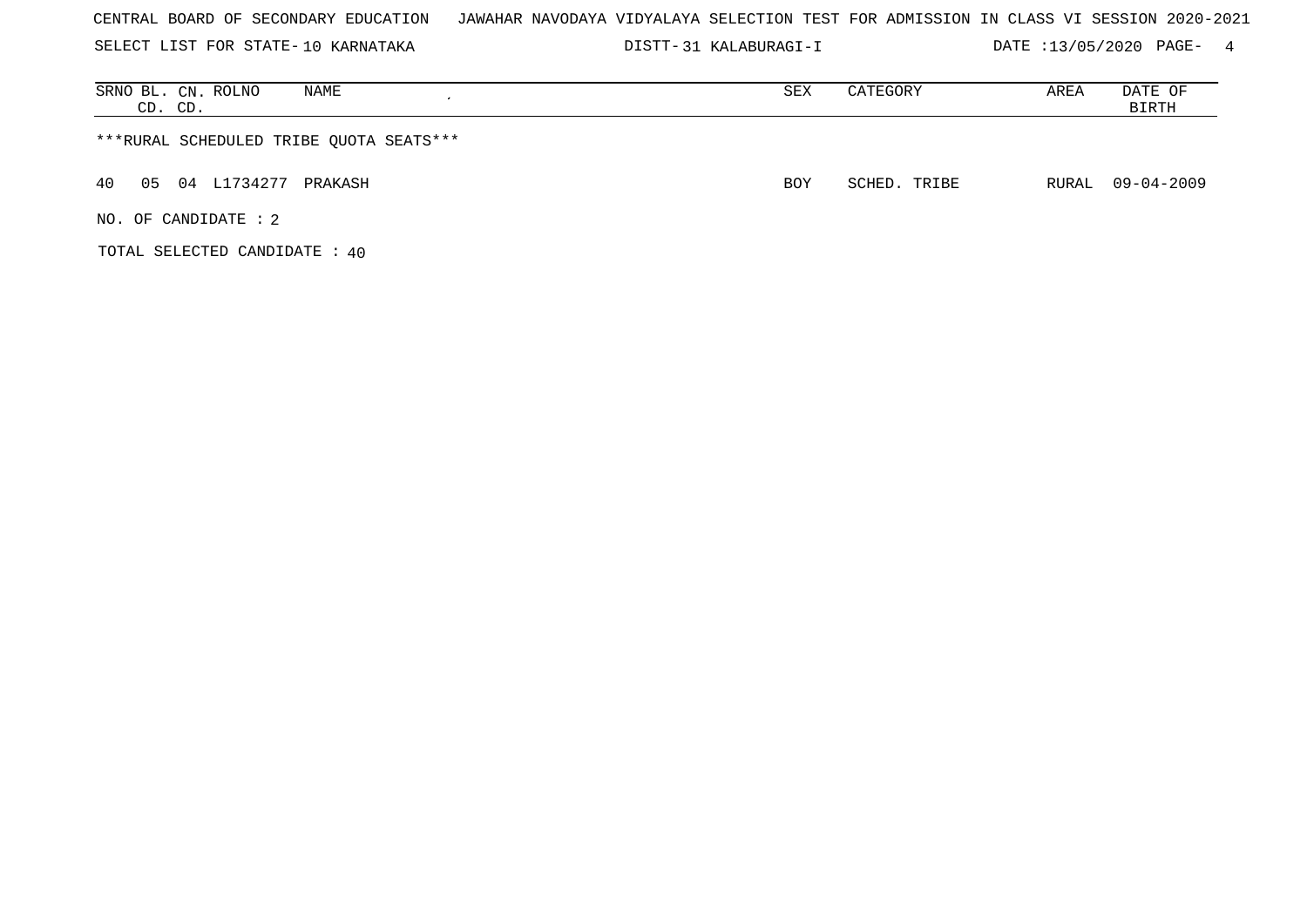CENTRAL BOARD OF SECONDARY EDUCATION JAWAHAR NAVODAYA VIDYALAYA SELECTION TEST FOR ADMISSION IN CLASS VI SESSION 2020-2021

SELECT LIST FOR STATE- 10 KARNATAKA DISTT- 31 KALABURAGI-I DATE :13/05/2020 PAGE- 4

| SRNO | BL. CD. | CN. CD. | ROLNO | NAME | SEX | CATEGORY | AREA | DATE OF BIRTH |
|---|---|---|---|---|---|---|---|---|
| ***RURAL SCHEDULED TRIBE QUOTA SEATS*** | | | | | | | | |
| 40 | 05 | 04 | L1734277 | PRAKASH | BOY | SCHED. TRIBE | RURAL | 09-04-2009 |

NO. OF CANDIDATE : 2

TOTAL SELECTED CANDIDATE : 40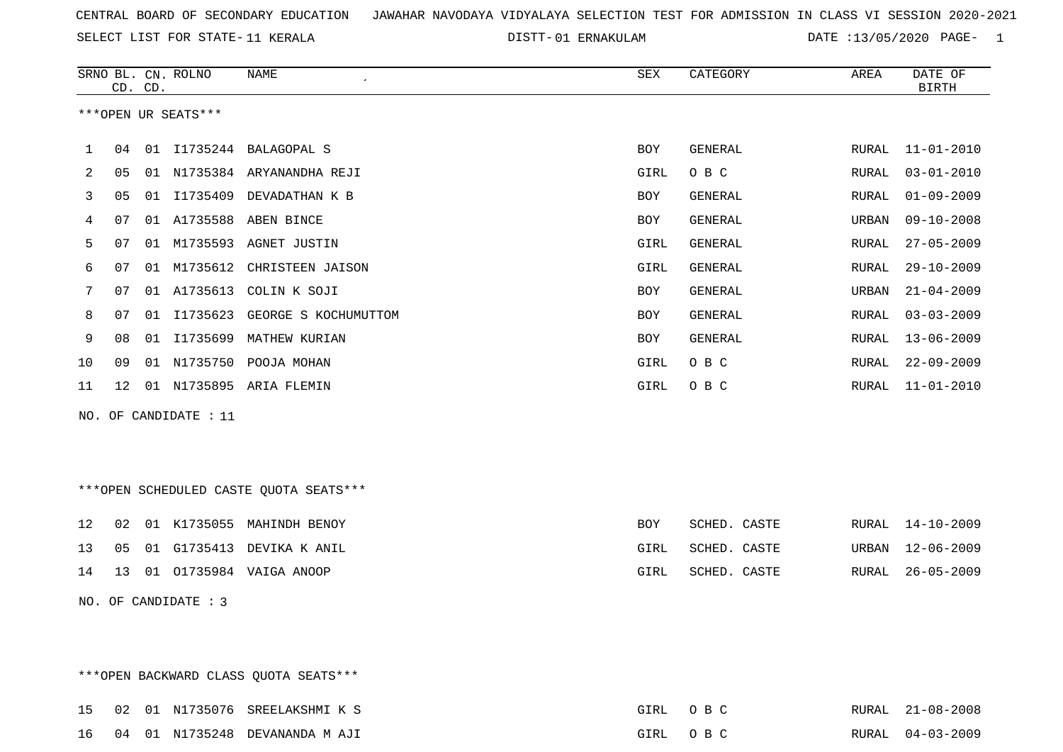CENTRAL BOARD OF SECONDARY EDUCATION JAWAHAR NAVODAYA VIDYALAYA SELECTION TEST FOR ADMISSION IN CLASS VI SESSION 2020-2021

SELECT LIST FOR STATE- 11 KERALA DISTT- 01 ERNAKULAM DATE :13/05/2020 PAGE- 1

***OPEN UR SEATS***

| SRNO | BL. CD. | CN. CD. | ROLNO | NAME | SEX | CATEGORY | AREA | DATE OF BIRTH |
|---|---|---|---|---|---|---|---|---|
| 1 | 04 | 01 | I1735244 | BALAGOPAL S | BOY | GENERAL | RURAL | 11-01-2010 |
| 2 | 05 | 01 | N1735384 | ARYANANDHA REJI | GIRL | O B C | RURAL | 03-01-2010 |
| 3 | 05 | 01 | I1735409 | DEVADATHAN K B | BOY | GENERAL | RURAL | 01-09-2009 |
| 4 | 07 | 01 | A1735588 | ABEN BINCE | BOY | GENERAL | URBAN | 09-10-2008 |
| 5 | 07 | 01 | M1735593 | AGNET JUSTIN | GIRL | GENERAL | RURAL | 27-05-2009 |
| 6 | 07 | 01 | M1735612 | CHRISTEEN JAISON | GIRL | GENERAL | RURAL | 29-10-2009 |
| 7 | 07 | 01 | A1735613 | COLIN K SOJI | BOY | GENERAL | URBAN | 21-04-2009 |
| 8 | 07 | 01 | I1735623 | GEORGE S KOCHUMUTTOM | BOY | GENERAL | RURAL | 03-03-2009 |
| 9 | 08 | 01 | I1735699 | MATHEW KURIAN | BOY | GENERAL | RURAL | 13-06-2009 |
| 10 | 09 | 01 | N1735750 | POOJA MOHAN | GIRL | O B C | RURAL | 22-09-2009 |
| 11 | 12 | 01 | N1735895 | ARIA FLEMIN | GIRL | O B C | RURAL | 11-01-2010 |

NO. OF CANDIDATE : 11

***OPEN SCHEDULED CASTE QUOTA SEATS***

| SRNO | BL. CD. | CN. CD. | ROLNO | NAME | SEX | CATEGORY | AREA | DATE OF BIRTH |
|---|---|---|---|---|---|---|---|---|
| 12 | 02 | 01 | K1735055 | MAHINDH BENOY | BOY | SCHED. CASTE | RURAL | 14-10-2009 |
| 13 | 05 | 01 | G1735413 | DEVIKA K ANIL | GIRL | SCHED. CASTE | URBAN | 12-06-2009 |
| 14 | 13 | 01 | O1735984 | VAIGA ANOOP | GIRL | SCHED. CASTE | RURAL | 26-05-2009 |

NO. OF CANDIDATE : 3

***OPEN BACKWARD CLASS QUOTA SEATS***

| SRNO | BL. CD. | CN. CD. | ROLNO | NAME | SEX | CATEGORY | AREA | DATE OF BIRTH |
|---|---|---|---|---|---|---|---|---|
| 15 | 02 | 01 | N1735076 | SREELAKSHMI K S | GIRL | O B C | RURAL | 21-08-2008 |
| 16 | 04 | 01 | N1735248 | DEVANANDA M AJI | GIRL | O B C | RURAL | 04-03-2009 |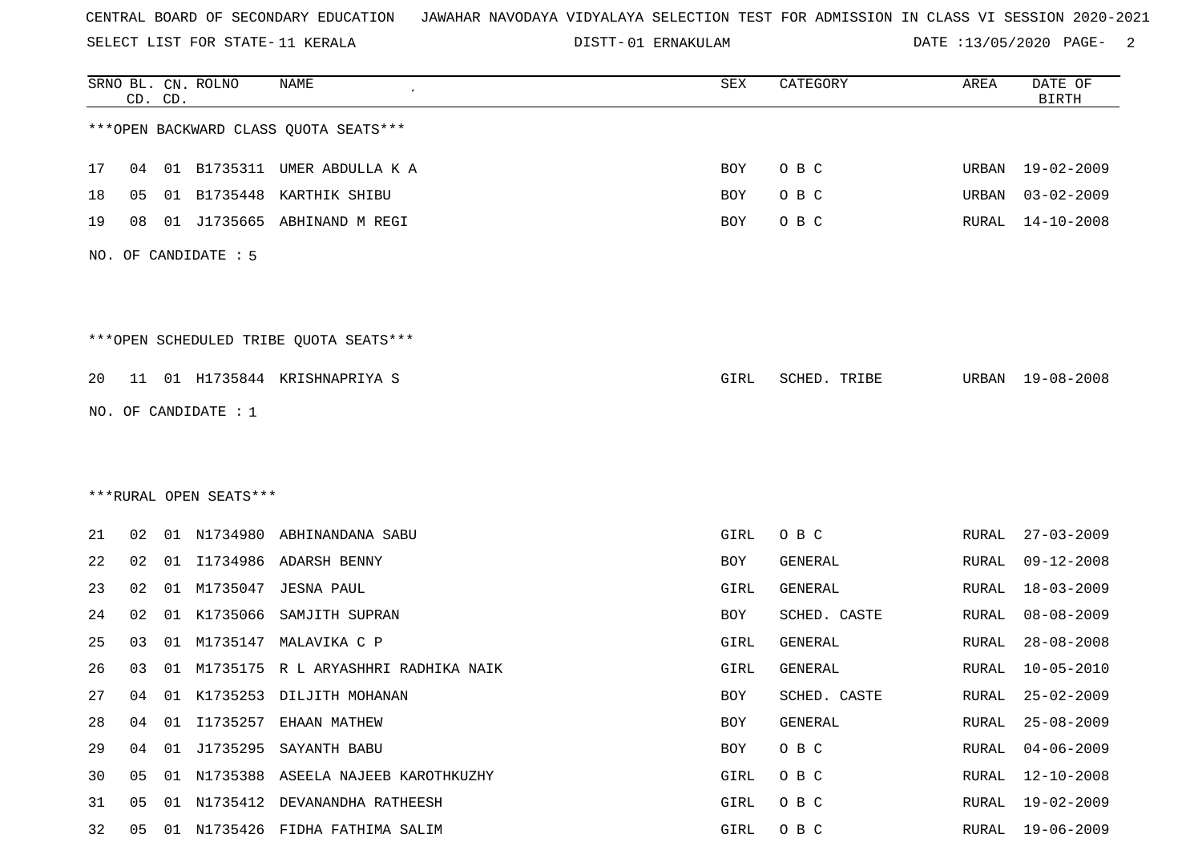CENTRAL BOARD OF SECONDARY EDUCATION JAWAHAR NAVODAYA VIDYALAYA SELECTION TEST FOR ADMISSION IN CLASS VI SESSION 2020-2021

SELECT LIST FOR STATE- 11 KERALA DISTT- 01 ERNAKULAM DATE :13/05/2020

***OPEN BACKWARD CLASS QUOTA SEATS***

| SRNO | BL. CD. | CN. CD. | ROLNO | NAME | SEX | CATEGORY | AREA | DATE OF BIRTH |
|---|---|---|---|---|---|---|---|---|
| 17 | 04 | 01 | B1735311 | UMER ABDULLA K A | BOY | O B C | URBAN | 19-02-2009 |
| 18 | 05 | 01 | B1735448 | KARTHIK SHIBU | BOY | O B C | URBAN | 03-02-2009 |
| 19 | 08 | 01 | J1735665 | ABHINAND M REGI | BOY | O B C | RURAL | 14-10-2008 |

NO. OF CANDIDATE : 5

***OPEN SCHEDULED TRIBE QUOTA SEATS***

| SRNO | BL. CD. | CN. CD. | ROLNO | NAME | SEX | CATEGORY | AREA | DATE OF BIRTH |
|---|---|---|---|---|---|---|---|---|
| 20 | 11 | 01 | H1735844 | KRISHNAPRIYA S | GIRL | SCHED. TRIBE | URBAN | 19-08-2008 |

NO. OF CANDIDATE : 1

***RURAL OPEN SEATS***

| SRNO | BL. CD. | CN. CD. | ROLNO | NAME | SEX | CATEGORY | AREA | DATE OF BIRTH |
|---|---|---|---|---|---|---|---|---|
| 21 | 02 | 01 | N1734980 | ABHINANDANA SABU | GIRL | O B C | RURAL | 27-03-2009 |
| 22 | 02 | 01 | I1734986 | ADARSH BENNY | BOY | GENERAL | RURAL | 09-12-2008 |
| 23 | 02 | 01 | M1735047 | JESNA PAUL | GIRL | GENERAL | RURAL | 18-03-2009 |
| 24 | 02 | 01 | K1735066 | SAMJITH SUPRAN | BOY | SCHED. CASTE | RURAL | 08-08-2009 |
| 25 | 03 | 01 | M1735147 | MALAVIKA C P | GIRL | GENERAL | RURAL | 28-08-2008 |
| 26 | 03 | 01 | M1735175 | R L ARYASHHRI RADHIKA NAIK | GIRL | GENERAL | RURAL | 10-05-2010 |
| 27 | 04 | 01 | K1735253 | DILJITH MOHANAN | BOY | SCHED. CASTE | RURAL | 25-02-2009 |
| 28 | 04 | 01 | I1735257 | EHAAN MATHEW | BOY | GENERAL | RURAL | 25-08-2009 |
| 29 | 04 | 01 | J1735295 | SAYANTH BABU | BOY | O B C | RURAL | 04-06-2009 |
| 30 | 05 | 01 | N1735388 | ASEELA NAJEEB KAROTHKUZHY | GIRL | O B C | RURAL | 12-10-2008 |
| 31 | 05 | 01 | N1735412 | DEVANANDHA RATHEESH | GIRL | O B C | RURAL | 19-02-2009 |
| 32 | 05 | 01 | N1735426 | FIDHA FATHIMA SALIM | GIRL | O B C | RURAL | 19-06-2009 |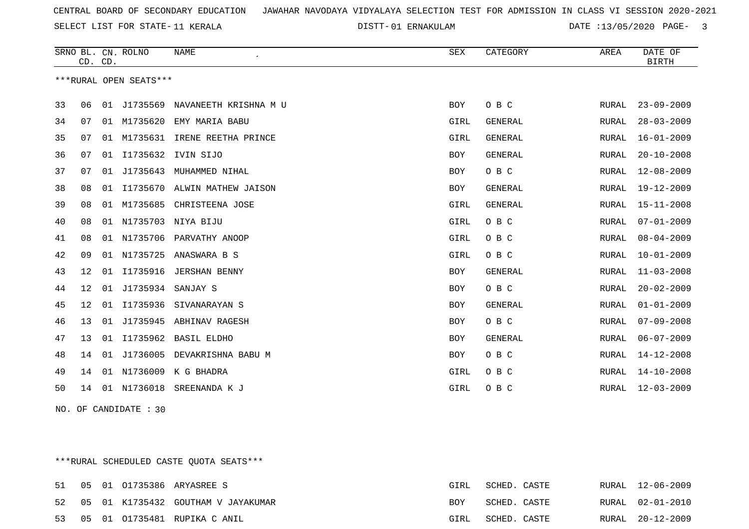CENTRAL BOARD OF SECONDARY EDUCATION JAWAHAR NAVODAYA VIDYALAYA SELECTION TEST FOR ADMISSION IN CLASS VI SESSION 2020-2021

SELECT LIST FOR STATE- 11 KERALA DISTT- 01 ERNAKULAM DATE :13/05/2020

***RURAL OPEN SEATS***

| SRNO | BL. CD. | CN. CD. | ROLNO | NAME | SEX | CATEGORY | AREA | DATE OF BIRTH |
|---|---|---|---|---|---|---|---|---|
| 33 | 06 | 01 | J1735569 | NAVANEETH KRISHNA M U | BOY | O B C | RURAL | 23-09-2009 |
| 34 | 07 | 01 | M1735620 | EMY MARIA BABU | GIRL | GENERAL | RURAL | 28-03-2009 |
| 35 | 07 | 01 | M1735631 | IRENE REETHA PRINCE | GIRL | GENERAL | RURAL | 16-01-2009 |
| 36 | 07 | 01 | I1735632 | IVIN SIJO | BOY | GENERAL | RURAL | 20-10-2008 |
| 37 | 07 | 01 | J1735643 | MUHAMMED NIHAL | BOY | O B C | RURAL | 12-08-2009 |
| 38 | 08 | 01 | I1735670 | ALWIN MATHEW JAISON | BOY | GENERAL | RURAL | 19-12-2009 |
| 39 | 08 | 01 | M1735685 | CHRISTEENA JOSE | GIRL | GENERAL | RURAL | 15-11-2008 |
| 40 | 08 | 01 | N1735703 | NIYA BIJU | GIRL | O B C | RURAL | 07-01-2009 |
| 41 | 08 | 01 | N1735706 | PARVATHY ANOOP | GIRL | O B C | RURAL | 08-04-2009 |
| 42 | 09 | 01 | N1735725 | ANASWARA B S | GIRL | O B C | RURAL | 10-01-2009 |
| 43 | 12 | 01 | I1735916 | JERSHAN BENNY | BOY | GENERAL | RURAL | 11-03-2008 |
| 44 | 12 | 01 | J1735934 | SANJAY S | BOY | O B C | RURAL | 20-02-2009 |
| 45 | 12 | 01 | I1735936 | SIVANARAYAN S | BOY | GENERAL | RURAL | 01-01-2009 |
| 46 | 13 | 01 | J1735945 | ABHINAV RAGESH | BOY | O B C | RURAL | 07-09-2008 |
| 47 | 13 | 01 | I1735962 | BASIL ELDHO | BOY | GENERAL | RURAL | 06-07-2009 |
| 48 | 14 | 01 | J1736005 | DEVAKRISHNA BABU M | BOY | O B C | RURAL | 14-12-2008 |
| 49 | 14 | 01 | N1736009 | K G BHADRA | GIRL | O B C | RURAL | 14-10-2008 |
| 50 | 14 | 01 | N1736018 | SREENANDA K J | GIRL | O B C | RURAL | 12-03-2009 |

NO. OF CANDIDATE : 30

***RURAL SCHEDULED CASTE QUOTA SEATS***

| SRNO | BL. CD. | CN. CD. | ROLNO | NAME | SEX | CATEGORY | AREA | DATE OF BIRTH |
|---|---|---|---|---|---|---|---|---|
| 51 | 05 | 01 | O1735386 | ARYASREE S | GIRL | SCHED. CASTE | RURAL | 12-06-2009 |
| 52 | 05 | 01 | K1735432 | GOUTHAM V JAYAKUMAR | BOY | SCHED. CASTE | RURAL | 02-01-2010 |
| 53 | 05 | 01 | O1735481 | RUPIKA C ANIL | GIRL | SCHED. CASTE | RURAL | 20-12-2009 |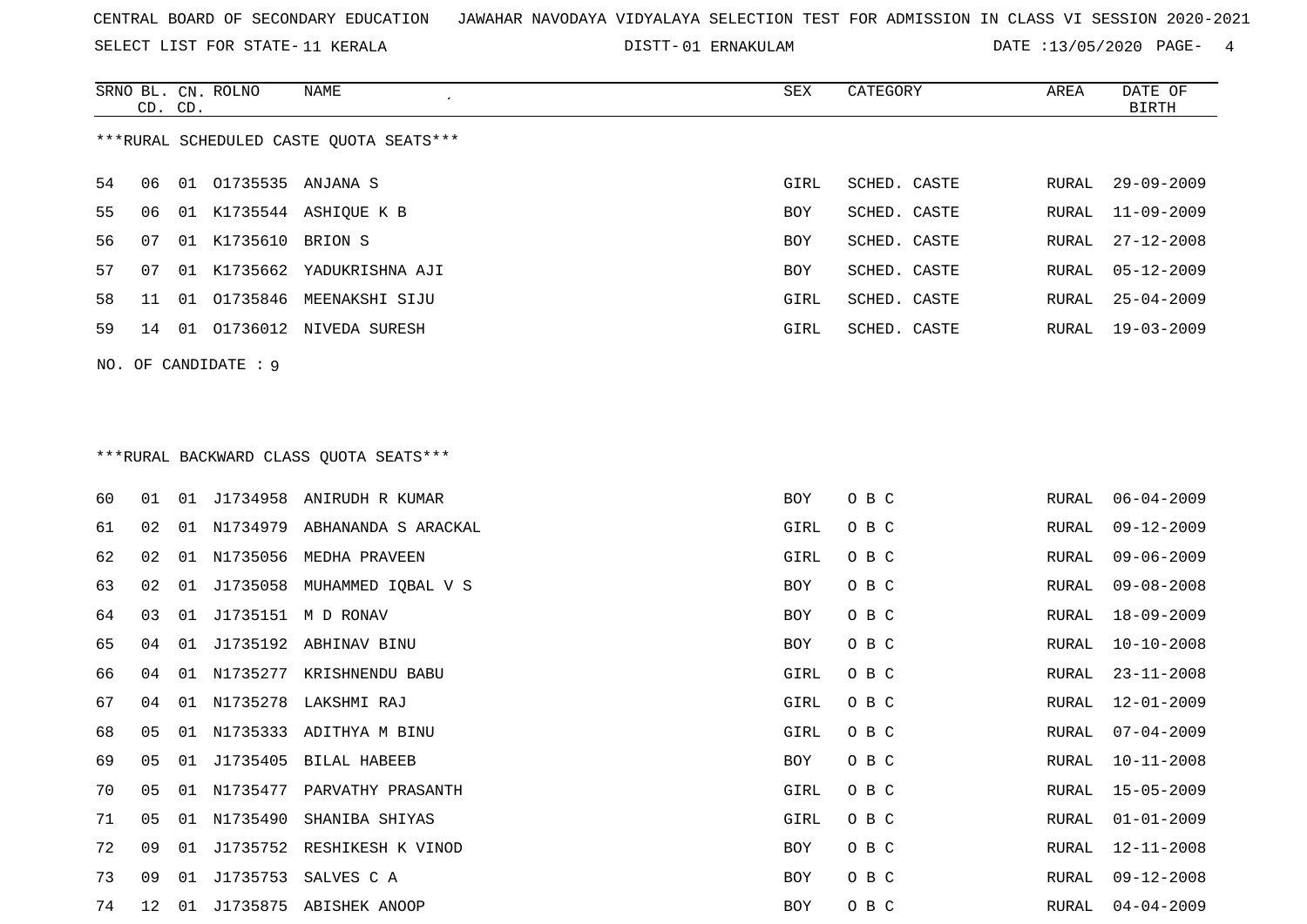CENTRAL BOARD OF SECONDARY EDUCATION JAWAHAR NAVODAYA VIDYALAYA SELECTION TEST FOR ADMISSION IN CLASS VI SESSION 2020-2021

SELECT LIST FOR STATE- 11 KERALA DISTT- 01 ERNAKULAM DATE :13/05/2020

***RURAL SCHEDULED CASTE QUOTA SEATS***

| SRNO | BL. CD. | CN. CD. | ROLNO | NAME | SEX | CATEGORY | AREA | DATE OF BIRTH |
|---|---|---|---|---|---|---|---|---|
| 54 | 06 | 01 | O1735535 | ANJANA S | GIRL | SCHED. CASTE | RURAL | 29-09-2009 |
| 55 | 06 | 01 | K1735544 | ASHIQUE K B | BOY | SCHED. CASTE | RURAL | 11-09-2009 |
| 56 | 07 | 01 | K1735610 | BRION S | BOY | SCHED. CASTE | RURAL | 27-12-2008 |
| 57 | 07 | 01 | K1735662 | YADUKRISHNA AJI | BOY | SCHED. CASTE | RURAL | 05-12-2009 |
| 58 | 11 | 01 | O1735846 | MEENAKSHI SIJU | GIRL | SCHED. CASTE | RURAL | 25-04-2009 |
| 59 | 14 | 01 | O1736012 | NIVEDA SURESH | GIRL | SCHED. CASTE | RURAL | 19-03-2009 |

NO. OF CANDIDATE : 9

***RURAL BACKWARD CLASS QUOTA SEATS***

| SRNO | BL. CD. | CN. CD. | ROLNO | NAME | SEX | CATEGORY | AREA | DATE OF BIRTH |
|---|---|---|---|---|---|---|---|---|
| 60 | 01 | 01 | J1734958 | ANIRUDH R KUMAR | BOY | O B C | RURAL | 06-04-2009 |
| 61 | 02 | 01 | N1734979 | ABHANANDA S ARACKAL | GIRL | O B C | RURAL | 09-12-2009 |
| 62 | 02 | 01 | N1735056 | MEDHA PRAVEEN | GIRL | O B C | RURAL | 09-06-2009 |
| 63 | 02 | 01 | J1735058 | MUHAMMED IQBAL V S | BOY | O B C | RURAL | 09-08-2008 |
| 64 | 03 | 01 | J1735151 | M D RONAV | BOY | O B C | RURAL | 18-09-2009 |
| 65 | 04 | 01 | J1735192 | ABHINAV BINU | BOY | O B C | RURAL | 10-10-2008 |
| 66 | 04 | 01 | N1735277 | KRISHNENDU BABU | GIRL | O B C | RURAL | 23-11-2008 |
| 67 | 04 | 01 | N1735278 | LAKSHMI RAJ | GIRL | O B C | RURAL | 12-01-2009 |
| 68 | 05 | 01 | N1735333 | ADITHYA M BINU | GIRL | O B C | RURAL | 07-04-2009 |
| 69 | 05 | 01 | J1735405 | BILAL HABEEB | BOY | O B C | RURAL | 10-11-2008 |
| 70 | 05 | 01 | N1735477 | PARVATHY PRASANTH | GIRL | O B C | RURAL | 15-05-2009 |
| 71 | 05 | 01 | N1735490 | SHANIBA SHIYAS | GIRL | O B C | RURAL | 01-01-2009 |
| 72 | 09 | 01 | J1735752 | RESHIKESH K VINOD | BOY | O B C | RURAL | 12-11-2008 |
| 73 | 09 | 01 | J1735753 | SALVES C A | BOY | O B C | RURAL | 09-12-2008 |
| 74 | 12 | 01 | J1735875 | ABISHEK ANOOP | BOY | O B C | RURAL | 04-04-2009 |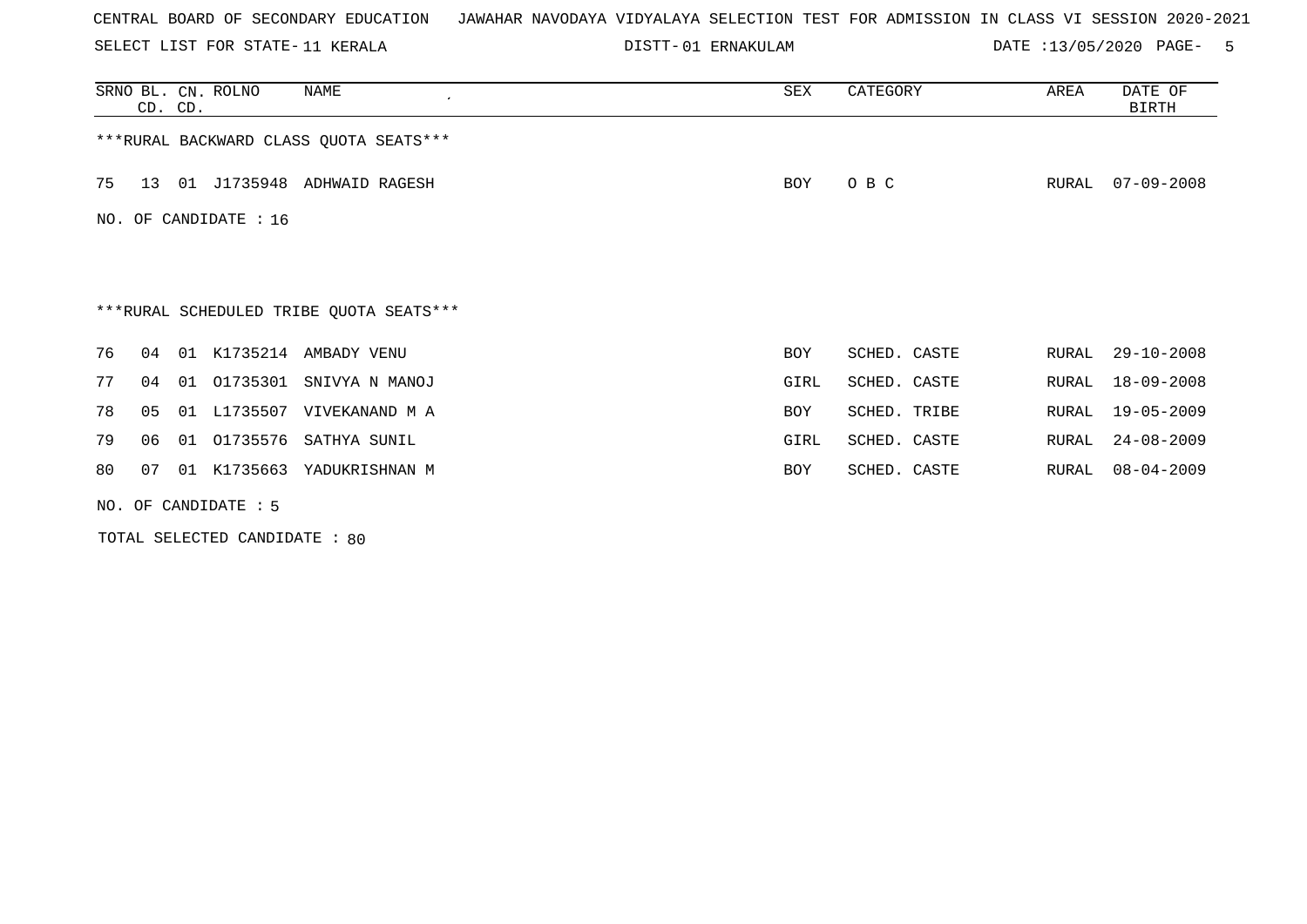CENTRAL BOARD OF SECONDARY EDUCATION JAWAHAR NAVODAYA VIDYALAYA SELECTION TEST FOR ADMISSION IN CLASS VI SESSION 2020-2021

SELECT LIST FOR STATE- 11 KERALA DISTT- 01 ERNAKULAM DATE :13/05/2020 PAGE- 5

| SRNO | BL. CD. | CN. CD. | ROLNO | NAME | SEX | CATEGORY | AREA | DATE OF BIRTH |
|---|---|---|---|---|---|---|---|---|
| ***RURAL BACKWARD CLASS QUOTA SEATS*** | | | | | | | | |
| 75 | 13 | 01 | J1735948 | ADHWAID RAGESH | BOY | O B C | RURAL | 07-09-2008 |

NO. OF CANDIDATE : 16

***RURAL SCHEDULED TRIBE QUOTA SEATS***

| SRNO | BL. CD. | CN. CD. | ROLNO | NAME | SEX | CATEGORY | AREA | DATE OF BIRTH |
|---|---|---|---|---|---|---|---|---|
| 76 | 04 | 01 | K1735214 | AMBADY VENU | BOY | SCHED. CASTE | RURAL | 29-10-2008 |
| 77 | 04 | 01 | O1735301 | SNIVYA N MANOJ | GIRL | SCHED. CASTE | RURAL | 18-09-2008 |
| 78 | 05 | 01 | L1735507 | VIVEKANAND M A | BOY | SCHED. TRIBE | RURAL | 19-05-2009 |
| 79 | 06 | 01 | O1735576 | SATHYA SUNIL | GIRL | SCHED. CASTE | RURAL | 24-08-2009 |
| 80 | 07 | 01 | K1735663 | YADUKRISHNAN M | BOY | SCHED. CASTE | RURAL | 08-04-2009 |

NO. OF CANDIDATE : 5

TOTAL SELECTED CANDIDATE : 80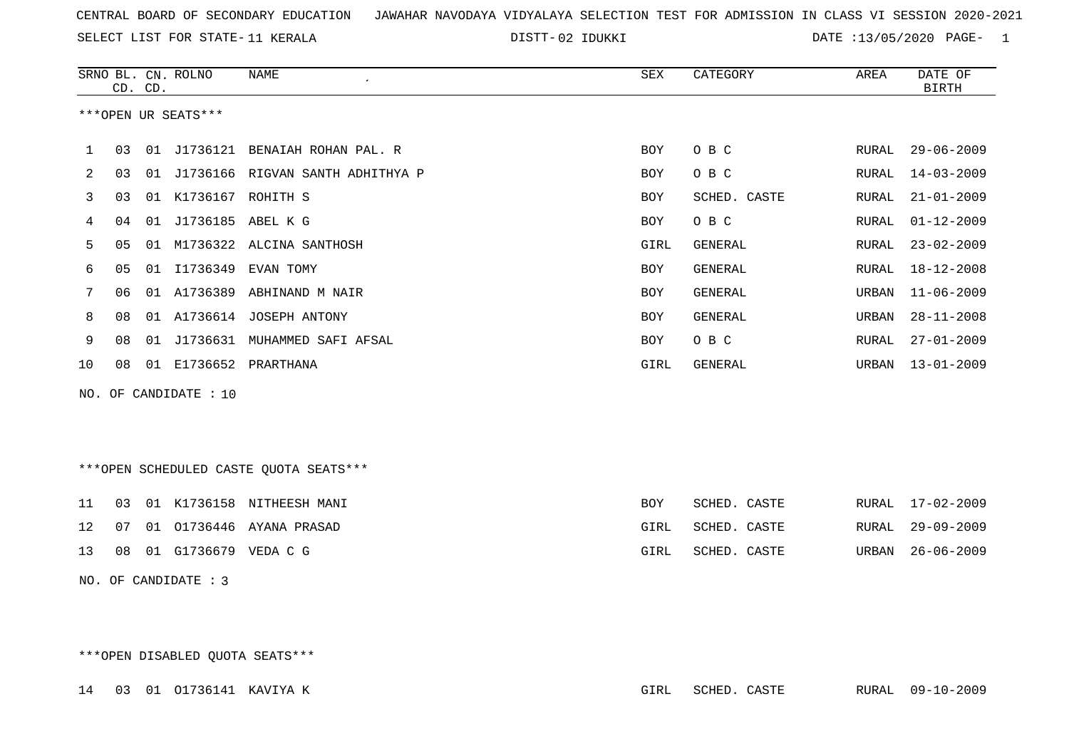CENTRAL BOARD OF SECONDARY EDUCATION JAWAHAR NAVODAYA VIDYALAYA SELECTION TEST FOR ADMISSION IN CLASS VI SESSION 2020-2021

SELECT LIST FOR STATE- 11 KERALA DISTT- 02 IDUKKI DATE :13/05/2020

***OPEN UR SEATS***

| SRNO | BL. CD. | CN. CD. | ROLNO | NAME | SEX | CATEGORY | AREA | DATE OF BIRTH |
|---|---|---|---|---|---|---|---|---|
| 1 | 03 | 01 | J1736121 | BENAIAH ROHAN PAL. R | BOY | O B C | RURAL | 29-06-2009 |
| 2 | 03 | 01 | J1736166 | RIGVAN SANTH ADHITHYA P | BOY | O B C | RURAL | 14-03-2009 |
| 3 | 03 | 01 | K1736167 | ROHITH S | BOY | SCHED. CASTE | RURAL | 21-01-2009 |
| 4 | 04 | 01 | J1736185 | ABEL K G | BOY | O B C | RURAL | 01-12-2009 |
| 5 | 05 | 01 | M1736322 | ALCINA SANTHOSH | GIRL | GENERAL | RURAL | 23-02-2009 |
| 6 | 05 | 01 | I1736349 | EVAN TOMY | BOY | GENERAL | RURAL | 18-12-2008 |
| 7 | 06 | 01 | A1736389 | ABHINAND M NAIR | BOY | GENERAL | URBAN | 11-06-2009 |
| 8 | 08 | 01 | A1736614 | JOSEPH ANTONY | BOY | GENERAL | URBAN | 28-11-2008 |
| 9 | 08 | 01 | J1736631 | MUHAMMED SAFI AFSAL | BOY | O B C | RURAL | 27-01-2009 |
| 10 | 08 | 01 | E1736652 | PRARTHANA | GIRL | GENERAL | URBAN | 13-01-2009 |

NO. OF CANDIDATE : 10

***OPEN SCHEDULED CASTE QUOTA SEATS***

| SRNO | BL. CD. | CN. CD. | ROLNO | NAME | SEX | CATEGORY | AREA | DATE OF BIRTH |
|---|---|---|---|---|---|---|---|---|
| 11 | 03 | 01 | K1736158 | NITHEESH MANI | BOY | SCHED. CASTE | RURAL | 17-02-2009 |
| 12 | 07 | 01 | O1736446 | AYANA PRASAD | GIRL | SCHED. CASTE | RURAL | 29-09-2009 |
| 13 | 08 | 01 | G1736679 | VEDA C G | GIRL | SCHED. CASTE | URBAN | 26-06-2009 |

NO. OF CANDIDATE : 3

***OPEN DISABLED QUOTA SEATS***

| SRNO | BL. CD. | CN. CD. | ROLNO | NAME | SEX | CATEGORY | AREA | DATE OF BIRTH |
|---|---|---|---|---|---|---|---|---|
| 14 | 03 | 01 | O1736141 | KAVIYA K | GIRL | SCHED. CASTE | RURAL | 09-10-2009 |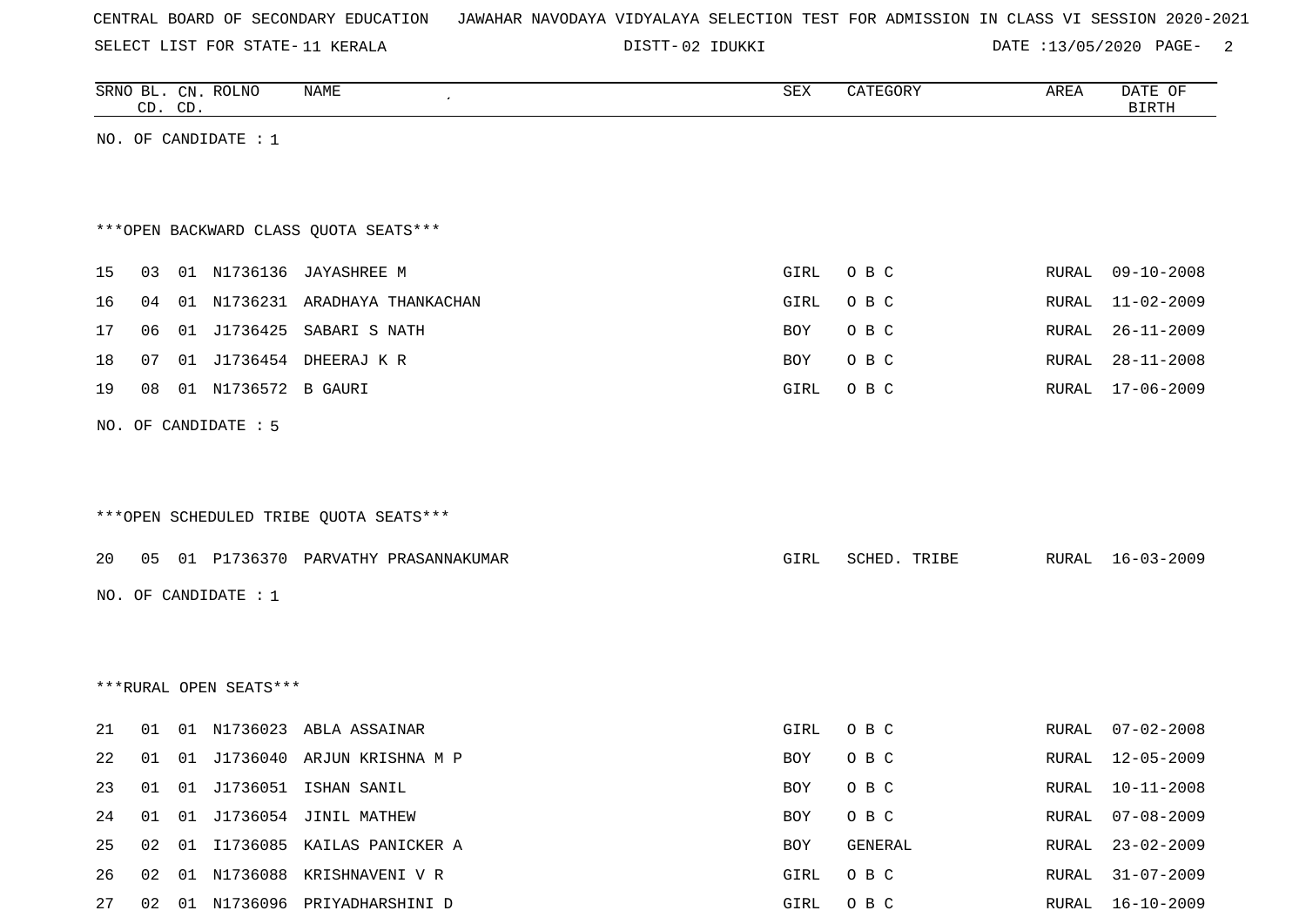CENTRAL BOARD OF SECONDARY EDUCATION JAWAHAR NAVODAYA VIDYALAYA SELECTION TEST FOR ADMISSION IN CLASS VI SESSION 2020-2021

SELECT LIST FOR STATE- 11 KERALA DISTT- 02 IDUKKI DATE :13/05/2020

| SRNO | BL. CD. | CN. CD. | ROLNO | NAME | SEX | CATEGORY | AREA | DATE OF BIRTH |
|---|---|---|---|---|---|---|---|---|

NO. OF CANDIDATE : 1

***OPEN BACKWARD CLASS QUOTA SEATS***

| SRNO | BL. CD. | CN. CD. | ROLNO | NAME | SEX | CATEGORY | AREA | DATE OF BIRTH |
|---|---|---|---|---|---|---|---|---|
| 15 | 03 | 01 | N1736136 | JAYASHREE M | GIRL | O B C | RURAL | 09-10-2008 |
| 16 | 04 | 01 | N1736231 | ARADHAYA THANKACHAN | GIRL | O B C | RURAL | 11-02-2009 |
| 17 | 06 | 01 | J1736425 | SABARI S NATH | BOY | O B C | RURAL | 26-11-2009 |
| 18 | 07 | 01 | J1736454 | DHEERAJ K R | BOY | O B C | RURAL | 28-11-2008 |
| 19 | 08 | 01 | N1736572 | B GAURI | GIRL | O B C | RURAL | 17-06-2009 |

NO. OF CANDIDATE : 5

***OPEN SCHEDULED TRIBE QUOTA SEATS***

| SRNO | BL. CD. | CN. CD. | ROLNO | NAME | SEX | CATEGORY | AREA | DATE OF BIRTH |
|---|---|---|---|---|---|---|---|---|
| 20 | 05 | 01 | P1736370 | PARVATHY PRASANNAKUMAR | GIRL | SCHED. TRIBE | RURAL | 16-03-2009 |

NO. OF CANDIDATE : 1

***RURAL OPEN SEATS***

| SRNO | BL. CD. | CN. CD. | ROLNO | NAME | SEX | CATEGORY | AREA | DATE OF BIRTH |
|---|---|---|---|---|---|---|---|---|
| 21 | 01 | 01 | N1736023 | ABLA ASSAINAR | GIRL | O B C | RURAL | 07-02-2008 |
| 22 | 01 | 01 | J1736040 | ARJUN KRISHNA M P | BOY | O B C | RURAL | 12-05-2009 |
| 23 | 01 | 01 | J1736051 | ISHAN SANIL | BOY | O B C | RURAL | 10-11-2008 |
| 24 | 01 | 01 | J1736054 | JINIL MATHEW | BOY | O B C | RURAL | 07-08-2009 |
| 25 | 02 | 01 | I1736085 | KAILAS PANICKER A | BOY | GENERAL | RURAL | 23-02-2009 |
| 26 | 02 | 01 | N1736088 | KRISHNAVENI V R | GIRL | O B C | RURAL | 31-07-2009 |
| 27 | 02 | 01 | N1736096 | PRIYADHARSHINI D | GIRL | O B C | RURAL | 16-10-2009 |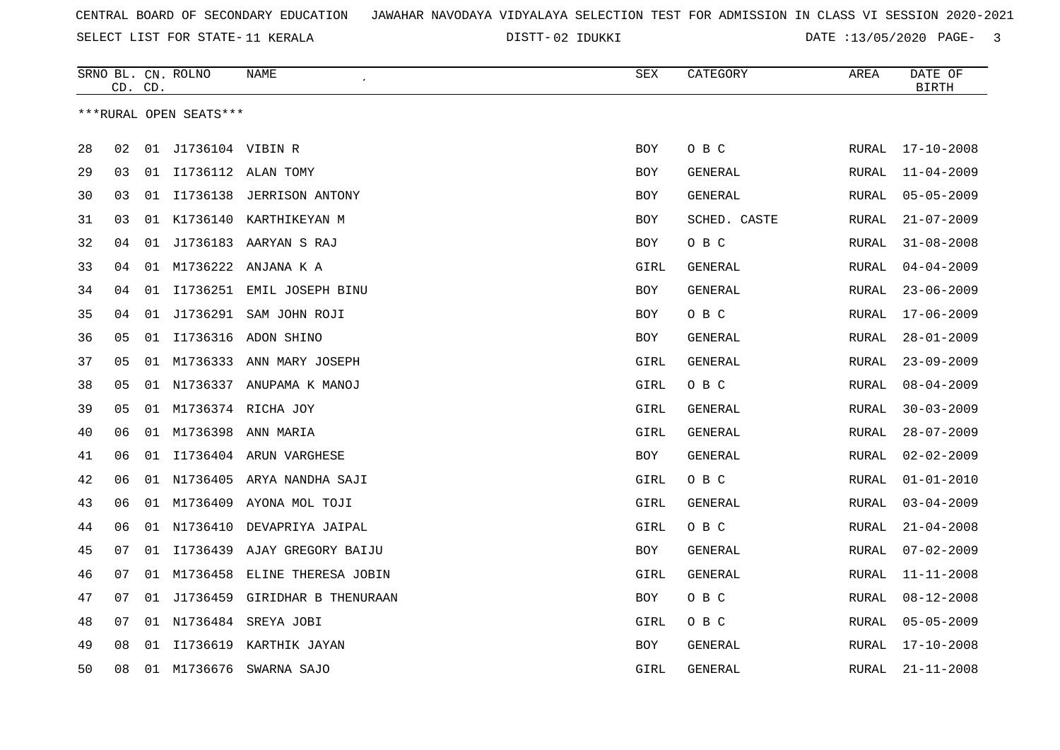CENTRAL BOARD OF SECONDARY EDUCATION JAWAHAR NAVODAYA VIDYALAYA SELECTION TEST FOR ADMISSION IN CLASS VI SESSION 2020-2021

SELECT LIST FOR STATE- 11 KERALA DISTT- 02 IDUKKI DATE :13/05/2020

| SRNO | BL. CD. | CN. CD. | ROLNO | NAME | SEX | CATEGORY | AREA | DATE OF BIRTH |
|---|---|---|---|---|---|---|---|---|

***RURAL OPEN SEATS***

| SRNO | BL. CD. | CN. CD. | ROLNO | NAME | SEX | CATEGORY | AREA | DATE OF BIRTH |
|---|---|---|---|---|---|---|---|---|
| 28 | 02 | 01 | J1736104 | VIBIN R | BOY | O B C | RURAL | 17-10-2008 |
| 29 | 03 | 01 | I1736112 | ALAN TOMY | BOY | GENERAL | RURAL | 11-04-2009 |
| 30 | 03 | 01 | I1736138 | JERRISON ANTONY | BOY | GENERAL | RURAL | 05-05-2009 |
| 31 | 03 | 01 | K1736140 | KARTHIKEYAN M | BOY | SCHED. CASTE | RURAL | 21-07-2009 |
| 32 | 04 | 01 | J1736183 | AARYAN S RAJ | BOY | O B C | RURAL | 31-08-2008 |
| 33 | 04 | 01 | M1736222 | ANJANA K A | GIRL | GENERAL | RURAL | 04-04-2009 |
| 34 | 04 | 01 | I1736251 | EMIL JOSEPH BINU | BOY | GENERAL | RURAL | 23-06-2009 |
| 35 | 04 | 01 | J1736291 | SAM JOHN ROJI | BOY | O B C | RURAL | 17-06-2009 |
| 36 | 05 | 01 | I1736316 | ADON SHINO | BOY | GENERAL | RURAL | 28-01-2009 |
| 37 | 05 | 01 | M1736333 | ANN MARY JOSEPH | GIRL | GENERAL | RURAL | 23-09-2009 |
| 38 | 05 | 01 | N1736337 | ANUPAMA K MANOJ | GIRL | O B C | RURAL | 08-04-2009 |
| 39 | 05 | 01 | M1736374 | RICHA JOY | GIRL | GENERAL | RURAL | 30-03-2009 |
| 40 | 06 | 01 | M1736398 | ANN MARIA | GIRL | GENERAL | RURAL | 28-07-2009 |
| 41 | 06 | 01 | I1736404 | ARUN VARGHESE | BOY | GENERAL | RURAL | 02-02-2009 |
| 42 | 06 | 01 | N1736405 | ARYA NANDHA SAJI | GIRL | O B C | RURAL | 01-01-2010 |
| 43 | 06 | 01 | M1736409 | AYONA MOL TOJI | GIRL | GENERAL | RURAL | 03-04-2009 |
| 44 | 06 | 01 | N1736410 | DEVAPRIYA JAIPAL | GIRL | O B C | RURAL | 21-04-2008 |
| 45 | 07 | 01 | I1736439 | AJAY GREGORY BAIJU | BOY | GENERAL | RURAL | 07-02-2009 |
| 46 | 07 | 01 | M1736458 | ELINE THERESA JOBIN | GIRL | GENERAL | RURAL | 11-11-2008 |
| 47 | 07 | 01 | J1736459 | GIRIDHAR B THENURAAN | BOY | O B C | RURAL | 08-12-2008 |
| 48 | 07 | 01 | N1736484 | SREYA JOBI | GIRL | O B C | RURAL | 05-05-2009 |
| 49 | 08 | 01 | I1736619 | KARTHIK JAYAN | BOY | GENERAL | RURAL | 17-10-2008 |
| 50 | 08 | 01 | M1736676 | SWARNA SAJO | GIRL | GENERAL | RURAL | 21-11-2008 |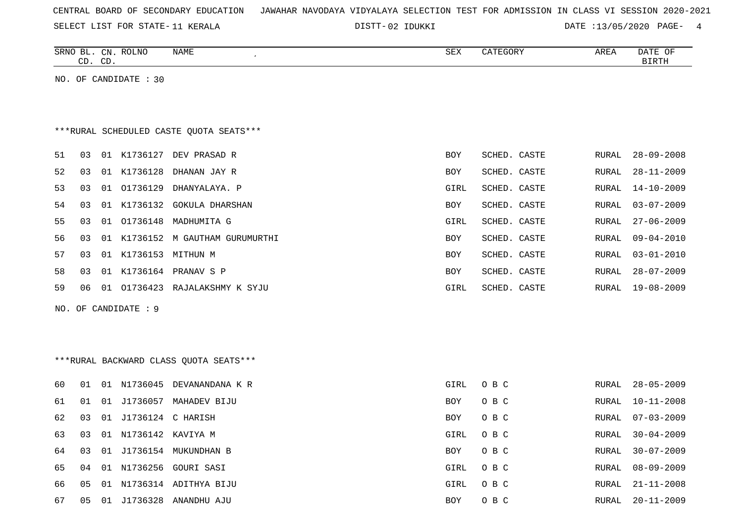CENTRAL BOARD OF SECONDARY EDUCATION JAWAHAR NAVODAYA VIDYALAYA SELECTION TEST FOR ADMISSION IN CLASS VI SESSION 2020-2021

SELECT LIST FOR STATE- 11 KERALA DISTT- 02 IDUKKI DATE :13/05/2020

NO. OF CANDIDATE : 30

***RURAL SCHEDULED CASTE QUOTA SEATS***

| SRNO | BL. CD. | CN. CD. | ROLNO | NAME | SEX | CATEGORY | AREA | DATE OF BIRTH |
|---|---|---|---|---|---|---|---|---|
| 51 | 03 | 01 | K1736127 | DEV PRASAD R | BOY | SCHED. CASTE | RURAL | 28-09-2008 |
| 52 | 03 | 01 | K1736128 | DHANAN JAY R | BOY | SCHED. CASTE | RURAL | 28-11-2009 |
| 53 | 03 | 01 | O1736129 | DHANYALAYA. P | GIRL | SCHED. CASTE | RURAL | 14-10-2009 |
| 54 | 03 | 01 | K1736132 | GOKULA DHARSHAN | BOY | SCHED. CASTE | RURAL | 03-07-2009 |
| 55 | 03 | 01 | O1736148 | MADHUMITA G | GIRL | SCHED. CASTE | RURAL | 27-06-2009 |
| 56 | 03 | 01 | K1736152 | M GAUTHAM GURUMURTHI | BOY | SCHED. CASTE | RURAL | 09-04-2010 |
| 57 | 03 | 01 | K1736153 | MITHUN M | BOY | SCHED. CASTE | RURAL | 03-01-2010 |
| 58 | 03 | 01 | K1736164 | PRANAV S P | BOY | SCHED. CASTE | RURAL | 28-07-2009 |
| 59 | 06 | 01 | O1736423 | RAJALAKSHMY K SYJU | GIRL | SCHED. CASTE | RURAL | 19-08-2009 |

NO. OF CANDIDATE : 9

***RURAL BACKWARD CLASS QUOTA SEATS***

| SRNO | BL. CD. | CN. CD. | ROLNO | NAME | SEX | CATEGORY | AREA | DATE OF BIRTH |
|---|---|---|---|---|---|---|---|---|
| 60 | 01 | 01 | N1736045 | DEVANANDANA K R | GIRL | O B C | RURAL | 28-05-2009 |
| 61 | 01 | 01 | J1736057 | MAHADEV BIJU | BOY | O B C | RURAL | 10-11-2008 |
| 62 | 03 | 01 | J1736124 | C HARISH | BOY | O B C | RURAL | 07-03-2009 |
| 63 | 03 | 01 | N1736142 | KAVIYA M | GIRL | O B C | RURAL | 30-04-2009 |
| 64 | 03 | 01 | J1736154 | MUKUNDHAN B | BOY | O B C | RURAL | 30-07-2009 |
| 65 | 04 | 01 | N1736256 | GOURI SASI | GIRL | O B C | RURAL | 08-09-2009 |
| 66 | 05 | 01 | N1736314 | ADITHYA BIJU | GIRL | O B C | RURAL | 21-11-2008 |
| 67 | 05 | 01 | J1736328 | ANANDHU AJU | BOY | O B C | RURAL | 20-11-2009 |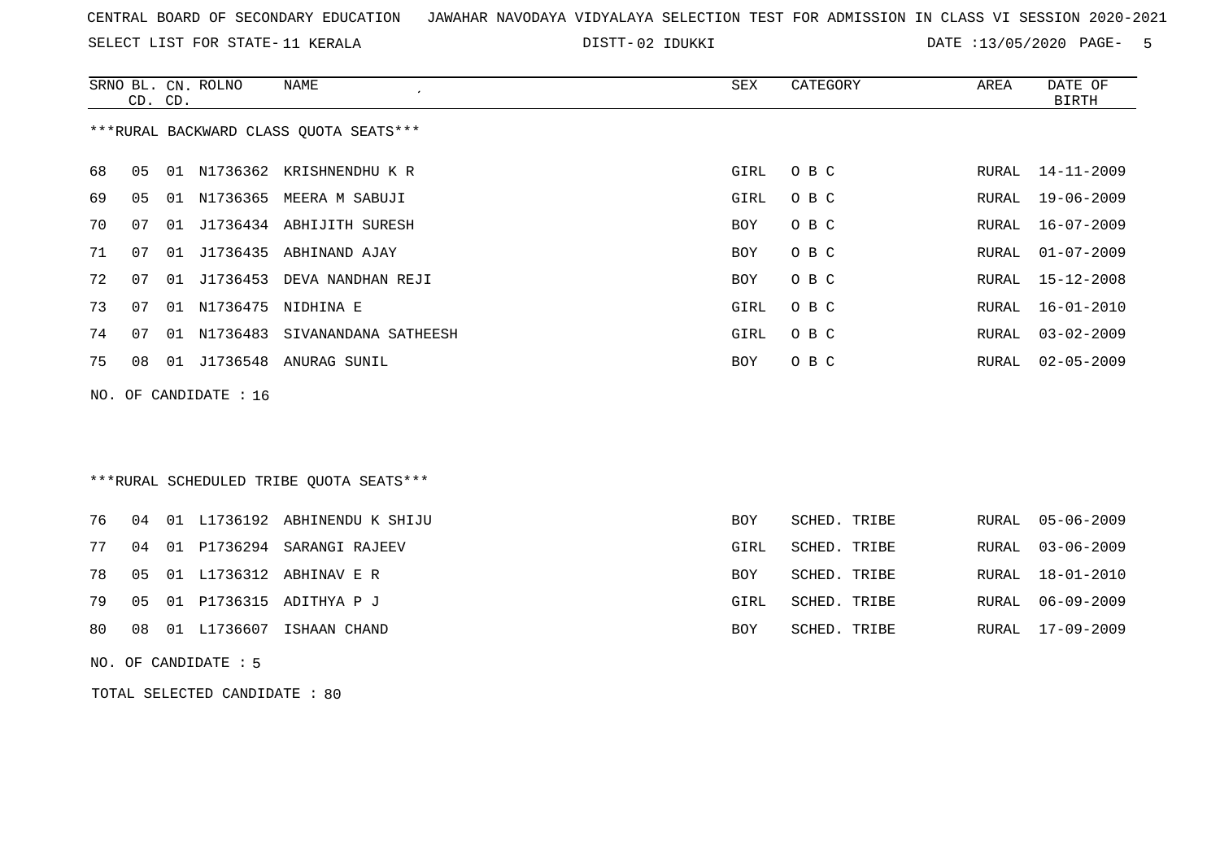CENTRAL BOARD OF SECONDARY EDUCATION JAWAHAR NAVODAYA VIDYALAYA SELECTION TEST FOR ADMISSION IN CLASS VI SESSION 2020-2021

SELECT LIST FOR STATE- 11 KERALA DISTT- 02 IDUKKI DATE :13/05/2020

| SRNO | BL. CD. | CN. CD. | ROLNO | NAME | SEX | CATEGORY | AREA | DATE OF BIRTH |
|---|---|---|---|---|---|---|---|---|

***RURAL BACKWARD CLASS QUOTA SEATS***

| SRNO | BL. CD. | CN. CD. | ROLNO | NAME | SEX | CATEGORY | AREA | DATE OF BIRTH |
|---|---|---|---|---|---|---|---|---|
| 68 | 05 | 01 | N1736362 | KRISHNENDHU K R | GIRL | O B C | RURAL | 14-11-2009 |
| 69 | 05 | 01 | N1736365 | MEERA M SABUJI | GIRL | O B C | RURAL | 19-06-2009 |
| 70 | 07 | 01 | J1736434 | ABHIJITH SURESH | BOY | O B C | RURAL | 16-07-2009 |
| 71 | 07 | 01 | J1736435 | ABHINAND AJAY | BOY | O B C | RURAL | 01-07-2009 |
| 72 | 07 | 01 | J1736453 | DEVA NANDHAN REJI | BOY | O B C | RURAL | 15-12-2008 |
| 73 | 07 | 01 | N1736475 | NIDHINA E | GIRL | O B C | RURAL | 16-01-2010 |
| 74 | 07 | 01 | N1736483 | SIVANANDANA SATHEESH | GIRL | O B C | RURAL | 03-02-2009 |
| 75 | 08 | 01 | J1736548 | ANURAG SUNIL | BOY | O B C | RURAL | 02-05-2009 |

NO. OF CANDIDATE : 16

***RURAL SCHEDULED TRIBE QUOTA SEATS***

| SRNO | BL. CD. | CN. CD. | ROLNO | NAME | SEX | CATEGORY | AREA | DATE OF BIRTH |
|---|---|---|---|---|---|---|---|---|
| 76 | 04 | 01 | L1736192 | ABHINENDU K SHIJU | BOY | SCHED. TRIBE | RURAL | 05-06-2009 |
| 77 | 04 | 01 | P1736294 | SARANGI RAJEEV | GIRL | SCHED. TRIBE | RURAL | 03-06-2009 |
| 78 | 05 | 01 | L1736312 | ABHINAV E R | BOY | SCHED. TRIBE | RURAL | 18-01-2010 |
| 79 | 05 | 01 | P1736315 | ADITHYA P J | GIRL | SCHED. TRIBE | RURAL | 06-09-2009 |
| 80 | 08 | 01 | L1736607 | ISHAAN CHAND | BOY | SCHED. TRIBE | RURAL | 17-09-2009 |

NO. OF CANDIDATE : 5

TOTAL SELECTED CANDIDATE : 80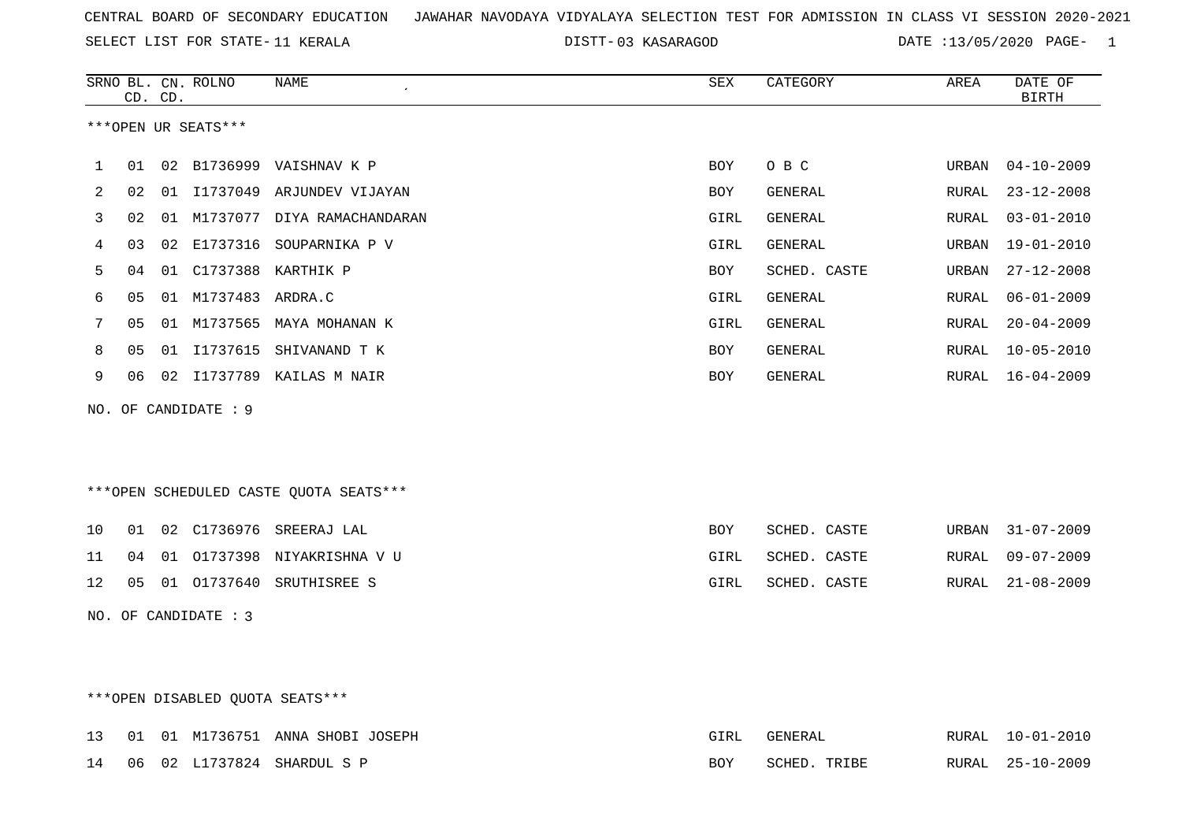CENTRAL BOARD OF SECONDARY EDUCATION JAWAHAR NAVODAYA VIDYALAYA SELECTION TEST FOR ADMISSION IN CLASS VI SESSION 2020-2021

SELECT LIST FOR STATE- 11 KERALA DISTT- 03 KASARAGOD DATE :13/05/2020 PAGE- 1

***OPEN UR SEATS***

| SRNO | BL. CD. | CN. CD. | ROLNO | NAME | SEX | CATEGORY | AREA | DATE OF BIRTH |
|---|---|---|---|---|---|---|---|---|
| 1 | 01 | 02 | B1736999 | VAISHNAV K P | BOY | O B C | URBAN | 04-10-2009 |
| 2 | 02 | 01 | I1737049 | ARJUNDEV VIJAYAN | BOY | GENERAL | RURAL | 23-12-2008 |
| 3 | 02 | 01 | M1737077 | DIYA RAMACHANDARAN | GIRL | GENERAL | RURAL | 03-01-2010 |
| 4 | 03 | 02 | E1737316 | SOUPARNIKA P V | GIRL | GENERAL | URBAN | 19-01-2010 |
| 5 | 04 | 01 | C1737388 | KARTHIK P | BOY | SCHED. CASTE | URBAN | 27-12-2008 |
| 6 | 05 | 01 | M1737483 | ARDRA.C | GIRL | GENERAL | RURAL | 06-01-2009 |
| 7 | 05 | 01 | M1737565 | MAYA MOHANAN K | GIRL | GENERAL | RURAL | 20-04-2009 |
| 8 | 05 | 01 | I1737615 | SHIVANAND T K | BOY | GENERAL | RURAL | 10-05-2010 |
| 9 | 06 | 02 | I1737789 | KAILAS M NAIR | BOY | GENERAL | RURAL | 16-04-2009 |

NO. OF CANDIDATE : 9

***OPEN SCHEDULED CASTE QUOTA SEATS***

| SRNO | BL. CD. | CN. CD. | ROLNO | NAME | SEX | CATEGORY | AREA | DATE OF BIRTH |
|---|---|---|---|---|---|---|---|---|
| 10 | 01 | 02 | C1736976 | SREERAJ LAL | BOY | SCHED. CASTE | URBAN | 31-07-2009 |
| 11 | 04 | 01 | O1737398 | NIYAKRISHNA V U | GIRL | SCHED. CASTE | RURAL | 09-07-2009 |
| 12 | 05 | 01 | O1737640 | SRUTHISREE S | GIRL | SCHED. CASTE | RURAL | 21-08-2009 |

NO. OF CANDIDATE : 3

***OPEN DISABLED QUOTA SEATS***

| SRNO | BL. CD. | CN. CD. | ROLNO | NAME | SEX | CATEGORY | AREA | DATE OF BIRTH |
|---|---|---|---|---|---|---|---|---|
| 13 | 01 | 01 | M1736751 | ANNA SHOBI JOSEPH | GIRL | GENERAL | RURAL | 10-01-2010 |
| 14 | 06 | 02 | L1737824 | SHARDUL S P | BOY | SCHED. TRIBE | RURAL | 25-10-2009 |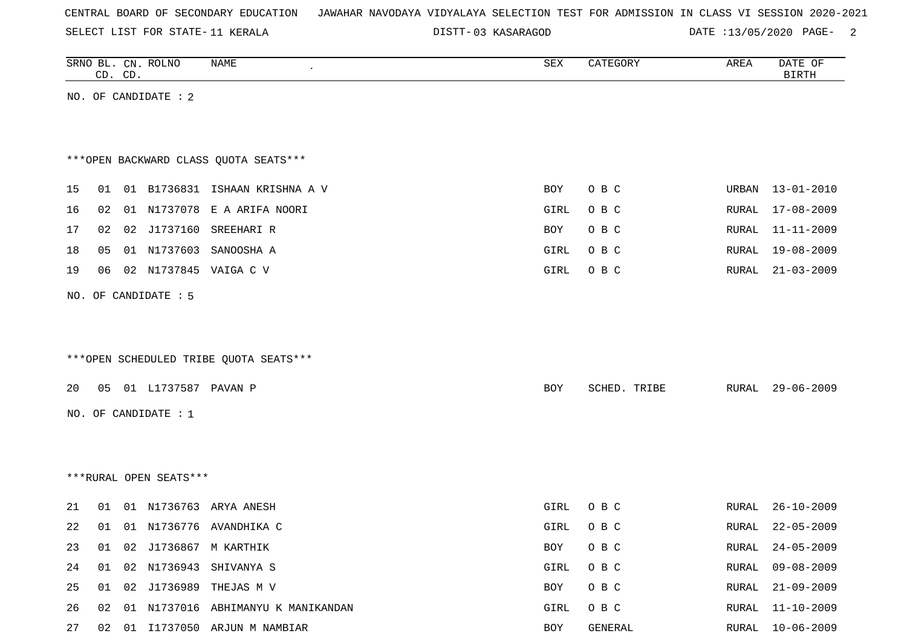CENTRAL BOARD OF SECONDARY EDUCATION JAWAHAR NAVODAYA VIDYALAYA SELECTION TEST FOR ADMISSION IN CLASS VI SESSION 2020-2021

SELECT LIST FOR STATE- 11 KERALA DISTT- 03 KASARAGOD DATE :13/05/2020

| SRNO | BL. CD. | CN. CD. | ROLNO | NAME | SEX | CATEGORY | AREA | DATE OF BIRTH |
|---|---|---|---|---|---|---|---|---|

NO. OF CANDIDATE : 2

***OPEN BACKWARD CLASS QUOTA SEATS***

| SRNO | BL. CD. | CN. CD. | ROLNO | NAME | SEX | CATEGORY | AREA | DATE OF BIRTH |
|---|---|---|---|---|---|---|---|---|
| 15 | 01 | 01 | B1736831 | ISHAAN KRISHNA A V | BOY | O B C | URBAN | 13-01-2010 |
| 16 | 02 | 01 | N1737078 | E A ARIFA NOORI | GIRL | O B C | RURAL | 17-08-2009 |
| 17 | 02 | 02 | J1737160 | SREEHARI R | BOY | O B C | RURAL | 11-11-2009 |
| 18 | 05 | 01 | N1737603 | SANOOSHA A | GIRL | O B C | RURAL | 19-08-2009 |
| 19 | 06 | 02 | N1737845 | VAIGA C V | GIRL | O B C | RURAL | 21-03-2009 |

NO. OF CANDIDATE : 5

***OPEN SCHEDULED TRIBE QUOTA SEATS***

| SRNO | BL. CD. | CN. CD. | ROLNO | NAME | SEX | CATEGORY | AREA | DATE OF BIRTH |
|---|---|---|---|---|---|---|---|---|
| 20 | 05 | 01 | L1737587 | PAVAN P | BOY | SCHED. TRIBE | RURAL | 29-06-2009 |

NO. OF CANDIDATE : 1

***RURAL OPEN SEATS***

| SRNO | BL. CD. | CN. CD. | ROLNO | NAME | SEX | CATEGORY | AREA | DATE OF BIRTH |
|---|---|---|---|---|---|---|---|---|
| 21 | 01 | 01 | N1736763 | ARYA ANESH | GIRL | O B C | RURAL | 26-10-2009 |
| 22 | 01 | 01 | N1736776 | AVANDHIKA C | GIRL | O B C | RURAL | 22-05-2009 |
| 23 | 01 | 02 | J1736867 | M KARTHIK | BOY | O B C | RURAL | 24-05-2009 |
| 24 | 01 | 02 | N1736943 | SHIVANYA S | GIRL | O B C | RURAL | 09-08-2009 |
| 25 | 01 | 02 | J1736989 | THEJAS M V | BOY | O B C | RURAL | 21-09-2009 |
| 26 | 02 | 01 | N1737016 | ABHIMANYU K MANIKANDAN | GIRL | O B C | RURAL | 11-10-2009 |
| 27 | 02 | 01 | I1737050 | ARJUN M NAMBIAR | BOY | GENERAL | RURAL | 10-06-2009 |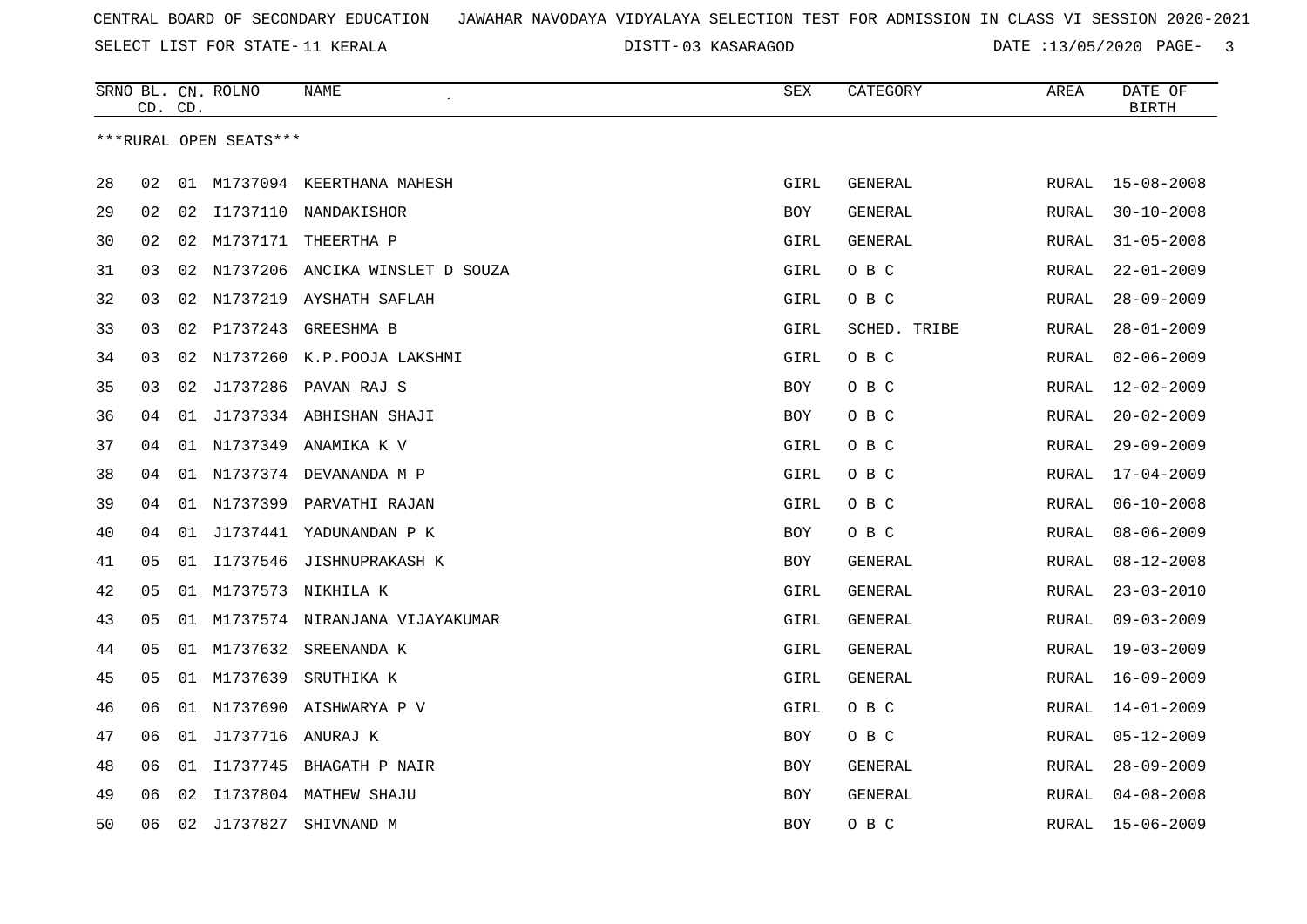CENTRAL BOARD OF SECONDARY EDUCATION JAWAHAR NAVODAYA VIDYALAYA SELECTION TEST FOR ADMISSION IN CLASS VI SESSION 2020-2021

SELECT LIST FOR STATE- 11 KERALA DISTT- 03 KASARAGOD DATE :13/05/2020 PAGE- 3

| SRNO | BL. CD. | CN. CD. | ROLNO | NAME | SEX | CATEGORY | AREA | DATE OF BIRTH |
|---|---|---|---|---|---|---|---|---|
| ***RURAL OPEN SEATS*** | | | | | | | | |
| 28 | 02 | 01 | M1737094 | KEERTHANA MAHESH | GIRL | GENERAL | RURAL | 15-08-2008 |
| 29 | 02 | 02 | I1737110 | NANDAKISHOR | BOY | GENERAL | RURAL | 30-10-2008 |
| 30 | 02 | 02 | M1737171 | THEERTHA P | GIRL | GENERAL | RURAL | 31-05-2008 |
| 31 | 03 | 02 | N1737206 | ANCIKA WINSLET D SOUZA | GIRL | O B C | RURAL | 22-01-2009 |
| 32 | 03 | 02 | N1737219 | AYSHATH SAFLAH | GIRL | O B C | RURAL | 28-09-2009 |
| 33 | 03 | 02 | P1737243 | GREESHMA B | GIRL | SCHED. TRIBE | RURAL | 28-01-2009 |
| 34 | 03 | 02 | N1737260 | K.P.POOJA LAKSHMI | GIRL | O B C | RURAL | 02-06-2009 |
| 35 | 03 | 02 | J1737286 | PAVAN RAJ S | BOY | O B C | RURAL | 12-02-2009 |
| 36 | 04 | 01 | J1737334 | ABHISHAN SHAJI | BOY | O B C | RURAL | 20-02-2009 |
| 37 | 04 | 01 | N1737349 | ANAMIKA K V | GIRL | O B C | RURAL | 29-09-2009 |
| 38 | 04 | 01 | N1737374 | DEVANANDA M P | GIRL | O B C | RURAL | 17-04-2009 |
| 39 | 04 | 01 | N1737399 | PARVATHI RAJAN | GIRL | O B C | RURAL | 06-10-2008 |
| 40 | 04 | 01 | J1737441 | YADUNANDAN P K | BOY | O B C | RURAL | 08-06-2009 |
| 41 | 05 | 01 | I1737546 | JISHNUPRAKASH K | BOY | GENERAL | RURAL | 08-12-2008 |
| 42 | 05 | 01 | M1737573 | NIKHILA K | GIRL | GENERAL | RURAL | 23-03-2010 |
| 43 | 05 | 01 | M1737574 | NIRANJANA VIJAYAKUMAR | GIRL | GENERAL | RURAL | 09-03-2009 |
| 44 | 05 | 01 | M1737632 | SREENANDA K | GIRL | GENERAL | RURAL | 19-03-2009 |
| 45 | 05 | 01 | M1737639 | SRUTHIKA K | GIRL | GENERAL | RURAL | 16-09-2009 |
| 46 | 06 | 01 | N1737690 | AISHWARYA P V | GIRL | O B C | RURAL | 14-01-2009 |
| 47 | 06 | 01 | J1737716 | ANURAJ K | BOY | O B C | RURAL | 05-12-2009 |
| 48 | 06 | 01 | I1737745 | BHAGATH P NAIR | BOY | GENERAL | RURAL | 28-09-2009 |
| 49 | 06 | 02 | I1737804 | MATHEW SHAJU | BOY | GENERAL | RURAL | 04-08-2008 |
| 50 | 06 | 02 | J1737827 | SHIVNAND M | BOY | O B C | RURAL | 15-06-2009 |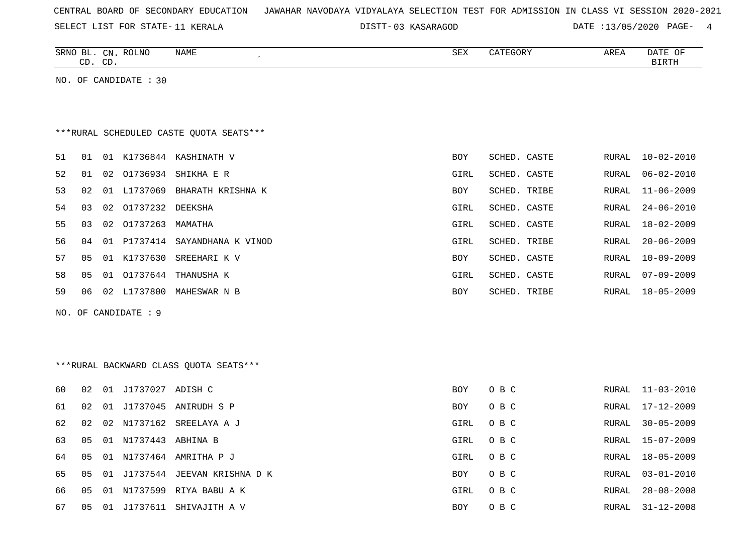CENTRAL BOARD OF SECONDARY EDUCATION JAWAHAR NAVODAYA VIDYALAYA SELECTION TEST FOR ADMISSION IN CLASS VI SESSION 2020-2021

SELECT LIST FOR STATE- 11 KERALA DISTT- 03 KASARAGOD DATE :13/05/2020

NO. OF CANDIDATE : 30

***RURAL SCHEDULED CASTE QUOTA SEATS***

| SRNO | BL. CD. | CN. CD. | ROLNO | NAME | SEX | CATEGORY | AREA | DATE OF BIRTH |
|---|---|---|---|---|---|---|---|---|
| 51 | 01 | 01 | K1736844 | KASHINATH V | BOY | SCHED. CASTE | RURAL | 10-02-2010 |
| 52 | 01 | 02 | O1736934 | SHIKHA E R | GIRL | SCHED. CASTE | RURAL | 06-02-2010 |
| 53 | 02 | 01 | L1737069 | BHARATH KRISHNA K | BOY | SCHED. TRIBE | RURAL | 11-06-2009 |
| 54 | 03 | 02 | O1737232 | DEEKSHA | GIRL | SCHED. CASTE | RURAL | 24-06-2010 |
| 55 | 03 | 02 | O1737263 | MAMATHA | GIRL | SCHED. CASTE | RURAL | 18-02-2009 |
| 56 | 04 | 01 | P1737414 | SAYANDHANA K VINOD | GIRL | SCHED. TRIBE | RURAL | 20-06-2009 |
| 57 | 05 | 01 | K1737630 | SREEHARI K V | BOY | SCHED. CASTE | RURAL | 10-09-2009 |
| 58 | 05 | 01 | O1737644 | THANUSHA K | GIRL | SCHED. CASTE | RURAL | 07-09-2009 |
| 59 | 06 | 02 | L1737800 | MAHESWAR N B | BOY | SCHED. TRIBE | RURAL | 18-05-2009 |

NO. OF CANDIDATE : 9

***RURAL BACKWARD CLASS QUOTA SEATS***

| SRNO | BL. CD. | CN. CD. | ROLNO | NAME | SEX | CATEGORY | AREA | DATE OF BIRTH |
|---|---|---|---|---|---|---|---|---|
| 60 | 02 | 01 | J1737027 | ADISH C | BOY | O B C | RURAL | 11-03-2010 |
| 61 | 02 | 01 | J1737045 | ANIRUDH S P | BOY | O B C | RURAL | 17-12-2009 |
| 62 | 02 | 02 | N1737162 | SREELAYA A J | GIRL | O B C | RURAL | 30-05-2009 |
| 63 | 05 | 01 | N1737443 | ABHINA B | GIRL | O B C | RURAL | 15-07-2009 |
| 64 | 05 | 01 | N1737464 | AMRITHA P J | GIRL | O B C | RURAL | 18-05-2009 |
| 65 | 05 | 01 | J1737544 | JEEVAN KRISHNA D K | BOY | O B C | RURAL | 03-01-2010 |
| 66 | 05 | 01 | N1737599 | RIYA BABU A K | GIRL | O B C | RURAL | 28-08-2008 |
| 67 | 05 | 01 | J1737611 | SHIVAJITH A V | BOY | O B C | RURAL | 31-12-2008 |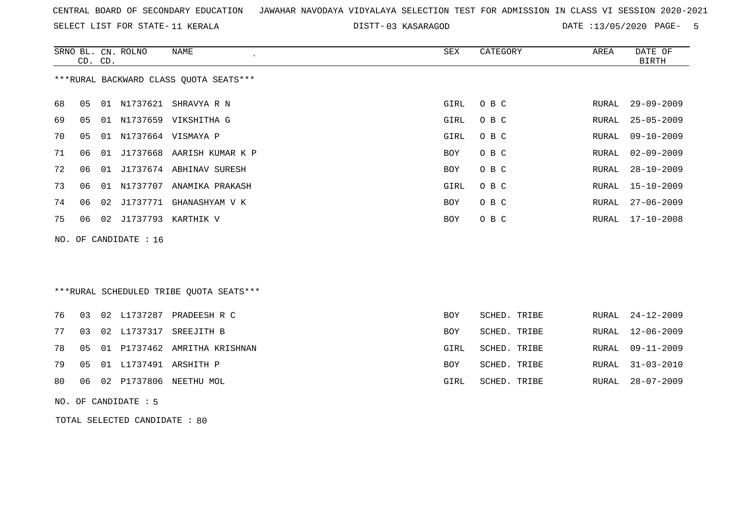CENTRAL BOARD OF SECONDARY EDUCATION JAWAHAR NAVODAYA VIDYALAYA SELECTION TEST FOR ADMISSION IN CLASS VI SESSION 2020-2021

SELECT LIST FOR STATE- 11 KERALA DISTT- 03 KASARAGOD DATE :13/05/2020

***RURAL BACKWARD CLASS QUOTA SEATS***

| SRNO | BL. CD. | CN. CD. | ROLNO | NAME | SEX | CATEGORY | AREA | DATE OF BIRTH |
|---|---|---|---|---|---|---|---|---|
| 68 | 05 | 01 | N1737621 | SHRAVYA R N | GIRL | O B C | RURAL | 29-09-2009 |
| 69 | 05 | 01 | N1737659 | VIKSHITHA G | GIRL | O B C | RURAL | 25-05-2009 |
| 70 | 05 | 01 | N1737664 | VISMAYA P | GIRL | O B C | RURAL | 09-10-2009 |
| 71 | 06 | 01 | J1737668 | AARISH KUMAR K P | BOY | O B C | RURAL | 02-09-2009 |
| 72 | 06 | 01 | J1737674 | ABHINAV SURESH | BOY | O B C | RURAL | 28-10-2009 |
| 73 | 06 | 01 | N1737707 | ANAMIKA PRAKASH | GIRL | O B C | RURAL | 15-10-2009 |
| 74 | 06 | 02 | J1737771 | GHANASHYAM V K | BOY | O B C | RURAL | 27-06-2009 |
| 75 | 06 | 02 | J1737793 | KARTHIK V | BOY | O B C | RURAL | 17-10-2008 |

NO. OF CANDIDATE : 16

***RURAL SCHEDULED TRIBE QUOTA SEATS***

| SRNO | BL. CD. | CN. CD. | ROLNO | NAME | SEX | CATEGORY | AREA | DATE OF BIRTH |
|---|---|---|---|---|---|---|---|---|
| 76 | 03 | 02 | L1737287 | PRADEESH R C | BOY | SCHED. TRIBE | RURAL | 24-12-2009 |
| 77 | 03 | 02 | L1737317 | SREEJITH B | BOY | SCHED. TRIBE | RURAL | 12-06-2009 |
| 78 | 05 | 01 | P1737462 | AMRITHA KRISHNAN | GIRL | SCHED. TRIBE | RURAL | 09-11-2009 |
| 79 | 05 | 01 | L1737491 | ARSHITH P | BOY | SCHED. TRIBE | RURAL | 31-03-2010 |
| 80 | 06 | 02 | P1737806 | NEETHU MOL | GIRL | SCHED. TRIBE | RURAL | 28-07-2009 |

NO. OF CANDIDATE : 5

TOTAL SELECTED CANDIDATE : 80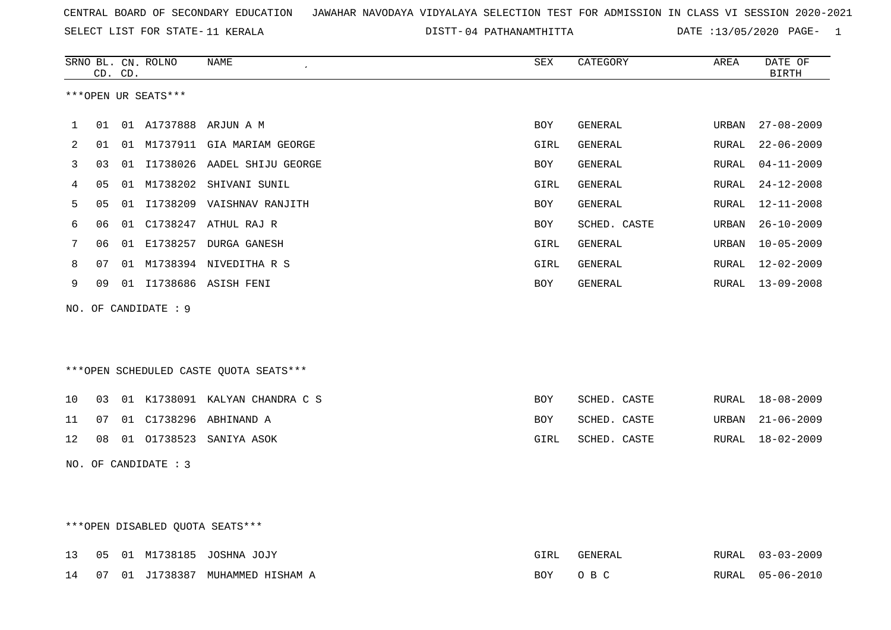CENTRAL BOARD OF SECONDARY EDUCATION JAWAHAR NAVODAYA VIDYALAYA SELECTION TEST FOR ADMISSION IN CLASS VI SESSION 2020-2021

SELECT LIST FOR STATE- 11 KERALA DISTT- 04 PATHANAMTHITTA DATE :13/05/2020

***OPEN UR SEATS***

| SRNO | BL. CD. | CN. CD. | ROLNO | NAME | SEX | CATEGORY | AREA | DATE OF BIRTH |
|---|---|---|---|---|---|---|---|---|
| 1 | 01 | 01 | A1737888 | ARJUN A M | BOY | GENERAL | URBAN | 27-08-2009 |
| 2 | 01 | 01 | M1737911 | GIA MARIAM GEORGE | GIRL | GENERAL | RURAL | 22-06-2009 |
| 3 | 03 | 01 | I1738026 | AADEL SHIJU GEORGE | BOY | GENERAL | RURAL | 04-11-2009 |
| 4 | 05 | 01 | M1738202 | SHIVANI SUNIL | GIRL | GENERAL | RURAL | 24-12-2008 |
| 5 | 05 | 01 | I1738209 | VAISHNAV RANJITH | BOY | GENERAL | RURAL | 12-11-2008 |
| 6 | 06 | 01 | C1738247 | ATHUL RAJ R | BOY | SCHED. CASTE | URBAN | 26-10-2009 |
| 7 | 06 | 01 | E1738257 | DURGA GANESH | GIRL | GENERAL | URBAN | 10-05-2009 |
| 8 | 07 | 01 | M1738394 | NIVEDITHA R S | GIRL | GENERAL | RURAL | 12-02-2009 |
| 9 | 09 | 01 | I1738686 | ASISH FENI | BOY | GENERAL | RURAL | 13-09-2008 |

NO. OF CANDIDATE : 9

***OPEN SCHEDULED CASTE QUOTA SEATS***

| SRNO | BL. CD. | CN. CD. | ROLNO | NAME | SEX | CATEGORY | AREA | DATE OF BIRTH |
|---|---|---|---|---|---|---|---|---|
| 10 | 03 | 01 | K1738091 | KALYAN CHANDRA C S | BOY | SCHED. CASTE | RURAL | 18-08-2009 |
| 11 | 07 | 01 | C1738296 | ABHINAND A | BOY | SCHED. CASTE | URBAN | 21-06-2009 |
| 12 | 08 | 01 | O1738523 | SANIYA ASOK | GIRL | SCHED. CASTE | RURAL | 18-02-2009 |

NO. OF CANDIDATE : 3

***OPEN DISABLED QUOTA SEATS***

| SRNO | BL. CD. | CN. CD. | ROLNO | NAME | SEX | CATEGORY | AREA | DATE OF BIRTH |
|---|---|---|---|---|---|---|---|---|
| 13 | 05 | 01 | M1738185 | JOSHNA JOJY | GIRL | GENERAL | RURAL | 03-03-2009 |
| 14 | 07 | 01 | J1738387 | MUHAMMED HISHAM A | BOY | O B C | RURAL | 05-06-2010 |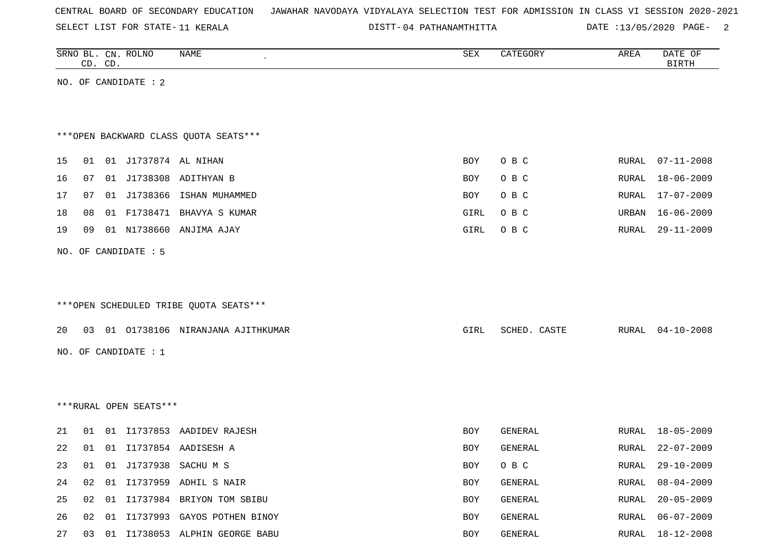CENTRAL BOARD OF SECONDARY EDUCATION JAWAHAR NAVODAYA VIDYALAYA SELECTION TEST FOR ADMISSION IN CLASS VI SESSION 2020-2021

SELECT LIST FOR STATE- 11 KERALA DISTT- 04 PATHANAMTHITTA DATE :13/05/2020

| SRNO | BL. CD. | CN. CD. | ROLNO | NAME | SEX | CATEGORY | AREA | DATE OF BIRTH |
|---|---|---|---|---|---|---|---|---|

NO. OF CANDIDATE : 2

***OPEN BACKWARD CLASS QUOTA SEATS***

| SRNO | BL. CD. | CN. CD. | ROLNO | NAME | SEX | CATEGORY | AREA | DATE OF BIRTH |
|---|---|---|---|---|---|---|---|---|
| 15 | 01 | 01 | J1737874 | AL NIHAN | BOY | O B C | RURAL | 07-11-2008 |
| 16 | 07 | 01 | J1738308 | ADITHYAN B | BOY | O B C | RURAL | 18-06-2009 |
| 17 | 07 | 01 | J1738366 | ISHAN MUHAMMED | BOY | O B C | RURAL | 17-07-2009 |
| 18 | 08 | 01 | F1738471 | BHAVYA S KUMAR | GIRL | O B C | URBAN | 16-06-2009 |
| 19 | 09 | 01 | N1738660 | ANJIMA AJAY | GIRL | O B C | RURAL | 29-11-2009 |

NO. OF CANDIDATE : 5

***OPEN SCHEDULED TRIBE QUOTA SEATS***

| SRNO | BL. CD. | CN. CD. | ROLNO | NAME | SEX | CATEGORY | AREA | DATE OF BIRTH |
|---|---|---|---|---|---|---|---|---|
| 20 | 03 | 01 | O1738106 | NIRANJANA AJITHKUMAR | GIRL | SCHED. CASTE | RURAL | 04-10-2008 |

NO. OF CANDIDATE : 1

***RURAL OPEN SEATS***

| SRNO | BL. CD. | CN. CD. | ROLNO | NAME | SEX | CATEGORY | AREA | DATE OF BIRTH |
|---|---|---|---|---|---|---|---|---|
| 21 | 01 | 01 | I1737853 | AADIDEV RAJESH | BOY | GENERAL | RURAL | 18-05-2009 |
| 22 | 01 | 01 | I1737854 | AADISESH A | BOY | GENERAL | RURAL | 22-07-2009 |
| 23 | 01 | 01 | J1737938 | SACHU M S | BOY | O B C | RURAL | 29-10-2009 |
| 24 | 02 | 01 | I1737959 | ADHIL S NAIR | BOY | GENERAL | RURAL | 08-04-2009 |
| 25 | 02 | 01 | I1737984 | BRIYON TOM SBIBU | BOY | GENERAL | RURAL | 20-05-2009 |
| 26 | 02 | 01 | I1737993 | GAYOS POTHEN BINOY | BOY | GENERAL | RURAL | 06-07-2009 |
| 27 | 03 | 01 | I1738053 | ALPHIN GEORGE BABU | BOY | GENERAL | RURAL | 18-12-2008 |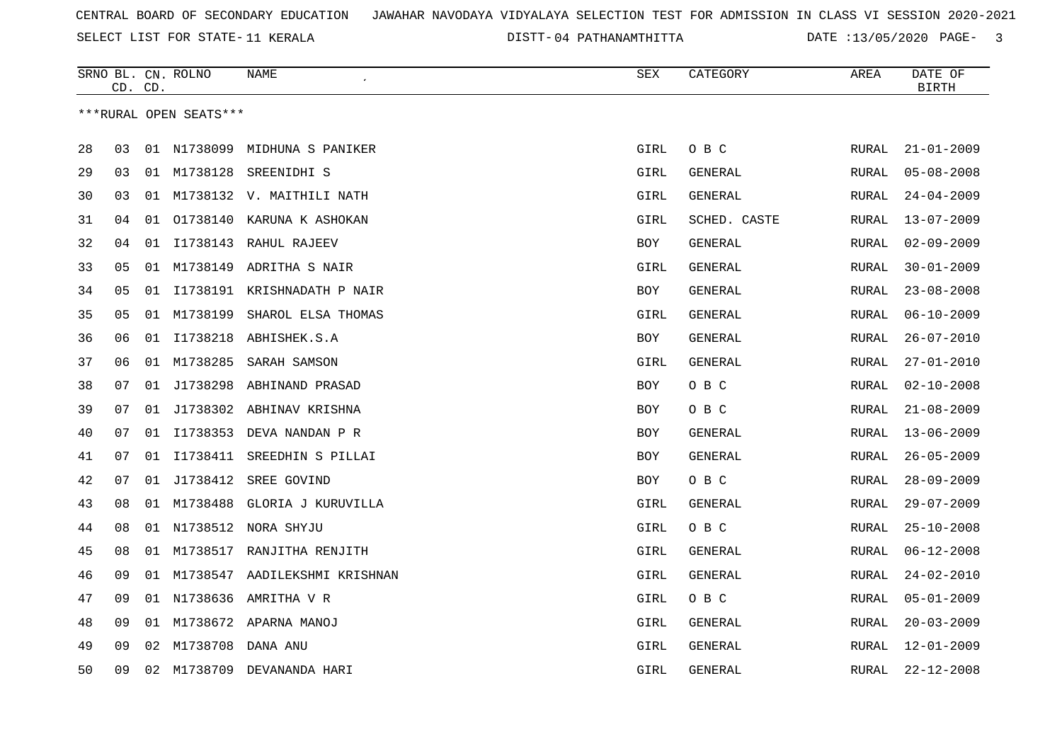CENTRAL BOARD OF SECONDARY EDUCATION   JAWAHAR NAVODAYA VIDYALAYA SELECTION TEST FOR ADMISSION IN CLASS VI SESSION 2020-2021

SELECT LIST FOR STATE- 11 KERALA   DISTT- 04 PATHANAMTHITTA   DATE :13/05/2020

***RURAL OPEN SEATS***

| SRNO | BL. CD. | CN. CD. | ROLNO | NAME | SEX | CATEGORY | AREA | DATE OF BIRTH |
|---|---|---|---|---|---|---|---|---|
| 28 | 03 | 01 | N1738099 | MIDHUNA S PANIKER | GIRL | O B C | RURAL | 21-01-2009 |
| 29 | 03 | 01 | M1738128 | SREENIDHI S | GIRL | GENERAL | RURAL | 05-08-2008 |
| 30 | 03 | 01 | M1738132 | V. MAITHILI NATH | GIRL | GENERAL | RURAL | 24-04-2009 |
| 31 | 04 | 01 | O1738140 | KARUNA K ASHOKAN | GIRL | SCHED. CASTE | RURAL | 13-07-2009 |
| 32 | 04 | 01 | I1738143 | RAHUL RAJEEV | BOY | GENERAL | RURAL | 02-09-2009 |
| 33 | 05 | 01 | M1738149 | ADRITHA S NAIR | GIRL | GENERAL | RURAL | 30-01-2009 |
| 34 | 05 | 01 | I1738191 | KRISHNADATH P NAIR | BOY | GENERAL | RURAL | 23-08-2008 |
| 35 | 05 | 01 | M1738199 | SHAROL ELSA THOMAS | GIRL | GENERAL | RURAL | 06-10-2009 |
| 36 | 06 | 01 | I1738218 | ABHISHEK.S.A | BOY | GENERAL | RURAL | 26-07-2010 |
| 37 | 06 | 01 | M1738285 | SARAH SAMSON | GIRL | GENERAL | RURAL | 27-01-2010 |
| 38 | 07 | 01 | J1738298 | ABHINAND PRASAD | BOY | O B C | RURAL | 02-10-2008 |
| 39 | 07 | 01 | J1738302 | ABHINAV KRISHNA | BOY | O B C | RURAL | 21-08-2009 |
| 40 | 07 | 01 | I1738353 | DEVA NANDAN P R | BOY | GENERAL | RURAL | 13-06-2009 |
| 41 | 07 | 01 | I1738411 | SREEDHIN S PILLAI | BOY | GENERAL | RURAL | 26-05-2009 |
| 42 | 07 | 01 | J1738412 | SREE GOVIND | BOY | O B C | RURAL | 28-09-2009 |
| 43 | 08 | 01 | M1738488 | GLORIA J KURUVILLA | GIRL | GENERAL | RURAL | 29-07-2009 |
| 44 | 08 | 01 | N1738512 | NORA SHYJU | GIRL | O B C | RURAL | 25-10-2008 |
| 45 | 08 | 01 | M1738517 | RANJITHA RENJITH | GIRL | GENERAL | RURAL | 06-12-2008 |
| 46 | 09 | 01 | M1738547 | AADILEKSHMI KRISHNAN | GIRL | GENERAL | RURAL | 24-02-2010 |
| 47 | 09 | 01 | N1738636 | AMRITHA V R | GIRL | O B C | RURAL | 05-01-2009 |
| 48 | 09 | 01 | M1738672 | APARNA MANOJ | GIRL | GENERAL | RURAL | 20-03-2009 |
| 49 | 09 | 02 | M1738708 | DANA ANU | GIRL | GENERAL | RURAL | 12-01-2009 |
| 50 | 09 | 02 | M1738709 | DEVANANDA HARI | GIRL | GENERAL | RURAL | 22-12-2008 |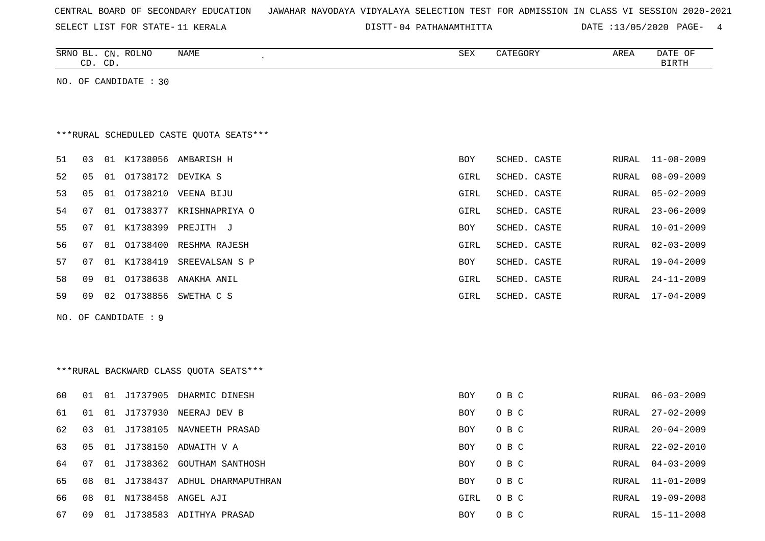CENTRAL BOARD OF SECONDARY EDUCATION JAWAHAR NAVODAYA VIDYALAYA SELECTION TEST FOR ADMISSION IN CLASS VI SESSION 2020-2021

SELECT LIST FOR STATE- 11 KERALA DISTT- 04 PATHANAMTHITTA DATE :13/05/2020

NO. OF CANDIDATE : 30

***RURAL SCHEDULED CASTE QUOTA SEATS***

| SRNO | BL. CD. | CN. CD. | ROLNO | NAME | SEX | CATEGORY | AREA | DATE OF BIRTH |
|---|---|---|---|---|---|---|---|---|
| 51 | 03 | 01 | K1738056 | AMBARISH H | BOY | SCHED. CASTE | RURAL | 11-08-2009 |
| 52 | 05 | 01 | O1738172 | DEVIKA S | GIRL | SCHED. CASTE | RURAL | 08-09-2009 |
| 53 | 05 | 01 | O1738210 | VEENA BIJU | GIRL | SCHED. CASTE | RURAL | 05-02-2009 |
| 54 | 07 | 01 | O1738377 | KRISHNAPRIYA O | GIRL | SCHED. CASTE | RURAL | 23-06-2009 |
| 55 | 07 | 01 | K1738399 | PREJITH J | BOY | SCHED. CASTE | RURAL | 10-01-2009 |
| 56 | 07 | 01 | O1738400 | RESHMA RAJESH | GIRL | SCHED. CASTE | RURAL | 02-03-2009 |
| 57 | 07 | 01 | K1738419 | SREEVALSAN S P | BOY | SCHED. CASTE | RURAL | 19-04-2009 |
| 58 | 09 | 01 | O1738638 | ANAKHA ANIL | GIRL | SCHED. CASTE | RURAL | 24-11-2009 |
| 59 | 09 | 02 | O1738856 | SWETHA C S | GIRL | SCHED. CASTE | RURAL | 17-04-2009 |

NO. OF CANDIDATE : 9

***RURAL BACKWARD CLASS QUOTA SEATS***

| SRNO | BL. CD. | CN. CD. | ROLNO | NAME | SEX | CATEGORY | AREA | DATE OF BIRTH |
|---|---|---|---|---|---|---|---|---|
| 60 | 01 | 01 | J1737905 | DHARMIC DINESH | BOY | O B C | RURAL | 06-03-2009 |
| 61 | 01 | 01 | J1737930 | NEERAJ DEV B | BOY | O B C | RURAL | 27-02-2009 |
| 62 | 03 | 01 | J1738105 | NAVNEETH PRASAD | BOY | O B C | RURAL | 20-04-2009 |
| 63 | 05 | 01 | J1738150 | ADWAITH V A | BOY | O B C | RURAL | 22-02-2010 |
| 64 | 07 | 01 | J1738362 | GOUTHAM SANTHOSH | BOY | O B C | RURAL | 04-03-2009 |
| 65 | 08 | 01 | J1738437 | ADHUL DHARMAPUTHRAN | BOY | O B C | RURAL | 11-01-2009 |
| 66 | 08 | 01 | N1738458 | ANGEL AJI | GIRL | O B C | RURAL | 19-09-2008 |
| 67 | 09 | 01 | J1738583 | ADITHYA PRASAD | BOY | O B C | RURAL | 15-11-2008 |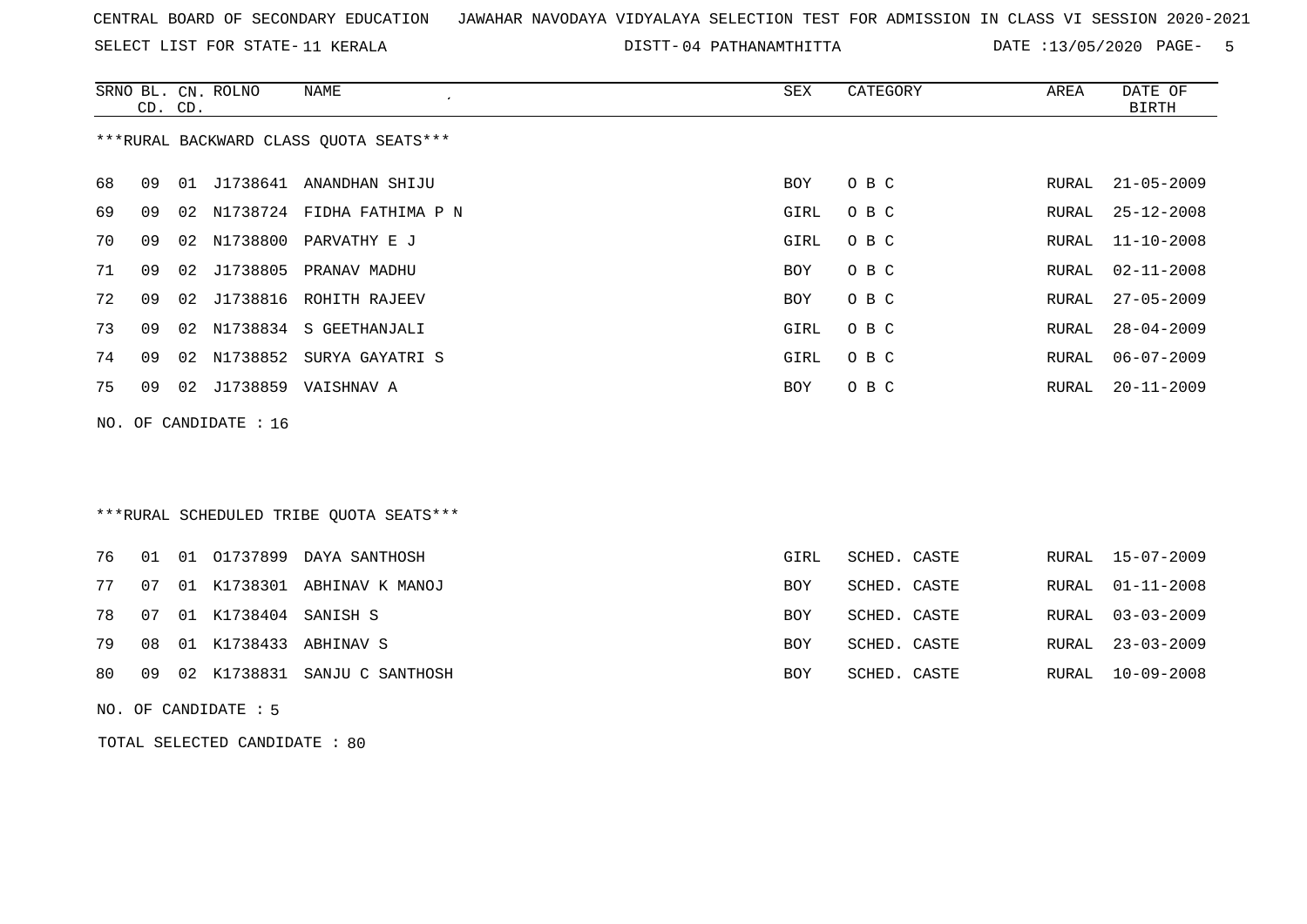CENTRAL BOARD OF SECONDARY EDUCATION JAWAHAR NAVODAYA VIDYALAYA SELECTION TEST FOR ADMISSION IN CLASS VI SESSION 2020-2021

SELECT LIST FOR STATE- 11 KERALA DISTT- 04 PATHANAMTHITTA DATE :13/05/2020

***RURAL BACKWARD CLASS QUOTA SEATS***

| SRNO | BL. CD. | CN. CD. | ROLNO | NAME | SEX | CATEGORY | AREA | DATE OF BIRTH |
|---|---|---|---|---|---|---|---|---|
| 68 | 09 | 01 | J1738641 | ANANDHAN SHIJU | BOY | O B C | RURAL | 21-05-2009 |
| 69 | 09 | 02 | N1738724 | FIDHA FATHIMA P N | GIRL | O B C | RURAL | 25-12-2008 |
| 70 | 09 | 02 | N1738800 | PARVATHY E J | GIRL | O B C | RURAL | 11-10-2008 |
| 71 | 09 | 02 | J1738805 | PRANAV MADHU | BOY | O B C | RURAL | 02-11-2008 |
| 72 | 09 | 02 | J1738816 | ROHITH RAJEEV | BOY | O B C | RURAL | 27-05-2009 |
| 73 | 09 | 02 | N1738834 | S GEETHANJALI | GIRL | O B C | RURAL | 28-04-2009 |
| 74 | 09 | 02 | N1738852 | SURYA GAYATRI S | GIRL | O B C | RURAL | 06-07-2009 |
| 75 | 09 | 02 | J1738859 | VAISHNAV A | BOY | O B C | RURAL | 20-11-2009 |

NO. OF CANDIDATE : 16

***RURAL SCHEDULED TRIBE QUOTA SEATS***

| SRNO | BL. CD. | CN. CD. | ROLNO | NAME | SEX | CATEGORY | AREA | DATE OF BIRTH |
|---|---|---|---|---|---|---|---|---|
| 76 | 01 | 01 | O1737899 | DAYA SANTHOSH | GIRL | SCHED. CASTE | RURAL | 15-07-2009 |
| 77 | 07 | 01 | K1738301 | ABHINAV K MANOJ | BOY | SCHED. CASTE | RURAL | 01-11-2008 |
| 78 | 07 | 01 | K1738404 | SANISH S | BOY | SCHED. CASTE | RURAL | 03-03-2009 |
| 79 | 08 | 01 | K1738433 | ABHINAV S | BOY | SCHED. CASTE | RURAL | 23-03-2009 |
| 80 | 09 | 02 | K1738831 | SANJU C SANTHOSH | BOY | SCHED. CASTE | RURAL | 10-09-2008 |

NO. OF CANDIDATE : 5

TOTAL SELECTED CANDIDATE : 80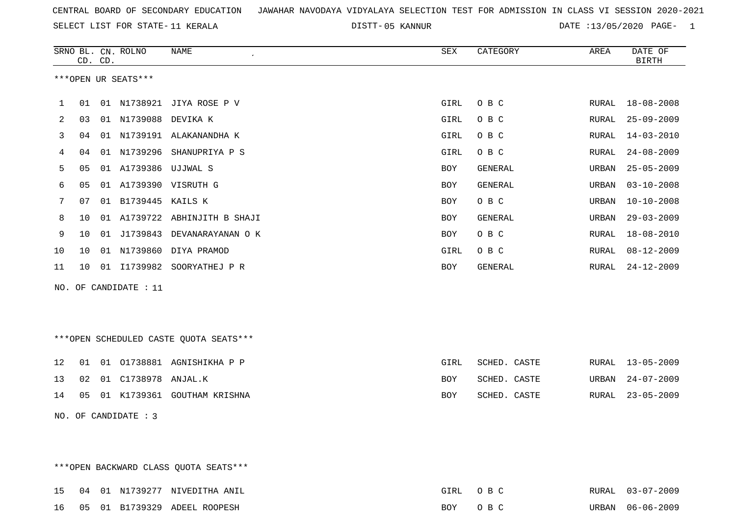CENTRAL BOARD OF SECONDARY EDUCATION JAWAHAR NAVODAYA VIDYALAYA SELECTION TEST FOR ADMISSION IN CLASS VI SESSION 2020-2021

SELECT LIST FOR STATE- 11 KERALA DISTT- 05 KANNUR DATE :13/05/2020 PAGE- 1

***OPEN UR SEATS***

| SRNO | BL. CD. | CN. CD. | ROLNO | NAME | SEX | CATEGORY | AREA | DATE OF BIRTH |
|---|---|---|---|---|---|---|---|---|
| 1 | 01 | 01 | N1738921 | JIYA ROSE P V | GIRL | O B C | RURAL | 18-08-2008 |
| 2 | 03 | 01 | N1739088 | DEVIKA K | GIRL | O B C | RURAL | 25-09-2009 |
| 3 | 04 | 01 | N1739191 | ALAKANANDHA K | GIRL | O B C | RURAL | 14-03-2010 |
| 4 | 04 | 01 | N1739296 | SHANUPRIYA P S | GIRL | O B C | RURAL | 24-08-2009 |
| 5 | 05 | 01 | A1739386 | UJJWAL S | BOY | GENERAL | URBAN | 25-05-2009 |
| 6 | 05 | 01 | A1739390 | VISRUTH G | BOY | GENERAL | URBAN | 03-10-2008 |
| 7 | 07 | 01 | B1739445 | KAILS K | BOY | O B C | URBAN | 10-10-2008 |
| 8 | 10 | 01 | A1739722 | ABHINJITH B SHAJI | BOY | GENERAL | URBAN | 29-03-2009 |
| 9 | 10 | 01 | J1739843 | DEVANARAYANAN O K | BOY | O B C | RURAL | 18-08-2010 |
| 10 | 10 | 01 | N1739860 | DIYA PRAMOD | GIRL | O B C | RURAL | 08-12-2009 |
| 11 | 10 | 01 | I1739982 | SOORYATHEJ P R | BOY | GENERAL | RURAL | 24-12-2009 |

NO. OF CANDIDATE : 11

***OPEN SCHEDULED CASTE QUOTA SEATS***

| SRNO | BL. CD. | CN. CD. | ROLNO | NAME | SEX | CATEGORY | AREA | DATE OF BIRTH |
|---|---|---|---|---|---|---|---|---|
| 12 | 01 | 01 | O1738881 | AGNISHIKHA P P | GIRL | SCHED. CASTE | RURAL | 13-05-2009 |
| 13 | 02 | 01 | C1738978 | ANJAL.K | BOY | SCHED. CASTE | URBAN | 24-07-2009 |
| 14 | 05 | 01 | K1739361 | GOUTHAM KRISHNA | BOY | SCHED. CASTE | RURAL | 23-05-2009 |

NO. OF CANDIDATE : 3

***OPEN BACKWARD CLASS QUOTA SEATS***

| SRNO | BL. CD. | CN. CD. | ROLNO | NAME | SEX | CATEGORY | AREA | DATE OF BIRTH |
|---|---|---|---|---|---|---|---|---|
| 15 | 04 | 01 | N1739277 | NIVEDITHA ANIL | GIRL | O B C | RURAL | 03-07-2009 |
| 16 | 05 | 01 | B1739329 | ADEEL ROOPESH | BOY | O B C | URBAN | 06-06-2009 |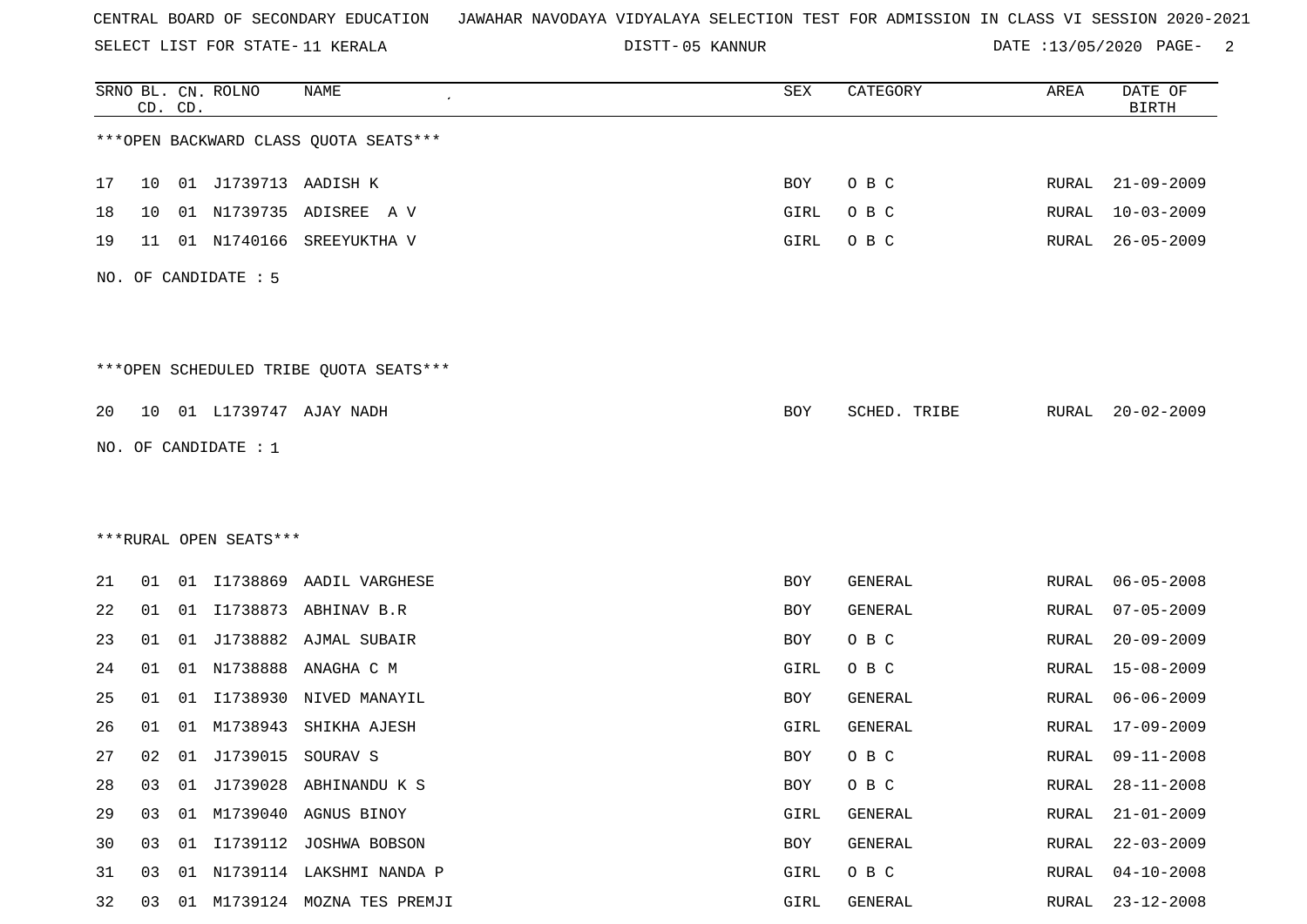CENTRAL BOARD OF SECONDARY EDUCATION JAWAHAR NAVODAYA VIDYALAYA SELECTION TEST FOR ADMISSION IN CLASS VI SESSION 2020-2021

SELECT LIST FOR STATE- 11 KERALA DISTT- 05 KANNUR DATE :13/05/2020 PAGE- 2

***OPEN BACKWARD CLASS QUOTA SEATS***

| SRNO | BL. CD. | CN. CD. | ROLNO | NAME | SEX | CATEGORY | AREA | DATE OF BIRTH |
|---|---|---|---|---|---|---|---|---|
| 17 | 10 | 01 | J1739713 | AADISH K | BOY | O B C | RURAL | 21-09-2009 |
| 18 | 10 | 01 | N1739735 | ADISREE A V | GIRL | O B C | RURAL | 10-03-2009 |
| 19 | 11 | 01 | N1740166 | SREEYUKTHA V | GIRL | O B C | RURAL | 26-05-2009 |

NO. OF CANDIDATE : 5

***OPEN SCHEDULED TRIBE QUOTA SEATS***

| SRNO | BL. CD. | CN. CD. | ROLNO | NAME | SEX | CATEGORY | AREA | DATE OF BIRTH |
|---|---|---|---|---|---|---|---|---|
| 20 | 10 | 01 | L1739747 | AJAY NADH | BOY | SCHED. TRIBE | RURAL | 20-02-2009 |

NO. OF CANDIDATE : 1

***RURAL OPEN SEATS***

| SRNO | BL. CD. | CN. CD. | ROLNO | NAME | SEX | CATEGORY | AREA | DATE OF BIRTH |
|---|---|---|---|---|---|---|---|---|
| 21 | 01 | 01 | I1738869 | AADIL VARGHESE | BOY | GENERAL | RURAL | 06-05-2008 |
| 22 | 01 | 01 | I1738873 | ABHINAV B.R | BOY | GENERAL | RURAL | 07-05-2009 |
| 23 | 01 | 01 | J1738882 | AJMAL SUBAIR | BOY | O B C | RURAL | 20-09-2009 |
| 24 | 01 | 01 | N1738888 | ANAGHA C M | GIRL | O B C | RURAL | 15-08-2009 |
| 25 | 01 | 01 | I1738930 | NIVED MANAYIL | BOY | GENERAL | RURAL | 06-06-2009 |
| 26 | 01 | 01 | M1738943 | SHIKHA AJESH | GIRL | GENERAL | RURAL | 17-09-2009 |
| 27 | 02 | 01 | J1739015 | SOURAV S | BOY | O B C | RURAL | 09-11-2008 |
| 28 | 03 | 01 | J1739028 | ABHINANDU K S | BOY | O B C | RURAL | 28-11-2008 |
| 29 | 03 | 01 | M1739040 | AGNUS BINOY | GIRL | GENERAL | RURAL | 21-01-2009 |
| 30 | 03 | 01 | I1739112 | JOSHWA BOBSON | BOY | GENERAL | RURAL | 22-03-2009 |
| 31 | 03 | 01 | N1739114 | LAKSHMI NANDA P | GIRL | O B C | RURAL | 04-10-2008 |
| 32 | 03 | 01 | M1739124 | MOZNA TES PREMJI | GIRL | GENERAL | RURAL | 23-12-2008 |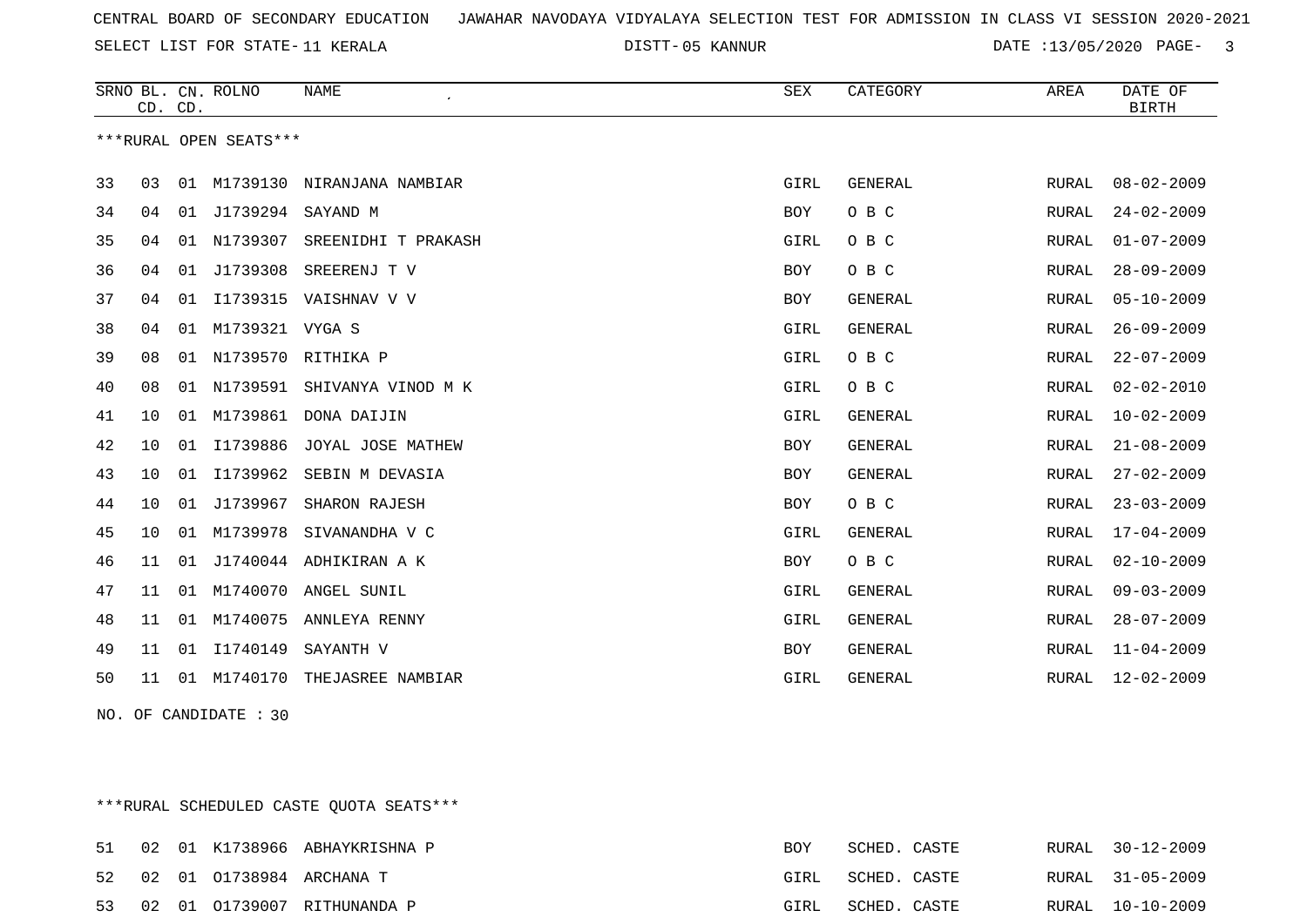CENTRAL BOARD OF SECONDARY EDUCATION JAWAHAR NAVODAYA VIDYALAYA SELECTION TEST FOR ADMISSION IN CLASS VI SESSION 2020-2021

SELECT LIST FOR STATE- 11 KERALA DISTT- 05 KANNUR DATE :13/05/2020

***RURAL OPEN SEATS***

| SRNO | BL. CD. | CN. CD. | ROLNO | NAME | SEX | CATEGORY | AREA | DATE OF BIRTH |
|---|---|---|---|---|---|---|---|---|
| 33 | 03 | 01 | M1739130 | NIRANJANA NAMBIAR | GIRL | GENERAL | RURAL | 08-02-2009 |
| 34 | 04 | 01 | J1739294 | SAYAND M | BOY | O B C | RURAL | 24-02-2009 |
| 35 | 04 | 01 | N1739307 | SREENIDHI T PRAKASH | GIRL | O B C | RURAL | 01-07-2009 |
| 36 | 04 | 01 | J1739308 | SREERENJ T V | BOY | O B C | RURAL | 28-09-2009 |
| 37 | 04 | 01 | I1739315 | VAISHNAV V V | BOY | GENERAL | RURAL | 05-10-2009 |
| 38 | 04 | 01 | M1739321 | VYGA S | GIRL | GENERAL | RURAL | 26-09-2009 |
| 39 | 08 | 01 | N1739570 | RITHIKA P | GIRL | O B C | RURAL | 22-07-2009 |
| 40 | 08 | 01 | N1739591 | SHIVANYA VINOD M K | GIRL | O B C | RURAL | 02-02-2010 |
| 41 | 10 | 01 | M1739861 | DONA DAIJIN | GIRL | GENERAL | RURAL | 10-02-2009 |
| 42 | 10 | 01 | I1739886 | JOYAL JOSE MATHEW | BOY | GENERAL | RURAL | 21-08-2009 |
| 43 | 10 | 01 | I1739962 | SEBIN M DEVASIA | BOY | GENERAL | RURAL | 27-02-2009 |
| 44 | 10 | 01 | J1739967 | SHARON RAJESH | BOY | O B C | RURAL | 23-03-2009 |
| 45 | 10 | 01 | M1739978 | SIVANANDHA V C | GIRL | GENERAL | RURAL | 17-04-2009 |
| 46 | 11 | 01 | J1740044 | ADHIKIRAN A K | BOY | O B C | RURAL | 02-10-2009 |
| 47 | 11 | 01 | M1740070 | ANGEL SUNIL | GIRL | GENERAL | RURAL | 09-03-2009 |
| 48 | 11 | 01 | M1740075 | ANNLEYA RENNY | GIRL | GENERAL | RURAL | 28-07-2009 |
| 49 | 11 | 01 | I1740149 | SAYANTH V | BOY | GENERAL | RURAL | 11-04-2009 |
| 50 | 11 | 01 | M1740170 | THEJASREE NAMBIAR | GIRL | GENERAL | RURAL | 12-02-2009 |

NO. OF CANDIDATE : 30

***RURAL SCHEDULED CASTE QUOTA SEATS***

| SRNO | BL. CD. | CN. CD. | ROLNO | NAME | SEX | CATEGORY | AREA | DATE OF BIRTH |
|---|---|---|---|---|---|---|---|---|
| 51 | 02 | 01 | K1738966 | ABHAYKRISHNA P | BOY | SCHED. CASTE | RURAL | 30-12-2009 |
| 52 | 02 | 01 | O1738984 | ARCHANA T | GIRL | SCHED. CASTE | RURAL | 31-05-2009 |
| 53 | 02 | 01 | O1739007 | RITHUNANDA P | GIRL | SCHED. CASTE | RURAL | 10-10-2009 |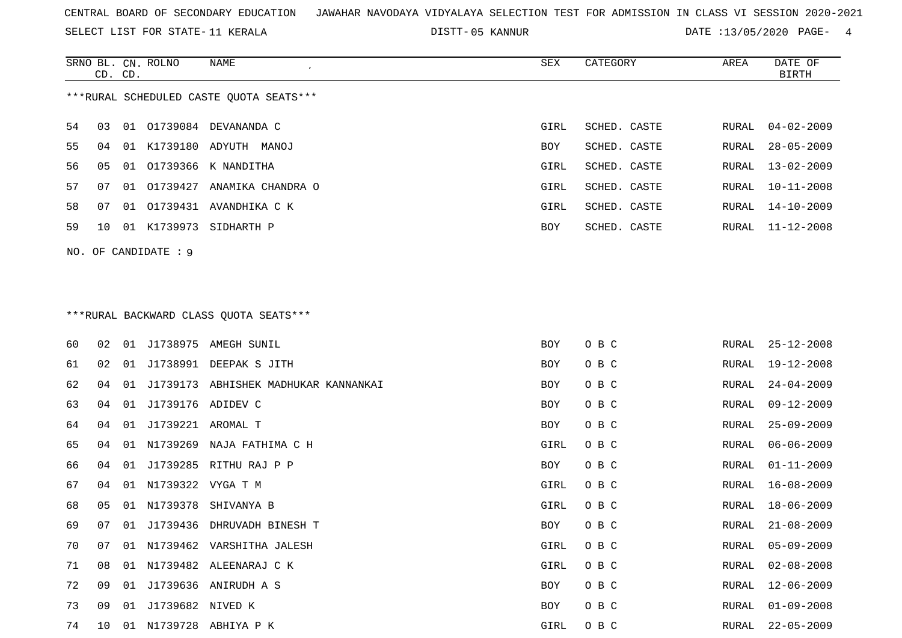CENTRAL BOARD OF SECONDARY EDUCATION JAWAHAR NAVODAYA VIDYALAYA SELECTION TEST FOR ADMISSION IN CLASS VI SESSION 2020-2021

SELECT LIST FOR STATE- 11 KERALA DISTT- 05 KANNUR DATE :13/05/2020

***RURAL SCHEDULED CASTE QUOTA SEATS***

| SRNO | BL. CD. | CN. CD. | ROLNO | NAME | SEX | CATEGORY | AREA | DATE OF BIRTH |
|---|---|---|---|---|---|---|---|---|
| 54 | 03 | 01 | O1739084 | DEVANANDA C | GIRL | SCHED. CASTE | RURAL | 04-02-2009 |
| 55 | 04 | 01 | K1739180 | ADYUTH MANOJ | BOY | SCHED. CASTE | RURAL | 28-05-2009 |
| 56 | 05 | 01 | O1739366 | K NANDITHA | GIRL | SCHED. CASTE | RURAL | 13-02-2009 |
| 57 | 07 | 01 | O1739427 | ANAMIKA CHANDRA O | GIRL | SCHED. CASTE | RURAL | 10-11-2008 |
| 58 | 07 | 01 | O1739431 | AVANDHIKA C K | GIRL | SCHED. CASTE | RURAL | 14-10-2009 |
| 59 | 10 | 01 | K1739973 | SIDHARTH P | BOY | SCHED. CASTE | RURAL | 11-12-2008 |

NO. OF CANDIDATE : 9

***RURAL BACKWARD CLASS QUOTA SEATS***

| SRNO | BL. CD. | CN. CD. | ROLNO | NAME | SEX | CATEGORY | AREA | DATE OF BIRTH |
|---|---|---|---|---|---|---|---|---|
| 60 | 02 | 01 | J1738975 | AMEGH SUNIL | BOY | O B C | RURAL | 25-12-2008 |
| 61 | 02 | 01 | J1738991 | DEEPAK S JITH | BOY | O B C | RURAL | 19-12-2008 |
| 62 | 04 | 01 | J1739173 | ABHISHEK MADHUKAR KANNANKAI | BOY | O B C | RURAL | 24-04-2009 |
| 63 | 04 | 01 | J1739176 | ADIDEV C | BOY | O B C | RURAL | 09-12-2009 |
| 64 | 04 | 01 | J1739221 | AROMAL T | BOY | O B C | RURAL | 25-09-2009 |
| 65 | 04 | 01 | N1739269 | NAJA FATHIMA C H | GIRL | O B C | RURAL | 06-06-2009 |
| 66 | 04 | 01 | J1739285 | RITHU RAJ P P | BOY | O B C | RURAL | 01-11-2009 |
| 67 | 04 | 01 | N1739322 | VYGA T M | GIRL | O B C | RURAL | 16-08-2009 |
| 68 | 05 | 01 | N1739378 | SHIVANYA B | GIRL | O B C | RURAL | 18-06-2009 |
| 69 | 07 | 01 | J1739436 | DHRUVADH BINESH T | BOY | O B C | RURAL | 21-08-2009 |
| 70 | 07 | 01 | N1739462 | VARSHITHA JALESH | GIRL | O B C | RURAL | 05-09-2009 |
| 71 | 08 | 01 | N1739482 | ALEENARAJ C K | GIRL | O B C | RURAL | 02-08-2008 |
| 72 | 09 | 01 | J1739636 | ANIRUDH A S | BOY | O B C | RURAL | 12-06-2009 |
| 73 | 09 | 01 | J1739682 | NIVED K | BOY | O B C | RURAL | 01-09-2008 |
| 74 | 10 | 01 | N1739728 | ABHIYA P K | GIRL | O B C | RURAL | 22-05-2009 |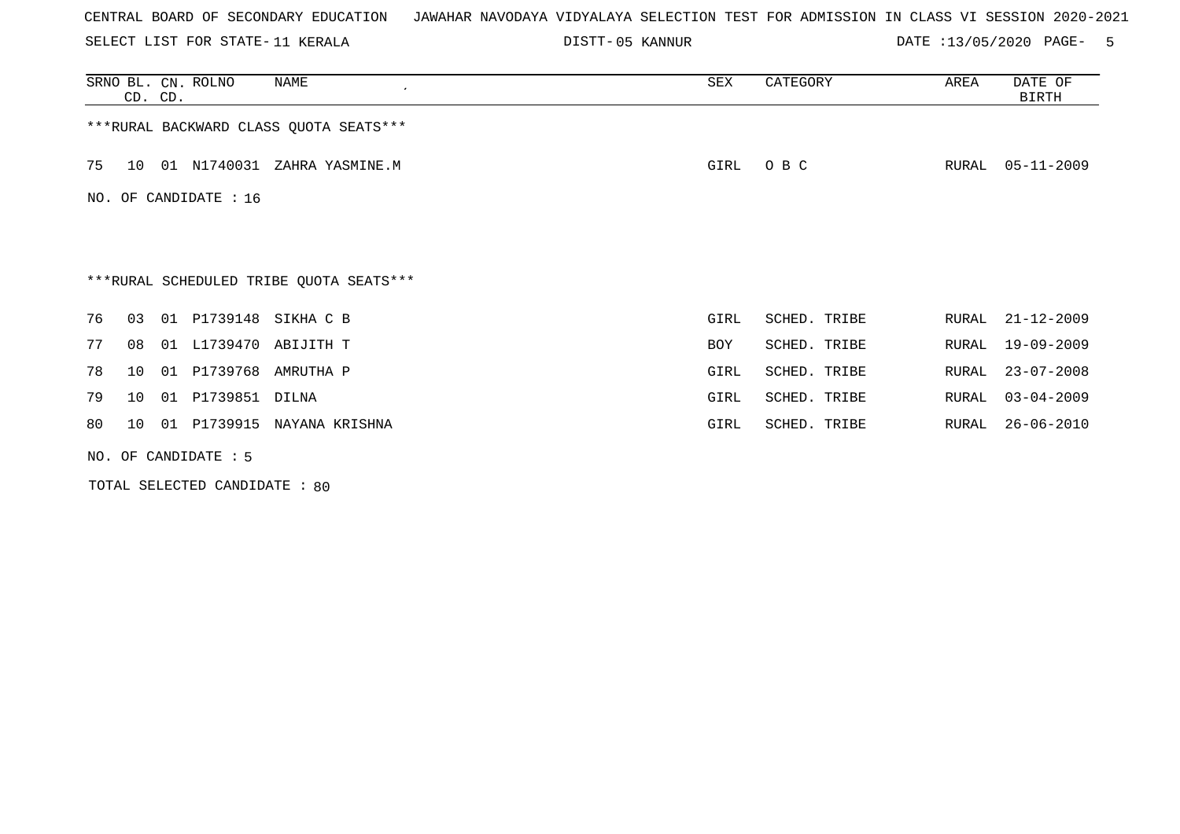CENTRAL BOARD OF SECONDARY EDUCATION JAWAHAR NAVODAYA VIDYALAYA SELECTION TEST FOR ADMISSION IN CLASS VI SESSION 2020-2021

SELECT LIST FOR STATE- 11 KERALA DISTT- 05 KANNUR DATE :13/05/2020

| SRNO | BL. CD. | CN. CD. | ROLNO | NAME | SEX | CATEGORY | AREA | DATE OF BIRTH |
|---|---|---|---|---|---|---|---|---|

***RURAL BACKWARD CLASS QUOTA SEATS***

| SRNO | BL. CD. | CN. CD. | ROLNO | NAME | SEX | CATEGORY | AREA | DATE OF BIRTH |
|---|---|---|---|---|---|---|---|---|
| 75 | 10 | 01 | N1740031 | ZAHRA YASMINE.M | GIRL | O B C | RURAL | 05-11-2009 |

NO. OF CANDIDATE : 16

***RURAL SCHEDULED TRIBE QUOTA SEATS***

| SRNO | BL. CD. | CN. CD. | ROLNO | NAME | SEX | CATEGORY | AREA | DATE OF BIRTH |
|---|---|---|---|---|---|---|---|---|
| 76 | 03 | 01 | P1739148 | SIKHA C B | GIRL | SCHED. TRIBE | RURAL | 21-12-2009 |
| 77 | 08 | 01 | L1739470 | ABIJITH T | BOY | SCHED. TRIBE | RURAL | 19-09-2009 |
| 78 | 10 | 01 | P1739768 | AMRUTHA P | GIRL | SCHED. TRIBE | RURAL | 23-07-2008 |
| 79 | 10 | 01 | P1739851 | DILNA | GIRL | SCHED. TRIBE | RURAL | 03-04-2009 |
| 80 | 10 | 01 | P1739915 | NAYANA KRISHNA | GIRL | SCHED. TRIBE | RURAL | 26-06-2010 |

NO. OF CANDIDATE : 5

TOTAL SELECTED CANDIDATE : 80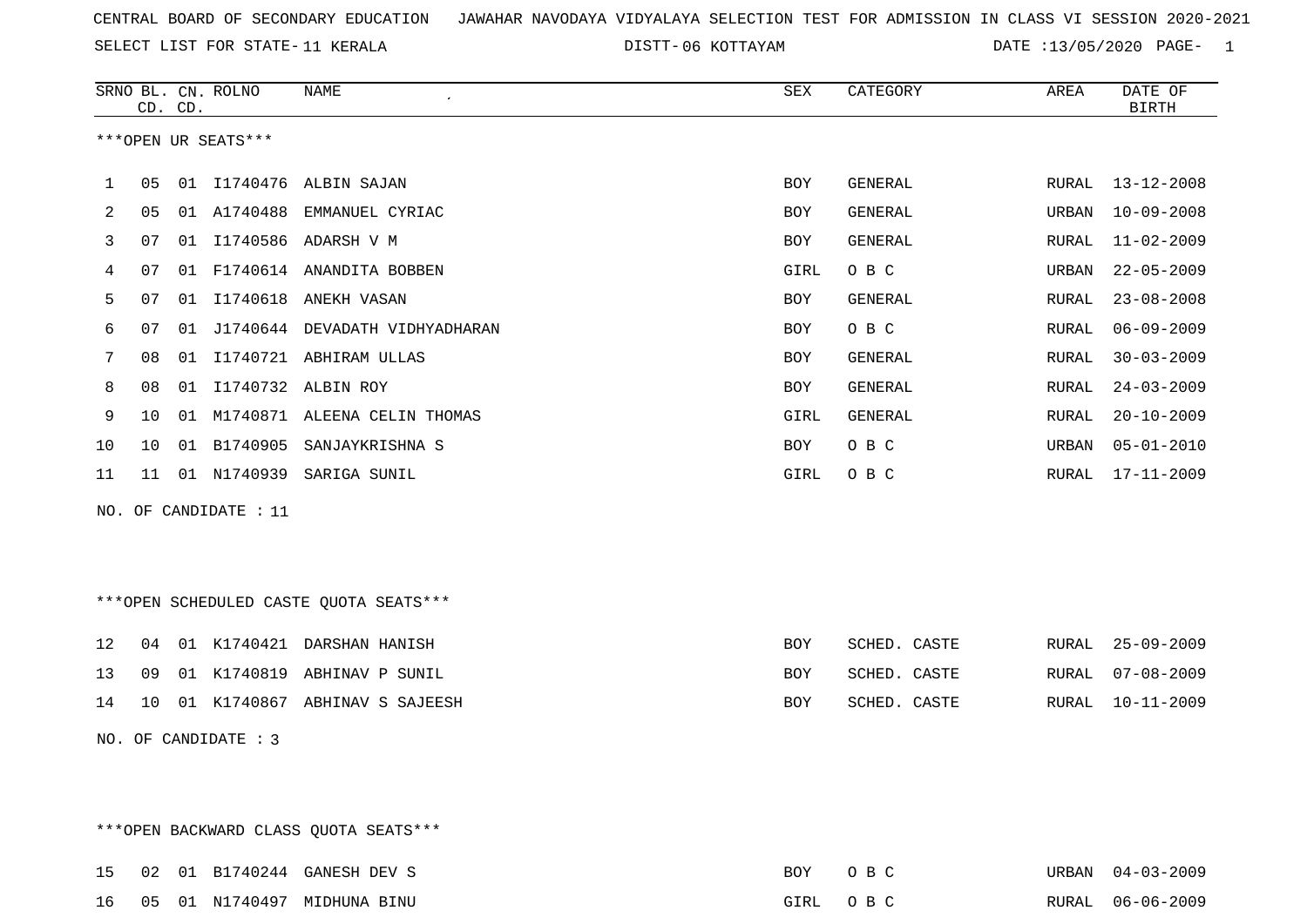CENTRAL BOARD OF SECONDARY EDUCATION JAWAHAR NAVODAYA VIDYALAYA SELECTION TEST FOR ADMISSION IN CLASS VI SESSION 2020-2021

SELECT LIST FOR STATE- 11 KERALA DISTT- 06 KOTTAYAM DATE :13/05/2020 PAGE- 1

***OPEN UR SEATS***

| SRNO | BL. CD. | CN. CD. | ROLNO | NAME | SEX | CATEGORY | AREA | DATE OF BIRTH |
|---|---|---|---|---|---|---|---|---|
| 1 | 05 | 01 | I1740476 | ALBIN SAJAN | BOY | GENERAL | RURAL | 13-12-2008 |
| 2 | 05 | 01 | A1740488 | EMMANUEL CYRIAC | BOY | GENERAL | URBAN | 10-09-2008 |
| 3 | 07 | 01 | I1740586 | ADARSH V M | BOY | GENERAL | RURAL | 11-02-2009 |
| 4 | 07 | 01 | F1740614 | ANANDITA BOBBEN | GIRL | O B C | URBAN | 22-05-2009 |
| 5 | 07 | 01 | I1740618 | ANEKH VASAN | BOY | GENERAL | RURAL | 23-08-2008 |
| 6 | 07 | 01 | J1740644 | DEVADATH VIDHYADHARAN | BOY | O B C | RURAL | 06-09-2009 |
| 7 | 08 | 01 | I1740721 | ABHIRAM ULLAS | BOY | GENERAL | RURAL | 30-03-2009 |
| 8 | 08 | 01 | I1740732 | ALBIN ROY | BOY | GENERAL | RURAL | 24-03-2009 |
| 9 | 10 | 01 | M1740871 | ALEENA CELIN THOMAS | GIRL | GENERAL | RURAL | 20-10-2009 |
| 10 | 10 | 01 | B1740905 | SANJAYKRISHNA S | BOY | O B C | URBAN | 05-01-2010 |
| 11 | 11 | 01 | N1740939 | SARIGA SUNIL | GIRL | O B C | RURAL | 17-11-2009 |

NO. OF CANDIDATE : 11

***OPEN SCHEDULED CASTE QUOTA SEATS***

| SRNO | BL. CD. | CN. CD. | ROLNO | NAME | SEX | CATEGORY | AREA | DATE OF BIRTH |
|---|---|---|---|---|---|---|---|---|
| 12 | 04 | 01 | K1740421 | DARSHAN HANISH | BOY | SCHED. CASTE | RURAL | 25-09-2009 |
| 13 | 09 | 01 | K1740819 | ABHINAV P SUNIL | BOY | SCHED. CASTE | RURAL | 07-08-2009 |
| 14 | 10 | 01 | K1740867 | ABHINAV S SAJEESH | BOY | SCHED. CASTE | RURAL | 10-11-2009 |

NO. OF CANDIDATE : 3

***OPEN BACKWARD CLASS QUOTA SEATS***

| SRNO | BL. CD. | CN. CD. | ROLNO | NAME | SEX | CATEGORY | AREA | DATE OF BIRTH |
|---|---|---|---|---|---|---|---|---|
| 15 | 02 | 01 | B1740244 | GANESH DEV S | BOY | O B C | URBAN | 04-03-2009 |
| 16 | 05 | 01 | N1740497 | MIDHUNA BINU | GIRL | O B C | RURAL | 06-06-2009 |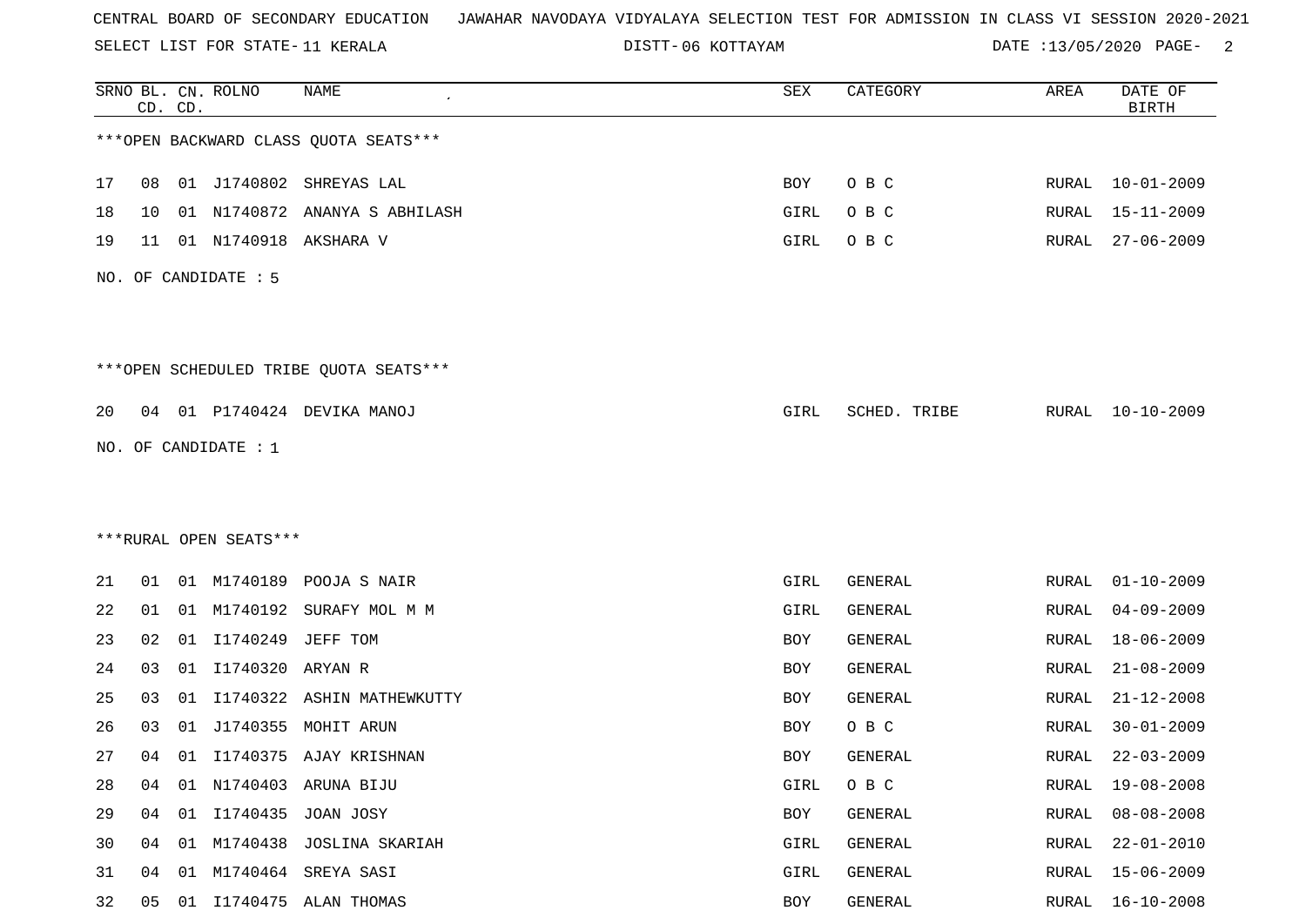CENTRAL BOARD OF SECONDARY EDUCATION JAWAHAR NAVODAYA VIDYALAYA SELECTION TEST FOR ADMISSION IN CLASS VI SESSION 2020-2021

SELECT LIST FOR STATE- 11 KERALA DISTT- 06 KOTTAYAM DATE :13/05/2020 PAGE- 2

***OPEN BACKWARD CLASS QUOTA SEATS***

| SRNO | BL. CD. | CN. CD. | ROLNO | NAME | SEX | CATEGORY | AREA | DATE OF BIRTH |
|---|---|---|---|---|---|---|---|---|
| 17 | 08 | 01 | J1740802 | SHREYAS LAL | BOY | O B C | RURAL | 10-01-2009 |
| 18 | 10 | 01 | N1740872 | ANANYA S ABHILASH | GIRL | O B C | RURAL | 15-11-2009 |
| 19 | 11 | 01 | N1740918 | AKSHARA V | GIRL | O B C | RURAL | 27-06-2009 |

NO. OF CANDIDATE : 5

***OPEN SCHEDULED TRIBE QUOTA SEATS***

| SRNO | BL. CD. | CN. CD. | ROLNO | NAME | SEX | CATEGORY | AREA | DATE OF BIRTH |
|---|---|---|---|---|---|---|---|---|
| 20 | 04 | 01 | P1740424 | DEVIKA MANOJ | GIRL | SCHED. TRIBE | RURAL | 10-10-2009 |

NO. OF CANDIDATE : 1

***RURAL OPEN SEATS***

| SRNO | BL. CD. | CN. CD. | ROLNO | NAME | SEX | CATEGORY | AREA | DATE OF BIRTH |
|---|---|---|---|---|---|---|---|---|
| 21 | 01 | 01 | M1740189 | POOJA S NAIR | GIRL | GENERAL | RURAL | 01-10-2009 |
| 22 | 01 | 01 | M1740192 | SURAFY MOL M M | GIRL | GENERAL | RURAL | 04-09-2009 |
| 23 | 02 | 01 | I1740249 | JEFF TOM | BOY | GENERAL | RURAL | 18-06-2009 |
| 24 | 03 | 01 | I1740320 | ARYAN R | BOY | GENERAL | RURAL | 21-08-2009 |
| 25 | 03 | 01 | I1740322 | ASHIN MATHEWKUTTY | BOY | GENERAL | RURAL | 21-12-2008 |
| 26 | 03 | 01 | J1740355 | MOHIT ARUN | BOY | O B C | RURAL | 30-01-2009 |
| 27 | 04 | 01 | I1740375 | AJAY KRISHNAN | BOY | GENERAL | RURAL | 22-03-2009 |
| 28 | 04 | 01 | N1740403 | ARUNA BIJU | GIRL | O B C | RURAL | 19-08-2008 |
| 29 | 04 | 01 | I1740435 | JOAN JOSY | BOY | GENERAL | RURAL | 08-08-2008 |
| 30 | 04 | 01 | M1740438 | JOSLINA SKARIAH | GIRL | GENERAL | RURAL | 22-01-2010 |
| 31 | 04 | 01 | M1740464 | SREYA SASI | GIRL | GENERAL | RURAL | 15-06-2009 |
| 32 | 05 | 01 | I1740475 | ALAN THOMAS | BOY | GENERAL | RURAL | 16-10-2008 |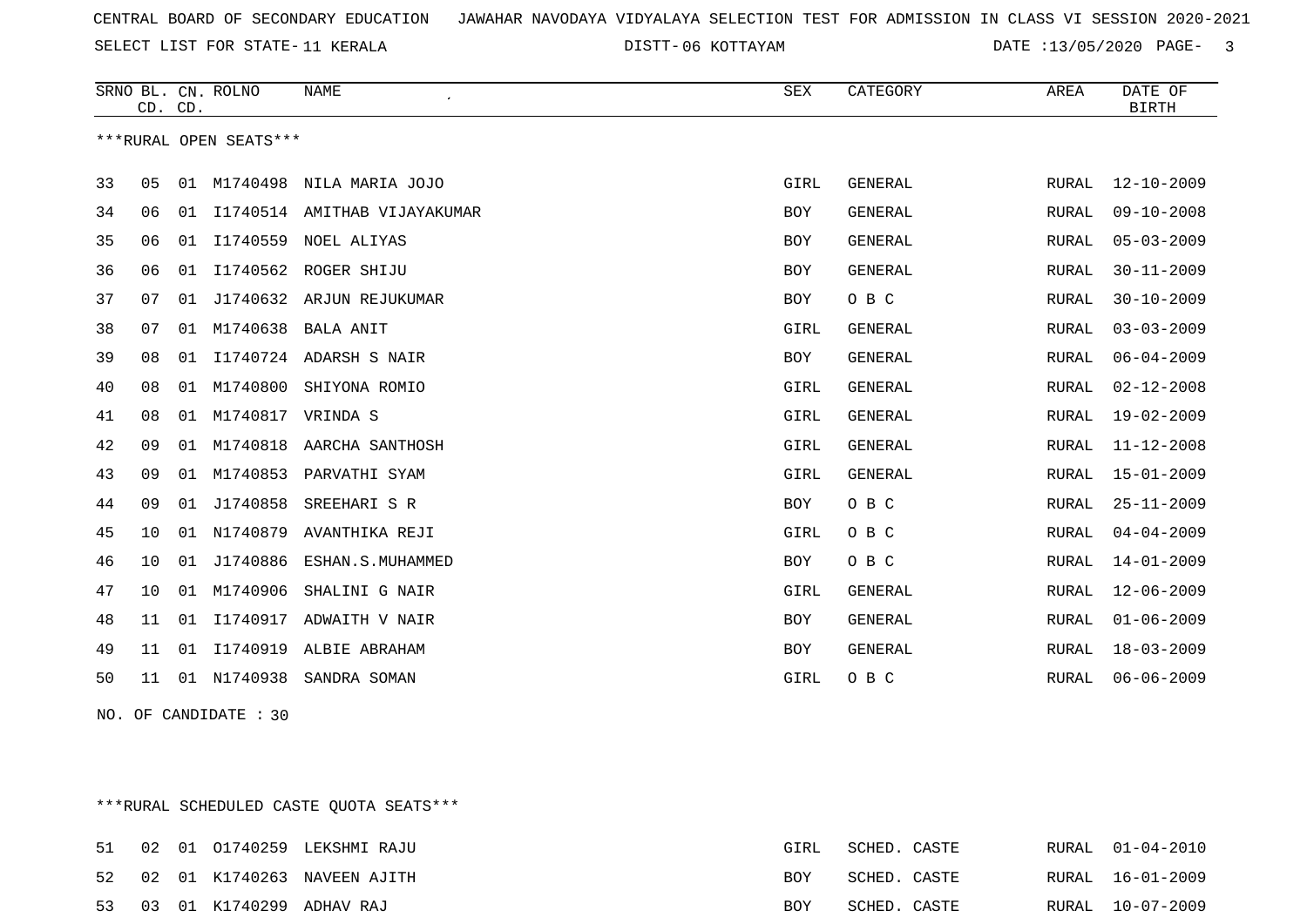CENTRAL BOARD OF SECONDARY EDUCATION   JAWAHAR NAVODAYA VIDYALAYA SELECTION TEST FOR ADMISSION IN CLASS VI SESSION 2020-2021

SELECT LIST FOR STATE- 11 KERALA   DISTT- 06 KOTTAYAM   DATE :13/05/2020

| SRNO | BL. CD. | CN. CD. | ROLNO | NAME | SEX | CATEGORY | AREA | DATE OF BIRTH |
|---|---|---|---|---|---|---|---|---|

***RURAL OPEN SEATS***

| SRNO | BL. CD. | CN. CD. | ROLNO | NAME | SEX | CATEGORY | AREA | DATE OF BIRTH |
|---|---|---|---|---|---|---|---|---|
| 33 | 05 | 01 | M1740498 | NILA MARIA JOJO | GIRL | GENERAL | RURAL | 12-10-2009 |
| 34 | 06 | 01 | I1740514 | AMITHAB VIJAYAKUMAR | BOY | GENERAL | RURAL | 09-10-2008 |
| 35 | 06 | 01 | I1740559 | NOEL ALIYAS | BOY | GENERAL | RURAL | 05-03-2009 |
| 36 | 06 | 01 | I1740562 | ROGER SHIJU | BOY | GENERAL | RURAL | 30-11-2009 |
| 37 | 07 | 01 | J1740632 | ARJUN REJUKUMAR | BOY | O B C | RURAL | 30-10-2009 |
| 38 | 07 | 01 | M1740638 | BALA ANIT | GIRL | GENERAL | RURAL | 03-03-2009 |
| 39 | 08 | 01 | I1740724 | ADARSH S NAIR | BOY | GENERAL | RURAL | 06-04-2009 |
| 40 | 08 | 01 | M1740800 | SHIYONA ROMIO | GIRL | GENERAL | RURAL | 02-12-2008 |
| 41 | 08 | 01 | M1740817 | VRINDA S | GIRL | GENERAL | RURAL | 19-02-2009 |
| 42 | 09 | 01 | M1740818 | AARCHA SANTHOSH | GIRL | GENERAL | RURAL | 11-12-2008 |
| 43 | 09 | 01 | M1740853 | PARVATHI SYAM | GIRL | GENERAL | RURAL | 15-01-2009 |
| 44 | 09 | 01 | J1740858 | SREEHARI S R | BOY | O B C | RURAL | 25-11-2009 |
| 45 | 10 | 01 | N1740879 | AVANTHIKA REJI | GIRL | O B C | RURAL | 04-04-2009 |
| 46 | 10 | 01 | J1740886 | ESHAN.S.MUHAMMED | BOY | O B C | RURAL | 14-01-2009 |
| 47 | 10 | 01 | M1740906 | SHALINI G NAIR | GIRL | GENERAL | RURAL | 12-06-2009 |
| 48 | 11 | 01 | I1740917 | ADWAITH V NAIR | BOY | GENERAL | RURAL | 01-06-2009 |
| 49 | 11 | 01 | I1740919 | ALBIE ABRAHAM | BOY | GENERAL | RURAL | 18-03-2009 |
| 50 | 11 | 01 | N1740938 | SANDRA SOMAN | GIRL | O B C | RURAL | 06-06-2009 |

NO. OF CANDIDATE : 30

***RURAL SCHEDULED CASTE QUOTA SEATS***

| SRNO | BL. CD. | CN. CD. | ROLNO | NAME | SEX | CATEGORY | AREA | DATE OF BIRTH |
|---|---|---|---|---|---|---|---|---|
| 51 | 02 | 01 | O1740259 | LEKSHMI RAJU | GIRL | SCHED. CASTE | RURAL | 01-04-2010 |
| 52 | 02 | 01 | K1740263 | NAVEEN AJITH | BOY | SCHED. CASTE | RURAL | 16-01-2009 |
| 53 | 03 | 01 | K1740299 | ADHAV RAJ | BOY | SCHED. CASTE | RURAL | 10-07-2009 |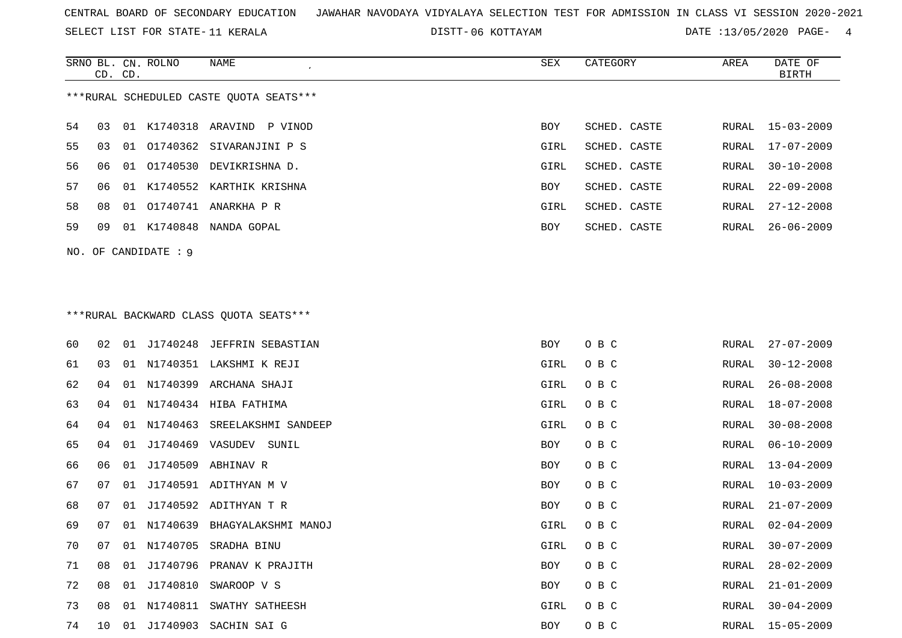CENTRAL BOARD OF SECONDARY EDUCATION JAWAHAR NAVODAYA VIDYALAYA SELECTION TEST FOR ADMISSION IN CLASS VI SESSION 2020-2021

SELECT LIST FOR STATE- 11 KERALA DISTT- 06 KOTTAYAM DATE :13/05/2020

***RURAL SCHEDULED CASTE QUOTA SEATS***

| SRNO | BL. CD. | CN. CD. | ROLNO | NAME | SEX | CATEGORY | AREA | DATE OF BIRTH |
|---|---|---|---|---|---|---|---|---|
| 54 | 03 | 01 | K1740318 | ARAVIND P VINOD | BOY | SCHED. CASTE | RURAL | 15-03-2009 |
| 55 | 03 | 01 | O1740362 | SIVARANJINI P S | GIRL | SCHED. CASTE | RURAL | 17-07-2009 |
| 56 | 06 | 01 | O1740530 | DEVIKRISHNA D. | GIRL | SCHED. CASTE | RURAL | 30-10-2008 |
| 57 | 06 | 01 | K1740552 | KARTHIK KRISHNA | BOY | SCHED. CASTE | RURAL | 22-09-2008 |
| 58 | 08 | 01 | O1740741 | ANARKHA P R | GIRL | SCHED. CASTE | RURAL | 27-12-2008 |
| 59 | 09 | 01 | K1740848 | NANDA GOPAL | BOY | SCHED. CASTE | RURAL | 26-06-2009 |

NO. OF CANDIDATE : 9

***RURAL BACKWARD CLASS QUOTA SEATS***

| SRNO | BL. CD. | CN. CD. | ROLNO | NAME | SEX | CATEGORY | AREA | DATE OF BIRTH |
|---|---|---|---|---|---|---|---|---|
| 60 | 02 | 01 | J1740248 | JEFFRIN SEBASTIAN | BOY | O B C | RURAL | 27-07-2009 |
| 61 | 03 | 01 | N1740351 | LAKSHMI K REJI | GIRL | O B C | RURAL | 30-12-2008 |
| 62 | 04 | 01 | N1740399 | ARCHANA SHAJI | GIRL | O B C | RURAL | 26-08-2008 |
| 63 | 04 | 01 | N1740434 | HIBA FATHIMA | GIRL | O B C | RURAL | 18-07-2008 |
| 64 | 04 | 01 | N1740463 | SREELAKSHMI SANDEEP | GIRL | O B C | RURAL | 30-08-2008 |
| 65 | 04 | 01 | J1740469 | VASUDEV SUNIL | BOY | O B C | RURAL | 06-10-2009 |
| 66 | 06 | 01 | J1740509 | ABHINAV R | BOY | O B C | RURAL | 13-04-2009 |
| 67 | 07 | 01 | J1740591 | ADITHYAN M V | BOY | O B C | RURAL | 10-03-2009 |
| 68 | 07 | 01 | J1740592 | ADITHYAN T R | BOY | O B C | RURAL | 21-07-2009 |
| 69 | 07 | 01 | N1740639 | BHAGYALAKSHMI MANOJ | GIRL | O B C | RURAL | 02-04-2009 |
| 70 | 07 | 01 | N1740705 | SRADHA BINU | GIRL | O B C | RURAL | 30-07-2009 |
| 71 | 08 | 01 | J1740796 | PRANAV K PRAJITH | BOY | O B C | RURAL | 28-02-2009 |
| 72 | 08 | 01 | J1740810 | SWAROOP V S | BOY | O B C | RURAL | 21-01-2009 |
| 73 | 08 | 01 | N1740811 | SWATHY SATHEESH | GIRL | O B C | RURAL | 30-04-2009 |
| 74 | 10 | 01 | J1740903 | SACHIN SAI G | BOY | O B C | RURAL | 15-05-2009 |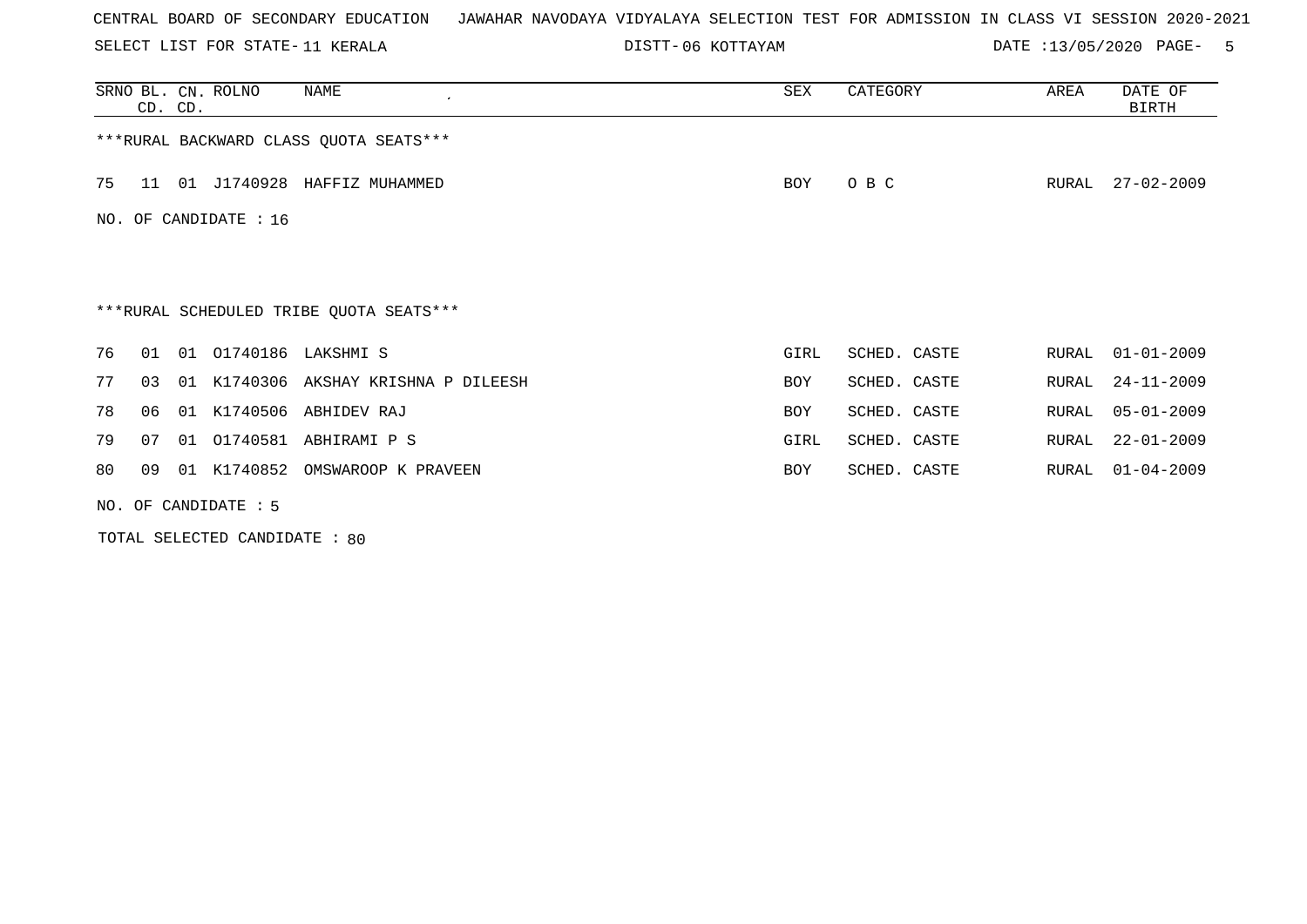CENTRAL BOARD OF SECONDARY EDUCATION JAWAHAR NAVODAYA VIDYALAYA SELECTION TEST FOR ADMISSION IN CLASS VI SESSION 2020-2021

SELECT LIST FOR STATE- 11 KERALA DISTT- 06 KOTTAYAM DATE :13/05/2020

| SRNO | BL. CD. | CN. CD. | ROLNO | NAME | SEX | CATEGORY | AREA | DATE OF BIRTH |
|---|---|---|---|---|---|---|---|---|
| ***RURAL BACKWARD CLASS QUOTA SEATS*** | | | | | | | | |
| 75 | 11 | 01 | J1740928 | HAFFIZ MUHAMMED | BOY | O B C | RURAL | 27-02-2009 |

NO. OF CANDIDATE : 16

***RURAL SCHEDULED TRIBE QUOTA SEATS***

| SRNO | BL. CD. | CN. CD. | ROLNO | NAME | SEX | CATEGORY | AREA | DATE OF BIRTH |
|---|---|---|---|---|---|---|---|---|
| 76 | 01 | 01 | O1740186 | LAKSHMI S | GIRL | SCHED. CASTE | RURAL | 01-01-2009 |
| 77 | 03 | 01 | K1740306 | AKSHAY KRISHNA P DILEESH | BOY | SCHED. CASTE | RURAL | 24-11-2009 |
| 78 | 06 | 01 | K1740506 | ABHIDEV RAJ | BOY | SCHED. CASTE | RURAL | 05-01-2009 |
| 79 | 07 | 01 | O1740581 | ABHIRAMI P S | GIRL | SCHED. CASTE | RURAL | 22-01-2009 |
| 80 | 09 | 01 | K1740852 | OMSWAROOP K PRAVEEN | BOY | SCHED. CASTE | RURAL | 01-04-2009 |

NO. OF CANDIDATE : 5

TOTAL SELECTED CANDIDATE : 80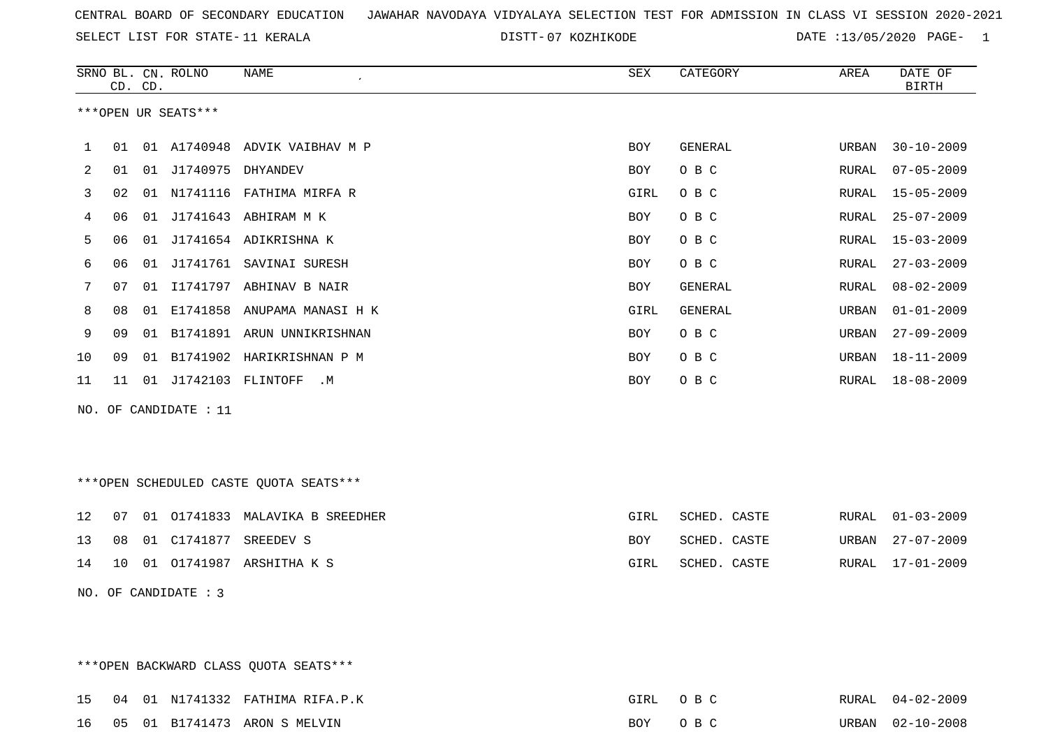CENTRAL BOARD OF SECONDARY EDUCATION JAWAHAR NAVODAYA VIDYALAYA SELECTION TEST FOR ADMISSION IN CLASS VI SESSION 2020-2021

SELECT LIST FOR STATE- 11 KERALA DISTT- 07 KOZHIKODE DATE :13/05/2020 PAGE- 1

***OPEN UR SEATS***

| SRNO | BL. CD. | CN. CD. | ROLNO | NAME | SEX | CATEGORY | AREA | DATE OF BIRTH |
|---|---|---|---|---|---|---|---|---|
| 1 | 01 | 01 | A1740948 | ADVIK VAIBHAV M P | BOY | GENERAL | URBAN | 30-10-2009 |
| 2 | 01 | 01 | J1740975 | DHYANDEV | BOY | O B C | RURAL | 07-05-2009 |
| 3 | 02 | 01 | N1741116 | FATHIMA MIRFA R | GIRL | O B C | RURAL | 15-05-2009 |
| 4 | 06 | 01 | J1741643 | ABHIRAM M K | BOY | O B C | RURAL | 25-07-2009 |
| 5 | 06 | 01 | J1741654 | ADIKRISHNA K | BOY | O B C | RURAL | 15-03-2009 |
| 6 | 06 | 01 | J1741761 | SAVINAI SURESH | BOY | O B C | RURAL | 27-03-2009 |
| 7 | 07 | 01 | I1741797 | ABHINAV B NAIR | BOY | GENERAL | RURAL | 08-02-2009 |
| 8 | 08 | 01 | E1741858 | ANUPAMA MANASI H K | GIRL | GENERAL | URBAN | 01-01-2009 |
| 9 | 09 | 01 | B1741891 | ARUN UNNIKRISHNAN | BOY | O B C | URBAN | 27-09-2009 |
| 10 | 09 | 01 | B1741902 | HARIKRISHNAN P M | BOY | O B C | URBAN | 18-11-2009 |
| 11 | 11 | 01 | J1742103 | FLINTOFF .M | BOY | O B C | RURAL | 18-08-2009 |

NO. OF CANDIDATE : 11

***OPEN SCHEDULED CASTE QUOTA SEATS***

| SRNO | BL. CD. | CN. CD. | ROLNO | NAME | SEX | CATEGORY | AREA | DATE OF BIRTH |
|---|---|---|---|---|---|---|---|---|
| 12 | 07 | 01 | O1741833 | MALAVIKA B SREEDHER | GIRL | SCHED. CASTE | RURAL | 01-03-2009 |
| 13 | 08 | 01 | C1741877 | SREEDEV S | BOY | SCHED. CASTE | URBAN | 27-07-2009 |
| 14 | 10 | 01 | O1741987 | ARSHITHA K S | GIRL | SCHED. CASTE | RURAL | 17-01-2009 |

NO. OF CANDIDATE : 3

***OPEN BACKWARD CLASS QUOTA SEATS***

| SRNO | BL. CD. | CN. CD. | ROLNO | NAME | SEX | CATEGORY | AREA | DATE OF BIRTH |
|---|---|---|---|---|---|---|---|---|
| 15 | 04 | 01 | N1741332 | FATHIMA RIFA.P.K | GIRL | O B C | RURAL | 04-02-2009 |
| 16 | 05 | 01 | B1741473 | ARON S MELVIN | BOY | O B C | URBAN | 02-10-2008 |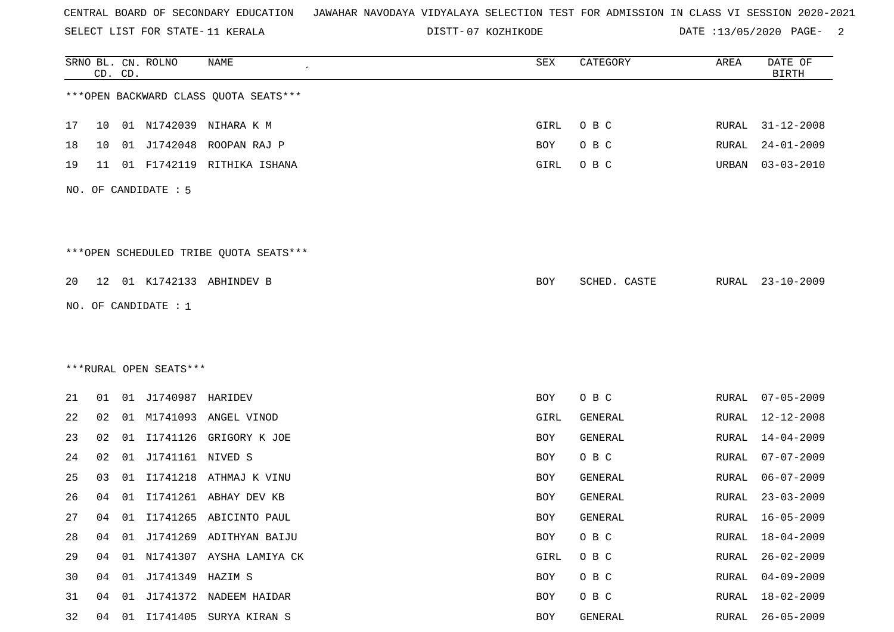CENTRAL BOARD OF SECONDARY EDUCATION JAWAHAR NAVODAYA VIDYALAYA SELECTION TEST FOR ADMISSION IN CLASS VI SESSION 2020-2021

SELECT LIST FOR STATE- 11 KERALA DISTT- 07 KOZHIKODE DATE :13/05/2020

| SRNO | BL. CD. | CN. CD. | ROLNO | NAME | SEX | CATEGORY | AREA | DATE OF BIRTH |
|---|---|---|---|---|---|---|---|---|

***OPEN BACKWARD CLASS QUOTA SEATS***

| SRNO | BL. CD. | CN. CD. | ROLNO | NAME | SEX | CATEGORY | AREA | DATE OF BIRTH |
|---|---|---|---|---|---|---|---|---|
| 17 | 10 | 01 | N1742039 | NIHARA K M | GIRL | O B C | RURAL | 31-12-2008 |
| 18 | 10 | 01 | J1742048 | ROOPAN RAJ P | BOY | O B C | RURAL | 24-01-2009 |
| 19 | 11 | 01 | F1742119 | RITHIKA ISHANA | GIRL | O B C | URBAN | 03-03-2010 |

NO. OF CANDIDATE : 5

***OPEN SCHEDULED TRIBE QUOTA SEATS***

| SRNO | BL. CD. | CN. CD. | ROLNO | NAME | SEX | CATEGORY | AREA | DATE OF BIRTH |
|---|---|---|---|---|---|---|---|---|
| 20 | 12 | 01 | K1742133 | ABHINDEV B | BOY | SCHED. CASTE | RURAL | 23-10-2009 |

NO. OF CANDIDATE : 1

***RURAL OPEN SEATS***

| SRNO | BL. CD. | CN. CD. | ROLNO | NAME | SEX | CATEGORY | AREA | DATE OF BIRTH |
|---|---|---|---|---|---|---|---|---|
| 21 | 01 | 01 | J1740987 | HARIDEV | BOY | O B C | RURAL | 07-05-2009 |
| 22 | 02 | 01 | M1741093 | ANGEL VINOD | GIRL | GENERAL | RURAL | 12-12-2008 |
| 23 | 02 | 01 | I1741126 | GRIGORY K JOE | BOY | GENERAL | RURAL | 14-04-2009 |
| 24 | 02 | 01 | J1741161 | NIVED S | BOY | O B C | RURAL | 07-07-2009 |
| 25 | 03 | 01 | I1741218 | ATHMAJ K VINU | BOY | GENERAL | RURAL | 06-07-2009 |
| 26 | 04 | 01 | I1741261 | ABHAY DEV KB | BOY | GENERAL | RURAL | 23-03-2009 |
| 27 | 04 | 01 | I1741265 | ABICINTO PAUL | BOY | GENERAL | RURAL | 16-05-2009 |
| 28 | 04 | 01 | J1741269 | ADITHYAN BAIJU | BOY | O B C | RURAL | 18-04-2009 |
| 29 | 04 | 01 | N1741307 | AYSHA LAMIYA CK | GIRL | O B C | RURAL | 26-02-2009 |
| 30 | 04 | 01 | J1741349 | HAZIM S | BOY | O B C | RURAL | 04-09-2009 |
| 31 | 04 | 01 | J1741372 | NADEEM HAIDAR | BOY | O B C | RURAL | 18-02-2009 |
| 32 | 04 | 01 | I1741405 | SURYA KIRAN S | BOY | GENERAL | RURAL | 26-05-2009 |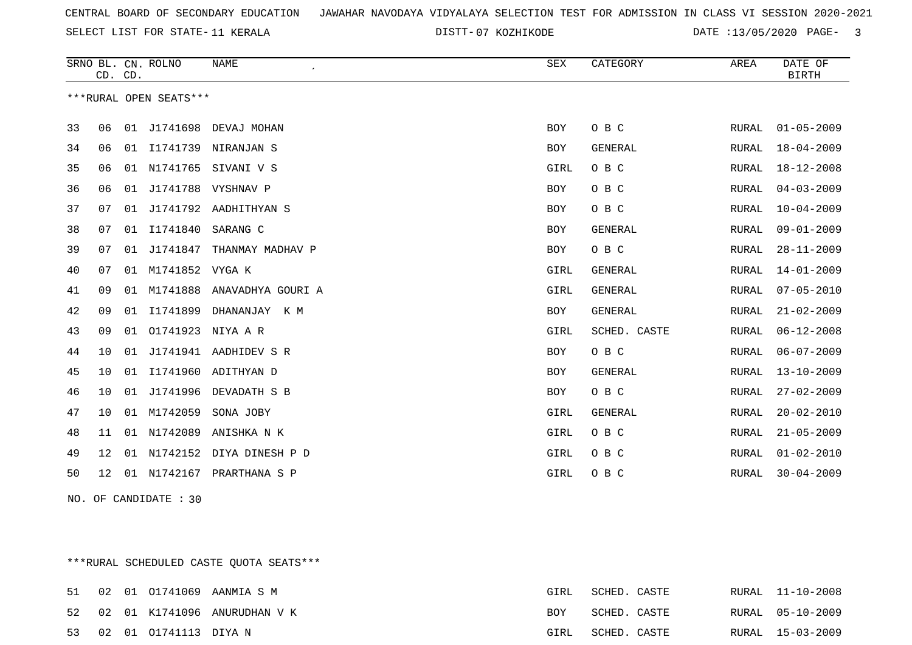CENTRAL BOARD OF SECONDARY EDUCATION JAWAHAR NAVODAYA VIDYALAYA SELECTION TEST FOR ADMISSION IN CLASS VI SESSION 2020-2021

SELECT LIST FOR STATE- 11 KERALA DISTT- 07 KOZHIKODE DATE :13/05/2020

***RURAL OPEN SEATS***

| SRNO | BL. CD. | CN. CD. | ROLNO | NAME | SEX | CATEGORY | AREA | DATE OF BIRTH |
|---|---|---|---|---|---|---|---|---|
| 33 | 06 | 01 | J1741698 | DEVAJ MOHAN | BOY | O B C | RURAL | 01-05-2009 |
| 34 | 06 | 01 | I1741739 | NIRANJAN S | BOY | GENERAL | RURAL | 18-04-2009 |
| 35 | 06 | 01 | N1741765 | SIVANI V S | GIRL | O B C | RURAL | 18-12-2008 |
| 36 | 06 | 01 | J1741788 | VYSHNAV P | BOY | O B C | RURAL | 04-03-2009 |
| 37 | 07 | 01 | J1741792 | AADHITHYAN S | BOY | O B C | RURAL | 10-04-2009 |
| 38 | 07 | 01 | I1741840 | SARANG C | BOY | GENERAL | RURAL | 09-01-2009 |
| 39 | 07 | 01 | J1741847 | THANMAY MADHAV P | BOY | O B C | RURAL | 28-11-2009 |
| 40 | 07 | 01 | M1741852 | VYGA K | GIRL | GENERAL | RURAL | 14-01-2009 |
| 41 | 09 | 01 | M1741888 | ANAVADHYA GOURI A | GIRL | GENERAL | RURAL | 07-05-2010 |
| 42 | 09 | 01 | I1741899 | DHANANJAY K M | BOY | GENERAL | RURAL | 21-02-2009 |
| 43 | 09 | 01 | O1741923 | NIYA A R | GIRL | SCHED. CASTE | RURAL | 06-12-2008 |
| 44 | 10 | 01 | J1741941 | AADHIDEV S R | BOY | O B C | RURAL | 06-07-2009 |
| 45 | 10 | 01 | I1741960 | ADITHYAN D | BOY | GENERAL | RURAL | 13-10-2009 |
| 46 | 10 | 01 | J1741996 | DEVADATH S B | BOY | O B C | RURAL | 27-02-2009 |
| 47 | 10 | 01 | M1742059 | SONA JOBY | GIRL | GENERAL | RURAL | 20-02-2010 |
| 48 | 11 | 01 | N1742089 | ANISHKA N K | GIRL | O B C | RURAL | 21-05-2009 |
| 49 | 12 | 01 | N1742152 | DIYA DINESH P D | GIRL | O B C | RURAL | 01-02-2010 |
| 50 | 12 | 01 | N1742167 | PRARTHANA S P | GIRL | O B C | RURAL | 30-04-2009 |

NO. OF CANDIDATE : 30

***RURAL SCHEDULED CASTE QUOTA SEATS***

| SRNO | BL. CD. | CN. CD. | ROLNO | NAME | SEX | CATEGORY | AREA | DATE OF BIRTH |
|---|---|---|---|---|---|---|---|---|
| 51 | 02 | 01 | O1741069 | AANMIA S M | GIRL | SCHED. CASTE | RURAL | 11-10-2008 |
| 52 | 02 | 01 | K1741096 | ANURUDHAN V K | BOY | SCHED. CASTE | RURAL | 05-10-2009 |
| 53 | 02 | 01 | O1741113 | DIYA N | GIRL | SCHED. CASTE | RURAL | 15-03-2009 |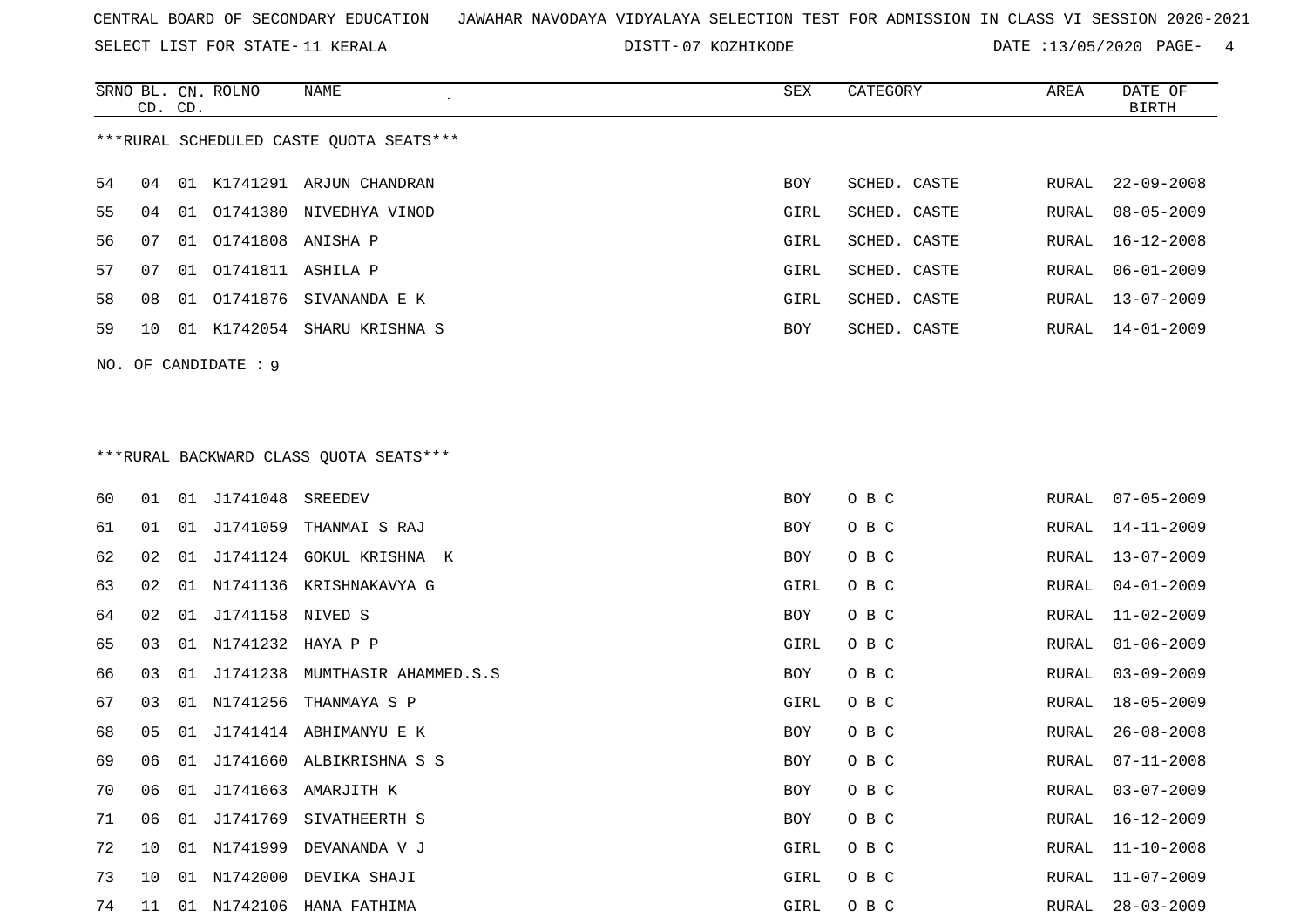CENTRAL BOARD OF SECONDARY EDUCATION JAWAHAR NAVODAYA VIDYALAYA SELECTION TEST FOR ADMISSION IN CLASS VI SESSION 2020-2021

SELECT LIST FOR STATE- 11 KERALA DISTT- 07 KOZHIKODE DATE :13/05/2020

***RURAL SCHEDULED CASTE QUOTA SEATS***

| SRNO | BL. CD. | CN. CD. | ROLNO | NAME | SEX | CATEGORY | AREA | DATE OF BIRTH |
|---|---|---|---|---|---|---|---|---|
| 54 | 04 | 01 | K1741291 | ARJUN CHANDRAN | BOY | SCHED. CASTE | RURAL | 22-09-2008 |
| 55 | 04 | 01 | O1741380 | NIVEDHYA VINOD | GIRL | SCHED. CASTE | RURAL | 08-05-2009 |
| 56 | 07 | 01 | O1741808 | ANISHA P | GIRL | SCHED. CASTE | RURAL | 16-12-2008 |
| 57 | 07 | 01 | O1741811 | ASHILA P | GIRL | SCHED. CASTE | RURAL | 06-01-2009 |
| 58 | 08 | 01 | O1741876 | SIVANANDA E K | GIRL | SCHED. CASTE | RURAL | 13-07-2009 |
| 59 | 10 | 01 | K1742054 | SHARU KRISHNA S | BOY | SCHED. CASTE | RURAL | 14-01-2009 |

NO. OF CANDIDATE : 9

***RURAL BACKWARD CLASS QUOTA SEATS***

| SRNO | BL. CD. | CN. CD. | ROLNO | NAME | SEX | CATEGORY | AREA | DATE OF BIRTH |
|---|---|---|---|---|---|---|---|---|
| 60 | 01 | 01 | J1741048 | SREEDEV | BOY | O B C | RURAL | 07-05-2009 |
| 61 | 01 | 01 | J1741059 | THANMAI S RAJ | BOY | O B C | RURAL | 14-11-2009 |
| 62 | 02 | 01 | J1741124 | GOKUL KRISHNA K | BOY | O B C | RURAL | 13-07-2009 |
| 63 | 02 | 01 | N1741136 | KRISHNAKAVYA G | GIRL | O B C | RURAL | 04-01-2009 |
| 64 | 02 | 01 | J1741158 | NIVED S | BOY | O B C | RURAL | 11-02-2009 |
| 65 | 03 | 01 | N1741232 | HAYA P P | GIRL | O B C | RURAL | 01-06-2009 |
| 66 | 03 | 01 | J1741238 | MUMTHASIR AHAMMED.S.S | BOY | O B C | RURAL | 03-09-2009 |
| 67 | 03 | 01 | N1741256 | THANMAYA S P | GIRL | O B C | RURAL | 18-05-2009 |
| 68 | 05 | 01 | J1741414 | ABHIMANYU E K | BOY | O B C | RURAL | 26-08-2008 |
| 69 | 06 | 01 | J1741660 | ALBIKRISHNA S S | BOY | O B C | RURAL | 07-11-2008 |
| 70 | 06 | 01 | J1741663 | AMARJITH K | BOY | O B C | RURAL | 03-07-2009 |
| 71 | 06 | 01 | J1741769 | SIVATHEERTH S | BOY | O B C | RURAL | 16-12-2009 |
| 72 | 10 | 01 | N1741999 | DEVANANDA V J | GIRL | O B C | RURAL | 11-10-2008 |
| 73 | 10 | 01 | N1742000 | DEVIKA SHAJI | GIRL | O B C | RURAL | 11-07-2009 |
| 74 | 11 | 01 | N1742106 | HANA FATHIMA | GIRL | O B C | RURAL | 28-03-2009 |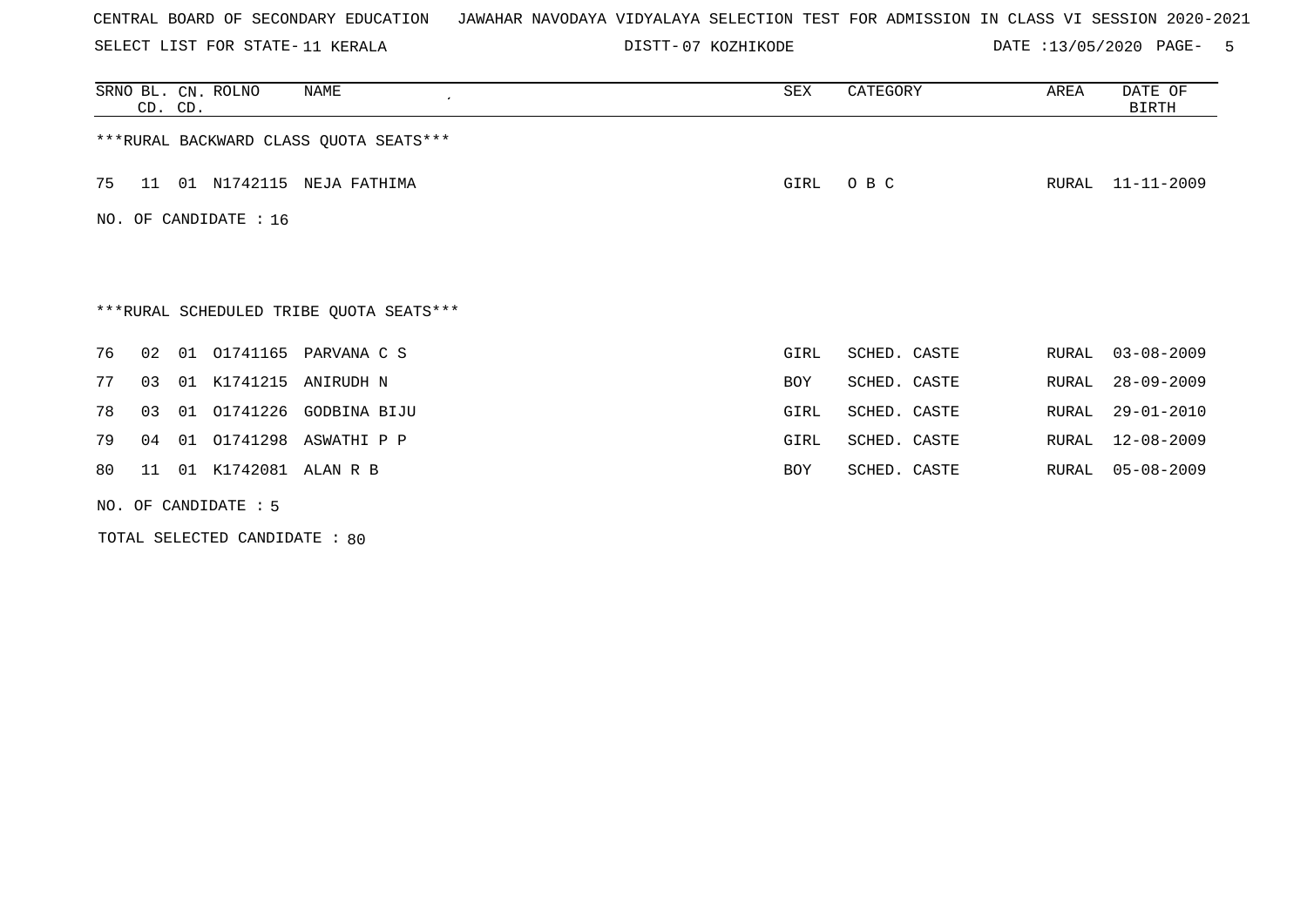CENTRAL BOARD OF SECONDARY EDUCATION JAWAHAR NAVODAYA VIDYALAYA SELECTION TEST FOR ADMISSION IN CLASS VI SESSION 2020-2021

SELECT LIST FOR STATE- 11 KERALA DISTT- 07 KOZHIKODE DATE :13/05/2020

| SRNO | BL. CD. | CN. CD. | ROLNO | NAME | SEX | CATEGORY | AREA | DATE OF BIRTH |
|---|---|---|---|---|---|---|---|---|
| ***RURAL BACKWARD CLASS QUOTA SEATS*** | | | | | | | | |
| 75 | 11 | 01 | N1742115 | NEJA FATHIMA | GIRL | O B C | RURAL | 11-11-2009 |

NO. OF CANDIDATE : 16

***RURAL SCHEDULED TRIBE QUOTA SEATS***

| SRNO | BL. CD. | CN. CD. | ROLNO | NAME | SEX | CATEGORY | AREA | DATE OF BIRTH |
|---|---|---|---|---|---|---|---|---|
| 76 | 02 | 01 | O1741165 | PARVANA C S | GIRL | SCHED. CASTE | RURAL | 03-08-2009 |
| 77 | 03 | 01 | K1741215 | ANIRUDH N | BOY | SCHED. CASTE | RURAL | 28-09-2009 |
| 78 | 03 | 01 | O1741226 | GODBINA BIJU | GIRL | SCHED. CASTE | RURAL | 29-01-2010 |
| 79 | 04 | 01 | O1741298 | ASWATHI P P | GIRL | SCHED. CASTE | RURAL | 12-08-2009 |
| 80 | 11 | 01 | K1742081 | ALAN R B | BOY | SCHED. CASTE | RURAL | 05-08-2009 |

NO. OF CANDIDATE : 5

TOTAL SELECTED CANDIDATE : 80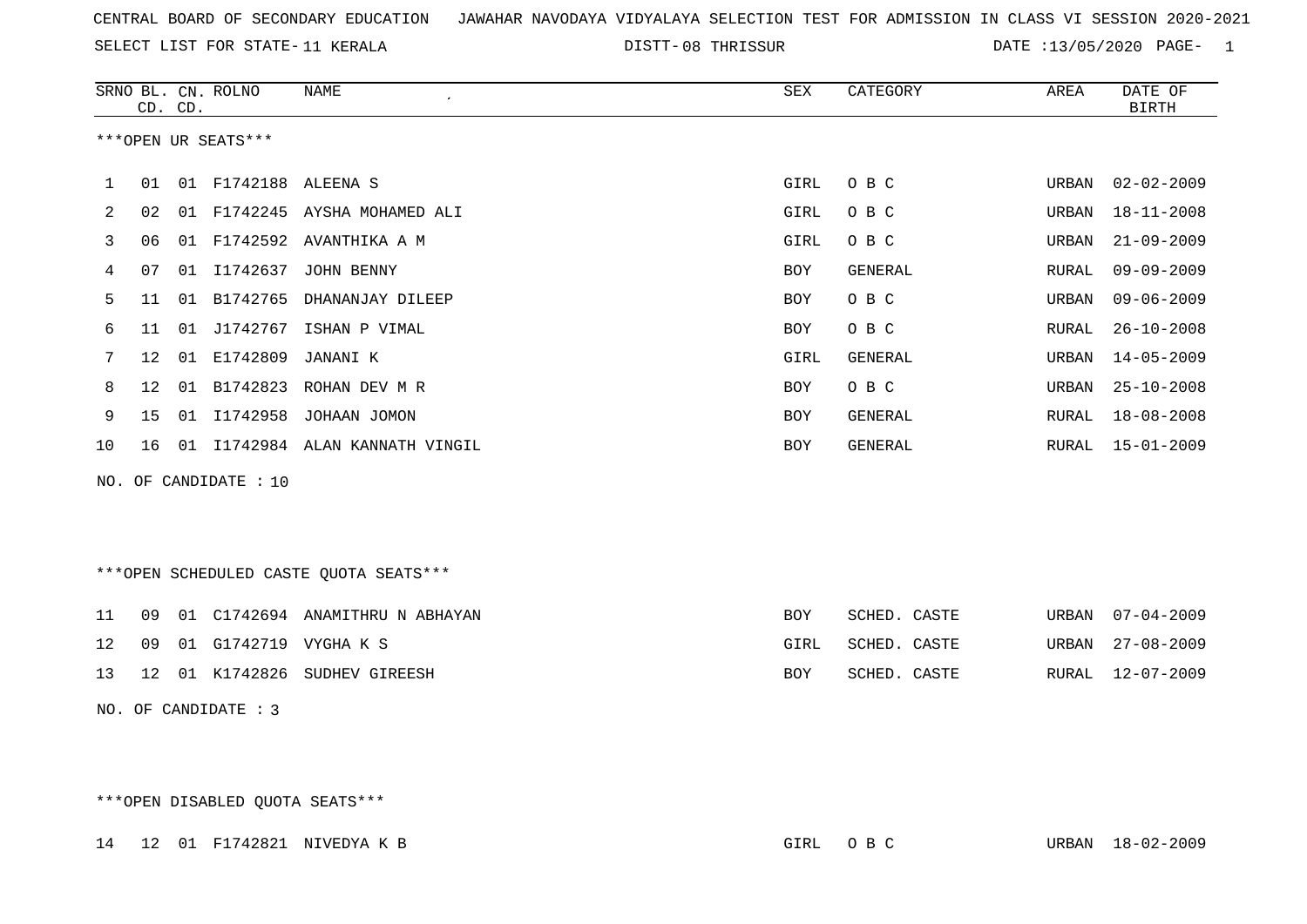CENTRAL BOARD OF SECONDARY EDUCATION JAWAHAR NAVODAYA VIDYALAYA SELECTION TEST FOR ADMISSION IN CLASS VI SESSION 2020-2021

SELECT LIST FOR STATE- 11 KERALA DISTT- 08 THRISSUR DATE :13/05/2020

***OPEN UR SEATS***

| SRNO | BL. CD. | CN. CD. | ROLNO | NAME | SEX | CATEGORY | AREA | DATE OF BIRTH |
|---|---|---|---|---|---|---|---|---|
| 1 | 01 | 01 | F1742188 | ALEENA S | GIRL | O B C | URBAN | 02-02-2009 |
| 2 | 02 | 01 | F1742245 | AYSHA MOHAMED ALI | GIRL | O B C | URBAN | 18-11-2008 |
| 3 | 06 | 01 | F1742592 | AVANTHIKA A M | GIRL | O B C | URBAN | 21-09-2009 |
| 4 | 07 | 01 | I1742637 | JOHN BENNY | BOY | GENERAL | RURAL | 09-09-2009 |
| 5 | 11 | 01 | B1742765 | DHANANJAY DILEEP | BOY | O B C | URBAN | 09-06-2009 |
| 6 | 11 | 01 | J1742767 | ISHAN P VIMAL | BOY | O B C | RURAL | 26-10-2008 |
| 7 | 12 | 01 | E1742809 | JANANI K | GIRL | GENERAL | URBAN | 14-05-2009 |
| 8 | 12 | 01 | B1742823 | ROHAN DEV M R | BOY | O B C | URBAN | 25-10-2008 |
| 9 | 15 | 01 | I1742958 | JOHAAN JOMON | BOY | GENERAL | RURAL | 18-08-2008 |
| 10 | 16 | 01 | I1742984 | ALAN KANNATH VINGIL | BOY | GENERAL | RURAL | 15-01-2009 |

NO. OF CANDIDATE : 10

***OPEN SCHEDULED CASTE QUOTA SEATS***

| SRNO | BL. CD. | CN. CD. | ROLNO | NAME | SEX | CATEGORY | AREA | DATE OF BIRTH |
|---|---|---|---|---|---|---|---|---|
| 11 | 09 | 01 | C1742694 | ANAMITHRU N ABHAYAN | BOY | SCHED. CASTE | URBAN | 07-04-2009 |
| 12 | 09 | 01 | G1742719 | VYGHA K S | GIRL | SCHED. CASTE | URBAN | 27-08-2009 |
| 13 | 12 | 01 | K1742826 | SUDHEV GIREESH | BOY | SCHED. CASTE | RURAL | 12-07-2009 |

NO. OF CANDIDATE : 3

***OPEN DISABLED QUOTA SEATS***

| SRNO | BL. CD. | CN. CD. | ROLNO | NAME | SEX | CATEGORY | AREA | DATE OF BIRTH |
|---|---|---|---|---|---|---|---|---|
| 14 | 12 | 01 | F1742821 | NIVEDYA K B | GIRL | O B C | URBAN | 18-02-2009 |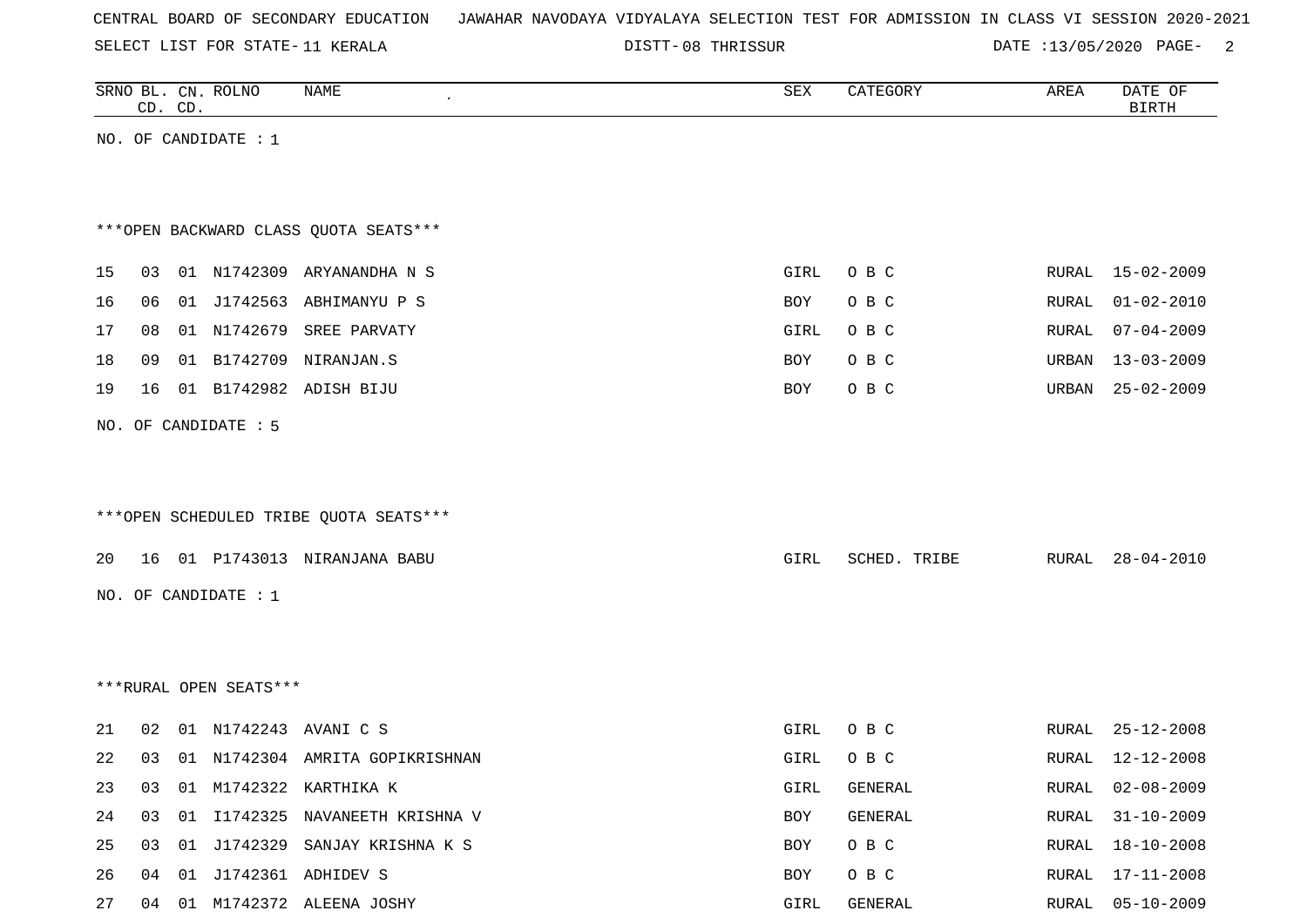CENTRAL BOARD OF SECONDARY EDUCATION JAWAHAR NAVODAYA VIDYALAYA SELECTION TEST FOR ADMISSION IN CLASS VI SESSION 2020-2021

SELECT LIST FOR STATE- 11 KERALA DISTT- 08 THRISSUR DATE :13/05/2020

| SRNO | BL. CD. | CN. CD. | ROLNO | NAME | SEX | CATEGORY | AREA | DATE OF BIRTH |
|---|---|---|---|---|---|---|---|---|

NO. OF CANDIDATE : 1

***OPEN BACKWARD CLASS QUOTA SEATS***

| SRNO | BL. CD. | CN. CD. | ROLNO | NAME | SEX | CATEGORY | AREA | DATE OF BIRTH |
|---|---|---|---|---|---|---|---|---|
| 15 | 03 | 01 | N1742309 | ARYANANDHA N S | GIRL | O B C | RURAL | 15-02-2009 |
| 16 | 06 | 01 | J1742563 | ABHIMANYU P S | BOY | O B C | RURAL | 01-02-2010 |
| 17 | 08 | 01 | N1742679 | SREE PARVATY | GIRL | O B C | RURAL | 07-04-2009 |
| 18 | 09 | 01 | B1742709 | NIRANJAN.S | BOY | O B C | URBAN | 13-03-2009 |
| 19 | 16 | 01 | B1742982 | ADISH BIJU | BOY | O B C | URBAN | 25-02-2009 |

NO. OF CANDIDATE : 5

***OPEN SCHEDULED TRIBE QUOTA SEATS***

| SRNO | BL. CD. | CN. CD. | ROLNO | NAME | SEX | CATEGORY | AREA | DATE OF BIRTH |
|---|---|---|---|---|---|---|---|---|
| 20 | 16 | 01 | P1743013 | NIRANJANA BABU | GIRL | SCHED. TRIBE | RURAL | 28-04-2010 |

NO. OF CANDIDATE : 1

***RURAL OPEN SEATS***

| SRNO | BL. CD. | CN. CD. | ROLNO | NAME | SEX | CATEGORY | AREA | DATE OF BIRTH |
|---|---|---|---|---|---|---|---|---|
| 21 | 02 | 01 | N1742243 | AVANI C S | GIRL | O B C | RURAL | 25-12-2008 |
| 22 | 03 | 01 | N1742304 | AMRITA GOPIKRISHNAN | GIRL | O B C | RURAL | 12-12-2008 |
| 23 | 03 | 01 | M1742322 | KARTHIKA K | GIRL | GENERAL | RURAL | 02-08-2009 |
| 24 | 03 | 01 | I1742325 | NAVANEETH KRISHNA V | BOY | GENERAL | RURAL | 31-10-2009 |
| 25 | 03 | 01 | J1742329 | SANJAY KRISHNA K S | BOY | O B C | RURAL | 18-10-2008 |
| 26 | 04 | 01 | J1742361 | ADHIDEV S | BOY | O B C | RURAL | 17-11-2008 |
| 27 | 04 | 01 | M1742372 | ALEENA JOSHY | GIRL | GENERAL | RURAL | 05-10-2009 |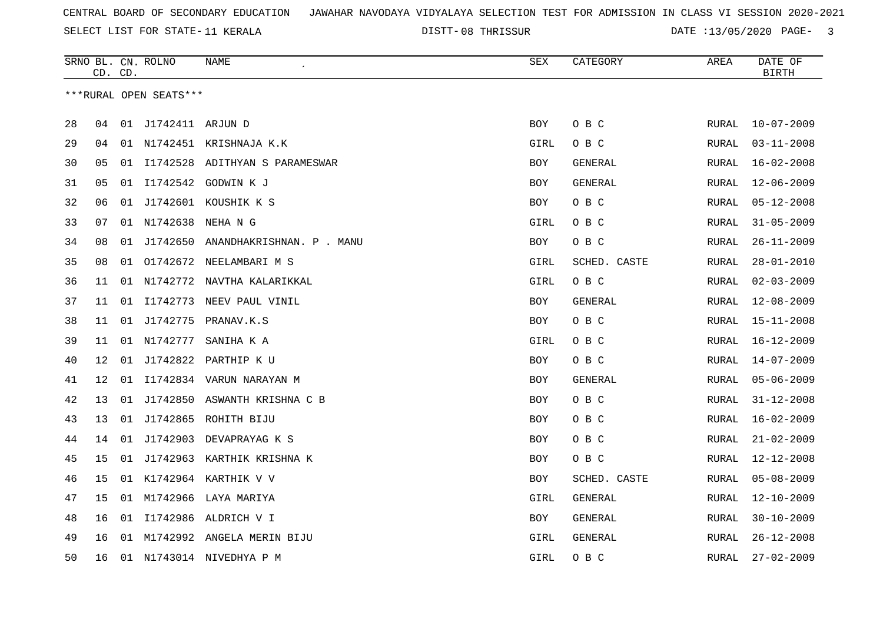CENTRAL BOARD OF SECONDARY EDUCATION JAWAHAR NAVODAYA VIDYALAYA SELECTION TEST FOR ADMISSION IN CLASS VI SESSION 2020-2021

SELECT LIST FOR STATE- 11 KERALA DISTT- 08 THRISSUR DATE :13/05/2020

***RURAL OPEN SEATS***

| SRNO | BL. CD. | CN. CD. | ROLNO | NAME | SEX | CATEGORY | AREA | DATE OF BIRTH |
|---|---|---|---|---|---|---|---|---|
| 28 | 04 | 01 | J1742411 | ARJUN D | BOY | O B C | RURAL | 10-07-2009 |
| 29 | 04 | 01 | N1742451 | KRISHNAJA K.K | GIRL | O B C | RURAL | 03-11-2008 |
| 30 | 05 | 01 | I1742528 | ADITHYAN S PARAMESWAR | BOY | GENERAL | RURAL | 16-02-2008 |
| 31 | 05 | 01 | I1742542 | GODWIN K J | BOY | GENERAL | RURAL | 12-06-2009 |
| 32 | 06 | 01 | J1742601 | KOUSHIK K S | BOY | O B C | RURAL | 05-12-2008 |
| 33 | 07 | 01 | N1742638 | NEHA N G | GIRL | O B C | RURAL | 31-05-2009 |
| 34 | 08 | 01 | J1742650 | ANANDHAKRISHNAN. P . MANU | BOY | O B C | RURAL | 26-11-2009 |
| 35 | 08 | 01 | O1742672 | NEELAMBARI M S | GIRL | SCHED. CASTE | RURAL | 28-01-2010 |
| 36 | 11 | 01 | N1742772 | NAVTHA KALARIKKAL | GIRL | O B C | RURAL | 02-03-2009 |
| 37 | 11 | 01 | I1742773 | NEEV PAUL VINIL | BOY | GENERAL | RURAL | 12-08-2009 |
| 38 | 11 | 01 | J1742775 | PRANAV.K.S | BOY | O B C | RURAL | 15-11-2008 |
| 39 | 11 | 01 | N1742777 | SANIHA K A | GIRL | O B C | RURAL | 16-12-2009 |
| 40 | 12 | 01 | J1742822 | PARTHIP K U | BOY | O B C | RURAL | 14-07-2009 |
| 41 | 12 | 01 | I1742834 | VARUN NARAYAN M | BOY | GENERAL | RURAL | 05-06-2009 |
| 42 | 13 | 01 | J1742850 | ASWANTH KRISHNA C B | BOY | O B C | RURAL | 31-12-2008 |
| 43 | 13 | 01 | J1742865 | ROHITH BIJU | BOY | O B C | RURAL | 16-02-2009 |
| 44 | 14 | 01 | J1742903 | DEVAPRAYAG K S | BOY | O B C | RURAL | 21-02-2009 |
| 45 | 15 | 01 | J1742963 | KARTHIK KRISHNA K | BOY | O B C | RURAL | 12-12-2008 |
| 46 | 15 | 01 | K1742964 | KARTHIK V V | BOY | SCHED. CASTE | RURAL | 05-08-2009 |
| 47 | 15 | 01 | M1742966 | LAYA MARIYA | GIRL | GENERAL | RURAL | 12-10-2009 |
| 48 | 16 | 01 | I1742986 | ALDRICH V I | BOY | GENERAL | RURAL | 30-10-2009 |
| 49 | 16 | 01 | M1742992 | ANGELA MERIN BIJU | GIRL | GENERAL | RURAL | 26-12-2008 |
| 50 | 16 | 01 | N1743014 | NIVEDHYA P M | GIRL | O B C | RURAL | 27-02-2009 |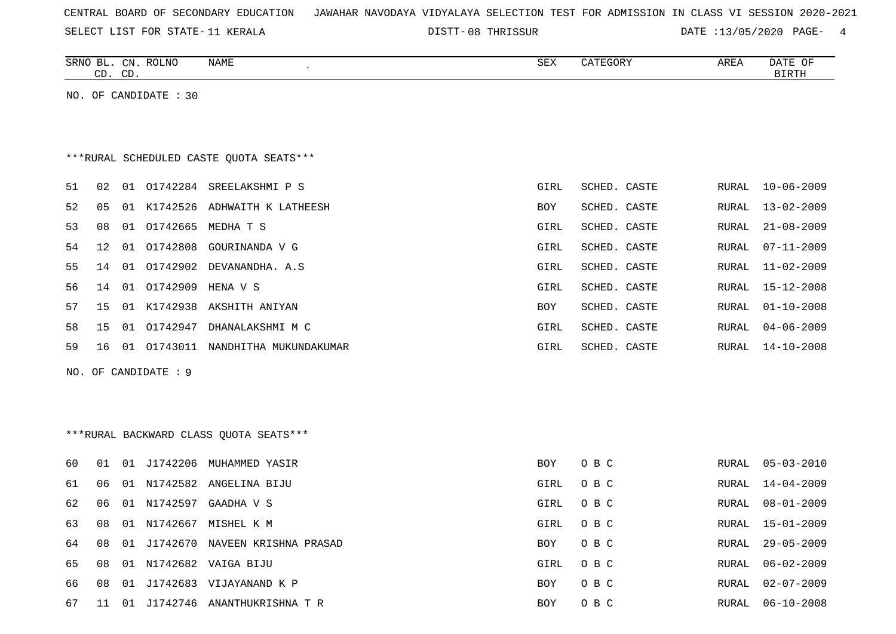CENTRAL BOARD OF SECONDARY EDUCATION JAWAHAR NAVODAYA VIDYALAYA SELECTION TEST FOR ADMISSION IN CLASS VI SESSION 2020-2021

SELECT LIST FOR STATE- 11 KERALA DISTT- 08 THRISSUR DATE :13/05/2020

| SRNO | BL. CD. | CN. CD. | ROLNO | NAME | SEX | CATEGORY | AREA | DATE OF BIRTH |
|---|---|---|---|---|---|---|---|---|

NO. OF CANDIDATE : 30

***RURAL SCHEDULED CASTE QUOTA SEATS***

| SRNO | BL. CD. | CN. CD. | ROLNO | NAME | SEX | CATEGORY | AREA | DATE OF BIRTH |
|---|---|---|---|---|---|---|---|---|
| 51 | 02 | 01 | O1742284 | SREELAKSHMI P S | GIRL | SCHED. CASTE | RURAL | 10-06-2009 |
| 52 | 05 | 01 | K1742526 | ADHWAITH K LATHEESH | BOY | SCHED. CASTE | RURAL | 13-02-2009 |
| 53 | 08 | 01 | O1742665 | MEDHA T S | GIRL | SCHED. CASTE | RURAL | 21-08-2009 |
| 54 | 12 | 01 | O1742808 | GOURINANDA V G | GIRL | SCHED. CASTE | RURAL | 07-11-2009 |
| 55 | 14 | 01 | O1742902 | DEVANANDHA. A.S | GIRL | SCHED. CASTE | RURAL | 11-02-2009 |
| 56 | 14 | 01 | O1742909 | HENA V S | GIRL | SCHED. CASTE | RURAL | 15-12-2008 |
| 57 | 15 | 01 | K1742938 | AKSHITH ANIYAN | BOY | SCHED. CASTE | RURAL | 01-10-2008 |
| 58 | 15 | 01 | O1742947 | DHANALAKSHMI M C | GIRL | SCHED. CASTE | RURAL | 04-06-2009 |
| 59 | 16 | 01 | O1743011 | NANDHITHA MUKUNDAKUMAR | GIRL | SCHED. CASTE | RURAL | 14-10-2008 |

NO. OF CANDIDATE : 9

***RURAL BACKWARD CLASS QUOTA SEATS***

| SRNO | BL. CD. | CN. CD. | ROLNO | NAME | SEX | CATEGORY | AREA | DATE OF BIRTH |
|---|---|---|---|---|---|---|---|---|
| 60 | 01 | 01 | J1742206 | MUHAMMED YASIR | BOY | O B C | RURAL | 05-03-2010 |
| 61 | 06 | 01 | N1742582 | ANGELINA BIJU | GIRL | O B C | RURAL | 14-04-2009 |
| 62 | 06 | 01 | N1742597 | GAADHA V S | GIRL | O B C | RURAL | 08-01-2009 |
| 63 | 08 | 01 | N1742667 | MISHEL K M | GIRL | O B C | RURAL | 15-01-2009 |
| 64 | 08 | 01 | J1742670 | NAVEEN KRISHNA PRASAD | BOY | O B C | RURAL | 29-05-2009 |
| 65 | 08 | 01 | N1742682 | VAIGA BIJU | GIRL | O B C | RURAL | 06-02-2009 |
| 66 | 08 | 01 | J1742683 | VIJAYANAND K P | BOY | O B C | RURAL | 02-07-2009 |
| 67 | 11 | 01 | J1742746 | ANANTHUKRISHNA T R | BOY | O B C | RURAL | 06-10-2008 |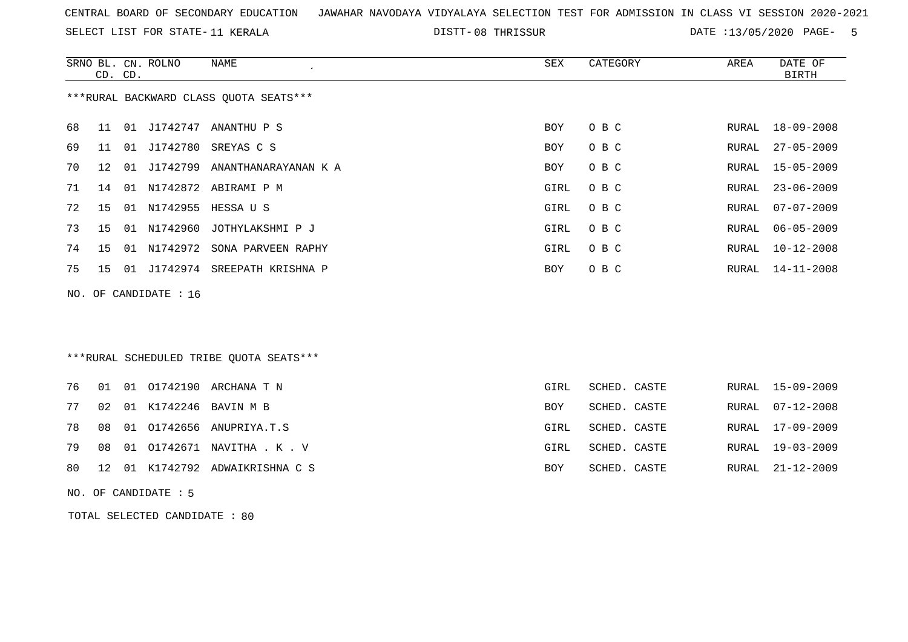CENTRAL BOARD OF SECONDARY EDUCATION   JAWAHAR NAVODAYA VIDYALAYA SELECTION TEST FOR ADMISSION IN CLASS VI SESSION 2020-2021

SELECT LIST FOR STATE- 11 KERALA   DISTT- 08 THRISSUR   DATE :13/05/2020

***RURAL BACKWARD CLASS QUOTA SEATS***

| SRNO | BL. CD. | CN. CD. | ROLNO | NAME | SEX | CATEGORY | AREA | DATE OF BIRTH |
|---|---|---|---|---|---|---|---|---|
| 68 | 11 | 01 | J1742747 | ANANTHU P S | BOY | O B C | RURAL | 18-09-2008 |
| 69 | 11 | 01 | J1742780 | SREYAS C S | BOY | O B C | RURAL | 27-05-2009 |
| 70 | 12 | 01 | J1742799 | ANANTHANARAYANAN K A | BOY | O B C | RURAL | 15-05-2009 |
| 71 | 14 | 01 | N1742872 | ABIRAMI P M | GIRL | O B C | RURAL | 23-06-2009 |
| 72 | 15 | 01 | N1742955 | HESSA U S | GIRL | O B C | RURAL | 07-07-2009 |
| 73 | 15 | 01 | N1742960 | JOTHYLAKSHMI P J | GIRL | O B C | RURAL | 06-05-2009 |
| 74 | 15 | 01 | N1742972 | SONA PARVEEN RAPHY | GIRL | O B C | RURAL | 10-12-2008 |
| 75 | 15 | 01 | J1742974 | SREEPATH KRISHNA P | BOY | O B C | RURAL | 14-11-2008 |

NO. OF CANDIDATE : 16

***RURAL SCHEDULED TRIBE QUOTA SEATS***

| SRNO | BL. CD. | CN. CD. | ROLNO | NAME | SEX | CATEGORY | AREA | DATE OF BIRTH |
|---|---|---|---|---|---|---|---|---|
| 76 | 01 | 01 | O1742190 | ARCHANA T N | GIRL | SCHED. CASTE | RURAL | 15-09-2009 |
| 77 | 02 | 01 | K1742246 | BAVIN M B | BOY | SCHED. CASTE | RURAL | 07-12-2008 |
| 78 | 08 | 01 | O1742656 | ANUPRIYA.T.S | GIRL | SCHED. CASTE | RURAL | 17-09-2009 |
| 79 | 08 | 01 | O1742671 | NAVITHA . K . V | GIRL | SCHED. CASTE | RURAL | 19-03-2009 |
| 80 | 12 | 01 | K1742792 | ADWAIKRISHNA C S | BOY | SCHED. CASTE | RURAL | 21-12-2009 |

NO. OF CANDIDATE : 5

TOTAL SELECTED CANDIDATE : 80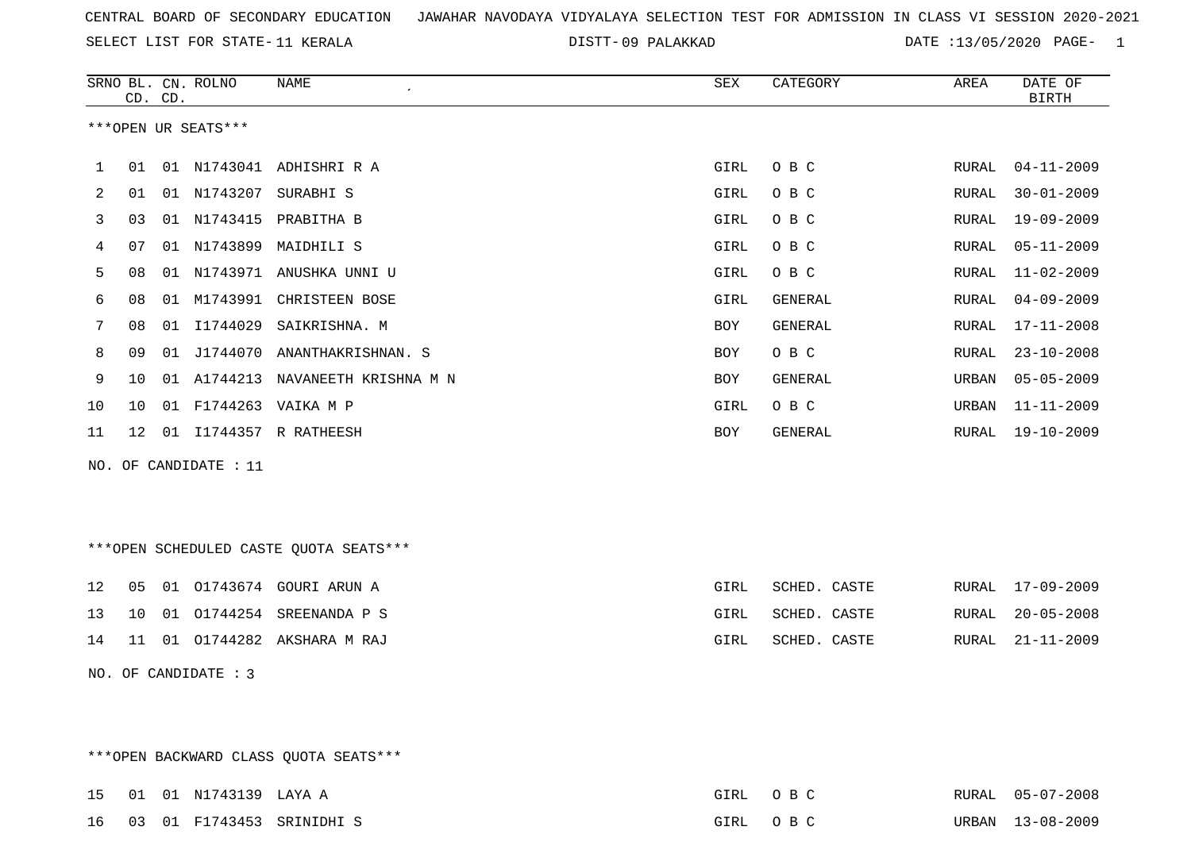CENTRAL BOARD OF SECONDARY EDUCATION JAWAHAR NAVODAYA VIDYALAYA SELECTION TEST FOR ADMISSION IN CLASS VI SESSION 2020-2021

SELECT LIST FOR STATE- 11 KERALA    DISTT- 09 PALAKKAD    DATE :13/05/2020

***OPEN UR SEATS***

| SRNO | BL. CD. | CN. CD. | ROLNO | NAME | SEX | CATEGORY | AREA | DATE OF BIRTH |
|---|---|---|---|---|---|---|---|---|
| 1 | 01 | 01 | N1743041 | ADHISHRI R A | GIRL | O B C | RURAL | 04-11-2009 |
| 2 | 01 | 01 | N1743207 | SURABHI S | GIRL | O B C | RURAL | 30-01-2009 |
| 3 | 03 | 01 | N1743415 | PRABITHA B | GIRL | O B C | RURAL | 19-09-2009 |
| 4 | 07 | 01 | N1743899 | MAIDHILI S | GIRL | O B C | RURAL | 05-11-2009 |
| 5 | 08 | 01 | N1743971 | ANUSHKA UNNI U | GIRL | O B C | RURAL | 11-02-2009 |
| 6 | 08 | 01 | M1743991 | CHRISTEEN BOSE | GIRL | GENERAL | RURAL | 04-09-2009 |
| 7 | 08 | 01 | I1744029 | SAIKRISHNA. M | BOY | GENERAL | RURAL | 17-11-2008 |
| 8 | 09 | 01 | J1744070 | ANANTHAKRISHNAN. S | BOY | O B C | RURAL | 23-10-2008 |
| 9 | 10 | 01 | A1744213 | NAVANEETH KRISHNA M N | BOY | GENERAL | URBAN | 05-05-2009 |
| 10 | 10 | 01 | F1744263 | VAIKA M P | GIRL | O B C | URBAN | 11-11-2009 |
| 11 | 12 | 01 | I1744357 | R RATHEESH | BOY | GENERAL | RURAL | 19-10-2009 |

NO. OF CANDIDATE : 11

***OPEN SCHEDULED CASTE QUOTA SEATS***

| SRNO | BL. CD. | CN. CD. | ROLNO | NAME | SEX | CATEGORY | AREA | DATE OF BIRTH |
|---|---|---|---|---|---|---|---|---|
| 12 | 05 | 01 | O1743674 | GOURI ARUN A | GIRL | SCHED. CASTE | RURAL | 17-09-2009 |
| 13 | 10 | 01 | O1744254 | SREENANDA P S | GIRL | SCHED. CASTE | RURAL | 20-05-2008 |
| 14 | 11 | 01 | O1744282 | AKSHARA M RAJ | GIRL | SCHED. CASTE | RURAL | 21-11-2009 |

NO. OF CANDIDATE : 3

***OPEN BACKWARD CLASS QUOTA SEATS***

| SRNO | BL. CD. | CN. CD. | ROLNO | NAME | SEX | CATEGORY | AREA | DATE OF BIRTH |
|---|---|---|---|---|---|---|---|---|
| 15 | 01 | 01 | N1743139 | LAYA A | GIRL | O B C | RURAL | 05-07-2008 |
| 16 | 03 | 01 | F1743453 | SRINIDHI S | GIRL | O B C | URBAN | 13-08-2009 |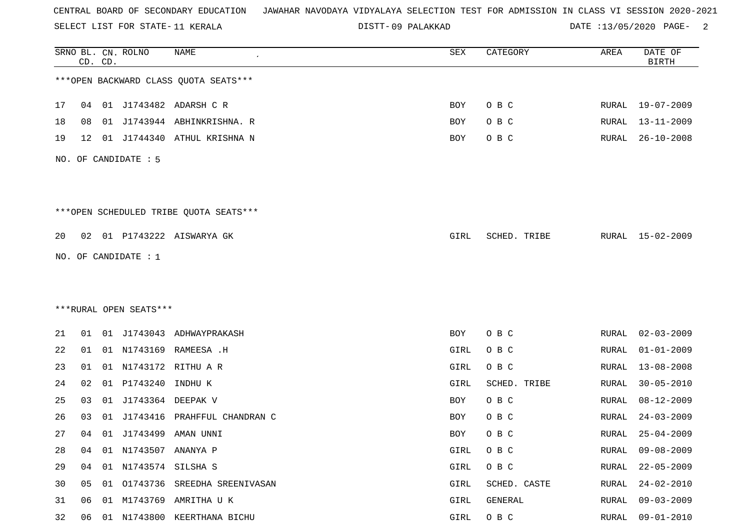CENTRAL BOARD OF SECONDARY EDUCATION JAWAHAR NAVODAYA VIDYALAYA SELECTION TEST FOR ADMISSION IN CLASS VI SESSION 2020-2021

SELECT LIST FOR STATE- 11 KERALA DISTT- 09 PALAKKAD DATE :13/05/2020

***OPEN BACKWARD CLASS QUOTA SEATS***

| SRNO | BL. CD. | CN. CD. | ROLNO | NAME | SEX | CATEGORY | AREA | DATE OF BIRTH |
|---|---|---|---|---|---|---|---|---|
| 17 | 04 | 01 | J1743482 | ADARSH C R | BOY | O B C | RURAL | 19-07-2009 |
| 18 | 08 | 01 | J1743944 | ABHINKRISHNA. R | BOY | O B C | RURAL | 13-11-2009 |
| 19 | 12 | 01 | J1744340 | ATHUL KRISHNA N | BOY | O B C | RURAL | 26-10-2008 |

NO. OF CANDIDATE : 5

***OPEN SCHEDULED TRIBE QUOTA SEATS***

| SRNO | BL. CD. | CN. CD. | ROLNO | NAME | SEX | CATEGORY | AREA | DATE OF BIRTH |
|---|---|---|---|---|---|---|---|---|
| 20 | 02 | 01 | P1743222 | AISWARYA GK | GIRL | SCHED. TRIBE | RURAL | 15-02-2009 |

NO. OF CANDIDATE : 1

***RURAL OPEN SEATS***

| SRNO | BL. CD. | CN. CD. | ROLNO | NAME | SEX | CATEGORY | AREA | DATE OF BIRTH |
|---|---|---|---|---|---|---|---|---|
| 21 | 01 | 01 | J1743043 | ADHWAYPRAKASH | BOY | O B C | RURAL | 02-03-2009 |
| 22 | 01 | 01 | N1743169 | RAMEESA .H | GIRL | O B C | RURAL | 01-01-2009 |
| 23 | 01 | 01 | N1743172 | RITHU A R | GIRL | O B C | RURAL | 13-08-2008 |
| 24 | 02 | 01 | P1743240 | INDHU K | GIRL | SCHED. TRIBE | RURAL | 30-05-2010 |
| 25 | 03 | 01 | J1743364 | DEEPAK V | BOY | O B C | RURAL | 08-12-2009 |
| 26 | 03 | 01 | J1743416 | PRAHFFUL CHANDRAN C | BOY | O B C | RURAL | 24-03-2009 |
| 27 | 04 | 01 | J1743499 | AMAN UNNI | BOY | O B C | RURAL | 25-04-2009 |
| 28 | 04 | 01 | N1743507 | ANANYA P | GIRL | O B C | RURAL | 09-08-2009 |
| 29 | 04 | 01 | N1743574 | SILSHA S | GIRL | O B C | RURAL | 22-05-2009 |
| 30 | 05 | 01 | O1743736 | SREEDHA SREENIVASAN | GIRL | SCHED. CASTE | RURAL | 24-02-2010 |
| 31 | 06 | 01 | M1743769 | AMRITHA U K | GIRL | GENERAL | RURAL | 09-03-2009 |
| 32 | 06 | 01 | N1743800 | KEERTHANA BICHU | GIRL | O B C | RURAL | 09-01-2010 |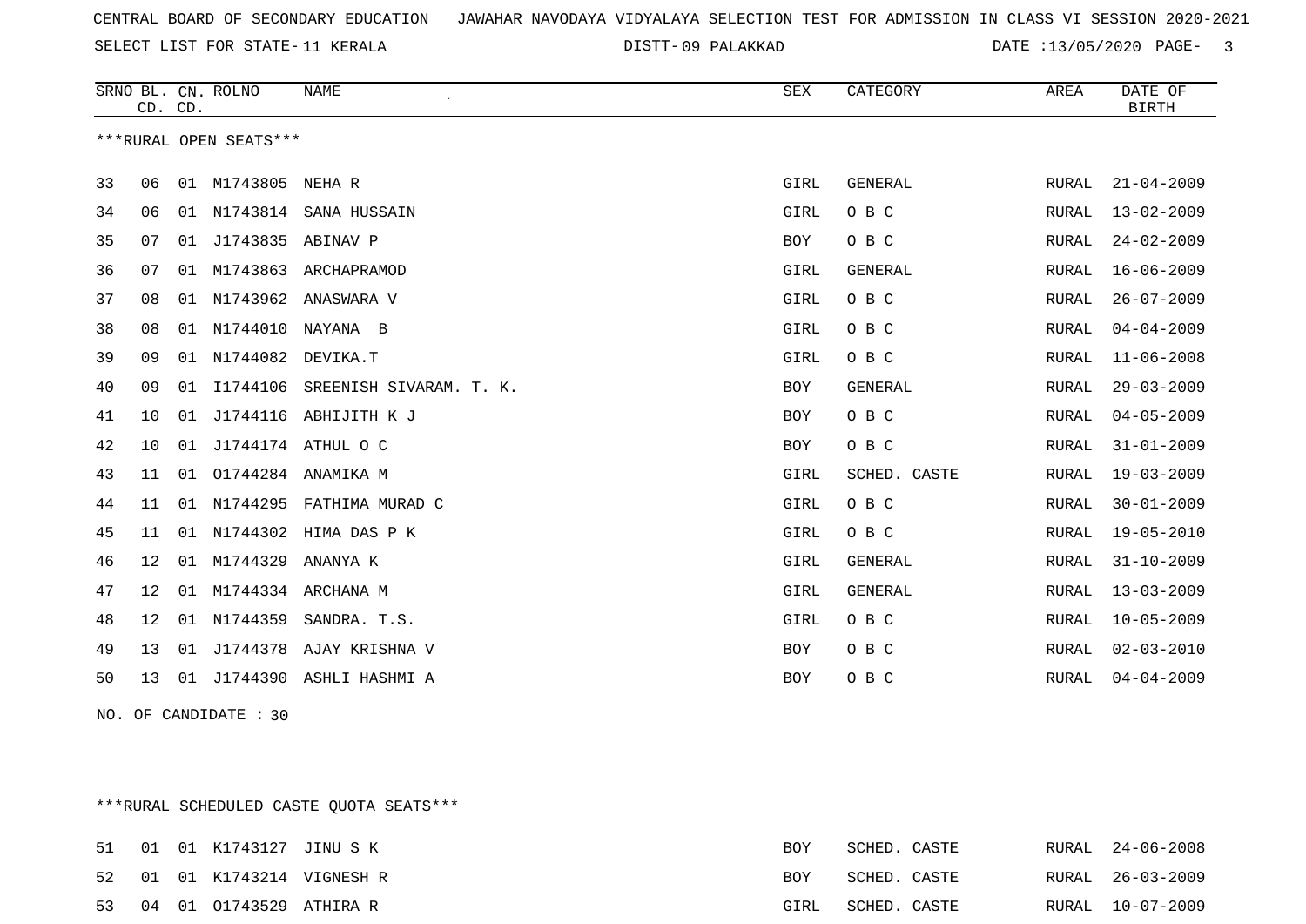CENTRAL BOARD OF SECONDARY EDUCATION JAWAHAR NAVODAYA VIDYALAYA SELECTION TEST FOR ADMISSION IN CLASS VI SESSION 2020-2021

SELECT LIST FOR STATE- 11 KERALA DISTT- 09 PALAKKAD DATE :13/05/2020

***RURAL OPEN SEATS***

| SRNO | BL. CD. | CN. CD. | ROLNO | NAME | SEX | CATEGORY | AREA | DATE OF BIRTH |
|---|---|---|---|---|---|---|---|---|
| 33 | 06 | 01 | M1743805 | NEHA R | GIRL | GENERAL | RURAL | 21-04-2009 |
| 34 | 06 | 01 | N1743814 | SANA HUSSAIN | GIRL | O B C | RURAL | 13-02-2009 |
| 35 | 07 | 01 | J1743835 | ABINAV P | BOY | O B C | RURAL | 24-02-2009 |
| 36 | 07 | 01 | M1743863 | ARCHAPRAMOD | GIRL | GENERAL | RURAL | 16-06-2009 |
| 37 | 08 | 01 | N1743962 | ANASWARA V | GIRL | O B C | RURAL | 26-07-2009 |
| 38 | 08 | 01 | N1744010 | NAYANA B | GIRL | O B C | RURAL | 04-04-2009 |
| 39 | 09 | 01 | N1744082 | DEVIKA.T | GIRL | O B C | RURAL | 11-06-2008 |
| 40 | 09 | 01 | I1744106 | SREENISH SIVARAM. T. K. | BOY | GENERAL | RURAL | 29-03-2009 |
| 41 | 10 | 01 | J1744116 | ABHIJITH K J | BOY | O B C | RURAL | 04-05-2009 |
| 42 | 10 | 01 | J1744174 | ATHUL O C | BOY | O B C | RURAL | 31-01-2009 |
| 43 | 11 | 01 | O1744284 | ANAMIKA M | GIRL | SCHED. CASTE | RURAL | 19-03-2009 |
| 44 | 11 | 01 | N1744295 | FATHIMA MURAD C | GIRL | O B C | RURAL | 30-01-2009 |
| 45 | 11 | 01 | N1744302 | HIMA DAS P K | GIRL | O B C | RURAL | 19-05-2010 |
| 46 | 12 | 01 | M1744329 | ANANYA K | GIRL | GENERAL | RURAL | 31-10-2009 |
| 47 | 12 | 01 | M1744334 | ARCHANA M | GIRL | GENERAL | RURAL | 13-03-2009 |
| 48 | 12 | 01 | N1744359 | SANDRA. T.S. | GIRL | O B C | RURAL | 10-05-2009 |
| 49 | 13 | 01 | J1744378 | AJAY KRISHNA V | BOY | O B C | RURAL | 02-03-2010 |
| 50 | 13 | 01 | J1744390 | ASHLI HASHMI A | BOY | O B C | RURAL | 04-04-2009 |

NO. OF CANDIDATE : 30

***RURAL SCHEDULED CASTE QUOTA SEATS***

| SRNO | BL. CD. | CN. CD. | ROLNO | NAME | SEX | CATEGORY | AREA | DATE OF BIRTH |
|---|---|---|---|---|---|---|---|---|
| 51 | 01 | 01 | K1743127 | JINU S K | BOY | SCHED. CASTE | RURAL | 24-06-2008 |
| 52 | 01 | 01 | K1743214 | VIGNESH R | BOY | SCHED. CASTE | RURAL | 26-03-2009 |
| 53 | 04 | 01 | O1743529 | ATHIRA R | GIRL | SCHED. CASTE | RURAL | 10-07-2009 |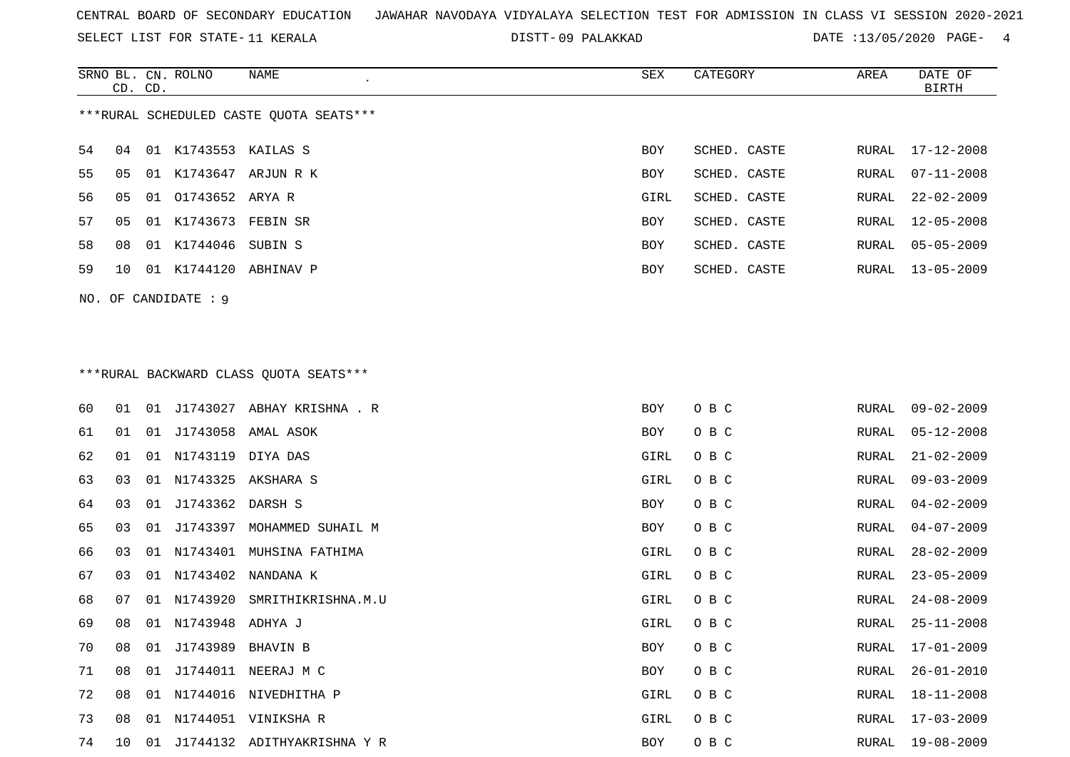CENTRAL BOARD OF SECONDARY EDUCATION JAWAHAR NAVODAYA VIDYALAYA SELECTION TEST FOR ADMISSION IN CLASS VI SESSION 2020-2021

SELECT LIST FOR STATE- 11 KERALA DISTT- 09 PALAKKAD DATE :13/05/2020

***RURAL SCHEDULED CASTE QUOTA SEATS***

| SRNO | BL. CD. | CN. CD. | ROLNO | NAME | SEX | CATEGORY | AREA | DATE OF BIRTH |
|---|---|---|---|---|---|---|---|---|
| 54 | 04 | 01 | K1743553 | KAILAS S | BOY | SCHED. CASTE | RURAL | 17-12-2008 |
| 55 | 05 | 01 | K1743647 | ARJUN R K | BOY | SCHED. CASTE | RURAL | 07-11-2008 |
| 56 | 05 | 01 | O1743652 | ARYA R | GIRL | SCHED. CASTE | RURAL | 22-02-2009 |
| 57 | 05 | 01 | K1743673 | FEBIN SR | BOY | SCHED. CASTE | RURAL | 12-05-2008 |
| 58 | 08 | 01 | K1744046 | SUBIN S | BOY | SCHED. CASTE | RURAL | 05-05-2009 |
| 59 | 10 | 01 | K1744120 | ABHINAV P | BOY | SCHED. CASTE | RURAL | 13-05-2009 |

NO. OF CANDIDATE : 9

***RURAL BACKWARD CLASS QUOTA SEATS***

| SRNO | BL. CD. | CN. CD. | ROLNO | NAME | SEX | CATEGORY | AREA | DATE OF BIRTH |
|---|---|---|---|---|---|---|---|---|
| 60 | 01 | 01 | J1743027 | ABHAY KRISHNA . R | BOY | O B C | RURAL | 09-02-2009 |
| 61 | 01 | 01 | J1743058 | AMAL ASOK | BOY | O B C | RURAL | 05-12-2008 |
| 62 | 01 | 01 | N1743119 | DIYA DAS | GIRL | O B C | RURAL | 21-02-2009 |
| 63 | 03 | 01 | N1743325 | AKSHARA S | GIRL | O B C | RURAL | 09-03-2009 |
| 64 | 03 | 01 | J1743362 | DARSH S | BOY | O B C | RURAL | 04-02-2009 |
| 65 | 03 | 01 | J1743397 | MOHAMMED SUHAIL M | BOY | O B C | RURAL | 04-07-2009 |
| 66 | 03 | 01 | N1743401 | MUHSINA FATHIMA | GIRL | O B C | RURAL | 28-02-2009 |
| 67 | 03 | 01 | N1743402 | NANDANA K | GIRL | O B C | RURAL | 23-05-2009 |
| 68 | 07 | 01 | N1743920 | SMRITHIKRISHNA.M.U | GIRL | O B C | RURAL | 24-08-2009 |
| 69 | 08 | 01 | N1743948 | ADHYA J | GIRL | O B C | RURAL | 25-11-2008 |
| 70 | 08 | 01 | J1743989 | BHAVIN B | BOY | O B C | RURAL | 17-01-2009 |
| 71 | 08 | 01 | J1744011 | NEERAJ M C | BOY | O B C | RURAL | 26-01-2010 |
| 72 | 08 | 01 | N1744016 | NIVEDHITHA P | GIRL | O B C | RURAL | 18-11-2008 |
| 73 | 08 | 01 | N1744051 | VINIKSHA R | GIRL | O B C | RURAL | 17-03-2009 |
| 74 | 10 | 01 | J1744132 | ADITHYAKRISHNA Y R | BOY | O B C | RURAL | 19-08-2009 |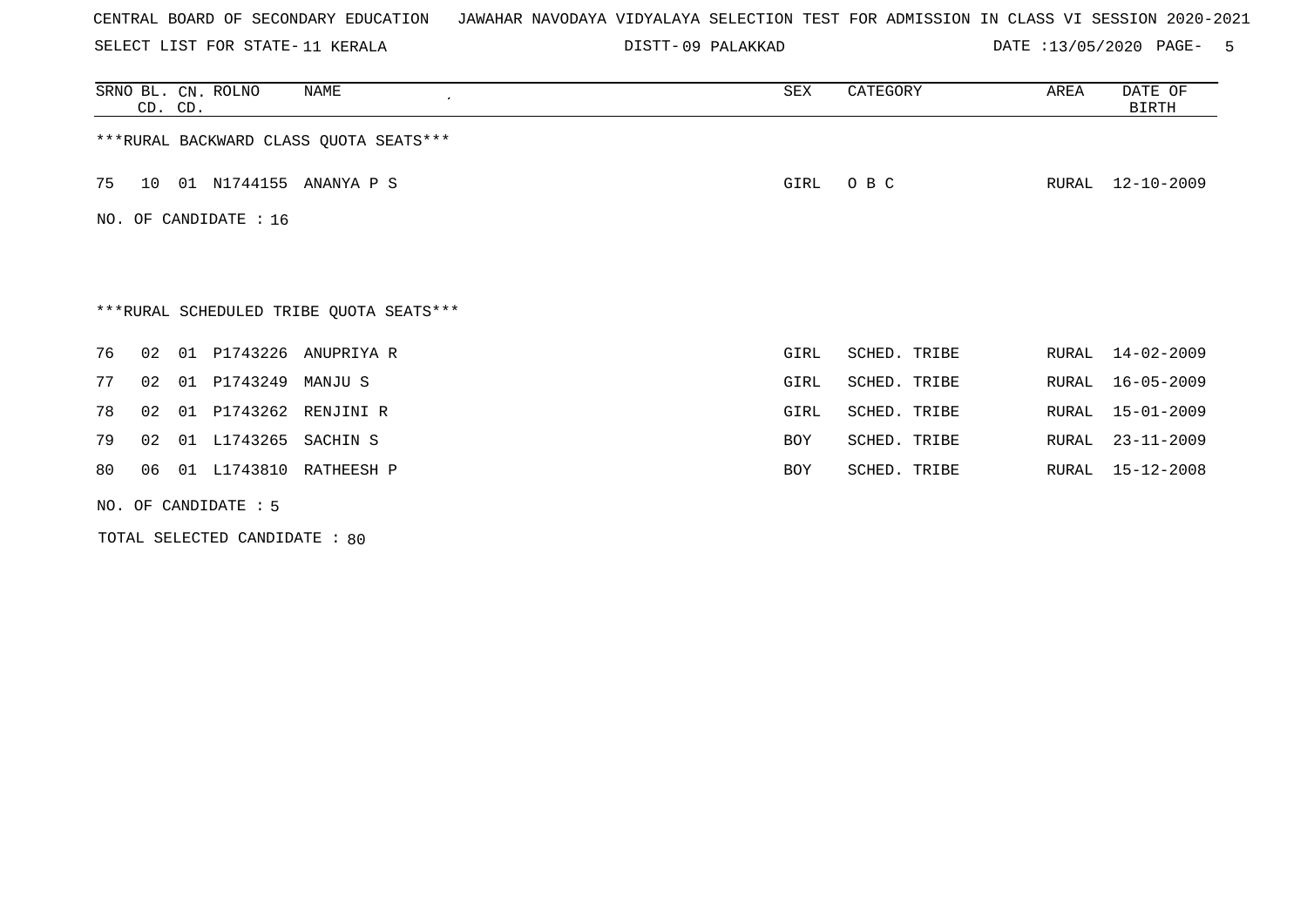CENTRAL BOARD OF SECONDARY EDUCATION JAWAHAR NAVODAYA VIDYALAYA SELECTION TEST FOR ADMISSION IN CLASS VI SESSION 2020-2021

SELECT LIST FOR STATE- 11 KERALA DISTT- 09 PALAKKAD DATE :13/05/2020

| SRNO | BL. CD. | CN. CD. | ROLNO | NAME | SEX | CATEGORY | AREA | DATE OF BIRTH |
|---|---|---|---|---|---|---|---|---|

***RURAL BACKWARD CLASS QUOTA SEATS***

| SRNO | BL. CD. | CN. CD. | ROLNO | NAME | SEX | CATEGORY | AREA | DATE OF BIRTH |
|---|---|---|---|---|---|---|---|---|
| 75 | 10 | 01 | N1744155 | ANANYA P S | GIRL | O B C | RURAL | 12-10-2009 |

NO. OF CANDIDATE : 16

***RURAL SCHEDULED TRIBE QUOTA SEATS***

| SRNO | BL. CD. | CN. CD. | ROLNO | NAME | SEX | CATEGORY | AREA | DATE OF BIRTH |
|---|---|---|---|---|---|---|---|---|
| 76 | 02 | 01 | P1743226 | ANUPRIYA R | GIRL | SCHED. TRIBE | RURAL | 14-02-2009 |
| 77 | 02 | 01 | P1743249 | MANJU S | GIRL | SCHED. TRIBE | RURAL | 16-05-2009 |
| 78 | 02 | 01 | P1743262 | RENJINI R | GIRL | SCHED. TRIBE | RURAL | 15-01-2009 |
| 79 | 02 | 01 | L1743265 | SACHIN S | BOY | SCHED. TRIBE | RURAL | 23-11-2009 |
| 80 | 06 | 01 | L1743810 | RATHEESH P | BOY | SCHED. TRIBE | RURAL | 15-12-2008 |

NO. OF CANDIDATE : 5

TOTAL SELECTED CANDIDATE : 80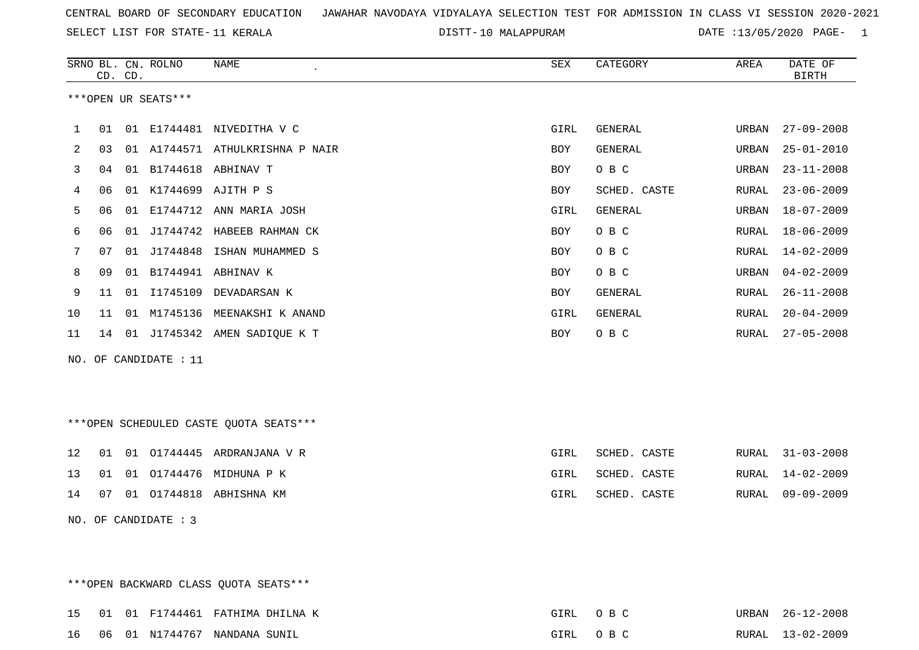CENTRAL BOARD OF SECONDARY EDUCATION JAWAHAR NAVODAYA VIDYALAYA SELECTION TEST FOR ADMISSION IN CLASS VI SESSION 2020-2021

SELECT LIST FOR STATE- 11 KERALA DISTT- 10 MALAPPURAM DATE :13/05/2020

| SRNO | BL. CD. | CN. CD. | ROLNO | NAME | SEX | CATEGORY | AREA | DATE OF BIRTH |
|---|---|---|---|---|---|---|---|---|

***OPEN UR SEATS***

| SRNO | BL. CD. | CN. CD. | ROLNO | NAME | SEX | CATEGORY | AREA | DATE OF BIRTH |
|---|---|---|---|---|---|---|---|---|
| 1 | 01 | 01 | E1744481 | NIVEDITHA V C | GIRL | GENERAL | URBAN | 27-09-2008 |
| 2 | 03 | 01 | A1744571 | ATHULKRISHNA P NAIR | BOY | GENERAL | URBAN | 25-01-2010 |
| 3 | 04 | 01 | B1744618 | ABHINAV T | BOY | O B C | URBAN | 23-11-2008 |
| 4 | 06 | 01 | K1744699 | AJITH P S | BOY | SCHED. CASTE | RURAL | 23-06-2009 |
| 5 | 06 | 01 | E1744712 | ANN MARIA JOSH | GIRL | GENERAL | URBAN | 18-07-2009 |
| 6 | 06 | 01 | J1744742 | HABEEB RAHMAN CK | BOY | O B C | RURAL | 18-06-2009 |
| 7 | 07 | 01 | J1744848 | ISHAN MUHAMMED S | BOY | O B C | RURAL | 14-02-2009 |
| 8 | 09 | 01 | B1744941 | ABHINAV K | BOY | O B C | URBAN | 04-02-2009 |
| 9 | 11 | 01 | I1745109 | DEVADARSAN K | BOY | GENERAL | RURAL | 26-11-2008 |
| 10 | 11 | 01 | M1745136 | MEENAKSHI K ANAND | GIRL | GENERAL | RURAL | 20-04-2009 |
| 11 | 14 | 01 | J1745342 | AMEN SADIQUE K T | BOY | O B C | RURAL | 27-05-2008 |

NO. OF CANDIDATE : 11

***OPEN SCHEDULED CASTE QUOTA SEATS***

| SRNO | BL. CD. | CN. CD. | ROLNO | NAME | SEX | CATEGORY | AREA | DATE OF BIRTH |
|---|---|---|---|---|---|---|---|---|
| 12 | 01 | 01 | O1744445 | ARDRANJANA V R | GIRL | SCHED. CASTE | RURAL | 31-03-2008 |
| 13 | 01 | 01 | O1744476 | MIDHUNA P K | GIRL | SCHED. CASTE | RURAL | 14-02-2009 |
| 14 | 07 | 01 | O1744818 | ABHISHNA KM | GIRL | SCHED. CASTE | RURAL | 09-09-2009 |

NO. OF CANDIDATE : 3

***OPEN BACKWARD CLASS QUOTA SEATS***

| SRNO | BL. CD. | CN. CD. | ROLNO | NAME | SEX | CATEGORY | AREA | DATE OF BIRTH |
|---|---|---|---|---|---|---|---|---|
| 15 | 01 | 01 | F1744461 | FATHIMA DHILNA K | GIRL | O B C | URBAN | 26-12-2008 |
| 16 | 06 | 01 | N1744767 | NANDANA SUNIL | GIRL | O B C | RURAL | 13-02-2009 |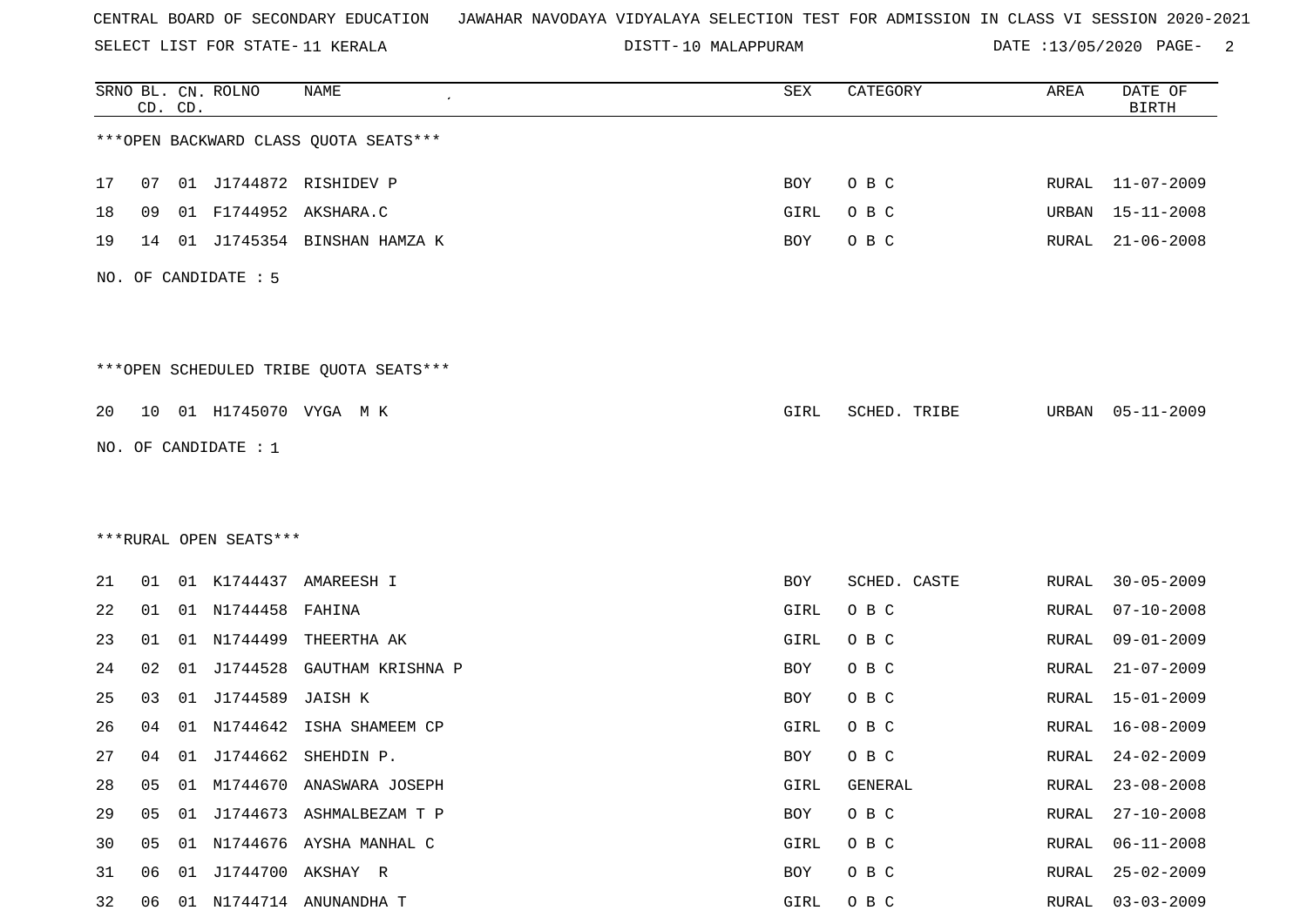CENTRAL BOARD OF SECONDARY EDUCATION JAWAHAR NAVODAYA VIDYALAYA SELECTION TEST FOR ADMISSION IN CLASS VI SESSION 2020-2021

SELECT LIST FOR STATE- 11 KERALA DISTT- 10 MALAPPURAM DATE :13/05/2020

***OPEN BACKWARD CLASS QUOTA SEATS***

| SRNO | BL. CD. | CN. CD. | ROLNO | NAME | SEX | CATEGORY | AREA | DATE OF BIRTH |
|---|---|---|---|---|---|---|---|---|
| 17 | 07 | 01 | J1744872 | RISHIDEV P | BOY | O B C | RURAL | 11-07-2009 |
| 18 | 09 | 01 | F1744952 | AKSHARA.C | GIRL | O B C | URBAN | 15-11-2008 |
| 19 | 14 | 01 | J1745354 | BINSHAN HAMZA K | BOY | O B C | RURAL | 21-06-2008 |

NO. OF CANDIDATE : 5

***OPEN SCHEDULED TRIBE QUOTA SEATS***

| SRNO | BL. CD. | CN. CD. | ROLNO | NAME | SEX | CATEGORY | AREA | DATE OF BIRTH |
|---|---|---|---|---|---|---|---|---|
| 20 | 10 | 01 | H1745070 | VYGA M K | GIRL | SCHED. TRIBE | URBAN | 05-11-2009 |

NO. OF CANDIDATE : 1

***RURAL OPEN SEATS***

| SRNO | BL. CD. | CN. CD. | ROLNO | NAME | SEX | CATEGORY | AREA | DATE OF BIRTH |
|---|---|---|---|---|---|---|---|---|
| 21 | 01 | 01 | K1744437 | AMAREESH I | BOY | SCHED. CASTE | RURAL | 30-05-2009 |
| 22 | 01 | 01 | N1744458 | FAHINA | GIRL | O B C | RURAL | 07-10-2008 |
| 23 | 01 | 01 | N1744499 | THEERTHA AK | GIRL | O B C | RURAL | 09-01-2009 |
| 24 | 02 | 01 | J1744528 | GAUTHAM KRISHNA P | BOY | O B C | RURAL | 21-07-2009 |
| 25 | 03 | 01 | J1744589 | JAISH K | BOY | O B C | RURAL | 15-01-2009 |
| 26 | 04 | 01 | N1744642 | ISHA SHAMEEM CP | GIRL | O B C | RURAL | 16-08-2009 |
| 27 | 04 | 01 | J1744662 | SHEHDIN P. | BOY | O B C | RURAL | 24-02-2009 |
| 28 | 05 | 01 | M1744670 | ANASWARA JOSEPH | GIRL | GENERAL | RURAL | 23-08-2008 |
| 29 | 05 | 01 | J1744673 | ASHMALBEZAM T P | BOY | O B C | RURAL | 27-10-2008 |
| 30 | 05 | 01 | N1744676 | AYSHA MANHAL C | GIRL | O B C | RURAL | 06-11-2008 |
| 31 | 06 | 01 | J1744700 | AKSHAY R | BOY | O B C | RURAL | 25-02-2009 |
| 32 | 06 | 01 | N1744714 | ANUNANDHA T | GIRL | O B C | RURAL | 03-03-2009 |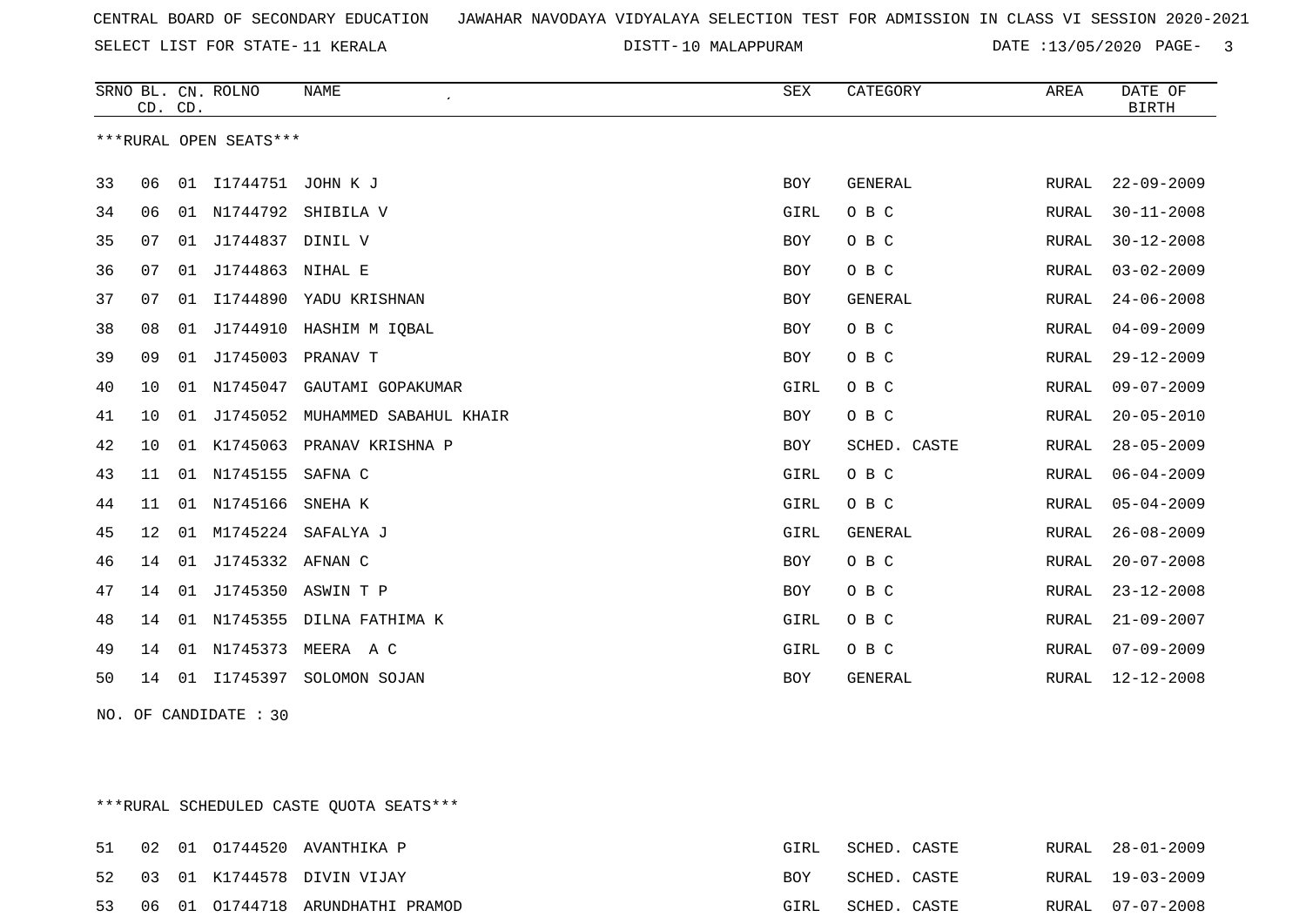CENTRAL BOARD OF SECONDARY EDUCATION JAWAHAR NAVODAYA VIDYALAYA SELECTION TEST FOR ADMISSION IN CLASS VI SESSION 2020-2021

SELECT LIST FOR STATE- 11 KERALA DISTT- 10 MALAPPURAM DATE :13/05/2020

| SRNO | BL. CD. | CN. CD. | ROLNO | NAME | SEX | CATEGORY | AREA | DATE OF BIRTH |
|---|---|---|---|---|---|---|---|---|

***RURAL OPEN SEATS***

| SRNO | BL. CD. | CN. CD. | ROLNO | NAME | SEX | CATEGORY | AREA | DATE OF BIRTH |
|---|---|---|---|---|---|---|---|---|
| 33 | 06 | 01 | I1744751 | JOHN K J | BOY | GENERAL | RURAL | 22-09-2009 |
| 34 | 06 | 01 | N1744792 | SHIBILA V | GIRL | O B C | RURAL | 30-11-2008 |
| 35 | 07 | 01 | J1744837 | DINIL V | BOY | O B C | RURAL | 30-12-2008 |
| 36 | 07 | 01 | J1744863 | NIHAL E | BOY | O B C | RURAL | 03-02-2009 |
| 37 | 07 | 01 | I1744890 | YADU KRISHNAN | BOY | GENERAL | RURAL | 24-06-2008 |
| 38 | 08 | 01 | J1744910 | HASHIM M IQBAL | BOY | O B C | RURAL | 04-09-2009 |
| 39 | 09 | 01 | J1745003 | PRANAV T | BOY | O B C | RURAL | 29-12-2009 |
| 40 | 10 | 01 | N1745047 | GAUTAMI GOPAKUMAR | GIRL | O B C | RURAL | 09-07-2009 |
| 41 | 10 | 01 | J1745052 | MUHAMMED SABAHUL KHAIR | BOY | O B C | RURAL | 20-05-2010 |
| 42 | 10 | 01 | K1745063 | PRANAV KRISHNA P | BOY | SCHED. CASTE | RURAL | 28-05-2009 |
| 43 | 11 | 01 | N1745155 | SAFNA C | GIRL | O B C | RURAL | 06-04-2009 |
| 44 | 11 | 01 | N1745166 | SNEHA K | GIRL | O B C | RURAL | 05-04-2009 |
| 45 | 12 | 01 | M1745224 | SAFALYA J | GIRL | GENERAL | RURAL | 26-08-2009 |
| 46 | 14 | 01 | J1745332 | AFNAN C | BOY | O B C | RURAL | 20-07-2008 |
| 47 | 14 | 01 | J1745350 | ASWIN T P | BOY | O B C | RURAL | 23-12-2008 |
| 48 | 14 | 01 | N1745355 | DILNA FATHIMA K | GIRL | O B C | RURAL | 21-09-2007 |
| 49 | 14 | 01 | N1745373 | MEERA A C | GIRL | O B C | RURAL | 07-09-2009 |
| 50 | 14 | 01 | I1745397 | SOLOMON SOJAN | BOY | GENERAL | RURAL | 12-12-2008 |

NO. OF CANDIDATE : 30

***RURAL SCHEDULED CASTE QUOTA SEATS***

| SRNO | BL. CD. | CN. CD. | ROLNO | NAME | SEX | CATEGORY | AREA | DATE OF BIRTH |
|---|---|---|---|---|---|---|---|---|
| 51 | 02 | 01 | O1744520 | AVANTHIKA P | GIRL | SCHED. CASTE | RURAL | 28-01-2009 |
| 52 | 03 | 01 | K1744578 | DIVIN VIJAY | BOY | SCHED. CASTE | RURAL | 19-03-2009 |
| 53 | 06 | 01 | O1744718 | ARUNDHATHI PRAMOD | GIRL | SCHED. CASTE | RURAL | 07-07-2008 |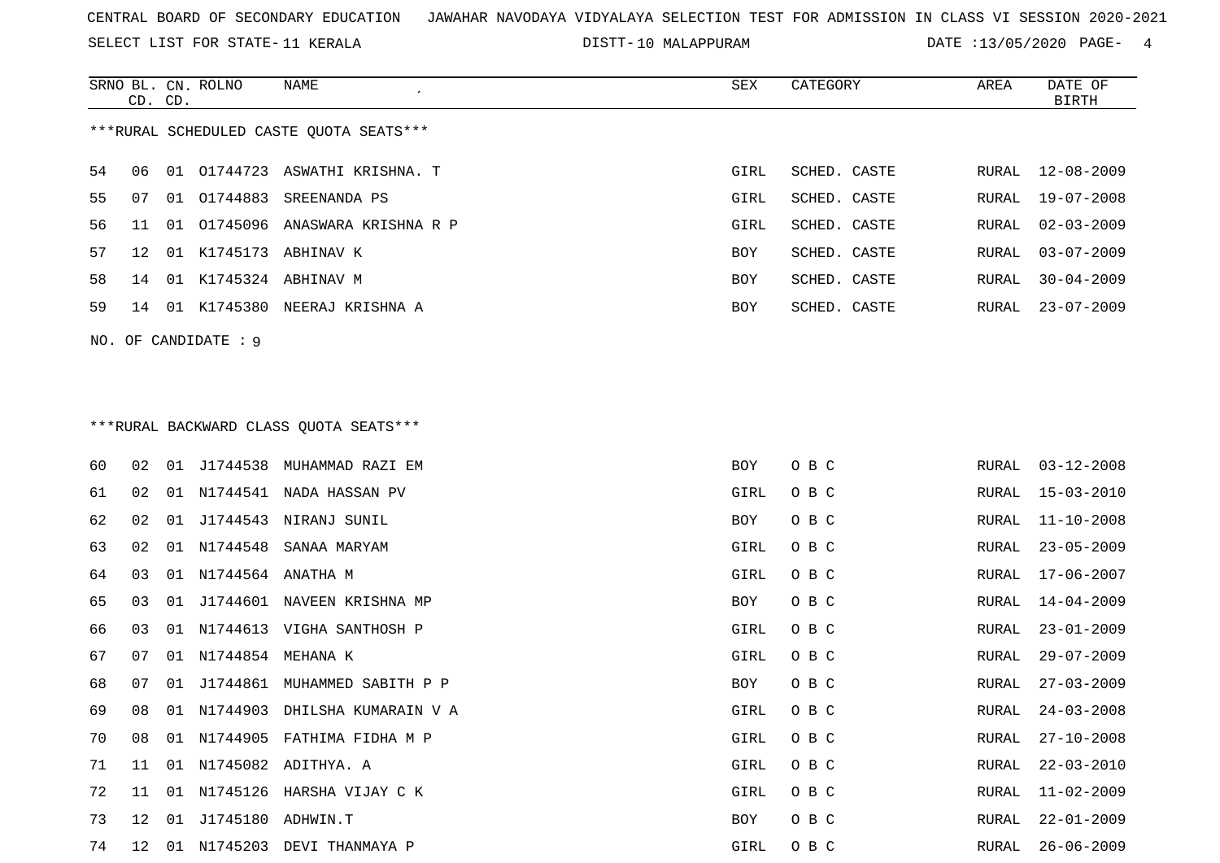CENTRAL BOARD OF SECONDARY EDUCATION JAWAHAR NAVODAYA VIDYALAYA SELECTION TEST FOR ADMISSION IN CLASS VI SESSION 2020-2021

SELECT LIST FOR STATE- 11 KERALA DISTT- 10 MALAPPURAM DATE :13/05/2020

***RURAL SCHEDULED CASTE QUOTA SEATS***

| SRNO | BL. CD. | CN. CD. | ROLNO | NAME | SEX | CATEGORY | AREA | DATE OF BIRTH |
|---|---|---|---|---|---|---|---|---|
| 54 | 06 | 01 | O1744723 | ASWATHI KRISHNA. T | GIRL | SCHED. CASTE | RURAL | 12-08-2009 |
| 55 | 07 | 01 | O1744883 | SREENANDA PS | GIRL | SCHED. CASTE | RURAL | 19-07-2008 |
| 56 | 11 | 01 | O1745096 | ANASWARA KRISHNA R P | GIRL | SCHED. CASTE | RURAL | 02-03-2009 |
| 57 | 12 | 01 | K1745173 | ABHINAV K | BOY | SCHED. CASTE | RURAL | 03-07-2009 |
| 58 | 14 | 01 | K1745324 | ABHINAV M | BOY | SCHED. CASTE | RURAL | 30-04-2009 |
| 59 | 14 | 01 | K1745380 | NEERAJ KRISHNA A | BOY | SCHED. CASTE | RURAL | 23-07-2009 |

NO. OF CANDIDATE : 9

***RURAL BACKWARD CLASS QUOTA SEATS***

| SRNO | BL. CD. | CN. CD. | ROLNO | NAME | SEX | CATEGORY | AREA | DATE OF BIRTH |
|---|---|---|---|---|---|---|---|---|
| 60 | 02 | 01 | J1744538 | MUHAMMAD RAZI EM | BOY | O B C | RURAL | 03-12-2008 |
| 61 | 02 | 01 | N1744541 | NADA HASSAN PV | GIRL | O B C | RURAL | 15-03-2010 |
| 62 | 02 | 01 | J1744543 | NIRANJ SUNIL | BOY | O B C | RURAL | 11-10-2008 |
| 63 | 02 | 01 | N1744548 | SANAA MARYAM | GIRL | O B C | RURAL | 23-05-2009 |
| 64 | 03 | 01 | N1744564 | ANATHA M | GIRL | O B C | RURAL | 17-06-2007 |
| 65 | 03 | 01 | J1744601 | NAVEEN KRISHNA MP | BOY | O B C | RURAL | 14-04-2009 |
| 66 | 03 | 01 | N1744613 | VIGHA SANTHOSH P | GIRL | O B C | RURAL | 23-01-2009 |
| 67 | 07 | 01 | N1744854 | MEHANA K | GIRL | O B C | RURAL | 29-07-2009 |
| 68 | 07 | 01 | J1744861 | MUHAMMED SABITH P P | BOY | O B C | RURAL | 27-03-2009 |
| 69 | 08 | 01 | N1744903 | DHILSHA KUMARAIN V A | GIRL | O B C | RURAL | 24-03-2008 |
| 70 | 08 | 01 | N1744905 | FATHIMA FIDHA M P | GIRL | O B C | RURAL | 27-10-2008 |
| 71 | 11 | 01 | N1745082 | ADITHYA. A | GIRL | O B C | RURAL | 22-03-2010 |
| 72 | 11 | 01 | N1745126 | HARSHA VIJAY C K | GIRL | O B C | RURAL | 11-02-2009 |
| 73 | 12 | 01 | J1745180 | ADHWIN.T | BOY | O B C | RURAL | 22-01-2009 |
| 74 | 12 | 01 | N1745203 | DEVI THANMAYA P | GIRL | O B C | RURAL | 26-06-2009 |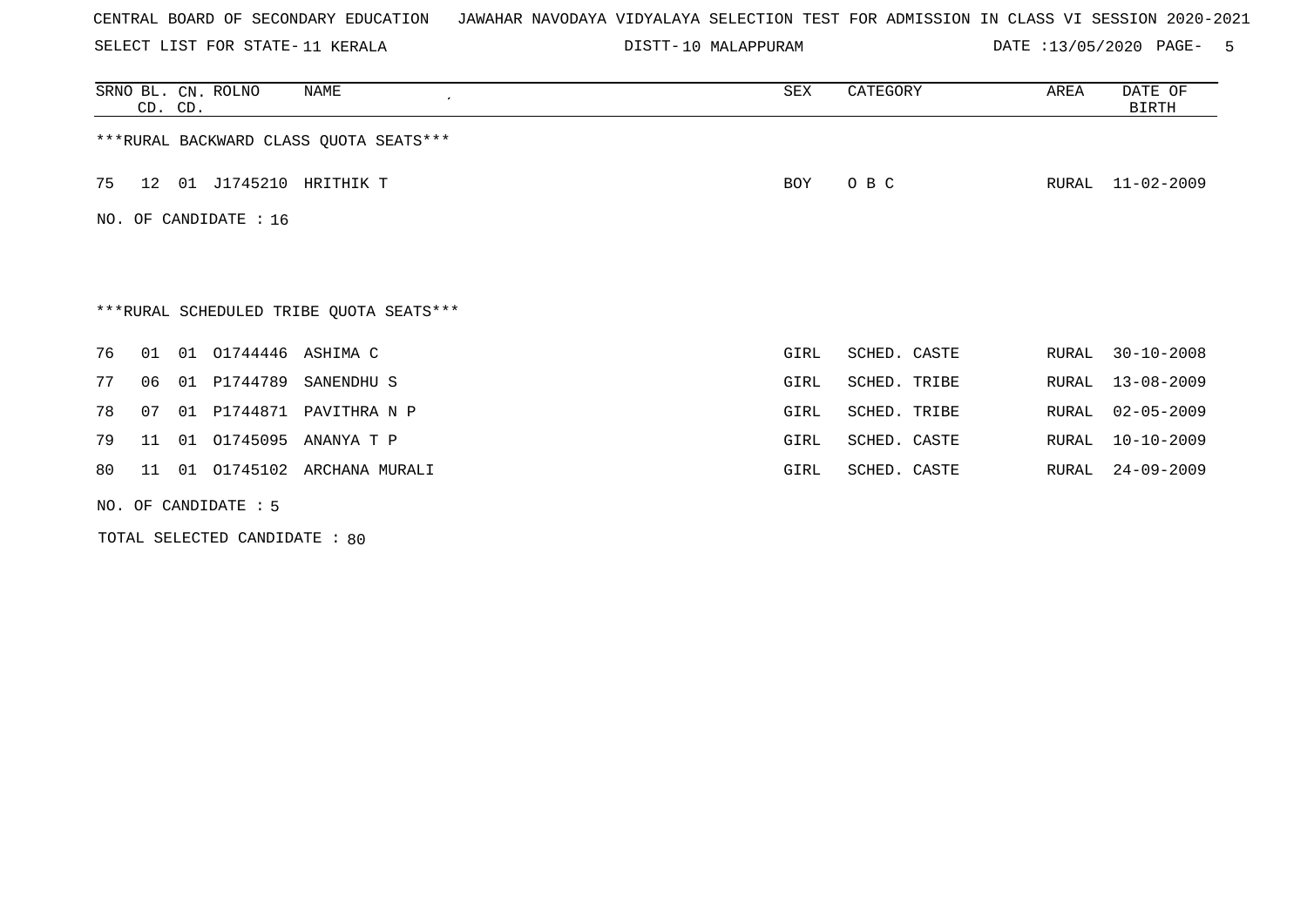CENTRAL BOARD OF SECONDARY EDUCATION   JAWAHAR NAVODAYA VIDYALAYA SELECTION TEST FOR ADMISSION IN CLASS VI SESSION 2020-2021

SELECT LIST FOR STATE- 11 KERALA     DISTT- 10 MALAPPURAM     DATE :13/05/2020

| SRNO | BL. CD. | CN. CD. | ROLNO | NAME | SEX | CATEGORY | AREA | DATE OF BIRTH |
|---|---|---|---|---|---|---|---|---|
| ***RURAL BACKWARD CLASS QUOTA SEATS*** | | | | | | | | |
| 75 | 12 | 01 | J1745210 | HRITHIK T | BOY | O B C | RURAL | 11-02-2009 |

NO. OF CANDIDATE : 16

| SRNO | BL. CD. | CN. CD. | ROLNO | NAME | SEX | CATEGORY | AREA | DATE OF BIRTH |
|---|---|---|---|---|---|---|---|---|
| ***RURAL SCHEDULED TRIBE QUOTA SEATS*** | | | | | | | | |
| 76 | 01 | 01 | O1744446 | ASHIMA C | GIRL | SCHED. CASTE | RURAL | 30-10-2008 |
| 77 | 06 | 01 | P1744789 | SANENDHU S | GIRL | SCHED. TRIBE | RURAL | 13-08-2009 |
| 78 | 07 | 01 | P1744871 | PAVITHRA N P | GIRL | SCHED. TRIBE | RURAL | 02-05-2009 |
| 79 | 11 | 01 | O1745095 | ANANYA T P | GIRL | SCHED. CASTE | RURAL | 10-10-2009 |
| 80 | 11 | 01 | O1745102 | ARCHANA MURALI | GIRL | SCHED. CASTE | RURAL | 24-09-2009 |

NO. OF CANDIDATE : 5

TOTAL SELECTED CANDIDATE : 80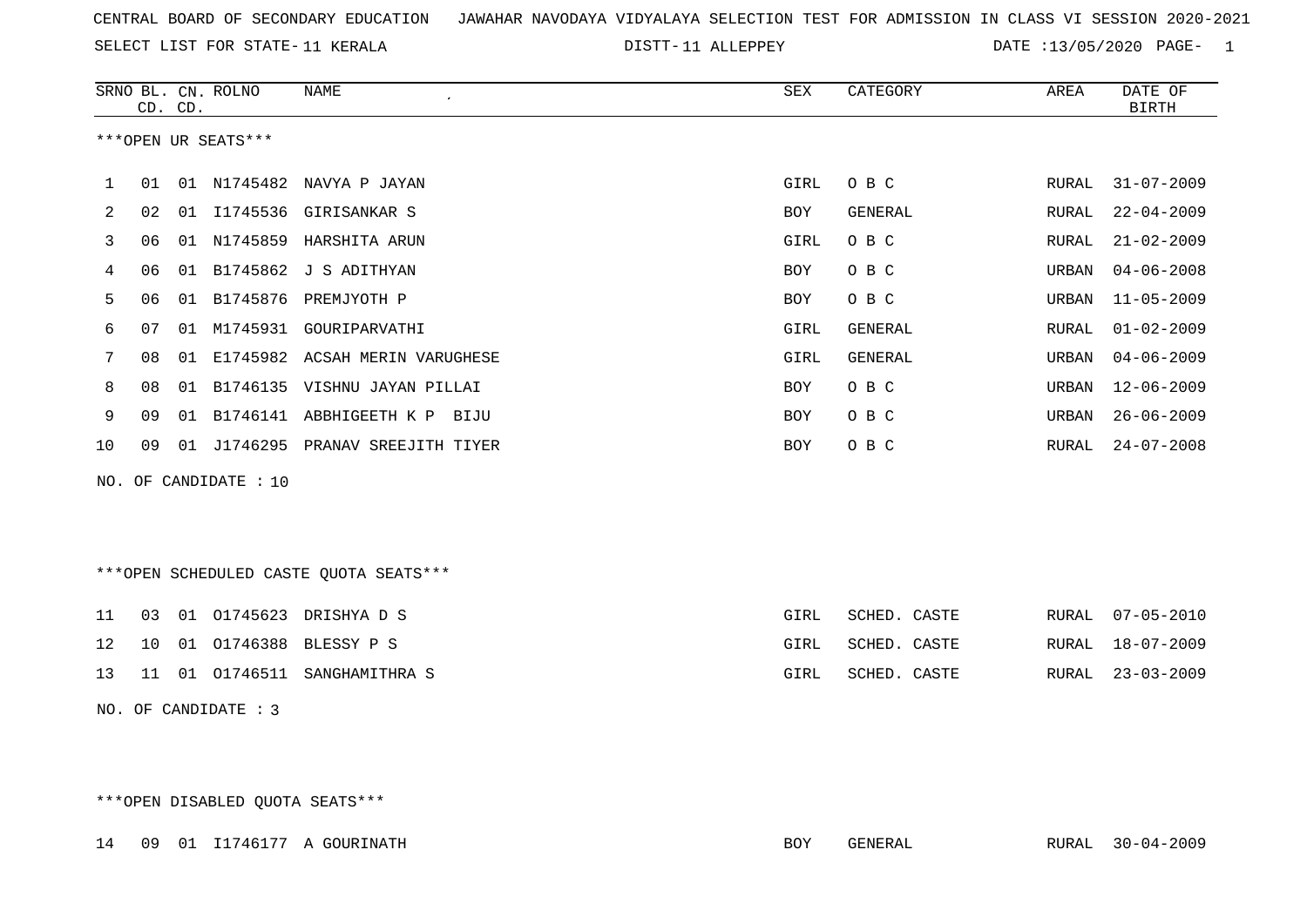CENTRAL BOARD OF SECONDARY EDUCATION JAWAHAR NAVODAYA VIDYALAYA SELECTION TEST FOR ADMISSION IN CLASS VI SESSION 2020-2021

SELECT LIST FOR STATE- 11 KERALA DISTT- 11 ALLEPPEY DATE :13/05/2020 PAGE- 1

***OPEN UR SEATS***

| SRNO | BL. CD. | CN. CD. | ROLNO | NAME | SEX | CATEGORY | AREA | DATE OF BIRTH |
|---|---|---|---|---|---|---|---|---|
| 1 | 01 | 01 | N1745482 | NAVYA P JAYAN | GIRL | O B C | RURAL | 31-07-2009 |
| 2 | 02 | 01 | I1745536 | GIRISANKAR S | BOY | GENERAL | RURAL | 22-04-2009 |
| 3 | 06 | 01 | N1745859 | HARSHITA ARUN | GIRL | O B C | RURAL | 21-02-2009 |
| 4 | 06 | 01 | B1745862 | J S ADITHYAN | BOY | O B C | URBAN | 04-06-2008 |
| 5 | 06 | 01 | B1745876 | PREMJYOTH P | BOY | O B C | URBAN | 11-05-2009 |
| 6 | 07 | 01 | M1745931 | GOURIPARVATHI | GIRL | GENERAL | RURAL | 01-02-2009 |
| 7 | 08 | 01 | E1745982 | ACSAH MERIN VARUGHESE | GIRL | GENERAL | URBAN | 04-06-2009 |
| 8 | 08 | 01 | B1746135 | VISHNU JAYAN PILLAI | BOY | O B C | URBAN | 12-06-2009 |
| 9 | 09 | 01 | B1746141 | ABBHIGEETH K P BIJU | BOY | O B C | URBAN | 26-06-2009 |
| 10 | 09 | 01 | J1746295 | PRANAV SREEJITH TIYER | BOY | O B C | RURAL | 24-07-2008 |

NO. OF CANDIDATE : 10

***OPEN SCHEDULED CASTE QUOTA SEATS***

| SRNO | BL. CD. | CN. CD. | ROLNO | NAME | SEX | CATEGORY | AREA | DATE OF BIRTH |
|---|---|---|---|---|---|---|---|---|
| 11 | 03 | 01 | O1745623 | DRISHYA D S | GIRL | SCHED. CASTE | RURAL | 07-05-2010 |
| 12 | 10 | 01 | O1746388 | BLESSY P S | GIRL | SCHED. CASTE | RURAL | 18-07-2009 |
| 13 | 11 | 01 | O1746511 | SANGHAMITHRA S | GIRL | SCHED. CASTE | RURAL | 23-03-2009 |

NO. OF CANDIDATE : 3

***OPEN DISABLED QUOTA SEATS***

| SRNO | BL. CD. | CN. CD. | ROLNO | NAME | SEX | CATEGORY | AREA | DATE OF BIRTH |
|---|---|---|---|---|---|---|---|---|
| 14 | 09 | 01 | I1746177 | A GOURINATH | BOY | GENERAL | RURAL | 30-04-2009 |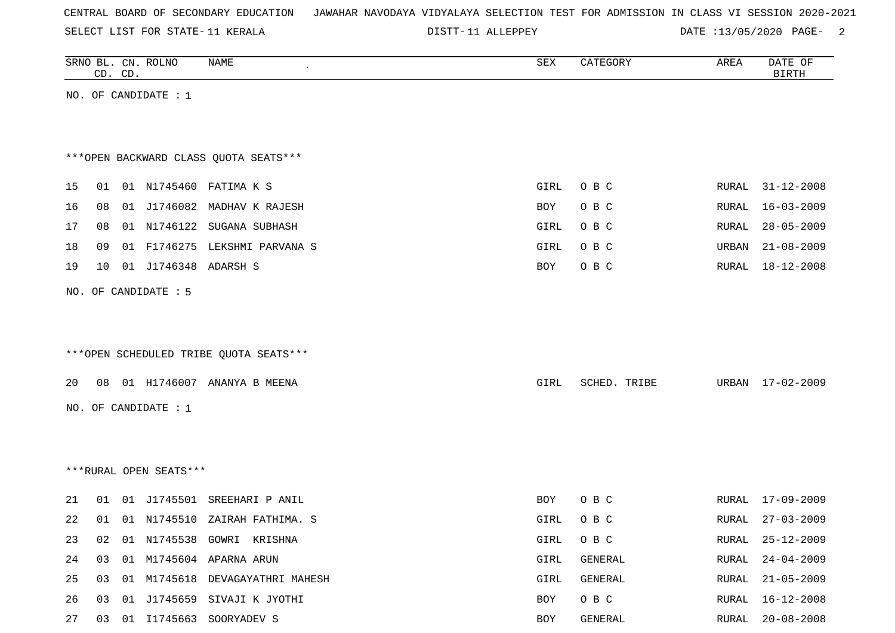CENTRAL BOARD OF SECONDARY EDUCATION   JAWAHAR NAVODAYA VIDYALAYA SELECTION TEST FOR ADMISSION IN CLASS VI SESSION 2020-2021

SELECT LIST FOR STATE- 11 KERALA   DISTT- 11 ALLEPPEY   DATE :13/05/2020

| SRNO | BL. CD. | CN. CD. | ROLNO | NAME | SEX | CATEGORY | AREA | DATE OF BIRTH |
|---|---|---|---|---|---|---|---|---|

NO. OF CANDIDATE : 1

***OPEN BACKWARD CLASS QUOTA SEATS***

| SRNO | BL. CD. | CN. CD. | ROLNO | NAME | SEX | CATEGORY | AREA | DATE OF BIRTH |
|---|---|---|---|---|---|---|---|---|
| 15 | 01 | 01 | N1745460 | FATIMA K S | GIRL | O B C | RURAL | 31-12-2008 |
| 16 | 08 | 01 | J1746082 | MADHAV K RAJESH | BOY | O B C | RURAL | 16-03-2009 |
| 17 | 08 | 01 | N1746122 | SUGANA SUBHASH | GIRL | O B C | RURAL | 28-05-2009 |
| 18 | 09 | 01 | F1746275 | LEKSHMI PARVANA S | GIRL | O B C | URBAN | 21-08-2009 |
| 19 | 10 | 01 | J1746348 | ADARSH S | BOY | O B C | RURAL | 18-12-2008 |

NO. OF CANDIDATE : 5

***OPEN SCHEDULED TRIBE QUOTA SEATS***

| SRNO | BL. CD. | CN. CD. | ROLNO | NAME | SEX | CATEGORY | AREA | DATE OF BIRTH |
|---|---|---|---|---|---|---|---|---|
| 20 | 08 | 01 | H1746007 | ANANYA B MEENA | GIRL | SCHED. TRIBE | URBAN | 17-02-2009 |

NO. OF CANDIDATE : 1

***RURAL OPEN SEATS***

| SRNO | BL. CD. | CN. CD. | ROLNO | NAME | SEX | CATEGORY | AREA | DATE OF BIRTH |
|---|---|---|---|---|---|---|---|---|
| 21 | 01 | 01 | J1745501 | SREEHARI P ANIL | BOY | O B C | RURAL | 17-09-2009 |
| 22 | 01 | 01 | N1745510 | ZAIRAH FATHIMA. S | GIRL | O B C | RURAL | 27-03-2009 |
| 23 | 02 | 01 | N1745538 | GOWRI  KRISHNA | GIRL | O B C | RURAL | 25-12-2009 |
| 24 | 03 | 01 | M1745604 | APARNA ARUN | GIRL | GENERAL | RURAL | 24-04-2009 |
| 25 | 03 | 01 | M1745618 | DEVAGAYATHRI MAHESH | GIRL | GENERAL | RURAL | 21-05-2009 |
| 26 | 03 | 01 | J1745659 | SIVAJI K JYOTHI | BOY | O B C | RURAL | 16-12-2008 |
| 27 | 03 | 01 | I1745663 | SOORYADEV S | BOY | GENERAL | RURAL | 20-08-2008 |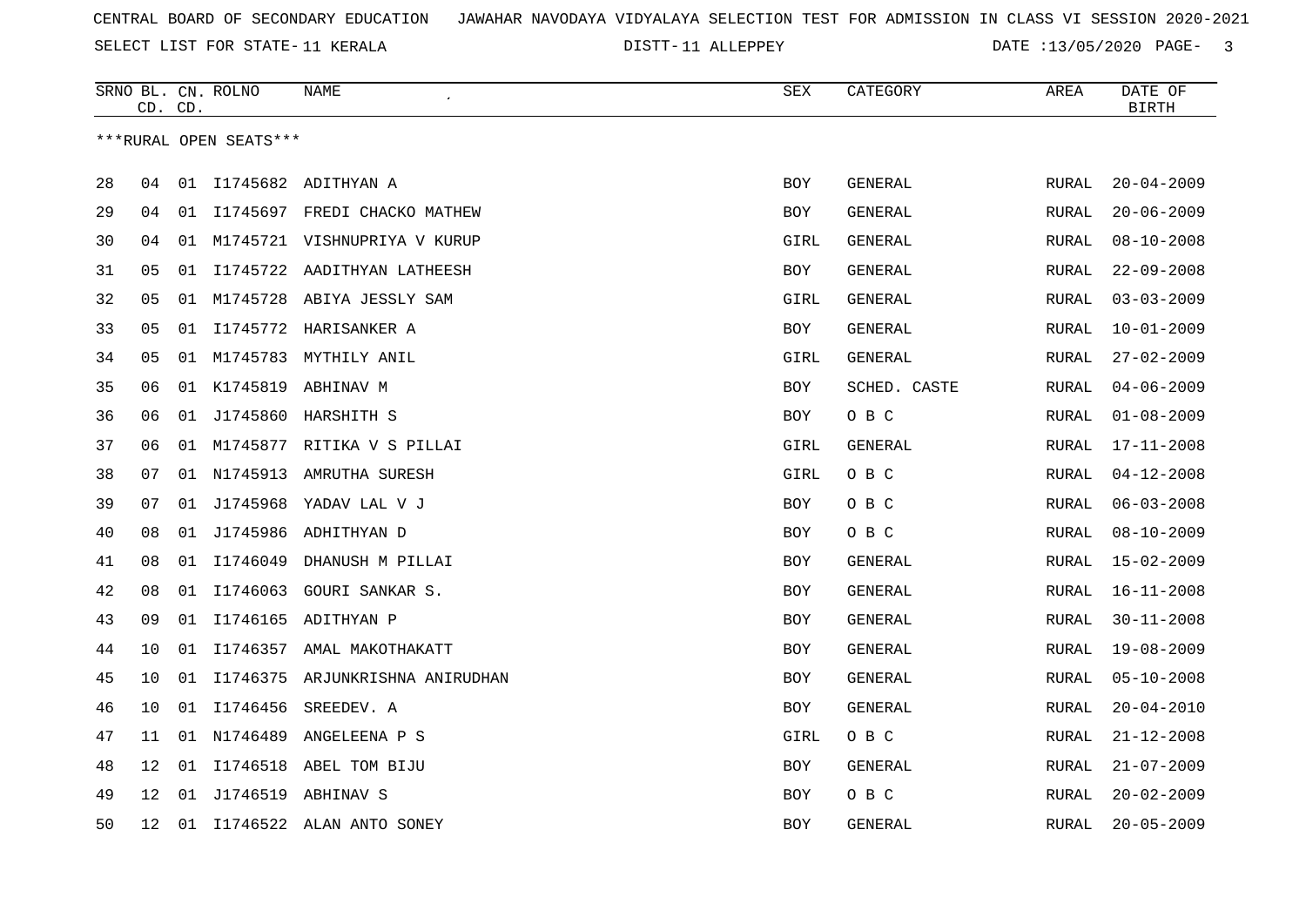CENTRAL BOARD OF SECONDARY EDUCATION JAWAHAR NAVODAYA VIDYALAYA SELECTION TEST FOR ADMISSION IN CLASS VI SESSION 2020-2021

SELECT LIST FOR STATE- 11 KERALA DISTT- 11 ALLEPPEY DATE :13/05/2020

| SRNO | BL. CD. | CN. CD. | ROLNO | NAME | SEX | CATEGORY | AREA | DATE OF BIRTH |
|---|---|---|---|---|---|---|---|---|

***RURAL OPEN SEATS***

| SRNO | BL. CD. | CN. CD. | ROLNO | NAME | SEX | CATEGORY | AREA | DATE OF BIRTH |
|---|---|---|---|---|---|---|---|---|
| 28 | 04 | 01 | I1745682 | ADITHYAN A | BOY | GENERAL | RURAL | 20-04-2009 |
| 29 | 04 | 01 | I1745697 | FREDI CHACKO MATHEW | BOY | GENERAL | RURAL | 20-06-2009 |
| 30 | 04 | 01 | M1745721 | VISHNUPRIYA V KURUP | GIRL | GENERAL | RURAL | 08-10-2008 |
| 31 | 05 | 01 | I1745722 | AADITHYAN LATHEESH | BOY | GENERAL | RURAL | 22-09-2008 |
| 32 | 05 | 01 | M1745728 | ABIYA JESSLY SAM | GIRL | GENERAL | RURAL | 03-03-2009 |
| 33 | 05 | 01 | I1745772 | HARISANKER A | BOY | GENERAL | RURAL | 10-01-2009 |
| 34 | 05 | 01 | M1745783 | MYTHILY ANIL | GIRL | GENERAL | RURAL | 27-02-2009 |
| 35 | 06 | 01 | K1745819 | ABHINAV M | BOY | SCHED. CASTE | RURAL | 04-06-2009 |
| 36 | 06 | 01 | J1745860 | HARSHITH S | BOY | O B C | RURAL | 01-08-2009 |
| 37 | 06 | 01 | M1745877 | RITIKA V S PILLAI | GIRL | GENERAL | RURAL | 17-11-2008 |
| 38 | 07 | 01 | N1745913 | AMRUTHA SURESH | GIRL | O B C | RURAL | 04-12-2008 |
| 39 | 07 | 01 | J1745968 | YADAV LAL V J | BOY | O B C | RURAL | 06-03-2008 |
| 40 | 08 | 01 | J1745986 | ADHITHYAN D | BOY | O B C | RURAL | 08-10-2009 |
| 41 | 08 | 01 | I1746049 | DHANUSH M PILLAI | BOY | GENERAL | RURAL | 15-02-2009 |
| 42 | 08 | 01 | I1746063 | GOURI SANKAR S. | BOY | GENERAL | RURAL | 16-11-2008 |
| 43 | 09 | 01 | I1746165 | ADITHYAN P | BOY | GENERAL | RURAL | 30-11-2008 |
| 44 | 10 | 01 | I1746357 | AMAL MAKOTHAKATT | BOY | GENERAL | RURAL | 19-08-2009 |
| 45 | 10 | 01 | I1746375 | ARJUNKRISHNA ANIRUDHAN | BOY | GENERAL | RURAL | 05-10-2008 |
| 46 | 10 | 01 | I1746456 | SREEDEV. A | BOY | GENERAL | RURAL | 20-04-2010 |
| 47 | 11 | 01 | N1746489 | ANGELEENA P S | GIRL | O B C | RURAL | 21-12-2008 |
| 48 | 12 | 01 | I1746518 | ABEL TOM BIJU | BOY | GENERAL | RURAL | 21-07-2009 |
| 49 | 12 | 01 | J1746519 | ABHINAV S | BOY | O B C | RURAL | 20-02-2009 |
| 50 | 12 | 01 | I1746522 | ALAN ANTO SONEY | BOY | GENERAL | RURAL | 20-05-2009 |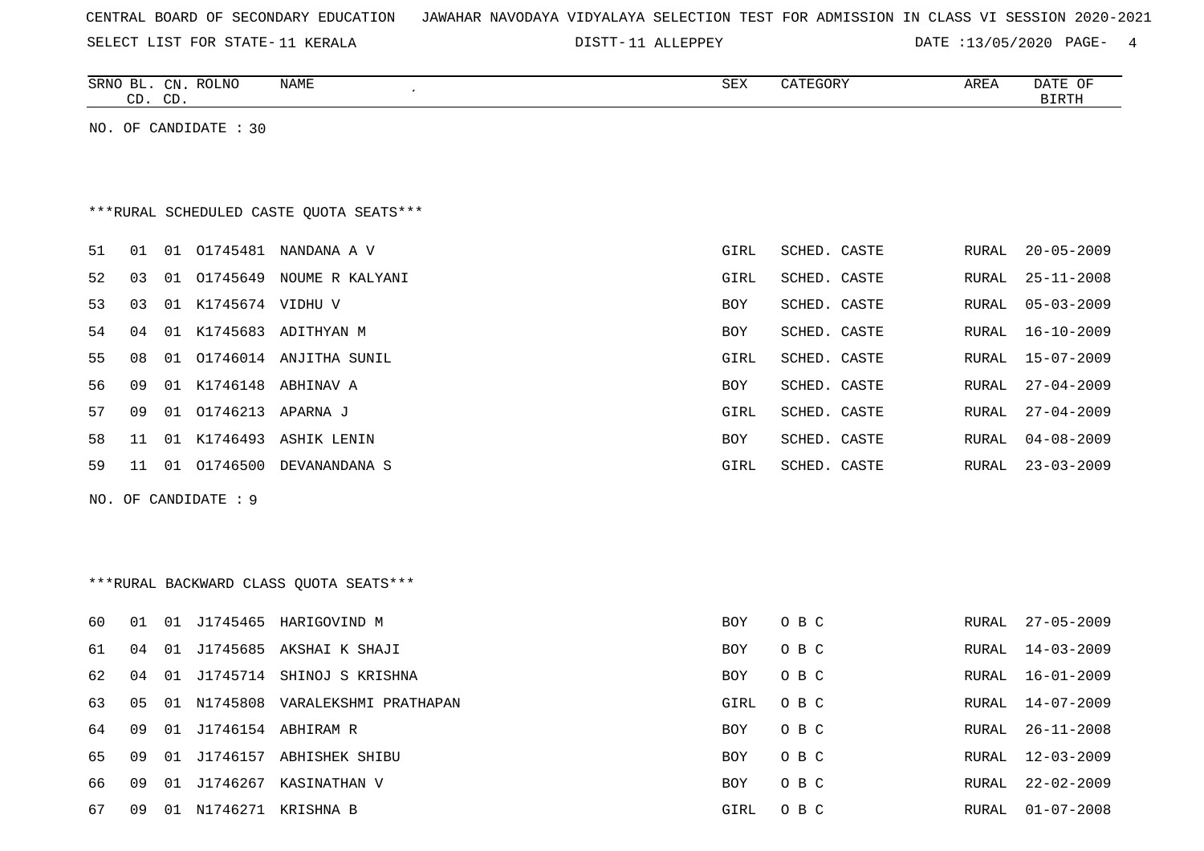CENTRAL BOARD OF SECONDARY EDUCATION JAWAHAR NAVODAYA VIDYALAYA SELECTION TEST FOR ADMISSION IN CLASS VI SESSION 2020-2021

SELECT LIST FOR STATE- 11 KERALA DISTT- 11 ALLEPPEY DATE :13/05/2020

NO. OF CANDIDATE : 30

***RURAL SCHEDULED CASTE QUOTA SEATS***

| SRNO | BL. CD. | CN. CD. | ROLNO | NAME | SEX | CATEGORY | AREA | DATE OF BIRTH |
|---|---|---|---|---|---|---|---|---|
| 51 | 01 | 01 | O1745481 | NANDANA A V | GIRL | SCHED. CASTE | RURAL | 20-05-2009 |
| 52 | 03 | 01 | O1745649 | NOUME R KALYANI | GIRL | SCHED. CASTE | RURAL | 25-11-2008 |
| 53 | 03 | 01 | K1745674 | VIDHU V | BOY | SCHED. CASTE | RURAL | 05-03-2009 |
| 54 | 04 | 01 | K1745683 | ADITHYAN M | BOY | SCHED. CASTE | RURAL | 16-10-2009 |
| 55 | 08 | 01 | O1746014 | ANJITHA SUNIL | GIRL | SCHED. CASTE | RURAL | 15-07-2009 |
| 56 | 09 | 01 | K1746148 | ABHINAV A | BOY | SCHED. CASTE | RURAL | 27-04-2009 |
| 57 | 09 | 01 | O1746213 | APARNA J | GIRL | SCHED. CASTE | RURAL | 27-04-2009 |
| 58 | 11 | 01 | K1746493 | ASHIK LENIN | BOY | SCHED. CASTE | RURAL | 04-08-2009 |
| 59 | 11 | 01 | O1746500 | DEVANANDANA S | GIRL | SCHED. CASTE | RURAL | 23-03-2009 |

NO. OF CANDIDATE : 9

***RURAL BACKWARD CLASS QUOTA SEATS***

| SRNO | BL. CD. | CN. CD. | ROLNO | NAME | SEX | CATEGORY | AREA | DATE OF BIRTH |
|---|---|---|---|---|---|---|---|---|
| 60 | 01 | 01 | J1745465 | HARIGOVIND M | BOY | O B C | RURAL | 27-05-2009 |
| 61 | 04 | 01 | J1745685 | AKSHAI K SHAJI | BOY | O B C | RURAL | 14-03-2009 |
| 62 | 04 | 01 | J1745714 | SHINOJ S KRISHNA | BOY | O B C | RURAL | 16-01-2009 |
| 63 | 05 | 01 | N1745808 | VARALEKSHMI PRATHAPAN | GIRL | O B C | RURAL | 14-07-2009 |
| 64 | 09 | 01 | J1746154 | ABHIRAM R | BOY | O B C | RURAL | 26-11-2008 |
| 65 | 09 | 01 | J1746157 | ABHISHEK SHIBU | BOY | O B C | RURAL | 12-03-2009 |
| 66 | 09 | 01 | J1746267 | KASINATHAN V | BOY | O B C | RURAL | 22-02-2009 |
| 67 | 09 | 01 | N1746271 | KRISHNA B | GIRL | O B C | RURAL | 01-07-2008 |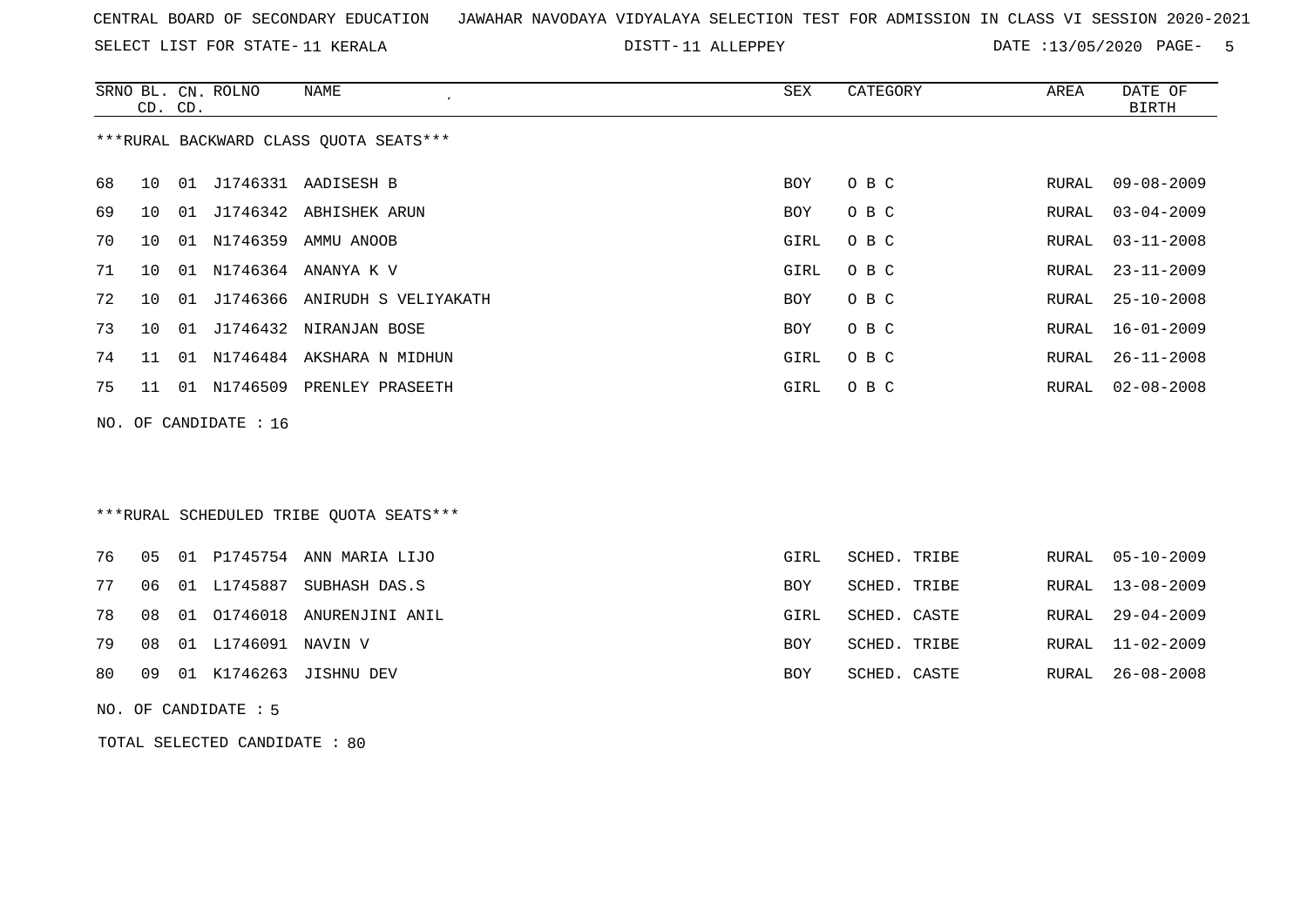CENTRAL BOARD OF SECONDARY EDUCATION JAWAHAR NAVODAYA VIDYALAYA SELECTION TEST FOR ADMISSION IN CLASS VI SESSION 2020-2021

SELECT LIST FOR STATE- 11 KERALA DISTT- 11 ALLEPPEY DATE :13/05/2020

***RURAL BACKWARD CLASS QUOTA SEATS***

| SRNO | BL. CD. | CN. CD. | ROLNO | NAME | SEX | CATEGORY | AREA | DATE OF BIRTH |
|---|---|---|---|---|---|---|---|---|
| 68 | 10 | 01 | J1746331 | AADISESH B | BOY | O B C | RURAL | 09-08-2009 |
| 69 | 10 | 01 | J1746342 | ABHISHEK ARUN | BOY | O B C | RURAL | 03-04-2009 |
| 70 | 10 | 01 | N1746359 | AMMU ANOOB | GIRL | O B C | RURAL | 03-11-2008 |
| 71 | 10 | 01 | N1746364 | ANANYA K V | GIRL | O B C | RURAL | 23-11-2009 |
| 72 | 10 | 01 | J1746366 | ANIRUDH S VELIYAKATH | BOY | O B C | RURAL | 25-10-2008 |
| 73 | 10 | 01 | J1746432 | NIRANJAN BOSE | BOY | O B C | RURAL | 16-01-2009 |
| 74 | 11 | 01 | N1746484 | AKSHARA N MIDHUN | GIRL | O B C | RURAL | 26-11-2008 |
| 75 | 11 | 01 | N1746509 | PRENLEY PRASEETH | GIRL | O B C | RURAL | 02-08-2008 |

NO. OF CANDIDATE : 16

***RURAL SCHEDULED TRIBE QUOTA SEATS***

| SRNO | BL. CD. | CN. CD. | ROLNO | NAME | SEX | CATEGORY | AREA | DATE OF BIRTH |
|---|---|---|---|---|---|---|---|---|
| 76 | 05 | 01 | P1745754 | ANN MARIA LIJO | GIRL | SCHED. TRIBE | RURAL | 05-10-2009 |
| 77 | 06 | 01 | L1745887 | SUBHASH DAS.S | BOY | SCHED. TRIBE | RURAL | 13-08-2009 |
| 78 | 08 | 01 | O1746018 | ANURENJINI ANIL | GIRL | SCHED. CASTE | RURAL | 29-04-2009 |
| 79 | 08 | 01 | L1746091 | NAVIN V | BOY | SCHED. TRIBE | RURAL | 11-02-2009 |
| 80 | 09 | 01 | K1746263 | JISHNU DEV | BOY | SCHED. CASTE | RURAL | 26-08-2008 |

NO. OF CANDIDATE : 5

TOTAL SELECTED CANDIDATE : 80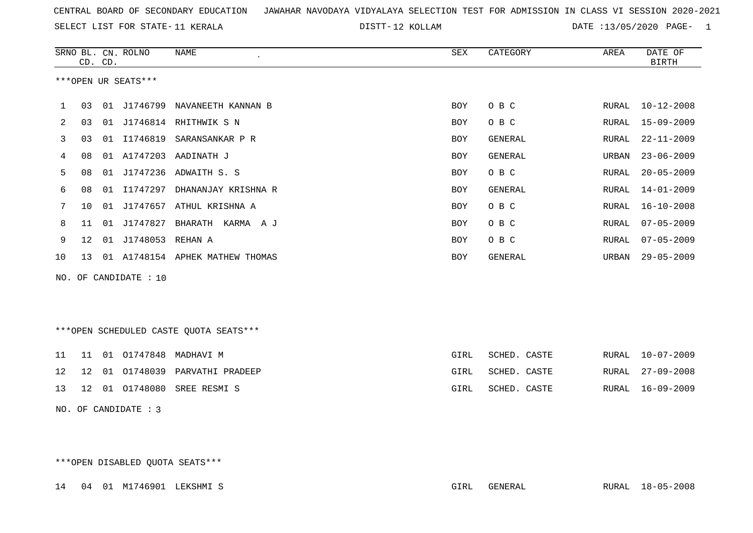CENTRAL BOARD OF SECONDARY EDUCATION JAWAHAR NAVODAYA VIDYALAYA SELECTION TEST FOR ADMISSION IN CLASS VI SESSION 2020-2021

SELECT LIST FOR STATE- 11 KERALA DISTT- 12 KOLLAM DATE :13/05/2020

| SRNO | BL. CD. | CN. CD. | ROLNO | NAME | SEX | CATEGORY | AREA | DATE OF BIRTH |
|---|---|---|---|---|---|---|---|---|

***OPEN UR SEATS***

| SRNO | BL. CD. | CN. CD. | ROLNO | NAME | SEX | CATEGORY | AREA | DATE OF BIRTH |
|---|---|---|---|---|---|---|---|---|
| 1 | 03 | 01 | J1746799 | NAVANEETH KANNAN B | BOY | O B C | RURAL | 10-12-2008 |
| 2 | 03 | 01 | J1746814 | RHITHWIK S N | BOY | O B C | RURAL | 15-09-2009 |
| 3 | 03 | 01 | I1746819 | SARANSANKAR P R | BOY | GENERAL | RURAL | 22-11-2009 |
| 4 | 08 | 01 | A1747203 | AADINATH J | BOY | GENERAL | URBAN | 23-06-2009 |
| 5 | 08 | 01 | J1747236 | ADWAITH S. S | BOY | O B C | RURAL | 20-05-2009 |
| 6 | 08 | 01 | I1747297 | DHANANJAY KRISHNA R | BOY | GENERAL | RURAL | 14-01-2009 |
| 7 | 10 | 01 | J1747657 | ATHUL KRISHNA A | BOY | O B C | RURAL | 16-10-2008 |
| 8 | 11 | 01 | J1747827 | BHARATH KARMA A J | BOY | O B C | RURAL | 07-05-2009 |
| 9 | 12 | 01 | J1748053 | REHAN A | BOY | O B C | RURAL | 07-05-2009 |
| 10 | 13 | 01 | A1748154 | APHEK MATHEW THOMAS | BOY | GENERAL | URBAN | 29-05-2009 |

NO. OF CANDIDATE : 10

***OPEN SCHEDULED CASTE QUOTA SEATS***

| SRNO | BL. CD. | CN. CD. | ROLNO | NAME | SEX | CATEGORY | AREA | DATE OF BIRTH |
|---|---|---|---|---|---|---|---|---|
| 11 | 11 | 01 | O1747848 | MADHAVI M | GIRL | SCHED. CASTE | RURAL | 10-07-2009 |
| 12 | 12 | 01 | O1748039 | PARVATHI PRADEEP | GIRL | SCHED. CASTE | RURAL | 27-09-2008 |
| 13 | 12 | 01 | O1748080 | SREE RESMI S | GIRL | SCHED. CASTE | RURAL | 16-09-2009 |

NO. OF CANDIDATE : 3

***OPEN DISABLED QUOTA SEATS***

| SRNO | BL. CD. | CN. CD. | ROLNO | NAME | SEX | CATEGORY | AREA | DATE OF BIRTH |
|---|---|---|---|---|---|---|---|---|
| 14 | 04 | 01 | M1746901 | LEKSHMI S | GIRL | GENERAL | RURAL | 18-05-2008 |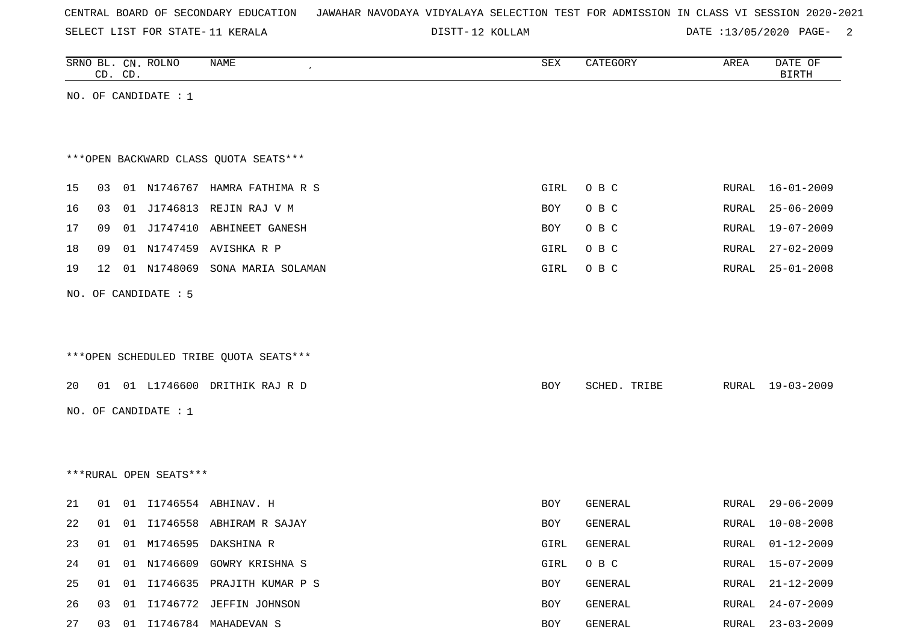CENTRAL BOARD OF SECONDARY EDUCATION JAWAHAR NAVODAYA VIDYALAYA SELECTION TEST FOR ADMISSION IN CLASS VI SESSION 2020-2021

SELECT LIST FOR STATE- 11 KERALA DISTT- 12 KOLLAM DATE :13/05/2020

| SRNO | BL. CD. | CN. CD. | ROLNO | NAME | SEX | CATEGORY | AREA | DATE OF BIRTH |
|---|---|---|---|---|---|---|---|---|

NO. OF CANDIDATE : 1

***OPEN BACKWARD CLASS QUOTA SEATS***

| SRNO | BL. CD. | CN. CD. | ROLNO | NAME | SEX | CATEGORY | AREA | DATE OF BIRTH |
|---|---|---|---|---|---|---|---|---|
| 15 | 03 | 01 | N1746767 | HAMRA FATHIMA R S | GIRL | O B C | RURAL | 16-01-2009 |
| 16 | 03 | 01 | J1746813 | REJIN RAJ V M | BOY | O B C | RURAL | 25-06-2009 |
| 17 | 09 | 01 | J1747410 | ABHINEET GANESH | BOY | O B C | RURAL | 19-07-2009 |
| 18 | 09 | 01 | N1747459 | AVISHKA R P | GIRL | O B C | RURAL | 27-02-2009 |
| 19 | 12 | 01 | N1748069 | SONA MARIA SOLAMAN | GIRL | O B C | RURAL | 25-01-2008 |

NO. OF CANDIDATE : 5

***OPEN SCHEDULED TRIBE QUOTA SEATS***

| SRNO | BL. CD. | CN. CD. | ROLNO | NAME | SEX | CATEGORY | AREA | DATE OF BIRTH |
|---|---|---|---|---|---|---|---|---|
| 20 | 01 | 01 | L1746600 | DRITHIK RAJ R D | BOY | SCHED. TRIBE | RURAL | 19-03-2009 |

NO. OF CANDIDATE : 1

***RURAL OPEN SEATS***

| SRNO | BL. CD. | CN. CD. | ROLNO | NAME | SEX | CATEGORY | AREA | DATE OF BIRTH |
|---|---|---|---|---|---|---|---|---|
| 21 | 01 | 01 | I1746554 | ABHINAV. H | BOY | GENERAL | RURAL | 29-06-2009 |
| 22 | 01 | 01 | I1746558 | ABHIRAM R SAJAY | BOY | GENERAL | RURAL | 10-08-2008 |
| 23 | 01 | 01 | M1746595 | DAKSHINA R | GIRL | GENERAL | RURAL | 01-12-2009 |
| 24 | 01 | 01 | N1746609 | GOWRY KRISHNA S | GIRL | O B C | RURAL | 15-07-2009 |
| 25 | 01 | 01 | I1746635 | PRAJITH KUMAR P S | BOY | GENERAL | RURAL | 21-12-2009 |
| 26 | 03 | 01 | I1746772 | JEFFIN JOHNSON | BOY | GENERAL | RURAL | 24-07-2009 |
| 27 | 03 | 01 | I1746784 | MAHADEVAN S | BOY | GENERAL | RURAL | 23-03-2009 |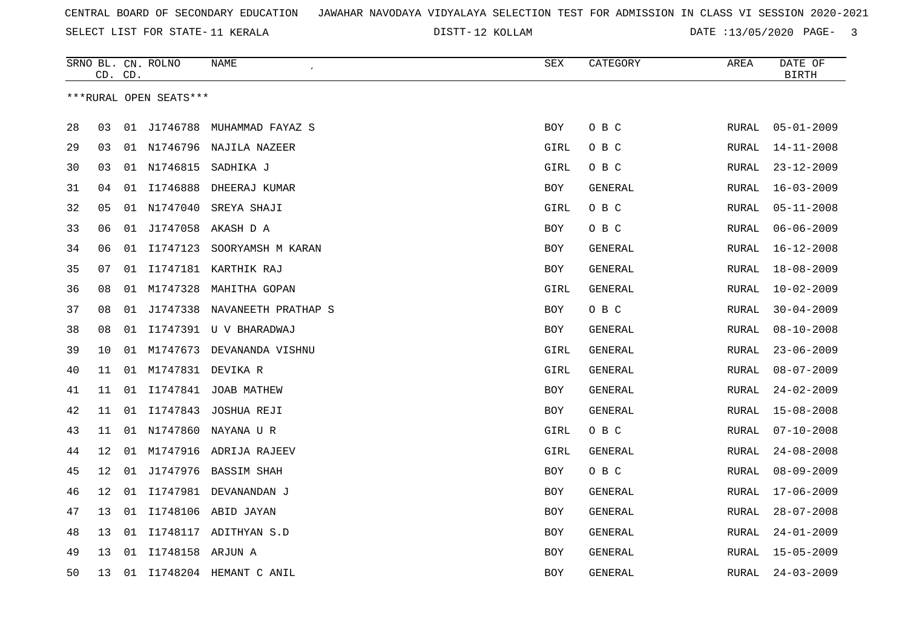CENTRAL BOARD OF SECONDARY EDUCATION JAWAHAR NAVODAYA VIDYALAYA SELECTION TEST FOR ADMISSION IN CLASS VI SESSION 2020-2021

SELECT LIST FOR STATE- 11 KERALA DISTT- 12 KOLLAM DATE :13/05/2020

| SRNO | BL. CD. | CN. CD. | ROLNO | NAME | SEX | CATEGORY | AREA | DATE OF BIRTH |
|---|---|---|---|---|---|---|---|---|
| ***RURAL OPEN SEATS*** | | | | | | | | |
| 28 | 03 | 01 | J1746788 | MUHAMMAD FAYAZ S | BOY | O B C | RURAL | 05-01-2009 |
| 29 | 03 | 01 | N1746796 | NAJILA NAZEER | GIRL | O B C | RURAL | 14-11-2008 |
| 30 | 03 | 01 | N1746815 | SADHIKA J | GIRL | O B C | RURAL | 23-12-2009 |
| 31 | 04 | 01 | I1746888 | DHEERAJ KUMAR | BOY | GENERAL | RURAL | 16-03-2009 |
| 32 | 05 | 01 | N1747040 | SREYA SHAJI | GIRL | O B C | RURAL | 05-11-2008 |
| 33 | 06 | 01 | J1747058 | AKASH D A | BOY | O B C | RURAL | 06-06-2009 |
| 34 | 06 | 01 | I1747123 | SOORYAMSH M KARAN | BOY | GENERAL | RURAL | 16-12-2008 |
| 35 | 07 | 01 | I1747181 | KARTHIK RAJ | BOY | GENERAL | RURAL | 18-08-2009 |
| 36 | 08 | 01 | M1747328 | MAHITHA GOPAN | GIRL | GENERAL | RURAL | 10-02-2009 |
| 37 | 08 | 01 | J1747338 | NAVANEETH PRATHAP S | BOY | O B C | RURAL | 30-04-2009 |
| 38 | 08 | 01 | I1747391 | U V BHARADWAJ | BOY | GENERAL | RURAL | 08-10-2008 |
| 39 | 10 | 01 | M1747673 | DEVANANDA VISHNU | GIRL | GENERAL | RURAL | 23-06-2009 |
| 40 | 11 | 01 | M1747831 | DEVIKA R | GIRL | GENERAL | RURAL | 08-07-2009 |
| 41 | 11 | 01 | I1747841 | JOAB MATHEW | BOY | GENERAL | RURAL | 24-02-2009 |
| 42 | 11 | 01 | I1747843 | JOSHUA REJI | BOY | GENERAL | RURAL | 15-08-2008 |
| 43 | 11 | 01 | N1747860 | NAYANA U R | GIRL | O B C | RURAL | 07-10-2008 |
| 44 | 12 | 01 | M1747916 | ADRIJA RAJEEV | GIRL | GENERAL | RURAL | 24-08-2008 |
| 45 | 12 | 01 | J1747976 | BASSIM SHAH | BOY | O B C | RURAL | 08-09-2009 |
| 46 | 12 | 01 | I1747981 | DEVANANDAN J | BOY | GENERAL | RURAL | 17-06-2009 |
| 47 | 13 | 01 | I1748106 | ABID JAYAN | BOY | GENERAL | RURAL | 28-07-2008 |
| 48 | 13 | 01 | I1748117 | ADITHYAN S.D | BOY | GENERAL | RURAL | 24-01-2009 |
| 49 | 13 | 01 | I1748158 | ARJUN A | BOY | GENERAL | RURAL | 15-05-2009 |
| 50 | 13 | 01 | I1748204 | HEMANT C ANIL | BOY | GENERAL | RURAL | 24-03-2009 |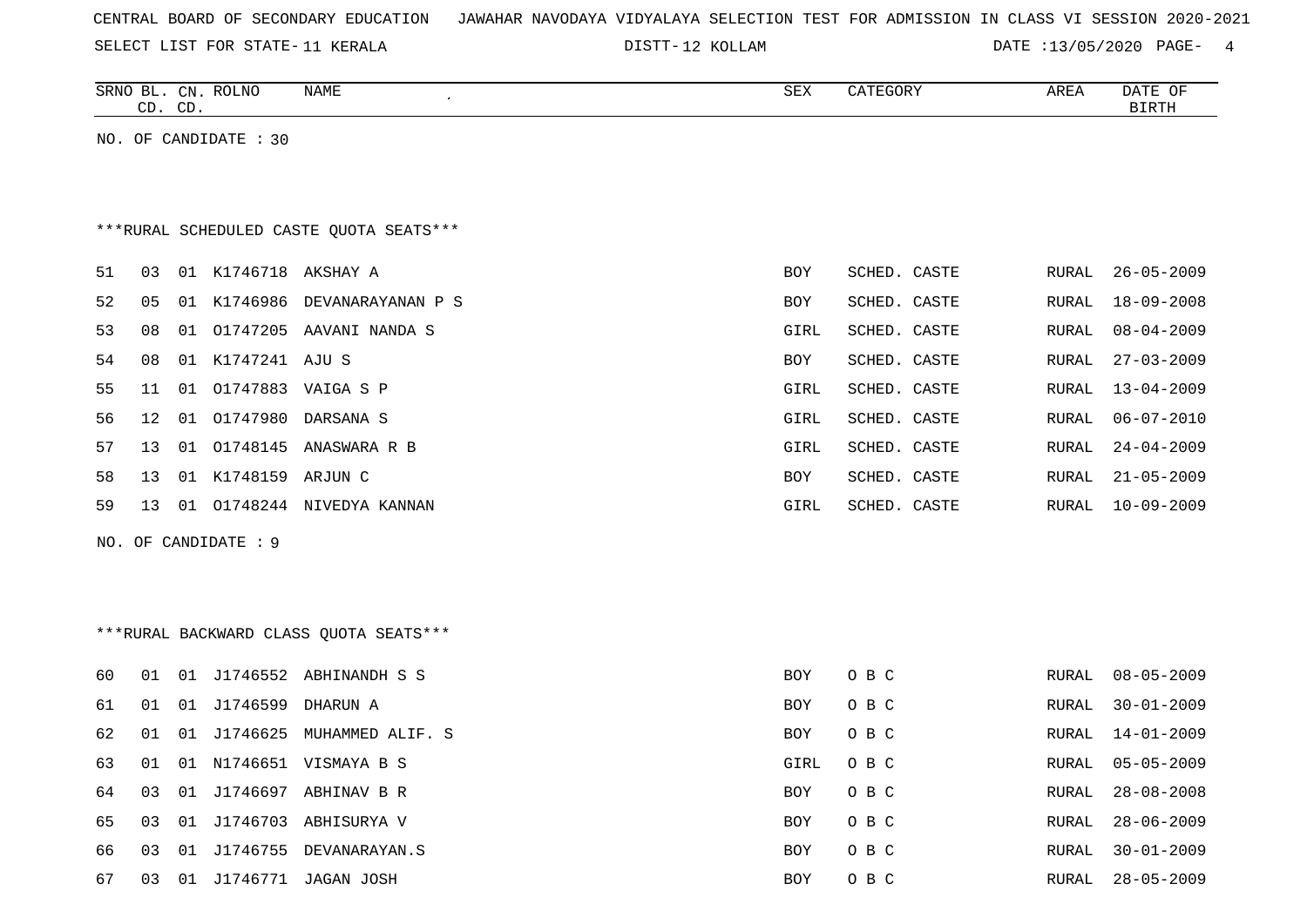CENTRAL BOARD OF SECONDARY EDUCATION JAWAHAR NAVODAYA VIDYALAYA SELECTION TEST FOR ADMISSION IN CLASS VI SESSION 2020-2021

SELECT LIST FOR STATE- 11 KERALA DISTT- 12 KOLLAM DATE :13/05/2020

| SRNO | BL. CD. | CN. CD. | ROLNO | NAME | SEX | CATEGORY | AREA | DATE OF BIRTH |
|---|---|---|---|---|---|---|---|---|

NO. OF CANDIDATE : 30

***RURAL SCHEDULED CASTE QUOTA SEATS***

| SRNO | BL. CD. | CN. CD. | ROLNO | NAME | SEX | CATEGORY | AREA | DATE OF BIRTH |
|---|---|---|---|---|---|---|---|---|
| 51 | 03 | 01 | K1746718 | AKSHAY A | BOY | SCHED. CASTE | RURAL | 26-05-2009 |
| 52 | 05 | 01 | K1746986 | DEVANARAYANAN P S | BOY | SCHED. CASTE | RURAL | 18-09-2008 |
| 53 | 08 | 01 | O1747205 | AAVANI NANDA S | GIRL | SCHED. CASTE | RURAL | 08-04-2009 |
| 54 | 08 | 01 | K1747241 | AJU S | BOY | SCHED. CASTE | RURAL | 27-03-2009 |
| 55 | 11 | 01 | O1747883 | VAIGA S P | GIRL | SCHED. CASTE | RURAL | 13-04-2009 |
| 56 | 12 | 01 | O1747980 | DARSANA S | GIRL | SCHED. CASTE | RURAL | 06-07-2010 |
| 57 | 13 | 01 | O1748145 | ANASWARA R B | GIRL | SCHED. CASTE | RURAL | 24-04-2009 |
| 58 | 13 | 01 | K1748159 | ARJUN C | BOY | SCHED. CASTE | RURAL | 21-05-2009 |
| 59 | 13 | 01 | O1748244 | NIVEDYA KANNAN | GIRL | SCHED. CASTE | RURAL | 10-09-2009 |

NO. OF CANDIDATE : 9

***RURAL BACKWARD CLASS QUOTA SEATS***

| SRNO | BL. CD. | CN. CD. | ROLNO | NAME | SEX | CATEGORY | AREA | DATE OF BIRTH |
|---|---|---|---|---|---|---|---|---|
| 60 | 01 | 01 | J1746552 | ABHINANDH S S | BOY | O B C | RURAL | 08-05-2009 |
| 61 | 01 | 01 | J1746599 | DHARUN A | BOY | O B C | RURAL | 30-01-2009 |
| 62 | 01 | 01 | J1746625 | MUHAMMED ALIF. S | BOY | O B C | RURAL | 14-01-2009 |
| 63 | 01 | 01 | N1746651 | VISMAYA B S | GIRL | O B C | RURAL | 05-05-2009 |
| 64 | 03 | 01 | J1746697 | ABHINAV B R | BOY | O B C | RURAL | 28-08-2008 |
| 65 | 03 | 01 | J1746703 | ABHISURYA V | BOY | O B C | RURAL | 28-06-2009 |
| 66 | 03 | 01 | J1746755 | DEVANARAYAN.S | BOY | O B C | RURAL | 30-01-2009 |
| 67 | 03 | 01 | J1746771 | JAGAN JOSH | BOY | O B C | RURAL | 28-05-2009 |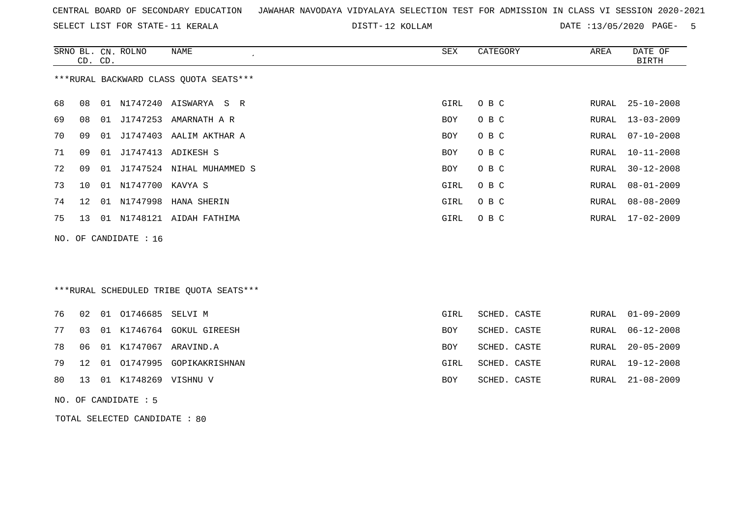CENTRAL BOARD OF SECONDARY EDUCATION   JAWAHAR NAVODAYA VIDYALAYA SELECTION TEST FOR ADMISSION IN CLASS VI SESSION 2020-2021

SELECT LIST FOR STATE- 11 KERALA    DISTT- 12 KOLLAM    DATE :13/05/2020

***RURAL BACKWARD CLASS QUOTA SEATS***

| SRNO | BL. CD. | CN. CD. | ROLNO | NAME | SEX | CATEGORY | AREA | DATE OF BIRTH |
|---|---|---|---|---|---|---|---|---|
| 68 | 08 | 01 | N1747240 | AISWARYA S R | GIRL | O B C | RURAL | 25-10-2008 |
| 69 | 08 | 01 | J1747253 | AMARNATH A R | BOY | O B C | RURAL | 13-03-2009 |
| 70 | 09 | 01 | J1747403 | AALIM AKTHAR A | BOY | O B C | RURAL | 07-10-2008 |
| 71 | 09 | 01 | J1747413 | ADIKESH S | BOY | O B C | RURAL | 10-11-2008 |
| 72 | 09 | 01 | J1747524 | NIHAL MUHAMMED S | BOY | O B C | RURAL | 30-12-2008 |
| 73 | 10 | 01 | N1747700 | KAVYA S | GIRL | O B C | RURAL | 08-01-2009 |
| 74 | 12 | 01 | N1747998 | HANA SHERIN | GIRL | O B C | RURAL | 08-08-2009 |
| 75 | 13 | 01 | N1748121 | AIDAH FATHIMA | GIRL | O B C | RURAL | 17-02-2009 |

NO. OF CANDIDATE : 16

***RURAL SCHEDULED TRIBE QUOTA SEATS***

| SRNO | BL. CD. | CN. CD. | ROLNO | NAME | SEX | CATEGORY | AREA | DATE OF BIRTH |
|---|---|---|---|---|---|---|---|---|
| 76 | 02 | 01 | O1746685 | SELVI M | GIRL | SCHED. CASTE | RURAL | 01-09-2009 |
| 77 | 03 | 01 | K1746764 | GOKUL GIREESH | BOY | SCHED. CASTE | RURAL | 06-12-2008 |
| 78 | 06 | 01 | K1747067 | ARAVIND.A | BOY | SCHED. CASTE | RURAL | 20-05-2009 |
| 79 | 12 | 01 | O1747995 | GOPIKAKRISHNAN | GIRL | SCHED. CASTE | RURAL | 19-12-2008 |
| 80 | 13 | 01 | K1748269 | VISHNU V | BOY | SCHED. CASTE | RURAL | 21-08-2009 |

NO. OF CANDIDATE : 5

TOTAL SELECTED CANDIDATE : 80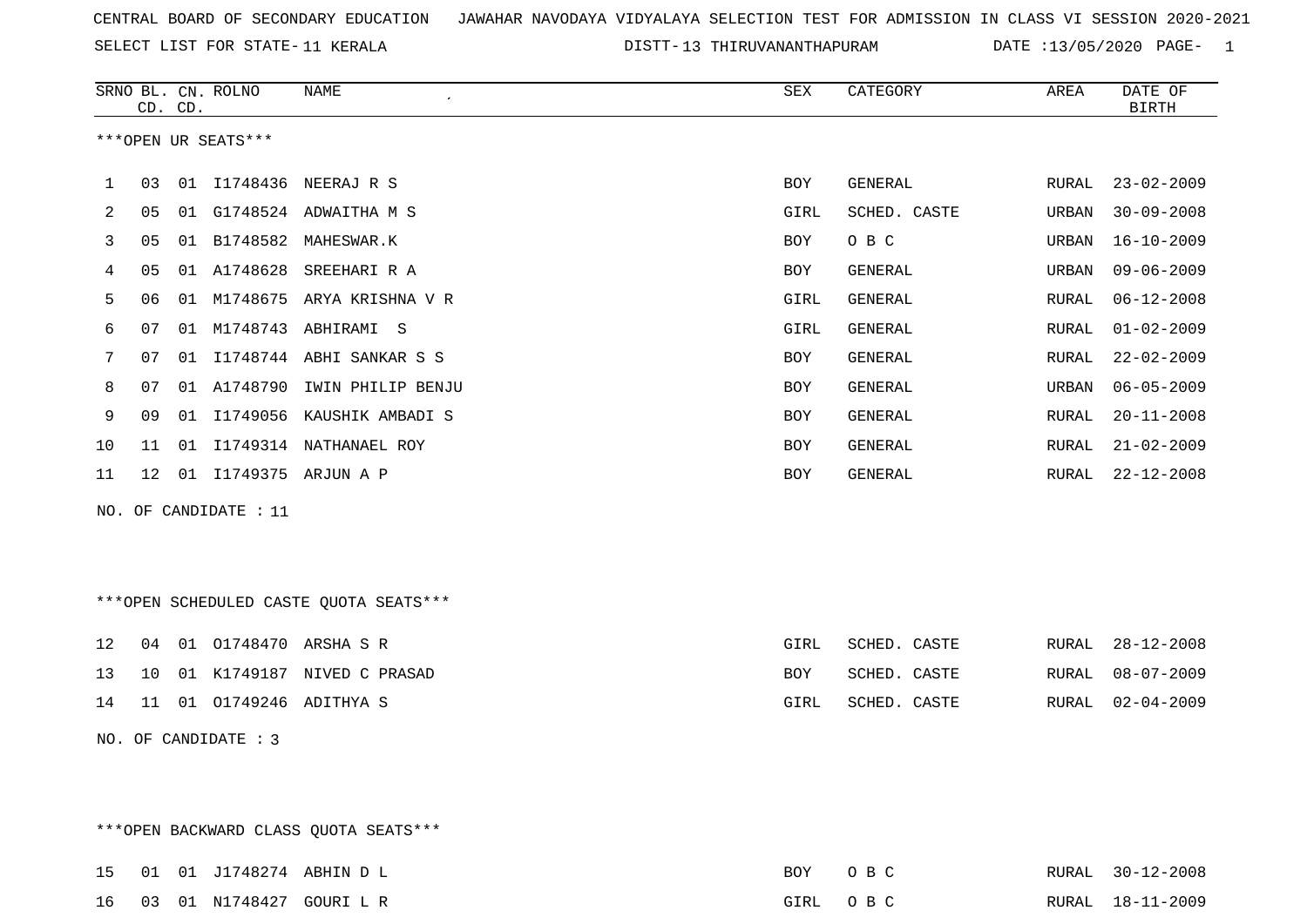CENTRAL BOARD OF SECONDARY EDUCATION JAWAHAR NAVODAYA VIDYALAYA SELECTION TEST FOR ADMISSION IN CLASS VI SESSION 2020-2021

SELECT LIST FOR STATE- 11 KERALA DISTT- 13 THIRUVANANTHAPURAM DATE :13/05/2020

***OPEN UR SEATS***

| SRNO | BL. CD. | CN. CD. | ROLNO | NAME | SEX | CATEGORY | AREA | DATE OF BIRTH |
|---|---|---|---|---|---|---|---|---|
| 1 | 03 | 01 | I1748436 | NEERAJ R S | BOY | GENERAL | RURAL | 23-02-2009 |
| 2 | 05 | 01 | G1748524 | ADWAITHA M S | GIRL | SCHED. CASTE | URBAN | 30-09-2008 |
| 3 | 05 | 01 | B1748582 | MAHESWAR.K | BOY | O B C | URBAN | 16-10-2009 |
| 4 | 05 | 01 | A1748628 | SREEHARI R A | BOY | GENERAL | URBAN | 09-06-2009 |
| 5 | 06 | 01 | M1748675 | ARYA KRISHNA V R | GIRL | GENERAL | RURAL | 06-12-2008 |
| 6 | 07 | 01 | M1748743 | ABHIRAMI S | GIRL | GENERAL | RURAL | 01-02-2009 |
| 7 | 07 | 01 | I1748744 | ABHI SANKAR S S | BOY | GENERAL | RURAL | 22-02-2009 |
| 8 | 07 | 01 | A1748790 | IWIN PHILIP BENJU | BOY | GENERAL | URBAN | 06-05-2009 |
| 9 | 09 | 01 | I1749056 | KAUSHIK AMBADI S | BOY | GENERAL | RURAL | 20-11-2008 |
| 10 | 11 | 01 | I1749314 | NATHANAEL ROY | BOY | GENERAL | RURAL | 21-02-2009 |
| 11 | 12 | 01 | I1749375 | ARJUN A P | BOY | GENERAL | RURAL | 22-12-2008 |

NO. OF CANDIDATE : 11

***OPEN SCHEDULED CASTE QUOTA SEATS***

| SRNO | BL. CD. | CN. CD. | ROLNO | NAME | SEX | CATEGORY | AREA | DATE OF BIRTH |
|---|---|---|---|---|---|---|---|---|
| 12 | 04 | 01 | O1748470 | ARSHA S R | GIRL | SCHED. CASTE | RURAL | 28-12-2008 |
| 13 | 10 | 01 | K1749187 | NIVED C PRASAD | BOY | SCHED. CASTE | RURAL | 08-07-2009 |
| 14 | 11 | 01 | O1749246 | ADITHYA S | GIRL | SCHED. CASTE | RURAL | 02-04-2009 |

NO. OF CANDIDATE : 3

***OPEN BACKWARD CLASS QUOTA SEATS***

| SRNO | BL. CD. | CN. CD. | ROLNO | NAME | SEX | CATEGORY | AREA | DATE OF BIRTH |
|---|---|---|---|---|---|---|---|---|
| 15 | 01 | 01 | J1748274 | ABHIN D L | BOY | O B C | RURAL | 30-12-2008 |
| 16 | 03 | 01 | N1748427 | GOURI L R | GIRL | O B C | RURAL | 18-11-2009 |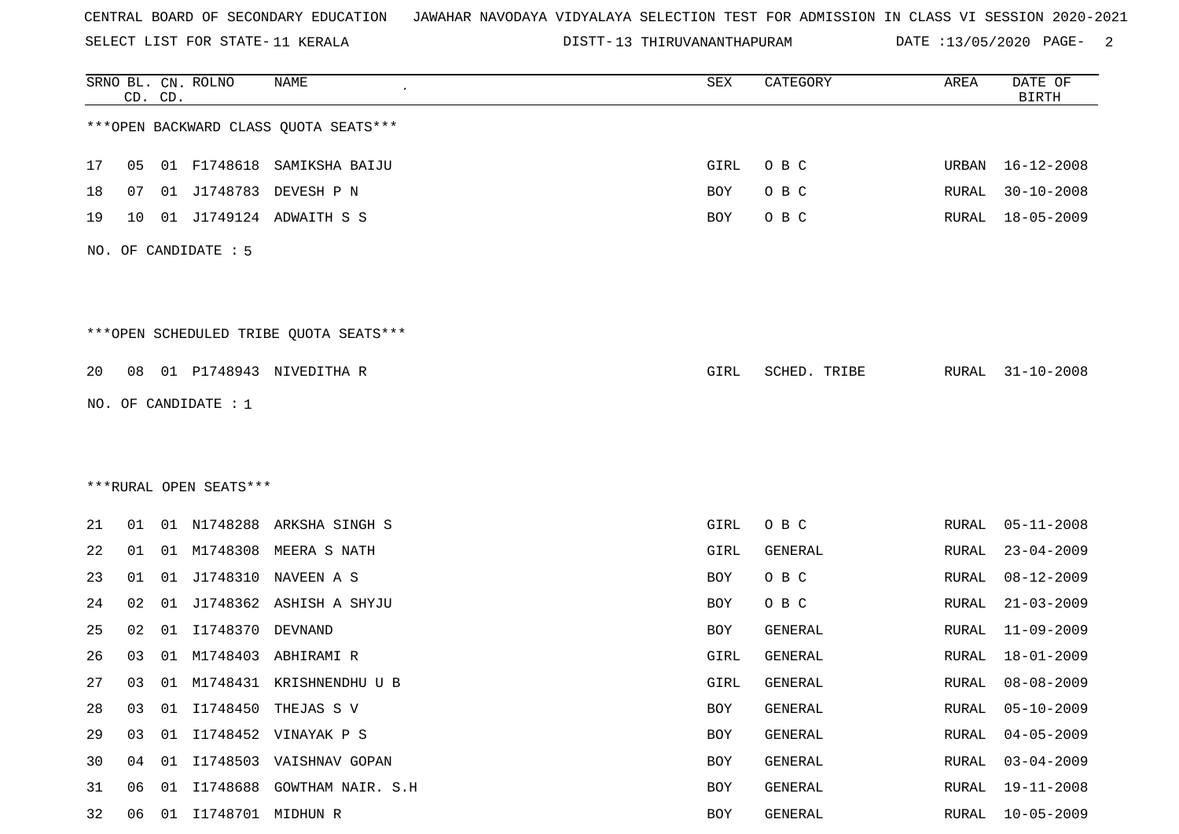CENTRAL BOARD OF SECONDARY EDUCATION JAWAHAR NAVODAYA VIDYALAYA SELECTION TEST FOR ADMISSION IN CLASS VI SESSION 2020-2021

SELECT LIST FOR STATE- 11 KERALA DISTT- 13 THIRUVANANTHAPURAM DATE :13/05/2020

***OPEN BACKWARD CLASS QUOTA SEATS***

| SRNO | BL. CD. | CN. CD. | ROLNO | NAME | SEX | CATEGORY | AREA | DATE OF BIRTH |
|---|---|---|---|---|---|---|---|---|
| 17 | 05 | 01 | F1748618 | SAMIKSHA BAIJU | GIRL | O B C | URBAN | 16-12-2008 |
| 18 | 07 | 01 | J1748783 | DEVESH P N | BOY | O B C | RURAL | 30-10-2008 |
| 19 | 10 | 01 | J1749124 | ADWAITH S S | BOY | O B C | RURAL | 18-05-2009 |

NO. OF CANDIDATE : 5

***OPEN SCHEDULED TRIBE QUOTA SEATS***

| SRNO | BL. CD. | CN. CD. | ROLNO | NAME | SEX | CATEGORY | AREA | DATE OF BIRTH |
|---|---|---|---|---|---|---|---|---|
| 20 | 08 | 01 | P1748943 | NIVEDITHA R | GIRL | SCHED. TRIBE | RURAL | 31-10-2008 |

NO. OF CANDIDATE : 1

***RURAL OPEN SEATS***

| SRNO | BL. CD. | CN. CD. | ROLNO | NAME | SEX | CATEGORY | AREA | DATE OF BIRTH |
|---|---|---|---|---|---|---|---|---|
| 21 | 01 | 01 | N1748288 | ARKSHA SINGH S | GIRL | O B C | RURAL | 05-11-2008 |
| 22 | 01 | 01 | M1748308 | MEERA S NATH | GIRL | GENERAL | RURAL | 23-04-2009 |
| 23 | 01 | 01 | J1748310 | NAVEEN A S | BOY | O B C | RURAL | 08-12-2009 |
| 24 | 02 | 01 | J1748362 | ASHISH A SHYJU | BOY | O B C | RURAL | 21-03-2009 |
| 25 | 02 | 01 | I1748370 | DEVNAND | BOY | GENERAL | RURAL | 11-09-2009 |
| 26 | 03 | 01 | M1748403 | ABHIRAMI R | GIRL | GENERAL | RURAL | 18-01-2009 |
| 27 | 03 | 01 | M1748431 | KRISHNENDHU U B | GIRL | GENERAL | RURAL | 08-08-2009 |
| 28 | 03 | 01 | I1748450 | THEJAS S V | BOY | GENERAL | RURAL | 05-10-2009 |
| 29 | 03 | 01 | I1748452 | VINAYAK P S | BOY | GENERAL | RURAL | 04-05-2009 |
| 30 | 04 | 01 | I1748503 | VAISHNAV GOPAN | BOY | GENERAL | RURAL | 03-04-2009 |
| 31 | 06 | 01 | I1748688 | GOWTHAM NAIR. S.H | BOY | GENERAL | RURAL | 19-11-2008 |
| 32 | 06 | 01 | I1748701 | MIDHUN R | BOY | GENERAL | RURAL | 10-05-2009 |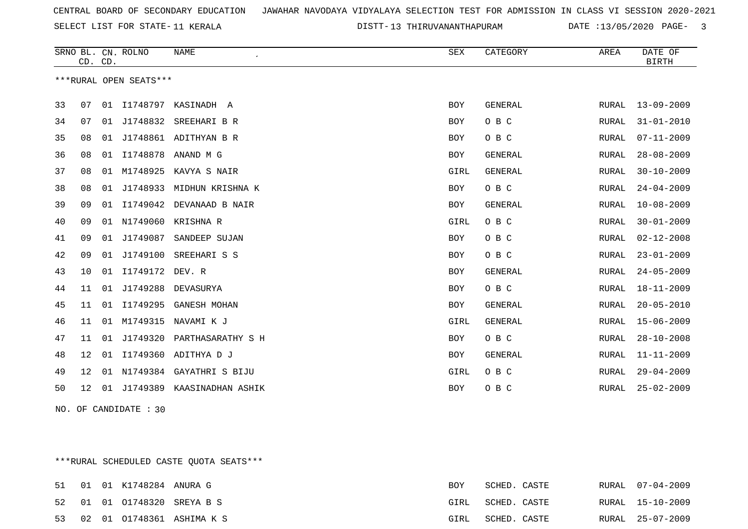CENTRAL BOARD OF SECONDARY EDUCATION JAWAHAR NAVODAYA VIDYALAYA SELECTION TEST FOR ADMISSION IN CLASS VI SESSION 2020-2021

SELECT LIST FOR STATE- 11 KERALA DISTT- 13 THIRUVANANTHAPURAM DATE :13/05/2020

***RURAL OPEN SEATS***

| SRNO | BL. CD. | CN. CD. | ROLNO | NAME | SEX | CATEGORY | AREA | DATE OF BIRTH |
|---|---|---|---|---|---|---|---|---|
| 33 | 07 | 01 | I1748797 | KASINADH A | BOY | GENERAL | RURAL | 13-09-2009 |
| 34 | 07 | 01 | J1748832 | SREEHARI B R | BOY | O B C | RURAL | 31-01-2010 |
| 35 | 08 | 01 | J1748861 | ADITHYAN B R | BOY | O B C | RURAL | 07-11-2009 |
| 36 | 08 | 01 | I1748878 | ANAND M G | BOY | GENERAL | RURAL | 28-08-2009 |
| 37 | 08 | 01 | M1748925 | KAVYA S NAIR | GIRL | GENERAL | RURAL | 30-10-2009 |
| 38 | 08 | 01 | J1748933 | MIDHUN KRISHNA K | BOY | O B C | RURAL | 24-04-2009 |
| 39 | 09 | 01 | I1749042 | DEVANAAD B NAIR | BOY | GENERAL | RURAL | 10-08-2009 |
| 40 | 09 | 01 | N1749060 | KRISHNA R | GIRL | O B C | RURAL | 30-01-2009 |
| 41 | 09 | 01 | J1749087 | SANDEEP SUJAN | BOY | O B C | RURAL | 02-12-2008 |
| 42 | 09 | 01 | J1749100 | SREEHARI S S | BOY | O B C | RURAL | 23-01-2009 |
| 43 | 10 | 01 | I1749172 | DEV. R | BOY | GENERAL | RURAL | 24-05-2009 |
| 44 | 11 | 01 | J1749288 | DEVASURYA | BOY | O B C | RURAL | 18-11-2009 |
| 45 | 11 | 01 | I1749295 | GANESH MOHAN | BOY | GENERAL | RURAL | 20-05-2010 |
| 46 | 11 | 01 | M1749315 | NAVAMI K J | GIRL | GENERAL | RURAL | 15-06-2009 |
| 47 | 11 | 01 | J1749320 | PARTHASARATHY S H | BOY | O B C | RURAL | 28-10-2008 |
| 48 | 12 | 01 | I1749360 | ADITHYA D J | BOY | GENERAL | RURAL | 11-11-2009 |
| 49 | 12 | 01 | N1749384 | GAYATHRI S BIJU | GIRL | O B C | RURAL | 29-04-2009 |
| 50 | 12 | 01 | J1749389 | KAASINADHAN ASHIK | BOY | O B C | RURAL | 25-02-2009 |

NO. OF CANDIDATE : 30

***RURAL SCHEDULED CASTE QUOTA SEATS***

| SRNO | BL. CD. | CN. CD. | ROLNO | NAME | SEX | CATEGORY | AREA | DATE OF BIRTH |
|---|---|---|---|---|---|---|---|---|
| 51 | 01 | 01 | K1748284 | ANURA G | BOY | SCHED. CASTE | RURAL | 07-04-2009 |
| 52 | 01 | 01 | O1748320 | SREYA B S | GIRL | SCHED. CASTE | RURAL | 15-10-2009 |
| 53 | 02 | 01 | O1748361 | ASHIMA K S | GIRL | SCHED. CASTE | RURAL | 25-07-2009 |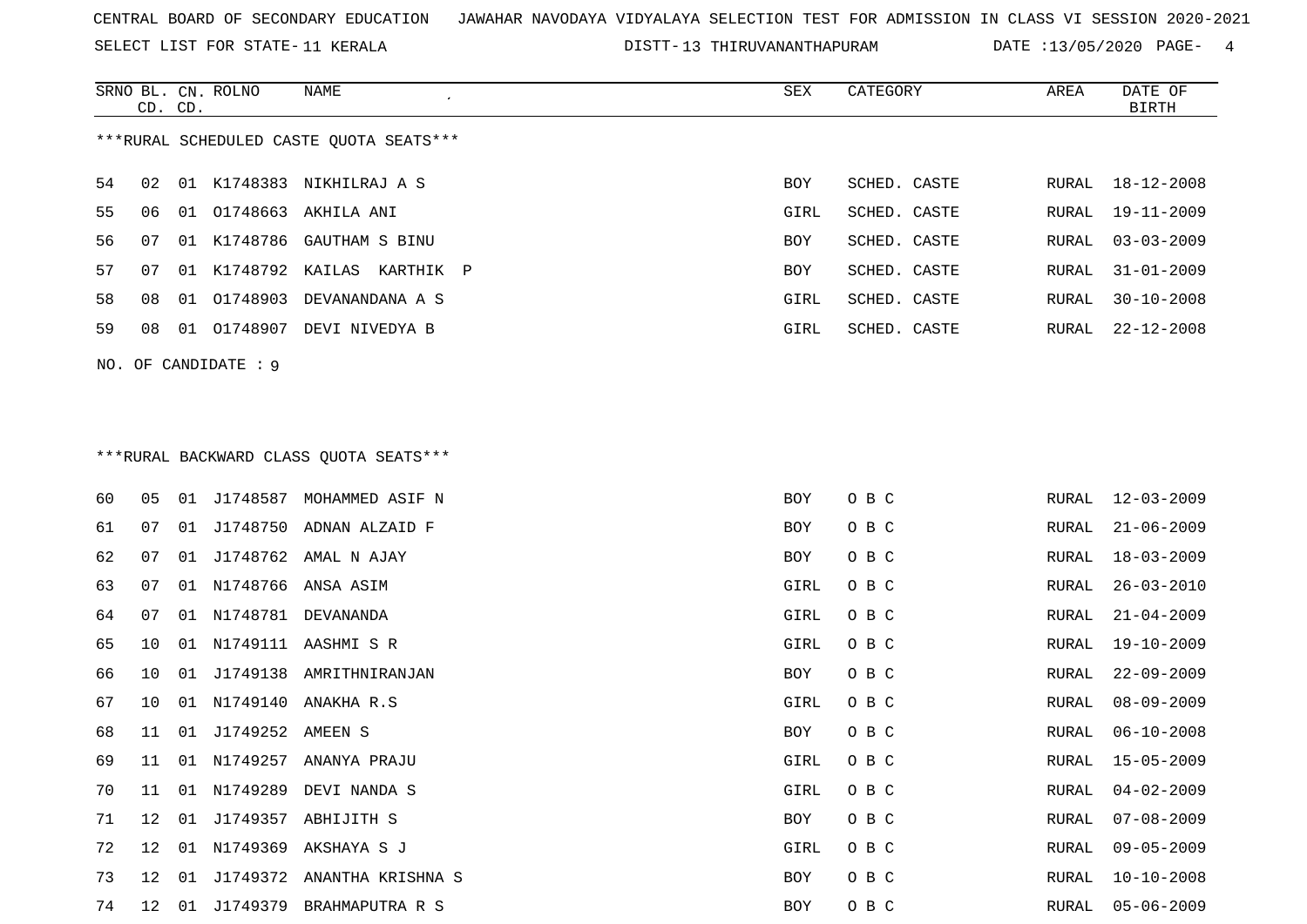CENTRAL BOARD OF SECONDARY EDUCATION   JAWAHAR NAVODAYA VIDYALAYA SELECTION TEST FOR ADMISSION IN CLASS VI SESSION 2020-2021

SELECT LIST FOR STATE- 11 KERALA   DISTT- 13 THIRUVANANTHAPURAM   DATE :13/05/2020

***RURAL SCHEDULED CASTE QUOTA SEATS***

| SRNO | BL. CD. | CN. CD. | ROLNO | NAME | SEX | CATEGORY | AREA | DATE OF BIRTH |
|---|---|---|---|---|---|---|---|---|
| 54 | 02 | 01 | K1748383 | NIKHILRAJ A S | BOY | SCHED. CASTE | RURAL | 18-12-2008 |
| 55 | 06 | 01 | O1748663 | AKHILA ANI | GIRL | SCHED. CASTE | RURAL | 19-11-2009 |
| 56 | 07 | 01 | K1748786 | GAUTHAM S BINU | BOY | SCHED. CASTE | RURAL | 03-03-2009 |
| 57 | 07 | 01 | K1748792 | KAILAS KARTHIK P | BOY | SCHED. CASTE | RURAL | 31-01-2009 |
| 58 | 08 | 01 | O1748903 | DEVANANDANA A S | GIRL | SCHED. CASTE | RURAL | 30-10-2008 |
| 59 | 08 | 01 | O1748907 | DEVI NIVEDYA B | GIRL | SCHED. CASTE | RURAL | 22-12-2008 |

NO. OF CANDIDATE : 9

***RURAL BACKWARD CLASS QUOTA SEATS***

| SRNO | BL. CD. | CN. CD. | ROLNO | NAME | SEX | CATEGORY | AREA | DATE OF BIRTH |
|---|---|---|---|---|---|---|---|---|
| 60 | 05 | 01 | J1748587 | MOHAMMED ASIF N | BOY | O B C | RURAL | 12-03-2009 |
| 61 | 07 | 01 | J1748750 | ADNAN ALZAID F | BOY | O B C | RURAL | 21-06-2009 |
| 62 | 07 | 01 | J1748762 | AMAL N AJAY | BOY | O B C | RURAL | 18-03-2009 |
| 63 | 07 | 01 | N1748766 | ANSA ASIM | GIRL | O B C | RURAL | 26-03-2010 |
| 64 | 07 | 01 | N1748781 | DEVANANDA | GIRL | O B C | RURAL | 21-04-2009 |
| 65 | 10 | 01 | N1749111 | AASHMI S R | GIRL | O B C | RURAL | 19-10-2009 |
| 66 | 10 | 01 | J1749138 | AMRITHNIRANJAN | BOY | O B C | RURAL | 22-09-2009 |
| 67 | 10 | 01 | N1749140 | ANAKHA R.S | GIRL | O B C | RURAL | 08-09-2009 |
| 68 | 11 | 01 | J1749252 | AMEEN S | BOY | O B C | RURAL | 06-10-2008 |
| 69 | 11 | 01 | N1749257 | ANANYA PRAJU | GIRL | O B C | RURAL | 15-05-2009 |
| 70 | 11 | 01 | N1749289 | DEVI NANDA S | GIRL | O B C | RURAL | 04-02-2009 |
| 71 | 12 | 01 | J1749357 | ABHIJITH S | BOY | O B C | RURAL | 07-08-2009 |
| 72 | 12 | 01 | N1749369 | AKSHAYA S J | GIRL | O B C | RURAL | 09-05-2009 |
| 73 | 12 | 01 | J1749372 | ANANTHA KRISHNA S | BOY | O B C | RURAL | 10-10-2008 |
| 74 | 12 | 01 | J1749379 | BRAHMAPUTRA R S | BOY | O B C | RURAL | 05-06-2009 |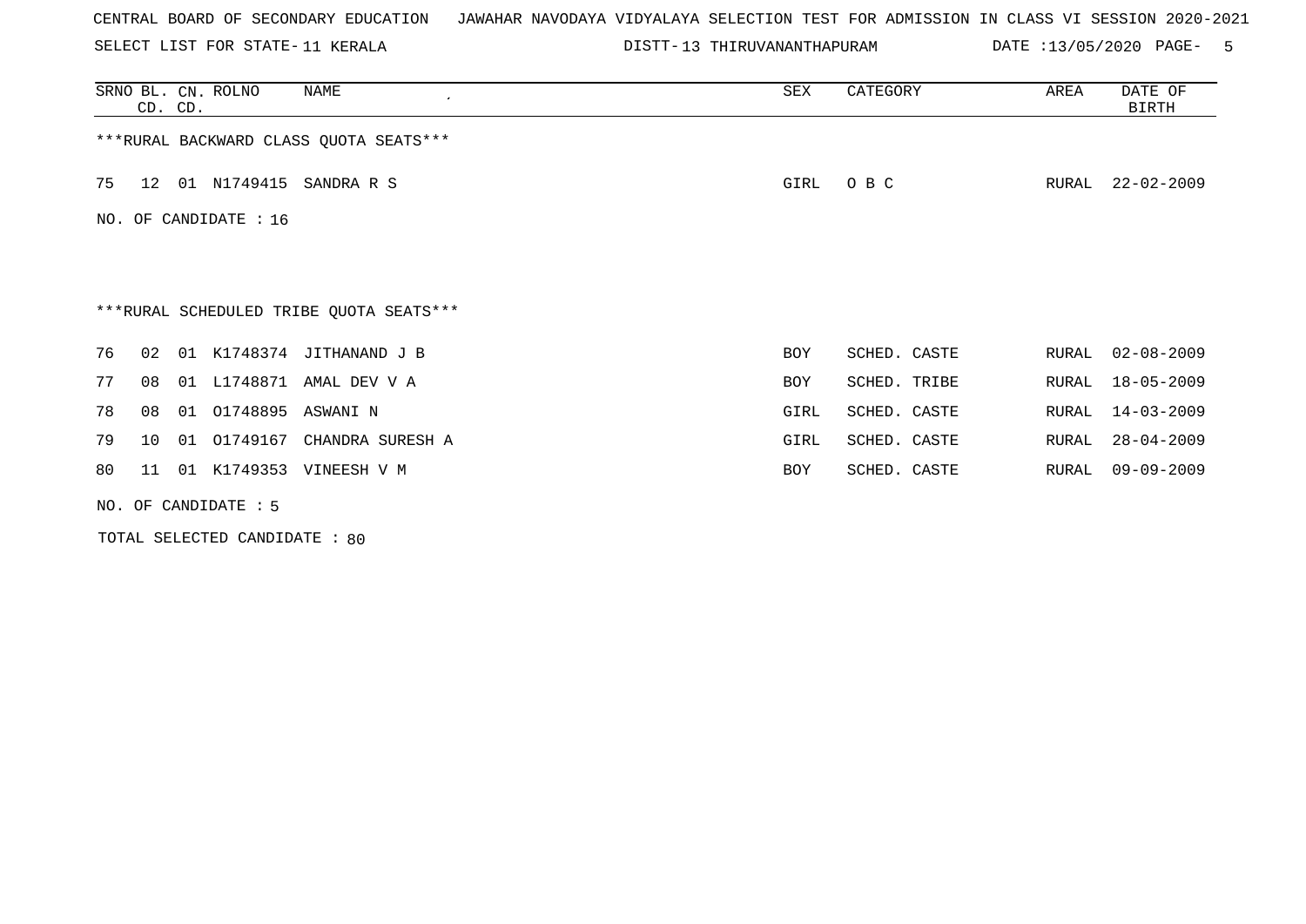CENTRAL BOARD OF SECONDARY EDUCATION JAWAHAR NAVODAYA VIDYALAYA SELECTION TEST FOR ADMISSION IN CLASS VI SESSION 2020-2021

SELECT LIST FOR STATE- 11 KERALA DISTT- 13 THIRUVANANTHAPURAM DATE :13/05/2020 PAGE- 5

***RURAL BACKWARD CLASS QUOTA SEATS***

| SRNO | BL. CD. | CN. CD. | ROLNO | NAME | SEX | CATEGORY | AREA | DATE OF BIRTH |
|---|---|---|---|---|---|---|---|---|
| 75 | 12 | 01 | N1749415 | SANDRA R S | GIRL | O B C | RURAL | 22-02-2009 |

NO. OF CANDIDATE : 16

***RURAL SCHEDULED TRIBE QUOTA SEATS***

| SRNO | BL. CD. | CN. CD. | ROLNO | NAME | SEX | CATEGORY | AREA | DATE OF BIRTH |
|---|---|---|---|---|---|---|---|---|
| 76 | 02 | 01 | K1748374 | JITHANAND J B | BOY | SCHED. CASTE | RURAL | 02-08-2009 |
| 77 | 08 | 01 | L1748871 | AMAL DEV V A | BOY | SCHED. TRIBE | RURAL | 18-05-2009 |
| 78 | 08 | 01 | O1748895 | ASWANI N | GIRL | SCHED. CASTE | RURAL | 14-03-2009 |
| 79 | 10 | 01 | O1749167 | CHANDRA SURESH A | GIRL | SCHED. CASTE | RURAL | 28-04-2009 |
| 80 | 11 | 01 | K1749353 | VINEESH V M | BOY | SCHED. CASTE | RURAL | 09-09-2009 |

NO. OF CANDIDATE : 5

TOTAL SELECTED CANDIDATE : 80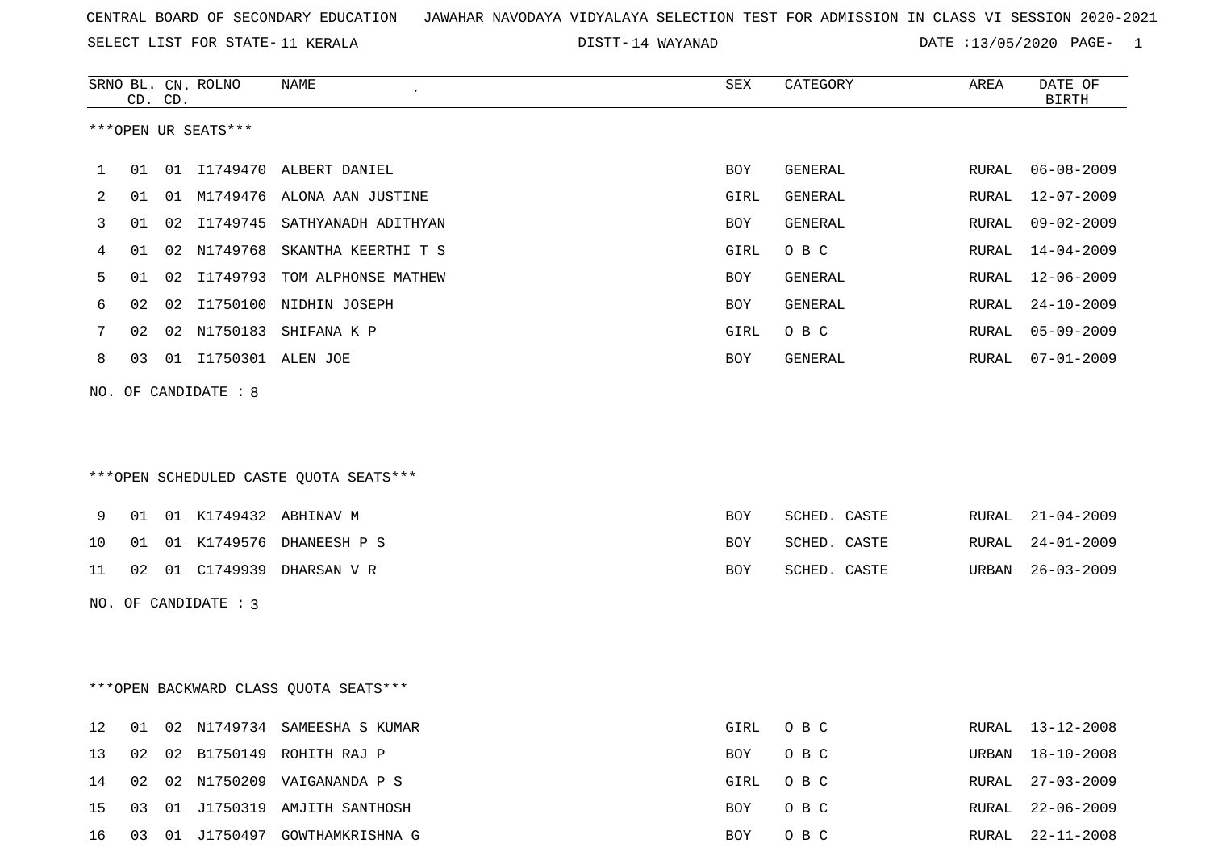CENTRAL BOARD OF SECONDARY EDUCATION JAWAHAR NAVODAYA VIDYALAYA SELECTION TEST FOR ADMISSION IN CLASS VI SESSION 2020-2021

SELECT LIST FOR STATE- 11 KERALA DISTT- 14 WAYANAD DATE :13/05/2020 PAGE- 1

***OPEN UR SEATS***

| SRNO | BL. CD. | CN. CD. | ROLNO | NAME | SEX | CATEGORY | AREA | DATE OF BIRTH |
|---|---|---|---|---|---|---|---|---|
| 1 | 01 | 01 | I1749470 | ALBERT DANIEL | BOY | GENERAL | RURAL | 06-08-2009 |
| 2 | 01 | 01 | M1749476 | ALONA AAN JUSTINE | GIRL | GENERAL | RURAL | 12-07-2009 |
| 3 | 01 | 02 | I1749745 | SATHYANADH ADITHYAN | BOY | GENERAL | RURAL | 09-02-2009 |
| 4 | 01 | 02 | N1749768 | SKANTHA KEERTHI T S | GIRL | O B C | RURAL | 14-04-2009 |
| 5 | 01 | 02 | I1749793 | TOM ALPHONSE MATHEW | BOY | GENERAL | RURAL | 12-06-2009 |
| 6 | 02 | 02 | I1750100 | NIDHIN JOSEPH | BOY | GENERAL | RURAL | 24-10-2009 |
| 7 | 02 | 02 | N1750183 | SHIFANA K P | GIRL | O B C | RURAL | 05-09-2009 |
| 8 | 03 | 01 | I1750301 | ALEN JOE | BOY | GENERAL | RURAL | 07-01-2009 |

NO. OF CANDIDATE : 8

***OPEN SCHEDULED CASTE QUOTA SEATS***

| SRNO | BL. CD. | CN. CD. | ROLNO | NAME | SEX | CATEGORY | AREA | DATE OF BIRTH |
|---|---|---|---|---|---|---|---|---|
| 9 | 01 | 01 | K1749432 | ABHINAV M | BOY | SCHED. CASTE | RURAL | 21-04-2009 |
| 10 | 01 | 01 | K1749576 | DHANEESH P S | BOY | SCHED. CASTE | RURAL | 24-01-2009 |
| 11 | 02 | 01 | C1749939 | DHARSAN V R | BOY | SCHED. CASTE | URBAN | 26-03-2009 |

NO. OF CANDIDATE : 3

***OPEN BACKWARD CLASS QUOTA SEATS***

| SRNO | BL. CD. | CN. CD. | ROLNO | NAME | SEX | CATEGORY | AREA | DATE OF BIRTH |
|---|---|---|---|---|---|---|---|---|
| 12 | 01 | 02 | N1749734 | SAMEESHA S KUMAR | GIRL | O B C | RURAL | 13-12-2008 |
| 13 | 02 | 02 | B1750149 | ROHITH RAJ P | BOY | O B C | URBAN | 18-10-2008 |
| 14 | 02 | 02 | N1750209 | VAIGANANDA P S | GIRL | O B C | RURAL | 27-03-2009 |
| 15 | 03 | 01 | J1750319 | AMJITH SANTHOSH | BOY | O B C | RURAL | 22-06-2009 |
| 16 | 03 | 01 | J1750497 | GOWTHAMKRISHNA G | BOY | O B C | RURAL | 22-11-2008 |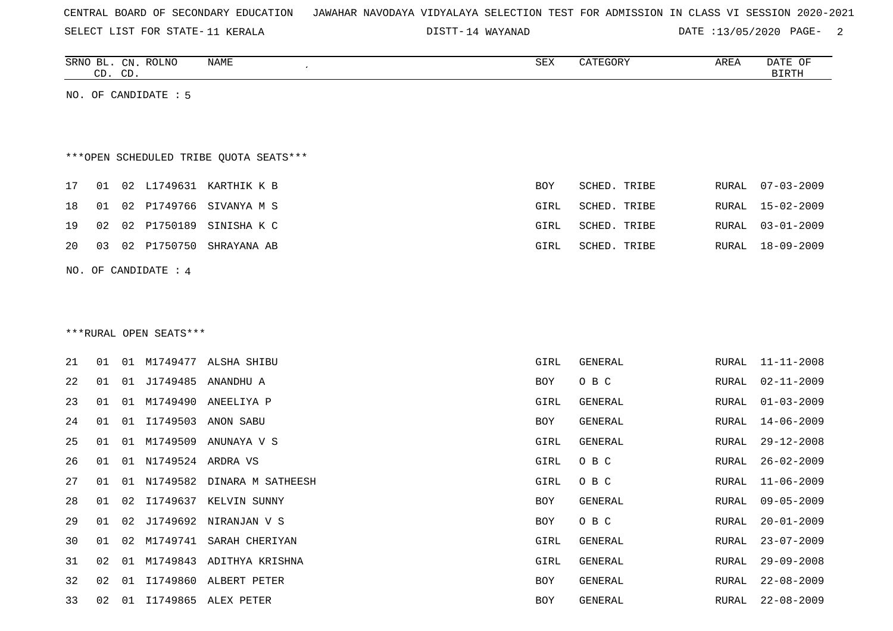CENTRAL BOARD OF SECONDARY EDUCATION JAWAHAR NAVODAYA VIDYALAYA SELECTION TEST FOR ADMISSION IN CLASS VI SESSION 2020-2021

SELECT LIST FOR STATE- 11 KERALA DISTT- 14 WAYANAD DATE :13/05/2020

| SRNO | BL. CD. | CN. CD. | ROLNO | NAME | SEX | CATEGORY | AREA | DATE OF BIRTH |
|---|---|---|---|---|---|---|---|---|

NO. OF CANDIDATE : 5

***OPEN SCHEDULED TRIBE QUOTA SEATS***

| SRNO | BL. CD. | CN. CD. | ROLNO | NAME | SEX | CATEGORY | AREA | DATE OF BIRTH |
|---|---|---|---|---|---|---|---|---|
| 17 | 01 | 02 | L1749631 | KARTHIK K B | BOY | SCHED. TRIBE | RURAL | 07-03-2009 |
| 18 | 01 | 02 | P1749766 | SIVANYA M S | GIRL | SCHED. TRIBE | RURAL | 15-02-2009 |
| 19 | 02 | 02 | P1750189 | SINISHA K C | GIRL | SCHED. TRIBE | RURAL | 03-01-2009 |
| 20 | 03 | 02 | P1750750 | SHRAYANA AB | GIRL | SCHED. TRIBE | RURAL | 18-09-2009 |

NO. OF CANDIDATE : 4

***RURAL OPEN SEATS***

| SRNO | BL. CD. | CN. CD. | ROLNO | NAME | SEX | CATEGORY | AREA | DATE OF BIRTH |
|---|---|---|---|---|---|---|---|---|
| 21 | 01 | 01 | M1749477 | ALSHA SHIBU | GIRL | GENERAL | RURAL | 11-11-2008 |
| 22 | 01 | 01 | J1749485 | ANANDHU A | BOY | O B C | RURAL | 02-11-2009 |
| 23 | 01 | 01 | M1749490 | ANEELIYA P | GIRL | GENERAL | RURAL | 01-03-2009 |
| 24 | 01 | 01 | I1749503 | ANON SABU | BOY | GENERAL | RURAL | 14-06-2009 |
| 25 | 01 | 01 | M1749509 | ANUNAYA V S | GIRL | GENERAL | RURAL | 29-12-2008 |
| 26 | 01 | 01 | N1749524 | ARDRA VS | GIRL | O B C | RURAL | 26-02-2009 |
| 27 | 01 | 01 | N1749582 | DINARA M SATHEESH | GIRL | O B C | RURAL | 11-06-2009 |
| 28 | 01 | 02 | I1749637 | KELVIN SUNNY | BOY | GENERAL | RURAL | 09-05-2009 |
| 29 | 01 | 02 | J1749692 | NIRANJAN V S | BOY | O B C | RURAL | 20-01-2009 |
| 30 | 01 | 02 | M1749741 | SARAH CHERIYAN | GIRL | GENERAL | RURAL | 23-07-2009 |
| 31 | 02 | 01 | M1749843 | ADITHYA KRISHNA | GIRL | GENERAL | RURAL | 29-09-2008 |
| 32 | 02 | 01 | I1749860 | ALBERT PETER | BOY | GENERAL | RURAL | 22-08-2009 |
| 33 | 02 | 01 | I1749865 | ALEX PETER | BOY | GENERAL | RURAL | 22-08-2009 |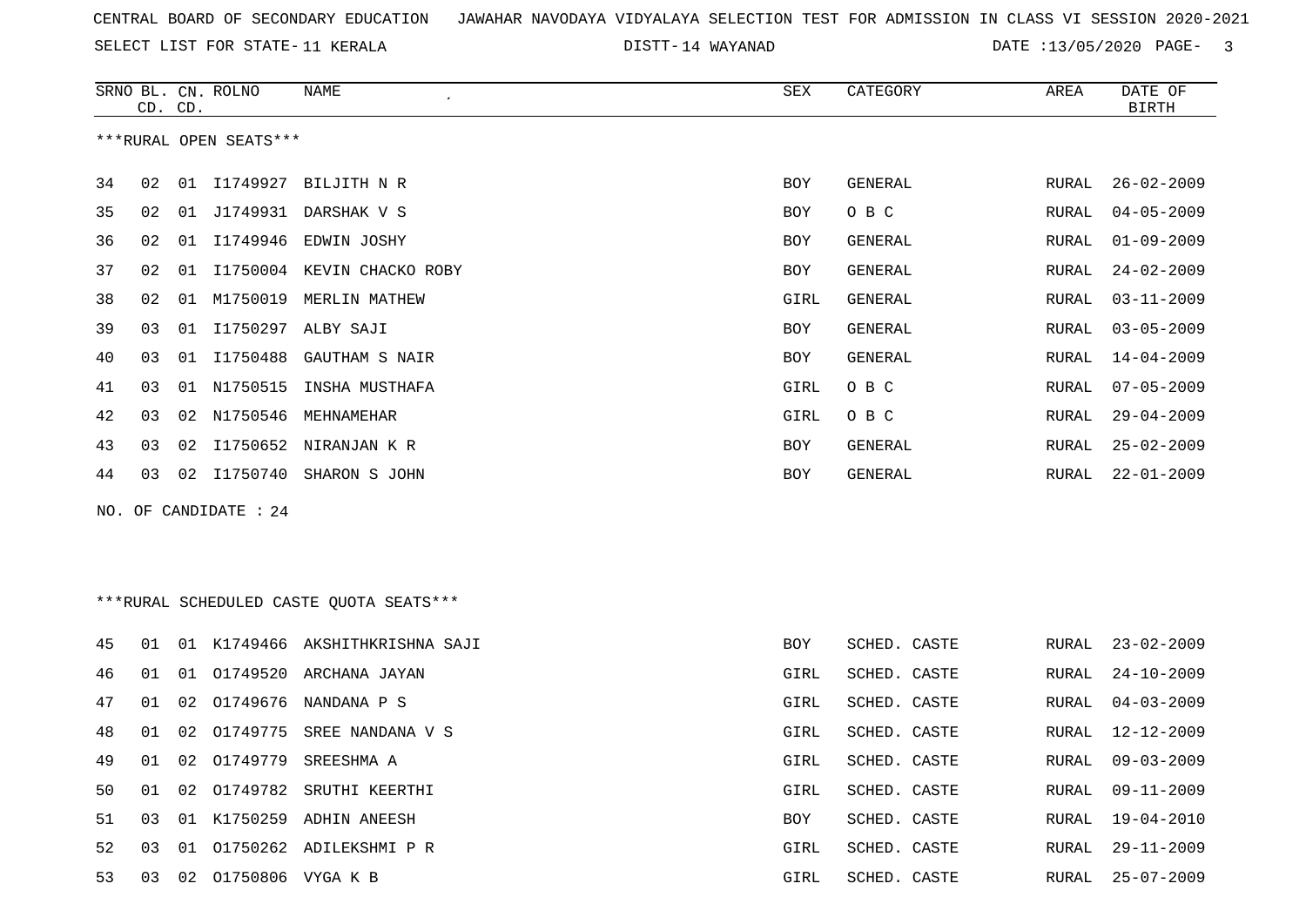CENTRAL BOARD OF SECONDARY EDUCATION JAWAHAR NAVODAYA VIDYALAYA SELECTION TEST FOR ADMISSION IN CLASS VI SESSION 2020-2021

SELECT LIST FOR STATE- 11 KERALA DISTT- 14 WAYANAD DATE :13/05/2020

***RURAL OPEN SEATS***

| SRNO | BL. CD. | CN. CD. | ROLNO | NAME | SEX | CATEGORY | AREA | DATE OF BIRTH |
|---|---|---|---|---|---|---|---|---|
| 34 | 02 | 01 | I1749927 | BILJITH N R | BOY | GENERAL | RURAL | 26-02-2009 |
| 35 | 02 | 01 | J1749931 | DARSHAK V S | BOY | O B C | RURAL | 04-05-2009 |
| 36 | 02 | 01 | I1749946 | EDWIN JOSHY | BOY | GENERAL | RURAL | 01-09-2009 |
| 37 | 02 | 01 | I1750004 | KEVIN CHACKO ROBY | BOY | GENERAL | RURAL | 24-02-2009 |
| 38 | 02 | 01 | M1750019 | MERLIN MATHEW | GIRL | GENERAL | RURAL | 03-11-2009 |
| 39 | 03 | 01 | I1750297 | ALBY SAJI | BOY | GENERAL | RURAL | 03-05-2009 |
| 40 | 03 | 01 | I1750488 | GAUTHAM S NAIR | BOY | GENERAL | RURAL | 14-04-2009 |
| 41 | 03 | 01 | N1750515 | INSHA MUSTHAFA | GIRL | O B C | RURAL | 07-05-2009 |
| 42 | 03 | 02 | N1750546 | MEHNAMEHAR | GIRL | O B C | RURAL | 29-04-2009 |
| 43 | 03 | 02 | I1750652 | NIRANJAN K R | BOY | GENERAL | RURAL | 25-02-2009 |
| 44 | 03 | 02 | I1750740 | SHARON S JOHN | BOY | GENERAL | RURAL | 22-01-2009 |

NO. OF CANDIDATE : 24

***RURAL SCHEDULED CASTE QUOTA SEATS***

| SRNO | BL. CD. | CN. CD. | ROLNO | NAME | SEX | CATEGORY | AREA | DATE OF BIRTH |
|---|---|---|---|---|---|---|---|---|
| 45 | 01 | 01 | K1749466 | AKSHITHKRISHNA SAJI | BOY | SCHED. CASTE | RURAL | 23-02-2009 |
| 46 | 01 | 01 | O1749520 | ARCHANA JAYAN | GIRL | SCHED. CASTE | RURAL | 24-10-2009 |
| 47 | 01 | 02 | O1749676 | NANDANA P S | GIRL | SCHED. CASTE | RURAL | 04-03-2009 |
| 48 | 01 | 02 | O1749775 | SREE NANDANA V S | GIRL | SCHED. CASTE | RURAL | 12-12-2009 |
| 49 | 01 | 02 | O1749779 | SREESHMA A | GIRL | SCHED. CASTE | RURAL | 09-03-2009 |
| 50 | 01 | 02 | O1749782 | SRUTHI KEERTHI | GIRL | SCHED. CASTE | RURAL | 09-11-2009 |
| 51 | 03 | 01 | K1750259 | ADHIN ANEESH | BOY | SCHED. CASTE | RURAL | 19-04-2010 |
| 52 | 03 | 01 | O1750262 | ADILEKSHMI P R | GIRL | SCHED. CASTE | RURAL | 29-11-2009 |
| 53 | 03 | 02 | O1750806 | VYGA K B | GIRL | SCHED. CASTE | RURAL | 25-07-2009 |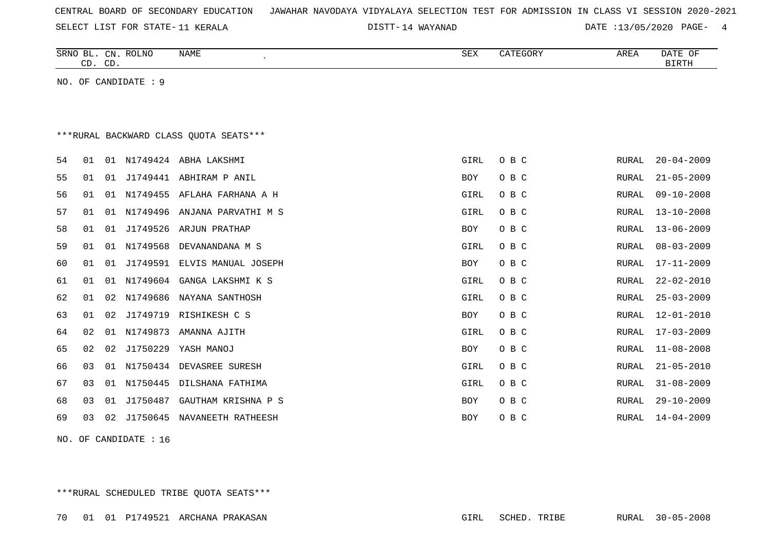CENTRAL BOARD OF SECONDARY EDUCATION JAWAHAR NAVODAYA VIDYALAYA SELECTION TEST FOR ADMISSION IN CLASS VI SESSION 2020-2021

SELECT LIST FOR STATE- 11 KERALA DISTT- 14 WAYANAD DATE :13/05/2020

| SRNO | BL. CD. | CN. CD. | ROLNO | NAME | SEX | CATEGORY | AREA | DATE OF BIRTH |
|---|---|---|---|---|---|---|---|---|

NO. OF CANDIDATE : 9

***RURAL BACKWARD CLASS QUOTA SEATS***

| SRNO | BL. CD. | CN. CD. | ROLNO | NAME | SEX | CATEGORY | AREA | DATE OF BIRTH |
|---|---|---|---|---|---|---|---|---|
| 54 | 01 | 01 | N1749424 | ABHA LAKSHMI | GIRL | O B C | RURAL | 20-04-2009 |
| 55 | 01 | 01 | J1749441 | ABHIRAM P ANIL | BOY | O B C | RURAL | 21-05-2009 |
| 56 | 01 | 01 | N1749455 | AFLAHA FARHANA A H | GIRL | O B C | RURAL | 09-10-2008 |
| 57 | 01 | 01 | N1749496 | ANJANA PARVATHI M S | GIRL | O B C | RURAL | 13-10-2008 |
| 58 | 01 | 01 | J1749526 | ARJUN PRATHAP | BOY | O B C | RURAL | 13-06-2009 |
| 59 | 01 | 01 | N1749568 | DEVANANDANA M S | GIRL | O B C | RURAL | 08-03-2009 |
| 60 | 01 | 01 | J1749591 | ELVIS MANUAL JOSEPH | BOY | O B C | RURAL | 17-11-2009 |
| 61 | 01 | 01 | N1749604 | GANGA LAKSHMI K S | GIRL | O B C | RURAL | 22-02-2010 |
| 62 | 01 | 02 | N1749686 | NAYANA SANTHOSH | GIRL | O B C | RURAL | 25-03-2009 |
| 63 | 01 | 02 | J1749719 | RISHIKESH C S | BOY | O B C | RURAL | 12-01-2010 |
| 64 | 02 | 01 | N1749873 | AMANNA AJITH | GIRL | O B C | RURAL | 17-03-2009 |
| 65 | 02 | 02 | J1750229 | YASH MANOJ | BOY | O B C | RURAL | 11-08-2008 |
| 66 | 03 | 01 | N1750434 | DEVASREE SURESH | GIRL | O B C | RURAL | 21-05-2010 |
| 67 | 03 | 01 | N1750445 | DILSHANA FATHIMA | GIRL | O B C | RURAL | 31-08-2009 |
| 68 | 03 | 01 | J1750487 | GAUTHAM KRISHNA P S | BOY | O B C | RURAL | 29-10-2009 |
| 69 | 03 | 02 | J1750645 | NAVANEETH RATHEESH | BOY | O B C | RURAL | 14-04-2009 |

NO. OF CANDIDATE : 16

***RURAL SCHEDULED TRIBE QUOTA SEATS***

| SRNO | BL. CD. | CN. CD. | ROLNO | NAME | SEX | CATEGORY | AREA | DATE OF BIRTH |
|---|---|---|---|---|---|---|---|---|
| 70 | 01 | 01 | P1749521 | ARCHANA PRAKASAN | GIRL | SCHED. TRIBE | RURAL | 30-05-2008 |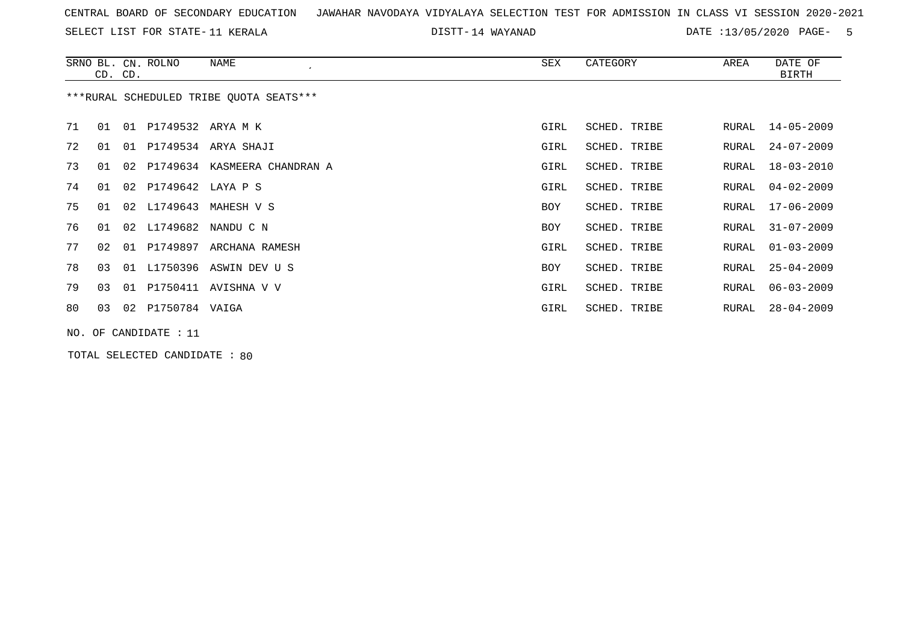CENTRAL BOARD OF SECONDARY EDUCATION JAWAHAR NAVODAYA VIDYALAYA SELECTION TEST FOR ADMISSION IN CLASS VI SESSION 2020-2021

SELECT LIST FOR STATE- 11 KERALA DISTT- 14 WAYANAD DATE :13/05/2020

***RURAL SCHEDULED TRIBE QUOTA SEATS***

| SRNO | BL. CD. | CN. CD. | ROLNO | NAME | SEX | CATEGORY | AREA | DATE OF BIRTH |
|---|---|---|---|---|---|---|---|---|
| 71 | 01 | 01 | P1749532 | ARYA M K | GIRL | SCHED. TRIBE | RURAL | 14-05-2009 |
| 72 | 01 | 01 | P1749534 | ARYA SHAJI | GIRL | SCHED. TRIBE | RURAL | 24-07-2009 |
| 73 | 01 | 02 | P1749634 | KASMEERA CHANDRAN A | GIRL | SCHED. TRIBE | RURAL | 18-03-2010 |
| 74 | 01 | 02 | P1749642 | LAYA P S | GIRL | SCHED. TRIBE | RURAL | 04-02-2009 |
| 75 | 01 | 02 | L1749643 | MAHESH V S | BOY | SCHED. TRIBE | RURAL | 17-06-2009 |
| 76 | 01 | 02 | L1749682 | NANDU C N | BOY | SCHED. TRIBE | RURAL | 31-07-2009 |
| 77 | 02 | 01 | P1749897 | ARCHANA RAMESH | GIRL | SCHED. TRIBE | RURAL | 01-03-2009 |
| 78 | 03 | 01 | L1750396 | ASWIN DEV U S | BOY | SCHED. TRIBE | RURAL | 25-04-2009 |
| 79 | 03 | 01 | P1750411 | AVISHNA V V | GIRL | SCHED. TRIBE | RURAL | 06-03-2009 |
| 80 | 03 | 02 | P1750784 | VAIGA | GIRL | SCHED. TRIBE | RURAL | 28-04-2009 |

NO. OF CANDIDATE : 11

TOTAL SELECTED CANDIDATE : 80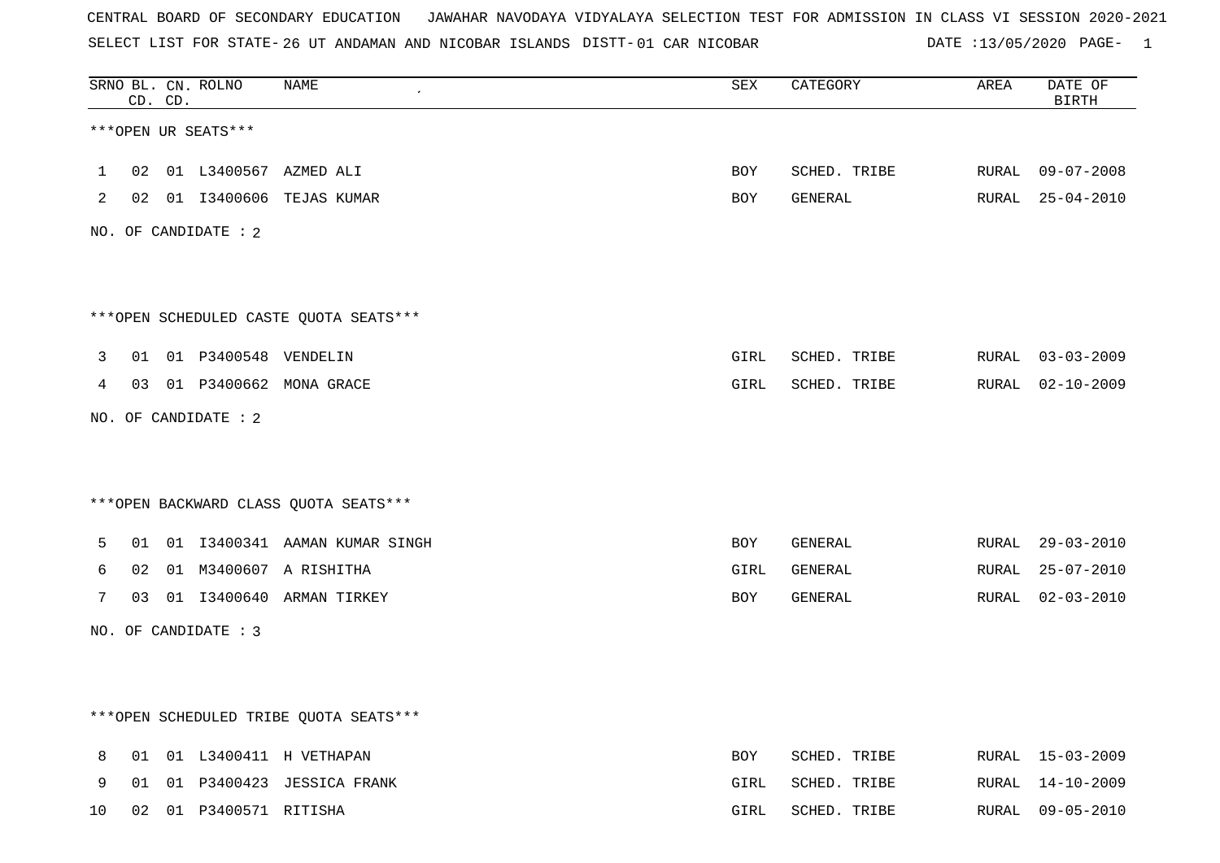CENTRAL BOARD OF SECONDARY EDUCATION   JAWAHAR NAVODAYA VIDYALAYA SELECTION TEST FOR ADMISSION IN CLASS VI SESSION 2020-2021

SELECT LIST FOR STATE- 26 UT ANDAMAN AND NICOBAR ISLANDS  DISTT- 01 CAR NICOBAR    DATE :13/05/2020

***OPEN UR SEATS***

| SRNO | BL. CD. | CN. CD. | ROLNO | NAME | SEX | CATEGORY | AREA | DATE OF BIRTH |
|---|---|---|---|---|---|---|---|---|
| 1 | 02 | 01 | L3400567 | AZMED ALI | BOY | SCHED. TRIBE | RURAL | 09-07-2008 |
| 2 | 02 | 01 | I3400606 | TEJAS KUMAR | BOY | GENERAL | RURAL | 25-04-2010 |

NO. OF CANDIDATE : 2

***OPEN SCHEDULED CASTE QUOTA SEATS***

| SRNO | BL. CD. | CN. CD. | ROLNO | NAME | SEX | CATEGORY | AREA | DATE OF BIRTH |
|---|---|---|---|---|---|---|---|---|
| 3 | 01 | 01 | P3400548 | VENDELIN | GIRL | SCHED. TRIBE | RURAL | 03-03-2009 |
| 4 | 03 | 01 | P3400662 | MONA GRACE | GIRL | SCHED. TRIBE | RURAL | 02-10-2009 |

NO. OF CANDIDATE : 2

***OPEN BACKWARD CLASS QUOTA SEATS***

| SRNO | BL. CD. | CN. CD. | ROLNO | NAME | SEX | CATEGORY | AREA | DATE OF BIRTH |
|---|---|---|---|---|---|---|---|---|
| 5 | 01 | 01 | I3400341 | AAMAN KUMAR SINGH | BOY | GENERAL | RURAL | 29-03-2010 |
| 6 | 02 | 01 | M3400607 | A RISHITHA | GIRL | GENERAL | RURAL | 25-07-2010 |
| 7 | 03 | 01 | I3400640 | ARMAN TIRKEY | BOY | GENERAL | RURAL | 02-03-2010 |

NO. OF CANDIDATE : 3

***OPEN SCHEDULED TRIBE QUOTA SEATS***

| SRNO | BL. CD. | CN. CD. | ROLNO | NAME | SEX | CATEGORY | AREA | DATE OF BIRTH |
|---|---|---|---|---|---|---|---|---|
| 8 | 01 | 01 | L3400411 | H VETHAPAN | BOY | SCHED. TRIBE | RURAL | 15-03-2009 |
| 9 | 01 | 01 | P3400423 | JESSICA FRANK | GIRL | SCHED. TRIBE | RURAL | 14-10-2009 |
| 10 | 02 | 01 | P3400571 | RITISHA | GIRL | SCHED. TRIBE | RURAL | 09-05-2010 |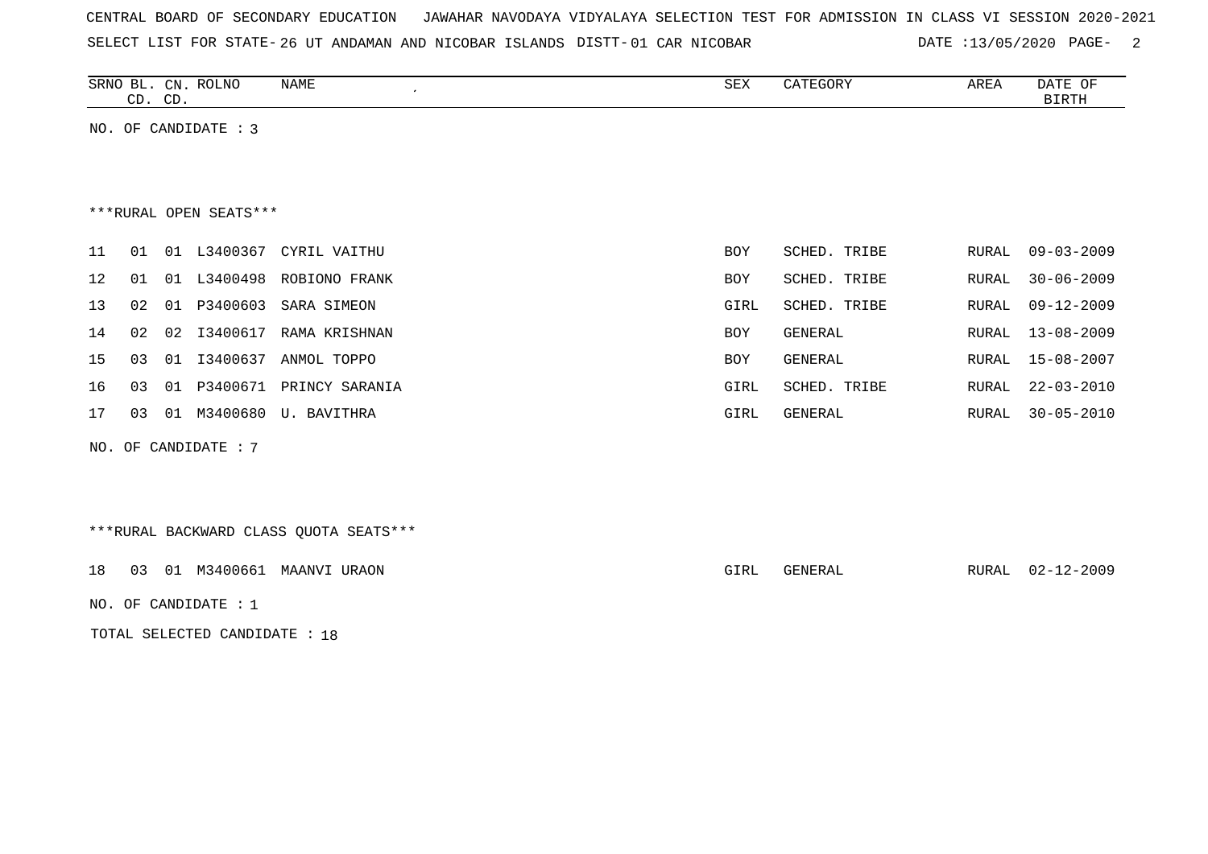CENTRAL BOARD OF SECONDARY EDUCATION JAWAHAR NAVODAYA VIDYALAYA SELECTION TEST FOR ADMISSION IN CLASS VI SESSION 2020-2021

SELECT LIST FOR STATE- 26 UT ANDAMAN AND NICOBAR ISLANDS DISTT- 01 CAR NICOBAR DATE :13/05/2020

| SRNO | BL. CD. | CN. CD. | ROLNO | NAME | SEX | CATEGORY | AREA | DATE OF BIRTH |
|---|---|---|---|---|---|---|---|---|

NO. OF CANDIDATE : 3

***RURAL OPEN SEATS***

| SRNO | BL. CD. | CN. CD. | ROLNO | NAME | SEX | CATEGORY | AREA | DATE OF BIRTH |
|---|---|---|---|---|---|---|---|---|
| 11 | 01 | 01 | L3400367 | CYRIL VAITHU | BOY | SCHED. TRIBE | RURAL | 09-03-2009 |
| 12 | 01 | 01 | L3400498 | ROBIONO FRANK | BOY | SCHED. TRIBE | RURAL | 30-06-2009 |
| 13 | 02 | 01 | P3400603 | SARA SIMEON | GIRL | SCHED. TRIBE | RURAL | 09-12-2009 |
| 14 | 02 | 02 | I3400617 | RAMA KRISHNAN | BOY | GENERAL | RURAL | 13-08-2009 |
| 15 | 03 | 01 | I3400637 | ANMOL TOPPO | BOY | GENERAL | RURAL | 15-08-2007 |
| 16 | 03 | 01 | P3400671 | PRINCY SARANIA | GIRL | SCHED. TRIBE | RURAL | 22-03-2010 |
| 17 | 03 | 01 | M3400680 | U. BAVITHRA | GIRL | GENERAL | RURAL | 30-05-2010 |

NO. OF CANDIDATE : 7

***RURAL BACKWARD CLASS QUOTA SEATS***

| SRNO | BL. CD. | CN. CD. | ROLNO | NAME | SEX | CATEGORY | AREA | DATE OF BIRTH |
|---|---|---|---|---|---|---|---|---|
| 18 | 03 | 01 | M3400661 | MAANVI URAON | GIRL | GENERAL | RURAL | 02-12-2009 |

NO. OF CANDIDATE : 1

TOTAL SELECTED CANDIDATE : 18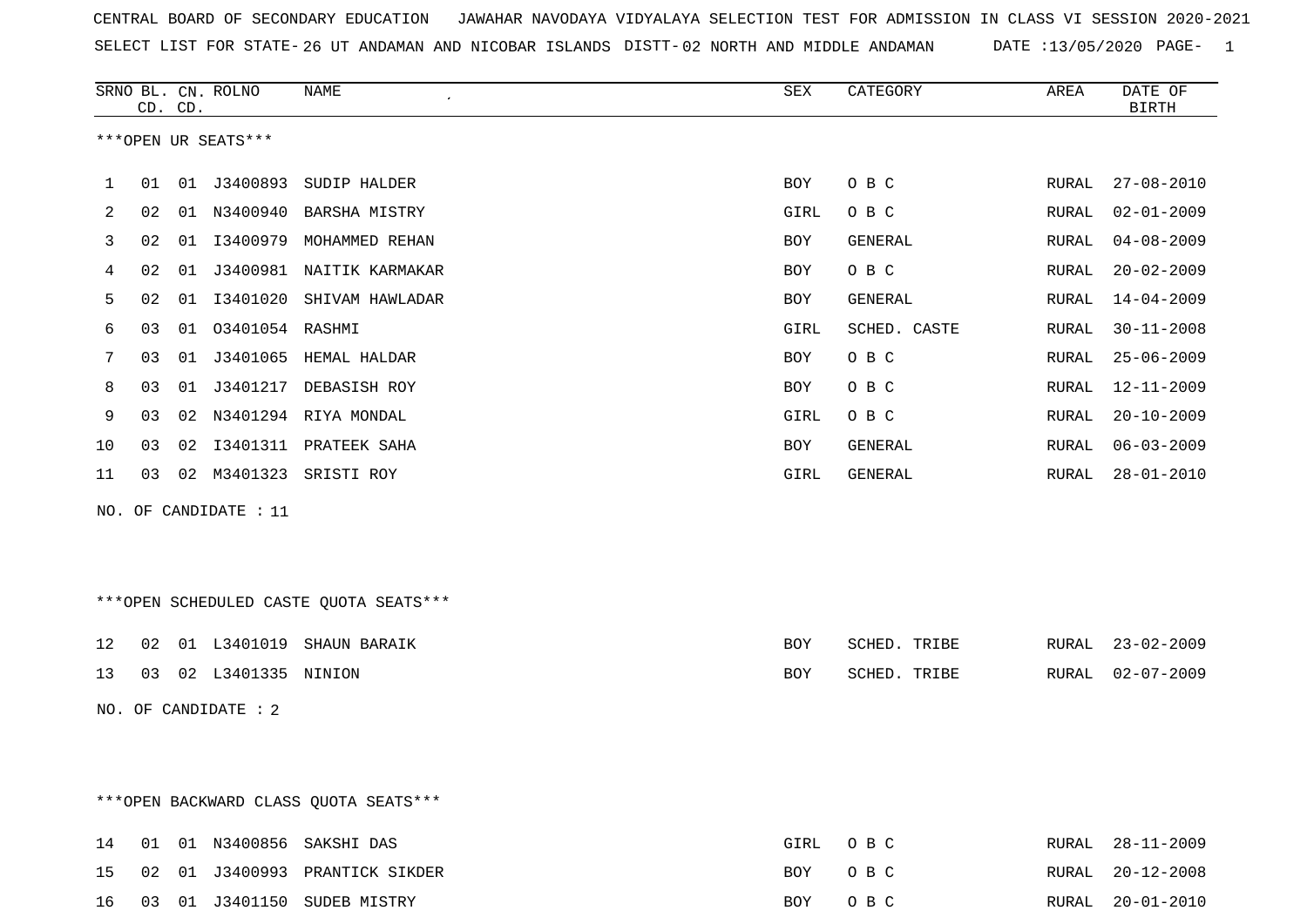CENTRAL BOARD OF SECONDARY EDUCATION JAWAHAR NAVODAYA VIDYALAYA SELECTION TEST FOR ADMISSION IN CLASS VI SESSION 2020-2021

SELECT LIST FOR STATE- 26 UT ANDAMAN AND NICOBAR ISLANDS DISTT- 02 NORTH AND MIDDLE ANDAMAN DATE :13/05/2020 PAGE- 1

***OPEN UR SEATS***

| SRNO | BL. CD. | CN. CD. | ROLNO | NAME | SEX | CATEGORY | AREA | DATE OF BIRTH |
|---|---|---|---|---|---|---|---|---|
| 1 | 01 | 01 | J3400893 | SUDIP HALDER | BOY | O B C | RURAL | 27-08-2010 |
| 2 | 02 | 01 | N3400940 | BARSHA MISTRY | GIRL | O B C | RURAL | 02-01-2009 |
| 3 | 02 | 01 | I3400979 | MOHAMMED REHAN | BOY | GENERAL | RURAL | 04-08-2009 |
| 4 | 02 | 01 | J3400981 | NAITIK KARMAKAR | BOY | O B C | RURAL | 20-02-2009 |
| 5 | 02 | 01 | I3401020 | SHIVAM HAWLADAR | BOY | GENERAL | RURAL | 14-04-2009 |
| 6 | 03 | 01 | O3401054 | RASHMI | GIRL | SCHED. CASTE | RURAL | 30-11-2008 |
| 7 | 03 | 01 | J3401065 | HEMAL HALDAR | BOY | O B C | RURAL | 25-06-2009 |
| 8 | 03 | 01 | J3401217 | DEBASISH ROY | BOY | O B C | RURAL | 12-11-2009 |
| 9 | 03 | 02 | N3401294 | RIYA MONDAL | GIRL | O B C | RURAL | 20-10-2009 |
| 10 | 03 | 02 | I3401311 | PRATEEK SAHA | BOY | GENERAL | RURAL | 06-03-2009 |
| 11 | 03 | 02 | M3401323 | SRISTI ROY | GIRL | GENERAL | RURAL | 28-01-2010 |

NO. OF CANDIDATE : 11

***OPEN SCHEDULED CASTE QUOTA SEATS***

| SRNO | BL. CD. | CN. CD. | ROLNO | NAME | SEX | CATEGORY | AREA | DATE OF BIRTH |
|---|---|---|---|---|---|---|---|---|
| 12 | 02 | 01 | L3401019 | SHAUN BARAIK | BOY | SCHED. TRIBE | RURAL | 23-02-2009 |
| 13 | 03 | 02 | L3401335 | NINION | BOY | SCHED. TRIBE | RURAL | 02-07-2009 |

NO. OF CANDIDATE : 2

***OPEN BACKWARD CLASS QUOTA SEATS***

| SRNO | BL. CD. | CN. CD. | ROLNO | NAME | SEX | CATEGORY | AREA | DATE OF BIRTH |
|---|---|---|---|---|---|---|---|---|
| 14 | 01 | 01 | N3400856 | SAKSHI DAS | GIRL | O B C | RURAL | 28-11-2009 |
| 15 | 02 | 01 | J3400993 | PRANTICK SIKDER | BOY | O B C | RURAL | 20-12-2008 |
| 16 | 03 | 01 | J3401150 | SUDEB MISTRY | BOY | O B C | RURAL | 20-01-2010 |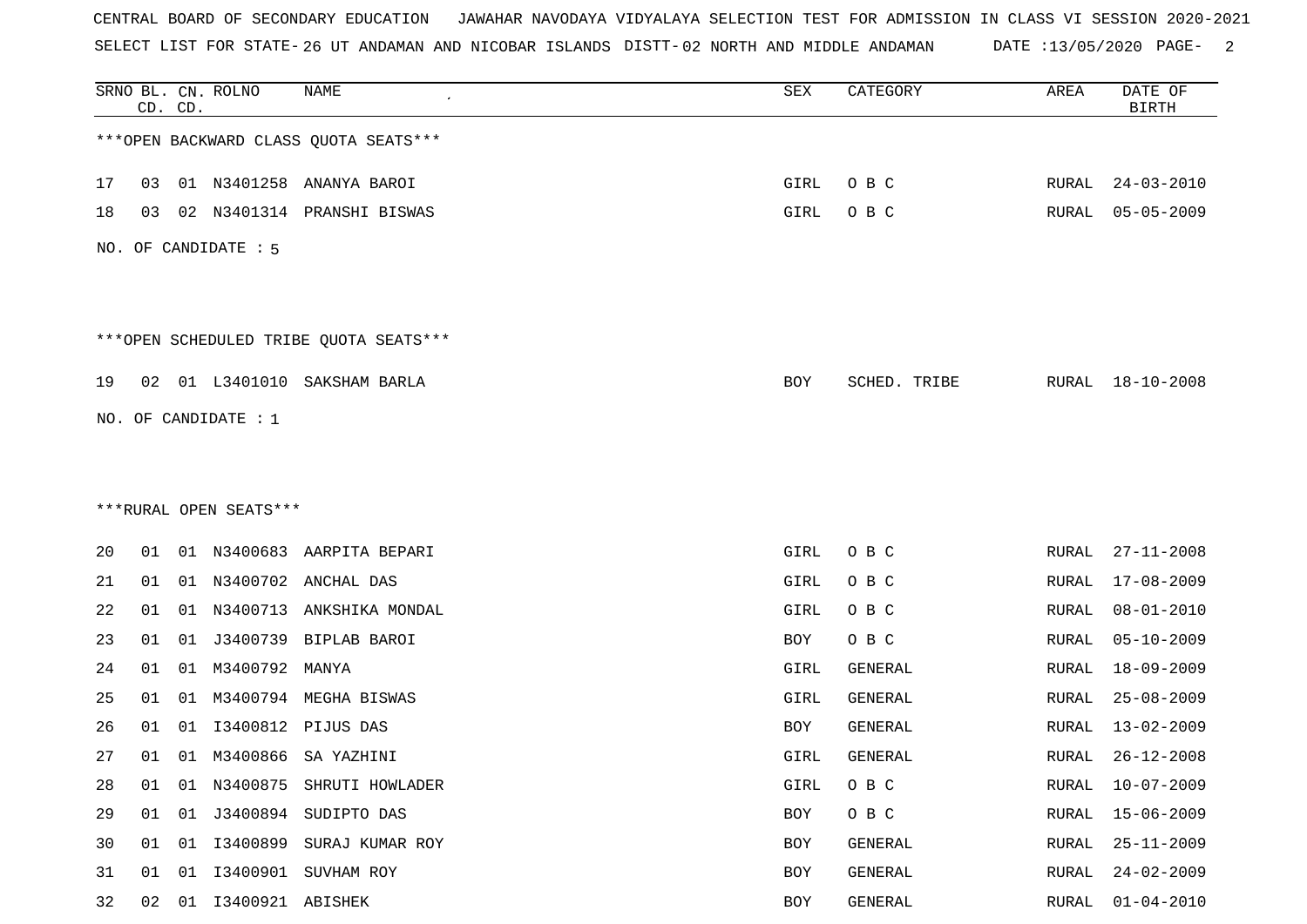CENTRAL BOARD OF SECONDARY EDUCATION JAWAHAR NAVODAYA VIDYALAYA SELECTION TEST FOR ADMISSION IN CLASS VI SESSION 2020-2021

SELECT LIST FOR STATE- 26 UT ANDAMAN AND NICOBAR ISLANDS DISTT- 02 NORTH AND MIDDLE ANDAMAN DATE :13/05/2020

| SRNO | BL. CD. | CN. CD. | ROLNO | NAME | SEX | CATEGORY | AREA | DATE OF BIRTH |
|---|---|---|---|---|---|---|---|---|

***OPEN BACKWARD CLASS QUOTA SEATS***

| SRNO | BL. CD. | CN. CD. | ROLNO | NAME | SEX | CATEGORY | AREA | DATE OF BIRTH |
|---|---|---|---|---|---|---|---|---|
| 17 | 03 | 01 | N3401258 | ANANYA BAROI | GIRL | O B C | RURAL | 24-03-2010 |
| 18 | 03 | 02 | N3401314 | PRANSHI BISWAS | GIRL | O B C | RURAL | 05-05-2009 |

NO. OF CANDIDATE : 5

***OPEN SCHEDULED TRIBE QUOTA SEATS***

| SRNO | BL. CD. | CN. CD. | ROLNO | NAME | SEX | CATEGORY | AREA | DATE OF BIRTH |
|---|---|---|---|---|---|---|---|---|
| 19 | 02 | 01 | L3401010 | SAKSHAM BARLA | BOY | SCHED. TRIBE | RURAL | 18-10-2008 |

NO. OF CANDIDATE : 1

***RURAL OPEN SEATS***

| SRNO | BL. CD. | CN. CD. | ROLNO | NAME | SEX | CATEGORY | AREA | DATE OF BIRTH |
|---|---|---|---|---|---|---|---|---|
| 20 | 01 | 01 | N3400683 | AARPITA BEPARI | GIRL | O B C | RURAL | 27-11-2008 |
| 21 | 01 | 01 | N3400702 | ANCHAL DAS | GIRL | O B C | RURAL | 17-08-2009 |
| 22 | 01 | 01 | N3400713 | ANKSHIKA MONDAL | GIRL | O B C | RURAL | 08-01-2010 |
| 23 | 01 | 01 | J3400739 | BIPLAB BAROI | BOY | O B C | RURAL | 05-10-2009 |
| 24 | 01 | 01 | M3400792 | MANYA | GIRL | GENERAL | RURAL | 18-09-2009 |
| 25 | 01 | 01 | M3400794 | MEGHA BISWAS | GIRL | GENERAL | RURAL | 25-08-2009 |
| 26 | 01 | 01 | I3400812 | PIJUS DAS | BOY | GENERAL | RURAL | 13-02-2009 |
| 27 | 01 | 01 | M3400866 | SA YAZHINI | GIRL | GENERAL | RURAL | 26-12-2008 |
| 28 | 01 | 01 | N3400875 | SHRUTI HOWLADER | GIRL | O B C | RURAL | 10-07-2009 |
| 29 | 01 | 01 | J3400894 | SUDIPTO DAS | BOY | O B C | RURAL | 15-06-2009 |
| 30 | 01 | 01 | I3400899 | SURAJ KUMAR ROY | BOY | GENERAL | RURAL | 25-11-2009 |
| 31 | 01 | 01 | I3400901 | SUVHAM ROY | BOY | GENERAL | RURAL | 24-02-2009 |
| 32 | 02 | 01 | I3400921 | ABISHEK | BOY | GENERAL | RURAL | 01-04-2010 |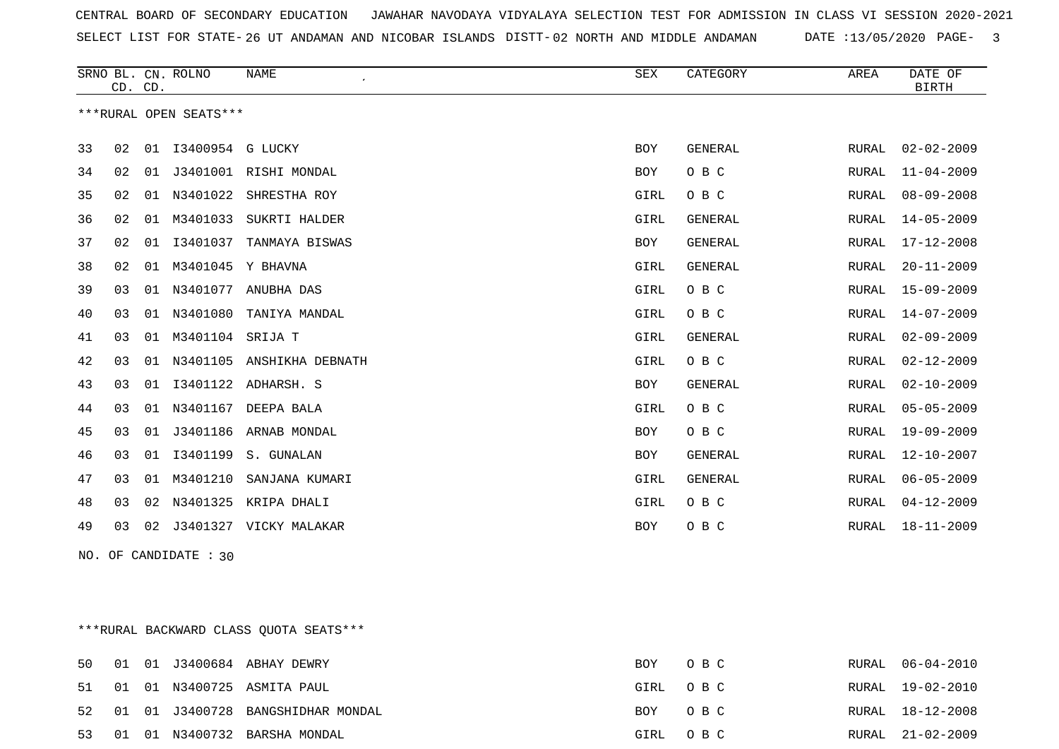CENTRAL BOARD OF SECONDARY EDUCATION JAWAHAR NAVODAYA VIDYALAYA SELECTION TEST FOR ADMISSION IN CLASS VI SESSION 2020-2021

SELECT LIST FOR STATE- 26 UT ANDAMAN AND NICOBAR ISLANDS DISTT- 02 NORTH AND MIDDLE ANDAMAN DATE :13/05/2020

***RURAL OPEN SEATS***

| SRNO | BL. CD. | CN. CD. | ROLNO | NAME | SEX | CATEGORY | AREA | DATE OF BIRTH |
|---|---|---|---|---|---|---|---|---|
| 33 | 02 | 01 | I3400954 | G LUCKY | BOY | GENERAL | RURAL | 02-02-2009 |
| 34 | 02 | 01 | J3401001 | RISHI MONDAL | BOY | O B C | RURAL | 11-04-2009 |
| 35 | 02 | 01 | N3401022 | SHRESTHA ROY | GIRL | O B C | RURAL | 08-09-2008 |
| 36 | 02 | 01 | M3401033 | SUKRTI HALDER | GIRL | GENERAL | RURAL | 14-05-2009 |
| 37 | 02 | 01 | I3401037 | TANMAYA BISWAS | BOY | GENERAL | RURAL | 17-12-2008 |
| 38 | 02 | 01 | M3401045 | Y BHAVNA | GIRL | GENERAL | RURAL | 20-11-2009 |
| 39 | 03 | 01 | N3401077 | ANUBHA DAS | GIRL | O B C | RURAL | 15-09-2009 |
| 40 | 03 | 01 | N3401080 | TANIYA MANDAL | GIRL | O B C | RURAL | 14-07-2009 |
| 41 | 03 | 01 | M3401104 | SRIJA T | GIRL | GENERAL | RURAL | 02-09-2009 |
| 42 | 03 | 01 | N3401105 | ANSHIKHA DEBNATH | GIRL | O B C | RURAL | 02-12-2009 |
| 43 | 03 | 01 | I3401122 | ADHARSH. S | BOY | GENERAL | RURAL | 02-10-2009 |
| 44 | 03 | 01 | N3401167 | DEEPA BALA | GIRL | O B C | RURAL | 05-05-2009 |
| 45 | 03 | 01 | J3401186 | ARNAB MONDAL | BOY | O B C | RURAL | 19-09-2009 |
| 46 | 03 | 01 | I3401199 | S. GUNALAN | BOY | GENERAL | RURAL | 12-10-2007 |
| 47 | 03 | 01 | M3401210 | SANJANA KUMARI | GIRL | GENERAL | RURAL | 06-05-2009 |
| 48 | 03 | 02 | N3401325 | KRIPA DHALI | GIRL | O B C | RURAL | 04-12-2009 |
| 49 | 03 | 02 | J3401327 | VICKY MALAKAR | BOY | O B C | RURAL | 18-11-2009 |

NO. OF CANDIDATE : 30

***RURAL BACKWARD CLASS QUOTA SEATS***

| SRNO | BL. CD. | CN. CD. | ROLNO | NAME | SEX | CATEGORY | AREA | DATE OF BIRTH |
|---|---|---|---|---|---|---|---|---|
| 50 | 01 | 01 | J3400684 | ABHAY DEWRY | BOY | O B C | RURAL | 06-04-2010 |
| 51 | 01 | 01 | N3400725 | ASMITA PAUL | GIRL | O B C | RURAL | 19-02-2010 |
| 52 | 01 | 01 | J3400728 | BANGSHIDHAR MONDAL | BOY | O B C | RURAL | 18-12-2008 |
| 53 | 01 | 01 | N3400732 | BARSHA MONDAL | GIRL | O B C | RURAL | 21-02-2009 |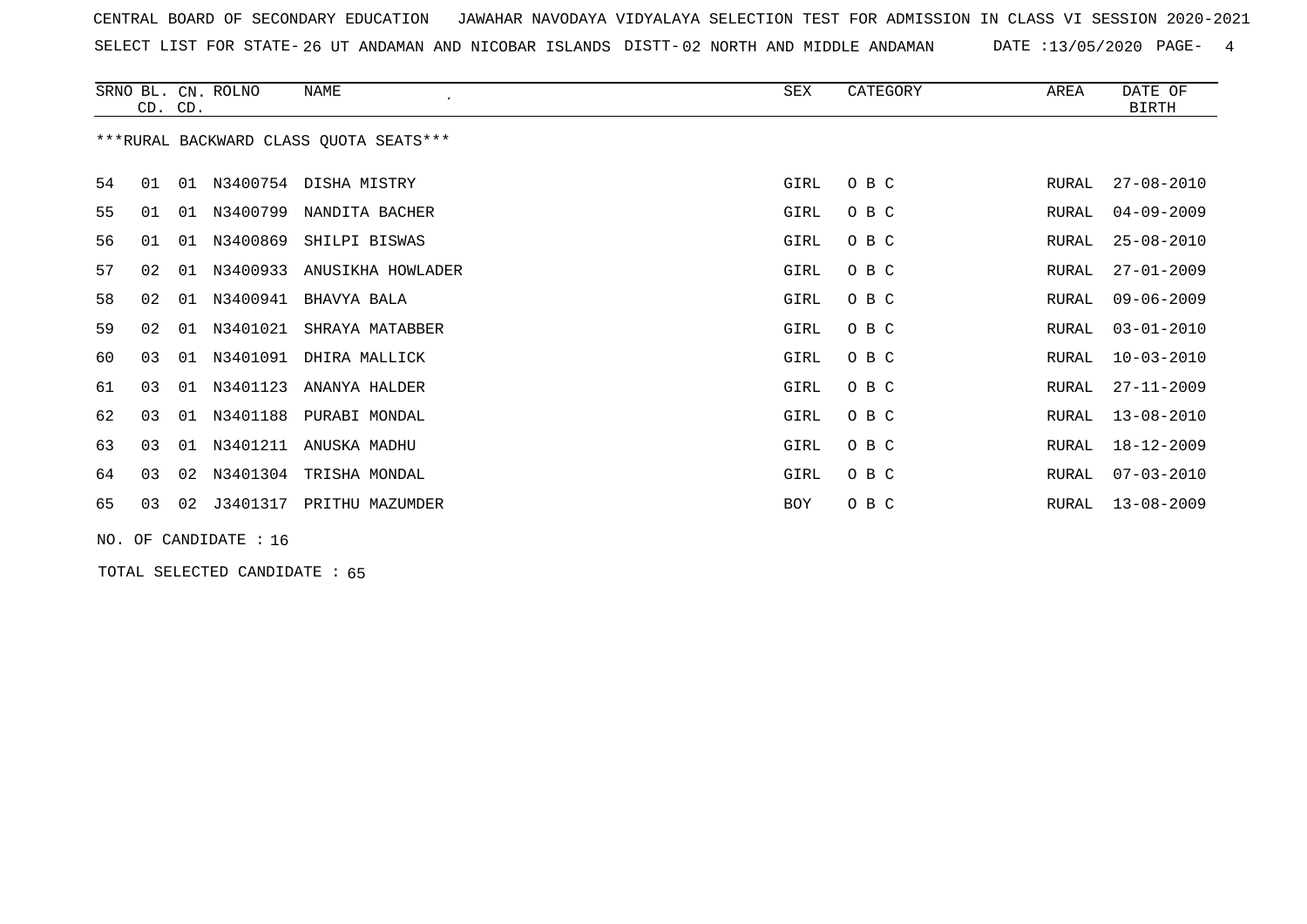CENTRAL BOARD OF SECONDARY EDUCATION JAWAHAR NAVODAYA VIDYALAYA SELECTION TEST FOR ADMISSION IN CLASS VI SESSION 2020-2021

SELECT LIST FOR STATE- 26 UT ANDAMAN AND NICOBAR ISLANDS DISTT- 02 NORTH AND MIDDLE ANDAMAN DATE :13/05/2020

| SRNO | BL. CD. | CN. CD. | ROLNO | NAME | SEX | CATEGORY | AREA | DATE OF BIRTH |
|---|---|---|---|---|---|---|---|---|

***RURAL BACKWARD CLASS QUOTA SEATS***

| SRNO | BL. CD. | CN. CD. | ROLNO | NAME | SEX | CATEGORY | AREA | DATE OF BIRTH |
|---|---|---|---|---|---|---|---|---|
| 54 | 01 | 01 | N3400754 | DISHA MISTRY | GIRL | O B C | RURAL | 27-08-2010 |
| 55 | 01 | 01 | N3400799 | NANDITA BACHER | GIRL | O B C | RURAL | 04-09-2009 |
| 56 | 01 | 01 | N3400869 | SHILPI BISWAS | GIRL | O B C | RURAL | 25-08-2010 |
| 57 | 02 | 01 | N3400933 | ANUSIKHA HOWLADER | GIRL | O B C | RURAL | 27-01-2009 |
| 58 | 02 | 01 | N3400941 | BHAVYA BALA | GIRL | O B C | RURAL | 09-06-2009 |
| 59 | 02 | 01 | N3401021 | SHRAYA MATABBER | GIRL | O B C | RURAL | 03-01-2010 |
| 60 | 03 | 01 | N3401091 | DHIRA MALLICK | GIRL | O B C | RURAL | 10-03-2010 |
| 61 | 03 | 01 | N3401123 | ANANYA HALDER | GIRL | O B C | RURAL | 27-11-2009 |
| 62 | 03 | 01 | N3401188 | PURABI MONDAL | GIRL | O B C | RURAL | 13-08-2010 |
| 63 | 03 | 01 | N3401211 | ANUSKA MADHU | GIRL | O B C | RURAL | 18-12-2009 |
| 64 | 03 | 02 | N3401304 | TRISHA MONDAL | GIRL | O B C | RURAL | 07-03-2010 |
| 65 | 03 | 02 | J3401317 | PRITHU MAZUMDER | BOY | O B C | RURAL | 13-08-2009 |

NO. OF CANDIDATE : 16

TOTAL SELECTED CANDIDATE : 65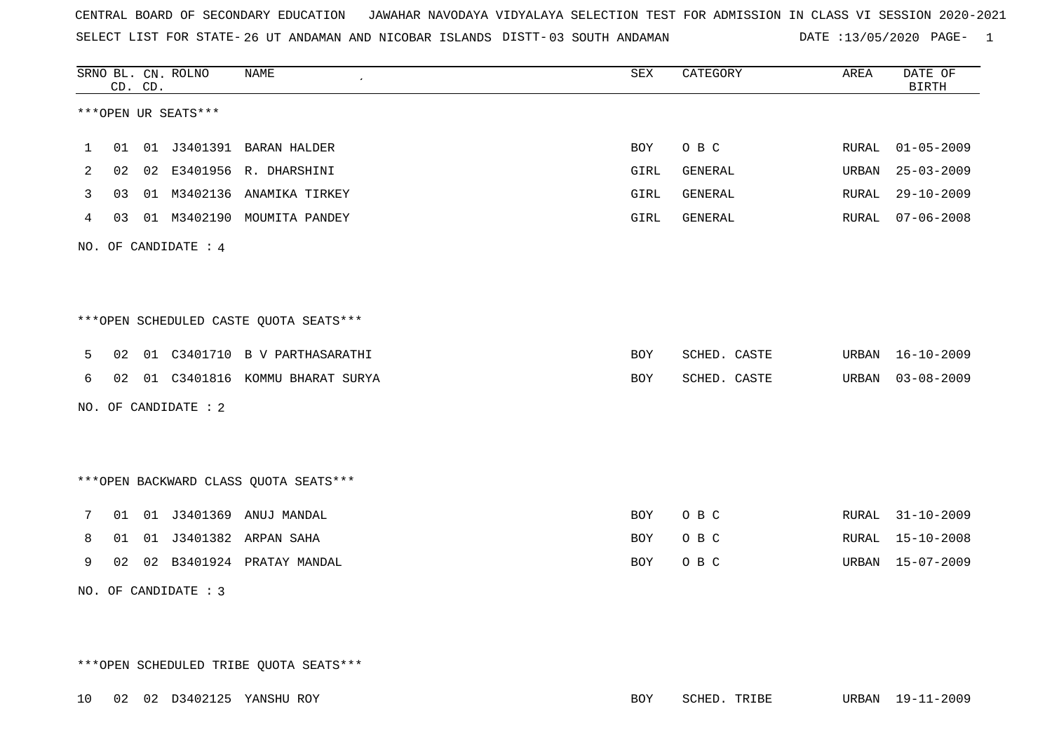CENTRAL BOARD OF SECONDARY EDUCATION JAWAHAR NAVODAYA VIDYALAYA SELECTION TEST FOR ADMISSION IN CLASS VI SESSION 2020-2021

SELECT LIST FOR STATE- 26 UT ANDAMAN AND NICOBAR ISLANDS DISTT- 03 SOUTH ANDAMAN DATE :13/05/2020 PAGE- 1

***OPEN UR SEATS***

| SRNO | BL. CD. | CN. CD. | ROLNO | NAME | SEX | CATEGORY | AREA | DATE OF BIRTH |
|---|---|---|---|---|---|---|---|---|
| 1 | 01 | 01 | J3401391 | BARAN HALDER | BOY | O B C | RURAL | 01-05-2009 |
| 2 | 02 | 02 | E3401956 | R. DHARSHINI | GIRL | GENERAL | URBAN | 25-03-2009 |
| 3 | 03 | 01 | M3402136 | ANAMIKA TIRKEY | GIRL | GENERAL | RURAL | 29-10-2009 |
| 4 | 03 | 01 | M3402190 | MOUMITA PANDEY | GIRL | GENERAL | RURAL | 07-06-2008 |

NO. OF CANDIDATE : 4

***OPEN SCHEDULED CASTE QUOTA SEATS***

| SRNO | BL. CD. | CN. CD. | ROLNO | NAME | SEX | CATEGORY | AREA | DATE OF BIRTH |
|---|---|---|---|---|---|---|---|---|
| 5 | 02 | 01 | C3401710 | B V PARTHASARATHI | BOY | SCHED. CASTE | URBAN | 16-10-2009 |
| 6 | 02 | 01 | C3401816 | KOMMU BHARAT SURYA | BOY | SCHED. CASTE | URBAN | 03-08-2009 |

NO. OF CANDIDATE : 2

***OPEN BACKWARD CLASS QUOTA SEATS***

| SRNO | BL. CD. | CN. CD. | ROLNO | NAME | SEX | CATEGORY | AREA | DATE OF BIRTH |
|---|---|---|---|---|---|---|---|---|
| 7 | 01 | 01 | J3401369 | ANUJ MANDAL | BOY | O B C | RURAL | 31-10-2009 |
| 8 | 01 | 01 | J3401382 | ARPAN SAHA | BOY | O B C | RURAL | 15-10-2008 |
| 9 | 02 | 02 | B3401924 | PRATAY MANDAL | BOY | O B C | URBAN | 15-07-2009 |

NO. OF CANDIDATE : 3

***OPEN SCHEDULED TRIBE QUOTA SEATS***

| SRNO | BL. CD. | CN. CD. | ROLNO | NAME | SEX | CATEGORY | AREA | DATE OF BIRTH |
|---|---|---|---|---|---|---|---|---|
| 10 | 02 | 02 | D3402125 | YANSHU ROY | BOY | SCHED. TRIBE | URBAN | 19-11-2009 |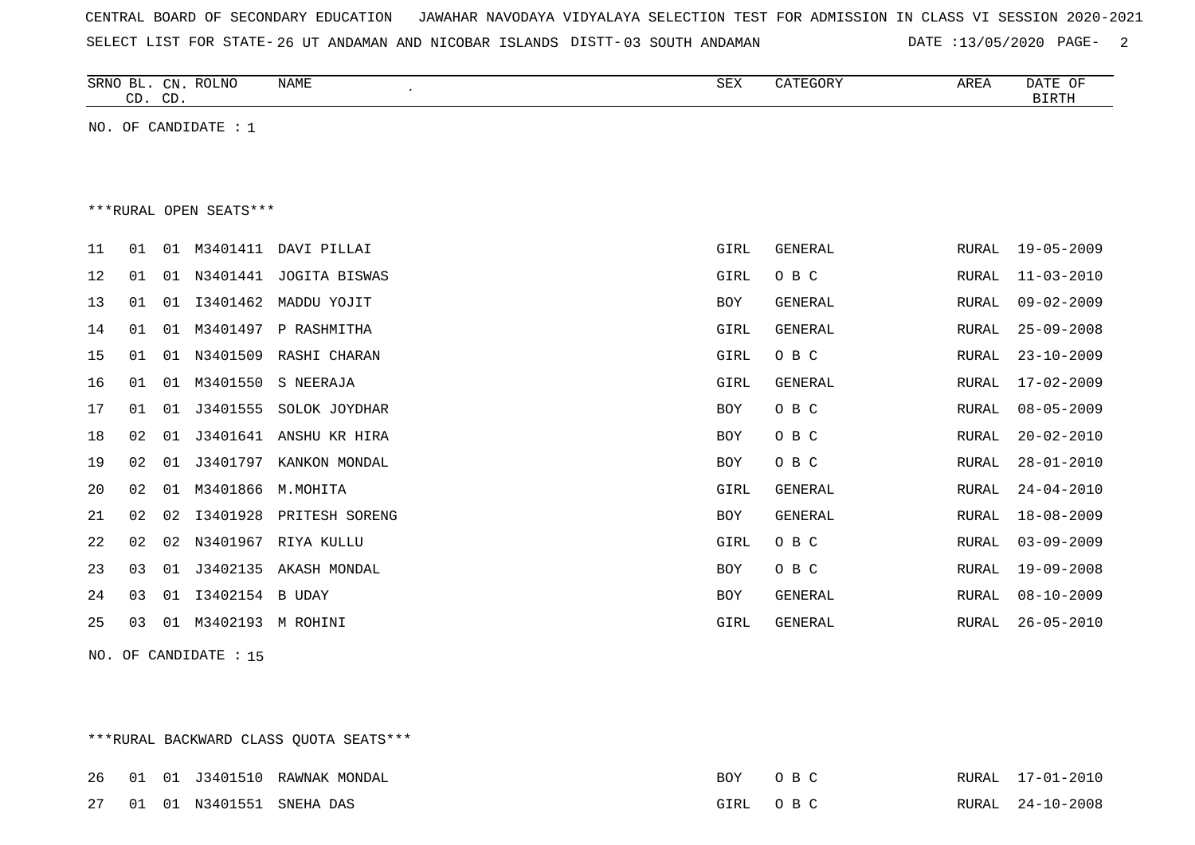CENTRAL BOARD OF SECONDARY EDUCATION JAWAHAR NAVODAYA VIDYALAYA SELECTION TEST FOR ADMISSION IN CLASS VI SESSION 2020-2021

SELECT LIST FOR STATE- 26 UT ANDAMAN AND NICOBAR ISLANDS DISTT- 03 SOUTH ANDAMAN DATE :13/05/2020

NO. OF CANDIDATE : 1

***RURAL OPEN SEATS***

| SRNO | BL. CD. | CN. CD. | ROLNO | NAME | SEX | CATEGORY | AREA | DATE OF BIRTH |
|---|---|---|---|---|---|---|---|---|
| 11 | 01 | 01 | M3401411 | DAVI PILLAI | GIRL | GENERAL | RURAL | 19-05-2009 |
| 12 | 01 | 01 | N3401441 | JOGITA BISWAS | GIRL | O B C | RURAL | 11-03-2010 |
| 13 | 01 | 01 | I3401462 | MADDU YOJIT | BOY | GENERAL | RURAL | 09-02-2009 |
| 14 | 01 | 01 | M3401497 | P RASHMITHA | GIRL | GENERAL | RURAL | 25-09-2008 |
| 15 | 01 | 01 | N3401509 | RASHI CHARAN | GIRL | O B C | RURAL | 23-10-2009 |
| 16 | 01 | 01 | M3401550 | S NEERAJA | GIRL | GENERAL | RURAL | 17-02-2009 |
| 17 | 01 | 01 | J3401555 | SOLOK JOYDHAR | BOY | O B C | RURAL | 08-05-2009 |
| 18 | 02 | 01 | J3401641 | ANSHU KR HIRA | BOY | O B C | RURAL | 20-02-2010 |
| 19 | 02 | 01 | J3401797 | KANKON MONDAL | BOY | O B C | RURAL | 28-01-2010 |
| 20 | 02 | 01 | M3401866 | M.MOHITA | GIRL | GENERAL | RURAL | 24-04-2010 |
| 21 | 02 | 02 | I3401928 | PRITESH SORENG | BOY | GENERAL | RURAL | 18-08-2009 |
| 22 | 02 | 02 | N3401967 | RIYA KULLU | GIRL | O B C | RURAL | 03-09-2009 |
| 23 | 03 | 01 | J3402135 | AKASH MONDAL | BOY | O B C | RURAL | 19-09-2008 |
| 24 | 03 | 01 | I3402154 | B UDAY | BOY | GENERAL | RURAL | 08-10-2009 |
| 25 | 03 | 01 | M3402193 | M ROHINI | GIRL | GENERAL | RURAL | 26-05-2010 |

NO. OF CANDIDATE : 15

***RURAL BACKWARD CLASS QUOTA SEATS***

| SRNO | BL. CD. | CN. CD. | ROLNO | NAME | SEX | CATEGORY | AREA | DATE OF BIRTH |
|---|---|---|---|---|---|---|---|---|
| 26 | 01 | 01 | J3401510 | RAWNAK MONDAL | BOY | O B C | RURAL | 17-01-2010 |
| 27 | 01 | 01 | N3401551 | SNEHA DAS | GIRL | O B C | RURAL | 24-10-2008 |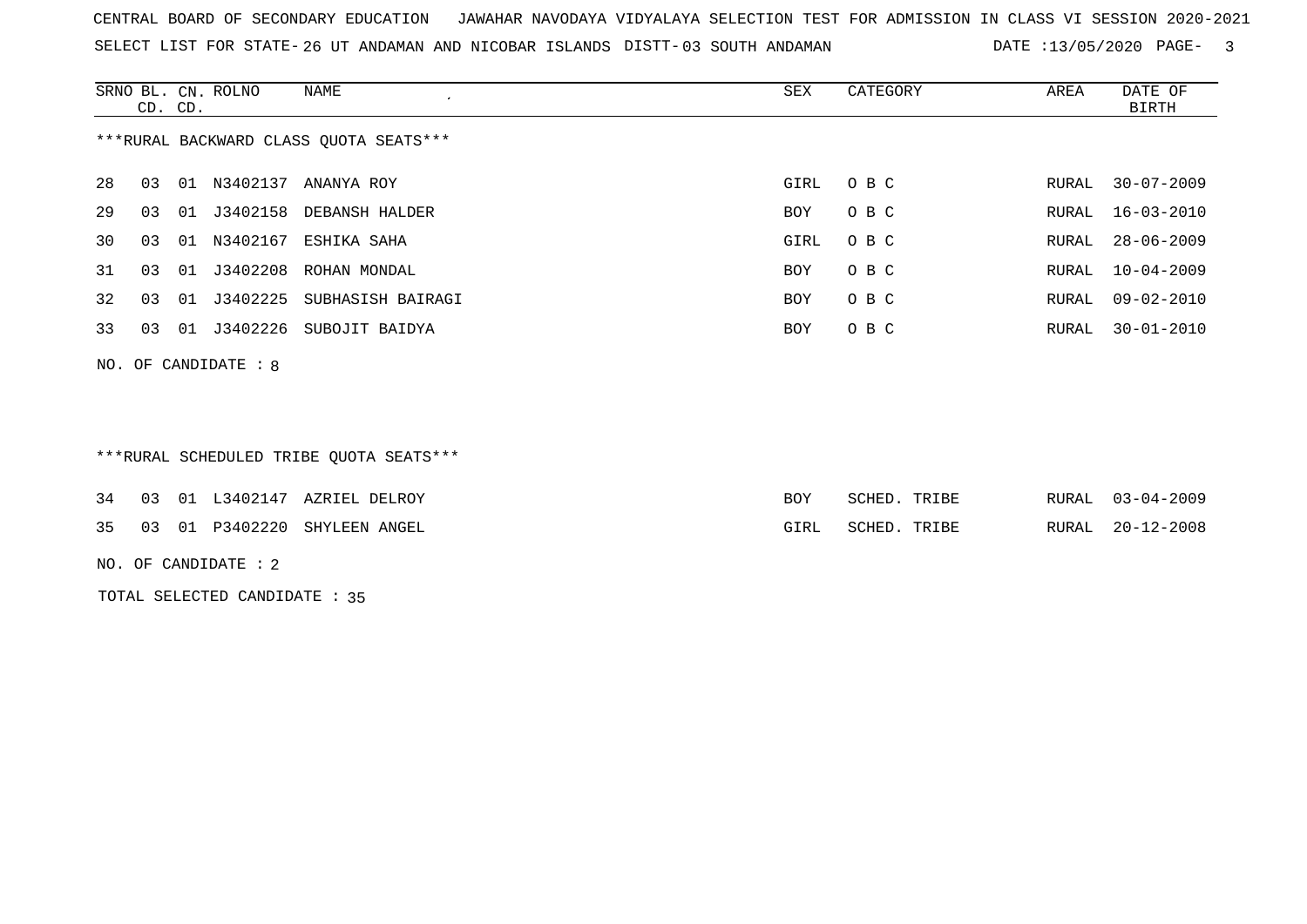CENTRAL BOARD OF SECONDARY EDUCATION JAWAHAR NAVODAYA VIDYALAYA SELECTION TEST FOR ADMISSION IN CLASS VI SESSION 2020-2021

SELECT LIST FOR STATE- 26 UT ANDAMAN AND NICOBAR ISLANDS DISTT- 03 SOUTH ANDAMAN DATE :13/05/2020

***RURAL BACKWARD CLASS QUOTA SEATS***

| SRNO | BL. CD. | CN. CD. | ROLNO | NAME | SEX | CATEGORY | AREA | DATE OF BIRTH |
|---|---|---|---|---|---|---|---|---|
| 28 | 03 | 01 | N3402137 | ANANYA ROY | GIRL | O B C | RURAL | 30-07-2009 |
| 29 | 03 | 01 | J3402158 | DEBANSH HALDER | BOY | O B C | RURAL | 16-03-2010 |
| 30 | 03 | 01 | N3402167 | ESHIKA SAHA | GIRL | O B C | RURAL | 28-06-2009 |
| 31 | 03 | 01 | J3402208 | ROHAN MONDAL | BOY | O B C | RURAL | 10-04-2009 |
| 32 | 03 | 01 | J3402225 | SUBHASISH BAIRAGI | BOY | O B C | RURAL | 09-02-2010 |
| 33 | 03 | 01 | J3402226 | SUBOJIT BAIDYA | BOY | O B C | RURAL | 30-01-2010 |

NO. OF CANDIDATE : 8

***RURAL SCHEDULED TRIBE QUOTA SEATS***

| SRNO | BL. CD. | CN. CD. | ROLNO | NAME | SEX | CATEGORY | AREA | DATE OF BIRTH |
|---|---|---|---|---|---|---|---|---|
| 34 | 03 | 01 | L3402147 | AZRIEL DELROY | BOY | SCHED. TRIBE | RURAL | 03-04-2009 |
| 35 | 03 | 01 | P3402220 | SHYLEEN ANGEL | GIRL | SCHED. TRIBE | RURAL | 20-12-2008 |

NO. OF CANDIDATE : 2

TOTAL SELECTED CANDIDATE : 35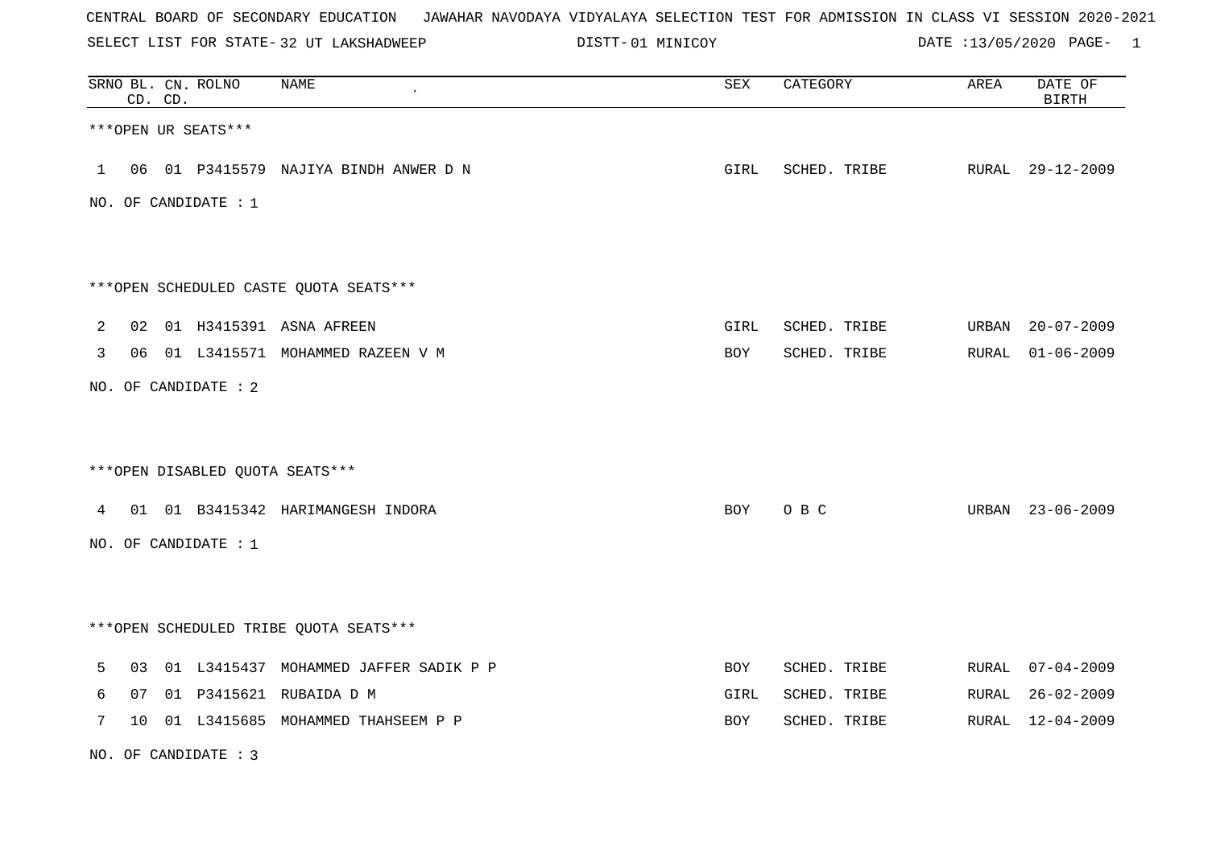CENTRAL BOARD OF SECONDARY EDUCATION   JAWAHAR NAVODAYA VIDYALAYA SELECTION TEST FOR ADMISSION IN CLASS VI SESSION 2020-2021

SELECT LIST FOR STATE- 32 UT LAKSHADWEEP   DISTT- 01 MINICOY   DATE :13/05/2020 PAGE- 1

| SRNO | BL. CD. | CN. CD. | ROLNO | NAME | SEX | CATEGORY | AREA | DATE OF BIRTH |
|---|---|---|---|---|---|---|---|---|

***OPEN UR SEATS***

| SRNO | BL. CD. | CN. CD. | ROLNO | NAME | SEX | CATEGORY | AREA | DATE OF BIRTH |
|---|---|---|---|---|---|---|---|---|
| 1 | 06 | 01 | P3415579 | NAJIYA BINDH ANWER D N | GIRL | SCHED. TRIBE | RURAL | 29-12-2009 |

NO. OF CANDIDATE : 1

***OPEN SCHEDULED CASTE QUOTA SEATS***

| SRNO | BL. CD. | CN. CD. | ROLNO | NAME | SEX | CATEGORY | AREA | DATE OF BIRTH |
|---|---|---|---|---|---|---|---|---|
| 2 | 02 | 01 | H3415391 | ASNA AFREEN | GIRL | SCHED. TRIBE | URBAN | 20-07-2009 |
| 3 | 06 | 01 | L3415571 | MOHAMMED RAZEEN V M | BOY | SCHED. TRIBE | RURAL | 01-06-2009 |

NO. OF CANDIDATE : 2

***OPEN DISABLED QUOTA SEATS***

| SRNO | BL. CD. | CN. CD. | ROLNO | NAME | SEX | CATEGORY | AREA | DATE OF BIRTH |
|---|---|---|---|---|---|---|---|---|
| 4 | 01 | 01 | B3415342 | HARIMANGESH INDORA | BOY | O B C | URBAN | 23-06-2009 |

NO. OF CANDIDATE : 1

***OPEN SCHEDULED TRIBE QUOTA SEATS***

| SRNO | BL. CD. | CN. CD. | ROLNO | NAME | SEX | CATEGORY | AREA | DATE OF BIRTH |
|---|---|---|---|---|---|---|---|---|
| 5 | 03 | 01 | L3415437 | MOHAMMED JAFFER SADIK P P | BOY | SCHED. TRIBE | RURAL | 07-04-2009 |
| 6 | 07 | 01 | P3415621 | RUBAIDA D M | GIRL | SCHED. TRIBE | RURAL | 26-02-2009 |
| 7 | 10 | 01 | L3415685 | MOHAMMED THAHSEEM P P | BOY | SCHED. TRIBE | RURAL | 12-04-2009 |

NO. OF CANDIDATE : 3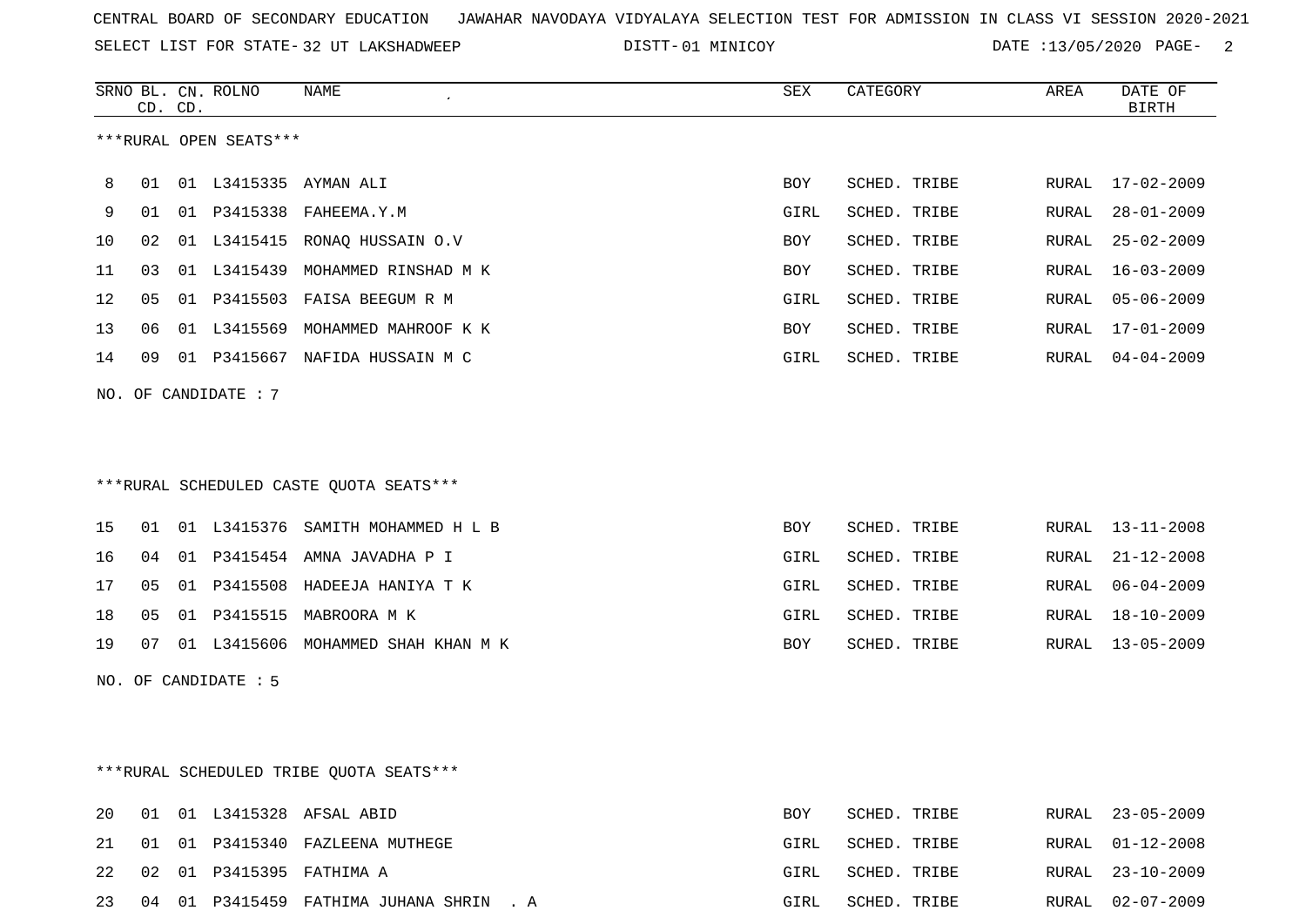CENTRAL BOARD OF SECONDARY EDUCATION   JAWAHAR NAVODAYA VIDYALAYA SELECTION TEST FOR ADMISSION IN CLASS VI SESSION 2020-2021

SELECT LIST FOR STATE- 32 UT LAKSHADWEEP   DISTT- 01 MINICOY   DATE :13/05/2020

***RURAL OPEN SEATS***

| SRNO | BL. CD. | CN. CD. | ROLNO | NAME | SEX | CATEGORY | AREA | DATE OF BIRTH |
|---|---|---|---|---|---|---|---|---|
| 8 | 01 | 01 | L3415335 | AYMAN ALI | BOY | SCHED. TRIBE | RURAL | 17-02-2009 |
| 9 | 01 | 01 | P3415338 | FAHEEMA.Y.M | GIRL | SCHED. TRIBE | RURAL | 28-01-2009 |
| 10 | 02 | 01 | L3415415 | RONAQ HUSSAIN O.V | BOY | SCHED. TRIBE | RURAL | 25-02-2009 |
| 11 | 03 | 01 | L3415439 | MOHAMMED RINSHAD M K | BOY | SCHED. TRIBE | RURAL | 16-03-2009 |
| 12 | 05 | 01 | P3415503 | FAISA BEEGUM R M | GIRL | SCHED. TRIBE | RURAL | 05-06-2009 |
| 13 | 06 | 01 | L3415569 | MOHAMMED MAHROOF K K | BOY | SCHED. TRIBE | RURAL | 17-01-2009 |
| 14 | 09 | 01 | P3415667 | NAFIDA HUSSAIN M C | GIRL | SCHED. TRIBE | RURAL | 04-04-2009 |

NO. OF CANDIDATE : 7

***RURAL SCHEDULED CASTE QUOTA SEATS***

| SRNO | BL. CD. | CN. CD. | ROLNO | NAME | SEX | CATEGORY | AREA | DATE OF BIRTH |
|---|---|---|---|---|---|---|---|---|
| 15 | 01 | 01 | L3415376 | SAMITH MOHAMMED H L B | BOY | SCHED. TRIBE | RURAL | 13-11-2008 |
| 16 | 04 | 01 | P3415454 | AMNA JAVADHA P I | GIRL | SCHED. TRIBE | RURAL | 21-12-2008 |
| 17 | 05 | 01 | P3415508 | HADEEJA HANIYA T K | GIRL | SCHED. TRIBE | RURAL | 06-04-2009 |
| 18 | 05 | 01 | P3415515 | MABROORA M K | GIRL | SCHED. TRIBE | RURAL | 18-10-2009 |
| 19 | 07 | 01 | L3415606 | MOHAMMED SHAH KHAN M K | BOY | SCHED. TRIBE | RURAL | 13-05-2009 |

NO. OF CANDIDATE : 5

***RURAL SCHEDULED TRIBE QUOTA SEATS***

| SRNO | BL. CD. | CN. CD. | ROLNO | NAME | SEX | CATEGORY | AREA | DATE OF BIRTH |
|---|---|---|---|---|---|---|---|---|
| 20 | 01 | 01 | L3415328 | AFSAL ABID | BOY | SCHED. TRIBE | RURAL | 23-05-2009 |
| 21 | 01 | 01 | P3415340 | FAZLEENA MUTHEGE | GIRL | SCHED. TRIBE | RURAL | 01-12-2008 |
| 22 | 02 | 01 | P3415395 | FATHIMA A | GIRL | SCHED. TRIBE | RURAL | 23-10-2009 |
| 23 | 04 | 01 | P3415459 | FATHIMA JUHANA SHRIN . A | GIRL | SCHED. TRIBE | RURAL | 02-07-2009 |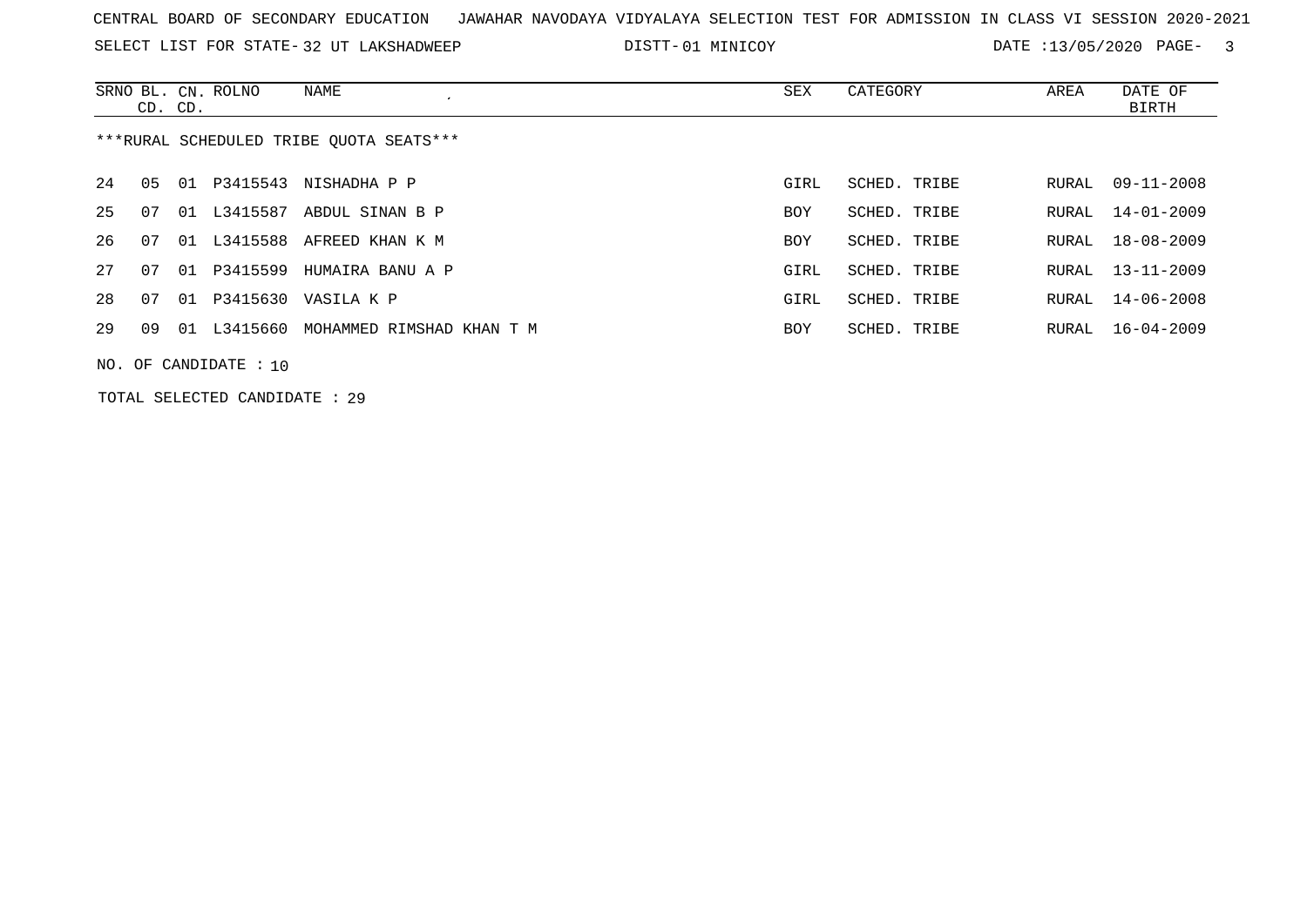CENTRAL BOARD OF SECONDARY EDUCATION   JAWAHAR NAVODAYA VIDYALAYA SELECTION TEST FOR ADMISSION IN CLASS VI SESSION 2020-2021

SELECT LIST FOR STATE- 32 UT LAKSHADWEEP   DISTT- 01 MINICOY   DATE :13/05/2020

| SRNO | BL. CD. | CN. CD. | ROLNO | NAME | SEX | CATEGORY | AREA | DATE OF BIRTH |
|---|---|---|---|---|---|---|---|---|

***RURAL SCHEDULED TRIBE QUOTA SEATS***

| SRNO | BL. CD. | CN. CD. | ROLNO | NAME | SEX | CATEGORY | AREA | DATE OF BIRTH |
|---|---|---|---|---|---|---|---|---|
| 24 | 05 | 01 | P3415543 | NISHADHA P P | GIRL | SCHED. TRIBE | RURAL | 09-11-2008 |
| 25 | 07 | 01 | L3415587 | ABDUL SINAN B P | BOY | SCHED. TRIBE | RURAL | 14-01-2009 |
| 26 | 07 | 01 | L3415588 | AFREED KHAN K M | BOY | SCHED. TRIBE | RURAL | 18-08-2009 |
| 27 | 07 | 01 | P3415599 | HUMAIRA BANU A P | GIRL | SCHED. TRIBE | RURAL | 13-11-2009 |
| 28 | 07 | 01 | P3415630 | VASILA K P | GIRL | SCHED. TRIBE | RURAL | 14-06-2008 |
| 29 | 09 | 01 | L3415660 | MOHAMMED RIMSHAD KHAN T M | BOY | SCHED. TRIBE | RURAL | 16-04-2009 |

NO. OF CANDIDATE : 10

TOTAL SELECTED CANDIDATE : 29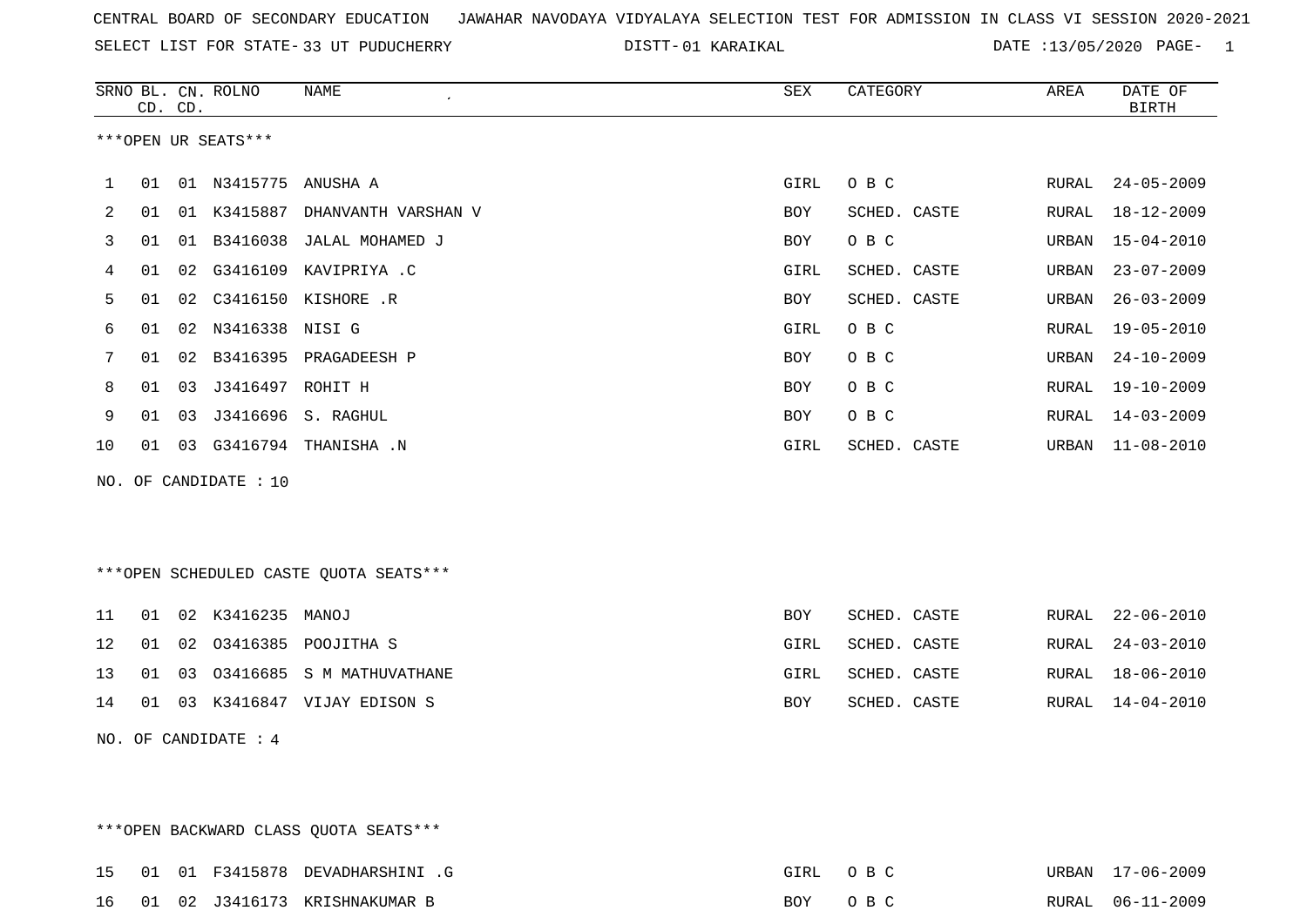CENTRAL BOARD OF SECONDARY EDUCATION JAWAHAR NAVODAYA VIDYALAYA SELECTION TEST FOR ADMISSION IN CLASS VI SESSION 2020-2021

SELECT LIST FOR STATE- 33 UT PUDUCHERRY DISTT- 01 KARAIKAL DATE :13/05/2020 PAGE- 1

***OPEN UR SEATS***

| SRNO | BL. CD. | CN. CD. | ROLNO | NAME | SEX | CATEGORY | AREA | DATE OF BIRTH |
|---|---|---|---|---|---|---|---|---|
| 1 | 01 | 01 | N3415775 | ANUSHA A | GIRL | O B C | RURAL | 24-05-2009 |
| 2 | 01 | 01 | K3415887 | DHANVANTH VARSHAN V | BOY | SCHED. CASTE | RURAL | 18-12-2009 |
| 3 | 01 | 01 | B3416038 | JALAL MOHAMED J | BOY | O B C | URBAN | 15-04-2010 |
| 4 | 01 | 02 | G3416109 | KAVIPRIYA .C | GIRL | SCHED. CASTE | URBAN | 23-07-2009 |
| 5 | 01 | 02 | C3416150 | KISHORE .R | BOY | SCHED. CASTE | URBAN | 26-03-2009 |
| 6 | 01 | 02 | N3416338 | NISI G | GIRL | O B C | RURAL | 19-05-2010 |
| 7 | 01 | 02 | B3416395 | PRAGADEESH P | BOY | O B C | URBAN | 24-10-2009 |
| 8 | 01 | 03 | J3416497 | ROHIT H | BOY | O B C | RURAL | 19-10-2009 |
| 9 | 01 | 03 | J3416696 | S. RAGHUL | BOY | O B C | RURAL | 14-03-2009 |
| 10 | 01 | 03 | G3416794 | THANISHA .N | GIRL | SCHED. CASTE | URBAN | 11-08-2010 |

NO. OF CANDIDATE : 10

***OPEN SCHEDULED CASTE QUOTA SEATS***

| SRNO | BL. CD. | CN. CD. | ROLNO | NAME | SEX | CATEGORY | AREA | DATE OF BIRTH |
|---|---|---|---|---|---|---|---|---|
| 11 | 01 | 02 | K3416235 | MANOJ | BOY | SCHED. CASTE | RURAL | 22-06-2010 |
| 12 | 01 | 02 | O3416385 | POOJITHA S | GIRL | SCHED. CASTE | RURAL | 24-03-2010 |
| 13 | 01 | 03 | O3416685 | S M MATHUVATHANE | GIRL | SCHED. CASTE | RURAL | 18-06-2010 |
| 14 | 01 | 03 | K3416847 | VIJAY EDISON S | BOY | SCHED. CASTE | RURAL | 14-04-2010 |

NO. OF CANDIDATE : 4

***OPEN BACKWARD CLASS QUOTA SEATS***

| SRNO | BL. CD. | CN. CD. | ROLNO | NAME | SEX | CATEGORY | AREA | DATE OF BIRTH |
|---|---|---|---|---|---|---|---|---|
| 15 | 01 | 01 | F3415878 | DEVADHARSHINI .G | GIRL | O B C | URBAN | 17-06-2009 |
| 16 | 01 | 02 | J3416173 | KRISHNAKUMAR B | BOY | O B C | RURAL | 06-11-2009 |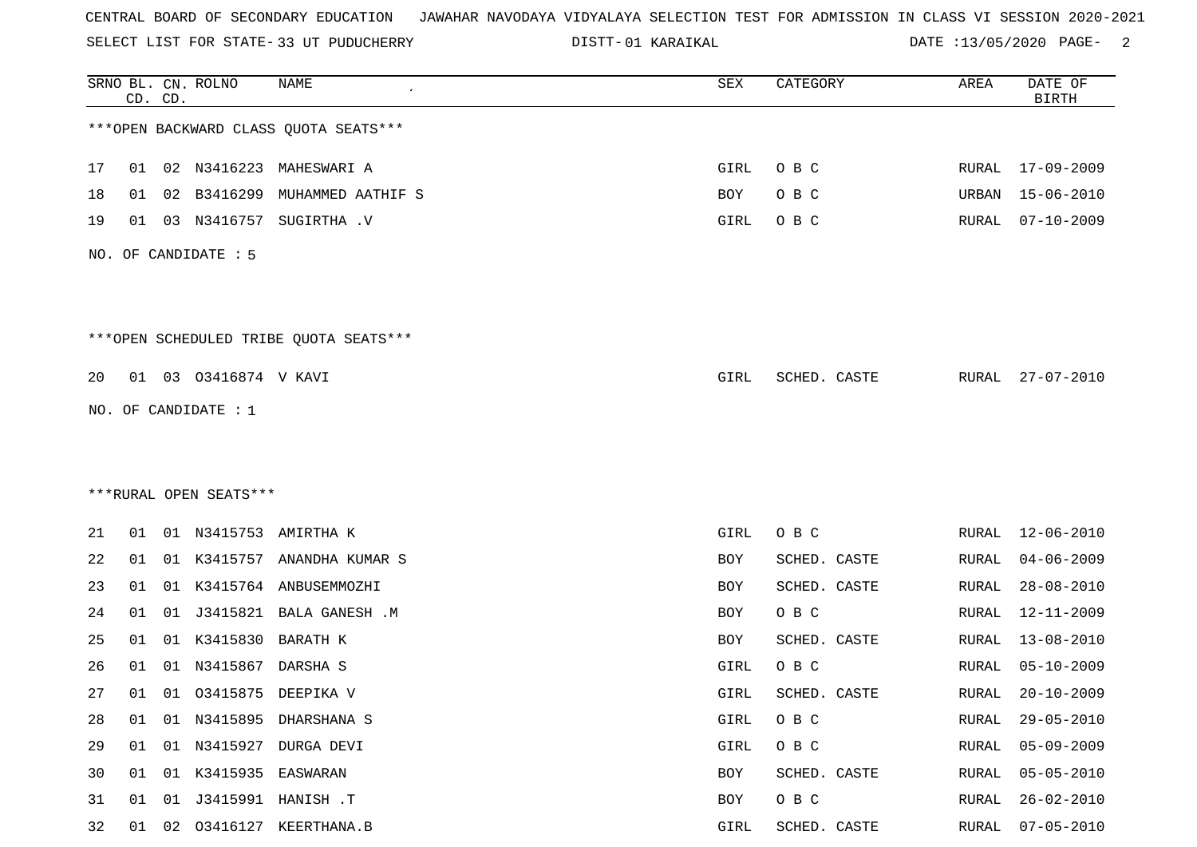CENTRAL BOARD OF SECONDARY EDUCATION   JAWAHAR NAVODAYA VIDYALAYA SELECTION TEST FOR ADMISSION IN CLASS VI SESSION 2020-2021

SELECT LIST FOR STATE- 33 UT PUDUCHERRY   DISTT- 01 KARAIKAL   DATE :13/05/2020

***OPEN BACKWARD CLASS QUOTA SEATS***

| SRNO | BL. CD. | CN. CD. | ROLNO | NAME | SEX | CATEGORY | AREA | DATE OF BIRTH |
|---|---|---|---|---|---|---|---|---|
| 17 | 01 | 02 | N3416223 | MAHESWARI A | GIRL | O B C | RURAL | 17-09-2009 |
| 18 | 01 | 02 | B3416299 | MUHAMMED AATHIF S | BOY | O B C | URBAN | 15-06-2010 |
| 19 | 01 | 03 | N3416757 | SUGIRTHA .V | GIRL | O B C | RURAL | 07-10-2009 |

NO. OF CANDIDATE : 5

***OPEN SCHEDULED TRIBE QUOTA SEATS***

| SRNO | BL. CD. | CN. CD. | ROLNO | NAME | SEX | CATEGORY | AREA | DATE OF BIRTH |
|---|---|---|---|---|---|---|---|---|
| 20 | 01 | 03 | O3416874 | V KAVI | GIRL | SCHED. CASTE | RURAL | 27-07-2010 |

NO. OF CANDIDATE : 1

***RURAL OPEN SEATS***

| SRNO | BL. CD. | CN. CD. | ROLNO | NAME | SEX | CATEGORY | AREA | DATE OF BIRTH |
|---|---|---|---|---|---|---|---|---|
| 21 | 01 | 01 | N3415753 | AMIRTHA K | GIRL | O B C | RURAL | 12-06-2010 |
| 22 | 01 | 01 | K3415757 | ANANDHA KUMAR S | BOY | SCHED. CASTE | RURAL | 04-06-2009 |
| 23 | 01 | 01 | K3415764 | ANBUSEMMOZHI | BOY | SCHED. CASTE | RURAL | 28-08-2010 |
| 24 | 01 | 01 | J3415821 | BALA GANESH .M | BOY | O B C | RURAL | 12-11-2009 |
| 25 | 01 | 01 | K3415830 | BARATH K | BOY | SCHED. CASTE | RURAL | 13-08-2010 |
| 26 | 01 | 01 | N3415867 | DARSHA S | GIRL | O B C | RURAL | 05-10-2009 |
| 27 | 01 | 01 | O3415875 | DEEPIKA V | GIRL | SCHED. CASTE | RURAL | 20-10-2009 |
| 28 | 01 | 01 | N3415895 | DHARSHANA S | GIRL | O B C | RURAL | 29-05-2010 |
| 29 | 01 | 01 | N3415927 | DURGA DEVI | GIRL | O B C | RURAL | 05-09-2009 |
| 30 | 01 | 01 | K3415935 | EASWARAN | BOY | SCHED. CASTE | RURAL | 05-05-2010 |
| 31 | 01 | 01 | J3415991 | HANISH .T | BOY | O B C | RURAL | 26-02-2010 |
| 32 | 01 | 02 | O3416127 | KEERTHANA.B | GIRL | SCHED. CASTE | RURAL | 07-05-2010 |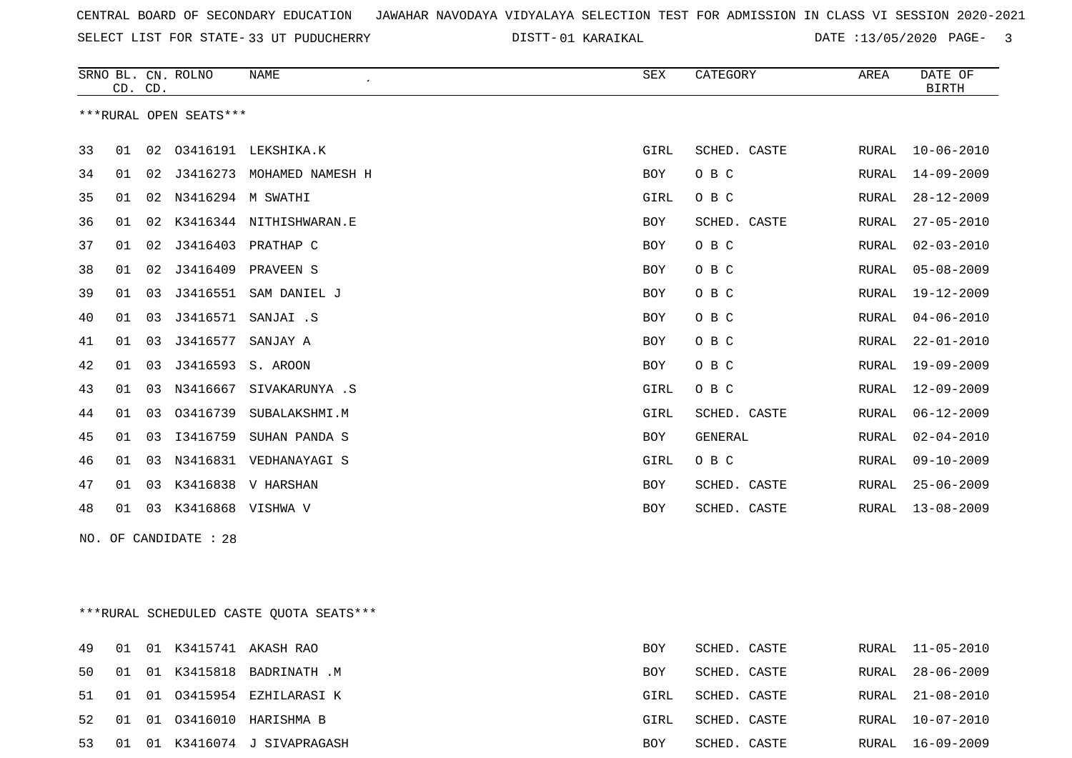CENTRAL BOARD OF SECONDARY EDUCATION JAWAHAR NAVODAYA VIDYALAYA SELECTION TEST FOR ADMISSION IN CLASS VI SESSION 2020-2021

SELECT LIST FOR STATE- 33 UT PUDUCHERRY DISTT- 01 KARAIKAL DATE :13/05/2020

***RURAL OPEN SEATS***

| SRNO | BL. CD. | CN. CD. | ROLNO | NAME | SEX | CATEGORY | AREA | DATE OF BIRTH |
|---|---|---|---|---|---|---|---|---|
| 33 | 01 | 02 | O3416191 | LEKSHIKA.K | GIRL | SCHED. CASTE | RURAL | 10-06-2010 |
| 34 | 01 | 02 | J3416273 | MOHAMED NAMESH H | BOY | O B C | RURAL | 14-09-2009 |
| 35 | 01 | 02 | N3416294 | M SWATHI | GIRL | O B C | RURAL | 28-12-2009 |
| 36 | 01 | 02 | K3416344 | NITHISHWARAN.E | BOY | SCHED. CASTE | RURAL | 27-05-2010 |
| 37 | 01 | 02 | J3416403 | PRATHAP C | BOY | O B C | RURAL | 02-03-2010 |
| 38 | 01 | 02 | J3416409 | PRAVEEN S | BOY | O B C | RURAL | 05-08-2009 |
| 39 | 01 | 03 | J3416551 | SAM DANIEL J | BOY | O B C | RURAL | 19-12-2009 |
| 40 | 01 | 03 | J3416571 | SANJAI .S | BOY | O B C | RURAL | 04-06-2010 |
| 41 | 01 | 03 | J3416577 | SANJAY A | BOY | O B C | RURAL | 22-01-2010 |
| 42 | 01 | 03 | J3416593 | S. AROON | BOY | O B C | RURAL | 19-09-2009 |
| 43 | 01 | 03 | N3416667 | SIVAKARUNYA .S | GIRL | O B C | RURAL | 12-09-2009 |
| 44 | 01 | 03 | O3416739 | SUBALAKSHMI.M | GIRL | SCHED. CASTE | RURAL | 06-12-2009 |
| 45 | 01 | 03 | I3416759 | SUHAN PANDA S | BOY | GENERAL | RURAL | 02-04-2010 |
| 46 | 01 | 03 | N3416831 | VEDHANAYAGI S | GIRL | O B C | RURAL | 09-10-2009 |
| 47 | 01 | 03 | K3416838 | V HARSHAN | BOY | SCHED. CASTE | RURAL | 25-06-2009 |
| 48 | 01 | 03 | K3416868 | VISHWA V | BOY | SCHED. CASTE | RURAL | 13-08-2009 |

NO. OF CANDIDATE : 28

***RURAL SCHEDULED CASTE QUOTA SEATS***

| SRNO | BL. CD. | CN. CD. | ROLNO | NAME | SEX | CATEGORY | AREA | DATE OF BIRTH |
|---|---|---|---|---|---|---|---|---|
| 49 | 01 | 01 | K3415741 | AKASH RAO | BOY | SCHED. CASTE | RURAL | 11-05-2010 |
| 50 | 01 | 01 | K3415818 | BADRINATH .M | BOY | SCHED. CASTE | RURAL | 28-06-2009 |
| 51 | 01 | 01 | O3415954 | EZHILARASI K | GIRL | SCHED. CASTE | RURAL | 21-08-2010 |
| 52 | 01 | 01 | O3416010 | HARISHMA B | GIRL | SCHED. CASTE | RURAL | 10-07-2010 |
| 53 | 01 | 01 | K3416074 | J SIVAPRAGASH | BOY | SCHED. CASTE | RURAL | 16-09-2009 |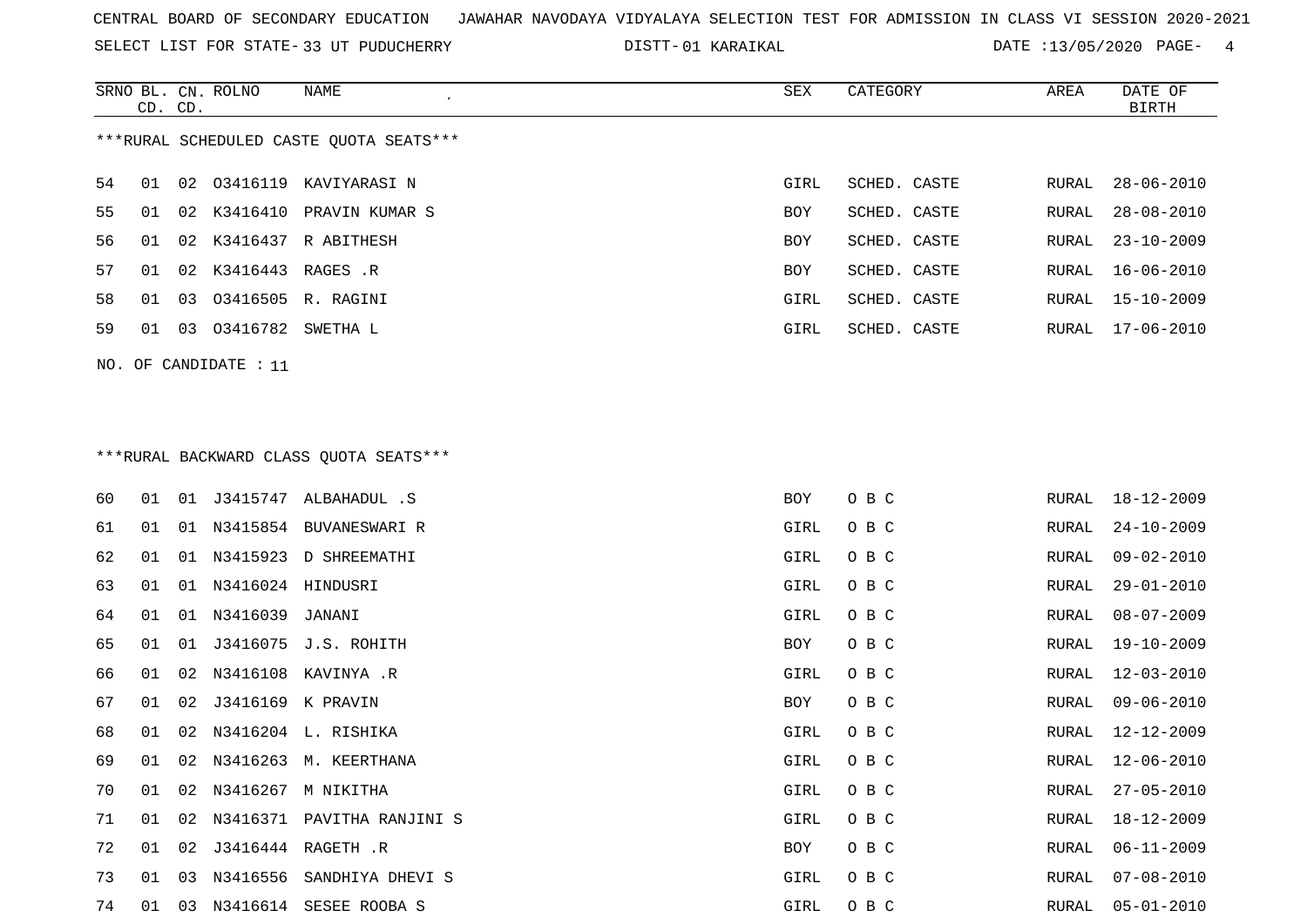CENTRAL BOARD OF SECONDARY EDUCATION JAWAHAR NAVODAYA VIDYALAYA SELECTION TEST FOR ADMISSION IN CLASS VI SESSION 2020-2021

SELECT LIST FOR STATE- 33 UT PUDUCHERRY DISTT- 01 KARAIKAL DATE :13/05/2020

***RURAL SCHEDULED CASTE QUOTA SEATS***

| SRNO | BL. CD. | CN. CD. | ROLNO | NAME | SEX | CATEGORY | AREA | DATE OF BIRTH |
|---|---|---|---|---|---|---|---|---|
| 54 | 01 | 02 | O3416119 | KAVIYARASI N | GIRL | SCHED. CASTE | RURAL | 28-06-2010 |
| 55 | 01 | 02 | K3416410 | PRAVIN KUMAR S | BOY | SCHED. CASTE | RURAL | 28-08-2010 |
| 56 | 01 | 02 | K3416437 | R ABITHESH | BOY | SCHED. CASTE | RURAL | 23-10-2009 |
| 57 | 01 | 02 | K3416443 | RAGES .R | BOY | SCHED. CASTE | RURAL | 16-06-2010 |
| 58 | 01 | 03 | O3416505 | R. RAGINI | GIRL | SCHED. CASTE | RURAL | 15-10-2009 |
| 59 | 01 | 03 | O3416782 | SWETHA L | GIRL | SCHED. CASTE | RURAL | 17-06-2010 |

NO. OF CANDIDATE : 11

***RURAL BACKWARD CLASS QUOTA SEATS***

| SRNO | BL. CD. | CN. CD. | ROLNO | NAME | SEX | CATEGORY | AREA | DATE OF BIRTH |
|---|---|---|---|---|---|---|---|---|
| 60 | 01 | 01 | J3415747 | ALBAHADUL .S | BOY | O B C | RURAL | 18-12-2009 |
| 61 | 01 | 01 | N3415854 | BUVANESWARI R | GIRL | O B C | RURAL | 24-10-2009 |
| 62 | 01 | 01 | N3415923 | D SHREEMATHI | GIRL | O B C | RURAL | 09-02-2010 |
| 63 | 01 | 01 | N3416024 | HINDUSRI | GIRL | O B C | RURAL | 29-01-2010 |
| 64 | 01 | 01 | N3416039 | JANANI | GIRL | O B C | RURAL | 08-07-2009 |
| 65 | 01 | 01 | J3416075 | J.S. ROHITH | BOY | O B C | RURAL | 19-10-2009 |
| 66 | 01 | 02 | N3416108 | KAVINYA .R | GIRL | O B C | RURAL | 12-03-2010 |
| 67 | 01 | 02 | J3416169 | K PRAVIN | BOY | O B C | RURAL | 09-06-2010 |
| 68 | 01 | 02 | N3416204 | L. RISHIKA | GIRL | O B C | RURAL | 12-12-2009 |
| 69 | 01 | 02 | N3416263 | M. KEERTHANA | GIRL | O B C | RURAL | 12-06-2010 |
| 70 | 01 | 02 | N3416267 | M NIKITHA | GIRL | O B C | RURAL | 27-05-2010 |
| 71 | 01 | 02 | N3416371 | PAVITHA RANJINI S | GIRL | O B C | RURAL | 18-12-2009 |
| 72 | 01 | 02 | J3416444 | RAGETH .R | BOY | O B C | RURAL | 06-11-2009 |
| 73 | 01 | 03 | N3416556 | SANDHIYA DHEVI S | GIRL | O B C | RURAL | 07-08-2010 |
| 74 | 01 | 03 | N3416614 | SESEE ROOBA S | GIRL | O B C | RURAL | 05-01-2010 |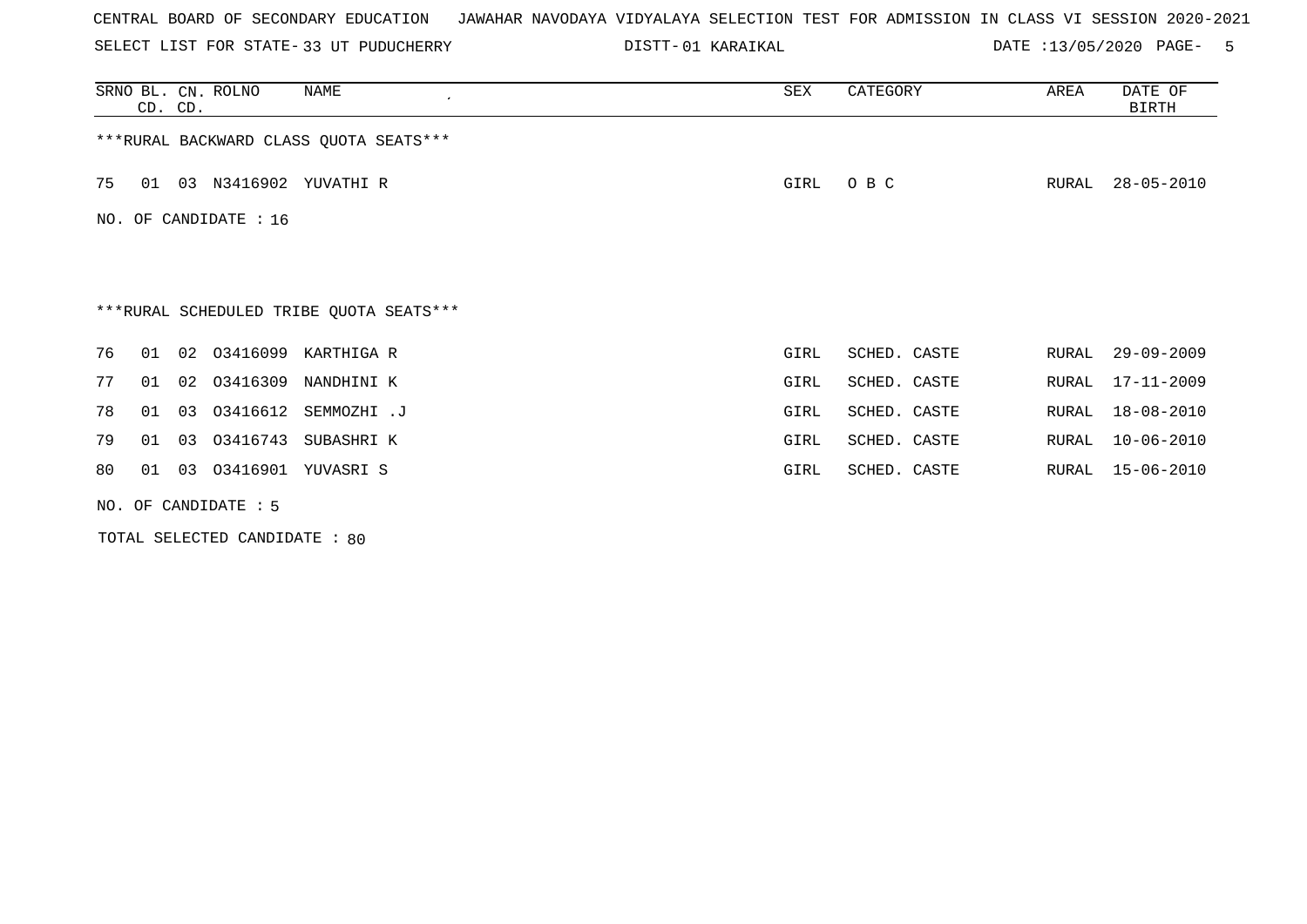CENTRAL BOARD OF SECONDARY EDUCATION   JAWAHAR NAVODAYA VIDYALAYA SELECTION TEST FOR ADMISSION IN CLASS VI SESSION 2020-2021

SELECT LIST FOR STATE- 33 UT PUDUCHERRY     DISTT- 01 KARAIKAL     DATE :13/05/2020

| SRNO | BL. CD. | CN. CD. | ROLNO | NAME | SEX | CATEGORY | AREA | DATE OF BIRTH |
|---|---|---|---|---|---|---|---|---|

***RURAL BACKWARD CLASS QUOTA SEATS***

| SRNO | BL. CD. | CN. CD. | ROLNO | NAME | SEX | CATEGORY | AREA | DATE OF BIRTH |
|---|---|---|---|---|---|---|---|---|
| 75 | 01 | 03 | N3416902 | YUVATHI R | GIRL | O B C | RURAL | 28-05-2010 |

NO. OF CANDIDATE : 16

***RURAL SCHEDULED TRIBE QUOTA SEATS***

| SRNO | BL. CD. | CN. CD. | ROLNO | NAME | SEX | CATEGORY | AREA | DATE OF BIRTH |
|---|---|---|---|---|---|---|---|---|
| 76 | 01 | 02 | O3416099 | KARTHIGA R | GIRL | SCHED. CASTE | RURAL | 29-09-2009 |
| 77 | 01 | 02 | O3416309 | NANDHINI K | GIRL | SCHED. CASTE | RURAL | 17-11-2009 |
| 78 | 01 | 03 | O3416612 | SEMMOZHI .J | GIRL | SCHED. CASTE | RURAL | 18-08-2010 |
| 79 | 01 | 03 | O3416743 | SUBASHRI K | GIRL | SCHED. CASTE | RURAL | 10-06-2010 |
| 80 | 01 | 03 | O3416901 | YUVASRI S | GIRL | SCHED. CASTE | RURAL | 15-06-2010 |

NO. OF CANDIDATE : 5

TOTAL SELECTED CANDIDATE : 80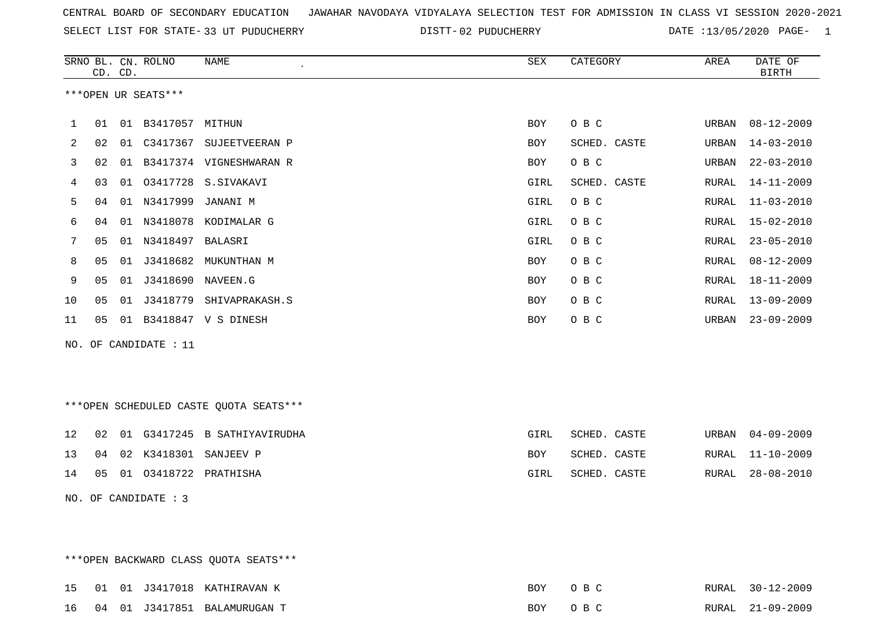CENTRAL BOARD OF SECONDARY EDUCATION JAWAHAR NAVODAYA VIDYALAYA SELECTION TEST FOR ADMISSION IN CLASS VI SESSION 2020-2021

SELECT LIST FOR STATE- 33 UT PUDUCHERRY DISTT- 02 PUDUCHERRY DATE :13/05/2020

***OPEN UR SEATS***

| SRNO | BL. CD. | CN. CD. | ROLNO | NAME | SEX | CATEGORY | AREA | DATE OF BIRTH |
|---|---|---|---|---|---|---|---|---|
| 1 | 01 | 01 | B3417057 | MITHUN | BOY | O B C | URBAN | 08-12-2009 |
| 2 | 02 | 01 | C3417367 | SUJEETVEERAN P | BOY | SCHED. CASTE | URBAN | 14-03-2010 |
| 3 | 02 | 01 | B3417374 | VIGNESHWARAN R | BOY | O B C | URBAN | 22-03-2010 |
| 4 | 03 | 01 | O3417728 | S.SIVAKAVI | GIRL | SCHED. CASTE | RURAL | 14-11-2009 |
| 5 | 04 | 01 | N3417999 | JANANI M | GIRL | O B C | RURAL | 11-03-2010 |
| 6 | 04 | 01 | N3418078 | KODIMALAR G | GIRL | O B C | RURAL | 15-02-2010 |
| 7 | 05 | 01 | N3418497 | BALASRI | GIRL | O B C | RURAL | 23-05-2010 |
| 8 | 05 | 01 | J3418682 | MUKUNTHAN M | BOY | O B C | RURAL | 08-12-2009 |
| 9 | 05 | 01 | J3418690 | NAVEEN.G | BOY | O B C | RURAL | 18-11-2009 |
| 10 | 05 | 01 | J3418779 | SHIVAPRAKASH.S | BOY | O B C | RURAL | 13-09-2009 |
| 11 | 05 | 01 | B3418847 | V S DINESH | BOY | O B C | URBAN | 23-09-2009 |

NO. OF CANDIDATE : 11

***OPEN SCHEDULED CASTE QUOTA SEATS***

| SRNO | BL. CD. | CN. CD. | ROLNO | NAME | SEX | CATEGORY | AREA | DATE OF BIRTH |
|---|---|---|---|---|---|---|---|---|
| 12 | 02 | 01 | G3417245 | B SATHIYAVIRUDHA | GIRL | SCHED. CASTE | URBAN | 04-09-2009 |
| 13 | 04 | 02 | K3418301 | SANJEEV P | BOY | SCHED. CASTE | RURAL | 11-10-2009 |
| 14 | 05 | 01 | O3418722 | PRATHISHA | GIRL | SCHED. CASTE | RURAL | 28-08-2010 |

NO. OF CANDIDATE : 3

***OPEN BACKWARD CLASS QUOTA SEATS***

| SRNO | BL. CD. | CN. CD. | ROLNO | NAME | SEX | CATEGORY | AREA | DATE OF BIRTH |
|---|---|---|---|---|---|---|---|---|
| 15 | 01 | 01 | J3417018 | KATHIRAVAN K | BOY | O B C | RURAL | 30-12-2009 |
| 16 | 04 | 01 | J3417851 | BALAMURUGAN T | BOY | O B C | RURAL | 21-09-2009 |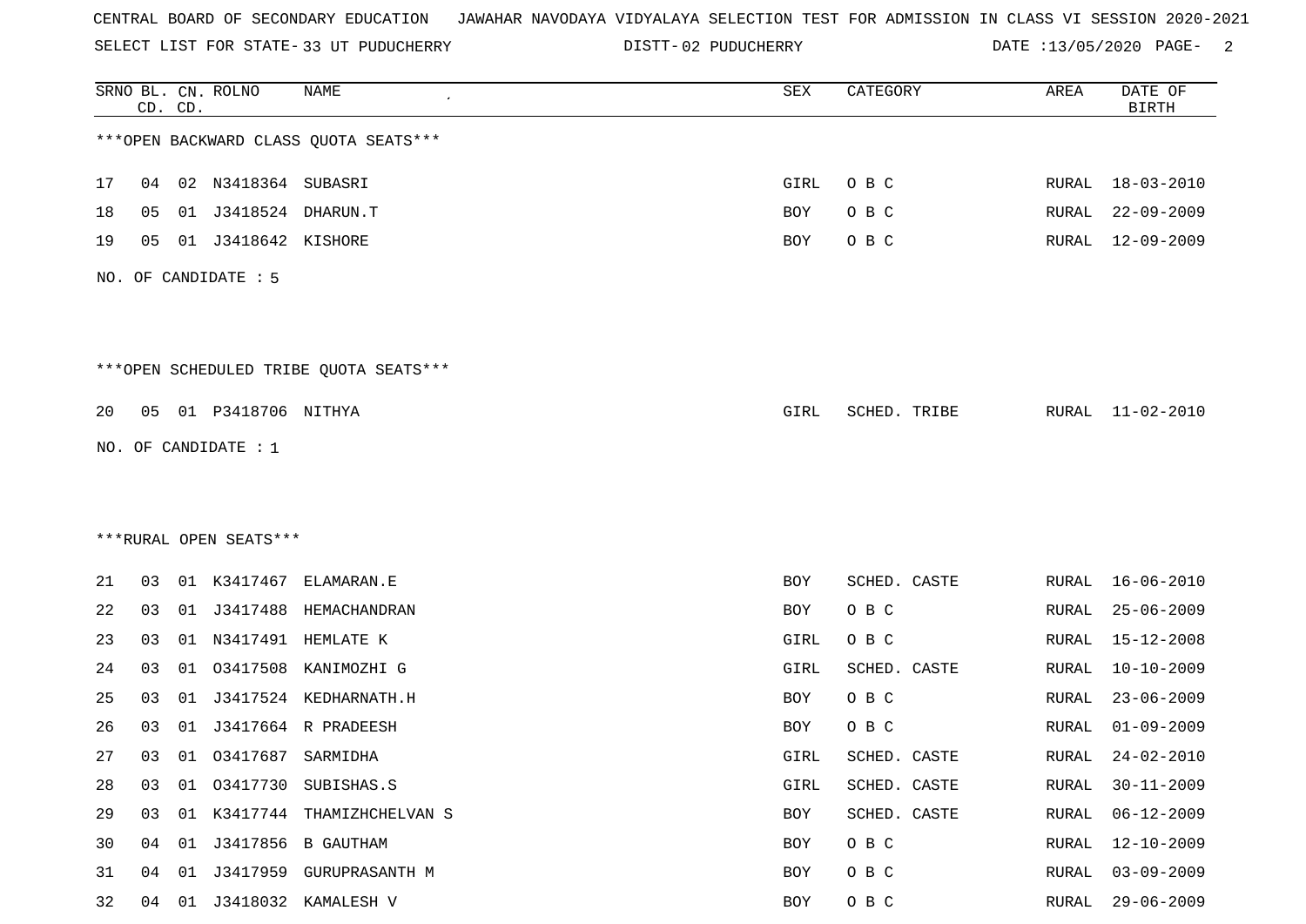CENTRAL BOARD OF SECONDARY EDUCATION JAWAHAR NAVODAYA VIDYALAYA SELECTION TEST FOR ADMISSION IN CLASS VI SESSION 2020-2021

SELECT LIST FOR STATE- 33 UT PUDUCHERRY DISTT- 02 PUDUCHERRY DATE :13/05/2020

***OPEN BACKWARD CLASS QUOTA SEATS***

| SRNO | BL. CD. | CN. CD. | ROLNO | NAME | SEX | CATEGORY | AREA | DATE OF BIRTH |
|---|---|---|---|---|---|---|---|---|
| 17 | 04 | 02 | N3418364 | SUBASRI | GIRL | O B C | RURAL | 18-03-2010 |
| 18 | 05 | 01 | J3418524 | DHARUN.T | BOY | O B C | RURAL | 22-09-2009 |
| 19 | 05 | 01 | J3418642 | KISHORE | BOY | O B C | RURAL | 12-09-2009 |

NO. OF CANDIDATE : 5

***OPEN SCHEDULED TRIBE QUOTA SEATS***

| SRNO | BL. CD. | CN. CD. | ROLNO | NAME | SEX | CATEGORY | AREA | DATE OF BIRTH |
|---|---|---|---|---|---|---|---|---|
| 20 | 05 | 01 | P3418706 | NITHYA | GIRL | SCHED. TRIBE | RURAL | 11-02-2010 |

NO. OF CANDIDATE : 1

***RURAL OPEN SEATS***

| SRNO | BL. CD. | CN. CD. | ROLNO | NAME | SEX | CATEGORY | AREA | DATE OF BIRTH |
|---|---|---|---|---|---|---|---|---|
| 21 | 03 | 01 | K3417467 | ELAMARAN.E | BOY | SCHED. CASTE | RURAL | 16-06-2010 |
| 22 | 03 | 01 | J3417488 | HEMACHANDRAN | BOY | O B C | RURAL | 25-06-2009 |
| 23 | 03 | 01 | N3417491 | HEMLATE K | GIRL | O B C | RURAL | 15-12-2008 |
| 24 | 03 | 01 | O3417508 | KANIMOZHI G | GIRL | SCHED. CASTE | RURAL | 10-10-2009 |
| 25 | 03 | 01 | J3417524 | KEDHARNATH.H | BOY | O B C | RURAL | 23-06-2009 |
| 26 | 03 | 01 | J3417664 | R PRADEESH | BOY | O B C | RURAL | 01-09-2009 |
| 27 | 03 | 01 | O3417687 | SARMIDHA | GIRL | SCHED. CASTE | RURAL | 24-02-2010 |
| 28 | 03 | 01 | O3417730 | SUBISHAS.S | GIRL | SCHED. CASTE | RURAL | 30-11-2009 |
| 29 | 03 | 01 | K3417744 | THAMIZHCHELVAN S | BOY | SCHED. CASTE | RURAL | 06-12-2009 |
| 30 | 04 | 01 | J3417856 | B GAUTHAM | BOY | O B C | RURAL | 12-10-2009 |
| 31 | 04 | 01 | J3417959 | GURUPRASANTH M | BOY | O B C | RURAL | 03-09-2009 |
| 32 | 04 | 01 | J3418032 | KAMALESH V | BOY | O B C | RURAL | 29-06-2009 |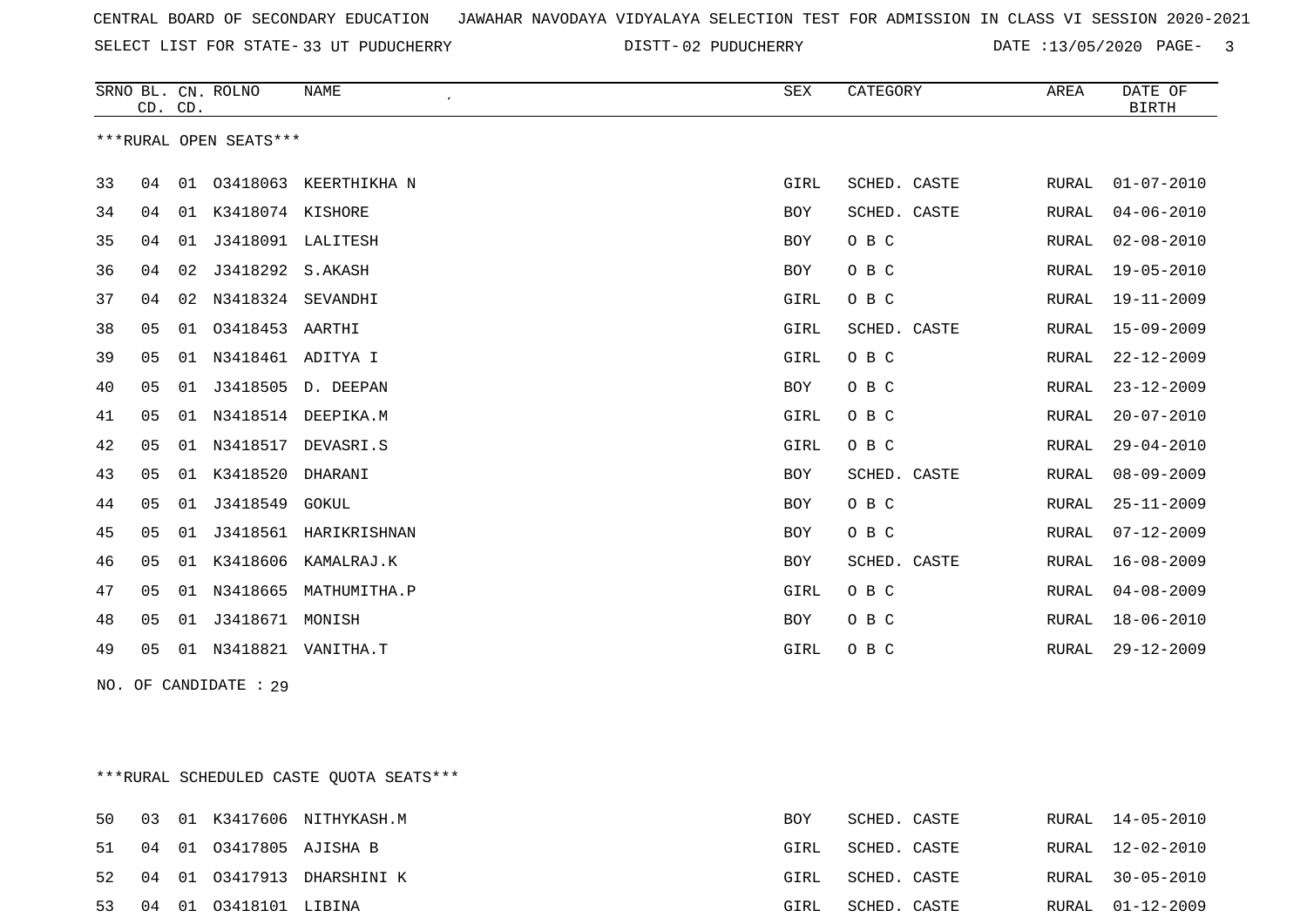CENTRAL BOARD OF SECONDARY EDUCATION JAWAHAR NAVODAYA VIDYALAYA SELECTION TEST FOR ADMISSION IN CLASS VI SESSION 2020-2021

SELECT LIST FOR STATE- 33 UT PUDUCHERRY DISTT- 02 PUDUCHERRY DATE :13/05/2020

***RURAL OPEN SEATS***

| SRNO | BL. CD. | CN. CD. | ROLNO | NAME | SEX | CATEGORY | AREA | DATE OF BIRTH |
|---|---|---|---|---|---|---|---|---|
| 33 | 04 | 01 | O3418063 | KEERTHIKHA N | GIRL | SCHED. CASTE | RURAL | 01-07-2010 |
| 34 | 04 | 01 | K3418074 | KISHORE | BOY | SCHED. CASTE | RURAL | 04-06-2010 |
| 35 | 04 | 01 | J3418091 | LALITESH | BOY | O B C | RURAL | 02-08-2010 |
| 36 | 04 | 02 | J3418292 | S.AKASH | BOY | O B C | RURAL | 19-05-2010 |
| 37 | 04 | 02 | N3418324 | SEVANDHI | GIRL | O B C | RURAL | 19-11-2009 |
| 38 | 05 | 01 | O3418453 | AARTHI | GIRL | SCHED. CASTE | RURAL | 15-09-2009 |
| 39 | 05 | 01 | N3418461 | ADITYA I | GIRL | O B C | RURAL | 22-12-2009 |
| 40 | 05 | 01 | J3418505 | D. DEEPAN | BOY | O B C | RURAL | 23-12-2009 |
| 41 | 05 | 01 | N3418514 | DEEPIKA.M | GIRL | O B C | RURAL | 20-07-2010 |
| 42 | 05 | 01 | N3418517 | DEVASRI.S | GIRL | O B C | RURAL | 29-04-2010 |
| 43 | 05 | 01 | K3418520 | DHARANI | BOY | SCHED. CASTE | RURAL | 08-09-2009 |
| 44 | 05 | 01 | J3418549 | GOKUL | BOY | O B C | RURAL | 25-11-2009 |
| 45 | 05 | 01 | J3418561 | HARIKRISHNAN | BOY | O B C | RURAL | 07-12-2009 |
| 46 | 05 | 01 | K3418606 | KAMALRAJ.K | BOY | SCHED. CASTE | RURAL | 16-08-2009 |
| 47 | 05 | 01 | N3418665 | MATHUMITHA.P | GIRL | O B C | RURAL | 04-08-2009 |
| 48 | 05 | 01 | J3418671 | MONISH | BOY | O B C | RURAL | 18-06-2010 |
| 49 | 05 | 01 | N3418821 | VANITHA.T | GIRL | O B C | RURAL | 29-12-2009 |

NO. OF CANDIDATE : 29

***RURAL SCHEDULED CASTE QUOTA SEATS***

| SRNO | BL. CD. | CN. CD. | ROLNO | NAME | SEX | CATEGORY | AREA | DATE OF BIRTH |
|---|---|---|---|---|---|---|---|---|
| 50 | 03 | 01 | K3417606 | NITHYKASH.M | BOY | SCHED. CASTE | RURAL | 14-05-2010 |
| 51 | 04 | 01 | O3417805 | AJISHA B | GIRL | SCHED. CASTE | RURAL | 12-02-2010 |
| 52 | 04 | 01 | O3417913 | DHARSHINI K | GIRL | SCHED. CASTE | RURAL | 30-05-2010 |
| 53 | 04 | 01 | O3418101 | LIBINA | GIRL | SCHED. CASTE | RURAL | 01-12-2009 |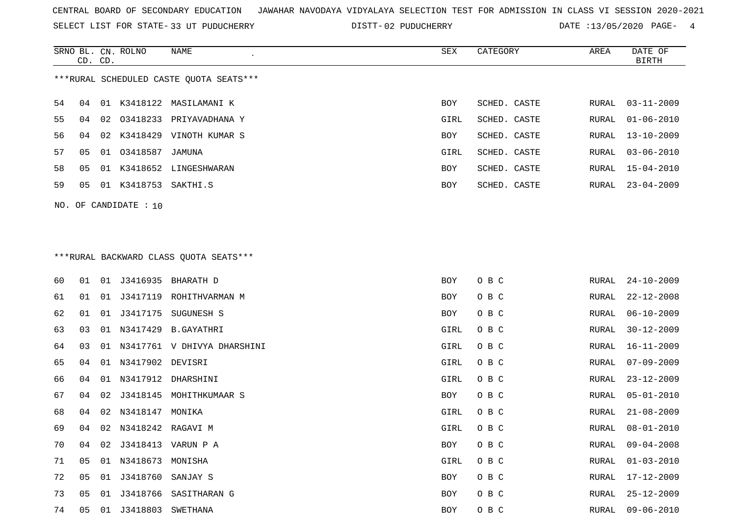CENTRAL BOARD OF SECONDARY EDUCATION JAWAHAR NAVODAYA VIDYALAYA SELECTION TEST FOR ADMISSION IN CLASS VI SESSION 2020-2021

SELECT LIST FOR STATE- 33 UT PUDUCHERRY DISTT- 02 PUDUCHERRY DATE :13/05/2020

***RURAL SCHEDULED CASTE QUOTA SEATS***

| SRNO | BL. CD. | CN. CD. | ROLNO | NAME | SEX | CATEGORY | AREA | DATE OF BIRTH |
|---|---|---|---|---|---|---|---|---|
| 54 | 04 | 01 | K3418122 | MASILAMANI K | BOY | SCHED. CASTE | RURAL | 03-11-2009 |
| 55 | 04 | 02 | O3418233 | PRIYAVADHANA Y | GIRL | SCHED. CASTE | RURAL | 01-06-2010 |
| 56 | 04 | 02 | K3418429 | VINOTH KUMAR S | BOY | SCHED. CASTE | RURAL | 13-10-2009 |
| 57 | 05 | 01 | O3418587 | JAMUNA | GIRL | SCHED. CASTE | RURAL | 03-06-2010 |
| 58 | 05 | 01 | K3418652 | LINGESHWARAN | BOY | SCHED. CASTE | RURAL | 15-04-2010 |
| 59 | 05 | 01 | K3418753 | SAKTHI.S | BOY | SCHED. CASTE | RURAL | 23-04-2009 |

NO. OF CANDIDATE : 10

***RURAL BACKWARD CLASS QUOTA SEATS***

| SRNO | BL. CD. | CN. CD. | ROLNO | NAME | SEX | CATEGORY | AREA | DATE OF BIRTH |
|---|---|---|---|---|---|---|---|---|
| 60 | 01 | 01 | J3416935 | BHARATH D | BOY | O B C | RURAL | 24-10-2009 |
| 61 | 01 | 01 | J3417119 | ROHITHVARMAN M | BOY | O B C | RURAL | 22-12-2008 |
| 62 | 01 | 01 | J3417175 | SUGUNESH S | BOY | O B C | RURAL | 06-10-2009 |
| 63 | 03 | 01 | N3417429 | B.GAYATHRI | GIRL | O B C | RURAL | 30-12-2009 |
| 64 | 03 | 01 | N3417761 | V DHIVYA DHARSHINI | GIRL | O B C | RURAL | 16-11-2009 |
| 65 | 04 | 01 | N3417902 | DEVISRI | GIRL | O B C | RURAL | 07-09-2009 |
| 66 | 04 | 01 | N3417912 | DHARSHINI | GIRL | O B C | RURAL | 23-12-2009 |
| 67 | 04 | 02 | J3418145 | MOHITHKUMAAR S | BOY | O B C | RURAL | 05-01-2010 |
| 68 | 04 | 02 | N3418147 | MONIKA | GIRL | O B C | RURAL | 21-08-2009 |
| 69 | 04 | 02 | N3418242 | RAGAVI M | GIRL | O B C | RURAL | 08-01-2010 |
| 70 | 04 | 02 | J3418413 | VARUN P A | BOY | O B C | RURAL | 09-04-2008 |
| 71 | 05 | 01 | N3418673 | MONISHA | GIRL | O B C | RURAL | 01-03-2010 |
| 72 | 05 | 01 | J3418760 | SANJAY S | BOY | O B C | RURAL | 17-12-2009 |
| 73 | 05 | 01 | J3418766 | SASITHARAN G | BOY | O B C | RURAL | 25-12-2009 |
| 74 | 05 | 01 | J3418803 | SWETHANA | BOY | O B C | RURAL | 09-06-2010 |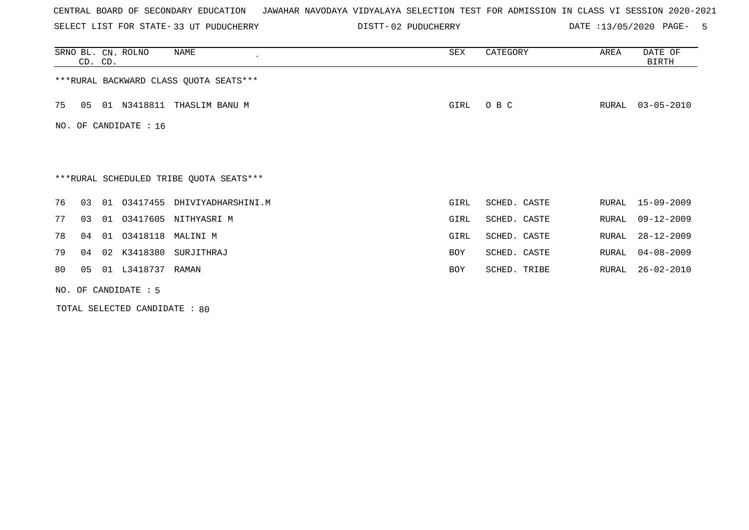CENTRAL BOARD OF SECONDARY EDUCATION JAWAHAR NAVODAYA VIDYALAYA SELECTION TEST FOR ADMISSION IN CLASS VI SESSION 2020-2021

SELECT LIST FOR STATE- 33 UT PUDUCHERRY DISTT- 02 PUDUCHERRY DATE :13/05/2020

| SRNO | BL. CD. | CN. CD. | ROLNO | NAME | SEX | CATEGORY | AREA | DATE OF BIRTH |
|---|---|---|---|---|---|---|---|---|

***RURAL BACKWARD CLASS QUOTA SEATS***

| SRNO | BL. CD. | CN. CD. | ROLNO | NAME | SEX | CATEGORY | AREA | DATE OF BIRTH |
|---|---|---|---|---|---|---|---|---|
| 75 | 05 | 01 | N3418811 | THASLIM BANU M | GIRL | O B C | RURAL | 03-05-2010 |

NO. OF CANDIDATE : 16

***RURAL SCHEDULED TRIBE QUOTA SEATS***

| SRNO | BL. CD. | CN. CD. | ROLNO | NAME | SEX | CATEGORY | AREA | DATE OF BIRTH |
|---|---|---|---|---|---|---|---|---|
| 76 | 03 | 01 | O3417455 | DHIVIYADHARSHINI.M | GIRL | SCHED. CASTE | RURAL | 15-09-2009 |
| 77 | 03 | 01 | O3417605 | NITHYASRI M | GIRL | SCHED. CASTE | RURAL | 09-12-2009 |
| 78 | 04 | 01 | O3418118 | MALINI M | GIRL | SCHED. CASTE | RURAL | 28-12-2009 |
| 79 | 04 | 02 | K3418380 | SURJITHRAJ | BOY | SCHED. CASTE | RURAL | 04-08-2009 |
| 80 | 05 | 01 | L3418737 | RAMAN | BOY | SCHED. TRIBE | RURAL | 26-02-2010 |

NO. OF CANDIDATE : 5

TOTAL SELECTED CANDIDATE : 80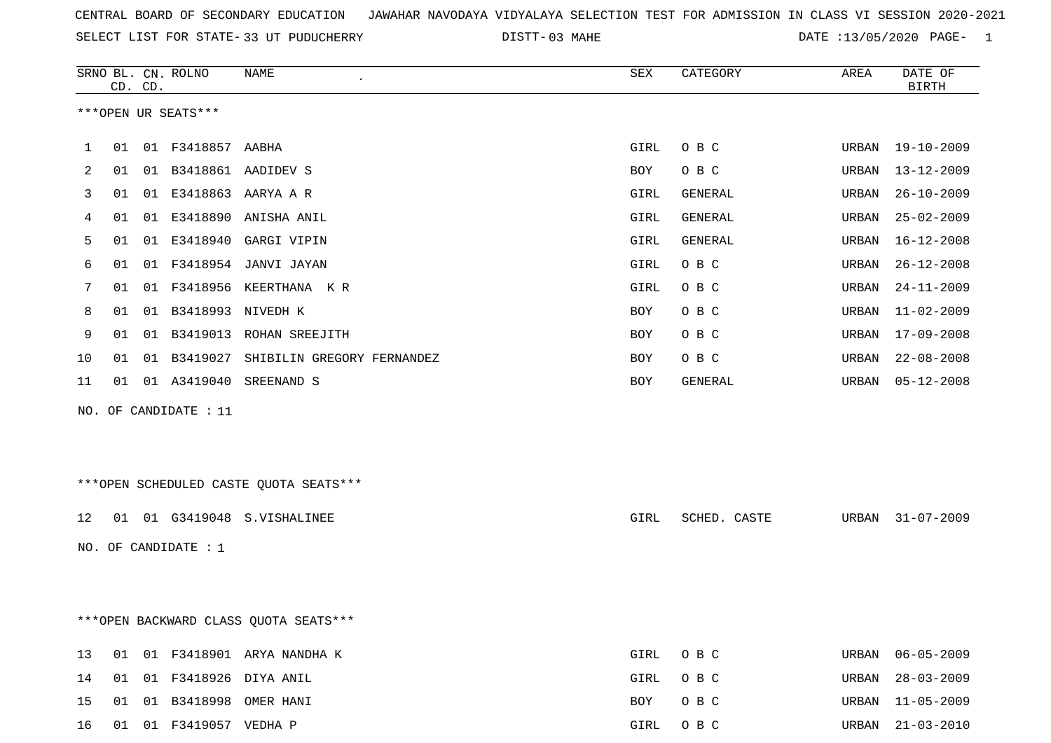CENTRAL BOARD OF SECONDARY EDUCATION JAWAHAR NAVODAYA VIDYALAYA SELECTION TEST FOR ADMISSION IN CLASS VI SESSION 2020-2021

SELECT LIST FOR STATE- 33 UT PUDUCHERRY DISTT- 03 MAHE DATE :13/05/2020

***OPEN UR SEATS***

| SRNO | BL. CD. | CN. CD. | ROLNO | NAME | SEX | CATEGORY | AREA | DATE OF BIRTH |
|---|---|---|---|---|---|---|---|---|
| 1 | 01 | 01 | F3418857 | AABHA | GIRL | O B C | URBAN | 19-10-2009 |
| 2 | 01 | 01 | B3418861 | AADIDEV S | BOY | O B C | URBAN | 13-12-2009 |
| 3 | 01 | 01 | E3418863 | AARYA A R | GIRL | GENERAL | URBAN | 26-10-2009 |
| 4 | 01 | 01 | E3418890 | ANISHA ANIL | GIRL | GENERAL | URBAN | 25-02-2009 |
| 5 | 01 | 01 | E3418940 | GARGI VIPIN | GIRL | GENERAL | URBAN | 16-12-2008 |
| 6 | 01 | 01 | F3418954 | JANVI JAYAN | GIRL | O B C | URBAN | 26-12-2008 |
| 7 | 01 | 01 | F3418956 | KEERTHANA K R | GIRL | O B C | URBAN | 24-11-2009 |
| 8 | 01 | 01 | B3418993 | NIVEDH K | BOY | O B C | URBAN | 11-02-2009 |
| 9 | 01 | 01 | B3419013 | ROHAN SREEJITH | BOY | O B C | URBAN | 17-09-2008 |
| 10 | 01 | 01 | B3419027 | SHIBILIN GREGORY FERNANDEZ | BOY | O B C | URBAN | 22-08-2008 |
| 11 | 01 | 01 | A3419040 | SREENAND S | BOY | GENERAL | URBAN | 05-12-2008 |

NO. OF CANDIDATE : 11

***OPEN SCHEDULED CASTE QUOTA SEATS***

| SRNO | BL. CD. | CN. CD. | ROLNO | NAME | SEX | CATEGORY | AREA | DATE OF BIRTH |
|---|---|---|---|---|---|---|---|---|
| 12 | 01 | 01 | G3419048 | S.VISHALINEE | GIRL | SCHED. CASTE | URBAN | 31-07-2009 |

NO. OF CANDIDATE : 1

***OPEN BACKWARD CLASS QUOTA SEATS***

| SRNO | BL. CD. | CN. CD. | ROLNO | NAME | SEX | CATEGORY | AREA | DATE OF BIRTH |
|---|---|---|---|---|---|---|---|---|
| 13 | 01 | 01 | F3418901 | ARYA NANDHA K | GIRL | O B C | URBAN | 06-05-2009 |
| 14 | 01 | 01 | F3418926 | DIYA ANIL | GIRL | O B C | URBAN | 28-03-2009 |
| 15 | 01 | 01 | B3418998 | OMER HANI | BOY | O B C | URBAN | 11-05-2009 |
| 16 | 01 | 01 | F3419057 | VEDHA P | GIRL | O B C | URBAN | 21-03-2010 |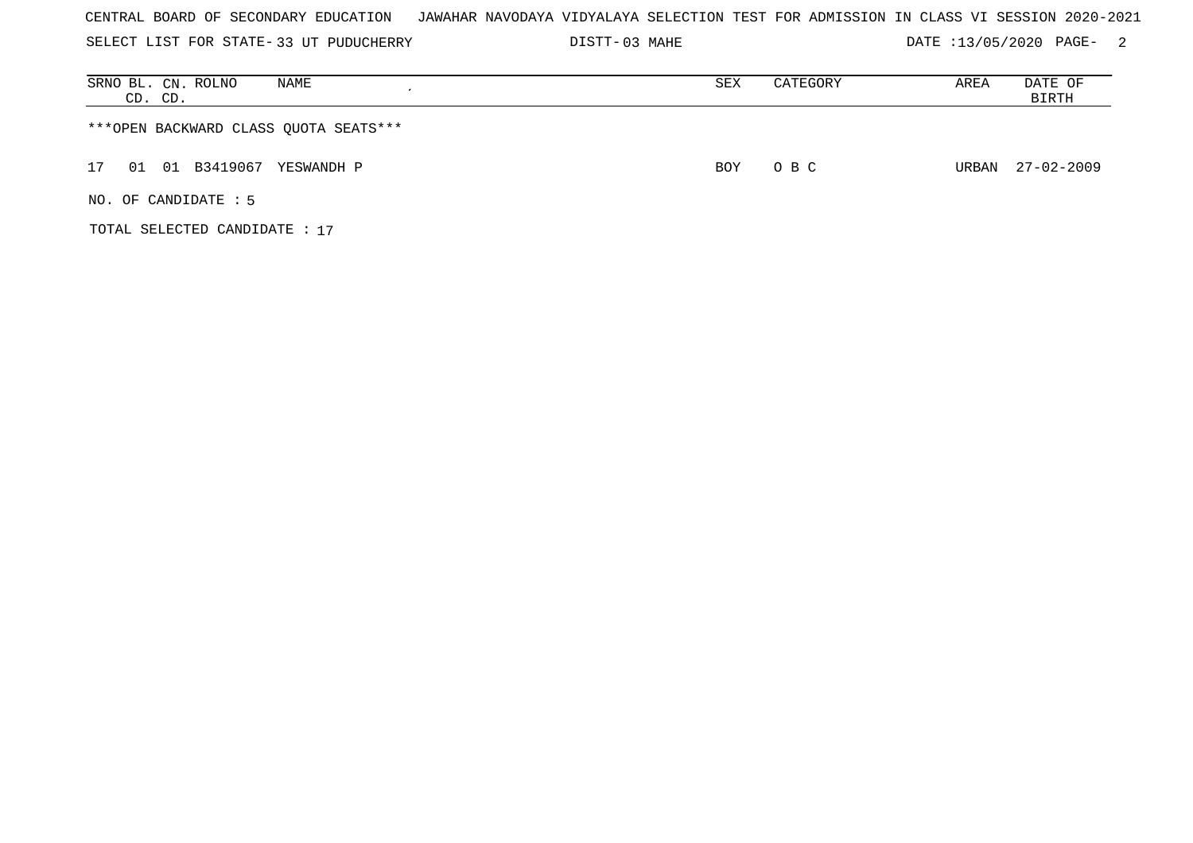CENTRAL BOARD OF SECONDARY EDUCATION   JAWAHAR NAVODAYA VIDYALAYA SELECTION TEST FOR ADMISSION IN CLASS VI SESSION 2020-2021

SELECT LIST FOR STATE- 33 UT PUDUCHERRY   DISTT- 03 MAHE   DATE :13/05/2020

| SRNO | BL. CD. | CN. CD. | ROLNO | NAME | SEX | CATEGORY | AREA | DATE OF BIRTH |
|---|---|---|---|---|---|---|---|---|
| ***OPEN BACKWARD CLASS QUOTA SEATS*** | | | | | | | | |
| 17 | 01 | 01 | B3419067 | YESWANDH P | BOY | O B C | URBAN | 27-02-2009 |

NO. OF CANDIDATE : 5

TOTAL SELECTED CANDIDATE : 17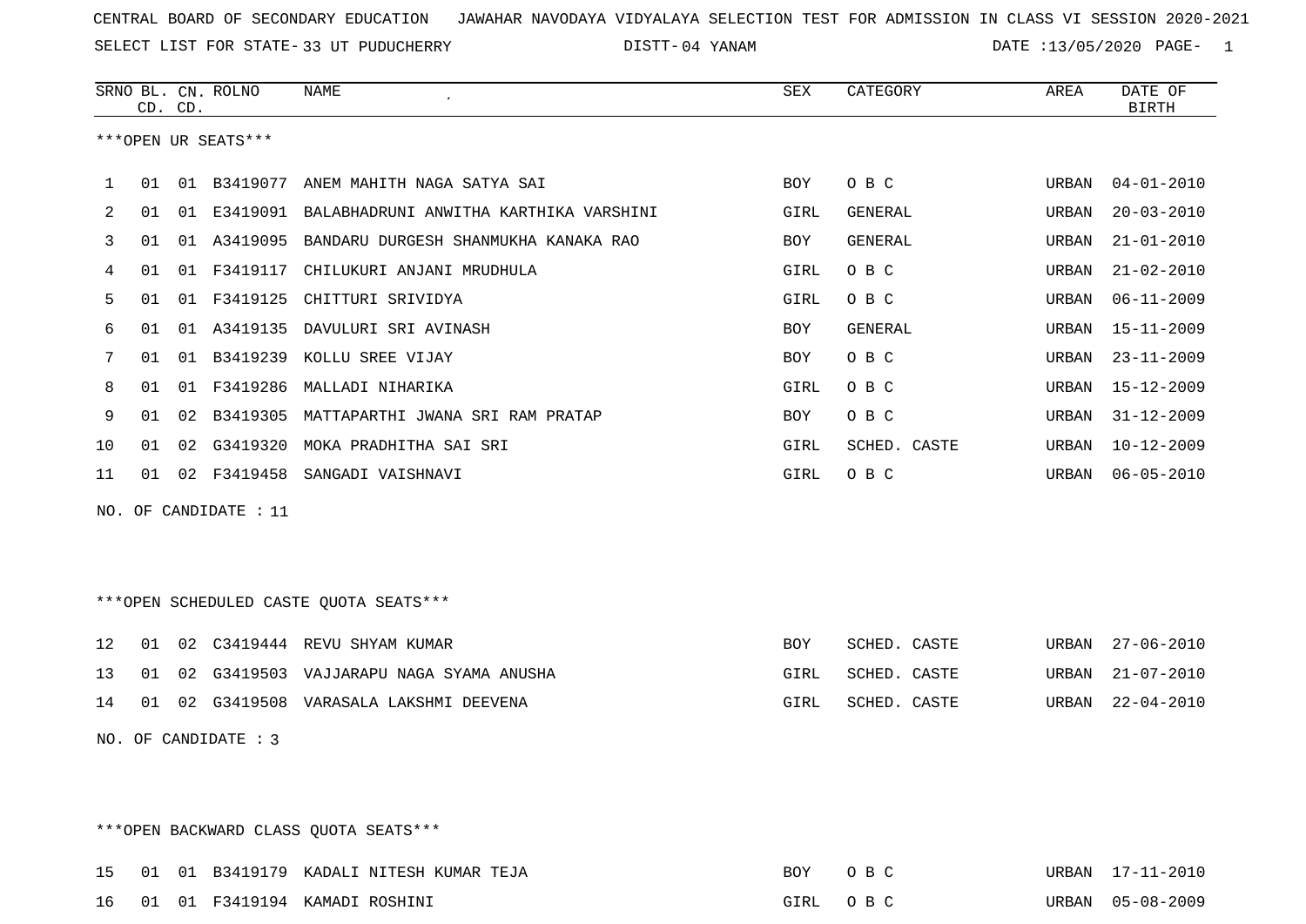CENTRAL BOARD OF SECONDARY EDUCATION   JAWAHAR NAVODAYA VIDYALAYA SELECTION TEST FOR ADMISSION IN CLASS VI SESSION 2020-2021

SELECT LIST FOR STATE- 33 UT PUDUCHERRY   DISTT- 04 YANAM   DATE :13/05/2020

***OPEN UR SEATS***

| SRNO | BL. CD. | CN. CD. | ROLNO | NAME | SEX | CATEGORY | AREA | DATE OF BIRTH |
|---|---|---|---|---|---|---|---|---|
| 1 | 01 | 01 | B3419077 | ANEM MAHITH NAGA SATYA SAI | BOY | O B C | URBAN | 04-01-2010 |
| 2 | 01 | 01 | E3419091 | BALABHADRUNI ANWITHA KARTHIKA VARSHINI | GIRL | GENERAL | URBAN | 20-03-2010 |
| 3 | 01 | 01 | A3419095 | BANDARU DURGESH SHANMUKHA KANAKA RAO | BOY | GENERAL | URBAN | 21-01-2010 |
| 4 | 01 | 01 | F3419117 | CHILUKURI ANJANI MRUDHULA | GIRL | O B C | URBAN | 21-02-2010 |
| 5 | 01 | 01 | F3419125 | CHITTURI SRIVIDYA | GIRL | O B C | URBAN | 06-11-2009 |
| 6 | 01 | 01 | A3419135 | DAVULURI SRI AVINASH | BOY | GENERAL | URBAN | 15-11-2009 |
| 7 | 01 | 01 | B3419239 | KOLLU SREE VIJAY | BOY | O B C | URBAN | 23-11-2009 |
| 8 | 01 | 01 | F3419286 | MALLADI NIHARIKA | GIRL | O B C | URBAN | 15-12-2009 |
| 9 | 01 | 02 | B3419305 | MATTAPARTHI JWANA SRI RAM PRATAP | BOY | O B C | URBAN | 31-12-2009 |
| 10 | 01 | 02 | G3419320 | MOKA PRADHITHA SAI SRI | GIRL | SCHED. CASTE | URBAN | 10-12-2009 |
| 11 | 01 | 02 | F3419458 | SANGADI VAISHNAVI | GIRL | O B C | URBAN | 06-05-2010 |

NO. OF CANDIDATE : 11

***OPEN SCHEDULED CASTE QUOTA SEATS***

| SRNO | BL. CD. | CN. CD. | ROLNO | NAME | SEX | CATEGORY | AREA | DATE OF BIRTH |
|---|---|---|---|---|---|---|---|---|
| 12 | 01 | 02 | C3419444 | REVU SHYAM KUMAR | BOY | SCHED. CASTE | URBAN | 27-06-2010 |
| 13 | 01 | 02 | G3419503 | VAJJARAPU NAGA SYAMA ANUSHA | GIRL | SCHED. CASTE | URBAN | 21-07-2010 |
| 14 | 01 | 02 | G3419508 | VARASALA LAKSHMI DEEVENA | GIRL | SCHED. CASTE | URBAN | 22-04-2010 |

NO. OF CANDIDATE : 3

***OPEN BACKWARD CLASS QUOTA SEATS***

| SRNO | BL. CD. | CN. CD. | ROLNO | NAME | SEX | CATEGORY | AREA | DATE OF BIRTH |
|---|---|---|---|---|---|---|---|---|
| 15 | 01 | 01 | B3419179 | KADALI NITESH KUMAR TEJA | BOY | O B C | URBAN | 17-11-2010 |
| 16 | 01 | 01 | F3419194 | KAMADI ROSHINI | GIRL | O B C | URBAN | 05-08-2009 |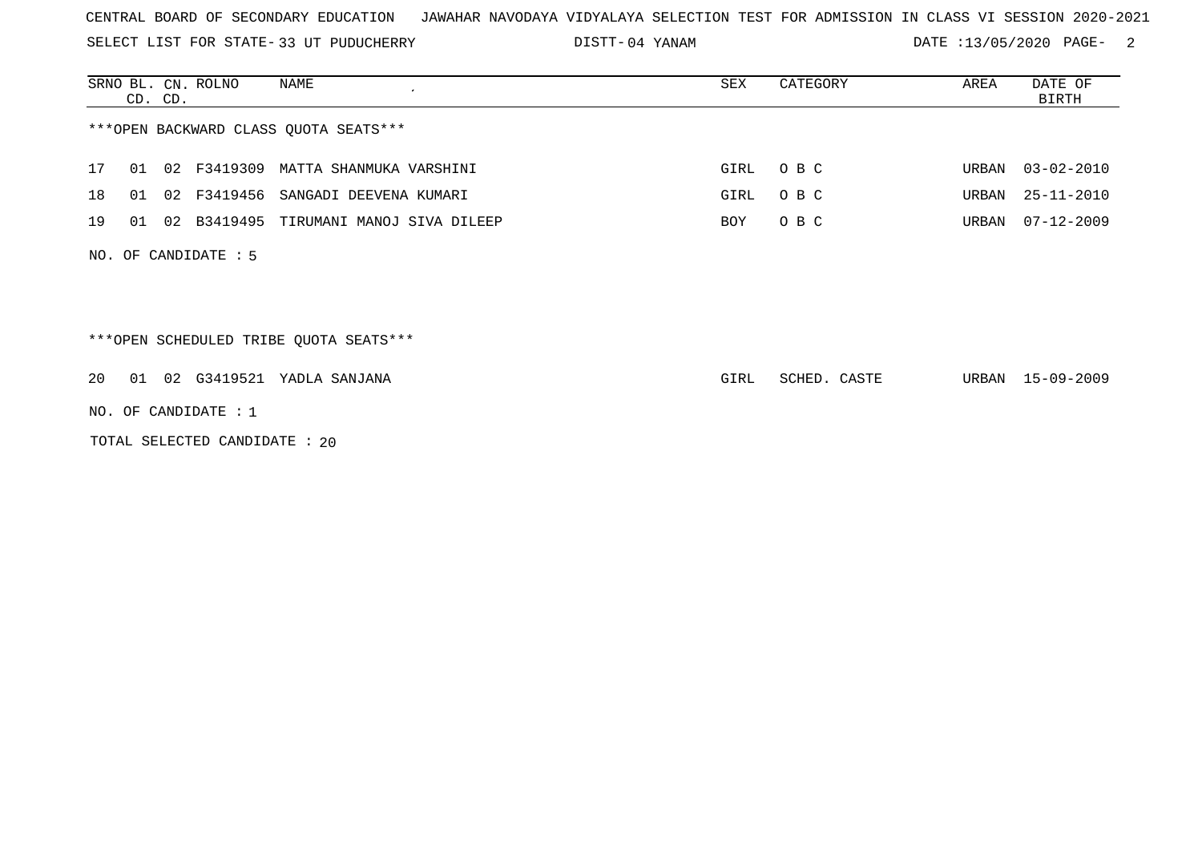CENTRAL BOARD OF SECONDARY EDUCATION JAWAHAR NAVODAYA VIDYALAYA SELECTION TEST FOR ADMISSION IN CLASS VI SESSION 2020-2021

SELECT LIST FOR STATE- 33 UT PUDUCHERRY DISTT- 04 YANAM DATE :13/05/2020 PAGE- 2

***OPEN BACKWARD CLASS QUOTA SEATS***

| SRNO | BL. CD. | CN. CD. | ROLNO | NAME | SEX | CATEGORY | AREA | DATE OF BIRTH |
|---|---|---|---|---|---|---|---|---|
| 17 | 01 | 02 | F3419309 | MATTA SHANMUKA VARSHINI | GIRL | O B C | URBAN | 03-02-2010 |
| 18 | 01 | 02 | F3419456 | SANGADI DEEVENA KUMARI | GIRL | O B C | URBAN | 25-11-2010 |
| 19 | 01 | 02 | B3419495 | TIRUMANI MANOJ SIVA DILEEP | BOY | O B C | URBAN | 07-12-2009 |

NO. OF CANDIDATE : 5

***OPEN SCHEDULED TRIBE QUOTA SEATS***

| SRNO | BL. CD. | CN. CD. | ROLNO | NAME | SEX | CATEGORY | AREA | DATE OF BIRTH |
|---|---|---|---|---|---|---|---|---|
| 20 | 01 | 02 | G3419521 | YADLA SANJANA | GIRL | SCHED. CASTE | URBAN | 15-09-2009 |

NO. OF CANDIDATE : 1

TOTAL SELECTED CANDIDATE : 20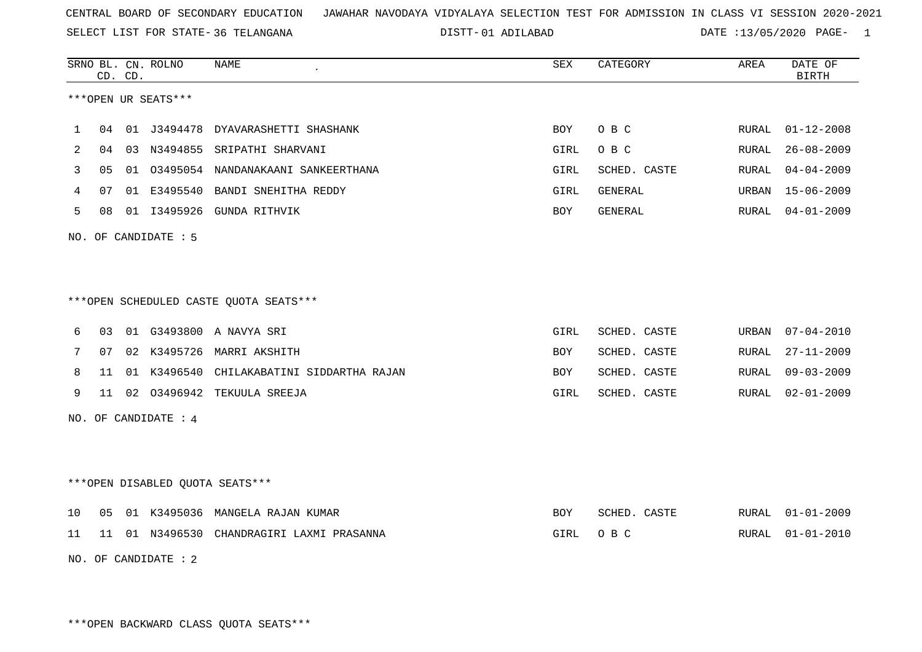CENTRAL BOARD OF SECONDARY EDUCATION JAWAHAR NAVODAYA VIDYALAYA SELECTION TEST FOR ADMISSION IN CLASS VI SESSION 2020-2021

SELECT LIST FOR STATE- 36 TELANGANA DISTT- 01 ADILABAD DATE :13/05/2020

***OPEN UR SEATS***

| SRNO | BL. CD. | CN. CD. | ROLNO | NAME | SEX | CATEGORY | AREA | DATE OF BIRTH |
|---|---|---|---|---|---|---|---|---|
| 1 | 04 | 01 | J3494478 | DYAVARASHETTI SHASHANK | BOY | O B C | RURAL | 01-12-2008 |
| 2 | 04 | 03 | N3494855 | SRIPATHI SHARVANI | GIRL | O B C | RURAL | 26-08-2009 |
| 3 | 05 | 01 | O3495054 | NANDANAKAANI SANKEERTHANA | GIRL | SCHED. CASTE | RURAL | 04-04-2009 |
| 4 | 07 | 01 | E3495540 | BANDI SNEHITHA REDDY | GIRL | GENERAL | URBAN | 15-06-2009 |
| 5 | 08 | 01 | I3495926 | GUNDA RITHVIK | BOY | GENERAL | RURAL | 04-01-2009 |

NO. OF CANDIDATE : 5

***OPEN SCHEDULED CASTE QUOTA SEATS***

| SRNO | BL. CD. | CN. CD. | ROLNO | NAME | SEX | CATEGORY | AREA | DATE OF BIRTH |
|---|---|---|---|---|---|---|---|---|
| 6 | 03 | 01 | G3493800 | A NAVYA SRI | GIRL | SCHED. CASTE | URBAN | 07-04-2010 |
| 7 | 07 | 02 | K3495726 | MARRI AKSHITH | BOY | SCHED. CASTE | RURAL | 27-11-2009 |
| 8 | 11 | 01 | K3496540 | CHILAKABATINI SIDDARTHA RAJAN | BOY | SCHED. CASTE | RURAL | 09-03-2009 |
| 9 | 11 | 02 | O3496942 | TEKUULA SREEJA | GIRL | SCHED. CASTE | RURAL | 02-01-2009 |

NO. OF CANDIDATE : 4

***OPEN DISABLED QUOTA SEATS***

| SRNO | BL. CD. | CN. CD. | ROLNO | NAME | SEX | CATEGORY | AREA | DATE OF BIRTH |
|---|---|---|---|---|---|---|---|---|
| 10 | 05 | 01 | K3495036 | MANGELA RAJAN KUMAR | BOY | SCHED. CASTE | RURAL | 01-01-2009 |
| 11 | 11 | 01 | N3496530 | CHANDRAGIRI LAXMI PRASANNA | GIRL | O B C | RURAL | 01-01-2010 |

NO. OF CANDIDATE : 2

***OPEN BACKWARD CLASS QUOTA SEATS***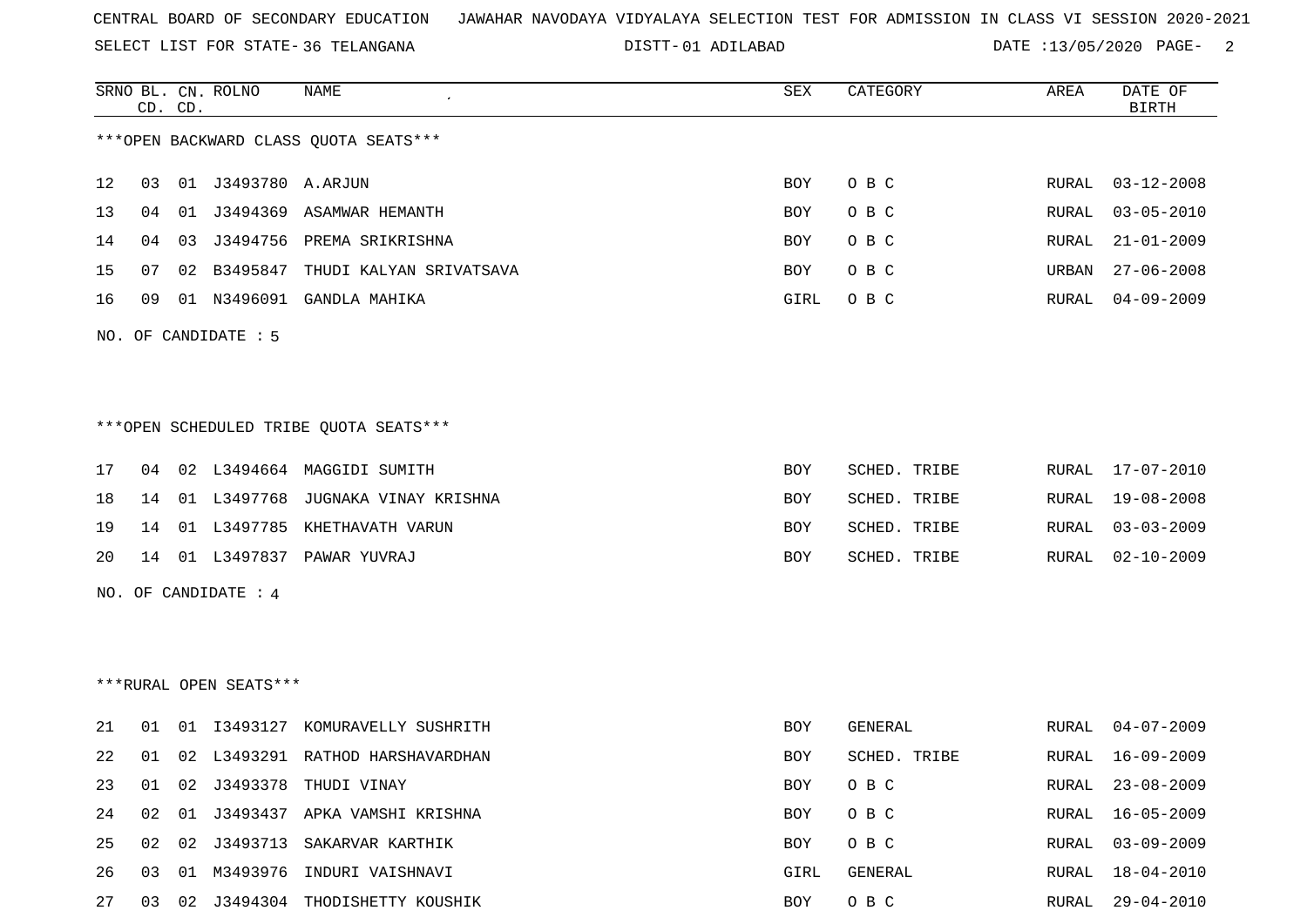CENTRAL BOARD OF SECONDARY EDUCATION JAWAHAR NAVODAYA VIDYALAYA SELECTION TEST FOR ADMISSION IN CLASS VI SESSION 2020-2021

SELECT LIST FOR STATE- 36 TELANGANA DISTT- 01 ADILABAD DATE :13/05/2020

***OPEN BACKWARD CLASS QUOTA SEATS***

| SRNO | BL. CD. | CN. CD. | ROLNO | NAME | SEX | CATEGORY | AREA | DATE OF BIRTH |
|---|---|---|---|---|---|---|---|---|
| 12 | 03 | 01 | J3493780 | A.ARJUN | BOY | O B C | RURAL | 03-12-2008 |
| 13 | 04 | 01 | J3494369 | ASAMWAR HEMANTH | BOY | O B C | RURAL | 03-05-2010 |
| 14 | 04 | 03 | J3494756 | PREMA SRIKRISHNA | BOY | O B C | RURAL | 21-01-2009 |
| 15 | 07 | 02 | B3495847 | THUDI KALYAN SRIVATSAVA | BOY | O B C | URBAN | 27-06-2008 |
| 16 | 09 | 01 | N3496091 | GANDLA MAHIKA | GIRL | O B C | RURAL | 04-09-2009 |

NO. OF CANDIDATE : 5

***OPEN SCHEDULED TRIBE QUOTA SEATS***

| SRNO | BL. CD. | CN. CD. | ROLNO | NAME | SEX | CATEGORY | AREA | DATE OF BIRTH |
|---|---|---|---|---|---|---|---|---|
| 17 | 04 | 02 | L3494664 | MAGGIDI SUMITH | BOY | SCHED. TRIBE | RURAL | 17-07-2010 |
| 18 | 14 | 01 | L3497768 | JUGNAKA VINAY KRISHNA | BOY | SCHED. TRIBE | RURAL | 19-08-2008 |
| 19 | 14 | 01 | L3497785 | KHETHAVATH VARUN | BOY | SCHED. TRIBE | RURAL | 03-03-2009 |
| 20 | 14 | 01 | L3497837 | PAWAR YUVRAJ | BOY | SCHED. TRIBE | RURAL | 02-10-2009 |

NO. OF CANDIDATE : 4

***RURAL OPEN SEATS***

| SRNO | BL. CD. | CN. CD. | ROLNO | NAME | SEX | CATEGORY | AREA | DATE OF BIRTH |
|---|---|---|---|---|---|---|---|---|
| 21 | 01 | 01 | I3493127 | KOMURAVELLY SUSHRITH | BOY | GENERAL | RURAL | 04-07-2009 |
| 22 | 01 | 02 | L3493291 | RATHOD HARSHAVARDHAN | BOY | SCHED. TRIBE | RURAL | 16-09-2009 |
| 23 | 01 | 02 | J3493378 | THUDI VINAY | BOY | O B C | RURAL | 23-08-2009 |
| 24 | 02 | 01 | J3493437 | APKA VAMSHI KRISHNA | BOY | O B C | RURAL | 16-05-2009 |
| 25 | 02 | 02 | J3493713 | SAKARVAR KARTHIK | BOY | O B C | RURAL | 03-09-2009 |
| 26 | 03 | 01 | M3493976 | INDURI VAISHNAVI | GIRL | GENERAL | RURAL | 18-04-2010 |
| 27 | 03 | 02 | J3494304 | THODISHETTY KOUSHIK | BOY | O B C | RURAL | 29-04-2010 |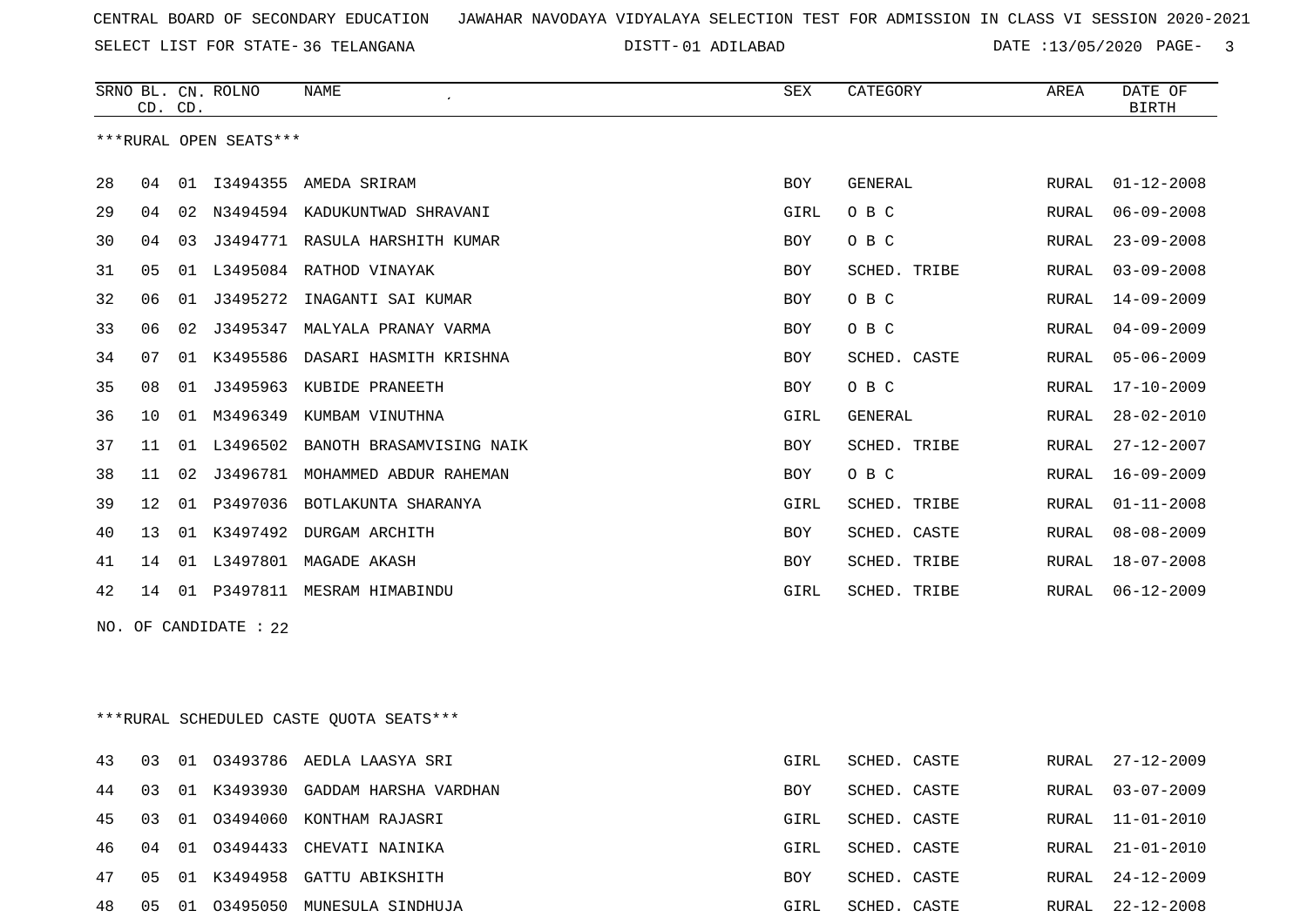CENTRAL BOARD OF SECONDARY EDUCATION JAWAHAR NAVODAYA VIDYALAYA SELECTION TEST FOR ADMISSION IN CLASS VI SESSION 2020-2021

SELECT LIST FOR STATE- 36 TELANGANA DISTT- 01 ADILABAD DATE :13/05/2020

***RURAL OPEN SEATS***

| SRNO | BL. CD. | CN. CD. | ROLNO | NAME | SEX | CATEGORY | AREA | DATE OF BIRTH |
|---|---|---|---|---|---|---|---|---|
| 28 | 04 | 01 | I3494355 | AMEDA SRIRAM | BOY | GENERAL | RURAL | 01-12-2008 |
| 29 | 04 | 02 | N3494594 | KADUKUNTWAD SHRAVANI | GIRL | O B C | RURAL | 06-09-2008 |
| 30 | 04 | 03 | J3494771 | RASULA HARSHITH KUMAR | BOY | O B C | RURAL | 23-09-2008 |
| 31 | 05 | 01 | L3495084 | RATHOD VINAYAK | BOY | SCHED. TRIBE | RURAL | 03-09-2008 |
| 32 | 06 | 01 | J3495272 | INAGANTI SAI KUMAR | BOY | O B C | RURAL | 14-09-2009 |
| 33 | 06 | 02 | J3495347 | MALYALA PRANAY VARMA | BOY | O B C | RURAL | 04-09-2009 |
| 34 | 07 | 01 | K3495586 | DASARI HASMITH KRISHNA | BOY | SCHED. CASTE | RURAL | 05-06-2009 |
| 35 | 08 | 01 | J3495963 | KUBIDE PRANEETH | BOY | O B C | RURAL | 17-10-2009 |
| 36 | 10 | 01 | M3496349 | KUMBAM VINUTHNA | GIRL | GENERAL | RURAL | 28-02-2010 |
| 37 | 11 | 01 | L3496502 | BANOTH BRASAMVISING NAIK | BOY | SCHED. TRIBE | RURAL | 27-12-2007 |
| 38 | 11 | 02 | J3496781 | MOHAMMED ABDUR RAHEMAN | BOY | O B C | RURAL | 16-09-2009 |
| 39 | 12 | 01 | P3497036 | BOTLAKUNTA SHARANYA | GIRL | SCHED. TRIBE | RURAL | 01-11-2008 |
| 40 | 13 | 01 | K3497492 | DURGAM ARCHITH | BOY | SCHED. CASTE | RURAL | 08-08-2009 |
| 41 | 14 | 01 | L3497801 | MAGADE AKASH | BOY | SCHED. TRIBE | RURAL | 18-07-2008 |
| 42 | 14 | 01 | P3497811 | MESRAM HIMABINDU | GIRL | SCHED. TRIBE | RURAL | 06-12-2009 |

NO. OF CANDIDATE : 22

***RURAL SCHEDULED CASTE QUOTA SEATS***

| SRNO | BL. CD. | CN. CD. | ROLNO | NAME | SEX | CATEGORY | AREA | DATE OF BIRTH |
|---|---|---|---|---|---|---|---|---|
| 43 | 03 | 01 | O3493786 | AEDLA LAASYA SRI | GIRL | SCHED. CASTE | RURAL | 27-12-2009 |
| 44 | 03 | 01 | K3493930 | GADDAM HARSHA VARDHAN | BOY | SCHED. CASTE | RURAL | 03-07-2009 |
| 45 | 03 | 01 | O3494060 | KONTHAM RAJASRI | GIRL | SCHED. CASTE | RURAL | 11-01-2010 |
| 46 | 04 | 01 | O3494433 | CHEVATI NAINIKA | GIRL | SCHED. CASTE | RURAL | 21-01-2010 |
| 47 | 05 | 01 | K3494958 | GATTU ABIKSHITH | BOY | SCHED. CASTE | RURAL | 24-12-2009 |
| 48 | 05 | 01 | O3495050 | MUNESULA SINDHUJA | GIRL | SCHED. CASTE | RURAL | 22-12-2008 |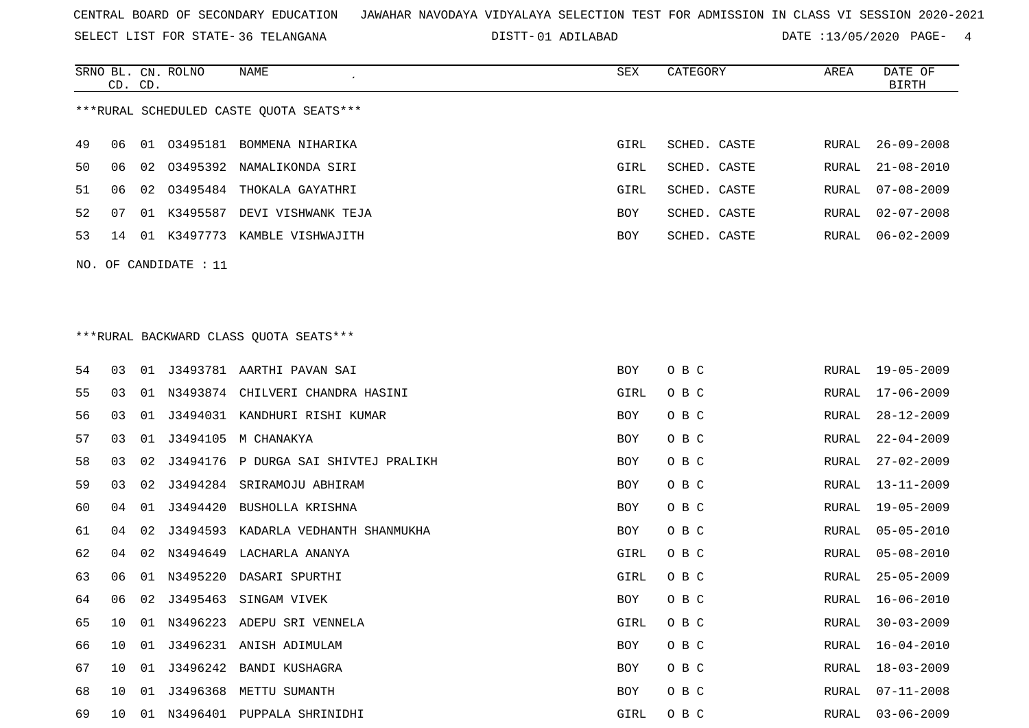CENTRAL BOARD OF SECONDARY EDUCATION JAWAHAR NAVODAYA VIDYALAYA SELECTION TEST FOR ADMISSION IN CLASS VI SESSION 2020-2021

SELECT LIST FOR STATE- 36 TELANGANA DISTT- 01 ADILABAD DATE :13/05/2020

***RURAL SCHEDULED CASTE QUOTA SEATS***

| SRNO | BL. CD. | CN. CD. | ROLNO | NAME | SEX | CATEGORY | AREA | DATE OF BIRTH |
|---|---|---|---|---|---|---|---|---|
| 49 | 06 | 01 | O3495181 | BOMMENA NIHARIKA | GIRL | SCHED. CASTE | RURAL | 26-09-2008 |
| 50 | 06 | 02 | O3495392 | NAMALIKONDA SIRI | GIRL | SCHED. CASTE | RURAL | 21-08-2010 |
| 51 | 06 | 02 | O3495484 | THOKALA GAYATHRI | GIRL | SCHED. CASTE | RURAL | 07-08-2009 |
| 52 | 07 | 01 | K3495587 | DEVI VISHWANK TEJA | BOY | SCHED. CASTE | RURAL | 02-07-2008 |
| 53 | 14 | 01 | K3497773 | KAMBLE VISHWAJITH | BOY | SCHED. CASTE | RURAL | 06-02-2009 |

NO. OF CANDIDATE : 11

***RURAL BACKWARD CLASS QUOTA SEATS***

| SRNO | BL. CD. | CN. CD. | ROLNO | NAME | SEX | CATEGORY | AREA | DATE OF BIRTH |
|---|---|---|---|---|---|---|---|---|
| 54 | 03 | 01 | J3493781 | AARTHI PAVAN SAI | BOY | O B C | RURAL | 19-05-2009 |
| 55 | 03 | 01 | N3493874 | CHILVERI CHANDRA HASINI | GIRL | O B C | RURAL | 17-06-2009 |
| 56 | 03 | 01 | J3494031 | KANDHURI RISHI KUMAR | BOY | O B C | RURAL | 28-12-2009 |
| 57 | 03 | 01 | J3494105 | M CHANAKYA | BOY | O B C | RURAL | 22-04-2009 |
| 58 | 03 | 02 | J3494176 | P DURGA SAI SHIVTEJ PRALIKH | BOY | O B C | RURAL | 27-02-2009 |
| 59 | 03 | 02 | J3494284 | SRIRAMOJU ABHIRAM | BOY | O B C | RURAL | 13-11-2009 |
| 60 | 04 | 01 | J3494420 | BUSHOLLA KRISHNA | BOY | O B C | RURAL | 19-05-2009 |
| 61 | 04 | 02 | J3494593 | KADARLA VEDHANTH SHANMUKHA | BOY | O B C | RURAL | 05-05-2010 |
| 62 | 04 | 02 | N3494649 | LACHARLA ANANYA | GIRL | O B C | RURAL | 05-08-2010 |
| 63 | 06 | 01 | N3495220 | DASARI SPURTHI | GIRL | O B C | RURAL | 25-05-2009 |
| 64 | 06 | 02 | J3495463 | SINGAM VIVEK | BOY | O B C | RURAL | 16-06-2010 |
| 65 | 10 | 01 | N3496223 | ADEPU SRI VENNELA | GIRL | O B C | RURAL | 30-03-2009 |
| 66 | 10 | 01 | J3496231 | ANISH ADIMULAM | BOY | O B C | RURAL | 16-04-2010 |
| 67 | 10 | 01 | J3496242 | BANDI KUSHAGRA | BOY | O B C | RURAL | 18-03-2009 |
| 68 | 10 | 01 | J3496368 | METTU SUMANTH | BOY | O B C | RURAL | 07-11-2008 |
| 69 | 10 | 01 | N3496401 | PUPPALA SHRINIDHI | GIRL | O B C | RURAL | 03-06-2009 |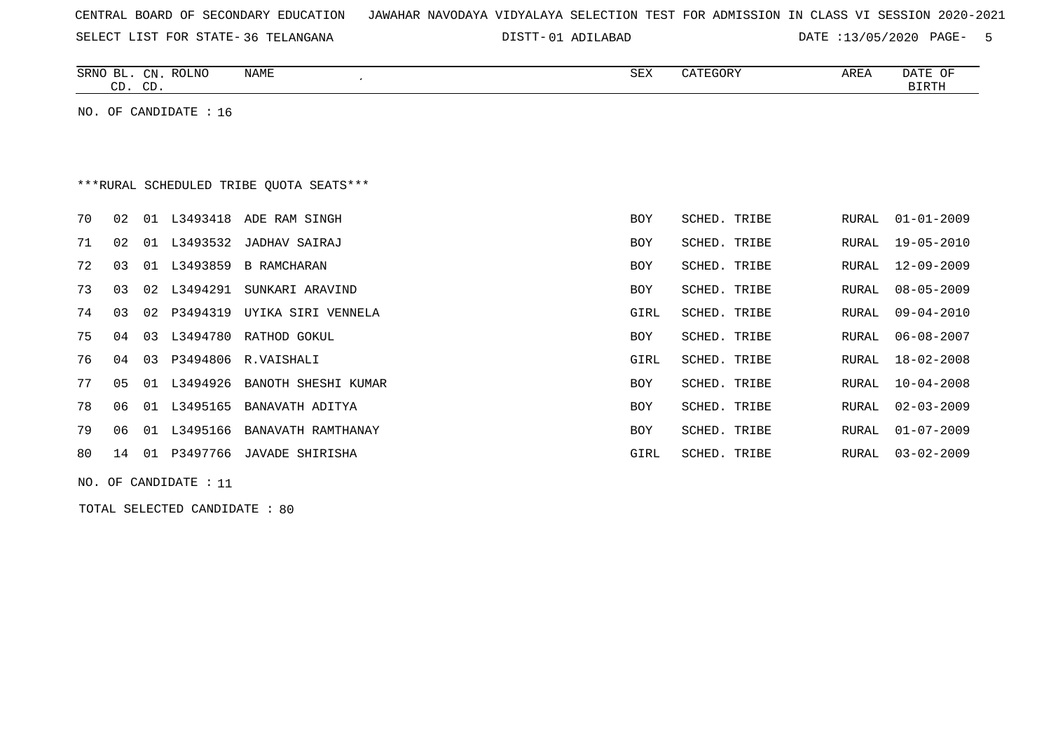CENTRAL BOARD OF SECONDARY EDUCATION JAWAHAR NAVODAYA VIDYALAYA SELECTION TEST FOR ADMISSION IN CLASS VI SESSION 2020-2021

SELECT LIST FOR STATE- 36 TELANGANA DISTT- 01 ADILABAD DATE :13/05/2020

| SRNO | BL. CD. | CN. CD. | ROLNO | NAME | SEX | CATEGORY | AREA | DATE OF BIRTH |
|---|---|---|---|---|---|---|---|---|

NO. OF CANDIDATE : 16

***RURAL SCHEDULED TRIBE QUOTA SEATS***

| SRNO | BL. CD. | CN. CD. | ROLNO | NAME | SEX | CATEGORY | AREA | DATE OF BIRTH |
|---|---|---|---|---|---|---|---|---|
| 70 | 02 | 01 | L3493418 | ADE RAM SINGH | BOY | SCHED. TRIBE | RURAL | 01-01-2009 |
| 71 | 02 | 01 | L3493532 | JADHAV SAIRAJ | BOY | SCHED. TRIBE | RURAL | 19-05-2010 |
| 72 | 03 | 01 | L3493859 | B RAMCHARAN | BOY | SCHED. TRIBE | RURAL | 12-09-2009 |
| 73 | 03 | 02 | L3494291 | SUNKARI ARAVIND | BOY | SCHED. TRIBE | RURAL | 08-05-2009 |
| 74 | 03 | 02 | P3494319 | UYIKA SIRI VENNELA | GIRL | SCHED. TRIBE | RURAL | 09-04-2010 |
| 75 | 04 | 03 | L3494780 | RATHOD GOKUL | BOY | SCHED. TRIBE | RURAL | 06-08-2007 |
| 76 | 04 | 03 | P3494806 | R.VAISHALI | GIRL | SCHED. TRIBE | RURAL | 18-02-2008 |
| 77 | 05 | 01 | L3494926 | BANOTH SHESHI KUMAR | BOY | SCHED. TRIBE | RURAL | 10-04-2008 |
| 78 | 06 | 01 | L3495165 | BANAVATH ADITYA | BOY | SCHED. TRIBE | RURAL | 02-03-2009 |
| 79 | 06 | 01 | L3495166 | BANAVATH RAMTHANAY | BOY | SCHED. TRIBE | RURAL | 01-07-2009 |
| 80 | 14 | 01 | P3497766 | JAVADE SHIRISHA | GIRL | SCHED. TRIBE | RURAL | 03-02-2009 |

NO. OF CANDIDATE : 11

TOTAL SELECTED CANDIDATE : 80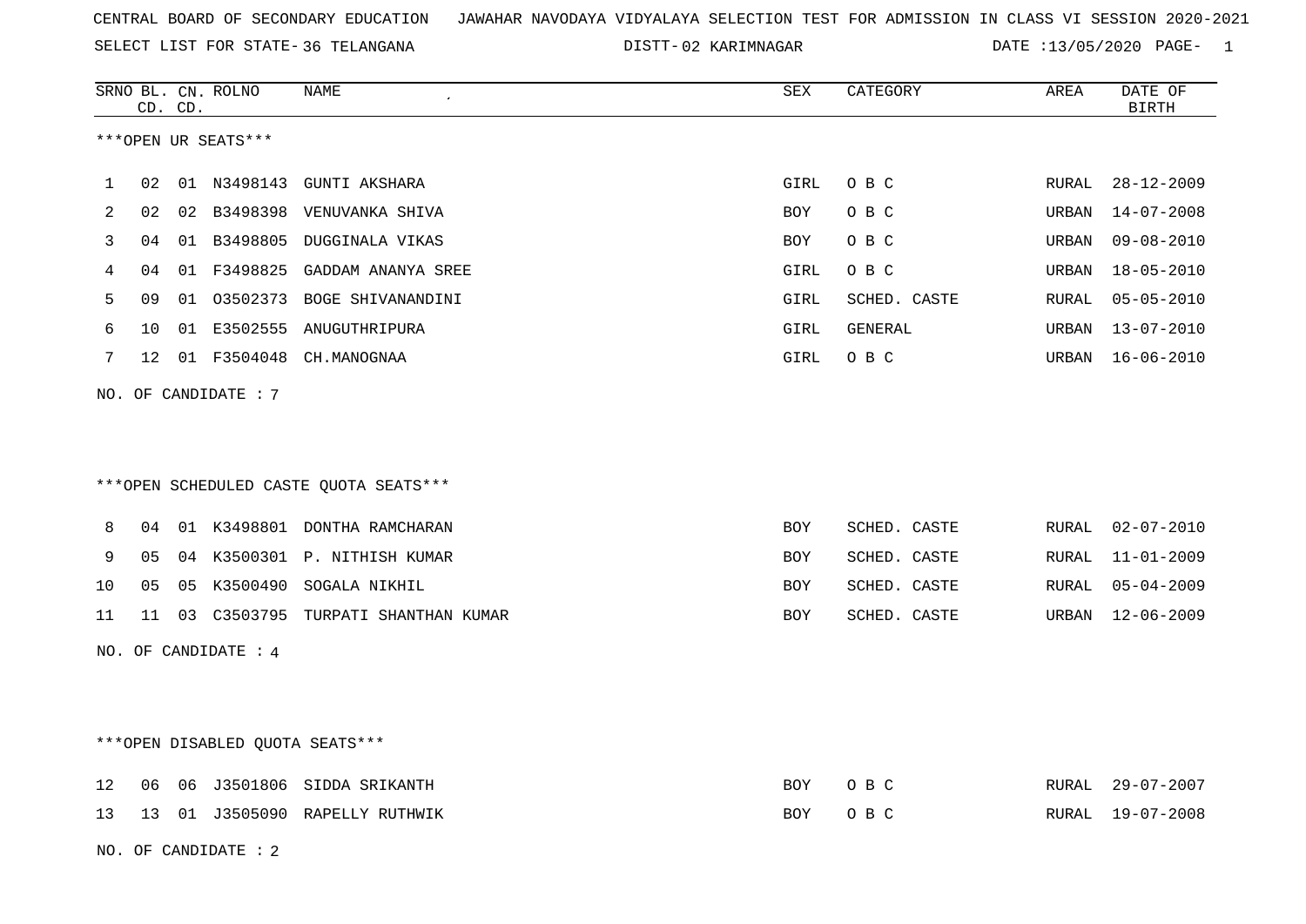CENTRAL BOARD OF SECONDARY EDUCATION JAWAHAR NAVODAYA VIDYALAYA SELECTION TEST FOR ADMISSION IN CLASS VI SESSION 2020-2021

SELECT LIST FOR STATE- 36 TELANGANA DISTT- 02 KARIMNAGAR DATE :13/05/2020

***OPEN UR SEATS***

| SRNO | BL. CD. | CN. CD. | ROLNO | NAME | SEX | CATEGORY | AREA | DATE OF BIRTH |
|---|---|---|---|---|---|---|---|---|
| 1 | 02 | 01 | N3498143 | GUNTI AKSHARA | GIRL | O B C | RURAL | 28-12-2009 |
| 2 | 02 | 02 | B3498398 | VENUVANKA SHIVA | BOY | O B C | URBAN | 14-07-2008 |
| 3 | 04 | 01 | B3498805 | DUGGINALA VIKAS | BOY | O B C | URBAN | 09-08-2010 |
| 4 | 04 | 01 | F3498825 | GADDAM ANANYA SREE | GIRL | O B C | URBAN | 18-05-2010 |
| 5 | 09 | 01 | O3502373 | BOGE SHIVANANDINI | GIRL | SCHED. CASTE | RURAL | 05-05-2010 |
| 6 | 10 | 01 | E3502555 | ANUGUTHRIPURA | GIRL | GENERAL | URBAN | 13-07-2010 |
| 7 | 12 | 01 | F3504048 | CH.MANOGNAA | GIRL | O B C | URBAN | 16-06-2010 |

NO. OF CANDIDATE : 7

***OPEN SCHEDULED CASTE QUOTA SEATS***

| SRNO | BL. CD. | CN. CD. | ROLNO | NAME | SEX | CATEGORY | AREA | DATE OF BIRTH |
|---|---|---|---|---|---|---|---|---|
| 8 | 04 | 01 | K3498801 | DONTHA RAMCHARAN | BOY | SCHED. CASTE | RURAL | 02-07-2010 |
| 9 | 05 | 04 | K3500301 | P. NITHISH KUMAR | BOY | SCHED. CASTE | RURAL | 11-01-2009 |
| 10 | 05 | 05 | K3500490 | SOGALA NIKHIL | BOY | SCHED. CASTE | RURAL | 05-04-2009 |
| 11 | 11 | 03 | C3503795 | TURPATI SHANTHAN KUMAR | BOY | SCHED. CASTE | URBAN | 12-06-2009 |

NO. OF CANDIDATE : 4

***OPEN DISABLED QUOTA SEATS***

| SRNO | BL. CD. | CN. CD. | ROLNO | NAME | SEX | CATEGORY | AREA | DATE OF BIRTH |
|---|---|---|---|---|---|---|---|---|
| 12 | 06 | 06 | J3501806 | SIDDA SRIKANTH | BOY | O B C | RURAL | 29-07-2007 |
| 13 | 13 | 01 | J3505090 | RAPELLY RUTHWIK | BOY | O B C | RURAL | 19-07-2008 |

NO. OF CANDIDATE : 2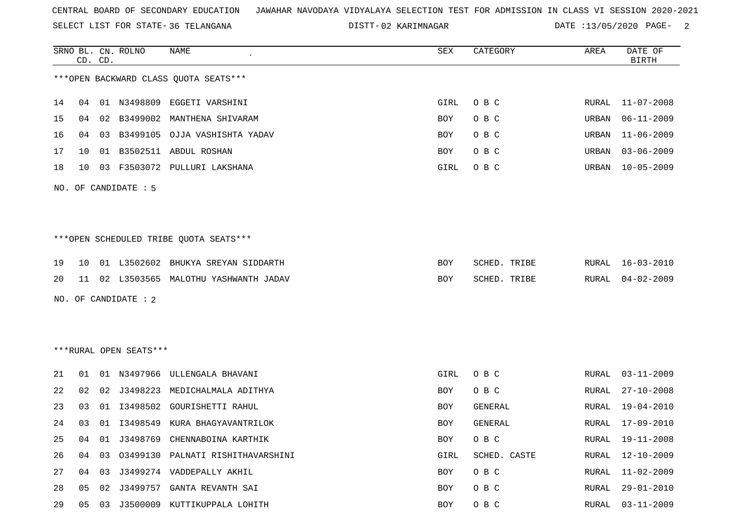CENTRAL BOARD OF SECONDARY EDUCATION JAWAHAR NAVODAYA VIDYALAYA SELECTION TEST FOR ADMISSION IN CLASS VI SESSION 2020-2021

SELECT LIST FOR STATE- 36 TELANGANA DISTT- 02 KARIMNAGAR DATE :13/05/2020

***OPEN BACKWARD CLASS QUOTA SEATS***

| SRNO | BL. CD. | CN. CD. | ROLNO | NAME | SEX | CATEGORY | AREA | DATE OF BIRTH |
|---|---|---|---|---|---|---|---|---|
| 14 | 04 | 01 | N3498809 | EGGETI VARSHINI | GIRL | O B C | RURAL | 11-07-2008 |
| 15 | 04 | 02 | B3499002 | MANTHENA SHIVARAM | BOY | O B C | URBAN | 06-11-2009 |
| 16 | 04 | 03 | B3499105 | OJJA VASHISHTA YADAV | BOY | O B C | URBAN | 11-06-2009 |
| 17 | 10 | 01 | B3502511 | ABDUL ROSHAN | BOY | O B C | URBAN | 03-06-2009 |
| 18 | 10 | 03 | F3503072 | PULLURI LAKSHANA | GIRL | O B C | URBAN | 10-05-2009 |

NO. OF CANDIDATE : 5

***OPEN SCHEDULED TRIBE QUOTA SEATS***

| SRNO | BL. CD. | CN. CD. | ROLNO | NAME | SEX | CATEGORY | AREA | DATE OF BIRTH |
|---|---|---|---|---|---|---|---|---|
| 19 | 10 | 01 | L3502602 | BHUKYA SREYAN SIDDARTH | BOY | SCHED. TRIBE | RURAL | 16-03-2010 |
| 20 | 11 | 02 | L3503565 | MALOTHU YASHWANTH JADAV | BOY | SCHED. TRIBE | RURAL | 04-02-2009 |

NO. OF CANDIDATE : 2

***RURAL OPEN SEATS***

| SRNO | BL. CD. | CN. CD. | ROLNO | NAME | SEX | CATEGORY | AREA | DATE OF BIRTH |
|---|---|---|---|---|---|---|---|---|
| 21 | 01 | 01 | N3497966 | ULLENGALA BHAVANI | GIRL | O B C | RURAL | 03-11-2009 |
| 22 | 02 | 02 | J3498223 | MEDICHALMALA ADITHYA | BOY | O B C | RURAL | 27-10-2008 |
| 23 | 03 | 01 | I3498502 | GOURISHETTI RAHUL | BOY | GENERAL | RURAL | 19-04-2010 |
| 24 | 03 | 01 | I3498549 | KURA BHAGYAVANTRILOK | BOY | GENERAL | RURAL | 17-09-2010 |
| 25 | 04 | 01 | J3498769 | CHENNABOINA KARTHIK | BOY | O B C | RURAL | 19-11-2008 |
| 26 | 04 | 03 | O3499130 | PALNATI RISHITHAVARSHINI | GIRL | SCHED. CASTE | RURAL | 12-10-2009 |
| 27 | 04 | 03 | J3499274 | VADDEPALLY AKHIL | BOY | O B C | RURAL | 11-02-2009 |
| 28 | 05 | 02 | J3499757 | GANTA REVANTH SAI | BOY | O B C | RURAL | 29-01-2010 |
| 29 | 05 | 03 | J3500009 | KUTTIKUPPALA LOHITH | BOY | O B C | RURAL | 03-11-2009 |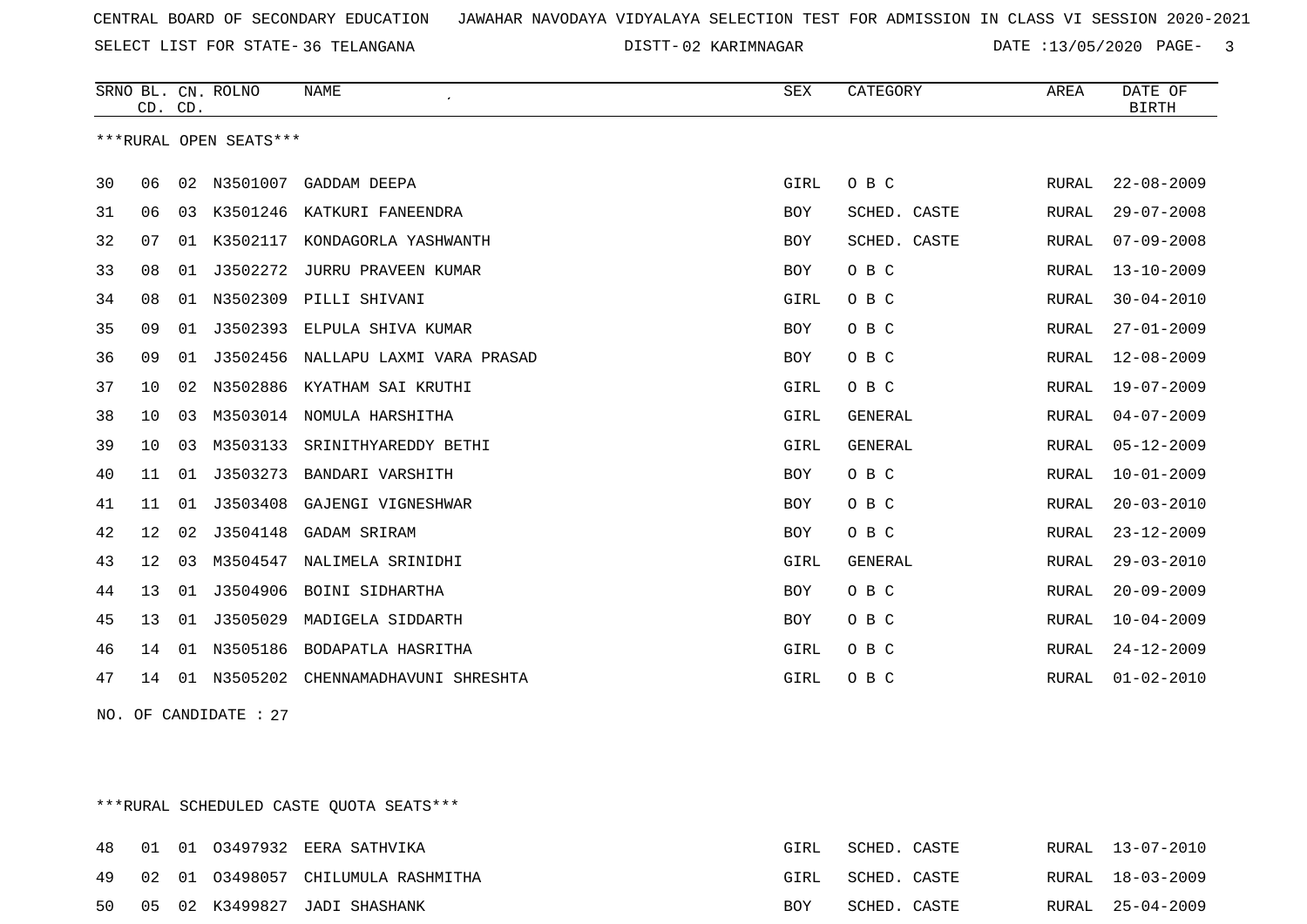CENTRAL BOARD OF SECONDARY EDUCATION JAWAHAR NAVODAYA VIDYALAYA SELECTION TEST FOR ADMISSION IN CLASS VI SESSION 2020-2021

SELECT LIST FOR STATE- 36 TELANGANA DISTT- 02 KARIMNAGAR DATE :13/05/2020 PAGE- 3

| SRNO | BL. CD. | CN. CD. | ROLNO | NAME | SEX | CATEGORY | AREA | DATE OF BIRTH |
|---|---|---|---|---|---|---|---|---|

***RURAL OPEN SEATS***

| SRNO | BL. CD. | CN. CD. | ROLNO | NAME | SEX | CATEGORY | AREA | DATE OF BIRTH |
|---|---|---|---|---|---|---|---|---|
| 30 | 06 | 02 | N3501007 | GADDAM DEEPA | GIRL | O B C | RURAL | 22-08-2009 |
| 31 | 06 | 03 | K3501246 | KATKURI FANEENDRA | BOY | SCHED. CASTE | RURAL | 29-07-2008 |
| 32 | 07 | 01 | K3502117 | KONDAGORLA YASHWANTH | BOY | SCHED. CASTE | RURAL | 07-09-2008 |
| 33 | 08 | 01 | J3502272 | JURRU PRAVEEN KUMAR | BOY | O B C | RURAL | 13-10-2009 |
| 34 | 08 | 01 | N3502309 | PILLI SHIVANI | GIRL | O B C | RURAL | 30-04-2010 |
| 35 | 09 | 01 | J3502393 | ELPULA SHIVA KUMAR | BOY | O B C | RURAL | 27-01-2009 |
| 36 | 09 | 01 | J3502456 | NALLAPU LAXMI VARA PRASAD | BOY | O B C | RURAL | 12-08-2009 |
| 37 | 10 | 02 | N3502886 | KYATHAM SAI KRUTHI | GIRL | O B C | RURAL | 19-07-2009 |
| 38 | 10 | 03 | M3503014 | NOMULA HARSHITHA | GIRL | GENERAL | RURAL | 04-07-2009 |
| 39 | 10 | 03 | M3503133 | SRINITHYAREDDY BETHI | GIRL | GENERAL | RURAL | 05-12-2009 |
| 40 | 11 | 01 | J3503273 | BANDARI VARSHITH | BOY | O B C | RURAL | 10-01-2009 |
| 41 | 11 | 01 | J3503408 | GAJENGI VIGNESHWAR | BOY | O B C | RURAL | 20-03-2010 |
| 42 | 12 | 02 | J3504148 | GADAM SRIRAM | BOY | O B C | RURAL | 23-12-2009 |
| 43 | 12 | 03 | M3504547 | NALIMELA SRINIDHI | GIRL | GENERAL | RURAL | 29-03-2010 |
| 44 | 13 | 01 | J3504906 | BOINI SIDHARTHA | BOY | O B C | RURAL | 20-09-2009 |
| 45 | 13 | 01 | J3505029 | MADIGELA SIDDARTH | BOY | O B C | RURAL | 10-04-2009 |
| 46 | 14 | 01 | N3505186 | BODAPATLA HASRITHA | GIRL | O B C | RURAL | 24-12-2009 |
| 47 | 14 | 01 | N3505202 | CHENNAMADHAVUNI SHRESHTA | GIRL | O B C | RURAL | 01-02-2010 |

NO. OF CANDIDATE : 27

***RURAL SCHEDULED CASTE QUOTA SEATS***

| SRNO | BL. CD. | CN. CD. | ROLNO | NAME | SEX | CATEGORY | AREA | DATE OF BIRTH |
|---|---|---|---|---|---|---|---|---|
| 48 | 01 | 01 | O3497932 | EERA SATHVIKA | GIRL | SCHED. CASTE | RURAL | 13-07-2010 |
| 49 | 02 | 01 | O3498057 | CHILUMULA RASHMITHA | GIRL | SCHED. CASTE | RURAL | 18-03-2009 |
| 50 | 05 | 02 | K3499827 | JADI SHASHANK | BOY | SCHED. CASTE | RURAL | 25-04-2009 |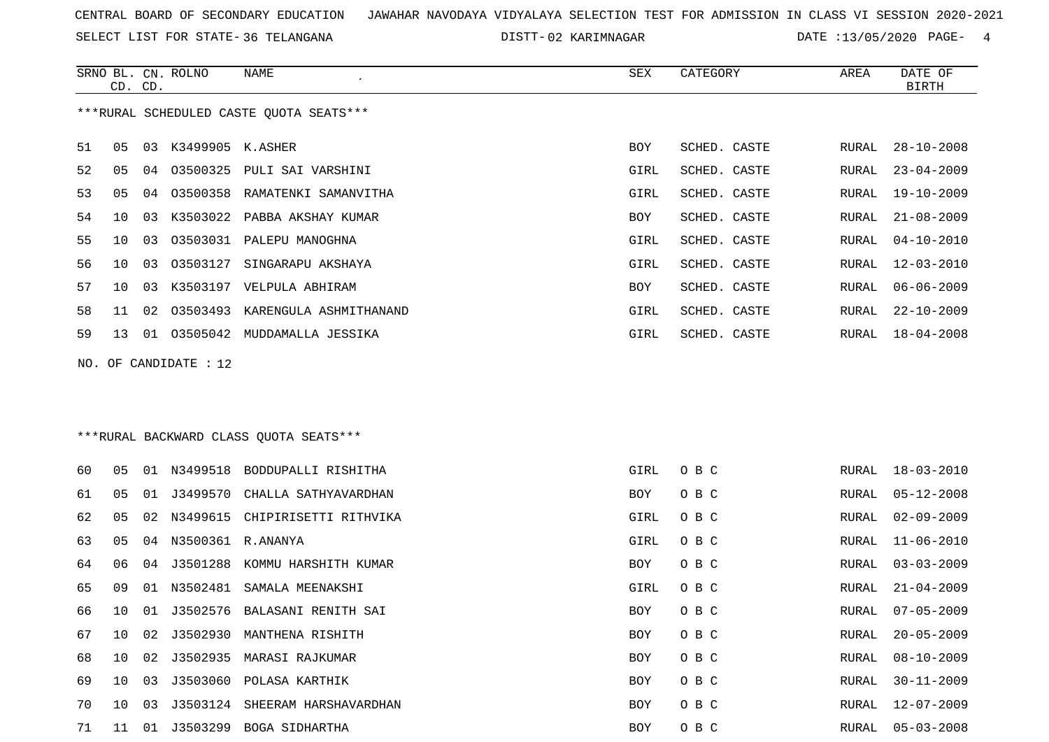CENTRAL BOARD OF SECONDARY EDUCATION JAWAHAR NAVODAYA VIDYALAYA SELECTION TEST FOR ADMISSION IN CLASS VI SESSION 2020-2021

SELECT LIST FOR STATE- 36 TELANGANA DISTT- 02 KARIMNAGAR DATE :13/05/2020

***RURAL SCHEDULED CASTE QUOTA SEATS***

| SRNO | BL. CD. | CN. CD. | ROLNO | NAME | SEX | CATEGORY | AREA | DATE OF BIRTH |
|---|---|---|---|---|---|---|---|---|
| 51 | 05 | 03 | K3499905 | K.ASHER | BOY | SCHED. CASTE | RURAL | 28-10-2008 |
| 52 | 05 | 04 | O3500325 | PULI SAI VARSHINI | GIRL | SCHED. CASTE | RURAL | 23-04-2009 |
| 53 | 05 | 04 | O3500358 | RAMATENKI SAMANVITHA | GIRL | SCHED. CASTE | RURAL | 19-10-2009 |
| 54 | 10 | 03 | K3503022 | PABBA AKSHAY KUMAR | BOY | SCHED. CASTE | RURAL | 21-08-2009 |
| 55 | 10 | 03 | O3503031 | PALEPU MANOGHNA | GIRL | SCHED. CASTE | RURAL | 04-10-2010 |
| 56 | 10 | 03 | O3503127 | SINGARAPU AKSHAYA | GIRL | SCHED. CASTE | RURAL | 12-03-2010 |
| 57 | 10 | 03 | K3503197 | VELPULA ABHIRAM | BOY | SCHED. CASTE | RURAL | 06-06-2009 |
| 58 | 11 | 02 | O3503493 | KARENGULA ASHMITHANAND | GIRL | SCHED. CASTE | RURAL | 22-10-2009 |
| 59 | 13 | 01 | O3505042 | MUDDAMALLA JESSIKA | GIRL | SCHED. CASTE | RURAL | 18-04-2008 |

NO. OF CANDIDATE : 12

***RURAL BACKWARD CLASS QUOTA SEATS***

| SRNO | BL. CD. | CN. CD. | ROLNO | NAME | SEX | CATEGORY | AREA | DATE OF BIRTH |
|---|---|---|---|---|---|---|---|---|
| 60 | 05 | 01 | N3499518 | BODDUPALLI RISHITHA | GIRL | O B C | RURAL | 18-03-2010 |
| 61 | 05 | 01 | J3499570 | CHALLA SATHYAVARDHAN | BOY | O B C | RURAL | 05-12-2008 |
| 62 | 05 | 02 | N3499615 | CHIPIRISETTI RITHVIKA | GIRL | O B C | RURAL | 02-09-2009 |
| 63 | 05 | 04 | N3500361 | R.ANANYA | GIRL | O B C | RURAL | 11-06-2010 |
| 64 | 06 | 04 | J3501288 | KOMMU HARSHITH KUMAR | BOY | O B C | RURAL | 03-03-2009 |
| 65 | 09 | 01 | N3502481 | SAMALA MEENAKSHI | GIRL | O B C | RURAL | 21-04-2009 |
| 66 | 10 | 01 | J3502576 | BALASANI RENITH SAI | BOY | O B C | RURAL | 07-05-2009 |
| 67 | 10 | 02 | J3502930 | MANTHENA RISHITH | BOY | O B C | RURAL | 20-05-2009 |
| 68 | 10 | 02 | J3502935 | MARASI RAJKUMAR | BOY | O B C | RURAL | 08-10-2009 |
| 69 | 10 | 03 | J3503060 | POLASA KARTHIK | BOY | O B C | RURAL | 30-11-2009 |
| 70 | 10 | 03 | J3503124 | SHEERAM HARSHAVARDHAN | BOY | O B C | RURAL | 12-07-2009 |
| 71 | 11 | 01 | J3503299 | BOGA SIDHARTHA | BOY | O B C | RURAL | 05-03-2008 |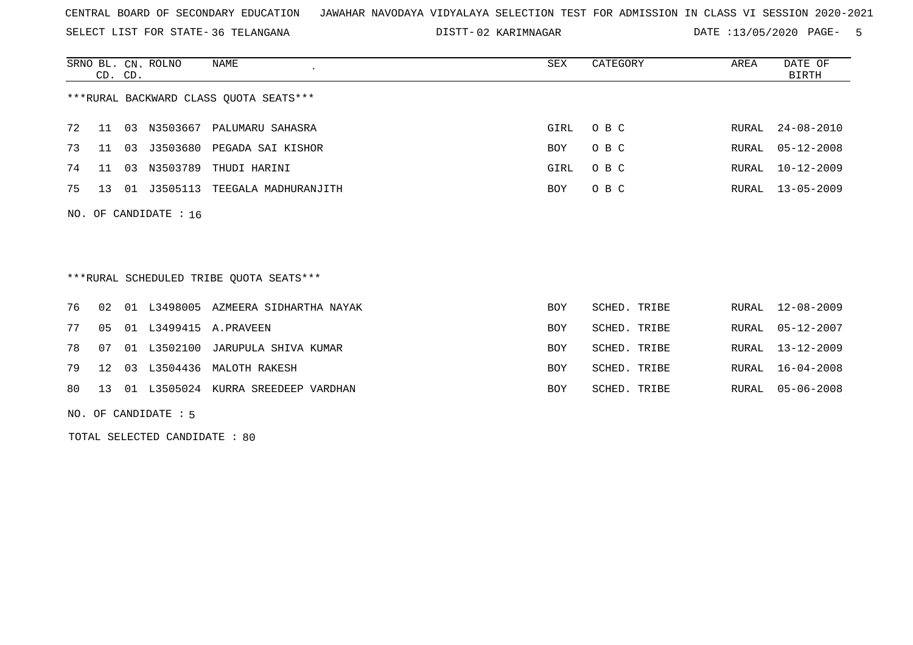CENTRAL BOARD OF SECONDARY EDUCATION JAWAHAR NAVODAYA VIDYALAYA SELECTION TEST FOR ADMISSION IN CLASS VI SESSION 2020-2021

SELECT LIST FOR STATE- 36 TELANGANA DISTT- 02 KARIMNAGAR DATE :13/05/2020

***RURAL BACKWARD CLASS QUOTA SEATS***

| SRNO | BL. CD. | CN. CD. | ROLNO | NAME | SEX | CATEGORY | AREA | DATE OF BIRTH |
|---|---|---|---|---|---|---|---|---|
| 72 | 11 | 03 | N3503667 | PALUMARU SAHASRA | GIRL | O B C | RURAL | 24-08-2010 |
| 73 | 11 | 03 | J3503680 | PEGADA SAI KISHOR | BOY | O B C | RURAL | 05-12-2008 |
| 74 | 11 | 03 | N3503789 | THUDI HARINI | GIRL | O B C | RURAL | 10-12-2009 |
| 75 | 13 | 01 | J3505113 | TEEGALA MADHURANJITH | BOY | O B C | RURAL | 13-05-2009 |

NO. OF CANDIDATE : 16

***RURAL SCHEDULED TRIBE QUOTA SEATS***

| SRNO | BL. CD. | CN. CD. | ROLNO | NAME | SEX | CATEGORY | AREA | DATE OF BIRTH |
|---|---|---|---|---|---|---|---|---|
| 76 | 02 | 01 | L3498005 | AZMEERA SIDHARTHA NAYAK | BOY | SCHED. TRIBE | RURAL | 12-08-2009 |
| 77 | 05 | 01 | L3499415 | A.PRAVEEN | BOY | SCHED. TRIBE | RURAL | 05-12-2007 |
| 78 | 07 | 01 | L3502100 | JARUPULA SHIVA KUMAR | BOY | SCHED. TRIBE | RURAL | 13-12-2009 |
| 79 | 12 | 03 | L3504436 | MALOTH RAKESH | BOY | SCHED. TRIBE | RURAL | 16-04-2008 |
| 80 | 13 | 01 | L3505024 | KURRA SREEDEEP VARDHAN | BOY | SCHED. TRIBE | RURAL | 05-06-2008 |

NO. OF CANDIDATE : 5

TOTAL SELECTED CANDIDATE : 80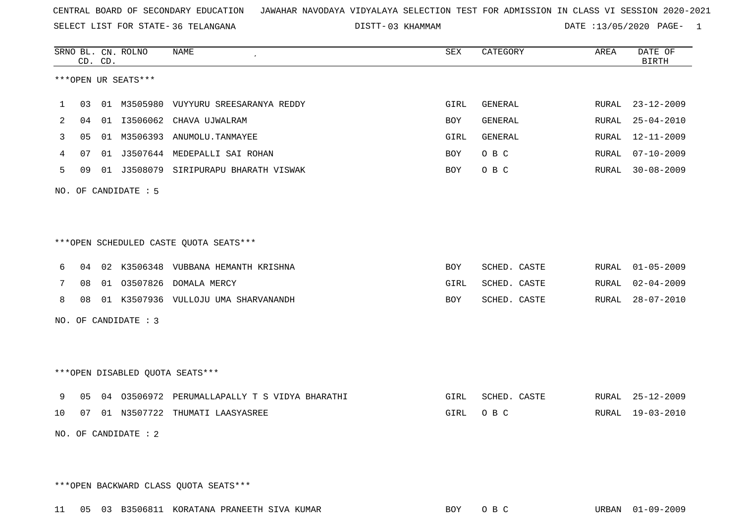CENTRAL BOARD OF SECONDARY EDUCATION JAWAHAR NAVODAYA VIDYALAYA SELECTION TEST FOR ADMISSION IN CLASS VI SESSION 2020-2021

SELECT LIST FOR STATE- 36 TELANGANA DISTT- 03 KHAMMAM DATE :13/05/2020

***OPEN UR SEATS***

| SRNO | BL. CD. | CN. CD. | ROLNO | NAME | SEX | CATEGORY | AREA | DATE OF BIRTH |
|---|---|---|---|---|---|---|---|---|
| 1 | 03 | 01 | M3505980 | VUYYURU SREESARANYA REDDY | GIRL | GENERAL | RURAL | 23-12-2009 |
| 2 | 04 | 01 | I3506062 | CHAVA UJWALRAM | BOY | GENERAL | RURAL | 25-04-2010 |
| 3 | 05 | 01 | M3506393 | ANUMOLU.TANMAYEE | GIRL | GENERAL | RURAL | 12-11-2009 |
| 4 | 07 | 01 | J3507644 | MEDEPALLI SAI ROHAN | BOY | O B C | RURAL | 07-10-2009 |
| 5 | 09 | 01 | J3508079 | SIRIPURAPU BHARATH VISWAK | BOY | O B C | RURAL | 30-08-2009 |

NO. OF CANDIDATE : 5

***OPEN SCHEDULED CASTE QUOTA SEATS***

| SRNO | BL. CD. | CN. CD. | ROLNO | NAME | SEX | CATEGORY | AREA | DATE OF BIRTH |
|---|---|---|---|---|---|---|---|---|
| 6 | 04 | 02 | K3506348 | VUBBANA HEMANTH KRISHNA | BOY | SCHED. CASTE | RURAL | 01-05-2009 |
| 7 | 08 | 01 | O3507826 | DOMALA MERCY | GIRL | SCHED. CASTE | RURAL | 02-04-2009 |
| 8 | 08 | 01 | K3507936 | VULLOJU UMA SHARVANANDH | BOY | SCHED. CASTE | RURAL | 28-07-2010 |

NO. OF CANDIDATE : 3

***OPEN DISABLED QUOTA SEATS***

| SRNO | BL. CD. | CN. CD. | ROLNO | NAME | SEX | CATEGORY | AREA | DATE OF BIRTH |
|---|---|---|---|---|---|---|---|---|
| 9 | 05 | 04 | O3506972 | PERUMALLAPALLY T S VIDYA BHARATHI | GIRL | SCHED. CASTE | RURAL | 25-12-2009 |
| 10 | 07 | 01 | N3507722 | THUMATI LAASYASREE | GIRL | O B C | RURAL | 19-03-2010 |

NO. OF CANDIDATE : 2

***OPEN BACKWARD CLASS QUOTA SEATS***

| SRNO | BL. CD. | CN. CD. | ROLNO | NAME | SEX | CATEGORY | AREA | DATE OF BIRTH |
|---|---|---|---|---|---|---|---|---|
| 11 | 05 | 03 | B3506811 | KORATANA PRANEETH SIVA KUMAR | BOY | O B C | URBAN | 01-09-2009 |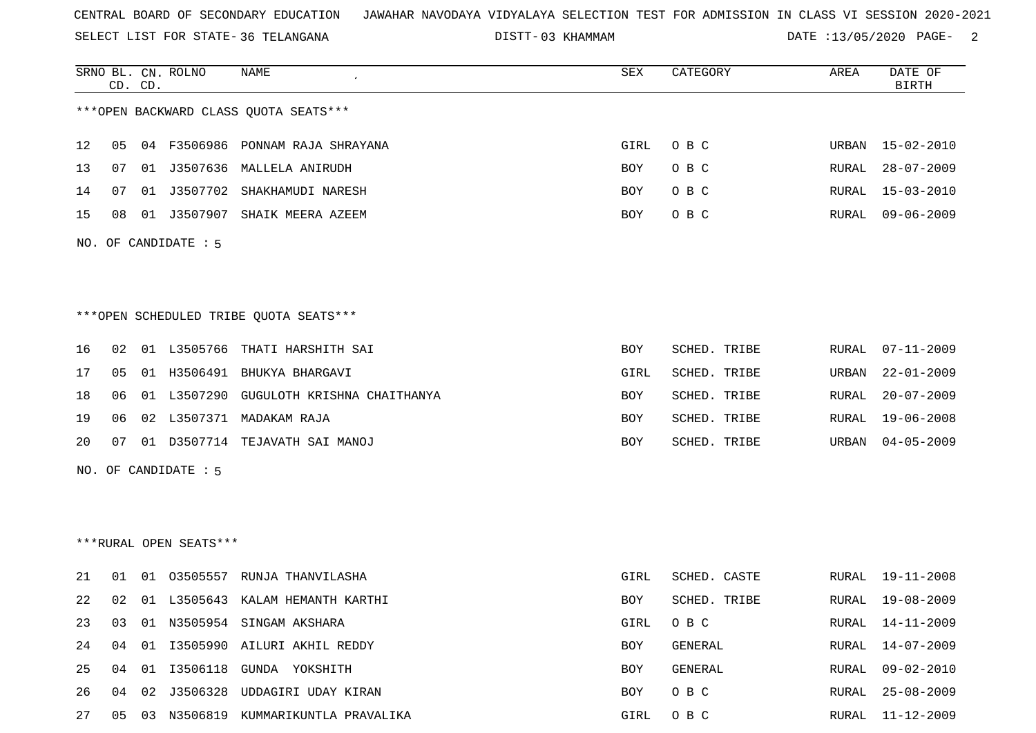CENTRAL BOARD OF SECONDARY EDUCATION JAWAHAR NAVODAYA VIDYALAYA SELECTION TEST FOR ADMISSION IN CLASS VI SESSION 2020-2021

SELECT LIST FOR STATE- 36 TELANGANA DISTT- 03 KHAMMAM DATE :13/05/2020

***OPEN BACKWARD CLASS QUOTA SEATS***

| SRNO | BL. CD. | CN. CD. | ROLNO | NAME | SEX | CATEGORY | AREA | DATE OF BIRTH |
|---|---|---|---|---|---|---|---|---|
| 12 | 05 | 04 | F3506986 | PONNAM RAJA SHRAYANA | GIRL | O B C | URBAN | 15-02-2010 |
| 13 | 07 | 01 | J3507636 | MALLELA ANIRUDH | BOY | O B C | RURAL | 28-07-2009 |
| 14 | 07 | 01 | J3507702 | SHAKHAMUDI NARESH | BOY | O B C | RURAL | 15-03-2010 |
| 15 | 08 | 01 | J3507907 | SHAIK MEERA AZEEM | BOY | O B C | RURAL | 09-06-2009 |

NO. OF CANDIDATE : 5

***OPEN SCHEDULED TRIBE QUOTA SEATS***

| SRNO | BL. CD. | CN. CD. | ROLNO | NAME | SEX | CATEGORY | AREA | DATE OF BIRTH |
|---|---|---|---|---|---|---|---|---|
| 16 | 02 | 01 | L3505766 | THATI HARSHITH SAI | BOY | SCHED. TRIBE | RURAL | 07-11-2009 |
| 17 | 05 | 01 | H3506491 | BHUKYA BHARGAVI | GIRL | SCHED. TRIBE | URBAN | 22-01-2009 |
| 18 | 06 | 01 | L3507290 | GUGULOTH KRISHNA CHAITHANYA | BOY | SCHED. TRIBE | RURAL | 20-07-2009 |
| 19 | 06 | 02 | L3507371 | MADAKAM RAJA | BOY | SCHED. TRIBE | RURAL | 19-06-2008 |
| 20 | 07 | 01 | D3507714 | TEJAVATH SAI MANOJ | BOY | SCHED. TRIBE | URBAN | 04-05-2009 |

NO. OF CANDIDATE : 5

***RURAL OPEN SEATS***

| SRNO | BL. CD. | CN. CD. | ROLNO | NAME | SEX | CATEGORY | AREA | DATE OF BIRTH |
|---|---|---|---|---|---|---|---|---|
| 21 | 01 | 01 | O3505557 | RUNJA THANVILASHA | GIRL | SCHED. CASTE | RURAL | 19-11-2008 |
| 22 | 02 | 01 | L3505643 | KALAM HEMANTH KARTHI | BOY | SCHED. TRIBE | RURAL | 19-08-2009 |
| 23 | 03 | 01 | N3505954 | SINGAM AKSHARA | GIRL | O B C | RURAL | 14-11-2009 |
| 24 | 04 | 01 | I3505990 | AILURI AKHIL REDDY | BOY | GENERAL | RURAL | 14-07-2009 |
| 25 | 04 | 01 | I3506118 | GUNDA YOKSHITH | BOY | GENERAL | RURAL | 09-02-2010 |
| 26 | 04 | 02 | J3506328 | UDDAGIRI UDAY KIRAN | BOY | O B C | RURAL | 25-08-2009 |
| 27 | 05 | 03 | N3506819 | KUMMARIKUNTLA PRAVALIKA | GIRL | O B C | RURAL | 11-12-2009 |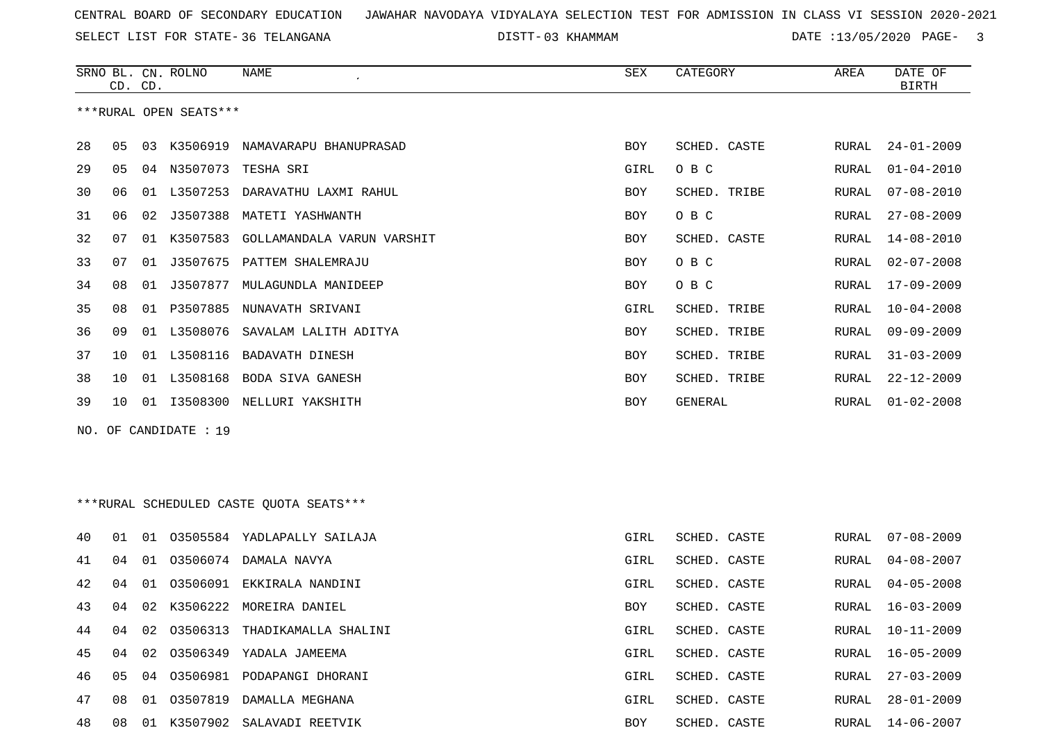CENTRAL BOARD OF SECONDARY EDUCATION JAWAHAR NAVODAYA VIDYALAYA SELECTION TEST FOR ADMISSION IN CLASS VI SESSION 2020-2021

SELECT LIST FOR STATE- 36 TELANGANA DISTT- 03 KHAMMAM DATE :13/05/2020

***RURAL OPEN SEATS***

| SRNO | BL. CD. | CN. CD. | ROLNO | NAME | SEX | CATEGORY | AREA | DATE OF BIRTH |
|---|---|---|---|---|---|---|---|---|
| 28 | 05 | 03 | K3506919 | NAMAVARAPU BHANUPRASAD | BOY | SCHED. CASTE | RURAL | 24-01-2009 |
| 29 | 05 | 04 | N3507073 | TESHA SRI | GIRL | O B C | RURAL | 01-04-2010 |
| 30 | 06 | 01 | L3507253 | DARAVATHU LAXMI RAHUL | BOY | SCHED. TRIBE | RURAL | 07-08-2010 |
| 31 | 06 | 02 | J3507388 | MATETI YASHWANTH | BOY | O B C | RURAL | 27-08-2009 |
| 32 | 07 | 01 | K3507583 | GOLLAMANDALA VARUN VARSHIT | BOY | SCHED. CASTE | RURAL | 14-08-2010 |
| 33 | 07 | 01 | J3507675 | PATTEM SHALEMRAJU | BOY | O B C | RURAL | 02-07-2008 |
| 34 | 08 | 01 | J3507877 | MULAGUNDLA MANIDEEP | BOY | O B C | RURAL | 17-09-2009 |
| 35 | 08 | 01 | P3507885 | NUNAVATH SRIVANI | GIRL | SCHED. TRIBE | RURAL | 10-04-2008 |
| 36 | 09 | 01 | L3508076 | SAVALAM LALITH ADITYA | BOY | SCHED. TRIBE | RURAL | 09-09-2009 |
| 37 | 10 | 01 | L3508116 | BADAVATH DINESH | BOY | SCHED. TRIBE | RURAL | 31-03-2009 |
| 38 | 10 | 01 | L3508168 | BODA SIVA GANESH | BOY | SCHED. TRIBE | RURAL | 22-12-2009 |
| 39 | 10 | 01 | I3508300 | NELLURI YAKSHITH | BOY | GENERAL | RURAL | 01-02-2008 |

NO. OF CANDIDATE : 19

***RURAL SCHEDULED CASTE QUOTA SEATS***

| SRNO | BL. CD. | CN. CD. | ROLNO | NAME | SEX | CATEGORY | AREA | DATE OF BIRTH |
|---|---|---|---|---|---|---|---|---|
| 40 | 01 | 01 | O3505584 | YADLAPALLY SAILAJA | GIRL | SCHED. CASTE | RURAL | 07-08-2009 |
| 41 | 04 | 01 | O3506074 | DAMALA NAVYA | GIRL | SCHED. CASTE | RURAL | 04-08-2007 |
| 42 | 04 | 01 | O3506091 | EKKIRALA NANDINI | GIRL | SCHED. CASTE | RURAL | 04-05-2008 |
| 43 | 04 | 02 | K3506222 | MOREIRA DANIEL | BOY | SCHED. CASTE | RURAL | 16-03-2009 |
| 44 | 04 | 02 | O3506313 | THADIKAMALLA SHALINI | GIRL | SCHED. CASTE | RURAL | 10-11-2009 |
| 45 | 04 | 02 | O3506349 | YADALA JAMEEMA | GIRL | SCHED. CASTE | RURAL | 16-05-2009 |
| 46 | 05 | 04 | O3506981 | PODAPANGI DHORANI | GIRL | SCHED. CASTE | RURAL | 27-03-2009 |
| 47 | 08 | 01 | O3507819 | DAMALLA MEGHANA | GIRL | SCHED. CASTE | RURAL | 28-01-2009 |
| 48 | 08 | 01 | K3507902 | SALAVADI REETVIK | BOY | SCHED. CASTE | RURAL | 14-06-2007 |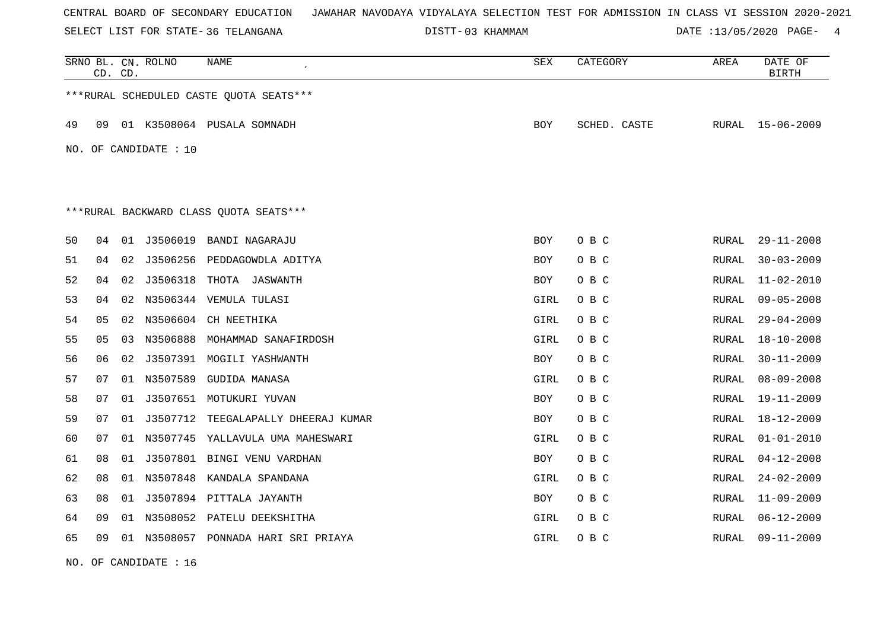CENTRAL BOARD OF SECONDARY EDUCATION JAWAHAR NAVODAYA VIDYALAYA SELECTION TEST FOR ADMISSION IN CLASS VI SESSION 2020-2021

SELECT LIST FOR STATE- 36 TELANGANA DISTT- 03 KHAMMAM DATE :13/05/2020

***RURAL SCHEDULED CASTE QUOTA SEATS***

| SRNO | BL. CD. | CN. CD. | ROLNO | NAME | SEX | CATEGORY | AREA | DATE OF BIRTH |
|---|---|---|---|---|---|---|---|---|
| 49 | 09 | 01 | K3508064 | PUSALA SOMNADH | BOY | SCHED. CASTE | RURAL | 15-06-2009 |

NO. OF CANDIDATE : 10

***RURAL BACKWARD CLASS QUOTA SEATS***

| SRNO | BL. CD. | CN. CD. | ROLNO | NAME | SEX | CATEGORY | AREA | DATE OF BIRTH |
|---|---|---|---|---|---|---|---|---|
| 50 | 04 | 01 | J3506019 | BANDI NAGARAJU | BOY | O B C | RURAL | 29-11-2008 |
| 51 | 04 | 02 | J3506256 | PEDDAGOWDLA ADITYA | BOY | O B C | RURAL | 30-03-2009 |
| 52 | 04 | 02 | J3506318 | THOTA JASWANTH | BOY | O B C | RURAL | 11-02-2010 |
| 53 | 04 | 02 | N3506344 | VEMULA TULASI | GIRL | O B C | RURAL | 09-05-2008 |
| 54 | 05 | 02 | N3506604 | CH NEETHIKA | GIRL | O B C | RURAL | 29-04-2009 |
| 55 | 05 | 03 | N3506888 | MOHAMMAD SANAFIRDOSH | GIRL | O B C | RURAL | 18-10-2008 |
| 56 | 06 | 02 | J3507391 | MOGILI YASHWANTH | BOY | O B C | RURAL | 30-11-2009 |
| 57 | 07 | 01 | N3507589 | GUDIDA MANASA | GIRL | O B C | RURAL | 08-09-2008 |
| 58 | 07 | 01 | J3507651 | MOTUKURI YUVAN | BOY | O B C | RURAL | 19-11-2009 |
| 59 | 07 | 01 | J3507712 | TEEGALAPALLY DHEERAJ KUMAR | BOY | O B C | RURAL | 18-12-2009 |
| 60 | 07 | 01 | N3507745 | YALLAVULA UMA MAHESWARI | GIRL | O B C | RURAL | 01-01-2010 |
| 61 | 08 | 01 | J3507801 | BINGI VENU VARDHAN | BOY | O B C | RURAL | 04-12-2008 |
| 62 | 08 | 01 | N3507848 | KANDALA SPANDANA | GIRL | O B C | RURAL | 24-02-2009 |
| 63 | 08 | 01 | J3507894 | PITTALA JAYANTH | BOY | O B C | RURAL | 11-09-2009 |
| 64 | 09 | 01 | N3508052 | PATELU DEEKSHITHA | GIRL | O B C | RURAL | 06-12-2009 |
| 65 | 09 | 01 | N3508057 | PONNADA HARI SRI PRIAYA | GIRL | O B C | RURAL | 09-11-2009 |

NO. OF CANDIDATE : 16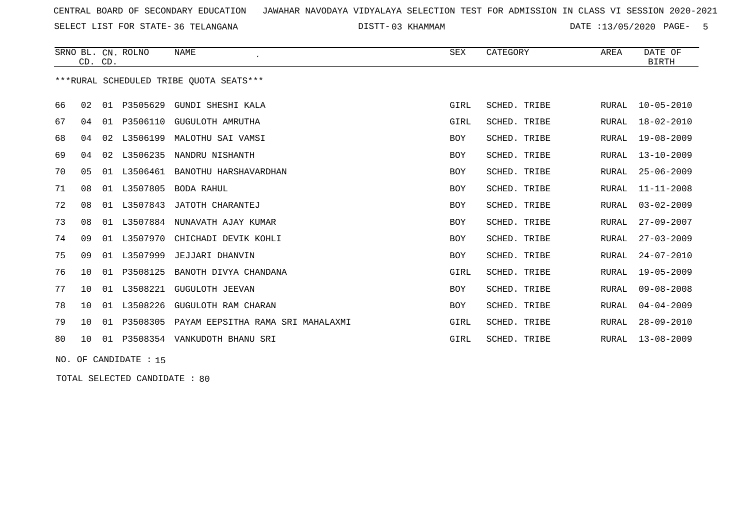CENTRAL BOARD OF SECONDARY EDUCATION JAWAHAR NAVODAYA VIDYALAYA SELECTION TEST FOR ADMISSION IN CLASS VI SESSION 2020-2021

SELECT LIST FOR STATE- 36 TELANGANA DISTT- 03 KHAMMAM DATE :13/05/2020

| SRNO | BL. CD. | CN. CD. | ROLNO | NAME | SEX | CATEGORY | AREA | DATE OF BIRTH |
|---|---|---|---|---|---|---|---|---|

***RURAL SCHEDULED TRIBE QUOTA SEATS***

| SRNO | BL. CD. | CN. CD. | ROLNO | NAME | SEX | CATEGORY | AREA | DATE OF BIRTH |
|---|---|---|---|---|---|---|---|---|
| 66 | 02 | 01 | P3505629 | GUNDI SHESHI KALA | GIRL | SCHED. TRIBE | RURAL | 10-05-2010 |
| 67 | 04 | 01 | P3506110 | GUGULOTH AMRUTHA | GIRL | SCHED. TRIBE | RURAL | 18-02-2010 |
| 68 | 04 | 02 | L3506199 | MALOTHU SAI VAMSI | BOY | SCHED. TRIBE | RURAL | 19-08-2009 |
| 69 | 04 | 02 | L3506235 | NANDRU NISHANTH | BOY | SCHED. TRIBE | RURAL | 13-10-2009 |
| 70 | 05 | 01 | L3506461 | BANOTHU HARSHAVARDHAN | BOY | SCHED. TRIBE | RURAL | 25-06-2009 |
| 71 | 08 | 01 | L3507805 | BODA RAHUL | BOY | SCHED. TRIBE | RURAL | 11-11-2008 |
| 72 | 08 | 01 | L3507843 | JATOTH CHARANTEJ | BOY | SCHED. TRIBE | RURAL | 03-02-2009 |
| 73 | 08 | 01 | L3507884 | NUNAVATH AJAY KUMAR | BOY | SCHED. TRIBE | RURAL | 27-09-2007 |
| 74 | 09 | 01 | L3507970 | CHICHADI DEVIK KOHLI | BOY | SCHED. TRIBE | RURAL | 27-03-2009 |
| 75 | 09 | 01 | L3507999 | JEJJARI DHANVIN | BOY | SCHED. TRIBE | RURAL | 24-07-2010 |
| 76 | 10 | 01 | P3508125 | BANOTH DIVYA CHANDANA | GIRL | SCHED. TRIBE | RURAL | 19-05-2009 |
| 77 | 10 | 01 | L3508221 | GUGULOTH JEEVAN | BOY | SCHED. TRIBE | RURAL | 09-08-2008 |
| 78 | 10 | 01 | L3508226 | GUGULOTH RAM CHARAN | BOY | SCHED. TRIBE | RURAL | 04-04-2009 |
| 79 | 10 | 01 | P3508305 | PAYAM EEPSITHA RAMA SRI MAHALAXMI | GIRL | SCHED. TRIBE | RURAL | 28-09-2010 |
| 80 | 10 | 01 | P3508354 | VANKUDOTH BHANU SRI | GIRL | SCHED. TRIBE | RURAL | 13-08-2009 |

NO. OF CANDIDATE : 15

TOTAL SELECTED CANDIDATE : 80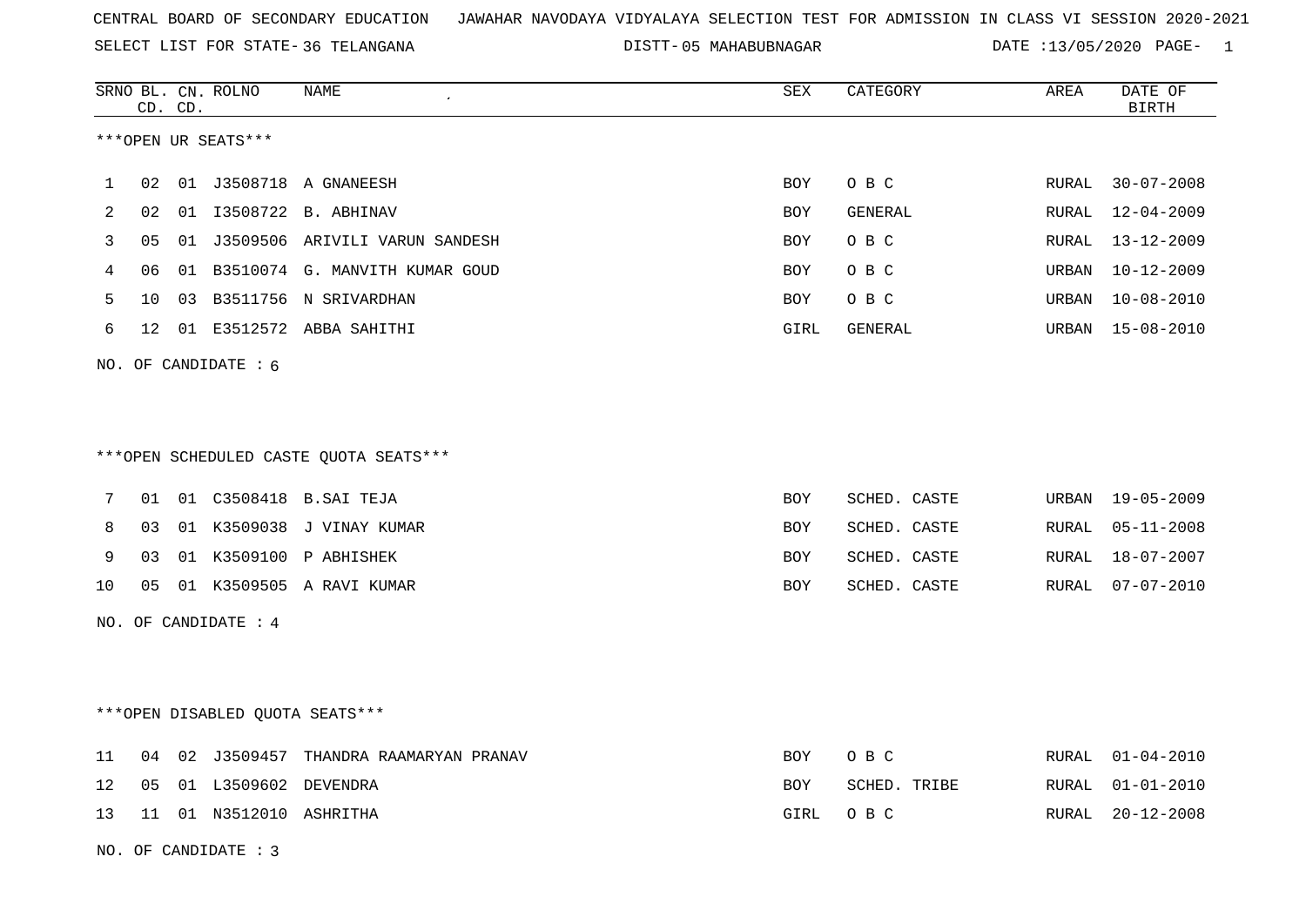CENTRAL BOARD OF SECONDARY EDUCATION JAWAHAR NAVODAYA VIDYALAYA SELECTION TEST FOR ADMISSION IN CLASS VI SESSION 2020-2021

SELECT LIST FOR STATE- 36 TELANGANA DISTT- 05 MAHABUBNAGAR DATE :13/05/2020

***OPEN UR SEATS***

| SRNO | BL. CD. | CN. CD. | ROLNO | NAME | SEX | CATEGORY | AREA | DATE OF BIRTH |
|---|---|---|---|---|---|---|---|---|
| 1 | 02 | 01 | J3508718 | A GNANEESH | BOY | O B C | RURAL | 30-07-2008 |
| 2 | 02 | 01 | I3508722 | B. ABHINAV | BOY | GENERAL | RURAL | 12-04-2009 |
| 3 | 05 | 01 | J3509506 | ARIVILI VARUN SANDESH | BOY | O B C | RURAL | 13-12-2009 |
| 4 | 06 | 01 | B3510074 | G. MANVITH KUMAR GOUD | BOY | O B C | URBAN | 10-12-2009 |
| 5 | 10 | 03 | B3511756 | N SRIVARDHAN | BOY | O B C | URBAN | 10-08-2010 |
| 6 | 12 | 01 | E3512572 | ABBA SAHITHI | GIRL | GENERAL | URBAN | 15-08-2010 |

NO. OF CANDIDATE : 6

***OPEN SCHEDULED CASTE QUOTA SEATS***

| SRNO | BL. CD. | CN. CD. | ROLNO | NAME | SEX | CATEGORY | AREA | DATE OF BIRTH |
|---|---|---|---|---|---|---|---|---|
| 7 | 01 | 01 | C3508418 | B.SAI TEJA | BOY | SCHED. CASTE | URBAN | 19-05-2009 |
| 8 | 03 | 01 | K3509038 | J VINAY KUMAR | BOY | SCHED. CASTE | RURAL | 05-11-2008 |
| 9 | 03 | 01 | K3509100 | P ABHISHEK | BOY | SCHED. CASTE | RURAL | 18-07-2007 |
| 10 | 05 | 01 | K3509505 | A RAVI KUMAR | BOY | SCHED. CASTE | RURAL | 07-07-2010 |

NO. OF CANDIDATE : 4

***OPEN DISABLED QUOTA SEATS***

| SRNO | BL. CD. | CN. CD. | ROLNO | NAME | SEX | CATEGORY | AREA | DATE OF BIRTH |
|---|---|---|---|---|---|---|---|---|
| 11 | 04 | 02 | J3509457 | THANDRA RAAMARYAN PRANAV | BOY | O B C | RURAL | 01-04-2010 |
| 12 | 05 | 01 | L3509602 | DEVENDRA | BOY | SCHED. TRIBE | RURAL | 01-01-2010 |
| 13 | 11 | 01 | N3512010 | ASHRITHA | GIRL | O B C | RURAL | 20-12-2008 |

NO. OF CANDIDATE : 3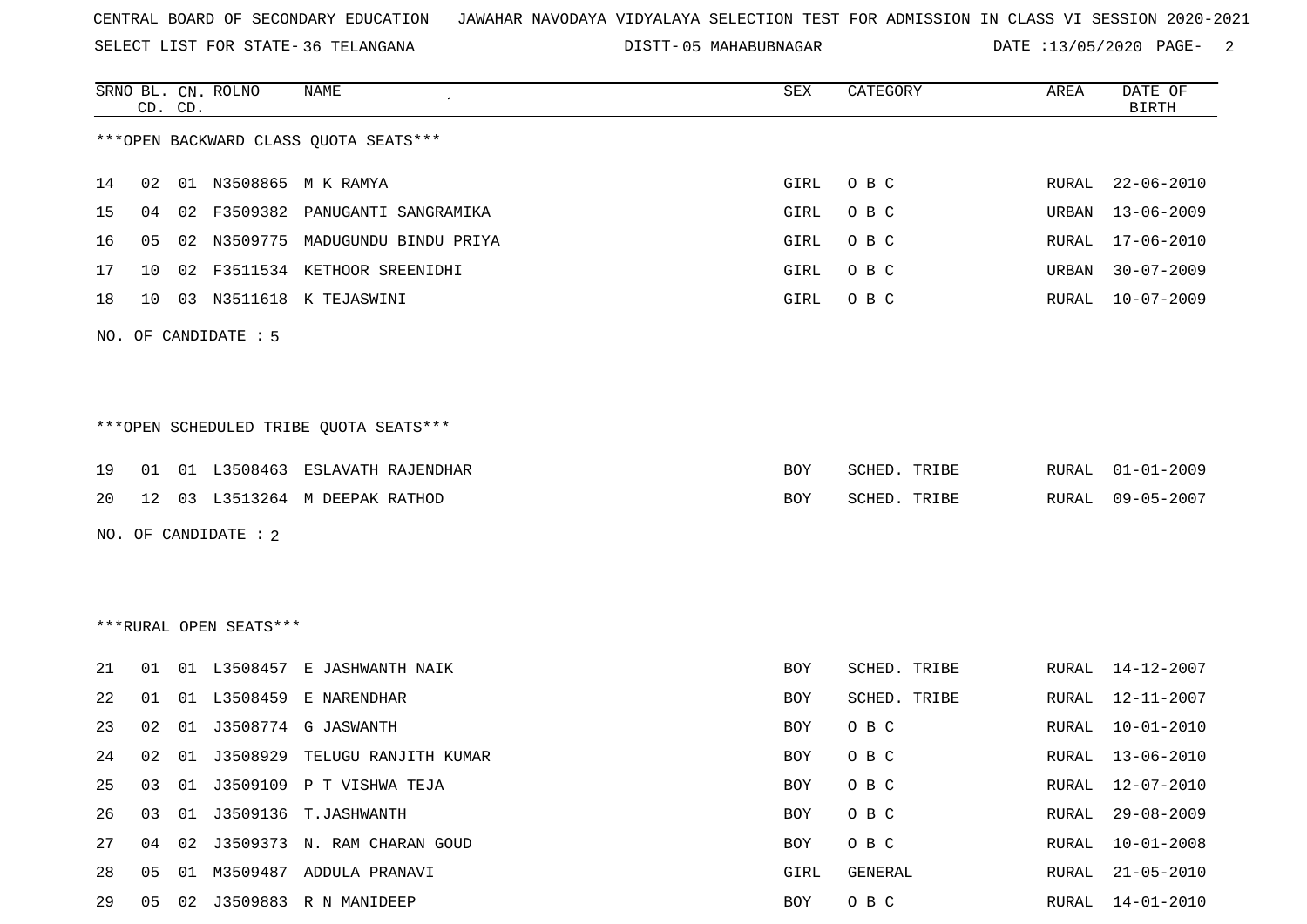CENTRAL BOARD OF SECONDARY EDUCATION JAWAHAR NAVODAYA VIDYALAYA SELECTION TEST FOR ADMISSION IN CLASS VI SESSION 2020-2021

SELECT LIST FOR STATE- 36 TELANGANA DISTT- 05 MAHABUBNAGAR DATE :13/05/2020 PAGE- 2

***OPEN BACKWARD CLASS QUOTA SEATS***

| SRNO | BL. CD. | CN. CD. | ROLNO | NAME | SEX | CATEGORY | AREA | DATE OF BIRTH |
|---|---|---|---|---|---|---|---|---|
| 14 | 02 | 01 | N3508865 | M K RAMYA | GIRL | O B C | RURAL | 22-06-2010 |
| 15 | 04 | 02 | F3509382 | PANUGANTI SANGRAMIKA | GIRL | O B C | URBAN | 13-06-2009 |
| 16 | 05 | 02 | N3509775 | MADUGUNDU BINDU PRIYA | GIRL | O B C | RURAL | 17-06-2010 |
| 17 | 10 | 02 | F3511534 | KETHOOR SREENIDHI | GIRL | O B C | URBAN | 30-07-2009 |
| 18 | 10 | 03 | N3511618 | K TEJASWINI | GIRL | O B C | RURAL | 10-07-2009 |

NO. OF CANDIDATE : 5

***OPEN SCHEDULED TRIBE QUOTA SEATS***

| SRNO | BL. CD. | CN. CD. | ROLNO | NAME | SEX | CATEGORY | AREA | DATE OF BIRTH |
|---|---|---|---|---|---|---|---|---|
| 19 | 01 | 01 | L3508463 | ESLAVATH RAJENDHAR | BOY | SCHED. TRIBE | RURAL | 01-01-2009 |
| 20 | 12 | 03 | L3513264 | M DEEPAK RATHOD | BOY | SCHED. TRIBE | RURAL | 09-05-2007 |

NO. OF CANDIDATE : 2

***RURAL OPEN SEATS***

| SRNO | BL. CD. | CN. CD. | ROLNO | NAME | SEX | CATEGORY | AREA | DATE OF BIRTH |
|---|---|---|---|---|---|---|---|---|
| 21 | 01 | 01 | L3508457 | E JASHWANTH NAIK | BOY | SCHED. TRIBE | RURAL | 14-12-2007 |
| 22 | 01 | 01 | L3508459 | E NARENDHAR | BOY | SCHED. TRIBE | RURAL | 12-11-2007 |
| 23 | 02 | 01 | J3508774 | G JASWANTH | BOY | O B C | RURAL | 10-01-2010 |
| 24 | 02 | 01 | J3508929 | TELUGU RANJITH KUMAR | BOY | O B C | RURAL | 13-06-2010 |
| 25 | 03 | 01 | J3509109 | P T VISHWA TEJA | BOY | O B C | RURAL | 12-07-2010 |
| 26 | 03 | 01 | J3509136 | T.JASHWANTH | BOY | O B C | RURAL | 29-08-2009 |
| 27 | 04 | 02 | J3509373 | N. RAM CHARAN GOUD | BOY | O B C | RURAL | 10-01-2008 |
| 28 | 05 | 01 | M3509487 | ADDULA PRANAVI | GIRL | GENERAL | RURAL | 21-05-2010 |
| 29 | 05 | 02 | J3509883 | R N MANIDEEP | BOY | O B C | RURAL | 14-01-2010 |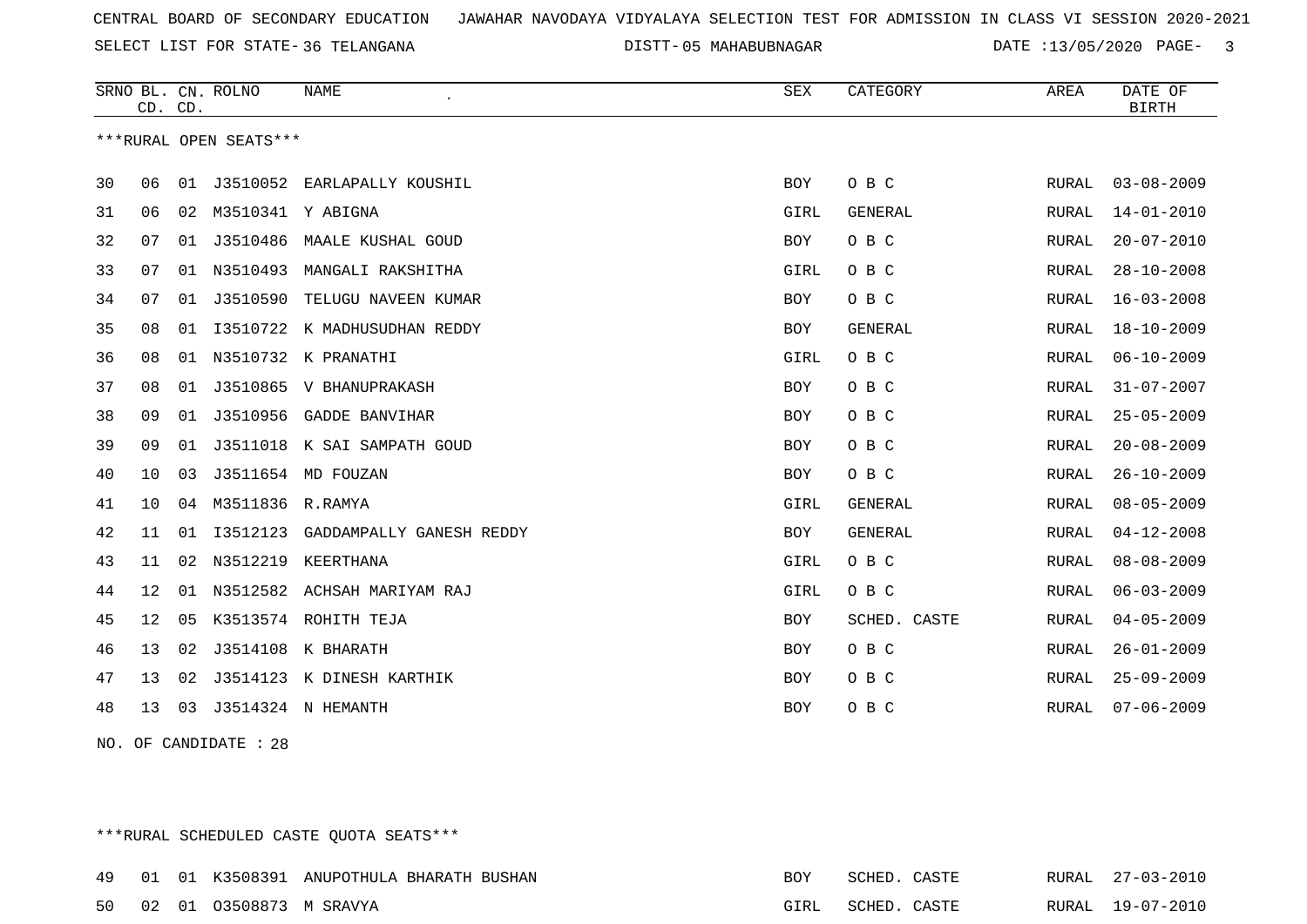CENTRAL BOARD OF SECONDARY EDUCATION JAWAHAR NAVODAYA VIDYALAYA SELECTION TEST FOR ADMISSION IN CLASS VI SESSION 2020-2021

SELECT LIST FOR STATE- 36 TELANGANA DISTT- 05 MAHABUBNAGAR DATE :13/05/2020

***RURAL OPEN SEATS***

| SRNO | BL. CD. | CN. CD. | ROLNO | NAME | SEX | CATEGORY | AREA | DATE OF BIRTH |
|---|---|---|---|---|---|---|---|---|
| 30 | 06 | 01 | J3510052 | EARLAPALLY KOUSHIL | BOY | O B C | RURAL | 03-08-2009 |
| 31 | 06 | 02 | M3510341 | Y ABIGNA | GIRL | GENERAL | RURAL | 14-01-2010 |
| 32 | 07 | 01 | J3510486 | MAALE KUSHAL GOUD | BOY | O B C | RURAL | 20-07-2010 |
| 33 | 07 | 01 | N3510493 | MANGALI RAKSHITHA | GIRL | O B C | RURAL | 28-10-2008 |
| 34 | 07 | 01 | J3510590 | TELUGU NAVEEN KUMAR | BOY | O B C | RURAL | 16-03-2008 |
| 35 | 08 | 01 | I3510722 | K MADHUSUDHAN REDDY | BOY | GENERAL | RURAL | 18-10-2009 |
| 36 | 08 | 01 | N3510732 | K PRANATHI | GIRL | O B C | RURAL | 06-10-2009 |
| 37 | 08 | 01 | J3510865 | V BHANUPRAKASH | BOY | O B C | RURAL | 31-07-2007 |
| 38 | 09 | 01 | J3510956 | GADDE BANVIHAR | BOY | O B C | RURAL | 25-05-2009 |
| 39 | 09 | 01 | J3511018 | K SAI SAMPATH GOUD | BOY | O B C | RURAL | 20-08-2009 |
| 40 | 10 | 03 | J3511654 | MD FOUZAN | BOY | O B C | RURAL | 26-10-2009 |
| 41 | 10 | 04 | M3511836 | R.RAMYA | GIRL | GENERAL | RURAL | 08-05-2009 |
| 42 | 11 | 01 | I3512123 | GADDAMPALLY GANESH REDDY | BOY | GENERAL | RURAL | 04-12-2008 |
| 43 | 11 | 02 | N3512219 | KEERTHANA | GIRL | O B C | RURAL | 08-08-2009 |
| 44 | 12 | 01 | N3512582 | ACHSAH MARIYAM RAJ | GIRL | O B C | RURAL | 06-03-2009 |
| 45 | 12 | 05 | K3513574 | ROHITH TEJA | BOY | SCHED. CASTE | RURAL | 04-05-2009 |
| 46 | 13 | 02 | J3514108 | K BHARATH | BOY | O B C | RURAL | 26-01-2009 |
| 47 | 13 | 02 | J3514123 | K DINESH KARTHIK | BOY | O B C | RURAL | 25-09-2009 |
| 48 | 13 | 03 | J3514324 | N HEMANTH | BOY | O B C | RURAL | 07-06-2009 |

NO. OF CANDIDATE : 28

***RURAL SCHEDULED CASTE QUOTA SEATS***

| SRNO | BL. CD. | CN. CD. | ROLNO | NAME | SEX | CATEGORY | AREA | DATE OF BIRTH |
|---|---|---|---|---|---|---|---|---|
| 49 | 01 | 01 | K3508391 | ANUPOTHULA BHARATH BUSHAN | BOY | SCHED. CASTE | RURAL | 27-03-2010 |
| 50 | 02 | 01 | O3508873 | M SRAVYA | GIRL | SCHED. CASTE | RURAL | 19-07-2010 |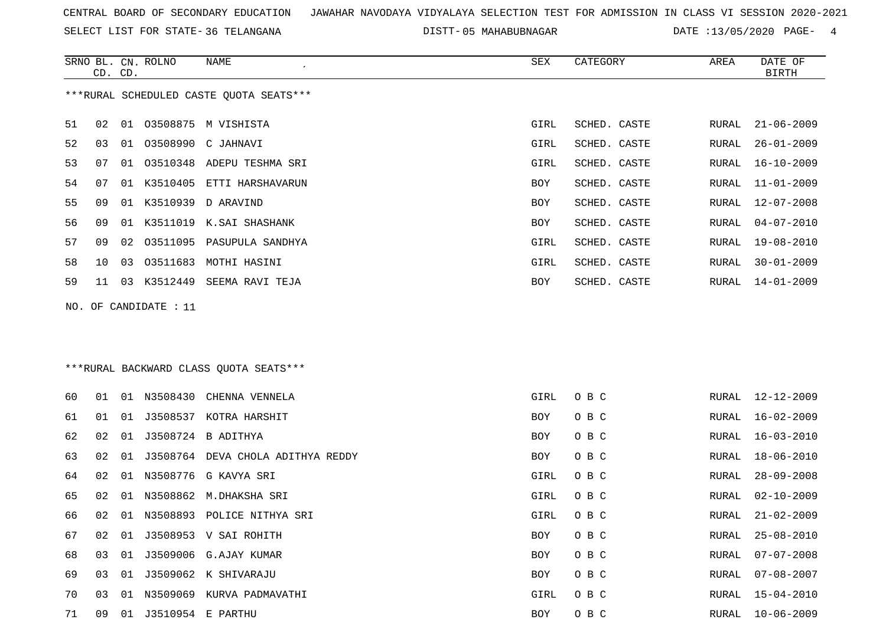CENTRAL BOARD OF SECONDARY EDUCATION JAWAHAR NAVODAYA VIDYALAYA SELECTION TEST FOR ADMISSION IN CLASS VI SESSION 2020-2021

SELECT LIST FOR STATE- 36 TELANGANA DISTT- 05 MAHABUBNAGAR DATE :13/05/2020

***RURAL SCHEDULED CASTE QUOTA SEATS***

| SRNO | BL. CD. | CN. CD. | ROLNO | NAME | SEX | CATEGORY | AREA | DATE OF BIRTH |
|---|---|---|---|---|---|---|---|---|
| 51 | 02 | 01 | O3508875 | M VISHISTA | GIRL | SCHED. CASTE | RURAL | 21-06-2009 |
| 52 | 03 | 01 | O3508990 | C JAHNAVI | GIRL | SCHED. CASTE | RURAL | 26-01-2009 |
| 53 | 07 | 01 | O3510348 | ADEPU TESHMA SRI | GIRL | SCHED. CASTE | RURAL | 16-10-2009 |
| 54 | 07 | 01 | K3510405 | ETTI HARSHAVARUN | BOY | SCHED. CASTE | RURAL | 11-01-2009 |
| 55 | 09 | 01 | K3510939 | D ARAVIND | BOY | SCHED. CASTE | RURAL | 12-07-2008 |
| 56 | 09 | 01 | K3511019 | K.SAI SHASHANK | BOY | SCHED. CASTE | RURAL | 04-07-2010 |
| 57 | 09 | 02 | O3511095 | PASUPULA SANDHYA | GIRL | SCHED. CASTE | RURAL | 19-08-2010 |
| 58 | 10 | 03 | O3511683 | MOTHI HASINI | GIRL | SCHED. CASTE | RURAL | 30-01-2009 |
| 59 | 11 | 03 | K3512449 | SEEMA RAVI TEJA | BOY | SCHED. CASTE | RURAL | 14-01-2009 |

NO. OF CANDIDATE : 11

***RURAL BACKWARD CLASS QUOTA SEATS***

| SRNO | BL. CD. | CN. CD. | ROLNO | NAME | SEX | CATEGORY | AREA | DATE OF BIRTH |
|---|---|---|---|---|---|---|---|---|
| 60 | 01 | 01 | N3508430 | CHENNA VENNELA | GIRL | O B C | RURAL | 12-12-2009 |
| 61 | 01 | 01 | J3508537 | KOTRA HARSHIT | BOY | O B C | RURAL | 16-02-2009 |
| 62 | 02 | 01 | J3508724 | B ADITHYA | BOY | O B C | RURAL | 16-03-2010 |
| 63 | 02 | 01 | J3508764 | DEVA CHOLA ADITHYA REDDY | BOY | O B C | RURAL | 18-06-2010 |
| 64 | 02 | 01 | N3508776 | G KAVYA SRI | GIRL | O B C | RURAL | 28-09-2008 |
| 65 | 02 | 01 | N3508862 | M.DHAKSHA SRI | GIRL | O B C | RURAL | 02-10-2009 |
| 66 | 02 | 01 | N3508893 | POLICE NITHYA SRI | GIRL | O B C | RURAL | 21-02-2009 |
| 67 | 02 | 01 | J3508953 | V SAI ROHITH | BOY | O B C | RURAL | 25-08-2010 |
| 68 | 03 | 01 | J3509006 | G.AJAY KUMAR | BOY | O B C | RURAL | 07-07-2008 |
| 69 | 03 | 01 | J3509062 | K SHIVARAJU | BOY | O B C | RURAL | 07-08-2007 |
| 70 | 03 | 01 | N3509069 | KURVA PADMAVATHI | GIRL | O B C | RURAL | 15-04-2010 |
| 71 | 09 | 01 | J3510954 | E PARTHU | BOY | O B C | RURAL | 10-06-2009 |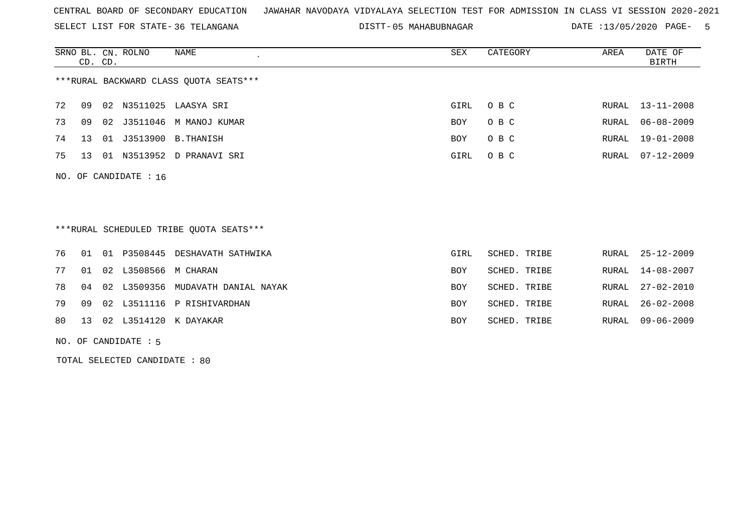CENTRAL BOARD OF SECONDARY EDUCATION JAWAHAR NAVODAYA VIDYALAYA SELECTION TEST FOR ADMISSION IN CLASS VI SESSION 2020-2021

SELECT LIST FOR STATE- 36 TELANGANA DISTT- 05 MAHABUBNAGAR DATE :13/05/2020

***RURAL BACKWARD CLASS QUOTA SEATS***

| SRNO | BL. CD. | CN. CD. | ROLNO | NAME | SEX | CATEGORY | AREA | DATE OF BIRTH |
|---|---|---|---|---|---|---|---|---|
| 72 | 09 | 02 | N3511025 | LAASYA SRI | GIRL | O B C | RURAL | 13-11-2008 |
| 73 | 09 | 02 | J3511046 | M MANOJ KUMAR | BOY | O B C | RURAL | 06-08-2009 |
| 74 | 13 | 01 | J3513900 | B.THANISH | BOY | O B C | RURAL | 19-01-2008 |
| 75 | 13 | 01 | N3513952 | D PRANAVI SRI | GIRL | O B C | RURAL | 07-12-2009 |

NO. OF CANDIDATE : 16

***RURAL SCHEDULED TRIBE QUOTA SEATS***

| SRNO | BL. CD. | CN. CD. | ROLNO | NAME | SEX | CATEGORY | AREA | DATE OF BIRTH |
|---|---|---|---|---|---|---|---|---|
| 76 | 01 | 01 | P3508445 | DESHAVATH SATHWIKA | GIRL | SCHED. TRIBE | RURAL | 25-12-2009 |
| 77 | 01 | 02 | L3508566 | M CHARAN | BOY | SCHED. TRIBE | RURAL | 14-08-2007 |
| 78 | 04 | 02 | L3509356 | MUDAVATH DANIAL NAYAK | BOY | SCHED. TRIBE | RURAL | 27-02-2010 |
| 79 | 09 | 02 | L3511116 | P RISHIVARDHAN | BOY | SCHED. TRIBE | RURAL | 26-02-2008 |
| 80 | 13 | 02 | L3514120 | K DAYAKAR | BOY | SCHED. TRIBE | RURAL | 09-06-2009 |

NO. OF CANDIDATE : 5

TOTAL SELECTED CANDIDATE : 80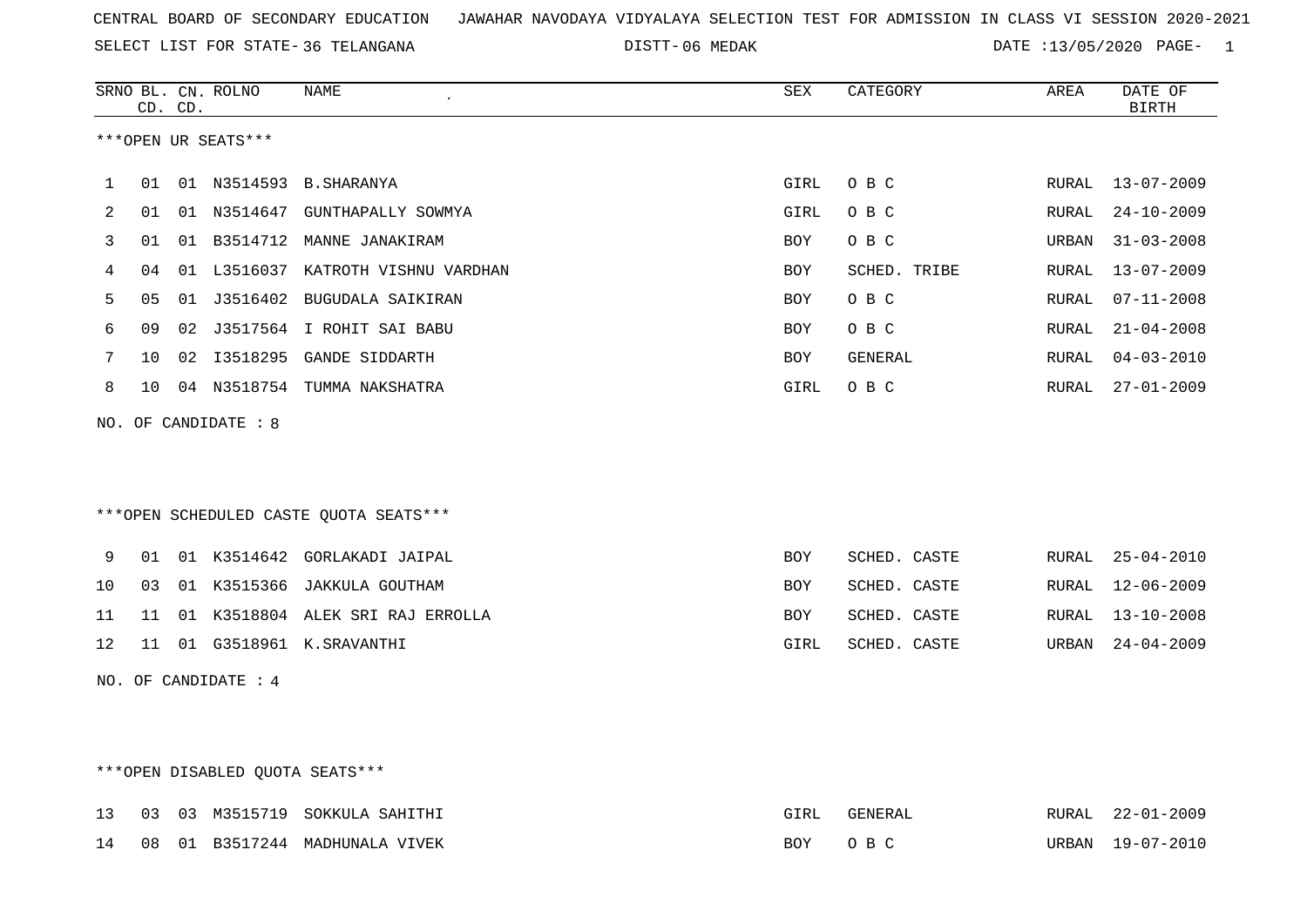CENTRAL BOARD OF SECONDARY EDUCATION JAWAHAR NAVODAYA VIDYALAYA SELECTION TEST FOR ADMISSION IN CLASS VI SESSION 2020-2021

SELECT LIST FOR STATE- 36 TELANGANA DISTT- 06 MEDAK DATE :13/05/2020 PAGE- 1

***OPEN UR SEATS***

| SRNO | BL. CD. | CN. CD. | ROLNO | NAME | SEX | CATEGORY | AREA | DATE OF BIRTH |
|---|---|---|---|---|---|---|---|---|
| 1 | 01 | 01 | N3514593 | B.SHARANYA | GIRL | O B C | RURAL | 13-07-2009 |
| 2 | 01 | 01 | N3514647 | GUNTHAPALLY SOWMYA | GIRL | O B C | RURAL | 24-10-2009 |
| 3 | 01 | 01 | B3514712 | MANNE JANAKIRAM | BOY | O B C | URBAN | 31-03-2008 |
| 4 | 04 | 01 | L3516037 | KATROTH VISHNU VARDHAN | BOY | SCHED. TRIBE | RURAL | 13-07-2009 |
| 5 | 05 | 01 | J3516402 | BUGUDALA SAIKIRAN | BOY | O B C | RURAL | 07-11-2008 |
| 6 | 09 | 02 | J3517564 | I ROHIT SAI BABU | BOY | O B C | RURAL | 21-04-2008 |
| 7 | 10 | 02 | I3518295 | GANDE SIDDARTH | BOY | GENERAL | RURAL | 04-03-2010 |
| 8 | 10 | 04 | N3518754 | TUMMA NAKSHATRA | GIRL | O B C | RURAL | 27-01-2009 |

NO. OF CANDIDATE : 8

***OPEN SCHEDULED CASTE QUOTA SEATS***

| SRNO | BL. CD. | CN. CD. | ROLNO | NAME | SEX | CATEGORY | AREA | DATE OF BIRTH |
|---|---|---|---|---|---|---|---|---|
| 9 | 01 | 01 | K3514642 | GORLAKADI JAIPAL | BOY | SCHED. CASTE | RURAL | 25-04-2010 |
| 10 | 03 | 01 | K3515366 | JAKKULA GOUTHAM | BOY | SCHED. CASTE | RURAL | 12-06-2009 |
| 11 | 11 | 01 | K3518804 | ALEK SRI RAJ ERROLLA | BOY | SCHED. CASTE | RURAL | 13-10-2008 |
| 12 | 11 | 01 | G3518961 | K.SRAVANTHI | GIRL | SCHED. CASTE | URBAN | 24-04-2009 |

NO. OF CANDIDATE : 4

***OPEN DISABLED QUOTA SEATS***

| SRNO | BL. CD. | CN. CD. | ROLNO | NAME | SEX | CATEGORY | AREA | DATE OF BIRTH |
|---|---|---|---|---|---|---|---|---|
| 13 | 03 | 03 | M3515719 | SOKKULA SAHITHI | GIRL | GENERAL | RURAL | 22-01-2009 |
| 14 | 08 | 01 | B3517244 | MADHUNALA VIVEK | BOY | O B C | URBAN | 19-07-2010 |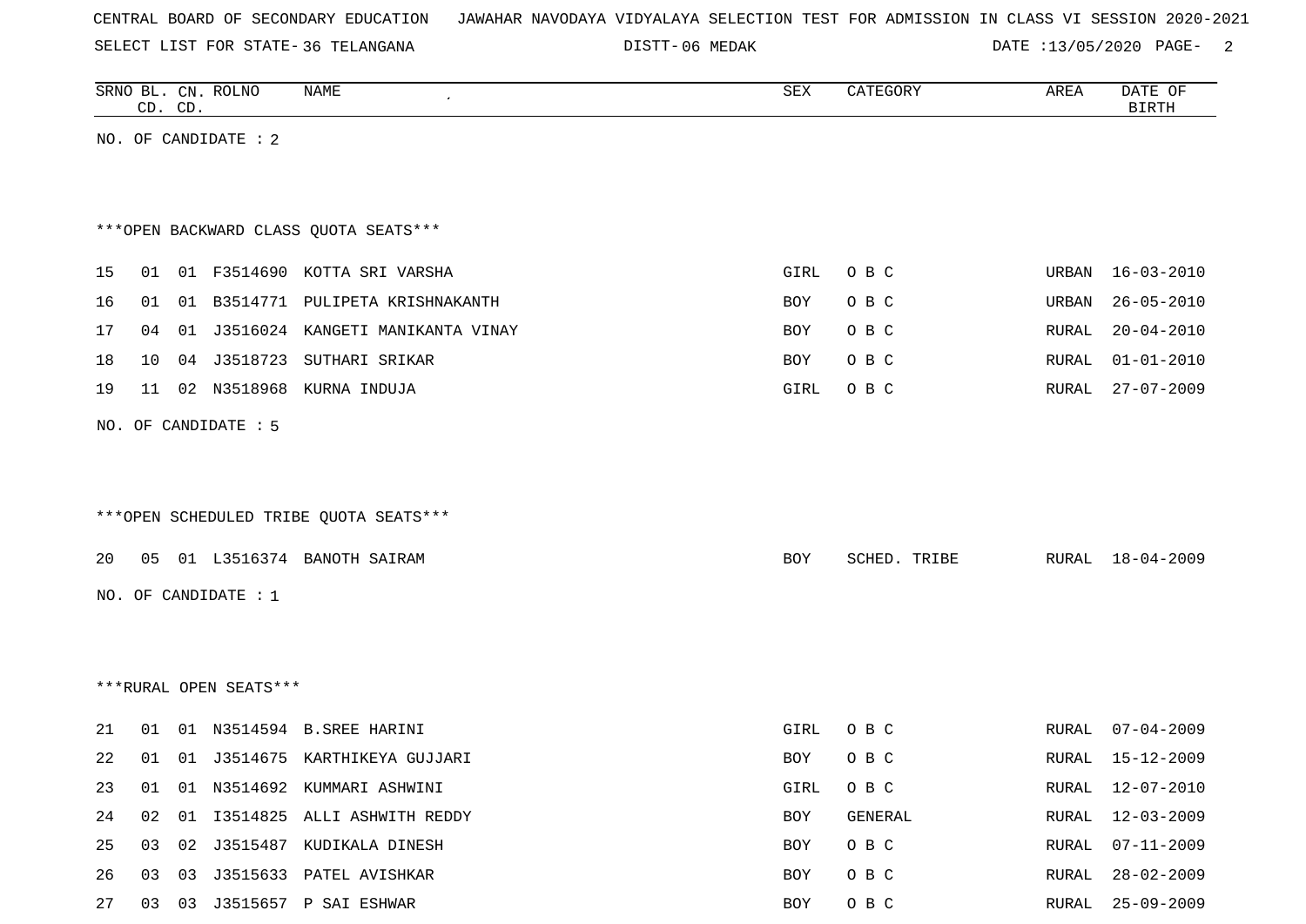CENTRAL BOARD OF SECONDARY EDUCATION JAWAHAR NAVODAYA VIDYALAYA SELECTION TEST FOR ADMISSION IN CLASS VI SESSION 2020-2021

SELECT LIST FOR STATE- 36 TELANGANA DISTT- 06 MEDAK DATE :13/05/2020

| SRNO | BL. CD. | CN. CD. | ROLNO | NAME | SEX | CATEGORY | AREA | DATE OF BIRTH |
|---|---|---|---|---|---|---|---|---|

NO. OF CANDIDATE : 2

***OPEN BACKWARD CLASS QUOTA SEATS***

| SRNO | BL. CD. | CN. CD. | ROLNO | NAME | SEX | CATEGORY | AREA | DATE OF BIRTH |
|---|---|---|---|---|---|---|---|---|
| 15 | 01 | 01 | F3514690 | KOTTA SRI VARSHA | GIRL | O B C | URBAN | 16-03-2010 |
| 16 | 01 | 01 | B3514771 | PULIPETA KRISHNAKANTH | BOY | O B C | URBAN | 26-05-2010 |
| 17 | 04 | 01 | J3516024 | KANGETI MANIKANTA VINAY | BOY | O B C | RURAL | 20-04-2010 |
| 18 | 10 | 04 | J3518723 | SUTHARI SRIKAR | BOY | O B C | RURAL | 01-01-2010 |
| 19 | 11 | 02 | N3518968 | KURNA INDUJA | GIRL | O B C | RURAL | 27-07-2009 |

NO. OF CANDIDATE : 5

***OPEN SCHEDULED TRIBE QUOTA SEATS***

| SRNO | BL. CD. | CN. CD. | ROLNO | NAME | SEX | CATEGORY | AREA | DATE OF BIRTH |
|---|---|---|---|---|---|---|---|---|
| 20 | 05 | 01 | L3516374 | BANOTH SAIRAM | BOY | SCHED. TRIBE | RURAL | 18-04-2009 |

NO. OF CANDIDATE : 1

***RURAL OPEN SEATS***

| SRNO | BL. CD. | CN. CD. | ROLNO | NAME | SEX | CATEGORY | AREA | DATE OF BIRTH |
|---|---|---|---|---|---|---|---|---|
| 21 | 01 | 01 | N3514594 | B.SREE HARINI | GIRL | O B C | RURAL | 07-04-2009 |
| 22 | 01 | 01 | J3514675 | KARTHIKEYA GUJJARI | BOY | O B C | RURAL | 15-12-2009 |
| 23 | 01 | 01 | N3514692 | KUMMARI ASHWINI | GIRL | O B C | RURAL | 12-07-2010 |
| 24 | 02 | 01 | I3514825 | ALLI ASHWITH REDDY | BOY | GENERAL | RURAL | 12-03-2009 |
| 25 | 03 | 02 | J3515487 | KUDIKALA DINESH | BOY | O B C | RURAL | 07-11-2009 |
| 26 | 03 | 03 | J3515633 | PATEL AVISHKAR | BOY | O B C | RURAL | 28-02-2009 |
| 27 | 03 | 03 | J3515657 | P SAI ESHWAR | BOY | O B C | RURAL | 25-09-2009 |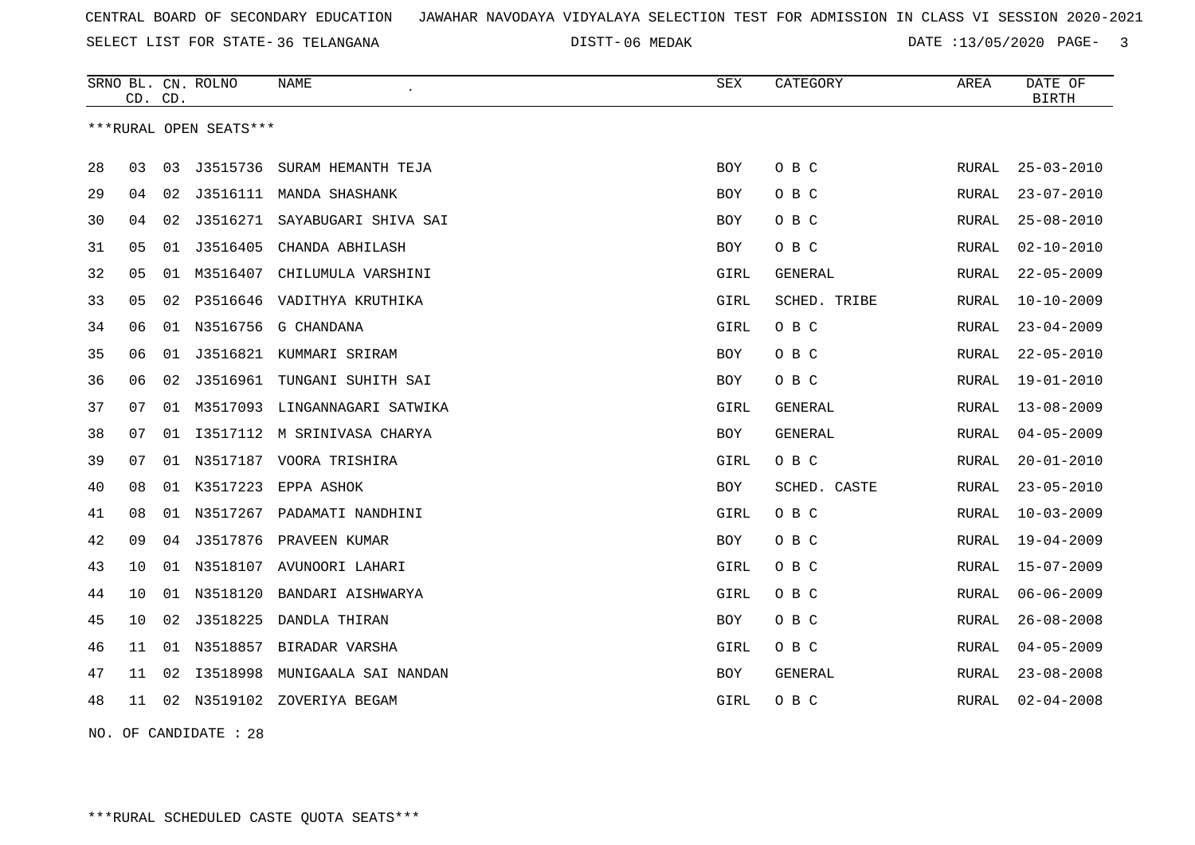CENTRAL BOARD OF SECONDARY EDUCATION JAWAHAR NAVODAYA VIDYALAYA SELECTION TEST FOR ADMISSION IN CLASS VI SESSION 2020-2021

SELECT LIST FOR STATE- 36 TELANGANA DISTT- 06 MEDAK DATE :13/05/2020

| SRNO | BL. CD. | CN. CD. | ROLNO | NAME | SEX | CATEGORY | AREA | DATE OF BIRTH |
|---|---|---|---|---|---|---|---|---|

***RURAL OPEN SEATS***

| SRNO | BL. CD. | CN. CD. | ROLNO | NAME | SEX | CATEGORY | AREA | DATE OF BIRTH |
|---|---|---|---|---|---|---|---|---|
| 28 | 03 | 03 | J3515736 | SURAM HEMANTH TEJA | BOY | O B C | RURAL | 25-03-2010 |
| 29 | 04 | 02 | J3516111 | MANDA SHASHANK | BOY | O B C | RURAL | 23-07-2010 |
| 30 | 04 | 02 | J3516271 | SAYABUGARI SHIVA SAI | BOY | O B C | RURAL | 25-08-2010 |
| 31 | 05 | 01 | J3516405 | CHANDA ABHILASH | BOY | O B C | RURAL | 02-10-2010 |
| 32 | 05 | 01 | M3516407 | CHILUMULA VARSHINI | GIRL | GENERAL | RURAL | 22-05-2009 |
| 33 | 05 | 02 | P3516646 | VADITHYA KRUTHIKA | GIRL | SCHED. TRIBE | RURAL | 10-10-2009 |
| 34 | 06 | 01 | N3516756 | G CHANDANA | GIRL | O B C | RURAL | 23-04-2009 |
| 35 | 06 | 01 | J3516821 | KUMMARI SRIRAM | BOY | O B C | RURAL | 22-05-2010 |
| 36 | 06 | 02 | J3516961 | TUNGANI SUHITH SAI | BOY | O B C | RURAL | 19-01-2010 |
| 37 | 07 | 01 | M3517093 | LINGANNAGARI SATWIKA | GIRL | GENERAL | RURAL | 13-08-2009 |
| 38 | 07 | 01 | I3517112 | M SRINIVASA CHARYA | BOY | GENERAL | RURAL | 04-05-2009 |
| 39 | 07 | 01 | N3517187 | VOORA TRISHIRA | GIRL | O B C | RURAL | 20-01-2010 |
| 40 | 08 | 01 | K3517223 | EPPA ASHOK | BOY | SCHED. CASTE | RURAL | 23-05-2010 |
| 41 | 08 | 01 | N3517267 | PADAMATI NANDHINI | GIRL | O B C | RURAL | 10-03-2009 |
| 42 | 09 | 04 | J3517876 | PRAVEEN KUMAR | BOY | O B C | RURAL | 19-04-2009 |
| 43 | 10 | 01 | N3518107 | AVUNOORI LAHARI | GIRL | O B C | RURAL | 15-07-2009 |
| 44 | 10 | 01 | N3518120 | BANDARI AISHWARYA | GIRL | O B C | RURAL | 06-06-2009 |
| 45 | 10 | 02 | J3518225 | DANDLA THIRAN | BOY | O B C | RURAL | 26-08-2008 |
| 46 | 11 | 01 | N3518857 | BIRADAR VARSHA | GIRL | O B C | RURAL | 04-05-2009 |
| 47 | 11 | 02 | I3518998 | MUNIGAALA SAI NANDAN | BOY | GENERAL | RURAL | 23-08-2008 |
| 48 | 11 | 02 | N3519102 | ZOVERIYA BEGAM | GIRL | O B C | RURAL | 02-04-2008 |

NO. OF CANDIDATE : 28

***RURAL SCHEDULED CASTE QUOTA SEATS***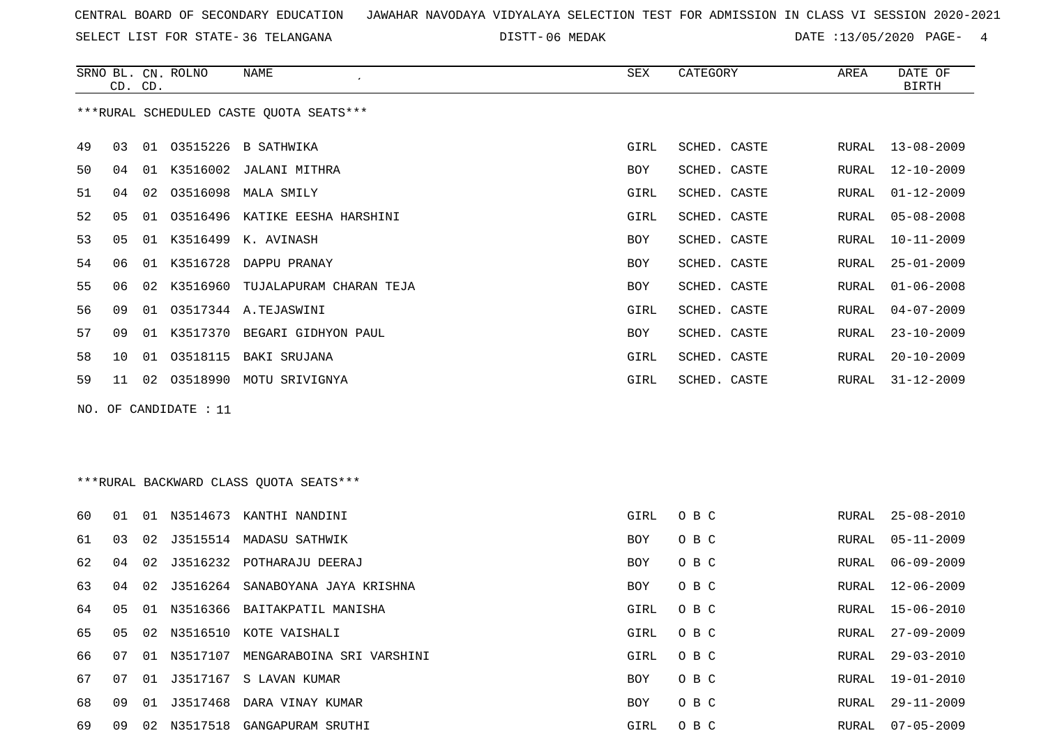CENTRAL BOARD OF SECONDARY EDUCATION JAWAHAR NAVODAYA VIDYALAYA SELECTION TEST FOR ADMISSION IN CLASS VI SESSION 2020-2021

SELECT LIST FOR STATE- 36 TELANGANA DISTT- 06 MEDAK DATE :13/05/2020

| SRNO | BL. CD. | CN. CD. | ROLNO | NAME | SEX | CATEGORY | AREA | DATE OF BIRTH |
|---|---|---|---|---|---|---|---|---|

***RURAL SCHEDULED CASTE QUOTA SEATS***

| SRNO | BL. CD. | CN. CD. | ROLNO | NAME | SEX | CATEGORY | AREA | DATE OF BIRTH |
|---|---|---|---|---|---|---|---|---|
| 49 | 03 | 01 | O3515226 | B SATHWIKA | GIRL | SCHED. CASTE | RURAL | 13-08-2009 |
| 50 | 04 | 01 | K3516002 | JALANI MITHRA | BOY | SCHED. CASTE | RURAL | 12-10-2009 |
| 51 | 04 | 02 | O3516098 | MALA SMILY | GIRL | SCHED. CASTE | RURAL | 01-12-2009 |
| 52 | 05 | 01 | O3516496 | KATIKE EESHA HARSHINI | GIRL | SCHED. CASTE | RURAL | 05-08-2008 |
| 53 | 05 | 01 | K3516499 | K. AVINASH | BOY | SCHED. CASTE | RURAL | 10-11-2009 |
| 54 | 06 | 01 | K3516728 | DAPPU PRANAY | BOY | SCHED. CASTE | RURAL | 25-01-2009 |
| 55 | 06 | 02 | K3516960 | TUJALAPURAM CHARAN TEJA | BOY | SCHED. CASTE | RURAL | 01-06-2008 |
| 56 | 09 | 01 | O3517344 | A.TEJASWINI | GIRL | SCHED. CASTE | RURAL | 04-07-2009 |
| 57 | 09 | 01 | K3517370 | BEGARI GIDHYON PAUL | BOY | SCHED. CASTE | RURAL | 23-10-2009 |
| 58 | 10 | 01 | O3518115 | BAKI SRUJANA | GIRL | SCHED. CASTE | RURAL | 20-10-2009 |
| 59 | 11 | 02 | O3518990 | MOTU SRIVIGNYA | GIRL | SCHED. CASTE | RURAL | 31-12-2009 |

NO. OF CANDIDATE : 11

***RURAL BACKWARD CLASS QUOTA SEATS***

| SRNO | BL. CD. | CN. CD. | ROLNO | NAME | SEX | CATEGORY | AREA | DATE OF BIRTH |
|---|---|---|---|---|---|---|---|---|
| 60 | 01 | 01 | N3514673 | KANTHI NANDINI | GIRL | O B C | RURAL | 25-08-2010 |
| 61 | 03 | 02 | J3515514 | MADASU SATHWIK | BOY | O B C | RURAL | 05-11-2009 |
| 62 | 04 | 02 | J3516232 | POTHARAJU DEERAJ | BOY | O B C | RURAL | 06-09-2009 |
| 63 | 04 | 02 | J3516264 | SANABOYANA JAYA KRISHNA | BOY | O B C | RURAL | 12-06-2009 |
| 64 | 05 | 01 | N3516366 | BAITAKPATIL MANISHA | GIRL | O B C | RURAL | 15-06-2010 |
| 65 | 05 | 02 | N3516510 | KOTE VAISHALI | GIRL | O B C | RURAL | 27-09-2009 |
| 66 | 07 | 01 | N3517107 | MENGARABOINA SRI VARSHINI | GIRL | O B C | RURAL | 29-03-2010 |
| 67 | 07 | 01 | J3517167 | S LAVAN KUMAR | BOY | O B C | RURAL | 19-01-2010 |
| 68 | 09 | 01 | J3517468 | DARA VINAY KUMAR | BOY | O B C | RURAL | 29-11-2009 |
| 69 | 09 | 02 | N3517518 | GANGAPURAM SRUTHI | GIRL | O B C | RURAL | 07-05-2009 |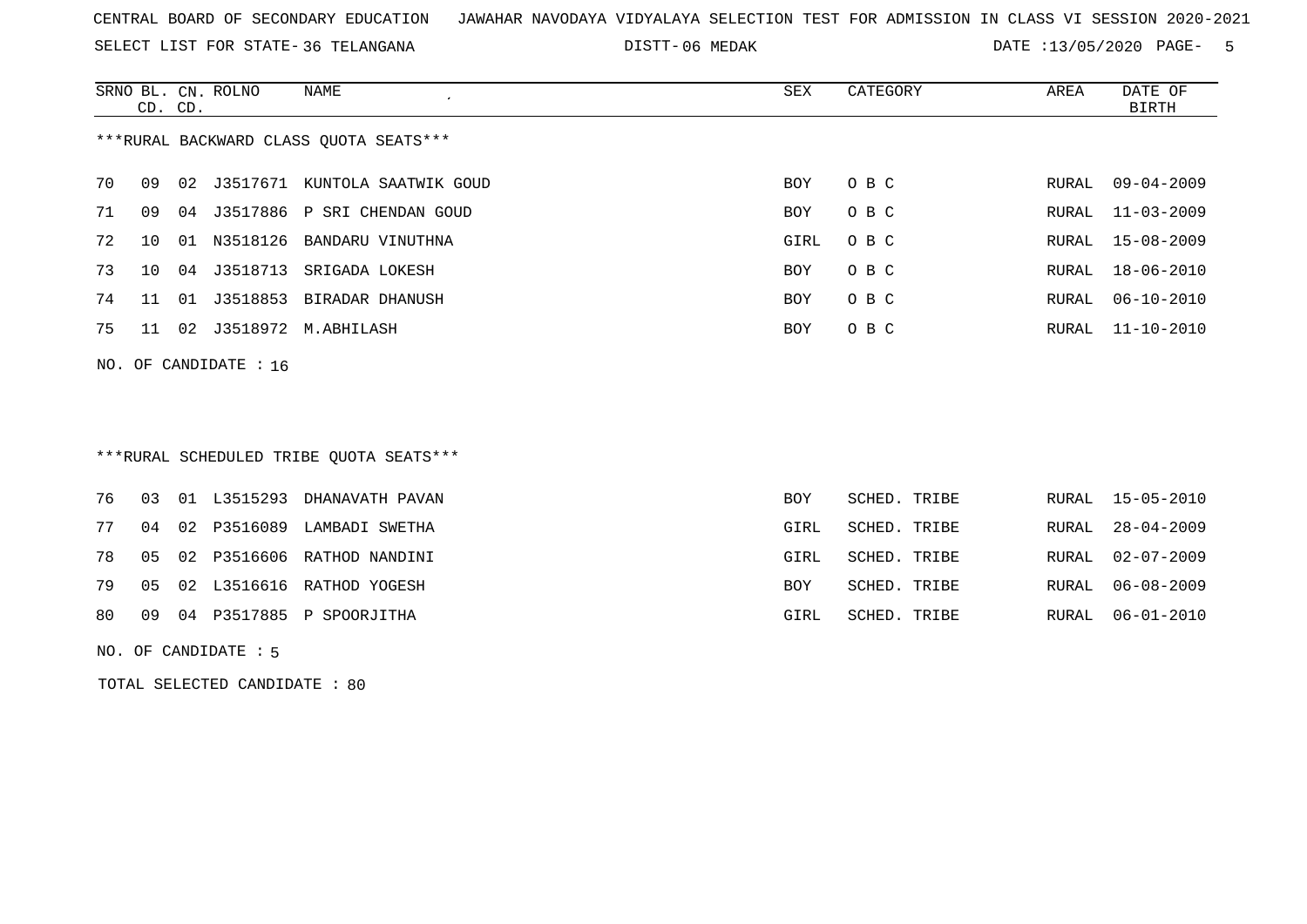CENTRAL BOARD OF SECONDARY EDUCATION JAWAHAR NAVODAYA VIDYALAYA SELECTION TEST FOR ADMISSION IN CLASS VI SESSION 2020-2021

SELECT LIST FOR STATE- 36 TELANGANA DISTT- 06 MEDAK DATE :13/05/2020 PAGE- 5

***RURAL BACKWARD CLASS QUOTA SEATS***

| SRNO | BL. CD. | CN. CD. | ROLNO | NAME | SEX | CATEGORY | AREA | DATE OF BIRTH |
|---|---|---|---|---|---|---|---|---|
| 70 | 09 | 02 | J3517671 | KUNTOLA SAATWIK GOUD | BOY | O B C | RURAL | 09-04-2009 |
| 71 | 09 | 04 | J3517886 | P SRI CHENDAN GOUD | BOY | O B C | RURAL | 11-03-2009 |
| 72 | 10 | 01 | N3518126 | BANDARU VINUTHNA | GIRL | O B C | RURAL | 15-08-2009 |
| 73 | 10 | 04 | J3518713 | SRIGADA LOKESH | BOY | O B C | RURAL | 18-06-2010 |
| 74 | 11 | 01 | J3518853 | BIRADAR DHANUSH | BOY | O B C | RURAL | 06-10-2010 |
| 75 | 11 | 02 | J3518972 | M.ABHILASH | BOY | O B C | RURAL | 11-10-2010 |

NO. OF CANDIDATE : 16

***RURAL SCHEDULED TRIBE QUOTA SEATS***

| SRNO | BL. CD. | CN. CD. | ROLNO | NAME | SEX | CATEGORY | AREA | DATE OF BIRTH |
|---|---|---|---|---|---|---|---|---|
| 76 | 03 | 01 | L3515293 | DHANAVATH PAVAN | BOY | SCHED. TRIBE | RURAL | 15-05-2010 |
| 77 | 04 | 02 | P3516089 | LAMBADI SWETHA | GIRL | SCHED. TRIBE | RURAL | 28-04-2009 |
| 78 | 05 | 02 | P3516606 | RATHOD NANDINI | GIRL | SCHED. TRIBE | RURAL | 02-07-2009 |
| 79 | 05 | 02 | L3516616 | RATHOD YOGESH | BOY | SCHED. TRIBE | RURAL | 06-08-2009 |
| 80 | 09 | 04 | P3517885 | P SPOORJITHA | GIRL | SCHED. TRIBE | RURAL | 06-01-2010 |

NO. OF CANDIDATE : 5

TOTAL SELECTED CANDIDATE : 80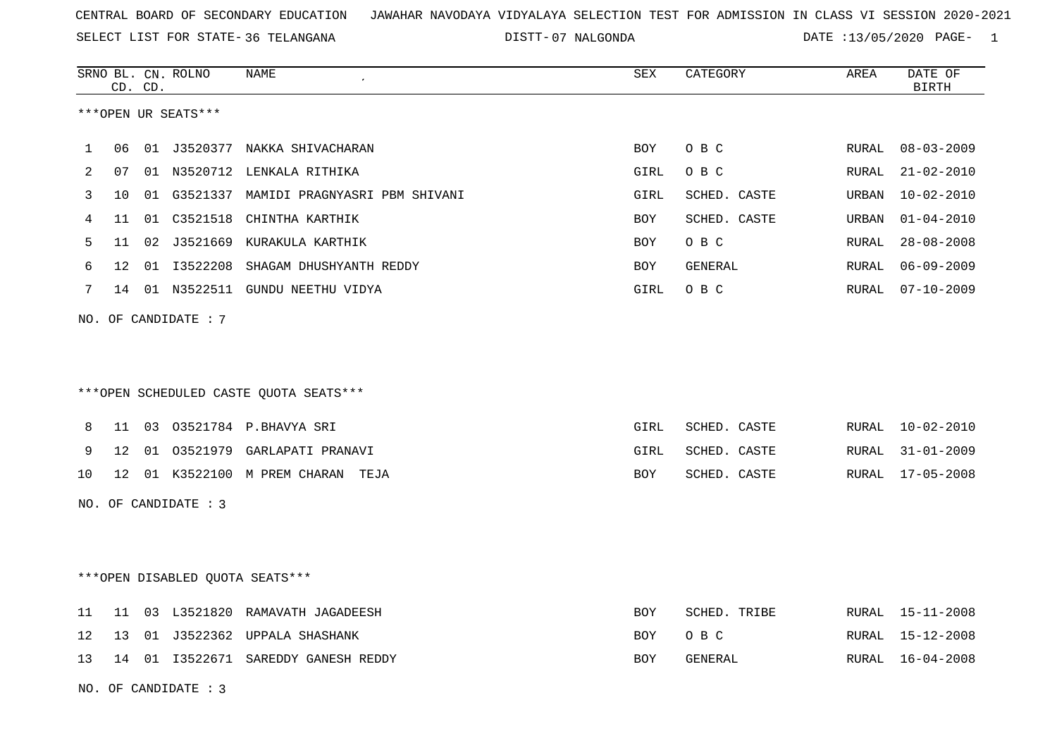CENTRAL BOARD OF SECONDARY EDUCATION JAWAHAR NAVODAYA VIDYALAYA SELECTION TEST FOR ADMISSION IN CLASS VI SESSION 2020-2021

SELECT LIST FOR STATE- 36 TELANGANA DISTT- 07 NALGONDA DATE :13/05/2020

***OPEN UR SEATS***

| SRNO | BL. CD. | CN. CD. | ROLNO | NAME | SEX | CATEGORY | AREA | DATE OF BIRTH |
|---|---|---|---|---|---|---|---|---|
| 1 | 06 | 01 | J3520377 | NAKKA SHIVACHARAN | BOY | O B C | RURAL | 08-03-2009 |
| 2 | 07 | 01 | N3520712 | LENKALA RITHIKA | GIRL | O B C | RURAL | 21-02-2010 |
| 3 | 10 | 01 | G3521337 | MAMIDI PRAGNYASRI PBM SHIVANI | GIRL | SCHED. CASTE | URBAN | 10-02-2010 |
| 4 | 11 | 01 | C3521518 | CHINTHA KARTHIK | BOY | SCHED. CASTE | URBAN | 01-04-2010 |
| 5 | 11 | 02 | J3521669 | KURAKULA KARTHIK | BOY | O B C | RURAL | 28-08-2008 |
| 6 | 12 | 01 | I3522208 | SHAGAM DHUSHYANTH REDDY | BOY | GENERAL | RURAL | 06-09-2009 |
| 7 | 14 | 01 | N3522511 | GUNDU NEETHU VIDYA | GIRL | O B C | RURAL | 07-10-2009 |

NO. OF CANDIDATE : 7

***OPEN SCHEDULED CASTE QUOTA SEATS***

| SRNO | BL. CD. | CN. CD. | ROLNO | NAME | SEX | CATEGORY | AREA | DATE OF BIRTH |
|---|---|---|---|---|---|---|---|---|
| 8 | 11 | 03 | O3521784 | P.BHAVYA SRI | GIRL | SCHED. CASTE | RURAL | 10-02-2010 |
| 9 | 12 | 01 | O3521979 | GARLAPATI PRANAVI | GIRL | SCHED. CASTE | RURAL | 31-01-2009 |
| 10 | 12 | 01 | K3522100 | M PREM CHARAN TEJA | BOY | SCHED. CASTE | RURAL | 17-05-2008 |

NO. OF CANDIDATE : 3

***OPEN DISABLED QUOTA SEATS***

| SRNO | BL. CD. | CN. CD. | ROLNO | NAME | SEX | CATEGORY | AREA | DATE OF BIRTH |
|---|---|---|---|---|---|---|---|---|
| 11 | 11 | 03 | L3521820 | RAMAVATH JAGADEESH | BOY | SCHED. TRIBE | RURAL | 15-11-2008 |
| 12 | 13 | 01 | J3522362 | UPPALA SHASHANK | BOY | O B C | RURAL | 15-12-2008 |
| 13 | 14 | 01 | I3522671 | SAREDDY GANESH REDDY | BOY | GENERAL | RURAL | 16-04-2008 |

NO. OF CANDIDATE : 3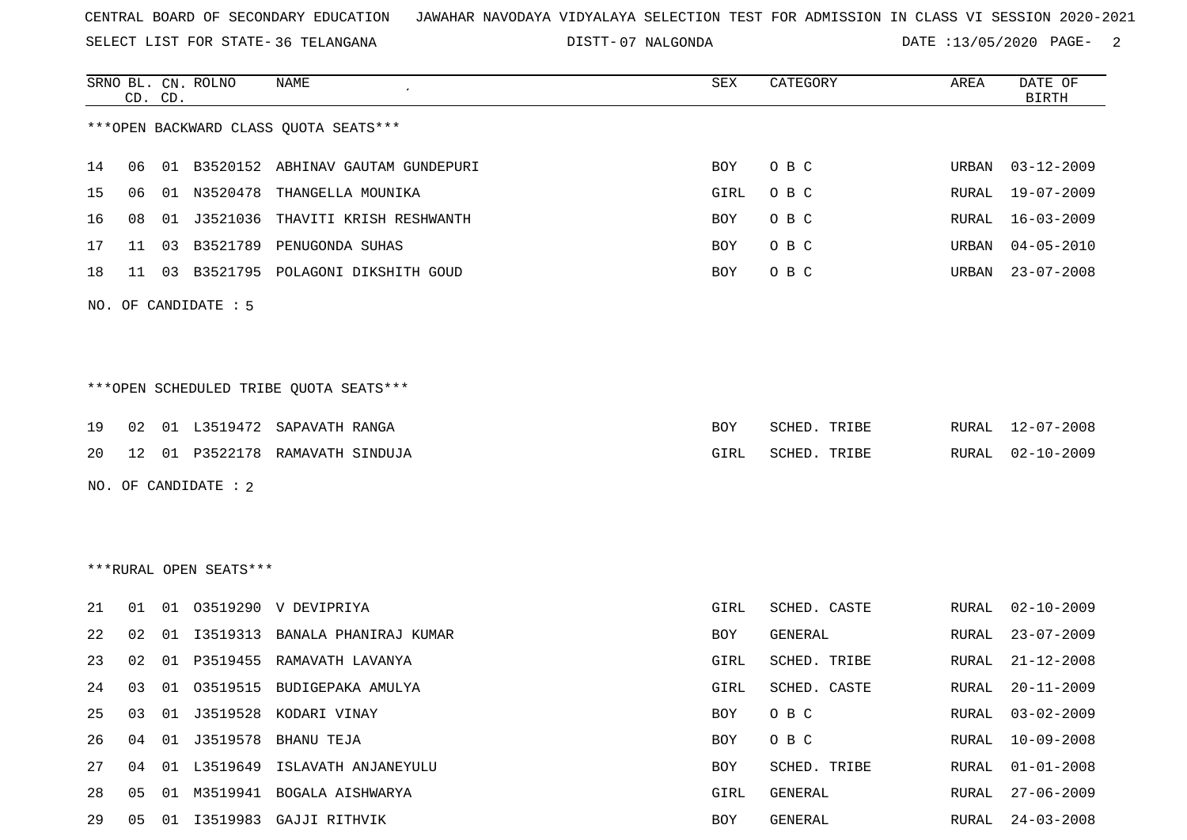CENTRAL BOARD OF SECONDARY EDUCATION JAWAHAR NAVODAYA VIDYALAYA SELECTION TEST FOR ADMISSION IN CLASS VI SESSION 2020-2021

SELECT LIST FOR STATE- 36 TELANGANA DISTT- 07 NALGONDA DATE :13/05/2020

| SRNO | BL. CD. | CN. CD. | ROLNO | NAME | SEX | CATEGORY | AREA | DATE OF BIRTH |
|---|---|---|---|---|---|---|---|---|

***OPEN BACKWARD CLASS QUOTA SEATS***

| SRNO | BL. CD. | CN. CD. | ROLNO | NAME | SEX | CATEGORY | AREA | DATE OF BIRTH |
|---|---|---|---|---|---|---|---|---|
| 14 | 06 | 01 | B3520152 | ABHINAV GAUTAM GUNDEPURI | BOY | O B C | URBAN | 03-12-2009 |
| 15 | 06 | 01 | N3520478 | THANGELLA MOUNIKA | GIRL | O B C | RURAL | 19-07-2009 |
| 16 | 08 | 01 | J3521036 | THAVITI KRISH RESHWANTH | BOY | O B C | RURAL | 16-03-2009 |
| 17 | 11 | 03 | B3521789 | PENUGONDA SUHAS | BOY | O B C | URBAN | 04-05-2010 |
| 18 | 11 | 03 | B3521795 | POLAGONI DIKSHITH GOUD | BOY | O B C | URBAN | 23-07-2008 |

NO. OF CANDIDATE : 5

***OPEN SCHEDULED TRIBE QUOTA SEATS***

| SRNO | BL. CD. | CN. CD. | ROLNO | NAME | SEX | CATEGORY | AREA | DATE OF BIRTH |
|---|---|---|---|---|---|---|---|---|
| 19 | 02 | 01 | L3519472 | SAPAVATH RANGA | BOY | SCHED. TRIBE | RURAL | 12-07-2008 |
| 20 | 12 | 01 | P3522178 | RAMAVATH SINDUJA | GIRL | SCHED. TRIBE | RURAL | 02-10-2009 |

NO. OF CANDIDATE : 2

***RURAL OPEN SEATS***

| SRNO | BL. CD. | CN. CD. | ROLNO | NAME | SEX | CATEGORY | AREA | DATE OF BIRTH |
|---|---|---|---|---|---|---|---|---|
| 21 | 01 | 01 | O3519290 | V DEVIPRIYA | GIRL | SCHED. CASTE | RURAL | 02-10-2009 |
| 22 | 02 | 01 | I3519313 | BANALA PHANIRAJ KUMAR | BOY | GENERAL | RURAL | 23-07-2009 |
| 23 | 02 | 01 | P3519455 | RAMAVATH LAVANYA | GIRL | SCHED. TRIBE | RURAL | 21-12-2008 |
| 24 | 03 | 01 | O3519515 | BUDIGEPAKA AMULYA | GIRL | SCHED. CASTE | RURAL | 20-11-2009 |
| 25 | 03 | 01 | J3519528 | KODARI VINAY | BOY | O B C | RURAL | 03-02-2009 |
| 26 | 04 | 01 | J3519578 | BHANU TEJA | BOY | O B C | RURAL | 10-09-2008 |
| 27 | 04 | 01 | L3519649 | ISLAVATH ANJANEYULU | BOY | SCHED. TRIBE | RURAL | 01-01-2008 |
| 28 | 05 | 01 | M3519941 | BOGALA AISHWARYA | GIRL | GENERAL | RURAL | 27-06-2009 |
| 29 | 05 | 01 | I3519983 | GAJJI RITHVIK | BOY | GENERAL | RURAL | 24-03-2008 |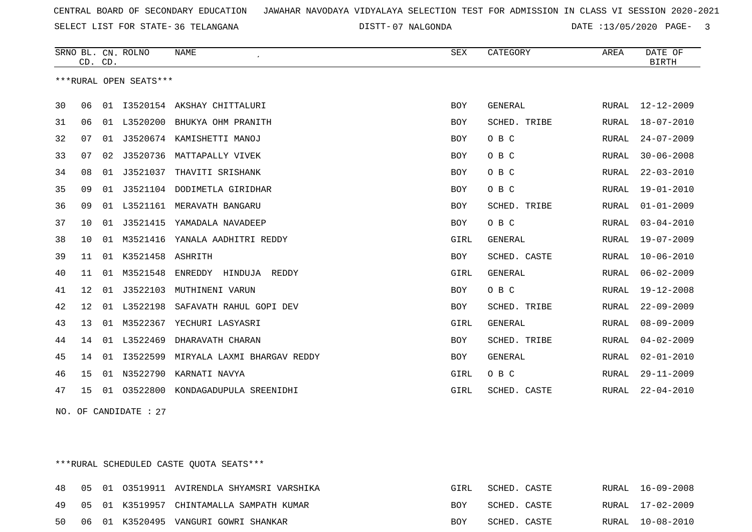CENTRAL BOARD OF SECONDARY EDUCATION JAWAHAR NAVODAYA VIDYALAYA SELECTION TEST FOR ADMISSION IN CLASS VI SESSION 2020-2021

SELECT LIST FOR STATE- 36 TELANGANA DISTT- 07 NALGONDA DATE :13/05/2020

***RURAL OPEN SEATS***

| SRNO | BL. CD. | CN. CD. | ROLNO | NAME | SEX | CATEGORY | AREA | DATE OF BIRTH |
|---|---|---|---|---|---|---|---|---|
| 30 | 06 | 01 | I3520154 | AKSHAY CHITTALURI | BOY | GENERAL | RURAL | 12-12-2009 |
| 31 | 06 | 01 | L3520200 | BHUKYA OHM PRANITH | BOY | SCHED. TRIBE | RURAL | 18-07-2010 |
| 32 | 07 | 01 | J3520674 | KAMISHETTI MANOJ | BOY | O B C | RURAL | 24-07-2009 |
| 33 | 07 | 02 | J3520736 | MATTAPALLY VIVEK | BOY | O B C | RURAL | 30-06-2008 |
| 34 | 08 | 01 | J3521037 | THAVITI SRISHANK | BOY | O B C | RURAL | 22-03-2010 |
| 35 | 09 | 01 | J3521104 | DODIMETLA GIRIDHAR | BOY | O B C | RURAL | 19-01-2010 |
| 36 | 09 | 01 | L3521161 | MERAVATH BANGARU | BOY | SCHED. TRIBE | RURAL | 01-01-2009 |
| 37 | 10 | 01 | J3521415 | YAMADALA NAVADEEP | BOY | O B C | RURAL | 03-04-2010 |
| 38 | 10 | 01 | M3521416 | YANALA AADHITRI REDDY | GIRL | GENERAL | RURAL | 19-07-2009 |
| 39 | 11 | 01 | K3521458 | ASHRITH | BOY | SCHED. CASTE | RURAL | 10-06-2010 |
| 40 | 11 | 01 | M3521548 | ENREDDY HINDUJA REDDY | GIRL | GENERAL | RURAL | 06-02-2009 |
| 41 | 12 | 01 | J3522103 | MUTHINENI VARUN | BOY | O B C | RURAL | 19-12-2008 |
| 42 | 12 | 01 | L3522198 | SAFAVATH RAHUL GOPI DEV | BOY | SCHED. TRIBE | RURAL | 22-09-2009 |
| 43 | 13 | 01 | M3522367 | YECHURI LASYASRI | GIRL | GENERAL | RURAL | 08-09-2009 |
| 44 | 14 | 01 | L3522469 | DHARAVATH CHARAN | BOY | SCHED. TRIBE | RURAL | 04-02-2009 |
| 45 | 14 | 01 | I3522599 | MIRYALA LAXMI BHARGAV REDDY | BOY | GENERAL | RURAL | 02-01-2010 |
| 46 | 15 | 01 | N3522790 | KARNATI NAVYA | GIRL | O B C | RURAL | 29-11-2009 |
| 47 | 15 | 01 | O3522800 | KONDAGADUPULA SREENIDHI | GIRL | SCHED. CASTE | RURAL | 22-04-2010 |

NO. OF CANDIDATE : 27

***RURAL SCHEDULED CASTE QUOTA SEATS***

| SRNO | BL. CD. | CN. CD. | ROLNO | NAME | SEX | CATEGORY | AREA | DATE OF BIRTH |
|---|---|---|---|---|---|---|---|---|
| 48 | 05 | 01 | O3519911 | AVIRENDLA SHYAMSRI VARSHIKA | GIRL | SCHED. CASTE | RURAL | 16-09-2008 |
| 49 | 05 | 01 | K3519957 | CHINTAMALLA SAMPATH KUMAR | BOY | SCHED. CASTE | RURAL | 17-02-2009 |
| 50 | 06 | 01 | K3520495 | VANGURI GOWRI SHANKAR | BOY | SCHED. CASTE | RURAL | 10-08-2010 |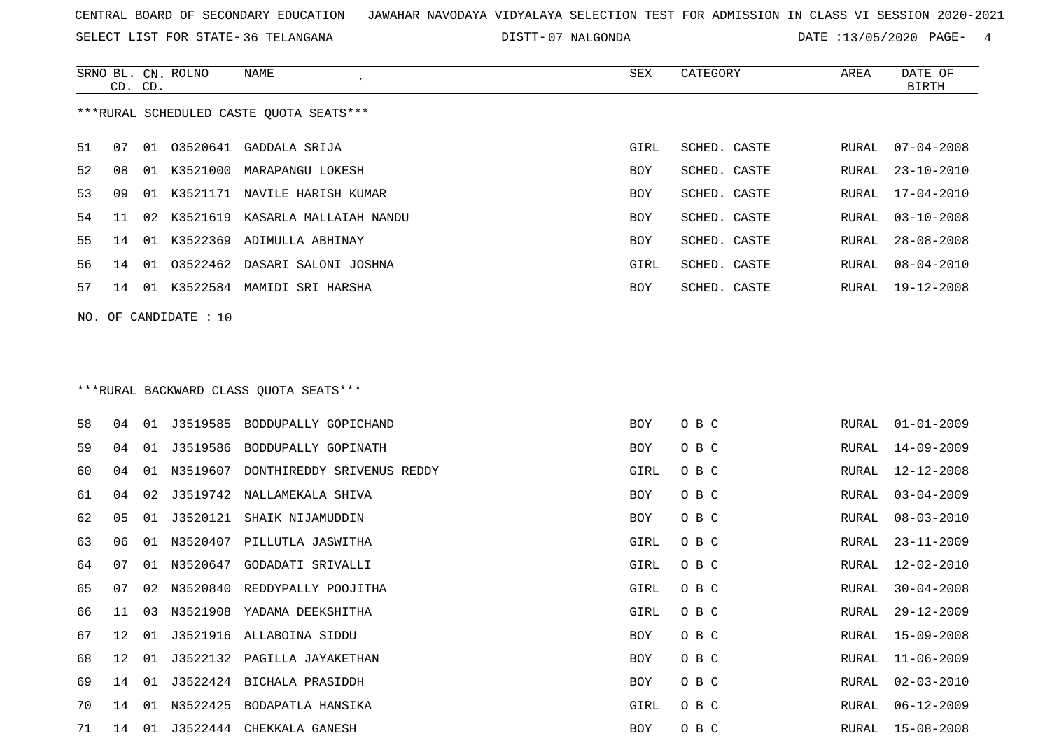CENTRAL BOARD OF SECONDARY EDUCATION JAWAHAR NAVODAYA VIDYALAYA SELECTION TEST FOR ADMISSION IN CLASS VI SESSION 2020-2021

SELECT LIST FOR STATE- 36 TELANGANA DISTT- 07 NALGONDA DATE :13/05/2020

***RURAL SCHEDULED CASTE QUOTA SEATS***

| SRNO | BL. CD. | CN. CD. | ROLNO | NAME | SEX | CATEGORY | AREA | DATE OF BIRTH |
|---|---|---|---|---|---|---|---|---|
| 51 | 07 | 01 | O3520641 | GADDALA SRIJA | GIRL | SCHED. CASTE | RURAL | 07-04-2008 |
| 52 | 08 | 01 | K3521000 | MARAPANGU LOKESH | BOY | SCHED. CASTE | RURAL | 23-10-2010 |
| 53 | 09 | 01 | K3521171 | NAVILE HARISH KUMAR | BOY | SCHED. CASTE | RURAL | 17-04-2010 |
| 54 | 11 | 02 | K3521619 | KASARLA MALLAIAH NANDU | BOY | SCHED. CASTE | RURAL | 03-10-2008 |
| 55 | 14 | 01 | K3522369 | ADIMULLA ABHINAY | BOY | SCHED. CASTE | RURAL | 28-08-2008 |
| 56 | 14 | 01 | O3522462 | DASARI SALONI JOSHNA | GIRL | SCHED. CASTE | RURAL | 08-04-2010 |
| 57 | 14 | 01 | K3522584 | MAMIDI SRI HARSHA | BOY | SCHED. CASTE | RURAL | 19-12-2008 |

NO. OF CANDIDATE : 10

***RURAL BACKWARD CLASS QUOTA SEATS***

| SRNO | BL. CD. | CN. CD. | ROLNO | NAME | SEX | CATEGORY | AREA | DATE OF BIRTH |
|---|---|---|---|---|---|---|---|---|
| 58 | 04 | 01 | J3519585 | BODDUPALLY GOPICHAND | BOY | O B C | RURAL | 01-01-2009 |
| 59 | 04 | 01 | J3519586 | BODDUPALLY GOPINATH | BOY | O B C | RURAL | 14-09-2009 |
| 60 | 04 | 01 | N3519607 | DONTHIREDDY SRIVENUS REDDY | GIRL | O B C | RURAL | 12-12-2008 |
| 61 | 04 | 02 | J3519742 | NALLAMEKALA SHIVA | BOY | O B C | RURAL | 03-04-2009 |
| 62 | 05 | 01 | J3520121 | SHAIK NIJAMUDDIN | BOY | O B C | RURAL | 08-03-2010 |
| 63 | 06 | 01 | N3520407 | PILLUTLA JASWITHA | GIRL | O B C | RURAL | 23-11-2009 |
| 64 | 07 | 01 | N3520647 | GODADATI SRIVALLI | GIRL | O B C | RURAL | 12-02-2010 |
| 65 | 07 | 02 | N3520840 | REDDYPALLY POOJITHA | GIRL | O B C | RURAL | 30-04-2008 |
| 66 | 11 | 03 | N3521908 | YADAMA DEEKSHITHA | GIRL | O B C | RURAL | 29-12-2009 |
| 67 | 12 | 01 | J3521916 | ALLABOINA SIDDU | BOY | O B C | RURAL | 15-09-2008 |
| 68 | 12 | 01 | J3522132 | PAGILLA JAYAKETHAN | BOY | O B C | RURAL | 11-06-2009 |
| 69 | 14 | 01 | J3522424 | BICHALA PRASIDDH | BOY | O B C | RURAL | 02-03-2010 |
| 70 | 14 | 01 | N3522425 | BODAPATLA HANSIKA | GIRL | O B C | RURAL | 06-12-2009 |
| 71 | 14 | 01 | J3522444 | CHEKKALA GANESH | BOY | O B C | RURAL | 15-08-2008 |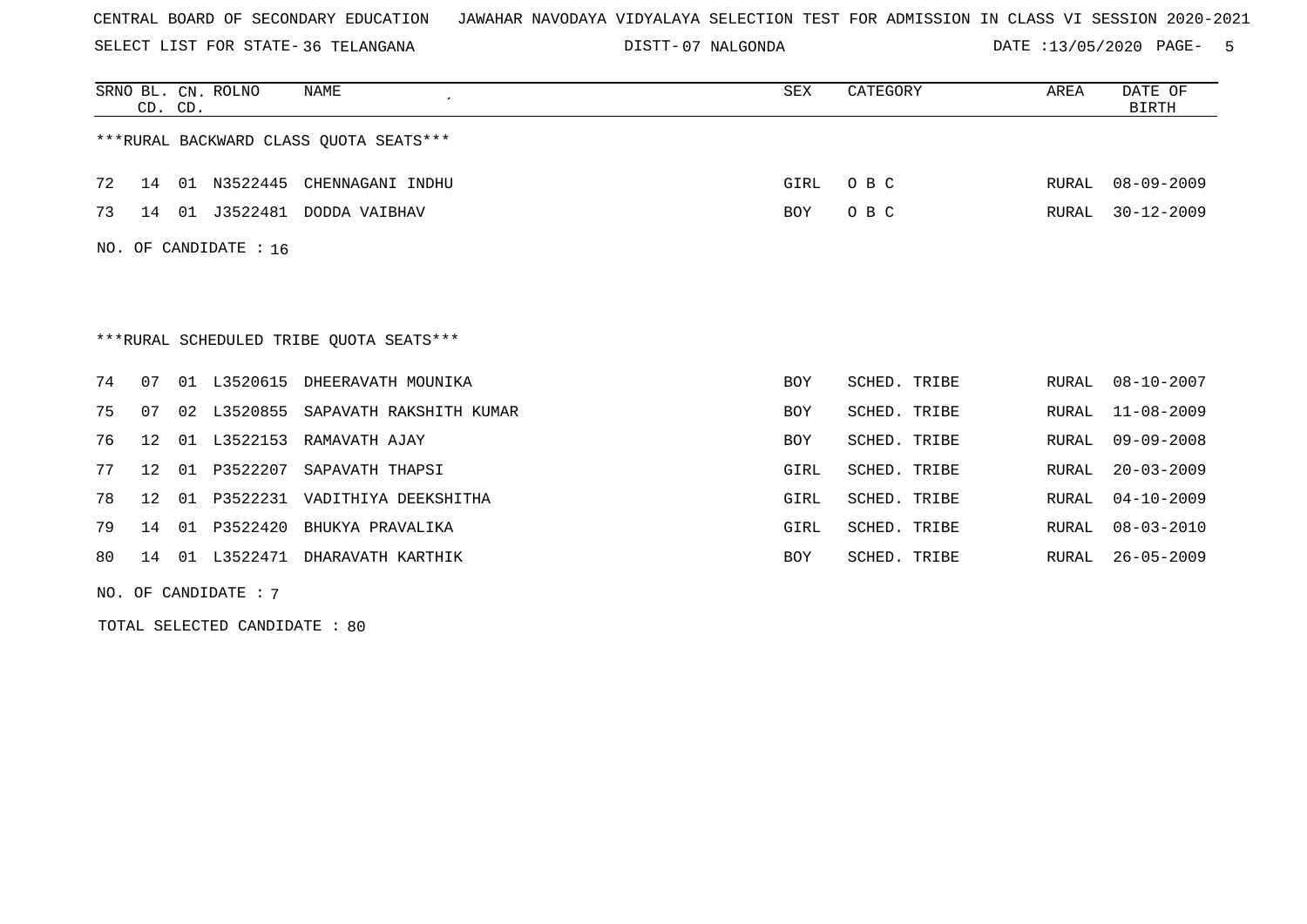CENTRAL BOARD OF SECONDARY EDUCATION   JAWAHAR NAVODAYA VIDYALAYA SELECTION TEST FOR ADMISSION IN CLASS VI SESSION 2020-2021

SELECT LIST FOR STATE- 36 TELANGANA   DISTT- 07 NALGONDA   DATE :13/05/2020

***RURAL BACKWARD CLASS QUOTA SEATS***

| SRNO | BL. CD. | CN. CD. | ROLNO | NAME | SEX | CATEGORY | AREA | DATE OF BIRTH |
|---|---|---|---|---|---|---|---|---|
| 72 | 14 | 01 | N3522445 | CHENNAGANI INDHU | GIRL | O B C | RURAL | 08-09-2009 |
| 73 | 14 | 01 | J3522481 | DODDA VAIBHAV | BOY | O B C | RURAL | 30-12-2009 |

NO. OF CANDIDATE : 16

***RURAL SCHEDULED TRIBE QUOTA SEATS***

| SRNO | BL. CD. | CN. CD. | ROLNO | NAME | SEX | CATEGORY | AREA | DATE OF BIRTH |
|---|---|---|---|---|---|---|---|---|
| 74 | 07 | 01 | L3520615 | DHEERAVATH MOUNIKA | BOY | SCHED. TRIBE | RURAL | 08-10-2007 |
| 75 | 07 | 02 | L3520855 | SAPAVATH RAKSHITH KUMAR | BOY | SCHED. TRIBE | RURAL | 11-08-2009 |
| 76 | 12 | 01 | L3522153 | RAMAVATH AJAY | BOY | SCHED. TRIBE | RURAL | 09-09-2008 |
| 77 | 12 | 01 | P3522207 | SAPAVATH THAPSI | GIRL | SCHED. TRIBE | RURAL | 20-03-2009 |
| 78 | 12 | 01 | P3522231 | VADITHIYA DEEKSHITHA | GIRL | SCHED. TRIBE | RURAL | 04-10-2009 |
| 79 | 14 | 01 | P3522420 | BHUKYA PRAVALIKA | GIRL | SCHED. TRIBE | RURAL | 08-03-2010 |
| 80 | 14 | 01 | L3522471 | DHARAVATH KARTHIK | BOY | SCHED. TRIBE | RURAL | 26-05-2009 |

NO. OF CANDIDATE : 7

TOTAL SELECTED CANDIDATE : 80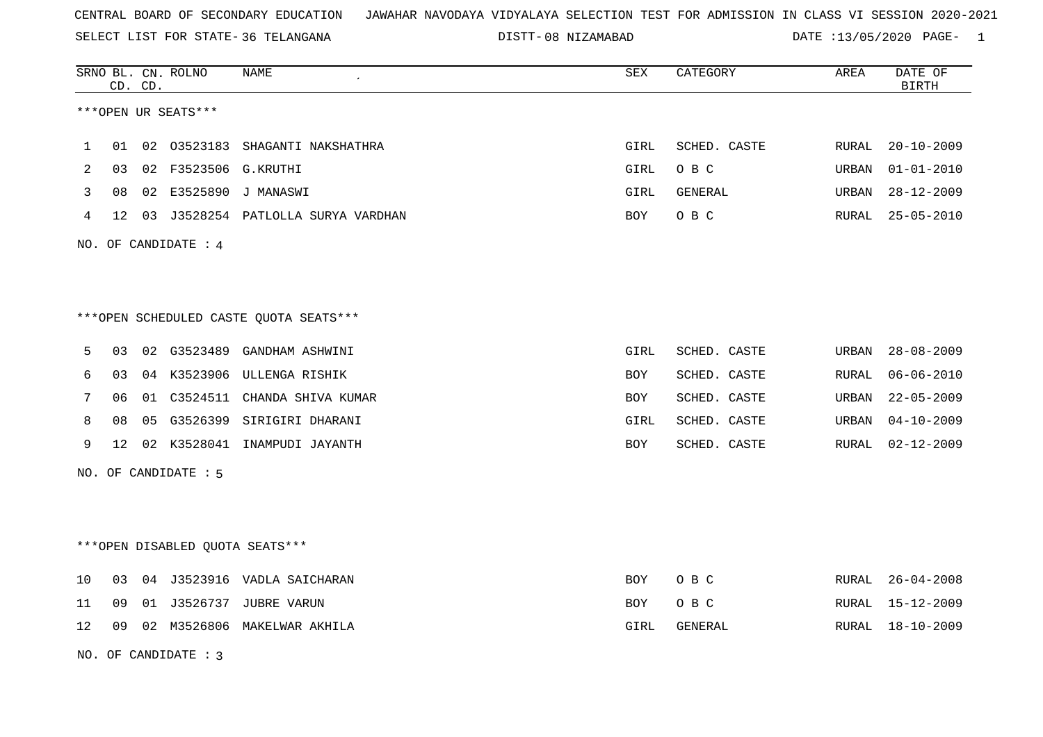CENTRAL BOARD OF SECONDARY EDUCATION JAWAHAR NAVODAYA VIDYALAYA SELECTION TEST FOR ADMISSION IN CLASS VI SESSION 2020-2021

SELECT LIST FOR STATE- 36 TELANGANA DISTT- 08 NIZAMABAD DATE :13/05/2020

***OPEN UR SEATS***

| SRNO | BL. CD. | CN. CD. | ROLNO | NAME | SEX | CATEGORY | AREA | DATE OF BIRTH |
|---|---|---|---|---|---|---|---|---|
| 1 | 01 | 02 | O3523183 | SHAGANTI NAKSHATHRA | GIRL | SCHED. CASTE | RURAL | 20-10-2009 |
| 2 | 03 | 02 | F3523506 | G.KRUTHI | GIRL | O B C | URBAN | 01-01-2010 |
| 3 | 08 | 02 | E3525890 | J MANASWI | GIRL | GENERAL | URBAN | 28-12-2009 |
| 4 | 12 | 03 | J3528254 | PATLOLLA SURYA VARDHAN | BOY | O B C | RURAL | 25-05-2010 |

NO. OF CANDIDATE : 4

***OPEN SCHEDULED CASTE QUOTA SEATS***

| SRNO | BL. CD. | CN. CD. | ROLNO | NAME | SEX | CATEGORY | AREA | DATE OF BIRTH |
|---|---|---|---|---|---|---|---|---|
| 5 | 03 | 02 | G3523489 | GANDHAM ASHWINI | GIRL | SCHED. CASTE | URBAN | 28-08-2009 |
| 6 | 03 | 04 | K3523906 | ULLENGA RISHIK | BOY | SCHED. CASTE | RURAL | 06-06-2010 |
| 7 | 06 | 01 | C3524511 | CHANDA SHIVA KUMAR | BOY | SCHED. CASTE | URBAN | 22-05-2009 |
| 8 | 08 | 05 | G3526399 | SIRIGIRI DHARANI | GIRL | SCHED. CASTE | URBAN | 04-10-2009 |
| 9 | 12 | 02 | K3528041 | INAMPUDI JAYANTH | BOY | SCHED. CASTE | RURAL | 02-12-2009 |

NO. OF CANDIDATE : 5

***OPEN DISABLED QUOTA SEATS***

| SRNO | BL. CD. | CN. CD. | ROLNO | NAME | SEX | CATEGORY | AREA | DATE OF BIRTH |
|---|---|---|---|---|---|---|---|---|
| 10 | 03 | 04 | J3523916 | VADLA SAICHARAN | BOY | O B C | RURAL | 26-04-2008 |
| 11 | 09 | 01 | J3526737 | JUBRE VARUN | BOY | O B C | RURAL | 15-12-2009 |
| 12 | 09 | 02 | M3526806 | MAKELWAR AKHILA | GIRL | GENERAL | RURAL | 18-10-2009 |

NO. OF CANDIDATE : 3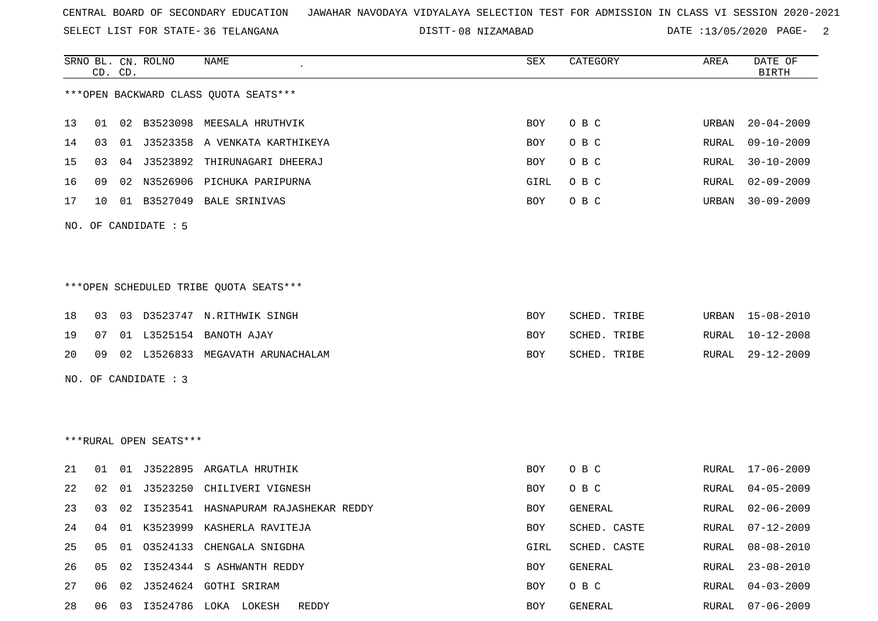CENTRAL BOARD OF SECONDARY EDUCATION   JAWAHAR NAVODAYA VIDYALAYA SELECTION TEST FOR ADMISSION IN CLASS VI SESSION 2020-2021

SELECT LIST FOR STATE- 36 TELANGANA   DISTT- 08 NIZAMABAD   DATE :13/05/2020

| SRNO | BL. CD. | CN. CD. | ROLNO | NAME | SEX | CATEGORY | AREA | DATE OF BIRTH |
|---|---|---|---|---|---|---|---|---|

***OPEN BACKWARD CLASS QUOTA SEATS***

| SRNO | BL. CD. | CN. CD. | ROLNO | NAME | SEX | CATEGORY | AREA | DATE OF BIRTH |
|---|---|---|---|---|---|---|---|---|
| 13 | 01 | 02 | B3523098 | MEESALA HRUTHVIK | BOY | O B C | URBAN | 20-04-2009 |
| 14 | 03 | 01 | J3523358 | A VENKATA KARTHIKEYA | BOY | O B C | RURAL | 09-10-2009 |
| 15 | 03 | 04 | J3523892 | THIRUNAGARI DHEERAJ | BOY | O B C | RURAL | 30-10-2009 |
| 16 | 09 | 02 | N3526906 | PICHUKA PARIPURNA | GIRL | O B C | RURAL | 02-09-2009 |
| 17 | 10 | 01 | B3527049 | BALE SRINIVAS | BOY | O B C | URBAN | 30-09-2009 |

NO. OF CANDIDATE : 5

***OPEN SCHEDULED TRIBE QUOTA SEATS***

| SRNO | BL. CD. | CN. CD. | ROLNO | NAME | SEX | CATEGORY | AREA | DATE OF BIRTH |
|---|---|---|---|---|---|---|---|---|
| 18 | 03 | 03 | D3523747 | N.RITHWIK SINGH | BOY | SCHED. TRIBE | URBAN | 15-08-2010 |
| 19 | 07 | 01 | L3525154 | BANOTH AJAY | BOY | SCHED. TRIBE | RURAL | 10-12-2008 |
| 20 | 09 | 02 | L3526833 | MEGAVATH ARUNACHALAM | BOY | SCHED. TRIBE | RURAL | 29-12-2009 |

NO. OF CANDIDATE : 3

***RURAL OPEN SEATS***

| SRNO | BL. CD. | CN. CD. | ROLNO | NAME | SEX | CATEGORY | AREA | DATE OF BIRTH |
|---|---|---|---|---|---|---|---|---|
| 21 | 01 | 01 | J3522895 | ARGATLA HRUTHIK | BOY | O B C | RURAL | 17-06-2009 |
| 22 | 02 | 01 | J3523250 | CHILIVERI VIGNESH | BOY | O B C | RURAL | 04-05-2009 |
| 23 | 03 | 02 | I3523541 | HASNAPURAM RAJASHEKAR REDDY | BOY | GENERAL | RURAL | 02-06-2009 |
| 24 | 04 | 01 | K3523999 | KASHERLA RAVITEJA | BOY | SCHED. CASTE | RURAL | 07-12-2009 |
| 25 | 05 | 01 | O3524133 | CHENGALA SNIGDHA | GIRL | SCHED. CASTE | RURAL | 08-08-2010 |
| 26 | 05 | 02 | I3524344 | S ASHWANTH REDDY | BOY | GENERAL | RURAL | 23-08-2010 |
| 27 | 06 | 02 | J3524624 | GOTHI SRIRAM | BOY | O B C | RURAL | 04-03-2009 |
| 28 | 06 | 03 | I3524786 | LOKA LOKESH REDDY | BOY | GENERAL | RURAL | 07-06-2009 |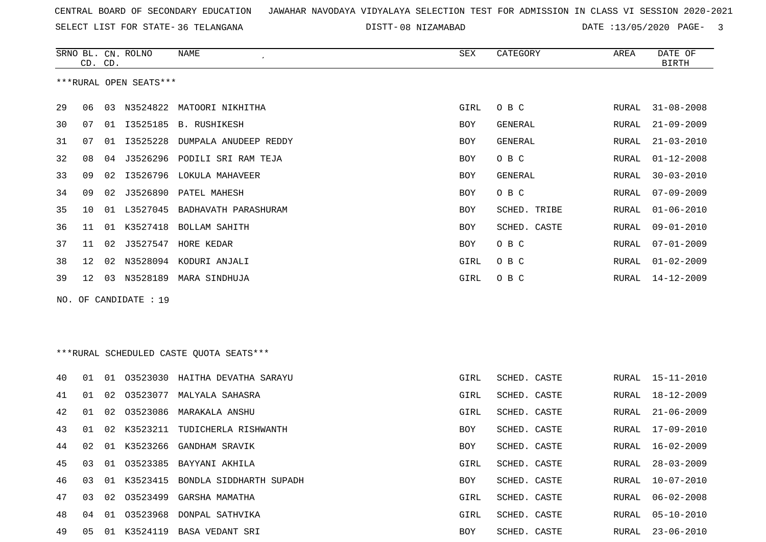CENTRAL BOARD OF SECONDARY EDUCATION   JAWAHAR NAVODAYA VIDYALAYA SELECTION TEST FOR ADMISSION IN CLASS VI SESSION 2020-2021

SELECT LIST FOR STATE- 36 TELANGANA   DISTT- 08 NIZAMABAD   DATE :13/05/2020

| SRNO | BL. CD. | CN. CD. | ROLNO | NAME | SEX | CATEGORY | AREA | DATE OF BIRTH |
|---|---|---|---|---|---|---|---|---|

***RURAL OPEN SEATS***

| SRNO | BL. CD. | CN. CD. | ROLNO | NAME | SEX | CATEGORY | AREA | DATE OF BIRTH |
|---|---|---|---|---|---|---|---|---|
| 29 | 06 | 03 | N3524822 | MATOORI NIKHITHA | GIRL | O B C | RURAL | 31-08-2008 |
| 30 | 07 | 01 | I3525185 | B. RUSHIKESH | BOY | GENERAL | RURAL | 21-09-2009 |
| 31 | 07 | 01 | I3525228 | DUMPALA ANUDEEP REDDY | BOY | GENERAL | RURAL | 21-03-2010 |
| 32 | 08 | 04 | J3526296 | PODILI SRI RAM TEJA | BOY | O B C | RURAL | 01-12-2008 |
| 33 | 09 | 02 | I3526796 | LOKULA MAHAVEER | BOY | GENERAL | RURAL | 30-03-2010 |
| 34 | 09 | 02 | J3526890 | PATEL MAHESH | BOY | O B C | RURAL | 07-09-2009 |
| 35 | 10 | 01 | L3527045 | BADHAVATH PARASHURAM | BOY | SCHED. TRIBE | RURAL | 01-06-2010 |
| 36 | 11 | 01 | K3527418 | BOLLAM SAHITH | BOY | SCHED. CASTE | RURAL | 09-01-2010 |
| 37 | 11 | 02 | J3527547 | HORE KEDAR | BOY | O B C | RURAL | 07-01-2009 |
| 38 | 12 | 02 | N3528094 | KODURI ANJALI | GIRL | O B C | RURAL | 01-02-2009 |
| 39 | 12 | 03 | N3528189 | MARA SINDHUJA | GIRL | O B C | RURAL | 14-12-2009 |

NO. OF CANDIDATE : 19

***RURAL SCHEDULED CASTE QUOTA SEATS***

| SRNO | BL. CD. | CN. CD. | ROLNO | NAME | SEX | CATEGORY | AREA | DATE OF BIRTH |
|---|---|---|---|---|---|---|---|---|
| 40 | 01 | 01 | O3523030 | HAITHA DEVATHA SARAYU | GIRL | SCHED. CASTE | RURAL | 15-11-2010 |
| 41 | 01 | 02 | O3523077 | MALYALA SAHASRA | GIRL | SCHED. CASTE | RURAL | 18-12-2009 |
| 42 | 01 | 02 | O3523086 | MARAKALA ANSHU | GIRL | SCHED. CASTE | RURAL | 21-06-2009 |
| 43 | 01 | 02 | K3523211 | TUDICHERLA RISHWANTH | BOY | SCHED. CASTE | RURAL | 17-09-2010 |
| 44 | 02 | 01 | K3523266 | GANDHAM SRAVIK | BOY | SCHED. CASTE | RURAL | 16-02-2009 |
| 45 | 03 | 01 | O3523385 | BAYYANI AKHILA | GIRL | SCHED. CASTE | RURAL | 28-03-2009 |
| 46 | 03 | 01 | K3523415 | BONDLA SIDDHARTH SUPADH | BOY | SCHED. CASTE | RURAL | 10-07-2010 |
| 47 | 03 | 02 | O3523499 | GARSHA MAMATHA | GIRL | SCHED. CASTE | RURAL | 06-02-2008 |
| 48 | 04 | 01 | O3523968 | DONPAL SATHVIKA | GIRL | SCHED. CASTE | RURAL | 05-10-2010 |
| 49 | 05 | 01 | K3524119 | BASA VEDANT SRI | BOY | SCHED. CASTE | RURAL | 23-06-2010 |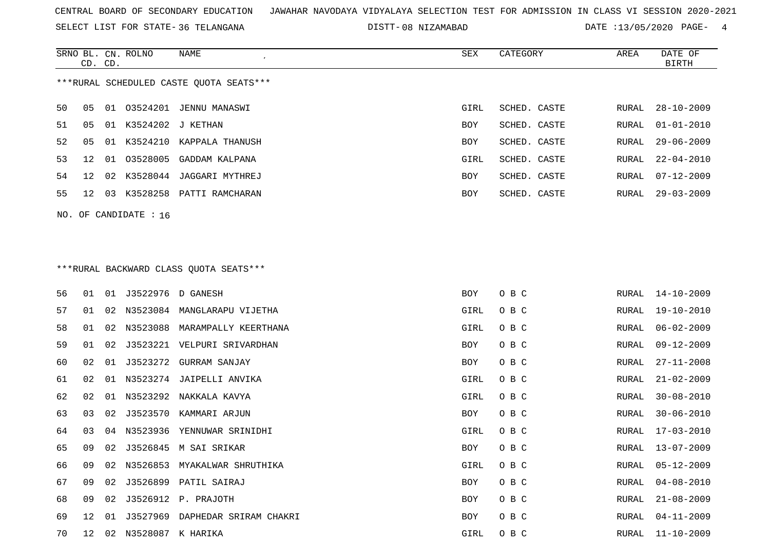CENTRAL BOARD OF SECONDARY EDUCATION JAWAHAR NAVODAYA VIDYALAYA SELECTION TEST FOR ADMISSION IN CLASS VI SESSION 2020-2021

SELECT LIST FOR STATE- 36 TELANGANA DISTT- 08 NIZAMABAD DATE :13/05/2020

| SRNO | BL. CD. | CN. CD. | ROLNO | NAME | SEX | CATEGORY | AREA | DATE OF BIRTH |
|---|---|---|---|---|---|---|---|---|

***RURAL SCHEDULED CASTE QUOTA SEATS***

| SRNO | BL. CD. | CN. CD. | ROLNO | NAME | SEX | CATEGORY | AREA | DATE OF BIRTH |
|---|---|---|---|---|---|---|---|---|
| 50 | 05 | 01 | O3524201 | JENNU MANASWI | GIRL | SCHED. CASTE | RURAL | 28-10-2009 |
| 51 | 05 | 01 | K3524202 | J KETHAN | BOY | SCHED. CASTE | RURAL | 01-01-2010 |
| 52 | 05 | 01 | K3524210 | KAPPALA THANUSH | BOY | SCHED. CASTE | RURAL | 29-06-2009 |
| 53 | 12 | 01 | O3528005 | GADDAM KALPANA | GIRL | SCHED. CASTE | RURAL | 22-04-2010 |
| 54 | 12 | 02 | K3528044 | JAGGARI MYTHREJ | BOY | SCHED. CASTE | RURAL | 07-12-2009 |
| 55 | 12 | 03 | K3528258 | PATTI RAMCHARAN | BOY | SCHED. CASTE | RURAL | 29-03-2009 |

NO. OF CANDIDATE : 16

***RURAL BACKWARD CLASS QUOTA SEATS***

| SRNO | BL. CD. | CN. CD. | ROLNO | NAME | SEX | CATEGORY | AREA | DATE OF BIRTH |
|---|---|---|---|---|---|---|---|---|
| 56 | 01 | 01 | J3522976 | D GANESH | BOY | O B C | RURAL | 14-10-2009 |
| 57 | 01 | 02 | N3523084 | MANGLARAPU VIJETHA | GIRL | O B C | RURAL | 19-10-2010 |
| 58 | 01 | 02 | N3523088 | MARAMPALLY KEERTHANA | GIRL | O B C | RURAL | 06-02-2009 |
| 59 | 01 | 02 | J3523221 | VELPURI SRIVARDHAN | BOY | O B C | RURAL | 09-12-2009 |
| 60 | 02 | 01 | J3523272 | GURRAM SANJAY | BOY | O B C | RURAL | 27-11-2008 |
| 61 | 02 | 01 | N3523274 | JAIPELLI ANVIKA | GIRL | O B C | RURAL | 21-02-2009 |
| 62 | 02 | 01 | N3523292 | NAKKALA KAVYA | GIRL | O B C | RURAL | 30-08-2010 |
| 63 | 03 | 02 | J3523570 | KAMMARI ARJUN | BOY | O B C | RURAL | 30-06-2010 |
| 64 | 03 | 04 | N3523936 | YENNUWAR SRINIDHI | GIRL | O B C | RURAL | 17-03-2010 |
| 65 | 09 | 02 | J3526845 | M SAI SRIKAR | BOY | O B C | RURAL | 13-07-2009 |
| 66 | 09 | 02 | N3526853 | MYAKALWAR SHRUTHIKA | GIRL | O B C | RURAL | 05-12-2009 |
| 67 | 09 | 02 | J3526899 | PATIL SAIRAJ | BOY | O B C | RURAL | 04-08-2010 |
| 68 | 09 | 02 | J3526912 | P. PRAJOTH | BOY | O B C | RURAL | 21-08-2009 |
| 69 | 12 | 01 | J3527969 | DAPHEDAR SRIRAM CHAKRI | BOY | O B C | RURAL | 04-11-2009 |
| 70 | 12 | 02 | N3528087 | K HARIKA | GIRL | O B C | RURAL | 11-10-2009 |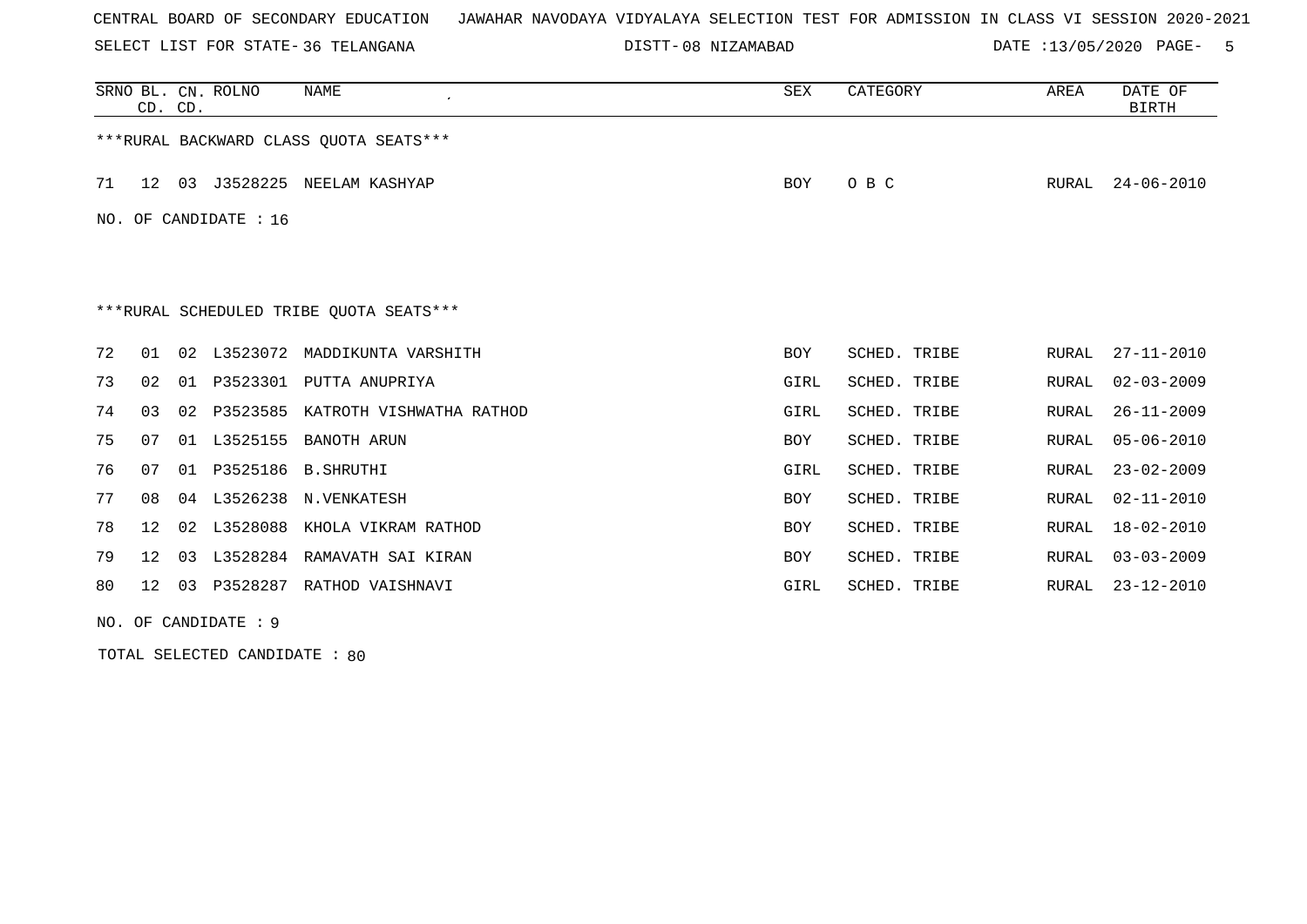CENTRAL BOARD OF SECONDARY EDUCATION JAWAHAR NAVODAYA VIDYALAYA SELECTION TEST FOR ADMISSION IN CLASS VI SESSION 2020-2021

SELECT LIST FOR STATE- 36 TELANGANA DISTT- 08 NIZAMABAD DATE :13/05/2020

| SRNO | BL. CD. | CN. CD. | ROLNO | NAME | SEX | CATEGORY | AREA | DATE OF BIRTH |
|---|---|---|---|---|---|---|---|---|
| ***RURAL BACKWARD CLASS QUOTA SEATS*** | | | | | | | | |
| 71 | 12 | 03 | J3528225 | NEELAM KASHYAP | BOY | O B C | RURAL | 24-06-2010 |

NO. OF CANDIDATE : 16

***RURAL SCHEDULED TRIBE QUOTA SEATS***

| SRNO | BL. CD. | CN. CD. | ROLNO | NAME | SEX | CATEGORY | AREA | DATE OF BIRTH |
|---|---|---|---|---|---|---|---|---|
| 72 | 01 | 02 | L3523072 | MADDIKUNTA VARSHITH | BOY | SCHED. TRIBE | RURAL | 27-11-2010 |
| 73 | 02 | 01 | P3523301 | PUTTA ANUPRIYA | GIRL | SCHED. TRIBE | RURAL | 02-03-2009 |
| 74 | 03 | 02 | P3523585 | KATROTH VISHWATHA RATHOD | GIRL | SCHED. TRIBE | RURAL | 26-11-2009 |
| 75 | 07 | 01 | L3525155 | BANOTH ARUN | BOY | SCHED. TRIBE | RURAL | 05-06-2010 |
| 76 | 07 | 01 | P3525186 | B.SHRUTHI | GIRL | SCHED. TRIBE | RURAL | 23-02-2009 |
| 77 | 08 | 04 | L3526238 | N.VENKATESH | BOY | SCHED. TRIBE | RURAL | 02-11-2010 |
| 78 | 12 | 02 | L3528088 | KHOLA VIKRAM RATHOD | BOY | SCHED. TRIBE | RURAL | 18-02-2010 |
| 79 | 12 | 03 | L3528284 | RAMAVATH SAI KIRAN | BOY | SCHED. TRIBE | RURAL | 03-03-2009 |
| 80 | 12 | 03 | P3528287 | RATHOD VAISHNAVI | GIRL | SCHED. TRIBE | RURAL | 23-12-2010 |

NO. OF CANDIDATE : 9

TOTAL SELECTED CANDIDATE : 80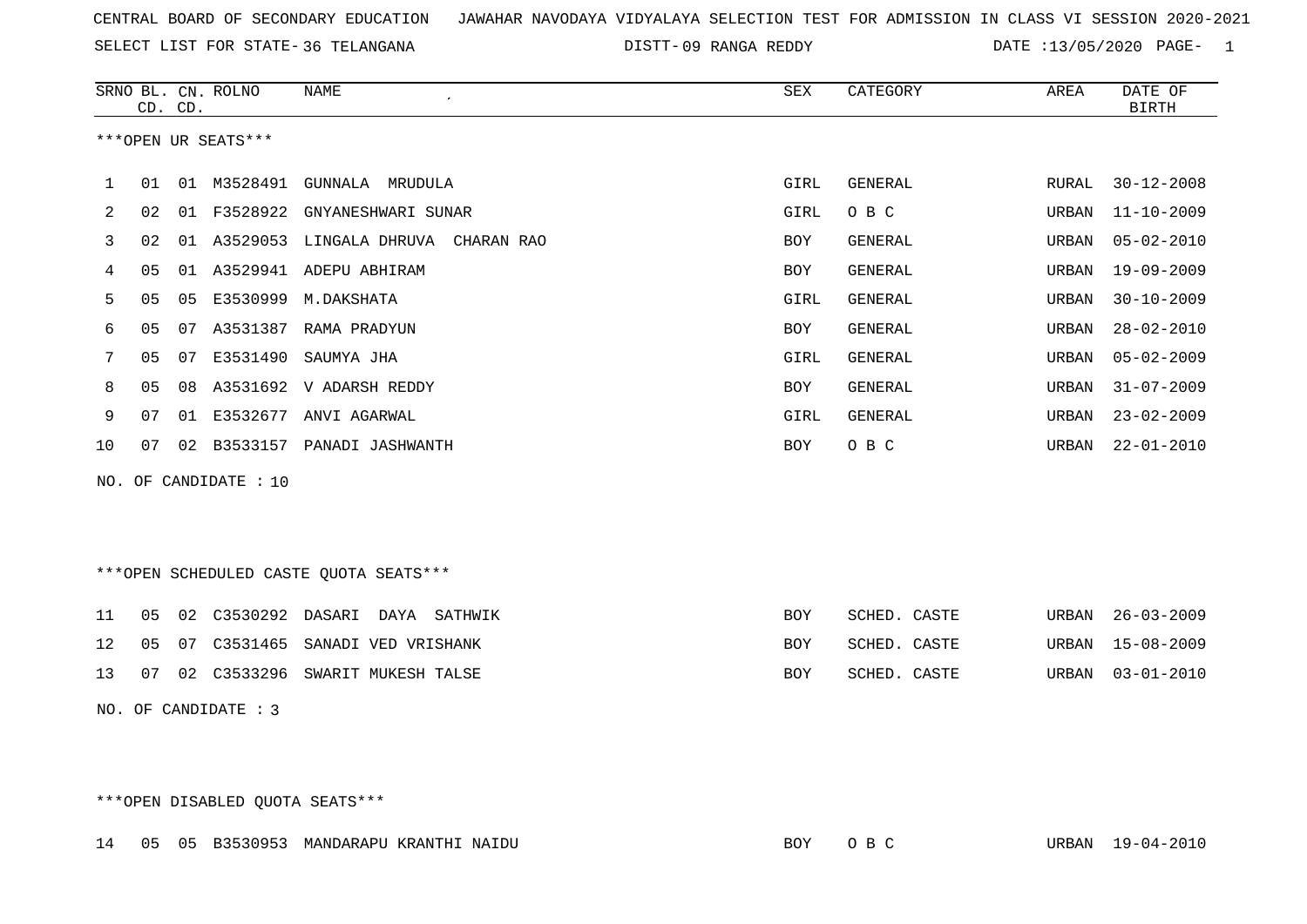CENTRAL BOARD OF SECONDARY EDUCATION JAWAHAR NAVODAYA VIDYALAYA SELECTION TEST FOR ADMISSION IN CLASS VI SESSION 2020-2021

SELECT LIST FOR STATE- 36 TELANGANA DISTT- 09 RANGA REDDY DATE :13/05/2020

| SRNO | BL. CD. | CN. CD. | ROLNO | NAME | SEX | CATEGORY | AREA | DATE OF BIRTH |
|---|---|---|---|---|---|---|---|---|

***OPEN UR SEATS***

| SRNO | BL. CD. | CN. CD. | ROLNO | NAME | SEX | CATEGORY | AREA | DATE OF BIRTH |
|---|---|---|---|---|---|---|---|---|
| 1 | 01 | 01 | M3528491 | GUNNALA MRUDULA | GIRL | GENERAL | RURAL | 30-12-2008 |
| 2 | 02 | 01 | F3528922 | GNYANESHWARI SUNAR | GIRL | O B C | URBAN | 11-10-2009 |
| 3 | 02 | 01 | A3529053 | LINGALA DHRUVA CHARAN RAO | BOY | GENERAL | URBAN | 05-02-2010 |
| 4 | 05 | 01 | A3529941 | ADEPU ABHIRAM | BOY | GENERAL | URBAN | 19-09-2009 |
| 5 | 05 | 05 | E3530999 | M.DAKSHATA | GIRL | GENERAL | URBAN | 30-10-2009 |
| 6 | 05 | 07 | A3531387 | RAMA PRADYUN | BOY | GENERAL | URBAN | 28-02-2010 |
| 7 | 05 | 07 | E3531490 | SAUMYA JHA | GIRL | GENERAL | URBAN | 05-02-2009 |
| 8 | 05 | 08 | A3531692 | V ADARSH REDDY | BOY | GENERAL | URBAN | 31-07-2009 |
| 9 | 07 | 01 | E3532677 | ANVI AGARWAL | GIRL | GENERAL | URBAN | 23-02-2009 |
| 10 | 07 | 02 | B3533157 | PANADI JASHWANTH | BOY | O B C | URBAN | 22-01-2010 |

NO. OF CANDIDATE : 10

***OPEN SCHEDULED CASTE QUOTA SEATS***

| SRNO | BL. CD. | CN. CD. | ROLNO | NAME | SEX | CATEGORY | AREA | DATE OF BIRTH |
|---|---|---|---|---|---|---|---|---|
| 11 | 05 | 02 | C3530292 | DASARI DAYA SATHWIK | BOY | SCHED. CASTE | URBAN | 26-03-2009 |
| 12 | 05 | 07 | C3531465 | SANADI VED VRISHANK | BOY | SCHED. CASTE | URBAN | 15-08-2009 |
| 13 | 07 | 02 | C3533296 | SWARIT MUKESH TALSE | BOY | SCHED. CASTE | URBAN | 03-01-2010 |

NO. OF CANDIDATE : 3

***OPEN DISABLED QUOTA SEATS***

| SRNO | BL. CD. | CN. CD. | ROLNO | NAME | SEX | CATEGORY | AREA | DATE OF BIRTH |
|---|---|---|---|---|---|---|---|---|
| 14 | 05 | 05 | B3530953 | MANDARAPU KRANTHI NAIDU | BOY | O B C | URBAN | 19-04-2010 |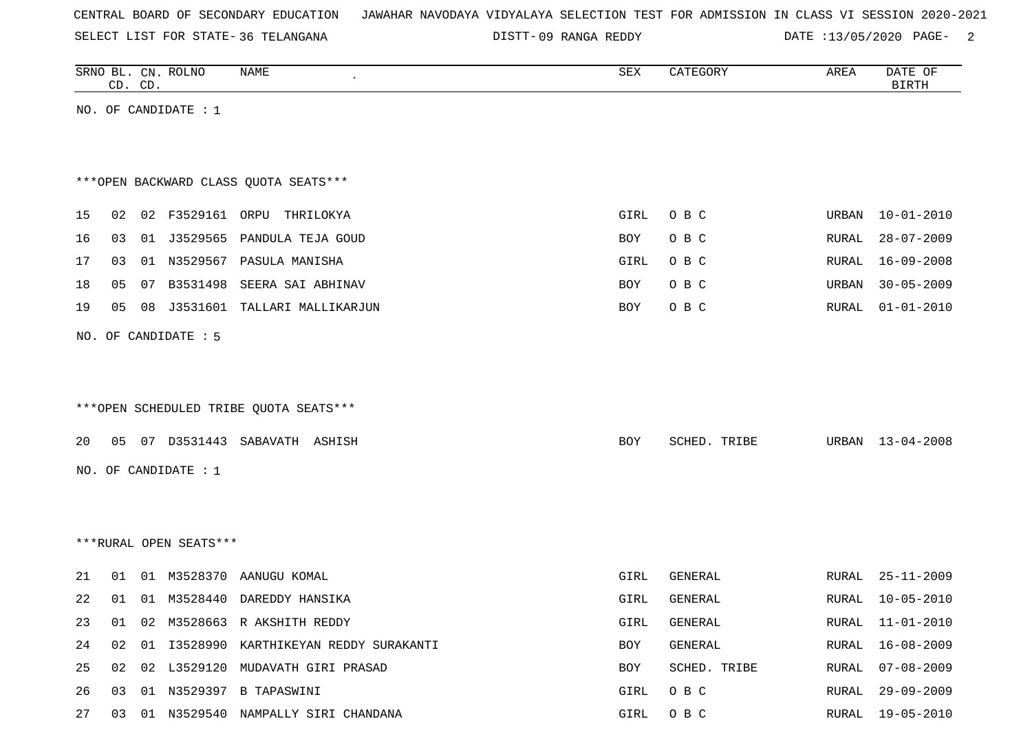CENTRAL BOARD OF SECONDARY EDUCATION JAWAHAR NAVODAYA VIDYALAYA SELECTION TEST FOR ADMISSION IN CLASS VI SESSION 2020-2021

SELECT LIST FOR STATE- 36 TELANGANA DISTT- 09 RANGA REDDY DATE :13/05/2020

| SRNO | BL. CD. | CN. CD. | ROLNO | NAME | SEX | CATEGORY | AREA | DATE OF BIRTH |
|---|---|---|---|---|---|---|---|---|

NO. OF CANDIDATE : 1

***OPEN BACKWARD CLASS QUOTA SEATS***

| SRNO | BL. CD. | CN. CD. | ROLNO | NAME | SEX | CATEGORY | AREA | DATE OF BIRTH |
|---|---|---|---|---|---|---|---|---|
| 15 | 02 | 02 | F3529161 | ORPU THRILOKYA | GIRL | O B C | URBAN | 10-01-2010 |
| 16 | 03 | 01 | J3529565 | PANDULA TEJA GOUD | BOY | O B C | RURAL | 28-07-2009 |
| 17 | 03 | 01 | N3529567 | PASULA MANISHA | GIRL | O B C | RURAL | 16-09-2008 |
| 18 | 05 | 07 | B3531498 | SEERA SAI ABHINAV | BOY | O B C | URBAN | 30-05-2009 |
| 19 | 05 | 08 | J3531601 | TALLARI MALLIKARJUN | BOY | O B C | RURAL | 01-01-2010 |

NO. OF CANDIDATE : 5

***OPEN SCHEDULED TRIBE QUOTA SEATS***

| SRNO | BL. CD. | CN. CD. | ROLNO | NAME | SEX | CATEGORY | AREA | DATE OF BIRTH |
|---|---|---|---|---|---|---|---|---|
| 20 | 05 | 07 | D3531443 | SABAVATH ASHISH | BOY | SCHED. TRIBE | URBAN | 13-04-2008 |

NO. OF CANDIDATE : 1

***RURAL OPEN SEATS***

| SRNO | BL. CD. | CN. CD. | ROLNO | NAME | SEX | CATEGORY | AREA | DATE OF BIRTH |
|---|---|---|---|---|---|---|---|---|
| 21 | 01 | 01 | M3528370 | AANUGU KOMAL | GIRL | GENERAL | RURAL | 25-11-2009 |
| 22 | 01 | 01 | M3528440 | DAREDDY HANSIKA | GIRL | GENERAL | RURAL | 10-05-2010 |
| 23 | 01 | 02 | M3528663 | R AKSHITH REDDY | GIRL | GENERAL | RURAL | 11-01-2010 |
| 24 | 02 | 01 | I3528990 | KARTHIKEYAN REDDY SURAKANTI | BOY | GENERAL | RURAL | 16-08-2009 |
| 25 | 02 | 02 | L3529120 | MUDAVATH GIRI PRASAD | BOY | SCHED. TRIBE | RURAL | 07-08-2009 |
| 26 | 03 | 01 | N3529397 | B TAPASWINI | GIRL | O B C | RURAL | 29-09-2009 |
| 27 | 03 | 01 | N3529540 | NAMPALLY SIRI CHANDANA | GIRL | O B C | RURAL | 19-05-2010 |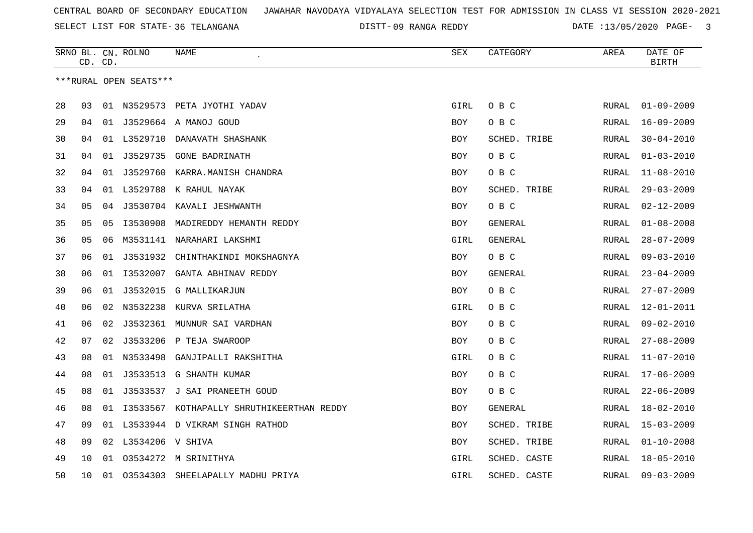CENTRAL BOARD OF SECONDARY EDUCATION JAWAHAR NAVODAYA VIDYALAYA SELECTION TEST FOR ADMISSION IN CLASS VI SESSION 2020-2021

SELECT LIST FOR STATE- 36 TELANGANA DISTT- 09 RANGA REDDY DATE :13/05/2020

***RURAL OPEN SEATS***

| SRNO | BL. CD. | CN. CD. | ROLNO | NAME | SEX | CATEGORY | AREA | DATE OF BIRTH |
|---|---|---|---|---|---|---|---|---|
| 28 | 03 | 01 | N3529573 | PETA JYOTHI YADAV | GIRL | O B C | RURAL | 01-09-2009 |
| 29 | 04 | 01 | J3529664 | A MANOJ GOUD | BOY | O B C | RURAL | 16-09-2009 |
| 30 | 04 | 01 | L3529710 | DANAVATH SHASHANK | BOY | SCHED. TRIBE | RURAL | 30-04-2010 |
| 31 | 04 | 01 | J3529735 | GONE BADRINATH | BOY | O B C | RURAL | 01-03-2010 |
| 32 | 04 | 01 | J3529760 | KARRA.MANISH CHANDRA | BOY | O B C | RURAL | 11-08-2010 |
| 33 | 04 | 01 | L3529788 | K RAHUL NAYAK | BOY | SCHED. TRIBE | RURAL | 29-03-2009 |
| 34 | 05 | 04 | J3530704 | KAVALI JESHWANTH | BOY | O B C | RURAL | 02-12-2009 |
| 35 | 05 | 05 | I3530908 | MADIREDDY HEMANTH REDDY | BOY | GENERAL | RURAL | 01-08-2008 |
| 36 | 05 | 06 | M3531141 | NARAHARI LAKSHMI | GIRL | GENERAL | RURAL | 28-07-2009 |
| 37 | 06 | 01 | J3531932 | CHINTHAKINDI MOKSHAGNYA | BOY | O B C | RURAL | 09-03-2010 |
| 38 | 06 | 01 | I3532007 | GANTA ABHINAV REDDY | BOY | GENERAL | RURAL | 23-04-2009 |
| 39 | 06 | 01 | J3532015 | G MALLIKARJUN | BOY | O B C | RURAL | 27-07-2009 |
| 40 | 06 | 02 | N3532238 | KURVA SRILATHA | GIRL | O B C | RURAL | 12-01-2011 |
| 41 | 06 | 02 | J3532361 | MUNNUR SAI VARDHAN | BOY | O B C | RURAL | 09-02-2010 |
| 42 | 07 | 02 | J3533206 | P TEJA SWAROOP | BOY | O B C | RURAL | 27-08-2009 |
| 43 | 08 | 01 | N3533498 | GANJIPALLI RAKSHITHA | GIRL | O B C | RURAL | 11-07-2010 |
| 44 | 08 | 01 | J3533513 | G SHANTH KUMAR | BOY | O B C | RURAL | 17-06-2009 |
| 45 | 08 | 01 | J3533537 | J SAI PRANEETH GOUD | BOY | O B C | RURAL | 22-06-2009 |
| 46 | 08 | 01 | I3533567 | KOTHAPALLY SHRUTHIKEERTHAN REDDY | BOY | GENERAL | RURAL | 18-02-2010 |
| 47 | 09 | 01 | L3533944 | D VIKRAM SINGH RATHOD | BOY | SCHED. TRIBE | RURAL | 15-03-2009 |
| 48 | 09 | 02 | L3534206 | V SHIVA | BOY | SCHED. TRIBE | RURAL | 01-10-2008 |
| 49 | 10 | 01 | O3534272 | M SRINITHYA | GIRL | SCHED. CASTE | RURAL | 18-05-2010 |
| 50 | 10 | 01 | O3534303 | SHEELAPALLY MADHU PRIYA | GIRL | SCHED. CASTE | RURAL | 09-03-2009 |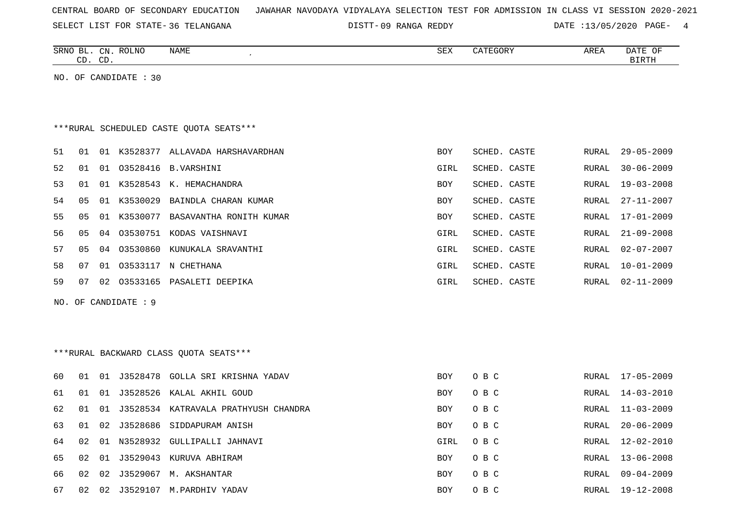CENTRAL BOARD OF SECONDARY EDUCATION JAWAHAR NAVODAYA VIDYALAYA SELECTION TEST FOR ADMISSION IN CLASS VI SESSION 2020-2021

SELECT LIST FOR STATE- 36 TELANGANA DISTT- 09 RANGA REDDY DATE :13/05/2020

| SRNO | BL. CD. | CN. CD. | ROLNO | NAME | SEX | CATEGORY | AREA | DATE OF BIRTH |
|---|---|---|---|---|---|---|---|---|

NO. OF CANDIDATE : 30

***RURAL SCHEDULED CASTE QUOTA SEATS***

| SRNO | BL. CD. | CN. CD. | ROLNO | NAME | SEX | CATEGORY | AREA | DATE OF BIRTH |
|---|---|---|---|---|---|---|---|---|
| 51 | 01 | 01 | K3528377 | ALLAVADA HARSHAVARDHAN | BOY | SCHED. CASTE | RURAL | 29-05-2009 |
| 52 | 01 | 01 | O3528416 | B.VARSHINI | GIRL | SCHED. CASTE | RURAL | 30-06-2009 |
| 53 | 01 | 01 | K3528543 | K. HEMACHANDRA | BOY | SCHED. CASTE | RURAL | 19-03-2008 |
| 54 | 05 | 01 | K3530029 | BAINDLA CHARAN KUMAR | BOY | SCHED. CASTE | RURAL | 27-11-2007 |
| 55 | 05 | 01 | K3530077 | BASAVANTHA RONITH KUMAR | BOY | SCHED. CASTE | RURAL | 17-01-2009 |
| 56 | 05 | 04 | O3530751 | KODAS VAISHNAVI | GIRL | SCHED. CASTE | RURAL | 21-09-2008 |
| 57 | 05 | 04 | O3530860 | KUNUKALA SRAVANTHI | GIRL | SCHED. CASTE | RURAL | 02-07-2007 |
| 58 | 07 | 01 | O3533117 | N CHETHANA | GIRL | SCHED. CASTE | RURAL | 10-01-2009 |
| 59 | 07 | 02 | O3533165 | PASALETI DEEPIKA | GIRL | SCHED. CASTE | RURAL | 02-11-2009 |

NO. OF CANDIDATE : 9

***RURAL BACKWARD CLASS QUOTA SEATS***

| SRNO | BL. CD. | CN. CD. | ROLNO | NAME | SEX | CATEGORY | AREA | DATE OF BIRTH |
|---|---|---|---|---|---|---|---|---|
| 60 | 01 | 01 | J3528478 | GOLLA SRI KRISHNA YADAV | BOY | O B C | RURAL | 17-05-2009 |
| 61 | 01 | 01 | J3528526 | KALAL AKHIL GOUD | BOY | O B C | RURAL | 14-03-2010 |
| 62 | 01 | 01 | J3528534 | KATRAVALA PRATHYUSH CHANDRA | BOY | O B C | RURAL | 11-03-2009 |
| 63 | 01 | 02 | J3528686 | SIDDAPURAM ANISH | BOY | O B C | RURAL | 20-06-2009 |
| 64 | 02 | 01 | N3528932 | GULLIPALLI JAHNAVI | GIRL | O B C | RURAL | 12-02-2010 |
| 65 | 02 | 01 | J3529043 | KURUVA ABHIRAM | BOY | O B C | RURAL | 13-06-2008 |
| 66 | 02 | 02 | J3529067 | M. AKSHANTAR | BOY | O B C | RURAL | 09-04-2009 |
| 67 | 02 | 02 | J3529107 | M.PARDHIV YADAV | BOY | O B C | RURAL | 19-12-2008 |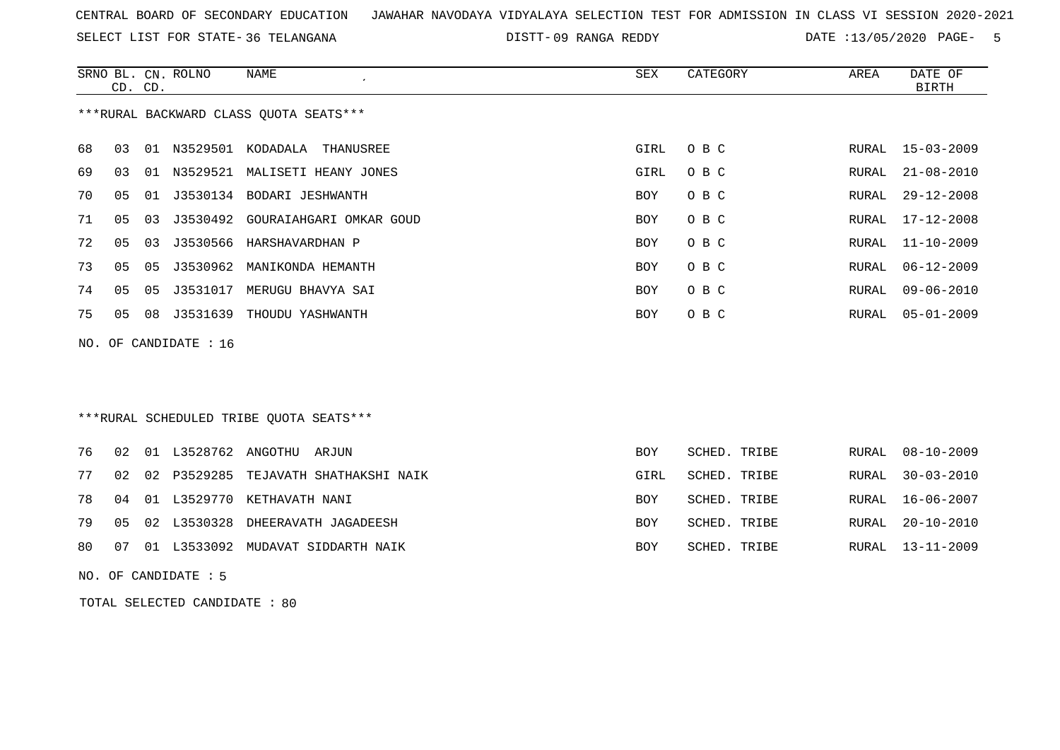CENTRAL BOARD OF SECONDARY EDUCATION JAWAHAR NAVODAYA VIDYALAYA SELECTION TEST FOR ADMISSION IN CLASS VI SESSION 2020-2021

SELECT LIST FOR STATE- 36 TELANGANA DISTT- 09 RANGA REDDY DATE :13/05/2020

***RURAL BACKWARD CLASS QUOTA SEATS***

| SRNO | BL. CD. | CN. CD. | ROLNO | NAME | SEX | CATEGORY | AREA | DATE OF BIRTH |
|---|---|---|---|---|---|---|---|---|
| 68 | 03 | 01 | N3529501 | KODADALA THANUSREE | GIRL | O B C | RURAL | 15-03-2009 |
| 69 | 03 | 01 | N3529521 | MALISETI HEANY JONES | GIRL | O B C | RURAL | 21-08-2010 |
| 70 | 05 | 01 | J3530134 | BODARI JESHWANTH | BOY | O B C | RURAL | 29-12-2008 |
| 71 | 05 | 03 | J3530492 | GOURAIAHGARI OMKAR GOUD | BOY | O B C | RURAL | 17-12-2008 |
| 72 | 05 | 03 | J3530566 | HARSHAVARDHAN P | BOY | O B C | RURAL | 11-10-2009 |
| 73 | 05 | 05 | J3530962 | MANIKONDA HEMANTH | BOY | O B C | RURAL | 06-12-2009 |
| 74 | 05 | 05 | J3531017 | MERUGU BHAVYA SAI | BOY | O B C | RURAL | 09-06-2010 |
| 75 | 05 | 08 | J3531639 | THOUDU YASHWANTH | BOY | O B C | RURAL | 05-01-2009 |

NO. OF CANDIDATE : 16

***RURAL SCHEDULED TRIBE QUOTA SEATS***

| SRNO | BL. CD. | CN. CD. | ROLNO | NAME | SEX | CATEGORY | AREA | DATE OF BIRTH |
|---|---|---|---|---|---|---|---|---|
| 76 | 02 | 01 | L3528762 | ANGOTHU ARJUN | BOY | SCHED. TRIBE | RURAL | 08-10-2009 |
| 77 | 02 | 02 | P3529285 | TEJAVATH SHATHAKSHI NAIK | GIRL | SCHED. TRIBE | RURAL | 30-03-2010 |
| 78 | 04 | 01 | L3529770 | KETHAVATH NANI | BOY | SCHED. TRIBE | RURAL | 16-06-2007 |
| 79 | 05 | 02 | L3530328 | DHEERAVATH JAGADEESH | BOY | SCHED. TRIBE | RURAL | 20-10-2010 |
| 80 | 07 | 01 | L3533092 | MUDAVAT SIDDARTH NAIK | BOY | SCHED. TRIBE | RURAL | 13-11-2009 |

NO. OF CANDIDATE : 5

TOTAL SELECTED CANDIDATE : 80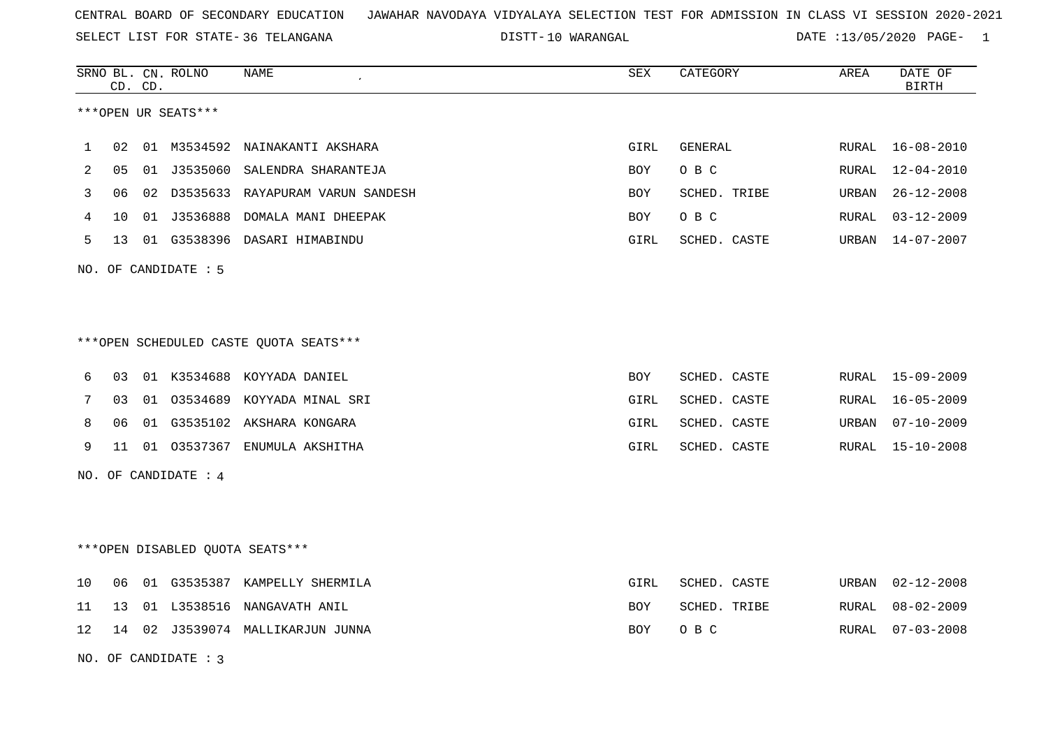CENTRAL BOARD OF SECONDARY EDUCATION JAWAHAR NAVODAYA VIDYALAYA SELECTION TEST FOR ADMISSION IN CLASS VI SESSION 2020-2021

SELECT LIST FOR STATE- 36 TELANGANA DISTT- 10 WARANGAL DATE :13/05/2020

***OPEN UR SEATS***

| SRNO | BL. CD. | CN. CD. | ROLNO | NAME | SEX | CATEGORY | AREA | DATE OF BIRTH |
|---|---|---|---|---|---|---|---|---|
| 1 | 02 | 01 | M3534592 | NAINAKANTI AKSHARA | GIRL | GENERAL | RURAL | 16-08-2010 |
| 2 | 05 | 01 | J3535060 | SALENDRA SHARANTEJA | BOY | O B C | RURAL | 12-04-2010 |
| 3 | 06 | 02 | D3535633 | RAYAPURAM VARUN SANDESH | BOY | SCHED. TRIBE | URBAN | 26-12-2008 |
| 4 | 10 | 01 | J3536888 | DOMALA MANI DHEEPAK | BOY | O B C | RURAL | 03-12-2009 |
| 5 | 13 | 01 | G3538396 | DASARI HIMABINDU | GIRL | SCHED. CASTE | URBAN | 14-07-2007 |

NO. OF CANDIDATE : 5

***OPEN SCHEDULED CASTE QUOTA SEATS***

| SRNO | BL. CD. | CN. CD. | ROLNO | NAME | SEX | CATEGORY | AREA | DATE OF BIRTH |
|---|---|---|---|---|---|---|---|---|
| 6 | 03 | 01 | K3534688 | KOYYADA DANIEL | BOY | SCHED. CASTE | RURAL | 15-09-2009 |
| 7 | 03 | 01 | O3534689 | KOYYADA MINAL SRI | GIRL | SCHED. CASTE | RURAL | 16-05-2009 |
| 8 | 06 | 01 | G3535102 | AKSHARA KONGARA | GIRL | SCHED. CASTE | URBAN | 07-10-2009 |
| 9 | 11 | 01 | O3537367 | ENUMULA AKSHITHA | GIRL | SCHED. CASTE | RURAL | 15-10-2008 |

NO. OF CANDIDATE : 4

***OPEN DISABLED QUOTA SEATS***

| SRNO | BL. CD. | CN. CD. | ROLNO | NAME | SEX | CATEGORY | AREA | DATE OF BIRTH |
|---|---|---|---|---|---|---|---|---|
| 10 | 06 | 01 | G3535387 | KAMPELLY SHERMILA | GIRL | SCHED. CASTE | URBAN | 02-12-2008 |
| 11 | 13 | 01 | L3538516 | NANGAVATH ANIL | BOY | SCHED. TRIBE | RURAL | 08-02-2009 |
| 12 | 14 | 02 | J3539074 | MALLIKARJUN JUNNA | BOY | O B C | RURAL | 07-03-2008 |

NO. OF CANDIDATE : 3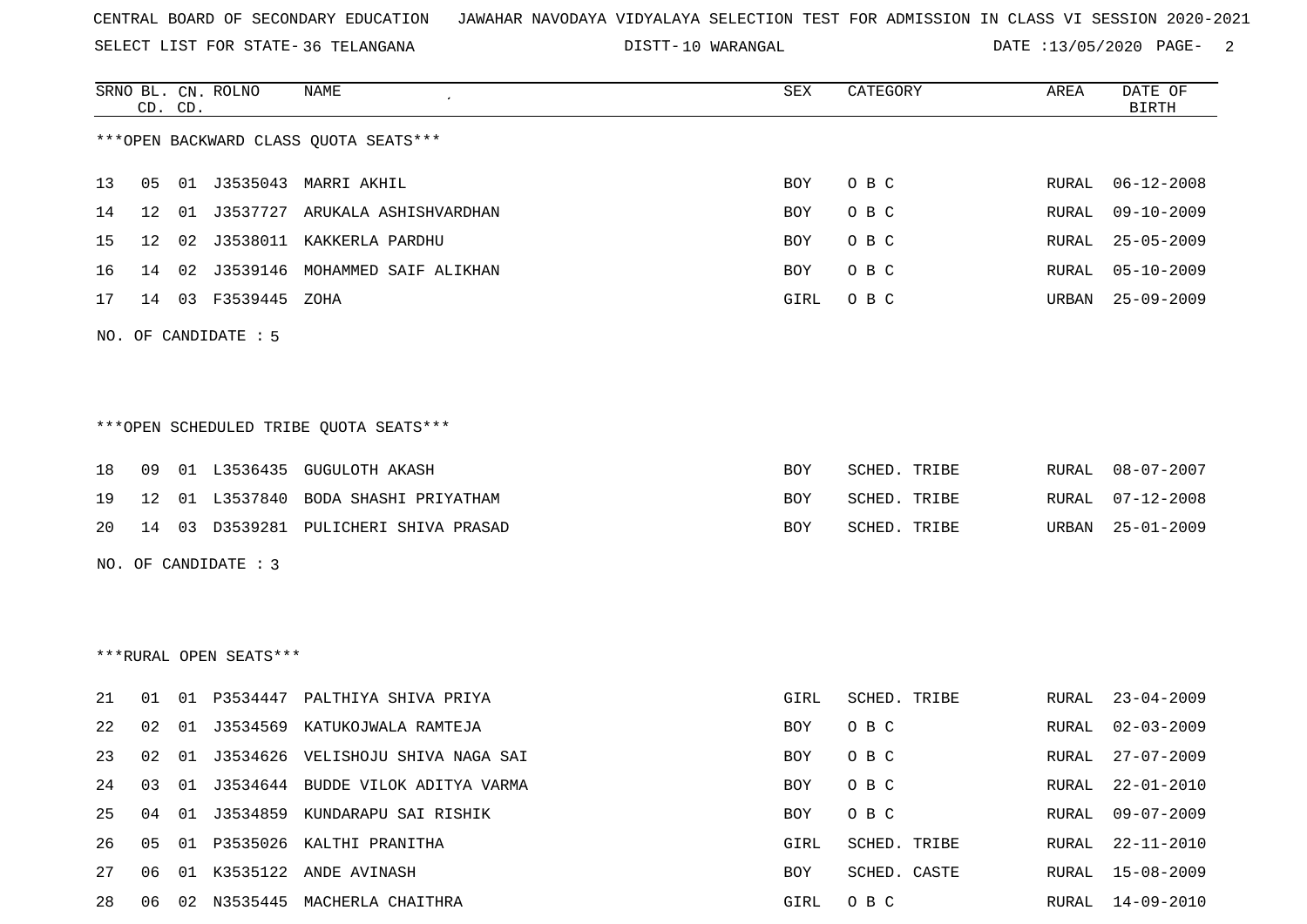CENTRAL BOARD OF SECONDARY EDUCATION JAWAHAR NAVODAYA VIDYALAYA SELECTION TEST FOR ADMISSION IN CLASS VI SESSION 2020-2021

SELECT LIST FOR STATE- 36 TELANGANA DISTT- 10 WARANGAL DATE :13/05/2020

***OPEN BACKWARD CLASS QUOTA SEATS***

| SRNO | BL. CD. | CN. CD. | ROLNO | NAME | SEX | CATEGORY | AREA | DATE OF BIRTH |
|---|---|---|---|---|---|---|---|---|
| 13 | 05 | 01 | J3535043 | MARRI AKHIL | BOY | O B C | RURAL | 06-12-2008 |
| 14 | 12 | 01 | J3537727 | ARUKALA ASHISHVARDHAN | BOY | O B C | RURAL | 09-10-2009 |
| 15 | 12 | 02 | J3538011 | KAKKERLA PARDHU | BOY | O B C | RURAL | 25-05-2009 |
| 16 | 14 | 02 | J3539146 | MOHAMMED SAIF ALIKHAN | BOY | O B C | RURAL | 05-10-2009 |
| 17 | 14 | 03 | F3539445 | ZOHA | GIRL | O B C | URBAN | 25-09-2009 |

NO. OF CANDIDATE : 5

***OPEN SCHEDULED TRIBE QUOTA SEATS***

| SRNO | BL. CD. | CN. CD. | ROLNO | NAME | SEX | CATEGORY | AREA | DATE OF BIRTH |
|---|---|---|---|---|---|---|---|---|
| 18 | 09 | 01 | L3536435 | GUGULOTH AKASH | BOY | SCHED. TRIBE | RURAL | 08-07-2007 |
| 19 | 12 | 01 | L3537840 | BODA SHASHI PRIYATHAM | BOY | SCHED. TRIBE | RURAL | 07-12-2008 |
| 20 | 14 | 03 | D3539281 | PULICHERI SHIVA PRASAD | BOY | SCHED. TRIBE | URBAN | 25-01-2009 |

NO. OF CANDIDATE : 3

***RURAL OPEN SEATS***

| SRNO | BL. CD. | CN. CD. | ROLNO | NAME | SEX | CATEGORY | AREA | DATE OF BIRTH |
|---|---|---|---|---|---|---|---|---|
| 21 | 01 | 01 | P3534447 | PALTHIYA SHIVA PRIYA | GIRL | SCHED. TRIBE | RURAL | 23-04-2009 |
| 22 | 02 | 01 | J3534569 | KATUKOJWALA RAMTEJA | BOY | O B C | RURAL | 02-03-2009 |
| 23 | 02 | 01 | J3534626 | VELISHOJU SHIVA NAGA SAI | BOY | O B C | RURAL | 27-07-2009 |
| 24 | 03 | 01 | J3534644 | BUDDE VILOK ADITYA VARMA | BOY | O B C | RURAL | 22-01-2010 |
| 25 | 04 | 01 | J3534859 | KUNDARAPU SAI RISHIK | BOY | O B C | RURAL | 09-07-2009 |
| 26 | 05 | 01 | P3535026 | KALTHI PRANITHA | GIRL | SCHED. TRIBE | RURAL | 22-11-2010 |
| 27 | 06 | 01 | K3535122 | ANDE AVINASH | BOY | SCHED. CASTE | RURAL | 15-08-2009 |
| 28 | 06 | 02 | N3535445 | MACHERLA CHAITHRA | GIRL | O B C | RURAL | 14-09-2010 |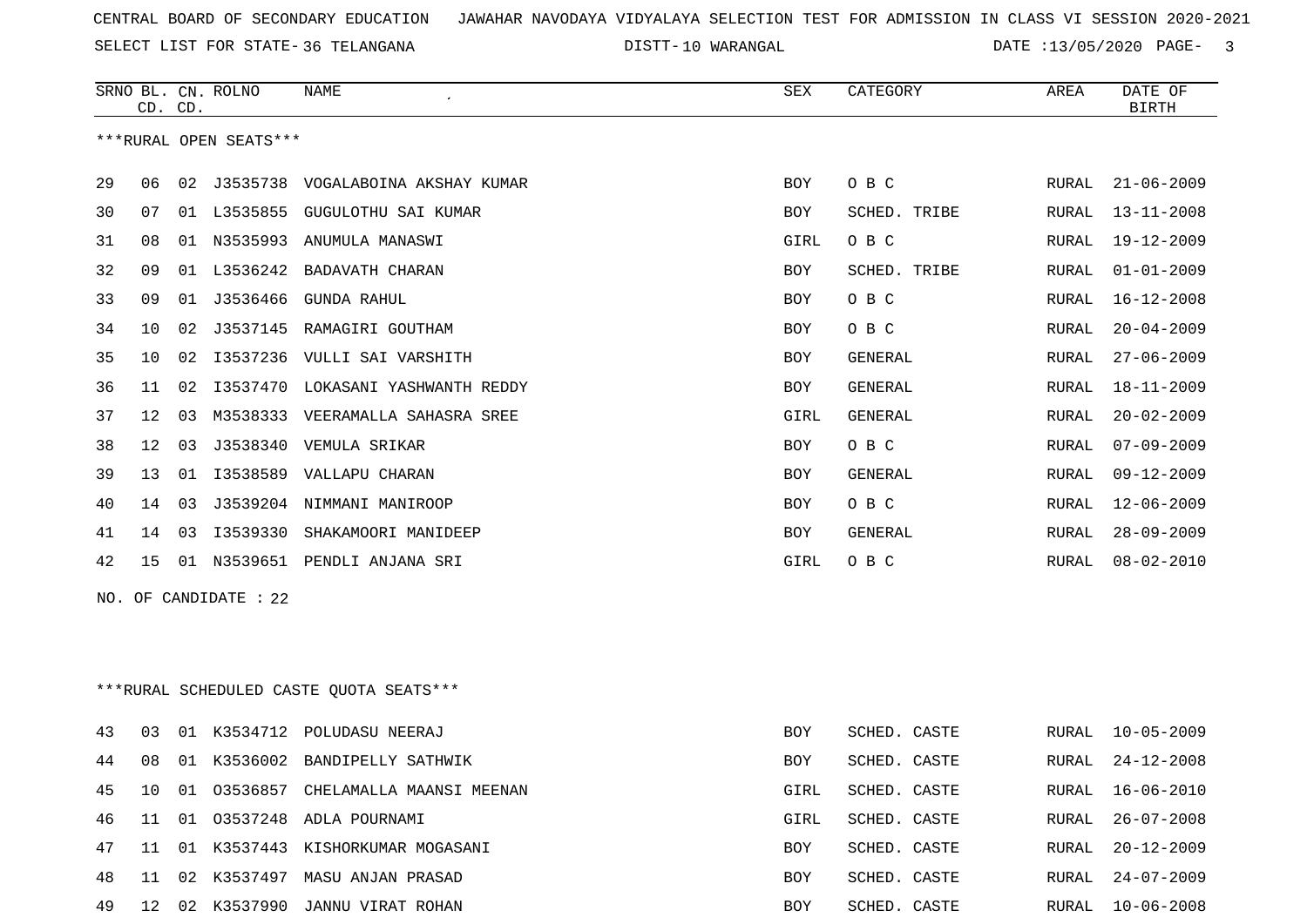CENTRAL BOARD OF SECONDARY EDUCATION JAWAHAR NAVODAYA VIDYALAYA SELECTION TEST FOR ADMISSION IN CLASS VI SESSION 2020-2021

SELECT LIST FOR STATE- 36 TELANGANA DISTT- 10 WARANGAL DATE :13/05/2020

***RURAL OPEN SEATS***

| SRNO | BL. CD. | CN. CD. | ROLNO | NAME | SEX | CATEGORY | AREA | DATE OF BIRTH |
|---|---|---|---|---|---|---|---|---|
| 29 | 06 | 02 | J3535738 | VOGALABOINA AKSHAY KUMAR | BOY | O B C | RURAL | 21-06-2009 |
| 30 | 07 | 01 | L3535855 | GUGULOTHU SAI KUMAR | BOY | SCHED. TRIBE | RURAL | 13-11-2008 |
| 31 | 08 | 01 | N3535993 | ANUMULA MANASWI | GIRL | O B C | RURAL | 19-12-2009 |
| 32 | 09 | 01 | L3536242 | BADAVATH CHARAN | BOY | SCHED. TRIBE | RURAL | 01-01-2009 |
| 33 | 09 | 01 | J3536466 | GUNDA RAHUL | BOY | O B C | RURAL | 16-12-2008 |
| 34 | 10 | 02 | J3537145 | RAMAGIRI GOUTHAM | BOY | O B C | RURAL | 20-04-2009 |
| 35 | 10 | 02 | I3537236 | VULLI SAI VARSHITH | BOY | GENERAL | RURAL | 27-06-2009 |
| 36 | 11 | 02 | I3537470 | LOKASANI YASHWANTH REDDY | BOY | GENERAL | RURAL | 18-11-2009 |
| 37 | 12 | 03 | M3538333 | VEERAMALLA SAHASRA SREE | GIRL | GENERAL | RURAL | 20-02-2009 |
| 38 | 12 | 03 | J3538340 | VEMULA SRIKAR | BOY | O B C | RURAL | 07-09-2009 |
| 39 | 13 | 01 | I3538589 | VALLAPU CHARAN | BOY | GENERAL | RURAL | 09-12-2009 |
| 40 | 14 | 03 | J3539204 | NIMMANI MANIROOP | BOY | O B C | RURAL | 12-06-2009 |
| 41 | 14 | 03 | I3539330 | SHAKAMOORI MANIDEEP | BOY | GENERAL | RURAL | 28-09-2009 |
| 42 | 15 | 01 | N3539651 | PENDLI ANJANA SRI | GIRL | O B C | RURAL | 08-02-2010 |

NO. OF CANDIDATE : 22

***RURAL SCHEDULED CASTE QUOTA SEATS***

| SRNO | BL. CD. | CN. CD. | ROLNO | NAME | SEX | CATEGORY | AREA | DATE OF BIRTH |
|---|---|---|---|---|---|---|---|---|
| 43 | 03 | 01 | K3534712 | POLUDASU NEERAJ | BOY | SCHED. CASTE | RURAL | 10-05-2009 |
| 44 | 08 | 01 | K3536002 | BANDIPELLY SATHWIK | BOY | SCHED. CASTE | RURAL | 24-12-2008 |
| 45 | 10 | 01 | O3536857 | CHELAMALLA MAANSI MEENAN | GIRL | SCHED. CASTE | RURAL | 16-06-2010 |
| 46 | 11 | 01 | O3537248 | ADLA POURNAMI | GIRL | SCHED. CASTE | RURAL | 26-07-2008 |
| 47 | 11 | 01 | K3537443 | KISHORKUMAR MOGASANI | BOY | SCHED. CASTE | RURAL | 20-12-2009 |
| 48 | 11 | 02 | K3537497 | MASU ANJAN PRASAD | BOY | SCHED. CASTE | RURAL | 24-07-2009 |
| 49 | 12 | 02 | K3537990 | JANNU VIRAT ROHAN | BOY | SCHED. CASTE | RURAL | 10-06-2008 |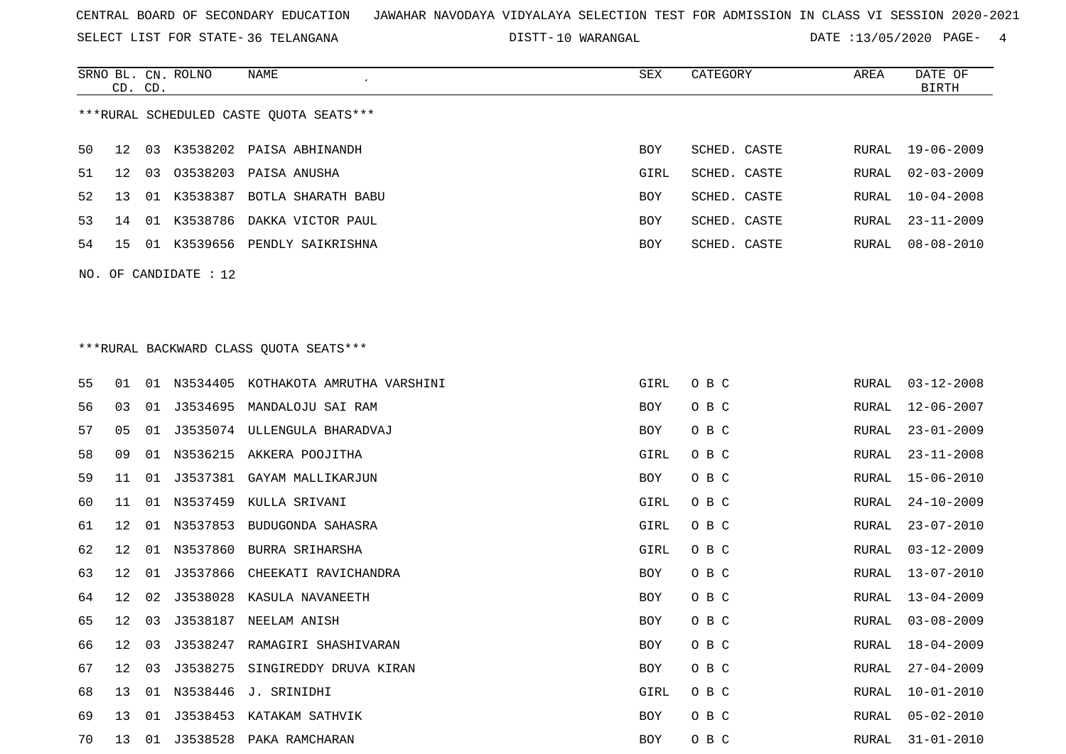CENTRAL BOARD OF SECONDARY EDUCATION JAWAHAR NAVODAYA VIDYALAYA SELECTION TEST FOR ADMISSION IN CLASS VI SESSION 2020-2021

SELECT LIST FOR STATE- 36 TELANGANA DISTT- 10 WARANGAL DATE :13/05/2020

***RURAL SCHEDULED CASTE QUOTA SEATS***

| SRNO | BL. CD. | CN. CD. | ROLNO | NAME | SEX | CATEGORY | AREA | DATE OF BIRTH |
|---|---|---|---|---|---|---|---|---|
| 50 | 12 | 03 | K3538202 | PAISA ABHINANDH | BOY | SCHED. CASTE | RURAL | 19-06-2009 |
| 51 | 12 | 03 | O3538203 | PAISA ANUSHA | GIRL | SCHED. CASTE | RURAL | 02-03-2009 |
| 52 | 13 | 01 | K3538387 | BOTLA SHARATH BABU | BOY | SCHED. CASTE | RURAL | 10-04-2008 |
| 53 | 14 | 01 | K3538786 | DAKKA VICTOR PAUL | BOY | SCHED. CASTE | RURAL | 23-11-2009 |
| 54 | 15 | 01 | K3539656 | PENDLY SAIKRISHNA | BOY | SCHED. CASTE | RURAL | 08-08-2010 |

NO. OF CANDIDATE : 12

***RURAL BACKWARD CLASS QUOTA SEATS***

| SRNO | BL. CD. | CN. CD. | ROLNO | NAME | SEX | CATEGORY | AREA | DATE OF BIRTH |
|---|---|---|---|---|---|---|---|---|
| 55 | 01 | 01 | N3534405 | KOTHAKOTA AMRUTHA VARSHINI | GIRL | O B C | RURAL | 03-12-2008 |
| 56 | 03 | 01 | J3534695 | MANDALOJU SAI RAM | BOY | O B C | RURAL | 12-06-2007 |
| 57 | 05 | 01 | J3535074 | ULLENGULA BHARADVAJ | BOY | O B C | RURAL | 23-01-2009 |
| 58 | 09 | 01 | N3536215 | AKKERA POOJITHA | GIRL | O B C | RURAL | 23-11-2008 |
| 59 | 11 | 01 | J3537381 | GAYAM MALLIKARJUN | BOY | O B C | RURAL | 15-06-2010 |
| 60 | 11 | 01 | N3537459 | KULLA SRIVANI | GIRL | O B C | RURAL | 24-10-2009 |
| 61 | 12 | 01 | N3537853 | BUDUGONDA SAHASRA | GIRL | O B C | RURAL | 23-07-2010 |
| 62 | 12 | 01 | N3537860 | BURRA SRIHARSHA | GIRL | O B C | RURAL | 03-12-2009 |
| 63 | 12 | 01 | J3537866 | CHEEKATI RAVICHANDRA | BOY | O B C | RURAL | 13-07-2010 |
| 64 | 12 | 02 | J3538028 | KASULA NAVANEETH | BOY | O B C | RURAL | 13-04-2009 |
| 65 | 12 | 03 | J3538187 | NEELAM ANISH | BOY | O B C | RURAL | 03-08-2009 |
| 66 | 12 | 03 | J3538247 | RAMAGIRI SHASHIVARAN | BOY | O B C | RURAL | 18-04-2009 |
| 67 | 12 | 03 | J3538275 | SINGIREDDY DRUVA KIRAN | BOY | O B C | RURAL | 27-04-2009 |
| 68 | 13 | 01 | N3538446 | J. SRINIDHI | GIRL | O B C | RURAL | 10-01-2010 |
| 69 | 13 | 01 | J3538453 | KATAKAM SATHVIK | BOY | O B C | RURAL | 05-02-2010 |
| 70 | 13 | 01 | J3538528 | PAKA RAMCHARAN | BOY | O B C | RURAL | 31-01-2010 |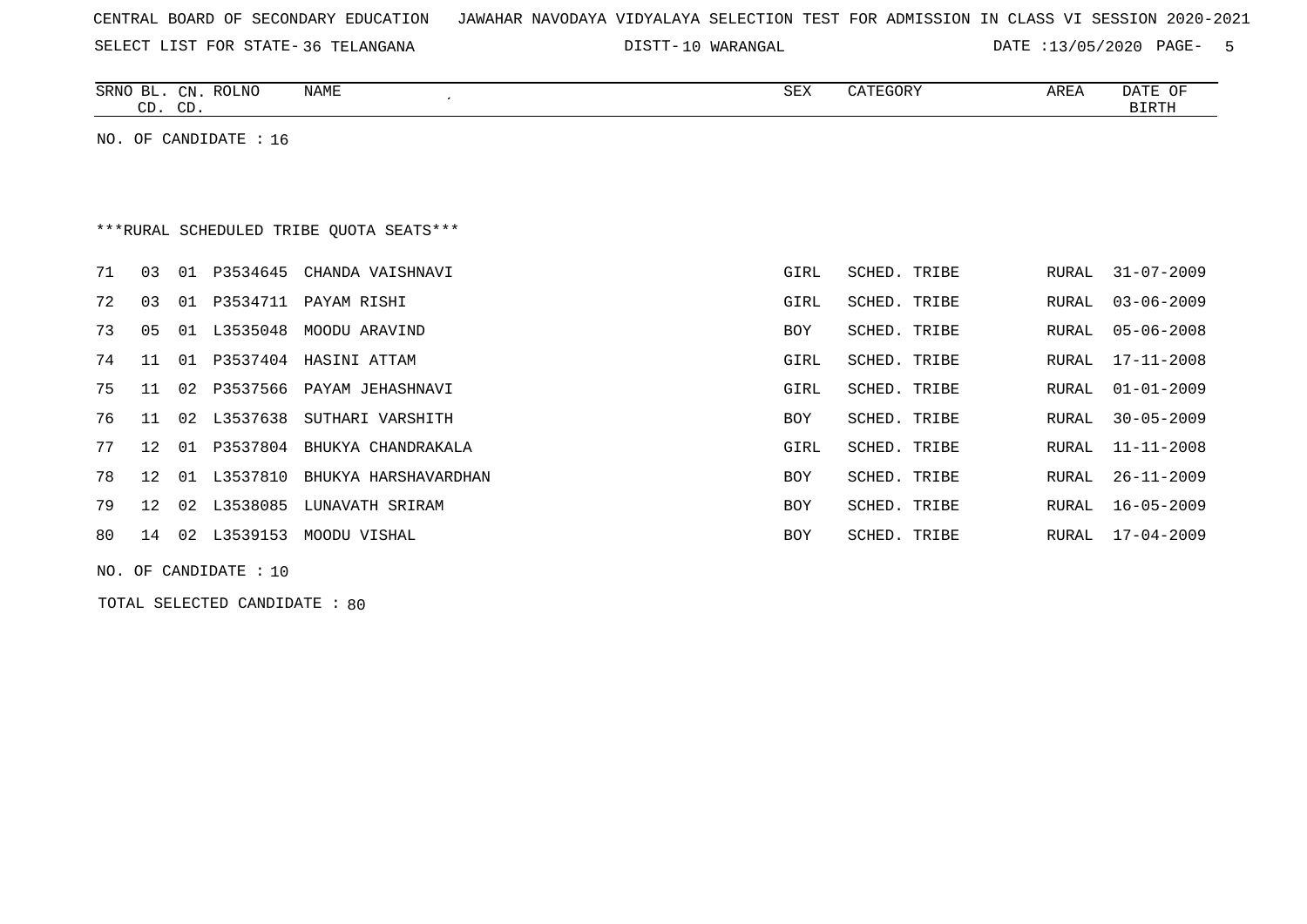CENTRAL BOARD OF SECONDARY EDUCATION JAWAHAR NAVODAYA VIDYALAYA SELECTION TEST FOR ADMISSION IN CLASS VI SESSION 2020-2021

SELECT LIST FOR STATE- 36 TELANGANA DISTT- 10 WARANGAL DATE :13/05/2020

NO. OF CANDIDATE : 16

***RURAL SCHEDULED TRIBE QUOTA SEATS***

| SRNO | BL. CD. | CN. CD. | ROLNO | NAME | SEX | CATEGORY | AREA | DATE OF BIRTH |
|---|---|---|---|---|---|---|---|---|
| 71 | 03 | 01 | P3534645 | CHANDA VAISHNAVI | GIRL | SCHED. TRIBE | RURAL | 31-07-2009 |
| 72 | 03 | 01 | P3534711 | PAYAM RISHI | GIRL | SCHED. TRIBE | RURAL | 03-06-2009 |
| 73 | 05 | 01 | L3535048 | MOODU ARAVIND | BOY | SCHED. TRIBE | RURAL | 05-06-2008 |
| 74 | 11 | 01 | P3537404 | HASINI ATTAM | GIRL | SCHED. TRIBE | RURAL | 17-11-2008 |
| 75 | 11 | 02 | P3537566 | PAYAM JEHASHNAVI | GIRL | SCHED. TRIBE | RURAL | 01-01-2009 |
| 76 | 11 | 02 | L3537638 | SUTHARI VARSHITH | BOY | SCHED. TRIBE | RURAL | 30-05-2009 |
| 77 | 12 | 01 | P3537804 | BHUKYA CHANDRAKALA | GIRL | SCHED. TRIBE | RURAL | 11-11-2008 |
| 78 | 12 | 01 | L3537810 | BHUKYA HARSHAVARDHAN | BOY | SCHED. TRIBE | RURAL | 26-11-2009 |
| 79 | 12 | 02 | L3538085 | LUNAVATH SRIRAM | BOY | SCHED. TRIBE | RURAL | 16-05-2009 |
| 80 | 14 | 02 | L3539153 | MOODU VISHAL | BOY | SCHED. TRIBE | RURAL | 17-04-2009 |

NO. OF CANDIDATE : 10

TOTAL SELECTED CANDIDATE : 80